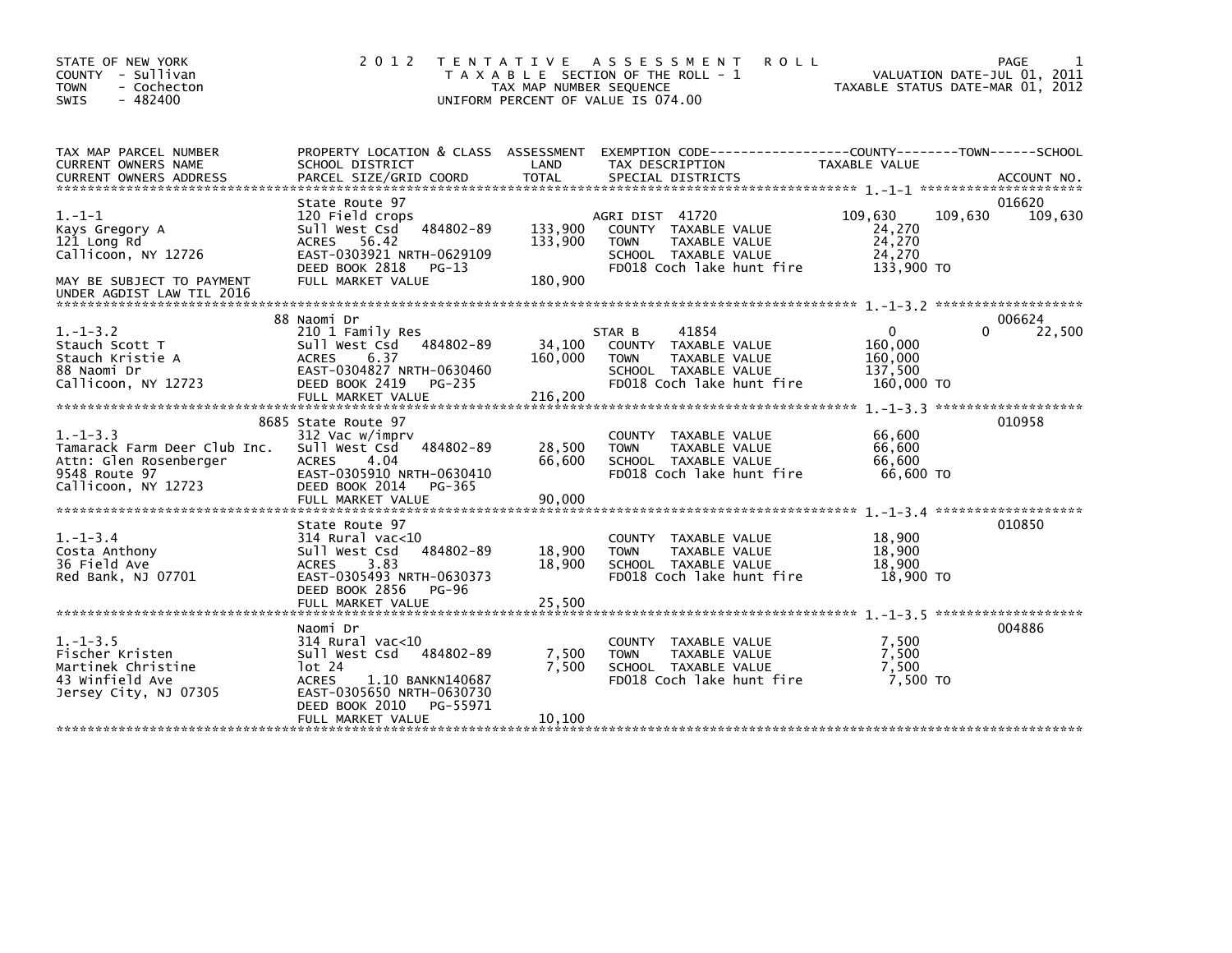STATE OF NEW YORK
COUNTY - Sullivan
TOWN - Cochecton
SWIS - 482400

# 2012 TENTATIVE ASSESSMENT ROLL

TAXABLE SECTION OF THE ROLL - 1
TAX MAP NUMBER SEQUENCE
UNIFORM PERCENT OF VALUE IS 074.00

VALUATION DATE-JUL 01, 2011
TAXABLE STATUS DATE-MAR 01, 2012

| TAX MAP PARCEL NUMBER / CURRENT OWNERS NAME / CURRENT OWNERS ADDRESS | PROPERTY LOCATION & CLASS / SCHOOL DISTRICT / PARCEL SIZE/GRID COORD | ASSESSMENT LAND | ASSESSMENT TOTAL | EXEMPTION CODE / TAX DESCRIPTION / SPECIAL DISTRICTS | COUNTY TAXABLE VALUE | TOWN | SCHOOL | ACCOUNT NO. |
|---|---|---|---|---|---|---|---|---|
| 1.-1-1 | State Route 97 | | | | | | | 016620 |
| | 120 Field crops | | | AGRI DIST 41720 | 109,630 | 109,630 | 109,630 | |
| Kays Gregory A | Sull West Csd 484802-89 | 133,900 | | COUNTY TAXABLE VALUE | 24,270 | | | |
| 121 Long Rd | ACRES 56.42 | | 133,900 | TOWN TAXABLE VALUE | 24,270 | | | |
| Callicoon, NY 12726 | EAST-0303921 NRTH-0629109 | | | SCHOOL TAXABLE VALUE | 24,270 | | | |
| | DEED BOOK 2818 PG-13 | | | FD018 Coch lake hunt fire | 133,900 TO | | | |
| MAY BE SUBJECT TO PAYMENT UNDER AGDIST LAW TIL 2016 | FULL MARKET VALUE | | 180,900 | | | | | |
| 1.-1-3.2 | 88 Naomi Dr | | | | | | | 006624 |
| | 210 1 Family Res | | | STAR B 41854 | 0 | 0 | 22,500 | |
| Stauch Scott T | Sull West Csd 484802-89 | 34,100 | | COUNTY TAXABLE VALUE | 160,000 | | | |
| Stauch Kristie A | ACRES 6.37 | | 160,000 | TOWN TAXABLE VALUE | 160,000 | | | |
| 88 Naomi Dr | EAST-0304827 NRTH-0630460 | | | SCHOOL TAXABLE VALUE | 137,500 | | | |
| Callicoon, NY 12723 | DEED BOOK 2419 PG-235 | | | FD018 Coch lake hunt fire | 160,000 TO | | | |
| | FULL MARKET VALUE | | 216,200 | | | | | |
| 1.-1-3.3 | 8685 State Route 97 | | | | | | | 010958 |
| | 312 Vac w/imprv | | | COUNTY TAXABLE VALUE | 66,600 | | | |
| Tamarack Farm Deer Club Inc. | Sull West Csd 484802-89 | 28,500 | | TOWN TAXABLE VALUE | 66,600 | | | |
| Attn: Glen Rosenberger | ACRES 4.04 | | 66,600 | SCHOOL TAXABLE VALUE | 66,600 | | | |
| 9548 Route 97 | EAST-0305910 NRTH-0630410 | | | FD018 Coch lake hunt fire | 66,600 TO | | | |
| Callicoon, NY 12723 | DEED BOOK 2014 PG-365 | | | | | | | |
| | FULL MARKET VALUE | | 90,000 | | | | | |
| 1.-1-3.4 | State Route 97 | | | | | | | 010850 |
| | 314 Rural vac<10 | | | COUNTY TAXABLE VALUE | 18,900 | | | |
| Costa Anthony | Sull West Csd 484802-89 | 18,900 | | TOWN TAXABLE VALUE | 18,900 | | | |
| 36 Field Ave | ACRES 3.83 | | 18,900 | SCHOOL TAXABLE VALUE | 18,900 | | | |
| Red Bank, NJ 07701 | EAST-0305493 NRTH-0630373 | | | FD018 Coch lake hunt fire | 18,900 TO | | | |
| | DEED BOOK 2856 PG-96 | | | | | | | |
| | FULL MARKET VALUE | | 25,500 | | | | | |
| 1.-1-3.5 | Naomi Dr | | | | | | | 004886 |
| | 314 Rural vac<10 | | | COUNTY TAXABLE VALUE | 7,500 | | | |
| Fischer Kristen | Sull West Csd 484802-89 | 7,500 | | TOWN TAXABLE VALUE | 7,500 | | | |
| Martinek Christine | lot 24 | | 7,500 | SCHOOL TAXABLE VALUE | 7,500 | | | |
| 43 Winfield Ave | ACRES 1.10 BANKN140687 | | | FD018 Coch lake hunt fire | 7,500 TO | | | |
| Jersey City, NJ 07305 | EAST-0305650 NRTH-0630730 | | | | | | | |
| | DEED BOOK 2010 PG-55971 | | | | | | | |
| | FULL MARKET VALUE | | 10,100 | | | | | |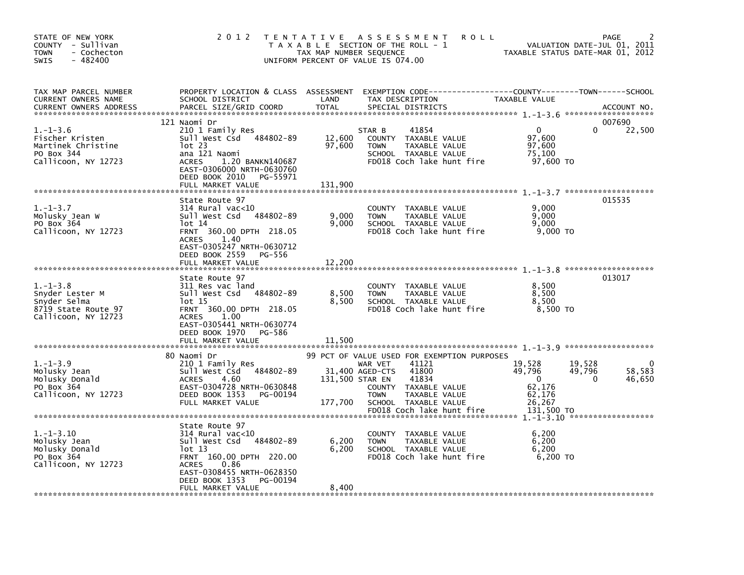STATE OF NEW YORK
COUNTY - Sullivan
TOWN - Cochecton
SWIS - 482400

2012 TENTATIVE ASSESSMENT ROLL
TAXABLE SECTION OF THE ROLL - 1
TAX MAP NUMBER SEQUENCE
UNIFORM PERCENT OF VALUE IS 074.00

VALUATION DATE-JUL 01, 2011
TAXABLE STATUS DATE-MAR 01, 2012

| TAX MAP PARCEL NUMBER / CURRENT OWNERS NAME / CURRENT OWNERS ADDRESS | PROPERTY LOCATION & CLASS / SCHOOL DISTRICT / PARCEL SIZE/GRID COORD | ASSESSMENT LAND / TOTAL | EXEMPTION CODE / TAX DESCRIPTION / SPECIAL DISTRICTS | COUNTY TAXABLE VALUE | TOWN | SCHOOL / ACCOUNT NO. |
|---|---|---|---|---|---|---|
| | 121 Naomi Dr | | | | | 007690 |
| 1.-1-3.6 | 210 1 Family Res | | STAR B 41854 | 0 | 0 | 22,500 |
| Fischer Kristen | Sull West Csd 484802-89 | 12,600 | COUNTY TAXABLE VALUE | 97,600 | | |
| Martinek Christine | lot 23 | 97,600 | TOWN TAXABLE VALUE | 97,600 | | |
| PO Box 344 | ana 121 Naomi | | SCHOOL TAXABLE VALUE | 75,100 | | |
| Callicoon, NY 12723 | ACRES 1.20 BANKN140687 | | FD018 Coch lake hunt fire | 97,600 TO | | |
| | EAST-0306000 NRTH-0630760 | | | | | |
| | DEED BOOK 2010 PG-55971 | | | | | |
| | FULL MARKET VALUE | 131,900 | | | | |
| | State Route 97 | | | | | 015535 |
| 1.-1-3.7 | 314 Rural vac<10 | | COUNTY TAXABLE VALUE | 9,000 | | |
| Molusky Jean W | Sull West Csd 484802-89 | 9,000 | TOWN TAXABLE VALUE | 9,000 | | |
| PO Box 364 | lot 14 | 9,000 | SCHOOL TAXABLE VALUE | 9,000 | | |
| Callicoon, NY 12723 | FRNT 360.00 DPTH 218.05 | | FD018 Coch lake hunt fire | 9,000 TO | | |
| | ACRES 1.40 | | | | | |
| | EAST-0305247 NRTH-0630712 | | | | | |
| | DEED BOOK 2559 PG-556 | | | | | |
| | FULL MARKET VALUE | 12,200 | | | | |
| | State Route 97 | | | | | 013017 |
| 1.-1-3.8 | 311 Res vac land | | COUNTY TAXABLE VALUE | 8,500 | | |
| Snyder Lester M | Sull West Csd 484802-89 | 8,500 | TOWN TAXABLE VALUE | 8,500 | | |
| Snyder Selma | lot 15 | 8,500 | SCHOOL TAXABLE VALUE | 8,500 | | |
| 8719 State Route 97 | FRNT 360.00 DPTH 218.05 | | FD018 Coch lake hunt fire | 8,500 TO | | |
| Callicoon, NY 12723 | ACRES 1.00 | | | | | |
| | EAST-0305441 NRTH-0630774 | | | | | |
| | DEED BOOK 1970 PG-586 | | | | | |
| | FULL MARKET VALUE | 11,500 | | | | |
| | 80 Naomi Dr | | 99 PCT OF VALUE USED FOR EXEMPTION PURPOSES | | | |
| 1.-1-3.9 | 210 1 Family Res | | WAR VET 41121 | 19,528 | 19,528 | 0 |
| Molusky Jean | Sull West Csd 484802-89 | 31,400 | AGED-CTS 41800 | 49,796 | 49,796 | 58,583 |
| Molusky Donald | ACRES 4.60 | 131,500 | STAR EN 41834 | 0 | 0 | 46,650 |
| PO Box 364 | EAST-0304728 NRTH-0630848 | | COUNTY TAXABLE VALUE | 62,176 | | |
| Callicoon, NY 12723 | DEED BOOK 1353 PG-00194 | | TOWN TAXABLE VALUE | 62,176 | | |
| | FULL MARKET VALUE | 177,700 | SCHOOL TAXABLE VALUE | 26,267 | | |
| | | | FD018 Coch lake hunt fire | 131,500 TO | | |
| | State Route 97 | | | | | |
| 1.-1-3.10 | 314 Rural vac<10 | | COUNTY TAXABLE VALUE | 6,200 | | |
| Molusky Jean | Sull West Csd 484802-89 | 6,200 | TOWN TAXABLE VALUE | 6,200 | | |
| Molusky Donald | lot 13 | 6,200 | SCHOOL TAXABLE VALUE | 6,200 | | |
| PO Box 364 | FRNT 160.00 DPTH 220.00 | | FD018 Coch lake hunt fire | 6,200 TO | | |
| Callicoon, NY 12723 | ACRES 0.86 | | | | | |
| | EAST-0308455 NRTH-0628350 | | | | | |
| | DEED BOOK 1353 PG-00194 | | | | | |
| | FULL MARKET VALUE | 8,400 | | | | |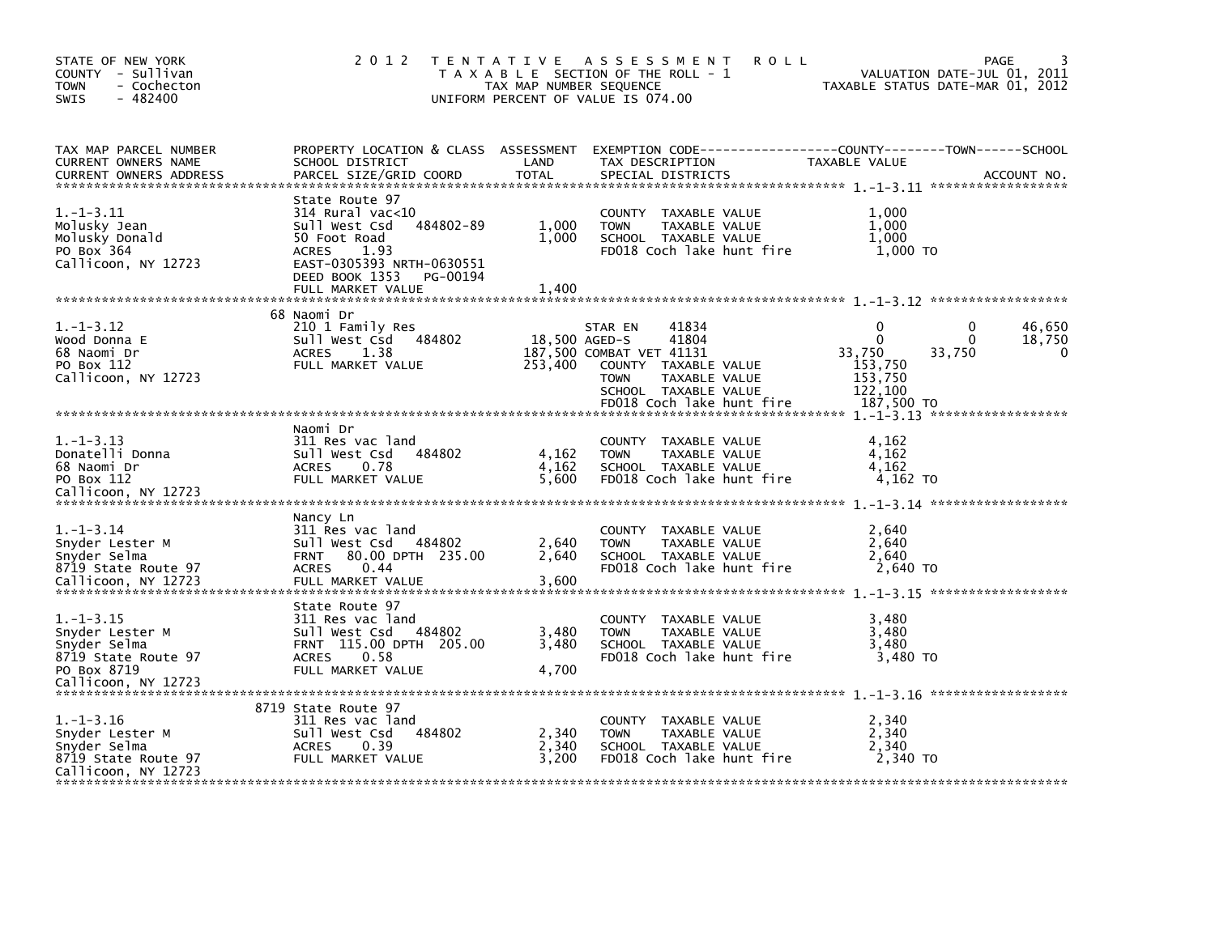STATE OF NEW YORK
COUNTY - Sullivan
TOWN - Cochecton
SWIS - 482400

# 2012 TENTATIVE ASSESSMENT ROLL

TAXABLE SECTION OF THE ROLL - 1
TAX MAP NUMBER SEQUENCE
UNIFORM PERCENT OF VALUE IS 074.00

VALUATION DATE-JUL 01, 2011
TAXABLE STATUS DATE-MAR 01, 2012

| TAX MAP PARCEL NUMBER / CURRENT OWNERS NAME / CURRENT OWNERS ADDRESS | PROPERTY LOCATION & CLASS / SCHOOL DISTRICT / PARCEL SIZE/GRID COORD | ASSESSMENT LAND / TOTAL | EXEMPTION CODE / TAX DESCRIPTION / SPECIAL DISTRICTS | COUNTY TAXABLE VALUE | TOWN | SCHOOL |
|---|---|---|---|---|---|---|
| **1.-1-3.11** | State Route 97 | | | | | |
| 1.-1-3.11 | 314 Rural vac<10 | | COUNTY TAXABLE VALUE | 1,000 | | |
| Molusky Jean | Sull West Csd 484802-89 | 1,000 | TOWN TAXABLE VALUE | 1,000 | | |
| Molusky Donald | 50 Foot Road | 1,000 | SCHOOL TAXABLE VALUE | 1,000 | | |
| PO Box 364 | ACRES 1.93 | | FD018 Coch lake hunt fire | 1,000 TO | | |
| Callicoon, NY 12723 | EAST-0305393 NRTH-0630551 | | | | | |
| | DEED BOOK 1353 PG-00194 | | | | | |
| | FULL MARKET VALUE | 1,400 | | | | |
| **1.-1-3.12** | 68 Naomi Dr | | | | | |
| 1.-1-3.12 | 210 1 Family Res | | STAR EN 41834 | 0 | 0 | 46,650 |
| Wood Donna E | Sull West Csd 484802 | 18,500 | AGED-S 41804 | 0 | 0 | 18,750 |
| 68 Naomi Dr | ACRES 1.38 | 187,500 | COMBAT VET 41131 | 33,750 | 33,750 | 0 |
| PO Box 112 | FULL MARKET VALUE | 253,400 | COUNTY TAXABLE VALUE | 153,750 | | |
| Callicoon, NY 12723 | | | TOWN TAXABLE VALUE | 153,750 | | |
| | | | SCHOOL TAXABLE VALUE | 122,100 | | |
| | | | FD018 Coch lake hunt fire | 187,500 TO | | |
| **1.-1-3.13** | Naomi Dr | | | | | |
| 1.-1-3.13 | 311 Res vac land | | COUNTY TAXABLE VALUE | 4,162 | | |
| Donatelli Donna | Sull West Csd 484802 | 4,162 | TOWN TAXABLE VALUE | 4,162 | | |
| 68 Naomi Dr | ACRES 0.78 | 4,162 | SCHOOL TAXABLE VALUE | 4,162 | | |
| PO Box 112 | FULL MARKET VALUE | 5,600 | FD018 Coch lake hunt fire | 4,162 TO | | |
| Callicoon, NY 12723 | | | | | | |
| **1.-1-3.14** | Nancy Ln | | | | | |
| 1.-1-3.14 | 311 Res vac land | | COUNTY TAXABLE VALUE | 2,640 | | |
| Snyder Lester M | Sull West Csd 484802 | 2,640 | TOWN TAXABLE VALUE | 2,640 | | |
| Snyder Selma | FRNT 80.00 DPTH 235.00 | 2,640 | SCHOOL TAXABLE VALUE | 2,640 | | |
| 8719 State Route 97 | ACRES 0.44 | | FD018 Coch lake hunt fire | 2,640 TO | | |
| Callicoon, NY 12723 | FULL MARKET VALUE | 3,600 | | | | |
| **1.-1-3.15** | State Route 97 | | | | | |
| 1.-1-3.15 | 311 Res vac land | | COUNTY TAXABLE VALUE | 3,480 | | |
| Snyder Lester M | Sull West Csd 484802 | 3,480 | TOWN TAXABLE VALUE | 3,480 | | |
| Snyder Selma | FRNT 115.00 DPTH 205.00 | 3,480 | SCHOOL TAXABLE VALUE | 3,480 | | |
| 8719 State Route 97 | ACRES 0.58 | | FD018 Coch lake hunt fire | 3,480 TO | | |
| PO Box 8719 | FULL MARKET VALUE | 4,700 | | | | |
| Callicoon, NY 12723 | | | | | | |
| **1.-1-3.16** | 8719 State Route 97 | | | | | |
| 1.-1-3.16 | 311 Res vac land | | COUNTY TAXABLE VALUE | 2,340 | | |
| Snyder Lester M | Sull West Csd 484802 | 2,340 | TOWN TAXABLE VALUE | 2,340 | | |
| Snyder Selma | ACRES 0.39 | 2,340 | SCHOOL TAXABLE VALUE | 2,340 | | |
| 8719 State Route 97 | FULL MARKET VALUE | 3,200 | FD018 Coch lake hunt fire | 2,340 TO | | |
| Callicoon, NY 12723 | | | | | | |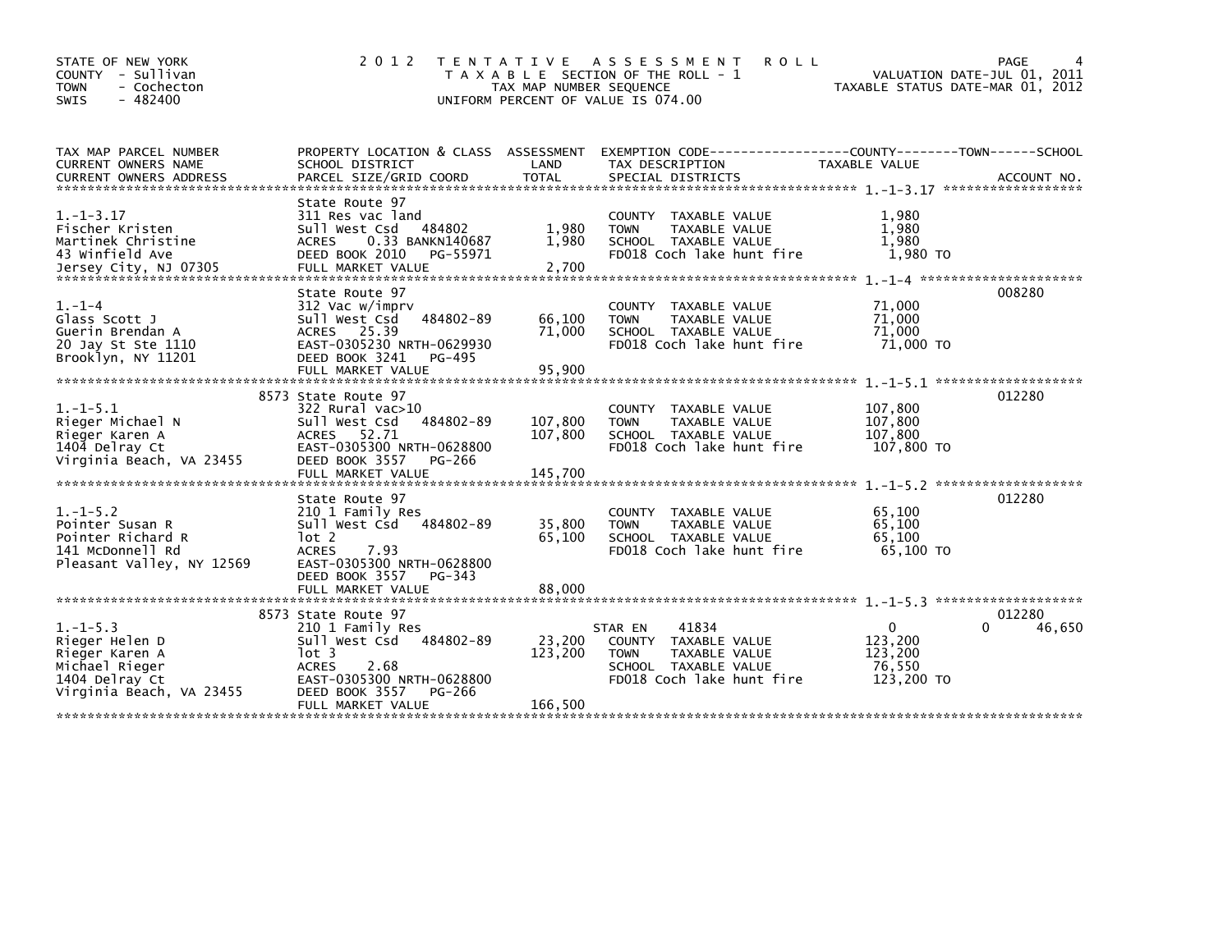STATE OF NEW YORK
COUNTY - Sullivan
TOWN - Cochecton
SWIS - 482400

# 2012 TENTATIVE ASSESSMENT ROLL

TAXABLE SECTION OF THE ROLL - 1
TAX MAP NUMBER SEQUENCE
UNIFORM PERCENT OF VALUE IS 074.00

VALUATION DATE-JUL 01, 2011
TAXABLE STATUS DATE-MAR 01, 2012

| TAX MAP PARCEL NUMBER / CURRENT OWNERS NAME / CURRENT OWNERS ADDRESS | PROPERTY LOCATION & CLASS / SCHOOL DISTRICT / PARCEL SIZE/GRID COORD | ASSESSMENT LAND | TOTAL | EXEMPTION CODE / TAX DESCRIPTION / SPECIAL DISTRICTS | COUNTY TAXABLE VALUE | TOWN | SCHOOL | ACCOUNT NO. |
|---|---|---|---|---|---|---|---|---|
| 1.-1-3.17 | State Route 97 | | | | | | | |
| 1.-1-3.17 | 311 Res vac land | | | COUNTY TAXABLE VALUE | 1,980 | | | |
| Fischer Kristen | Sull West Csd 484802 | 1,980 | | TOWN TAXABLE VALUE | 1,980 | | | |
| Martinek Christine | ACRES 0.33 BANKN140687 | | 1,980 | SCHOOL TAXABLE VALUE | 1,980 | | | |
| 43 Winfield Ave | DEED BOOK 2010 PG-55971 | | | FD018 Coch lake hunt fire | 1,980 TO | | | |
| Jersey City, NJ 07305 | FULL MARKET VALUE | | 2,700 | | | | | |
| 1.-1-4 | State Route 97 | | | | | | | 008280 |
| 1.-1-4 | 312 Vac w/imprv | | | COUNTY TAXABLE VALUE | 71,000 | | | |
| Glass Scott J | Sull West Csd 484802-89 | 66,100 | | TOWN TAXABLE VALUE | 71,000 | | | |
| Guerin Brendan A | ACRES 25.39 | | 71,000 | SCHOOL TAXABLE VALUE | 71,000 | | | |
| 20 Jay St Ste 1110 | EAST-0305230 NRTH-0629930 | | | FD018 Coch lake hunt fire | 71,000 TO | | | |
| Brooklyn, NY 11201 | DEED BOOK 3241 PG-495 | | | | | | | |
| | FULL MARKET VALUE | | 95,900 | | | | | |
| 1.-1-5.1 | 8573 State Route 97 | | | | | | | 012280 |
| 1.-1-5.1 | 322 Rural vac>10 | | | COUNTY TAXABLE VALUE | 107,800 | | | |
| Rieger Michael N | Sull West Csd 484802-89 | 107,800 | | TOWN TAXABLE VALUE | 107,800 | | | |
| Rieger Karen A | ACRES 52.71 | | 107,800 | SCHOOL TAXABLE VALUE | 107,800 | | | |
| 1404 Delray Ct | EAST-0305300 NRTH-0628800 | | | FD018 Coch lake hunt fire | 107,800 TO | | | |
| Virginia Beach, VA 23455 | DEED BOOK 3557 PG-266 | | | | | | | |
| | FULL MARKET VALUE | | 145,700 | | | | | |
| 1.-1-5.2 | State Route 97 | | | | | | | 012280 |
| 1.-1-5.2 | 210 1 Family Res | | | COUNTY TAXABLE VALUE | 65,100 | | | |
| Pointer Susan R | Sull West Csd 484802-89 | 35,800 | | TOWN TAXABLE VALUE | 65,100 | | | |
| Pointer Richard R | lot 2 | | 65,100 | SCHOOL TAXABLE VALUE | 65,100 | | | |
| 141 McDonnell Rd | ACRES 7.93 | | | FD018 Coch lake hunt fire | 65,100 TO | | | |
| Pleasant Valley, NY 12569 | EAST-0305300 NRTH-0628800 | | | | | | | |
| | DEED BOOK 3557 PG-343 | | | | | | | |
| | FULL MARKET VALUE | | 88,000 | | | | | |
| 1.-1-5.3 | 8573 State Route 97 | | | | | | | 012280 |
| 1.-1-5.3 | 210 1 Family Res | | | STAR EN 41834 | 0 | | 0 | 46,650 |
| Rieger Helen D | Sull West Csd 484802-89 | 23,200 | | COUNTY TAXABLE VALUE | 123,200 | | | |
| Rieger Karen A | lot 3 | | 123,200 | TOWN TAXABLE VALUE | 123,200 | | | |
| Michael Rieger | ACRES 2.68 | | | SCHOOL TAXABLE VALUE | 76,550 | | | |
| 1404 Delray Ct | EAST-0305300 NRTH-0628800 | | | FD018 Coch lake hunt fire | 123,200 TO | | | |
| Virginia Beach, VA 23455 | DEED BOOK 3557 PG-266 | | | | | | | |
| | FULL MARKET VALUE | | 166,500 | | | | | |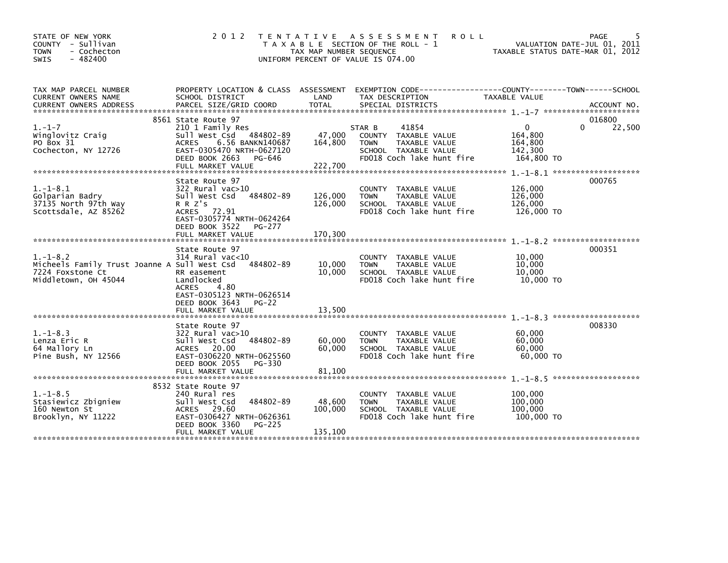STATE OF NEW YORK
COUNTY - Sullivan
TOWN - Cochecton
SWIS - 482400

# 2012 TENTATIVE ASSESSMENT ROLL

TAXABLE SECTION OF THE ROLL - 1
TAX MAP NUMBER SEQUENCE
UNIFORM PERCENT OF VALUE IS 074.00

VALUATION DATE-JUL 01, 2011
TAXABLE STATUS DATE-MAR 01, 2012

| TAX MAP PARCEL NUMBER / CURRENT OWNERS NAME / CURRENT OWNERS ADDRESS | PROPERTY LOCATION & CLASS / SCHOOL DISTRICT / PARCEL SIZE/GRID COORD | ASSESSMENT LAND | TOTAL | EXEMPTION CODE / TAX DESCRIPTION / SPECIAL DISTRICTS | COUNTY TAXABLE VALUE | TOWN | SCHOOL | ACCOUNT NO. |
|---|---|---|---|---|---|---|---|---|
| 1.-1-7 | 8561 State Route 97 | | | | | | | 016800 |
| | 210 1 Family Res | | | STAR B 41854 | 0 | 0 | 22,500 | |
| Winglovitz Craig | Sull West Csd 484802-89 | 47,000 | | COUNTY TAXABLE VALUE | 164,800 | | | |
| PO Box 31 | ACRES 6.56 BANKN140687 | | 164,800 | TOWN TAXABLE VALUE | 164,800 | | | |
| Cochecton, NY 12726 | EAST-0305470 NRTH-0627120 | | | SCHOOL TAXABLE VALUE | 142,300 | | | |
| | DEED BOOK 2663 PG-646 | | | FD018 Coch lake hunt fire | 164,800 TO | | | |
| | FULL MARKET VALUE | | 222,700 | | | | | |
| 1.-1-8.1 | State Route 97 | | | | | | | 000765 |
| Golparian Badry | 322 Rural vac>10 | | | COUNTY TAXABLE VALUE | 126,000 | | | |
| 37135 North 97th Way | Sull West Csd 484802-89 | 126,000 | | TOWN TAXABLE VALUE | 126,000 | | | |
| Scottsdale, AZ 85262 | R R Z's | | 126,000 | SCHOOL TAXABLE VALUE | 126,000 | | | |
| | ACRES 72.91 | | | FD018 Coch lake hunt fire | 126,000 TO | | | |
| | EAST-0305774 NRTH-0624264 | | | | | | | |
| | DEED BOOK 3522 PG-277 | | | | | | | |
| | FULL MARKET VALUE | | 170,300 | | | | | |
| 1.-1-8.2 | State Route 97 | | | | | | | 000351 |
| Micheels Family Trust Joanne A | 314 Rural vac<10 | | | COUNTY TAXABLE VALUE | 10,000 | | | |
| 7224 Foxstone Ct | Sull West Csd 484802-89 | 10,000 | | TOWN TAXABLE VALUE | 10,000 | | | |
| Middletown, OH 45044 | RR easement | | 10,000 | SCHOOL TAXABLE VALUE | 10,000 | | | |
| | Landlocked | | | FD018 Coch lake hunt fire | 10,000 TO | | | |
| | ACRES 4.80 | | | | | | | |
| | EAST-0305123 NRTH-0626514 | | | | | | | |
| | DEED BOOK 3643 PG-22 | | | | | | | |
| | FULL MARKET VALUE | | 13,500 | | | | | |
| 1.-1-8.3 | State Route 97 | | | | | | | 008330 |
| Lenza Eric R | 322 Rural vac>10 | | | COUNTY TAXABLE VALUE | 60,000 | | | |
| 64 Mallory Ln | Sull West Csd 484802-89 | 60,000 | | TOWN TAXABLE VALUE | 60,000 | | | |
| Pine Bush, NY 12566 | ACRES 20.00 | | 60,000 | SCHOOL TAXABLE VALUE | 60,000 | | | |
| | EAST-0306220 NRTH-0625560 | | | FD018 Coch lake hunt fire | 60,000 TO | | | |
| | DEED BOOK 2055 PG-330 | | | | | | | |
| | FULL MARKET VALUE | | 81,100 | | | | | |
| 1.-1-8.5 | 8532 State Route 97 | | | | | | | |
| Stasiewicz Zbigniew | 240 Rural res | | | COUNTY TAXABLE VALUE | 100,000 | | | |
| 160 Newton St | Sull West Csd 484802-89 | 48,600 | | TOWN TAXABLE VALUE | 100,000 | | | |
| Brooklyn, NY 11222 | ACRES 29.60 | | 100,000 | SCHOOL TAXABLE VALUE | 100,000 | | | |
| | EAST-0306427 NRTH-0626361 | | | FD018 Coch lake hunt fire | 100,000 TO | | | |
| | DEED BOOK 3360 PG-225 | | | | | | | |
| | FULL MARKET VALUE | | 135,100 | | | | | |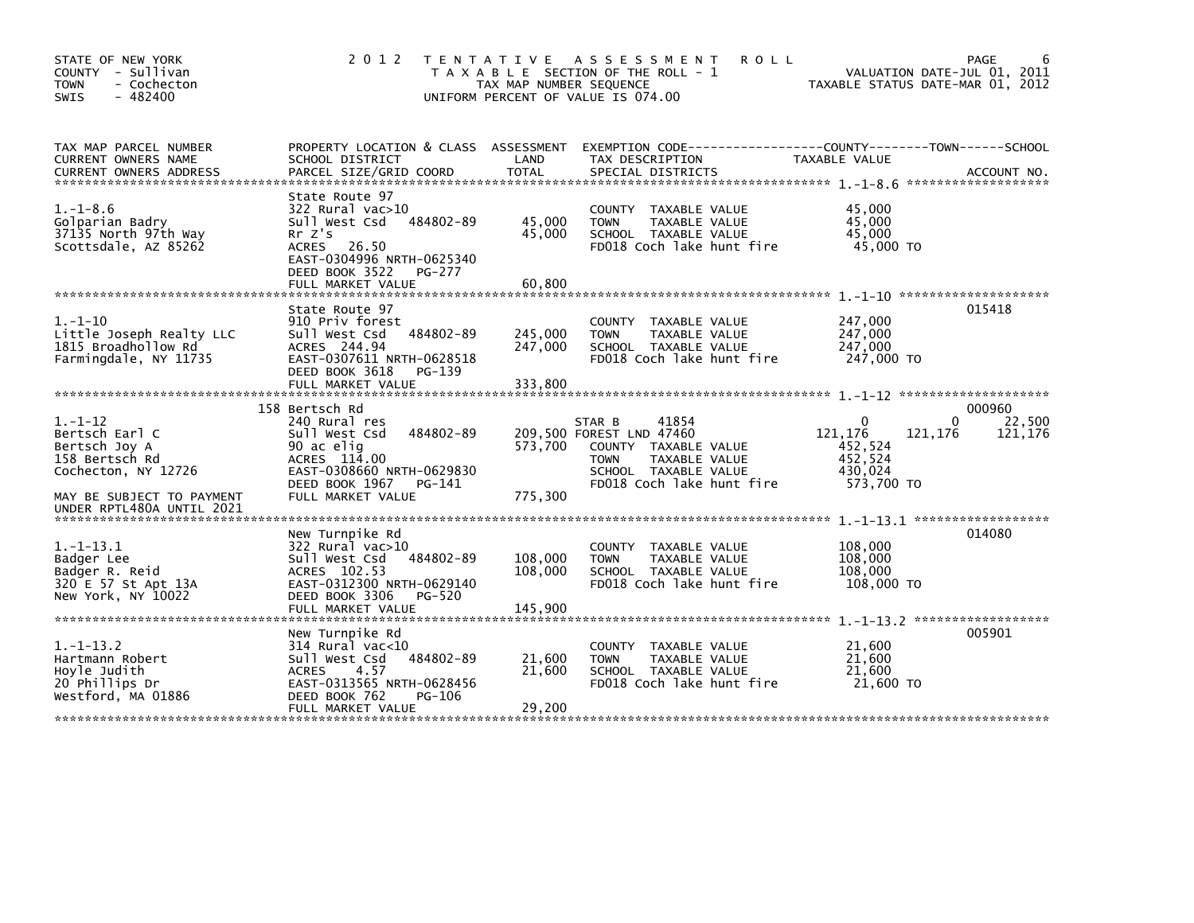STATE OF NEW YORK
COUNTY - Sullivan
TOWN - Cochecton
SWIS - 482400

# 2012 TENTATIVE ASSESSMENT ROLL

TAXABLE SECTION OF THE ROLL - 1
TAX MAP NUMBER SEQUENCE
UNIFORM PERCENT OF VALUE IS 074.00

VALUATION DATE-JUL 01, 2011
TAXABLE STATUS DATE-MAR 01, 2012

| TAX MAP PARCEL NUMBER / CURRENT OWNERS NAME / CURRENT OWNERS ADDRESS | PROPERTY LOCATION & CLASS / SCHOOL DISTRICT / PARCEL SIZE/GRID COORD | ASSESSMENT LAND | ASSESSMENT TOTAL | EXEMPTION CODE / TAX DESCRIPTION / SPECIAL DISTRICTS | COUNTY TAXABLE VALUE | TOWN | SCHOOL | ACCOUNT NO. |
|---|---|---|---|---|---|---|---|---|
| **1.-1-8.6** | State Route 97 | | | | | | | |
| 1.-1-8.6 | 322 Rural vac>10 | | | COUNTY TAXABLE VALUE | 45,000 | | | |
| Golparian Badry | Sull West Csd 484802-89 | 45,000 | | TOWN TAXABLE VALUE | 45,000 | | | |
| 37135 North 97th Way | Rr Z's | | 45,000 | SCHOOL TAXABLE VALUE | 45,000 | | | |
| Scottsdale, AZ 85262 | ACRES 26.50 | | | FD018 Coch lake hunt fire | 45,000 TO | | | |
| | EAST-0304996 NRTH-0625340 | | | | | | | |
| | DEED BOOK 3522 PG-277 | | | | | | | |
| | FULL MARKET VALUE | | 60,800 | | | | | |
| **1.-1-10** | State Route 97 | | | | | | | 015418 |
| 1.-1-10 | 910 Priv forest | | | COUNTY TAXABLE VALUE | 247,000 | | | |
| Little Joseph Realty LLC | Sull West Csd 484802-89 | 245,000 | | TOWN TAXABLE VALUE | 247,000 | | | |
| 1815 Broadhollow Rd | ACRES 244.94 | | 247,000 | SCHOOL TAXABLE VALUE | 247,000 | | | |
| Farmingdale, NY 11735 | EAST-0307611 NRTH-0628518 | | | FD018 Coch lake hunt fire | 247,000 TO | | | |
| | DEED BOOK 3618 PG-139 | | | | | | | |
| | FULL MARKET VALUE | | 333,800 | | | | | |
| **1.-1-12** | 158 Bertsch Rd | | | | | | | 000960 |
| 1.-1-12 | 240 Rural res | | | STAR B 41854 | 0 | 0 | 22,500 | |
| Bertsch Earl C | Sull West Csd 484802-89 | 209,500 | | FOREST LND 47460 | 121,176 | 121,176 | 121,176 | |
| Bertsch Joy A | 90 ac elig | | 573,700 | COUNTY TAXABLE VALUE | 452,524 | | | |
| 158 Bertsch Rd | ACRES 114.00 | | | TOWN TAXABLE VALUE | 452,524 | | | |
| Cochecton, NY 12726 | EAST-0308660 NRTH-0629830 | | | SCHOOL TAXABLE VALUE | 430,024 | | | |
| | DEED BOOK 1967 PG-141 | | | FD018 Coch lake hunt fire | 573,700 TO | | | |
| MAY BE SUBJECT TO PAYMENT | FULL MARKET VALUE | | 775,300 | | | | | |
| UNDER RPTL480A UNTIL 2021 | | | | | | | | |
| **1.-1-13.1** | New Turnpike Rd | | | | | | | 014080 |
| 1.-1-13.1 | 322 Rural vac>10 | | | COUNTY TAXABLE VALUE | 108,000 | | | |
| Badger Lee | Sull West Csd 484802-89 | 108,000 | | TOWN TAXABLE VALUE | 108,000 | | | |
| Badger R. Reid | ACRES 102.53 | | 108,000 | SCHOOL TAXABLE VALUE | 108,000 | | | |
| 320 E 57 St Apt 13A | EAST-0312300 NRTH-0629140 | | | FD018 Coch lake hunt fire | 108,000 TO | | | |
| New York, NY 10022 | DEED BOOK 3306 PG-520 | | | | | | | |
| | FULL MARKET VALUE | | 145,900 | | | | | |
| **1.-1-13.2** | New Turnpike Rd | | | | | | | 005901 |
| 1.-1-13.2 | 314 Rural vac<10 | | | COUNTY TAXABLE VALUE | 21,600 | | | |
| Hartmann Robert | Sull West Csd 484802-89 | 21,600 | | TOWN TAXABLE VALUE | 21,600 | | | |
| Hoyle Judith | ACRES 4.57 | | 21,600 | SCHOOL TAXABLE VALUE | 21,600 | | | |
| 20 Phillips Dr | EAST-0313565 NRTH-0628456 | | | FD018 Coch lake hunt fire | 21,600 TO | | | |
| Westford, MA 01886 | DEED BOOK 762 PG-106 | | | | | | | |
| | FULL MARKET VALUE | | 29,200 | | | | | |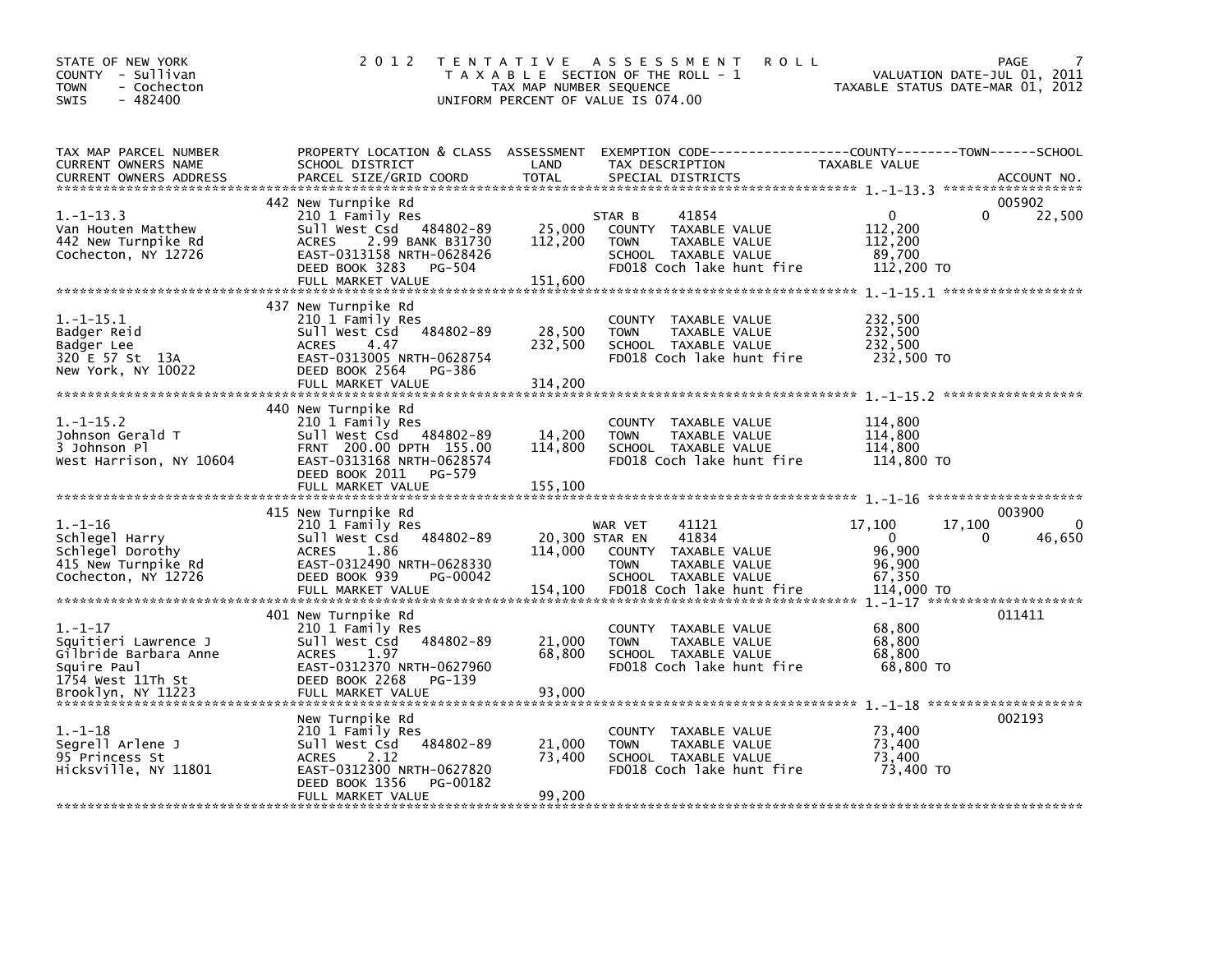STATE OF NEW YORK
COUNTY - Sullivan
TOWN - Cochecton
SWIS - 482400

# 2012 TENTATIVE ASSESSMENT ROLL

TAXABLE SECTION OF THE ROLL - 1
TAX MAP NUMBER SEQUENCE
UNIFORM PERCENT OF VALUE IS 074.00

VALUATION DATE-JUL 01, 2011
TAXABLE STATUS DATE-MAR 01, 2012

| TAX MAP PARCEL NUMBER / CURRENT OWNERS NAME / CURRENT OWNERS ADDRESS | PROPERTY LOCATION & CLASS / SCHOOL DISTRICT / PARCEL SIZE/GRID COORD | ASSESSMENT LAND / TOTAL | EXEMPTION CODE / TAX DESCRIPTION / SPECIAL DISTRICTS | COUNTY TAXABLE VALUE | TOWN | SCHOOL / ACCOUNT NO. |
|---|---|---|---|---|---|---|
| 1.-1-13.3 | 442 New Turnpike Rd | | | | | 005902 |
| Van Houten Matthew | 210 1 Family Res | | STAR B 41854 | 0 | 0 | 22,500 |
| 442 New Turnpike Rd | Sull West Csd 484802-89 | 25,000 | COUNTY TAXABLE VALUE | 112,200 | | |
| Cochecton, NY 12726 | ACRES 2.99 BANK B31730 | 112,200 | TOWN TAXABLE VALUE | 112,200 | | |
| | EAST-0313158 NRTH-0628426 | | SCHOOL TAXABLE VALUE | 89,700 | | |
| | DEED BOOK 3283 PG-504 | | FD018 Coch lake hunt fire | 112,200 TO | | |
| | FULL MARKET VALUE | 151,600 | | | | |
| 1.-1-15.1 | 437 New Turnpike Rd | | | | | |
| Badger Reid | 210 1 Family Res | | COUNTY TAXABLE VALUE | 232,500 | | |
| Badger Lee | Sull West Csd 484802-89 | 28,500 | TOWN TAXABLE VALUE | 232,500 | | |
| 320 E 57 St 13A | ACRES 4.47 | 232,500 | SCHOOL TAXABLE VALUE | 232,500 | | |
| New York, NY 10022 | EAST-0313005 NRTH-0628754 | | FD018 Coch lake hunt fire | 232,500 TO | | |
| | DEED BOOK 2564 PG-386 | | | | | |
| | FULL MARKET VALUE | 314,200 | | | | |
| 1.-1-15.2 | 440 New Turnpike Rd | | | | | |
| Johnson Gerald T | 210 1 Family Res | | COUNTY TAXABLE VALUE | 114,800 | | |
| 3 Johnson Pl | Sull West Csd 484802-89 | 14,200 | TOWN TAXABLE VALUE | 114,800 | | |
| West Harrison, NY 10604 | FRNT 200.00 DPTH 155.00 | 114,800 | SCHOOL TAXABLE VALUE | 114,800 | | |
| | EAST-0313168 NRTH-0628574 | | FD018 Coch lake hunt fire | 114,800 TO | | |
| | DEED BOOK 2011 PG-579 | | | | | |
| | FULL MARKET VALUE | 155,100 | | | | |
| 1.-1-16 | 415 New Turnpike Rd | | | | | 003900 |
| Schlegel Harry | 210 1 Family Res | | WAR VET 41121 | 17,100 | 17,100 | 0 |
| Schlegel Dorothy | Sull West Csd 484802-89 | 20,300 | STAR EN 41834 | 0 | 0 | 46,650 |
| 415 New Turnpike Rd | ACRES 1.86 | 114,000 | COUNTY TAXABLE VALUE | 96,900 | | |
| Cochecton, NY 12726 | EAST-0312490 NRTH-0628330 | | TOWN TAXABLE VALUE | 96,900 | | |
| | DEED BOOK 939 PG-00042 | | SCHOOL TAXABLE VALUE | 67,350 | | |
| | FULL MARKET VALUE | 154,100 | FD018 Coch lake hunt fire | 114,000 TO | | |
| 1.-1-17 | 401 New Turnpike Rd | | | | | 011411 |
| Squitieri Lawrence J | 210 1 Family Res | | COUNTY TAXABLE VALUE | 68,800 | | |
| Gilbride Barbara Anne | Sull West Csd 484802-89 | 21,000 | TOWN TAXABLE VALUE | 68,800 | | |
| Squire Paul | ACRES 1.97 | 68,800 | SCHOOL TAXABLE VALUE | 68,800 | | |
| 1754 West 11Th St | EAST-0312370 NRTH-0627960 | | FD018 Coch lake hunt fire | 68,800 TO | | |
| Brooklyn, NY 11223 | DEED BOOK 2268 PG-139 | | | | | |
| | FULL MARKET VALUE | 93,000 | | | | |
| 1.-1-18 | New Turnpike Rd | | | | | 002193 |
| Segrell Arlene J | 210 1 Family Res | | COUNTY TAXABLE VALUE | 73,400 | | |
| 95 Princess St | Sull West Csd 484802-89 | 21,000 | TOWN TAXABLE VALUE | 73,400 | | |
| Hicksville, NY 11801 | ACRES 2.12 | 73,400 | SCHOOL TAXABLE VALUE | 73,400 | | |
| | EAST-0312300 NRTH-0627820 | | FD018 Coch lake hunt fire | 73,400 TO | | |
| | DEED BOOK 1356 PG-00182 | | | | | |
| | FULL MARKET VALUE | 99,200 | | | | |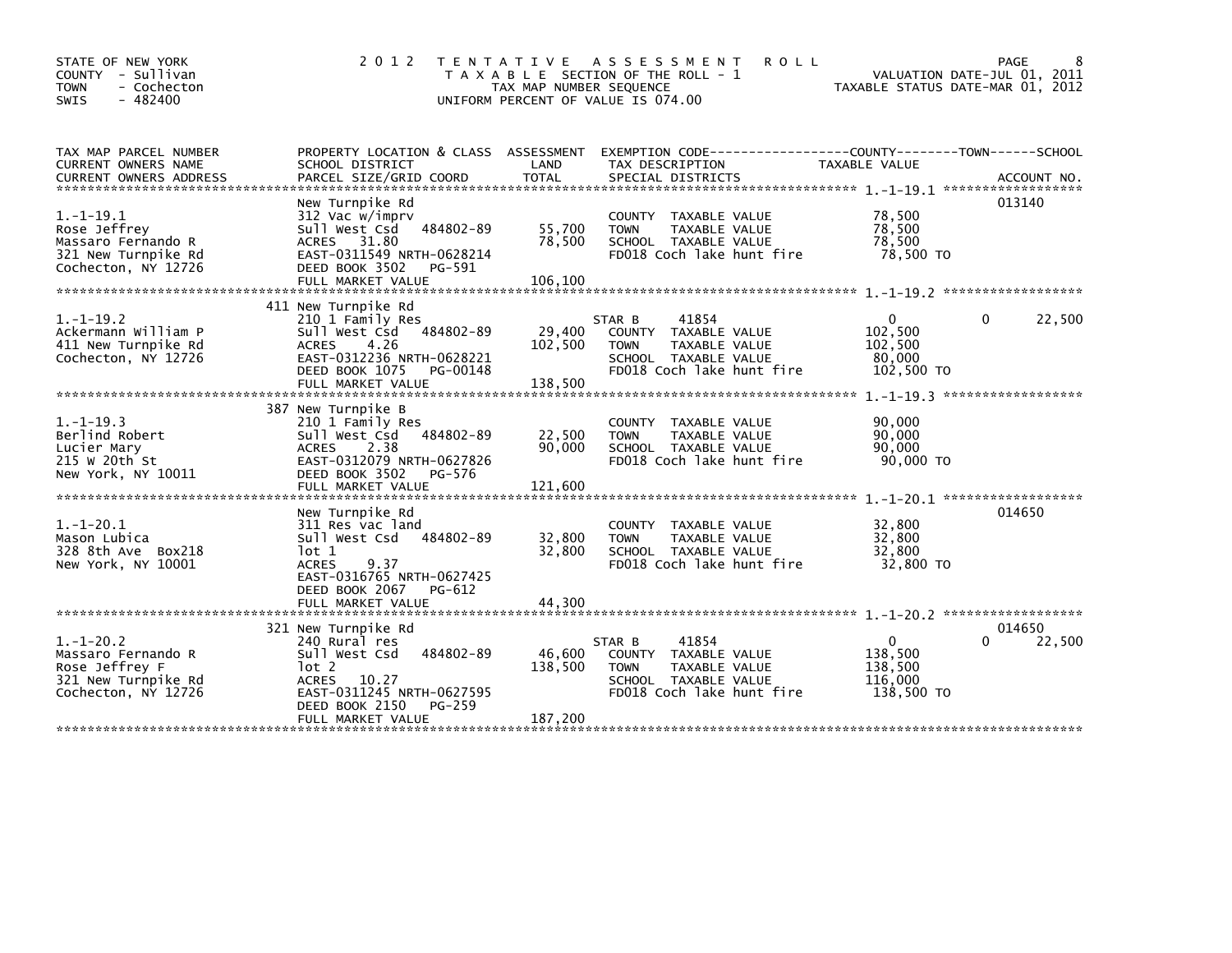STATE OF NEW YORK
COUNTY - Sullivan
TOWN - Cochecton
SWIS - 482400

# 2012 TENTATIVE ASSESSMENT ROLL

TAXABLE SECTION OF THE ROLL - 1
TAX MAP NUMBER SEQUENCE
UNIFORM PERCENT OF VALUE IS 074.00

VALUATION DATE-JUL 01, 2011
TAXABLE STATUS DATE-MAR 01, 2012

| TAX MAP PARCEL NUMBER / CURRENT OWNERS NAME / CURRENT OWNERS ADDRESS | PROPERTY LOCATION & CLASS / SCHOOL DISTRICT / PARCEL SIZE/GRID COORD | ASSESSMENT LAND | TOTAL | EXEMPTION CODE / TAX DESCRIPTION / SPECIAL DISTRICTS | COUNTY TAXABLE VALUE | TOWN | SCHOOL | ACCOUNT NO. |
|---|---|---|---|---|---|---|---|---|
| 1.-1-19.1 | New Turnpike Rd | | | | | | | 013140 |
| Rose Jeffrey | 312 Vac w/imprv | | | COUNTY TAXABLE VALUE | 78,500 | | | |
| Massaro Fernando R | Sull West Csd 484802-89 | 55,700 | | TOWN TAXABLE VALUE | 78,500 | | | |
| 321 New Turnpike Rd | ACRES 31.80 | | 78,500 | SCHOOL TAXABLE VALUE | 78,500 | | | |
| Cochecton, NY 12726 | EAST-0311549 NRTH-0628214 | | | FD018 Coch lake hunt fire | 78,500 TO | | | |
| | DEED BOOK 3502 PG-591 | | | | | | | |
| | FULL MARKET VALUE | | 106,100 | | | | | |
| 1.-1-19.2 | 411 New Turnpike Rd | | | | | | | |
| Ackermann William P | 210 1 Family Res | | | STAR B 41854 | 0 | 0 | 22,500 | |
| 411 New Turnpike Rd | Sull West Csd 484802-89 | 29,400 | | COUNTY TAXABLE VALUE | 102,500 | | | |
| Cochecton, NY 12726 | ACRES 4.26 | | 102,500 | TOWN TAXABLE VALUE | 102,500 | | | |
| | EAST-0312236 NRTH-0628221 | | | SCHOOL TAXABLE VALUE | 80,000 | | | |
| | DEED BOOK 1075 PG-00148 | | | FD018 Coch lake hunt fire | 102,500 TO | | | |
| | FULL MARKET VALUE | | 138,500 | | | | | |
| 1.-1-19.3 | 387 New Turnpike B | | | | | | | |
| Berlind Robert | 210 1 Family Res | | | COUNTY TAXABLE VALUE | 90,000 | | | |
| Lucier Mary | Sull West Csd 484802-89 | 22,500 | | TOWN TAXABLE VALUE | 90,000 | | | |
| 215 W 20th St | ACRES 2.38 | | 90,000 | SCHOOL TAXABLE VALUE | 90,000 | | | |
| New York, NY 10011 | EAST-0312079 NRTH-0627826 | | | FD018 Coch lake hunt fire | 90,000 TO | | | |
| | DEED BOOK 3502 PG-576 | | | | | | | |
| | FULL MARKET VALUE | | 121,600 | | | | | |
| 1.-1-20.1 | New Turnpike Rd | | | | | | | 014650 |
| Mason Lubica | 311 Res vac land | | | COUNTY TAXABLE VALUE | 32,800 | | | |
| 328 8th Ave Box218 | Sull West Csd 484802-89 | 32,800 | | TOWN TAXABLE VALUE | 32,800 | | | |
| New York, NY 10001 | lot 1 | | 32,800 | SCHOOL TAXABLE VALUE | 32,800 | | | |
| | ACRES 9.37 | | | FD018 Coch lake hunt fire | 32,800 TO | | | |
| | EAST-0316765 NRTH-0627425 | | | | | | | |
| | DEED BOOK 2067 PG-612 | | | | | | | |
| | FULL MARKET VALUE | | 44,300 | | | | | |
| 1.-1-20.2 | 321 New Turnpike Rd | | | | | | | 014650 |
| Massaro Fernando R | 240 Rural res | | | STAR B 41854 | 0 | 0 | 22,500 | |
| Rose Jeffrey F | Sull West Csd 484802-89 | 46,600 | | COUNTY TAXABLE VALUE | 138,500 | | | |
| 321 New Turnpike Rd | lot 2 | | 138,500 | TOWN TAXABLE VALUE | 138,500 | | | |
| Cochecton, NY 12726 | ACRES 10.27 | | | SCHOOL TAXABLE VALUE | 116,000 | | | |
| | EAST-0311245 NRTH-0627595 | | | FD018 Coch lake hunt fire | 138,500 TO | | | |
| | DEED BOOK 2150 PG-259 | | | | | | | |
| | FULL MARKET VALUE | | 187,200 | | | | | |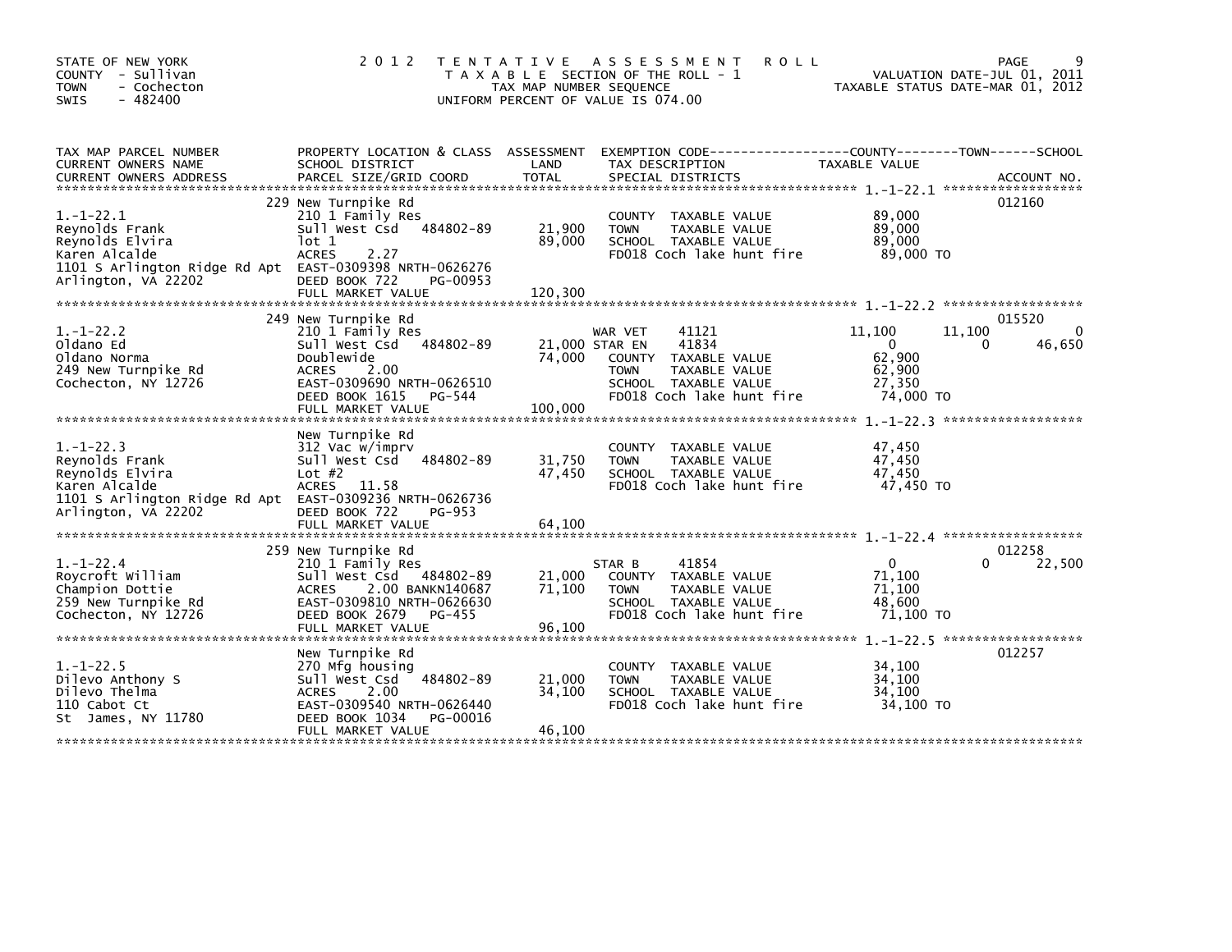STATE OF NEW YORK
COUNTY - Sullivan
TOWN - Cochecton
SWIS - 482400

2012 TENTATIVE ASSESSMENT ROLL
TAXABLE SECTION OF THE ROLL - 1
TAX MAP NUMBER SEQUENCE
UNIFORM PERCENT OF VALUE IS 074.00

VALUATION DATE-JUL 01, 2011
TAXABLE STATUS DATE-MAR 01, 2012

| TAX MAP PARCEL NUMBER / CURRENT OWNERS NAME / CURRENT OWNERS ADDRESS | PROPERTY LOCATION & CLASS / SCHOOL DISTRICT / PARCEL SIZE/GRID COORD | ASSESSMENT LAND | TOTAL | EXEMPTION CODE / TAX DESCRIPTION / SPECIAL DISTRICTS | COUNTY TAXABLE VALUE | TOWN | SCHOOL | ACCOUNT NO. |
|---|---|---|---|---|---|---|---|---|
| 1.-1-22.1 | 229 New Turnpike Rd | | | | | | | 012160 |
| | 210 1 Family Res | | | COUNTY TAXABLE VALUE | 89,000 | | | |
| Reynolds Frank | Sull West Csd 484802-89 | 21,900 | | TOWN TAXABLE VALUE | 89,000 | | | |
| Reynolds Elvira | lot 1 | | 89,000 | SCHOOL TAXABLE VALUE | 89,000 | | | |
| Karen Alcalde | ACRES 2.27 | | | FD018 Coch lake hunt fire | 89,000 TO | | | |
| 1101 S Arlington Ridge Rd Apt | EAST-0309398 NRTH-0626276 | | | | | | | |
| Arlington, VA 22202 | DEED BOOK 722 PG-00953 | | | | | | | |
| | FULL MARKET VALUE | | 120,300 | | | | | |
| 1.-1-22.2 | 249 New Turnpike Rd | | | | | | | 015520 |
| | 210 1 Family Res | | | WAR VET 41121 | 11,100 | 11,100 | 0 | |
| Oldano Ed | Sull West Csd 484802-89 | 21,000 | | STAR EN 41834 | 0 | 0 | 46,650 | |
| Oldano Norma | Doublewide | | 74,000 | COUNTY TAXABLE VALUE | 62,900 | | | |
| 249 New Turnpike Rd | ACRES 2.00 | | | TOWN TAXABLE VALUE | 62,900 | | | |
| Cochecton, NY 12726 | EAST-0309690 NRTH-0626510 | | | SCHOOL TAXABLE VALUE | 27,350 | | | |
| | DEED BOOK 1615 PG-544 | | | FD018 Coch lake hunt fire | 74,000 TO | | | |
| | FULL MARKET VALUE | | 100,000 | | | | | |
| 1.-1-22.3 | New Turnpike Rd | | | | | | | |
| | 312 Vac w/imprv | | | COUNTY TAXABLE VALUE | 47,450 | | | |
| Reynolds Frank | Sull West Csd 484802-89 | 31,750 | | TOWN TAXABLE VALUE | 47,450 | | | |
| Reynolds Elvira | Lot #2 | | 47,450 | SCHOOL TAXABLE VALUE | 47,450 | | | |
| Karen Alcalde | ACRES 11.58 | | | FD018 Coch lake hunt fire | 47,450 TO | | | |
| 1101 S Arlington Ridge Rd Apt | EAST-0309236 NRTH-0626736 | | | | | | | |
| Arlington, VA 22202 | DEED BOOK 722 PG-953 | | | | | | | |
| | FULL MARKET VALUE | | 64,100 | | | | | |
| 1.-1-22.4 | 259 New Turnpike Rd | | | | | | | 012258 |
| | 210 1 Family Res | | | STAR B 41854 | 0 | 0 | 22,500 | |
| Roycroft William | Sull West Csd 484802-89 | 21,000 | | COUNTY TAXABLE VALUE | 71,100 | | | |
| Champion Dottie | ACRES 2.00 BANKN140687 | | 71,100 | TOWN TAXABLE VALUE | 71,100 | | | |
| 259 New Turnpike Rd | EAST-0309810 NRTH-0626630 | | | SCHOOL TAXABLE VALUE | 48,600 | | | |
| Cochecton, NY 12726 | DEED BOOK 2679 PG-455 | | | FD018 Coch lake hunt fire | 71,100 TO | | | |
| | FULL MARKET VALUE | | 96,100 | | | | | |
| 1.-1-22.5 | New Turnpike Rd | | | | | | | 012257 |
| | 270 Mfg housing | | | COUNTY TAXABLE VALUE | 34,100 | | | |
| Dilevo Anthony S | Sull West Csd 484802-89 | 21,000 | | TOWN TAXABLE VALUE | 34,100 | | | |
| Dilevo Thelma | ACRES 2.00 | | 34,100 | SCHOOL TAXABLE VALUE | 34,100 | | | |
| 110 Cabot Ct | EAST-0309540 NRTH-0626440 | | | FD018 Coch lake hunt fire | 34,100 TO | | | |
| St James, NY 11780 | DEED BOOK 1034 PG-00016 | | | | | | | |
| | FULL MARKET VALUE | | 46,100 | | | | | |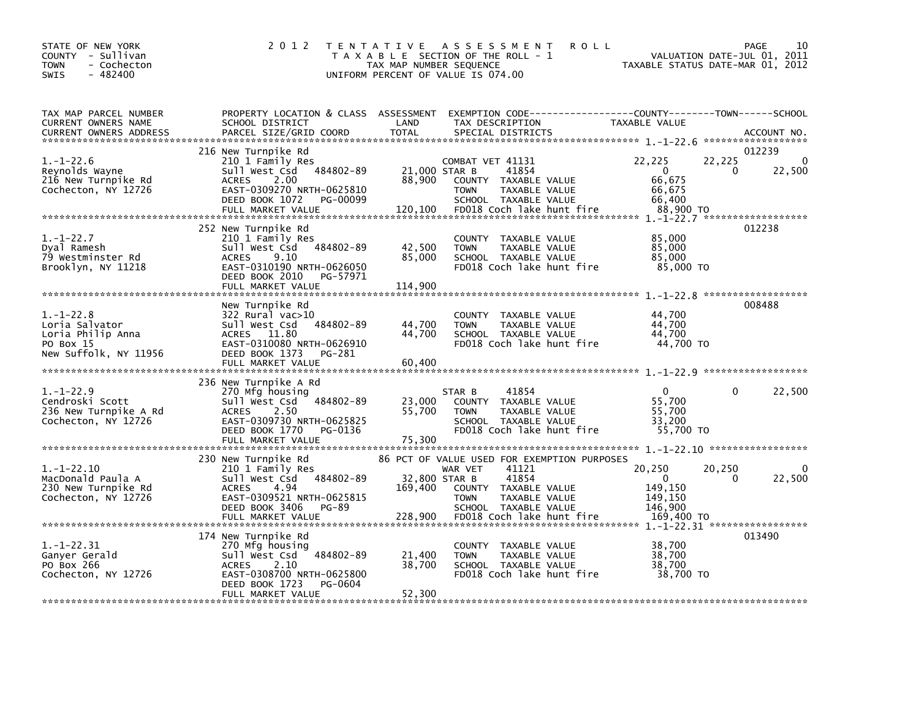STATE OF NEW YORK
COUNTY - Sullivan
TOWN - Cochecton
SWIS - 482400

2012 TENTATIVE ASSESSMENT ROLL
TAXABLE SECTION OF THE ROLL - 1
TAX MAP NUMBER SEQUENCE
UNIFORM PERCENT OF VALUE IS 074.00

VALUATION DATE-JUL 01, 2011
TAXABLE STATUS DATE-MAR 01, 2012

| TAX MAP PARCEL NUMBER / CURRENT OWNERS NAME / CURRENT OWNERS ADDRESS | PROPERTY LOCATION & CLASS / SCHOOL DISTRICT / PARCEL SIZE/GRID COORD | ASSESSMENT LAND | TOTAL | EXEMPTION CODE / TAX DESCRIPTION / SPECIAL DISTRICTS | COUNTY TAXABLE VALUE | TOWN | SCHOOL | ACCOUNT NO. |
|---|---|---|---|---|---|---|---|---|
| | 216 New Turnpike Rd | | | | | | | 012239 |
| 1.-1-22.6 | 210 1 Family Res | | | COMBAT VET 41131 | 22,225 | 22,225 | 0 | |
| Reynolds Wayne | Sull West Csd 484802-89 | 21,000 | | STAR B 41854 | 0 | 0 | 22,500 | |
| 216 New Turnpike Rd | ACRES 2.00 | | 88,900 | COUNTY TAXABLE VALUE | 66,675 | | | |
| Cochecton, NY 12726 | EAST-0309270 NRTH-0625810 | | | TOWN TAXABLE VALUE | 66,675 | | | |
| | DEED BOOK 1072 PG-00099 | | | SCHOOL TAXABLE VALUE | 66,400 | | | |
| | FULL MARKET VALUE | | 120,100 | FD018 Coch lake hunt fire | 88,900 TO | | | |
| | 252 New Turnpike Rd | | | | | | | 012238 |
| 1.-1-22.7 | 210 1 Family Res | | | COUNTY TAXABLE VALUE | 85,000 | | | |
| Dyal Ramesh | Sull West Csd 484802-89 | 42,500 | | TOWN TAXABLE VALUE | 85,000 | | | |
| 79 Westminster Rd | ACRES 9.10 | | 85,000 | SCHOOL TAXABLE VALUE | 85,000 | | | |
| Brooklyn, NY 11218 | EAST-0310190 NRTH-0626050 | | | FD018 Coch lake hunt fire | 85,000 TO | | | |
| | DEED BOOK 2010 PG-57971 | | | | | | | |
| | FULL MARKET VALUE | | 114,900 | | | | | |
| | New Turnpike Rd | | | | | | | 008488 |
| 1.-1-22.8 | 322 Rural vac>10 | | | COUNTY TAXABLE VALUE | 44,700 | | | |
| Loria Salvator | Sull West Csd 484802-89 | 44,700 | | TOWN TAXABLE VALUE | 44,700 | | | |
| Loria Philip Anna | ACRES 11.80 | | 44,700 | SCHOOL TAXABLE VALUE | 44,700 | | | |
| PO Box 15 | EAST-0310080 NRTH-0626910 | | | FD018 Coch lake hunt fire | 44,700 TO | | | |
| New Suffolk, NY 11956 | DEED BOOK 1373 PG-281 | | | | | | | |
| | FULL MARKET VALUE | | 60,400 | | | | | |
| | 236 New Turnpike A Rd | | | | | | | |
| 1.-1-22.9 | 270 Mfg housing | | | STAR B 41854 | 0 | 0 | 22,500 | |
| Cendroski Scott | Sull West Csd 484802-89 | 23,000 | | COUNTY TAXABLE VALUE | 55,700 | | | |
| 236 New Turnpike A Rd | ACRES 2.50 | | 55,700 | TOWN TAXABLE VALUE | 55,700 | | | |
| Cochecton, NY 12726 | EAST-0309730 NRTH-0625825 | | | SCHOOL TAXABLE VALUE | 33,200 | | | |
| | DEED BOOK 1770 PG-0136 | | | FD018 Coch lake hunt fire | 55,700 TO | | | |
| | FULL MARKET VALUE | | 75,300 | | | | | |
| | 230 New Turnpike Rd | | | 86 PCT OF VALUE USED FOR EXEMPTION PURPOSES | | | | |
| 1.-1-22.10 | 210 1 Family Res | | | WAR VET 41121 | 20,250 | 20,250 | 0 | |
| MacDonald Paula A | Sull West Csd 484802-89 | 32,800 | | STAR B 41854 | 0 | 0 | 22,500 | |
| 230 New Turnpike Rd | ACRES 4.94 | | 169,400 | COUNTY TAXABLE VALUE | 149,150 | | | |
| Cochecton, NY 12726 | EAST-0309521 NRTH-0625815 | | | TOWN TAXABLE VALUE | 149,150 | | | |
| | DEED BOOK 3406 PG-89 | | | SCHOOL TAXABLE VALUE | 146,900 | | | |
| | FULL MARKET VALUE | | 228,900 | FD018 Coch lake hunt fire | 169,400 TO | | | |
| | 174 New Turnpike Rd | | | | | | | 013490 |
| 1.-1-22.31 | 270 Mfg housing | | | COUNTY TAXABLE VALUE | 38,700 | | | |
| Ganyer Gerald | Sull West Csd 484802-89 | 21,400 | | TOWN TAXABLE VALUE | 38,700 | | | |
| PO Box 266 | ACRES 2.10 | | 38,700 | SCHOOL TAXABLE VALUE | 38,700 | | | |
| Cochecton, NY 12726 | EAST-0308700 NRTH-0625800 | | | FD018 Coch lake hunt fire | 38,700 TO | | | |
| | DEED BOOK 1723 PG-0604 | | | | | | | |
| | FULL MARKET VALUE | | 52,300 | | | | | |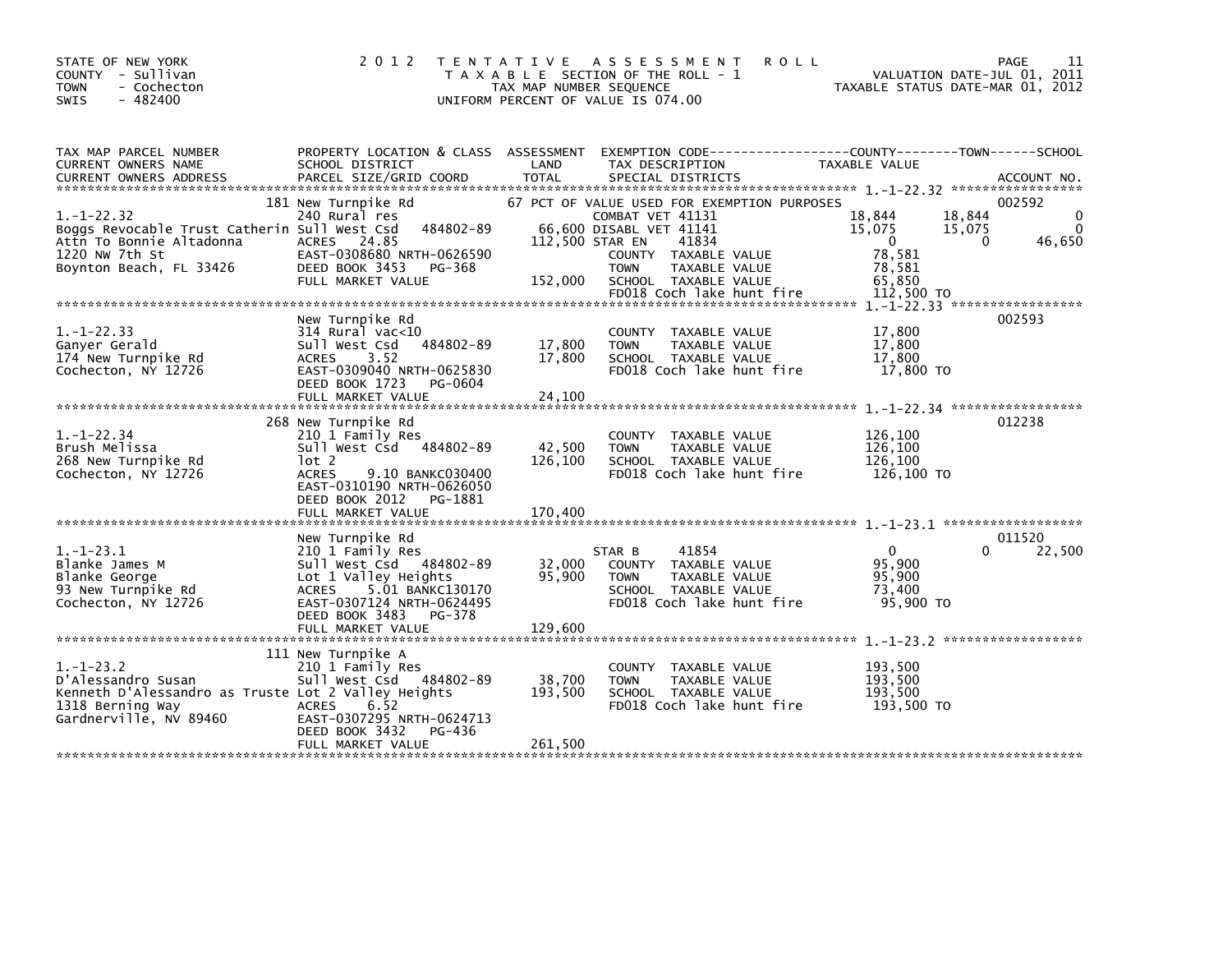STATE OF NEW YORK
COUNTY - Sullivan
TOWN - Cochecton
SWIS - 482400

# 2012 TENTATIVE ASSESSMENT ROLL

TAXABLE SECTION OF THE ROLL - 1
TAX MAP NUMBER SEQUENCE
UNIFORM PERCENT OF VALUE IS 074.00

VALUATION DATE-JUL 01, 2011
TAXABLE STATUS DATE-MAR 01, 2012

| TAX MAP PARCEL NUMBER / CURRENT OWNERS NAME / CURRENT OWNERS ADDRESS | PROPERTY LOCATION & CLASS / SCHOOL DISTRICT / PARCEL SIZE/GRID COORD | ASSESSMENT LAND / TOTAL | EXEMPTION CODE / TAX DESCRIPTION / SPECIAL DISTRICTS | COUNTY TAXABLE VALUE | TOWN | SCHOOL / ACCOUNT NO. |
|---|---|---|---|---|---|---|
| **1.-1-22.32** | 181 New Turnpike Rd | | 67 PCT OF VALUE USED FOR EXEMPTION PURPOSES | | | 002592 |
| 1.-1-22.32 | 240 Rural res | | COMBAT VET 41131 | 18,844 | 18,844 | 0 |
| Boggs Revocable Trust Catherin | Sull West Csd 484802-89 | 66,600 | DISABL VET 41141 | 15,075 | 15,075 | 0 |
| Attn To Bonnie Altadonna | ACRES 24.85 | 112,500 | STAR EN 41834 | 0 | 0 | 46,650 |
| 1220 NW 7th St | EAST-0308680 NRTH-0626590 | | COUNTY TAXABLE VALUE | 78,581 | | |
| Boynton Beach, FL 33426 | DEED BOOK 3453 PG-368 | | TOWN TAXABLE VALUE | 78,581 | | |
| | FULL MARKET VALUE | 152,000 | SCHOOL TAXABLE VALUE | 65,850 | | |
| | | | FD018 Coch lake hunt fire | 112,500 TO | | |
| **1.-1-22.33** | New Turnpike Rd | | | | | 002593 |
| 1.-1-22.33 | 314 Rural vac<10 | | COUNTY TAXABLE VALUE | 17,800 | | |
| Ganyer Gerald | Sull West Csd 484802-89 | 17,800 | TOWN TAXABLE VALUE | 17,800 | | |
| 174 New Turnpike Rd | ACRES 3.52 | 17,800 | SCHOOL TAXABLE VALUE | 17,800 | | |
| Cochecton, NY 12726 | EAST-0309040 NRTH-0625830 | | FD018 Coch lake hunt fire | 17,800 TO | | |
| | DEED BOOK 1723 PG-0604 | | | | | |
| | FULL MARKET VALUE | 24,100 | | | | |
| **1.-1-22.34** | 268 New Turnpike Rd | | | | | 012238 |
| 1.-1-22.34 | 210 1 Family Res | | COUNTY TAXABLE VALUE | 126,100 | | |
| Brush Melissa | Sull West Csd 484802-89 | 42,500 | TOWN TAXABLE VALUE | 126,100 | | |
| 268 New Turnpike Rd | lot 2 | 126,100 | SCHOOL TAXABLE VALUE | 126,100 | | |
| Cochecton, NY 12726 | ACRES 9.10 BANKC030400 | | FD018 Coch lake hunt fire | 126,100 TO | | |
| | EAST-0310190 NRTH-0626050 | | | | | |
| | DEED BOOK 2012 PG-1881 | | | | | |
| | FULL MARKET VALUE | 170,400 | | | | |
| **1.-1-23.1** | New Turnpike Rd | | | | | 011520 |
| 1.-1-23.1 | 210 1 Family Res | | STAR B 41854 | 0 | 0 | 22,500 |
| Blanke James M | Sull West Csd 484802-89 | 32,000 | COUNTY TAXABLE VALUE | 95,900 | | |
| Blanke George | Lot 1 Valley Heights | 95,900 | TOWN TAXABLE VALUE | 95,900 | | |
| 93 New Turnpike Rd | ACRES 5.01 BANKC130170 | | SCHOOL TAXABLE VALUE | 73,400 | | |
| Cochecton, NY 12726 | EAST-0307124 NRTH-0624495 | | FD018 Coch lake hunt fire | 95,900 TO | | |
| | DEED BOOK 3483 PG-378 | | | | | |
| | FULL MARKET VALUE | 129,600 | | | | |
| **1.-1-23.2** | 111 New Turnpike A | | | | | |
| 1.-1-23.2 | 210 1 Family Res | | COUNTY TAXABLE VALUE | 193,500 | | |
| D'Alessandro Susan | Sull West Csd 484802-89 | 38,700 | TOWN TAXABLE VALUE | 193,500 | | |
| Kenneth D'Alessandro as Truste | Lot 2 Valley Heights | 193,500 | SCHOOL TAXABLE VALUE | 193,500 | | |
| 1318 Berning Way | ACRES 6.52 | | FD018 Coch lake hunt fire | 193,500 TO | | |
| Gardnerville, NV 89460 | EAST-0307295 NRTH-0624713 | | | | | |
| | DEED BOOK 3432 PG-436 | | | | | |
| | FULL MARKET VALUE | 261,500 | | | | |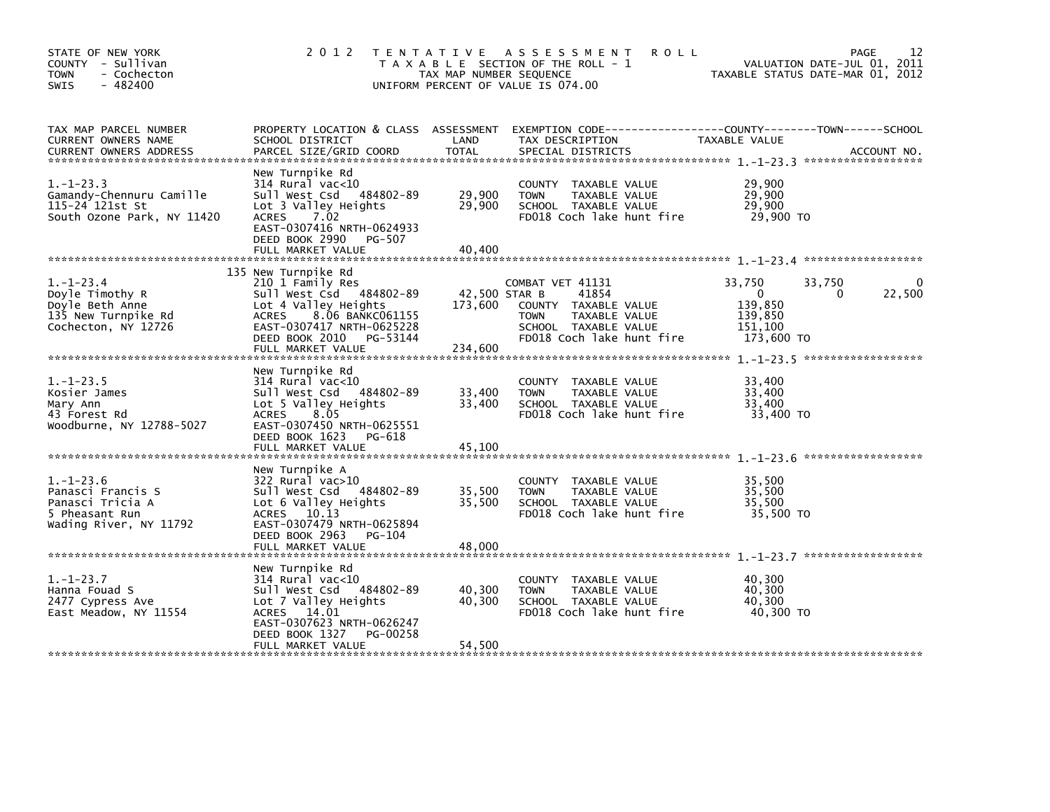STATE OF NEW YORK
COUNTY - Sullivan
TOWN - Cochecton
SWIS - 482400

2012 TENTATIVE ASSESSMENT ROLL
TAXABLE SECTION OF THE ROLL - 1
TAX MAP NUMBER SEQUENCE
UNIFORM PERCENT OF VALUE IS 074.00

VALUATION DATE-JUL 01, 2011
TAXABLE STATUS DATE-MAR 01, 2012

| TAX MAP PARCEL NUMBER / CURRENT OWNERS NAME / CURRENT OWNERS ADDRESS | PROPERTY LOCATION & CLASS / SCHOOL DISTRICT / PARCEL SIZE/GRID COORD | ASSESSMENT LAND / TOTAL | EXEMPTION CODE / TAX DESCRIPTION / SPECIAL DISTRICTS | COUNTY TAXABLE VALUE | TOWN | SCHOOL | ACCOUNT NO. |
|---|---|---|---|---|---|---|---|
| 1.-1-23.3 | New Turnpike Rd | | | | | | |
| 1.-1-23.3 | 314 Rural vac<10 | | COUNTY TAXABLE VALUE | 29,900 | | | |
| Gamandy-Chennuru Camille | Sull West Csd 484802-89 | 29,900 | TOWN TAXABLE VALUE | 29,900 | | | |
| 115-24 121st St | Lot 3 Valley Heights | 29,900 | SCHOOL TAXABLE VALUE | 29,900 | | | |
| South Ozone Park, NY 11420 | ACRES 7.02 | | FD018 Coch lake hunt fire | 29,900 TO | | | |
| | EAST-0307416 NRTH-0624933 | | | | | | |
| | DEED BOOK 2990 PG-507 | | | | | | |
| | FULL MARKET VALUE | 40,400 | | | | | |
| 1.-1-23.4 | 135 New Turnpike Rd | | | | | | |
| 1.-1-23.4 | 210 1 Family Res | | COMBAT VET 41131 | 33,750 | 33,750 | 0 | |
| Doyle Timothy R | Sull West Csd 484802-89 | 42,500 | STAR B 41854 | 0 | 0 | 22,500 | |
| Doyle Beth Anne | Lot 4 Valley Heights | 173,600 | COUNTY TAXABLE VALUE | 139,850 | | | |
| 135 New Turnpike Rd | ACRES 8.06 BANKC061155 | | TOWN TAXABLE VALUE | 139,850 | | | |
| Cochecton, NY 12726 | EAST-0307417 NRTH-0625228 | | SCHOOL TAXABLE VALUE | 151,100 | | | |
| | DEED BOOK 2010 PG-53144 | | FD018 Coch lake hunt fire | 173,600 TO | | | |
| | FULL MARKET VALUE | 234,600 | | | | | |
| 1.-1-23.5 | New Turnpike Rd | | | | | | |
| 1.-1-23.5 | 314 Rural vac<10 | | COUNTY TAXABLE VALUE | 33,400 | | | |
| Kosier James | Sull West Csd 484802-89 | 33,400 | TOWN TAXABLE VALUE | 33,400 | | | |
| Mary Ann | Lot 5 Valley Heights | 33,400 | SCHOOL TAXABLE VALUE | 33,400 | | | |
| 43 Forest Rd | ACRES 8.05 | | FD018 Coch lake hunt fire | 33,400 TO | | | |
| Woodburne, NY 12788-5027 | EAST-0307450 NRTH-0625551 | | | | | | |
| | DEED BOOK 1623 PG-618 | | | | | | |
| | FULL MARKET VALUE | 45,100 | | | | | |
| 1.-1-23.6 | New Turnpike A | | | | | | |
| 1.-1-23.6 | 322 Rural vac>10 | | COUNTY TAXABLE VALUE | 35,500 | | | |
| Panasci Francis S | Sull West Csd 484802-89 | 35,500 | TOWN TAXABLE VALUE | 35,500 | | | |
| Panasci Tricia A | Lot 6 Valley Heights | 35,500 | SCHOOL TAXABLE VALUE | 35,500 | | | |
| 5 Pheasant Run | ACRES 10.13 | | FD018 Coch lake hunt fire | 35,500 TO | | | |
| Wading River, NY 11792 | EAST-0307479 NRTH-0625894 | | | | | | |
| | DEED BOOK 2963 PG-104 | | | | | | |
| | FULL MARKET VALUE | 48,000 | | | | | |
| 1.-1-23.7 | New Turnpike Rd | | | | | | |
| 1.-1-23.7 | 314 Rural vac<10 | | COUNTY TAXABLE VALUE | 40,300 | | | |
| Hanna Fouad S | Sull West Csd 484802-89 | 40,300 | TOWN TAXABLE VALUE | 40,300 | | | |
| 2477 Cypress Ave | Lot 7 Valley Heights | 40,300 | SCHOOL TAXABLE VALUE | 40,300 | | | |
| East Meadow, NY 11554 | ACRES 14.01 | | FD018 Coch lake hunt fire | 40,300 TO | | | |
| | EAST-0307623 NRTH-0626247 | | | | | | |
| | DEED BOOK 1327 PG-00258 | | | | | | |
| | FULL MARKET VALUE | 54,500 | | | | | |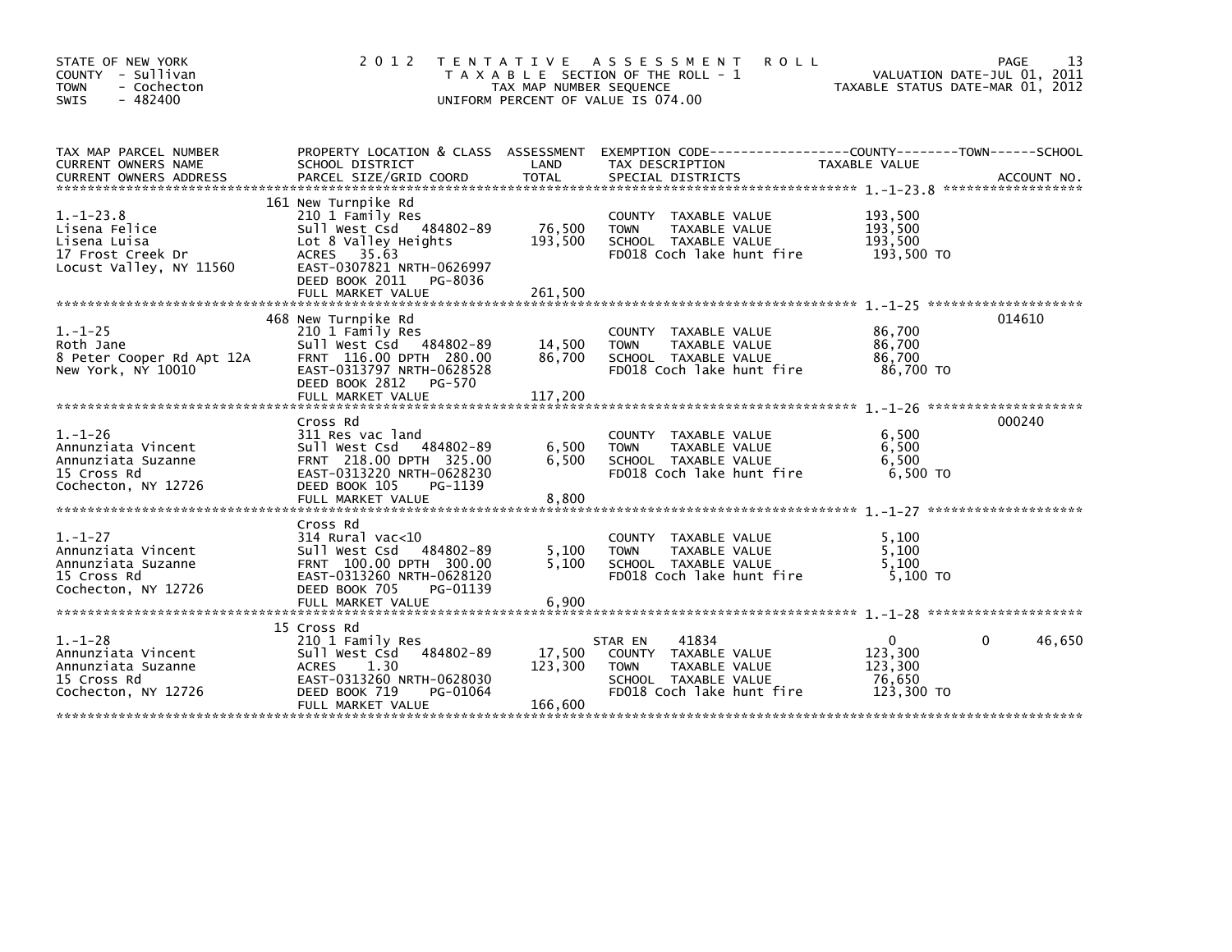STATE OF NEW YORK
COUNTY - Sullivan
TOWN - Cochecton
SWIS - 482400

# 2012 TENTATIVE ASSESSMENT ROLL

TAXABLE SECTION OF THE ROLL - 1
TAX MAP NUMBER SEQUENCE
UNIFORM PERCENT OF VALUE IS 074.00

VALUATION DATE-JUL 01, 2011
TAXABLE STATUS DATE-MAR 01, 2012

| TAX MAP PARCEL NUMBER / CURRENT OWNERS NAME / CURRENT OWNERS ADDRESS | PROPERTY LOCATION & CLASS / SCHOOL DISTRICT / PARCEL SIZE/GRID COORD | ASSESSMENT LAND | TOTAL | EXEMPTION CODE / TAX DESCRIPTION / SPECIAL DISTRICTS | COUNTY | TOWN | SCHOOL | ACCOUNT NO. |
|---|---|---|---|---|---|---|---|---|
| 1.-1-23.8 | 161 New Turnpike Rd | | | | | | | |
| Lisena Felice | 210 1 Family Res | | | COUNTY TAXABLE VALUE | 193,500 | | | |
| Lisena Luisa | Sull West Csd 484802-89 | 76,500 | | TOWN TAXABLE VALUE | | 193,500 | | |
| 17 Frost Creek Dr | Lot 8 Valley Heights | | 193,500 | SCHOOL TAXABLE VALUE | | | 193,500 | |
| Locust Valley, NY 11560 | ACRES 35.63 | | | FD018 Coch lake hunt fire | 193,500 TO | | | |
| | EAST-0307821 NRTH-0626997 | | | | | | | |
| | DEED BOOK 2011 PG-8036 | | | | | | | |
| | FULL MARKET VALUE | | 261,500 | | | | | |
| 1.-1-25 | 468 New Turnpike Rd | | | | | | | 014610 |
| Roth Jane | 210 1 Family Res | | | COUNTY TAXABLE VALUE | 86,700 | | | |
| 8 Peter Cooper Rd Apt 12A | Sull West Csd 484802-89 | 14,500 | | TOWN TAXABLE VALUE | | 86,700 | | |
| New York, NY 10010 | FRNT 116.00 DPTH 280.00 | | 86,700 | SCHOOL TAXABLE VALUE | | | 86,700 | |
| | EAST-0313797 NRTH-0628528 | | | FD018 Coch lake hunt fire | 86,700 TO | | | |
| | DEED BOOK 2812 PG-570 | | | | | | | |
| | FULL MARKET VALUE | | 117,200 | | | | | |
| 1.-1-26 | Cross Rd | | | | | | | 000240 |
| Annunziata Vincent | 311 Res vac land | | | COUNTY TAXABLE VALUE | 6,500 | | | |
| Annunziata Suzanne | Sull West Csd 484802-89 | 6,500 | | TOWN TAXABLE VALUE | | 6,500 | | |
| 15 Cross Rd | FRNT 218.00 DPTH 325.00 | | 6,500 | SCHOOL TAXABLE VALUE | | | 6,500 | |
| Cochecton, NY 12726 | EAST-0313220 NRTH-0628230 | | | FD018 Coch lake hunt fire | 6,500 TO | | | |
| | DEED BOOK 105 PG-1139 | | | | | | | |
| | FULL MARKET VALUE | | 8,800 | | | | | |
| 1.-1-27 | Cross Rd | | | | | | | |
| Annunziata Vincent | 314 Rural vac<10 | | | COUNTY TAXABLE VALUE | 5,100 | | | |
| Annunziata Suzanne | Sull West Csd 484802-89 | 5,100 | | TOWN TAXABLE VALUE | | 5,100 | | |
| 15 Cross Rd | FRNT 100.00 DPTH 300.00 | | 5,100 | SCHOOL TAXABLE VALUE | | | 5,100 | |
| Cochecton, NY 12726 | EAST-0313260 NRTH-0628120 | | | FD018 Coch lake hunt fire | 5,100 TO | | | |
| | DEED BOOK 705 PG-01139 | | | | | | | |
| | FULL MARKET VALUE | | 6,900 | | | | | |
| 1.-1-28 | 15 Cross Rd | | | | | | | |
| Annunziata Vincent | 210 1 Family Res | | | STAR EN 41834 | 0 | 0 | 46,650 | |
| Annunziata Suzanne | Sull West Csd 484802-89 | 17,500 | | COUNTY TAXABLE VALUE | 123,300 | | | |
| 15 Cross Rd | ACRES 1.30 | | 123,300 | TOWN TAXABLE VALUE | | 123,300 | | |
| Cochecton, NY 12726 | EAST-0313260 NRTH-0628030 | | | SCHOOL TAXABLE VALUE | | | 76,650 | |
| | DEED BOOK 719 PG-01064 | | | FD018 Coch lake hunt fire | 123,300 TO | | | |
| | FULL MARKET VALUE | | 166,600 | | | | | |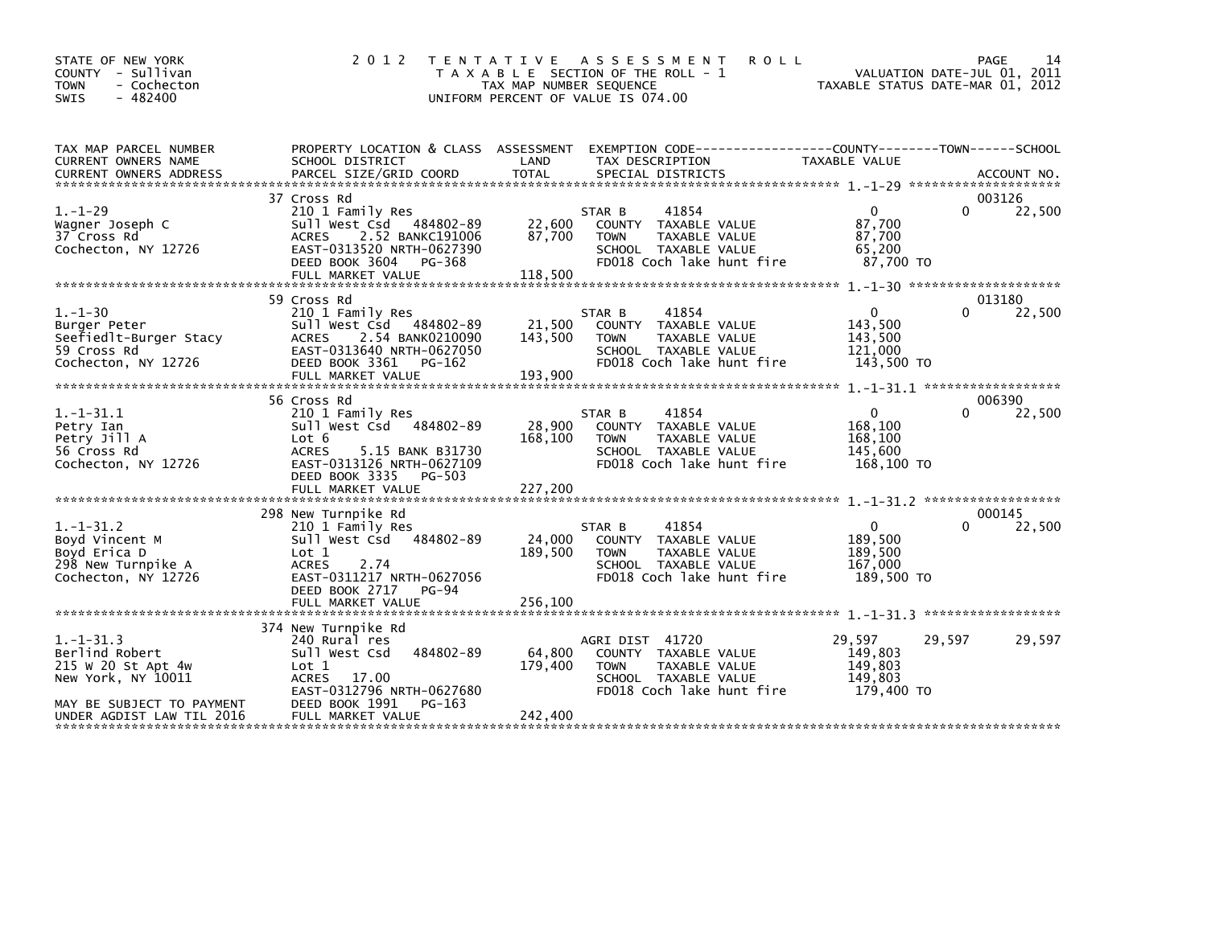STATE OF NEW YORK
COUNTY - Sullivan
TOWN - Cochecton
SWIS - 482400

2012 TENTATIVE ASSESSMENT ROLL
TAXABLE SECTION OF THE ROLL - 1
TAX MAP NUMBER SEQUENCE
UNIFORM PERCENT OF VALUE IS 074.00

VALUATION DATE-JUL 01, 2011
TAXABLE STATUS DATE-MAR 01, 2012

| TAX MAP PARCEL NUMBER / CURRENT OWNERS NAME / CURRENT OWNERS ADDRESS | PROPERTY LOCATION & CLASS / SCHOOL DISTRICT / PARCEL SIZE/GRID COORD | ASSESSMENT LAND / TOTAL | EXEMPTION CODE / TAX DESCRIPTION / SPECIAL DISTRICTS | COUNTY TAXABLE VALUE | TOWN | SCHOOL / ACCOUNT NO. |
|---|---|---|---|---|---|---|
| 1.-1-29 | 37 Cross Rd | | | | | 003126 |
| | 210 1 Family Res | | STAR B 41854 | 0 | 0 | 22,500 |
| Wagner Joseph C | Sull West Csd 484802-89 | 22,600 | COUNTY TAXABLE VALUE | 87,700 | | |
| 37 Cross Rd | ACRES 2.52 BANKC191006 | 87,700 | TOWN TAXABLE VALUE | 87,700 | | |
| Cochecton, NY 12726 | EAST-0313520 NRTH-0627390 | | SCHOOL TAXABLE VALUE | 65,200 | | |
| | DEED BOOK 3604 PG-368 | | FD018 Coch lake hunt fire | 87,700 TO | | |
| | FULL MARKET VALUE | 118,500 | | | | |
| 1.-1-30 | 59 Cross Rd | | | | | 013180 |
| | 210 1 Family Res | | STAR B 41854 | 0 | 0 | 22,500 |
| Burger Peter | Sull West Csd 484802-89 | 21,500 | COUNTY TAXABLE VALUE | 143,500 | | |
| Seefiedlt-Burger Stacy | ACRES 2.54 BANK0210090 | 143,500 | TOWN TAXABLE VALUE | 143,500 | | |
| 59 Cross Rd | EAST-0313640 NRTH-0627050 | | SCHOOL TAXABLE VALUE | 121,000 | | |
| Cochecton, NY 12726 | DEED BOOK 3361 PG-162 | | FD018 Coch lake hunt fire | 143,500 TO | | |
| | FULL MARKET VALUE | 193,900 | | | | |
| 1.-1-31.1 | 56 Cross Rd | | | | | 006390 |
| | 210 1 Family Res | | STAR B 41854 | 0 | 0 | 22,500 |
| Petry Ian | Sull West Csd 484802-89 | 28,900 | COUNTY TAXABLE VALUE | 168,100 | | |
| Petry Jill A | Lot 6 | 168,100 | TOWN TAXABLE VALUE | 168,100 | | |
| 56 Cross Rd | ACRES 5.15 BANK B31730 | | SCHOOL TAXABLE VALUE | 145,600 | | |
| Cochecton, NY 12726 | EAST-0313126 NRTH-0627109 | | FD018 Coch lake hunt fire | 168,100 TO | | |
| | DEED BOOK 3335 PG-503 | | | | | |
| | FULL MARKET VALUE | 227,200 | | | | |
| 1.-1-31.2 | 298 New Turnpike Rd | | | | | 000145 |
| | 210 1 Family Res | | STAR B 41854 | 0 | 0 | 22,500 |
| Boyd Vincent M | Sull West Csd 484802-89 | 24,000 | COUNTY TAXABLE VALUE | 189,500 | | |
| Boyd Erica D | Lot 1 | 189,500 | TOWN TAXABLE VALUE | 189,500 | | |
| 298 New Turnpike A | ACRES 2.74 | | SCHOOL TAXABLE VALUE | 167,000 | | |
| Cochecton, NY 12726 | EAST-0311217 NRTH-0627056 | | FD018 Coch lake hunt fire | 189,500 TO | | |
| | DEED BOOK 2717 PG-94 | | | | | |
| | FULL MARKET VALUE | 256,100 | | | | |
| 1.-1-31.3 | 374 New Turnpike Rd | | | | | |
| | 240 Rural res | | AGRI DIST 41720 | 29,597 | 29,597 | 29,597 |
| Berlind Robert | Sull West Csd 484802-89 | 64,800 | COUNTY TAXABLE VALUE | 149,803 | | |
| 215 W 20 St Apt 4w | Lot 1 | 179,400 | TOWN TAXABLE VALUE | 149,803 | | |
| New York, NY 10011 | ACRES 17.00 | | SCHOOL TAXABLE VALUE | 149,803 | | |
| | EAST-0312796 NRTH-0627680 | | FD018 Coch lake hunt fire | 179,400 TO | | |
| MAY BE SUBJECT TO PAYMENT | DEED BOOK 1991 PG-163 | | | | | |
| UNDER AGDIST LAW TIL 2016 | FULL MARKET VALUE | 242,400 | | | | |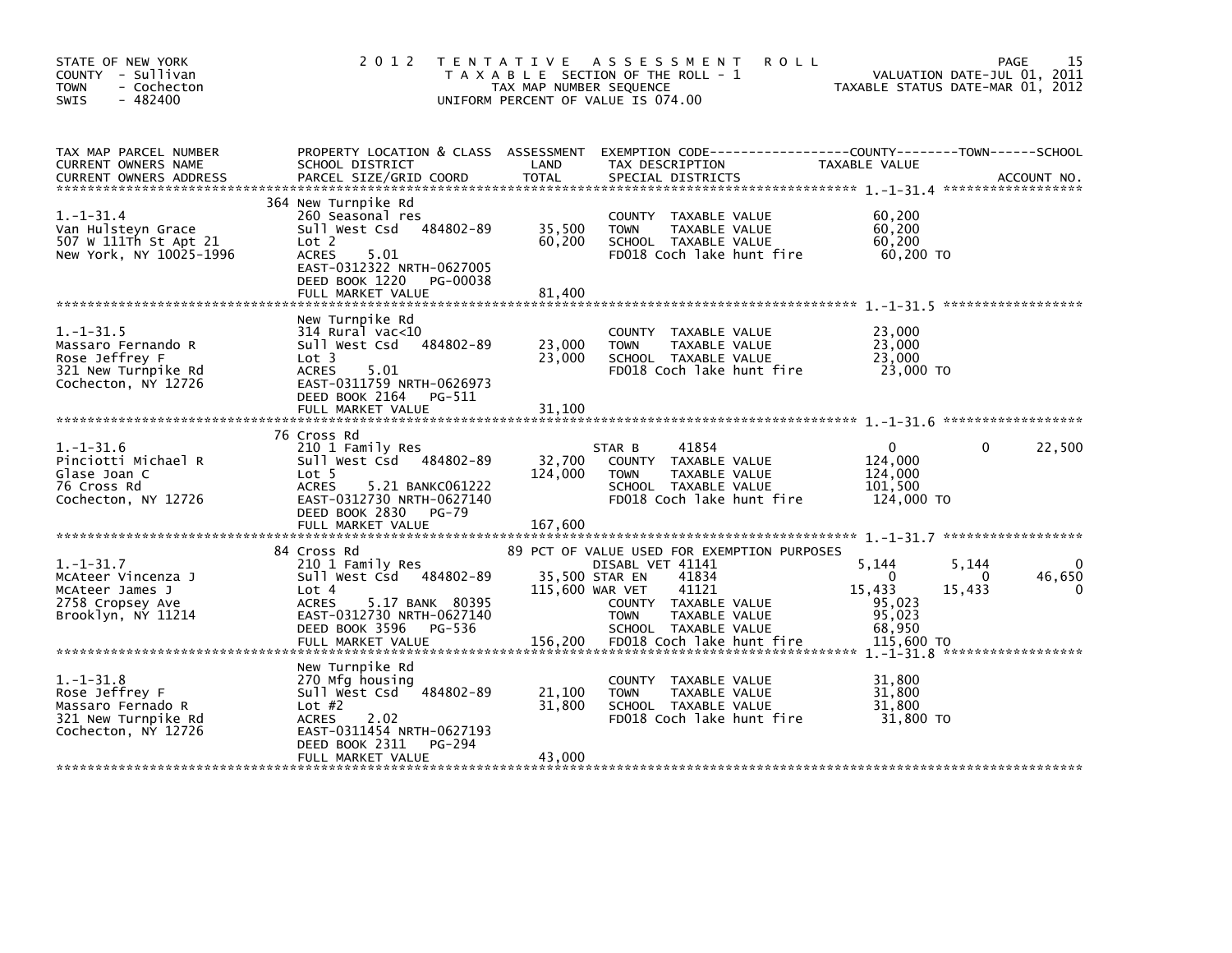STATE OF NEW YORK
COUNTY - Sullivan
TOWN - Cochecton
SWIS - 482400

# 2012 TENTATIVE ASSESSMENT ROLL

TAXABLE SECTION OF THE ROLL - 1
TAX MAP NUMBER SEQUENCE
UNIFORM PERCENT OF VALUE IS 074.00

VALUATION DATE-JUL 01, 2011
TAXABLE STATUS DATE-MAR 01, 2012

| TAX MAP PARCEL NUMBER / CURRENT OWNERS NAME / CURRENT OWNERS ADDRESS | PROPERTY LOCATION & CLASS / SCHOOL DISTRICT / PARCEL SIZE/GRID COORD | ASSESSMENT LAND | TOTAL | EXEMPTION CODE / TAX DESCRIPTION / SPECIAL DISTRICTS | COUNTY TAXABLE VALUE | TOWN | SCHOOL |
|---|---|---|---|---|---|---|---|
| 1.-1-31.4 | 364 New Turnpike Rd | | | | | | |
| Van Hulsteyn Grace | 260 Seasonal res | | | COUNTY TAXABLE VALUE | 60,200 | | |
| 507 W 111Th St Apt 21 | Sull West Csd 484802-89 | 35,500 | | TOWN TAXABLE VALUE | 60,200 | | |
| New York, NY 10025-1996 | Lot 2 | | 60,200 | SCHOOL TAXABLE VALUE | 60,200 | | |
| | ACRES 5.01 | | | FD018 Coch lake hunt fire | 60,200 TO | | |
| | EAST-0312322 NRTH-0627005 | | | | | | |
| | DEED BOOK 1220 PG-00038 | | | | | | |
| | FULL MARKET VALUE | | 81,400 | | | | |
| 1.-1-31.5 | New Turnpike Rd | | | | | | |
| Massaro Fernando R | 314 Rural vac<10 | | | COUNTY TAXABLE VALUE | 23,000 | | |
| Rose Jeffrey F | Sull West Csd 484802-89 | 23,000 | | TOWN TAXABLE VALUE | 23,000 | | |
| 321 New Turnpike Rd | Lot 3 | | 23,000 | SCHOOL TAXABLE VALUE | 23,000 | | |
| Cochecton, NY 12726 | ACRES 5.01 | | | FD018 Coch lake hunt fire | 23,000 TO | | |
| | EAST-0311759 NRTH-0626973 | | | | | | |
| | DEED BOOK 2164 PG-511 | | | | | | |
| | FULL MARKET VALUE | | 31,100 | | | | |
| 1.-1-31.6 | 76 Cross Rd | | | | | | |
| Pinciotti Michael R | 210 1 Family Res | | | STAR B 41854 | 0 | 0 | 22,500 |
| Glase Joan C | Sull West Csd 484802-89 | 32,700 | | COUNTY TAXABLE VALUE | 124,000 | | |
| 76 Cross Rd | Lot 5 | | 124,000 | TOWN TAXABLE VALUE | 124,000 | | |
| Cochecton, NY 12726 | ACRES 5.21 BANKC061222 | | | SCHOOL TAXABLE VALUE | 101,500 | | |
| | EAST-0312730 NRTH-0627140 | | | FD018 Coch lake hunt fire | 124,000 TO | | |
| | DEED BOOK 2830 PG-79 | | | | | | |
| | FULL MARKET VALUE | | 167,600 | | | | |
| 1.-1-31.7 | 84 Cross Rd | | | 89 PCT OF VALUE USED FOR EXEMPTION PURPOSES | | | |
| McAteer Vincenza J | 210 1 Family Res | | | DISABL VET 41141 | 5,144 | 5,144 | 0 |
| McAteer James J | Sull West Csd 484802-89 | 35,500 | | STAR EN 41834 | 0 | 0 | 46,650 |
| 2758 Cropsey Ave | Lot 4 | | 115,600 | WAR VET 41121 | 15,433 | 15,433 | 0 |
| Brooklyn, NY 11214 | ACRES 5.17 BANK 80395 | | | COUNTY TAXABLE VALUE | 95,023 | | |
| | EAST-0312730 NRTH-0627140 | | | TOWN TAXABLE VALUE | 95,023 | | |
| | DEED BOOK 3596 PG-536 | | | SCHOOL TAXABLE VALUE | 68,950 | | |
| | FULL MARKET VALUE | | 156,200 | FD018 Coch lake hunt fire | 115,600 TO | | |
| 1.-1-31.8 | New Turnpike Rd | | | | | | |
| Rose Jeffrey F | 270 Mfg housing | | | COUNTY TAXABLE VALUE | 31,800 | | |
| Massaro Fernado R | Sull West Csd 484802-89 | 21,100 | | TOWN TAXABLE VALUE | 31,800 | | |
| 321 New Turnpike Rd | Lot #2 | | 31,800 | SCHOOL TAXABLE VALUE | 31,800 | | |
| Cochecton, NY 12726 | ACRES 2.02 | | | FD018 Coch lake hunt fire | 31,800 TO | | |
| | EAST-0311454 NRTH-0627193 | | | | | | |
| | DEED BOOK 2311 PG-294 | | | | | | |
| | FULL MARKET VALUE | | 43,000 | | | | |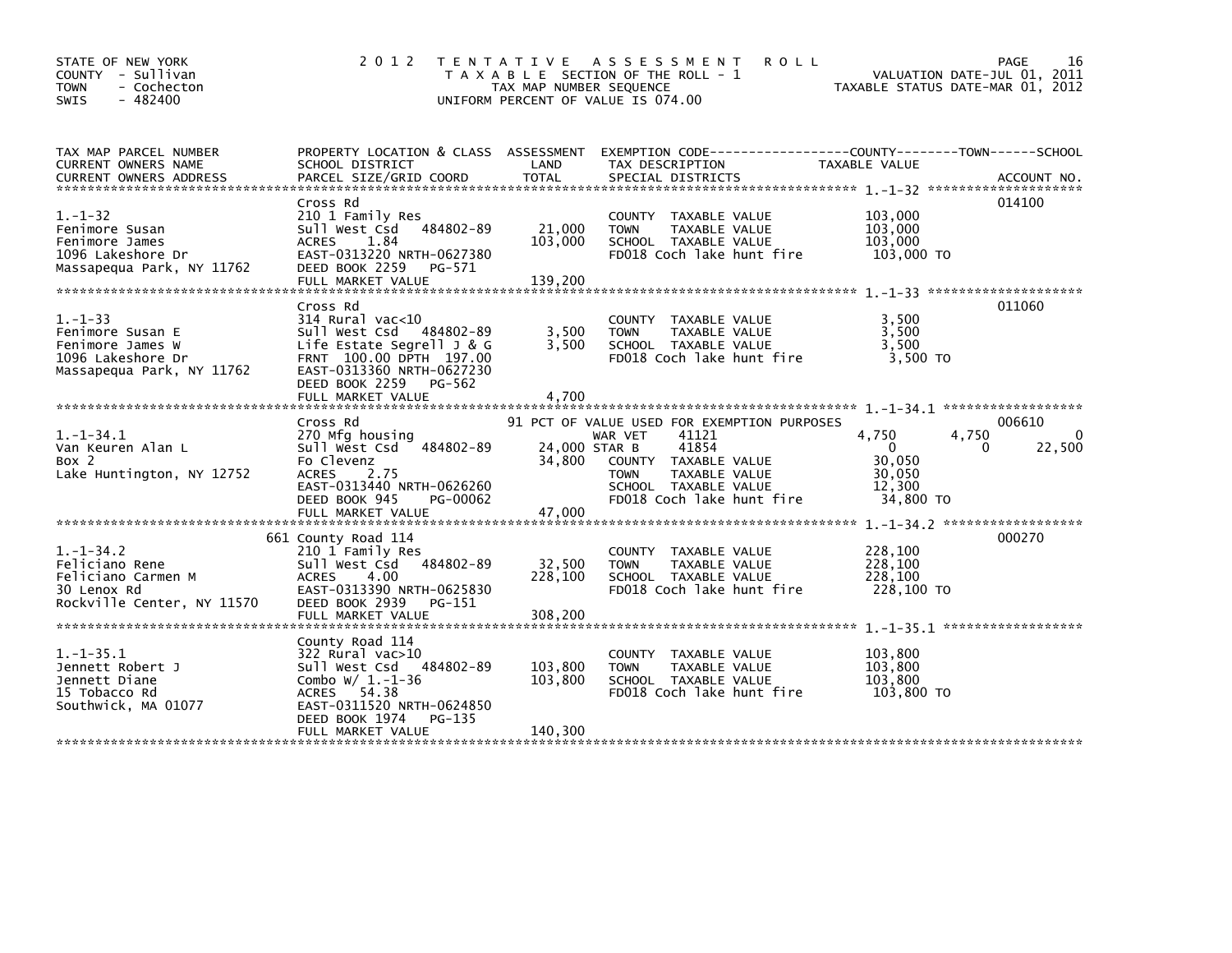STATE OF NEW YORK
COUNTY - Sullivan
TOWN - Cochecton
SWIS - 482400

# 2012 TENTATIVE ASSESSMENT ROLL

TAXABLE SECTION OF THE ROLL - 1
TAX MAP NUMBER SEQUENCE
UNIFORM PERCENT OF VALUE IS 074.00

VALUATION DATE-JUL 01, 2011
TAXABLE STATUS DATE-MAR 01, 2012

| TAX MAP PARCEL NUMBER / CURRENT OWNERS NAME / CURRENT OWNERS ADDRESS | PROPERTY LOCATION & CLASS / SCHOOL DISTRICT / PARCEL SIZE/GRID COORD | ASSESSMENT LAND | TOTAL | EXEMPTION CODE / TAX DESCRIPTION / SPECIAL DISTRICTS | COUNTY TAXABLE VALUE | TOWN | SCHOOL | ACCOUNT NO. |
|---|---|---|---|---|---|---|---|---|
| **1.-1-32** | Cross Rd | | | | | | | 014100 |
| Fenimore Susan | 210 1 Family Res | | | COUNTY TAXABLE VALUE | 103,000 | | | |
| Fenimore James | Sull West Csd 484802-89 | 21,000 | | TOWN TAXABLE VALUE | 103,000 | | | |
| 1096 Lakeshore Dr | ACRES 1.84 | | 103,000 | SCHOOL TAXABLE VALUE | 103,000 | | | |
| Massapequa Park, NY 11762 | EAST-0313220 NRTH-0627380 | | | FD018 Coch lake hunt fire | 103,000 TO | | | |
| | DEED BOOK 2259 PG-571 | | | | | | | |
| | FULL MARKET VALUE | | 139,200 | | | | | |
| **1.-1-33** | Cross Rd | | | | | | | 011060 |
| Fenimore Susan E | 314 Rural vac<10 | | | COUNTY TAXABLE VALUE | 3,500 | | | |
| Fenimore James W | Sull West Csd 484802-89 | 3,500 | | TOWN TAXABLE VALUE | 3,500 | | | |
| 1096 Lakeshore Dr | Life Estate Segrell J & G | | 3,500 | SCHOOL TAXABLE VALUE | 3,500 | | | |
| Massapequa Park, NY 11762 | FRNT 100.00 DPTH 197.00 | | | FD018 Coch lake hunt fire | 3,500 TO | | | |
| | EAST-0313360 NRTH-0627230 | | | | | | | |
| | DEED BOOK 2259 PG-562 | | | | | | | |
| | FULL MARKET VALUE | | 4,700 | | | | | |
| **1.-1-34.1** | Cross Rd | | | 91 PCT OF VALUE USED FOR EXEMPTION PURPOSES | | | | 006610 |
| Van Keuren Alan L | 270 Mfg housing | | | WAR VET 41121 | 4,750 | 4,750 | 0 | |
| Box 2 | Sull West Csd 484802-89 | 24,000 | | STAR B 41854 | 0 | 0 | 22,500 | |
| Lake Huntington, NY 12752 | Fo Clevenz | | 34,800 | COUNTY TAXABLE VALUE | 30,050 | | | |
| | ACRES 2.75 | | | TOWN TAXABLE VALUE | 30,050 | | | |
| | EAST-0313440 NRTH-0626260 | | | SCHOOL TAXABLE VALUE | 12,300 | | | |
| | DEED BOOK 945 PG-00062 | | | FD018 Coch lake hunt fire | 34,800 TO | | | |
| | FULL MARKET VALUE | | 47,000 | | | | | |
| **1.-1-34.2** | 661 County Road 114 | | | | | | | 000270 |
| Feliciano Rene | 210 1 Family Res | | | COUNTY TAXABLE VALUE | 228,100 | | | |
| Feliciano Carmen M | Sull West Csd 484802-89 | 32,500 | | TOWN TAXABLE VALUE | 228,100 | | | |
| 30 Lenox Rd | ACRES 4.00 | | 228,100 | SCHOOL TAXABLE VALUE | 228,100 | | | |
| Rockville Center, NY 11570 | EAST-0313390 NRTH-0625830 | | | FD018 Coch lake hunt fire | 228,100 TO | | | |
| | DEED BOOK 2939 PG-151 | | | | | | | |
| | FULL MARKET VALUE | | 308,200 | | | | | |
| **1.-1-35.1** | County Road 114 | | | | | | | |
| Jennett Robert J | 322 Rural vac>10 | | | COUNTY TAXABLE VALUE | 103,800 | | | |
| Jennett Diane | Sull West Csd 484802-89 | 103,800 | | TOWN TAXABLE VALUE | 103,800 | | | |
| 15 Tobacco Rd | Combo W/ 1.-1-36 | | 103,800 | SCHOOL TAXABLE VALUE | 103,800 | | | |
| Southwick, MA 01077 | ACRES 54.38 | | | FD018 Coch lake hunt fire | 103,800 TO | | | |
| | EAST-0311520 NRTH-0624850 | | | | | | | |
| | DEED BOOK 1974 PG-135 | | | | | | | |
| | FULL MARKET VALUE | | 140,300 | | | | | |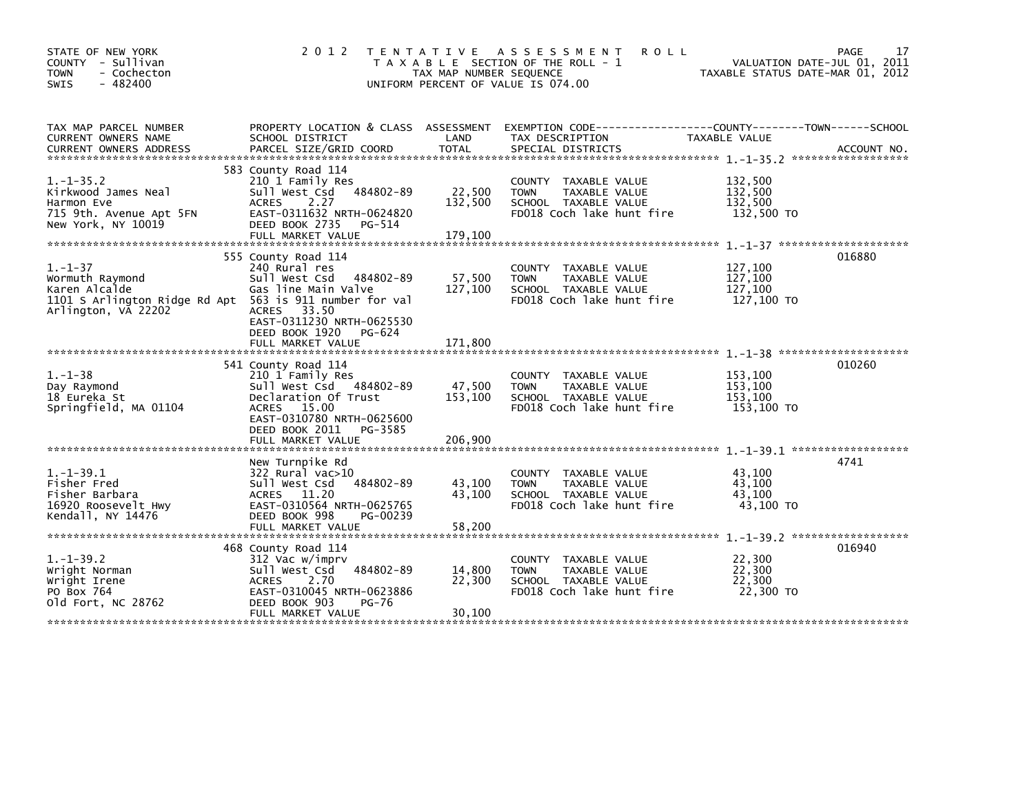STATE OF NEW YORK
COUNTY - Sullivan
TOWN - Cochecton
SWIS - 482400

# 2012 TENTATIVE ASSESSMENT ROLL

TAXABLE SECTION OF THE ROLL - 1
TAX MAP NUMBER SEQUENCE
UNIFORM PERCENT OF VALUE IS 074.00

VALUATION DATE-JUL 01, 2011
TAXABLE STATUS DATE-MAR 01, 2012

| TAX MAP PARCEL NUMBER / CURRENT OWNERS NAME / CURRENT OWNERS ADDRESS | PROPERTY LOCATION & CLASS / SCHOOL DISTRICT / PARCEL SIZE/GRID COORD | ASSESSMENT LAND | TOTAL | EXEMPTION CODE / TAX DESCRIPTION / SPECIAL DISTRICTS | TAXABLE VALUE (COUNTY / TOWN / SCHOOL) | ACCOUNT NO. |
|---|---|---|---|---|---|---|
| 1.-1-35.2 | 583 County Road 114 | | | | | |
| | 210 1 Family Res | | | COUNTY TAXABLE VALUE | 132,500 | |
| Kirkwood James Neal | Sull West Csd 484802-89 | 22,500 | | TOWN TAXABLE VALUE | 132,500 | |
| Harmon Eve | ACRES 2.27 | | 132,500 | SCHOOL TAXABLE VALUE | 132,500 | |
| 715 9th. Avenue Apt 5FN | EAST-0311632 NRTH-0624820 | | | FD018 Coch lake hunt fire | 132,500 TO | |
| New York, NY 10019 | DEED BOOK 2735 PG-514 | | | | | |
| | FULL MARKET VALUE | | 179,100 | | | |
| 1.-1-37 | 555 County Road 114 | | | | | 016880 |
| | 240 Rural res | | | COUNTY TAXABLE VALUE | 127,100 | |
| Wormuth Raymond | Sull West Csd 484802-89 | 57,500 | | TOWN TAXABLE VALUE | 127,100 | |
| Karen Alcalde | Gas line Main Valve | | 127,100 | SCHOOL TAXABLE VALUE | 127,100 | |
| 1101 S Arlington Ridge Rd Apt | 563 is 911 number for val | | | FD018 Coch lake hunt fire | 127,100 TO | |
| Arlington, VA 22202 | ACRES 33.50 | | | | | |
| | EAST-0311230 NRTH-0625530 | | | | | |
| | DEED BOOK 1920 PG-624 | | | | | |
| | FULL MARKET VALUE | | 171,800 | | | |
| 1.-1-38 | 541 County Road 114 | | | | | 010260 |
| | 210 1 Family Res | | | COUNTY TAXABLE VALUE | 153,100 | |
| Day Raymond | Sull West Csd 484802-89 | 47,500 | | TOWN TAXABLE VALUE | 153,100 | |
| 18 Eureka St | Declaration Of Trust | | 153,100 | SCHOOL TAXABLE VALUE | 153,100 | |
| Springfield, MA 01104 | ACRES 15.00 | | | FD018 Coch lake hunt fire | 153,100 TO | |
| | EAST-0310780 NRTH-0625600 | | | | | |
| | DEED BOOK 2011 PG-3585 | | | | | |
| | FULL MARKET VALUE | | 206,900 | | | |
| 1.-1-39.1 | New Turnpike Rd | | | | | 4741 |
| | 322 Rural vac>10 | | | COUNTY TAXABLE VALUE | 43,100 | |
| Fisher Fred | Sull West Csd 484802-89 | 43,100 | | TOWN TAXABLE VALUE | 43,100 | |
| Fisher Barbara | ACRES 11.20 | | 43,100 | SCHOOL TAXABLE VALUE | 43,100 | |
| 16920 Roosevelt Hwy | EAST-0310564 NRTH-0625765 | | | FD018 Coch lake hunt fire | 43,100 TO | |
| Kendall, NY 14476 | DEED BOOK 998 PG-00239 | | | | | |
| | FULL MARKET VALUE | | 58,200 | | | |
| 1.-1-39.2 | 468 County Road 114 | | | | | 016940 |
| | 312 Vac w/imprv | | | COUNTY TAXABLE VALUE | 22,300 | |
| Wright Norman | Sull West Csd 484802-89 | 14,800 | | TOWN TAXABLE VALUE | 22,300 | |
| Wright Irene | ACRES 2.70 | | 22,300 | SCHOOL TAXABLE VALUE | 22,300 | |
| PO Box 764 | EAST-0310045 NRTH-0623886 | | | FD018 Coch lake hunt fire | 22,300 TO | |
| Old Fort, NC 28762 | DEED BOOK 903 PG-76 | | | | | |
| | FULL MARKET VALUE | | 30,100 | | | |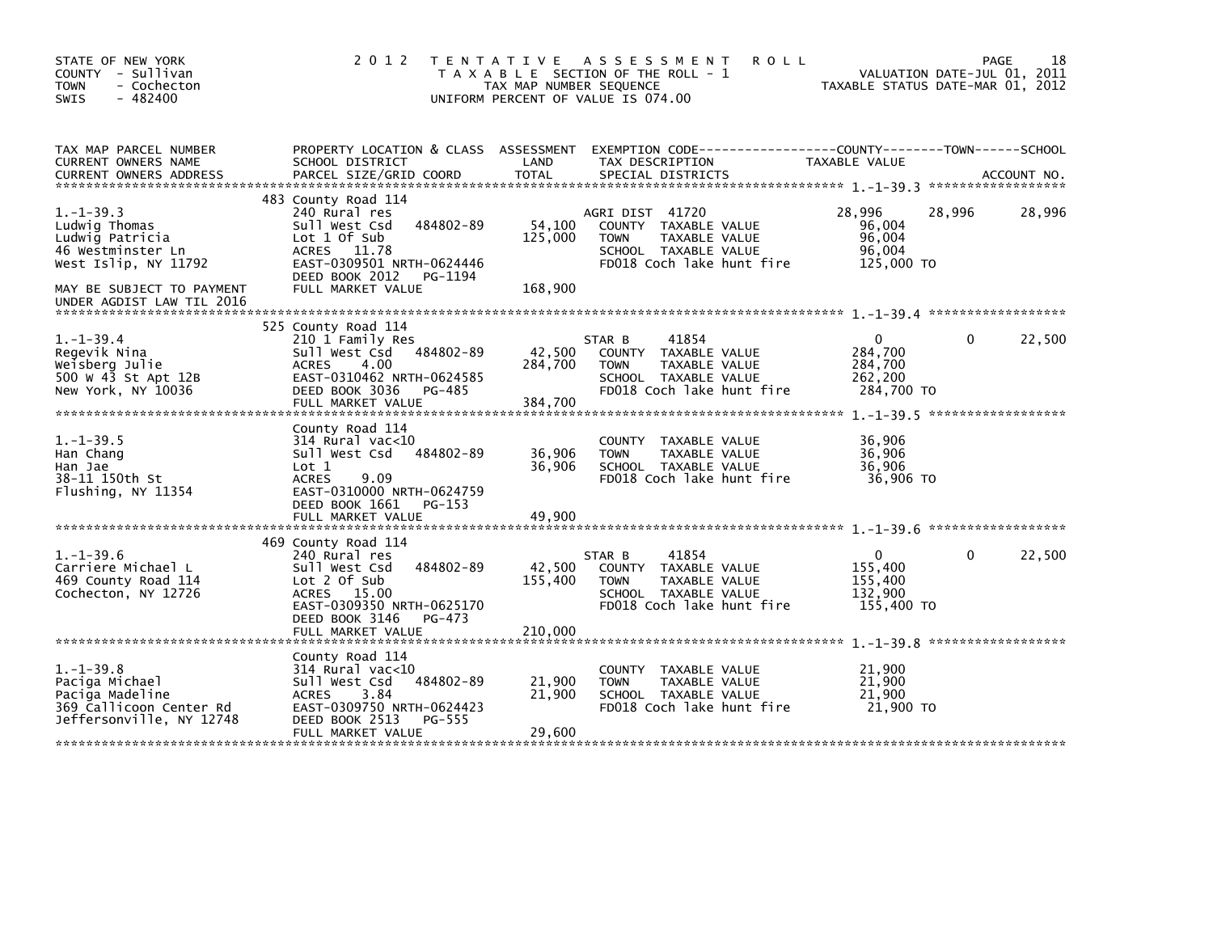STATE OF NEW YORK
COUNTY - Sullivan
TOWN - Cochecton
SWIS - 482400

2012 TENTATIVE ASSESSMENT ROLL
TAXABLE SECTION OF THE ROLL - 1
TAX MAP NUMBER SEQUENCE
UNIFORM PERCENT OF VALUE IS 074.00

VALUATION DATE-JUL 01, 2011
TAXABLE STATUS DATE-MAR 01, 2012

| TAX MAP PARCEL NUMBER / CURRENT OWNERS NAME / CURRENT OWNERS ADDRESS | PROPERTY LOCATION & CLASS / SCHOOL DISTRICT / PARCEL SIZE/GRID COORD | ASSESSMENT LAND | TOTAL | EXEMPTION CODE / TAX DESCRIPTION / SPECIAL DISTRICTS | COUNTY TAXABLE VALUE | TOWN | SCHOOL |
|---|---|---|---|---|---|---|---|
| **1.-1-39.3** | 483 County Road 114 | | | | | | |
| Ludwig Thomas | 240 Rural res | | | AGRI DIST 41720 | 28,996 | 28,996 | 28,996 |
| Ludwig Patricia | Sull West Csd 484802-89 | 54,100 | | COUNTY TAXABLE VALUE | 96,004 | | |
| 46 Westminster Ln | Lot 1 Of Sub | | 125,000 | TOWN TAXABLE VALUE | 96,004 | | |
| West Islip, NY 11792 | ACRES 11.78 | | | SCHOOL TAXABLE VALUE | 96,004 | | |
| | EAST-0309501 NRTH-0624446 | | | FD018 Coch lake hunt fire | 125,000 TO | | |
| | DEED BOOK 2012 PG-1194 | | | | | | |
| MAY BE SUBJECT TO PAYMENT UNDER AGDIST LAW TIL 2016 | FULL MARKET VALUE | | 168,900 | | | | |
| **1.-1-39.4** | 525 County Road 114 | | | | | | |
| Regevik Nina | 210 1 Family Res | | | STAR B 41854 | 0 | 0 | 22,500 |
| Weisberg Julie | Sull West Csd 484802-89 | 42,500 | | COUNTY TAXABLE VALUE | 284,700 | | |
| 500 W 43 St Apt 12B | ACRES 4.00 | | 284,700 | TOWN TAXABLE VALUE | 284,700 | | |
| New York, NY 10036 | EAST-0310462 NRTH-0624585 | | | SCHOOL TAXABLE VALUE | 262,200 | | |
| | DEED BOOK 3036 PG-485 | | | FD018 Coch lake hunt fire | 284,700 TO | | |
| | FULL MARKET VALUE | | 384,700 | | | | |
| **1.-1-39.5** | County Road 114 | | | | | | |
| Han Chang | 314 Rural vac<10 | | | COUNTY TAXABLE VALUE | 36,906 | | |
| Han Jae | Sull West Csd 484802-89 | 36,906 | | TOWN TAXABLE VALUE | 36,906 | | |
| 38-11 150th St | Lot 1 | | 36,906 | SCHOOL TAXABLE VALUE | 36,906 | | |
| Flushing, NY 11354 | ACRES 9.09 | | | FD018 Coch lake hunt fire | 36,906 TO | | |
| | EAST-0310000 NRTH-0624759 | | | | | | |
| | DEED BOOK 1661 PG-153 | | | | | | |
| | FULL MARKET VALUE | | 49,900 | | | | |
| **1.-1-39.6** | 469 County Road 114 | | | | | | |
| Carriere Michael L | 240 Rural res | | | STAR B 41854 | 0 | 0 | 22,500 |
| 469 County Road 114 | Sull West Csd 484802-89 | 42,500 | | COUNTY TAXABLE VALUE | 155,400 | | |
| Cochecton, NY 12726 | Lot 2 Of Sub | | 155,400 | TOWN TAXABLE VALUE | 155,400 | | |
| | ACRES 15.00 | | | SCHOOL TAXABLE VALUE | 132,900 | | |
| | EAST-0309350 NRTH-0625170 | | | FD018 Coch lake hunt fire | 155,400 TO | | |
| | DEED BOOK 3146 PG-473 | | | | | | |
| | FULL MARKET VALUE | | 210,000 | | | | |
| **1.-1-39.8** | County Road 114 | | | | | | |
| Paciga Michael | 314 Rural vac<10 | | | COUNTY TAXABLE VALUE | 21,900 | | |
| Paciga Madeline | Sull West Csd 484802-89 | 21,900 | | TOWN TAXABLE VALUE | 21,900 | | |
| 369 Callicoon Center Rd | ACRES 3.84 | | 21,900 | SCHOOL TAXABLE VALUE | 21,900 | | |
| Jeffersonville, NY 12748 | EAST-0309750 NRTH-0624423 | | | FD018 Coch lake hunt fire | 21,900 TO | | |
| | DEED BOOK 2513 PG-555 | | | | | | |
| | FULL MARKET VALUE | | 29,600 | | | | |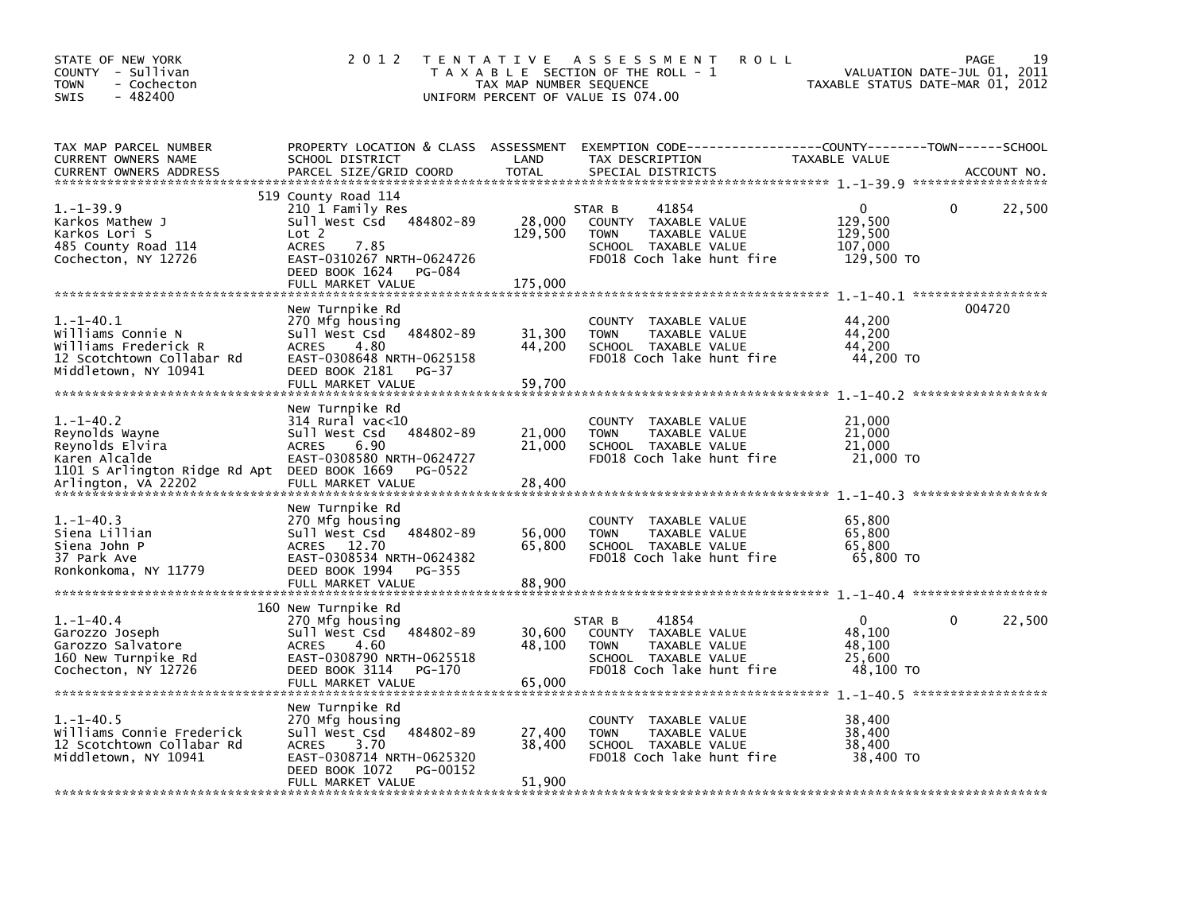STATE OF NEW YORK
COUNTY - Sullivan
TOWN - Cochecton
SWIS - 482400

2012 TENTATIVE ASSESSMENT ROLL
TAXABLE SECTION OF THE ROLL - 1
TAX MAP NUMBER SEQUENCE
UNIFORM PERCENT OF VALUE IS 074.00

VALUATION DATE-JUL 01, 2011
TAXABLE STATUS DATE-MAR 01, 2012

| TAX MAP PARCEL NUMBER / CURRENT OWNERS NAME / CURRENT OWNERS ADDRESS | PROPERTY LOCATION & CLASS / SCHOOL DISTRICT / PARCEL SIZE/GRID COORD | ASSESSMENT LAND | TOTAL | EXEMPTION CODE / TAX DESCRIPTION / SPECIAL DISTRICTS | COUNTY TAXABLE VALUE | TOWN | SCHOOL | ACCOUNT NO. |
|---|---|---|---|---|---|---|---|---|
| 1.-1-39.9 | 519 County Road 114 | | | | | | | |
| Karkos Mathew J | 210 1 Family Res | | | STAR B 41854 | 0 | 0 | 22,500 | |
| Karkos Lori S | Sull West Csd 484802-89 | 28,000 | | COUNTY TAXABLE VALUE | 129,500 | | | |
| 485 County Road 114 | Lot 2 | | 129,500 | TOWN TAXABLE VALUE | 129,500 | | | |
| Cochecton, NY 12726 | ACRES 7.85 | | | SCHOOL TAXABLE VALUE | 107,000 | | | |
| | EAST-0310267 NRTH-0624726 | | | FD018 Coch lake hunt fire | 129,500 TO | | | |
| | DEED BOOK 1624 PG-084 | | | | | | | |
| | FULL MARKET VALUE | | 175,000 | | | | | |
| 1.-1-40.1 | New Turnpike Rd | | | | | | | 004720 |
| Williams Connie N | 270 Mfg housing | | | COUNTY TAXABLE VALUE | 44,200 | | | |
| Williams Frederick R | Sull West Csd 484802-89 | 31,300 | | TOWN TAXABLE VALUE | 44,200 | | | |
| 12 Scotchtown Collabar Rd | ACRES 4.80 | | 44,200 | SCHOOL TAXABLE VALUE | 44,200 | | | |
| Middletown, NY 10941 | EAST-0308648 NRTH-0625158 | | | FD018 Coch lake hunt fire | 44,200 TO | | | |
| | DEED BOOK 2181 PG-37 | | | | | | | |
| | FULL MARKET VALUE | | 59,700 | | | | | |
| 1.-1-40.2 | New Turnpike Rd | | | | | | | |
| Reynolds Wayne | 314 Rural vac<10 | | | COUNTY TAXABLE VALUE | 21,000 | | | |
| Reynolds Elvira | Sull West Csd 484802-89 | 21,000 | | TOWN TAXABLE VALUE | 21,000 | | | |
| Karen Alcalde | ACRES 6.90 | | 21,000 | SCHOOL TAXABLE VALUE | 21,000 | | | |
| 1101 S Arlington Ridge Rd Apt | EAST-0308580 NRTH-0624727 | | | FD018 Coch lake hunt fire | 21,000 TO | | | |
| Arlington, VA 22202 | DEED BOOK 1669 PG-0522 | | | | | | | |
| | FULL MARKET VALUE | | 28,400 | | | | | |
| 1.-1-40.3 | New Turnpike Rd | | | | | | | |
| Siena Lillian | 270 Mfg housing | | | COUNTY TAXABLE VALUE | 65,800 | | | |
| Siena John P | Sull West Csd 484802-89 | 56,000 | | TOWN TAXABLE VALUE | 65,800 | | | |
| 37 Park Ave | ACRES 12.70 | | 65,800 | SCHOOL TAXABLE VALUE | 65,800 | | | |
| Ronkonkoma, NY 11779 | EAST-0308534 NRTH-0624382 | | | FD018 Coch lake hunt fire | 65,800 TO | | | |
| | DEED BOOK 1994 PG-355 | | | | | | | |
| | FULL MARKET VALUE | | 88,900 | | | | | |
| 1.-1-40.4 | 160 New Turnpike Rd | | | | | | | |
| Garozzo Joseph | 270 Mfg housing | | | STAR B 41854 | 0 | 0 | 22,500 | |
| Garozzo Salvatore | Sull West Csd 484802-89 | 30,600 | | COUNTY TAXABLE VALUE | 48,100 | | | |
| 160 New Turnpike Rd | ACRES 4.60 | | 48,100 | TOWN TAXABLE VALUE | 48,100 | | | |
| Cochecton, NY 12726 | EAST-0308790 NRTH-0625518 | | | SCHOOL TAXABLE VALUE | 25,600 | | | |
| | DEED BOOK 3114 PG-170 | | | FD018 Coch lake hunt fire | 48,100 TO | | | |
| | FULL MARKET VALUE | | 65,000 | | | | | |
| 1.-1-40.5 | New Turnpike Rd | | | | | | | |
| Williams Connie Frederick | 270 Mfg housing | | | COUNTY TAXABLE VALUE | 38,400 | | | |
| 12 Scotchtown Collabar Rd | Sull West Csd 484802-89 | 27,400 | | TOWN TAXABLE VALUE | 38,400 | | | |
| Middletown, NY 10941 | ACRES 3.70 | | 38,400 | SCHOOL TAXABLE VALUE | 38,400 | | | |
| | EAST-0308714 NRTH-0625320 | | | FD018 Coch lake hunt fire | 38,400 TO | | | |
| | DEED BOOK 1072 PG-00152 | | | | | | | |
| | FULL MARKET VALUE | | 51,900 | | | | | |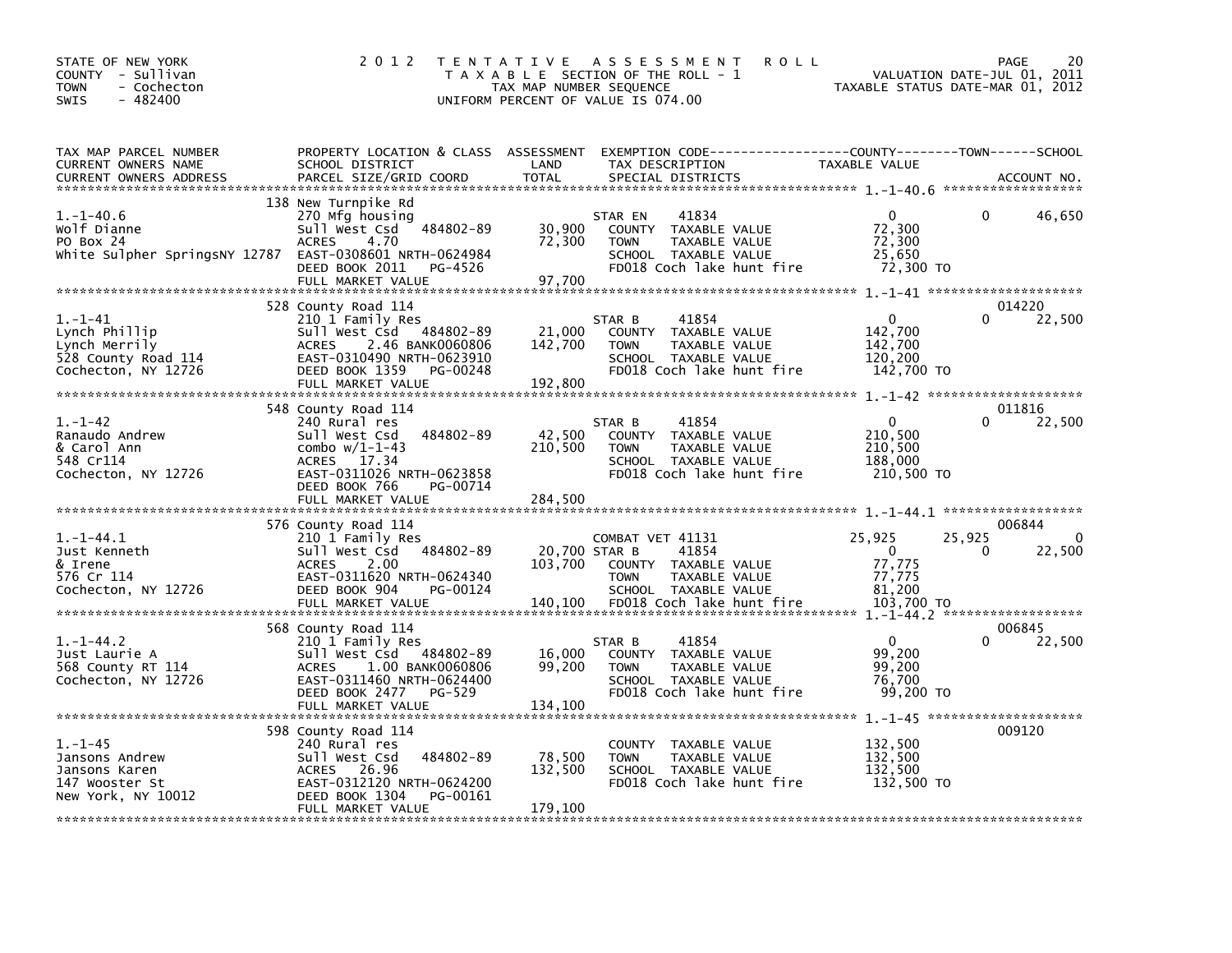STATE OF NEW YORK
COUNTY - Sullivan
TOWN - Cochecton
SWIS - 482400

# 2012 TENTATIVE ASSESSMENT ROLL

TAXABLE SECTION OF THE ROLL - 1
TAX MAP NUMBER SEQUENCE
UNIFORM PERCENT OF VALUE IS 074.00

VALUATION DATE-JUL 01, 2011
TAXABLE STATUS DATE-MAR 01, 2012

| TAX MAP PARCEL NUMBER / CURRENT OWNERS NAME / CURRENT OWNERS ADDRESS | PROPERTY LOCATION & CLASS / SCHOOL DISTRICT / PARCEL SIZE/GRID COORD | ASSESSMENT LAND | TOTAL | EXEMPTION CODE / TAX DESCRIPTION / SPECIAL DISTRICTS | COUNTY TAXABLE VALUE | TOWN | SCHOOL | ACCOUNT NO. |
|---|---|---|---|---|---|---|---|---|
| 1.-1-40.6 | 138 New Turnpike Rd | | | | | | | |
| | 270 Mfg housing | | | STAR EN 41834 | 0 | 0 | 46,650 | |
| Wolf Dianne | Sull West Csd 484802-89 | 30,900 | | COUNTY TAXABLE VALUE | 72,300 | | | |
| PO Box 24 | ACRES 4.70 | | 72,300 | TOWN TAXABLE VALUE | 72,300 | | | |
| White Sulpher SpringsNY 12787 | EAST-0308601 NRTH-0624984 | | | SCHOOL TAXABLE VALUE | 25,650 | | | |
| | DEED BOOK 2011 PG-4526 | | | FD018 Coch lake hunt fire | 72,300 TO | | | |
| | FULL MARKET VALUE | | 97,700 | | | | | |
| 1.-1-41 | 528 County Road 114 | | | | | | | 014220 |
| | 210 1 Family Res | | | STAR B 41854 | 0 | 0 | 22,500 | |
| Lynch Phillip | Sull West Csd 484802-89 | 21,000 | | COUNTY TAXABLE VALUE | 142,700 | | | |
| Lynch Merrily | ACRES 2.46 BANK0060806 | | 142,700 | TOWN TAXABLE VALUE | 142,700 | | | |
| 528 County Road 114 | EAST-0310490 NRTH-0623910 | | | SCHOOL TAXABLE VALUE | 120,200 | | | |
| Cochecton, NY 12726 | DEED BOOK 1359 PG-00248 | | | FD018 Coch lake hunt fire | 142,700 TO | | | |
| | FULL MARKET VALUE | | 192,800 | | | | | |
| 1.-1-42 | 548 County Road 114 | | | | | | | 011816 |
| | 240 Rural res | | | STAR B 41854 | 0 | 0 | 22,500 | |
| Ranaudo Andrew | Sull West Csd 484802-89 | 42,500 | | COUNTY TAXABLE VALUE | 210,500 | | | |
| & Carol Ann | combo w/1-1-43 | | 210,500 | TOWN TAXABLE VALUE | 210,500 | | | |
| 548 Cr114 | ACRES 17.34 | | | SCHOOL TAXABLE VALUE | 188,000 | | | |
| Cochecton, NY 12726 | EAST-0311026 NRTH-0623858 | | | FD018 Coch lake hunt fire | 210,500 TO | | | |
| | DEED BOOK 766 PG-00714 | | | | | | | |
| | FULL MARKET VALUE | | 284,500 | | | | | |
| 1.-1-44.1 | 576 County Road 114 | | | | | | | 006844 |
| | 210 1 Family Res | | | COMBAT VET 41131 | 25,925 | 25,925 | 0 | |
| Just Kenneth | Sull West Csd 484802-89 | 20,700 | | STAR B 41854 | 0 | 0 | 22,500 | |
| & Irene | ACRES 2.00 | | 103,700 | COUNTY TAXABLE VALUE | 77,775 | | | |
| 576 Cr 114 | EAST-0311620 NRTH-0624340 | | | TOWN TAXABLE VALUE | 77,775 | | | |
| Cochecton, NY 12726 | DEED BOOK 904 PG-00124 | | | SCHOOL TAXABLE VALUE | 81,200 | | | |
| | FULL MARKET VALUE | | 140,100 | FD018 Coch lake hunt fire | 103,700 TO | | | |
| 1.-1-44.2 | 568 County Road 114 | | | | | | | 006845 |
| | 210 1 Family Res | | | STAR B 41854 | 0 | 0 | 22,500 | |
| Just Laurie A | Sull West Csd 484802-89 | 16,000 | | COUNTY TAXABLE VALUE | 99,200 | | | |
| 568 County RT 114 | ACRES 1.00 BANK0060806 | | 99,200 | TOWN TAXABLE VALUE | 99,200 | | | |
| Cochecton, NY 12726 | EAST-0311460 NRTH-0624400 | | | SCHOOL TAXABLE VALUE | 76,700 | | | |
| | DEED BOOK 2477 PG-529 | | | FD018 Coch lake hunt fire | 99,200 TO | | | |
| | FULL MARKET VALUE | | 134,100 | | | | | |
| 1.-1-45 | 598 County Road 114 | | | | | | | 009120 |
| | 240 Rural res | | | COUNTY TAXABLE VALUE | 132,500 | | | |
| Jansons Andrew | Sull West Csd 484802-89 | 78,500 | | TOWN TAXABLE VALUE | 132,500 | | | |
| Jansons Karen | ACRES 26.96 | | 132,500 | SCHOOL TAXABLE VALUE | 132,500 | | | |
| 147 Wooster St | EAST-0312120 NRTH-0624200 | | | FD018 Coch lake hunt fire | 132,500 TO | | | |
| New York, NY 10012 | DEED BOOK 1304 PG-00161 | | | | | | | |
| | FULL MARKET VALUE | | 179,100 | | | | | |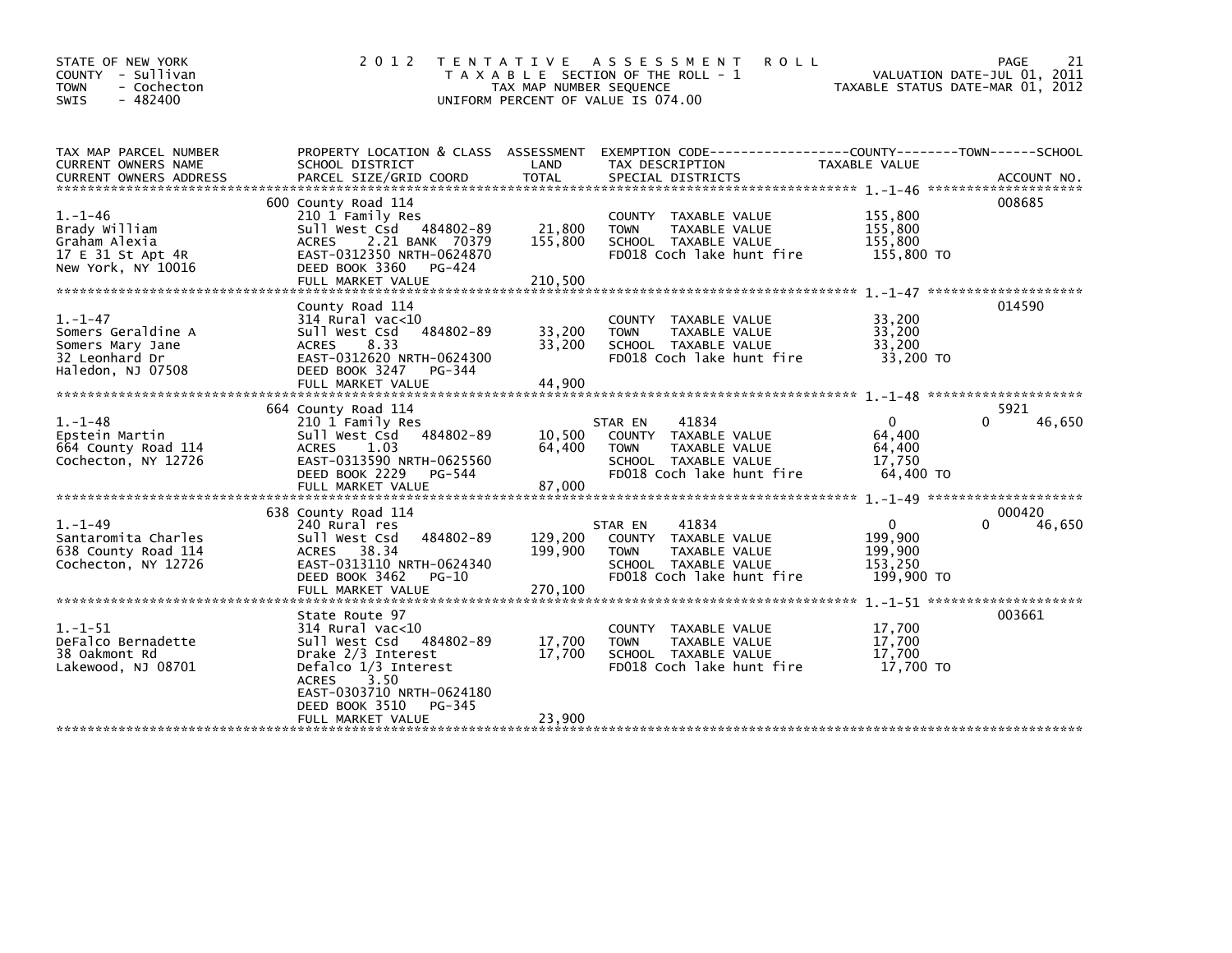STATE OF NEW YORK
COUNTY - Sullivan
TOWN - Cochecton
SWIS - 482400

## 2012 TENTATIVE ASSESSMENT ROLL

TAXABLE SECTION OF THE ROLL - 1
TAX MAP NUMBER SEQUENCE
UNIFORM PERCENT OF VALUE IS 074.00

VALUATION DATE-JUL 01, 2011
TAXABLE STATUS DATE-MAR 01, 2012

| TAX MAP PARCEL NUMBER / CURRENT OWNERS NAME / CURRENT OWNERS ADDRESS | PROPERTY LOCATION & CLASS / SCHOOL DISTRICT / PARCEL SIZE/GRID COORD | ASSESSMENT LAND | TOTAL | EXEMPTION CODE / TAX DESCRIPTION / SPECIAL DISTRICTS | COUNTY / TOWN TAXABLE VALUE | SCHOOL | ACCOUNT NO. |
|---|---|---|---|---|---|---|---|
| 1.-1-46 | 600 County Road 114 | | | | | | 008685 |
| Brady William | 210 1 Family Res | | | COUNTY TAXABLE VALUE | 155,800 | | |
| Graham Alexia | Sull West Csd 484802-89 | 21,800 | | TOWN TAXABLE VALUE | 155,800 | | |
| 17 E 31 St Apt 4R | ACRES 2.21 BANK 70379 | | 155,800 | SCHOOL TAXABLE VALUE | 155,800 | | |
| New York, NY 10016 | EAST-0312350 NRTH-0624870 | | | FD018 Coch lake hunt fire | 155,800 TO | | |
| | DEED BOOK 3360 PG-424 | | | | | | |
| | FULL MARKET VALUE | | 210,500 | | | | |
| 1.-1-47 | County Road 114 | | | | | | 014590 |
| Somers Geraldine A | 314 Rural vac<10 | | | COUNTY TAXABLE VALUE | 33,200 | | |
| Somers Mary Jane | Sull West Csd 484802-89 | 33,200 | | TOWN TAXABLE VALUE | 33,200 | | |
| 32 Leonhard Dr | ACRES 8.33 | | 33,200 | SCHOOL TAXABLE VALUE | 33,200 | | |
| Haledon, NJ 07508 | EAST-0312620 NRTH-0624300 | | | FD018 Coch lake hunt fire | 33,200 TO | | |
| | DEED BOOK 3247 PG-344 | | | | | | |
| | FULL MARKET VALUE | | 44,900 | | | | |
| 1.-1-48 | 664 County Road 114 | | | | | | 5921 |
| Epstein Martin | 210 1 Family Res | | | STAR EN 41834 | 0 | 0 46,650 | |
| 664 County Road 114 | Sull West Csd 484802-89 | 10,500 | | COUNTY TAXABLE VALUE | 64,400 | | |
| Cochecton, NY 12726 | ACRES 1.03 | | 64,400 | TOWN TAXABLE VALUE | 64,400 | | |
| | EAST-0313590 NRTH-0625560 | | | SCHOOL TAXABLE VALUE | 17,750 | | |
| | DEED BOOK 2229 PG-544 | | | FD018 Coch lake hunt fire | 64,400 TO | | |
| | FULL MARKET VALUE | | 87,000 | | | | |
| 1.-1-49 | 638 County Road 114 | | | | | | 000420 |
| Santaromita Charles | 240 Rural res | | | STAR EN 41834 | 0 | 0 46,650 | |
| 638 County Road 114 | Sull West Csd 484802-89 | 129,200 | | COUNTY TAXABLE VALUE | 199,900 | | |
| Cochecton, NY 12726 | ACRES 38.34 | | 199,900 | TOWN TAXABLE VALUE | 199,900 | | |
| | EAST-0313110 NRTH-0624340 | | | SCHOOL TAXABLE VALUE | 153,250 | | |
| | DEED BOOK 3462 PG-10 | | | FD018 Coch lake hunt fire | 199,900 TO | | |
| | FULL MARKET VALUE | | 270,100 | | | | |
| 1.-1-51 | State Route 97 | | | | | | 003661 |
| DeFalco Bernadette | 314 Rural vac<10 | | | COUNTY TAXABLE VALUE | 17,700 | | |
| 38 Oakmont Rd | Sull West Csd 484802-89 | 17,700 | | TOWN TAXABLE VALUE | 17,700 | | |
| Lakewood, NJ 08701 | Drake 2/3 Interest | | 17,700 | SCHOOL TAXABLE VALUE | 17,700 | | |
| | Defalco 1/3 Interest | | | FD018 Coch lake hunt fire | 17,700 TO | | |
| | ACRES 3.50 | | | | | | |
| | EAST-0303710 NRTH-0624180 | | | | | | |
| | DEED BOOK 3510 PG-345 | | | | | | |
| | FULL MARKET VALUE | | 23,900 | | | | |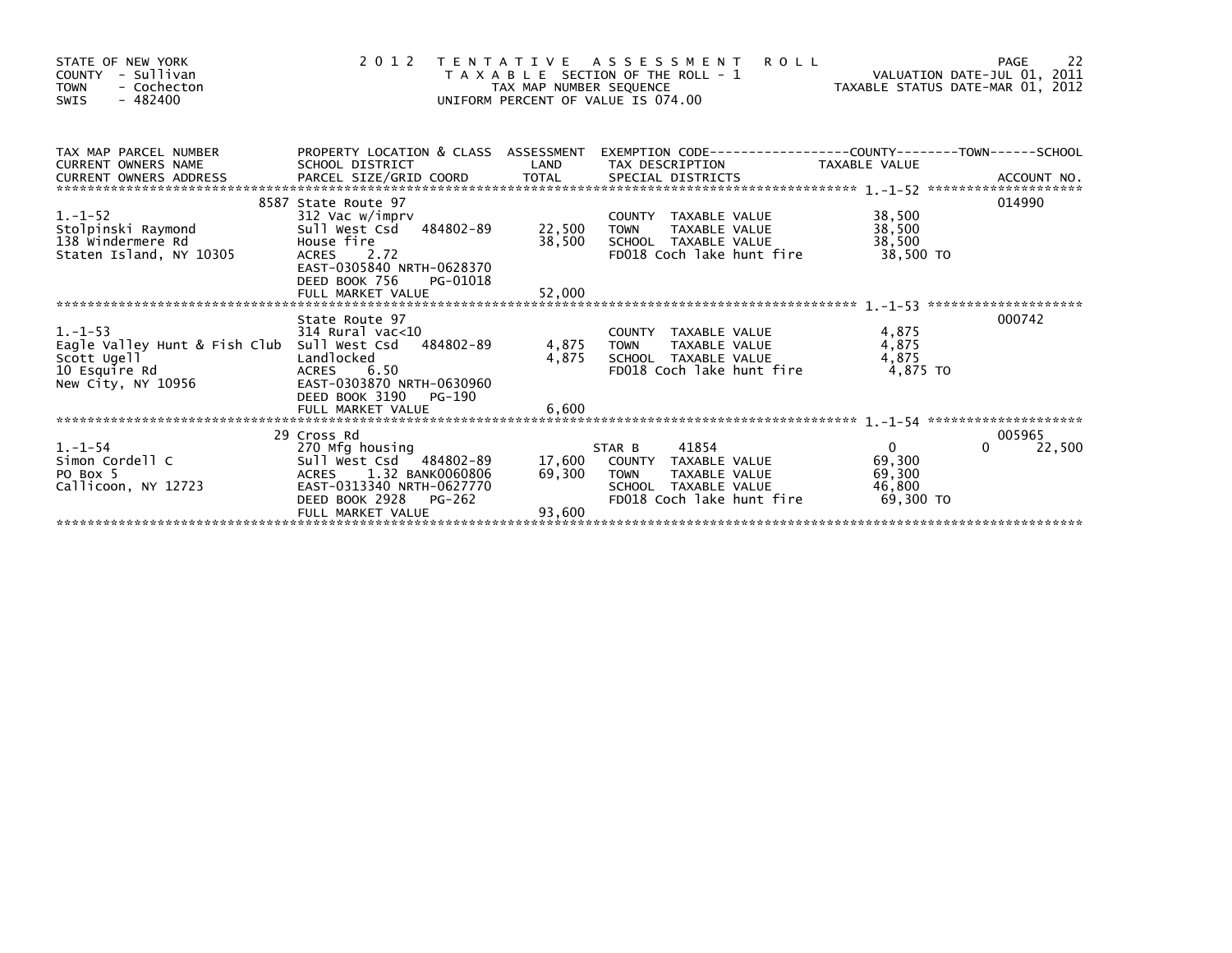STATE OF NEW YORK
COUNTY - Sullivan
TOWN - Cochecton
SWIS - 482400

# 2012 TENTATIVE ASSESSMENT ROLL

TAXABLE SECTION OF THE ROLL - 1
TAX MAP NUMBER SEQUENCE
UNIFORM PERCENT OF VALUE IS 074.00

VALUATION DATE-JUL 01, 2011
TAXABLE STATUS DATE-MAR 01, 2012

| TAX MAP PARCEL NUMBER / CURRENT OWNERS NAME / CURRENT OWNERS ADDRESS | PROPERTY LOCATION & CLASS / SCHOOL DISTRICT / PARCEL SIZE/GRID COORD | ASSESSMENT LAND / TOTAL | EXEMPTION CODE / TAX DESCRIPTION / SPECIAL DISTRICTS | COUNTY / TOWN / SCHOOL TAXABLE VALUE | ACCOUNT NO. |
|---|---|---|---|---|---|
| 1.-1-52 | 8587 State Route 97 | | | | 014990 |
| Stolpinski Raymond | 312 Vac w/imprv | | COUNTY TAXABLE VALUE | 38,500 | |
| 138 Windermere Rd | Sull West Csd 484802-89 | 22,500 | TOWN TAXABLE VALUE | 38,500 | |
| Staten Island, NY 10305 | House fire | 38,500 | SCHOOL TAXABLE VALUE | 38,500 | |
| | ACRES 2.72 | | FD018 Coch lake hunt fire | 38,500 TO | |
| | EAST-0305840 NRTH-0628370 | | | | |
| | DEED BOOK 756 PG-01018 | | | | |
| | FULL MARKET VALUE | 52,000 | | | |
| 1.-1-53 | State Route 97 | | | | 000742 |
| Eagle Valley Hunt & Fish Club | 314 Rural vac<10 | | COUNTY TAXABLE VALUE | 4,875 | |
| Scott Ugell | Sull West Csd 484802-89 | 4,875 | TOWN TAXABLE VALUE | 4,875 | |
| 10 Esquire Rd | Landlocked | 4,875 | SCHOOL TAXABLE VALUE | 4,875 | |
| New City, NY 10956 | ACRES 6.50 | | FD018 Coch lake hunt fire | 4,875 TO | |
| | EAST-0303870 NRTH-0630960 | | | | |
| | DEED BOOK 3190 PG-190 | | | | |
| | FULL MARKET VALUE | 6,600 | | | |
| 1.-1-54 | 29 Cross Rd | | | | 005965 |
| Simon Cordell C | 270 Mfg housing | | STAR B 41854 | 0 / 0 / 22,500 | |
| PO Box 5 | Sull West Csd 484802-89 | 17,600 | COUNTY TAXABLE VALUE | 69,300 | |
| Callicoon, NY 12723 | ACRES 1.32 BANK0060806 | 69,300 | TOWN TAXABLE VALUE | 69,300 | |
| | EAST-0313340 NRTH-0627770 | | SCHOOL TAXABLE VALUE | 46,800 | |
| | DEED BOOK 2928 PG-262 | | FD018 Coch lake hunt fire | 69,300 TO | |
| | FULL MARKET VALUE | 93,600 | | | |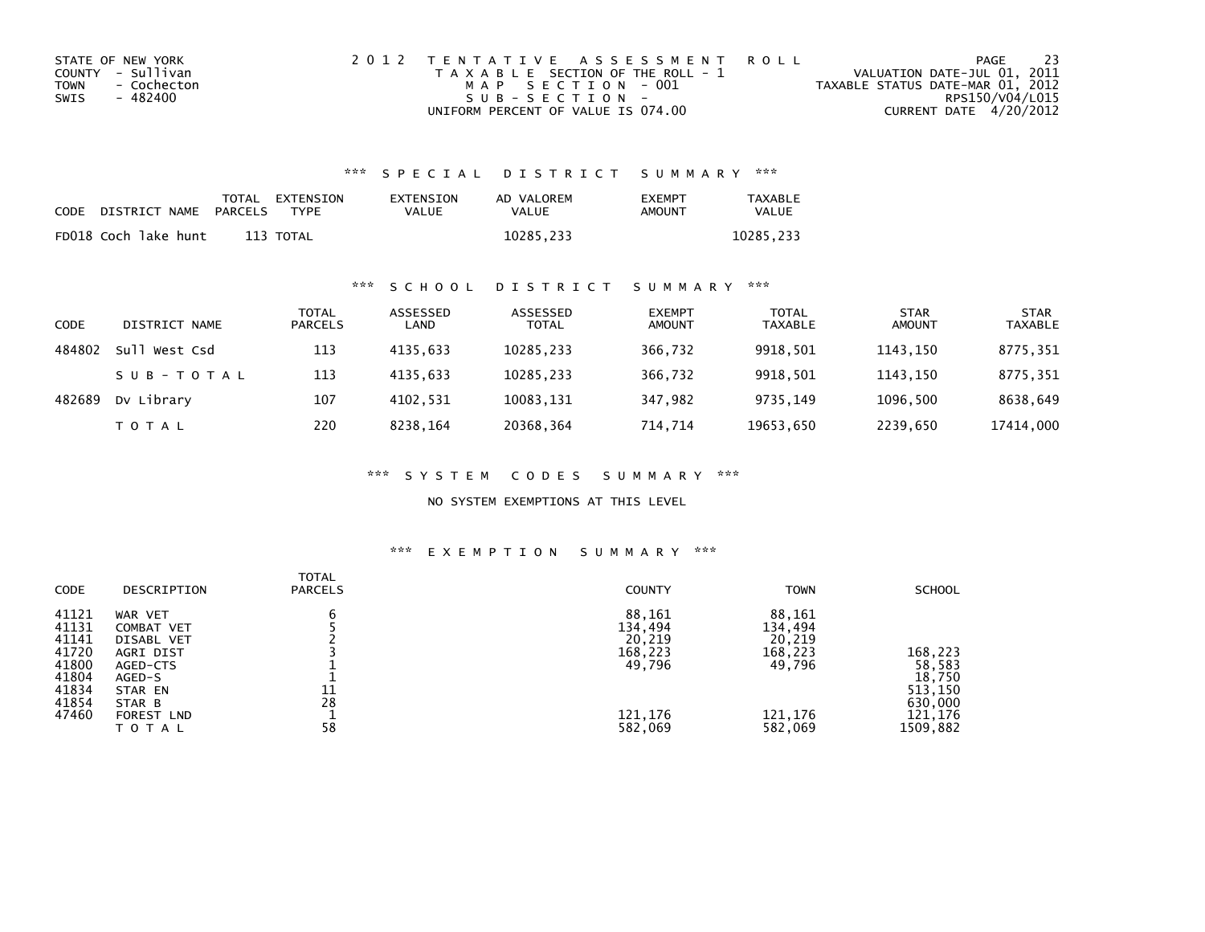STATE OF NEW YORK
COUNTY - Sullivan
TOWN - Cochecton
SWIS - 482400

2012 TENTATIVE ASSESSMENT ROLL
TAXABLE SECTION OF THE ROLL - 1
MAP SECTION - 001
SUB-SECTION -
UNIFORM PERCENT OF VALUE IS 074.00

VALUATION DATE-JUL 01, 2011
TAXABLE STATUS DATE-MAR 01, 2012
RPS150/V04/L015
CURRENT DATE 4/20/2012

### *** SPECIAL DISTRICT SUMMARY ***

| CODE | DISTRICT NAME | TOTAL PARCELS | EXTENSION TYPE | EXTENSION VALUE | AD VALOREM VALUE | EXEMPT AMOUNT | TAXABLE VALUE |
|---|---|---|---|---|---|---|---|
| FD018 | Coch lake hunt | 113 | TOTAL | | 10285,233 | | 10285,233 |

### *** SCHOOL DISTRICT SUMMARY ***

| CODE | DISTRICT NAME | TOTAL PARCELS | ASSESSED LAND | ASSESSED TOTAL | EXEMPT AMOUNT | TOTAL TAXABLE | STAR AMOUNT | STAR TAXABLE |
|---|---|---|---|---|---|---|---|---|
| 484802 | Sull West Csd | 113 | 4135,633 | 10285,233 | 366,732 | 9918,501 | 1143,150 | 8775,351 |
| | SUB-TOTAL | 113 | 4135,633 | 10285,233 | 366,732 | 9918,501 | 1143,150 | 8775,351 |
| 482689 | Dv Library | 107 | 4102,531 | 10083,131 | 347,982 | 9735,149 | 1096,500 | 8638,649 |
| | TOTAL | 220 | 8238,164 | 20368,364 | 714,714 | 19653,650 | 2239,650 | 17414,000 |

### *** SYSTEM CODES SUMMARY ***

NO SYSTEM EXEMPTIONS AT THIS LEVEL

### *** EXEMPTION SUMMARY ***

| CODE | DESCRIPTION | TOTAL PARCELS | COUNTY | TOWN | SCHOOL |
|---|---|---|---|---|---|
| 41121 | WAR VET | 6 | 88,161 | 88,161 | |
| 41131 | COMBAT VET | 5 | 134,494 | 134,494 | |
| 41141 | DISABL VET | 2 | 20,219 | 20,219 | |
| 41720 | AGRI DIST | 3 | 168,223 | 168,223 | 168,223 |
| 41800 | AGED-CTS | 1 | 49,796 | 49,796 | 58,583 |
| 41804 | AGED-S | 1 | | | 18,750 |
| 41834 | STAR EN | 11 | | | 513,150 |
| 41854 | STAR B | 28 | | | 630,000 |
| 47460 | FOREST LND | 1 | 121,176 | 121,176 | 121,176 |
| | TOTAL | 58 | 582,069 | 582,069 | 1509,882 |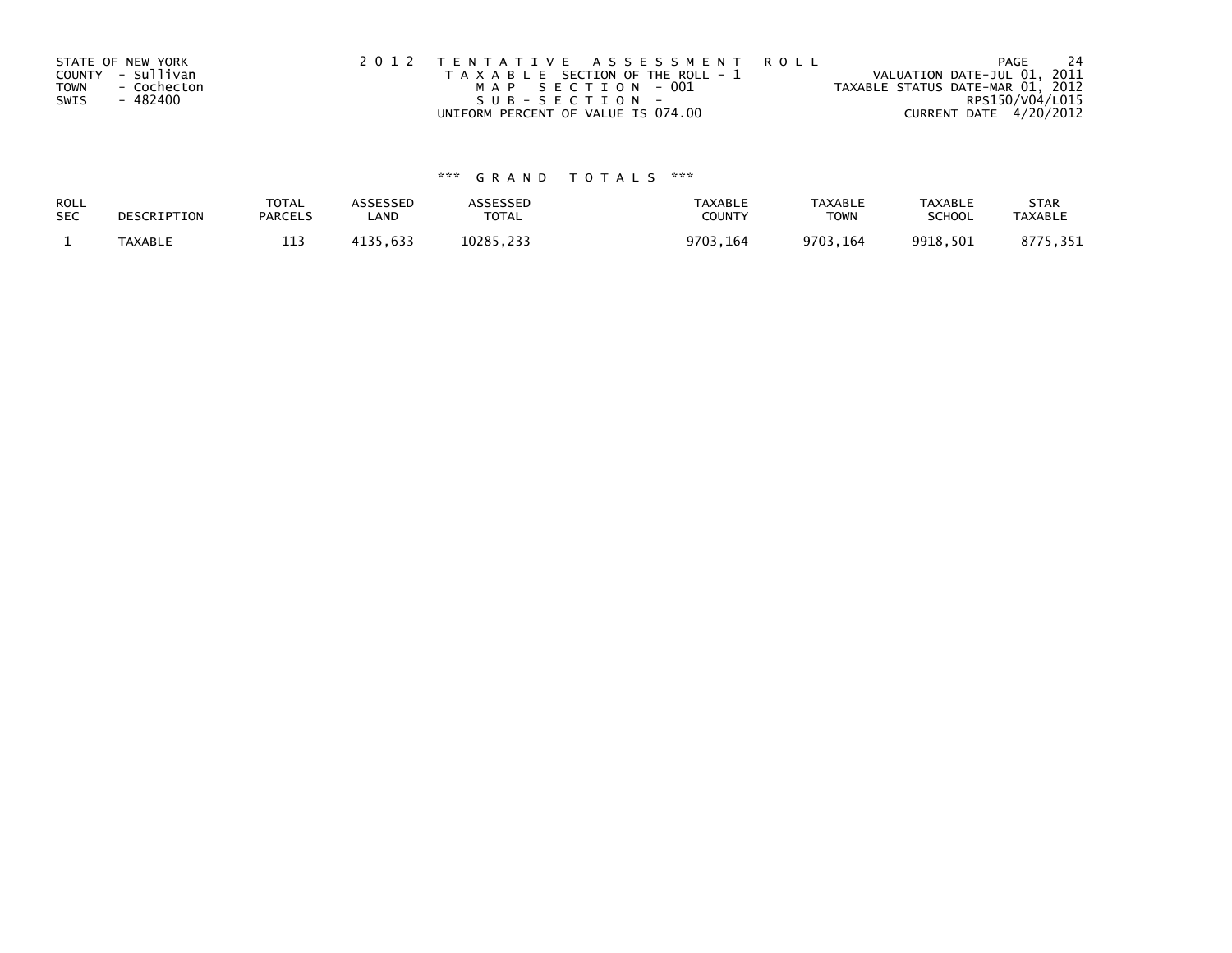STATE OF NEW YORK
COUNTY - Sullivan
TOWN - Cochecton
SWIS - 482400

2012 TENTATIVE ASSESSMENT ROLL
TAXABLE SECTION OF THE ROLL - 1
MAP SECTION - 001
SUB-SECTION -
UNIFORM PERCENT OF VALUE IS 074.00

VALUATION DATE-JUL 01, 2011
TAXABLE STATUS DATE-MAR 01, 2012
RPS150/V04/L015
CURRENT DATE 4/20/2012

*** GRAND TOTALS ***

| ROLL SEC | DESCRIPTION | TOTAL PARCELS | ASSESSED LAND | ASSESSED TOTAL | TAXABLE COUNTY | TAXABLE TOWN | TAXABLE SCHOOL | STAR TAXABLE |
|---|---|---|---|---|---|---|---|---|
| 1 | TAXABLE | 113 | 4135,633 | 10285,233 | 9703,164 | 9703,164 | 9918,501 | 8775,351 |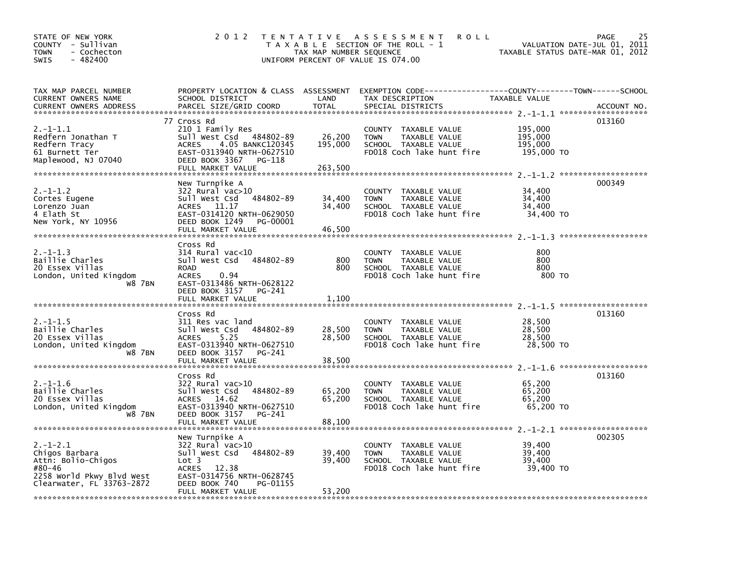STATE OF NEW YORK
COUNTY - Sullivan
TOWN - Cochecton
SWIS - 482400

2012 TENTATIVE ASSESSMENT ROLL
TAXABLE SECTION OF THE ROLL - 1
TAX MAP NUMBER SEQUENCE
UNIFORM PERCENT OF VALUE IS 074.00

VALUATION DATE-JUL 01, 2011
TAXABLE STATUS DATE-MAR 01, 2012

| TAX MAP PARCEL NUMBER / CURRENT OWNERS NAME / CURRENT OWNERS ADDRESS | PROPERTY LOCATION & CLASS / SCHOOL DISTRICT / PARCEL SIZE/GRID COORD | ASSESSMENT LAND / TOTAL | EXEMPTION CODE / TAX DESCRIPTION / SPECIAL DISTRICTS | TAXABLE VALUE (COUNTY / TOWN / SCHOOL) | ACCOUNT NO. |
|---|---|---|---|---|---|
| 2.-1-1.1 | 77 Cross Rd | | | | 013160 |
| Redfern Jonathan T | 210 1 Family Res | | COUNTY TAXABLE VALUE | 195,000 | |
| Redfern Tracy | Sull West Csd 484802-89 | 26,200 | TOWN TAXABLE VALUE | 195,000 | |
| 61 Burnett Ter | ACRES 4.05 BANKC120345 | 195,000 | SCHOOL TAXABLE VALUE | 195,000 | |
| Maplewood, NJ 07040 | EAST-0313940 NRTH-0627510 | | FD018 Coch lake hunt fire | 195,000 TO | |
| | DEED BOOK 3367 PG-118 | | | | |
| | FULL MARKET VALUE | 263,500 | | | |
| 2.-1-1.2 | New Turnpike A | | | | 000349 |
| Cortes Eugene | 322 Rural vac>10 | | COUNTY TAXABLE VALUE | 34,400 | |
| Lorenzo Juan | Sull West Csd 484802-89 | 34,400 | TOWN TAXABLE VALUE | 34,400 | |
| 4 Elath St | ACRES 11.17 | 34,400 | SCHOOL TAXABLE VALUE | 34,400 | |
| New York, NY 10956 | EAST-0314120 NRTH-0629050 | | FD018 Coch lake hunt fire | 34,400 TO | |
| | DEED BOOK 1249 PG-00001 | | | | |
| | FULL MARKET VALUE | 46,500 | | | |
| 2.-1-1.3 | Cross Rd | | | | |
| Baillie Charles | 314 Rural vac<10 | | COUNTY TAXABLE VALUE | 800 | |
| 20 Essex Villas | Sull West Csd 484802-89 | 800 | TOWN TAXABLE VALUE | 800 | |
| London, United Kingdom | ROAD | 800 | SCHOOL TAXABLE VALUE | 800 | |
| W8 7BN | ACRES 0.94 | | FD018 Coch lake hunt fire | 800 TO | |
| | EAST-0313486 NRTH-0628122 | | | | |
| | DEED BOOK 3157 PG-241 | | | | |
| | FULL MARKET VALUE | 1,100 | | | |
| 2.-1-1.5 | Cross Rd | | | | 013160 |
| Baillie Charles | 311 Res vac land | | COUNTY TAXABLE VALUE | 28,500 | |
| 20 Essex Villas | Sull West Csd 484802-89 | 28,500 | TOWN TAXABLE VALUE | 28,500 | |
| London, United Kingdom | ACRES 5.25 | 28,500 | SCHOOL TAXABLE VALUE | 28,500 | |
| W8 7BN | EAST-0313940 NRTH-0627510 | | FD018 Coch lake hunt fire | 28,500 TO | |
| | DEED BOOK 3157 PG-241 | | | | |
| | FULL MARKET VALUE | 38,500 | | | |
| 2.-1-1.6 | Cross Rd | | | | 013160 |
| Baillie Charles | 322 Rural vac>10 | | COUNTY TAXABLE VALUE | 65,200 | |
| 20 Essex Villas | Sull West Csd 484802-89 | 65,200 | TOWN TAXABLE VALUE | 65,200 | |
| London, United Kingdom | ACRES 14.62 | 65,200 | SCHOOL TAXABLE VALUE | 65,200 | |
| W8 7BN | EAST-0313940 NRTH-0627510 | | FD018 Coch lake hunt fire | 65,200 TO | |
| | DEED BOOK 3157 PG-241 | | | | |
| | FULL MARKET VALUE | 88,100 | | | |
| 2.-1-2.1 | New Turnpike A | | | | 002305 |
| Chigos Barbara | 322 Rural vac>10 | | COUNTY TAXABLE VALUE | 39,400 | |
| Attn: Bolio-Chigos | Sull West Csd 484802-89 | 39,400 | TOWN TAXABLE VALUE | 39,400 | |
| #80-46 | Lot 3 | 39,400 | SCHOOL TAXABLE VALUE | 39,400 | |
| 2258 World Pkwy Blvd West | ACRES 12.38 | | FD018 Coch lake hunt fire | 39,400 TO | |
| Clearwater, FL 33763-2872 | EAST-0314756 NRTH-0628745 | | | | |
| | DEED BOOK 740 PG-01155 | | | | |
| | FULL MARKET VALUE | 53,200 | | | |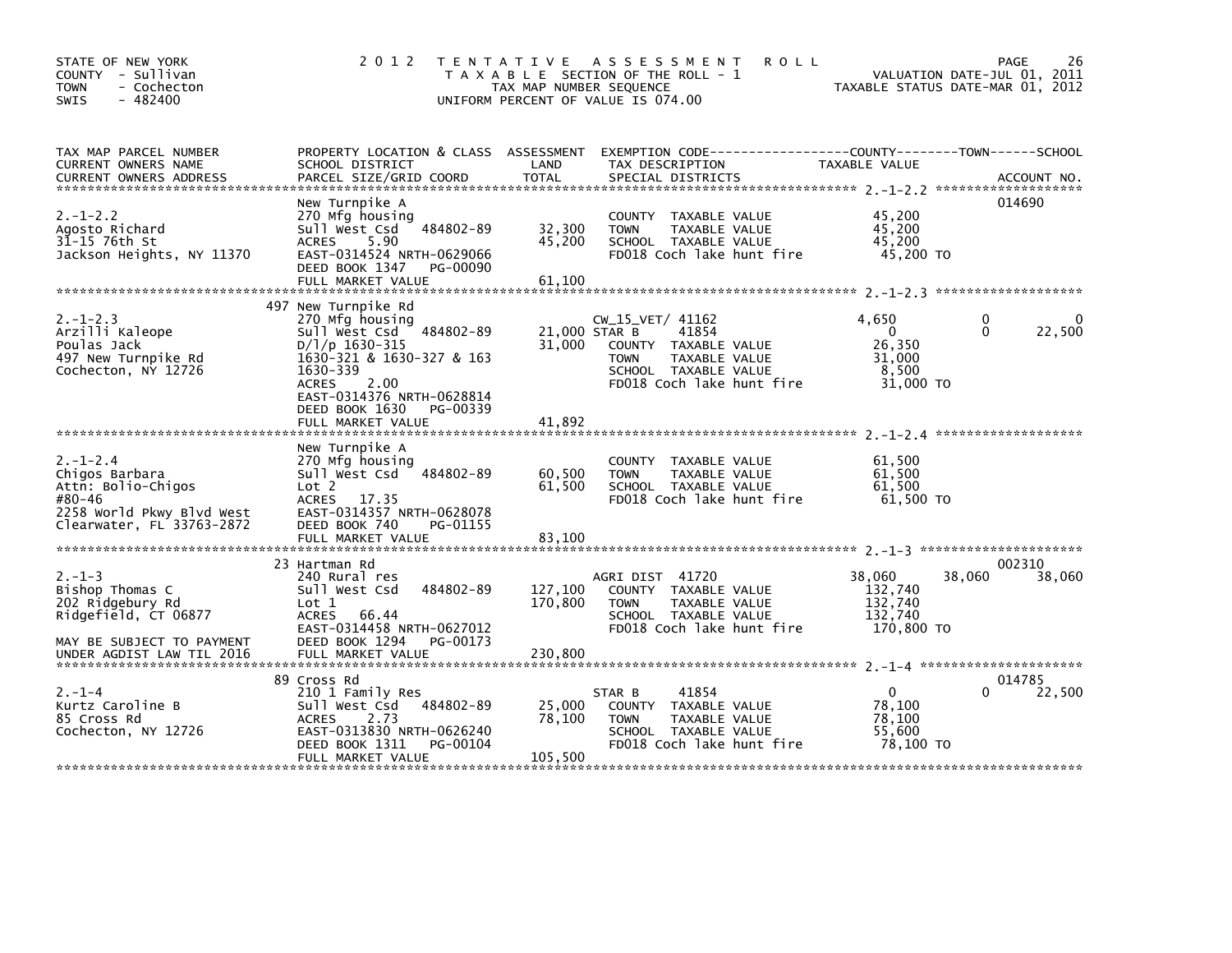STATE OF NEW YORK
COUNTY - Sullivan
TOWN - Cochecton
SWIS - 482400

2012 TENTATIVE ASSESSMENT ROLL
TAXABLE SECTION OF THE ROLL - 1
TAX MAP NUMBER SEQUENCE
UNIFORM PERCENT OF VALUE IS 074.00

VALUATION DATE-JUL 01, 2011
TAXABLE STATUS DATE-MAR 01, 2012

| TAX MAP PARCEL NUMBER / CURRENT OWNERS NAME / CURRENT OWNERS ADDRESS | PROPERTY LOCATION & CLASS / SCHOOL DISTRICT / PARCEL SIZE/GRID COORD | ASSESSMENT LAND / TOTAL | EXEMPTION CODE / TAX DESCRIPTION / SPECIAL DISTRICTS | COUNTY TAXABLE VALUE | TOWN | SCHOOL | ACCOUNT NO. |
|---|---|---|---|---|---|---|---|
| 2.-1-2.2 | New Turnpike A | | | | | | 014690 |
| | 270 Mfg housing | | COUNTY TAXABLE VALUE | 45,200 | | | |
| Agosto Richard | Sull West Csd 484802-89 | 32,300 | TOWN TAXABLE VALUE | 45,200 | | | |
| 31-15 76th St | ACRES 5.90 | 45,200 | SCHOOL TAXABLE VALUE | 45,200 | | | |
| Jackson Heights, NY 11370 | EAST-0314524 NRTH-0629066 | | FD018 Coch lake hunt fire | 45,200 TO | | | |
| | DEED BOOK 1347 PG-00090 | | | | | | |
| | FULL MARKET VALUE | 61,100 | | | | | |
| 2.-1-2.3 | 497 New Turnpike Rd | | | | | | |
| | 270 Mfg housing | | CW_15_VET/ 41162 | 4,650 | 0 | 0 | |
| Arzilli Kaleope | Sull West Csd 484802-89 | 21,000 | STAR B 41854 | 0 | 0 | 22,500 | |
| Poulas Jack | D/l/p 1630-315 | 31,000 | COUNTY TAXABLE VALUE | 26,350 | | | |
| 497 New Turnpike Rd | 1630-321 & 1630-327 & 163 | | TOWN TAXABLE VALUE | 31,000 | | | |
| Cochecton, NY 12726 | 1630-339 | | SCHOOL TAXABLE VALUE | 8,500 | | | |
| | ACRES 2.00 | | FD018 Coch lake hunt fire | 31,000 TO | | | |
| | EAST-0314376 NRTH-0628814 | | | | | | |
| | DEED BOOK 1630 PG-00339 | | | | | | |
| | FULL MARKET VALUE | 41,892 | | | | | |
| 2.-1-2.4 | New Turnpike A | | | | | | |
| | 270 Mfg housing | | COUNTY TAXABLE VALUE | 61,500 | | | |
| Chigos Barbara | Sull West Csd 484802-89 | 60,500 | TOWN TAXABLE VALUE | 61,500 | | | |
| Attn: Bolio-Chigos | Lot 2 | 61,500 | SCHOOL TAXABLE VALUE | 61,500 | | | |
| #80-46 | ACRES 17.35 | | FD018 Coch lake hunt fire | 61,500 TO | | | |
| 2258 World Pkwy Blvd West | EAST-0314357 NRTH-0628078 | | | | | | |
| Clearwater, FL 33763-2872 | DEED BOOK 740 PG-01155 | | | | | | |
| | FULL MARKET VALUE | 83,100 | | | | | |
| 2.-1-3 | 23 Hartman Rd | | | | | | 002310 |
| | 240 Rural res | | AGRI DIST 41720 | 38,060 | 38,060 | 38,060 | |
| Bishop Thomas C | Sull West Csd 484802-89 | 127,100 | COUNTY TAXABLE VALUE | 132,740 | | | |
| 202 Ridgebury Rd | Lot 1 | 170,800 | TOWN TAXABLE VALUE | 132,740 | | | |
| Ridgefield, CT 06877 | ACRES 66.44 | | SCHOOL TAXABLE VALUE | 132,740 | | | |
| | EAST-0314458 NRTH-0627012 | | FD018 Coch lake hunt fire | 170,800 TO | | | |
| MAY BE SUBJECT TO PAYMENT | DEED BOOK 1294 PG-00173 | | | | | | |
| UNDER AGDIST LAW TIL 2016 | FULL MARKET VALUE | 230,800 | | | | | |
| 2.-1-4 | 89 Cross Rd | | | | | | 014785 |
| | 210 1 Family Res | | STAR B 41854 | 0 | 0 | 22,500 | |
| Kurtz Caroline B | Sull West Csd 484802-89 | 25,000 | COUNTY TAXABLE VALUE | 78,100 | | | |
| 85 Cross Rd | ACRES 2.73 | 78,100 | TOWN TAXABLE VALUE | 78,100 | | | |
| Cochecton, NY 12726 | EAST-0313830 NRTH-0626240 | | SCHOOL TAXABLE VALUE | 55,600 | | | |
| | DEED BOOK 1311 PG-00104 | | FD018 Coch lake hunt fire | 78,100 TO | | | |
| | FULL MARKET VALUE | 105,500 | | | | | |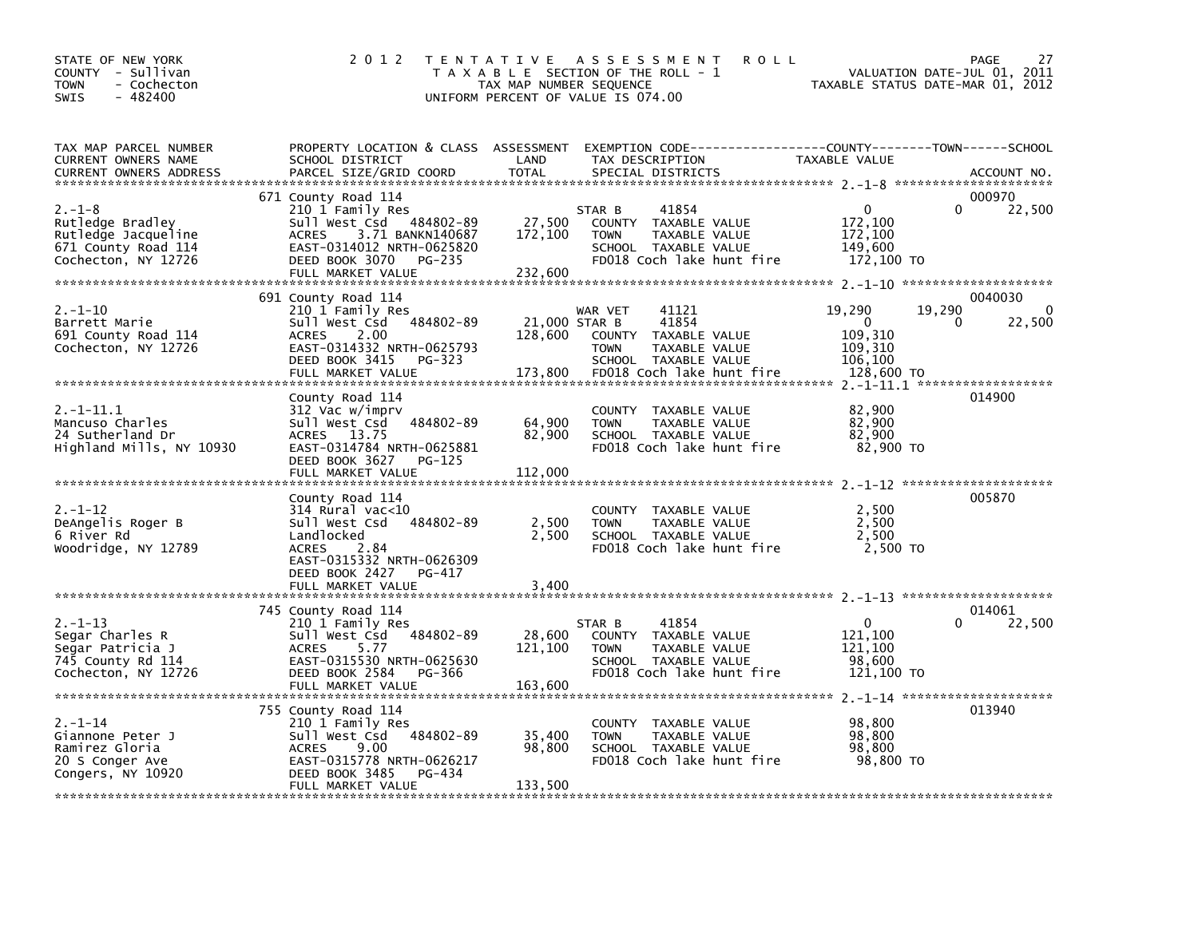STATE OF NEW YORK
COUNTY - Sullivan
TOWN - Cochecton
SWIS - 482400

2012 TENTATIVE ASSESSMENT ROLL
TAXABLE SECTION OF THE ROLL - 1
TAX MAP NUMBER SEQUENCE
UNIFORM PERCENT OF VALUE IS 074.00

VALUATION DATE-JUL 01, 2011
TAXABLE STATUS DATE-MAR 01, 2012

| TAX MAP PARCEL NUMBER / CURRENT OWNERS NAME / CURRENT OWNERS ADDRESS | PROPERTY LOCATION & CLASS / SCHOOL DISTRICT / PARCEL SIZE/GRID COORD | ASSESSMENT LAND | TOTAL | EXEMPTION CODE / TAX DESCRIPTION / SPECIAL DISTRICTS | COUNTY TAXABLE VALUE | TOWN | SCHOOL | ACCOUNT NO. |
|---|---|---|---|---|---|---|---|---|
| 2.-1-8 | 671 County Road 114 | | | | | | | 000970 |
| Rutledge Bradley | 210 1 Family Res | | | STAR B 41854 | 0 | 0 | 22,500 | |
| Rutledge Jacqueline | Sull West Csd 484802-89 | 27,500 | | COUNTY TAXABLE VALUE | 172,100 | | | |
| 671 County Road 114 | ACRES 3.71 BANKN140687 | | 172,100 | TOWN TAXABLE VALUE | 172,100 | | | |
| Cochecton, NY 12726 | EAST-0314012 NRTH-0625820 | | | SCHOOL TAXABLE VALUE | 149,600 | | | |
| | DEED BOOK 3070 PG-235 | | | FD018 Coch lake hunt fire | 172,100 TO | | | |
| | FULL MARKET VALUE | | 232,600 | | | | | |
| 2.-1-10 | 691 County Road 114 | | | | | | | 0040030 |
| Barrett Marie | 210 1 Family Res | | | WAR VET 41121 | 19,290 | 19,290 | 0 | |
| 691 County Road 114 | Sull West Csd 484802-89 | 21,000 | | STAR B 41854 | 0 | 0 | 22,500 | |
| Cochecton, NY 12726 | ACRES 2.00 | | 128,600 | COUNTY TAXABLE VALUE | 109,310 | | | |
| | EAST-0314332 NRTH-0625793 | | | TOWN TAXABLE VALUE | 109,310 | | | |
| | DEED BOOK 3415 PG-323 | | | SCHOOL TAXABLE VALUE | 106,100 | | | |
| | FULL MARKET VALUE | | 173,800 | FD018 Coch lake hunt fire | 128,600 TO | | | |
| 2.-1-11.1 | County Road 114 | | | | | | | 014900 |
| Mancuso Charles | 312 Vac w/imprv | | | COUNTY TAXABLE VALUE | 82,900 | | | |
| 24 Sutherland Dr | Sull West Csd 484802-89 | 64,900 | | TOWN TAXABLE VALUE | 82,900 | | | |
| Highland Mills, NY 10930 | ACRES 13.75 | | 82,900 | SCHOOL TAXABLE VALUE | 82,900 | | | |
| | EAST-0314784 NRTH-0625881 | | | FD018 Coch lake hunt fire | 82,900 TO | | | |
| | DEED BOOK 3627 PG-125 | | | | | | | |
| | FULL MARKET VALUE | | 112,000 | | | | | |
| 2.-1-12 | County Road 114 | | | | | | | 005870 |
| DeAngelis Roger B | 314 Rural vac<10 | | | COUNTY TAXABLE VALUE | 2,500 | | | |
| 6 River Rd | Sull West Csd 484802-89 | 2,500 | | TOWN TAXABLE VALUE | 2,500 | | | |
| Woodridge, NY 12789 | Landlocked | | 2,500 | SCHOOL TAXABLE VALUE | 2,500 | | | |
| | ACRES 2.84 | | | FD018 Coch lake hunt fire | 2,500 TO | | | |
| | EAST-0315332 NRTH-0626309 | | | | | | | |
| | DEED BOOK 2427 PG-417 | | | | | | | |
| | FULL MARKET VALUE | | 3,400 | | | | | |
| 2.-1-13 | 745 County Road 114 | | | | | | | 014061 |
| Segar Charles R | 210 1 Family Res | | | STAR B 41854 | 0 | 0 | 22,500 | |
| Segar Patricia J | Sull West Csd 484802-89 | 28,600 | | COUNTY TAXABLE VALUE | 121,100 | | | |
| 745 County Rd 114 | ACRES 5.77 | | 121,100 | TOWN TAXABLE VALUE | 121,100 | | | |
| Cochecton, NY 12726 | EAST-0315530 NRTH-0625630 | | | SCHOOL TAXABLE VALUE | 98,600 | | | |
| | DEED BOOK 2584 PG-366 | | | FD018 Coch lake hunt fire | 121,100 TO | | | |
| | FULL MARKET VALUE | | 163,600 | | | | | |
| 2.-1-14 | 755 County Road 114 | | | | | | | 013940 |
| Giannone Peter J | 210 1 Family Res | | | COUNTY TAXABLE VALUE | 98,800 | | | |
| Ramirez Gloria | Sull West Csd 484802-89 | 35,400 | | TOWN TAXABLE VALUE | 98,800 | | | |
| 20 S Conger Ave | ACRES 9.00 | | 98,800 | SCHOOL TAXABLE VALUE | 98,800 | | | |
| Congers, NY 10920 | EAST-0315778 NRTH-0626217 | | | FD018 Coch lake hunt fire | 98,800 TO | | | |
| | DEED BOOK 3485 PG-434 | | | | | | | |
| | FULL MARKET VALUE | | 133,500 | | | | | |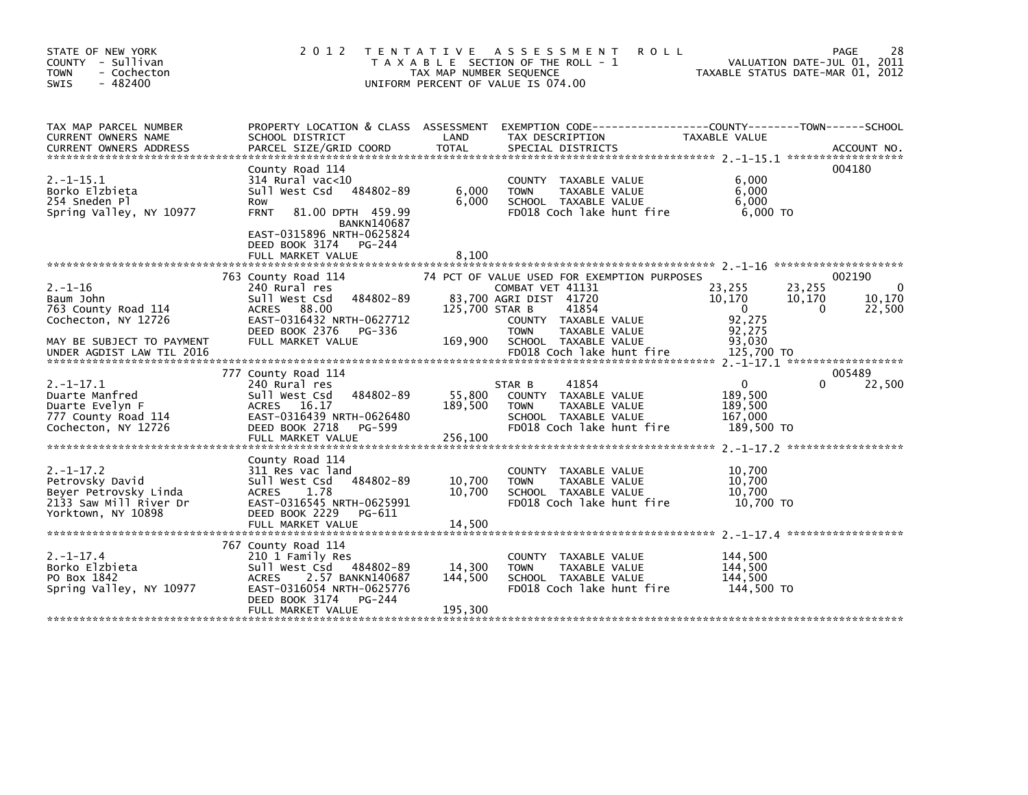STATE OF NEW YORK
COUNTY - Sullivan
TOWN - Cochecton
SWIS - 482400

2 0 1 2 T E N T A T I V E A S S E S S M E N T R O L L
T A X A B L E SECTION OF THE ROLL - 1
TAX MAP NUMBER SEQUENCE
UNIFORM PERCENT OF VALUE IS 074.00

VALUATION DATE-JUL 01, 2011
TAXABLE STATUS DATE-MAR 01, 2012

| TAX MAP PARCEL NUMBER / CURRENT OWNERS NAME / CURRENT OWNERS ADDRESS | PROPERTY LOCATION & CLASS / SCHOOL DISTRICT / PARCEL SIZE/GRID COORD | ASSESSMENT LAND / TOTAL | EXEMPTION CODE / TAX DESCRIPTION / SPECIAL DISTRICTS | COUNTY TAXABLE VALUE | TOWN | SCHOOL | ACCOUNT NO. |
|---|---|---|---|---|---|---|---|
| 2.-1-15.1 | County Road 114 | | | | | | 004180 |
| Borko Elzbieta | 314 Rural vac<10 | | COUNTY TAXABLE VALUE | 6,000 | | | |
| 254 Sneden Pl | Sull West Csd 484802-89 | 6,000 | TOWN TAXABLE VALUE | 6,000 | | | |
| Spring Valley, NY 10977 | Row | 6,000 | SCHOOL TAXABLE VALUE | 6,000 | | | |
| | FRNT 81.00 DPTH 459.99 BANKN140687 | | FD018 Coch lake hunt fire | 6,000 TO | | | |
| | EAST-0315896 NRTH-0625824 | | | | | | |
| | DEED BOOK 3174 PG-244 | | | | | | |
| | FULL MARKET VALUE | 8,100 | | | | | |
| 2.-1-16 | 763 County Road 114 | | 74 PCT OF VALUE USED FOR EXEMPTION PURPOSES | | | | 002190 |
| Baum John | 240 Rural res | | COMBAT VET 41131 | 23,255 | 23,255 | 0 | |
| 763 County Road 114 | Sull West Csd 484802-89 | 83,700 | AGRI DIST 41720 | 10,170 | 10,170 | 10,170 | |
| Cochecton, NY 12726 | ACRES 88.00 | 125,700 | STAR B 41854 | 0 | 0 | 22,500 | |
| | EAST-0316432 NRTH-0627712 | | COUNTY TAXABLE VALUE | 92,275 | | | |
| | DEED BOOK 2376 PG-336 | | TOWN TAXABLE VALUE | 92,275 | | | |
| MAY BE SUBJECT TO PAYMENT | FULL MARKET VALUE | 169,900 | SCHOOL TAXABLE VALUE | 93,030 | | | |
| UNDER AGDIST LAW TIL 2016 | | | FD018 Coch lake hunt fire | 125,700 TO | | | |
| 2.-1-17.1 | 777 County Road 114 | | | | | | 005489 |
| Duarte Manfred | 240 Rural res | | STAR B 41854 | 0 | 0 | 22,500 | |
| Duarte Evelyn F | Sull West Csd 484802-89 | 55,800 | COUNTY TAXABLE VALUE | 189,500 | | | |
| 777 County Road 114 | ACRES 16.17 | 189,500 | TOWN TAXABLE VALUE | 189,500 | | | |
| Cochecton, NY 12726 | EAST-0316439 NRTH-0626480 | | SCHOOL TAXABLE VALUE | 167,000 | | | |
| | DEED BOOK 2718 PG-599 | | FD018 Coch lake hunt fire | 189,500 TO | | | |
| | FULL MARKET VALUE | 256,100 | | | | | |
| 2.-1-17.2 | County Road 114 | | | | | | |
| Petrovsky David | 311 Res vac land | | COUNTY TAXABLE VALUE | 10,700 | | | |
| Beyer Petrovsky Linda | Sull West Csd 484802-89 | 10,700 | TOWN TAXABLE VALUE | 10,700 | | | |
| 2133 Saw Mill River Dr | ACRES 1.78 | 10,700 | SCHOOL TAXABLE VALUE | 10,700 | | | |
| Yorktown, NY 10898 | EAST-0316545 NRTH-0625991 | | FD018 Coch lake hunt fire | 10,700 TO | | | |
| | DEED BOOK 2229 PG-611 | | | | | | |
| | FULL MARKET VALUE | 14,500 | | | | | |
| 2.-1-17.4 | 767 County Road 114 | | | | | | |
| Borko Elzbieta | 210 1 Family Res | | COUNTY TAXABLE VALUE | 144,500 | | | |
| PO Box 1842 | Sull West Csd 484802-89 | 14,300 | TOWN TAXABLE VALUE | 144,500 | | | |
| Spring Valley, NY 10977 | ACRES 2.57 BANKN140687 | 144,500 | SCHOOL TAXABLE VALUE | 144,500 | | | |
| | EAST-0316054 NRTH-0625776 | | FD018 Coch lake hunt fire | 144,500 TO | | | |
| | DEED BOOK 3174 PG-244 | | | | | | |
| | FULL MARKET VALUE | 195,300 | | | | | |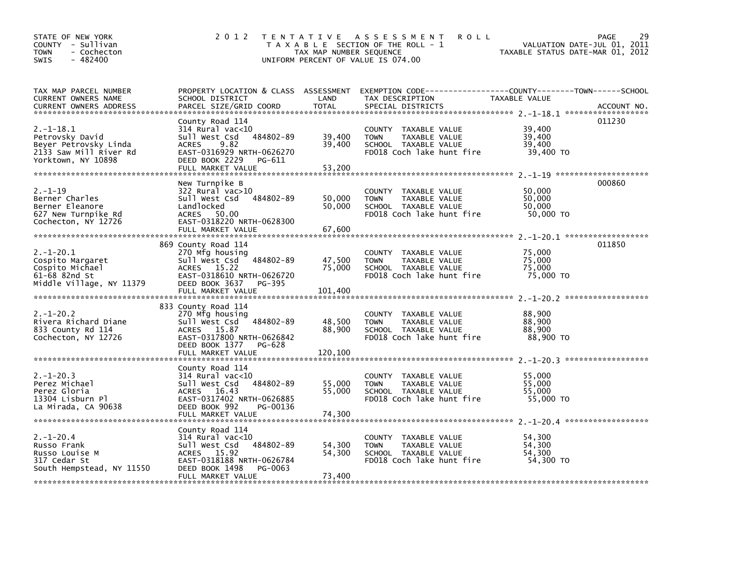STATE OF NEW YORK
COUNTY - Sullivan
TOWN - Cochecton
SWIS - 482400

# 2012 TENTATIVE ASSESSMENT ROLL

TAXABLE SECTION OF THE ROLL - 1
TAX MAP NUMBER SEQUENCE
UNIFORM PERCENT OF VALUE IS 074.00

VALUATION DATE-JUL 01, 2011
TAXABLE STATUS DATE-MAR 01, 2012

| TAX MAP PARCEL NUMBER / CURRENT OWNERS NAME / CURRENT OWNERS ADDRESS | PROPERTY LOCATION & CLASS / SCHOOL DISTRICT / PARCEL SIZE/GRID COORD | ASSESSMENT LAND | TOTAL | EXEMPTION CODE / TAX DESCRIPTION / SPECIAL DISTRICTS | TAXABLE VALUE | ACCOUNT NO. |
|---|---|---|---|---|---|---|
| 2.-1-18.1 | County Road 114 | | | | | 011230 |
| Petrovsky David | 314 Rural vac<10 | | | COUNTY TAXABLE VALUE | 39,400 | |
| Beyer Petrovsky Linda | Sull West Csd 484802-89 | 39,400 | | TOWN TAXABLE VALUE | 39,400 | |
| 2133 Saw Mill River Rd | ACRES 9.82 | | 39,400 | SCHOOL TAXABLE VALUE | 39,400 | |
| Yorktown, NY 10898 | EAST-0316929 NRTH-0626270 | | | FD018 Coch lake hunt fire | 39,400 TO | |
| | DEED BOOK 2229 PG-611 | | | | | |
| | FULL MARKET VALUE | | 53,200 | | | |
| 2.-1-19 | New Turnpike B | | | | | 000860 |
| Berner Charles | 322 Rural vac>10 | | | COUNTY TAXABLE VALUE | 50,000 | |
| Berner Eleanore | Sull West Csd 484802-89 | 50,000 | | TOWN TAXABLE VALUE | 50,000 | |
| 627 New Turnpike Rd | Landlocked | | 50,000 | SCHOOL TAXABLE VALUE | 50,000 | |
| Cochecton, NY 12726 | ACRES 50.00 | | | FD018 Coch lake hunt fire | 50,000 TO | |
| | EAST-0318220 NRTH-0628300 | | | | | |
| | FULL MARKET VALUE | | 67,600 | | | |
| 2.-1-20.1 | 869 County Road 114 | | | | | 011850 |
| Cospito Margaret | 270 Mfg housing | | | COUNTY TAXABLE VALUE | 75,000 | |
| Cospito Michael | Sull West Csd 484802-89 | 47,500 | | TOWN TAXABLE VALUE | 75,000 | |
| 61-68 82nd St | ACRES 15.22 | | 75,000 | SCHOOL TAXABLE VALUE | 75,000 | |
| Middle Village, NY 11379 | EAST-0318610 NRTH-0626720 | | | FD018 Coch lake hunt fire | 75,000 TO | |
| | DEED BOOK 3637 PG-395 | | | | | |
| | FULL MARKET VALUE | | 101,400 | | | |
| 2.-1-20.2 | 833 County Road 114 | | | | | |
| Rivera Richard Diane | 270 Mfg housing | | | COUNTY TAXABLE VALUE | 88,900 | |
| 833 County Rd 114 | Sull West Csd 484802-89 | 48,500 | | TOWN TAXABLE VALUE | 88,900 | |
| Cochecton, NY 12726 | ACRES 15.87 | | 88,900 | SCHOOL TAXABLE VALUE | 88,900 | |
| | EAST-0317800 NRTH-0626842 | | | FD018 Coch lake hunt fire | 88,900 TO | |
| | DEED BOOK 1377 PG-628 | | | | | |
| | FULL MARKET VALUE | | 120,100 | | | |
| 2.-1-20.3 | County Road 114 | | | | | |
| Perez Michael | 314 Rural vac<10 | | | COUNTY TAXABLE VALUE | 55,000 | |
| Perez Gloria | Sull West Csd 484802-89 | 55,000 | | TOWN TAXABLE VALUE | 55,000 | |
| 13304 Lisburn Pl | ACRES 16.43 | | 55,000 | SCHOOL TAXABLE VALUE | 55,000 | |
| La Mirada, CA 90638 | EAST-0317402 NRTH-0626885 | | | FD018 Coch lake hunt fire | 55,000 TO | |
| | DEED BOOK 992 PG-00136 | | | | | |
| | FULL MARKET VALUE | | 74,300 | | | |
| 2.-1-20.4 | County Road 114 | | | | | |
| Russo Frank | 314 Rural vac<10 | | | COUNTY TAXABLE VALUE | 54,300 | |
| Russo Louise M | Sull West Csd 484802-89 | 54,300 | | TOWN TAXABLE VALUE | 54,300 | |
| 317 Cedar St | ACRES 15.92 | | 54,300 | SCHOOL TAXABLE VALUE | 54,300 | |
| South Hempstead, NY 11550 | EAST-0318188 NRTH-0626784 | | | FD018 Coch lake hunt fire | 54,300 TO | |
| | DEED BOOK 1498 PG-0063 | | | | | |
| | FULL MARKET VALUE | | 73,400 | | | |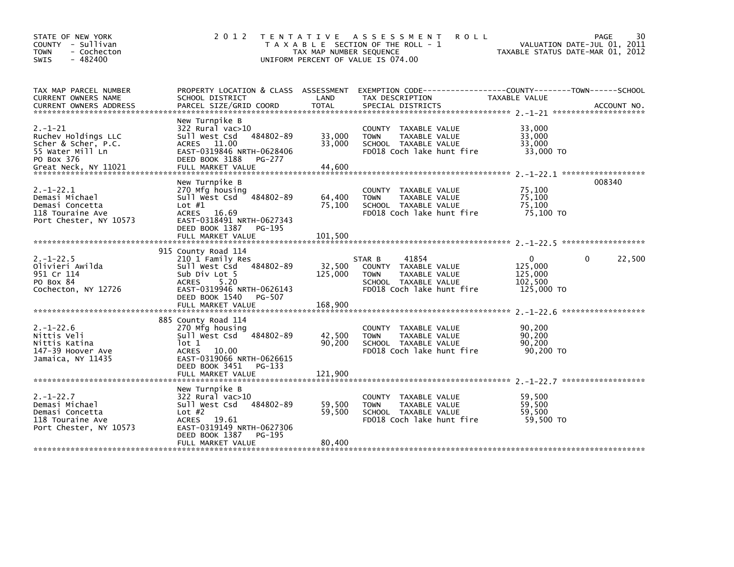STATE OF NEW YORK
COUNTY - Sullivan
TOWN - Cochecton
SWIS - 482400

# 2012 TENTATIVE ASSESSMENT ROLL

TAXABLE SECTION OF THE ROLL - 1
TAX MAP NUMBER SEQUENCE
UNIFORM PERCENT OF VALUE IS 074.00

VALUATION DATE-JUL 01, 2011
TAXABLE STATUS DATE-MAR 01, 2012

| TAX MAP PARCEL NUMBER / CURRENT OWNERS NAME / CURRENT OWNERS ADDRESS | PROPERTY LOCATION & CLASS / SCHOOL DISTRICT / PARCEL SIZE/GRID COORD | ASSESSMENT LAND | TOTAL | EXEMPTION CODE / TAX DESCRIPTION / SPECIAL DISTRICTS | COUNTY TAXABLE VALUE | TOWN | SCHOOL | ACCOUNT NO. |
|---|---|---|---|---|---|---|---|---|
| 2.-1-21 | New Turnpike B | | | | | | | |
| | 322 Rural vac>10 | | | COUNTY TAXABLE VALUE | 33,000 | | | |
| Ruchev Holdings LLC | Sull West Csd 484802-89 | 33,000 | | TOWN TAXABLE VALUE | 33,000 | | | |
| Scher & Scher, P.C. | ACRES 11.00 | | 33,000 | SCHOOL TAXABLE VALUE | 33,000 | | | |
| 55 Water Mill Ln | EAST-0319846 NRTH-0628406 | | | FD018 Coch lake hunt fire | 33,000 TO | | | |
| PO Box 376 | DEED BOOK 3188 PG-277 | | | | | | | |
| Great Neck, NY 11021 | FULL MARKET VALUE | | 44,600 | | | | | |
| 2.-1-22.1 | New Turnpike B | | | | | | | 008340 |
| | 270 Mfg housing | | | COUNTY TAXABLE VALUE | 75,100 | | | |
| Demasi Michael | Sull West Csd 484802-89 | 64,400 | | TOWN TAXABLE VALUE | 75,100 | | | |
| Demasi Concetta | Lot #1 | | 75,100 | SCHOOL TAXABLE VALUE | 75,100 | | | |
| 118 Touraine Ave | ACRES 16.69 | | | FD018 Coch lake hunt fire | 75,100 TO | | | |
| Port Chester, NY 10573 | EAST-0318491 NRTH-0627343 | | | | | | | |
| | DEED BOOK 1387 PG-195 | | | | | | | |
| | FULL MARKET VALUE | | 101,500 | | | | | |
| 2.-1-22.5 | 915 County Road 114 | | | | | | | |
| | 210 1 Family Res | | | STAR B 41854 | 0 | 0 | 22,500 | |
| Olivieri Awilda | Sull West Csd 484802-89 | 32,500 | | COUNTY TAXABLE VALUE | 125,000 | | | |
| 951 Cr 114 | Sub Div Lot 5 | | 125,000 | TOWN TAXABLE VALUE | 125,000 | | | |
| PO Box 84 | ACRES 5.20 | | | SCHOOL TAXABLE VALUE | 102,500 | | | |
| Cochecton, NY 12726 | EAST-0319946 NRTH-0626143 | | | FD018 Coch lake hunt fire | 125,000 TO | | | |
| | DEED BOOK 1540 PG-507 | | | | | | | |
| | FULL MARKET VALUE | | 168,900 | | | | | |
| 2.-1-22.6 | 885 County Road 114 | | | | | | | |
| | 270 Mfg housing | | | COUNTY TAXABLE VALUE | 90,200 | | | |
| Nittis Veli | Sull West Csd 484802-89 | 42,500 | | TOWN TAXABLE VALUE | 90,200 | | | |
| Nittis Katina | lot 1 | | 90,200 | SCHOOL TAXABLE VALUE | 90,200 | | | |
| 147-39 Hoover Ave | ACRES 10.00 | | | FD018 Coch lake hunt fire | 90,200 TO | | | |
| Jamaica, NY 11435 | EAST-0319066 NRTH-0626615 | | | | | | | |
| | DEED BOOK 3451 PG-133 | | | | | | | |
| | FULL MARKET VALUE | | 121,900 | | | | | |
| 2.-1-22.7 | New Turnpike B | | | | | | | |
| | 322 Rural vac>10 | | | COUNTY TAXABLE VALUE | 59,500 | | | |
| Demasi Michael | Sull West Csd 484802-89 | 59,500 | | TOWN TAXABLE VALUE | 59,500 | | | |
| Demasi Concetta | Lot #2 | | 59,500 | SCHOOL TAXABLE VALUE | 59,500 | | | |
| 118 Touraine Ave | ACRES 19.61 | | | FD018 Coch lake hunt fire | 59,500 TO | | | |
| Port Chester, NY 10573 | EAST-0319149 NRTH-0627306 | | | | | | | |
| | DEED BOOK 1387 PG-195 | | | | | | | |
| | FULL MARKET VALUE | | 80,400 | | | | | |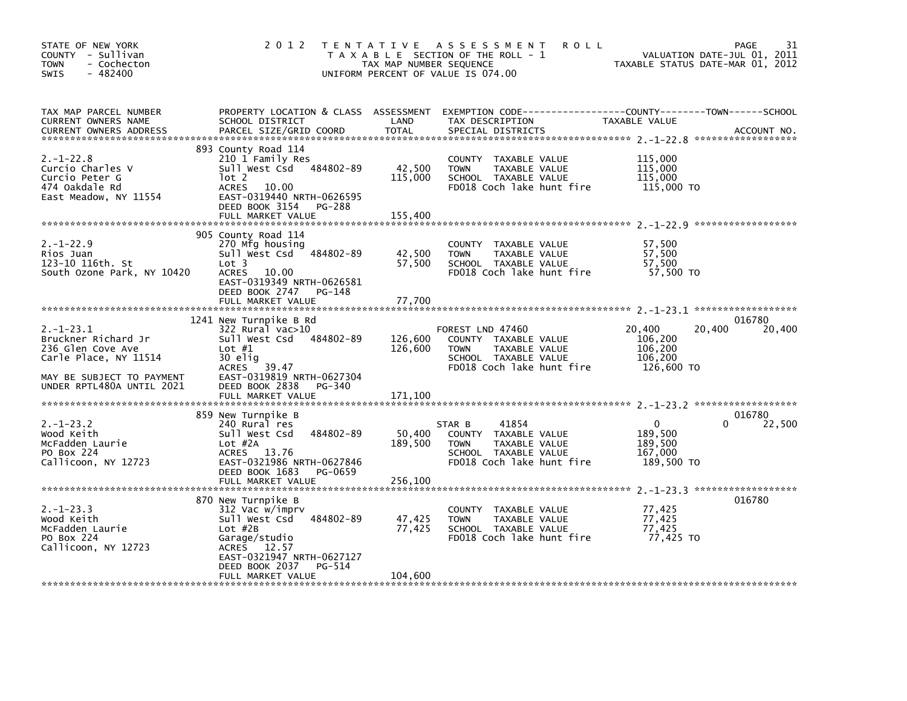STATE OF NEW YORK
COUNTY - Sullivan
TOWN - Cochecton
SWIS - 482400

2012 TENTATIVE ASSESSMENT ROLL
TAXABLE SECTION OF THE ROLL - 1
TAX MAP NUMBER SEQUENCE
UNIFORM PERCENT OF VALUE IS 074.00

VALUATION DATE-JUL 01, 2011
TAXABLE STATUS DATE-MAR 01, 2012

| TAX MAP PARCEL NUMBER / CURRENT OWNERS NAME / CURRENT OWNERS ADDRESS | PROPERTY LOCATION & CLASS / SCHOOL DISTRICT / PARCEL SIZE/GRID COORD | ASSESSMENT LAND | TOTAL | EXEMPTION CODE / TAX DESCRIPTION / SPECIAL DISTRICTS | COUNTY TAXABLE VALUE | TOWN | SCHOOL | ACCOUNT NO. |
|---|---|---|---|---|---|---|---|---|
| **2.-1-22.8** | 893 County Road 114 | | | | | | | |
| 2.-1-22.8 | 210 1 Family Res | | | COUNTY TAXABLE VALUE | 115,000 | | | |
| Curcio Charles V | Sull West Csd 484802-89 | 42,500 | | TOWN TAXABLE VALUE | 115,000 | | | |
| Curcio Peter G | lot 2 | | 115,000 | SCHOOL TAXABLE VALUE | 115,000 | | | |
| 474 Oakdale Rd | ACRES 10.00 | | | FD018 Coch lake hunt fire | 115,000 TO | | | |
| East Meadow, NY 11554 | EAST-0319440 NRTH-0626595 | | | | | | | |
| | DEED BOOK 3154 PG-288 | | | | | | | |
| | FULL MARKET VALUE | | 155,400 | | | | | |
| **2.-1-22.9** | 905 County Road 114 | | | | | | | |
| 2.-1-22.9 | 270 Mfg housing | | | COUNTY TAXABLE VALUE | 57,500 | | | |
| Rios Juan | Sull West Csd 484802-89 | 42,500 | | TOWN TAXABLE VALUE | 57,500 | | | |
| 123-10 116th. St | Lot 3 | | 57,500 | SCHOOL TAXABLE VALUE | 57,500 | | | |
| South Ozone Park, NY 10420 | ACRES 10.00 | | | FD018 Coch lake hunt fire | 57,500 TO | | | |
| | EAST-0319349 NRTH-0626581 | | | | | | | |
| | DEED BOOK 2747 PG-148 | | | | | | | |
| | FULL MARKET VALUE | | 77,700 | | | | | |
| **2.-1-23.1** | 1241 New Turnpike B Rd | | | | | | | 016780 |
| 2.-1-23.1 | 322 Rural vac>10 | | | FOREST LND 47460 | 20,400 | 20,400 | 20,400 | |
| Bruckner Richard Jr | Sull West Csd 484802-89 | 126,600 | | COUNTY TAXABLE VALUE | 106,200 | | | |
| 236 Glen Cove Ave | Lot #1 | | 126,600 | TOWN TAXABLE VALUE | 106,200 | | | |
| Carle Place, NY 11514 | 30 elig | | | SCHOOL TAXABLE VALUE | 106,200 | | | |
| | ACRES 39.47 | | | FD018 Coch lake hunt fire | 126,600 TO | | | |
| MAY BE SUBJECT TO PAYMENT | EAST-0319819 NRTH-0627304 | | | | | | | |
| UNDER RPTL480A UNTIL 2021 | DEED BOOK 2838 PG-340 | | | | | | | |
| | FULL MARKET VALUE | | 171,100 | | | | | |
| **2.-1-23.2** | 859 New Turnpike B | | | | | | | 016780 |
| 2.-1-23.2 | 240 Rural res | | | STAR B 41854 | 0 | 0 | 22,500 | |
| Wood Keith | Sull West Csd 484802-89 | 50,400 | | COUNTY TAXABLE VALUE | 189,500 | | | |
| McFadden Laurie | Lot #2A | | 189,500 | TOWN TAXABLE VALUE | 189,500 | | | |
| PO Box 224 | ACRES 13.76 | | | SCHOOL TAXABLE VALUE | 167,000 | | | |
| Callicoon, NY 12723 | EAST-0321986 NRTH-0627846 | | | FD018 Coch lake hunt fire | 189,500 TO | | | |
| | DEED BOOK 1683 PG-0659 | | | | | | | |
| | FULL MARKET VALUE | | 256,100 | | | | | |
| **2.-1-23.3** | 870 New Turnpike B | | | | | | | 016780 |
| 2.-1-23.3 | 312 Vac w/imprv | | | COUNTY TAXABLE VALUE | 77,425 | | | |
| Wood Keith | Sull West Csd 484802-89 | 47,425 | | TOWN TAXABLE VALUE | 77,425 | | | |
| McFadden Laurie | Lot #2B | | 77,425 | SCHOOL TAXABLE VALUE | 77,425 | | | |
| PO Box 224 | Garage/studio | | | FD018 Coch lake hunt fire | 77,425 TO | | | |
| Callicoon, NY 12723 | ACRES 12.57 | | | | | | | |
| | EAST-0321947 NRTH-0627127 | | | | | | | |
| | DEED BOOK 2037 PG-514 | | | | | | | |
| | FULL MARKET VALUE | | 104,600 | | | | | |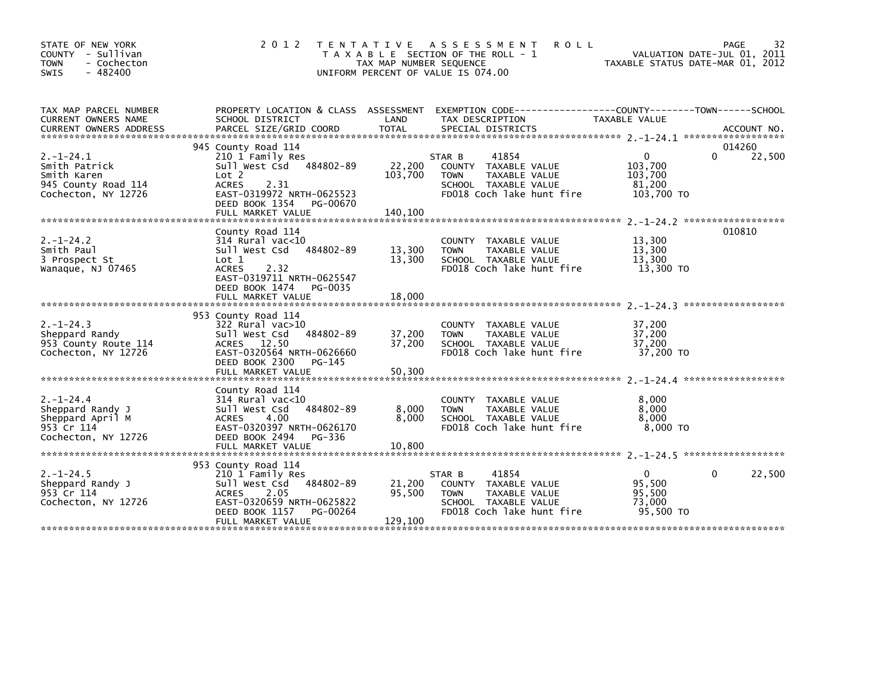STATE OF NEW YORK
COUNTY - Sullivan
TOWN - Cochecton
SWIS - 482400

# 2012 TENTATIVE ASSESSMENT ROLL

TAXABLE SECTION OF THE ROLL - 1
TAX MAP NUMBER SEQUENCE
UNIFORM PERCENT OF VALUE IS 074.00

VALUATION DATE-JUL 01, 2011
TAXABLE STATUS DATE-MAR 01, 2012

| TAX MAP PARCEL NUMBER / CURRENT OWNERS NAME / CURRENT OWNERS ADDRESS | PROPERTY LOCATION & CLASS / SCHOOL DISTRICT / PARCEL SIZE/GRID COORD | ASSESSMENT LAND | TOTAL | EXEMPTION CODE / TAX DESCRIPTION / SPECIAL DISTRICTS | COUNTY TAXABLE VALUE | TOWN | SCHOOL | ACCOUNT NO. |
|---|---|---|---|---|---|---|---|---|
| 2.-1-24.1 | 945 County Road 114 | | | | | | | 014260 |
| Smith Patrick | 210 1 Family Res | | | STAR B 41854 | 0 | 0 | 22,500 | |
| Smith Karen | Sull West Csd 484802-89 | 22,200 | | COUNTY TAXABLE VALUE | 103,700 | | | |
| 945 County Road 114 | Lot 2 | | 103,700 | TOWN TAXABLE VALUE | 103,700 | | | |
| Cochecton, NY 12726 | ACRES 2.31 | | | SCHOOL TAXABLE VALUE | 81,200 | | | |
| | EAST-0319972 NRTH-0625523 | | | FD018 Coch lake hunt fire | 103,700 TO | | | |
| | DEED BOOK 1354 PG-00670 | | | | | | | |
| | FULL MARKET VALUE | | 140,100 | | | | | |
| 2.-1-24.2 | County Road 114 | | | | | | | 010810 |
| Smith Paul | 314 Rural vac<10 | | | COUNTY TAXABLE VALUE | 13,300 | | | |
| 3 Prospect St | Sull West Csd 484802-89 | 13,300 | | TOWN TAXABLE VALUE | 13,300 | | | |
| Wanaque, NJ 07465 | Lot 1 | | 13,300 | SCHOOL TAXABLE VALUE | 13,300 | | | |
| | ACRES 2.32 | | | FD018 Coch lake hunt fire | 13,300 TO | | | |
| | EAST-0319711 NRTH-0625547 | | | | | | | |
| | DEED BOOK 1474 PG-0035 | | | | | | | |
| | FULL MARKET VALUE | | 18,000 | | | | | |
| 2.-1-24.3 | 953 County Road 114 | | | | | | | |
| Sheppard Randy | 322 Rural vac>10 | | | COUNTY TAXABLE VALUE | 37,200 | | | |
| 953 County Route 114 | Sull West Csd 484802-89 | 37,200 | | TOWN TAXABLE VALUE | 37,200 | | | |
| Cochecton, NY 12726 | ACRES 12.50 | | 37,200 | SCHOOL TAXABLE VALUE | 37,200 | | | |
| | EAST-0320564 NRTH-0626660 | | | FD018 Coch lake hunt fire | 37,200 TO | | | |
| | DEED BOOK 2300 PG-145 | | | | | | | |
| | FULL MARKET VALUE | | 50,300 | | | | | |
| 2.-1-24.4 | County Road 114 | | | | | | | |
| Sheppard Randy J | 314 Rural vac<10 | | | COUNTY TAXABLE VALUE | 8,000 | | | |
| Sheppard April M | Sull West Csd 484802-89 | 8,000 | | TOWN TAXABLE VALUE | 8,000 | | | |
| 953 Cr 114 | ACRES 4.00 | | 8,000 | SCHOOL TAXABLE VALUE | 8,000 | | | |
| Cochecton, NY 12726 | EAST-0320397 NRTH-0626170 | | | FD018 Coch lake hunt fire | 8,000 TO | | | |
| | DEED BOOK 2494 PG-336 | | | | | | | |
| | FULL MARKET VALUE | | 10,800 | | | | | |
| 2.-1-24.5 | 953 County Road 114 | | | | | | | |
| Sheppard Randy J | 210 1 Family Res | | | STAR B 41854 | 0 | 0 | 22,500 | |
| 953 Cr 114 | Sull West Csd 484802-89 | 21,200 | | COUNTY TAXABLE VALUE | 95,500 | | | |
| Cochecton, NY 12726 | ACRES 2.05 | | 95,500 | TOWN TAXABLE VALUE | 95,500 | | | |
| | EAST-0320659 NRTH-0625822 | | | SCHOOL TAXABLE VALUE | 73,000 | | | |
| | DEED BOOK 1157 PG-00264 | | | FD018 Coch lake hunt fire | 95,500 TO | | | |
| | FULL MARKET VALUE | | 129,100 | | | | | |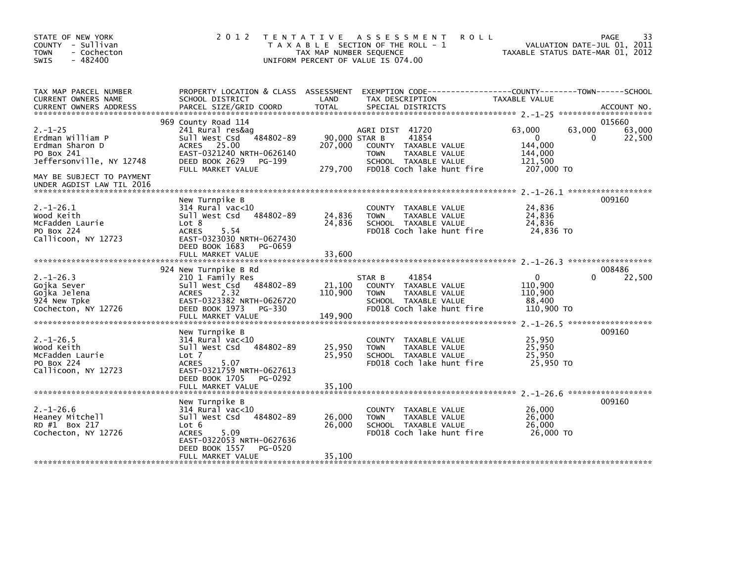STATE OF NEW YORK
COUNTY - Sullivan
TOWN - Cochecton
SWIS - 482400

# 2012 TENTATIVE ASSESSMENT ROLL

TAXABLE SECTION OF THE ROLL - 1
TAX MAP NUMBER SEQUENCE
UNIFORM PERCENT OF VALUE IS 074.00

VALUATION DATE-JUL 01, 2011
TAXABLE STATUS DATE-MAR 01, 2012

| TAX MAP PARCEL NUMBER / CURRENT OWNERS NAME / CURRENT OWNERS ADDRESS | PROPERTY LOCATION & CLASS / SCHOOL DISTRICT / PARCEL SIZE/GRID COORD | ASSESSMENT LAND / TOTAL | EXEMPTION CODE / TAX DESCRIPTION / SPECIAL DISTRICTS | COUNTY TAXABLE VALUE | TOWN | SCHOOL / ACCOUNT NO. |
|---|---|---|---|---|---|---|
| 2.-1-25 | 969 County Road 114 | | | | | 015660 |
| | 241 Rural res&ag | | AGRI DIST 41720 | 63,000 | 63,000 | 63,000 |
| Erdman William P | Sull West Csd 484802-89 | 90,000 | STAR B 41854 | 0 | 0 | 22,500 |
| Erdman Sharon D | ACRES 25.00 | 207,000 | COUNTY TAXABLE VALUE | 144,000 | | |
| PO Box 241 | EAST-0321240 NRTH-0626140 | | TOWN TAXABLE VALUE | 144,000 | | |
| Jeffersonville, NY 12748 | DEED BOOK 2629 PG-199 | | SCHOOL TAXABLE VALUE | 121,500 | | |
| | FULL MARKET VALUE | 279,700 | FD018 Coch lake hunt fire | 207,000 TO | | |
| MAY BE SUBJECT TO PAYMENT UNDER AGDIST LAW TIL 2016 | | | | | | |
| 2.-1-26.1 | New Turnpike B | | | | | 009160 |
| | 314 Rural vac<10 | | COUNTY TAXABLE VALUE | 24,836 | | |
| Wood Keith | Sull West Csd 484802-89 | 24,836 | TOWN TAXABLE VALUE | 24,836 | | |
| McFadden Laurie | Lot 8 | 24,836 | SCHOOL TAXABLE VALUE | 24,836 | | |
| PO Box 224 | ACRES 5.54 | | FD018 Coch lake hunt fire | 24,836 TO | | |
| Callicoon, NY 12723 | EAST-0323030 NRTH-0627430 | | | | | |
| | DEED BOOK 1683 PG-0659 | | | | | |
| | FULL MARKET VALUE | 33,600 | | | | |
| 2.-1-26.3 | 924 New Turnpike B Rd | | | | | 008486 |
| | 210 1 Family Res | | STAR B 41854 | 0 | 0 | 22,500 |
| Gojka Sever | Sull West Csd 484802-89 | 21,100 | COUNTY TAXABLE VALUE | 110,900 | | |
| Gojka Jelena | ACRES 2.32 | 110,900 | TOWN TAXABLE VALUE | 110,900 | | |
| 924 New Tpke | EAST-0323382 NRTH-0626720 | | SCHOOL TAXABLE VALUE | 88,400 | | |
| Cochecton, NY 12726 | DEED BOOK 1973 PG-330 | | FD018 Coch lake hunt fire | 110,900 TO | | |
| | FULL MARKET VALUE | 149,900 | | | | |
| 2.-1-26.5 | New Turnpike B | | | | | 009160 |
| | 314 Rural vac<10 | | COUNTY TAXABLE VALUE | 25,950 | | |
| Wood Keith | Sull West Csd 484802-89 | 25,950 | TOWN TAXABLE VALUE | 25,950 | | |
| McFadden Laurie | Lot 7 | 25,950 | SCHOOL TAXABLE VALUE | 25,950 | | |
| PO Box 224 | ACRES 5.07 | | FD018 Coch lake hunt fire | 25,950 TO | | |
| Callicoon, NY 12723 | EAST-0321759 NRTH-0627613 | | | | | |
| | DEED BOOK 1705 PG-0292 | | | | | |
| | FULL MARKET VALUE | 35,100 | | | | |
| 2.-1-26.6 | New Turnpike B | | | | | 009160 |
| | 314 Rural vac<10 | | COUNTY TAXABLE VALUE | 26,000 | | |
| Heaney Mitchell | Sull West Csd 484802-89 | 26,000 | TOWN TAXABLE VALUE | 26,000 | | |
| RD #1 Box 217 | Lot 6 | 26,000 | SCHOOL TAXABLE VALUE | 26,000 | | |
| Cochecton, NY 12726 | ACRES 5.09 | | FD018 Coch lake hunt fire | 26,000 TO | | |
| | EAST-0322053 NRTH-0627636 | | | | | |
| | DEED BOOK 1557 PG-0520 | | | | | |
| | FULL MARKET VALUE | 35,100 | | | | |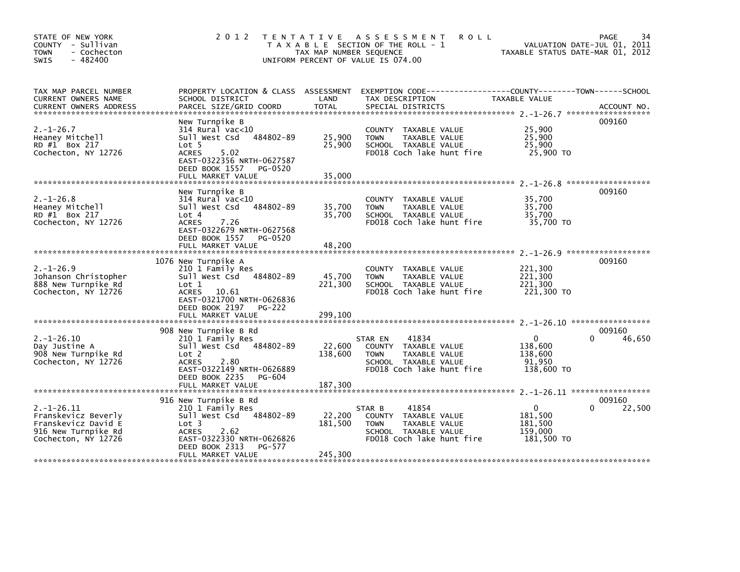STATE OF NEW YORK
COUNTY - Sullivan
TOWN - Cochecton
SWIS - 482400

# 2012 TENTATIVE ASSESSMENT ROLL

TAXABLE SECTION OF THE ROLL - 1
TAX MAP NUMBER SEQUENCE
UNIFORM PERCENT OF VALUE IS 074.00

VALUATION DATE-JUL 01, 2011
TAXABLE STATUS DATE-MAR 01, 2012

| TAX MAP PARCEL NUMBER / CURRENT OWNERS NAME / CURRENT OWNERS ADDRESS | PROPERTY LOCATION & CLASS / SCHOOL DISTRICT / PARCEL SIZE/GRID COORD | ASSESSMENT LAND | TOTAL | EXEMPTION CODE / TAX DESCRIPTION / SPECIAL DISTRICTS | COUNTY | TOWN | SCHOOL | ACCOUNT NO. |
|---|---|---|---|---|---|---|---|---|
| 2.-1-26.7 | New Turnpike B | | | | | | | 009160 |
| Heaney Mitchell | 314 Rural vac<10 | | | COUNTY TAXABLE VALUE | 25,900 | | | |
| RD #1 Box 217 | Sull West Csd 484802-89 | 25,900 | | TOWN TAXABLE VALUE | | 25,900 | | |
| Cochecton, NY 12726 | Lot 5 | | 25,900 | SCHOOL TAXABLE VALUE | | | 25,900 | |
| | ACRES 5.02 | | | FD018 Coch lake hunt fire | 25,900 TO | | | |
| | EAST-0322356 NRTH-0627587 | | | | | | | |
| | DEED BOOK 1557 PG-0520 | | | | | | | |
| | FULL MARKET VALUE | | 35,000 | | | | | |
| 2.-1-26.8 | New Turnpike B | | | | | | | 009160 |
| Heaney Mitchell | 314 Rural vac<10 | | | COUNTY TAXABLE VALUE | 35,700 | | | |
| RD #1 Box 217 | Sull West Csd 484802-89 | 35,700 | | TOWN TAXABLE VALUE | | 35,700 | | |
| Cochecton, NY 12726 | Lot 4 | | 35,700 | SCHOOL TAXABLE VALUE | | | 35,700 | |
| | ACRES 7.26 | | | FD018 Coch lake hunt fire | 35,700 TO | | | |
| | EAST-0322679 NRTH-0627568 | | | | | | | |
| | DEED BOOK 1557 PG-0520 | | | | | | | |
| | FULL MARKET VALUE | | 48,200 | | | | | |
| 2.-1-26.9 | 1076 New Turnpike A | | | | | | | 009160 |
| Johanson Christopher | 210 1 Family Res | | | COUNTY TAXABLE VALUE | 221,300 | | | |
| 888 New Turnpike Rd | Sull West Csd 484802-89 | 45,700 | | TOWN TAXABLE VALUE | | 221,300 | | |
| Cochecton, NY 12726 | Lot 1 | | 221,300 | SCHOOL TAXABLE VALUE | | | 221,300 | |
| | ACRES 10.61 | | | FD018 Coch lake hunt fire | 221,300 TO | | | |
| | EAST-0321700 NRTH-0626836 | | | | | | | |
| | DEED BOOK 2197 PG-222 | | | | | | | |
| | FULL MARKET VALUE | | 299,100 | | | | | |
| 2.-1-26.10 | 908 New Turnpike B Rd | | | | | | | 009160 |
| Day Justine A | 210 1 Family Res | | | STAR EN 41834 | 0 | 0 | 46,650 | |
| 908 New Turnpike Rd | Sull West Csd 484802-89 | 22,600 | | COUNTY TAXABLE VALUE | 138,600 | | | |
| Cochecton, NY 12726 | Lot 2 | | 138,600 | TOWN TAXABLE VALUE | | 138,600 | | |
| | ACRES 2.80 | | | SCHOOL TAXABLE VALUE | | | 91,950 | |
| | EAST-0322149 NRTH-0626889 | | | FD018 Coch lake hunt fire | 138,600 TO | | | |
| | DEED BOOK 2235 PG-604 | | | | | | | |
| | FULL MARKET VALUE | | 187,300 | | | | | |
| 2.-1-26.11 | 916 New Turnpike B Rd | | | | | | | 009160 |
| Franskevicz Beverly | 210 1 Family Res | | | STAR B 41854 | 0 | 0 | 22,500 | |
| Franskevicz David E | Sull West Csd 484802-89 | 22,200 | | COUNTY TAXABLE VALUE | 181,500 | | | |
| 916 New Turnpike Rd | Lot 3 | | 181,500 | TOWN TAXABLE VALUE | | 181,500 | | |
| Cochecton, NY 12726 | ACRES 2.62 | | | SCHOOL TAXABLE VALUE | | | 159,000 | |
| | EAST-0322330 NRTH-0626826 | | | FD018 Coch lake hunt fire | 181,500 TO | | | |
| | DEED BOOK 2313 PG-577 | | | | | | | |
| | FULL MARKET VALUE | | 245,300 | | | | | |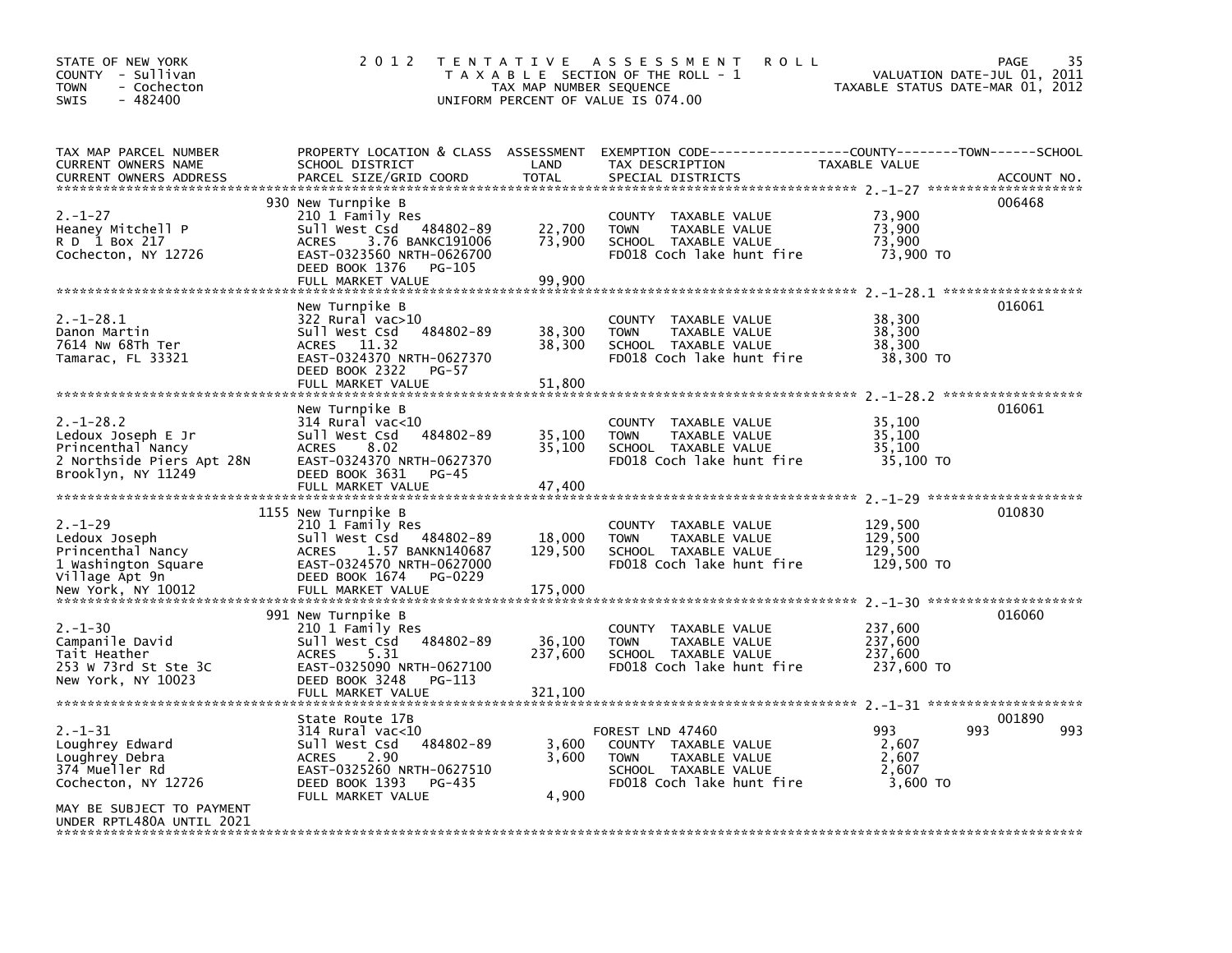STATE OF NEW YORK
COUNTY - Sullivan
TOWN - Cochecton
SWIS - 482400

# 2012 TENTATIVE ASSESSMENT ROLL

TAXABLE SECTION OF THE ROLL - 1
TAX MAP NUMBER SEQUENCE
UNIFORM PERCENT OF VALUE IS 074.00

VALUATION DATE-JUL 01, 2011
TAXABLE STATUS DATE-MAR 01, 2012

| TAX MAP PARCEL NUMBER / CURRENT OWNERS NAME / CURRENT OWNERS ADDRESS | PROPERTY LOCATION & CLASS / SCHOOL DISTRICT / PARCEL SIZE/GRID COORD | ASSESSMENT LAND | TOTAL | EXEMPTION CODE / TAX DESCRIPTION / SPECIAL DISTRICTS | COUNTY TAXABLE VALUE | TOWN | SCHOOL | ACCOUNT NO. |
|---|---|---|---|---|---|---|---|---|
| 2.-1-27 | 930 New Turnpike B | | | | | | | 006468 |
| Heaney Mitchell P | 210 1 Family Res | | | COUNTY TAXABLE VALUE | 73,900 | | | |
| R D 1 Box 217 | Sull West Csd 484802-89 | 22,700 | | TOWN TAXABLE VALUE | 73,900 | | | |
| Cochecton, NY 12726 | ACRES 3.76 BANKC191006 | | 73,900 | SCHOOL TAXABLE VALUE | 73,900 | | | |
| | EAST-0323560 NRTH-0626700 | | | FD018 Coch lake hunt fire | 73,900 TO | | | |
| | DEED BOOK 1376 PG-105 | | | | | | | |
| | FULL MARKET VALUE | | 99,900 | | | | | |
| 2.-1-28.1 | New Turnpike B | | | | | | | 016061 |
| Danon Martin | 322 Rural vac>10 | | | COUNTY TAXABLE VALUE | 38,300 | | | |
| 7614 Nw 68Th Ter | Sull West Csd 484802-89 | 38,300 | | TOWN TAXABLE VALUE | 38,300 | | | |
| Tamarac, FL 33321 | ACRES 11.32 | | 38,300 | SCHOOL TAXABLE VALUE | 38,300 | | | |
| | EAST-0324370 NRTH-0627370 | | | FD018 Coch lake hunt fire | 38,300 TO | | | |
| | DEED BOOK 2322 PG-57 | | | | | | | |
| | FULL MARKET VALUE | | 51,800 | | | | | |
| 2.-1-28.2 | New Turnpike B | | | | | | | 016061 |
| Ledoux Joseph E Jr | 314 Rural vac<10 | | | COUNTY TAXABLE VALUE | 35,100 | | | |
| Princenthal Nancy | Sull West Csd 484802-89 | 35,100 | | TOWN TAXABLE VALUE | 35,100 | | | |
| 2 Northside Piers Apt 28N | ACRES 8.02 | | 35,100 | SCHOOL TAXABLE VALUE | 35,100 | | | |
| Brooklyn, NY 11249 | EAST-0324370 NRTH-0627370 | | | FD018 Coch lake hunt fire | 35,100 TO | | | |
| | DEED BOOK 3631 PG-45 | | | | | | | |
| | FULL MARKET VALUE | | 47,400 | | | | | |
| 2.-1-29 | 1155 New Turnpike B | | | | | | | 010830 |
| Ledoux Joseph | 210 1 Family Res | | | COUNTY TAXABLE VALUE | 129,500 | | | |
| Princenthal Nancy | Sull West Csd 484802-89 | 18,000 | | TOWN TAXABLE VALUE | 129,500 | | | |
| 1 Washington Square | ACRES 1.57 BANKN140687 | | 129,500 | SCHOOL TAXABLE VALUE | 129,500 | | | |
| Village Apt 9n | EAST-0324570 NRTH-0627000 | | | FD018 Coch lake hunt fire | 129,500 TO | | | |
| New York, NY 10012 | DEED BOOK 1674 PG-0229 | | | | | | | |
| | FULL MARKET VALUE | | 175,000 | | | | | |
| 2.-1-30 | 991 New Turnpike B | | | | | | | 016060 |
| Campanile David | 210 1 Family Res | | | COUNTY TAXABLE VALUE | 237,600 | | | |
| Tait Heather | Sull West Csd 484802-89 | 36,100 | | TOWN TAXABLE VALUE | 237,600 | | | |
| 253 W 73rd St Ste 3C | ACRES 5.31 | | 237,600 | SCHOOL TAXABLE VALUE | 237,600 | | | |
| New York, NY 10023 | EAST-0325090 NRTH-0627100 | | | FD018 Coch lake hunt fire | 237,600 TO | | | |
| | DEED BOOK 3248 PG-113 | | | | | | | |
| | FULL MARKET VALUE | | 321,100 | | | | | |
| 2.-1-31 | State Route 17B | | | | | | | 001890 |
| Loughrey Edward | 314 Rural vac<10 | | | FOREST LND 47460 | 993 | 993 | 993 | |
| Loughrey Debra | Sull West Csd 484802-89 | 3,600 | | COUNTY TAXABLE VALUE | 2,607 | | | |
| 374 Mueller Rd | ACRES 2.90 | | 3,600 | TOWN TAXABLE VALUE | 2,607 | | | |
| Cochecton, NY 12726 | EAST-0325260 NRTH-0627510 | | | SCHOOL TAXABLE VALUE | 2,607 | | | |
| | DEED BOOK 1393 PG-435 | | | FD018 Coch lake hunt fire | 3,600 TO | | | |
| MAY BE SUBJECT TO PAYMENT | FULL MARKET VALUE | | 4,900 | | | | | |
| UNDER RPTL480A UNTIL 2021 | | | | | | | | |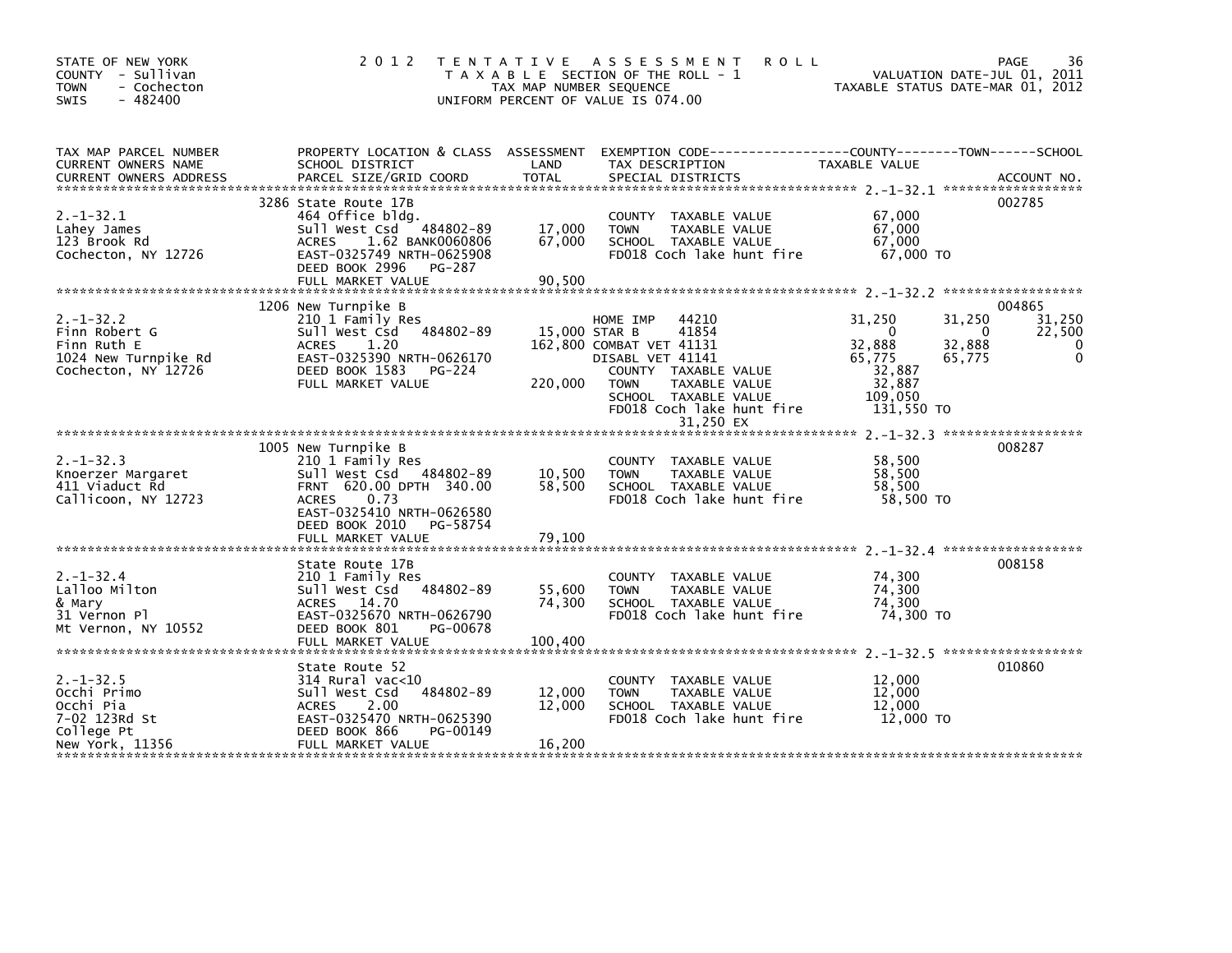STATE OF NEW YORK
COUNTY - Sullivan
TOWN - Cochecton
SWIS - 482400

# 2012 TENTATIVE ASSESSMENT ROLL

TAXABLE SECTION OF THE ROLL - 1
TAX MAP NUMBER SEQUENCE
UNIFORM PERCENT OF VALUE IS 074.00

VALUATION DATE-JUL 01, 2011
TAXABLE STATUS DATE-MAR 01, 2012

| TAX MAP PARCEL NUMBER / CURRENT OWNERS NAME / CURRENT OWNERS ADDRESS | PROPERTY LOCATION & CLASS / SCHOOL DISTRICT / PARCEL SIZE/GRID COORD | ASSESSMENT LAND / TOTAL | EXEMPTION CODE / TAX DESCRIPTION / SPECIAL DISTRICTS | COUNTY TAXABLE VALUE | TOWN | SCHOOL | ACCOUNT NO. |
|---|---|---|---|---|---|---|---|
| 2.-1-32.1 | 3286 State Route 17B | | | | | | 002785 |
| Lahey James | 464 Office bldg. | | COUNTY TAXABLE VALUE | 67,000 | | | |
| 123 Brook Rd | Sull West Csd 484802-89 | 17,000 | TOWN TAXABLE VALUE | 67,000 | | | |
| Cochecton, NY 12726 | ACRES 1.62 BANK0060806 | 67,000 | SCHOOL TAXABLE VALUE | 67,000 | | | |
| | EAST-0325749 NRTH-0625908 | | FD018 Coch lake hunt fire | 67,000 TO | | | |
| | DEED BOOK 2996 PG-287 | | | | | | |
| | FULL MARKET VALUE | 90,500 | | | | | |
| 2.-1-32.2 | 1206 New Turnpike B | | | | | | 004865 |
| Finn Robert G | 210 1 Family Res | | HOME IMP 44210 | 31,250 | 31,250 | 31,250 | |
| Finn Ruth E | Sull West Csd 484802-89 | 15,000 | STAR B 41854 | 0 | 0 | 22,500 | |
| 1024 New Turnpike Rd | ACRES 1.20 | 162,800 | COMBAT VET 41131 | 32,888 | 32,888 | 0 | |
| Cochecton, NY 12726 | EAST-0325390 NRTH-0626170 | | DISABL VET 41141 | 65,775 | 65,775 | 0 | |
| | DEED BOOK 1583 PG-224 | | COUNTY TAXABLE VALUE | 32,887 | | | |
| | FULL MARKET VALUE | 220,000 | TOWN TAXABLE VALUE | 32,887 | | | |
| | | | SCHOOL TAXABLE VALUE | 109,050 | | | |
| | | | FD018 Coch lake hunt fire | 131,550 TO | | | |
| | | | 31,250 EX | | | | |
| 2.-1-32.3 | 1005 New Turnpike B | | | | | | 008287 |
| Knoerzer Margaret | 210 1 Family Res | | COUNTY TAXABLE VALUE | 58,500 | | | |
| 411 Viaduct Rd | Sull West Csd 484802-89 | 10,500 | TOWN TAXABLE VALUE | 58,500 | | | |
| Callicoon, NY 12723 | FRNT 620.00 DPTH 340.00 | 58,500 | SCHOOL TAXABLE VALUE | 58,500 | | | |
| | ACRES 0.73 | | FD018 Coch lake hunt fire | 58,500 TO | | | |
| | EAST-0325410 NRTH-0626580 | | | | | | |
| | DEED BOOK 2010 PG-58754 | | | | | | |
| | FULL MARKET VALUE | 79,100 | | | | | |
| 2.-1-32.4 | State Route 17B | | | | | | 008158 |
| Lalloo Milton | 210 1 Family Res | | COUNTY TAXABLE VALUE | 74,300 | | | |
| & Mary | Sull West Csd 484802-89 | 55,600 | TOWN TAXABLE VALUE | 74,300 | | | |
| 31 Vernon Pl | ACRES 14.70 | 74,300 | SCHOOL TAXABLE VALUE | 74,300 | | | |
| Mt Vernon, NY 10552 | EAST-0325670 NRTH-0626790 | | FD018 Coch lake hunt fire | 74,300 TO | | | |
| | DEED BOOK 801 PG-00678 | | | | | | |
| | FULL MARKET VALUE | 100,400 | | | | | |
| 2.-1-32.5 | State Route 52 | | | | | | 010860 |
| Occhi Primo | 314 Rural vac<10 | | COUNTY TAXABLE VALUE | 12,000 | | | |
| Occhi Pia | Sull West Csd 484802-89 | 12,000 | TOWN TAXABLE VALUE | 12,000 | | | |
| 7-02 123Rd St | ACRES 2.00 | 12,000 | SCHOOL TAXABLE VALUE | 12,000 | | | |
| College Pt | EAST-0325470 NRTH-0625390 | | FD018 Coch lake hunt fire | 12,000 TO | | | |
| New York, 11356 | DEED BOOK 866 PG-00149 | | | | | | |
| | FULL MARKET VALUE | 16,200 | | | | | |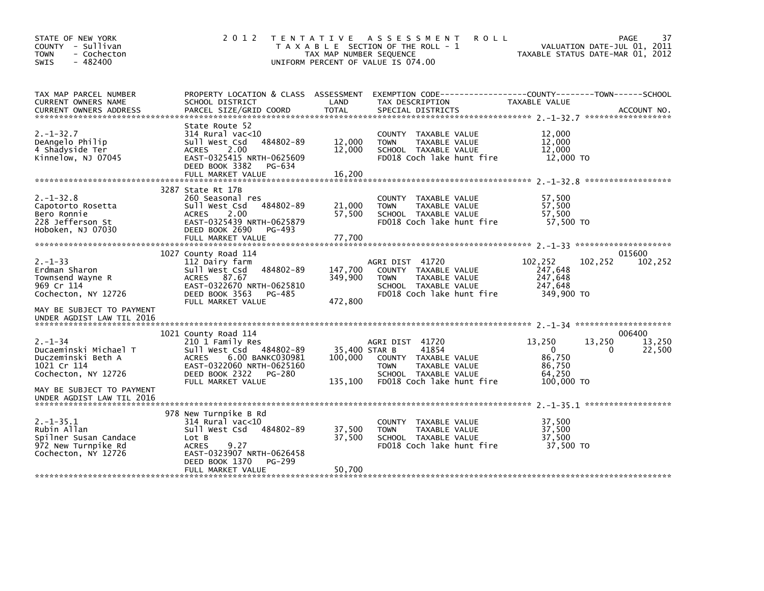STATE OF NEW YORK
COUNTY - Sullivan
TOWN - Cochecton
SWIS - 482400

# 2012 TENTATIVE ASSESSMENT ROLL

TAXABLE SECTION OF THE ROLL - 1
TAX MAP NUMBER SEQUENCE
UNIFORM PERCENT OF VALUE IS 074.00

VALUATION DATE-JUL 01, 2011
TAXABLE STATUS DATE-MAR 01, 2012

| TAX MAP PARCEL NUMBER / CURRENT OWNERS NAME / CURRENT OWNERS ADDRESS | PROPERTY LOCATION & CLASS / SCHOOL DISTRICT / PARCEL SIZE/GRID COORD | ASSESSMENT LAND / TOTAL | EXEMPTION CODE / TAX DESCRIPTION / SPECIAL DISTRICTS | COUNTY TAXABLE VALUE | TOWN | SCHOOL / ACCOUNT NO. |
|---|---|---|---|---|---|---|
| **2.-1-32.7** | State Route 52 | | | | | |
| 2.-1-32.7 | 314 Rural vac<10 | | COUNTY TAXABLE VALUE | 12,000 | | |
| DeAngelo Philip | Sull West Csd 484802-89 | 12,000 | TOWN TAXABLE VALUE | 12,000 | | |
| 4 Shadyside Ter | ACRES 2.00 | 12,000 | SCHOOL TAXABLE VALUE | 12,000 | | |
| Kinnelow, NJ 07045 | EAST-0325415 NRTH-0625609 | | FD018 Coch lake hunt fire | 12,000 TO | | |
| | DEED BOOK 3382 PG-634 | | | | | |
| | FULL MARKET VALUE | 16,200 | | | | |
| **2.-1-32.8** | 3287 State Rt 17B | | | | | |
| 2.-1-32.8 | 260 Seasonal res | | COUNTY TAXABLE VALUE | 57,500 | | |
| Capotorto Rosetta | Sull West Csd 484802-89 | 21,000 | TOWN TAXABLE VALUE | 57,500 | | |
| Bero Ronnie | ACRES 2.00 | 57,500 | SCHOOL TAXABLE VALUE | 57,500 | | |
| 228 Jefferson St | EAST-0325439 NRTH-0625879 | | FD018 Coch lake hunt fire | 57,500 TO | | |
| Hoboken, NJ 07030 | DEED BOOK 2690 PG-493 | | | | | |
| | FULL MARKET VALUE | 77,700 | | | | |
| **2.-1-33** | 1027 County Road 114 | | | | | 015600 |
| 2.-1-33 | 112 Dairy farm | | AGRI DIST 41720 | 102,252 | 102,252 | 102,252 |
| Erdman Sharon | Sull West Csd 484802-89 | 147,700 | COUNTY TAXABLE VALUE | 247,648 | | |
| Townsend Wayne R | ACRES 87.67 | 349,900 | TOWN TAXABLE VALUE | 247,648 | | |
| 969 Cr 114 | EAST-0322670 NRTH-0625810 | | SCHOOL TAXABLE VALUE | 247,648 | | |
| Cochecton, NY 12726 | DEED BOOK 3563 PG-485 | | FD018 Coch lake hunt fire | 349,900 TO | | |
| | FULL MARKET VALUE | 472,800 | | | | |
| MAY BE SUBJECT TO PAYMENT UNDER AGDIST LAW TIL 2016 | | | | | | |
| **2.-1-34** | 1021 County Road 114 | | | | | 006400 |
| 2.-1-34 | 210 1 Family Res | | AGRI DIST 41720 | 13,250 | 13,250 | 13,250 |
| Ducaeminski Michael T | Sull West Csd 484802-89 | 35,400 | STAR B 41854 | 0 | 0 | 22,500 |
| Duczeminski Beth A | ACRES 6.00 BANKC030981 | 100,000 | COUNTY TAXABLE VALUE | 86,750 | | |
| 1021 Cr 114 | EAST-0322060 NRTH-0625160 | | TOWN TAXABLE VALUE | 86,750 | | |
| Cochecton, NY 12726 | DEED BOOK 2322 PG-280 | | SCHOOL TAXABLE VALUE | 64,250 | | |
| | FULL MARKET VALUE | 135,100 | FD018 Coch lake hunt fire | 100,000 TO | | |
| MAY BE SUBJECT TO PAYMENT UNDER AGDIST LAW TIL 2016 | | | | | | |
| **2.-1-35.1** | 978 New Turnpike B Rd | | | | | |
| 2.-1-35.1 | 314 Rural vac<10 | | COUNTY TAXABLE VALUE | 37,500 | | |
| Rubin Allan | Sull West Csd 484802-89 | 37,500 | TOWN TAXABLE VALUE | 37,500 | | |
| Spilner Susan Candace | Lot B | 37,500 | SCHOOL TAXABLE VALUE | 37,500 | | |
| 972 New Turnpike Rd | ACRES 9.27 | | FD018 Coch lake hunt fire | 37,500 TO | | |
| Cochecton, NY 12726 | EAST-0323907 NRTH-0626458 | | | | | |
| | DEED BOOK 1370 PG-299 | | | | | |
| | FULL MARKET VALUE | 50,700 | | | | |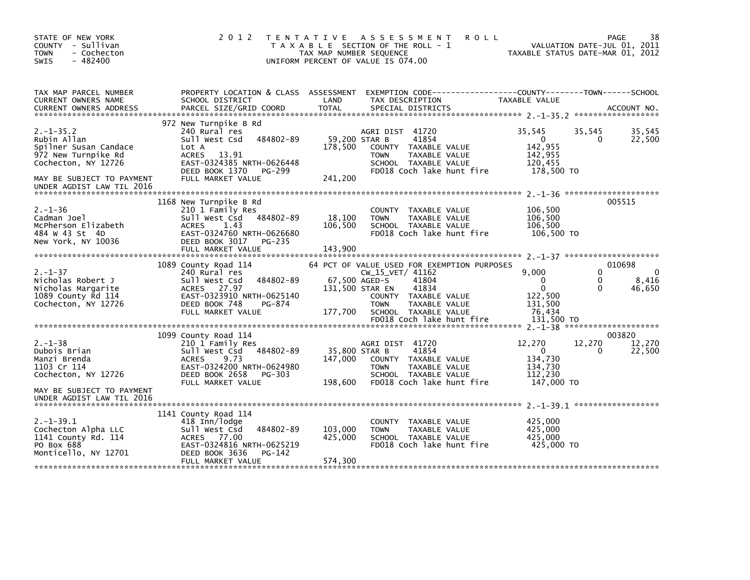STATE OF NEW YORK
COUNTY - Sullivan
TOWN - Cochecton
SWIS - 482400

# 2012 TENTATIVE ASSESSMENT ROLL

TAXABLE SECTION OF THE ROLL - 1
TAX MAP NUMBER SEQUENCE
UNIFORM PERCENT OF VALUE IS 074.00

VALUATION DATE-JUL 01, 2011
TAXABLE STATUS DATE-MAR 01, 2012

| TAX MAP PARCEL NUMBER / CURRENT OWNERS NAME / CURRENT OWNERS ADDRESS | PROPERTY LOCATION & CLASS / SCHOOL DISTRICT / PARCEL SIZE/GRID COORD | ASSESSMENT LAND / TOTAL | EXEMPTION CODE / TAX DESCRIPTION / SPECIAL DISTRICTS | COUNTY TAXABLE VALUE | TOWN | SCHOOL / ACCOUNT NO. |
|---|---|---|---|---|---|---|
| 2.-1-35.2 | 972 New Turnpike B Rd | | | | | |
| Rubin Allan | 240 Rural res | | AGRI DIST 41720 | 35,545 | 35,545 | 35,545 |
| Spilner Susan Candace | Sull West Csd 484802-89 | 59,200 | STAR B 41854 | 0 | 0 | 22,500 |
| 972 New Turnpike Rd | Lot A | 178,500 | COUNTY TAXABLE VALUE | 142,955 | | |
| Cochecton, NY 12726 | ACRES 13.91 | | TOWN TAXABLE VALUE | 142,955 | | |
| | EAST-0324385 NRTH-0626448 | | SCHOOL TAXABLE VALUE | 120,455 | | |
| | DEED BOOK 1370 PG-299 | | FD018 Coch lake hunt fire | 178,500 TO | | |
| MAY BE SUBJECT TO PAYMENT UNDER AGDIST LAW TIL 2016 | FULL MARKET VALUE | 241,200 | | | | |
| 2.-1-36 | 1168 New Turnpike B Rd | | | | | 005515 |
| Cadman Joel | 210 1 Family Res | | COUNTY TAXABLE VALUE | 106,500 | | |
| McPherson Elizabeth | Sull West Csd 484802-89 | 18,100 | TOWN TAXABLE VALUE | 106,500 | | |
| 484 W 43 St 4D | ACRES 1.43 | 106,500 | SCHOOL TAXABLE VALUE | 106,500 | | |
| New York, NY 10036 | EAST-0324760 NRTH-0626680 | | FD018 Coch lake hunt fire | 106,500 TO | | |
| | DEED BOOK 3017 PG-235 | | | | | |
| | FULL MARKET VALUE | 143,900 | | | | |
| 2.-1-37 | 1089 County Road 114 | | 64 PCT OF VALUE USED FOR EXEMPTION PURPOSES | | | 010698 |
| Nicholas Robert J | 240 Rural res | | CW_15_VET/ 41162 | 9,000 | 0 | 0 |
| Nicholas Margarite | Sull West Csd 484802-89 | 67,500 | AGED-S 41804 | 0 | 0 | 8,416 |
| 1089 County Rd 114 | ACRES 27.97 | 131,500 | STAR EN 41834 | 0 | 0 | 46,650 |
| Cochecton, NY 12726 | EAST-0323910 NRTH-0625140 | | COUNTY TAXABLE VALUE | 122,500 | | |
| | DEED BOOK 748 PG-874 | | TOWN TAXABLE VALUE | 131,500 | | |
| | FULL MARKET VALUE | 177,700 | SCHOOL TAXABLE VALUE | 76,434 | | |
| | | | FD018 Coch lake hunt fire | 131,500 TO | | |
| 2.-1-38 | 1099 County Road 114 | | | | | 003820 |
| Dubois Brian | 210 1 Family Res | | AGRI DIST 41720 | 12,270 | 12,270 | 12,270 |
| Manzi Brenda | Sull West Csd 484802-89 | 35,800 | STAR B 41854 | 0 | 0 | 22,500 |
| 1103 Cr 114 | ACRES 9.73 | 147,000 | COUNTY TAXABLE VALUE | 134,730 | | |
| Cochecton, NY 12726 | EAST-0324200 NRTH-0624980 | | TOWN TAXABLE VALUE | 134,730 | | |
| | DEED BOOK 2658 PG-303 | | SCHOOL TAXABLE VALUE | 112,230 | | |
| | FULL MARKET VALUE | 198,600 | FD018 Coch lake hunt fire | 147,000 TO | | |
| MAY BE SUBJECT TO PAYMENT UNDER AGDIST LAW TIL 2016 | | | | | | |
| 2.-1-39.1 | 1141 County Road 114 | | | | | |
| Cochecton Alpha LLC | 418 Inn/lodge | | COUNTY TAXABLE VALUE | 425,000 | | |
| 1141 County Rd. 114 | Sull West Csd 484802-89 | 103,000 | TOWN TAXABLE VALUE | 425,000 | | |
| PO Box 688 | ACRES 77.00 | 425,000 | SCHOOL TAXABLE VALUE | 425,000 | | |
| Monticello, NY 12701 | EAST-0324816 NRTH-0625219 | | FD018 Coch lake hunt fire | 425,000 TO | | |
| | DEED BOOK 3636 PG-142 | | | | | |
| | FULL MARKET VALUE | 574,300 | | | | |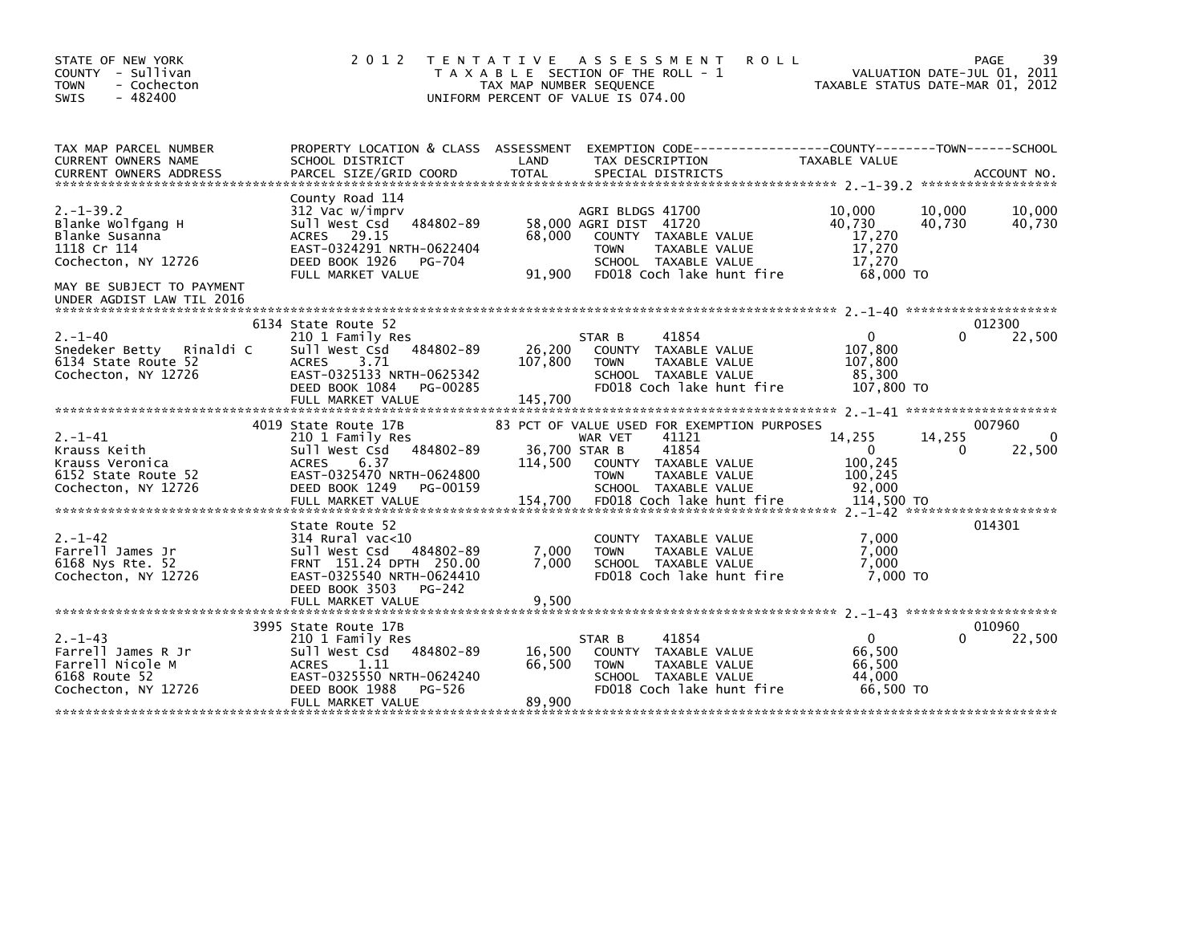STATE OF NEW YORK
COUNTY - Sullivan
TOWN - Cochecton
SWIS - 482400

# 2012 TENTATIVE ASSESSMENT ROLL

TAXABLE SECTION OF THE ROLL - 1
TAX MAP NUMBER SEQUENCE
UNIFORM PERCENT OF VALUE IS 074.00

VALUATION DATE-JUL 01, 2011
TAXABLE STATUS DATE-MAR 01, 2012

| TAX MAP PARCEL NUMBER / CURRENT OWNERS NAME / CURRENT OWNERS ADDRESS | PROPERTY LOCATION & CLASS / SCHOOL DISTRICT / PARCEL SIZE/GRID COORD | ASSESSMENT LAND / TOTAL | EXEMPTION CODE / TAX DESCRIPTION / SPECIAL DISTRICTS | COUNTY TAXABLE VALUE | TOWN | SCHOOL / ACCOUNT NO. |
|---|---|---|---|---|---|---|
| **2.-1-39.2** | County Road 114 | | | | | |
| 2.-1-39.2 | 312 Vac w/imprv | | AGRI BLDGS 41700 | 10,000 | 10,000 | 10,000 |
| Blanke Wolfgang H | Sull West Csd 484802-89 | 58,000 | AGRI DIST 41720 | 40,730 | 40,730 | 40,730 |
| Blanke Susanna | ACRES 29.15 | 68,000 | COUNTY TAXABLE VALUE | 17,270 | | |
| 1118 Cr 114 | EAST-0324291 NRTH-0622404 | | TOWN TAXABLE VALUE | 17,270 | | |
| Cochecton, NY 12726 | DEED BOOK 1926 PG-704 | | SCHOOL TAXABLE VALUE | 17,270 | | |
| | FULL MARKET VALUE | 91,900 | FD018 Coch lake hunt fire | 68,000 TO | | |
| MAY BE SUBJECT TO PAYMENT UNDER AGDIST LAW TIL 2016 | | | | | | |
| **2.-1-40** | 6134 State Route 52 | | | | | 012300 |
| 2.-1-40 | 210 1 Family Res | | STAR B 41854 | 0 | 0 | 22,500 |
| Snedeker Betty Rinaldi C | Sull West Csd 484802-89 | 26,200 | COUNTY TAXABLE VALUE | 107,800 | | |
| 6134 State Route 52 | ACRES 3.71 | 107,800 | TOWN TAXABLE VALUE | 107,800 | | |
| Cochecton, NY 12726 | EAST-0325133 NRTH-0625342 | | SCHOOL TAXABLE VALUE | 85,300 | | |
| | DEED BOOK 1084 PG-00285 | | FD018 Coch lake hunt fire | 107,800 TO | | |
| | FULL MARKET VALUE | 145,700 | | | | |
| **2.-1-41** | 4019 State Route 17B | | 83 PCT OF VALUE USED FOR EXEMPTION PURPOSES | | | 007960 |
| 2.-1-41 | 210 1 Family Res | | WAR VET 41121 | 14,255 | 14,255 | 0 |
| Krauss Keith | Sull West Csd 484802-89 | 36,700 | STAR B 41854 | 0 | 0 | 22,500 |
| Krauss Veronica | ACRES 6.37 | 114,500 | COUNTY TAXABLE VALUE | 100,245 | | |
| 6152 State Route 52 | EAST-0325470 NRTH-0624800 | | TOWN TAXABLE VALUE | 100,245 | | |
| Cochecton, NY 12726 | DEED BOOK 1249 PG-00159 | | SCHOOL TAXABLE VALUE | 92,000 | | |
| | FULL MARKET VALUE | 154,700 | FD018 Coch lake hunt fire | 114,500 TO | | |
| **2.-1-42** | State Route 52 | | | | | 014301 |
| 2.-1-42 | 314 Rural vac<10 | | COUNTY TAXABLE VALUE | 7,000 | | |
| Farrell James Jr | Sull West Csd 484802-89 | 7,000 | TOWN TAXABLE VALUE | 7,000 | | |
| 6168 Nys Rte. 52 | FRNT 151.24 DPTH 250.00 | 7,000 | SCHOOL TAXABLE VALUE | 7,000 | | |
| Cochecton, NY 12726 | EAST-0325540 NRTH-0624410 | | FD018 Coch lake hunt fire | 7,000 TO | | |
| | DEED BOOK 3503 PG-242 | | | | | |
| | FULL MARKET VALUE | 9,500 | | | | |
| **2.-1-43** | 3995 State Route 17B | | | | | 010960 |
| 2.-1-43 | 210 1 Family Res | | STAR B 41854 | 0 | 0 | 22,500 |
| Farrell James R Jr | Sull West Csd 484802-89 | 16,500 | COUNTY TAXABLE VALUE | 66,500 | | |
| Farrell Nicole M | ACRES 1.11 | 66,500 | TOWN TAXABLE VALUE | 66,500 | | |
| 6168 Route 52 | EAST-0325550 NRTH-0624240 | | SCHOOL TAXABLE VALUE | 44,000 | | |
| Cochecton, NY 12726 | DEED BOOK 1988 PG-526 | | FD018 Coch lake hunt fire | 66,500 TO | | |
| | FULL MARKET VALUE | 89,900 | | | | |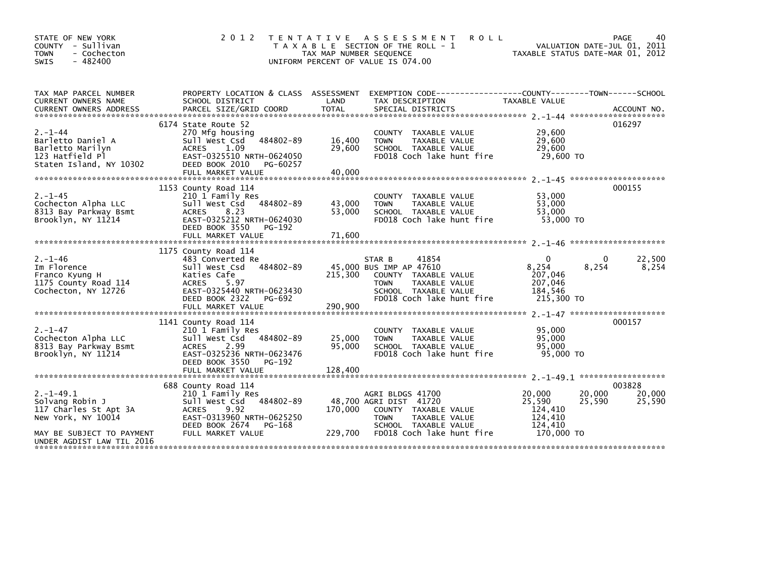STATE OF NEW YORK
COUNTY - Sullivan
TOWN - Cochecton
SWIS - 482400

2012 TENTATIVE ASSESSMENT ROLL
TAXABLE SECTION OF THE ROLL - 1
TAX MAP NUMBER SEQUENCE
UNIFORM PERCENT OF VALUE IS 074.00

VALUATION DATE-JUL 01, 2011
TAXABLE STATUS DATE-MAR 01, 2012

| TAX MAP PARCEL NUMBER / CURRENT OWNERS NAME / CURRENT OWNERS ADDRESS | PROPERTY LOCATION & CLASS / SCHOOL DISTRICT / PARCEL SIZE/GRID COORD | ASSESSMENT LAND | TOTAL | EXEMPTION CODE / TAX DESCRIPTION / SPECIAL DISTRICTS | COUNTY TAXABLE VALUE | TOWN | SCHOOL | ACCOUNT NO. |
|---|---|---|---|---|---|---|---|---|
| 2.-1-44 | 6174 State Route 52 | | | | | | | 016297 |
| Barletto Daniel A | 270 Mfg housing | | | COUNTY TAXABLE VALUE | 29,600 | | | |
| Barletto Marilyn | Sull West Csd 484802-89 | 16,400 | | TOWN TAXABLE VALUE | 29,600 | | | |
| 123 Hatfield Pl | ACRES 1.09 | | 29,600 | SCHOOL TAXABLE VALUE | 29,600 | | | |
| Staten Island, NY 10302 | EAST-0325510 NRTH-0624050 | | | FD018 Coch lake hunt fire | 29,600 TO | | | |
| | DEED BOOK 2010 PG-60257 | | | | | | | |
| | FULL MARKET VALUE | | 40,000 | | | | | |
| 2.-1-45 | 1153 County Road 114 | | | | | | | 000155 |
| Cochecton Alpha LLC | 210 1 Family Res | | | COUNTY TAXABLE VALUE | 53,000 | | | |
| 8313 Bay Parkway Bsmt | Sull West Csd 484802-89 | 43,000 | | TOWN TAXABLE VALUE | 53,000 | | | |
| Brooklyn, NY 11214 | ACRES 8.23 | | 53,000 | SCHOOL TAXABLE VALUE | 53,000 | | | |
| | EAST-0325212 NRTH-0624030 | | | FD018 Coch lake hunt fire | 53,000 TO | | | |
| | DEED BOOK 3550 PG-192 | | | | | | | |
| | FULL MARKET VALUE | | 71,600 | | | | | |
| 2.-1-46 | 1175 County Road 114 | | | | | | | |
| Im Florence | 483 Converted Re | | | STAR B 41854 | 0 | 0 | 22,500 | |
| Franco Kyung H | Sull West Csd 484802-89 | 45,000 | | BUS IMP AP 47610 | 8,254 | 8,254 | 8,254 | |
| 1175 County Road 114 | Katies Cafe | | 215,300 | COUNTY TAXABLE VALUE | 207,046 | | | |
| Cochecton, NY 12726 | ACRES 5.97 | | | TOWN TAXABLE VALUE | 207,046 | | | |
| | EAST-0325440 NRTH-0623430 | | | SCHOOL TAXABLE VALUE | 184,546 | | | |
| | DEED BOOK 2322 PG-692 | | | FD018 Coch lake hunt fire | 215,300 TO | | | |
| | FULL MARKET VALUE | | 290,900 | | | | | |
| 2.-1-47 | 1141 County Road 114 | | | | | | | 000157 |
| Cochecton Alpha LLC | 210 1 Family Res | | | COUNTY TAXABLE VALUE | 95,000 | | | |
| 8313 Bay Parkway Bsmt | Sull West Csd 484802-89 | 25,000 | | TOWN TAXABLE VALUE | 95,000 | | | |
| Brooklyn, NY 11214 | ACRES 2.99 | | 95,000 | SCHOOL TAXABLE VALUE | 95,000 | | | |
| | EAST-0325236 NRTH-0623476 | | | FD018 Coch lake hunt fire | 95,000 TO | | | |
| | DEED BOOK 3550 PG-192 | | | | | | | |
| | FULL MARKET VALUE | | 128,400 | | | | | |
| 2.-1-49.1 | 688 County Road 114 | | | | | | | 003828 |
| Solvang Robin J | 210 1 Family Res | | | AGRI BLDGS 41700 | 20,000 | 20,000 | 20,000 | |
| 117 Charles St Apt 3A | Sull West Csd 484802-89 | 48,700 | | AGRI DIST 41720 | 25,590 | 25,590 | 25,590 | |
| New York, NY 10014 | ACRES 9.92 | | 170,000 | COUNTY TAXABLE VALUE | 124,410 | | | |
| | EAST-0313960 NRTH-0625250 | | | TOWN TAXABLE VALUE | 124,410 | | | |
| | DEED BOOK 2674 PG-168 | | | SCHOOL TAXABLE VALUE | 124,410 | | | |
| MAY BE SUBJECT TO PAYMENT | FULL MARKET VALUE | | 229,700 | FD018 Coch lake hunt fire | 170,000 TO | | | |
| UNDER AGDIST LAW TIL 2016 | | | | | | | | |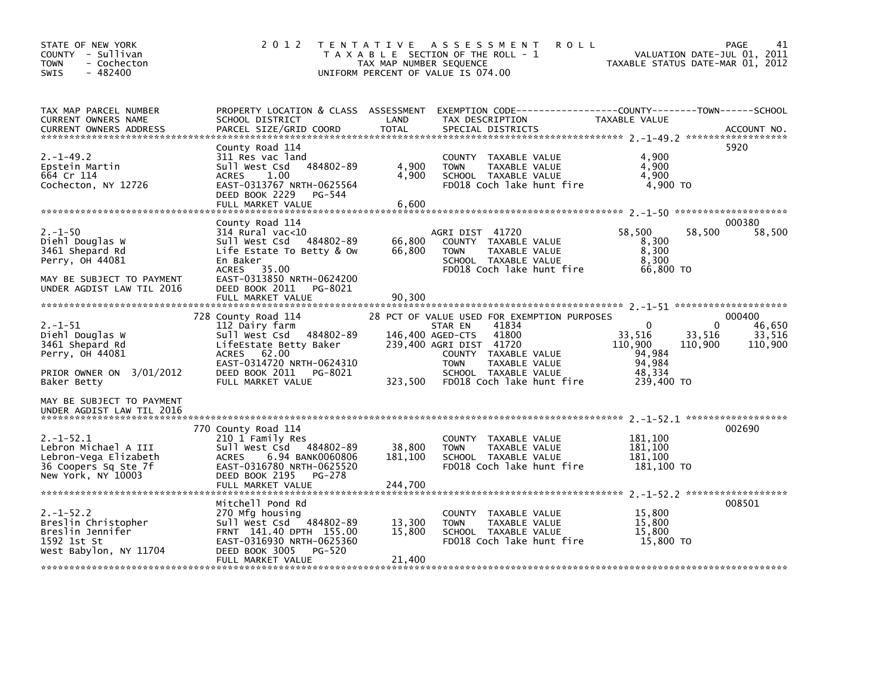STATE OF NEW YORK
COUNTY - Sullivan
TOWN - Cochecton
SWIS - 482400

# 2012 TENTATIVE ASSESSMENT ROLL

TAXABLE SECTION OF THE ROLL - 1
TAX MAP NUMBER SEQUENCE
UNIFORM PERCENT OF VALUE IS 074.00

VALUATION DATE-JUL 01, 2011
TAXABLE STATUS DATE-MAR 01, 2012

| TAX MAP PARCEL NUMBER / CURRENT OWNERS NAME / CURRENT OWNERS ADDRESS | PROPERTY LOCATION & CLASS / SCHOOL DISTRICT / PARCEL SIZE/GRID COORD | ASSESSMENT LAND / TOTAL | EXEMPTION CODE / TAX DESCRIPTION / SPECIAL DISTRICTS | COUNTY TAXABLE VALUE | TOWN | SCHOOL / ACCOUNT NO. |
|---|---|---|---|---|---|---|
| **2.-1-49.2** | County Road 114 | | | | | 5920 |
| 2.-1-49.2 | 311 Res vac land | | COUNTY TAXABLE VALUE | 4,900 | | |
| Epstein Martin | Sull West Csd 484802-89 | 4,900 | TOWN TAXABLE VALUE | 4,900 | | |
| 664 Cr 114 | ACRES 1.00 | 4,900 | SCHOOL TAXABLE VALUE | 4,900 | | |
| Cochecton, NY 12726 | EAST-0313767 NRTH-0625564 | | FD018 Coch lake hunt fire | 4,900 TO | | |
| | DEED BOOK 2229 PG-544 | | | | | |
| | FULL MARKET VALUE | 6,600 | | | | |
| **2.-1-50** | County Road 114 | | | | | 000380 |
| 2.-1-50 | 314 Rural vac<10 | | AGRI DIST 41720 | 58,500 | 58,500 | 58,500 |
| Diehl Douglas W | Sull West Csd 484802-89 | 66,800 | COUNTY TAXABLE VALUE | 8,300 | | |
| 3461 Shepard Rd | Life Estate To Betty & Ow | 66,800 | TOWN TAXABLE VALUE | 8,300 | | |
| Perry, OH 44081 | En Baker | | SCHOOL TAXABLE VALUE | 8,300 | | |
| | ACRES 35.00 | | FD018 Coch lake hunt fire | 66,800 TO | | |
| MAY BE SUBJECT TO PAYMENT | EAST-0313850 NRTH-0624200 | | | | | |
| UNDER AGDIST LAW TIL 2016 | DEED BOOK 2011 PG-8021 | | | | | |
| | FULL MARKET VALUE | 90,300 | | | | |
| **2.-1-51** | 728 County Road 114 | | 28 PCT OF VALUE USED FOR EXEMPTION PURPOSES | | | 000400 |
| 2.-1-51 | 112 Dairy farm | | STAR EN 41834 | 0 | 0 | 46,650 |
| Diehl Douglas W | Sull West Csd 484802-89 | 146,400 | AGED-CTS 41800 | 33,516 | 33,516 | 33,516 |
| 3461 Shepard Rd | LifeEstate Betty Baker | 239,400 | AGRI DIST 41720 | 110,900 | 110,900 | 110,900 |
| Perry, OH 44081 | ACRES 62.00 | | COUNTY TAXABLE VALUE | 94,984 | | |
| | EAST-0314720 NRTH-0624310 | | TOWN TAXABLE VALUE | 94,984 | | |
| PRIOR OWNER ON 3/01/2012 | DEED BOOK 2011 PG-8021 | | SCHOOL TAXABLE VALUE | 48,334 | | |
| Baker Betty | FULL MARKET VALUE | 323,500 | FD018 Coch lake hunt fire | 239,400 TO | | |
| MAY BE SUBJECT TO PAYMENT | | | | | | |
| UNDER AGDIST LAW TIL 2016 | | | | | | |
| **2.-1-52.1** | 770 County Road 114 | | | | | 002690 |
| 2.-1-52.1 | 210 1 Family Res | | COUNTY TAXABLE VALUE | 181,100 | | |
| Lebron Michael A III | Sull West Csd 484802-89 | 38,800 | TOWN TAXABLE VALUE | 181,100 | | |
| Lebron-Vega Elizabeth | ACRES 6.94 BANK0060806 | 181,100 | SCHOOL TAXABLE VALUE | 181,100 | | |
| 36 Coopers Sq Ste 7f | EAST-0316780 NRTH-0625520 | | FD018 Coch lake hunt fire | 181,100 TO | | |
| New York, NY 10003 | DEED BOOK 2195 PG-278 | | | | | |
| | FULL MARKET VALUE | 244,700 | | | | |
| **2.-1-52.2** | Mitchell Pond Rd | | | | | 008501 |
| 2.-1-52.2 | 270 Mfg housing | | COUNTY TAXABLE VALUE | 15,800 | | |
| Breslin Christopher | Sull West Csd 484802-89 | 13,300 | TOWN TAXABLE VALUE | 15,800 | | |
| Breslin Jennifer | FRNT 141.40 DPTH 155.00 | 15,800 | SCHOOL TAXABLE VALUE | 15,800 | | |
| 1592 1st St | EAST-0316930 NRTH-0625360 | | FD018 Coch lake hunt fire | 15,800 TO | | |
| West Babylon, NY 11704 | DEED BOOK 3005 PG-520 | | | | | |
| | FULL MARKET VALUE | 21,400 | | | | |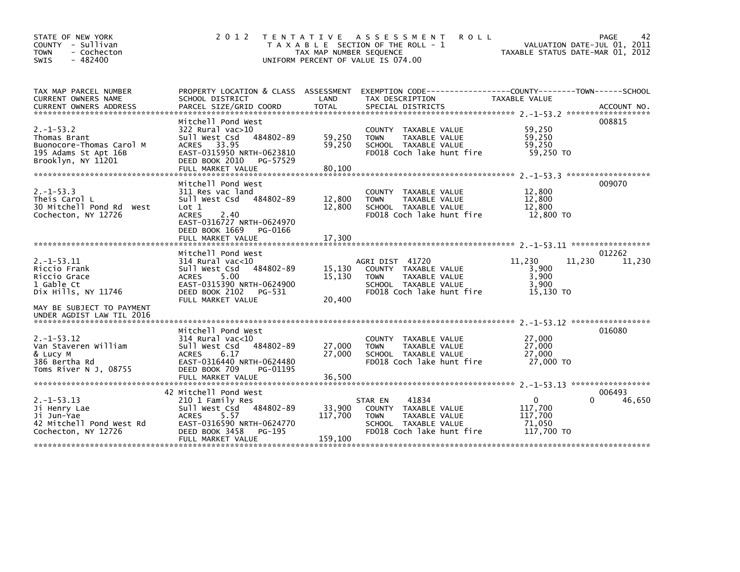STATE OF NEW YORK
COUNTY - Sullivan
TOWN - Cochecton
SWIS - 482400

# 2012 TENTATIVE ASSESSMENT ROLL

TAXABLE SECTION OF THE ROLL - 1
TAX MAP NUMBER SEQUENCE
UNIFORM PERCENT OF VALUE IS 074.00

VALUATION DATE-JUL 01, 2011
TAXABLE STATUS DATE-MAR 01, 2012

| TAX MAP PARCEL NUMBER / CURRENT OWNERS NAME / CURRENT OWNERS ADDRESS | PROPERTY LOCATION & CLASS / SCHOOL DISTRICT / PARCEL SIZE/GRID COORD | ASSESSMENT LAND | TOTAL | EXEMPTION CODE / TAX DESCRIPTION / SPECIAL DISTRICTS | COUNTY TAXABLE VALUE | TOWN | SCHOOL | ACCOUNT NO. |
|---|---|---|---|---|---|---|---|---|
| 2.-1-53.2 | Mitchell Pond West | | | | | | | 008815 |
| 2.-1-53.2 | 322 Rural vac>10 | | | COUNTY TAXABLE VALUE | 59,250 | | | |
| Thomas Brant | Sull West Csd 484802-89 | 59,250 | | TOWN TAXABLE VALUE | 59,250 | | | |
| Buonocore-Thomas Carol M | ACRES 33.95 | | 59,250 | SCHOOL TAXABLE VALUE | 59,250 | | | |
| 195 Adams St Apt 16B | EAST-0315950 NRTH-0623810 | | | FD018 Coch lake hunt fire | 59,250 TO | | | |
| Brooklyn, NY 11201 | DEED BOOK 2010 PG-57529 | | | | | | | |
| | FULL MARKET VALUE | | 80,100 | | | | | |
| 2.-1-53.3 | Mitchell Pond West | | | | | | | 009070 |
| 2.-1-53.3 | 311 Res vac land | | | COUNTY TAXABLE VALUE | 12,800 | | | |
| Theis Carol L | Sull West Csd 484802-89 | 12,800 | | TOWN TAXABLE VALUE | 12,800 | | | |
| 30 Mitchell Pond Rd West | Lot 1 | | 12,800 | SCHOOL TAXABLE VALUE | 12,800 | | | |
| Cochecton, NY 12726 | ACRES 2.40 | | | FD018 Coch lake hunt fire | 12,800 TO | | | |
| | EAST-0316727 NRTH-0624970 | | | | | | | |
| | DEED BOOK 1669 PG-0166 | | | | | | | |
| | FULL MARKET VALUE | | 17,300 | | | | | |
| 2.-1-53.11 | Mitchell Pond West | | | | | | | 012262 |
| 2.-1-53.11 | 314 Rural vac<10 | | | AGRI DIST 41720 | 11,230 | 11,230 | 11,230 | |
| Riccio Frank | Sull West Csd 484802-89 | 15,130 | | COUNTY TAXABLE VALUE | 3,900 | | | |
| Riccio Grace | ACRES 5.00 | | 15,130 | TOWN TAXABLE VALUE | 3,900 | | | |
| 1 Gable Ct | EAST-0315390 NRTH-0624900 | | | SCHOOL TAXABLE VALUE | 3,900 | | | |
| Dix Hills, NY 11746 | DEED BOOK 2102 PG-531 | | | FD018 Coch lake hunt fire | 15,130 TO | | | |
| | FULL MARKET VALUE | | 20,400 | | | | | |
| MAY BE SUBJECT TO PAYMENT UNDER AGDIST LAW TIL 2016 | | | | | | | | |
| 2.-1-53.12 | Mitchell Pond West | | | | | | | 016080 |
| 2.-1-53.12 | 314 Rural vac<10 | | | COUNTY TAXABLE VALUE | 27,000 | | | |
| Van Staveren William | Sull West Csd 484802-89 | 27,000 | | TOWN TAXABLE VALUE | 27,000 | | | |
| & Lucy M | ACRES 6.17 | | 27,000 | SCHOOL TAXABLE VALUE | 27,000 | | | |
| 386 Bertha Rd | EAST-0316440 NRTH-0624480 | | | FD018 Coch lake hunt fire | 27,000 TO | | | |
| Toms River N J, 08755 | DEED BOOK 709 PG-01195 | | | | | | | |
| | FULL MARKET VALUE | | 36,500 | | | | | |
| 2.-1-53.13 | 42 Mitchell Pond West | | | | | | | 006493 |
| 2.-1-53.13 | 210 1 Family Res | | | STAR EN 41834 | 0 | 0 | 46,650 | |
| Ji Henry Lae | Sull West Csd 484802-89 | 33,900 | | COUNTY TAXABLE VALUE | 117,700 | | | |
| Ji Jun-Yae | ACRES 5.57 | | 117,700 | TOWN TAXABLE VALUE | 117,700 | | | |
| 42 Mitchell Pond West Rd | EAST-0316590 NRTH-0624770 | | | SCHOOL TAXABLE VALUE | 71,050 | | | |
| Cochecton, NY 12726 | DEED BOOK 3458 PG-195 | | | FD018 Coch lake hunt fire | 117,700 TO | | | |
| | FULL MARKET VALUE | | 159,100 | | | | | |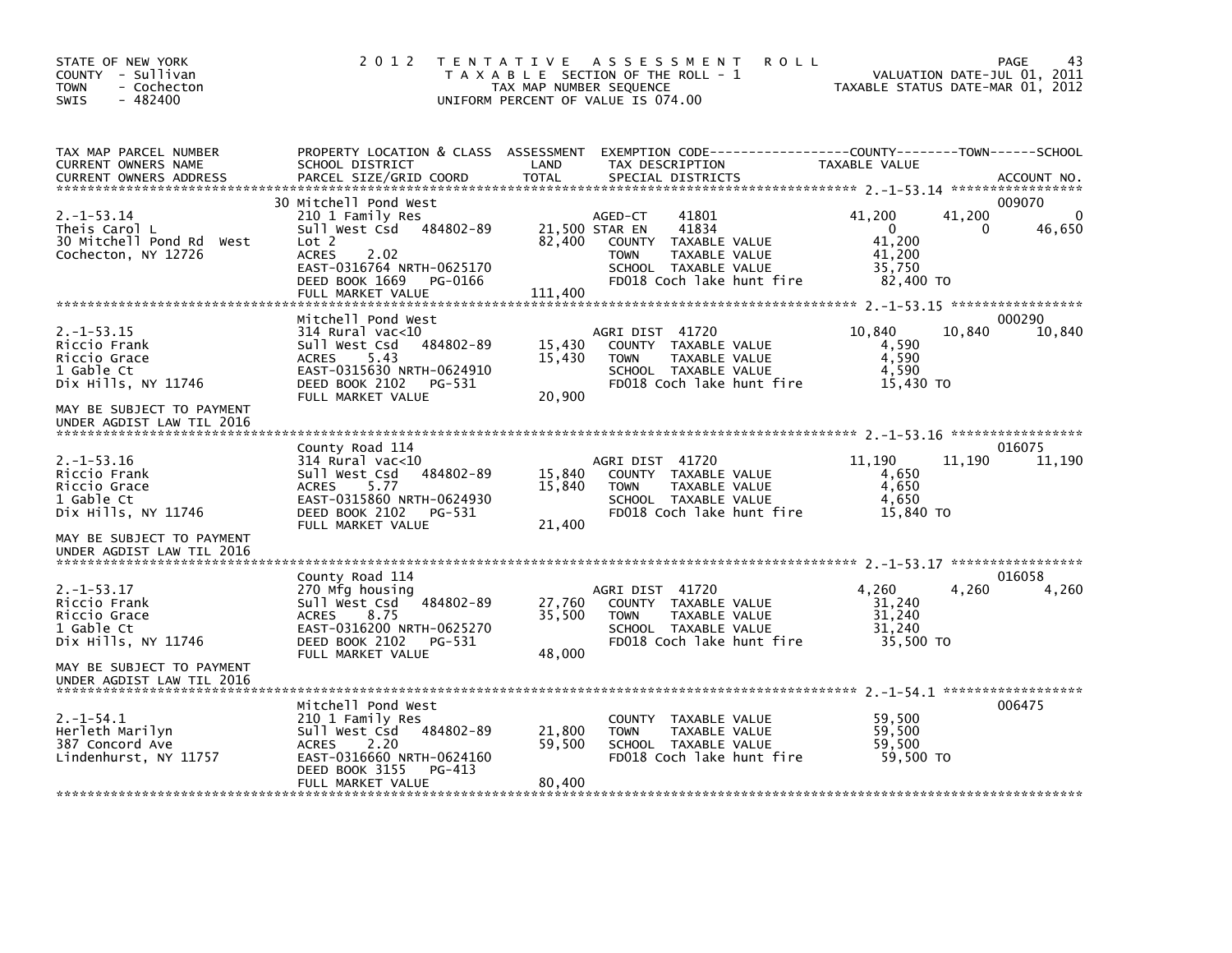STATE OF NEW YORK
COUNTY - Sullivan
TOWN - Cochecton
SWIS - 482400

2012 TENTATIVE ASSESSMENT ROLL
TAXABLE SECTION OF THE ROLL - 1
TAX MAP NUMBER SEQUENCE
UNIFORM PERCENT OF VALUE IS 074.00

VALUATION DATE-JUL 01, 2011
TAXABLE STATUS DATE-MAR 01, 2012

| TAX MAP PARCEL NUMBER / CURRENT OWNERS NAME / CURRENT OWNERS ADDRESS | PROPERTY LOCATION & CLASS / SCHOOL DISTRICT / PARCEL SIZE/GRID COORD | ASSESSMENT LAND | TOTAL | EXEMPTION CODE / TAX DESCRIPTION / SPECIAL DISTRICTS | COUNTY TAXABLE VALUE | TOWN | SCHOOL | ACCOUNT NO. |
|---|---|---|---|---|---|---|---|---|
| 2.-1-53.14 | 30 Mitchell Pond West | | | | | | | 009070 |
| Theis Carol L | 210 1 Family Res | | | AGED-CT 41801 | 41,200 | 41,200 | 0 | |
| 30 Mitchell Pond Rd West | Sull West Csd 484802-89 | 21,500 | | STAR EN 41834 | 0 | 0 | 46,650 | |
| Cochecton, NY 12726 | Lot 2 | | 82,400 | COUNTY TAXABLE VALUE | 41,200 | | | |
| | ACRES 2.02 | | | TOWN TAXABLE VALUE | 41,200 | | | |
| | EAST-0316764 NRTH-0625170 | | | SCHOOL TAXABLE VALUE | 35,750 | | | |
| | DEED BOOK 1669 PG-0166 | | | FD018 Coch lake hunt fire | 82,400 TO | | | |
| | FULL MARKET VALUE | | 111,400 | | | | | |
| 2.-1-53.15 | Mitchell Pond West | | | | | | | 000290 |
| Riccio Frank | 314 Rural vac<10 | | | AGRI DIST 41720 | 10,840 | 10,840 | 10,840 | |
| Riccio Grace | Sull West Csd 484802-89 | 15,430 | | COUNTY TAXABLE VALUE | 4,590 | | | |
| 1 Gable Ct | ACRES 5.43 | | 15,430 | TOWN TAXABLE VALUE | 4,590 | | | |
| Dix Hills, NY 11746 | EAST-0315630 NRTH-0624910 | | | SCHOOL TAXABLE VALUE | 4,590 | | | |
| | DEED BOOK 2102 PG-531 | | | FD018 Coch lake hunt fire | 15,430 TO | | | |
| | FULL MARKET VALUE | | 20,900 | | | | | |
| MAY BE SUBJECT TO PAYMENT UNDER AGDIST LAW TIL 2016 | | | | | | | | |
| 2.-1-53.16 | County Road 114 | | | | | | | 016075 |
| Riccio Frank | 314 Rural vac<10 | | | AGRI DIST 41720 | 11,190 | 11,190 | 11,190 | |
| Riccio Grace | Sull West Csd 484802-89 | 15,840 | | COUNTY TAXABLE VALUE | 4,650 | | | |
| 1 Gable Ct | ACRES 5.77 | | 15,840 | TOWN TAXABLE VALUE | 4,650 | | | |
| Dix Hills, NY 11746 | EAST-0315860 NRTH-0624930 | | | SCHOOL TAXABLE VALUE | 4,650 | | | |
| | DEED BOOK 2102 PG-531 | | | FD018 Coch lake hunt fire | 15,840 TO | | | |
| | FULL MARKET VALUE | | 21,400 | | | | | |
| MAY BE SUBJECT TO PAYMENT UNDER AGDIST LAW TIL 2016 | | | | | | | | |
| 2.-1-53.17 | County Road 114 | | | | | | | 016058 |
| Riccio Frank | 270 Mfg housing | | | AGRI DIST 41720 | 4,260 | 4,260 | 4,260 | |
| Riccio Grace | Sull West Csd 484802-89 | 27,760 | | COUNTY TAXABLE VALUE | 31,240 | | | |
| 1 Gable Ct | ACRES 8.75 | | 35,500 | TOWN TAXABLE VALUE | 31,240 | | | |
| Dix Hills, NY 11746 | EAST-0316200 NRTH-0625270 | | | SCHOOL TAXABLE VALUE | 31,240 | | | |
| | DEED BOOK 2102 PG-531 | | | FD018 Coch lake hunt fire | 35,500 TO | | | |
| | FULL MARKET VALUE | | 48,000 | | | | | |
| MAY BE SUBJECT TO PAYMENT UNDER AGDIST LAW TIL 2016 | | | | | | | | |
| 2.-1-54.1 | Mitchell Pond West | | | | | | | 006475 |
| Herleth Marilyn | 210 1 Family Res | | | COUNTY TAXABLE VALUE | 59,500 | | | |
| 387 Concord Ave | Sull West Csd 484802-89 | 21,800 | | TOWN TAXABLE VALUE | 59,500 | | | |
| Lindenhurst, NY 11757 | ACRES 2.20 | | 59,500 | SCHOOL TAXABLE VALUE | 59,500 | | | |
| | EAST-0316660 NRTH-0624160 | | | FD018 Coch lake hunt fire | 59,500 TO | | | |
| | DEED BOOK 3155 PG-413 | | | | | | | |
| | FULL MARKET VALUE | | 80,400 | | | | | |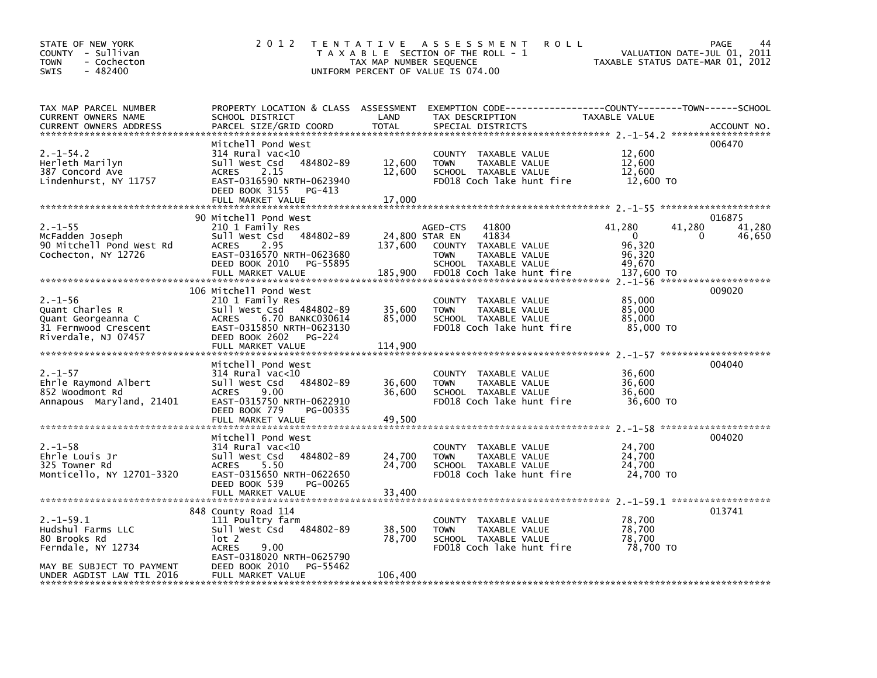STATE OF NEW YORK
COUNTY - Sullivan
TOWN - Cochecton
SWIS - 482400

2 0 1 2 T E N T A T I V E A S S E S S M E N T R O L L
T A X A B L E SECTION OF THE ROLL - 1
TAX MAP NUMBER SEQUENCE
UNIFORM PERCENT OF VALUE IS 074.00

VALUATION DATE-JUL 01, 2011
TAXABLE STATUS DATE-MAR 01, 2012

| TAX MAP PARCEL NUMBER / CURRENT OWNERS NAME / CURRENT OWNERS ADDRESS | PROPERTY LOCATION & CLASS / SCHOOL DISTRICT / PARCEL SIZE/GRID COORD | ASSESSMENT LAND / TOTAL | EXEMPTION CODE / TAX DESCRIPTION / SPECIAL DISTRICTS | COUNTY TAXABLE VALUE | TOWN | SCHOOL | ACCOUNT NO. |
|---|---|---|---|---|---|---|---|
| 2.-1-54.2 | Mitchell Pond West | | | | | | 006470 |
| Herleth Marilyn | 314 Rural vac<10 | | COUNTY TAXABLE VALUE | 12,600 | | | |
| 387 Concord Ave | Sull West Csd 484802-89 | 12,600 | TOWN TAXABLE VALUE | 12,600 | | | |
| Lindenhurst, NY 11757 | ACRES 2.15 | 12,600 | SCHOOL TAXABLE VALUE | 12,600 | | | |
| | EAST-0316590 NRTH-0623940 | | FD018 Coch lake hunt fire | 12,600 TO | | | |
| | DEED BOOK 3155 PG-413 | | | | | | |
| | FULL MARKET VALUE | 17,000 | | | | | |
| 2.-1-55 | 90 Mitchell Pond West | | | | | | 016875 |
| McFadden Joseph | 210 1 Family Res | | AGED-CTS 41800 | 41,280 | 41,280 | 41,280 | |
| 90 Mitchell Pond West Rd | Sull West Csd 484802-89 | 24,800 | STAR EN 41834 | 0 | 0 | 46,650 | |
| Cochecton, NY 12726 | ACRES 2.95 | 137,600 | COUNTY TAXABLE VALUE | 96,320 | | | |
| | EAST-0316570 NRTH-0623680 | | TOWN TAXABLE VALUE | 96,320 | | | |
| | DEED BOOK 2010 PG-55895 | | SCHOOL TAXABLE VALUE | 49,670 | | | |
| | FULL MARKET VALUE | 185,900 | FD018 Coch lake hunt fire | 137,600 TO | | | |
| 2.-1-56 | 106 Mitchell Pond West | | | | | | 009020 |
| Quant Charles R | 210 1 Family Res | | COUNTY TAXABLE VALUE | 85,000 | | | |
| Quant Georgeanna C | Sull West Csd 484802-89 | 35,600 | TOWN TAXABLE VALUE | 85,000 | | | |
| 31 Fernwood Crescent | ACRES 6.70 BANKC030614 | 85,000 | SCHOOL TAXABLE VALUE | 85,000 | | | |
| Riverdale, NJ 07457 | EAST-0315850 NRTH-0623130 | | FD018 Coch lake hunt fire | 85,000 TO | | | |
| | DEED BOOK 2602 PG-224 | | | | | | |
| | FULL MARKET VALUE | 114,900 | | | | | |
| 2.-1-57 | Mitchell Pond West | | | | | | 004040 |
| Ehrle Raymond Albert | 314 Rural vac<10 | | COUNTY TAXABLE VALUE | 36,600 | | | |
| 852 Woodmont Rd | Sull West Csd 484802-89 | 36,600 | TOWN TAXABLE VALUE | 36,600 | | | |
| Annapous Maryland, 21401 | ACRES 9.00 | 36,600 | SCHOOL TAXABLE VALUE | 36,600 | | | |
| | EAST-0315750 NRTH-0622910 | | FD018 Coch lake hunt fire | 36,600 TO | | | |
| | DEED BOOK 779 PG-00335 | | | | | | |
| | FULL MARKET VALUE | 49,500 | | | | | |
| 2.-1-58 | Mitchell Pond West | | | | | | 004020 |
| Ehrle Louis Jr | 314 Rural vac<10 | | COUNTY TAXABLE VALUE | 24,700 | | | |
| 325 Towner Rd | Sull West Csd 484802-89 | 24,700 | TOWN TAXABLE VALUE | 24,700 | | | |
| Monticello, NY 12701-3320 | ACRES 5.50 | 24,700 | SCHOOL TAXABLE VALUE | 24,700 | | | |
| | EAST-0315650 NRTH-0622650 | | FD018 Coch lake hunt fire | 24,700 TO | | | |
| | DEED BOOK 539 PG-00265 | | | | | | |
| | FULL MARKET VALUE | 33,400 | | | | | |
| 2.-1-59.1 | 848 County Road 114 | | | | | | 013741 |
| Hudshul Farms LLC | 111 Poultry farm | | COUNTY TAXABLE VALUE | 78,700 | | | |
| 80 Brooks Rd | Sull West Csd 484802-89 | 38,500 | TOWN TAXABLE VALUE | 78,700 | | | |
| Ferndale, NY 12734 | lot 2 | 78,700 | SCHOOL TAXABLE VALUE | 78,700 | | | |
| | ACRES 9.00 | | FD018 Coch lake hunt fire | 78,700 TO | | | |
| | EAST-0318020 NRTH-0625790 | | | | | | |
| MAY BE SUBJECT TO PAYMENT | DEED BOOK 2010 PG-55462 | | | | | | |
| UNDER AGDIST LAW TIL 2016 | FULL MARKET VALUE | 106,400 | | | | | |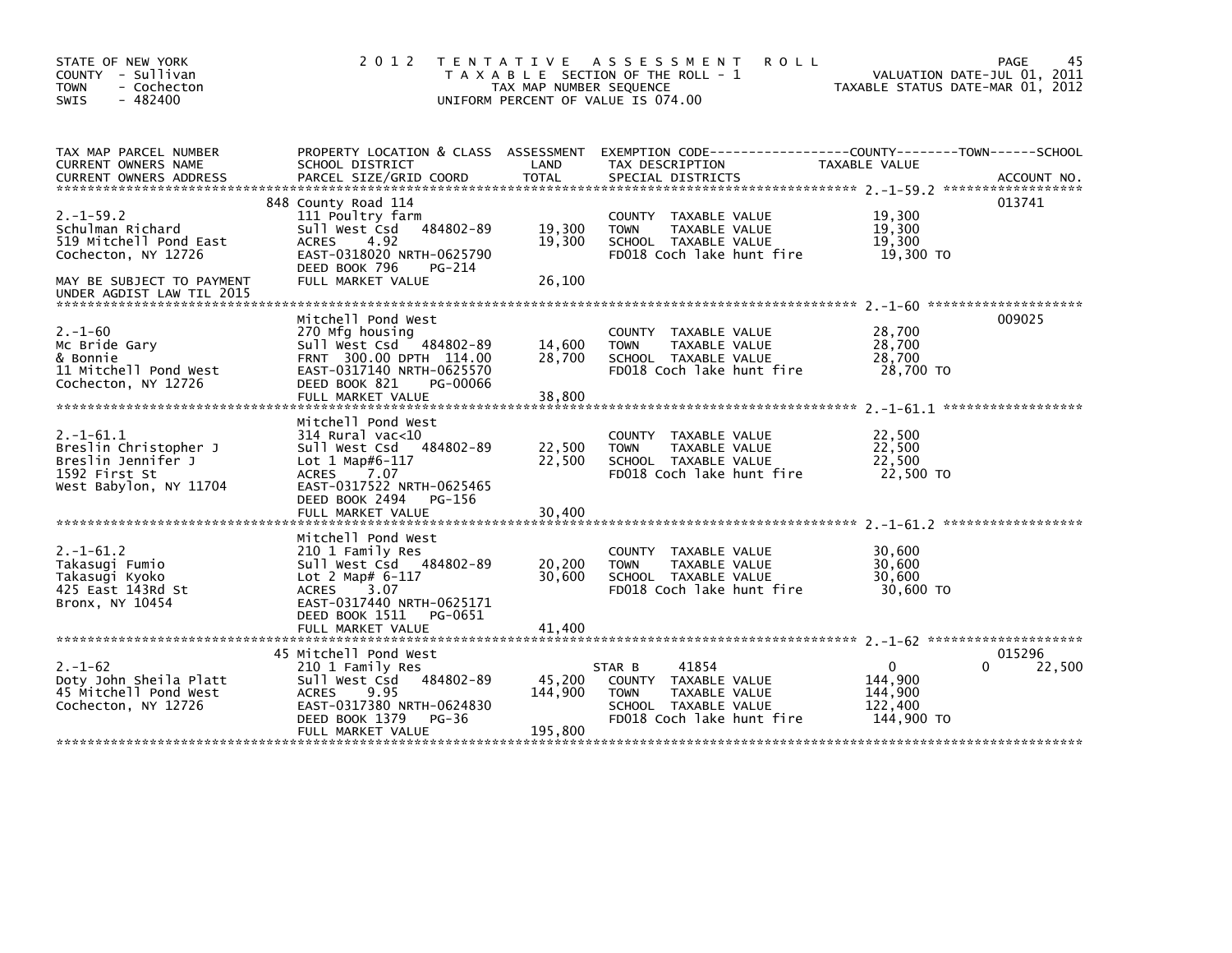STATE OF NEW YORK
COUNTY - Sullivan
TOWN - Cochecton
SWIS - 482400

2012 TENTATIVE ASSESSMENT ROLL
TAXABLE SECTION OF THE ROLL - 1
TAX MAP NUMBER SEQUENCE
UNIFORM PERCENT OF VALUE IS 074.00

VALUATION DATE-JUL 01, 2011
TAXABLE STATUS DATE-MAR 01, 2012

| TAX MAP PARCEL NUMBER / CURRENT OWNERS NAME / CURRENT OWNERS ADDRESS | PROPERTY LOCATION & CLASS / SCHOOL DISTRICT / PARCEL SIZE/GRID COORD | ASSESSMENT LAND | TOTAL | EXEMPTION CODE / TAX DESCRIPTION / SPECIAL DISTRICTS | COUNTY TAXABLE VALUE | TOWN | SCHOOL | ACCOUNT NO. |
|---|---|---|---|---|---|---|---|---|
| 2.-1-59.2 | 848 County Road 114 | | | | | | | 013741 |
| Schulman Richard | 111 Poultry farm | | | COUNTY TAXABLE VALUE | 19,300 | | | |
| 519 Mitchell Pond East | Sull West Csd 484802-89 | 19,300 | 19,300 | TOWN TAXABLE VALUE | 19,300 | | | |
| Cochecton, NY 12726 | ACRES 4.92 | | | SCHOOL TAXABLE VALUE | 19,300 | | | |
| | EAST-0318020 NRTH-0625790 | | | FD018 Coch lake hunt fire | 19,300 TO | | | |
| | DEED BOOK 796 PG-214 | | | | | | | |
| MAY BE SUBJECT TO PAYMENT UNDER AGDIST LAW TIL 2015 | FULL MARKET VALUE | | 26,100 | | | | | |
| 2.-1-60 | Mitchell Pond West | | | | | | | 009025 |
| Mc Bride Gary | 270 Mfg housing | | | COUNTY TAXABLE VALUE | 28,700 | | | |
| & Bonnie | Sull West Csd 484802-89 | 14,600 | 28,700 | TOWN TAXABLE VALUE | 28,700 | | | |
| 11 Mitchell Pond West | FRNT 300.00 DPTH 114.00 | | | SCHOOL TAXABLE VALUE | 28,700 | | | |
| Cochecton, NY 12726 | EAST-0317140 NRTH-0625570 | | | FD018 Coch lake hunt fire | 28,700 TO | | | |
| | DEED BOOK 821 PG-00066 | | | | | | | |
| | FULL MARKET VALUE | | 38,800 | | | | | |
| 2.-1-61.1 | Mitchell Pond West | | | | | | | |
| Breslin Christopher J | 314 Rural vac<10 | | | COUNTY TAXABLE VALUE | 22,500 | | | |
| Breslin Jennifer J | Sull West Csd 484802-89 | 22,500 | 22,500 | TOWN TAXABLE VALUE | 22,500 | | | |
| 1592 First St | Lot 1 Map#6-117 | | | SCHOOL TAXABLE VALUE | 22,500 | | | |
| West Babylon, NY 11704 | ACRES 7.07 | | | FD018 Coch lake hunt fire | 22,500 TO | | | |
| | EAST-0317522 NRTH-0625465 | | | | | | | |
| | DEED BOOK 2494 PG-156 | | | | | | | |
| | FULL MARKET VALUE | | 30,400 | | | | | |
| 2.-1-61.2 | Mitchell Pond West | | | | | | | |
| Takasugi Fumio | 210 1 Family Res | | | COUNTY TAXABLE VALUE | 30,600 | | | |
| Takasugi Kyoko | Sull West Csd 484802-89 | 20,200 | 30,600 | TOWN TAXABLE VALUE | 30,600 | | | |
| 425 East 143Rd St | Lot 2 Map# 6-117 | | | SCHOOL TAXABLE VALUE | 30,600 | | | |
| Bronx, NY 10454 | ACRES 3.07 | | | FD018 Coch lake hunt fire | 30,600 TO | | | |
| | EAST-0317440 NRTH-0625171 | | | | | | | |
| | DEED BOOK 1511 PG-0651 | | | | | | | |
| | FULL MARKET VALUE | | 41,400 | | | | | |
| 2.-1-62 | 45 Mitchell Pond West | | | | | | | 015296 |
| Doty John Sheila Platt | 210 1 Family Res | | | STAR B 41854 | 0 | 0 | 22,500 | |
| 45 Mitchell Pond West | Sull West Csd 484802-89 | 45,200 | 144,900 | COUNTY TAXABLE VALUE | 144,900 | | | |
| Cochecton, NY 12726 | ACRES 9.95 | | | TOWN TAXABLE VALUE | 144,900 | | | |
| | EAST-0317380 NRTH-0624830 | | | SCHOOL TAXABLE VALUE | 122,400 | | | |
| | DEED BOOK 1379 PG-36 | | | FD018 Coch lake hunt fire | 144,900 TO | | | |
| | FULL MARKET VALUE | | 195,800 | | | | | |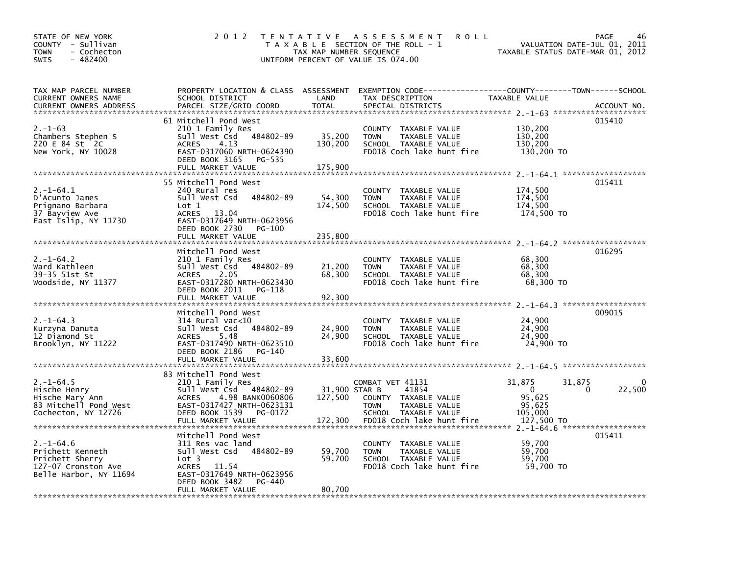STATE OF NEW YORK
COUNTY - Sullivan
TOWN - Cochecton
SWIS - 482400

2012 TENTATIVE ASSESSMENT ROLL
TAXABLE SECTION OF THE ROLL - 1
TAX MAP NUMBER SEQUENCE
UNIFORM PERCENT OF VALUE IS 074.00

VALUATION DATE-JUL 01, 2011
TAXABLE STATUS DATE-MAR 01, 2012

| TAX MAP PARCEL NUMBER / CURRENT OWNERS NAME / CURRENT OWNERS ADDRESS | PROPERTY LOCATION & CLASS / SCHOOL DISTRICT / PARCEL SIZE/GRID COORD | ASSESSMENT LAND | TOTAL | EXEMPTION CODE / TAX DESCRIPTION / SPECIAL DISTRICTS | COUNTY TAXABLE VALUE | TOWN | SCHOOL | ACCOUNT NO. |
|---|---|---|---|---|---|---|---|---|
| 2.-1-63 | 61 Mitchell Pond West | | | | | | | 015410 |
| Chambers Stephen S | 210 1 Family Res | | | COUNTY TAXABLE VALUE | 130,200 | | | |
| 220 E 84 St 2C | Sull West Csd 484802-89 | 35,200 | | TOWN TAXABLE VALUE | 130,200 | | | |
| New York, NY 10028 | ACRES 4.13 | | 130,200 | SCHOOL TAXABLE VALUE | 130,200 | | | |
| | EAST-0317060 NRTH-0624390 | | | FD018 Coch lake hunt fire | 130,200 TO | | | |
| | DEED BOOK 3165 PG-535 | | | | | | | |
| | FULL MARKET VALUE | | 175,900 | | | | | |
| 2.-1-64.1 | 55 Mitchell Pond West | | | | | | | 015411 |
| D'Acunto James | 240 Rural res | | | COUNTY TAXABLE VALUE | 174,500 | | | |
| Prignano Barbara | Sull West Csd 484802-89 | 54,300 | | TOWN TAXABLE VALUE | 174,500 | | | |
| 37 Bayview Ave | Lot 1 | | 174,500 | SCHOOL TAXABLE VALUE | 174,500 | | | |
| East Islip, NY 11730 | ACRES 13.04 | | | FD018 Coch lake hunt fire | 174,500 TO | | | |
| | EAST-0317649 NRTH-0623956 | | | | | | | |
| | DEED BOOK 2730 PG-100 | | | | | | | |
| | FULL MARKET VALUE | | 235,800 | | | | | |
| 2.-1-64.2 | Mitchell Pond West | | | | | | | 016295 |
| Ward Kathleen | 210 1 Family Res | | | COUNTY TAXABLE VALUE | 68,300 | | | |
| 39-35 51st St | Sull West Csd 484802-89 | 21,200 | | TOWN TAXABLE VALUE | 68,300 | | | |
| Woodside, NY 11377 | ACRES 2.05 | | 68,300 | SCHOOL TAXABLE VALUE | 68,300 | | | |
| | EAST-0317280 NRTH-0623430 | | | FD018 Coch lake hunt fire | 68,300 TO | | | |
| | DEED BOOK 2011 PG-118 | | | | | | | |
| | FULL MARKET VALUE | | 92,300 | | | | | |
| 2.-1-64.3 | Mitchell Pond West | | | | | | | 009015 |
| Kurzyna Danuta | 314 Rural vac<10 | | | COUNTY TAXABLE VALUE | 24,900 | | | |
| 12 Diamond St | Sull West Csd 484802-89 | 24,900 | | TOWN TAXABLE VALUE | 24,900 | | | |
| Brooklyn, NY 11222 | ACRES 5.48 | | 24,900 | SCHOOL TAXABLE VALUE | 24,900 | | | |
| | EAST-0317490 NRTH-0623510 | | | FD018 Coch lake hunt fire | 24,900 TO | | | |
| | DEED BOOK 2186 PG-140 | | | | | | | |
| | FULL MARKET VALUE | | 33,600 | | | | | |
| 2.-1-64.5 | 83 Mitchell Pond West | | | | | | | |
| Hische Henry | 210 1 Family Res | | | COMBAT VET 41131 | 31,875 | 31,875 | 0 | |
| Hische Mary Ann | Sull West Csd 484802-89 | 31,900 | | STAR B 41854 | 0 | 0 | 22,500 | |
| 83 Mitchell Pond West | ACRES 4.98 BANK0060806 | | 127,500 | COUNTY TAXABLE VALUE | 95,625 | | | |
| Cochecton, NY 12726 | EAST-0317427 NRTH-0623131 | | | TOWN TAXABLE VALUE | 95,625 | | | |
| | DEED BOOK 1539 PG-0172 | | | SCHOOL TAXABLE VALUE | 105,000 | | | |
| | FULL MARKET VALUE | | 172,300 | FD018 Coch lake hunt fire | 127,500 TO | | | |
| 2.-1-64.6 | Mitchell Pond West | | | | | | | 015411 |
| Prichett Kenneth | 311 Res vac land | | | COUNTY TAXABLE VALUE | 59,700 | | | |
| Prichett Sherry | Sull West Csd 484802-89 | 59,700 | | TOWN TAXABLE VALUE | 59,700 | | | |
| 127-07 Cronston Ave | Lot 3 | | 59,700 | SCHOOL TAXABLE VALUE | 59,700 | | | |
| Belle Harbor, NY 11694 | ACRES 11.54 | | | FD018 Coch lake hunt fire | 59,700 TO | | | |
| | EAST-0317649 NRTH-0623956 | | | | | | | |
| | DEED BOOK 3482 PG-440 | | | | | | | |
| | FULL MARKET VALUE | | 80,700 | | | | | |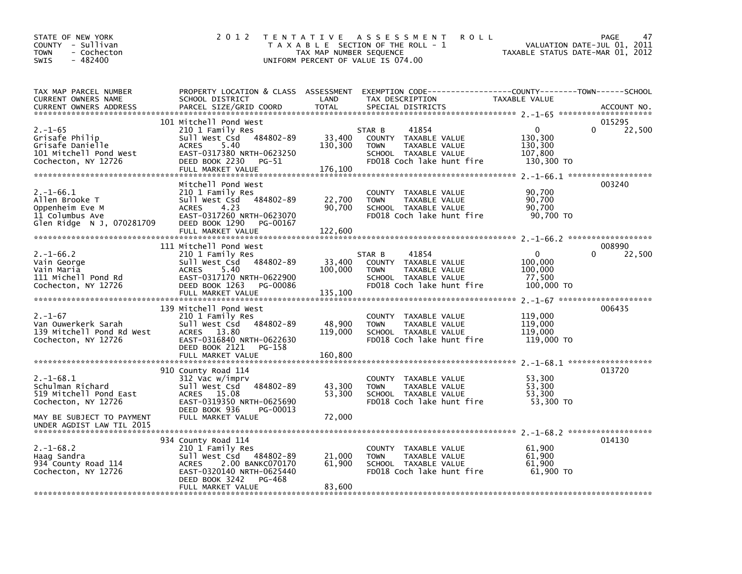STATE OF NEW YORK
COUNTY - Sullivan
TOWN - Cochecton
SWIS - 482400

# 2012 TENTATIVE ASSESSMENT ROLL

TAXABLE SECTION OF THE ROLL - 1
TAX MAP NUMBER SEQUENCE
UNIFORM PERCENT OF VALUE IS 074.00

VALUATION DATE-JUL 01, 2011
TAXABLE STATUS DATE-MAR 01, 2012

| TAX MAP PARCEL NUMBER / CURRENT OWNERS NAME / CURRENT OWNERS ADDRESS | PROPERTY LOCATION & CLASS / SCHOOL DISTRICT / PARCEL SIZE/GRID COORD | ASSESSMENT LAND / TOTAL | EXEMPTION CODE / TAX DESCRIPTION / SPECIAL DISTRICTS | COUNTY TAXABLE VALUE | TOWN | SCHOOL | ACCOUNT NO. |
|---|---|---|---|---|---|---|---|
| 2.-1-65 | 101 Mitchell Pond West | | | | | | 015295 |
| | 210 1 Family Res | | STAR B 41854 | 0 | 0 | 22,500 | |
| Grisafe Philip | Sull West Csd 484802-89 | 33,400 | COUNTY TAXABLE VALUE | 130,300 | | | |
| Grisafe Danielle | ACRES 5.40 | 130,300 | TOWN TAXABLE VALUE | 130,300 | | | |
| 101 Mitchell Pond West | EAST-0317380 NRTH-0623250 | | SCHOOL TAXABLE VALUE | 107,800 | | | |
| Cochecton, NY 12726 | DEED BOOK 2230 PG-51 | | FD018 Coch lake hunt fire | 130,300 TO | | | |
| | FULL MARKET VALUE | 176,100 | | | | | |
| 2.-1-66.1 | Mitchell Pond West | | | | | | 003240 |
| | 210 1 Family Res | | COUNTY TAXABLE VALUE | 90,700 | | | |
| Allen Brooke T | Sull West Csd 484802-89 | 22,700 | TOWN TAXABLE VALUE | 90,700 | | | |
| Oppenheim Eve M | ACRES 4.23 | 90,700 | SCHOOL TAXABLE VALUE | 90,700 | | | |
| 11 Columbus Ave | EAST-0317260 NRTH-0623070 | | FD018 Coch lake hunt fire | 90,700 TO | | | |
| Glen Ridge N J, 070281709 | DEED BOOK 1290 PG-00167 | | | | | | |
| | FULL MARKET VALUE | 122,600 | | | | | |
| 2.-1-66.2 | 111 Mitchell Pond West | | | | | | 008990 |
| | 210 1 Family Res | | STAR B 41854 | 0 | 0 | 22,500 | |
| Vain George | Sull West Csd 484802-89 | 33,400 | COUNTY TAXABLE VALUE | 100,000 | | | |
| Vain Maria | ACRES 5.40 | 100,000 | TOWN TAXABLE VALUE | 100,000 | | | |
| 111 Michell Pond Rd | EAST-0317170 NRTH-0622900 | | SCHOOL TAXABLE VALUE | 77,500 | | | |
| Cochecton, NY 12726 | DEED BOOK 1263 PG-00086 | | FD018 Coch lake hunt fire | 100,000 TO | | | |
| | FULL MARKET VALUE | 135,100 | | | | | |
| 2.-1-67 | 139 Mitchell Pond West | | | | | | 006435 |
| | 210 1 Family Res | | COUNTY TAXABLE VALUE | 119,000 | | | |
| Van Ouwerkerk Sarah | Sull West Csd 484802-89 | 48,900 | TOWN TAXABLE VALUE | 119,000 | | | |
| 139 Mitchell Pond Rd West | ACRES 13.80 | 119,000 | SCHOOL TAXABLE VALUE | 119,000 | | | |
| Cochecton, NY 12726 | EAST-0316840 NRTH-0622630 | | FD018 Coch lake hunt fire | 119,000 TO | | | |
| | DEED BOOK 2121 PG-158 | | | | | | |
| | FULL MARKET VALUE | 160,800 | | | | | |
| 2.-1-68.1 | 910 County Road 114 | | | | | | 013720 |
| | 312 Vac w/imprv | | COUNTY TAXABLE VALUE | 53,300 | | | |
| Schulman Richard | Sull West Csd 484802-89 | 43,300 | TOWN TAXABLE VALUE | 53,300 | | | |
| 519 Mitchell Pond East | ACRES 15.08 | 53,300 | SCHOOL TAXABLE VALUE | 53,300 | | | |
| Cochecton, NY 12726 | EAST-0319350 NRTH-0625690 | | FD018 Coch lake hunt fire | 53,300 TO | | | |
| | DEED BOOK 936 PG-00013 | | | | | | |
| MAY BE SUBJECT TO PAYMENT | FULL MARKET VALUE | 72,000 | | | | | |
| UNDER AGDIST LAW TIL 2015 | | | | | | | |
| 2.-1-68.2 | 934 County Road 114 | | | | | | 014130 |
| | 210 1 Family Res | | COUNTY TAXABLE VALUE | 61,900 | | | |
| Haag Sandra | Sull West Csd 484802-89 | 21,000 | TOWN TAXABLE VALUE | 61,900 | | | |
| 934 County Road 114 | ACRES 2.00 BANKC070170 | 61,900 | SCHOOL TAXABLE VALUE | 61,900 | | | |
| Cochecton, NY 12726 | EAST-0320140 NRTH-0625440 | | FD018 Coch lake hunt fire | 61,900 TO | | | |
| | DEED BOOK 3242 PG-468 | | | | | | |
| | FULL MARKET VALUE | 83,600 | | | | | |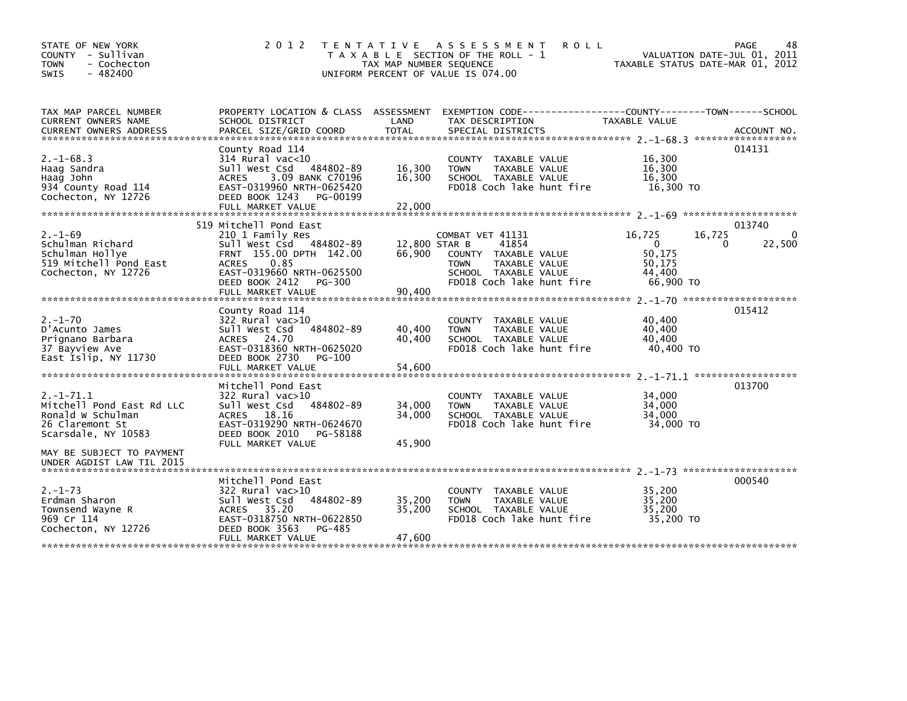STATE OF NEW YORK
COUNTY - Sullivan
TOWN - Cochecton
SWIS - 482400

2 0 1 2 T E N T A T I V E A S S E S S M E N T R O L L
T A X A B L E SECTION OF THE ROLL - 1
TAX MAP NUMBER SEQUENCE
UNIFORM PERCENT OF VALUE IS 074.00

VALUATION DATE-JUL 01, 2011
TAXABLE STATUS DATE-MAR 01, 2012

| TAX MAP PARCEL NUMBER / CURRENT OWNERS NAME / CURRENT OWNERS ADDRESS | PROPERTY LOCATION & CLASS / SCHOOL DISTRICT / PARCEL SIZE/GRID COORD | ASSESSMENT LAND / TOTAL | EXEMPTION CODE / TAX DESCRIPTION / SPECIAL DISTRICTS | COUNTY TAXABLE VALUE | TOWN | SCHOOL | ACCOUNT NO. |
|---|---|---|---|---|---|---|---|
| **2.-1-68.3** | County Road 114 | | | | | | 014131 |
| 2.-1-68.3 | 314 Rural vac<10 | | COUNTY TAXABLE VALUE | 16,300 | | | |
| Haag Sandra | Sull West Csd 484802-89 | 16,300 | TOWN TAXABLE VALUE | 16,300 | | | |
| Haag John | ACRES 3.09 BANK C70196 | 16,300 | SCHOOL TAXABLE VALUE | 16,300 | | | |
| 934 County Road 114 | EAST-0319960 NRTH-0625420 | | FD018 Coch lake hunt fire | 16,300 TO | | | |
| Cochecton, NY 12726 | DEED BOOK 1243 PG-00199 | | | | | | |
| | FULL MARKET VALUE | 22,000 | | | | | |
| **2.-1-69** | 519 Mitchell Pond East | | | | | | 013740 |
| 2.-1-69 | 210 1 Family Res | | COMBAT VET 41131 | 16,725 | 16,725 | 0 | |
| Schulman Richard | Sull West Csd 484802-89 | 12,800 | STAR B 41854 | 0 | 0 | 22,500 | |
| Schulman Hollye | FRNT 155.00 DPTH 142.00 | 66,900 | COUNTY TAXABLE VALUE | 50,175 | | | |
| 519 Mitchell Pond East | ACRES 0.85 | | TOWN TAXABLE VALUE | 50,175 | | | |
| Cochecton, NY 12726 | EAST-0319660 NRTH-0625500 | | SCHOOL TAXABLE VALUE | 44,400 | | | |
| | DEED BOOK 2412 PG-300 | | FD018 Coch lake hunt fire | 66,900 TO | | | |
| | FULL MARKET VALUE | 90,400 | | | | | |
| **2.-1-70** | County Road 114 | | | | | | 015412 |
| 2.-1-70 | 322 Rural vac>10 | | COUNTY TAXABLE VALUE | 40,400 | | | |
| D'Acunto James | Sull West Csd 484802-89 | 40,400 | TOWN TAXABLE VALUE | 40,400 | | | |
| Prignano Barbara | ACRES 24.70 | 40,400 | SCHOOL TAXABLE VALUE | 40,400 | | | |
| 37 Bayview Ave | EAST-0318360 NRTH-0625020 | | FD018 Coch lake hunt fire | 40,400 TO | | | |
| East Islip, NY 11730 | DEED BOOK 2730 PG-100 | | | | | | |
| | FULL MARKET VALUE | 54,600 | | | | | |
| **2.-1-71.1** | Mitchell Pond East | | | | | | 013700 |
| 2.-1-71.1 | 322 Rural vac>10 | | COUNTY TAXABLE VALUE | 34,000 | | | |
| Mitchell Pond East Rd LLC | Sull West Csd 484802-89 | 34,000 | TOWN TAXABLE VALUE | 34,000 | | | |
| Ronald W Schulman | ACRES 18.16 | 34,000 | SCHOOL TAXABLE VALUE | 34,000 | | | |
| 26 Claremont St | EAST-0319290 NRTH-0624670 | | FD018 Coch lake hunt fire | 34,000 TO | | | |
| Scarsdale, NY 10583 | DEED BOOK 2010 PG-58188 | | | | | | |
| | FULL MARKET VALUE | 45,900 | | | | | |
| MAY BE SUBJECT TO PAYMENT UNDER AGDIST LAW TIL 2015 | | | | | | | |
| **2.-1-73** | Mitchell Pond East | | | | | | 000540 |
| 2.-1-73 | 322 Rural vac>10 | | COUNTY TAXABLE VALUE | 35,200 | | | |
| Erdman Sharon | Sull West Csd 484802-89 | 35,200 | TOWN TAXABLE VALUE | 35,200 | | | |
| Townsend Wayne R | ACRES 35.20 | 35,200 | SCHOOL TAXABLE VALUE | 35,200 | | | |
| 969 Cr 114 | EAST-0318750 NRTH-0622850 | | FD018 Coch lake hunt fire | 35,200 TO | | | |
| Cochecton, NY 12726 | DEED BOOK 3563 PG-485 | | | | | | |
| | FULL MARKET VALUE | 47,600 | | | | | |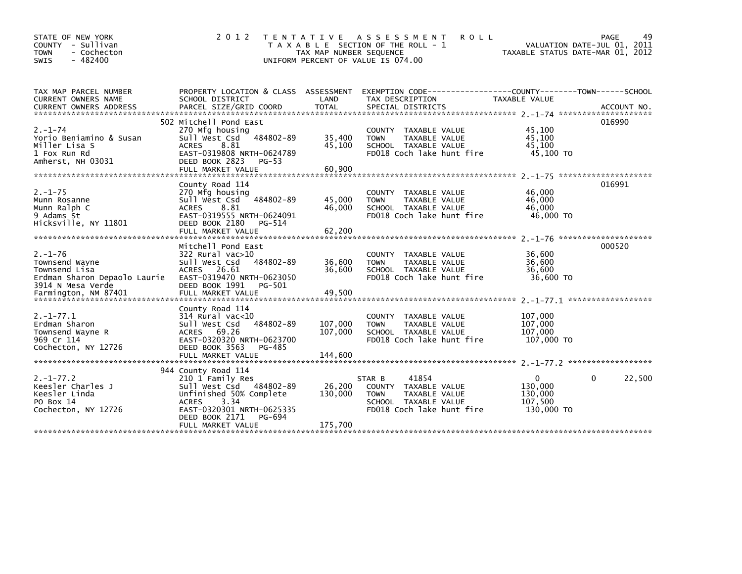STATE OF NEW YORK
COUNTY - Sullivan
TOWN - Cochecton
SWIS - 482400

# 2012 TENTATIVE ASSESSMENT ROLL
TAXABLE SECTION OF THE ROLL - 1
TAX MAP NUMBER SEQUENCE
UNIFORM PERCENT OF VALUE IS 074.00

VALUATION DATE-JUL 01, 2011
TAXABLE STATUS DATE-MAR 01, 2012

| TAX MAP PARCEL NUMBER / CURRENT OWNERS NAME / CURRENT OWNERS ADDRESS | PROPERTY LOCATION & CLASS / SCHOOL DISTRICT / PARCEL SIZE/GRID COORD | ASSESSMENT LAND / TOTAL | EXEMPTION CODE / TAX DESCRIPTION / SPECIAL DISTRICTS | COUNTY / TOWN / SCHOOL TAXABLE VALUE | ACCOUNT NO. |
|---|---|---|---|---|---|
| 2.-1-74 | 502 Mitchell Pond East | | | | 016990 |
| Yorio Beniamino & Susan | 270 Mfg housing | | COUNTY TAXABLE VALUE | 45,100 | |
| Miller Lisa S | Sull West Csd 484802-89 | 35,400 | TOWN TAXABLE VALUE | 45,100 | |
| 1 Fox Run Rd | ACRES 8.81 | 45,100 | SCHOOL TAXABLE VALUE | 45,100 | |
| Amherst, NH 03031 | EAST-0319808 NRTH-0624789 | | FD018 Coch lake hunt fire | 45,100 TO | |
| | DEED BOOK 2823 PG-53 | | | | |
| | FULL MARKET VALUE | 60,900 | | | |
| 2.-1-75 | County Road 114 | | | | 016991 |
| Munn Rosanne | 270 Mfg housing | | COUNTY TAXABLE VALUE | 46,000 | |
| Munn Ralph C | Sull West Csd 484802-89 | 45,000 | TOWN TAXABLE VALUE | 46,000 | |
| 9 Adams St | ACRES 8.81 | 46,000 | SCHOOL TAXABLE VALUE | 46,000 | |
| Hicksville, NY 11801 | EAST-0319555 NRTH-0624091 | | FD018 Coch lake hunt fire | 46,000 TO | |
| | DEED BOOK 2180 PG-514 | | | | |
| | FULL MARKET VALUE | 62,200 | | | |
| 2.-1-76 | Mitchell Pond East | | | | 000520 |
| Townsend Wayne | 322 Rural vac>10 | | COUNTY TAXABLE VALUE | 36,600 | |
| Townsend Lisa | Sull West Csd 484802-89 | 36,600 | TOWN TAXABLE VALUE | 36,600 | |
| Erdman Sharon Depaolo Laurie | ACRES 26.61 | 36,600 | SCHOOL TAXABLE VALUE | 36,600 | |
| 3914 N Mesa Verde | EAST-0319470 NRTH-0623050 | | FD018 Coch lake hunt fire | 36,600 TO | |
| Farmington, NM 87401 | DEED BOOK 1991 PG-501 | | | | |
| | FULL MARKET VALUE | 49,500 | | | |
| 2.-1-77.1 | County Road 114 | | | | |
| Erdman Sharon | 314 Rural vac<10 | | COUNTY TAXABLE VALUE | 107,000 | |
| Townsend Wayne R | Sull West Csd 484802-89 | 107,000 | TOWN TAXABLE VALUE | 107,000 | |
| 969 Cr 114 | ACRES 69.26 | 107,000 | SCHOOL TAXABLE VALUE | 107,000 | |
| Cochecton, NY 12726 | EAST-0320320 NRTH-0623700 | | FD018 Coch lake hunt fire | 107,000 TO | |
| | DEED BOOK 3563 PG-485 | | | | |
| | FULL MARKET VALUE | 144,600 | | | |
| 2.-1-77.2 | 944 County Road 114 | | | | |
| Keesler Charles J | 210 1 Family Res | | STAR B 41854 | 0 / 0 / 22,500 | |
| Keesler Linda | Sull West Csd 484802-89 | 26,200 | COUNTY TAXABLE VALUE | 130,000 | |
| PO Box 14 | Unfinished 50% Complete | 130,000 | TOWN TAXABLE VALUE | 130,000 | |
| Cochecton, NY 12726 | ACRES 3.34 | | SCHOOL TAXABLE VALUE | 107,500 | |
| | EAST-0320301 NRTH-0625335 | | FD018 Coch lake hunt fire | 130,000 TO | |
| | DEED BOOK 2171 PG-694 | | | | |
| | FULL MARKET VALUE | 175,700 | | | |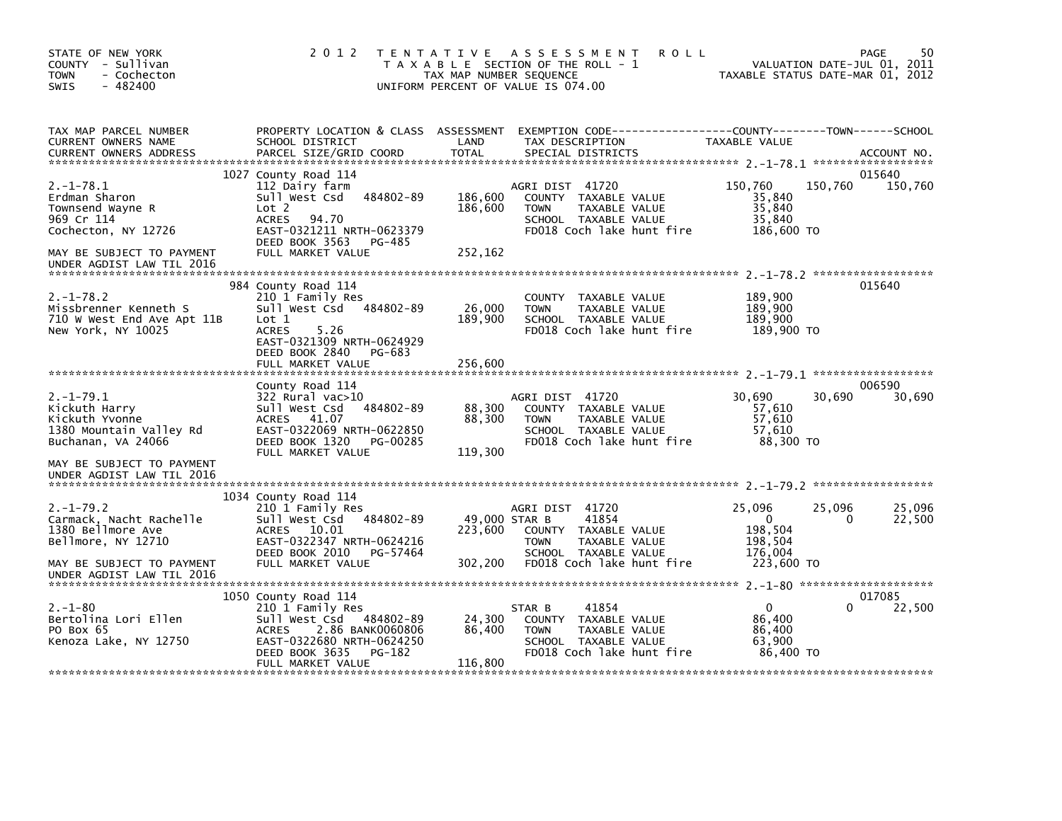STATE OF NEW YORK
COUNTY - Sullivan
TOWN - Cochecton
SWIS - 482400

2 0 1 2 T E N T A T I V E A S S E S S M E N T R O L L
T A X A B L E SECTION OF THE ROLL - 1
TAX MAP NUMBER SEQUENCE
UNIFORM PERCENT OF VALUE IS 074.00

VALUATION DATE-JUL 01, 2011
TAXABLE STATUS DATE-MAR 01, 2012

| TAX MAP PARCEL NUMBER / CURRENT OWNERS NAME / CURRENT OWNERS ADDRESS | PROPERTY LOCATION & CLASS / SCHOOL DISTRICT / PARCEL SIZE/GRID COORD | ASSESSMENT LAND / TOTAL | EXEMPTION CODE / TAX DESCRIPTION / SPECIAL DISTRICTS | COUNTY TAXABLE VALUE | TOWN | SCHOOL / ACCOUNT NO. |
|---|---|---|---|---|---|---|
| **2.-1-78.1** | 1027 County Road 114 | | | | | 015640 |
| 2.-1-78.1 | 112 Dairy farm | | AGRI DIST 41720 | 150,760 | 150,760 | 150,760 |
| Erdman Sharon | Sull West Csd 484802-89 | 186,600 | COUNTY TAXABLE VALUE | 35,840 | | |
| Townsend Wayne R | Lot 2 | 186,600 | TOWN TAXABLE VALUE | 35,840 | | |
| 969 Cr 114 | ACRES 94.70 | | SCHOOL TAXABLE VALUE | 35,840 | | |
| Cochecton, NY 12726 | EAST-0321211 NRTH-0623379 | | FD018 Coch lake hunt fire | 186,600 TO | | |
| | DEED BOOK 3563 PG-485 | | | | | |
| MAY BE SUBJECT TO PAYMENT | FULL MARKET VALUE | 252,162 | | | | |
| UNDER AGDIST LAW TIL 2016 | | | | | | |
| **2.-1-78.2** | 984 County Road 114 | | | | | 015640 |
| 2.-1-78.2 | 210 1 Family Res | | COUNTY TAXABLE VALUE | 189,900 | | |
| Missbrenner Kenneth S | Sull West Csd 484802-89 | 26,000 | TOWN TAXABLE VALUE | 189,900 | | |
| 710 W West End Ave Apt 11B | Lot 1 | 189,900 | SCHOOL TAXABLE VALUE | 189,900 | | |
| New York, NY 10025 | ACRES 5.26 | | FD018 Coch lake hunt fire | 189,900 TO | | |
| | EAST-0321309 NRTH-0624929 | | | | | |
| | DEED BOOK 2840 PG-683 | | | | | |
| | FULL MARKET VALUE | 256,600 | | | | |
| **2.-1-79.1** | County Road 114 | | | | | 006590 |
| 2.-1-79.1 | 322 Rural vac>10 | | AGRI DIST 41720 | 30,690 | 30,690 | 30,690 |
| Kickuth Harry | Sull West Csd 484802-89 | 88,300 | COUNTY TAXABLE VALUE | 57,610 | | |
| Kickuth Yvonne | ACRES 41.07 | 88,300 | TOWN TAXABLE VALUE | 57,610 | | |
| 1380 Mountain Valley Rd | EAST-0322069 NRTH-0622850 | | SCHOOL TAXABLE VALUE | 57,610 | | |
| Buchanan, VA 24066 | DEED BOOK 1320 PG-00285 | | FD018 Coch lake hunt fire | 88,300 TO | | |
| | FULL MARKET VALUE | 119,300 | | | | |
| MAY BE SUBJECT TO PAYMENT | | | | | | |
| UNDER AGDIST LAW TIL 2016 | | | | | | |
| **2.-1-79.2** | 1034 County Road 114 | | | | | |
| 2.-1-79.2 | 210 1 Family Res | | AGRI DIST 41720 | 25,096 | 25,096 | 25,096 |
| Carmack, Nacht Rachelle | Sull West Csd 484802-89 | 49,000 | STAR B 41854 | 0 | 0 | 22,500 |
| 1380 Bellmore Ave | ACRES 10.01 | 223,600 | COUNTY TAXABLE VALUE | 198,504 | | |
| Bellmore, NY 12710 | EAST-0322347 NRTH-0624216 | | TOWN TAXABLE VALUE | 198,504 | | |
| | DEED BOOK 2010 PG-57464 | | SCHOOL TAXABLE VALUE | 176,004 | | |
| MAY BE SUBJECT TO PAYMENT | FULL MARKET VALUE | 302,200 | FD018 Coch lake hunt fire | 223,600 TO | | |
| UNDER AGDIST LAW TIL 2016 | | | | | | |
| **2.-1-80** | 1050 County Road 114 | | | | | 017085 |
| 2.-1-80 | 210 1 Family Res | | STAR B 41854 | 0 | 0 | 22,500 |
| Bertolina Lori Ellen | Sull West Csd 484802-89 | 24,300 | COUNTY TAXABLE VALUE | 86,400 | | |
| PO Box 65 | ACRES 2.86 BANK0060806 | 86,400 | TOWN TAXABLE VALUE | 86,400 | | |
| Kenoza Lake, NY 12750 | EAST-0322680 NRTH-0624250 | | SCHOOL TAXABLE VALUE | 63,900 | | |
| | DEED BOOK 3635 PG-182 | | FD018 Coch lake hunt fire | 86,400 TO | | |
| | FULL MARKET VALUE | 116,800 | | | | |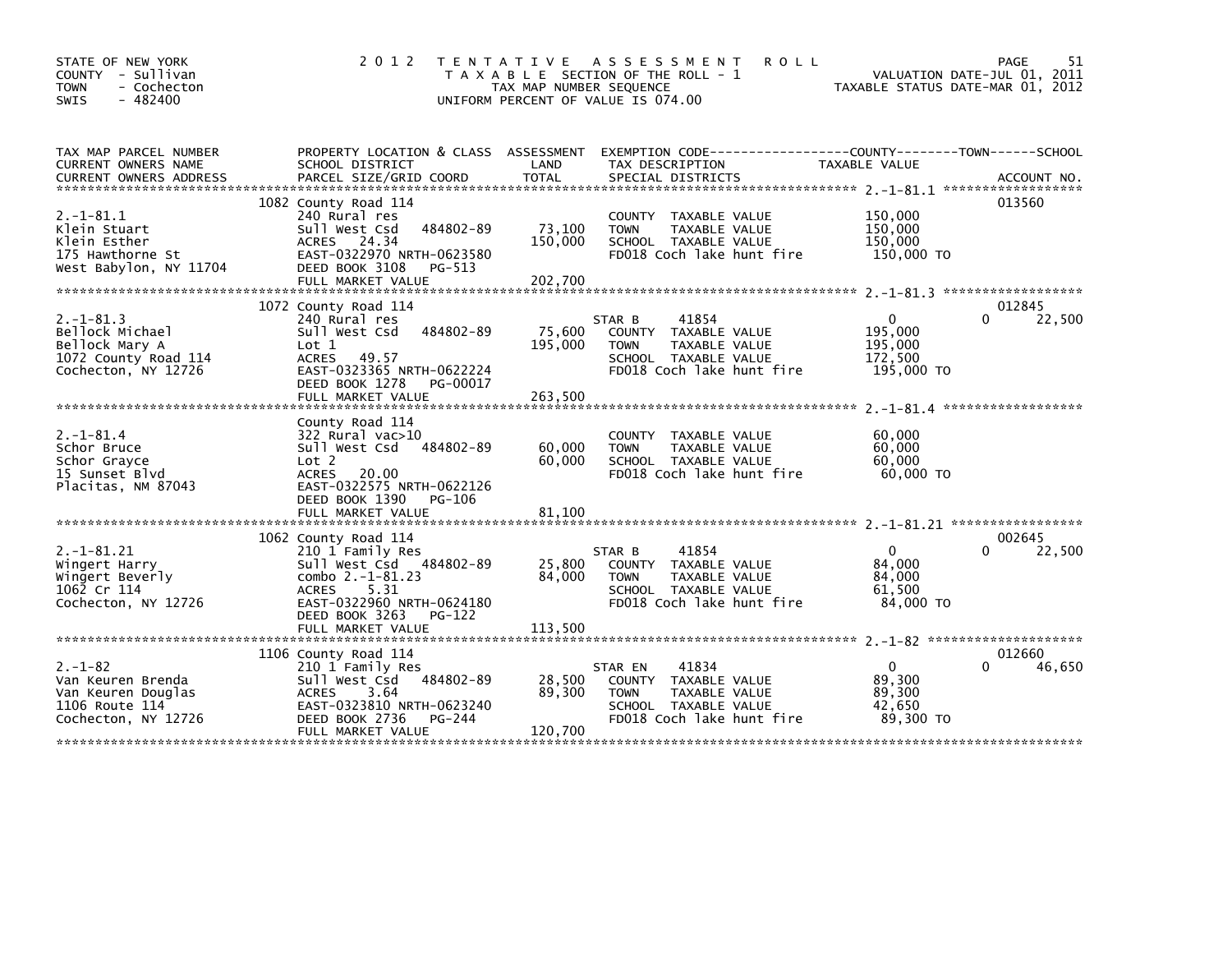STATE OF NEW YORK
COUNTY - Sullivan
TOWN - Cochecton
SWIS - 482400

# 2012 TENTATIVE ASSESSMENT ROLL

TAXABLE SECTION OF THE ROLL - 1
TAX MAP NUMBER SEQUENCE
UNIFORM PERCENT OF VALUE IS 074.00

VALUATION DATE-JUL 01, 2011
TAXABLE STATUS DATE-MAR 01, 2012

| TAX MAP PARCEL NUMBER / CURRENT OWNERS NAME / CURRENT OWNERS ADDRESS | PROPERTY LOCATION & CLASS / SCHOOL DISTRICT / PARCEL SIZE/GRID COORD | ASSESSMENT LAND / TOTAL | EXEMPTION CODE / TAX DESCRIPTION / SPECIAL DISTRICTS | COUNTY TAXABLE VALUE | TOWN | SCHOOL / ACCOUNT NO. |
|---|---|---|---|---|---|---|
| 2.-1-81.1 | 1082 County Road 114 | | | | | 013560 |
| Klein Stuart | 240 Rural res | | COUNTY TAXABLE VALUE | 150,000 | | |
| Klein Esther | Sull West Csd 484802-89 | 73,100 | TOWN TAXABLE VALUE | 150,000 | | |
| 175 Hawthorne St | ACRES 24.34 | 150,000 | SCHOOL TAXABLE VALUE | 150,000 | | |
| West Babylon, NY 11704 | EAST-0322970 NRTH-0623580 | | FD018 Coch lake hunt fire | 150,000 TO | | |
| | DEED BOOK 3108 PG-513 | | | | | |
| | FULL MARKET VALUE | 202,700 | | | | |
| 2.-1-81.3 | 1072 County Road 114 | | | | | 012845 |
| Bellock Michael | 240 Rural res | | STAR B 41854 | 0 | 0 | 22,500 |
| Bellock Mary A | Sull West Csd 484802-89 | 75,600 | COUNTY TAXABLE VALUE | 195,000 | | |
| 1072 County Road 114 | Lot 1 | 195,000 | TOWN TAXABLE VALUE | 195,000 | | |
| Cochecton, NY 12726 | ACRES 49.57 | | SCHOOL TAXABLE VALUE | 172,500 | | |
| | EAST-0323365 NRTH-0622224 | | FD018 Coch lake hunt fire | 195,000 TO | | |
| | DEED BOOK 1278 PG-00017 | | | | | |
| | FULL MARKET VALUE | 263,500 | | | | |
| 2.-1-81.4 | County Road 114 | | | | | |
| Schor Bruce | 322 Rural vac>10 | | COUNTY TAXABLE VALUE | 60,000 | | |
| Schor Grayce | Sull West Csd 484802-89 | 60,000 | TOWN TAXABLE VALUE | 60,000 | | |
| 15 Sunset Blvd | Lot 2 | 60,000 | SCHOOL TAXABLE VALUE | 60,000 | | |
| Placitas, NM 87043 | ACRES 20.00 | | FD018 Coch lake hunt fire | 60,000 TO | | |
| | EAST-0322575 NRTH-0622126 | | | | | |
| | DEED BOOK 1390 PG-106 | | | | | |
| | FULL MARKET VALUE | 81,100 | | | | |
| 2.-1-81.21 | 1062 County Road 114 | | | | | 002645 |
| Wingert Harry | 210 1 Family Res | | STAR B 41854 | 0 | 0 | 22,500 |
| Wingert Beverly | Sull West Csd 484802-89 | 25,800 | COUNTY TAXABLE VALUE | 84,000 | | |
| 1062 Cr 114 | combo 2.-1-81.23 | 84,000 | TOWN TAXABLE VALUE | 84,000 | | |
| Cochecton, NY 12726 | ACRES 5.31 | | SCHOOL TAXABLE VALUE | 61,500 | | |
| | EAST-0322960 NRTH-0624180 | | FD018 Coch lake hunt fire | 84,000 TO | | |
| | DEED BOOK 3263 PG-122 | | | | | |
| | FULL MARKET VALUE | 113,500 | | | | |
| 2.-1-82 | 1106 County Road 114 | | | | | 012660 |
| Van Keuren Brenda | 210 1 Family Res | | STAR EN 41834 | 0 | 0 | 46,650 |
| Van Keuren Douglas | Sull West Csd 484802-89 | 28,500 | COUNTY TAXABLE VALUE | 89,300 | | |
| 1106 Route 114 | ACRES 3.64 | 89,300 | TOWN TAXABLE VALUE | 89,300 | | |
| Cochecton, NY 12726 | EAST-0323810 NRTH-0623240 | | SCHOOL TAXABLE VALUE | 42,650 | | |
| | DEED BOOK 2736 PG-244 | | FD018 Coch lake hunt fire | 89,300 TO | | |
| | FULL MARKET VALUE | 120,700 | | | | |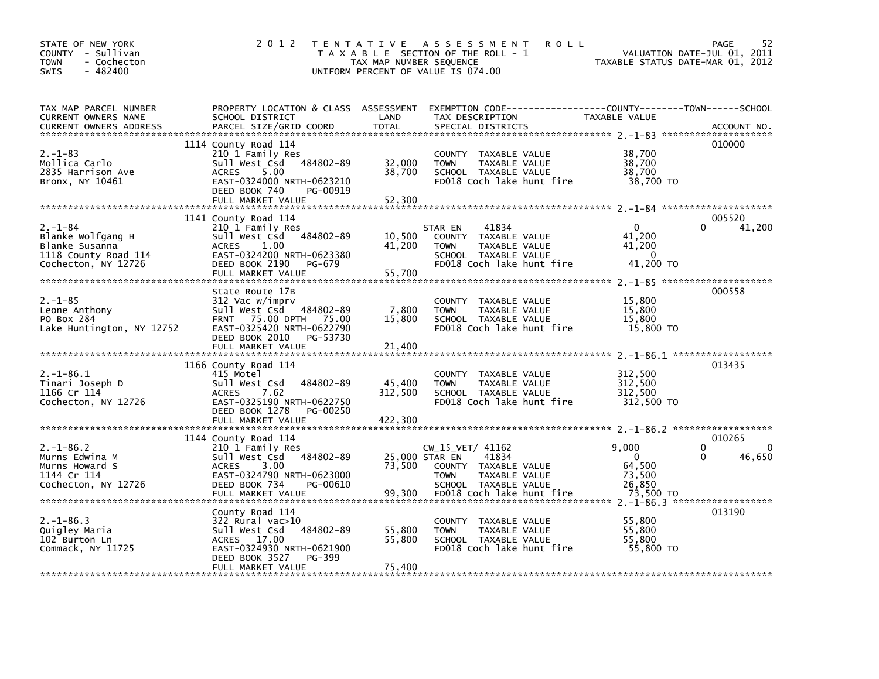STATE OF NEW YORK
COUNTY - Sullivan
TOWN - Cochecton
SWIS - 482400

# 2012 TENTATIVE ASSESSMENT ROLL

TAXABLE SECTION OF THE ROLL - 1
TAX MAP NUMBER SEQUENCE
UNIFORM PERCENT OF VALUE IS 074.00

VALUATION DATE-JUL 01, 2011
TAXABLE STATUS DATE-MAR 01, 2012

| TAX MAP PARCEL NUMBER / CURRENT OWNERS NAME / CURRENT OWNERS ADDRESS | PROPERTY LOCATION & CLASS / SCHOOL DISTRICT / PARCEL SIZE/GRID COORD | ASSESSMENT LAND | TOTAL | EXEMPTION CODE / TAX DESCRIPTION / SPECIAL DISTRICTS | COUNTY TAXABLE VALUE | TOWN | SCHOOL | ACCOUNT NO. |
|---|---|---|---|---|---|---|---|---|
| 2.-1-83 | 1114 County Road 114 | | | | | | | 010000 |
| Mollica Carlo | 210 1 Family Res | | | COUNTY TAXABLE VALUE | 38,700 | | | |
| 2835 Harrison Ave | Sull West Csd 484802-89 | 32,000 | 38,700 | TOWN TAXABLE VALUE | 38,700 | | | |
| Bronx, NY 10461 | ACRES 5.00 | | | SCHOOL TAXABLE VALUE | 38,700 | | | |
| | EAST-0324000 NRTH-0623210 | | | FD018 Coch lake hunt fire | 38,700 TO | | | |
| | DEED BOOK 740 PG-00919 | | | | | | | |
| | FULL MARKET VALUE | | 52,300 | | | | | |
| 2.-1-84 | 1141 County Road 114 | | | | | | | 005520 |
| Blanke Wolfgang H | 210 1 Family Res | | | STAR EN 41834 | 0 | 0 | 41,200 | |
| Blanke Susanna | Sull West Csd 484802-89 | 10,500 | | COUNTY TAXABLE VALUE | 41,200 | | | |
| 1118 County Road 114 | ACRES 1.00 | | 41,200 | TOWN TAXABLE VALUE | 41,200 | | | |
| Cochecton, NY 12726 | EAST-0324200 NRTH-0623380 | | | SCHOOL TAXABLE VALUE | 0 | | | |
| | DEED BOOK 2190 PG-679 | | | FD018 Coch lake hunt fire | 41,200 TO | | | |
| | FULL MARKET VALUE | | 55,700 | | | | | |
| 2.-1-85 | State Route 17B | | | | | | | 000558 |
| Leone Anthony | 312 Vac w/imprv | | | COUNTY TAXABLE VALUE | 15,800 | | | |
| PO Box 284 | Sull West Csd 484802-89 | 7,800 | | TOWN TAXABLE VALUE | 15,800 | | | |
| Lake Huntington, NY 12752 | FRNT 75.00 DPTH 75.00 | | 15,800 | SCHOOL TAXABLE VALUE | 15,800 | | | |
| | EAST-0325420 NRTH-0622790 | | | FD018 Coch lake hunt fire | 15,800 TO | | | |
| | DEED BOOK 2010 PG-53730 | | | | | | | |
| | FULL MARKET VALUE | | 21,400 | | | | | |
| 2.-1-86.1 | 1166 County Road 114 | | | | | | | 013435 |
| Tinari Joseph D | 415 Motel | | | COUNTY TAXABLE VALUE | 312,500 | | | |
| 1166 Cr 114 | Sull West Csd 484802-89 | 45,400 | | TOWN TAXABLE VALUE | 312,500 | | | |
| Cochecton, NY 12726 | ACRES 7.62 | | 312,500 | SCHOOL TAXABLE VALUE | 312,500 | | | |
| | EAST-0325190 NRTH-0622750 | | | FD018 Coch lake hunt fire | 312,500 TO | | | |
| | DEED BOOK 1278 PG-00250 | | | | | | | |
| | FULL MARKET VALUE | | 422,300 | | | | | |
| 2.-1-86.2 | 1144 County Road 114 | | | | | | | 010265 |
| Murns Edwina M | 210 1 Family Res | | | CW_15_VET/ 41162 | 9,000 | 0 | 0 | |
| Murns Howard S | Sull West Csd 484802-89 | 25,000 | | STAR EN 41834 | 0 | 0 | 46,650 | |
| 1144 Cr 114 | ACRES 3.00 | | 73,500 | COUNTY TAXABLE VALUE | 64,500 | | | |
| Cochecton, NY 12726 | EAST-0324790 NRTH-0623000 | | | TOWN TAXABLE VALUE | 73,500 | | | |
| | DEED BOOK 734 PG-00610 | | | SCHOOL TAXABLE VALUE | 26,850 | | | |
| | FULL MARKET VALUE | | 99,300 | FD018 Coch lake hunt fire | 73,500 TO | | | |
| 2.-1-86.3 | County Road 114 | | | | | | | 013190 |
| Quigley Maria | 322 Rural vac>10 | | | COUNTY TAXABLE VALUE | 55,800 | | | |
| 102 Burton Ln | Sull West Csd 484802-89 | 55,800 | | TOWN TAXABLE VALUE | 55,800 | | | |
| Commack, NY 11725 | ACRES 17.00 | | 55,800 | SCHOOL TAXABLE VALUE | 55,800 | | | |
| | EAST-0324930 NRTH-0621900 | | | FD018 Coch lake hunt fire | 55,800 TO | | | |
| | DEED BOOK 3527 PG-399 | | | | | | | |
| | FULL MARKET VALUE | | 75,400 | | | | | |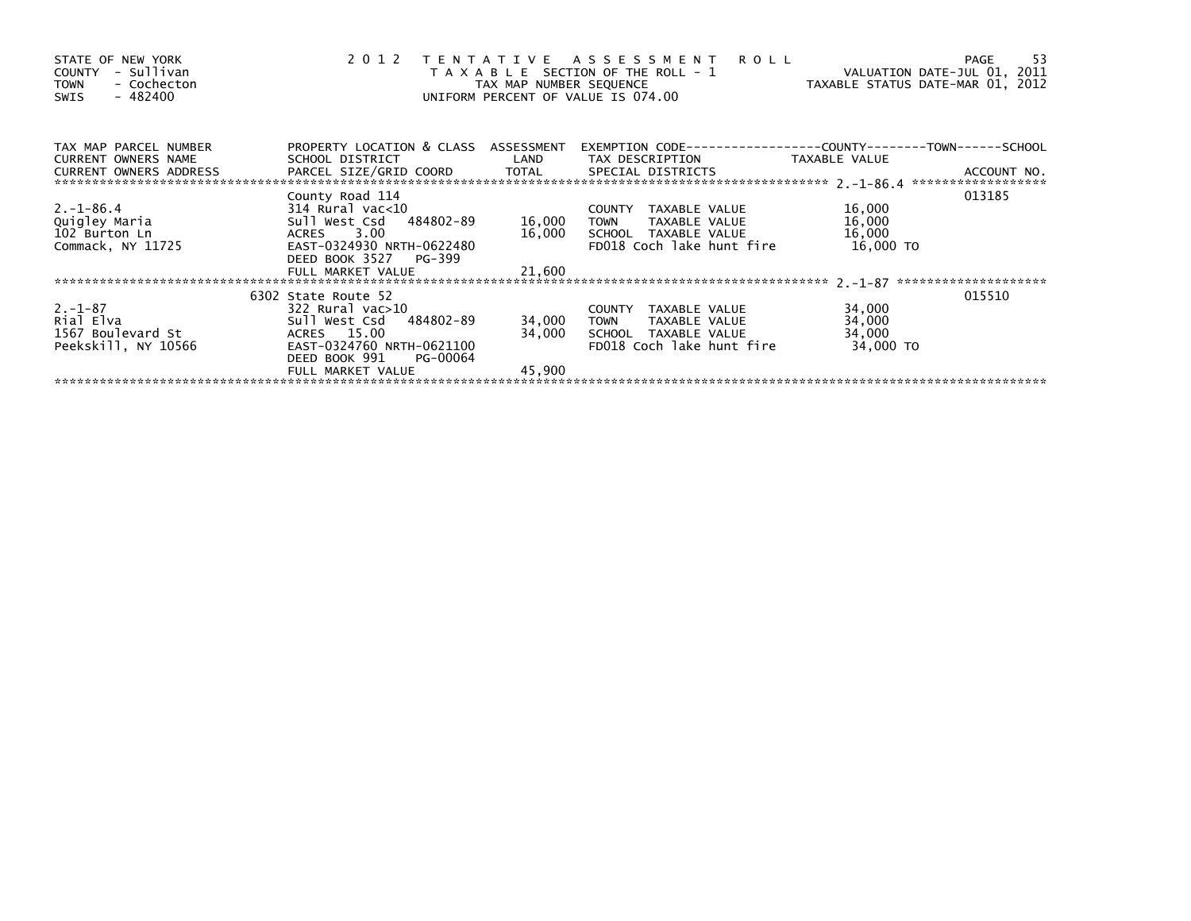STATE OF NEW YORK
COUNTY - Sullivan
TOWN - Cochecton
SWIS - 482400

# 2012 TENTATIVE ASSESSMENT ROLL

TAXABLE SECTION OF THE ROLL - 1
TAX MAP NUMBER SEQUENCE
UNIFORM PERCENT OF VALUE IS 074.00

VALUATION DATE-JUL 01, 2011
TAXABLE STATUS DATE-MAR 01, 2012

| TAX MAP PARCEL NUMBER / CURRENT OWNERS NAME / CURRENT OWNERS ADDRESS | PROPERTY LOCATION & CLASS / SCHOOL DISTRICT / PARCEL SIZE/GRID COORD | ASSESSMENT LAND / TOTAL | EXEMPTION CODE / TAX DESCRIPTION / SPECIAL DISTRICTS | TAXABLE VALUE (COUNTY / TOWN / SCHOOL) | ACCOUNT NO. |
|---|---|---|---|---|---|
| 2.-1-86.4 | County Road 114 | | | | 013185 |
| 2.-1-86.4 | 314 Rural vac<10 | | COUNTY TAXABLE VALUE | 16,000 | |
| Quigley Maria | Sull West Csd 484802-89 | 16,000 | TOWN TAXABLE VALUE | 16,000 | |
| 102 Burton Ln | ACRES 3.00 | 16,000 | SCHOOL TAXABLE VALUE | 16,000 | |
| Commack, NY 11725 | EAST-0324930 NRTH-0622480 | | FD018 Coch lake hunt fire | 16,000 TO | |
| | DEED BOOK 3527 PG-399 | | | | |
| | FULL MARKET VALUE | 21,600 | | | |
| 2.-1-87 | 6302 State Route 52 | | | | 015510 |
| 2.-1-87 | 322 Rural vac>10 | | COUNTY TAXABLE VALUE | 34,000 | |
| Rial Elva | Sull West Csd 484802-89 | 34,000 | TOWN TAXABLE VALUE | 34,000 | |
| 1567 Boulevard St | ACRES 15.00 | 34,000 | SCHOOL TAXABLE VALUE | 34,000 | |
| Peekskill, NY 10566 | EAST-0324760 NRTH-0621100 | | FD018 Coch lake hunt fire | 34,000 TO | |
| | DEED BOOK 991 PG-00064 | | | | |
| | FULL MARKET VALUE | 45,900 | | | |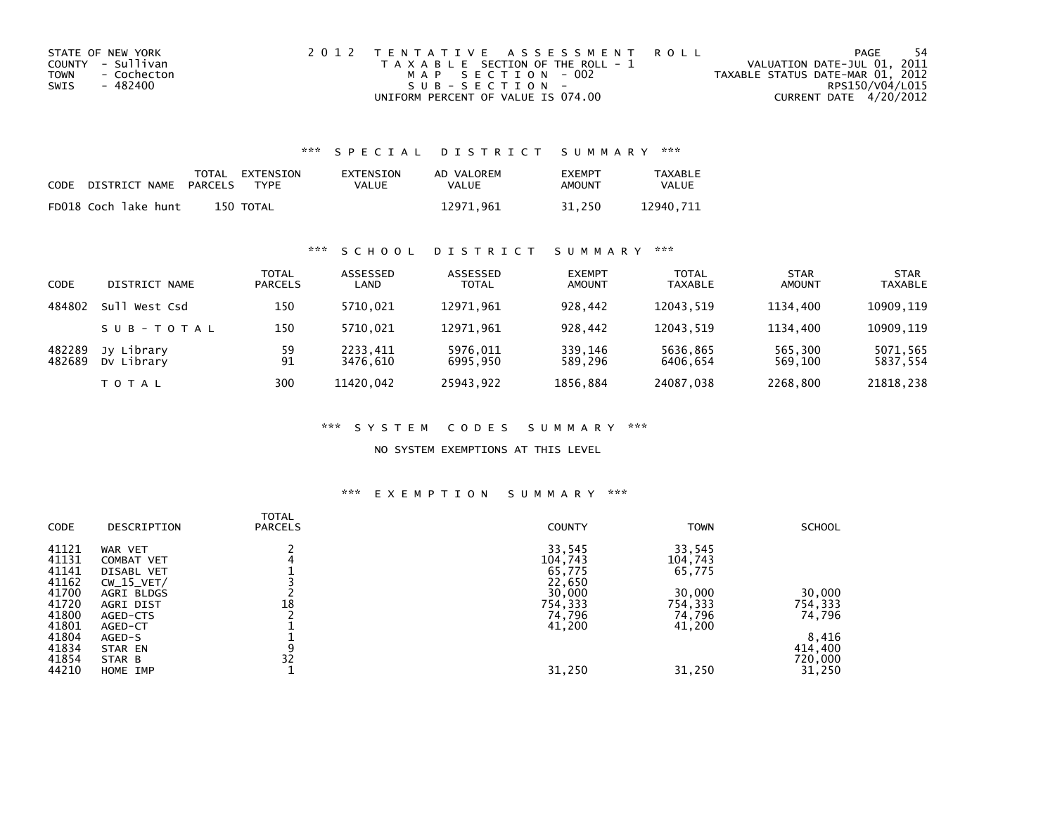STATE OF NEW YORK
COUNTY - Sullivan
TOWN - Cochecton
SWIS - 482400

2012 TENTATIVE ASSESSMENT ROLL
TAXABLE SECTION OF THE ROLL - 1
MAP SECTION - 002
SUB-SECTION -
UNIFORM PERCENT OF VALUE IS 074.00

VALUATION DATE-JUL 01, 2011
TAXABLE STATUS DATE-MAR 01, 2012
RPS150/V04/L015
CURRENT DATE 4/20/2012

### *** SPECIAL DISTRICT SUMMARY ***

| CODE | DISTRICT NAME | TOTAL PARCELS | EXTENSION TYPE | EXTENSION VALUE | AD VALOREM VALUE | EXEMPT AMOUNT | TAXABLE VALUE |
|---|---|---|---|---|---|---|---|
| FD018 | Coch lake hunt | 150 | TOTAL | | 12971,961 | 31,250 | 12940,711 |

### *** SCHOOL DISTRICT SUMMARY ***

| CODE | DISTRICT NAME | TOTAL PARCELS | ASSESSED LAND | ASSESSED TOTAL | EXEMPT AMOUNT | TOTAL TAXABLE | STAR AMOUNT | STAR TAXABLE |
|---|---|---|---|---|---|---|---|---|
| 484802 | Sull West Csd | 150 | 5710,021 | 12971,961 | 928,442 | 12043,519 | 1134,400 | 10909,119 |
| | SUB-TOTAL | 150 | 5710,021 | 12971,961 | 928,442 | 12043,519 | 1134,400 | 10909,119 |
| 482289 | Jy Library | 59 | 2233,411 | 5976,011 | 339,146 | 5636,865 | 565,300 | 5071,565 |
| 482689 | Dv Library | 91 | 3476,610 | 6995,950 | 589,296 | 6406,654 | 569,100 | 5837,554 |
| | TOTAL | 300 | 11420,042 | 25943,922 | 1856,884 | 24087,038 | 2268,800 | 21818,238 |

### *** SYSTEM CODES SUMMARY ***

NO SYSTEM EXEMPTIONS AT THIS LEVEL

### *** EXEMPTION SUMMARY ***

| CODE | DESCRIPTION | TOTAL PARCELS | COUNTY | TOWN | SCHOOL |
|---|---|---|---|---|---|
| 41121 | WAR VET | 2 | 33,545 | 33,545 | |
| 41131 | COMBAT VET | 4 | 104,743 | 104,743 | |
| 41141 | DISABL VET | 1 | 65,775 | 65,775 | |
| 41162 | CW_15_VET/ | 3 | 22,650 | | |
| 41700 | AGRI BLDGS | 2 | 30,000 | 30,000 | 30,000 |
| 41720 | AGRI DIST | 18 | 754,333 | 754,333 | 754,333 |
| 41800 | AGED-CTS | 2 | 74,796 | 74,796 | 74,796 |
| 41801 | AGED-CT | 1 | 41,200 | 41,200 | |
| 41804 | AGED-S | 1 | | | 8,416 |
| 41834 | STAR EN | 9 | | | 414,400 |
| 41854 | STAR B | 32 | | | 720,000 |
| 44210 | HOME IMP | 1 | 31,250 | 31,250 | 31,250 |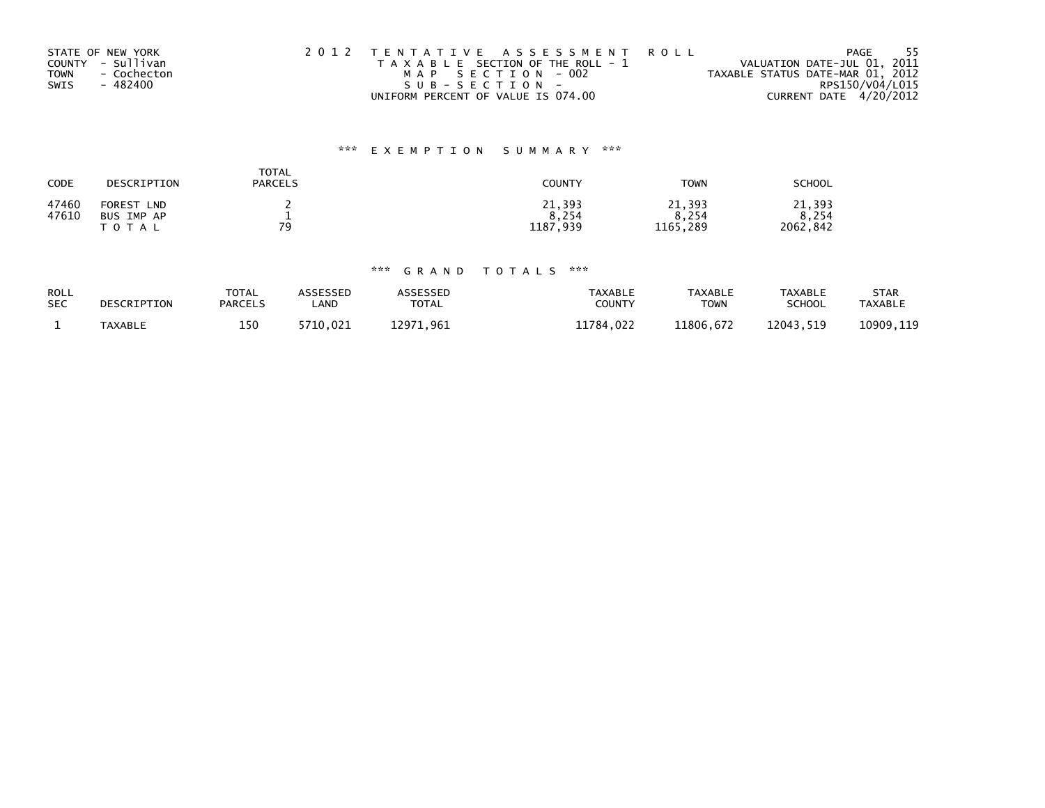STATE OF NEW YORK
COUNTY - Sullivan
TOWN - Cochecton
SWIS - 482400

2 0 1 2 T E N T A T I V E A S S E S S M E N T R O L L
T A X A B L E SECTION OF THE ROLL - 1
M A P S E C T I O N - 002
S U B - S E C T I O N -
UNIFORM PERCENT OF VALUE IS 074.00

VALUATION DATE-JUL 01, 2011
TAXABLE STATUS DATE-MAR 01, 2012
RPS150/V04/L015
CURRENT DATE 4/20/2012

### *** E X E M P T I O N S U M M A R Y ***

| CODE | DESCRIPTION | TOTAL PARCELS | COUNTY | TOWN | SCHOOL |
|---|---|---|---|---|---|
| 47460 | FOREST LND | 2 | 21,393 | 21,393 | 21,393 |
| 47610 | BUS IMP AP | 1 | 8,254 | 8,254 | 8,254 |
| | T O T A L | 79 | 1187,939 | 1165,289 | 2062,842 |

### *** G R A N D T O T A L S ***

| ROLL SEC | DESCRIPTION | TOTAL PARCELS | ASSESSED LAND | ASSESSED TOTAL | TAXABLE COUNTY | TAXABLE TOWN | TAXABLE SCHOOL | STAR TAXABLE |
|---|---|---|---|---|---|---|---|---|
| 1 | TAXABLE | 150 | 5710,021 | 12971,961 | 11784,022 | 11806,672 | 12043,519 | 10909,119 |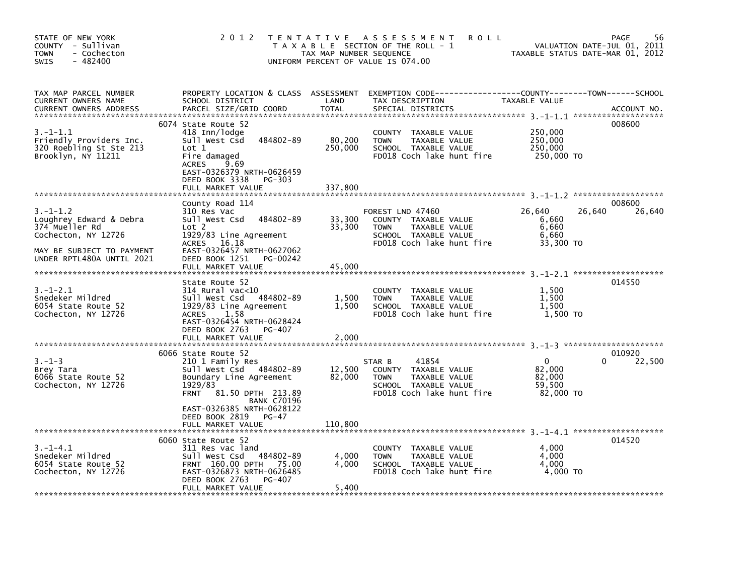STATE OF NEW YORK
COUNTY - Sullivan
TOWN - Cochecton
SWIS - 482400

# 2012 TENTATIVE ASSESSMENT ROLL

TAXABLE SECTION OF THE ROLL - 1
TAX MAP NUMBER SEQUENCE
UNIFORM PERCENT OF VALUE IS 074.00

VALUATION DATE-JUL 01, 2011
TAXABLE STATUS DATE-MAR 01, 2012

| TAX MAP PARCEL NUMBER / CURRENT OWNERS NAME / CURRENT OWNERS ADDRESS | PROPERTY LOCATION & CLASS / SCHOOL DISTRICT / PARCEL SIZE/GRID COORD | ASSESSMENT LAND / TOTAL | EXEMPTION CODE / TAX DESCRIPTION / SPECIAL DISTRICTS | COUNTY TAXABLE VALUE | TOWN | SCHOOL | ACCOUNT NO. |
|---|---|---|---|---|---|---|---|
| 3.-1-1.1 | 6074 State Route 52 | | | | | | 008600 |
| Friendly Providers Inc. | 418 Inn/lodge | | COUNTY TAXABLE VALUE | 250,000 | | | |
| 320 Roebling St Ste 213 | Sull West Csd 484802-89 | 80,200 | TOWN TAXABLE VALUE | 250,000 | | | |
| Brooklyn, NY 11211 | Lot 1 | 250,000 | SCHOOL TAXABLE VALUE | 250,000 | | | |
| | Fire damaged | | FD018 Coch lake hunt fire | 250,000 TO | | | |
| | ACRES 9.69 | | | | | | |
| | EAST-0326379 NRTH-0626459 | | | | | | |
| | DEED BOOK 3338 PG-303 | | | | | | |
| | FULL MARKET VALUE | 337,800 | | | | | |
| 3.-1-1.2 | County Road 114 | | | | | | 008600 |
| Loughrey Edward & Debra | 310 Res Vac | | FOREST LND 47460 | 26,640 | 26,640 | 26,640 | |
| 374 Mueller Rd | Sull West Csd 484802-89 | 33,300 | COUNTY TAXABLE VALUE | 6,660 | | | |
| Cochecton, NY 12726 | Lot 2 | 33,300 | TOWN TAXABLE VALUE | 6,660 | | | |
| | 1929/83 Line Agreement | | SCHOOL TAXABLE VALUE | 6,660 | | | |
| MAY BE SUBJECT TO PAYMENT | ACRES 16.18 | | FD018 Coch lake hunt fire | 33,300 TO | | | |
| UNDER RPTL480A UNTIL 2021 | EAST-0326457 NRTH-0627062 | | | | | | |
| | DEED BOOK 1251 PG-00242 | | | | | | |
| | FULL MARKET VALUE | 45,000 | | | | | |
| 3.-1-2.1 | State Route 52 | | | | | | 014550 |
| Snedeker Mildred | 314 Rural vac<10 | | COUNTY TAXABLE VALUE | 1,500 | | | |
| 6054 State Route 52 | Sull West Csd 484802-89 | 1,500 | TOWN TAXABLE VALUE | 1,500 | | | |
| Cochecton, NY 12726 | 1929/83 Line Agreement | 1,500 | SCHOOL TAXABLE VALUE | 1,500 | | | |
| | ACRES 1.58 | | FD018 Coch lake hunt fire | 1,500 TO | | | |
| | EAST-0326454 NRTH-0628424 | | | | | | |
| | DEED BOOK 2763 PG-407 | | | | | | |
| | FULL MARKET VALUE | 2,000 | | | | | |
| 3.-1-3 | 6066 State Route 52 | | | | | | 010920 |
| Brey Tara | 210 1 Family Res | | STAR B 41854 | 0 | 0 | 22,500 | |
| 6066 State Route 52 | Sull West Csd 484802-89 | 12,500 | COUNTY TAXABLE VALUE | 82,000 | | | |
| Cochecton, NY 12726 | Boundary Line Agreement | 82,000 | TOWN TAXABLE VALUE | 82,000 | | | |
| | 1929/83 | | SCHOOL TAXABLE VALUE | 59,500 | | | |
| | FRNT 81.50 DPTH 213.89 | | FD018 Coch lake hunt fire | 82,000 TO | | | |
| | BANK C70196 | | | | | | |
| | EAST-0326385 NRTH-0628122 | | | | | | |
| | DEED BOOK 2819 PG-47 | | | | | | |
| | FULL MARKET VALUE | 110,800 | | | | | |
| 3.-1-4.1 | 6060 State Route 52 | | | | | | 014520 |
| Snedeker Mildred | 311 Res vac land | | COUNTY TAXABLE VALUE | 4,000 | | | |
| 6054 State Route 52 | Sull West Csd 484802-89 | 4,000 | TOWN TAXABLE VALUE | 4,000 | | | |
| Cochecton, NY 12726 | FRNT 160.00 DPTH 75.00 | 4,000 | SCHOOL TAXABLE VALUE | 4,000 | | | |
| | EAST-0326873 NRTH-0626485 | | FD018 Coch lake hunt fire | 4,000 TO | | | |
| | DEED BOOK 2763 PG-407 | | | | | | |
| | FULL MARKET VALUE | 5,400 | | | | | |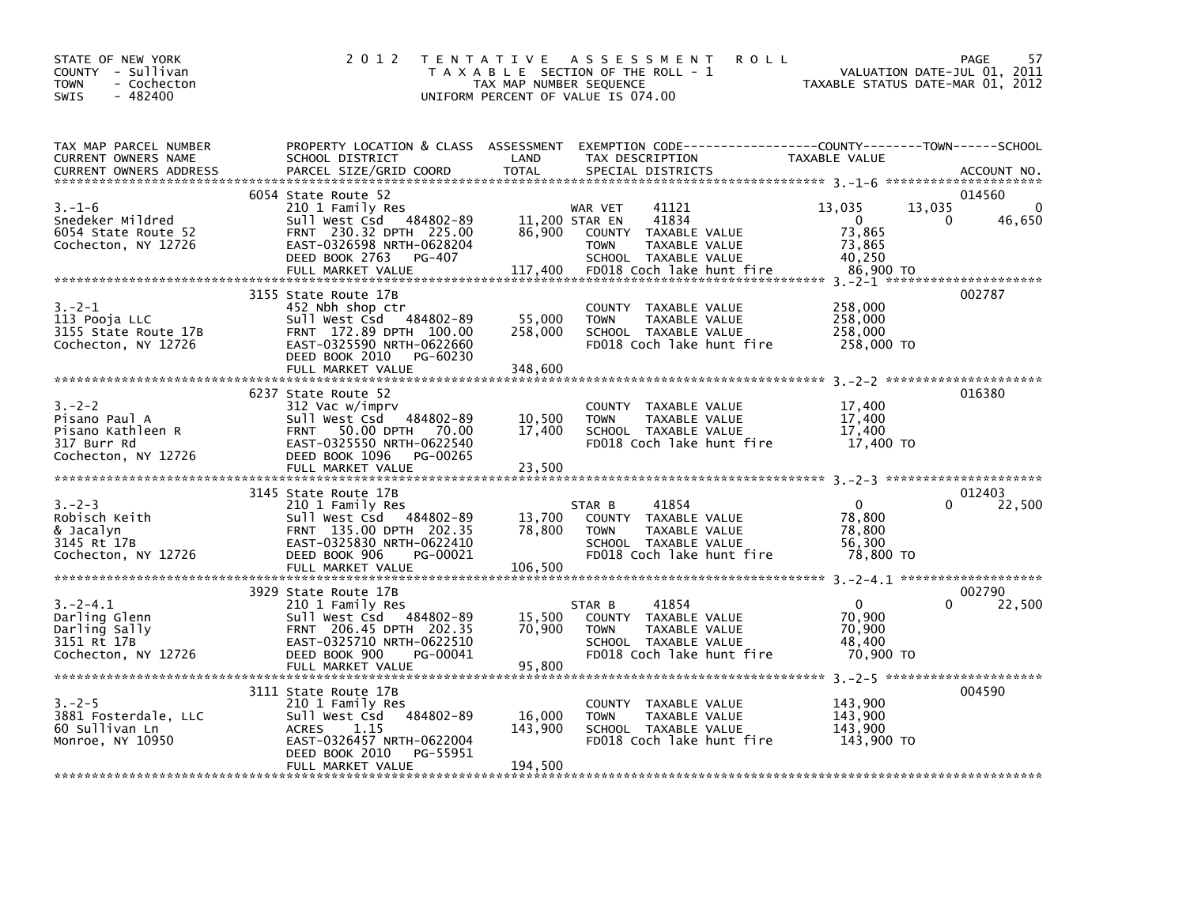STATE OF NEW YORK
COUNTY - Sullivan
TOWN - Cochecton
SWIS - 482400

# 2012 TENTATIVE ASSESSMENT ROLL

TAXABLE SECTION OF THE ROLL - 1
TAX MAP NUMBER SEQUENCE
UNIFORM PERCENT OF VALUE IS 074.00

VALUATION DATE-JUL 01, 2011
TAXABLE STATUS DATE-MAR 01, 2012

| TAX MAP PARCEL NUMBER / CURRENT OWNERS NAME / CURRENT OWNERS ADDRESS | PROPERTY LOCATION & CLASS / SCHOOL DISTRICT / PARCEL SIZE/GRID COORD | ASSESSMENT LAND | TOTAL | EXEMPTION CODE / TAX DESCRIPTION / SPECIAL DISTRICTS | COUNTY TAXABLE VALUE | TOWN | SCHOOL | ACCOUNT NO. |
|---|---|---|---|---|---|---|---|---|
| 3.-1-6 | 6054 State Route 52 | | | | | | | 014560 |
| | 210 1 Family Res | | | WAR VET 41121 | 13,035 | 13,035 | 0 | |
| Snedeker Mildred | Sull West Csd 484802-89 | 11,200 | | STAR EN 41834 | 0 | 0 | 46,650 | |
| 6054 State Route 52 | FRNT 230.32 DPTH 225.00 | | 86,900 | COUNTY TAXABLE VALUE | 73,865 | | | |
| Cochecton, NY 12726 | EAST-0326598 NRTH-0628204 | | | TOWN TAXABLE VALUE | 73,865 | | | |
| | DEED BOOK 2763 PG-407 | | | SCHOOL TAXABLE VALUE | 40,250 | | | |
| | FULL MARKET VALUE | | 117,400 | FD018 Coch lake hunt fire | 86,900 TO | | | |
| 3.-2-1 | 3155 State Route 17B | | | | | | | 002787 |
| 113 Pooja LLC | 452 Nbh shop ctr | | | COUNTY TAXABLE VALUE | 258,000 | | | |
| 3155 State Route 17B | Sull West Csd 484802-89 | 55,000 | | TOWN TAXABLE VALUE | 258,000 | | | |
| Cochecton, NY 12726 | FRNT 172.89 DPTH 100.00 | | 258,000 | SCHOOL TAXABLE VALUE | 258,000 | | | |
| | EAST-0325590 NRTH-0622660 | | | FD018 Coch lake hunt fire | 258,000 TO | | | |
| | DEED BOOK 2010 PG-60230 | | | | | | | |
| | FULL MARKET VALUE | | 348,600 | | | | | |
| 3.-2-2 | 6237 State Route 52 | | | | | | | 016380 |
| Pisano Paul A | 312 Vac w/imprv | | | COUNTY TAXABLE VALUE | 17,400 | | | |
| Pisano Kathleen R | Sull West Csd 484802-89 | 10,500 | | TOWN TAXABLE VALUE | 17,400 | | | |
| 317 Burr Rd | FRNT 50.00 DPTH 70.00 | | 17,400 | SCHOOL TAXABLE VALUE | 17,400 | | | |
| Cochecton, NY 12726 | EAST-0325550 NRTH-0622540 | | | FD018 Coch lake hunt fire | 17,400 TO | | | |
| | DEED BOOK 1096 PG-00265 | | | | | | | |
| | FULL MARKET VALUE | | 23,500 | | | | | |
| 3.-2-3 | 3145 State Route 17B | | | | | | | 012403 |
| Robisch Keith | 210 1 Family Res | | | STAR B 41854 | 0 | 0 | 22,500 | |
| & Jacalyn | Sull West Csd 484802-89 | 13,700 | | COUNTY TAXABLE VALUE | 78,800 | | | |
| 3145 Rt 17B | FRNT 135.00 DPTH 202.35 | | 78,800 | TOWN TAXABLE VALUE | 78,800 | | | |
| Cochecton, NY 12726 | EAST-0325830 NRTH-0622410 | | | SCHOOL TAXABLE VALUE | 56,300 | | | |
| | DEED BOOK 906 PG-00021 | | | FD018 Coch lake hunt fire | 78,800 TO | | | |
| | FULL MARKET VALUE | | 106,500 | | | | | |
| 3.-2-4.1 | 3929 State Route 17B | | | | | | | 002790 |
| Darling Glenn | 210 1 Family Res | | | STAR B 41854 | 0 | 0 | 22,500 | |
| Darling Sally | Sull West Csd 484802-89 | 15,500 | | COUNTY TAXABLE VALUE | 70,900 | | | |
| 3151 Rt 17B | FRNT 206.45 DPTH 202.35 | | 70,900 | TOWN TAXABLE VALUE | 70,900 | | | |
| Cochecton, NY 12726 | EAST-0325710 NRTH-0622510 | | | SCHOOL TAXABLE VALUE | 48,400 | | | |
| | DEED BOOK 900 PG-00041 | | | FD018 Coch lake hunt fire | 70,900 TO | | | |
| | FULL MARKET VALUE | | 95,800 | | | | | |
| 3.-2-5 | 3111 State Route 17B | | | | | | | 004590 |
| 3881 Fosterdale, LLC | 210 1 Family Res | | | COUNTY TAXABLE VALUE | 143,900 | | | |
| 60 Sullivan Ln | Sull West Csd 484802-89 | 16,000 | | TOWN TAXABLE VALUE | 143,900 | | | |
| Monroe, NY 10950 | ACRES 1.15 | | 143,900 | SCHOOL TAXABLE VALUE | 143,900 | | | |
| | EAST-0326457 NRTH-0622004 | | | FD018 Coch lake hunt fire | 143,900 TO | | | |
| | DEED BOOK 2010 PG-55951 | | | | | | | |
| | FULL MARKET VALUE | | 194,500 | | | | | |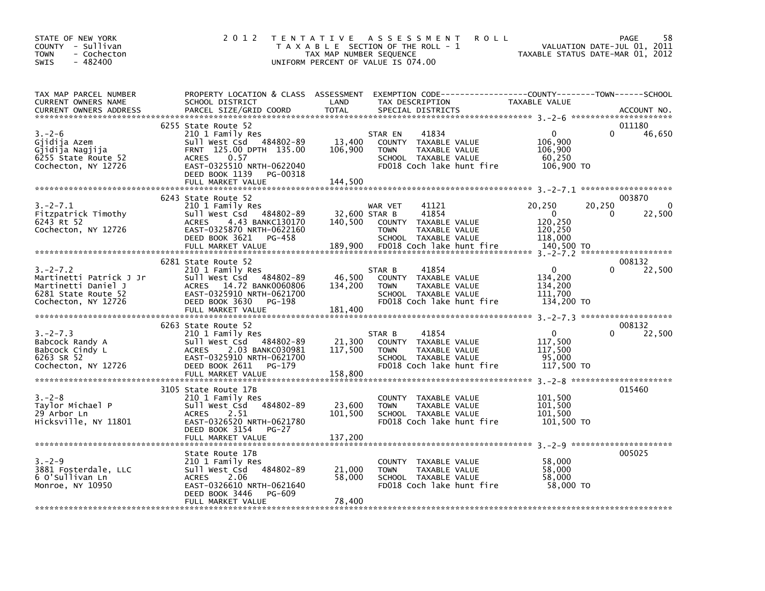STATE OF NEW YORK
COUNTY - Sullivan
TOWN - Cochecton
SWIS - 482400

2012 TENTATIVE ASSESSMENT ROLL
TAXABLE SECTION OF THE ROLL - 1
TAX MAP NUMBER SEQUENCE
UNIFORM PERCENT OF VALUE IS 074.00

VALUATION DATE-JUL 01, 2011
TAXABLE STATUS DATE-MAR 01, 2012

| TAX MAP PARCEL NUMBER / CURRENT OWNERS NAME / CURRENT OWNERS ADDRESS | PROPERTY LOCATION & CLASS / SCHOOL DISTRICT / PARCEL SIZE/GRID COORD | ASSESSMENT LAND | TOTAL | EXEMPTION CODE / TAX DESCRIPTION / SPECIAL DISTRICTS | COUNTY TAXABLE VALUE | TOWN | SCHOOL | ACCOUNT NO. |
|---|---|---|---|---|---|---|---|---|
| 3.-2-6 | 6255 State Route 52 | | | | | | | 011180 |
| | 210 1 Family Res | | | STAR EN 41834 | 0 | 0 | 46,650 | |
| Gjidija Azem | Sull West Csd 484802-89 | 13,400 | | COUNTY TAXABLE VALUE | 106,900 | | | |
| Gjidija Nagjija | FRNT 125.00 DPTH 135.00 | | 106,900 | TOWN TAXABLE VALUE | 106,900 | | | |
| 6255 State Route 52 | ACRES 0.57 | | | SCHOOL TAXABLE VALUE | 60,250 | | | |
| Cochecton, NY 12726 | EAST-0325510 NRTH-0622040 | | | FD018 Coch lake hunt fire | 106,900 TO | | | |
| | DEED BOOK 1139 PG-00318 | | | | | | | |
| | FULL MARKET VALUE | | 144,500 | | | | | |
| 3.-2-7.1 | 6243 State Route 52 | | | | | | | 003870 |
| | 210 1 Family Res | | | WAR VET 41121 | 20,250 | 20,250 | 0 | |
| Fitzpatrick Timothy | Sull West Csd 484802-89 | 32,600 | | STAR B 41854 | 0 | 0 | 22,500 | |
| 6243 Rt 52 | ACRES 4.43 BANKC130170 | | 140,500 | COUNTY TAXABLE VALUE | 120,250 | | | |
| Cochecton, NY 12726 | EAST-0325870 NRTH-0622160 | | | TOWN TAXABLE VALUE | 120,250 | | | |
| | DEED BOOK 3621 PG-458 | | | SCHOOL TAXABLE VALUE | 118,000 | | | |
| | FULL MARKET VALUE | | 189,900 | FD018 Coch lake hunt fire | 140,500 TO | | | |
| 3.-2-7.2 | 6281 State Route 52 | | | | | | | 008132 |
| | 210 1 Family Res | | | STAR B 41854 | 0 | 0 | 22,500 | |
| Martinetti Patrick J Jr | Sull West Csd 484802-89 | 46,500 | | COUNTY TAXABLE VALUE | 134,200 | | | |
| Martinetti Daniel J | ACRES 14.72 BANK0060806 | | 134,200 | TOWN TAXABLE VALUE | 134,200 | | | |
| 6281 State Route 52 | EAST-0325910 NRTH-0621700 | | | SCHOOL TAXABLE VALUE | 111,700 | | | |
| Cochecton, NY 12726 | DEED BOOK 3630 PG-198 | | | FD018 Coch lake hunt fire | 134,200 TO | | | |
| | FULL MARKET VALUE | | 181,400 | | | | | |
| 3.-2-7.3 | 6263 State Route 52 | | | | | | | 008132 |
| | 210 1 Family Res | | | STAR B 41854 | 0 | 0 | 22,500 | |
| Babcock Randy A | Sull West Csd 484802-89 | 21,300 | | COUNTY TAXABLE VALUE | 117,500 | | | |
| Babcock Cindy L | ACRES 2.03 BANKC030981 | | 117,500 | TOWN TAXABLE VALUE | 117,500 | | | |
| 6263 SR 52 | EAST-0325910 NRTH-0621700 | | | SCHOOL TAXABLE VALUE | 95,000 | | | |
| Cochecton, NY 12726 | DEED BOOK 2611 PG-179 | | | FD018 Coch lake hunt fire | 117,500 TO | | | |
| | FULL MARKET VALUE | | 158,800 | | | | | |
| 3.-2-8 | 3105 State Route 17B | | | | | | | 015460 |
| | 210 1 Family Res | | | COUNTY TAXABLE VALUE | 101,500 | | | |
| Taylor Michael P | Sull West Csd 484802-89 | 23,600 | | TOWN TAXABLE VALUE | 101,500 | | | |
| 29 Arbor Ln | ACRES 2.51 | | 101,500 | SCHOOL TAXABLE VALUE | 101,500 | | | |
| Hicksville, NY 11801 | EAST-0326520 NRTH-0621780 | | | FD018 Coch lake hunt fire | 101,500 TO | | | |
| | DEED BOOK 3154 PG-27 | | | | | | | |
| | FULL MARKET VALUE | | 137,200 | | | | | |
| 3.-2-9 | State Route 17B | | | | | | | 005025 |
| | 210 1 Family Res | | | COUNTY TAXABLE VALUE | 58,000 | | | |
| 3881 Fosterdale, LLC | Sull West Csd 484802-89 | 21,000 | | TOWN TAXABLE VALUE | 58,000 | | | |
| 6 O'Sullivan Ln | ACRES 2.06 | | 58,000 | SCHOOL TAXABLE VALUE | 58,000 | | | |
| Monroe, NY 10950 | EAST-0326610 NRTH-0621640 | | | FD018 Coch lake hunt fire | 58,000 TO | | | |
| | DEED BOOK 3446 PG-609 | | | | | | | |
| | FULL MARKET VALUE | | 78,400 | | | | | |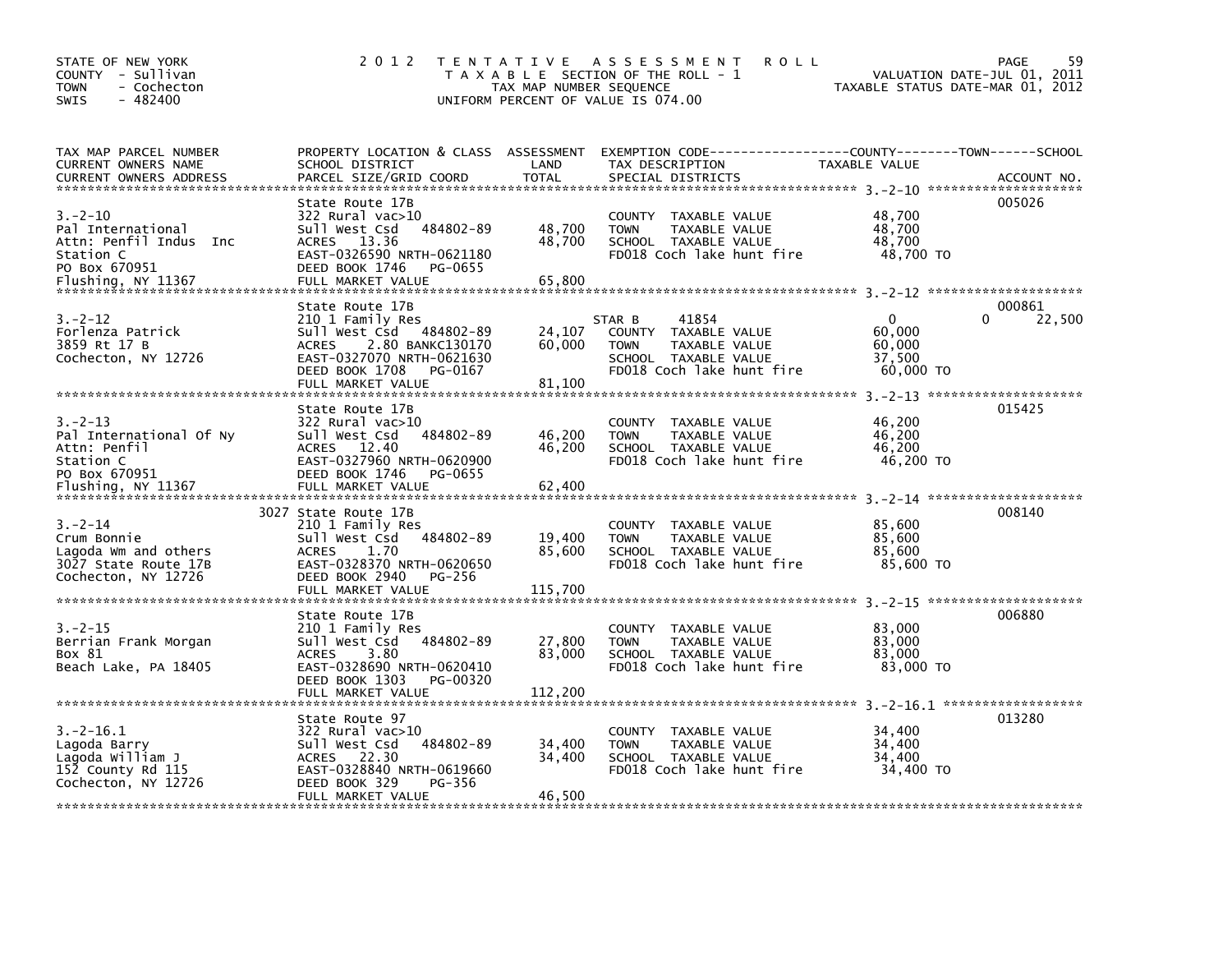STATE OF NEW YORK
COUNTY - Sullivan
TOWN - Cochecton
SWIS - 482400

# 2012 TENTATIVE ASSESSMENT ROLL

TAXABLE SECTION OF THE ROLL - 1
TAX MAP NUMBER SEQUENCE
UNIFORM PERCENT OF VALUE IS 074.00

VALUATION DATE-JUL 01, 2011
TAXABLE STATUS DATE-MAR 01, 2012

| TAX MAP PARCEL NUMBER / CURRENT OWNERS NAME / CURRENT OWNERS ADDRESS | PROPERTY LOCATION & CLASS / SCHOOL DISTRICT / PARCEL SIZE/GRID COORD | ASSESSMENT LAND / TOTAL | EXEMPTION CODE / TAX DESCRIPTION / SPECIAL DISTRICTS | COUNTY TAXABLE VALUE | TOWN | SCHOOL | ACCOUNT NO. |
|---|---|---|---|---|---|---|---|
| 3.-2-10 | State Route 17B | | | | | | 005026 |
| Pal International | 322 Rural vac>10 | | COUNTY TAXABLE VALUE | 48,700 | | | |
| Attn: Penfil Indus Inc | Sull West Csd 484802-89 | 48,700 | TOWN TAXABLE VALUE | 48,700 | | | |
| Station C | ACRES 13.36 | 48,700 | SCHOOL TAXABLE VALUE | 48,700 | | | |
| PO Box 670951 | EAST-0326590 NRTH-0621180 | | FD018 Coch lake hunt fire | 48,700 TO | | | |
| Flushing, NY 11367 | DEED BOOK 1746 PG-0655 | | | | | | |
| | FULL MARKET VALUE | 65,800 | | | | | |
| 3.-2-12 | State Route 17B | | | | | | 000861 |
| Forlenza Patrick | 210 1 Family Res | | STAR B 41854 | 0 | 0 | 22,500 | |
| 3859 Rt 17 B | Sull West Csd 484802-89 | 24,107 | COUNTY TAXABLE VALUE | 60,000 | | | |
| Cochecton, NY 12726 | ACRES 2.80 BANKC130170 | 60,000 | TOWN TAXABLE VALUE | 60,000 | | | |
| | EAST-0327070 NRTH-0621630 | | SCHOOL TAXABLE VALUE | 37,500 | | | |
| | DEED BOOK 1708 PG-0167 | | FD018 Coch lake hunt fire | 60,000 TO | | | |
| | FULL MARKET VALUE | 81,100 | | | | | |
| 3.-2-13 | State Route 17B | | | | | | 015425 |
| Pal International Of Ny | 322 Rural vac>10 | | COUNTY TAXABLE VALUE | 46,200 | | | |
| Attn: Penfil | Sull West Csd 484802-89 | 46,200 | TOWN TAXABLE VALUE | 46,200 | | | |
| Station C | ACRES 12.40 | 46,200 | SCHOOL TAXABLE VALUE | 46,200 | | | |
| PO Box 670951 | EAST-0327960 NRTH-0620900 | | FD018 Coch lake hunt fire | 46,200 TO | | | |
| Flushing, NY 11367 | DEED BOOK 1746 PG-0655 | | | | | | |
| | FULL MARKET VALUE | 62,400 | | | | | |
| 3.-2-14 | 3027 State Route 17B | | | | | | 008140 |
| Crum Bonnie | 210 1 Family Res | | COUNTY TAXABLE VALUE | 85,600 | | | |
| Lagoda Wm and others | Sull West Csd 484802-89 | 19,400 | TOWN TAXABLE VALUE | 85,600 | | | |
| 3027 State Route 17B | ACRES 1.70 | 85,600 | SCHOOL TAXABLE VALUE | 85,600 | | | |
| Cochecton, NY 12726 | EAST-0328370 NRTH-0620650 | | FD018 Coch lake hunt fire | 85,600 TO | | | |
| | DEED BOOK 2940 PG-256 | | | | | | |
| | FULL MARKET VALUE | 115,700 | | | | | |
| 3.-2-15 | State Route 17B | | | | | | 006880 |
| Berrian Frank Morgan | 210 1 Family Res | | COUNTY TAXABLE VALUE | 83,000 | | | |
| Box 81 | Sull West Csd 484802-89 | 27,800 | TOWN TAXABLE VALUE | 83,000 | | | |
| Beach Lake, PA 18405 | ACRES 3.80 | 83,000 | SCHOOL TAXABLE VALUE | 83,000 | | | |
| | EAST-0328690 NRTH-0620410 | | FD018 Coch lake hunt fire | 83,000 TO | | | |
| | DEED BOOK 1303 PG-00320 | | | | | | |
| | FULL MARKET VALUE | 112,200 | | | | | |
| 3.-2-16.1 | State Route 97 | | | | | | 013280 |
| Lagoda Barry | 322 Rural vac>10 | | COUNTY TAXABLE VALUE | 34,400 | | | |
| Lagoda William J | Sull West Csd 484802-89 | 34,400 | TOWN TAXABLE VALUE | 34,400 | | | |
| 152 County Rd 115 | ACRES 22.30 | 34,400 | SCHOOL TAXABLE VALUE | 34,400 | | | |
| Cochecton, NY 12726 | EAST-0328840 NRTH-0619660 | | FD018 Coch lake hunt fire | 34,400 TO | | | |
| | DEED BOOK 329 PG-356 | | | | | | |
| | FULL MARKET VALUE | 46,500 | | | | | |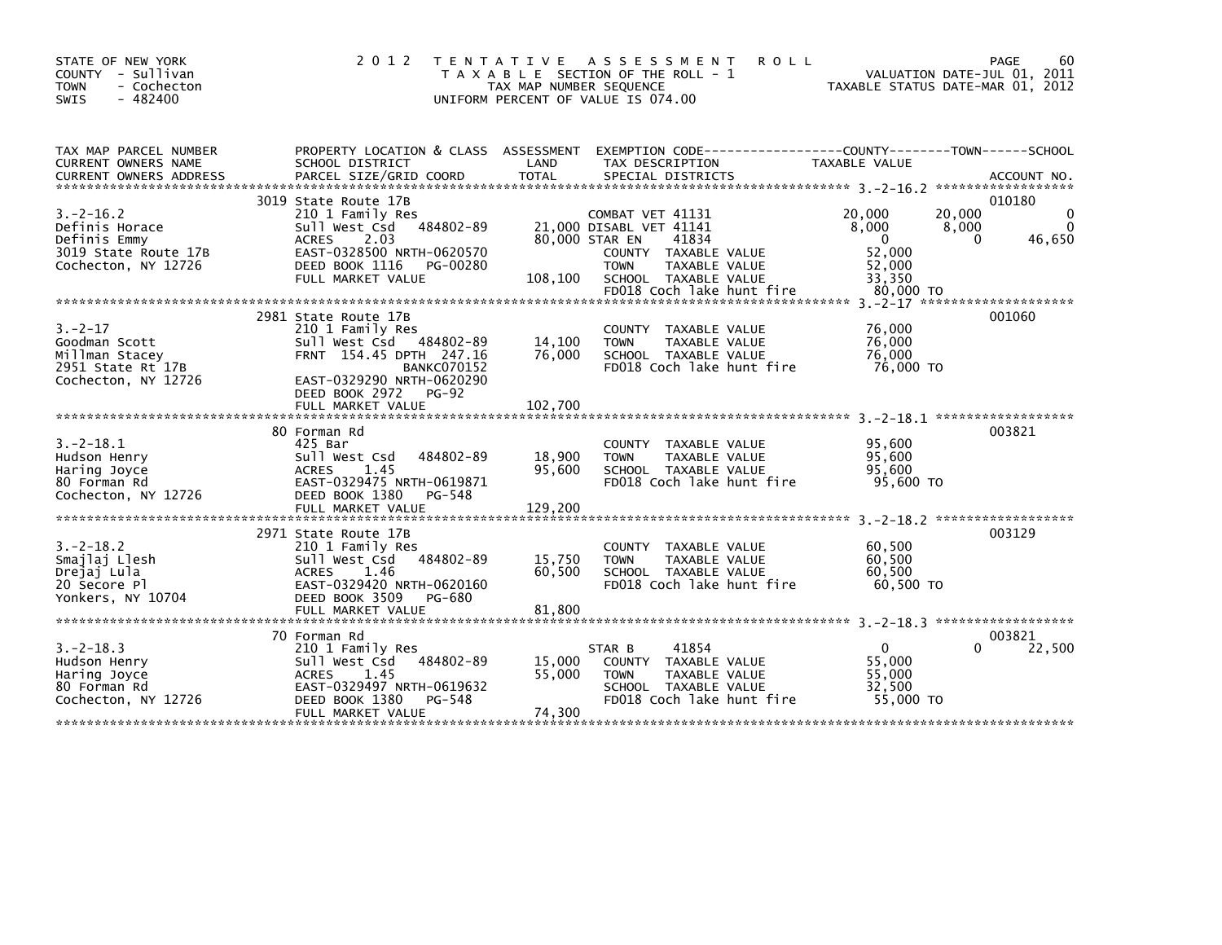STATE OF NEW YORK
COUNTY - Sullivan
TOWN - Cochecton
SWIS - 482400

# 2012 TENTATIVE ASSESSMENT ROLL

TAXABLE SECTION OF THE ROLL - 1
TAX MAP NUMBER SEQUENCE
UNIFORM PERCENT OF VALUE IS 074.00

VALUATION DATE-JUL 01, 2011
TAXABLE STATUS DATE-MAR 01, 2012

| TAX MAP PARCEL NUMBER / CURRENT OWNERS NAME / CURRENT OWNERS ADDRESS | PROPERTY LOCATION & CLASS / SCHOOL DISTRICT / PARCEL SIZE/GRID COORD | ASSESSMENT LAND | TOTAL | EXEMPTION CODE / TAX DESCRIPTION / SPECIAL DISTRICTS | COUNTY TAXABLE VALUE | TOWN | SCHOOL | ACCOUNT NO. |
|---|---|---|---|---|---|---|---|---|
| 3.-2-16.2 | 3019 State Route 17B | | | | | | | 010180 |
| | 210 1 Family Res | | | COMBAT VET 41131 | 20,000 | 20,000 | 0 | |
| Definis Horace | Sull West Csd 484802-89 | 21,000 | | DISABL VET 41141 | 8,000 | 8,000 | 0 | |
| Definis Emmy | ACRES 2.03 | | 80,000 | STAR EN 41834 | 0 | 0 | 46,650 | |
| 3019 State Route 17B | EAST-0328500 NRTH-0620570 | | | COUNTY TAXABLE VALUE | 52,000 | | | |
| Cochecton, NY 12726 | DEED BOOK 1116 PG-00280 | | | TOWN TAXABLE VALUE | 52,000 | | | |
| | FULL MARKET VALUE | | 108,100 | SCHOOL TAXABLE VALUE | 33,350 | | | |
| | | | | FD018 Coch lake hunt fire | 80,000 TO | | | |
| 3.-2-17 | 2981 State Route 17B | | | | | | | 001060 |
| | 210 1 Family Res | | | COUNTY TAXABLE VALUE | 76,000 | | | |
| Goodman Scott | Sull West Csd 484802-89 | 14,100 | | TOWN TAXABLE VALUE | 76,000 | | | |
| Millman Stacey | FRNT 154.45 DPTH 247.16 | | 76,000 | SCHOOL TAXABLE VALUE | 76,000 | | | |
| 2951 State Rt 17B | BANKC070152 | | | FD018 Coch lake hunt fire | 76,000 TO | | | |
| Cochecton, NY 12726 | EAST-0329290 NRTH-0620290 | | | | | | | |
| | DEED BOOK 2972 PG-92 | | | | | | | |
| | FULL MARKET VALUE | | 102,700 | | | | | |
| 3.-2-18.1 | 80 Forman Rd | | | | | | | 003821 |
| | 425 Bar | | | COUNTY TAXABLE VALUE | 95,600 | | | |
| Hudson Henry | Sull West Csd 484802-89 | 18,900 | | TOWN TAXABLE VALUE | 95,600 | | | |
| Haring Joyce | ACRES 1.45 | | 95,600 | SCHOOL TAXABLE VALUE | 95,600 | | | |
| 80 Forman Rd | EAST-0329475 NRTH-0619871 | | | FD018 Coch lake hunt fire | 95,600 TO | | | |
| Cochecton, NY 12726 | DEED BOOK 1380 PG-548 | | | | | | | |
| | FULL MARKET VALUE | | 129,200 | | | | | |
| 3.-2-18.2 | 2971 State Route 17B | | | | | | | 003129 |
| | 210 1 Family Res | | | COUNTY TAXABLE VALUE | 60,500 | | | |
| Smajlaj Llesh | Sull West Csd 484802-89 | 15,750 | | TOWN TAXABLE VALUE | 60,500 | | | |
| Drejaj Lula | ACRES 1.46 | | 60,500 | SCHOOL TAXABLE VALUE | 60,500 | | | |
| 20 Secore Pl | EAST-0329420 NRTH-0620160 | | | FD018 Coch lake hunt fire | 60,500 TO | | | |
| Yonkers, NY 10704 | DEED BOOK 3509 PG-680 | | | | | | | |
| | FULL MARKET VALUE | | 81,800 | | | | | |
| 3.-2-18.3 | 70 Forman Rd | | | | | | | 003821 |
| | 210 1 Family Res | | | STAR B 41854 | 0 | 0 | 22,500 | |
| Hudson Henry | Sull West Csd 484802-89 | 15,000 | | COUNTY TAXABLE VALUE | 55,000 | | | |
| Haring Joyce | ACRES 1.45 | | 55,000 | TOWN TAXABLE VALUE | 55,000 | | | |
| 80 Forman Rd | EAST-0329497 NRTH-0619632 | | | SCHOOL TAXABLE VALUE | 32,500 | | | |
| Cochecton, NY 12726 | DEED BOOK 1380 PG-548 | | | FD018 Coch lake hunt fire | 55,000 TO | | | |
| | FULL MARKET VALUE | | 74,300 | | | | | |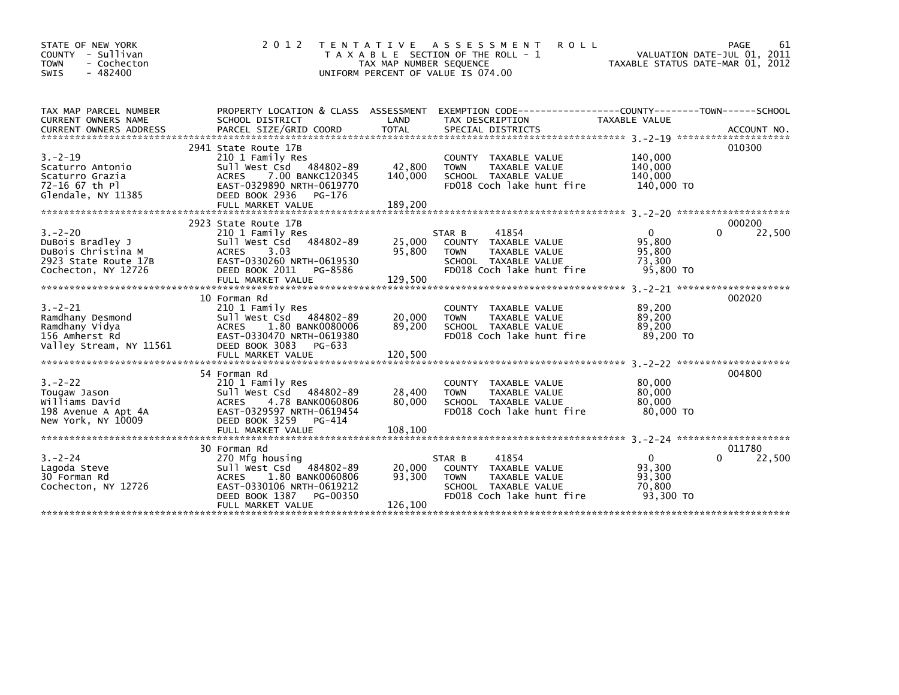STATE OF NEW YORK
COUNTY - Sullivan
TOWN - Cochecton
SWIS - 482400

# 2012 TENTATIVE ASSESSMENT ROLL

TAXABLE SECTION OF THE ROLL - 1
TAX MAP NUMBER SEQUENCE
UNIFORM PERCENT OF VALUE IS 074.00

VALUATION DATE-JUL 01, 2011
TAXABLE STATUS DATE-MAR 01, 2012

| TAX MAP PARCEL NUMBER / CURRENT OWNERS NAME / CURRENT OWNERS ADDRESS | PROPERTY LOCATION & CLASS / SCHOOL DISTRICT / PARCEL SIZE/GRID COORD | ASSESSMENT LAND | TOTAL | EXEMPTION CODE / TAX DESCRIPTION / SPECIAL DISTRICTS | COUNTY TAXABLE VALUE | TOWN | SCHOOL | ACCOUNT NO. |
|---|---|---|---|---|---|---|---|---|
| | 2941 State Route 17B | | | | | | | 010300 |
| 3.-2-19 | 210 1 Family Res | | | COUNTY TAXABLE VALUE | 140,000 | | | |
| Scaturro Antonio | Sull West Csd 484802-89 | 42,800 | | TOWN TAXABLE VALUE | 140,000 | | | |
| Scaturro Grazia | ACRES 7.00 BANKC120345 | | 140,000 | SCHOOL TAXABLE VALUE | 140,000 | | | |
| 72-16 67 th Pl | EAST-0329890 NRTH-0619770 | | | FD018 Coch lake hunt fire | 140,000 TO | | | |
| Glendale, NY 11385 | DEED BOOK 2936 PG-176 | | | | | | | |
| | FULL MARKET VALUE | | 189,200 | | | | | |
| | 2923 State Route 17B | | | | | | | 000200 |
| 3.-2-20 | 210 1 Family Res | | | STAR B 41854 | 0 | | 0 | 22,500 |
| DuBois Bradley J | Sull West Csd 484802-89 | 25,000 | | COUNTY TAXABLE VALUE | 95,800 | | | |
| DuBois Christina M | ACRES 3.03 | | 95,800 | TOWN TAXABLE VALUE | 95,800 | | | |
| 2923 State Route 17B | EAST-0330260 NRTH-0619530 | | | SCHOOL TAXABLE VALUE | 73,300 | | | |
| Cochecton, NY 12726 | DEED BOOK 2011 PG-8586 | | | FD018 Coch lake hunt fire | 95,800 TO | | | |
| | FULL MARKET VALUE | | 129,500 | | | | | |
| | 10 Forman Rd | | | | | | | 002020 |
| 3.-2-21 | 210 1 Family Res | | | COUNTY TAXABLE VALUE | 89,200 | | | |
| Ramdhany Desmond | Sull West Csd 484802-89 | 20,000 | | TOWN TAXABLE VALUE | 89,200 | | | |
| Ramdhany Vidya | ACRES 1.80 BANK0080006 | | 89,200 | SCHOOL TAXABLE VALUE | 89,200 | | | |
| 156 Amherst Rd | EAST-0330470 NRTH-0619380 | | | FD018 Coch lake hunt fire | 89,200 TO | | | |
| Valley Stream, NY 11561 | DEED BOOK 3083 PG-633 | | | | | | | |
| | FULL MARKET VALUE | | 120,500 | | | | | |
| | 54 Forman Rd | | | | | | | 004800 |
| 3.-2-22 | 210 1 Family Res | | | COUNTY TAXABLE VALUE | 80,000 | | | |
| Tougaw Jason | Sull West Csd 484802-89 | 28,400 | | TOWN TAXABLE VALUE | 80,000 | | | |
| Williams David | ACRES 4.78 BANK0060806 | | 80,000 | SCHOOL TAXABLE VALUE | 80,000 | | | |
| 198 Avenue A Apt 4A | EAST-0329597 NRTH-0619454 | | | FD018 Coch lake hunt fire | 80,000 TO | | | |
| New York, NY 10009 | DEED BOOK 3259 PG-414 | | | | | | | |
| | FULL MARKET VALUE | | 108,100 | | | | | |
| | 30 Forman Rd | | | | | | | 011780 |
| 3.-2-24 | 270 Mfg housing | | | STAR B 41854 | 0 | | 0 | 22,500 |
| Lagoda Steve | Sull West Csd 484802-89 | 20,000 | | COUNTY TAXABLE VALUE | 93,300 | | | |
| 30 Forman Rd | ACRES 1.80 BANK0060806 | | 93,300 | TOWN TAXABLE VALUE | 93,300 | | | |
| Cochecton, NY 12726 | EAST-0330106 NRTH-0619212 | | | SCHOOL TAXABLE VALUE | 70,800 | | | |
| | DEED BOOK 1387 PG-00350 | | | FD018 Coch lake hunt fire | 93,300 TO | | | |
| | FULL MARKET VALUE | | 126,100 | | | | | |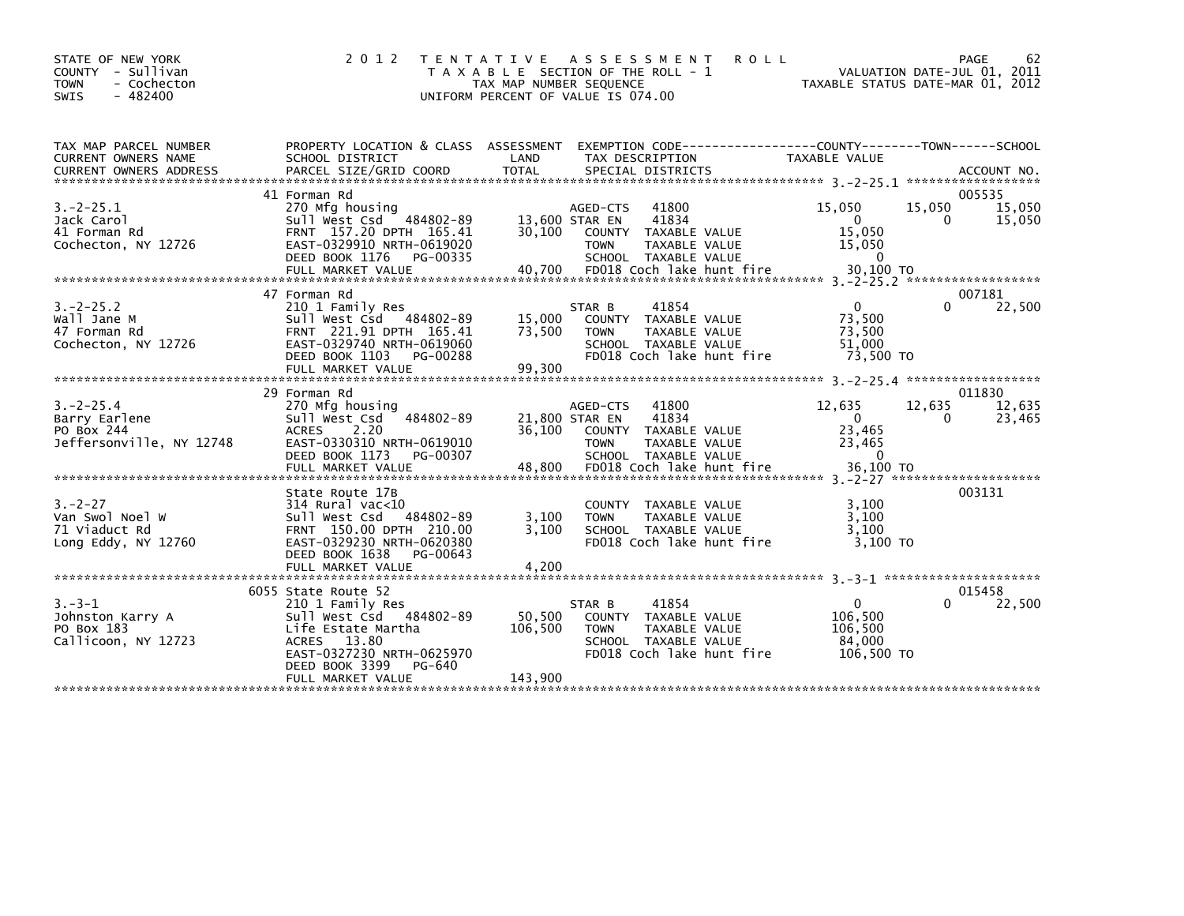STATE OF NEW YORK
COUNTY - Sullivan
TOWN - Cochecton
SWIS - 482400

# 2012 TENTATIVE ASSESSMENT ROLL

TAXABLE SECTION OF THE ROLL - 1
TAX MAP NUMBER SEQUENCE
UNIFORM PERCENT OF VALUE IS 074.00

VALUATION DATE-JUL 01, 2011
TAXABLE STATUS DATE-MAR 01, 2012

| TAX MAP PARCEL NUMBER / CURRENT OWNERS NAME / CURRENT OWNERS ADDRESS | PROPERTY LOCATION & CLASS / SCHOOL DISTRICT / PARCEL SIZE/GRID COORD | ASSESSMENT LAND / TOTAL | EXEMPTION CODE / TAX DESCRIPTION / SPECIAL DISTRICTS | COUNTY TAXABLE VALUE | TOWN | SCHOOL | ACCOUNT NO. |
|---|---|---|---|---|---|---|---|
| | 41 Forman Rd | | | | | | 005535 |
| 3.-2-25.1 | 270 Mfg housing | | AGED-CTS 41800 | 15,050 | 15,050 | 15,050 | |
| Jack Carol | Sull West Csd 484802-89 | 13,600 | STAR EN 41834 | 0 | 0 | 15,050 | |
| 41 Forman Rd | FRNT 157.20 DPTH 165.41 | 30,100 | COUNTY TAXABLE VALUE | 15,050 | | | |
| Cochecton, NY 12726 | EAST-0329910 NRTH-0619020 | | TOWN TAXABLE VALUE | 15,050 | | | |
| | DEED BOOK 1176 PG-00335 | | SCHOOL TAXABLE VALUE | 0 | | | |
| | FULL MARKET VALUE | 40,700 | FD018 Coch lake hunt fire | 30,100 TO | | | |
| | 47 Forman Rd | | | | | | 007181 |
| 3.-2-25.2 | 210 1 Family Res | | STAR B 41854 | 0 | 0 | 22,500 | |
| Wall Jane M | Sull West Csd 484802-89 | 15,000 | COUNTY TAXABLE VALUE | 73,500 | | | |
| 47 Forman Rd | FRNT 221.91 DPTH 165.41 | 73,500 | TOWN TAXABLE VALUE | 73,500 | | | |
| Cochecton, NY 12726 | EAST-0329740 NRTH-0619060 | | SCHOOL TAXABLE VALUE | 51,000 | | | |
| | DEED BOOK 1103 PG-00288 | | FD018 Coch lake hunt fire | 73,500 TO | | | |
| | FULL MARKET VALUE | 99,300 | | | | | |
| | 29 Forman Rd | | | | | | 011830 |
| 3.-2-25.4 | 270 Mfg housing | | AGED-CTS 41800 | 12,635 | 12,635 | 12,635 | |
| Barry Earlene | Sull West Csd 484802-89 | 21,800 | STAR EN 41834 | 0 | 0 | 23,465 | |
| PO Box 244 | ACRES 2.20 | 36,100 | COUNTY TAXABLE VALUE | 23,465 | | | |
| Jeffersonville, NY 12748 | EAST-0330310 NRTH-0619010 | | TOWN TAXABLE VALUE | 23,465 | | | |
| | DEED BOOK 1173 PG-00307 | | SCHOOL TAXABLE VALUE | 0 | | | |
| | FULL MARKET VALUE | 48,800 | FD018 Coch lake hunt fire | 36,100 TO | | | |
| | State Route 17B | | | | | | 003131 |
| 3.-2-27 | 314 Rural vac<10 | | COUNTY TAXABLE VALUE | 3,100 | | | |
| Van Swol Noel W | Sull West Csd 484802-89 | 3,100 | TOWN TAXABLE VALUE | 3,100 | | | |
| 71 Viaduct Rd | FRNT 150.00 DPTH 210.00 | 3,100 | SCHOOL TAXABLE VALUE | 3,100 | | | |
| Long Eddy, NY 12760 | EAST-0329230 NRTH-0620380 | | FD018 Coch lake hunt fire | 3,100 TO | | | |
| | DEED BOOK 1638 PG-00643 | | | | | | |
| | FULL MARKET VALUE | 4,200 | | | | | |
| | 6055 State Route 52 | | | | | | 015458 |
| 3.-3-1 | 210 1 Family Res | | STAR B 41854 | 0 | 0 | 22,500 | |
| Johnston Karry A | Sull West Csd 484802-89 | 50,500 | COUNTY TAXABLE VALUE | 106,500 | | | |
| PO Box 183 | Life Estate Martha | 106,500 | TOWN TAXABLE VALUE | 106,500 | | | |
| Callicoon, NY 12723 | ACRES 13.80 | | SCHOOL TAXABLE VALUE | 84,000 | | | |
| | EAST-0327230 NRTH-0625970 | | FD018 Coch lake hunt fire | 106,500 TO | | | |
| | DEED BOOK 3399 PG-640 | | | | | | |
| | FULL MARKET VALUE | 143,900 | | | | | |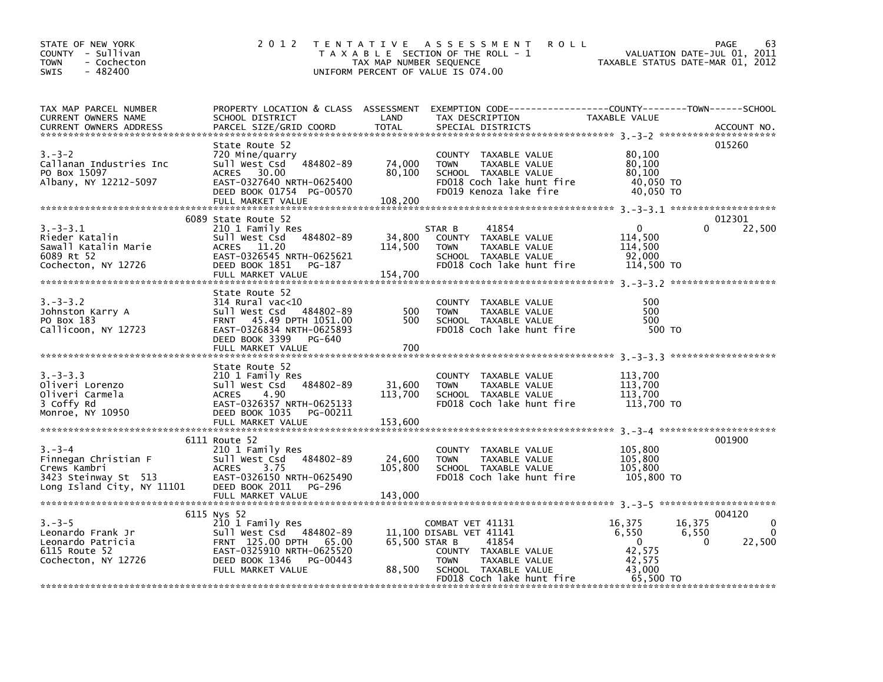STATE OF NEW YORK
COUNTY - Sullivan
TOWN - Cochecton
SWIS - 482400

# 2012 TENTATIVE ASSESSMENT ROLL

TAXABLE SECTION OF THE ROLL - 1
TAX MAP NUMBER SEQUENCE
UNIFORM PERCENT OF VALUE IS 074.00

VALUATION DATE-JUL 01, 2011
TAXABLE STATUS DATE-MAR 01, 2012

| TAX MAP PARCEL NUMBER / CURRENT OWNERS NAME / CURRENT OWNERS ADDRESS | PROPERTY LOCATION & CLASS / SCHOOL DISTRICT / PARCEL SIZE/GRID COORD | ASSESSMENT LAND / TOTAL | EXEMPTION CODE / TAX DESCRIPTION / SPECIAL DISTRICTS | COUNTY TAXABLE VALUE | TOWN | SCHOOL | ACCOUNT NO. |
|---|---|---|---|---|---|---|---|
| 3.-3-2 | State Route 52 | | | | | | 015260 |
| Callanan Industries Inc | 720 Mine/quarry | | COUNTY TAXABLE VALUE | 80,100 | | | |
| PO Box 15097 | Sull West Csd 484802-89 | 74,000 | TOWN TAXABLE VALUE | 80,100 | | | |
| Albany, NY 12212-5097 | ACRES 30.00 | 80,100 | SCHOOL TAXABLE VALUE | 80,100 | | | |
| | EAST-0327640 NRTH-0625400 | | FD018 Coch lake hunt fire | 40,050 TO | | | |
| | DEED BOOK 01754 PG-00570 | | FD019 Kenoza lake fire | 40,050 TO | | | |
| | FULL MARKET VALUE | 108,200 | | | | | |
| 3.-3-3.1 | 6089 State Route 52 | | | | | | 012301 |
| Rieder Katalin | 210 1 Family Res | | STAR B 41854 | 0 | 0 | 22,500 | |
| Sawall Katalin Marie | Sull West Csd 484802-89 | 34,800 | COUNTY TAXABLE VALUE | 114,500 | | | |
| 6089 Rt 52 | ACRES 11.20 | 114,500 | TOWN TAXABLE VALUE | 114,500 | | | |
| Cochecton, NY 12726 | EAST-0326545 NRTH-0625621 | | SCHOOL TAXABLE VALUE | 92,000 | | | |
| | DEED BOOK 1851 PG-187 | | FD018 Coch lake hunt fire | 114,500 TO | | | |
| | FULL MARKET VALUE | 154,700 | | | | | |
| 3.-3-3.2 | State Route 52 | | | | | | |
| Johnston Karry A | 314 Rural vac<10 | | COUNTY TAXABLE VALUE | 500 | | | |
| PO Box 183 | Sull West Csd 484802-89 | 500 | TOWN TAXABLE VALUE | 500 | | | |
| Callicoon, NY 12723 | FRNT 45.49 DPTH 1051.00 | 500 | SCHOOL TAXABLE VALUE | 500 | | | |
| | EAST-0326834 NRTH-0625893 | | FD018 Coch lake hunt fire | 500 TO | | | |
| | DEED BOOK 3399 PG-640 | | | | | | |
| | FULL MARKET VALUE | 700 | | | | | |
| 3.-3-3.3 | State Route 52 | | | | | | |
| Oliveri Lorenzo | 210 1 Family Res | | COUNTY TAXABLE VALUE | 113,700 | | | |
| Oliveri Carmela | Sull West Csd 484802-89 | 31,600 | TOWN TAXABLE VALUE | 113,700 | | | |
| 3 Coffy Rd | ACRES 4.90 | 113,700 | SCHOOL TAXABLE VALUE | 113,700 | | | |
| Monroe, NY 10950 | EAST-0326357 NRTH-0625133 | | FD018 Coch lake hunt fire | 113,700 TO | | | |
| | DEED BOOK 1035 PG-00211 | | | | | | |
| | FULL MARKET VALUE | 153,600 | | | | | |
| 3.-3-4 | 6111 Route 52 | | | | | | 001900 |
| Finnegan Christian F | 210 1 Family Res | | COUNTY TAXABLE VALUE | 105,800 | | | |
| Crews Kambri | Sull West Csd 484802-89 | 24,600 | TOWN TAXABLE VALUE | 105,800 | | | |
| 3423 Steinway St 513 | ACRES 3.75 | 105,800 | SCHOOL TAXABLE VALUE | 105,800 | | | |
| Long Island City, NY 11101 | EAST-0326150 NRTH-0625490 | | FD018 Coch lake hunt fire | 105,800 TO | | | |
| | DEED BOOK 2011 PG-296 | | | | | | |
| | FULL MARKET VALUE | 143,000 | | | | | |
| 3.-3-5 | 6115 Nys 52 | | | | | | 004120 |
| Leonardo Frank Jr | 210 1 Family Res | | COMBAT VET 41131 | 16,375 | 16,375 | 0 | |
| Leonardo Patricia | Sull West Csd 484802-89 | 11,100 | DISABL VET 41141 | 6,550 | 6,550 | 0 | |
| 6115 Route 52 | FRNT 125.00 DPTH 65.00 | 65,500 | STAR B 41854 | 0 | 0 | 22,500 | |
| Cochecton, NY 12726 | EAST-0325910 NRTH-0625520 | | COUNTY TAXABLE VALUE | 42,575 | | | |
| | DEED BOOK 1346 PG-00443 | | TOWN TAXABLE VALUE | 42,575 | | | |
| | FULL MARKET VALUE | 88,500 | SCHOOL TAXABLE VALUE | 43,000 | | | |
| | | | FD018 Coch lake hunt fire | 65,500 TO | | | |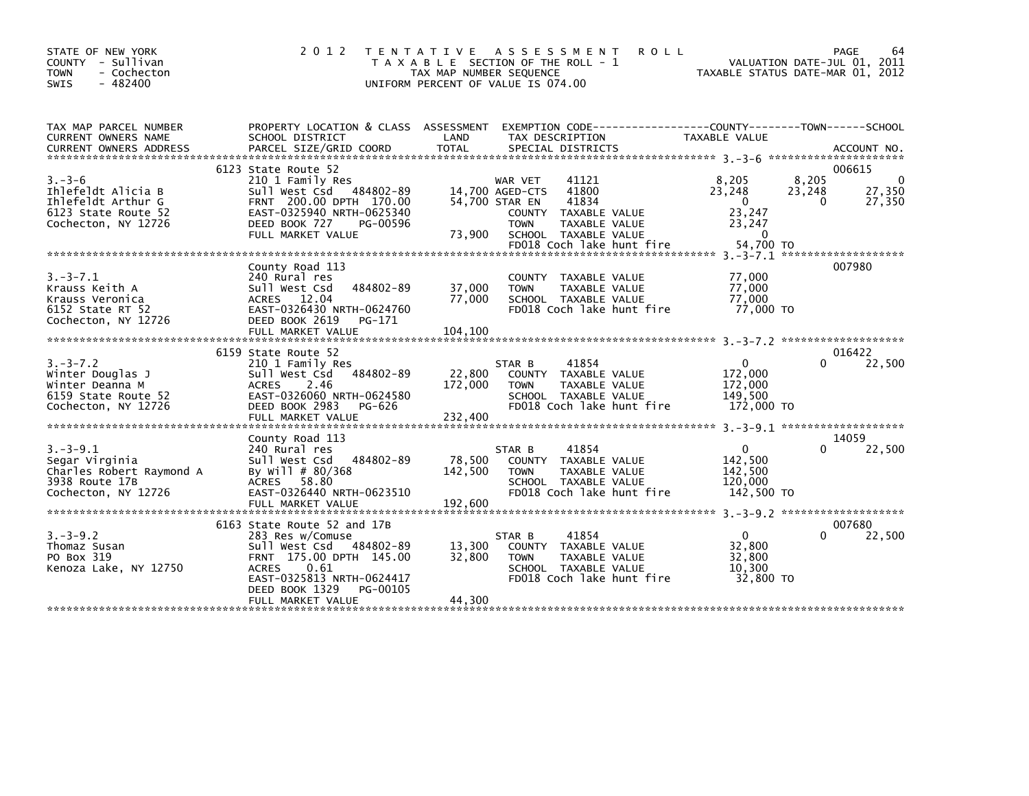STATE OF NEW YORK
COUNTY - Sullivan
TOWN - Cochecton
SWIS - 482400

# 2012 TENTATIVE ASSESSMENT ROLL

TAXABLE SECTION OF THE ROLL - 1
TAX MAP NUMBER SEQUENCE
UNIFORM PERCENT OF VALUE IS 074.00

VALUATION DATE-JUL 01, 2011
TAXABLE STATUS DATE-MAR 01, 2012

| TAX MAP PARCEL NUMBER / CURRENT OWNERS NAME / CURRENT OWNERS ADDRESS | PROPERTY LOCATION & CLASS / SCHOOL DISTRICT / PARCEL SIZE/GRID COORD | ASSESSMENT LAND | TOTAL | EXEMPTION CODE / TAX DESCRIPTION / SPECIAL DISTRICTS | COUNTY TAXABLE VALUE | TOWN | SCHOOL | ACCOUNT NO. |
|---|---|---|---|---|---|---|---|---|
| 3.-3-6 | 6123 State Route 52 | | | | | | | 006615 |
| 3.-3-6 | 210 1 Family Res | | | WAR VET 41121 | 8,205 | 8,205 | 0 | |
| Ihlefeldt Alicia B | Sull West Csd 484802-89 | 14,700 | | AGED-CTS 41800 | 23,248 | 23,248 | 27,350 | |
| Ihlefeldt Arthur G | FRNT 200.00 DPTH 170.00 | | 54,700 | STAR EN 41834 | 0 | 0 | 27,350 | |
| 6123 State Route 52 | EAST-0325940 NRTH-0625340 | | | COUNTY TAXABLE VALUE | 23,247 | | | |
| Cochecton, NY 12726 | DEED BOOK 727 PG-00596 | | | TOWN TAXABLE VALUE | 23,247 | | | |
| | FULL MARKET VALUE | | 73,900 | SCHOOL TAXABLE VALUE | 0 | | | |
| | | | | FD018 Coch lake hunt fire | 54,700 TO | | | |
| 3.-3-7.1 | County Road 113 | | | | | | | 007980 |
| 3.-3-7.1 | 240 Rural res | | | COUNTY TAXABLE VALUE | 77,000 | | | |
| Krauss Keith A | Sull West Csd 484802-89 | 37,000 | | TOWN TAXABLE VALUE | 77,000 | | | |
| Krauss Veronica | ACRES 12.04 | | 77,000 | SCHOOL TAXABLE VALUE | 77,000 | | | |
| 6152 State RT 52 | EAST-0326430 NRTH-0624760 | | | FD018 Coch lake hunt fire | 77,000 TO | | | |
| Cochecton, NY 12726 | DEED BOOK 2619 PG-171 | | | | | | | |
| | FULL MARKET VALUE | | 104,100 | | | | | |
| 3.-3-7.2 | 6159 State Route 52 | | | | | | | 016422 |
| 3.-3-7.2 | 210 1 Family Res | | | STAR B 41854 | 0 | 0 | 22,500 | |
| Winter Douglas J | Sull West Csd 484802-89 | 22,800 | | COUNTY TAXABLE VALUE | 172,000 | | | |
| Winter Deanna M | ACRES 2.46 | | 172,000 | TOWN TAXABLE VALUE | 172,000 | | | |
| 6159 State Route 52 | EAST-0326060 NRTH-0624580 | | | SCHOOL TAXABLE VALUE | 149,500 | | | |
| Cochecton, NY 12726 | DEED BOOK 2983 PG-626 | | | FD018 Coch lake hunt fire | 172,000 TO | | | |
| | FULL MARKET VALUE | | 232,400 | | | | | |
| 3.-3-9.1 | County Road 113 | | | | | | | 14059 |
| 3.-3-9.1 | 240 Rural res | | | STAR B 41854 | 0 | 0 | 22,500 | |
| Segar Virginia | Sull West Csd 484802-89 | 78,500 | | COUNTY TAXABLE VALUE | 142,500 | | | |
| Charles Robert Raymond A | By Will # 80/368 | | 142,500 | TOWN TAXABLE VALUE | 142,500 | | | |
| 3938 Route 17B | ACRES 58.80 | | | SCHOOL TAXABLE VALUE | 120,000 | | | |
| Cochecton, NY 12726 | EAST-0326440 NRTH-0623510 | | | FD018 Coch lake hunt fire | 142,500 TO | | | |
| | FULL MARKET VALUE | | 192,600 | | | | | |
| 3.-3-9.2 | 6163 State Route 52 and 17B | | | | | | | 007680 |
| 3.-3-9.2 | 283 Res w/Comuse | | | STAR B 41854 | 0 | 0 | 22,500 | |
| Thomaz Susan | Sull West Csd 484802-89 | 13,300 | | COUNTY TAXABLE VALUE | 32,800 | | | |
| PO Box 319 | FRNT 175.00 DPTH 145.00 | | 32,800 | TOWN TAXABLE VALUE | 32,800 | | | |
| Kenoza Lake, NY 12750 | ACRES 0.61 | | | SCHOOL TAXABLE VALUE | 10,300 | | | |
| | EAST-0325813 NRTH-0624417 | | | FD018 Coch lake hunt fire | 32,800 TO | | | |
| | DEED BOOK 1329 PG-00105 | | | | | | | |
| | FULL MARKET VALUE | | 44,300 | | | | | |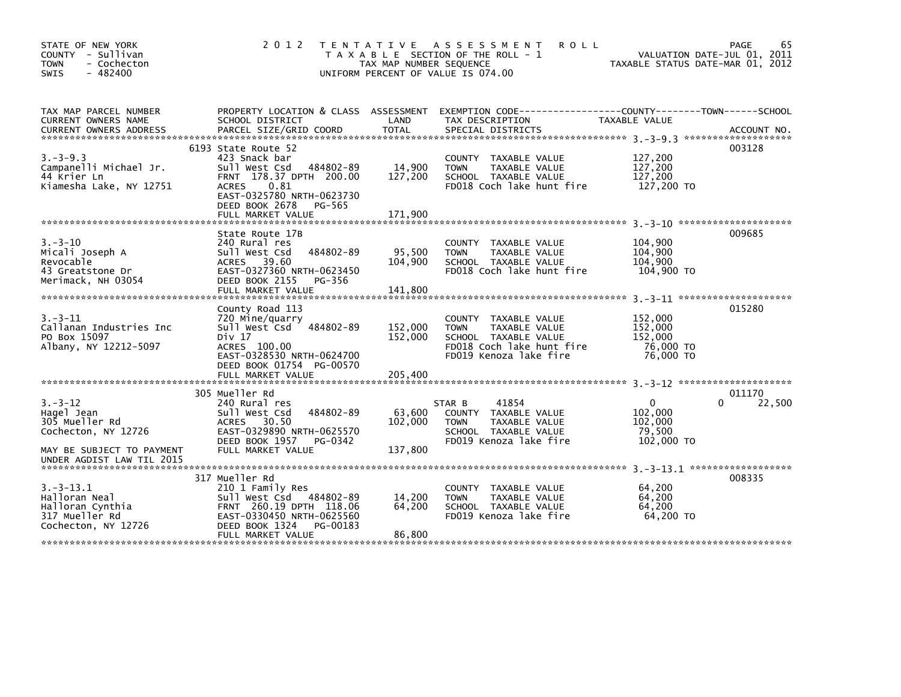STATE OF NEW YORK
COUNTY - Sullivan
TOWN - Cochecton
SWIS - 482400

2012 TENTATIVE ASSESSMENT ROLL
TAXABLE SECTION OF THE ROLL - 1
TAX MAP NUMBER SEQUENCE
UNIFORM PERCENT OF VALUE IS 074.00

VALUATION DATE-JUL 01, 2011
TAXABLE STATUS DATE-MAR 01, 2012

| TAX MAP PARCEL NUMBER / CURRENT OWNERS NAME / CURRENT OWNERS ADDRESS | PROPERTY LOCATION & CLASS / SCHOOL DISTRICT / PARCEL SIZE/GRID COORD | ASSESSMENT LAND / TOTAL | EXEMPTION CODE / TAX DESCRIPTION / SPECIAL DISTRICTS | COUNTY TAXABLE VALUE | TOWN | SCHOOL | ACCOUNT NO. |
|---|---|---|---|---|---|---|---|
| 3.-3-9.3 | 6193 State Route 52 | | | | | | 003128 |
| 3.-3-9.3 | 423 Snack bar | | COUNTY TAXABLE VALUE | 127,200 | | | |
| Campanelli Michael Jr. | Sull West Csd 484802-89 | 14,900 | TOWN TAXABLE VALUE | 127,200 | | | |
| 44 Krier Ln | FRNT 178.37 DPTH 200.00 | 127,200 | SCHOOL TAXABLE VALUE | 127,200 | | | |
| Kiamesha Lake, NY 12751 | ACRES 0.81 | | FD018 Coch lake hunt fire | 127,200 TO | | | |
| | EAST-0325780 NRTH-0623730 | | | | | | |
| | DEED BOOK 2678 PG-565 | | | | | | |
| | FULL MARKET VALUE | 171,900 | | | | | |
| 3.-3-10 | State Route 17B | | | | | | 009685 |
| 3.-3-10 | 240 Rural res | | COUNTY TAXABLE VALUE | 104,900 | | | |
| Micali Joseph A | Sull West Csd 484802-89 | 95,500 | TOWN TAXABLE VALUE | 104,900 | | | |
| Revocable | ACRES 39.60 | 104,900 | SCHOOL TAXABLE VALUE | 104,900 | | | |
| 43 Greatstone Dr | EAST-0327360 NRTH-0623450 | | FD018 Coch lake hunt fire | 104,900 TO | | | |
| Merimack, NH 03054 | DEED BOOK 2155 PG-356 | | | | | | |
| | FULL MARKET VALUE | 141,800 | | | | | |
| 3.-3-11 | County Road 113 | | | | | | 015280 |
| 3.-3-11 | 720 Mine/quarry | | COUNTY TAXABLE VALUE | 152,000 | | | |
| Callanan Industries Inc | Sull West Csd 484802-89 | 152,000 | TOWN TAXABLE VALUE | 152,000 | | | |
| PO Box 15097 | Div 17 | 152,000 | SCHOOL TAXABLE VALUE | 152,000 | | | |
| Albany, NY 12212-5097 | ACRES 100.00 | | FD018 Coch lake hunt fire | 76,000 TO | | | |
| | EAST-0328530 NRTH-0624700 | | FD019 Kenoza lake fire | 76,000 TO | | | |
| | DEED BOOK 01754 PG-00570 | | | | | | |
| | FULL MARKET VALUE | 205,400 | | | | | |
| 3.-3-12 | 305 Mueller Rd | | | | | | 011170 |
| 3.-3-12 | 240 Rural res | | STAR B 41854 | 0 | | 0 | 22,500 |
| Hagel Jean | Sull West Csd 484802-89 | 63,600 | COUNTY TAXABLE VALUE | 102,000 | | | |
| 305 Mueller Rd | ACRES 30.50 | 102,000 | TOWN TAXABLE VALUE | 102,000 | | | |
| Cochecton, NY 12726 | EAST-0329890 NRTH-0625570 | | SCHOOL TAXABLE VALUE | 79,500 | | | |
| | DEED BOOK 1957 PG-0342 | | FD019 Kenoza lake fire | 102,000 TO | | | |
| MAY BE SUBJECT TO PAYMENT | FULL MARKET VALUE | 137,800 | | | | | |
| UNDER AGDIST LAW TIL 2015 | | | | | | | |
| 3.-3-13.1 | 317 Mueller Rd | | | | | | 008335 |
| 3.-3-13.1 | 210 1 Family Res | | COUNTY TAXABLE VALUE | 64,200 | | | |
| Halloran Neal | Sull West Csd 484802-89 | 14,200 | TOWN TAXABLE VALUE | 64,200 | | | |
| Halloran Cynthia | FRNT 260.19 DPTH 118.06 | 64,200 | SCHOOL TAXABLE VALUE | 64,200 | | | |
| 317 Mueller Rd | EAST-0330450 NRTH-0625560 | | FD019 Kenoza lake fire | 64,200 TO | | | |
| Cochecton, NY 12726 | DEED BOOK 1324 PG-00183 | | | | | | |
| | FULL MARKET VALUE | 86,800 | | | | | |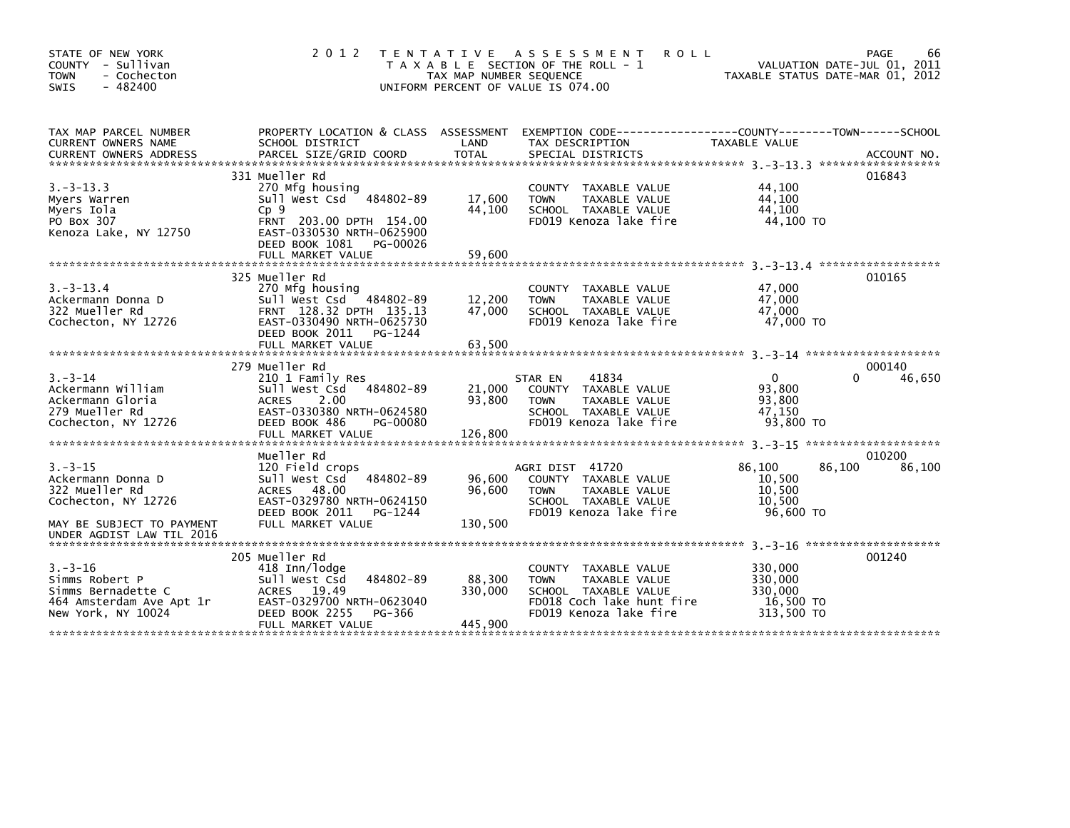STATE OF NEW YORK
COUNTY - Sullivan
TOWN - Cochecton
SWIS - 482400

2012 TENTATIVE ASSESSMENT ROLL
TAXABLE SECTION OF THE ROLL - 1
TAX MAP NUMBER SEQUENCE
UNIFORM PERCENT OF VALUE IS 074.00

VALUATION DATE-JUL 01, 2011
TAXABLE STATUS DATE-MAR 01, 2012

| TAX MAP PARCEL NUMBER<br>CURRENT OWNERS NAME<br>CURRENT OWNERS ADDRESS | PROPERTY LOCATION & CLASS<br>SCHOOL DISTRICT<br>PARCEL SIZE/GRID COORD | ASSESSMENT<br>LAND<br>TOTAL | EXEMPTION CODE<br>TAX DESCRIPTION<br>SPECIAL DISTRICTS | COUNTY<br>TAXABLE VALUE | TOWN | SCHOOL<br>ACCOUNT NO. |
|---|---|---|---|---|---|---|
| 3.-3-13.3 | 331 Mueller Rd | | | | | 016843 |
| | 270 Mfg housing | | COUNTY TAXABLE VALUE | 44,100 | | |
| Myers Warren | Sull West Csd 484802-89 | 17,600 | TOWN TAXABLE VALUE | 44,100 | | |
| Myers Iola | Cp 9 | 44,100 | SCHOOL TAXABLE VALUE | 44,100 | | |
| PO Box 307 | FRNT 203.00 DPTH 154.00 | | FD019 Kenoza lake fire | 44,100 TO | | |
| Kenoza Lake, NY 12750 | EAST-0330530 NRTH-0625900 | | | | | |
| | DEED BOOK 1081 PG-00026 | | | | | |
| | FULL MARKET VALUE | 59,600 | | | | |
| 3.-3-13.4 | 325 Mueller Rd | | | | | 010165 |
| | 270 Mfg housing | | COUNTY TAXABLE VALUE | 47,000 | | |
| Ackermann Donna D | Sull West Csd 484802-89 | 12,200 | TOWN TAXABLE VALUE | 47,000 | | |
| 322 Mueller Rd | FRNT 128.32 DPTH 135.13 | 47,000 | SCHOOL TAXABLE VALUE | 47,000 | | |
| Cochecton, NY 12726 | EAST-0330490 NRTH-0625730 | | FD019 Kenoza lake fire | 47,000 TO | | |
| | DEED BOOK 2011 PG-1244 | | | | | |
| | FULL MARKET VALUE | 63,500 | | | | |
| 3.-3-14 | 279 Mueller Rd | | | | | 000140 |
| | 210 1 Family Res | | STAR EN 41834 | 0 | 0 | 46,650 |
| Ackermann William | Sull West Csd 484802-89 | 21,000 | COUNTY TAXABLE VALUE | 93,800 | | |
| Ackermann Gloria | ACRES 2.00 | 93,800 | TOWN TAXABLE VALUE | 93,800 | | |
| 279 Mueller Rd | EAST-0330380 NRTH-0624580 | | SCHOOL TAXABLE VALUE | 47,150 | | |
| Cochecton, NY 12726 | DEED BOOK 486 PG-00080 | | FD019 Kenoza lake fire | 93,800 TO | | |
| | FULL MARKET VALUE | 126,800 | | | | |
| 3.-3-15 | Mueller Rd | | | | | 010200 |
| | 120 Field crops | | AGRI DIST 41720 | 86,100 | 86,100 | 86,100 |
| Ackermann Donna D | Sull West Csd 484802-89 | 96,600 | COUNTY TAXABLE VALUE | 10,500 | | |
| 322 Mueller Rd | ACRES 48.00 | 96,600 | TOWN TAXABLE VALUE | 10,500 | | |
| Cochecton, NY 12726 | EAST-0329780 NRTH-0624150 | | SCHOOL TAXABLE VALUE | 10,500 | | |
| | DEED BOOK 2011 PG-1244 | | FD019 Kenoza lake fire | 96,600 TO | | |
| MAY BE SUBJECT TO PAYMENT | FULL MARKET VALUE | 130,500 | | | | |
| UNDER AGDIST LAW TIL 2016 | | | | | | |
| 3.-3-16 | 205 Mueller Rd | | | | | 001240 |
| | 418 Inn/lodge | | COUNTY TAXABLE VALUE | 330,000 | | |
| Simms Robert P | Sull West Csd 484802-89 | 88,300 | TOWN TAXABLE VALUE | 330,000 | | |
| Simms Bernadette C | ACRES 19.49 | 330,000 | SCHOOL TAXABLE VALUE | 330,000 | | |
| 464 Amsterdam Ave Apt 1r | EAST-0329700 NRTH-0623040 | | FD018 Coch lake hunt fire | 16,500 TO | | |
| New York, NY 10024 | DEED BOOK 2255 PG-366 | | FD019 Kenoza lake fire | 313,500 TO | | |
| | FULL MARKET VALUE | 445,900 | | | | |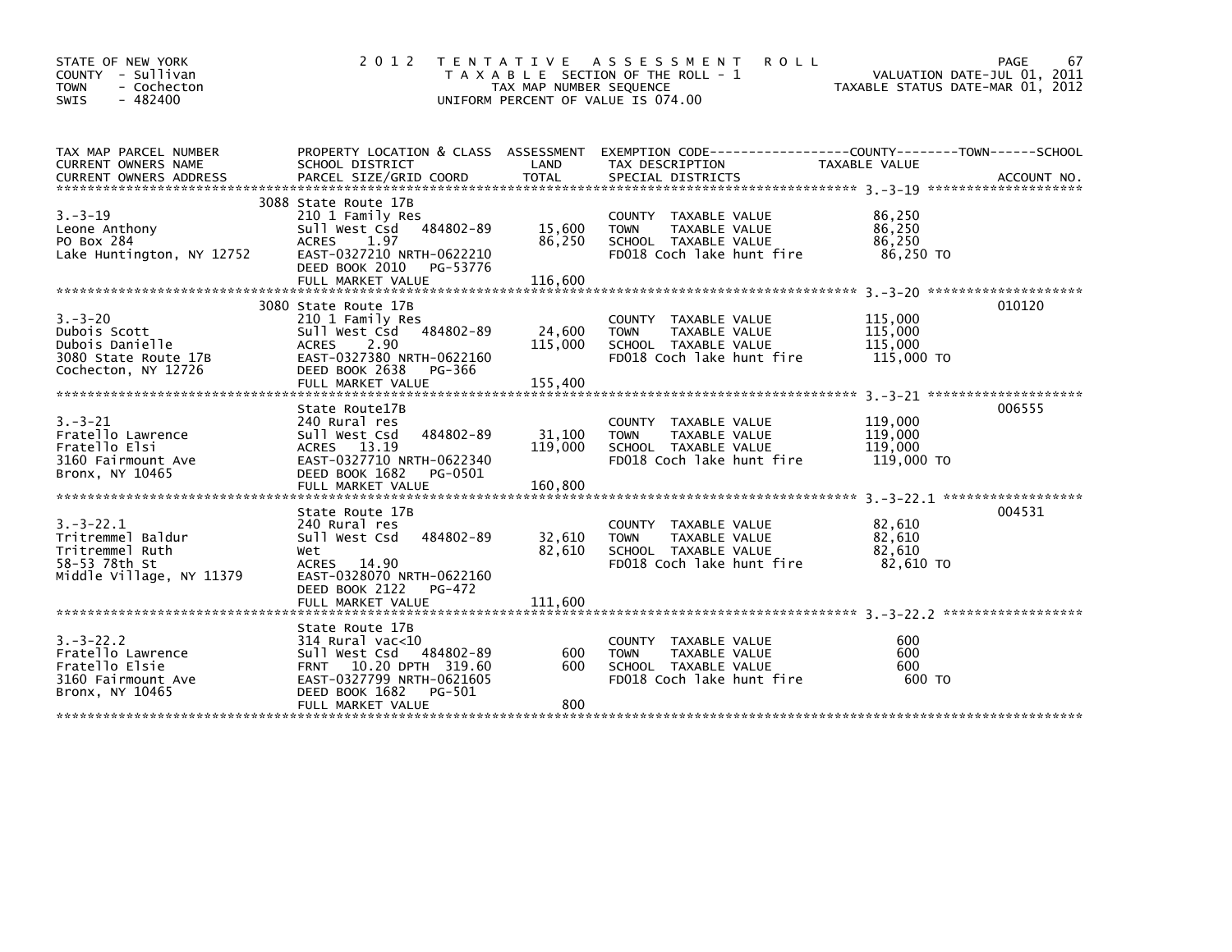STATE OF NEW YORK
COUNTY - Sullivan
TOWN - Cochecton
SWIS - 482400

2 0 1 2 T E N T A T I V E A S S E S S M E N T R O L L
T A X A B L E SECTION OF THE ROLL - 1
TAX MAP NUMBER SEQUENCE
UNIFORM PERCENT OF VALUE IS 074.00

VALUATION DATE-JUL 01, 2011
TAXABLE STATUS DATE-MAR 01, 2012

| TAX MAP PARCEL NUMBER / CURRENT OWNERS NAME / CURRENT OWNERS ADDRESS | PROPERTY LOCATION & CLASS / SCHOOL DISTRICT / PARCEL SIZE/GRID COORD | ASSESSMENT LAND / TOTAL | EXEMPTION CODE / TAX DESCRIPTION / SPECIAL DISTRICTS | TAXABLE VALUE | ACCOUNT NO. |
|---|---|---|---|---|---|
| 3.-3-19 | 3088 State Route 17B | | | | |
| | 210 1 Family Res | | COUNTY TAXABLE VALUE | 86,250 | |
| Leone Anthony | Sull West Csd 484802-89 | 15,600 | TOWN TAXABLE VALUE | 86,250 | |
| PO Box 284 | ACRES 1.97 | 86,250 | SCHOOL TAXABLE VALUE | 86,250 | |
| Lake Huntington, NY 12752 | EAST-0327210 NRTH-0622210 | | FD018 Coch lake hunt fire | 86,250 TO | |
| | DEED BOOK 2010 PG-53776 | | | | |
| | FULL MARKET VALUE | 116,600 | | | |
| 3.-3-20 | 3080 State Route 17B | | | | 010120 |
| | 210 1 Family Res | | COUNTY TAXABLE VALUE | 115,000 | |
| Dubois Scott | Sull West Csd 484802-89 | 24,600 | TOWN TAXABLE VALUE | 115,000 | |
| Dubois Danielle | ACRES 2.90 | 115,000 | SCHOOL TAXABLE VALUE | 115,000 | |
| 3080 State Route 17B | EAST-0327380 NRTH-0622160 | | FD018 Coch lake hunt fire | 115,000 TO | |
| Cochecton, NY 12726 | DEED BOOK 2638 PG-366 | | | | |
| | FULL MARKET VALUE | 155,400 | | | |
| 3.-3-21 | State Route17B | | | | 006555 |
| | 240 Rural res | | COUNTY TAXABLE VALUE | 119,000 | |
| Fratello Lawrence | Sull West Csd 484802-89 | 31,100 | TOWN TAXABLE VALUE | 119,000 | |
| Fratello Elsi | ACRES 13.19 | 119,000 | SCHOOL TAXABLE VALUE | 119,000 | |
| 3160 Fairmount Ave | EAST-0327710 NRTH-0622340 | | FD018 Coch lake hunt fire | 119,000 TO | |
| Bronx, NY 10465 | DEED BOOK 1682 PG-0501 | | | | |
| | FULL MARKET VALUE | 160,800 | | | |
| 3.-3-22.1 | State Route 17B | | | | 004531 |
| | 240 Rural res | | COUNTY TAXABLE VALUE | 82,610 | |
| Tritremmel Baldur | Sull West Csd 484802-89 | 32,610 | TOWN TAXABLE VALUE | 82,610 | |
| Tritremmel Ruth | Wet | 82,610 | SCHOOL TAXABLE VALUE | 82,610 | |
| 58-53 78th St | ACRES 14.90 | | FD018 Coch lake hunt fire | 82,610 TO | |
| Middle Village, NY 11379 | EAST-0328070 NRTH-0622160 | | | | |
| | DEED BOOK 2122 PG-472 | | | | |
| | FULL MARKET VALUE | 111,600 | | | |
| 3.-3-22.2 | State Route 17B | | | | |
| | 314 Rural vac<10 | | COUNTY TAXABLE VALUE | 600 | |
| Fratello Lawrence | Sull West Csd 484802-89 | 600 | TOWN TAXABLE VALUE | 600 | |
| Fratello Elsie | FRNT 10.20 DPTH 319.60 | 600 | SCHOOL TAXABLE VALUE | 600 | |
| 3160 Fairmount Ave | EAST-0327799 NRTH-0621605 | | FD018 Coch lake hunt fire | 600 TO | |
| Bronx, NY 10465 | DEED BOOK 1682 PG-501 | | | | |
| | FULL MARKET VALUE | 800 | | | |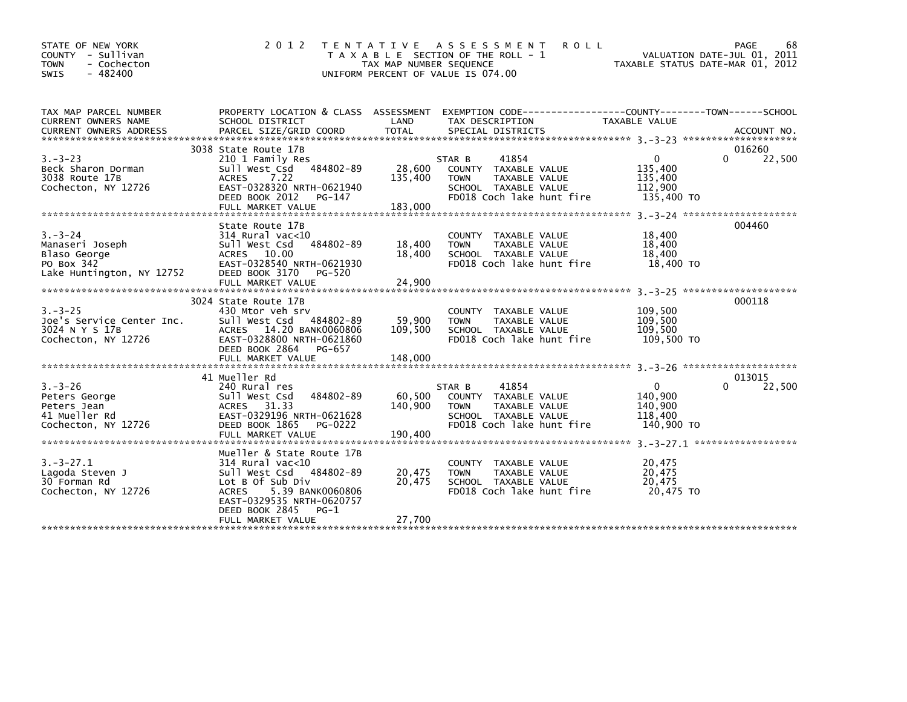STATE OF NEW YORK
COUNTY - Sullivan
TOWN - Cochecton
SWIS - 482400

2 0 1 2 T E N T A T I V E A S S E S S M E N T R O L L
T A X A B L E SECTION OF THE ROLL - 1
TAX MAP NUMBER SEQUENCE
UNIFORM PERCENT OF VALUE IS 074.00

VALUATION DATE-JUL 01, 2011
TAXABLE STATUS DATE-MAR 01, 2012

| TAX MAP PARCEL NUMBER / CURRENT OWNERS NAME / CURRENT OWNERS ADDRESS | PROPERTY LOCATION & CLASS / SCHOOL DISTRICT / PARCEL SIZE/GRID COORD | ASSESSMENT LAND | TOTAL | EXEMPTION CODE / TAX DESCRIPTION / SPECIAL DISTRICTS | COUNTY TAXABLE VALUE | TOWN | SCHOOL / ACCOUNT NO. |
|---|---|---|---|---|---|---|---|
| **3.-3-23** | 3038 State Route 17B | | | | | | 016260 |
| 3.-3-23 | 210 1 Family Res | | | STAR B 41854 | 0 | 0 | 22,500 |
| Beck Sharon Dorman | Sull West Csd 484802-89 | 28,600 | | COUNTY TAXABLE VALUE | 135,400 | | |
| 3038 Route 17B | ACRES 7.22 | | 135,400 | TOWN TAXABLE VALUE | 135,400 | | |
| Cochecton, NY 12726 | EAST-0328320 NRTH-0621940 | | | SCHOOL TAXABLE VALUE | 112,900 | | |
| | DEED BOOK 2012 PG-147 | | | FD018 Coch lake hunt fire | 135,400 TO | | |
| | FULL MARKET VALUE | | 183,000 | | | | |
| **3.-3-24** | State Route 17B | | | | | | 004460 |
| 3.-3-24 | 314 Rural vac<10 | | | COUNTY TAXABLE VALUE | 18,400 | | |
| Manaseri Joseph | Sull West Csd 484802-89 | 18,400 | | TOWN TAXABLE VALUE | 18,400 | | |
| Blaso George | ACRES 10.00 | | 18,400 | SCHOOL TAXABLE VALUE | 18,400 | | |
| PO Box 342 | EAST-0328540 NRTH-0621930 | | | FD018 Coch lake hunt fire | 18,400 TO | | |
| Lake Huntington, NY 12752 | DEED BOOK 3170 PG-520 | | | | | | |
| | FULL MARKET VALUE | | 24,900 | | | | |
| **3.-3-25** | 3024 State Route 17B | | | | | | 000118 |
| 3.-3-25 | 430 Mtor veh srv | | | COUNTY TAXABLE VALUE | 109,500 | | |
| Joe's Service Center Inc. | Sull West Csd 484802-89 | 59,900 | | TOWN TAXABLE VALUE | 109,500 | | |
| 3024 N Y S 17B | ACRES 14.20 BANK0060806 | | 109,500 | SCHOOL TAXABLE VALUE | 109,500 | | |
| Cochecton, NY 12726 | EAST-0328800 NRTH-0621860 | | | FD018 Coch lake hunt fire | 109,500 TO | | |
| | DEED BOOK 2864 PG-657 | | | | | | |
| | FULL MARKET VALUE | | 148,000 | | | | |
| **3.-3-26** | 41 Mueller Rd | | | | | | 013015 |
| 3.-3-26 | 240 Rural res | | | STAR B 41854 | 0 | 0 | 22,500 |
| Peters George | Sull West Csd 484802-89 | 60,500 | | COUNTY TAXABLE VALUE | 140,900 | | |
| Peters Jean | ACRES 31.33 | | 140,900 | TOWN TAXABLE VALUE | 140,900 | | |
| 41 Mueller Rd | EAST-0329196 NRTH-0621628 | | | SCHOOL TAXABLE VALUE | 118,400 | | |
| Cochecton, NY 12726 | DEED BOOK 1865 PG-0222 | | | FD018 Coch lake hunt fire | 140,900 TO | | |
| | FULL MARKET VALUE | | 190,400 | | | | |
| **3.-3-27.1** | Mueller & State Route 17B | | | | | | |
| 3.-3-27.1 | 314 Rural vac<10 | | | COUNTY TAXABLE VALUE | 20,475 | | |
| Lagoda Steven J | Sull West Csd 484802-89 | 20,475 | | TOWN TAXABLE VALUE | 20,475 | | |
| 30 Forman Rd | Lot B Of Sub Div | | 20,475 | SCHOOL TAXABLE VALUE | 20,475 | | |
| Cochecton, NY 12726 | ACRES 5.39 BANK0060806 | | | FD018 Coch lake hunt fire | 20,475 TO | | |
| | EAST-0329535 NRTH-0620757 | | | | | | |
| | DEED BOOK 2845 PG-1 | | | | | | |
| | FULL MARKET VALUE | | 27,700 | | | | |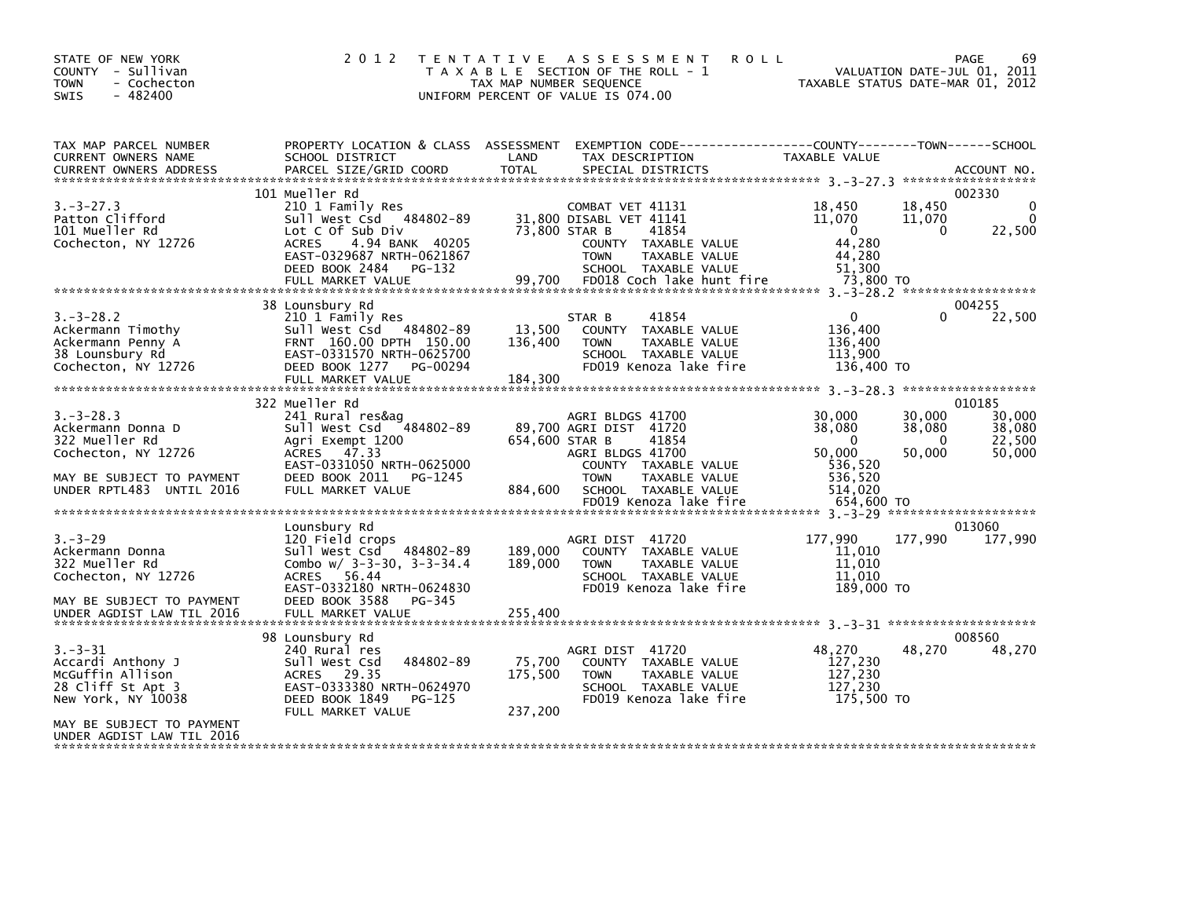STATE OF NEW YORK
COUNTY - Sullivan
TOWN - Cochecton
SWIS - 482400

2012 TENTATIVE ASSESSMENT ROLL
TAXABLE SECTION OF THE ROLL - 1
TAX MAP NUMBER SEQUENCE
UNIFORM PERCENT OF VALUE IS 074.00

VALUATION DATE-JUL 01, 2011
TAXABLE STATUS DATE-MAR 01, 2012

| TAX MAP PARCEL NUMBER / CURRENT OWNERS NAME / CURRENT OWNERS ADDRESS | PROPERTY LOCATION & CLASS / SCHOOL DISTRICT / PARCEL SIZE/GRID COORD | ASSESSMENT LAND / TOTAL | EXEMPTION CODE / TAX DESCRIPTION / SPECIAL DISTRICTS | COUNTY TAXABLE VALUE | TOWN | SCHOOL | ACCOUNT NO. |
|---|---|---|---|---|---|---|---|
| 3.-3-27.3 | 101 Mueller Rd | | | | | | 002330 |
| 3.-3-27.3 | 210 1 Family Res | | COMBAT VET 41131 | 18,450 | 18,450 | 0 | |
| Patton Clifford | Sull West Csd 484802-89 | 31,800 | DISABL VET 41141 | 11,070 | 11,070 | 0 | |
| 101 Mueller Rd | Lot C Of Sub Div | 73,800 | STAR B 41854 | 0 | 0 | 22,500 | |
| Cochecton, NY 12726 | ACRES 4.94 BANK 40205 | | COUNTY TAXABLE VALUE | 44,280 | | | |
| | EAST-0329687 NRTH-0621867 | | TOWN TAXABLE VALUE | 44,280 | | | |
| | DEED BOOK 2484 PG-132 | | SCHOOL TAXABLE VALUE | 51,300 | | | |
| | FULL MARKET VALUE | 99,700 | FD018 Coch lake hunt fire | 73,800 TO | | | |
| 3.-3-28.2 | 38 Lounsbury Rd | | | | | | 004255 |
| 3.-3-28.2 | 210 1 Family Res | | STAR B 41854 | 0 | 0 | 22,500 | |
| Ackermann Timothy | Sull West Csd 484802-89 | 13,500 | COUNTY TAXABLE VALUE | 136,400 | | | |
| Ackermann Penny A | FRNT 160.00 DPTH 150.00 | 136,400 | TOWN TAXABLE VALUE | 136,400 | | | |
| 38 Lounsbury Rd | EAST-0331570 NRTH-0625700 | | SCHOOL TAXABLE VALUE | 113,900 | | | |
| Cochecton, NY 12726 | DEED BOOK 1277 PG-00294 | | FD019 Kenoza lake fire | 136,400 TO | | | |
| | FULL MARKET VALUE | 184,300 | | | | | |
| 3.-3-28.3 | 322 Mueller Rd | | | | | | 010185 |
| 3.-3-28.3 | 241 Rural res&ag | | AGRI BLDGS 41700 | 30,000 | 30,000 | 30,000 | |
| Ackermann Donna D | Sull West Csd 484802-89 | 89,700 | AGRI DIST 41720 | 38,080 | 38,080 | 38,080 | |
| 322 Mueller Rd | Agri Exempt 1200 | 654,600 | STAR B 41854 | 0 | 0 | 22,500 | |
| Cochecton, NY 12726 | ACRES 47.33 | | AGRI BLDGS 41700 | 50,000 | 50,000 | 50,000 | |
| | EAST-0331050 NRTH-0625000 | | COUNTY TAXABLE VALUE | 536,520 | | | |
| MAY BE SUBJECT TO PAYMENT | DEED BOOK 2011 PG-1245 | | TOWN TAXABLE VALUE | 536,520 | | | |
| UNDER RPTL483 UNTIL 2016 | FULL MARKET VALUE | 884,600 | SCHOOL TAXABLE VALUE | 514,020 | | | |
| | | | FD019 Kenoza lake fire | 654,600 TO | | | |
| 3.-3-29 | Lounsbury Rd | | | | | | 013060 |
| 3.-3-29 | 120 Field crops | | AGRI DIST 41720 | 177,990 | 177,990 | 177,990 | |
| Ackermann Donna | Sull West Csd 484802-89 | 189,000 | COUNTY TAXABLE VALUE | 11,010 | | | |
| 322 Mueller Rd | Combo w/ 3-3-30, 3-3-34.4 | 189,000 | TOWN TAXABLE VALUE | 11,010 | | | |
| Cochecton, NY 12726 | ACRES 56.44 | | SCHOOL TAXABLE VALUE | 11,010 | | | |
| | EAST-0332180 NRTH-0624830 | | FD019 Kenoza lake fire | 189,000 TO | | | |
| MAY BE SUBJECT TO PAYMENT | DEED BOOK 3588 PG-345 | | | | | | |
| UNDER AGDIST LAW TIL 2016 | FULL MARKET VALUE | 255,400 | | | | | |
| 3.-3-31 | 98 Lounsbury Rd | | | | | | 008560 |
| 3.-3-31 | 240 Rural res | | AGRI DIST 41720 | 48,270 | 48,270 | 48,270 | |
| Accardi Anthony J | Sull West Csd 484802-89 | 75,700 | COUNTY TAXABLE VALUE | 127,230 | | | |
| McGuffin Allison | ACRES 29.35 | 175,500 | TOWN TAXABLE VALUE | 127,230 | | | |
| 28 Cliff St Apt 3 | EAST-0333380 NRTH-0624970 | | SCHOOL TAXABLE VALUE | 127,230 | | | |
| New York, NY 10038 | DEED BOOK 1849 PG-125 | | FD019 Kenoza lake fire | 175,500 TO | | | |
| | FULL MARKET VALUE | 237,200 | | | | | |
| MAY BE SUBJECT TO PAYMENT | | | | | | | |
| UNDER AGDIST LAW TIL 2016 | | | | | | | |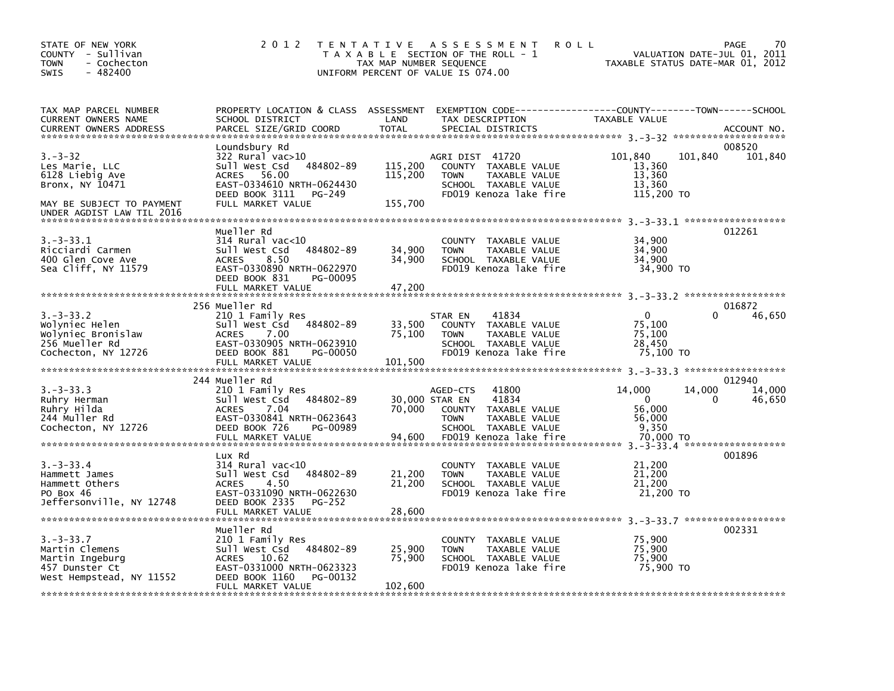STATE OF NEW YORK
COUNTY - Sullivan
TOWN - Cochecton
SWIS - 482400

# 2012 TENTATIVE ASSESSMENT ROLL

TAXABLE SECTION OF THE ROLL - 1
TAX MAP NUMBER SEQUENCE
UNIFORM PERCENT OF VALUE IS 074.00

VALUATION DATE-JUL 01, 2011
TAXABLE STATUS DATE-MAR 01, 2012

| TAX MAP PARCEL NUMBER / CURRENT OWNERS NAME / CURRENT OWNERS ADDRESS | PROPERTY LOCATION & CLASS / SCHOOL DISTRICT / PARCEL SIZE/GRID COORD | ASSESSMENT LAND | ASSESSMENT TOTAL | EXEMPTION CODE / TAX DESCRIPTION / SPECIAL DISTRICTS | COUNTY TAXABLE VALUE | TOWN | SCHOOL | ACCOUNT NO. |
|---|---|---|---|---|---|---|---|---|
| 3.-3-32 | Loundsbury Rd | | | | | | | 008520 |
| Les Marie, LLC | 322 Rural vac>10 | | | AGRI DIST 41720 | 101,840 | 101,840 | 101,840 | |
| 6128 Liebig Ave | Sull West Csd 484802-89 | 115,200 | | COUNTY TAXABLE VALUE | 13,360 | | | |
| Bronx, NY 10471 | ACRES 56.00 | | 115,200 | TOWN TAXABLE VALUE | 13,360 | | | |
| | EAST-0334610 NRTH-0624430 | | | SCHOOL TAXABLE VALUE | 13,360 | | | |
| | DEED BOOK 3111 PG-249 | | | FD019 Kenoza lake fire | 115,200 TO | | | |
| MAY BE SUBJECT TO PAYMENT UNDER AGDIST LAW TIL 2016 | FULL MARKET VALUE | | 155,700 | | | | | |
| 3.-3-33.1 | Mueller Rd | | | | | | | 012261 |
| Ricciardi Carmen | 314 Rural vac<10 | | | COUNTY TAXABLE VALUE | 34,900 | | | |
| 400 Glen Cove Ave | Sull West Csd 484802-89 | 34,900 | | TOWN TAXABLE VALUE | 34,900 | | | |
| Sea Cliff, NY 11579 | ACRES 8.50 | | 34,900 | SCHOOL TAXABLE VALUE | 34,900 | | | |
| | EAST-0330890 NRTH-0622970 | | | FD019 Kenoza lake fire | 34,900 TO | | | |
| | DEED BOOK 831 PG-00095 | | | | | | | |
| | FULL MARKET VALUE | | 47,200 | | | | | |
| 3.-3-33.2 | 256 Mueller Rd | | | | | | | 016872 |
| Wolyniec Helen | 210 1 Family Res | | | STAR EN 41834 | 0 | 0 | 46,650 | |
| Wolyniec Bronislaw | Sull West Csd 484802-89 | 33,500 | | COUNTY TAXABLE VALUE | 75,100 | | | |
| 256 Mueller Rd | ACRES 7.00 | | 75,100 | TOWN TAXABLE VALUE | 75,100 | | | |
| Cochecton, NY 12726 | EAST-0330905 NRTH-0623910 | | | SCHOOL TAXABLE VALUE | 28,450 | | | |
| | DEED BOOK 881 PG-00050 | | | FD019 Kenoza lake fire | 75,100 TO | | | |
| | FULL MARKET VALUE | | 101,500 | | | | | |
| 3.-3-33.3 | 244 Mueller Rd | | | | | | | 012940 |
| Ruhry Herman | 210 1 Family Res | | | AGED-CTS 41800 | 14,000 | 14,000 | 14,000 | |
| Ruhry Hilda | Sull West Csd 484802-89 | 30,000 | | STAR EN 41834 | 0 | 0 | 46,650 | |
| 244 Muller Rd | ACRES 7.04 | | 70,000 | COUNTY TAXABLE VALUE | 56,000 | | | |
| Cochecton, NY 12726 | EAST-0330841 NRTH-0623643 | | | TOWN TAXABLE VALUE | 56,000 | | | |
| | DEED BOOK 726 PG-00989 | | | SCHOOL TAXABLE VALUE | 9,350 | | | |
| | FULL MARKET VALUE | | 94,600 | FD019 Kenoza lake fire | 70,000 TO | | | |
| 3.-3-33.4 | Lux Rd | | | | | | | 001896 |
| Hammett James | 314 Rural vac<10 | | | COUNTY TAXABLE VALUE | 21,200 | | | |
| Hammett Others | Sull West Csd 484802-89 | 21,200 | | TOWN TAXABLE VALUE | 21,200 | | | |
| PO Box 46 | ACRES 4.50 | | 21,200 | SCHOOL TAXABLE VALUE | 21,200 | | | |
| Jeffersonville, NY 12748 | EAST-0331090 NRTH-0622630 | | | FD019 Kenoza lake fire | 21,200 TO | | | |
| | DEED BOOK 2335 PG-252 | | | | | | | |
| | FULL MARKET VALUE | | 28,600 | | | | | |
| 3.-3-33.7 | Mueller Rd | | | | | | | 002331 |
| Martin Clemens | 210 1 Family Res | | | COUNTY TAXABLE VALUE | 75,900 | | | |
| Martin Ingeburg | Sull West Csd 484802-89 | 25,900 | | TOWN TAXABLE VALUE | 75,900 | | | |
| 457 Dunster Ct | ACRES 10.62 | | 75,900 | SCHOOL TAXABLE VALUE | 75,900 | | | |
| West Hempstead, NY 11552 | EAST-0331000 NRTH-0623323 | | | FD019 Kenoza lake fire | 75,900 TO | | | |
| | DEED BOOK 1160 PG-00132 | | | | | | | |
| | FULL MARKET VALUE | | 102,600 | | | | | |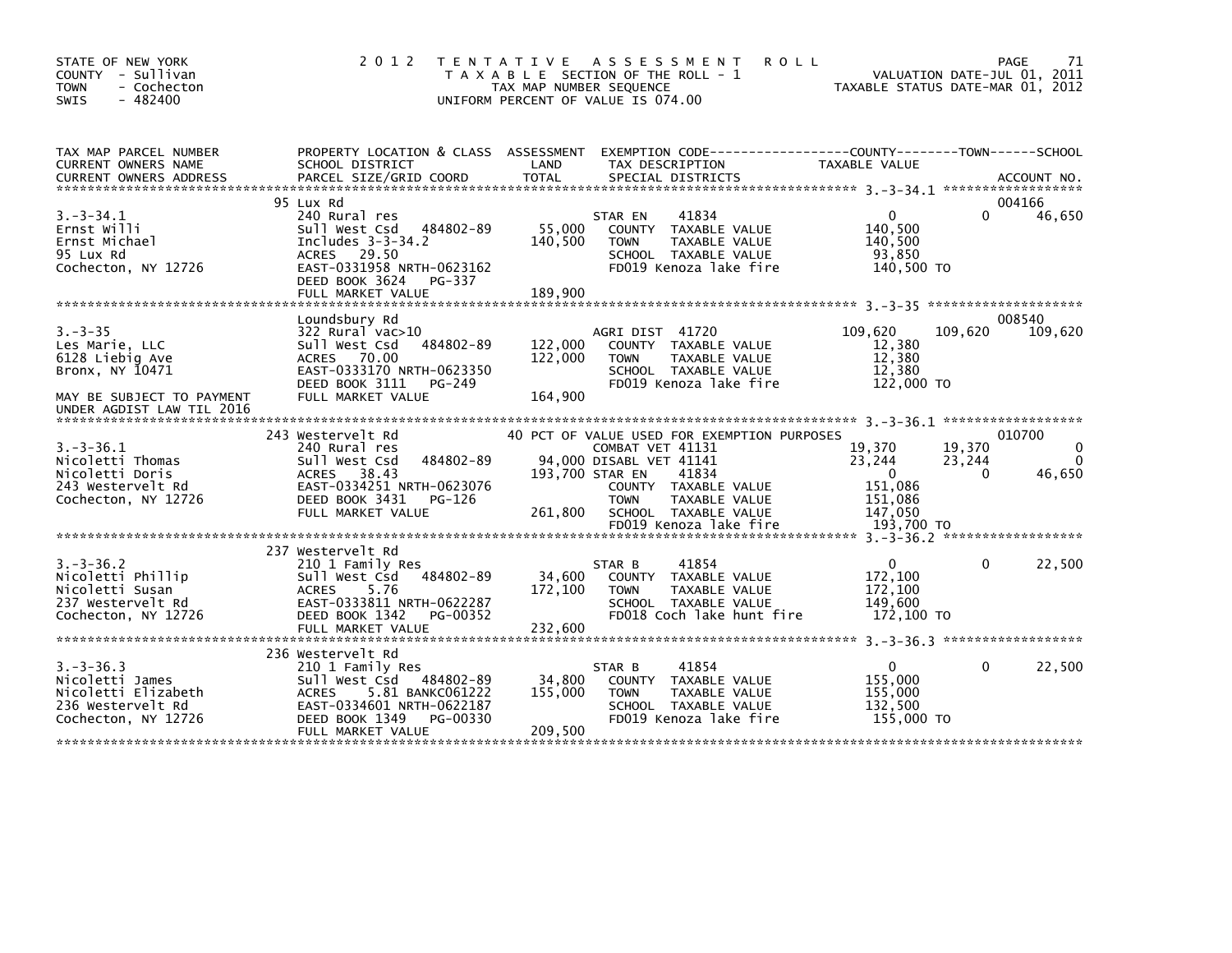STATE OF NEW YORK
COUNTY - Sullivan
TOWN - Cochecton
SWIS - 482400

2012 TENTATIVE ASSESSMENT ROLL
TAXABLE SECTION OF THE ROLL - 1
TAX MAP NUMBER SEQUENCE
UNIFORM PERCENT OF VALUE IS 074.00

VALUATION DATE-JUL 01, 2011
TAXABLE STATUS DATE-MAR 01, 2012

| TAX MAP PARCEL NUMBER / CURRENT OWNERS NAME / CURRENT OWNERS ADDRESS | PROPERTY LOCATION & CLASS / SCHOOL DISTRICT / PARCEL SIZE/GRID COORD | ASSESSMENT LAND / TOTAL | EXEMPTION CODE / TAX DESCRIPTION / SPECIAL DISTRICTS | COUNTY TAXABLE VALUE | TOWN | SCHOOL / ACCOUNT NO. |
|---|---|---|---|---|---|---|
| 3.-3-34.1 | 95 Lux Rd | | | | | 004166 |
| Ernst Willi | 240 Rural res | | STAR EN 41834 | 0 | 0 | 46,650 |
| Ernst Michael | Sull West Csd 484802-89 | 55,000 | COUNTY TAXABLE VALUE | 140,500 | | |
| 95 Lux Rd | Includes 3-3-34.2 | 140,500 | TOWN TAXABLE VALUE | 140,500 | | |
| Cochecton, NY 12726 | ACRES 29.50 | | SCHOOL TAXABLE VALUE | 93,850 | | |
| | EAST-0331958 NRTH-0623162 | | FD019 Kenoza lake fire | 140,500 TO | | |
| | DEED BOOK 3624 PG-337 | | | | | |
| | FULL MARKET VALUE | 189,900 | | | | |
| 3.-3-35 | Loundsbury Rd | | | | | 008540 |
| Les Marie, LLC | 322 Rural vac>10 | | AGRI DIST 41720 | 109,620 | 109,620 | 109,620 |
| 6128 Liebig Ave | Sull West Csd 484802-89 | 122,000 | COUNTY TAXABLE VALUE | 12,380 | | |
| Bronx, NY 10471 | ACRES 70.00 | 122,000 | TOWN TAXABLE VALUE | 12,380 | | |
| | EAST-0333170 NRTH-0623350 | | SCHOOL TAXABLE VALUE | 12,380 | | |
| MAY BE SUBJECT TO PAYMENT | DEED BOOK 3111 PG-249 | | FD019 Kenoza lake fire | 122,000 TO | | |
| UNDER AGDIST LAW TIL 2016 | FULL MARKET VALUE | 164,900 | | | | |
| 3.-3-36.1 | 243 Westervelt Rd | | 40 PCT OF VALUE USED FOR EXEMPTION PURPOSES | | | 010700 |
| Nicoletti Thomas | 240 Rural res | | COMBAT VET 41131 | 19,370 | 19,370 | 0 |
| Nicoletti Doris | Sull West Csd 484802-89 | 94,000 | DISABL VET 41141 | 23,244 | 23,244 | 0 |
| 243 Westervelt Rd | ACRES 38.43 | 193,700 | STAR EN 41834 | 0 | 0 | 46,650 |
| Cochecton, NY 12726 | EAST-0334251 NRTH-0623076 | | COUNTY TAXABLE VALUE | 151,086 | | |
| | DEED BOOK 3431 PG-126 | | TOWN TAXABLE VALUE | 151,086 | | |
| | FULL MARKET VALUE | 261,800 | SCHOOL TAXABLE VALUE | 147,050 | | |
| | | | FD019 Kenoza lake fire | 193,700 TO | | |
| 3.-3-36.2 | 237 Westervelt Rd | | | | | |
| Nicoletti Phillip | 210 1 Family Res | | STAR B 41854 | 0 | 0 | 22,500 |
| Nicoletti Susan | Sull West Csd 484802-89 | 34,600 | COUNTY TAXABLE VALUE | 172,100 | | |
| 237 Westervelt Rd | ACRES 5.76 | 172,100 | TOWN TAXABLE VALUE | 172,100 | | |
| Cochecton, NY 12726 | EAST-0333811 NRTH-0622287 | | SCHOOL TAXABLE VALUE | 149,600 | | |
| | DEED BOOK 1342 PG-00352 | | FD018 Coch lake hunt fire | 172,100 TO | | |
| | FULL MARKET VALUE | 232,600 | | | | |
| 3.-3-36.3 | 236 Westervelt Rd | | | | | |
| Nicoletti James | 210 1 Family Res | | STAR B 41854 | 0 | 0 | 22,500 |
| Nicoletti Elizabeth | Sull West Csd 484802-89 | 34,800 | COUNTY TAXABLE VALUE | 155,000 | | |
| 236 Westervelt Rd | ACRES 5.81 BANKC061222 | 155,000 | TOWN TAXABLE VALUE | 155,000 | | |
| Cochecton, NY 12726 | EAST-0334601 NRTH-0622187 | | SCHOOL TAXABLE VALUE | 132,500 | | |
| | DEED BOOK 1349 PG-00330 | | FD019 Kenoza lake fire | 155,000 TO | | |
| | FULL MARKET VALUE | 209,500 | | | | |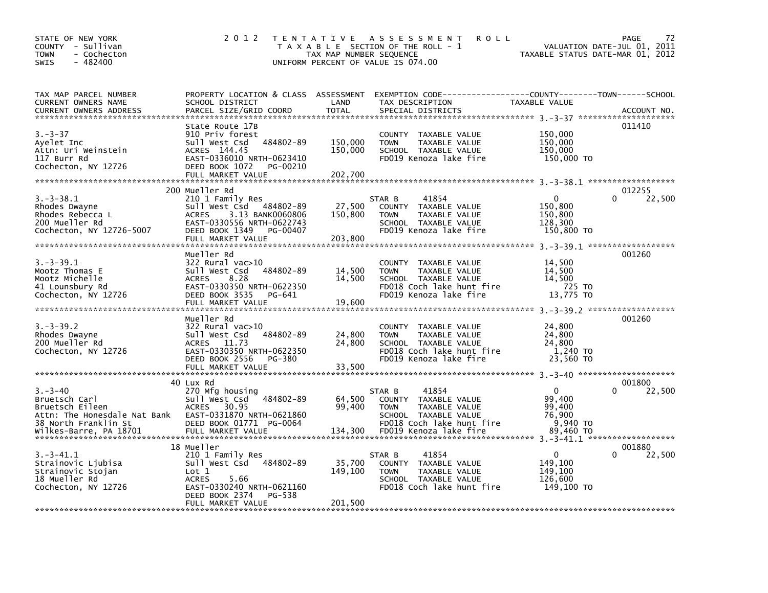STATE OF NEW YORK
COUNTY - Sullivan
TOWN - Cochecton
SWIS - 482400

2012 TENTATIVE ASSESSMENT ROLL
TAXABLE SECTION OF THE ROLL - 1
TAX MAP NUMBER SEQUENCE
UNIFORM PERCENT OF VALUE IS 074.00

VALUATION DATE-JUL 01, 2011
TAXABLE STATUS DATE-MAR 01, 2012

| TAX MAP PARCEL NUMBER / CURRENT OWNERS NAME / CURRENT OWNERS ADDRESS | PROPERTY LOCATION & CLASS / SCHOOL DISTRICT / PARCEL SIZE/GRID COORD | ASSESSMENT LAND / TOTAL | EXEMPTION CODE / TAX DESCRIPTION / SPECIAL DISTRICTS | COUNTY TAXABLE VALUE | TOWN | SCHOOL | ACCOUNT NO. |
|---|---|---|---|---|---|---|---|
| 3.-3-37 | State Route 17B | | | | | | 011410 |
| Ayelet Inc | 910 Priv forest | | COUNTY TAXABLE VALUE | 150,000 | | | |
| Attn: Uri Weinstein | Sull West Csd 484802-89 | 150,000 | TOWN TAXABLE VALUE | 150,000 | | | |
| 117 Burr Rd | ACRES 144.45 | 150,000 | SCHOOL TAXABLE VALUE | 150,000 | | | |
| Cochecton, NY 12726 | EAST-0336010 NRTH-0623410 | | FD019 Kenoza lake fire | 150,000 TO | | | |
| | DEED BOOK 1072 PG-00210 | | | | | | |
| | FULL MARKET VALUE | 202,700 | | | | | |
| 3.-3-38.1 | 200 Mueller Rd | | | | | | 012255 |
| Rhodes Dwayne | 210 1 Family Res | | STAR B 41854 | 0 | | 0 | 22,500 |
| Rhodes Rebecca L | Sull West Csd 484802-89 | 27,500 | COUNTY TAXABLE VALUE | 150,800 | | | |
| 200 Mueller Rd | ACRES 3.13 BANK0060806 | 150,800 | TOWN TAXABLE VALUE | 150,800 | | | |
| Cochecton, NY 12726-5007 | EAST-0330556 NRTH-0622743 | | SCHOOL TAXABLE VALUE | 128,300 | | | |
| | DEED BOOK 1349 PG-00407 | | FD019 Kenoza lake fire | 150,800 TO | | | |
| | FULL MARKET VALUE | 203,800 | | | | | |
| 3.-3-39.1 | Mueller Rd | | | | | | 001260 |
| Mootz Thomas E | 322 Rural vac>10 | | COUNTY TAXABLE VALUE | 14,500 | | | |
| Mootz Michelle | Sull West Csd 484802-89 | 14,500 | TOWN TAXABLE VALUE | 14,500 | | | |
| 41 Lounsbury Rd | ACRES 8.28 | 14,500 | SCHOOL TAXABLE VALUE | 14,500 | | | |
| Cochecton, NY 12726 | EAST-0330350 NRTH-0622350 | | FD018 Coch lake hunt fire | 725 TO | | | |
| | DEED BOOK 3535 PG-641 | | FD019 Kenoza lake fire | 13,775 TO | | | |
| | FULL MARKET VALUE | 19,600 | | | | | |
| 3.-3-39.2 | Mueller Rd | | | | | | 001260 |
| Rhodes Dwayne | 322 Rural vac>10 | | COUNTY TAXABLE VALUE | 24,800 | | | |
| 200 Mueller Rd | Sull West Csd 484802-89 | 24,800 | TOWN TAXABLE VALUE | 24,800 | | | |
| Cochecton, NY 12726 | ACRES 11.73 | 24,800 | SCHOOL TAXABLE VALUE | 24,800 | | | |
| | EAST-0330350 NRTH-0622350 | | FD018 Coch lake hunt fire | 1,240 TO | | | |
| | DEED BOOK 2556 PG-380 | | FD019 Kenoza lake fire | 23,560 TO | | | |
| | FULL MARKET VALUE | 33,500 | | | | | |
| 3.-3-40 | 40 Lux Rd | | | | | | 001800 |
| Bruetsch Carl | 270 Mfg housing | | STAR B 41854 | 0 | | 0 | 22,500 |
| Bruetsch Eileen | Sull West Csd 484802-89 | 64,500 | COUNTY TAXABLE VALUE | 99,400 | | | |
| Attn: The Honesdale Nat Bank | ACRES 30.95 | 99,400 | TOWN TAXABLE VALUE | 99,400 | | | |
| 38 North Franklin St | EAST-0331870 NRTH-0621860 | | SCHOOL TAXABLE VALUE | 76,900 | | | |
| Wilkes-Barre, PA 18701 | DEED BOOK 01771 PG-0064 | | FD018 Coch lake hunt fire | 9,940 TO | | | |
| | FULL MARKET VALUE | 134,300 | FD019 Kenoza lake fire | 89,460 TO | | | |
| 3.-3-41.1 | 18 Mueller | | | | | | 001880 |
| Strainovic Ljubisa | 210 1 Family Res | | STAR B 41854 | 0 | | 0 | 22,500 |
| Strainovic Stojan | Sull West Csd 484802-89 | 35,700 | COUNTY TAXABLE VALUE | 149,100 | | | |
| 18 Mueller Rd | Lot 1 | 149,100 | TOWN TAXABLE VALUE | 149,100 | | | |
| Cochecton, NY 12726 | ACRES 5.66 | | SCHOOL TAXABLE VALUE | 126,600 | | | |
| | EAST-0330240 NRTH-0621160 | | FD018 Coch lake hunt fire | 149,100 TO | | | |
| | DEED BOOK 2374 PG-538 | | | | | | |
| | FULL MARKET VALUE | 201,500 | | | | | |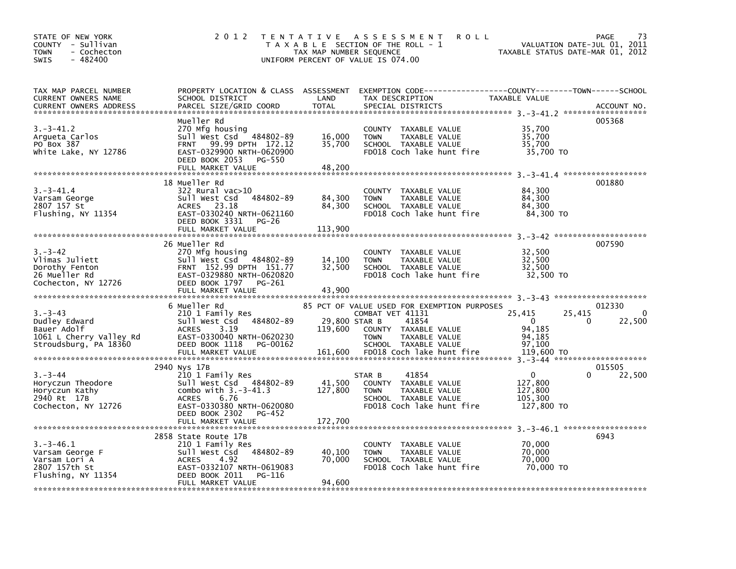STATE OF NEW YORK
COUNTY - Sullivan
TOWN - Cochecton
SWIS - 482400

# 2012 TENTATIVE ASSESSMENT ROLL

TAXABLE SECTION OF THE ROLL - 1
TAX MAP NUMBER SEQUENCE
UNIFORM PERCENT OF VALUE IS 074.00

VALUATION DATE-JUL 01, 2011
TAXABLE STATUS DATE-MAR 01, 2012

| TAX MAP PARCEL NUMBER / CURRENT OWNERS NAME / CURRENT OWNERS ADDRESS | PROPERTY LOCATION & CLASS / SCHOOL DISTRICT / PARCEL SIZE/GRID COORD | ASSESSMENT LAND | TOTAL | EXEMPTION CODE / TAX DESCRIPTION / SPECIAL DISTRICTS | COUNTY TAXABLE VALUE | TOWN | SCHOOL | ACCOUNT NO. |
|---|---|---|---|---|---|---|---|---|
| **3.-3-41.2** | Mueller Rd | | | | | | | 005368 |
| 3.-3-41.2 | 270 Mfg housing | | | COUNTY TAXABLE VALUE | 35,700 | | | |
| Argueta Carlos | Sull West Csd 484802-89 | 16,000 | | TOWN TAXABLE VALUE | 35,700 | | | |
| PO Box 387 | FRNT 99.99 DPTH 172.12 | | 35,700 | SCHOOL TAXABLE VALUE | 35,700 | | | |
| White Lake, NY 12786 | EAST-0329900 NRTH-0620900 | | | FD018 Coch lake hunt fire | 35,700 TO | | | |
| | DEED BOOK 2053 PG-550 | | | | | | | |
| | FULL MARKET VALUE | | 48,200 | | | | | |
| **3.-3-41.4** | 18 Mueller Rd | | | | | | | 001880 |
| 3.-3-41.4 | 322 Rural vac>10 | | | COUNTY TAXABLE VALUE | 84,300 | | | |
| Varsam George | Sull West Csd 484802-89 | 84,300 | | TOWN TAXABLE VALUE | 84,300 | | | |
| 2807 157 St | ACRES 23.18 | | 84,300 | SCHOOL TAXABLE VALUE | 84,300 | | | |
| Flushing, NY 11354 | EAST-0330240 NRTH-0621160 | | | FD018 Coch lake hunt fire | 84,300 TO | | | |
| | DEED BOOK 3331 PG-26 | | | | | | | |
| | FULL MARKET VALUE | | 113,900 | | | | | |
| **3.-3-42** | 26 Mueller Rd | | | | | | | 007590 |
| 3.-3-42 | 270 Mfg housing | | | COUNTY TAXABLE VALUE | 32,500 | | | |
| Vlimas Juliett | Sull West Csd 484802-89 | 14,100 | | TOWN TAXABLE VALUE | 32,500 | | | |
| Dorothy Fenton | FRNT 152.99 DPTH 151.77 | | 32,500 | SCHOOL TAXABLE VALUE | 32,500 | | | |
| 26 Mueller Rd | EAST-0329880 NRTH-0620820 | | | FD018 Coch lake hunt fire | 32,500 TO | | | |
| Cochecton, NY 12726 | DEED BOOK 1797 PG-261 | | | | | | | |
| | FULL MARKET VALUE | | 43,900 | | | | | |
| **3.-3-43** | 6 Mueller Rd | | | 85 PCT OF VALUE USED FOR EXEMPTION PURPOSES | | | | 012330 |
| 3.-3-43 | 210 1 Family Res | | | COMBAT VET 41131 | 25,415 | 25,415 | 0 | |
| Dudley Edward | Sull West Csd 484802-89 | 29,800 | | STAR B 41854 | 0 | 0 | 22,500 | |
| Bauer Adolf | ACRES 3.19 | | 119,600 | COUNTY TAXABLE VALUE | 94,185 | | | |
| 1061 L Cherry Valley Rd | EAST-0330040 NRTH-0620230 | | | TOWN TAXABLE VALUE | 94,185 | | | |
| Stroudsburg, PA 18360 | DEED BOOK 1118 PG-00162 | | | SCHOOL TAXABLE VALUE | 97,100 | | | |
| | FULL MARKET VALUE | | 161,600 | FD018 Coch lake hunt fire | 119,600 TO | | | |
| **3.-3-44** | 2940 Nys 17B | | | | | | | 015505 |
| 3.-3-44 | 210 1 Family Res | | | STAR B 41854 | 0 | 0 | 22,500 | |
| Horyczun Theodore | Sull West Csd 484802-89 | 41,500 | | COUNTY TAXABLE VALUE | 127,800 | | | |
| Horyczun Kathy | combo with 3.-3-41.3 | | 127,800 | TOWN TAXABLE VALUE | 127,800 | | | |
| 2940 Rt 17B | ACRES 6.76 | | | SCHOOL TAXABLE VALUE | 105,300 | | | |
| Cochecton, NY 12726 | EAST-0330380 NRTH-0620080 | | | FD018 Coch lake hunt fire | 127,800 TO | | | |
| | DEED BOOK 2302 PG-452 | | | | | | | |
| | FULL MARKET VALUE | | 172,700 | | | | | |
| **3.-3-46.1** | 2858 State Route 17B | | | | | | | 6943 |
| 3.-3-46.1 | 210 1 Family Res | | | COUNTY TAXABLE VALUE | 70,000 | | | |
| Varsam George F | Sull West Csd 484802-89 | 40,100 | | TOWN TAXABLE VALUE | 70,000 | | | |
| Varsam Lori A | ACRES 4.92 | | 70,000 | SCHOOL TAXABLE VALUE | 70,000 | | | |
| 2807 157th St | EAST-0332107 NRTH-0619083 | | | FD018 Coch lake hunt fire | 70,000 TO | | | |
| Flushing, NY 11354 | DEED BOOK 2011 PG-116 | | | | | | | |
| | FULL MARKET VALUE | | 94,600 | | | | | |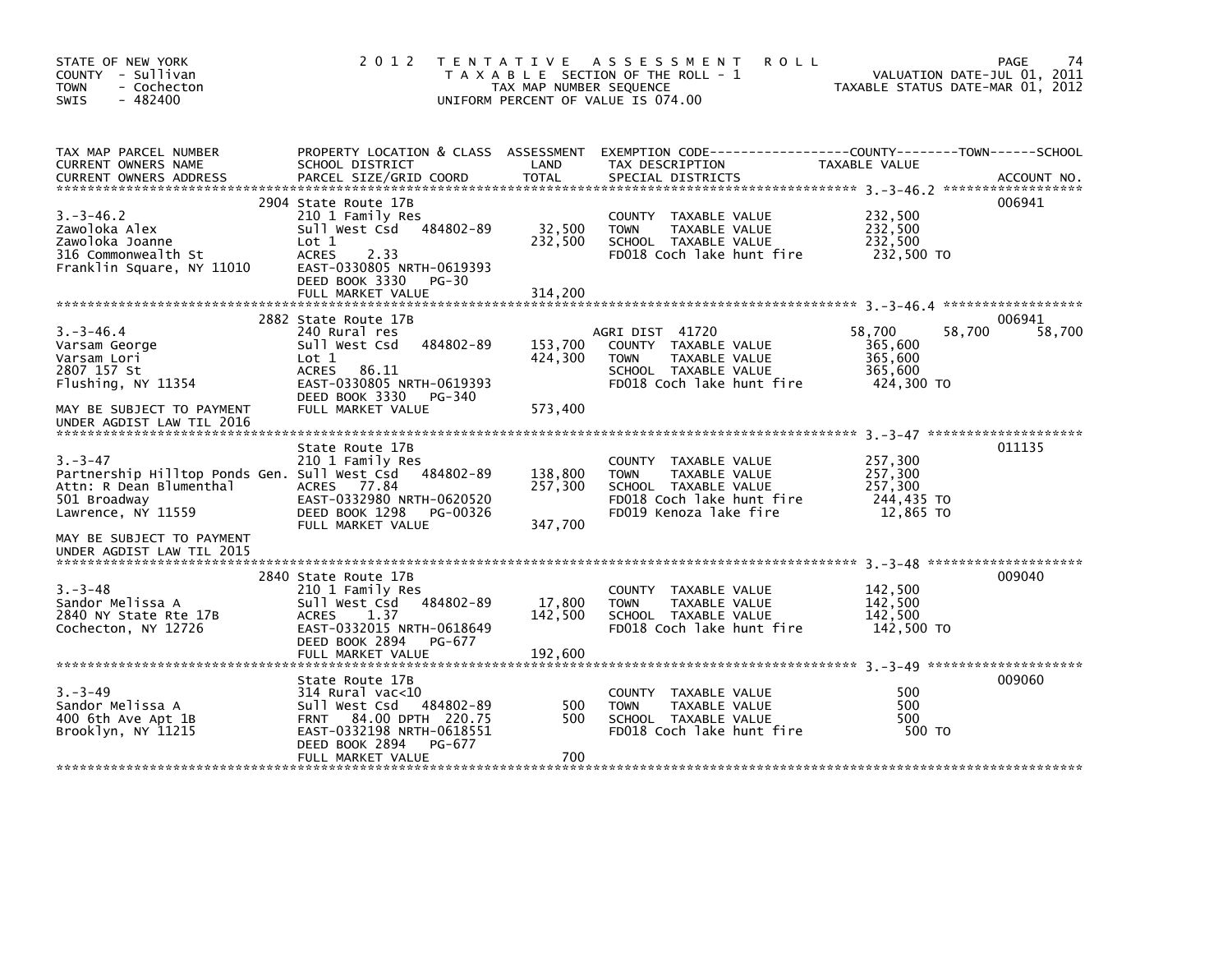STATE OF NEW YORK
COUNTY - Sullivan
TOWN - Cochecton
SWIS - 482400

# 2012 TENTATIVE ASSESSMENT ROLL

TAXABLE SECTION OF THE ROLL - 1
TAX MAP NUMBER SEQUENCE
UNIFORM PERCENT OF VALUE IS 074.00

VALUATION DATE-JUL 01, 2011
TAXABLE STATUS DATE-MAR 01, 2012

| TAX MAP PARCEL NUMBER / CURRENT OWNERS NAME / CURRENT OWNERS ADDRESS | PROPERTY LOCATION & CLASS / SCHOOL DISTRICT / PARCEL SIZE/GRID COORD | ASSESSMENT LAND | TOTAL | EXEMPTION CODE / TAX DESCRIPTION / SPECIAL DISTRICTS | COUNTY | TOWN | SCHOOL | ACCOUNT NO. |
|---|---|---|---|---|---|---|---|---|
| 3.-3-46.2 | 2904 State Route 17B | | | | | | | 006941 |
| | 210 1 Family Res | | | COUNTY TAXABLE VALUE | 232,500 | | | |
| Zawoloka Alex | Sull West Csd 484802-89 | 32,500 | | TOWN TAXABLE VALUE | | 232,500 | | |
| Zawoloka Joanne | Lot 1 | | 232,500 | SCHOOL TAXABLE VALUE | | | 232,500 | |
| 316 Commonwealth St | ACRES 2.33 | | | FD018 Coch lake hunt fire | 232,500 TO | | | |
| Franklin Square, NY 11010 | EAST-0330805 NRTH-0619393 | | | | | | | |
| | DEED BOOK 3330 PG-30 | | | | | | | |
| | FULL MARKET VALUE | | 314,200 | | | | | |
| 3.-3-46.4 | 2882 State Route 17B | | | | | | | 006941 |
| | 240 Rural res | | | AGRI DIST 41720 | 58,700 | 58,700 | 58,700 | |
| Varsam George | Sull West Csd 484802-89 | 153,700 | | COUNTY TAXABLE VALUE | 365,600 | | | |
| Varsam Lori | Lot 1 | | 424,300 | TOWN TAXABLE VALUE | | 365,600 | | |
| 2807 157 St | ACRES 86.11 | | | SCHOOL TAXABLE VALUE | | | 365,600 | |
| Flushing, NY 11354 | EAST-0330805 NRTH-0619393 | | | FD018 Coch lake hunt fire | 424,300 TO | | | |
| | DEED BOOK 3330 PG-340 | | | | | | | |
| MAY BE SUBJECT TO PAYMENT UNDER AGDIST LAW TIL 2016 | FULL MARKET VALUE | | 573,400 | | | | | |
| 3.-3-47 | State Route 17B | | | | | | | 011135 |
| | 210 1 Family Res | | | COUNTY TAXABLE VALUE | 257,300 | | | |
| Partnership Hilltop Ponds Gen. | Sull West Csd 484802-89 | 138,800 | | TOWN TAXABLE VALUE | | 257,300 | | |
| Attn: R Dean Blumenthal | ACRES 77.84 | | 257,300 | SCHOOL TAXABLE VALUE | | | 257,300 | |
| 501 Broadway | EAST-0332980 NRTH-0620520 | | | FD018 Coch lake hunt fire | 244,435 TO | | | |
| Lawrence, NY 11559 | DEED BOOK 1298 PG-00326 | | | FD019 Kenoza lake fire | 12,865 TO | | | |
| MAY BE SUBJECT TO PAYMENT UNDER AGDIST LAW TIL 2015 | FULL MARKET VALUE | | 347,700 | | | | | |
| 3.-3-48 | 2840 State Route 17B | | | | | | | 009040 |
| | 210 1 Family Res | | | COUNTY TAXABLE VALUE | 142,500 | | | |
| Sandor Melissa A | Sull West Csd 484802-89 | 17,800 | | TOWN TAXABLE VALUE | | 142,500 | | |
| 2840 NY State Rte 17B | ACRES 1.37 | | 142,500 | SCHOOL TAXABLE VALUE | | | 142,500 | |
| Cochecton, NY 12726 | EAST-0332015 NRTH-0618649 | | | FD018 Coch lake hunt fire | 142,500 TO | | | |
| | DEED BOOK 2894 PG-677 | | | | | | | |
| | FULL MARKET VALUE | | 192,600 | | | | | |
| 3.-3-49 | State Route 17B | | | | | | | 009060 |
| | 314 Rural vac<10 | | | COUNTY TAXABLE VALUE | 500 | | | |
| Sandor Melissa A | Sull West Csd 484802-89 | 500 | | TOWN TAXABLE VALUE | | 500 | | |
| 400 6th Ave Apt 1B | FRNT 84.00 DPTH 220.75 | | 500 | SCHOOL TAXABLE VALUE | | | 500 | |
| Brooklyn, NY 11215 | EAST-0332198 NRTH-0618551 | | | FD018 Coch lake hunt fire | 500 TO | | | |
| | DEED BOOK 2894 PG-677 | | | | | | | |
| | FULL MARKET VALUE | | 700 | | | | | |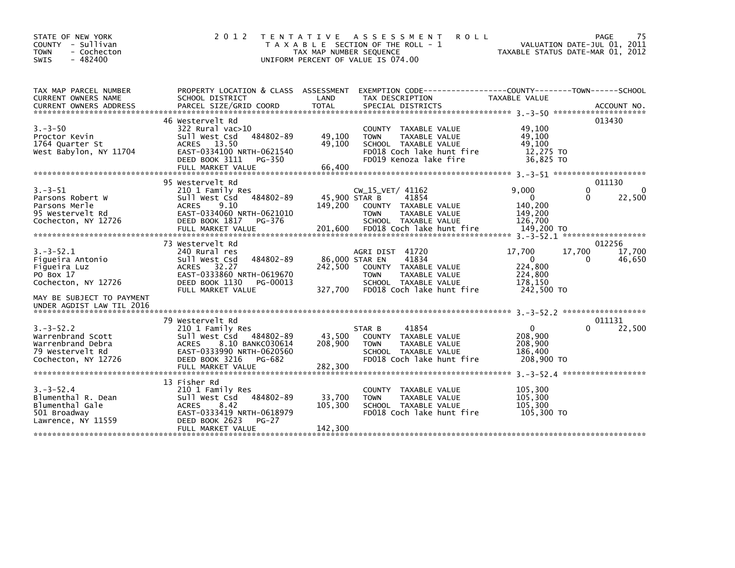STATE OF NEW YORK
COUNTY - Sullivan
TOWN - Cochecton
SWIS - 482400

# 2012 TENTATIVE ASSESSMENT ROLL

TAXABLE SECTION OF THE ROLL - 1
TAX MAP NUMBER SEQUENCE
UNIFORM PERCENT OF VALUE IS 074.00

VALUATION DATE-JUL 01, 2011
TAXABLE STATUS DATE-MAR 01, 2012

| TAX MAP PARCEL NUMBER / CURRENT OWNERS NAME / CURRENT OWNERS ADDRESS | PROPERTY LOCATION & CLASS / SCHOOL DISTRICT / PARCEL SIZE/GRID COORD | ASSESSMENT LAND / TOTAL | EXEMPTION CODE / TAX DESCRIPTION / SPECIAL DISTRICTS | COUNTY TAXABLE VALUE | TOWN | SCHOOL | ACCOUNT NO. |
|---|---|---|---|---|---|---|---|
| **3.-3-50** | 46 Westervelt Rd | | | | | | 013430 |
| 3.-3-50 | 322 Rural vac>10 | | COUNTY TAXABLE VALUE | 49,100 | | | |
| Proctor Kevin | Sull West Csd 484802-89 | 49,100 | TOWN TAXABLE VALUE | 49,100 | | | |
| 1764 Quarter St | ACRES 13.50 | 49,100 | SCHOOL TAXABLE VALUE | 49,100 | | | |
| West Babylon, NY 11704 | EAST-0334100 NRTH-0621540 | | FD018 Coch lake hunt fire | 12,275 TO | | | |
| | DEED BOOK 3111 PG-350 | | FD019 Kenoza lake fire | 36,825 TO | | | |
| | FULL MARKET VALUE | 66,400 | | | | | |
| **3.-3-51** | 95 Westervelt Rd | | | | | | 011130 |
| 3.-3-51 | 210 1 Family Res | | CW_15_VET/ 41162 | 9,000 | 0 | 0 | |
| Parsons Robert W | Sull West Csd 484802-89 | 45,900 | STAR B 41854 | 0 | 0 | 22,500 | |
| Parsons Merle | ACRES 9.10 | 149,200 | COUNTY TAXABLE VALUE | 140,200 | | | |
| 95 Westervelt Rd | EAST-0334060 NRTH-0621010 | | TOWN TAXABLE VALUE | 149,200 | | | |
| Cochecton, NY 12726 | DEED BOOK 1817 PG-376 | | SCHOOL TAXABLE VALUE | 126,700 | | | |
| | FULL MARKET VALUE | 201,600 | FD018 Coch lake hunt fire | 149,200 TO | | | |
| **3.-3-52.1** | 73 Westervelt Rd | | | | | | 012256 |
| 3.-3-52.1 | 240 Rural res | | AGRI DIST 41720 | 17,700 | 17,700 | 17,700 | |
| Figueira Antonio | Sull West Csd 484802-89 | 86,000 | STAR EN 41834 | 0 | 0 | 46,650 | |
| Figueira Luz | ACRES 32.27 | 242,500 | COUNTY TAXABLE VALUE | 224,800 | | | |
| PO Box 17 | EAST-0333860 NRTH-0619670 | | TOWN TAXABLE VALUE | 224,800 | | | |
| Cochecton, NY 12726 | DEED BOOK 1130 PG-00013 | | SCHOOL TAXABLE VALUE | 178,150 | | | |
| | FULL MARKET VALUE | 327,700 | FD018 Coch lake hunt fire | 242,500 TO | | | |
| MAY BE SUBJECT TO PAYMENT UNDER AGDIST LAW TIL 2016 | | | | | | | |
| **3.-3-52.2** | 79 Westervelt Rd | | | | | | 011131 |
| 3.-3-52.2 | 210 1 Family Res | | STAR B 41854 | 0 | 0 | 22,500 | |
| Warrenbrand Scott | Sull West Csd 484802-89 | 43,500 | COUNTY TAXABLE VALUE | 208,900 | | | |
| Warrenbrand Debra | ACRES 8.10 BANKC030614 | 208,900 | TOWN TAXABLE VALUE | 208,900 | | | |
| 79 Westervelt Rd | EAST-0333990 NRTH-0620560 | | SCHOOL TAXABLE VALUE | 186,400 | | | |
| Cochecton, NY 12726 | DEED BOOK 3216 PG-682 | | FD018 Coch lake hunt fire | 208,900 TO | | | |
| | FULL MARKET VALUE | 282,300 | | | | | |
| **3.-3-52.4** | 13 Fisher Rd | | | | | | |
| 3.-3-52.4 | 210 1 Family Res | | COUNTY TAXABLE VALUE | 105,300 | | | |
| Blumenthal R. Dean | Sull West Csd 484802-89 | 33,700 | TOWN TAXABLE VALUE | 105,300 | | | |
| Blumenthal Gale | ACRES 8.42 | 105,300 | SCHOOL TAXABLE VALUE | 105,300 | | | |
| 501 Broadway | EAST-0333419 NRTH-0618979 | | FD018 Coch lake hunt fire | 105,300 TO | | | |
| Lawrence, NY 11559 | DEED BOOK 2623 PG-27 | | | | | | |
| | FULL MARKET VALUE | 142,300 | | | | | |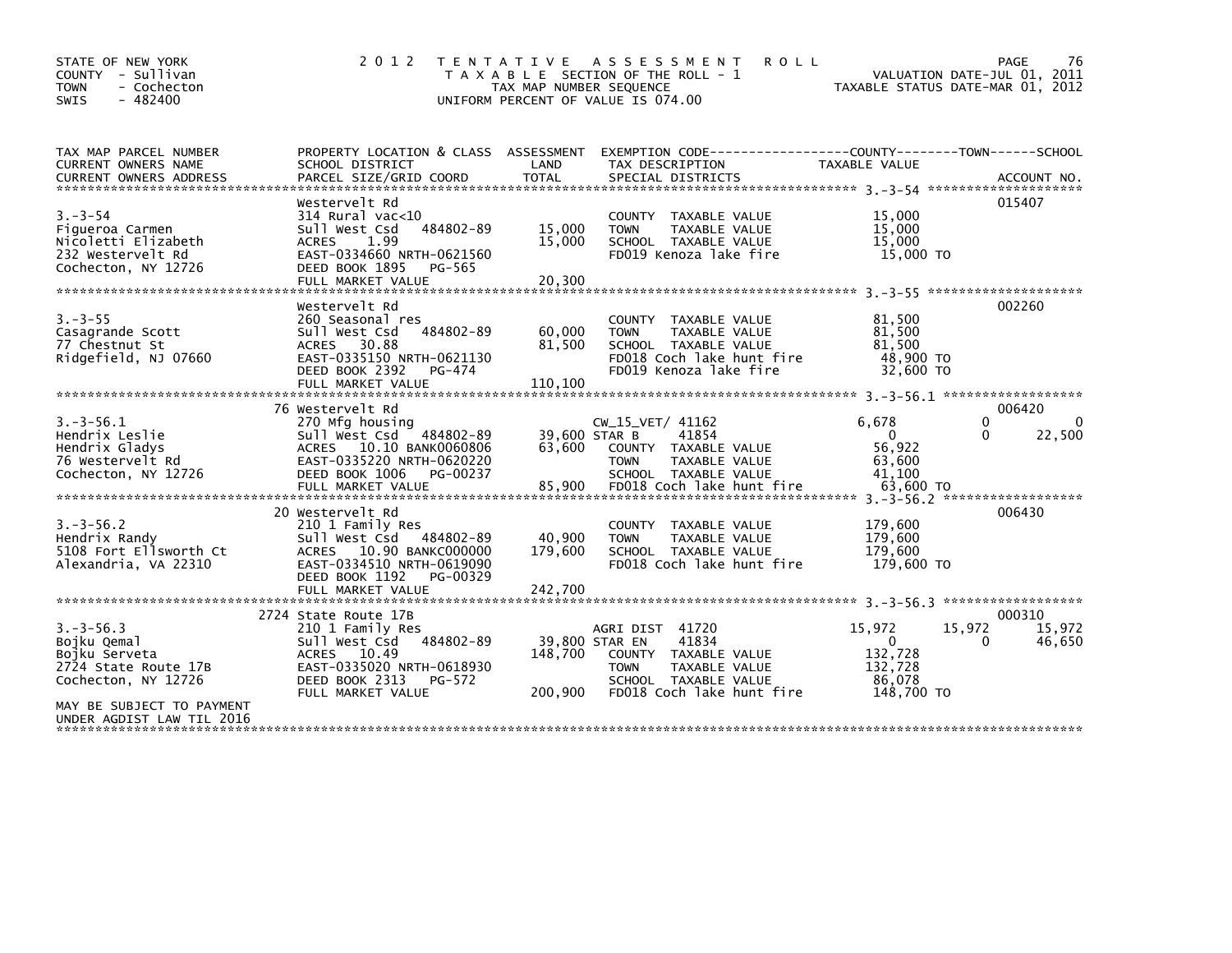STATE OF NEW YORK
COUNTY - Sullivan
TOWN - Cochecton
SWIS - 482400

# 2012 TENTATIVE ASSESSMENT ROLL

TAXABLE SECTION OF THE ROLL - 1
TAX MAP NUMBER SEQUENCE
UNIFORM PERCENT OF VALUE IS 074.00

VALUATION DATE-JUL 01, 2011
TAXABLE STATUS DATE-MAR 01, 2012

| TAX MAP PARCEL NUMBER / CURRENT OWNERS NAME / CURRENT OWNERS ADDRESS | PROPERTY LOCATION & CLASS / SCHOOL DISTRICT / PARCEL SIZE/GRID COORD | ASSESSMENT LAND | TOTAL | EXEMPTION CODE / TAX DESCRIPTION / SPECIAL DISTRICTS | COUNTY TAXABLE VALUE | TOWN | SCHOOL | ACCOUNT NO. |
|---|---|---|---|---|---|---|---|---|
| 3.-3-54 | Westervelt Rd | | | | | | | 015407 |
| 3.-3-54 | 314 Rural vac<10 | | | COUNTY TAXABLE VALUE | 15,000 | | | |
| Figueroa Carmen | Sull West Csd 484802-89 | 15,000 | | TOWN TAXABLE VALUE | 15,000 | | | |
| Nicoletti Elizabeth | ACRES 1.99 | | 15,000 | SCHOOL TAXABLE VALUE | 15,000 | | | |
| 232 Westervelt Rd | EAST-0334660 NRTH-0621560 | | | FD019 Kenoza lake fire | 15,000 TO | | | |
| Cochecton, NY 12726 | DEED BOOK 1895 PG-565 | | | | | | | |
| | FULL MARKET VALUE | | 20,300 | | | | | |
| 3.-3-55 | Westervelt Rd | | | | | | | 002260 |
| 3.-3-55 | 260 Seasonal res | | | COUNTY TAXABLE VALUE | 81,500 | | | |
| Casagrande Scott | Sull West Csd 484802-89 | 60,000 | | TOWN TAXABLE VALUE | 81,500 | | | |
| 77 Chestnut St | ACRES 30.88 | | 81,500 | SCHOOL TAXABLE VALUE | 81,500 | | | |
| Ridgefield, NJ 07660 | EAST-0335150 NRTH-0621130 | | | FD018 Coch lake hunt fire | 48,900 TO | | | |
| | DEED BOOK 2392 PG-474 | | | FD019 Kenoza lake fire | 32,600 TO | | | |
| | FULL MARKET VALUE | | 110,100 | | | | | |
| 3.-3-56.1 | 76 Westervelt Rd | | | | | | | 006420 |
| 3.-3-56.1 | 270 Mfg housing | | | CW_15_VET/ 41162 | 6,678 | 0 | 0 | |
| Hendrix Leslie | Sull West Csd 484802-89 | 39,600 | | STAR B 41854 | 0 | 0 | 22,500 | |
| Hendrix Gladys | ACRES 10.10 BANK0060806 | | 63,600 | COUNTY TAXABLE VALUE | 56,922 | | | |
| 76 Westervelt Rd | EAST-0335220 NRTH-0620220 | | | TOWN TAXABLE VALUE | 63,600 | | | |
| Cochecton, NY 12726 | DEED BOOK 1006 PG-00237 | | | SCHOOL TAXABLE VALUE | 41,100 | | | |
| | FULL MARKET VALUE | | 85,900 | FD018 Coch lake hunt fire | 63,600 TO | | | |
| 3.-3-56.2 | 20 Westervelt Rd | | | | | | | 006430 |
| 3.-3-56.2 | 210 1 Family Res | | | COUNTY TAXABLE VALUE | 179,600 | | | |
| Hendrix Randy | Sull West Csd 484802-89 | 40,900 | | TOWN TAXABLE VALUE | 179,600 | | | |
| 5108 Fort Ellsworth Ct | ACRES 10.90 BANKC000000 | | 179,600 | SCHOOL TAXABLE VALUE | 179,600 | | | |
| Alexandria, VA 22310 | EAST-0334510 NRTH-0619090 | | | FD018 Coch lake hunt fire | 179,600 TO | | | |
| | DEED BOOK 1192 PG-00329 | | | | | | | |
| | FULL MARKET VALUE | | 242,700 | | | | | |
| 3.-3-56.3 | 2724 State Route 17B | | | | | | | 000310 |
| 3.-3-56.3 | 210 1 Family Res | | | AGRI DIST 41720 | 15,972 | 15,972 | 15,972 | |
| Bojku Qemal | Sull West Csd 484802-89 | 39,800 | | STAR EN 41834 | 0 | 0 | 46,650 | |
| Bojku Serveta | ACRES 10.49 | | 148,700 | COUNTY TAXABLE VALUE | 132,728 | | | |
| 2724 State Route 17B | EAST-0335020 NRTH-0618930 | | | TOWN TAXABLE VALUE | 132,728 | | | |
| Cochecton, NY 12726 | DEED BOOK 2313 PG-572 | | | SCHOOL TAXABLE VALUE | 86,078 | | | |
| | FULL MARKET VALUE | | 200,900 | FD018 Coch lake hunt fire | 148,700 TO | | | |
| MAY BE SUBJECT TO PAYMENT UNDER AGDIST LAW TIL 2016 | | | | | | | | |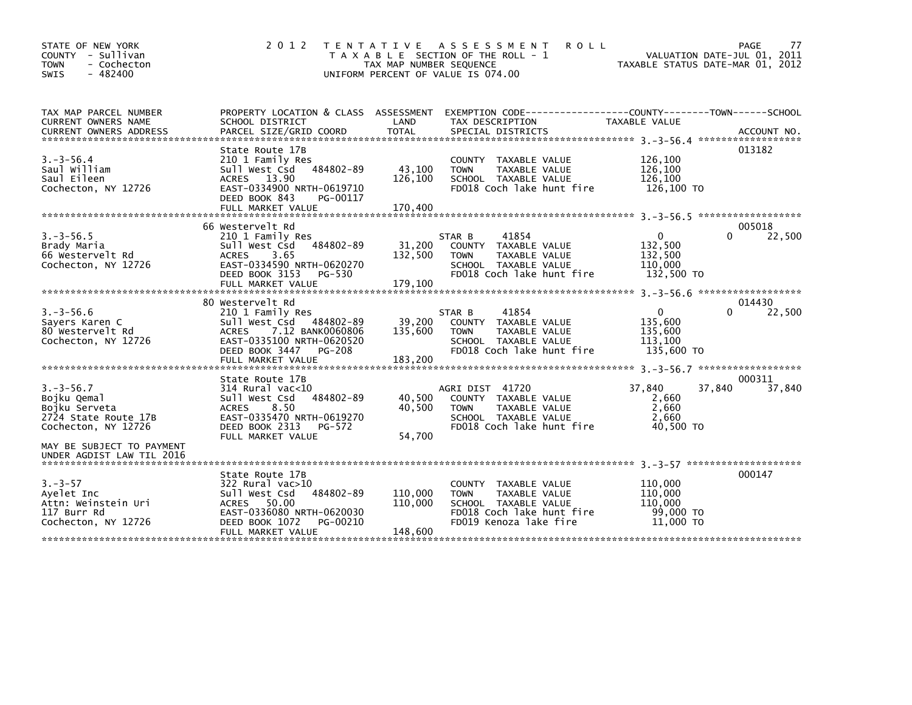STATE OF NEW YORK
COUNTY - Sullivan
TOWN - Cochecton
SWIS - 482400

# 2012 TENTATIVE ASSESSMENT ROLL

TAXABLE SECTION OF THE ROLL - 1
TAX MAP NUMBER SEQUENCE
UNIFORM PERCENT OF VALUE IS 074.00

VALUATION DATE-JUL 01, 2011
TAXABLE STATUS DATE-MAR 01, 2012

| TAX MAP PARCEL NUMBER / CURRENT OWNERS NAME / CURRENT OWNERS ADDRESS | PROPERTY LOCATION & CLASS / SCHOOL DISTRICT / PARCEL SIZE/GRID COORD | ASSESSMENT LAND | TOTAL | EXEMPTION CODE / TAX DESCRIPTION / SPECIAL DISTRICTS | COUNTY TAXABLE VALUE | TOWN | SCHOOL | ACCOUNT NO. |
|---|---|---|---|---|---|---|---|---|
| 3.-3-56.4 | State Route 17B | | | | | | | 013182 |
| | 210 1 Family Res | | | COUNTY TAXABLE VALUE | 126,100 | | | |
| Saul William | Sull West Csd 484802-89 | 43,100 | | TOWN TAXABLE VALUE | 126,100 | | | |
| Saul Eileen | ACRES 13.90 | | 126,100 | SCHOOL TAXABLE VALUE | 126,100 | | | |
| Cochecton, NY 12726 | EAST-0334900 NRTH-0619710 | | | FD018 Coch lake hunt fire | 126,100 TO | | | |
| | DEED BOOK 843 PG-00117 | | | | | | | |
| | FULL MARKET VALUE | | 170,400 | | | | | |
| 3.-3-56.5 | 66 Westervelt Rd | | | | | | | 005018 |
| | 210 1 Family Res | | | STAR B 41854 | 0 | 0 | 22,500 | |
| Brady Maria | Sull West Csd 484802-89 | 31,200 | | COUNTY TAXABLE VALUE | 132,500 | | | |
| 66 Westervelt Rd | ACRES 3.65 | | 132,500 | TOWN TAXABLE VALUE | 132,500 | | | |
| Cochecton, NY 12726 | EAST-0334590 NRTH-0620270 | | | SCHOOL TAXABLE VALUE | 110,000 | | | |
| | DEED BOOK 3153 PG-530 | | | FD018 Coch lake hunt fire | 132,500 TO | | | |
| | FULL MARKET VALUE | | 179,100 | | | | | |
| 3.-3-56.6 | 80 Westervelt Rd | | | | | | | 014430 |
| | 210 1 Family Res | | | STAR B 41854 | 0 | 0 | 22,500 | |
| Sayers Karen C | Sull West Csd 484802-89 | 39,200 | | COUNTY TAXABLE VALUE | 135,600 | | | |
| 80 Westervelt Rd | ACRES 7.12 BANK0060806 | | 135,600 | TOWN TAXABLE VALUE | 135,600 | | | |
| Cochecton, NY 12726 | EAST-0335100 NRTH-0620520 | | | SCHOOL TAXABLE VALUE | 113,100 | | | |
| | DEED BOOK 3447 PG-208 | | | FD018 Coch lake hunt fire | 135,600 TO | | | |
| | FULL MARKET VALUE | | 183,200 | | | | | |
| 3.-3-56.7 | State Route 17B | | | | | | | 000311 |
| | 314 Rural vac<10 | | | AGRI DIST 41720 | 37,840 | 37,840 | 37,840 | |
| Bojku Qemal | Sull West Csd 484802-89 | 40,500 | | COUNTY TAXABLE VALUE | 2,660 | | | |
| Bojku Serveta | ACRES 8.50 | | 40,500 | TOWN TAXABLE VALUE | 2,660 | | | |
| 2724 State Route 17B | EAST-0335470 NRTH-0619270 | | | SCHOOL TAXABLE VALUE | 2,660 | | | |
| Cochecton, NY 12726 | DEED BOOK 2313 PG-572 | | | FD018 Coch lake hunt fire | 40,500 TO | | | |
| | FULL MARKET VALUE | | 54,700 | | | | | |
| MAY BE SUBJECT TO PAYMENT UNDER AGDIST LAW TIL 2016 | | | | | | | | |
| 3.-3-57 | State Route 17B | | | | | | | 000147 |
| | 322 Rural vac>10 | | | COUNTY TAXABLE VALUE | 110,000 | | | |
| Ayelet Inc | Sull West Csd 484802-89 | 110,000 | | TOWN TAXABLE VALUE | 110,000 | | | |
| Attn: Weinstein Uri | ACRES 50.00 | | 110,000 | SCHOOL TAXABLE VALUE | 110,000 | | | |
| 117 Burr Rd | EAST-0336080 NRTH-0620030 | | | FD018 Coch lake hunt fire | 99,000 TO | | | |
| Cochecton, NY 12726 | DEED BOOK 1072 PG-00210 | | | FD019 Kenoza lake fire | 11,000 TO | | | |
| | FULL MARKET VALUE | | 148,600 | | | | | |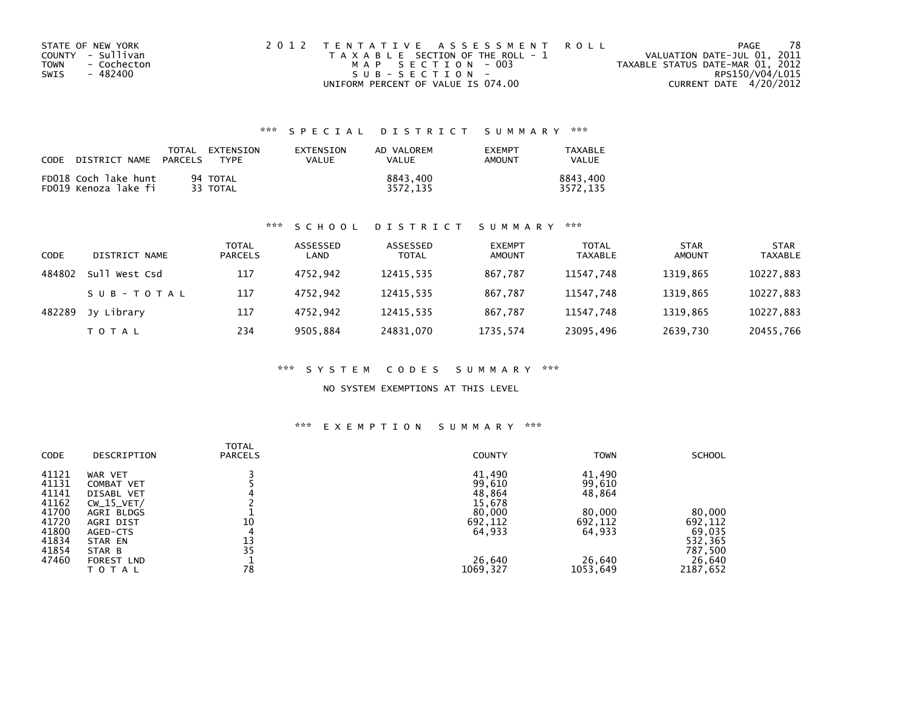STATE OF NEW YORK
COUNTY - Sullivan
TOWN - Cochecton
SWIS - 482400

2012 TENTATIVE ASSESSMENT ROLL
TAXABLE SECTION OF THE ROLL - 1
MAP SECTION - 003
SUB-SECTION -
UNIFORM PERCENT OF VALUE IS 074.00

VALUATION DATE-JUL 01, 2011
TAXABLE STATUS DATE-MAR 01, 2012
RPS150/V04/L015
CURRENT DATE 4/20/2012

### *** SPECIAL DISTRICT SUMMARY ***

| CODE | DISTRICT NAME | TOTAL PARCELS | EXTENSION TYPE | EXTENSION VALUE | AD VALOREM VALUE | EXEMPT AMOUNT | TAXABLE VALUE |
|---|---|---|---|---|---|---|---|
| FD018 | Coch lake hunt | 94 | TOTAL | | 8843,400 | | 8843,400 |
| FD019 | Kenoza lake fi | 33 | TOTAL | | 3572,135 | | 3572,135 |

### *** SCHOOL DISTRICT SUMMARY ***

| CODE | DISTRICT NAME | TOTAL PARCELS | ASSESSED LAND | ASSESSED TOTAL | EXEMPT AMOUNT | TOTAL TAXABLE | STAR AMOUNT | STAR TAXABLE |
|---|---|---|---|---|---|---|---|---|
| 484802 | Sull West Csd | 117 | 4752,942 | 12415,535 | 867,787 | 11547,748 | 1319,865 | 10227,883 |
| | SUB-TOTAL | 117 | 4752,942 | 12415,535 | 867,787 | 11547,748 | 1319,865 | 10227,883 |
| 482289 | Jy Library | 117 | 4752,942 | 12415,535 | 867,787 | 11547,748 | 1319,865 | 10227,883 |
| | TOTAL | 234 | 9505,884 | 24831,070 | 1735,574 | 23095,496 | 2639,730 | 20455,766 |

### *** SYSTEM CODES SUMMARY ***

NO SYSTEM EXEMPTIONS AT THIS LEVEL

### *** EXEMPTION SUMMARY ***

| CODE | DESCRIPTION | TOTAL PARCELS | COUNTY | TOWN | SCHOOL |
|---|---|---|---|---|---|
| 41121 | WAR VET | 3 | 41,490 | 41,490 | |
| 41131 | COMBAT VET | 5 | 99,610 | 99,610 | |
| 41141 | DISABL VET | 4 | 48,864 | 48,864 | |
| 41162 | CW_15_VET/ | 2 | 15,678 | | |
| 41700 | AGRI BLDGS | 1 | 80,000 | 80,000 | 80,000 |
| 41720 | AGRI DIST | 10 | 692,112 | 692,112 | 692,112 |
| 41800 | AGED-CTS | 4 | 64,933 | 64,933 | 69,035 |
| 41834 | STAR EN | 13 | | | 532,365 |
| 41854 | STAR B | 35 | | | 787,500 |
| 47460 | FOREST LND | 1 | 26,640 | 26,640 | 26,640 |
| | TOTAL | 78 | 1069,327 | 1053,649 | 2187,652 |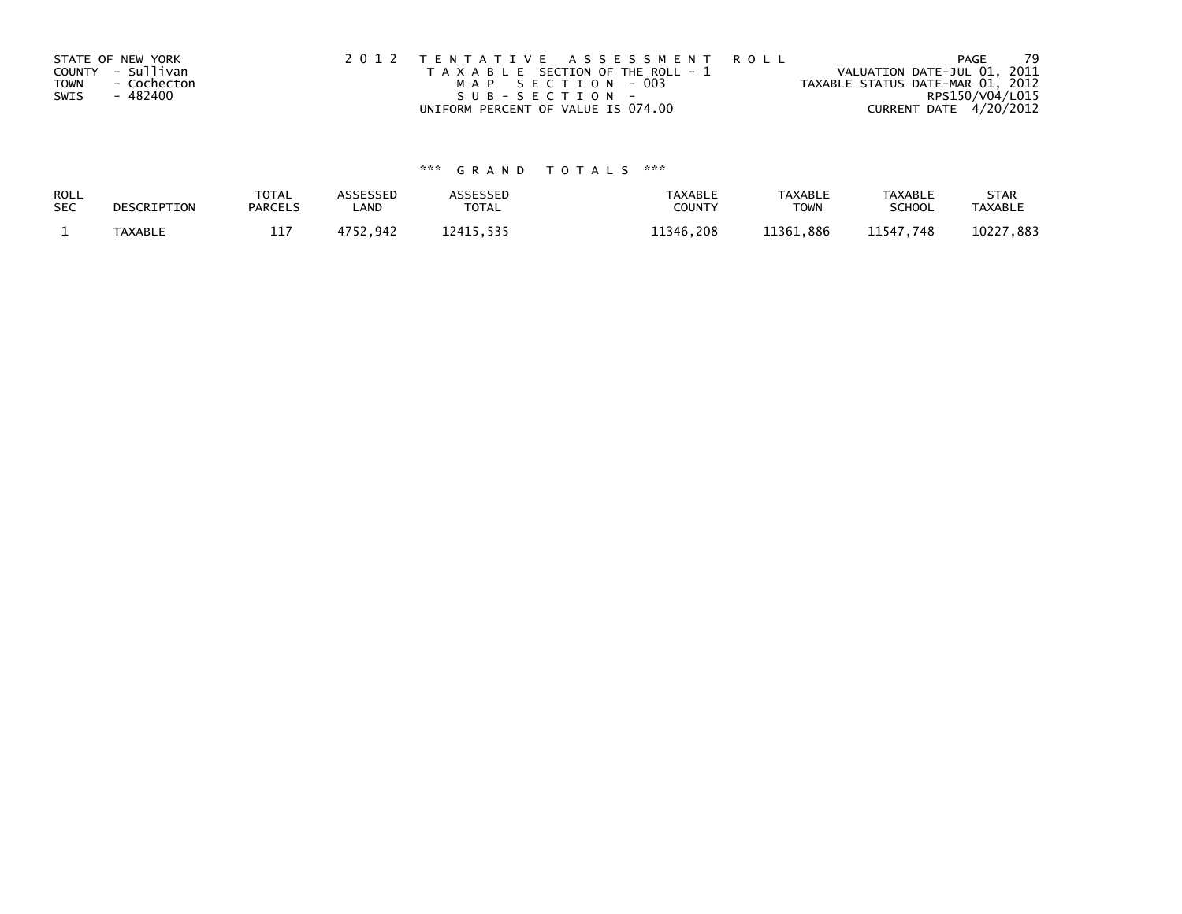STATE OF NEW YORK
COUNTY - Sullivan
TOWN - Cochecton
SWIS - 482400

2 0 1 2 T E N T A T I V E A S S E S S M E N T R O L L
T A X A B L E SECTION OF THE ROLL - 1
M A P S E C T I O N - 003
S U B - S E C T I O N -
UNIFORM PERCENT OF VALUE IS 074.00

VALUATION DATE-JUL 01, 2011
TAXABLE STATUS DATE-MAR 01, 2012
RPS150/V04/L015
CURRENT DATE 4/20/2012

### \*\*\* G R A N D T O T A L S \*\*\*

| ROLL SEC | DESCRIPTION | TOTAL PARCELS | ASSESSED LAND | ASSESSED TOTAL | TAXABLE COUNTY | TAXABLE TOWN | TAXABLE SCHOOL | STAR TAXABLE |
|---|---|---|---|---|---|---|---|---|
| 1 | TAXABLE | 117 | 4752,942 | 12415,535 | 11346,208 | 11361,886 | 11547,748 | 10227,883 |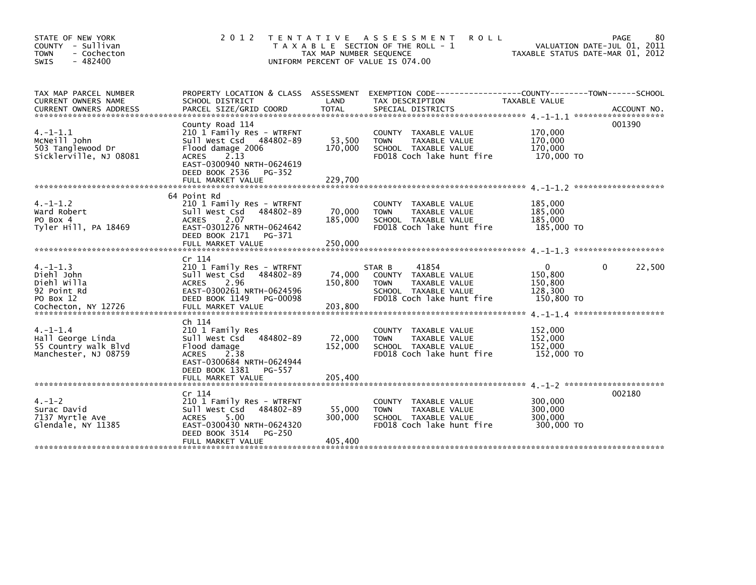STATE OF NEW YORK
COUNTY - Sullivan
TOWN - Cochecton
SWIS - 482400

# 2012 TENTATIVE ASSESSMENT ROLL

TAXABLE SECTION OF THE ROLL - 1
TAX MAP NUMBER SEQUENCE
UNIFORM PERCENT OF VALUE IS 074.00

VALUATION DATE-JUL 01, 2011
TAXABLE STATUS DATE-MAR 01, 2012

| TAX MAP PARCEL NUMBER / CURRENT OWNERS NAME / CURRENT OWNERS ADDRESS | PROPERTY LOCATION & CLASS / SCHOOL DISTRICT / PARCEL SIZE/GRID COORD | ASSESSMENT LAND | TOTAL | EXEMPTION CODE / TAX DESCRIPTION / SPECIAL DISTRICTS | COUNTY TAXABLE VALUE | TOWN | SCHOOL | ACCOUNT NO. |
|---|---|---|---|---|---|---|---|---|
| **4.-1-1.1** | County Road 114 | | | | | | | 001390 |
| 4.-1-1.1 | 210 1 Family Res - WTRFNT | | | COUNTY TAXABLE VALUE | 170,000 | | | |
| McNeill John | Sull West Csd 484802-89 | 53,500 | | TOWN TAXABLE VALUE | 170,000 | | | |
| 503 Tanglewood Dr | Flood damage 2006 | | 170,000 | SCHOOL TAXABLE VALUE | 170,000 | | | |
| Sicklerville, NJ 08081 | ACRES 2.13 | | | FD018 Coch lake hunt fire | 170,000 TO | | | |
| | EAST-0300940 NRTH-0624619 | | | | | | | |
| | DEED BOOK 2536 PG-352 | | | | | | | |
| | FULL MARKET VALUE | | 229,700 | | | | | |
| **4.-1-1.2** | 64 Point Rd | | | | | | | |
| 4.-1-1.2 | 210 1 Family Res - WTRFNT | | | COUNTY TAXABLE VALUE | 185,000 | | | |
| Ward Robert | Sull West Csd 484802-89 | 70,000 | | TOWN TAXABLE VALUE | 185,000 | | | |
| PO Box 4 | ACRES 2.07 | | 185,000 | SCHOOL TAXABLE VALUE | 185,000 | | | |
| Tyler Hill, PA 18469 | EAST-0301276 NRTH-0624642 | | | FD018 Coch lake hunt fire | 185,000 TO | | | |
| | DEED BOOK 2171 PG-371 | | | | | | | |
| | FULL MARKET VALUE | | 250,000 | | | | | |
| **4.-1-1.3** | Cr 114 | | | | | | | |
| 4.-1-1.3 | 210 1 Family Res - WTRFNT | | | STAR B 41854 | 0 | 0 | 22,500 | |
| Diehl John | Sull West Csd 484802-89 | 74,000 | | COUNTY TAXABLE VALUE | 150,800 | | | |
| Diehl Willa | ACRES 2.96 | | 150,800 | TOWN TAXABLE VALUE | 150,800 | | | |
| 92 Point Rd | EAST-0300261 NRTH-0624596 | | | SCHOOL TAXABLE VALUE | 128,300 | | | |
| PO Box 12 | DEED BOOK 1149 PG-00098 | | | FD018 Coch lake hunt fire | 150,800 TO | | | |
| Cochecton, NY 12726 | FULL MARKET VALUE | | 203,800 | | | | | |
| **4.-1-1.4** | Ch 114 | | | | | | | |
| 4.-1-1.4 | 210 1 Family Res | | | COUNTY TAXABLE VALUE | 152,000 | | | |
| Hall George Linda | Sull West Csd 484802-89 | 72,000 | | TOWN TAXABLE VALUE | 152,000 | | | |
| 55 Country Walk Blvd | Flood damage | | 152,000 | SCHOOL TAXABLE VALUE | 152,000 | | | |
| Manchester, NJ 08759 | ACRES 2.38 | | | FD018 Coch lake hunt fire | 152,000 TO | | | |
| | EAST-0300684 NRTH-0624944 | | | | | | | |
| | DEED BOOK 1381 PG-557 | | | | | | | |
| | FULL MARKET VALUE | | 205,400 | | | | | |
| **4.-1-2** | Cr 114 | | | | | | | 002180 |
| 4.-1-2 | 210 1 Family Res - WTRFNT | | | COUNTY TAXABLE VALUE | 300,000 | | | |
| Surac David | Sull West Csd 484802-89 | 55,000 | | TOWN TAXABLE VALUE | 300,000 | | | |
| 7137 Myrtle Ave | ACRES 5.00 | | 300,000 | SCHOOL TAXABLE VALUE | 300,000 | | | |
| Glendale, NY 11385 | EAST-0300430 NRTH-0624320 | | | FD018 Coch lake hunt fire | 300,000 TO | | | |
| | DEED BOOK 3514 PG-250 | | | | | | | |
| | FULL MARKET VALUE | | 405,400 | | | | | |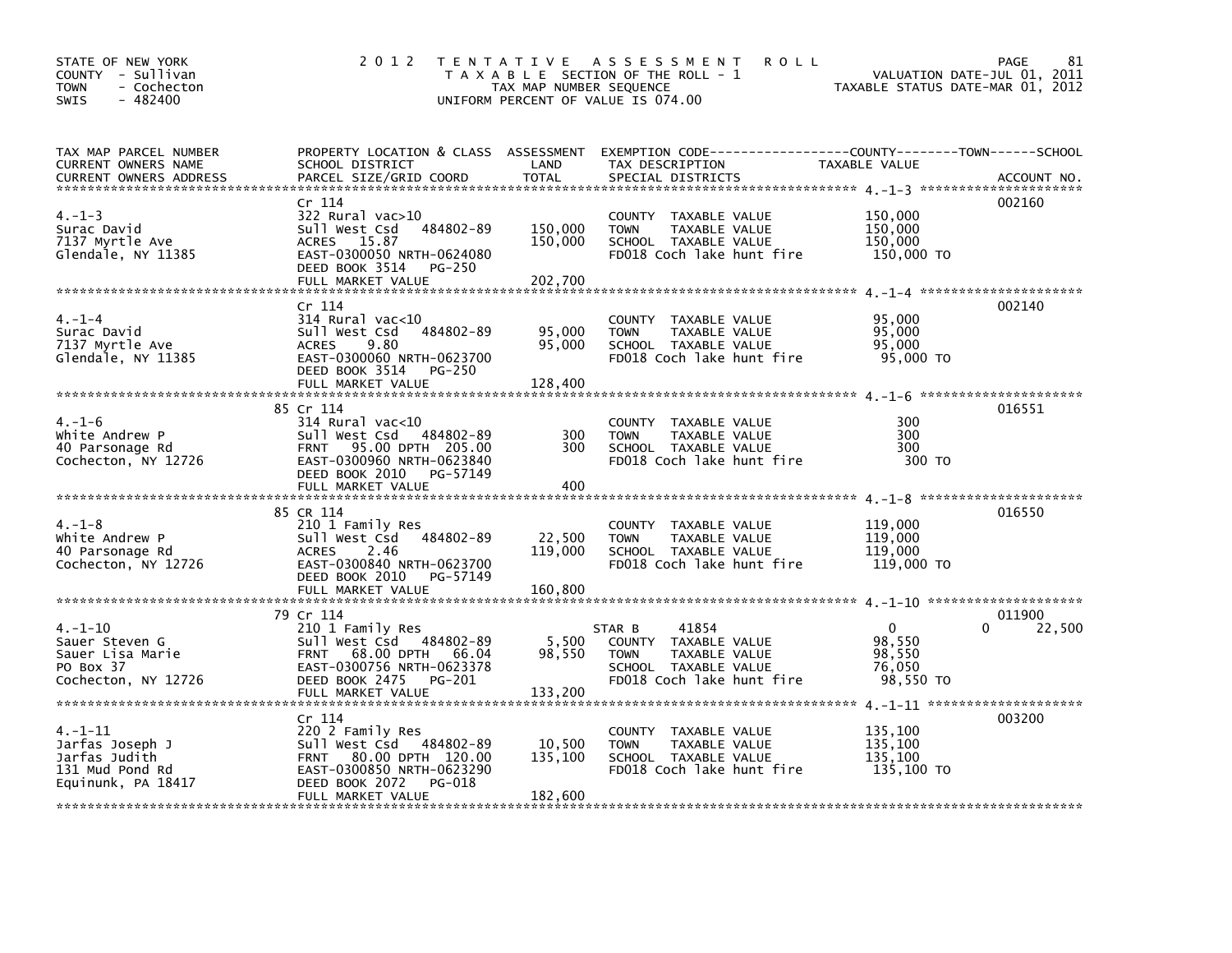STATE OF NEW YORK
COUNTY - Sullivan
TOWN - Cochecton
SWIS - 482400

# 2012 TENTATIVE ASSESSMENT ROLL

TAXABLE SECTION OF THE ROLL - 1
TAX MAP NUMBER SEQUENCE
UNIFORM PERCENT OF VALUE IS 074.00

VALUATION DATE-JUL 01, 2011
TAXABLE STATUS DATE-MAR 01, 2012

| TAX MAP PARCEL NUMBER / CURRENT OWNERS NAME / CURRENT OWNERS ADDRESS | PROPERTY LOCATION & CLASS / SCHOOL DISTRICT / PARCEL SIZE/GRID COORD | ASSESSMENT LAND | TOTAL | EXEMPTION CODE / TAX DESCRIPTION / SPECIAL DISTRICTS | TAXABLE VALUE (COUNTY / TOWN / SCHOOL) | ACCOUNT NO. |
|---|---|---|---|---|---|---|
| 4.-1-3 | Cr 114 | | | | | 002160 |
| Surac David | 322 Rural vac>10 | | | COUNTY TAXABLE VALUE | 150,000 | |
| 7137 Myrtle Ave | Sull West Csd 484802-89 | 150,000 | | TOWN TAXABLE VALUE | 150,000 | |
| Glendale, NY 11385 | ACRES 15.87 | | 150,000 | SCHOOL TAXABLE VALUE | 150,000 | |
| | EAST-0300050 NRTH-0624080 | | | FD018 Coch lake hunt fire | 150,000 TO | |
| | DEED BOOK 3514 PG-250 | | | | | |
| | FULL MARKET VALUE | | 202,700 | | | |
| 4.-1-4 | Cr 114 | | | | | 002140 |
| Surac David | 314 Rural vac<10 | | | COUNTY TAXABLE VALUE | 95,000 | |
| 7137 Myrtle Ave | Sull West Csd 484802-89 | 95,000 | | TOWN TAXABLE VALUE | 95,000 | |
| Glendale, NY 11385 | ACRES 9.80 | | 95,000 | SCHOOL TAXABLE VALUE | 95,000 | |
| | EAST-0300060 NRTH-0623700 | | | FD018 Coch lake hunt fire | 95,000 TO | |
| | DEED BOOK 3514 PG-250 | | | | | |
| | FULL MARKET VALUE | | 128,400 | | | |
| 4.-1-6 | 85 Cr 114 | | | | | 016551 |
| White Andrew P | 314 Rural vac<10 | | | COUNTY TAXABLE VALUE | 300 | |
| 40 Parsonage Rd | Sull West Csd 484802-89 | 300 | | TOWN TAXABLE VALUE | 300 | |
| Cochecton, NY 12726 | FRNT 95.00 DPTH 205.00 | | 300 | SCHOOL TAXABLE VALUE | 300 | |
| | EAST-0300960 NRTH-0623840 | | | FD018 Coch lake hunt fire | 300 TO | |
| | DEED BOOK 2010 PG-57149 | | | | | |
| | FULL MARKET VALUE | | 400 | | | |
| 4.-1-8 | 85 CR 114 | | | | | 016550 |
| White Andrew P | 210 1 Family Res | | | COUNTY TAXABLE VALUE | 119,000 | |
| 40 Parsonage Rd | Sull West Csd 484802-89 | 22,500 | | TOWN TAXABLE VALUE | 119,000 | |
| Cochecton, NY 12726 | ACRES 2.46 | | 119,000 | SCHOOL TAXABLE VALUE | 119,000 | |
| | EAST-0300840 NRTH-0623700 | | | FD018 Coch lake hunt fire | 119,000 TO | |
| | DEED BOOK 2010 PG-57149 | | | | | |
| | FULL MARKET VALUE | | 160,800 | | | |
| 4.-1-10 | 79 Cr 114 | | | | | 011900 |
| Sauer Steven G | 210 1 Family Res | | | STAR B 41854 | 0 / 0 / 22,500 | |
| Sauer Lisa Marie | Sull West Csd 484802-89 | 5,500 | | COUNTY TAXABLE VALUE | 98,550 | |
| PO Box 37 | FRNT 68.00 DPTH 66.04 | | 98,550 | TOWN TAXABLE VALUE | 98,550 | |
| Cochecton, NY 12726 | EAST-0300756 NRTH-0623378 | | | SCHOOL TAXABLE VALUE | 76,050 | |
| | DEED BOOK 2475 PG-201 | | | FD018 Coch lake hunt fire | 98,550 TO | |
| | FULL MARKET VALUE | | 133,200 | | | |
| 4.-1-11 | Cr 114 | | | | | 003200 |
| Jarfas Joseph J | 220 2 Family Res | | | COUNTY TAXABLE VALUE | 135,100 | |
| Jarfas Judith | Sull West Csd 484802-89 | 10,500 | | TOWN TAXABLE VALUE | 135,100 | |
| 131 Mud Pond Rd | FRNT 80.00 DPTH 120.00 | | 135,100 | SCHOOL TAXABLE VALUE | 135,100 | |
| Equinunk, PA 18417 | EAST-0300850 NRTH-0623290 | | | FD018 Coch lake hunt fire | 135,100 TO | |
| | DEED BOOK 2072 PG-018 | | | | | |
| | FULL MARKET VALUE | | 182,600 | | | |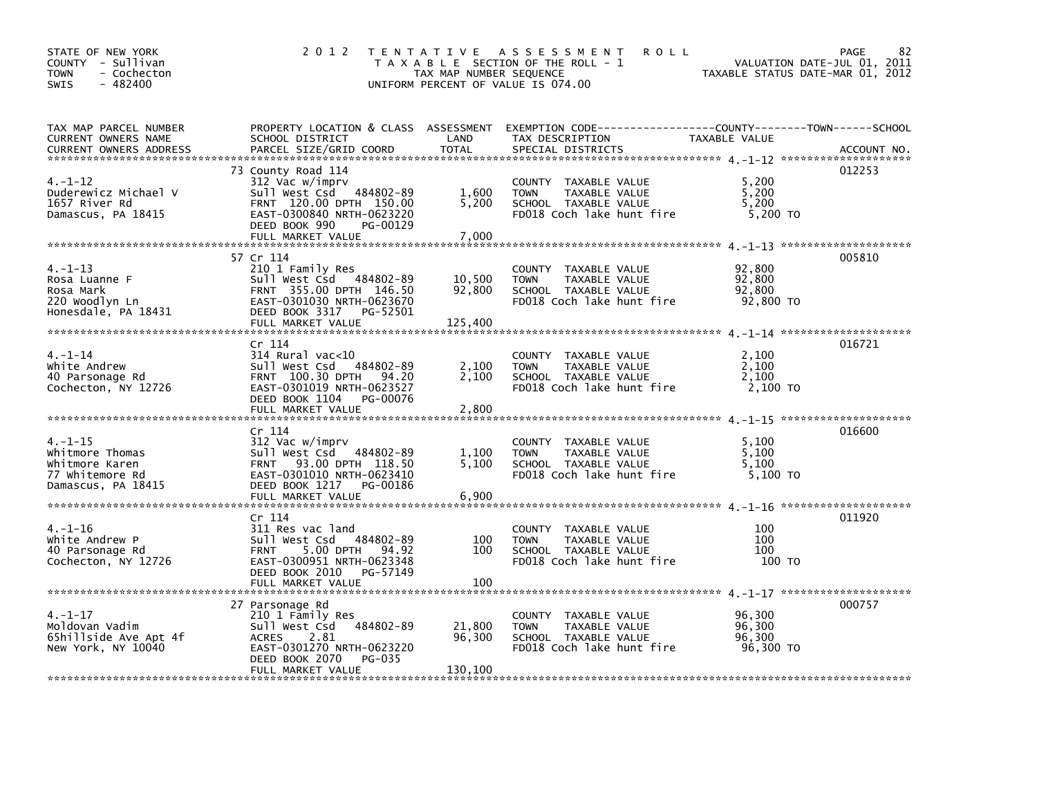STATE OF NEW YORK
COUNTY - Sullivan
TOWN - Cochecton
SWIS - 482400

# 2012 TENTATIVE ASSESSMENT ROLL

TAXABLE SECTION OF THE ROLL - 1
TAX MAP NUMBER SEQUENCE
UNIFORM PERCENT OF VALUE IS 074.00

VALUATION DATE-JUL 01, 2011
TAXABLE STATUS DATE-MAR 01, 2012

| TAX MAP PARCEL NUMBER / CURRENT OWNERS NAME / CURRENT OWNERS ADDRESS | PROPERTY LOCATION & CLASS / SCHOOL DISTRICT / PARCEL SIZE/GRID COORD | ASSESSMENT LAND | TOTAL | EXEMPTION CODE / TAX DESCRIPTION / SPECIAL DISTRICTS | COUNTY/TOWN/SCHOOL TAXABLE VALUE | ACCOUNT NO. |
|---|---|---|---|---|---|---|
| 4.-1-12 | 73 County Road 114 | | | | | 012253 |
| Duderewicz Michael V | 312 Vac w/imprv | | | COUNTY TAXABLE VALUE | 5,200 | |
| 1657 River Rd | Sull West Csd 484802-89 | 1,600 | | TOWN TAXABLE VALUE | 5,200 | |
| Damascus, PA 18415 | FRNT 120.00 DPTH 150.00 | | 5,200 | SCHOOL TAXABLE VALUE | 5,200 | |
| | EAST-0300840 NRTH-0623220 | | | FD018 Coch lake hunt fire | 5,200 TO | |
| | DEED BOOK 990 PG-00129 | | | | | |
| | FULL MARKET VALUE | | 7,000 | | | |
| 4.-1-13 | 57 Cr 114 | | | | | 005810 |
| Rosa Luanne F | 210 1 Family Res | | | COUNTY TAXABLE VALUE | 92,800 | |
| Rosa Mark | Sull West Csd 484802-89 | 10,500 | | TOWN TAXABLE VALUE | 92,800 | |
| 220 Woodlyn Ln | FRNT 355.00 DPTH 146.50 | | 92,800 | SCHOOL TAXABLE VALUE | 92,800 | |
| Honesdale, PA 18431 | EAST-0301030 NRTH-0623670 | | | FD018 Coch lake hunt fire | 92,800 TO | |
| | DEED BOOK 3317 PG-52501 | | | | | |
| | FULL MARKET VALUE | | 125,400 | | | |
| 4.-1-14 | Cr 114 | | | | | 016721 |
| White Andrew | 314 Rural vac<10 | | | COUNTY TAXABLE VALUE | 2,100 | |
| 40 Parsonage Rd | Sull West Csd 484802-89 | 2,100 | | TOWN TAXABLE VALUE | 2,100 | |
| Cochecton, NY 12726 | FRNT 100.30 DPTH 94.20 | | 2,100 | SCHOOL TAXABLE VALUE | 2,100 | |
| | EAST-0301019 NRTH-0623527 | | | FD018 Coch lake hunt fire | 2,100 TO | |
| | DEED BOOK 1104 PG-00076 | | | | | |
| | FULL MARKET VALUE | | 2,800 | | | |
| 4.-1-15 | Cr 114 | | | | | 016600 |
| Whitmore Thomas | 312 Vac w/imprv | | | COUNTY TAXABLE VALUE | 5,100 | |
| Whitmore Karen | Sull West Csd 484802-89 | 1,100 | | TOWN TAXABLE VALUE | 5,100 | |
| 77 Whitemore Rd | FRNT 93.00 DPTH 118.50 | | 5,100 | SCHOOL TAXABLE VALUE | 5,100 | |
| Damascus, PA 18415 | EAST-0301010 NRTH-0623410 | | | FD018 Coch lake hunt fire | 5,100 TO | |
| | DEED BOOK 1217 PG-00186 | | | | | |
| | FULL MARKET VALUE | | 6,900 | | | |
| 4.-1-16 | Cr 114 | | | | | 011920 |
| White Andrew P | 311 Res vac land | | | COUNTY TAXABLE VALUE | 100 | |
| 40 Parsonage Rd | Sull West Csd 484802-89 | 100 | | TOWN TAXABLE VALUE | 100 | |
| Cochecton, NY 12726 | FRNT 5.00 DPTH 94.92 | | 100 | SCHOOL TAXABLE VALUE | 100 | |
| | EAST-0300951 NRTH-0623348 | | | FD018 Coch lake hunt fire | 100 TO | |
| | DEED BOOK 2010 PG-57149 | | | | | |
| | FULL MARKET VALUE | | 100 | | | |
| 4.-1-17 | 27 Parsonage Rd | | | | | 000757 |
| Moldovan Vadim | 210 1 Family Res | | | COUNTY TAXABLE VALUE | 96,300 | |
| 65hillside Ave Apt 4f | Sull West Csd 484802-89 | 21,800 | | TOWN TAXABLE VALUE | 96,300 | |
| New York, NY 10040 | ACRES 2.81 | | 96,300 | SCHOOL TAXABLE VALUE | 96,300 | |
| | EAST-0301270 NRTH-0623220 | | | FD018 Coch lake hunt fire | 96,300 TO | |
| | DEED BOOK 2070 PG-035 | | | | | |
| | FULL MARKET VALUE | | 130,100 | | | |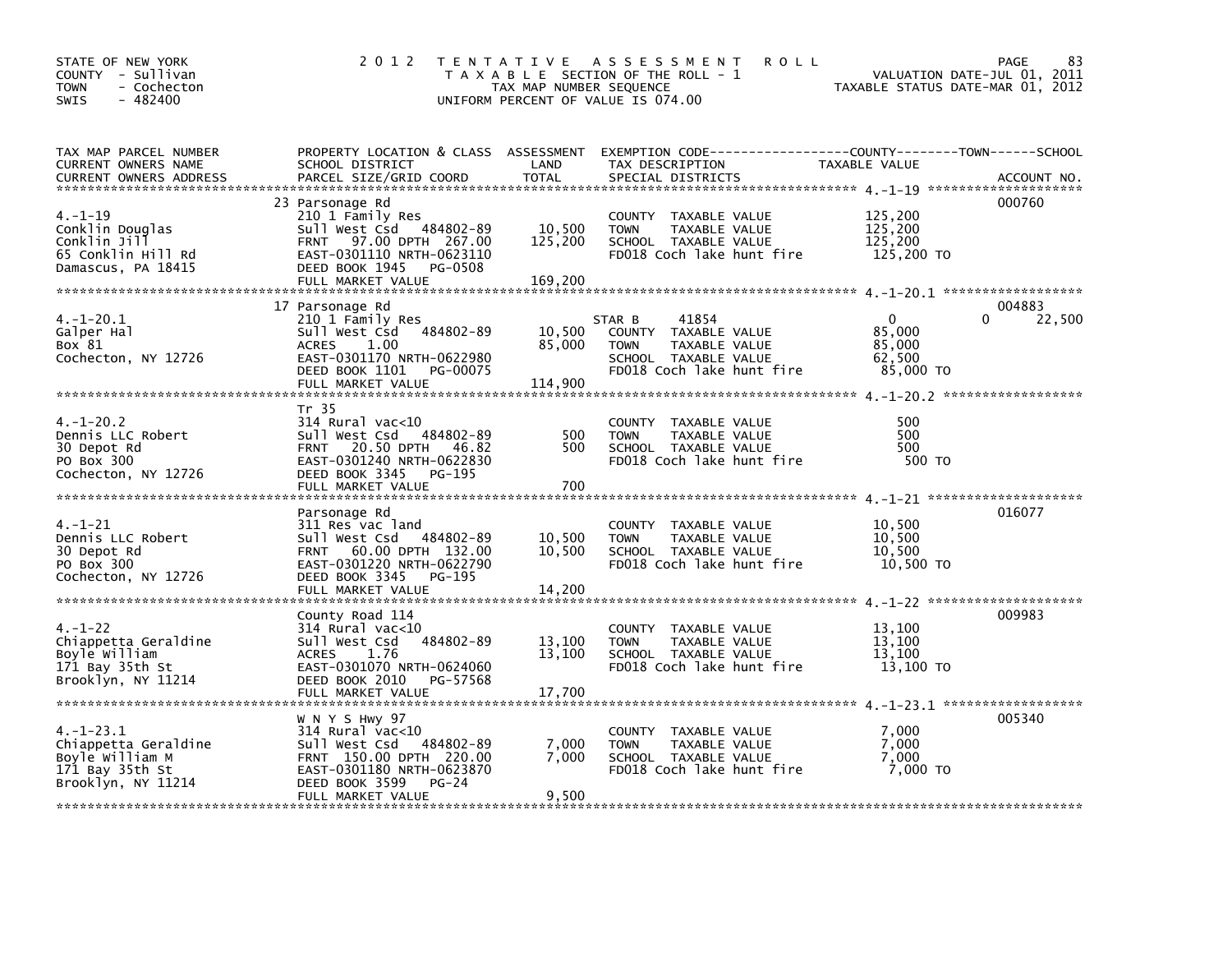STATE OF NEW YORK
COUNTY - Sullivan
TOWN - Cochecton
SWIS - 482400

# 2012 TENTATIVE ASSESSMENT ROLL

TAXABLE SECTION OF THE ROLL - 1
TAX MAP NUMBER SEQUENCE
UNIFORM PERCENT OF VALUE IS 074.00

VALUATION DATE-JUL 01, 2011
TAXABLE STATUS DATE-MAR 01, 2012

| TAX MAP PARCEL NUMBER / CURRENT OWNERS NAME / CURRENT OWNERS ADDRESS | PROPERTY LOCATION & CLASS / SCHOOL DISTRICT / PARCEL SIZE/GRID COORD | ASSESSMENT LAND / TOTAL | EXEMPTION CODE / TAX DESCRIPTION / SPECIAL DISTRICTS | COUNTY | TOWN | SCHOOL | ACCOUNT NO. |
|---|---|---|---|---|---|---|---|
| 4.-1-19 | 23 Parsonage Rd | | | | | | 000760 |
| Conklin Douglas | 210 1 Family Res | | COUNTY TAXABLE VALUE | 125,200 | | | |
| Conklin Jill | Sull West Csd 484802-89 | 10,500 | TOWN TAXABLE VALUE | | 125,200 | | |
| 65 Conklin Hill Rd | FRNT 97.00 DPTH 267.00 | 125,200 | SCHOOL TAXABLE VALUE | | | 125,200 | |
| Damascus, PA 18415 | EAST-0301110 NRTH-0623110 | | FD018 Coch lake hunt fire | 125,200 TO | | | |
| | DEED BOOK 1945 PG-0508 | | | | | | |
| | FULL MARKET VALUE | 169,200 | | | | | |
| 4.-1-20.1 | 17 Parsonage Rd | | | | | | 004883 |
| Galper Hal | 210 1 Family Res | | STAR B 41854 | 0 | 0 | 22,500 | |
| Box 81 | Sull West Csd 484802-89 | 10,500 | COUNTY TAXABLE VALUE | 85,000 | | | |
| Cochecton, NY 12726 | ACRES 1.00 | 85,000 | TOWN TAXABLE VALUE | | 85,000 | | |
| | EAST-0301170 NRTH-0622980 | | SCHOOL TAXABLE VALUE | | | 62,500 | |
| | DEED BOOK 1101 PG-00075 | | FD018 Coch lake hunt fire | 85,000 TO | | | |
| | FULL MARKET VALUE | 114,900 | | | | | |
| 4.-1-20.2 | Tr 35 | | | | | | |
| Dennis LLC Robert | 314 Rural vac<10 | | COUNTY TAXABLE VALUE | 500 | | | |
| 30 Depot Rd | Sull West Csd 484802-89 | 500 | TOWN TAXABLE VALUE | | 500 | | |
| PO Box 300 | FRNT 20.50 DPTH 46.82 | 500 | SCHOOL TAXABLE VALUE | | | 500 | |
| Cochecton, NY 12726 | EAST-0301240 NRTH-0622830 | | FD018 Coch lake hunt fire | 500 TO | | | |
| | DEED BOOK 3345 PG-195 | | | | | | |
| | FULL MARKET VALUE | 700 | | | | | |
| 4.-1-21 | Parsonage Rd | | | | | | 016077 |
| Dennis LLC Robert | 311 Res vac land | | COUNTY TAXABLE VALUE | 10,500 | | | |
| 30 Depot Rd | Sull West Csd 484802-89 | 10,500 | TOWN TAXABLE VALUE | | 10,500 | | |
| PO Box 300 | FRNT 60.00 DPTH 132.00 | 10,500 | SCHOOL TAXABLE VALUE | | | 10,500 | |
| Cochecton, NY 12726 | EAST-0301220 NRTH-0622790 | | FD018 Coch lake hunt fire | 10,500 TO | | | |
| | DEED BOOK 3345 PG-195 | | | | | | |
| | FULL MARKET VALUE | 14,200 | | | | | |
| 4.-1-22 | County Road 114 | | | | | | 009983 |
| Chiappetta Geraldine | 314 Rural vac<10 | | COUNTY TAXABLE VALUE | 13,100 | | | |
| Boyle William | Sull West Csd 484802-89 | 13,100 | TOWN TAXABLE VALUE | | 13,100 | | |
| 171 Bay 35th St | ACRES 1.76 | 13,100 | SCHOOL TAXABLE VALUE | | | 13,100 | |
| Brooklyn, NY 11214 | EAST-0301070 NRTH-0624060 | | FD018 Coch lake hunt fire | 13,100 TO | | | |
| | DEED BOOK 2010 PG-57568 | | | | | | |
| | FULL MARKET VALUE | 17,700 | | | | | |
| 4.-1-23.1 | W N Y S Hwy 97 | | | | | | 005340 |
| Chiappetta Geraldine | 314 Rural vac<10 | | COUNTY TAXABLE VALUE | 7,000 | | | |
| Boyle William M | Sull West Csd 484802-89 | 7,000 | TOWN TAXABLE VALUE | | 7,000 | | |
| 171 Bay 35th St | FRNT 150.00 DPTH 220.00 | 7,000 | SCHOOL TAXABLE VALUE | | | 7,000 | |
| Brooklyn, NY 11214 | EAST-0301180 NRTH-0623870 | | FD018 Coch lake hunt fire | 7,000 TO | | | |
| | DEED BOOK 3599 PG-24 | | | | | | |
| | FULL MARKET VALUE | 9,500 | | | | | |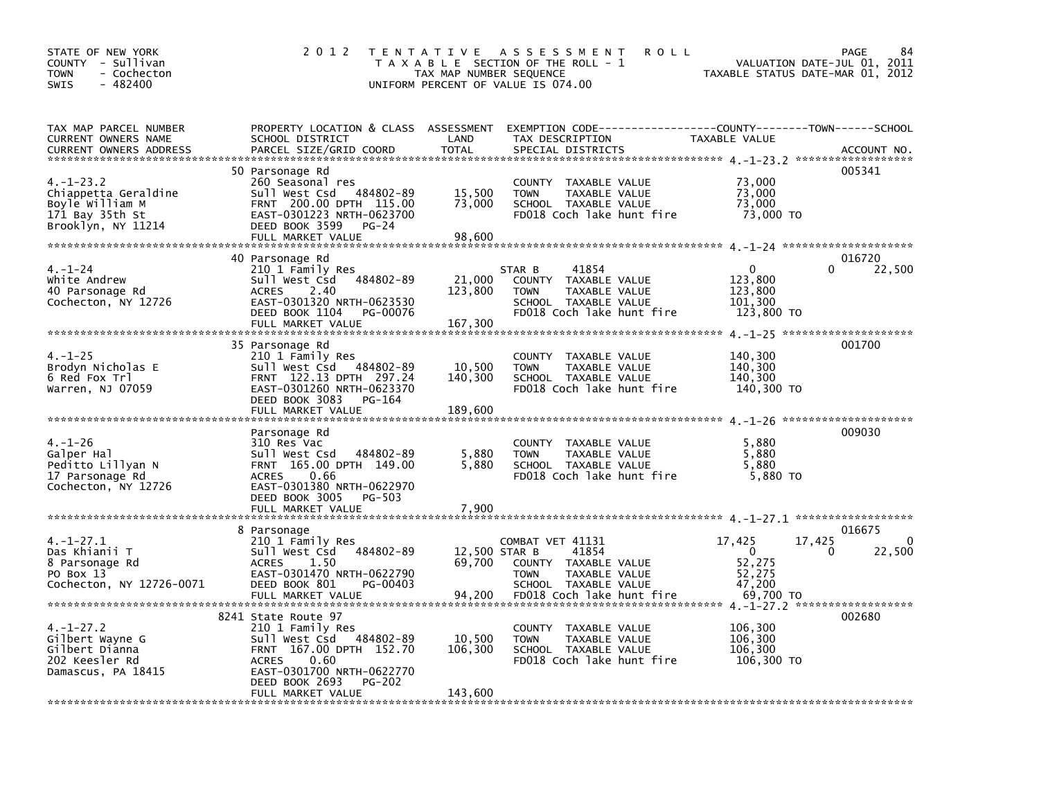STATE OF NEW YORK
COUNTY - Sullivan
TOWN - Cochecton
SWIS - 482400

# 2012 TENTATIVE ASSESSMENT ROLL

TAXABLE SECTION OF THE ROLL - 1
TAX MAP NUMBER SEQUENCE
UNIFORM PERCENT OF VALUE IS 074.00

VALUATION DATE-JUL 01, 2011
TAXABLE STATUS DATE-MAR 01, 2012

| TAX MAP PARCEL NUMBER / CURRENT OWNERS NAME / CURRENT OWNERS ADDRESS | PROPERTY LOCATION & CLASS / SCHOOL DISTRICT / PARCEL SIZE/GRID COORD | ASSESSMENT LAND / TOTAL | EXEMPTION CODE / TAX DESCRIPTION / SPECIAL DISTRICTS | COUNTY TAXABLE VALUE | TOWN | SCHOOL / ACCOUNT NO. |
|---|---|---|---|---|---|---|
| **4.-1-23.2** | 50 Parsonage Rd | | | | | 005341 |
| 4.-1-23.2 | 260 Seasonal res | | COUNTY TAXABLE VALUE | 73,000 | | |
| Chiappetta Geraldine | Sull West Csd 484802-89 | 15,500 | TOWN TAXABLE VALUE | 73,000 | | |
| Boyle William M | FRNT 200.00 DPTH 115.00 | 73,000 | SCHOOL TAXABLE VALUE | 73,000 | | |
| 171 Bay 35th St | EAST-0301223 NRTH-0623700 | | FD018 Coch lake hunt fire | 73,000 TO | | |
| Brooklyn, NY 11214 | DEED BOOK 3599 PG-24 | | | | | |
| | FULL MARKET VALUE | 98,600 | | | | |
| **4.-1-24** | 40 Parsonage Rd | | | | | 016720 |
| 4.-1-24 | 210 1 Family Res | | STAR B 41854 | 0 | 0 | 22,500 |
| White Andrew | Sull West Csd 484802-89 | 21,000 | COUNTY TAXABLE VALUE | 123,800 | | |
| 40 Parsonage Rd | ACRES 2.40 | 123,800 | TOWN TAXABLE VALUE | 123,800 | | |
| Cochecton, NY 12726 | EAST-0301320 NRTH-0623530 | | SCHOOL TAXABLE VALUE | 101,300 | | |
| | DEED BOOK 1104 PG-00076 | | FD018 Coch lake hunt fire | 123,800 TO | | |
| | FULL MARKET VALUE | 167,300 | | | | |
| **4.-1-25** | 35 Parsonage Rd | | | | | 001700 |
| 4.-1-25 | 210 1 Family Res | | COUNTY TAXABLE VALUE | 140,300 | | |
| Brodyn Nicholas E | Sull West Csd 484802-89 | 10,500 | TOWN TAXABLE VALUE | 140,300 | | |
| 6 Red Fox Trl | FRNT 122.13 DPTH 297.24 | 140,300 | SCHOOL TAXABLE VALUE | 140,300 | | |
| Warren, NJ 07059 | EAST-0301260 NRTH-0623370 | | FD018 Coch lake hunt fire | 140,300 TO | | |
| | DEED BOOK 3083 PG-164 | | | | | |
| | FULL MARKET VALUE | 189,600 | | | | |
| **4.-1-26** | Parsonage Rd | | | | | 009030 |
| 4.-1-26 | 310 Res Vac | | COUNTY TAXABLE VALUE | 5,880 | | |
| Galper Hal | Sull West Csd 484802-89 | 5,880 | TOWN TAXABLE VALUE | 5,880 | | |
| Peditto Lillyan N | FRNT 165.00 DPTH 149.00 | 5,880 | SCHOOL TAXABLE VALUE | 5,880 | | |
| 17 Parsonage Rd | ACRES 0.66 | | FD018 Coch lake hunt fire | 5,880 TO | | |
| Cochecton, NY 12726 | EAST-0301380 NRTH-0622970 | | | | | |
| | DEED BOOK 3005 PG-503 | | | | | |
| | FULL MARKET VALUE | 7,900 | | | | |
| **4.-1-27.1** | 8 Parsonage | | | | | 016675 |
| 4.-1-27.1 | 210 1 Family Res | | COMBAT VET 41131 | 17,425 | 17,425 | 0 |
| Das Khianii T | Sull West Csd 484802-89 | 12,500 | STAR B 41854 | 0 | 0 | 22,500 |
| 8 Parsonage Rd | ACRES 1.50 | 69,700 | COUNTY TAXABLE VALUE | 52,275 | | |
| PO Box 13 | EAST-0301470 NRTH-0622790 | | TOWN TAXABLE VALUE | 52,275 | | |
| Cochecton, NY 12726-0071 | DEED BOOK 801 PG-00403 | | SCHOOL TAXABLE VALUE | 47,200 | | |
| | FULL MARKET VALUE | 94,200 | FD018 Coch lake hunt fire | 69,700 TO | | |
| **4.-1-27.2** | 8241 State Route 97 | | | | | 002680 |
| 4.-1-27.2 | 210 1 Family Res | | COUNTY TAXABLE VALUE | 106,300 | | |
| Gilbert Wayne G | Sull West Csd 484802-89 | 10,500 | TOWN TAXABLE VALUE | 106,300 | | |
| Gilbert Dianna | FRNT 167.00 DPTH 152.70 | 106,300 | SCHOOL TAXABLE VALUE | 106,300 | | |
| 202 Keesler Rd | ACRES 0.60 | | FD018 Coch lake hunt fire | 106,300 TO | | |
| Damascus, PA 18415 | EAST-0301700 NRTH-0622770 | | | | | |
| | DEED BOOK 2693 PG-202 | | | | | |
| | FULL MARKET VALUE | 143,600 | | | | |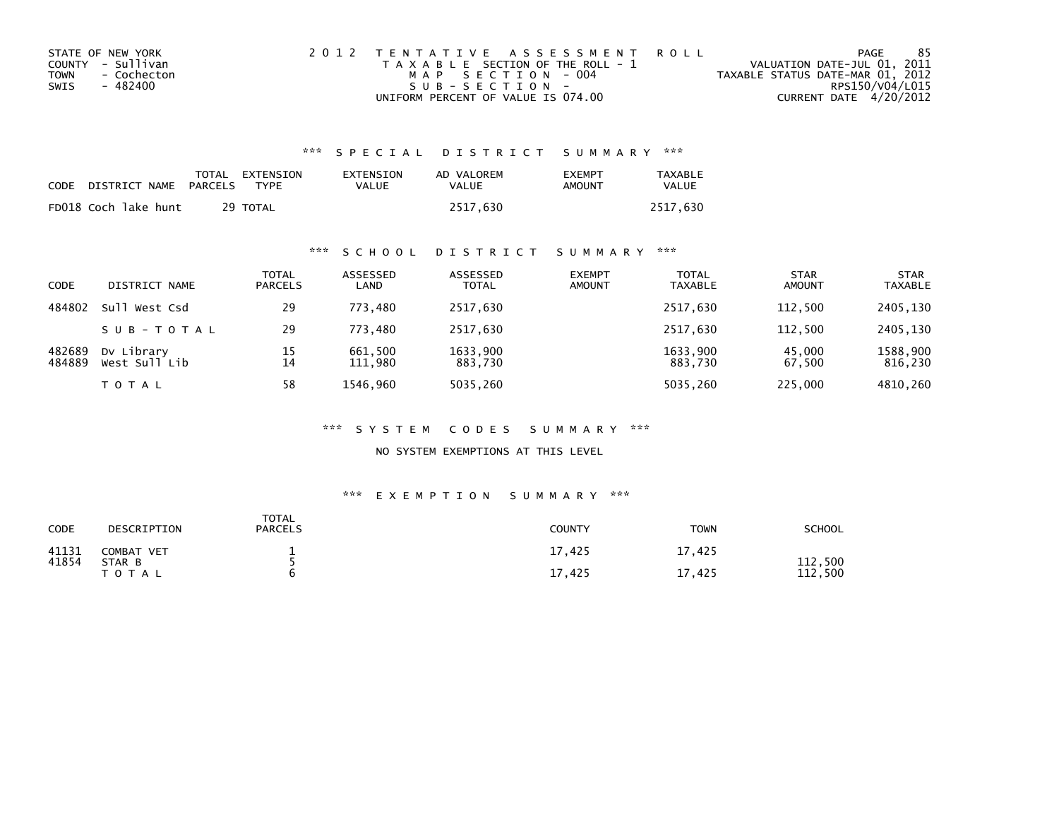STATE OF NEW YORK
COUNTY - Sullivan
TOWN - Cochecton
SWIS - 482400

2 0 1 2 TENTATIVE ASSESSMENT ROLL
TAXABLE SECTION OF THE ROLL - 1
MAP SECTION - 004
SUB-SECTION -
UNIFORM PERCENT OF VALUE IS 074.00

VALUATION DATE-JUL 01, 2011
TAXABLE STATUS DATE-MAR 01, 2012
RPS150/V04/L015
CURRENT DATE 4/20/2012

### *** SPECIAL DISTRICT SUMMARY ***

| CODE | DISTRICT NAME | TOTAL PARCELS | EXTENSION TYPE | EXTENSION VALUE | AD VALOREM VALUE | EXEMPT AMOUNT | TAXABLE VALUE |
|---|---|---|---|---|---|---|---|
| FD018 | Coch lake hunt | 29 | TOTAL | | 2517,630 | | 2517,630 |

### *** SCHOOL DISTRICT SUMMARY ***

| CODE | DISTRICT NAME | TOTAL PARCELS | ASSESSED LAND | ASSESSED TOTAL | EXEMPT AMOUNT | TOTAL TAXABLE | STAR AMOUNT | STAR TAXABLE |
|---|---|---|---|---|---|---|---|---|
| 484802 | Sull West Csd | 29 | 773,480 | 2517,630 | | 2517,630 | 112,500 | 2405,130 |
| | SUB-TOTAL | 29 | 773,480 | 2517,630 | | 2517,630 | 112,500 | 2405,130 |
| 482689 | Dv Library | 15 | 661,500 | 1633,900 | | 1633,900 | 45,000 | 1588,900 |
| 484889 | West Sull Lib | 14 | 111,980 | 883,730 | | 883,730 | 67,500 | 816,230 |
| | TOTAL | 58 | 1546,960 | 5035,260 | | 5035,260 | 225,000 | 4810,260 |

### *** SYSTEM CODES SUMMARY ***

NO SYSTEM EXEMPTIONS AT THIS LEVEL

### *** EXEMPTION SUMMARY ***

| CODE | DESCRIPTION | TOTAL PARCELS | COUNTY | TOWN | SCHOOL |
|---|---|---|---|---|---|
| 41131 | COMBAT VET | 1 | 17,425 | 17,425 | |
| 41854 | STAR B | 5 | | | 112,500 |
| | TOTAL | 6 | 17,425 | 17,425 | 112,500 |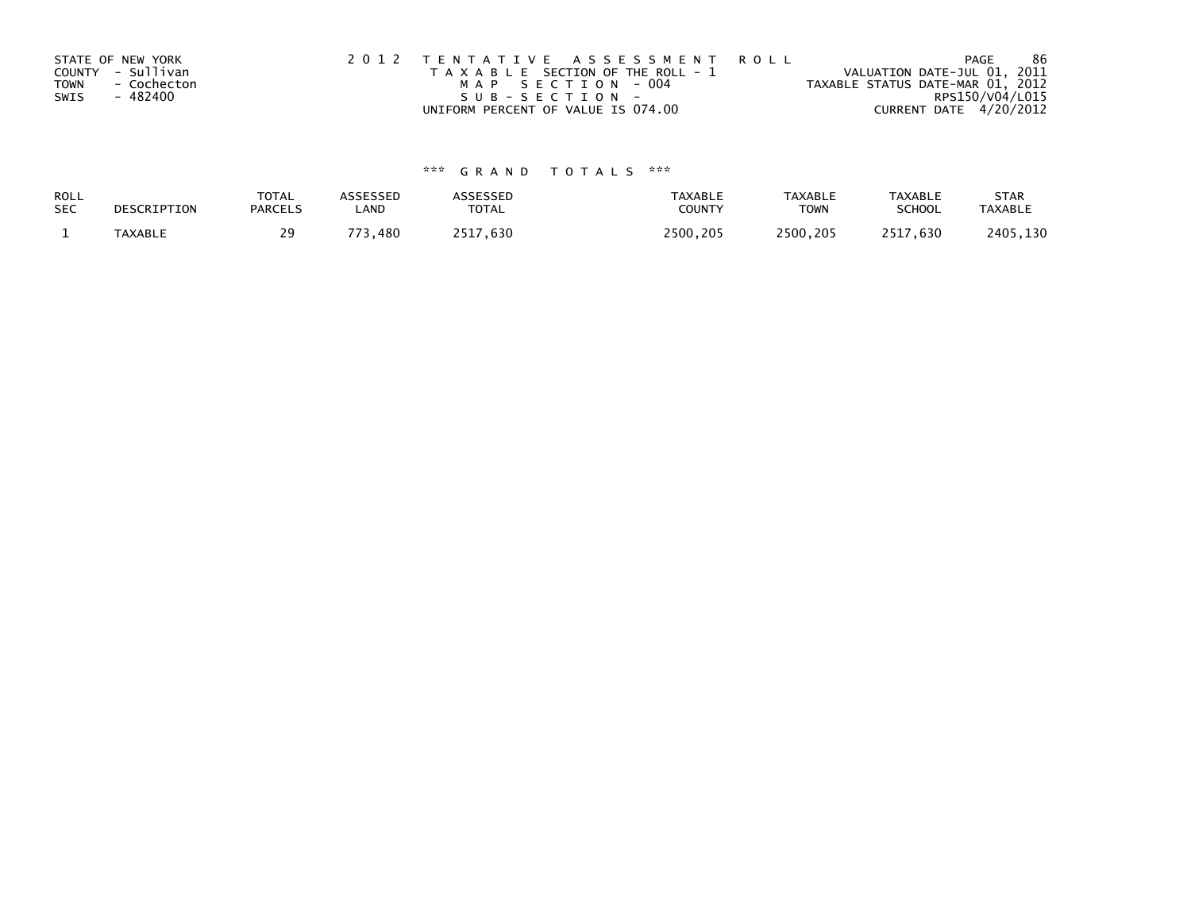STATE OF NEW YORK
COUNTY - Sullivan
TOWN - Cochecton
SWIS - 482400

2012 TENTATIVE ASSESSMENT ROLL
TAXABLE SECTION OF THE ROLL - 1
MAP SECTION - 004
SUB-SECTION -
UNIFORM PERCENT OF VALUE IS 074.00

VALUATION DATE-JUL 01, 2011
TAXABLE STATUS DATE-MAR 01, 2012
RPS150/V04/L015
CURRENT DATE 4/20/2012

*** GRAND TOTALS ***

| ROLL SEC | DESCRIPTION | TOTAL PARCELS | ASSESSED LAND | ASSESSED TOTAL | TAXABLE COUNTY | TAXABLE TOWN | TAXABLE SCHOOL | STAR TAXABLE |
|---|---|---|---|---|---|---|---|---|
| 1 | TAXABLE | 29 | 773,480 | 2517,630 | 2500,205 | 2500,205 | 2517,630 | 2405,130 |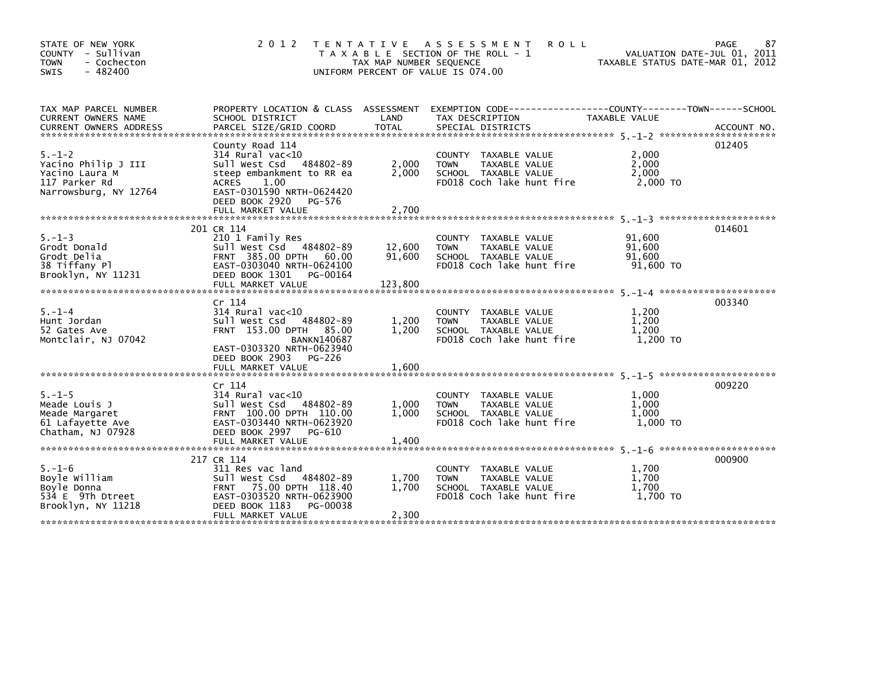STATE OF NEW YORK
COUNTY - Sullivan
TOWN - Cochecton
SWIS - 482400

# 2012 TENTATIVE ASSESSMENT ROLL

TAXABLE SECTION OF THE ROLL - 1
TAX MAP NUMBER SEQUENCE
UNIFORM PERCENT OF VALUE IS 074.00

VALUATION DATE-JUL 01, 2011
TAXABLE STATUS DATE-MAR 01, 2012

| TAX MAP PARCEL NUMBER / CURRENT OWNERS NAME / CURRENT OWNERS ADDRESS | PROPERTY LOCATION & CLASS / SCHOOL DISTRICT / PARCEL SIZE/GRID COORD | ASSESSMENT LAND / TOTAL | EXEMPTION CODE / TAX DESCRIPTION / SPECIAL DISTRICTS | TAXABLE VALUE (COUNTY / TOWN / SCHOOL) | ACCOUNT NO. |
|---|---|---|---|---|---|
| 5.-1-2 | County Road 114 | | | | 012405 |
| | 314 Rural vac<10 | | COUNTY TAXABLE VALUE | 2,000 | |
| Yacino Philip J III | Sull West Csd 484802-89 | 2,000 | TOWN TAXABLE VALUE | 2,000 | |
| Yacino Laura M | steep embankment to RR ea | 2,000 | SCHOOL TAXABLE VALUE | 2,000 | |
| 117 Parker Rd | ACRES 1.00 | | FD018 Coch lake hunt fire | 2,000 TO | |
| Narrowsburg, NY 12764 | EAST-0301590 NRTH-0624420 | | | | |
| | DEED BOOK 2920 PG-576 | | | | |
| | FULL MARKET VALUE | 2,700 | | | |
| 5.-1-3 | 201 CR 114 | | | | 014601 |
| | 210 1 Family Res | | COUNTY TAXABLE VALUE | 91,600 | |
| Grodt Donald | Sull West Csd 484802-89 | 12,600 | TOWN TAXABLE VALUE | 91,600 | |
| Grodt Delia | FRNT 385.00 DPTH 60.00 | 91,600 | SCHOOL TAXABLE VALUE | 91,600 | |
| 38 Tiffany Pl | EAST-0303040 NRTH-0624100 | | FD018 Coch lake hunt fire | 91,600 TO | |
| Brooklyn, NY 11231 | DEED BOOK 1301 PG-00164 | | | | |
| | FULL MARKET VALUE | 123,800 | | | |
| 5.-1-4 | Cr 114 | | | | 003340 |
| | 314 Rural vac<10 | | COUNTY TAXABLE VALUE | 1,200 | |
| Hunt Jordan | Sull West Csd 484802-89 | 1,200 | TOWN TAXABLE VALUE | 1,200 | |
| 52 Gates Ave | FRNT 153.00 DPTH 85.00 | 1,200 | SCHOOL TAXABLE VALUE | 1,200 | |
| Montclair, NJ 07042 | BANKN140687 | | FD018 Coch lake hunt fire | 1,200 TO | |
| | EAST-0303320 NRTH-0623940 | | | | |
| | DEED BOOK 2903 PG-226 | | | | |
| | FULL MARKET VALUE | 1,600 | | | |
| 5.-1-5 | Cr 114 | | | | 009220 |
| | 314 Rural vac<10 | | COUNTY TAXABLE VALUE | 1,000 | |
| Meade Louis J | Sull West Csd 484802-89 | 1,000 | TOWN TAXABLE VALUE | 1,000 | |
| Meade Margaret | FRNT 100.00 DPTH 110.00 | 1,000 | SCHOOL TAXABLE VALUE | 1,000 | |
| 61 Lafayette Ave | EAST-0303440 NRTH-0623920 | | FD018 Coch lake hunt fire | 1,000 TO | |
| Chatham, NJ 07928 | DEED BOOK 2997 PG-610 | | | | |
| | FULL MARKET VALUE | 1,400 | | | |
| 5.-1-6 | 217 CR 114 | | | | 000900 |
| | 311 Res vac land | | COUNTY TAXABLE VALUE | 1,700 | |
| Boyle William | Sull West Csd 484802-89 | 1,700 | TOWN TAXABLE VALUE | 1,700 | |
| Boyle Donna | FRNT 75.00 DPTH 118.40 | 1,700 | SCHOOL TAXABLE VALUE | 1,700 | |
| 534 E 9Th Dtreet | EAST-0303520 NRTH-0623900 | | FD018 Coch lake hunt fire | 1,700 TO | |
| Brooklyn, NY 11218 | DEED BOOK 1183 PG-00038 | | | | |
| | FULL MARKET VALUE | 2,300 | | | |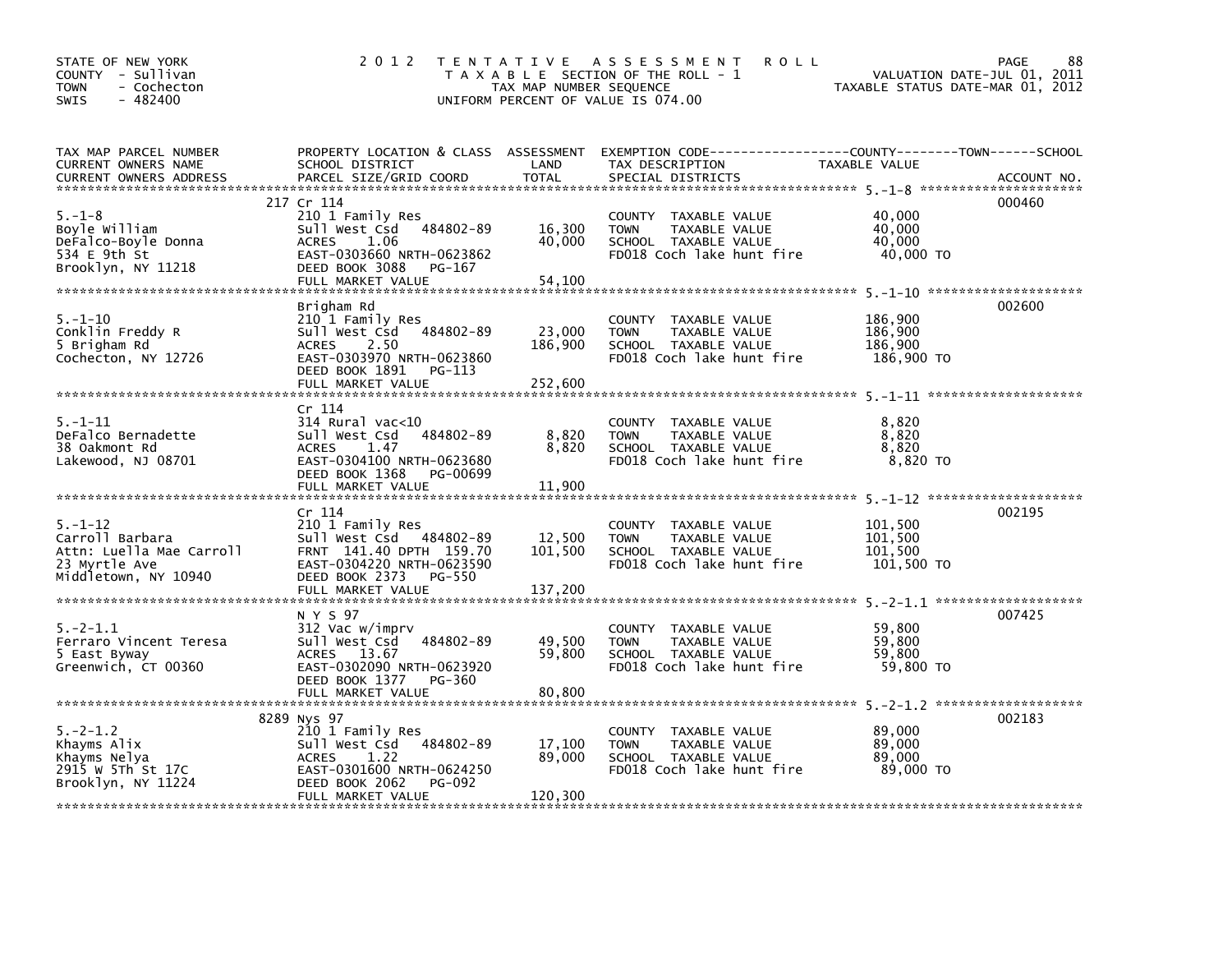STATE OF NEW YORK
COUNTY - Sullivan
TOWN - Cochecton
SWIS - 482400

# 2012 TENTATIVE ASSESSMENT ROLL

TAXABLE SECTION OF THE ROLL - 1
TAX MAP NUMBER SEQUENCE
UNIFORM PERCENT OF VALUE IS 074.00

VALUATION DATE-JUL 01, 2011
TAXABLE STATUS DATE-MAR 01, 2012

| TAX MAP PARCEL NUMBER / CURRENT OWNERS NAME / CURRENT OWNERS ADDRESS | PROPERTY LOCATION & CLASS / SCHOOL DISTRICT / PARCEL SIZE/GRID COORD | ASSESSMENT LAND | TOTAL | EXEMPTION CODE / TAX DESCRIPTION / SPECIAL DISTRICTS | TAXABLE VALUE | ACCOUNT NO. |
|---|---|---|---|---|---|---|
| 5.-1-8 | 217 Cr 114 | | | | | 000460 |
| | 210 1 Family Res | | | COUNTY TAXABLE VALUE | 40,000 | |
| Boyle William | Sull West Csd 484802-89 | 16,300 | | TOWN TAXABLE VALUE | 40,000 | |
| DeFalco-Boyle Donna | ACRES 1.06 | | 40,000 | SCHOOL TAXABLE VALUE | 40,000 | |
| 534 E 9th St | EAST-0303660 NRTH-0623862 | | | FD018 Coch lake hunt fire | 40,000 TO | |
| Brooklyn, NY 11218 | DEED BOOK 3088 PG-167 | | | | | |
| | FULL MARKET VALUE | | 54,100 | | | |
| 5.-1-10 | Brigham Rd | | | | | 002600 |
| | 210 1 Family Res | | | COUNTY TAXABLE VALUE | 186,900 | |
| Conklin Freddy R | Sull West Csd 484802-89 | 23,000 | | TOWN TAXABLE VALUE | 186,900 | |
| 5 Brigham Rd | ACRES 2.50 | | 186,900 | SCHOOL TAXABLE VALUE | 186,900 | |
| Cochecton, NY 12726 | EAST-0303970 NRTH-0623860 | | | FD018 Coch lake hunt fire | 186,900 TO | |
| | DEED BOOK 1891 PG-113 | | | | | |
| | FULL MARKET VALUE | | 252,600 | | | |
| 5.-1-11 | Cr 114 | | | | | |
| | 314 Rural vac<10 | | | COUNTY TAXABLE VALUE | 8,820 | |
| DeFalco Bernadette | Sull West Csd 484802-89 | 8,820 | | TOWN TAXABLE VALUE | 8,820 | |
| 38 Oakmont Rd | ACRES 1.47 | | 8,820 | SCHOOL TAXABLE VALUE | 8,820 | |
| Lakewood, NJ 08701 | EAST-0304100 NRTH-0623680 | | | FD018 Coch lake hunt fire | 8,820 TO | |
| | DEED BOOK 1368 PG-00699 | | | | | |
| | FULL MARKET VALUE | | 11,900 | | | |
| 5.-1-12 | Cr 114 | | | | | 002195 |
| | 210 1 Family Res | | | COUNTY TAXABLE VALUE | 101,500 | |
| Carroll Barbara | Sull West Csd 484802-89 | 12,500 | | TOWN TAXABLE VALUE | 101,500 | |
| Attn: Luella Mae Carroll | FRNT 141.40 DPTH 159.70 | | 101,500 | SCHOOL TAXABLE VALUE | 101,500 | |
| 23 Myrtle Ave | EAST-0304220 NRTH-0623590 | | | FD018 Coch lake hunt fire | 101,500 TO | |
| Middletown, NY 10940 | DEED BOOK 2373 PG-550 | | | | | |
| | FULL MARKET VALUE | | 137,200 | | | |
| 5.-2-1.1 | N Y S 97 | | | | | 007425 |
| | 312 Vac w/imprv | | | COUNTY TAXABLE VALUE | 59,800 | |
| Ferraro Vincent Teresa | Sull West Csd 484802-89 | 49,500 | | TOWN TAXABLE VALUE | 59,800 | |
| 5 East Byway | ACRES 13.67 | | 59,800 | SCHOOL TAXABLE VALUE | 59,800 | |
| Greenwich, CT 00360 | EAST-0302090 NRTH-0623920 | | | FD018 Coch lake hunt fire | 59,800 TO | |
| | DEED BOOK 1377 PG-360 | | | | | |
| | FULL MARKET VALUE | | 80,800 | | | |
| 5.-2-1.2 | 8289 Nys 97 | | | | | 002183 |
| | 210 1 Family Res | | | COUNTY TAXABLE VALUE | 89,000 | |
| Khayms Alix | Sull West Csd 484802-89 | 17,100 | | TOWN TAXABLE VALUE | 89,000 | |
| Khayms Nelya | ACRES 1.22 | | 89,000 | SCHOOL TAXABLE VALUE | 89,000 | |
| 2915 W 5Th St 17C | EAST-0301600 NRTH-0624250 | | | FD018 Coch lake hunt fire | 89,000 TO | |
| Brooklyn, NY 11224 | DEED BOOK 2062 PG-092 | | | | | |
| | FULL MARKET VALUE | | 120,300 | | | |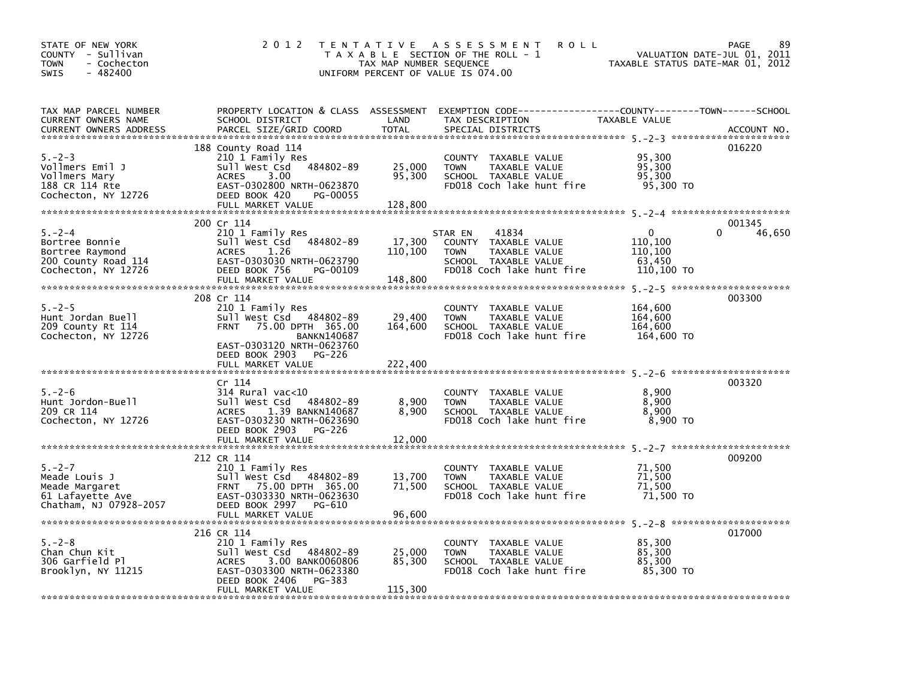STATE OF NEW YORK
COUNTY - Sullivan
TOWN - Cochecton
SWIS - 482400

2012 TENTATIVE ASSESSMENT ROLL
TAXABLE SECTION OF THE ROLL - 1
TAX MAP NUMBER SEQUENCE
UNIFORM PERCENT OF VALUE IS 074.00

VALUATION DATE-JUL 01, 2011
TAXABLE STATUS DATE-MAR 01, 2012

| TAX MAP PARCEL NUMBER / CURRENT OWNERS NAME / CURRENT OWNERS ADDRESS | PROPERTY LOCATION & CLASS / SCHOOL DISTRICT / PARCEL SIZE/GRID COORD | ASSESSMENT LAND | TOTAL | EXEMPTION CODE / TAX DESCRIPTION / SPECIAL DISTRICTS | COUNTY / TOWN / SCHOOL TAXABLE VALUE | ACCOUNT NO. |
|---|---|---|---|---|---|---|
| 5.-2-3 | 188 County Road 114 | | | | | 016220 |
| Vollmers Emil J | 210 1 Family Res | | | COUNTY TAXABLE VALUE | 95,300 | |
| Vollmers Mary | Sull West Csd 484802-89 | 25,000 | | TOWN TAXABLE VALUE | 95,300 | |
| 188 CR 114 Rte | ACRES 3.00 | | 95,300 | SCHOOL TAXABLE VALUE | 95,300 | |
| Cochecton, NY 12726 | EAST-0302800 NRTH-0623870 | | | FD018 Coch lake hunt fire | 95,300 TO | |
| | DEED BOOK 420 PG-00055 | | | | | |
| | FULL MARKET VALUE | | 128,800 | | | |
| 5.-2-4 | 200 Cr 114 | | | | | 001345 |
| Bortree Bonnie | 210 1 Family Res | | | STAR EN 41834 | 0 0 46,650 | |
| Bortree Raymond | Sull West Csd 484802-89 | 17,300 | | COUNTY TAXABLE VALUE | 110,100 | |
| 200 County Road 114 | ACRES 1.26 | | 110,100 | TOWN TAXABLE VALUE | 110,100 | |
| Cochecton, NY 12726 | EAST-0303030 NRTH-0623790 | | | SCHOOL TAXABLE VALUE | 63,450 | |
| | DEED BOOK 756 PG-00109 | | | FD018 Coch lake hunt fire | 110,100 TO | |
| | FULL MARKET VALUE | | 148,800 | | | |
| 5.-2-5 | 208 Cr 114 | | | | | 003300 |
| Hunt Jordan Buell | 210 1 Family Res | | | COUNTY TAXABLE VALUE | 164,600 | |
| 209 County Rt 114 | Sull West Csd 484802-89 | 29,400 | | TOWN TAXABLE VALUE | 164,600 | |
| Cochecton, NY 12726 | FRNT 75.00 DPTH 365.00 | | 164,600 | SCHOOL TAXABLE VALUE | 164,600 | |
| | BANKN140687 | | | FD018 Coch lake hunt fire | 164,600 TO | |
| | EAST-0303120 NRTH-0623760 | | | | | |
| | DEED BOOK 2903 PG-226 | | | | | |
| | FULL MARKET VALUE | | 222,400 | | | |
| 5.-2-6 | Cr 114 | | | | | 003320 |
| Hunt Jordon-Buell | 314 Rural vac<10 | | | COUNTY TAXABLE VALUE | 8,900 | |
| 209 CR 114 | Sull West Csd 484802-89 | 8,900 | | TOWN TAXABLE VALUE | 8,900 | |
| Cochecton, NY 12726 | ACRES 1.39 BANKN140687 | | 8,900 | SCHOOL TAXABLE VALUE | 8,900 | |
| | EAST-0303230 NRTH-0623690 | | | FD018 Coch lake hunt fire | 8,900 TO | |
| | DEED BOOK 2903 PG-226 | | | | | |
| | FULL MARKET VALUE | | 12,000 | | | |
| 5.-2-7 | 212 CR 114 | | | | | 009200 |
| Meade Louis J | 210 1 Family Res | | | COUNTY TAXABLE VALUE | 71,500 | |
| Meade Margaret | Sull West Csd 484802-89 | 13,700 | | TOWN TAXABLE VALUE | 71,500 | |
| 61 Lafayette Ave | FRNT 75.00 DPTH 365.00 | | 71,500 | SCHOOL TAXABLE VALUE | 71,500 | |
| Chatham, NJ 07928-2057 | EAST-0303330 NRTH-0623630 | | | FD018 Coch lake hunt fire | 71,500 TO | |
| | DEED BOOK 2997 PG-610 | | | | | |
| | FULL MARKET VALUE | | 96,600 | | | |
| 5.-2-8 | 216 CR 114 | | | | | 017000 |
| Chan Chun Kit | 210 1 Family Res | | | COUNTY TAXABLE VALUE | 85,300 | |
| 306 Garfield Pl | Sull West Csd 484802-89 | 25,000 | | TOWN TAXABLE VALUE | 85,300 | |
| Brooklyn, NY 11215 | ACRES 3.00 BANK0060806 | | 85,300 | SCHOOL TAXABLE VALUE | 85,300 | |
| | EAST-0303300 NRTH-0623380 | | | FD018 Coch lake hunt fire | 85,300 TO | |
| | DEED BOOK 2406 PG-383 | | | | | |
| | FULL MARKET VALUE | | 115,300 | | | |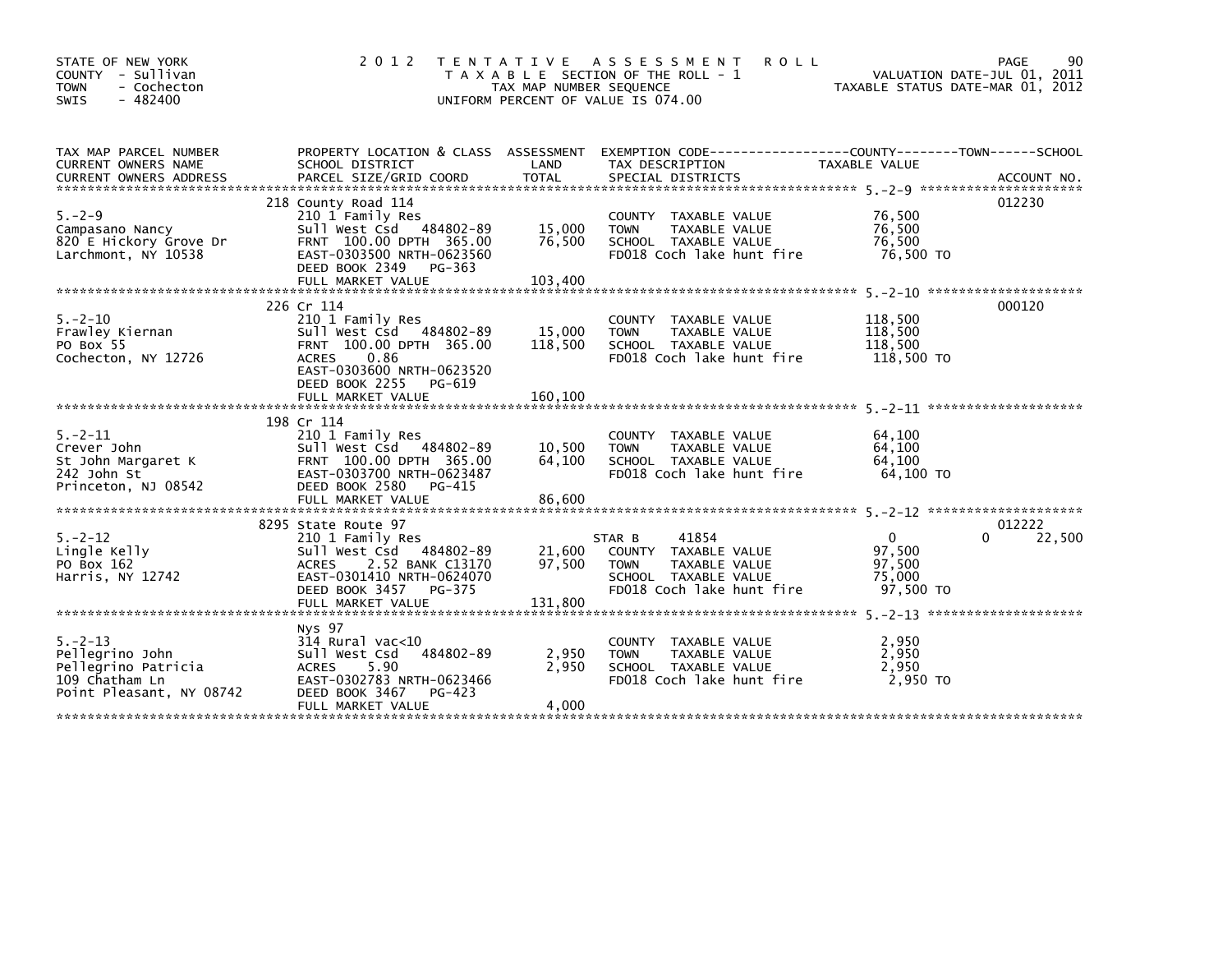STATE OF NEW YORK
COUNTY - Sullivan
TOWN - Cochecton
SWIS - 482400

# 2012 TENTATIVE ASSESSMENT ROLL

TAXABLE SECTION OF THE ROLL - 1
TAX MAP NUMBER SEQUENCE
UNIFORM PERCENT OF VALUE IS 074.00

VALUATION DATE-JUL 01, 2011
TAXABLE STATUS DATE-MAR 01, 2012

| TAX MAP PARCEL NUMBER / CURRENT OWNERS NAME / CURRENT OWNERS ADDRESS | PROPERTY LOCATION & CLASS / SCHOOL DISTRICT / PARCEL SIZE/GRID COORD | ASSESSMENT LAND / TOTAL | EXEMPTION CODE / TAX DESCRIPTION / SPECIAL DISTRICTS | COUNTY / TOWN / SCHOOL TAXABLE VALUE | ACCOUNT NO. |
|---|---|---|---|---|---|
| 5.-2-9 | 218 County Road 114 | | | | 012230 |
| Campasano Nancy | 210 1 Family Res | | COUNTY TAXABLE VALUE | 76,500 | |
| 820 E Hickory Grove Dr | Sull West Csd 484802-89 | 15,000 | TOWN TAXABLE VALUE | 76,500 | |
| Larchmont, NY 10538 | FRNT 100.00 DPTH 365.00 | 76,500 | SCHOOL TAXABLE VALUE | 76,500 | |
| | EAST-0303500 NRTH-0623560 | | FD018 Coch lake hunt fire | 76,500 TO | |
| | DEED BOOK 2349 PG-363 | | | | |
| | FULL MARKET VALUE | 103,400 | | | |
| 5.-2-10 | 226 Cr 114 | | | | 000120 |
| Frawley Kiernan | 210 1 Family Res | | COUNTY TAXABLE VALUE | 118,500 | |
| PO Box 55 | Sull West Csd 484802-89 | 15,000 | TOWN TAXABLE VALUE | 118,500 | |
| Cochecton, NY 12726 | FRNT 100.00 DPTH 365.00 | 118,500 | SCHOOL TAXABLE VALUE | 118,500 | |
| | ACRES 0.86 | | FD018 Coch lake hunt fire | 118,500 TO | |
| | EAST-0303600 NRTH-0623520 | | | | |
| | DEED BOOK 2255 PG-619 | | | | |
| | FULL MARKET VALUE | 160,100 | | | |
| 5.-2-11 | 198 Cr 114 | | | | |
| Crever John | 210 1 Family Res | | COUNTY TAXABLE VALUE | 64,100 | |
| St John Margaret K | Sull West Csd 484802-89 | 10,500 | TOWN TAXABLE VALUE | 64,100 | |
| 242 John St | FRNT 100.00 DPTH 365.00 | 64,100 | SCHOOL TAXABLE VALUE | 64,100 | |
| Princeton, NJ 08542 | EAST-0303700 NRTH-0623487 | | FD018 Coch lake hunt fire | 64,100 TO | |
| | DEED BOOK 2580 PG-415 | | | | |
| | FULL MARKET VALUE | 86,600 | | | |
| 5.-2-12 | 8295 State Route 97 | | | | 012222 |
| Lingle Kelly | 210 1 Family Res | | STAR B 41854 | 0 0 22,500 | |
| PO Box 162 | Sull West Csd 484802-89 | 21,600 | COUNTY TAXABLE VALUE | 97,500 | |
| Harris, NY 12742 | ACRES 2.52 BANK C13170 | 97,500 | TOWN TAXABLE VALUE | 97,500 | |
| | EAST-0301410 NRTH-0624070 | | SCHOOL TAXABLE VALUE | 75,000 | |
| | DEED BOOK 3457 PG-375 | | FD018 Coch lake hunt fire | 97,500 TO | |
| | FULL MARKET VALUE | 131,800 | | | |
| 5.-2-13 | Nys 97 | | | | |
| Pellegrino John | 314 Rural vac<10 | | COUNTY TAXABLE VALUE | 2,950 | |
| Pellegrino Patricia | Sull West Csd 484802-89 | 2,950 | TOWN TAXABLE VALUE | 2,950 | |
| 109 Chatham Ln | ACRES 5.90 | 2,950 | SCHOOL TAXABLE VALUE | 2,950 | |
| Point Pleasant, NY 08742 | EAST-0302783 NRTH-0623466 | | FD018 Coch lake hunt fire | 2,950 TO | |
| | DEED BOOK 3467 PG-423 | | | | |
| | FULL MARKET VALUE | 4,000 | | | |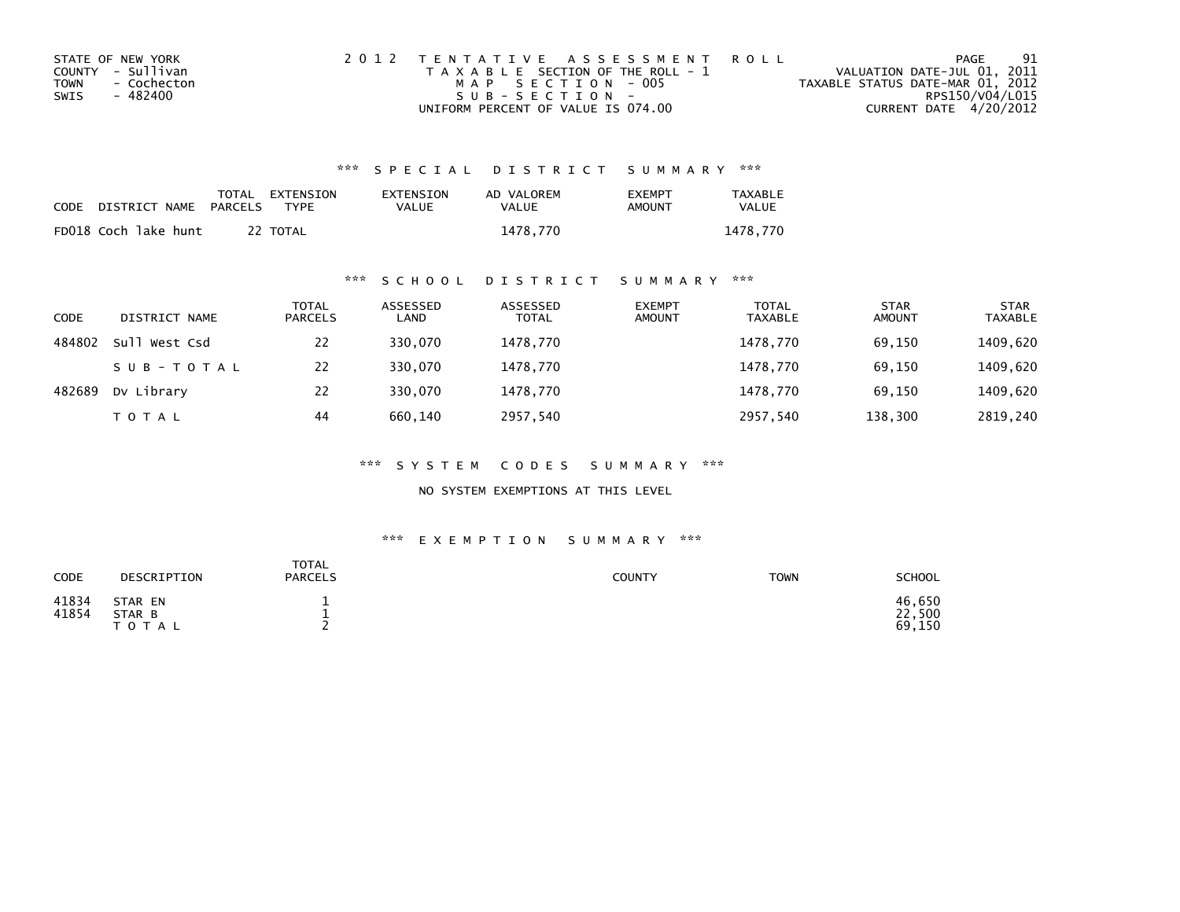STATE OF NEW YORK
COUNTY - Sullivan
TOWN - Cochecton
SWIS - 482400

2 0 1 2 T E N T A T I V E A S S E S S M E N T R O L L
T A X A B L E SECTION OF THE ROLL - 1
M A P S E C T I O N - 005
S U B - S E C T I O N -
UNIFORM PERCENT OF VALUE IS 074.00

VALUATION DATE-JUL 01, 2011
TAXABLE STATUS DATE-MAR 01, 2012
RPS150/V04/L015
CURRENT DATE 4/20/2012

### *** S P E C I A L D I S T R I C T S U M M A R Y ***

| CODE | DISTRICT NAME | TOTAL PARCELS | EXTENSION TYPE | EXTENSION VALUE | AD VALOREM VALUE | EXEMPT AMOUNT | TAXABLE VALUE |
|---|---|---|---|---|---|---|---|
| FD018 | Coch lake hunt | 22 | TOTAL | | 1478,770 | | 1478,770 |

### *** S C H O O L D I S T R I C T S U M M A R Y ***

| CODE | DISTRICT NAME | TOTAL PARCELS | ASSESSED LAND | ASSESSED TOTAL | EXEMPT AMOUNT | TOTAL TAXABLE | STAR AMOUNT | STAR TAXABLE |
|---|---|---|---|---|---|---|---|---|
| 484802 | Sull West Csd | 22 | 330,070 | 1478,770 | | 1478,770 | 69,150 | 1409,620 |
| | S U B - T O T A L | 22 | 330,070 | 1478,770 | | 1478,770 | 69,150 | 1409,620 |
| 482689 | Dv Library | 22 | 330,070 | 1478,770 | | 1478,770 | 69,150 | 1409,620 |
| | T O T A L | 44 | 660,140 | 2957,540 | | 2957,540 | 138,300 | 2819,240 |

### *** S Y S T E M C O D E S S U M M A R Y ***

NO SYSTEM EXEMPTIONS AT THIS LEVEL

### *** E X E M P T I O N S U M M A R Y ***

| CODE | DESCRIPTION | TOTAL PARCELS | COUNTY | TOWN | SCHOOL |
|---|---|---|---|---|---|
| 41834 | STAR EN | 1 | | | 46,650 |
| 41854 | STAR B | 1 | | | 22,500 |
| | T O T A L | 2 | | | 69,150 |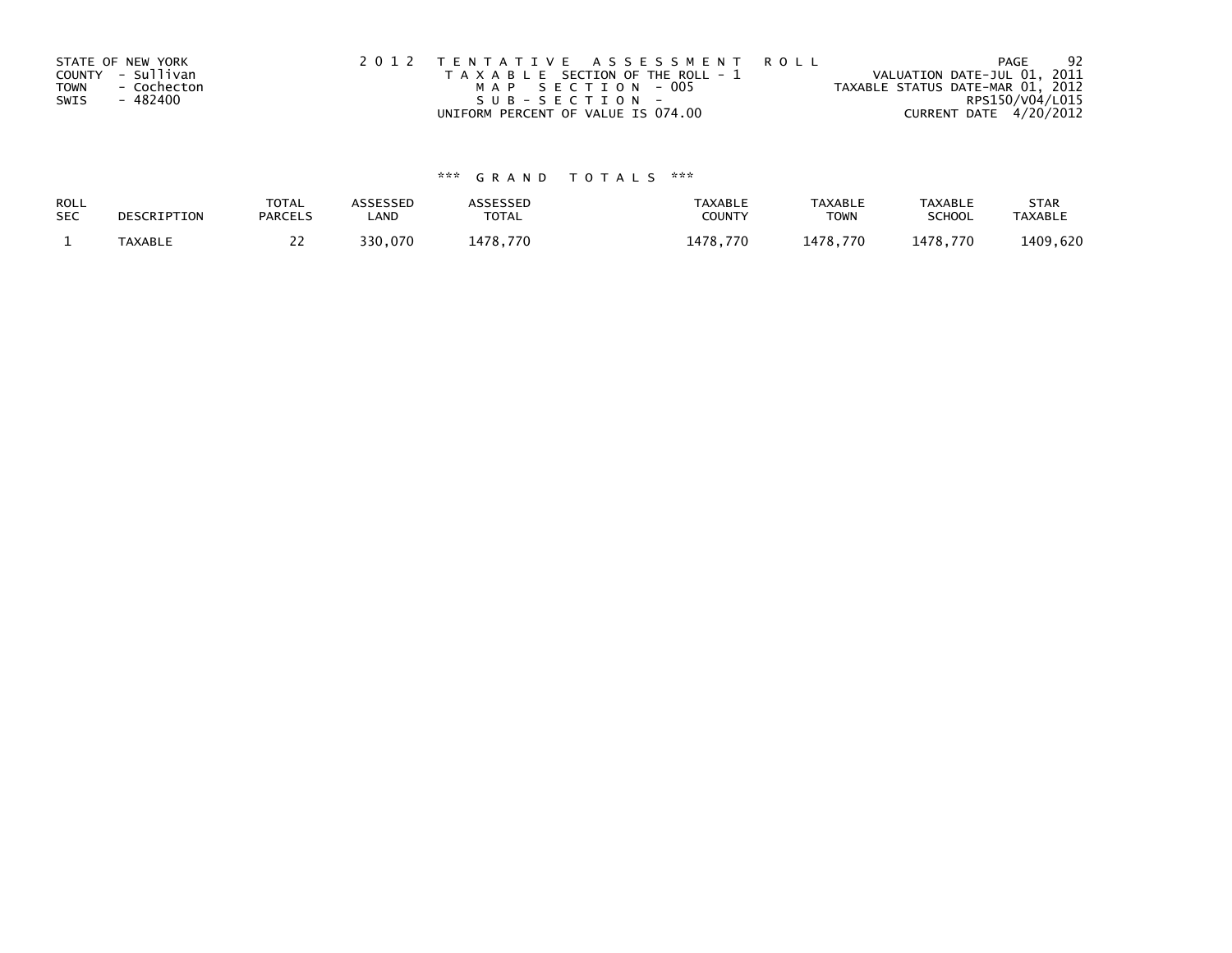STATE OF NEW YORK
COUNTY - Sullivan
TOWN - Cochecton
SWIS - 482400

2012 TENTATIVE ASSESSMENT ROLL
TAXABLE SECTION OF THE ROLL - 1
MAP SECTION - 005
SUB-SECTION -
UNIFORM PERCENT OF VALUE IS 074.00

VALUATION DATE-JUL 01, 2011
TAXABLE STATUS DATE-MAR 01, 2012
RPS150/V04/L015
CURRENT DATE 4/20/2012

### *** GRAND TOTALS ***

| ROLL SEC | DESCRIPTION | TOTAL PARCELS | ASSESSED LAND | ASSESSED TOTAL | TAXABLE COUNTY | TAXABLE TOWN | TAXABLE SCHOOL | STAR TAXABLE |
|---|---|---|---|---|---|---|---|---|
| 1 | TAXABLE | 22 | 330,070 | 1478,770 | 1478,770 | 1478,770 | 1478,770 | 1409,620 |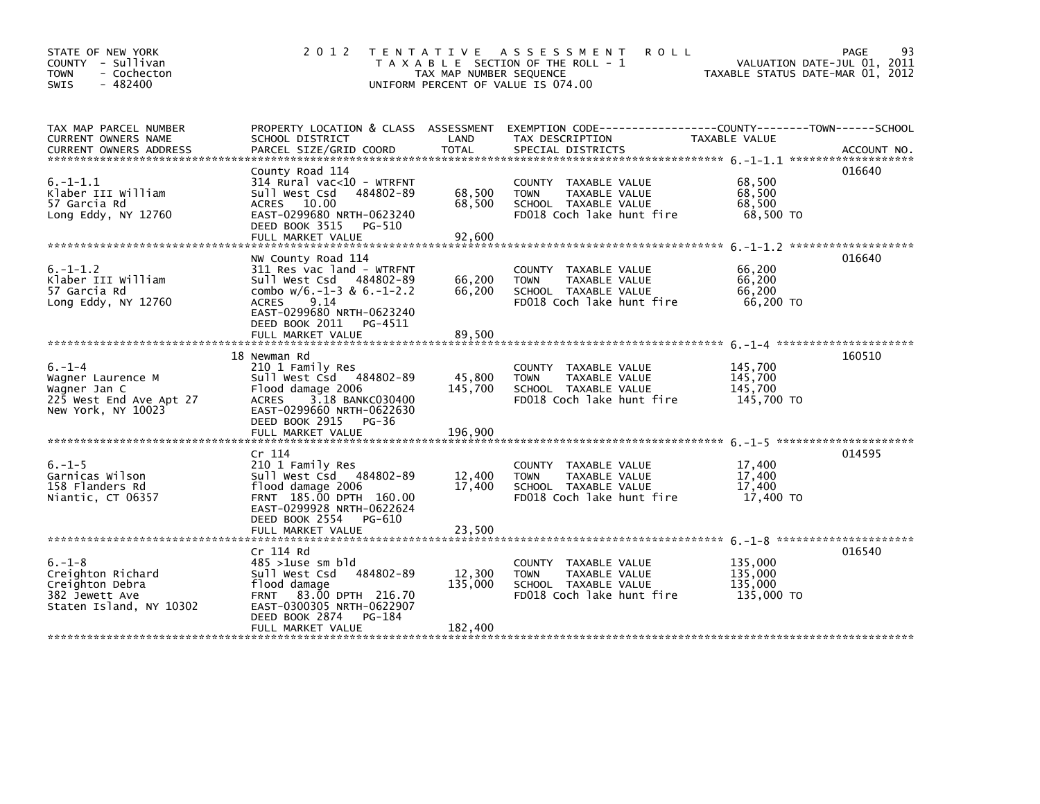STATE OF NEW YORK
COUNTY - Sullivan
TOWN - Cochecton
SWIS - 482400

2012 TENTATIVE ASSESSMENT ROLL
TAXABLE SECTION OF THE ROLL - 1
TAX MAP NUMBER SEQUENCE
UNIFORM PERCENT OF VALUE IS 074.00

VALUATION DATE-JUL 01, 2011
TAXABLE STATUS DATE-MAR 01, 2012

| TAX MAP PARCEL NUMBER / CURRENT OWNERS NAME / CURRENT OWNERS ADDRESS | PROPERTY LOCATION & CLASS / SCHOOL DISTRICT / PARCEL SIZE/GRID COORD | ASSESSMENT LAND | TOTAL | EXEMPTION CODE / TAX DESCRIPTION / SPECIAL DISTRICTS | TAXABLE VALUE (COUNTY / TOWN / SCHOOL) | ACCOUNT NO. |
|---|---|---|---|---|---|---|
| 6.-1-1.1 | County Road 114 | | | | | 016640 |
| Klaber III William | 314 Rural vac<10 - WTRFNT | | | COUNTY TAXABLE VALUE | 68,500 | |
| 57 Garcia Rd | Sull West Csd 484802-89 | 68,500 | 68,500 | TOWN TAXABLE VALUE | 68,500 | |
| Long Eddy, NY 12760 | ACRES 10.00 | | | SCHOOL TAXABLE VALUE | 68,500 | |
| | EAST-0299680 NRTH-0623240 | | | FD018 Coch lake hunt fire | 68,500 TO | |
| | DEED BOOK 3515 PG-510 | | | | | |
| | FULL MARKET VALUE | | 92,600 | | | |
| 6.-1-1.2 | NW County Road 114 | | | | | 016640 |
| Klaber III William | 311 Res vac land - WTRFNT | | | COUNTY TAXABLE VALUE | 66,200 | |
| 57 Garcia Rd | Sull West Csd 484802-89 | 66,200 | 66,200 | TOWN TAXABLE VALUE | 66,200 | |
| Long Eddy, NY 12760 | combo w/6.-1-3 & 6.-1-2.2 | | | SCHOOL TAXABLE VALUE | 66,200 | |
| | ACRES 9.14 | | | FD018 Coch lake hunt fire | 66,200 TO | |
| | EAST-0299680 NRTH-0623240 | | | | | |
| | DEED BOOK 2011 PG-4511 | | | | | |
| | FULL MARKET VALUE | | 89,500 | | | |
| 6.-1-4 | 18 Newman Rd | | | | | 160510 |
| Wagner Laurence M | 210 1 Family Res | | | COUNTY TAXABLE VALUE | 145,700 | |
| Wagner Jan C | Sull West Csd 484802-89 | 45,800 | 145,700 | TOWN TAXABLE VALUE | 145,700 | |
| 225 West End Ave Apt 27 | Flood damage 2006 | | | SCHOOL TAXABLE VALUE | 145,700 | |
| New York, NY 10023 | ACRES 3.18 BANKC030400 | | | FD018 Coch lake hunt fire | 145,700 TO | |
| | EAST-0299660 NRTH-0622630 | | | | | |
| | DEED BOOK 2915 PG-36 | | | | | |
| | FULL MARKET VALUE | | 196,900 | | | |
| 6.-1-5 | Cr 114 | | | | | 014595 |
| Garnicas Wilson | 210 1 Family Res | | | COUNTY TAXABLE VALUE | 17,400 | |
| 158 Flanders Rd | Sull West Csd 484802-89 | 12,400 | 17,400 | TOWN TAXABLE VALUE | 17,400 | |
| Niantic, CT 06357 | flood damage 2006 | | | SCHOOL TAXABLE VALUE | 17,400 | |
| | FRNT 185.00 DPTH 160.00 | | | FD018 Coch lake hunt fire | 17,400 TO | |
| | EAST-0299928 NRTH-0622624 | | | | | |
| | DEED BOOK 2554 PG-610 | | | | | |
| | FULL MARKET VALUE | | 23,500 | | | |
| 6.-1-8 | Cr 114 Rd | | | | | 016540 |
| Creighton Richard | 485 >1use sm bld | | | COUNTY TAXABLE VALUE | 135,000 | |
| Creighton Debra | Sull West Csd 484802-89 | 12,300 | 135,000 | TOWN TAXABLE VALUE | 135,000 | |
| 382 Jewett Ave | flood damage | | | SCHOOL TAXABLE VALUE | 135,000 | |
| Staten Island, NY 10302 | FRNT 83.00 DPTH 216.70 | | | FD018 Coch lake hunt fire | 135,000 TO | |
| | EAST-0300305 NRTH-0622907 | | | | | |
| | DEED BOOK 2874 PG-184 | | | | | |
| | FULL MARKET VALUE | | 182,400 | | | |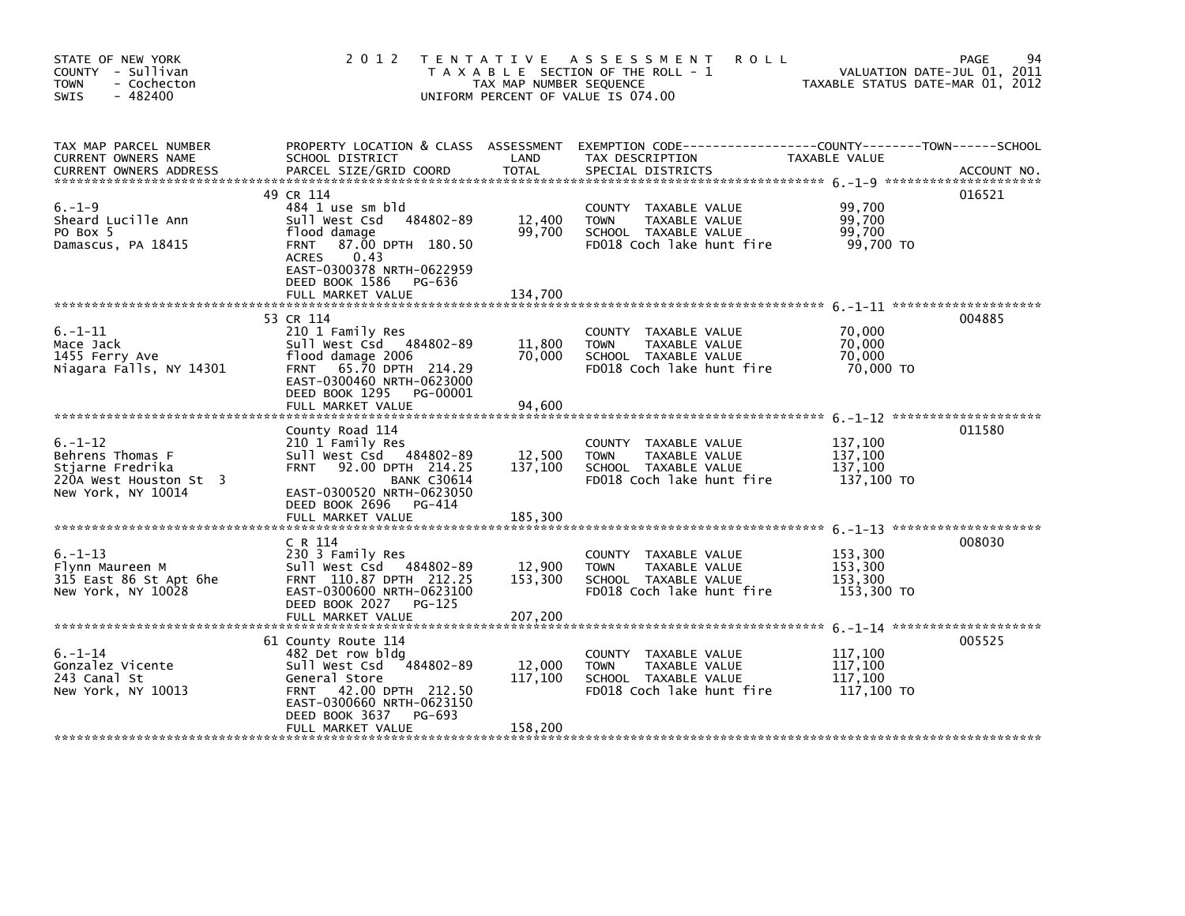STATE OF NEW YORK
COUNTY - Sullivan
TOWN - Cochecton
SWIS - 482400

# 2012 TENTATIVE ASSESSMENT ROLL

TAXABLE SECTION OF THE ROLL - 1
TAX MAP NUMBER SEQUENCE
UNIFORM PERCENT OF VALUE IS 074.00

VALUATION DATE-JUL 01, 2011
TAXABLE STATUS DATE-MAR 01, 2012

| TAX MAP PARCEL NUMBER / CURRENT OWNERS NAME / CURRENT OWNERS ADDRESS | PROPERTY LOCATION & CLASS / SCHOOL DISTRICT / PARCEL SIZE/GRID COORD | ASSESSMENT LAND / TOTAL | EXEMPTION CODE / TAX DESCRIPTION / SPECIAL DISTRICTS | TAXABLE VALUE | ACCOUNT NO. |
|---|---|---|---|---|---|
| 6.-1-9 | 49 CR 114 | | | | 016521 |
| Sheard Lucille Ann | 484 1 use sm bld | | COUNTY TAXABLE VALUE | 99,700 | |
| PO Box 5 | Sull West Csd 484802-89 | 12,400 | TOWN TAXABLE VALUE | 99,700 | |
| Damascus, PA 18415 | flood damage | 99,700 | SCHOOL TAXABLE VALUE | 99,700 | |
| | FRNT 87.00 DPTH 180.50 | | FD018 Coch lake hunt fire | 99,700 TO | |
| | ACRES 0.43 | | | | |
| | EAST-0300378 NRTH-0622959 | | | | |
| | DEED BOOK 1586 PG-636 | | | | |
| | FULL MARKET VALUE | 134,700 | | | |
| 6.-1-11 | 53 CR 114 | | | | 004885 |
| Mace Jack | 210 1 Family Res | | COUNTY TAXABLE VALUE | 70,000 | |
| 1455 Ferry Ave | Sull West Csd 484802-89 | 11,800 | TOWN TAXABLE VALUE | 70,000 | |
| Niagara Falls, NY 14301 | flood damage 2006 | 70,000 | SCHOOL TAXABLE VALUE | 70,000 | |
| | FRNT 65.70 DPTH 214.29 | | FD018 Coch lake hunt fire | 70,000 TO | |
| | EAST-0300460 NRTH-0623000 | | | | |
| | DEED BOOK 1295 PG-00001 | | | | |
| | FULL MARKET VALUE | 94,600 | | | |
| 6.-1-12 | County Road 114 | | | | 011580 |
| Behrens Thomas F | 210 1 Family Res | | COUNTY TAXABLE VALUE | 137,100 | |
| Stjarne Fredrika | Sull West Csd 484802-89 | 12,500 | TOWN TAXABLE VALUE | 137,100 | |
| 220A West Houston St 3 | FRNT 92.00 DPTH 214.25 | 137,100 | SCHOOL TAXABLE VALUE | 137,100 | |
| New York, NY 10014 | BANK C30614 | | FD018 Coch lake hunt fire | 137,100 TO | |
| | EAST-0300520 NRTH-0623050 | | | | |
| | DEED BOOK 2696 PG-414 | | | | |
| | FULL MARKET VALUE | 185,300 | | | |
| 6.-1-13 | C R 114 | | | | 008030 |
| Flynn Maureen M | 230 3 Family Res | | COUNTY TAXABLE VALUE | 153,300 | |
| 315 East 86 St Apt 6he | Sull West Csd 484802-89 | 12,900 | TOWN TAXABLE VALUE | 153,300 | |
| New York, NY 10028 | FRNT 110.87 DPTH 212.25 | 153,300 | SCHOOL TAXABLE VALUE | 153,300 | |
| | EAST-0300600 NRTH-0623100 | | FD018 Coch lake hunt fire | 153,300 TO | |
| | DEED BOOK 2027 PG-125 | | | | |
| | FULL MARKET VALUE | 207,200 | | | |
| 6.-1-14 | 61 County Route 114 | | | | 005525 |
| Gonzalez Vicente | 482 Det row bldg | | COUNTY TAXABLE VALUE | 117,100 | |
| 243 Canal St | Sull West Csd 484802-89 | 12,000 | TOWN TAXABLE VALUE | 117,100 | |
| New York, NY 10013 | General Store | 117,100 | SCHOOL TAXABLE VALUE | 117,100 | |
| | FRNT 42.00 DPTH 212.50 | | FD018 Coch lake hunt fire | 117,100 TO | |
| | EAST-0300660 NRTH-0623150 | | | | |
| | DEED BOOK 3637 PG-693 | | | | |
| | FULL MARKET VALUE | 158,200 | | | |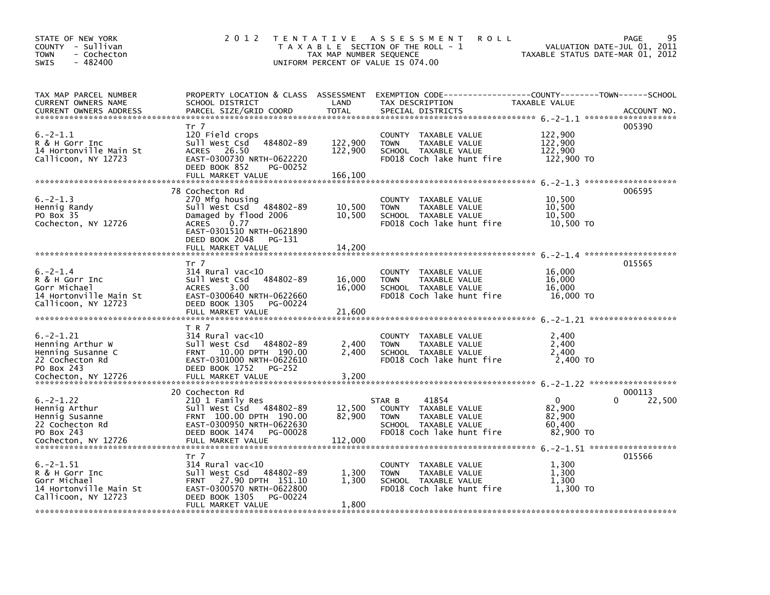STATE OF NEW YORK
COUNTY - Sullivan
TOWN - Cochecton
SWIS - 482400

# 2012 TENTATIVE ASSESSMENT ROLL

TAXABLE SECTION OF THE ROLL - 1
TAX MAP NUMBER SEQUENCE
UNIFORM PERCENT OF VALUE IS 074.00

VALUATION DATE-JUL 01, 2011
TAXABLE STATUS DATE-MAR 01, 2012

| TAX MAP PARCEL NUMBER / CURRENT OWNERS NAME / CURRENT OWNERS ADDRESS | PROPERTY LOCATION & CLASS / SCHOOL DISTRICT / PARCEL SIZE/GRID COORD | ASSESSMENT LAND | TOTAL | EXEMPTION CODE / TAX DESCRIPTION / SPECIAL DISTRICTS | COUNTY | TOWN | SCHOOL | ACCOUNT NO. |
|---|---|---|---|---|---|---|---|---|
| 6.-2-1.1 | Tr 7 | | | | | | | 005390 |
| R & H Gorr Inc | 120 Field crops | | | COUNTY TAXABLE VALUE | 122,900 | | | |
| 14 Hortonville Main St | Sull West Csd 484802-89 | 122,900 | | TOWN TAXABLE VALUE | | 122,900 | | |
| Callicoon, NY 12723 | ACRES 26.50 | | 122,900 | SCHOOL TAXABLE VALUE | | | 122,900 | |
| | EAST-0300730 NRTH-0622220 | | | FD018 Coch lake hunt fire | 122,900 TO | | | |
| | DEED BOOK 852 PG-00252 | | | | | | | |
| | FULL MARKET VALUE | | 166,100 | | | | | |
| 6.-2-1.3 | 78 Cochecton Rd | | | | | | | 006595 |
| Hennig Randy | 270 Mfg housing | | | COUNTY TAXABLE VALUE | 10,500 | | | |
| PO Box 35 | Sull West Csd 484802-89 | 10,500 | | TOWN TAXABLE VALUE | | 10,500 | | |
| Cochecton, NY 12726 | Damaged by flood 2006 | | 10,500 | SCHOOL TAXABLE VALUE | | | 10,500 | |
| | ACRES 0.77 | | | FD018 Coch lake hunt fire | 10,500 TO | | | |
| | EAST-0301510 NRTH-0621890 | | | | | | | |
| | DEED BOOK 2048 PG-131 | | | | | | | |
| | FULL MARKET VALUE | | 14,200 | | | | | |
| 6.-2-1.4 | Tr 7 | | | | | | | 015565 |
| R & H Gorr Inc | 314 Rural vac<10 | | | COUNTY TAXABLE VALUE | 16,000 | | | |
| Gorr Michael | Sull West Csd 484802-89 | 16,000 | | TOWN TAXABLE VALUE | | 16,000 | | |
| 14 Hortonville Main St | ACRES 3.00 | | 16,000 | SCHOOL TAXABLE VALUE | | | 16,000 | |
| Callicoon, NY 12723 | EAST-0300640 NRTH-0622660 | | | FD018 Coch lake hunt fire | 16,000 TO | | | |
| | DEED BOOK 1305 PG-00224 | | | | | | | |
| | FULL MARKET VALUE | | 21,600 | | | | | |
| 6.-2-1.21 | T R 7 | | | | | | | |
| Henning Arthur W | 314 Rural vac<10 | | | COUNTY TAXABLE VALUE | 2,400 | | | |
| Henning Susanne C | Sull West Csd 484802-89 | 2,400 | | TOWN TAXABLE VALUE | | 2,400 | | |
| 22 Cochecton Rd | FRNT 10.00 DPTH 190.00 | | 2,400 | SCHOOL TAXABLE VALUE | | | 2,400 | |
| PO Box 243 | EAST-0301000 NRTH-0622610 | | | FD018 Coch lake hunt fire | 2,400 TO | | | |
| Cochecton, NY 12726 | DEED BOOK 1752 PG-252 | | | | | | | |
| | FULL MARKET VALUE | | 3,200 | | | | | |
| 6.-2-1.22 | 20 Cochecton Rd | | | | | | | 000113 |
| Hennig Arthur | 210 1 Family Res | | | STAR B 41854 | 0 | 0 | 22,500 | |
| Hennig Susanne | Sull West Csd 484802-89 | 12,500 | | COUNTY TAXABLE VALUE | 82,900 | | | |
| 22 Cochecton Rd | FRNT 100.00 DPTH 190.00 | | 82,900 | TOWN TAXABLE VALUE | | 82,900 | | |
| PO Box 243 | EAST-0300950 NRTH-0622630 | | | SCHOOL TAXABLE VALUE | | | 60,400 | |
| Cochecton, NY 12726 | DEED BOOK 1474 PG-00028 | | | FD018 Coch lake hunt fire | 82,900 TO | | | |
| | FULL MARKET VALUE | | 112,000 | | | | | |
| 6.-2-1.51 | Tr 7 | | | | | | | 015566 |
| R & H Gorr Inc | 314 Rural vac<10 | | | COUNTY TAXABLE VALUE | 1,300 | | | |
| Gorr Michael | Sull West Csd 484802-89 | 1,300 | | TOWN TAXABLE VALUE | | 1,300 | | |
| 14 Hortonville Main St | FRNT 27.90 DPTH 151.10 | | 1,300 | SCHOOL TAXABLE VALUE | | | 1,300 | |
| Callicoon, NY 12723 | EAST-0300570 NRTH-0622800 | | | FD018 Coch lake hunt fire | 1,300 TO | | | |
| | DEED BOOK 1305 PG-00224 | | | | | | | |
| | FULL MARKET VALUE | | 1,800 | | | | | |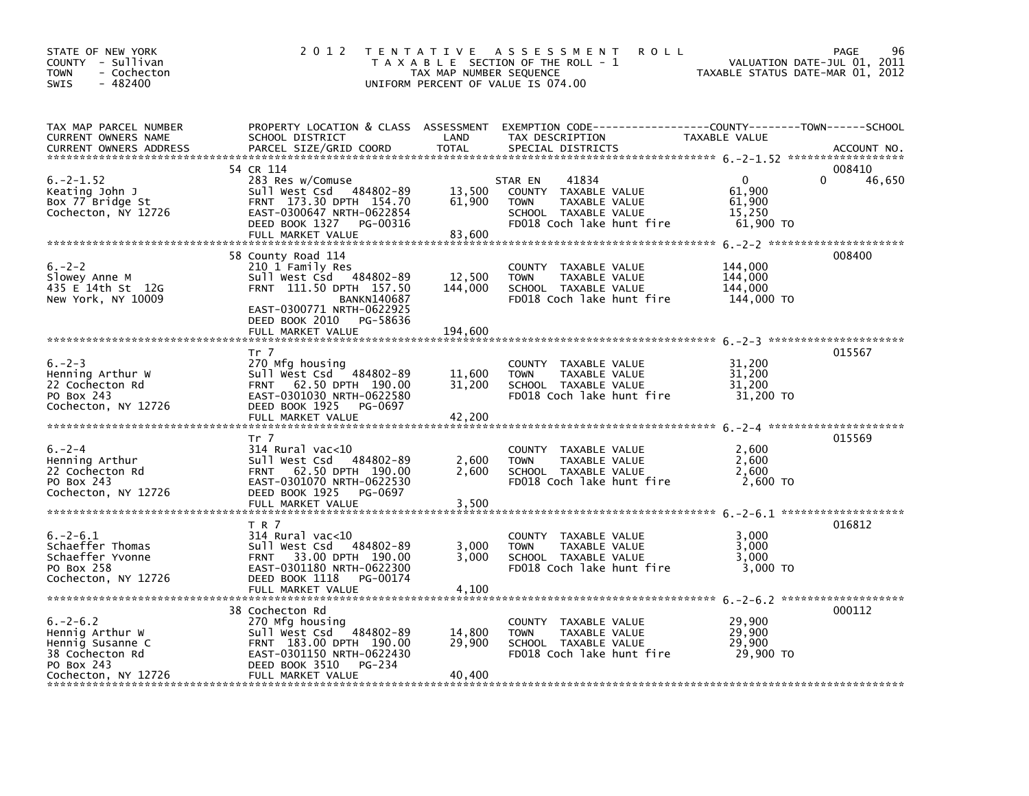STATE OF NEW YORK
COUNTY - Sullivan
TOWN - Cochecton
SWIS - 482400

# 2012 TENTATIVE ASSESSMENT ROLL

TAXABLE SECTION OF THE ROLL - 1
TAX MAP NUMBER SEQUENCE
UNIFORM PERCENT OF VALUE IS 074.00

VALUATION DATE-JUL 01, 2011
TAXABLE STATUS DATE-MAR 01, 2012

| TAX MAP PARCEL NUMBER / CURRENT OWNERS NAME / CURRENT OWNERS ADDRESS | PROPERTY LOCATION & CLASS / SCHOOL DISTRICT / PARCEL SIZE/GRID COORD | ASSESSMENT LAND | TOTAL | EXEMPTION CODE / TAX DESCRIPTION / SPECIAL DISTRICTS | COUNTY TAXABLE VALUE | TOWN | SCHOOL | ACCOUNT NO. |
|---|---|---|---|---|---|---|---|---|
| 6.-2-1.52 | 54 CR 114 | | | | | | | 008410 |
| 6.-2-1.52 | 283 Res w/Comuse | | | STAR EN 41834 | 0 | 0 | 46,650 | |
| Keating John J | Sull West Csd 484802-89 | 13,500 | | COUNTY TAXABLE VALUE | 61,900 | | | |
| Box 77 Bridge St | FRNT 173.30 DPTH 154.70 | | 61,900 | TOWN TAXABLE VALUE | 61,900 | | | |
| Cochecton, NY 12726 | EAST-0300647 NRTH-0622854 | | | SCHOOL TAXABLE VALUE | 15,250 | | | |
| | DEED BOOK 1327 PG-00316 | | | FD018 Coch lake hunt fire | 61,900 TO | | | |
| | FULL MARKET VALUE | | 83,600 | | | | | |
| 6.-2-2 | 58 County Road 114 | | | | | | | 008400 |
| 6.-2-2 | 210 1 Family Res | | | COUNTY TAXABLE VALUE | 144,000 | | | |
| Slowey Anne M | Sull West Csd 484802-89 | 12,500 | | TOWN TAXABLE VALUE | 144,000 | | | |
| 435 E 14th St 12G | FRNT 111.50 DPTH 157.50 | | 144,000 | SCHOOL TAXABLE VALUE | 144,000 | | | |
| New York, NY 10009 | BANKN140687 | | | FD018 Coch lake hunt fire | 144,000 TO | | | |
| | EAST-0300771 NRTH-0622925 | | | | | | | |
| | DEED BOOK 2010 PG-58636 | | | | | | | |
| | FULL MARKET VALUE | | 194,600 | | | | | |
| 6.-2-3 | Tr 7 | | | | | | | 015567 |
| 6.-2-3 | 270 Mfg housing | | | COUNTY TAXABLE VALUE | 31,200 | | | |
| Henning Arthur W | Sull West Csd 484802-89 | 11,600 | | TOWN TAXABLE VALUE | 31,200 | | | |
| 22 Cochecton Rd | FRNT 62.50 DPTH 190.00 | | 31,200 | SCHOOL TAXABLE VALUE | 31,200 | | | |
| PO Box 243 | EAST-0301030 NRTH-0622580 | | | FD018 Coch lake hunt fire | 31,200 TO | | | |
| Cochecton, NY 12726 | DEED BOOK 1925 PG-0697 | | | | | | | |
| | FULL MARKET VALUE | | 42,200 | | | | | |
| 6.-2-4 | Tr 7 | | | | | | | 015569 |
| 6.-2-4 | 314 Rural vac<10 | | | COUNTY TAXABLE VALUE | 2,600 | | | |
| Henning Arthur | Sull West Csd 484802-89 | 2,600 | | TOWN TAXABLE VALUE | 2,600 | | | |
| 22 Cochecton Rd | FRNT 62.50 DPTH 190.00 | | 2,600 | SCHOOL TAXABLE VALUE | 2,600 | | | |
| PO Box 243 | EAST-0301070 NRTH-0622530 | | | FD018 Coch lake hunt fire | 2,600 TO | | | |
| Cochecton, NY 12726 | DEED BOOK 1925 PG-0697 | | | | | | | |
| | FULL MARKET VALUE | | 3,500 | | | | | |
| 6.-2-6.1 | T R 7 | | | | | | | 016812 |
| 6.-2-6.1 | 314 Rural vac<10 | | | COUNTY TAXABLE VALUE | 3,000 | | | |
| Schaeffer Thomas | Sull West Csd 484802-89 | 3,000 | | TOWN TAXABLE VALUE | 3,000 | | | |
| Schaeffer Yvonne | FRNT 33.00 DPTH 190.00 | | 3,000 | SCHOOL TAXABLE VALUE | 3,000 | | | |
| PO Box 258 | EAST-0301180 NRTH-0622300 | | | FD018 Coch lake hunt fire | 3,000 TO | | | |
| Cochecton, NY 12726 | DEED BOOK 1118 PG-00174 | | | | | | | |
| | FULL MARKET VALUE | | 4,100 | | | | | |
| 6.-2-6.2 | 38 Cochecton Rd | | | | | | | 000112 |
| 6.-2-6.2 | 270 Mfg housing | | | COUNTY TAXABLE VALUE | 29,900 | | | |
| Hennig Arthur W | Sull West Csd 484802-89 | 14,800 | | TOWN TAXABLE VALUE | 29,900 | | | |
| Hennig Susanne C | FRNT 183.00 DPTH 190.00 | | 29,900 | SCHOOL TAXABLE VALUE | 29,900 | | | |
| 38 Cochecton Rd | EAST-0301150 NRTH-0622430 | | | FD018 Coch lake hunt fire | 29,900 TO | | | |
| PO Box 243 | DEED BOOK 3510 PG-234 | | | | | | | |
| Cochecton, NY 12726 | FULL MARKET VALUE | | 40,400 | | | | | |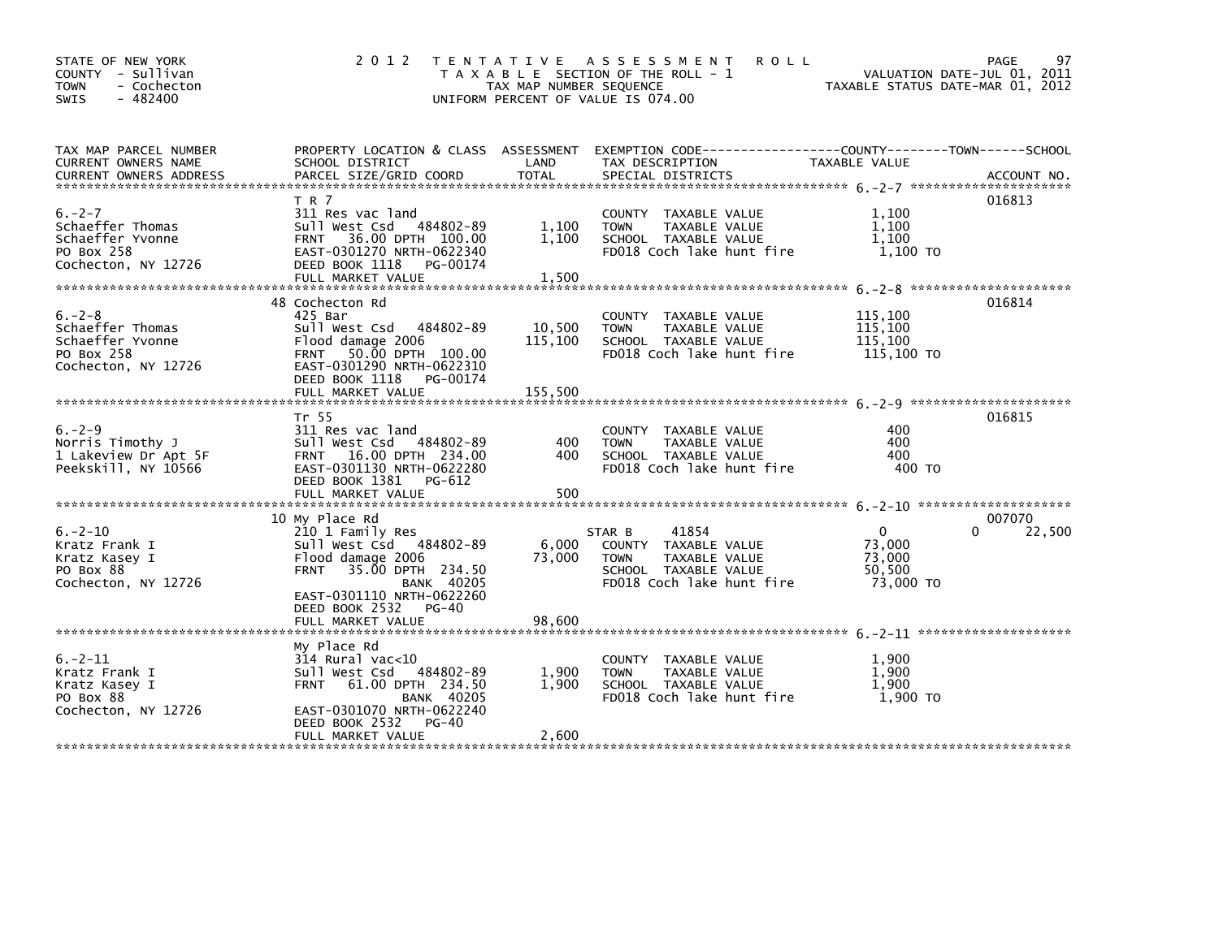STATE OF NEW YORK
COUNTY - Sullivan
TOWN - Cochecton
SWIS - 482400

# 2012 TENTATIVE ASSESSMENT ROLL

TAXABLE SECTION OF THE ROLL - 1
TAX MAP NUMBER SEQUENCE
UNIFORM PERCENT OF VALUE IS 074.00

VALUATION DATE-JUL 01, 2011
TAXABLE STATUS DATE-MAR 01, 2012

| TAX MAP PARCEL NUMBER / CURRENT OWNERS NAME / CURRENT OWNERS ADDRESS | PROPERTY LOCATION & CLASS / SCHOOL DISTRICT / PARCEL SIZE/GRID COORD | ASSESSMENT LAND | TOTAL | EXEMPTION CODE / TAX DESCRIPTION / SPECIAL DISTRICTS | COUNTY / TOWN TAXABLE VALUE | SCHOOL | ACCOUNT NO. |
|---|---|---|---|---|---|---|---|
| 6.-2-7 | T R 7 | | | | | | 016813 |
| Schaeffer Thomas | 311 Res vac land | | | COUNTY TAXABLE VALUE | 1,100 | | |
| Schaeffer Yvonne | Sull West Csd 484802-89 | 1,100 | | TOWN TAXABLE VALUE | 1,100 | | |
| PO Box 258 | FRNT 36.00 DPTH 100.00 | | 1,100 | SCHOOL TAXABLE VALUE | 1,100 | | |
| Cochecton, NY 12726 | EAST-0301270 NRTH-0622340 | | | FD018 Coch lake hunt fire | 1,100 TO | | |
| | DEED BOOK 1118 PG-00174 | | | | | | |
| | FULL MARKET VALUE | | 1,500 | | | | |
| 6.-2-8 | 48 Cochecton Rd | | | | | | 016814 |
| Schaeffer Thomas | 425 Bar | | | COUNTY TAXABLE VALUE | 115,100 | | |
| Schaeffer Yvonne | Sull West Csd 484802-89 | 10,500 | | TOWN TAXABLE VALUE | 115,100 | | |
| PO Box 258 | Flood damage 2006 | | 115,100 | SCHOOL TAXABLE VALUE | 115,100 | | |
| Cochecton, NY 12726 | FRNT 50.00 DPTH 100.00 | | | FD018 Coch lake hunt fire | 115,100 TO | | |
| | EAST-0301290 NRTH-0622310 | | | | | | |
| | DEED BOOK 1118 PG-00174 | | | | | | |
| | FULL MARKET VALUE | | 155,500 | | | | |
| 6.-2-9 | Tr 55 | | | | | | 016815 |
| Norris Timothy J | 311 Res vac land | | | COUNTY TAXABLE VALUE | 400 | | |
| 1 Lakeview Dr Apt 5F | Sull West Csd 484802-89 | 400 | | TOWN TAXABLE VALUE | 400 | | |
| Peekskill, NY 10566 | FRNT 16.00 DPTH 234.00 | | 400 | SCHOOL TAXABLE VALUE | 400 | | |
| | EAST-0301130 NRTH-0622280 | | | FD018 Coch lake hunt fire | 400 TO | | |
| | DEED BOOK 1381 PG-612 | | | | | | |
| | FULL MARKET VALUE | | 500 | | | | |
| 6.-2-10 | 10 My Place Rd | | | | | | 007070 |
| Kratz Frank I | 210 1 Family Res | | | STAR B 41854 | 0 | 0 22,500 | |
| Kratz Kasey I | Sull West Csd 484802-89 | 6,000 | | COUNTY TAXABLE VALUE | 73,000 | | |
| PO Box 88 | Flood damage 2006 | | 73,000 | TOWN TAXABLE VALUE | 73,000 | | |
| Cochecton, NY 12726 | FRNT 35.00 DPTH 234.50 | | | SCHOOL TAXABLE VALUE | 50,500 | | |
| | BANK 40205 | | | FD018 Coch lake hunt fire | 73,000 TO | | |
| | EAST-0301110 NRTH-0622260 | | | | | | |
| | DEED BOOK 2532 PG-40 | | | | | | |
| | FULL MARKET VALUE | | 98,600 | | | | |
| 6.-2-11 | My Place Rd | | | | | | |
| Kratz Frank I | 314 Rural vac<10 | | | COUNTY TAXABLE VALUE | 1,900 | | |
| Kratz Kasey I | Sull West Csd 484802-89 | 1,900 | | TOWN TAXABLE VALUE | 1,900 | | |
| PO Box 88 | FRNT 61.00 DPTH 234.50 | | 1,900 | SCHOOL TAXABLE VALUE | 1,900 | | |
| Cochecton, NY 12726 | BANK 40205 | | | FD018 Coch lake hunt fire | 1,900 TO | | |
| | EAST-0301070 NRTH-0622240 | | | | | | |
| | DEED BOOK 2532 PG-40 | | | | | | |
| | FULL MARKET VALUE | | 2,600 | | | | |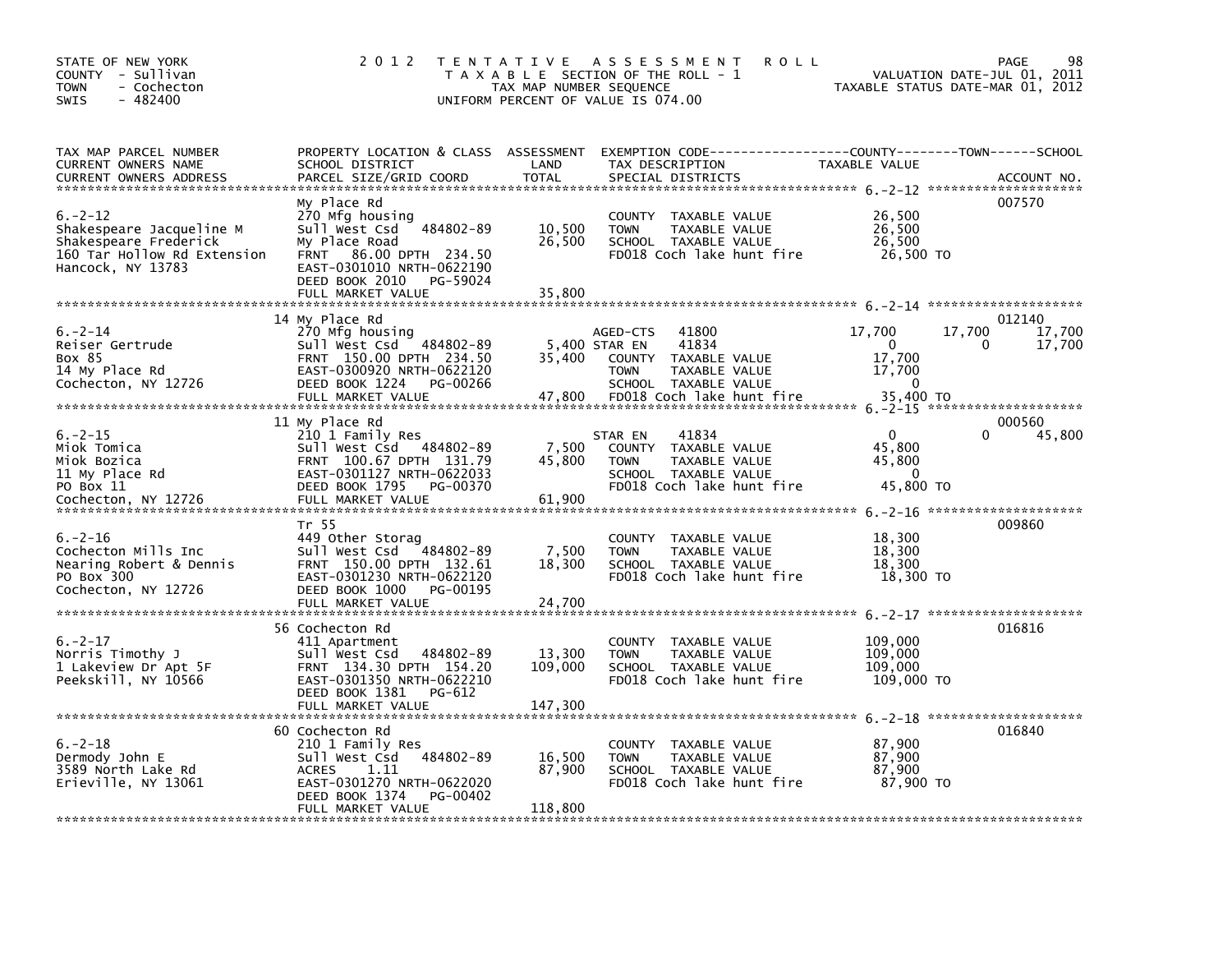STATE OF NEW YORK
COUNTY - Sullivan
TOWN - Cochecton
SWIS - 482400

2012 TENTATIVE ASSESSMENT ROLL
TAXABLE SECTION OF THE ROLL - 1
TAX MAP NUMBER SEQUENCE
UNIFORM PERCENT OF VALUE IS 074.00

VALUATION DATE-JUL 01, 2011
TAXABLE STATUS DATE-MAR 01, 2012

| TAX MAP PARCEL NUMBER / CURRENT OWNERS NAME / CURRENT OWNERS ADDRESS | PROPERTY LOCATION & CLASS / SCHOOL DISTRICT / PARCEL SIZE/GRID COORD | ASSESSMENT LAND | ASSESSMENT TOTAL | EXEMPTION CODE / TAX DESCRIPTION / SPECIAL DISTRICTS | COUNTY TAXABLE VALUE | TOWN | SCHOOL | ACCOUNT NO. |
|---|---|---|---|---|---|---|---|---|
| 6.-2-12 | My Place Rd | | | | | | | 007570 |
| Shakespeare Jacqueline M | 270 Mfg housing | | | COUNTY TAXABLE VALUE | 26,500 | | | |
| Shakespeare Frederick | Sull West Csd 484802-89 | 10,500 | | TOWN TAXABLE VALUE | 26,500 | | | |
| 160 Tar Hollow Rd Extension | My Place Road | | 26,500 | SCHOOL TAXABLE VALUE | 26,500 | | | |
| Hancock, NY 13783 | FRNT 86.00 DPTH 234.50 | | | FD018 Coch lake hunt fire | 26,500 TO | | | |
| | EAST-0301010 NRTH-0622190 | | | | | | | |
| | DEED BOOK 2010 PG-59024 | | | | | | | |
| | FULL MARKET VALUE | | 35,800 | | | | | |
| 6.-2-14 | 14 My Place Rd | | | | | | | 012140 |
| Reiser Gertrude | 270 Mfg housing | | | AGED-CTS 41800 | 17,700 | 17,700 | 17,700 | |
| Box 85 | Sull West Csd 484802-89 | 5,400 | | STAR EN 41834 | 0 | 0 | 17,700 | |
| 14 My Place Rd | FRNT 150.00 DPTH 234.50 | | 35,400 | COUNTY TAXABLE VALUE | 17,700 | | | |
| Cochecton, NY 12726 | EAST-0300920 NRTH-0622120 | | | TOWN TAXABLE VALUE | 17,700 | | | |
| | DEED BOOK 1224 PG-00266 | | | SCHOOL TAXABLE VALUE | 0 | | | |
| | FULL MARKET VALUE | | 47,800 | FD018 Coch lake hunt fire | 35,400 TO | | | |
| 6.-2-15 | 11 My Place Rd | | | | | | | 000560 |
| Miok Tomica | 210 1 Family Res | | | STAR EN 41834 | 0 | 0 | 45,800 | |
| Miok Bozica | Sull West Csd 484802-89 | 7,500 | | COUNTY TAXABLE VALUE | 45,800 | | | |
| 11 My Place Rd | FRNT 100.67 DPTH 131.79 | | 45,800 | TOWN TAXABLE VALUE | 45,800 | | | |
| PO Box 11 | EAST-0301127 NRTH-0622033 | | | SCHOOL TAXABLE VALUE | 0 | | | |
| Cochecton, NY 12726 | DEED BOOK 1795 PG-00370 | | | FD018 Coch lake hunt fire | 45,800 TO | | | |
| | FULL MARKET VALUE | | 61,900 | | | | | |
| 6.-2-16 | Tr 55 | | | | | | | 009860 |
| Cochecton Mills Inc | 449 Other Storag | | | COUNTY TAXABLE VALUE | 18,300 | | | |
| Nearing Robert & Dennis | Sull West Csd 484802-89 | 7,500 | | TOWN TAXABLE VALUE | 18,300 | | | |
| PO Box 300 | FRNT 150.00 DPTH 132.61 | | 18,300 | SCHOOL TAXABLE VALUE | 18,300 | | | |
| Cochecton, NY 12726 | EAST-0301230 NRTH-0622120 | | | FD018 Coch lake hunt fire | 18,300 TO | | | |
| | DEED BOOK 1000 PG-00195 | | | | | | | |
| | FULL MARKET VALUE | | 24,700 | | | | | |
| 6.-2-17 | 56 Cochecton Rd | | | | | | | 016816 |
| Norris Timothy J | 411 Apartment | | | COUNTY TAXABLE VALUE | 109,000 | | | |
| 1 Lakeview Dr Apt 5F | Sull West Csd 484802-89 | 13,300 | | TOWN TAXABLE VALUE | 109,000 | | | |
| Peekskill, NY 10566 | FRNT 134.30 DPTH 154.20 | | 109,000 | SCHOOL TAXABLE VALUE | 109,000 | | | |
| | EAST-0301350 NRTH-0622210 | | | FD018 Coch lake hunt fire | 109,000 TO | | | |
| | DEED BOOK 1381 PG-612 | | | | | | | |
| | FULL MARKET VALUE | | 147,300 | | | | | |
| 6.-2-18 | 60 Cochecton Rd | | | | | | | 016840 |
| Dermody John E | 210 1 Family Res | | | COUNTY TAXABLE VALUE | 87,900 | | | |
| 3589 North Lake Rd | Sull West Csd 484802-89 | 16,500 | | TOWN TAXABLE VALUE | 87,900 | | | |
| Erieville, NY 13061 | ACRES 1.11 | | 87,900 | SCHOOL TAXABLE VALUE | 87,900 | | | |
| | EAST-0301270 NRTH-0622020 | | | FD018 Coch lake hunt fire | 87,900 TO | | | |
| | DEED BOOK 1374 PG-00402 | | | | | | | |
| | FULL MARKET VALUE | | 118,800 | | | | | |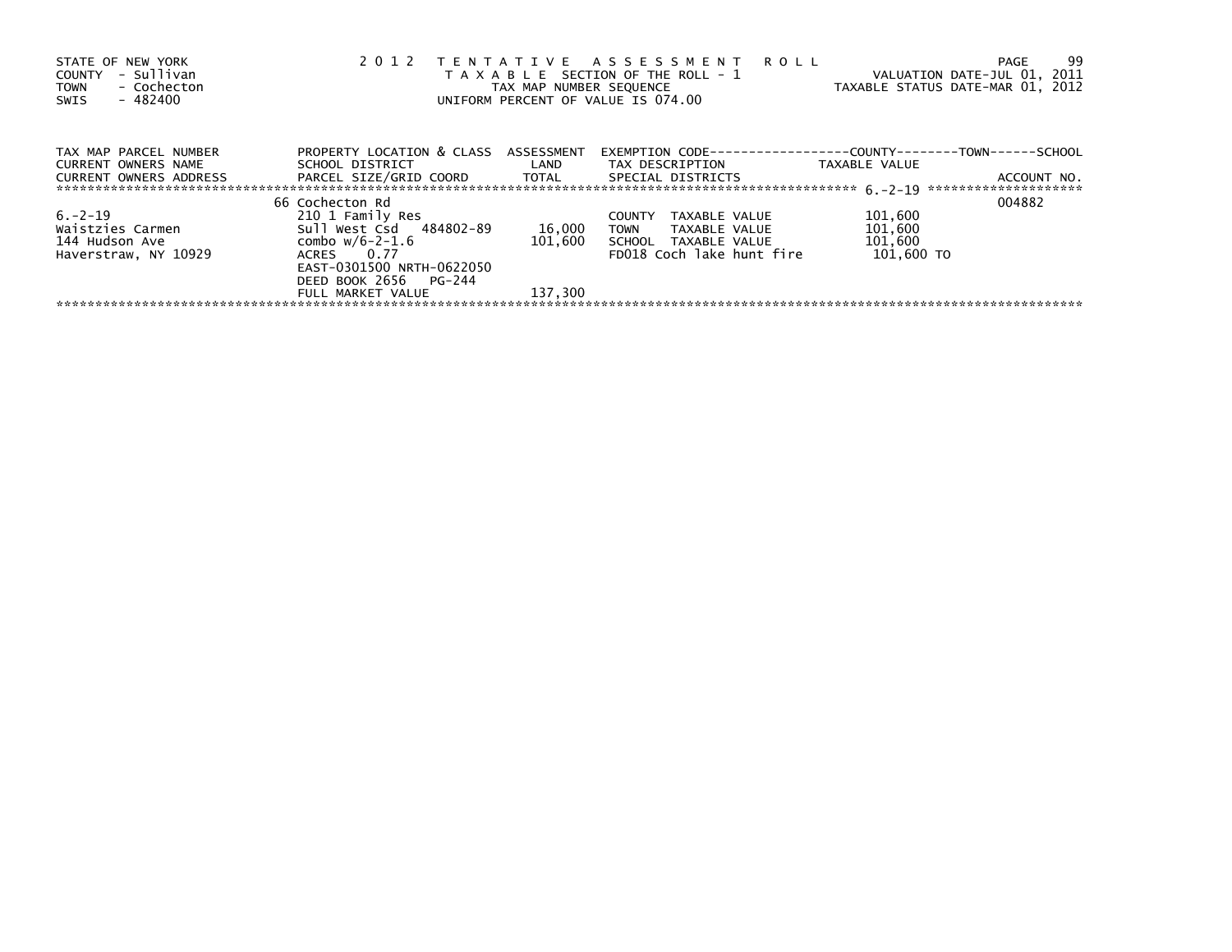STATE OF NEW YORK
COUNTY - Sullivan
TOWN - Cochecton
SWIS - 482400

# 2012 TENTATIVE ASSESSMENT ROLL

TAXABLE SECTION OF THE ROLL - 1
TAX MAP NUMBER SEQUENCE
UNIFORM PERCENT OF VALUE IS 074.00

VALUATION DATE-JUL 01, 2011
TAXABLE STATUS DATE-MAR 01, 2012

| TAX MAP PARCEL NUMBER / CURRENT OWNERS NAME / CURRENT OWNERS ADDRESS | PROPERTY LOCATION & CLASS / SCHOOL DISTRICT / PARCEL SIZE/GRID COORD | ASSESSMENT LAND / TOTAL | EXEMPTION CODE / TAX DESCRIPTION / SPECIAL DISTRICTS | COUNTY / TOWN / SCHOOL TAXABLE VALUE | ACCOUNT NO. |
|---|---|---|---|---|---|
| | 66 Cochecton Rd | | | | 004882 |
| 6.-2-19 | 210 1 Family Res | | COUNTY TAXABLE VALUE | 101,600 | |
| Waistzies Carmen | Sull West Csd 484802-89 | 16,000 | TOWN TAXABLE VALUE | 101,600 | |
| 144 Hudson Ave | combo w/6-2-1.6 | 101,600 | SCHOOL TAXABLE VALUE | 101,600 | |
| Haverstraw, NY 10929 | ACRES 0.77 | | FD018 Coch lake hunt fire | 101,600 TO | |
| | EAST-0301500 NRTH-0622050 | | | | |
| | DEED BOOK 2656 PG-244 | | | | |
| | FULL MARKET VALUE | 137,300 | | | |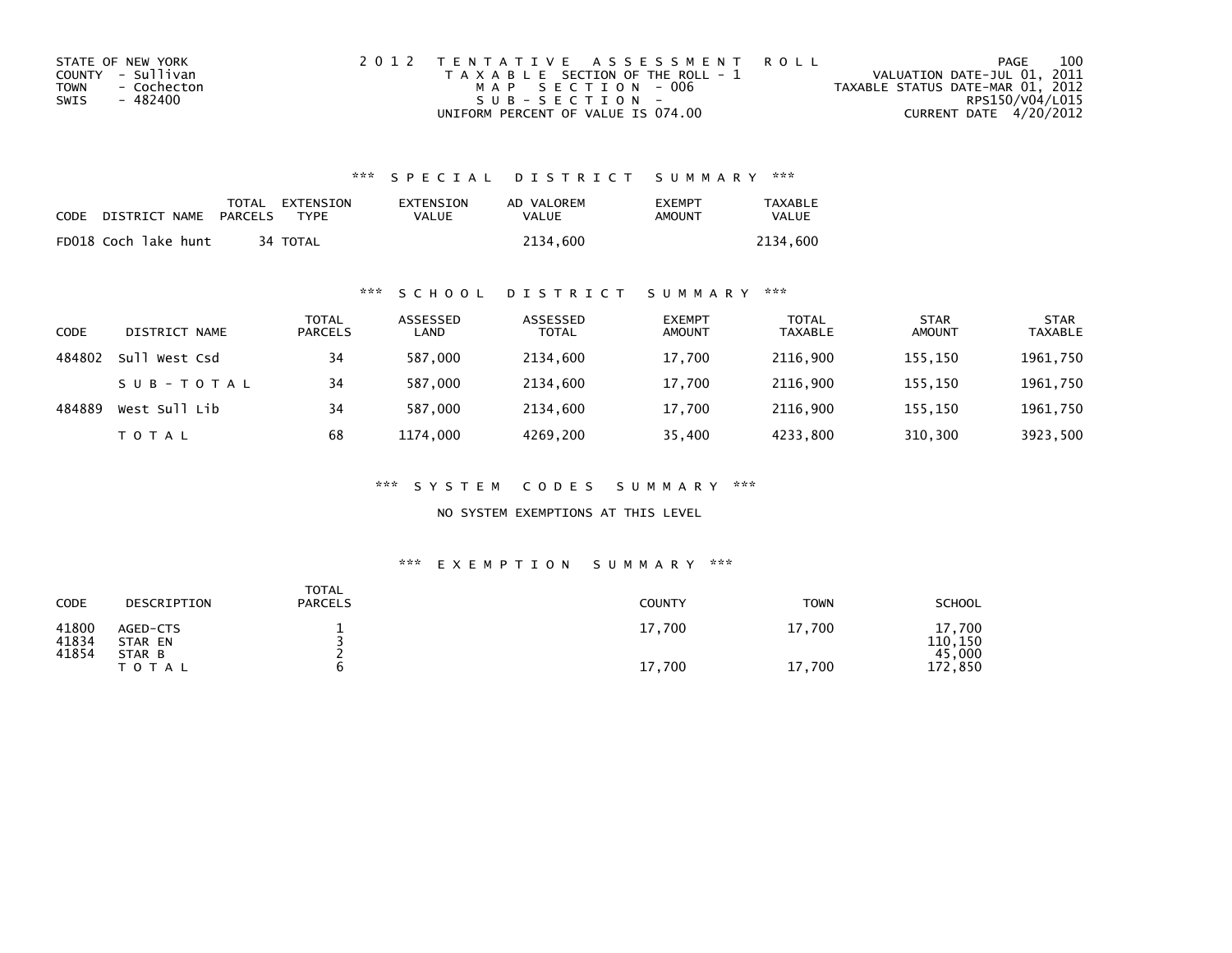STATE OF NEW YORK
COUNTY - Sullivan
TOWN - Cochecton
SWIS - 482400

2 0 1 2 TENTATIVE ASSESSMENT ROLL
TAXABLE SECTION OF THE ROLL - 1
MAP SECTION - 006
SUB-SECTION -
UNIFORM PERCENT OF VALUE IS 074.00

VALUATION DATE-JUL 01, 2011
TAXABLE STATUS DATE-MAR 01, 2012
RPS150/V04/L015
CURRENT DATE 4/20/2012

## *** SPECIAL DISTRICT SUMMARY ***

| CODE | DISTRICT NAME | TOTAL PARCELS | EXTENSION TYPE | EXTENSION VALUE | AD VALOREM VALUE | EXEMPT AMOUNT | TAXABLE VALUE |
|---|---|---|---|---|---|---|---|
| FD018 | Coch lake hunt | 34 | TOTAL | | 2134,600 | | 2134,600 |

## *** SCHOOL DISTRICT SUMMARY ***

| CODE | DISTRICT NAME | TOTAL PARCELS | ASSESSED LAND | ASSESSED TOTAL | EXEMPT AMOUNT | TOTAL TAXABLE | STAR AMOUNT | STAR TAXABLE |
|---|---|---|---|---|---|---|---|---|
| 484802 | Sull West Csd | 34 | 587,000 | 2134,600 | 17,700 | 2116,900 | 155,150 | 1961,750 |
| | S U B - T O T A L | 34 | 587,000 | 2134,600 | 17,700 | 2116,900 | 155,150 | 1961,750 |
| 484889 | West Sull Lib | 34 | 587,000 | 2134,600 | 17,700 | 2116,900 | 155,150 | 1961,750 |
| | T O T A L | 68 | 1174,000 | 4269,200 | 35,400 | 4233,800 | 310,300 | 3923,500 |

## *** SYSTEM CODES SUMMARY ***

NO SYSTEM EXEMPTIONS AT THIS LEVEL

## *** EXEMPTION SUMMARY ***

| CODE | DESCRIPTION | TOTAL PARCELS | COUNTY | TOWN | SCHOOL |
|---|---|---|---|---|---|
| 41800 | AGED-CTS | 1 | 17,700 | 17,700 | 17,700 |
| 41834 | STAR EN | 3 | | | 110,150 |
| 41854 | STAR B | 2 | | | 45,000 |
| | T O T A L | 6 | 17,700 | 17,700 | 172,850 |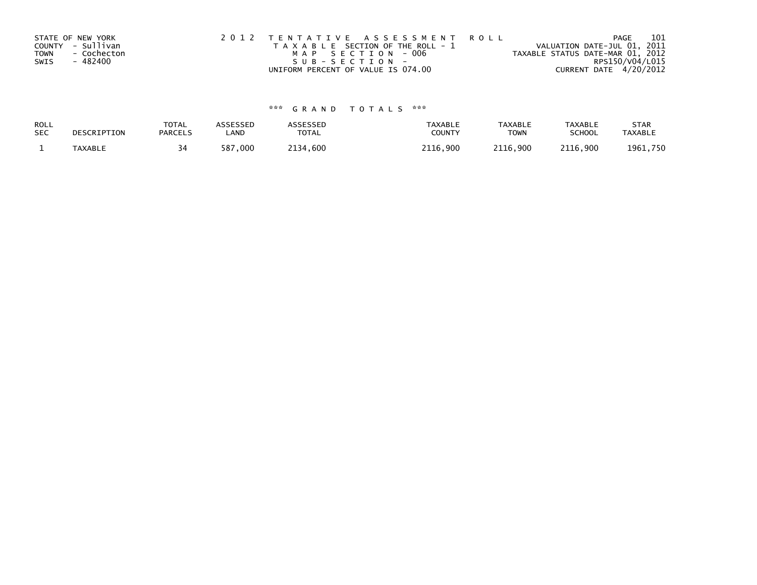STATE OF NEW YORK
COUNTY - Sullivan
TOWN - Cochecton
SWIS - 482400

2012 TENTATIVE ASSESSMENT ROLL
TAXABLE SECTION OF THE ROLL - 1
MAP SECTION - 006
SUB-SECTION -
UNIFORM PERCENT OF VALUE IS 074.00

VALUATION DATE-JUL 01, 2011
TAXABLE STATUS DATE-MAR 01, 2012
RPS150/V04/L015
CURRENT DATE 4/20/2012

*** GRAND TOTALS ***

| ROLL SEC | DESCRIPTION | TOTAL PARCELS | ASSESSED LAND | ASSESSED TOTAL | TAXABLE COUNTY | TAXABLE TOWN | TAXABLE SCHOOL | STAR TAXABLE |
|---|---|---|---|---|---|---|---|---|
| 1 | TAXABLE | 34 | 587,000 | 2134,600 | 2116,900 | 2116,900 | 2116,900 | 1961,750 |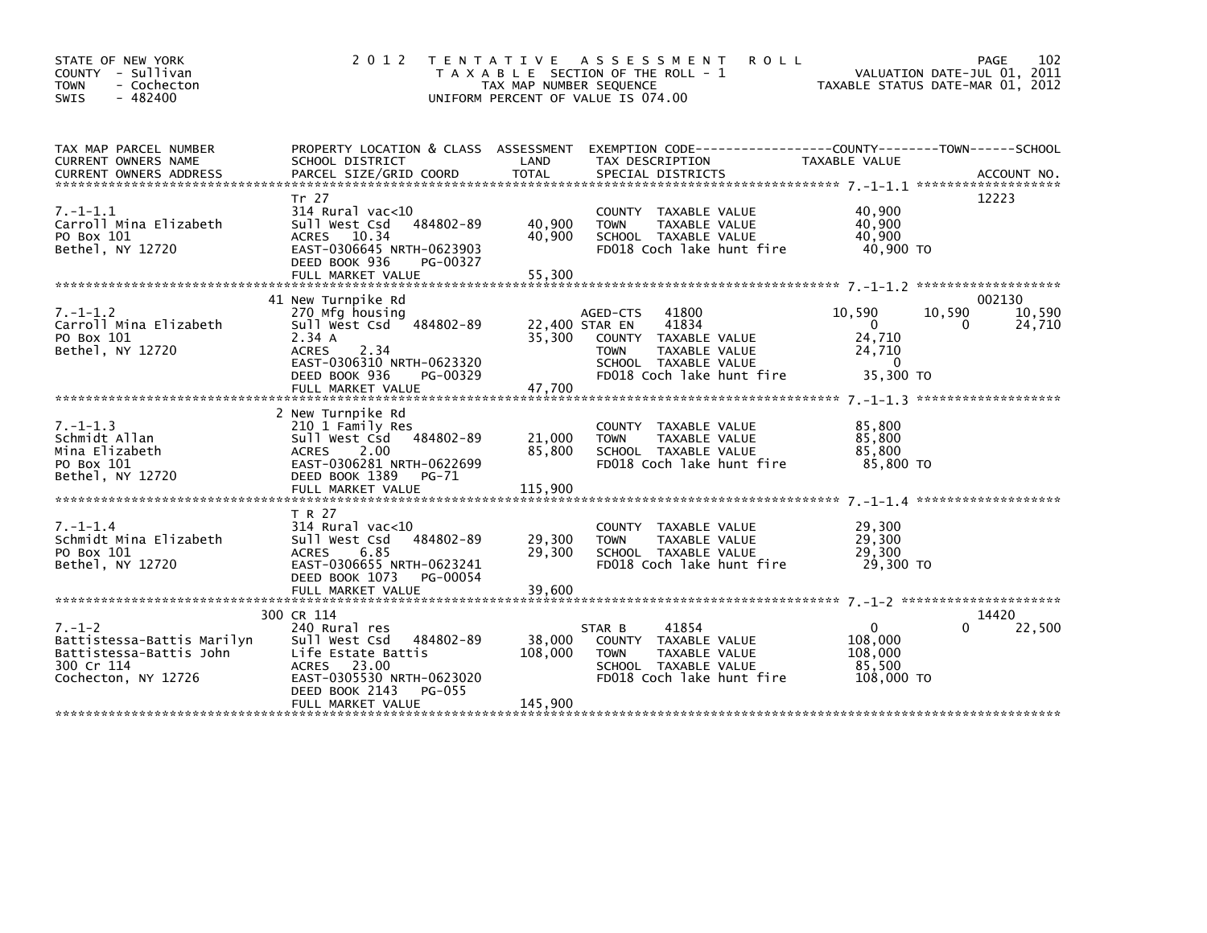STATE OF NEW YORK
COUNTY - Sullivan
TOWN - Cochecton
SWIS - 482400

2012 TENTATIVE ASSESSMENT ROLL
TAXABLE SECTION OF THE ROLL - 1
TAX MAP NUMBER SEQUENCE
UNIFORM PERCENT OF VALUE IS 074.00

VALUATION DATE-JUL 01, 2011
TAXABLE STATUS DATE-MAR 01, 2012

| TAX MAP PARCEL NUMBER / CURRENT OWNERS NAME / CURRENT OWNERS ADDRESS | PROPERTY LOCATION & CLASS / SCHOOL DISTRICT / PARCEL SIZE/GRID COORD | ASSESSMENT LAND | TOTAL | EXEMPTION CODE / TAX DESCRIPTION / SPECIAL DISTRICTS | COUNTY TAXABLE VALUE | TOWN | SCHOOL | ACCOUNT NO. |
|---|---|---|---|---|---|---|---|---|
| 7.-1-1.1 | Tr 27 | | | | | | | 12223 |
| Carroll Mina Elizabeth | 314 Rural vac<10 | | | COUNTY TAXABLE VALUE | 40,900 | | | |
| PO Box 101 | Sull West Csd 484802-89 | 40,900 | | TOWN TAXABLE VALUE | 40,900 | | | |
| Bethel, NY 12720 | ACRES 10.34 | | 40,900 | SCHOOL TAXABLE VALUE | 40,900 | | | |
| | EAST-0306645 NRTH-0623903 | | | FD018 Coch lake hunt fire | 40,900 TO | | | |
| | DEED BOOK 936 PG-00327 | | | | | | | |
| | FULL MARKET VALUE | | 55,300 | | | | | |
| 7.-1-1.2 | 41 New Turnpike Rd | | | | | | | 002130 |
| Carroll Mina Elizabeth | 270 Mfg housing | | | AGED-CTS 41800 | 10,590 | 10,590 | 10,590 | |
| PO Box 101 | Sull West Csd 484802-89 | 22,400 | | STAR EN 41834 | 0 | 0 | 24,710 | |
| Bethel, NY 12720 | 2.34 A | | 35,300 | COUNTY TAXABLE VALUE | 24,710 | | | |
| | ACRES 2.34 | | | TOWN TAXABLE VALUE | 24,710 | | | |
| | EAST-0306310 NRTH-0623320 | | | SCHOOL TAXABLE VALUE | 0 | | | |
| | DEED BOOK 936 PG-00329 | | | FD018 Coch lake hunt fire | 35,300 TO | | | |
| | FULL MARKET VALUE | | 47,700 | | | | | |
| 7.-1-1.3 | 2 New Turnpike Rd | | | | | | | |
| Schmidt Allan | 210 1 Family Res | | | COUNTY TAXABLE VALUE | 85,800 | | | |
| Mina Elizabeth | Sull West Csd 484802-89 | 21,000 | | TOWN TAXABLE VALUE | 85,800 | | | |
| PO Box 101 | ACRES 2.00 | | 85,800 | SCHOOL TAXABLE VALUE | 85,800 | | | |
| Bethel, NY 12720 | EAST-0306281 NRTH-0622699 | | | FD018 Coch lake hunt fire | 85,800 TO | | | |
| | DEED BOOK 1389 PG-71 | | | | | | | |
| | FULL MARKET VALUE | | 115,900 | | | | | |
| 7.-1-1.4 | T R 27 | | | | | | | |
| Schmidt Mina Elizabeth | 314 Rural vac<10 | | | COUNTY TAXABLE VALUE | 29,300 | | | |
| PO Box 101 | Sull West Csd 484802-89 | 29,300 | | TOWN TAXABLE VALUE | 29,300 | | | |
| Bethel, NY 12720 | ACRES 6.85 | | 29,300 | SCHOOL TAXABLE VALUE | 29,300 | | | |
| | EAST-0306655 NRTH-0623241 | | | FD018 Coch lake hunt fire | 29,300 TO | | | |
| | DEED BOOK 1073 PG-00054 | | | | | | | |
| | FULL MARKET VALUE | | 39,600 | | | | | |
| 7.-1-2 | 300 CR 114 | | | | | | | 14420 |
| Battistessa-Battis Marilyn | 240 Rural res | | | STAR B 41854 | 0 | 0 | 22,500 | |
| Battistessa-Battis John | Sull West Csd 484802-89 | 38,000 | | COUNTY TAXABLE VALUE | 108,000 | | | |
| 300 Cr 114 | Life Estate Battis | | 108,000 | TOWN TAXABLE VALUE | 108,000 | | | |
| Cochecton, NY 12726 | ACRES 23.00 | | | SCHOOL TAXABLE VALUE | 85,500 | | | |
| | EAST-0305530 NRTH-0623020 | | | FD018 Coch lake hunt fire | 108,000 TO | | | |
| | DEED BOOK 2143 PG-055 | | | | | | | |
| | FULL MARKET VALUE | | 145,900 | | | | | |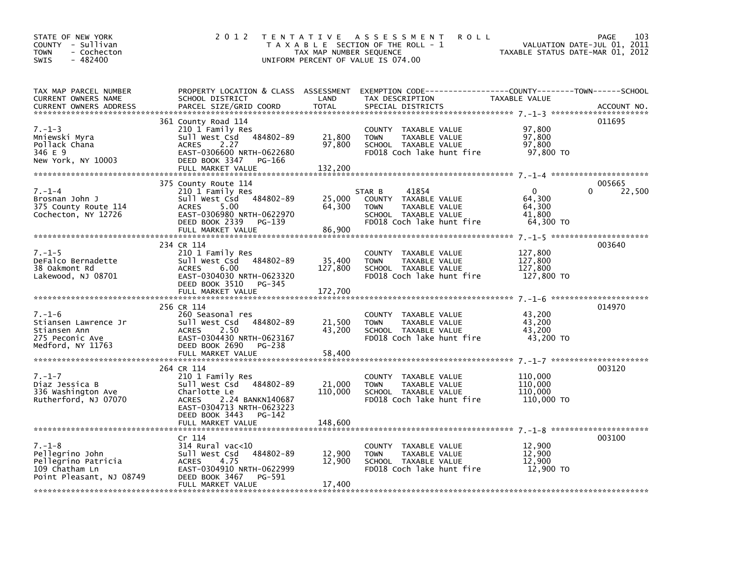STATE OF NEW YORK
COUNTY - Sullivan
TOWN - Cochecton
SWIS - 482400

# 2012 TENTATIVE ASSESSMENT ROLL

TAXABLE SECTION OF THE ROLL - 1
TAX MAP NUMBER SEQUENCE
UNIFORM PERCENT OF VALUE IS 074.00

VALUATION DATE-JUL 01, 2011
TAXABLE STATUS DATE-MAR 01, 2012

| TAX MAP PARCEL NUMBER / CURRENT OWNERS NAME / CURRENT OWNERS ADDRESS | PROPERTY LOCATION & CLASS / SCHOOL DISTRICT / PARCEL SIZE/GRID COORD | ASSESSMENT LAND | TOTAL | EXEMPTION CODE / TAX DESCRIPTION / SPECIAL DISTRICTS | COUNTY / TOWN TAXABLE VALUE | SCHOOL | ACCOUNT NO. |
|---|---|---|---|---|---|---|---|
| 7.-1-3 | 361 County Road 114 | | | | | | 011695 |
| Mniewski Myra | 210 1 Family Res | | | COUNTY TAXABLE VALUE | 97,800 | | |
| Pollack Chana | Sull West Csd 484802-89 | 21,800 | | TOWN TAXABLE VALUE | 97,800 | | |
| 346 E 9 | ACRES 2.27 | | 97,800 | SCHOOL TAXABLE VALUE | 97,800 | | |
| New York, NY 10003 | EAST-0306600 NRTH-0622680 | | | FD018 Coch lake hunt fire | 97,800 TO | | |
| | DEED BOOK 3347 PG-166 | | | | | | |
| | FULL MARKET VALUE | | 132,200 | | | | |
| 7.-1-4 | 375 County Route 114 | | | | | | 005665 |
| Brosnan John J | 210 1 Family Res | | | STAR B 41854 | 0 | 0 22,500 | |
| 375 County Route 114 | Sull West Csd 484802-89 | 25,000 | | COUNTY TAXABLE VALUE | 64,300 | | |
| Cochecton, NY 12726 | ACRES 5.00 | | 64,300 | TOWN TAXABLE VALUE | 64,300 | | |
| | EAST-0306980 NRTH-0622970 | | | SCHOOL TAXABLE VALUE | 41,800 | | |
| | DEED BOOK 2339 PG-139 | | | FD018 Coch lake hunt fire | 64,300 TO | | |
| | FULL MARKET VALUE | | 86,900 | | | | |
| 7.-1-5 | 234 CR 114 | | | | | | 003640 |
| DeFalco Bernadette | 210 1 Family Res | | | COUNTY TAXABLE VALUE | 127,800 | | |
| 38 Oakmont Rd | Sull West Csd 484802-89 | 35,400 | | TOWN TAXABLE VALUE | 127,800 | | |
| Lakewood, NJ 08701 | ACRES 6.00 | | 127,800 | SCHOOL TAXABLE VALUE | 127,800 | | |
| | EAST-0304030 NRTH-0623320 | | | FD018 Coch lake hunt fire | 127,800 TO | | |
| | DEED BOOK 3510 PG-345 | | | | | | |
| | FULL MARKET VALUE | | 172,700 | | | | |
| 7.-1-6 | 256 CR 114 | | | | | | 014970 |
| Stiansen Lawrence Jr | 260 Seasonal res | | | COUNTY TAXABLE VALUE | 43,200 | | |
| Stiansen Ann | Sull West Csd 484802-89 | 21,500 | | TOWN TAXABLE VALUE | 43,200 | | |
| 275 Peconic Ave | ACRES 2.50 | | 43,200 | SCHOOL TAXABLE VALUE | 43,200 | | |
| Medford, NY 11763 | EAST-0304430 NRTH-0623167 | | | FD018 Coch lake hunt fire | 43,200 TO | | |
| | DEED BOOK 2690 PG-238 | | | | | | |
| | FULL MARKET VALUE | | 58,400 | | | | |
| 7.-1-7 | 264 CR 114 | | | | | | 003120 |
| Diaz Jessica B | 210 1 Family Res | | | COUNTY TAXABLE VALUE | 110,000 | | |
| 336 Washington Ave | Sull West Csd 484802-89 | 21,000 | | TOWN TAXABLE VALUE | 110,000 | | |
| Rutherford, NJ 07070 | Charlotte Le | | 110,000 | SCHOOL TAXABLE VALUE | 110,000 | | |
| | ACRES 2.24 BANKN140687 | | | FD018 Coch lake hunt fire | 110,000 TO | | |
| | EAST-0304713 NRTH-0623223 | | | | | | |
| | DEED BOOK 3443 PG-142 | | | | | | |
| | FULL MARKET VALUE | | 148,600 | | | | |
| 7.-1-8 | Cr 114 | | | | | | 003100 |
| Pellegrino John | 314 Rural vac<10 | | | COUNTY TAXABLE VALUE | 12,900 | | |
| Pellegrino Patricia | Sull West Csd 484802-89 | 12,900 | | TOWN TAXABLE VALUE | 12,900 | | |
| 109 Chatham Ln | ACRES 4.75 | | 12,900 | SCHOOL TAXABLE VALUE | 12,900 | | |
| Point Pleasant, NJ 08749 | EAST-0304910 NRTH-0622999 | | | FD018 Coch lake hunt fire | 12,900 TO | | |
| | DEED BOOK 3467 PG-591 | | | | | | |
| | FULL MARKET VALUE | | 17,400 | | | | |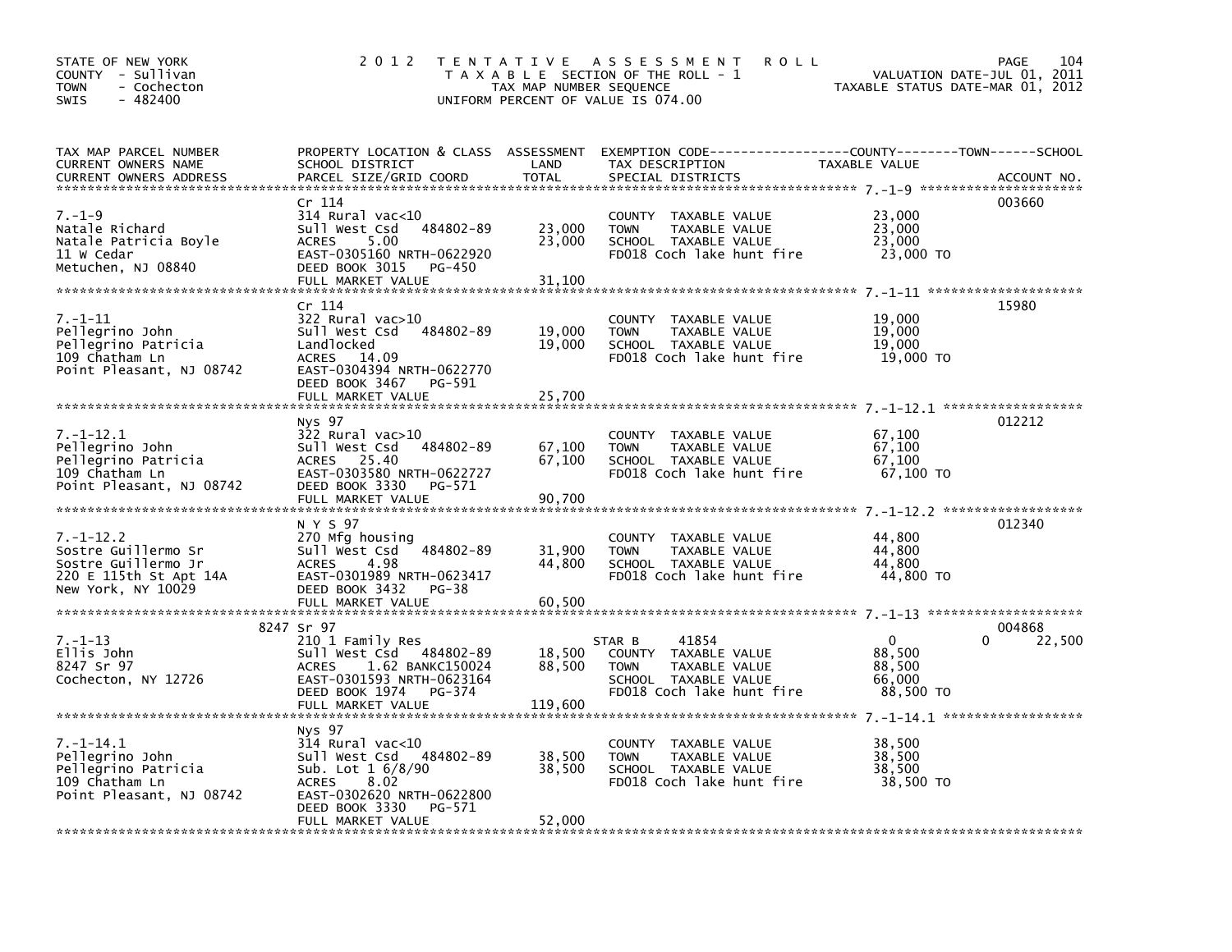STATE OF NEW YORK
COUNTY - Sullivan
TOWN - Cochecton
SWIS - 482400

# 2012 TENTATIVE ASSESSMENT ROLL
TAXABLE SECTION OF THE ROLL - 1
TAX MAP NUMBER SEQUENCE
UNIFORM PERCENT OF VALUE IS 074.00

VALUATION DATE-JUL 01, 2011
TAXABLE STATUS DATE-MAR 01, 2012

| TAX MAP PARCEL NUMBER / CURRENT OWNERS NAME / CURRENT OWNERS ADDRESS | PROPERTY LOCATION & CLASS / SCHOOL DISTRICT / PARCEL SIZE/GRID COORD | ASSESSMENT LAND | TOTAL | EXEMPTION CODE / TAX DESCRIPTION / SPECIAL DISTRICTS | COUNTY / TOWN / SCHOOL TAXABLE VALUE | ACCOUNT NO. |
|---|---|---|---|---|---|---|
| 7.-1-9 | Cr 114 | | | | | 003660 |
| 7.-1-9 | 314 Rural vac<10 | | | COUNTY TAXABLE VALUE | 23,000 | |
| Natale Richard | Sull West Csd 484802-89 | 23,000 | | TOWN TAXABLE VALUE | 23,000 | |
| Natale Patricia Boyle | ACRES 5.00 | | 23,000 | SCHOOL TAXABLE VALUE | 23,000 | |
| 11 W Cedar | EAST-0305160 NRTH-0622920 | | | FD018 Coch lake hunt fire | 23,000 TO | |
| Metuchen, NJ 08840 | DEED BOOK 3015 PG-450 | | | | | |
| | FULL MARKET VALUE | | 31,100 | | | |
| 7.-1-11 | Cr 114 | | | | | 15980 |
| 7.-1-11 | 322 Rural vac>10 | | | COUNTY TAXABLE VALUE | 19,000 | |
| Pellegrino John | Sull West Csd 484802-89 | 19,000 | | TOWN TAXABLE VALUE | 19,000 | |
| Pellegrino Patricia | Landlocked | | 19,000 | SCHOOL TAXABLE VALUE | 19,000 | |
| 109 Chatham Ln | ACRES 14.09 | | | FD018 Coch lake hunt fire | 19,000 TO | |
| Point Pleasant, NJ 08742 | EAST-0304394 NRTH-0622770 | | | | | |
| | DEED BOOK 3467 PG-591 | | | | | |
| | FULL MARKET VALUE | | 25,700 | | | |
| 7.-1-12.1 | Nys 97 | | | | | 012212 |
| 7.-1-12.1 | 322 Rural vac>10 | | | COUNTY TAXABLE VALUE | 67,100 | |
| Pellegrino John | Sull West Csd 484802-89 | 67,100 | | TOWN TAXABLE VALUE | 67,100 | |
| Pellegrino Patricia | ACRES 25.40 | | 67,100 | SCHOOL TAXABLE VALUE | 67,100 | |
| 109 Chatham Ln | EAST-0303580 NRTH-0622727 | | | FD018 Coch lake hunt fire | 67,100 TO | |
| Point Pleasant, NJ 08742 | DEED BOOK 3330 PG-571 | | | | | |
| | FULL MARKET VALUE | | 90,700 | | | |
| 7.-1-12.2 | N Y S 97 | | | | | 012340 |
| 7.-1-12.2 | 270 Mfg housing | | | COUNTY TAXABLE VALUE | 44,800 | |
| Sostre Guillermo Sr | Sull West Csd 484802-89 | 31,900 | | TOWN TAXABLE VALUE | 44,800 | |
| Sostre Guillermo Jr | ACRES 4.98 | | 44,800 | SCHOOL TAXABLE VALUE | 44,800 | |
| 220 E 115th St Apt 14A | EAST-0301989 NRTH-0623417 | | | FD018 Coch lake hunt fire | 44,800 TO | |
| New York, NY 10029 | DEED BOOK 3432 PG-38 | | | | | |
| | FULL MARKET VALUE | | 60,500 | | | |
| 7.-1-13 | 8247 Sr 97 | | | | | 004868 |
| 7.-1-13 | 210 1 Family Res | | | STAR B 41854 | 0 / 0 / 22,500 | |
| Ellis John | Sull West Csd 484802-89 | 18,500 | | COUNTY TAXABLE VALUE | 88,500 | |
| 8247 Sr 97 | ACRES 1.62 BANKC150024 | | 88,500 | TOWN TAXABLE VALUE | 88,500 | |
| Cochecton, NY 12726 | EAST-0301593 NRTH-0623164 | | | SCHOOL TAXABLE VALUE | 66,000 | |
| | DEED BOOK 1974 PG-374 | | | FD018 Coch lake hunt fire | 88,500 TO | |
| | FULL MARKET VALUE | | 119,600 | | | |
| 7.-1-14.1 | Nys 97 | | | | | |
| 7.-1-14.1 | 314 Rural vac<10 | | | COUNTY TAXABLE VALUE | 38,500 | |
| Pellegrino John | Sull West Csd 484802-89 | 38,500 | | TOWN TAXABLE VALUE | 38,500 | |
| Pellegrino Patricia | Sub. Lot 1 6/8/90 | | 38,500 | SCHOOL TAXABLE VALUE | 38,500 | |
| 109 Chatham Ln | ACRES 8.02 | | | FD018 Coch lake hunt fire | 38,500 TO | |
| Point Pleasant, NJ 08742 | EAST-0302620 NRTH-0622800 | | | | | |
| | DEED BOOK 3330 PG-571 | | | | | |
| | FULL MARKET VALUE | | 52,000 | | | |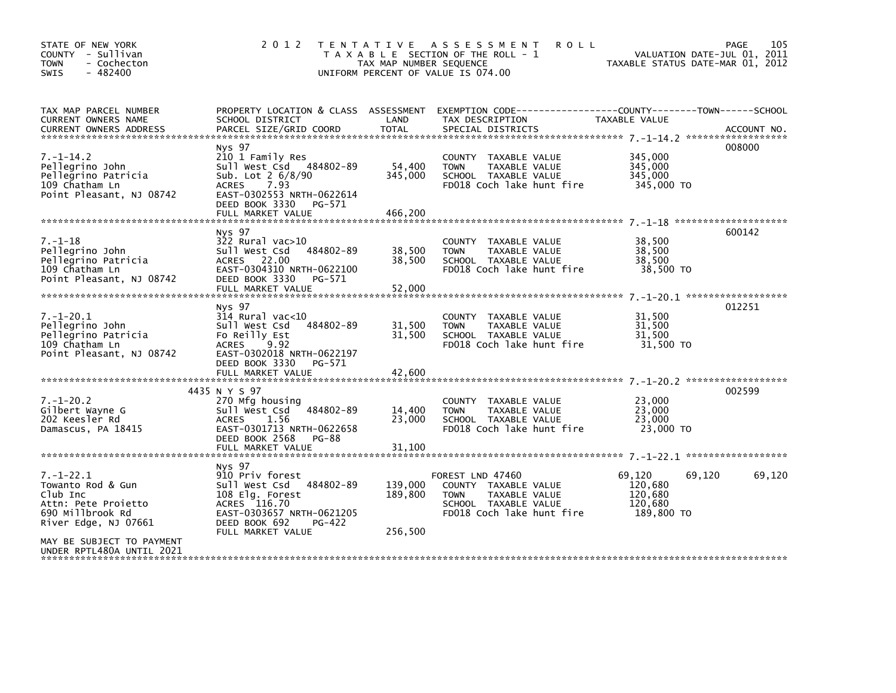STATE OF NEW YORK
COUNTY - Sullivan
TOWN - Cochecton
SWIS - 482400

2012 TENTATIVE ASSESSMENT ROLL
TAXABLE SECTION OF THE ROLL - 1
TAX MAP NUMBER SEQUENCE
UNIFORM PERCENT OF VALUE IS 074.00

VALUATION DATE-JUL 01, 2011
TAXABLE STATUS DATE-MAR 01, 2012

| TAX MAP PARCEL NUMBER / CURRENT OWNERS NAME / CURRENT OWNERS ADDRESS | PROPERTY LOCATION & CLASS / SCHOOL DISTRICT / PARCEL SIZE/GRID COORD | ASSESSMENT LAND | TOTAL | EXEMPTION CODE / TAX DESCRIPTION / SPECIAL DISTRICTS | COUNTY TAXABLE VALUE | TOWN | SCHOOL | ACCOUNT NO. |
|---|---|---|---|---|---|---|---|---|
| 7.-1-14.2 | Nys 97 | | | | | | | 008000 |
| Pellegrino John | 210 1 Family Res | | | COUNTY TAXABLE VALUE | 345,000 | | | |
| Pellegrino Patricia | Sull West Csd 484802-89 | 54,400 | | TOWN TAXABLE VALUE | 345,000 | | | |
| 109 Chatham Ln | Sub. Lot 2 6/8/90 | | 345,000 | SCHOOL TAXABLE VALUE | 345,000 | | | |
| Point Pleasant, NJ 08742 | ACRES 7.93 | | | FD018 Coch lake hunt fire | 345,000 TO | | | |
| | EAST-0302553 NRTH-0622614 | | | | | | | |
| | DEED BOOK 3330 PG-571 | | | | | | | |
| | FULL MARKET VALUE | | 466,200 | | | | | |
| 7.-1-18 | Nys 97 | | | | | | | 600142 |
| Pellegrino John | 322 Rural vac>10 | | | COUNTY TAXABLE VALUE | 38,500 | | | |
| Pellegrino Patricia | Sull West Csd 484802-89 | 38,500 | | TOWN TAXABLE VALUE | 38,500 | | | |
| 109 Chatham Ln | ACRES 22.00 | | 38,500 | SCHOOL TAXABLE VALUE | 38,500 | | | |
| Point Pleasant, NJ 08742 | EAST-0304310 NRTH-0622100 | | | FD018 Coch lake hunt fire | 38,500 TO | | | |
| | DEED BOOK 3330 PG-571 | | | | | | | |
| | FULL MARKET VALUE | | 52,000 | | | | | |
| 7.-1-20.1 | Nys 97 | | | | | | | 012251 |
| Pellegrino John | 314 Rural vac<10 | | | COUNTY TAXABLE VALUE | 31,500 | | | |
| Pellegrino Patricia | Sull West Csd 484802-89 | 31,500 | | TOWN TAXABLE VALUE | 31,500 | | | |
| 109 Chatham Ln | Fo Reilly Est | | 31,500 | SCHOOL TAXABLE VALUE | 31,500 | | | |
| Point Pleasant, NJ 08742 | ACRES 9.92 | | | FD018 Coch lake hunt fire | 31,500 TO | | | |
| | EAST-0302018 NRTH-0622197 | | | | | | | |
| | DEED BOOK 3330 PG-571 | | | | | | | |
| | FULL MARKET VALUE | | 42,600 | | | | | |
| 7.-1-20.2 | 4435 N Y S 97 | | | | | | | 002599 |
| Gilbert Wayne G | 270 Mfg housing | | | COUNTY TAXABLE VALUE | 23,000 | | | |
| 202 Keesler Rd | Sull West Csd 484802-89 | 14,400 | | TOWN TAXABLE VALUE | 23,000 | | | |
| Damascus, PA 18415 | ACRES 1.56 | | 23,000 | SCHOOL TAXABLE VALUE | 23,000 | | | |
| | EAST-0301713 NRTH-0622658 | | | FD018 Coch lake hunt fire | 23,000 TO | | | |
| | DEED BOOK 2568 PG-88 | | | | | | | |
| | FULL MARKET VALUE | | 31,100 | | | | | |
| 7.-1-22.1 | Nys 97 | | | | | | | |
| Towanto Rod & Gun | 910 Priv forest | | | FOREST LND 47460 | 69,120 | 69,120 | 69,120 | |
| Club Inc | Sull West Csd 484802-89 | 139,000 | | COUNTY TAXABLE VALUE | 120,680 | | | |
| Attn: Pete Proietto | 108 Elg. Forest | | 189,800 | TOWN TAXABLE VALUE | 120,680 | | | |
| 690 Millbrook Rd | ACRES 116.70 | | | SCHOOL TAXABLE VALUE | 120,680 | | | |
| River Edge, NJ 07661 | EAST-0303657 NRTH-0621205 | | | FD018 Coch lake hunt fire | 189,800 TO | | | |
| | DEED BOOK 692 PG-422 | | | | | | | |
| | FULL MARKET VALUE | | 256,500 | | | | | |
| MAY BE SUBJECT TO PAYMENT UNDER RPTL480A UNTIL 2021 | | | | | | | | |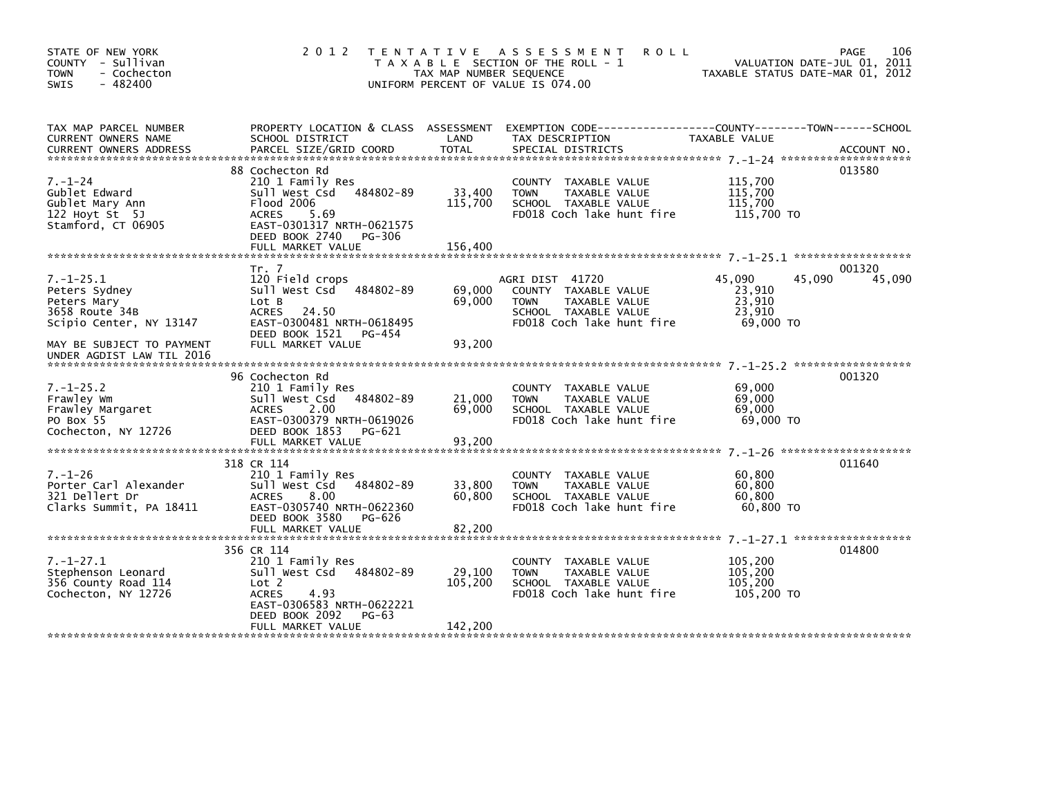STATE OF NEW YORK
COUNTY - Sullivan
TOWN - Cochecton
SWIS - 482400

2012 TENTATIVE ASSESSMENT ROLL
TAXABLE SECTION OF THE ROLL - 1
TAX MAP NUMBER SEQUENCE
UNIFORM PERCENT OF VALUE IS 074.00

VALUATION DATE-JUL 01, 2011
TAXABLE STATUS DATE-MAR 01, 2012

| TAX MAP PARCEL NUMBER / CURRENT OWNERS NAME / CURRENT OWNERS ADDRESS | PROPERTY LOCATION & CLASS / SCHOOL DISTRICT / PARCEL SIZE/GRID COORD | ASSESSMENT LAND | TOTAL | EXEMPTION CODE / TAX DESCRIPTION / SPECIAL DISTRICTS | COUNTY TAXABLE VALUE | TOWN | SCHOOL | ACCOUNT NO. |
|---|---|---|---|---|---|---|---|---|
| 7.-1-24 | 88 Cochecton Rd | | | | | | | 013580 |
| 7.-1-24 | 210 1 Family Res | | | COUNTY TAXABLE VALUE | 115,700 | | | |
| Gublet Edward | Sull West Csd 484802-89 | 33,400 | | TOWN TAXABLE VALUE | 115,700 | | | |
| Gublet Mary Ann | Flood 2006 | | 115,700 | SCHOOL TAXABLE VALUE | 115,700 | | | |
| 122 Hoyt St 5J | ACRES 5.69 | | | FD018 Coch lake hunt fire | 115,700 TO | | | |
| Stamford, CT 06905 | EAST-0301317 NRTH-0621575 | | | | | | | |
| | DEED BOOK 2740 PG-306 | | | | | | | |
| | FULL MARKET VALUE | | 156,400 | | | | | |
| 7.-1-25.1 | Tr. 7 | | | | | | | 001320 |
| 7.-1-25.1 | 120 Field crops | | | AGRI DIST 41720 | 45,090 | 45,090 | 45,090 | |
| Peters Sydney | Sull West Csd 484802-89 | 69,000 | | COUNTY TAXABLE VALUE | 23,910 | | | |
| Peters Mary | Lot B | | 69,000 | TOWN TAXABLE VALUE | 23,910 | | | |
| 3658 Route 34B | ACRES 24.50 | | | SCHOOL TAXABLE VALUE | 23,910 | | | |
| Scipio Center, NY 13147 | EAST-0300481 NRTH-0618495 | | | FD018 Coch lake hunt fire | 69,000 TO | | | |
| | DEED BOOK 1521 PG-454 | | | | | | | |
| MAY BE SUBJECT TO PAYMENT UNDER AGDIST LAW TIL 2016 | FULL MARKET VALUE | | 93,200 | | | | | |
| 7.-1-25.2 | 96 Cochecton Rd | | | | | | | 001320 |
| 7.-1-25.2 | 210 1 Family Res | | | COUNTY TAXABLE VALUE | 69,000 | | | |
| Frawley Wm | Sull West Csd 484802-89 | 21,000 | | TOWN TAXABLE VALUE | 69,000 | | | |
| Frawley Margaret | ACRES 2.00 | | 69,000 | SCHOOL TAXABLE VALUE | 69,000 | | | |
| PO Box 55 | EAST-0300379 NRTH-0619026 | | | FD018 Coch lake hunt fire | 69,000 TO | | | |
| Cochecton, NY 12726 | DEED BOOK 1853 PG-621 | | | | | | | |
| | FULL MARKET VALUE | | 93,200 | | | | | |
| 7.-1-26 | 318 CR 114 | | | | | | | 011640 |
| 7.-1-26 | 210 1 Family Res | | | COUNTY TAXABLE VALUE | 60,800 | | | |
| Porter Carl Alexander | Sull West Csd 484802-89 | 33,800 | | TOWN TAXABLE VALUE | 60,800 | | | |
| 321 Dellert Dr | ACRES 8.00 | | 60,800 | SCHOOL TAXABLE VALUE | 60,800 | | | |
| Clarks Summit, PA 18411 | EAST-0305740 NRTH-0622360 | | | FD018 Coch lake hunt fire | 60,800 TO | | | |
| | DEED BOOK 3580 PG-626 | | | | | | | |
| | FULL MARKET VALUE | | 82,200 | | | | | |
| 7.-1-27.1 | 356 CR 114 | | | | | | | 014800 |
| 7.-1-27.1 | 210 1 Family Res | | | COUNTY TAXABLE VALUE | 105,200 | | | |
| Stephenson Leonard | Sull West Csd 484802-89 | 29,100 | | TOWN TAXABLE VALUE | 105,200 | | | |
| 356 County Road 114 | Lot 2 | | 105,200 | SCHOOL TAXABLE VALUE | 105,200 | | | |
| Cochecton, NY 12726 | ACRES 4.93 | | | FD018 Coch lake hunt fire | 105,200 TO | | | |
| | EAST-0306583 NRTH-0622221 | | | | | | | |
| | DEED BOOK 2092 PG-63 | | | | | | | |
| | FULL MARKET VALUE | | 142,200 | | | | | |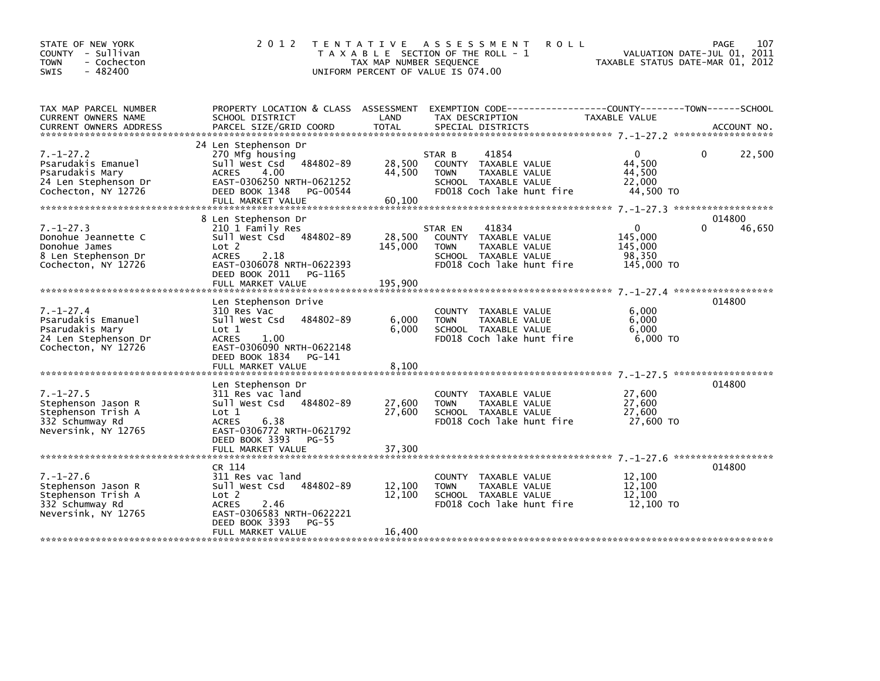STATE OF NEW YORK
COUNTY - Sullivan
TOWN - Cochecton
SWIS - 482400

# 2012 TENTATIVE ASSESSMENT ROLL

TAXABLE SECTION OF THE ROLL - 1
TAX MAP NUMBER SEQUENCE
UNIFORM PERCENT OF VALUE IS 074.00

VALUATION DATE-JUL 01, 2011
TAXABLE STATUS DATE-MAR 01, 2012

| TAX MAP PARCEL NUMBER / CURRENT OWNERS NAME / CURRENT OWNERS ADDRESS | PROPERTY LOCATION & CLASS / SCHOOL DISTRICT / PARCEL SIZE/GRID COORD | ASSESSMENT LAND / TOTAL | EXEMPTION CODE / TAX DESCRIPTION / SPECIAL DISTRICTS | COUNTY TAXABLE VALUE | TOWN | SCHOOL / ACCOUNT NO. |
|---|---|---|---|---|---|---|
| 7.-1-27.2 | 24 Len Stephenson Dr | | | | | |
| Psarudakis Emanuel | 270 Mfg housing | | STAR B 41854 | 0 | 0 | 22,500 |
| Psarudakis Mary | Sull West Csd 484802-89 | 28,500 | COUNTY TAXABLE VALUE | 44,500 | | |
| 24 Len Stephenson Dr | ACRES 4.00 | 44,500 | TOWN TAXABLE VALUE | 44,500 | | |
| Cochecton, NY 12726 | EAST-0306250 NRTH-0621252 | | SCHOOL TAXABLE VALUE | 22,000 | | |
| | DEED BOOK 1348 PG-00544 | | FD018 Coch lake hunt fire | 44,500 TO | | |
| | FULL MARKET VALUE | 60,100 | | | | |
| 7.-1-27.3 | 8 Len Stephenson Dr | | | | | 014800 |
| Donohue Jeannette C | 210 1 Family Res | | STAR EN 41834 | 0 | 0 | 46,650 |
| Donohue James | Sull West Csd 484802-89 | 28,500 | COUNTY TAXABLE VALUE | 145,000 | | |
| 8 Len Stephenson Dr | Lot 2 | 145,000 | TOWN TAXABLE VALUE | 145,000 | | |
| Cochecton, NY 12726 | ACRES 2.18 | | SCHOOL TAXABLE VALUE | 98,350 | | |
| | EAST-0306078 NRTH-0622393 | | FD018 Coch lake hunt fire | 145,000 TO | | |
| | DEED BOOK 2011 PG-1165 | | | | | |
| | FULL MARKET VALUE | 195,900 | | | | |
| 7.-1-27.4 | Len Stephenson Drive | | | | | 014800 |
| Psarudakis Emanuel | 310 Res Vac | | COUNTY TAXABLE VALUE | 6,000 | | |
| Psarudakis Mary | Sull West Csd 484802-89 | 6,000 | TOWN TAXABLE VALUE | 6,000 | | |
| 24 Len Stephenson Dr | Lot 1 | 6,000 | SCHOOL TAXABLE VALUE | 6,000 | | |
| Cochecton, NY 12726 | ACRES 1.00 | | FD018 Coch lake hunt fire | 6,000 TO | | |
| | EAST-0306090 NRTH-0622148 | | | | | |
| | DEED BOOK 1834 PG-141 | | | | | |
| | FULL MARKET VALUE | 8,100 | | | | |
| 7.-1-27.5 | Len Stephenson Dr | | | | | 014800 |
| Stephenson Jason R | 311 Res vac land | | COUNTY TAXABLE VALUE | 27,600 | | |
| Stephenson Trish A | Sull West Csd 484802-89 | 27,600 | TOWN TAXABLE VALUE | 27,600 | | |
| 332 Schumway Rd | Lot 1 | 27,600 | SCHOOL TAXABLE VALUE | 27,600 | | |
| Neversink, NY 12765 | ACRES 6.38 | | FD018 Coch lake hunt fire | 27,600 TO | | |
| | EAST-0306772 NRTH-0621792 | | | | | |
| | DEED BOOK 3393 PG-55 | | | | | |
| | FULL MARKET VALUE | 37,300 | | | | |
| 7.-1-27.6 | CR 114 | | | | | 014800 |
| Stephenson Jason R | 311 Res vac land | | COUNTY TAXABLE VALUE | 12,100 | | |
| Stephenson Trish A | Sull West Csd 484802-89 | 12,100 | TOWN TAXABLE VALUE | 12,100 | | |
| 332 Schumway Rd | Lot 2 | 12,100 | SCHOOL TAXABLE VALUE | 12,100 | | |
| Neversink, NY 12765 | ACRES 2.46 | | FD018 Coch lake hunt fire | 12,100 TO | | |
| | EAST-0306583 NRTH-0622221 | | | | | |
| | DEED BOOK 3393 PG-55 | | | | | |
| | FULL MARKET VALUE | 16,400 | | | | |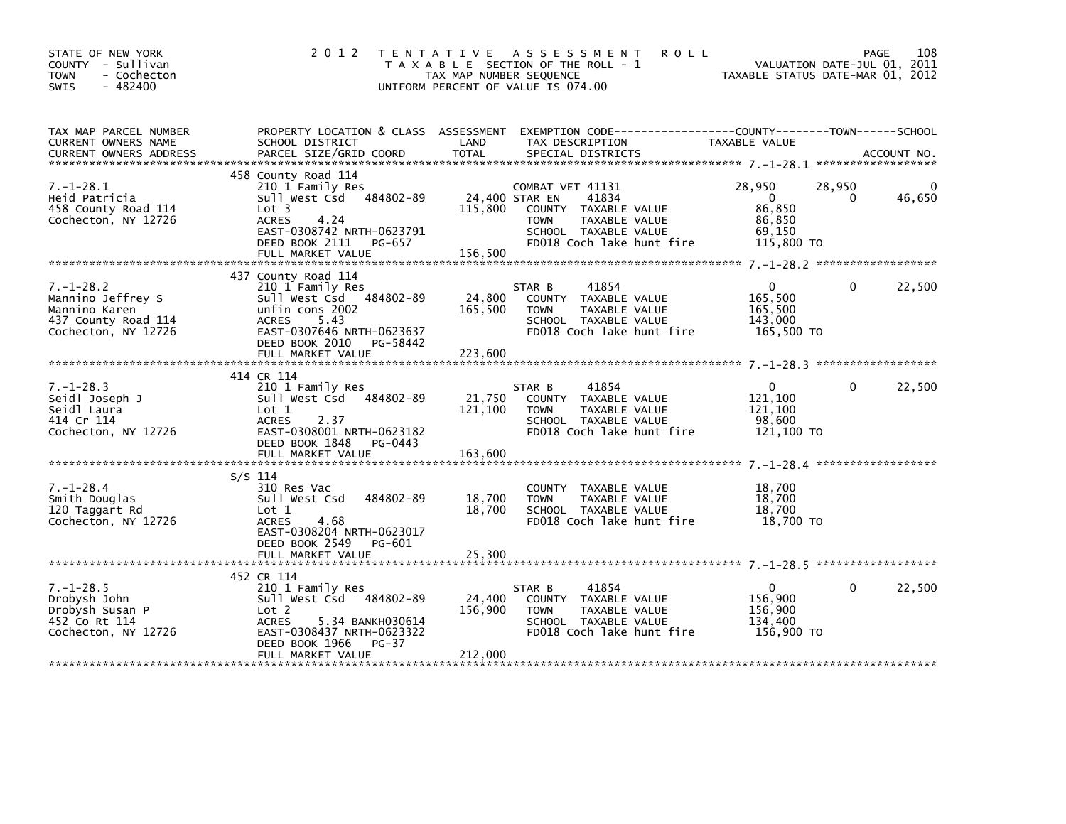STATE OF NEW YORK
COUNTY - Sullivan
TOWN - Cochecton
SWIS - 482400

2012 TENTATIVE ASSESSMENT ROLL
TAXABLE SECTION OF THE ROLL - 1
TAX MAP NUMBER SEQUENCE
UNIFORM PERCENT OF VALUE IS 074.00

VALUATION DATE-JUL 01, 2011
TAXABLE STATUS DATE-MAR 01, 2012

| TAX MAP PARCEL NUMBER / CURRENT OWNERS NAME / CURRENT OWNERS ADDRESS | PROPERTY LOCATION & CLASS / SCHOOL DISTRICT / PARCEL SIZE/GRID COORD | ASSESSMENT LAND / TOTAL | EXEMPTION CODE / TAX DESCRIPTION / SPECIAL DISTRICTS | COUNTY TAXABLE VALUE | TOWN | SCHOOL / ACCOUNT NO. |
|---|---|---|---|---|---|---|
| 7.-1-28.1 | 458 County Road 114 | | | | | |
| | 210 1 Family Res | | COMBAT VET 41131 | 28,950 | 28,950 | 0 |
| Heid Patricia | Sull West Csd 484802-89 | 24,400 | STAR EN 41834 | 0 | 0 | 46,650 |
| 458 County Road 114 | Lot 3 | 115,800 | COUNTY TAXABLE VALUE | 86,850 | | |
| Cochecton, NY 12726 | ACRES 4.24 | | TOWN TAXABLE VALUE | 86,850 | | |
| | EAST-0308742 NRTH-0623791 | | SCHOOL TAXABLE VALUE | 69,150 | | |
| | DEED BOOK 2111 PG-657 | | FD018 Coch lake hunt fire | 115,800 TO | | |
| | FULL MARKET VALUE | 156,500 | | | | |
| 7.-1-28.2 | 437 County Road 114 | | | | | |
| | 210 1 Family Res | | STAR B 41854 | 0 | 0 | 22,500 |
| Mannino Jeffrey S | Sull West Csd 484802-89 | 24,800 | COUNTY TAXABLE VALUE | 165,500 | | |
| Mannino Karen | unfin cons 2002 | 165,500 | TOWN TAXABLE VALUE | 165,500 | | |
| 437 County Road 114 | ACRES 5.43 | | SCHOOL TAXABLE VALUE | 143,000 | | |
| Cochecton, NY 12726 | EAST-0307646 NRTH-0623637 | | FD018 Coch lake hunt fire | 165,500 TO | | |
| | DEED BOOK 2010 PG-58442 | | | | | |
| | FULL MARKET VALUE | 223,600 | | | | |
| 7.-1-28.3 | 414 CR 114 | | | | | |
| | 210 1 Family Res | | STAR B 41854 | 0 | 0 | 22,500 |
| Seidl Joseph J | Sull West Csd 484802-89 | 21,750 | COUNTY TAXABLE VALUE | 121,100 | | |
| Seidl Laura | Lot 1 | 121,100 | TOWN TAXABLE VALUE | 121,100 | | |
| 414 Cr 114 | ACRES 2.37 | | SCHOOL TAXABLE VALUE | 98,600 | | |
| Cochecton, NY 12726 | EAST-0308001 NRTH-0623182 | | FD018 Coch lake hunt fire | 121,100 TO | | |
| | DEED BOOK 1848 PG-0443 | | | | | |
| | FULL MARKET VALUE | 163,600 | | | | |
| 7.-1-28.4 | S/S 114 | | | | | |
| | 310 Res Vac | | COUNTY TAXABLE VALUE | 18,700 | | |
| Smith Douglas | Sull West Csd 484802-89 | 18,700 | TOWN TAXABLE VALUE | 18,700 | | |
| 120 Taggart Rd | Lot 1 | 18,700 | SCHOOL TAXABLE VALUE | 18,700 | | |
| Cochecton, NY 12726 | ACRES 4.68 | | FD018 Coch lake hunt fire | 18,700 TO | | |
| | EAST-0308204 NRTH-0623017 | | | | | |
| | DEED BOOK 2549 PG-601 | | | | | |
| | FULL MARKET VALUE | 25,300 | | | | |
| 7.-1-28.5 | 452 CR 114 | | | | | |
| | 210 1 Family Res | | STAR B 41854 | 0 | 0 | 22,500 |
| Drobysh John | Sull West Csd 484802-89 | 24,400 | COUNTY TAXABLE VALUE | 156,900 | | |
| Drobysh Susan P | Lot 2 | 156,900 | TOWN TAXABLE VALUE | 156,900 | | |
| 452 Co Rt 114 | ACRES 5.34 BANKH030614 | | SCHOOL TAXABLE VALUE | 134,400 | | |
| Cochecton, NY 12726 | EAST-0308437 NRTH-0623322 | | FD018 Coch lake hunt fire | 156,900 TO | | |
| | DEED BOOK 1966 PG-37 | | | | | |
| | FULL MARKET VALUE | 212,000 | | | | |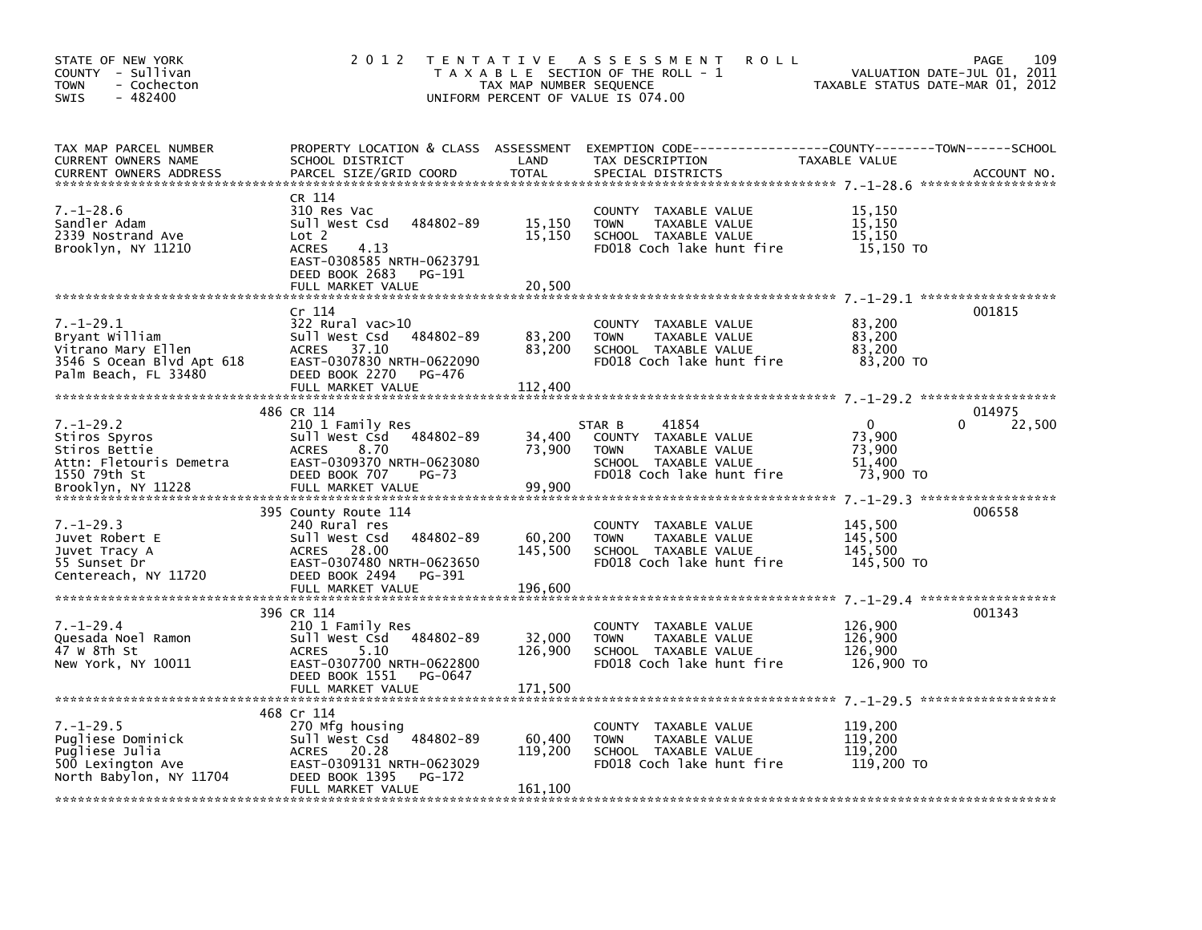STATE OF NEW YORK
COUNTY - Sullivan
TOWN - Cochecton
SWIS - 482400

# 2012 TENTATIVE ASSESSMENT ROLL

TAXABLE SECTION OF THE ROLL - 1
TAX MAP NUMBER SEQUENCE
UNIFORM PERCENT OF VALUE IS 074.00

VALUATION DATE-JUL 01, 2011
TAXABLE STATUS DATE-MAR 01, 2012

| TAX MAP PARCEL NUMBER / CURRENT OWNERS NAME / CURRENT OWNERS ADDRESS | PROPERTY LOCATION & CLASS / SCHOOL DISTRICT / PARCEL SIZE/GRID COORD | ASSESSMENT LAND | TOTAL | EXEMPTION CODE / TAX DESCRIPTION / SPECIAL DISTRICTS | COUNTY TAXABLE VALUE | TOWN | SCHOOL | ACCOUNT NO. |
|---|---|---|---|---|---|---|---|---|
| 7.-1-28.6 | CR 114 | | | | | | | |
| Sandler Adam | 310 Res Vac | | | COUNTY TAXABLE VALUE | 15,150 | | | |
| 2339 Nostrand Ave | Sull West Csd 484802-89 | 15,150 | | TOWN TAXABLE VALUE | 15,150 | | | |
| Brooklyn, NY 11210 | Lot 2 | | 15,150 | SCHOOL TAXABLE VALUE | 15,150 | | | |
| | ACRES 4.13 | | | FD018 Coch lake hunt fire | 15,150 TO | | | |
| | EAST-0308585 NRTH-0623791 | | | | | | | |
| | DEED BOOK 2683 PG-191 | | | | | | | |
| | FULL MARKET VALUE | | 20,500 | | | | | |
| 7.-1-29.1 | Cr 114 | | | | | | | 001815 |
| Bryant William | 322 Rural vac>10 | | | COUNTY TAXABLE VALUE | 83,200 | | | |
| Vitrano Mary Ellen | Sull West Csd 484802-89 | 83,200 | | TOWN TAXABLE VALUE | 83,200 | | | |
| 3546 S Ocean Blvd Apt 618 | ACRES 37.10 | | 83,200 | SCHOOL TAXABLE VALUE | 83,200 | | | |
| Palm Beach, FL 33480 | EAST-0307830 NRTH-0622090 | | | FD018 Coch lake hunt fire | 83,200 TO | | | |
| | DEED BOOK 2270 PG-476 | | | | | | | |
| | FULL MARKET VALUE | | 112,400 | | | | | |
| 7.-1-29.2 | 486 CR 114 | | | | | | | 014975 |
| Stiros Spyros | 210 1 Family Res | | | STAR B 41854 | 0 | 0 | 22,500 | |
| Stiros Bettie | Sull West Csd 484802-89 | 34,400 | | COUNTY TAXABLE VALUE | 73,900 | | | |
| Attn: Fletouris Demetra | ACRES 8.70 | | 73,900 | TOWN TAXABLE VALUE | 73,900 | | | |
| 1550 79th St | EAST-0309370 NRTH-0623080 | | | SCHOOL TAXABLE VALUE | 51,400 | | | |
| Brooklyn, NY 11228 | DEED BOOK 707 PG-73 | | | FD018 Coch lake hunt fire | 73,900 TO | | | |
| | FULL MARKET VALUE | | 99,900 | | | | | |
| 7.-1-29.3 | 395 County Route 114 | | | | | | | 006558 |
| Juvet Robert E | 240 Rural res | | | COUNTY TAXABLE VALUE | 145,500 | | | |
| Juvet Tracy A | Sull West Csd 484802-89 | 60,200 | | TOWN TAXABLE VALUE | 145,500 | | | |
| 55 Sunset Dr | ACRES 28.00 | | 145,500 | SCHOOL TAXABLE VALUE | 145,500 | | | |
| Centereach, NY 11720 | EAST-0307480 NRTH-0623650 | | | FD018 Coch lake hunt fire | 145,500 TO | | | |
| | DEED BOOK 2494 PG-391 | | | | | | | |
| | FULL MARKET VALUE | | 196,600 | | | | | |
| 7.-1-29.4 | 396 CR 114 | | | | | | | 001343 |
| Quesada Noel Ramon | 210 1 Family Res | | | COUNTY TAXABLE VALUE | 126,900 | | | |
| 47 W 8Th St | Sull West Csd 484802-89 | 32,000 | | TOWN TAXABLE VALUE | 126,900 | | | |
| New York, NY 10011 | ACRES 5.10 | | 126,900 | SCHOOL TAXABLE VALUE | 126,900 | | | |
| | EAST-0307700 NRTH-0622800 | | | FD018 Coch lake hunt fire | 126,900 TO | | | |
| | DEED BOOK 1551 PG-0647 | | | | | | | |
| | FULL MARKET VALUE | | 171,500 | | | | | |
| 7.-1-29.5 | 468 Cr 114 | | | | | | | |
| Pugliese Dominick | 270 Mfg housing | | | COUNTY TAXABLE VALUE | 119,200 | | | |
| Pugliese Julia | Sull West Csd 484802-89 | 60,400 | | TOWN TAXABLE VALUE | 119,200 | | | |
| 500 Lexington Ave | ACRES 20.28 | | 119,200 | SCHOOL TAXABLE VALUE | 119,200 | | | |
| North Babylon, NY 11704 | EAST-0309131 NRTH-0623029 | | | FD018 Coch lake hunt fire | 119,200 TO | | | |
| | DEED BOOK 1395 PG-172 | | | | | | | |
| | FULL MARKET VALUE | | 161,100 | | | | | |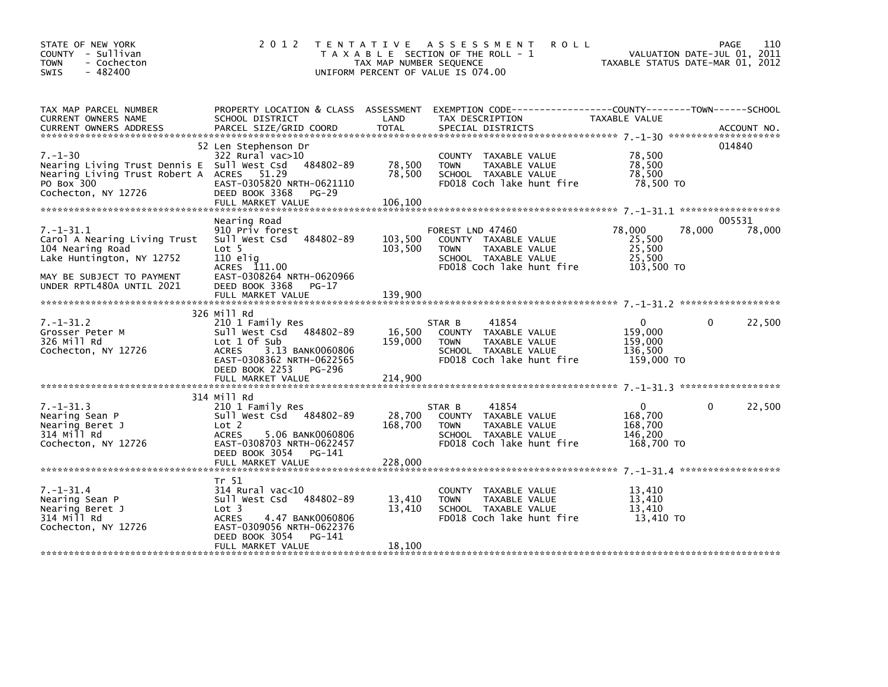STATE OF NEW YORK
COUNTY - Sullivan
TOWN - Cochecton
SWIS - 482400

2012 TENTATIVE ASSESSMENT ROLL
TAXABLE SECTION OF THE ROLL - 1
TAX MAP NUMBER SEQUENCE
UNIFORM PERCENT OF VALUE IS 074.00

VALUATION DATE-JUL 01, 2011
TAXABLE STATUS DATE-MAR 01, 2012

| TAX MAP PARCEL NUMBER / CURRENT OWNERS NAME / CURRENT OWNERS ADDRESS | PROPERTY LOCATION & CLASS / SCHOOL DISTRICT / PARCEL SIZE/GRID COORD | ASSESSMENT LAND / TOTAL | EXEMPTION CODE / TAX DESCRIPTION / SPECIAL DISTRICTS | COUNTY TAXABLE VALUE | TOWN | SCHOOL | ACCOUNT NO. |
|---|---|---|---|---|---|---|---|
| **7.-1-30** | 52 Len Stephenson Dr | | | | | | 014840 |
| | 322 Rural vac>10 | | COUNTY TAXABLE VALUE | 78,500 | | | |
| Nearing Living Trust Dennis E | Sull West Csd 484802-89 | 78,500 | TOWN TAXABLE VALUE | 78,500 | | | |
| Nearing Living Trust Robert A | ACRES 51.29 | 78,500 | SCHOOL TAXABLE VALUE | 78,500 | | | |
| PO Box 300 | EAST-0305820 NRTH-0621110 | | FD018 Coch lake hunt fire | 78,500 TO | | | |
| Cochecton, NY 12726 | DEED BOOK 3368 PG-29 | | | | | | |
| | FULL MARKET VALUE | 106,100 | | | | | |
| **7.-1-31.1** | Nearing Road | | | | | | 005531 |
| | 910 Priv forest | | FOREST LND 47460 | 78,000 | 78,000 | 78,000 | |
| Carol A Nearing Living Trust | Sull West Csd 484802-89 | 103,500 | COUNTY TAXABLE VALUE | 25,500 | | | |
| 104 Nearing Road | Lot 5 | 103,500 | TOWN TAXABLE VALUE | 25,500 | | | |
| Lake Huntington, NY 12752 | 110 elig | | SCHOOL TAXABLE VALUE | 25,500 | | | |
| | ACRES 111.00 | | FD018 Coch lake hunt fire | 103,500 TO | | | |
| MAY BE SUBJECT TO PAYMENT | EAST-0308264 NRTH-0620966 | | | | | | |
| UNDER RPTL480A UNTIL 2021 | DEED BOOK 3368 PG-17 | | | | | | |
| | FULL MARKET VALUE | 139,900 | | | | | |
| **7.-1-31.2** | 326 Mill Rd | | | | | | |
| | 210 1 Family Res | | STAR B 41854 | 0 | 0 | 22,500 | |
| Grosser Peter M | Sull West Csd 484802-89 | 16,500 | COUNTY TAXABLE VALUE | 159,000 | | | |
| 326 Mill Rd | Lot 1 Of Sub | 159,000 | TOWN TAXABLE VALUE | 159,000 | | | |
| Cochecton, NY 12726 | ACRES 3.13 BANK0060806 | | SCHOOL TAXABLE VALUE | 136,500 | | | |
| | EAST-0308362 NRTH-0622565 | | FD018 Coch lake hunt fire | 159,000 TO | | | |
| | DEED BOOK 2253 PG-296 | | | | | | |
| | FULL MARKET VALUE | 214,900 | | | | | |
| **7.-1-31.3** | 314 Mill Rd | | | | | | |
| | 210 1 Family Res | | STAR B 41854 | 0 | 0 | 22,500 | |
| Nearing Sean P | Sull West Csd 484802-89 | 28,700 | COUNTY TAXABLE VALUE | 168,700 | | | |
| Nearing Beret J | Lot 2 | 168,700 | TOWN TAXABLE VALUE | 168,700 | | | |
| 314 Mill Rd | ACRES 5.06 BANK0060806 | | SCHOOL TAXABLE VALUE | 146,200 | | | |
| Cochecton, NY 12726 | EAST-0308703 NRTH-0622457 | | FD018 Coch lake hunt fire | 168,700 TO | | | |
| | DEED BOOK 3054 PG-141 | | | | | | |
| | FULL MARKET VALUE | 228,000 | | | | | |
| **7.-1-31.4** | Tr 51 | | | | | | |
| | 314 Rural vac<10 | | COUNTY TAXABLE VALUE | 13,410 | | | |
| Nearing Sean P | Sull West Csd 484802-89 | 13,410 | TOWN TAXABLE VALUE | 13,410 | | | |
| Nearing Beret J | Lot 3 | 13,410 | SCHOOL TAXABLE VALUE | 13,410 | | | |
| 314 Mill Rd | ACRES 4.47 BANK0060806 | | FD018 Coch lake hunt fire | 13,410 TO | | | |
| Cochecton, NY 12726 | EAST-0309056 NRTH-0622376 | | | | | | |
| | DEED BOOK 3054 PG-141 | | | | | | |
| | FULL MARKET VALUE | 18,100 | | | | | |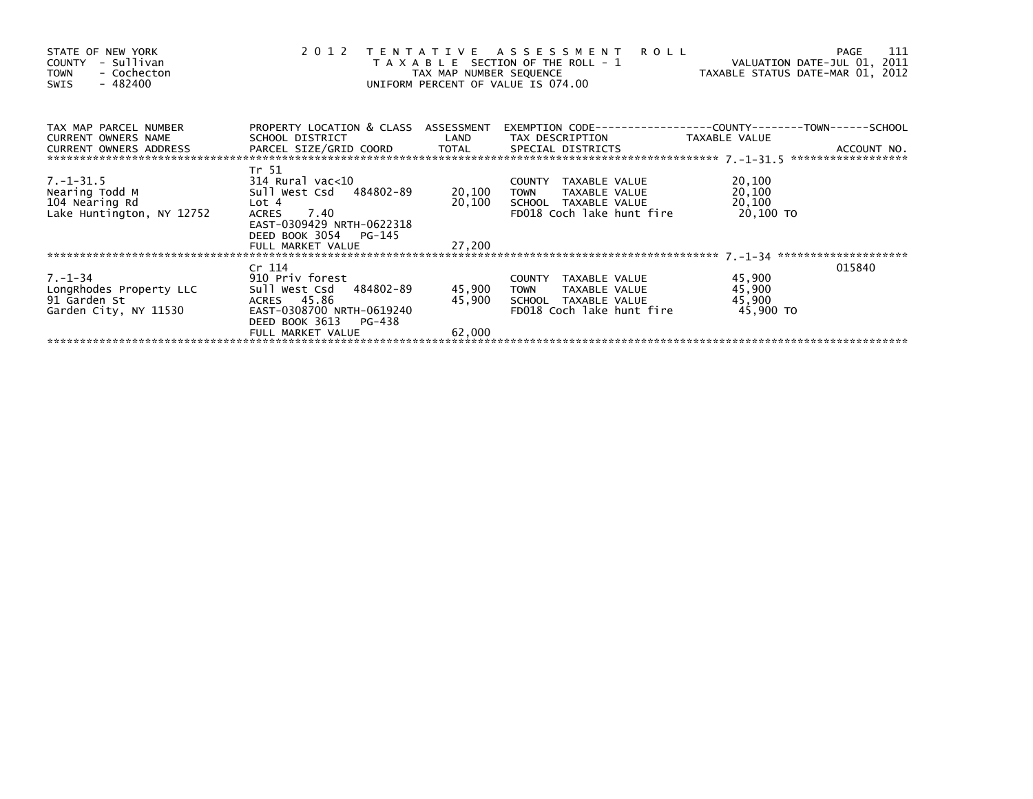STATE OF NEW YORK
COUNTY - Sullivan
TOWN - Cochecton
SWIS - 482400

# 2012 TENTATIVE ASSESSMENT ROLL

TAXABLE SECTION OF THE ROLL - 1
TAX MAP NUMBER SEQUENCE
UNIFORM PERCENT OF VALUE IS 074.00

VALUATION DATE-JUL 01, 2011
TAXABLE STATUS DATE-MAR 01, 2012

| TAX MAP PARCEL NUMBER / CURRENT OWNERS NAME / CURRENT OWNERS ADDRESS | PROPERTY LOCATION & CLASS / SCHOOL DISTRICT / PARCEL SIZE/GRID COORD | ASSESSMENT LAND / TOTAL | EXEMPTION CODE / TAX DESCRIPTION / SPECIAL DISTRICTS | COUNTY / TOWN / SCHOOL TAXABLE VALUE | ACCOUNT NO. |
|---|---|---|---|---|---|
| 7.-1-31.5 | Tr 51 | | | | |
| | 314 Rural vac<10 | | COUNTY TAXABLE VALUE | 20,100 | |
| Nearing Todd M | Sull West Csd 484802-89 | 20,100 | TOWN TAXABLE VALUE | 20,100 | |
| 104 Nearing Rd | Lot 4 | 20,100 | SCHOOL TAXABLE VALUE | 20,100 | |
| Lake Huntington, NY 12752 | ACRES 7.40 | | FD018 Coch lake hunt fire | 20,100 TO | |
| | EAST-0309429 NRTH-0622318 | | | | |
| | DEED BOOK 3054 PG-145 | | | | |
| | FULL MARKET VALUE | 27,200 | | | |
| 7.-1-34 | Cr 114 | | | | 015840 |
| | 910 Priv forest | | COUNTY TAXABLE VALUE | 45,900 | |
| LongRhodes Property LLC | Sull West Csd 484802-89 | 45,900 | TOWN TAXABLE VALUE | 45,900 | |
| 91 Garden St | ACRES 45.86 | 45,900 | SCHOOL TAXABLE VALUE | 45,900 | |
| Garden City, NY 11530 | EAST-0308700 NRTH-0619240 | | FD018 Coch lake hunt fire | 45,900 TO | |
| | DEED BOOK 3613 PG-438 | | | | |
| | FULL MARKET VALUE | 62,000 | | | |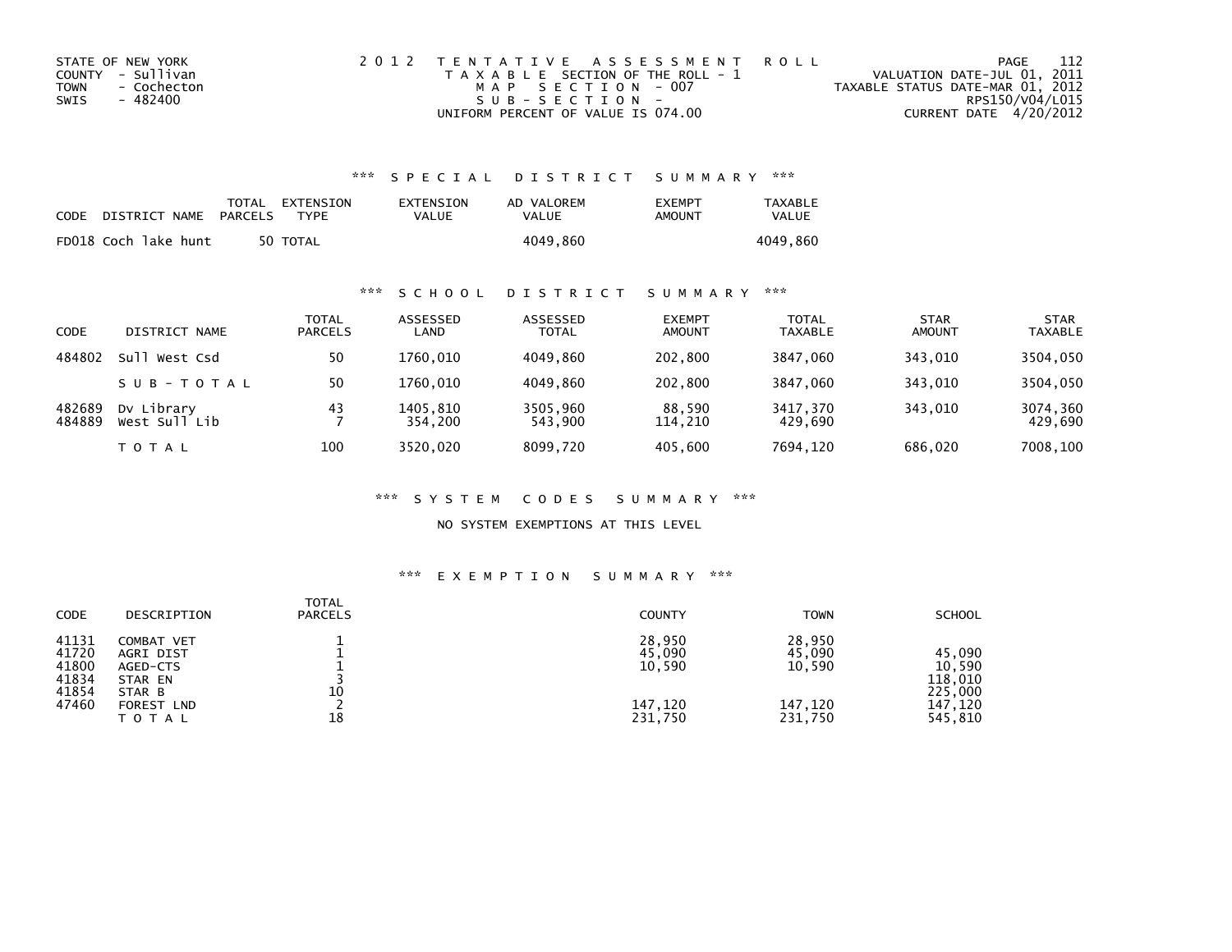STATE OF NEW YORK
COUNTY - Sullivan
TOWN - Cochecton
SWIS - 482400

2012 TENTATIVE ASSESSMENT ROLL
TAXABLE SECTION OF THE ROLL - 1
MAP SECTION - 007
SUB-SECTION -
UNIFORM PERCENT OF VALUE IS 074.00

VALUATION DATE-JUL 01, 2011
TAXABLE STATUS DATE-MAR 01, 2012
RPS150/V04/L015
CURRENT DATE 4/20/2012

### *** SPECIAL DISTRICT SUMMARY ***

| CODE | DISTRICT NAME | TOTAL PARCELS | EXTENSION TYPE | EXTENSION VALUE | AD VALOREM VALUE | EXEMPT AMOUNT | TAXABLE VALUE |
|---|---|---|---|---|---|---|---|
| FD018 | Coch lake hunt | 50 | TOTAL | | 4049,860 | | 4049,860 |

### *** SCHOOL DISTRICT SUMMARY ***

| CODE | DISTRICT NAME | TOTAL PARCELS | ASSESSED LAND | ASSESSED TOTAL | EXEMPT AMOUNT | TOTAL TAXABLE | STAR AMOUNT | STAR TAXABLE |
|---|---|---|---|---|---|---|---|---|
| 484802 | Sull West Csd | 50 | 1760,010 | 4049,860 | 202,800 | 3847,060 | 343,010 | 3504,050 |
| | SUB-TOTAL | 50 | 1760,010 | 4049,860 | 202,800 | 3847,060 | 343,010 | 3504,050 |
| 482689 | Dv Library | 43 | 1405,810 | 3505,960 | 88,590 | 3417,370 | 343,010 | 3074,360 |
| 484889 | West Sull Lib | 7 | 354,200 | 543,900 | 114,210 | 429,690 | | 429,690 |
| | TOTAL | 100 | 3520,020 | 8099,720 | 405,600 | 7694,120 | 686,020 | 7008,100 |

### *** SYSTEM CODES SUMMARY ***

NO SYSTEM EXEMPTIONS AT THIS LEVEL

### *** EXEMPTION SUMMARY ***

| CODE | DESCRIPTION | TOTAL PARCELS | COUNTY | TOWN | SCHOOL |
|---|---|---|---|---|---|
| 41131 | COMBAT VET | 1 | 28,950 | 28,950 | |
| 41720 | AGRI DIST | 1 | 45,090 | 45,090 | 45,090 |
| 41800 | AGED-CTS | 1 | 10,590 | 10,590 | 10,590 |
| 41834 | STAR EN | 3 | | | 118,010 |
| 41854 | STAR B | 10 | | | 225,000 |
| 47460 | FOREST LND | 2 | 147,120 | 147,120 | 147,120 |
| | TOTAL | 18 | 231,750 | 231,750 | 545,810 |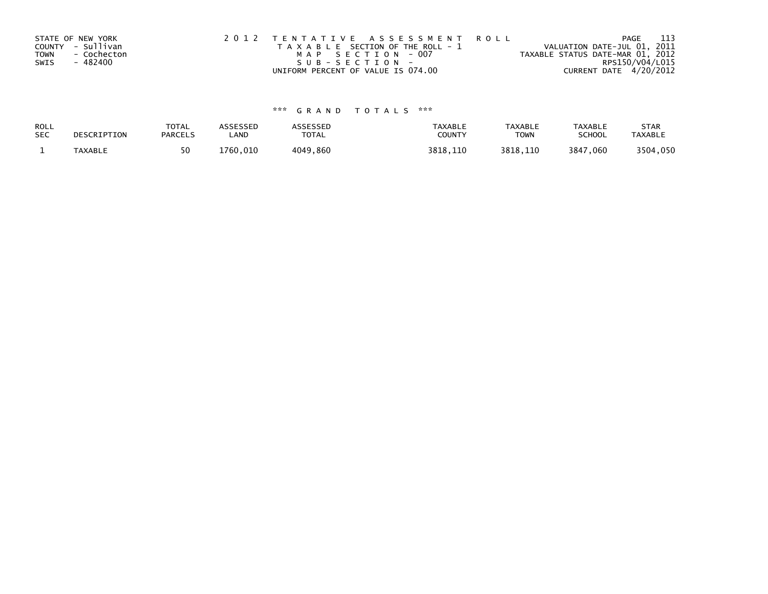STATE OF NEW YORK
COUNTY - Sullivan
TOWN - Cochecton
SWIS - 482400

2 0 1 2 T E N T A T I V E A S S E S S M E N T R O L L
T A X A B L E SECTION OF THE ROLL - 1
M A P S E C T I O N - 007
S U B - S E C T I O N -
UNIFORM PERCENT OF VALUE IS 074.00

PAGE 113
VALUATION DATE-JUL 01, 2011
TAXABLE STATUS DATE-MAR 01, 2012
RPS150/V04/L015
CURRENT DATE 4/20/2012

*** G R A N D T O T A L S ***

| ROLL SEC | DESCRIPTION | TOTAL PARCELS | ASSESSED LAND | ASSESSED TOTAL | TAXABLE COUNTY | TAXABLE TOWN | TAXABLE SCHOOL | STAR TAXABLE |
|---|---|---|---|---|---|---|---|---|
| 1 | TAXABLE | 50 | 1760,010 | 4049,860 | 3818,110 | 3818,110 | 3847,060 | 3504,050 |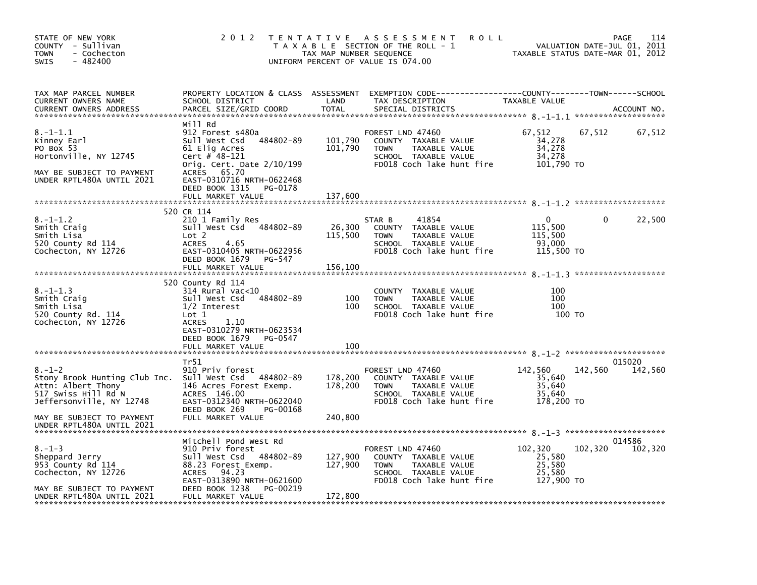STATE OF NEW YORK
COUNTY - Sullivan
TOWN - Cochecton
SWIS - 482400

2012 TENTATIVE ASSESSMENT ROLL
TAXABLE SECTION OF THE ROLL - 1
TAX MAP NUMBER SEQUENCE
UNIFORM PERCENT OF VALUE IS 074.00

VALUATION DATE-JUL 01, 2011
TAXABLE STATUS DATE-MAR 01, 2012

| TAX MAP PARCEL NUMBER / CURRENT OWNERS NAME / CURRENT OWNERS ADDRESS | PROPERTY LOCATION & CLASS / SCHOOL DISTRICT / PARCEL SIZE/GRID COORD | ASSESSMENT LAND / TOTAL | EXEMPTION CODE / TAX DESCRIPTION / SPECIAL DISTRICTS | COUNTY TAXABLE VALUE | TOWN | SCHOOL / ACCOUNT NO. |
|---|---|---|---|---|---|---|
| **8.-1-1.1** | Mill Rd | | | | | |
| 8.-1-1.1 | 912 Forest s480a | | FOREST LND 47460 | 67,512 | 67,512 | 67,512 |
| Kinney Earl | Sull West Csd 484802-89 | 101,790 | COUNTY TAXABLE VALUE | 34,278 | | |
| PO Box 53 | 61 Elig Acres | 101,790 | TOWN TAXABLE VALUE | 34,278 | | |
| Hortonville, NY 12745 | Cert # 48-121 | | SCHOOL TAXABLE VALUE | 34,278 | | |
| | Orig. Cert. Date 2/10/199 | | FD018 Coch lake hunt fire | 101,790 TO | | |
| MAY BE SUBJECT TO PAYMENT | ACRES 65.70 | | | | | |
| UNDER RPTL480A UNTIL 2021 | EAST-0310716 NRTH-0622468 | | | | | |
| | DEED BOOK 1315 PG-0178 | | | | | |
| | FULL MARKET VALUE | 137,600 | | | | |
| **8.-1-1.2** | 520 CR 114 | | | | | |
| 8.-1-1.2 | 210 1 Family Res | | STAR B 41854 | 0 | 0 | 22,500 |
| Smith Craig | Sull West Csd 484802-89 | 26,300 | COUNTY TAXABLE VALUE | 115,500 | | |
| Smith Lisa | Lot 2 | 115,500 | TOWN TAXABLE VALUE | 115,500 | | |
| 520 County Rd 114 | ACRES 4.65 | | SCHOOL TAXABLE VALUE | 93,000 | | |
| Cochecton, NY 12726 | EAST-0310405 NRTH-0622956 | | FD018 Coch lake hunt fire | 115,500 TO | | |
| | DEED BOOK 1679 PG-547 | | | | | |
| | FULL MARKET VALUE | 156,100 | | | | |
| **8.-1-1.3** | 520 County Rd 114 | | | | | |
| 8.-1-1.3 | 314 Rural vac<10 | | COUNTY TAXABLE VALUE | 100 | | |
| Smith Craig | Sull West Csd 484802-89 | 100 | TOWN TAXABLE VALUE | 100 | | |
| Smith Lisa | 1/2 Interest | 100 | SCHOOL TAXABLE VALUE | 100 | | |
| 520 County Rd. 114 | Lot 1 | | FD018 Coch lake hunt fire | 100 TO | | |
| Cochecton, NY 12726 | ACRES 1.10 | | | | | |
| | EAST-0310279 NRTH-0623534 | | | | | |
| | DEED BOOK 1679 PG-0547 | | | | | |
| | FULL MARKET VALUE | 100 | | | | |
| **8.-1-2** | Tr51 | | | | | 015020 |
| 8.-1-2 | 910 Priv forest | | FOREST LND 47460 | 142,560 | 142,560 | 142,560 |
| Stony Brook Hunting Club Inc. | Sull West Csd 484802-89 | 178,200 | COUNTY TAXABLE VALUE | 35,640 | | |
| Attn: Albert Thony | 146 Acres Forest Exemp. | 178,200 | TOWN TAXABLE VALUE | 35,640 | | |
| 517 Swiss Hill Rd N | ACRES 146.00 | | SCHOOL TAXABLE VALUE | 35,640 | | |
| Jeffersonville, NY 12748 | EAST-0312340 NRTH-0622040 | | FD018 Coch lake hunt fire | 178,200 TO | | |
| | DEED BOOK 269 PG-00168 | | | | | |
| MAY BE SUBJECT TO PAYMENT | FULL MARKET VALUE | 240,800 | | | | |
| UNDER RPTL480A UNTIL 2021 | | | | | | |
| **8.-1-3** | Mitchell Pond West Rd | | | | | 014586 |
| 8.-1-3 | 910 Priv forest | | FOREST LND 47460 | 102,320 | 102,320 | 102,320 |
| Sheppard Jerry | Sull West Csd 484802-89 | 127,900 | COUNTY TAXABLE VALUE | 25,580 | | |
| 953 County Rd 114 | 88.23 Forest Exemp. | 127,900 | TOWN TAXABLE VALUE | 25,580 | | |
| Cochecton, NY 12726 | ACRES 94.23 | | SCHOOL TAXABLE VALUE | 25,580 | | |
| | EAST-0313890 NRTH-0621600 | | FD018 Coch lake hunt fire | 127,900 TO | | |
| MAY BE SUBJECT TO PAYMENT | DEED BOOK 1238 PG-00219 | | | | | |
| UNDER RPTL480A UNTIL 2021 | FULL MARKET VALUE | 172,800 | | | | |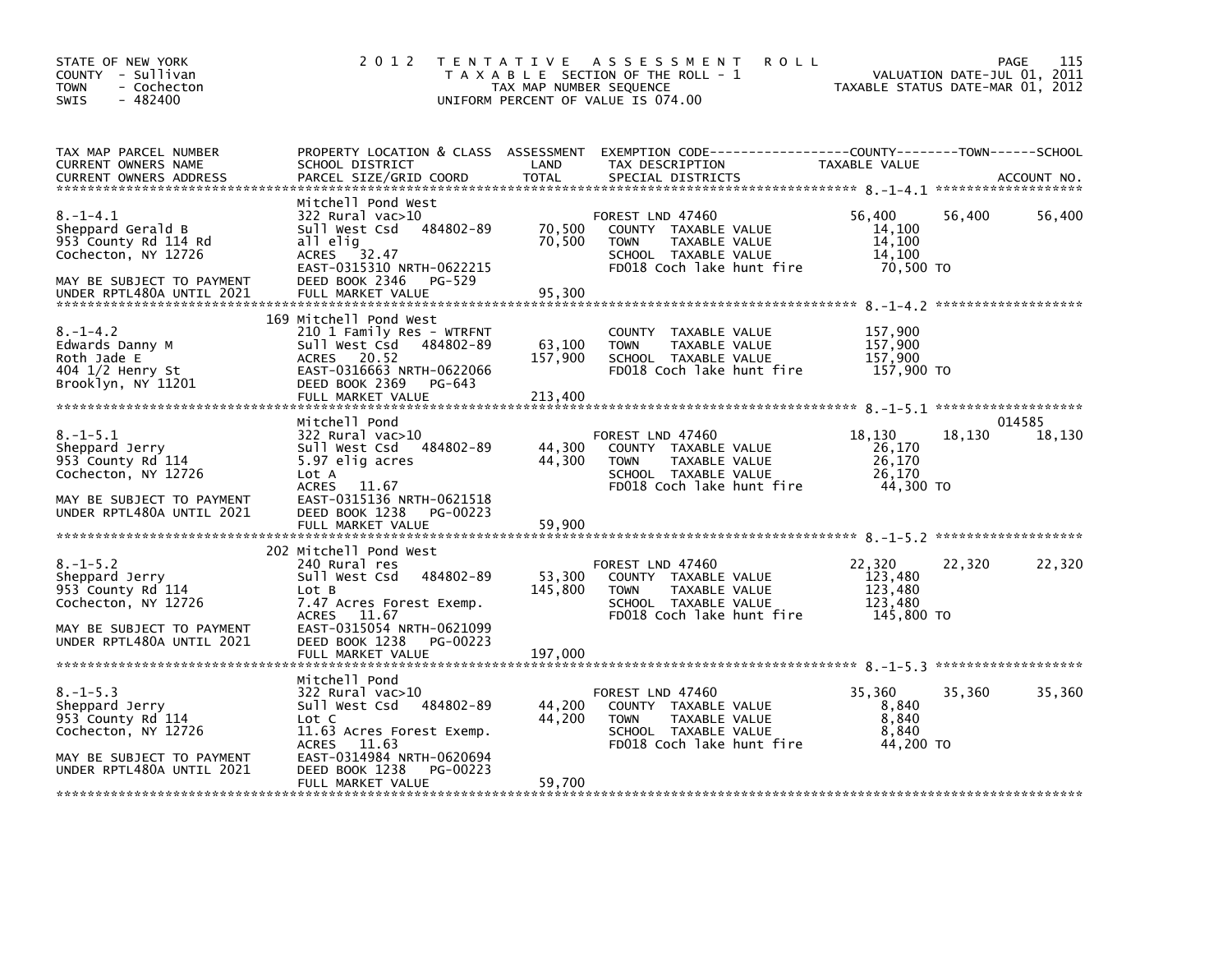STATE OF NEW YORK
COUNTY - Sullivan
TOWN - Cochecton
SWIS - 482400

2 0 1 2 T E N T A T I V E A S S E S S M E N T R O L L
T A X A B L E SECTION OF THE ROLL - 1
TAX MAP NUMBER SEQUENCE
UNIFORM PERCENT OF VALUE IS 074.00

VALUATION DATE-JUL 01, 2011
TAXABLE STATUS DATE-MAR 01, 2012

| TAX MAP PARCEL NUMBER / CURRENT OWNERS NAME / CURRENT OWNERS ADDRESS | PROPERTY LOCATION & CLASS / SCHOOL DISTRICT / PARCEL SIZE/GRID COORD | ASSESSMENT LAND / TOTAL | EXEMPTION CODE / TAX DESCRIPTION / SPECIAL DISTRICTS | COUNTY TAXABLE VALUE | TOWN | SCHOOL / ACCOUNT NO. |
|---|---|---|---|---|---|---|
| **8.-1-4.1** | Mitchell Pond West | | | | | |
| 8.-1-4.1 | 322 Rural vac>10 | | FOREST LND 47460 | 56,400 | 56,400 | 56,400 |
| Sheppard Gerald B | Sull West Csd 484802-89 | 70,500 | COUNTY TAXABLE VALUE | 14,100 | | |
| 953 County Rd 114 Rd | all elig | 70,500 | TOWN TAXABLE VALUE | 14,100 | | |
| Cochecton, NY 12726 | ACRES 32.47 | | SCHOOL TAXABLE VALUE | 14,100 | | |
| | EAST-0315310 NRTH-0622215 | | FD018 Coch lake hunt fire | 70,500 TO | | |
| MAY BE SUBJECT TO PAYMENT | DEED BOOK 2346 PG-529 | | | | | |
| UNDER RPTL480A UNTIL 2021 | FULL MARKET VALUE | 95,300 | | | | |
| **8.-1-4.2** | 169 Mitchell Pond West | | | | | |
| 8.-1-4.2 | 210 1 Family Res - WTRFNT | | COUNTY TAXABLE VALUE | 157,900 | | |
| Edwards Danny M | Sull West Csd 484802-89 | 63,100 | TOWN TAXABLE VALUE | 157,900 | | |
| Roth Jade E | ACRES 20.52 | 157,900 | SCHOOL TAXABLE VALUE | 157,900 | | |
| 404 1/2 Henry St | EAST-0316663 NRTH-0622066 | | FD018 Coch lake hunt fire | 157,900 TO | | |
| Brooklyn, NY 11201 | DEED BOOK 2369 PG-643 | | | | | |
| | FULL MARKET VALUE | 213,400 | | | | |
| **8.-1-5.1** | Mitchell Pond | | | | | 014585 |
| 8.-1-5.1 | 322 Rural vac>10 | | FOREST LND 47460 | 18,130 | 18,130 | 18,130 |
| Sheppard Jerry | Sull West Csd 484802-89 | 44,300 | COUNTY TAXABLE VALUE | 26,170 | | |
| 953 County Rd 114 | 5.97 elig acres | 44,300 | TOWN TAXABLE VALUE | 26,170 | | |
| Cochecton, NY 12726 | Lot A | | SCHOOL TAXABLE VALUE | 26,170 | | |
| | ACRES 11.67 | | FD018 Coch lake hunt fire | 44,300 TO | | |
| MAY BE SUBJECT TO PAYMENT | EAST-0315136 NRTH-0621518 | | | | | |
| UNDER RPTL480A UNTIL 2021 | DEED BOOK 1238 PG-00223 | | | | | |
| | FULL MARKET VALUE | 59,900 | | | | |
| **8.-1-5.2** | 202 Mitchell Pond West | | | | | |
| 8.-1-5.2 | 240 Rural res | | FOREST LND 47460 | 22,320 | 22,320 | 22,320 |
| Sheppard Jerry | Sull West Csd 484802-89 | 53,300 | COUNTY TAXABLE VALUE | 123,480 | | |
| 953 County Rd 114 | Lot B | 145,800 | TOWN TAXABLE VALUE | 123,480 | | |
| Cochecton, NY 12726 | 7.47 Acres Forest Exemp. | | SCHOOL TAXABLE VALUE | 123,480 | | |
| | ACRES 11.67 | | FD018 Coch lake hunt fire | 145,800 TO | | |
| MAY BE SUBJECT TO PAYMENT | EAST-0315054 NRTH-0621099 | | | | | |
| UNDER RPTL480A UNTIL 2021 | DEED BOOK 1238 PG-00223 | | | | | |
| | FULL MARKET VALUE | 197,000 | | | | |
| **8.-1-5.3** | Mitchell Pond | | | | | |
| 8.-1-5.3 | 322 Rural vac>10 | | FOREST LND 47460 | 35,360 | 35,360 | 35,360 |
| Sheppard Jerry | Sull West Csd 484802-89 | 44,200 | COUNTY TAXABLE VALUE | 8,840 | | |
| 953 County Rd 114 | Lot C | 44,200 | TOWN TAXABLE VALUE | 8,840 | | |
| Cochecton, NY 12726 | 11.63 Acres Forest Exemp. | | SCHOOL TAXABLE VALUE | 8,840 | | |
| | ACRES 11.63 | | FD018 Coch lake hunt fire | 44,200 TO | | |
| MAY BE SUBJECT TO PAYMENT | EAST-0314984 NRTH-0620694 | | | | | |
| UNDER RPTL480A UNTIL 2021 | DEED BOOK 1238 PG-00223 | | | | | |
| | FULL MARKET VALUE | 59,700 | | | | |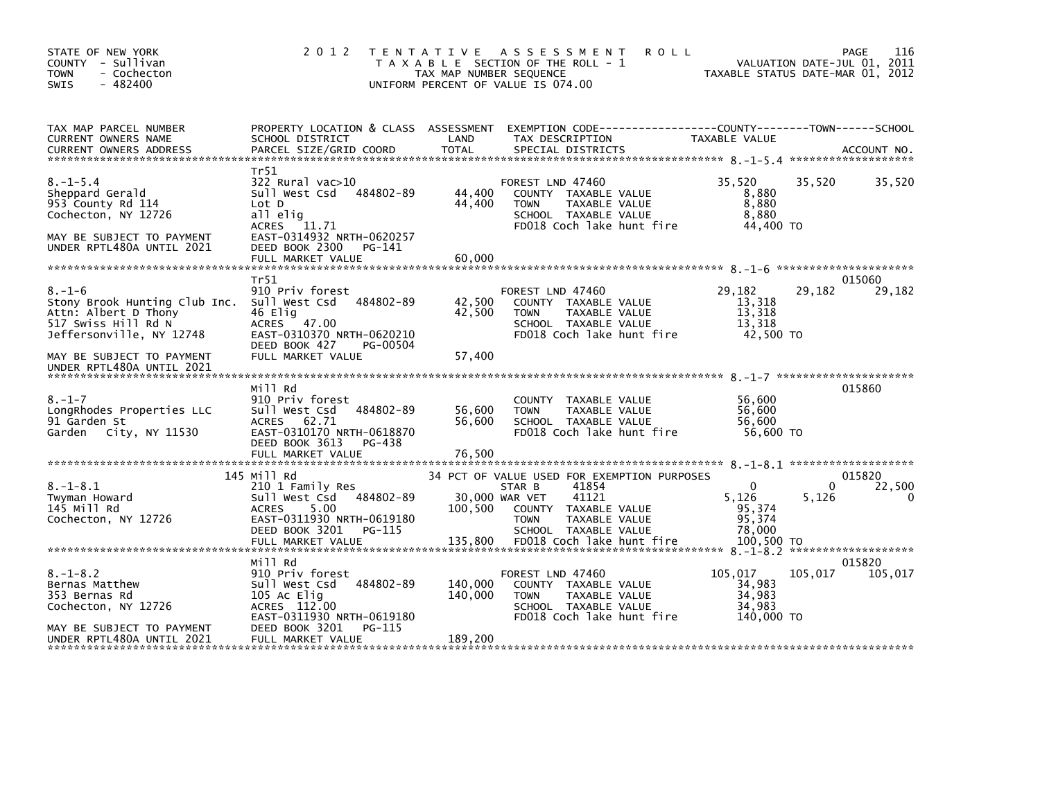STATE OF NEW YORK
COUNTY - Sullivan
TOWN - Cochecton
SWIS - 482400

2 0 1 2 T E N T A T I V E A S S E S S M E N T R O L L
T A X A B L E SECTION OF THE ROLL - 1
TAX MAP NUMBER SEQUENCE
UNIFORM PERCENT OF VALUE IS 074.00

VALUATION DATE-JUL 01, 2011
TAXABLE STATUS DATE-MAR 01, 2012

| TAX MAP PARCEL NUMBER / CURRENT OWNERS NAME / CURRENT OWNERS ADDRESS | PROPERTY LOCATION & CLASS / SCHOOL DISTRICT / PARCEL SIZE/GRID COORD | ASSESSMENT LAND | TOTAL | EXEMPTION CODE / TAX DESCRIPTION / SPECIAL DISTRICTS | COUNTY TAXABLE VALUE | TOWN | SCHOOL | ACCOUNT NO. |
|---|---|---|---|---|---|---|---|---|
| **8.-1-5.4** | Tr51 | | | | | | | |
| 8.-1-5.4 | 322 Rural vac>10 | | | FOREST LND 47460 | 35,520 | 35,520 | 35,520 | |
| Sheppard Gerald | Sull West Csd 484802-89 | 44,400 | | COUNTY TAXABLE VALUE | 8,880 | | | |
| 953 County Rd 114 | Lot D | | 44,400 | TOWN TAXABLE VALUE | 8,880 | | | |
| Cochecton, NY 12726 | all elig | | | SCHOOL TAXABLE VALUE | 8,880 | | | |
| | ACRES 11.71 | | | FD018 Coch lake hunt fire | 44,400 TO | | | |
| MAY BE SUBJECT TO PAYMENT | EAST-0314932 NRTH-0620257 | | | | | | | |
| UNDER RPTL480A UNTIL 2021 | DEED BOOK 2300 PG-141 | | | | | | | |
| | FULL MARKET VALUE | | 60,000 | | | | | |
| **8.-1-6** | Tr51 | | | | | | | 015060 |
| 8.-1-6 | 910 Priv forest | | | FOREST LND 47460 | 29,182 | 29,182 | 29,182 | |
| Stony Brook Hunting Club Inc. | Sull West Csd 484802-89 | 42,500 | | COUNTY TAXABLE VALUE | 13,318 | | | |
| Attn: Albert D Thony | 46 Elig | | 42,500 | TOWN TAXABLE VALUE | 13,318 | | | |
| 517 Swiss Hill Rd N | ACRES 47.00 | | | SCHOOL TAXABLE VALUE | 13,318 | | | |
| Jeffersonville, NY 12748 | EAST-0310370 NRTH-0620210 | | | FD018 Coch lake hunt fire | 42,500 TO | | | |
| | DEED BOOK 427 PG-00504 | | | | | | | |
| MAY BE SUBJECT TO PAYMENT | FULL MARKET VALUE | | 57,400 | | | | | |
| UNDER RPTL480A UNTIL 2021 | | | | | | | | |
| **8.-1-7** | Mill Rd | | | | | | | 015860 |
| 8.-1-7 | 910 Priv forest | | | COUNTY TAXABLE VALUE | 56,600 | | | |
| LongRhodes Properties LLC | Sull West Csd 484802-89 | 56,600 | | TOWN TAXABLE VALUE | 56,600 | | | |
| 91 Garden St | ACRES 62.71 | | 56,600 | SCHOOL TAXABLE VALUE | 56,600 | | | |
| Garden City, NY 11530 | EAST-0310170 NRTH-0618870 | | | FD018 Coch lake hunt fire | 56,600 TO | | | |
| | DEED BOOK 3613 PG-438 | | | | | | | |
| | FULL MARKET VALUE | | 76,500 | | | | | |
| **8.-1-8.1** | 145 Mill Rd | | | 34 PCT OF VALUE USED FOR EXEMPTION PURPOSES | | | | 015820 |
| 8.-1-8.1 | 210 1 Family Res | | | STAR B 41854 | 0 | 0 | 22,500 | |
| Twyman Howard | Sull West Csd 484802-89 | 30,000 | | WAR VET 41121 | 5,126 | 5,126 | 0 | |
| 145 Mill Rd | ACRES 5.00 | | 100,500 | COUNTY TAXABLE VALUE | 95,374 | | | |
| Cochecton, NY 12726 | EAST-0311930 NRTH-0619180 | | | TOWN TAXABLE VALUE | 95,374 | | | |
| | DEED BOOK 3201 PG-115 | | | SCHOOL TAXABLE VALUE | 78,000 | | | |
| | FULL MARKET VALUE | | 135,800 | FD018 Coch lake hunt fire | 100,500 TO | | | |
| **8.-1-8.2** | Mill Rd | | | | | | | 015820 |
| 8.-1-8.2 | 910 Priv forest | | | FOREST LND 47460 | 105,017 | 105,017 | 105,017 | |
| Bernas Matthew | Sull West Csd 484802-89 | 140,000 | | COUNTY TAXABLE VALUE | 34,983 | | | |
| 353 Bernas Rd | 105 Ac Elig | | 140,000 | TOWN TAXABLE VALUE | 34,983 | | | |
| Cochecton, NY 12726 | ACRES 112.00 | | | SCHOOL TAXABLE VALUE | 34,983 | | | |
| | EAST-0311930 NRTH-0619180 | | | FD018 Coch lake hunt fire | 140,000 TO | | | |
| MAY BE SUBJECT TO PAYMENT | DEED BOOK 3201 PG-115 | | | | | | | |
| UNDER RPTL480A UNTIL 2021 | FULL MARKET VALUE | | 189,200 | | | | | |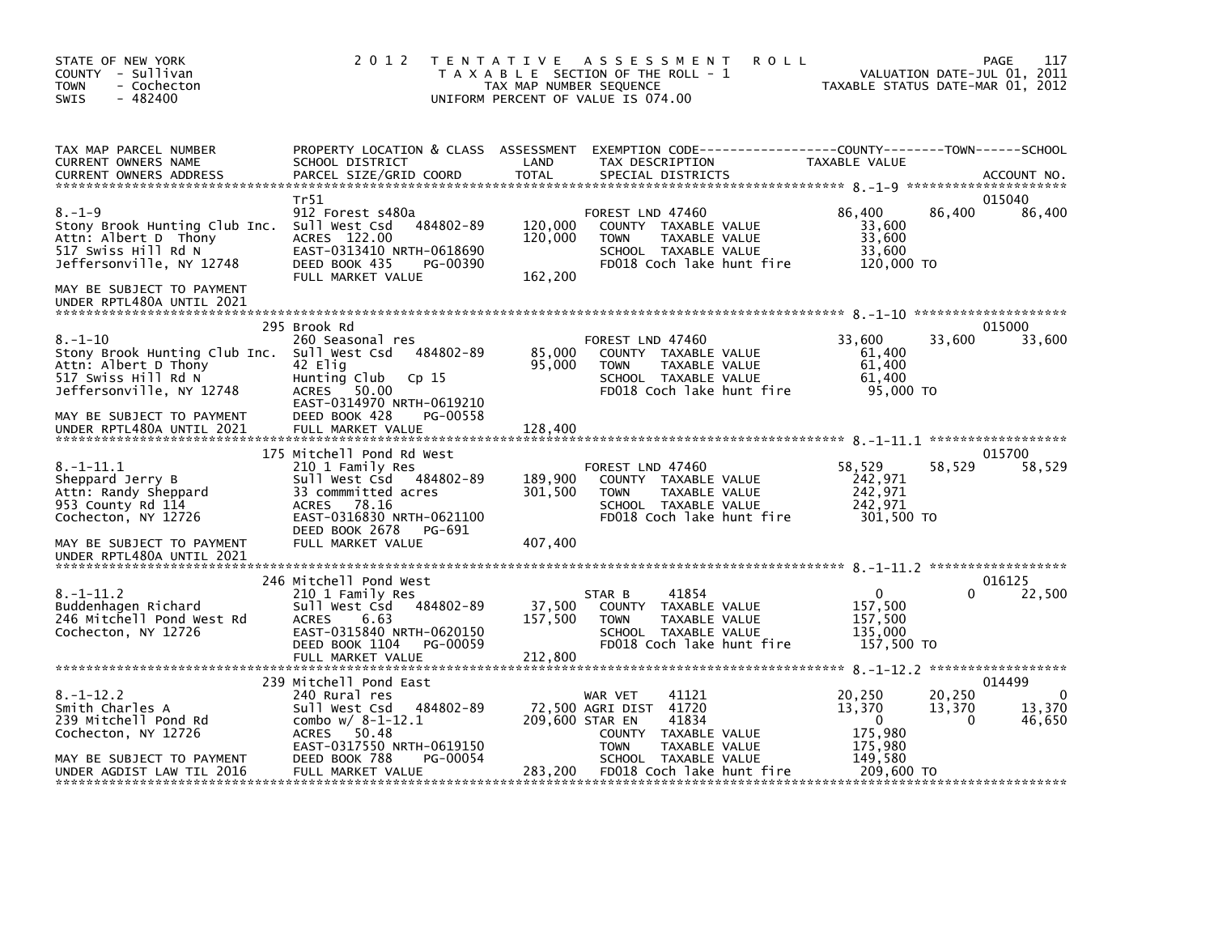STATE OF NEW YORK
COUNTY - Sullivan
TOWN - Cochecton
SWIS - 482400

2012 TENTATIVE ASSESSMENT ROLL
TAXABLE SECTION OF THE ROLL - 1
TAX MAP NUMBER SEQUENCE
UNIFORM PERCENT OF VALUE IS 074.00

VALUATION DATE-JUL 01, 2011
TAXABLE STATUS DATE-MAR 01, 2012

| TAX MAP PARCEL NUMBER / CURRENT OWNERS NAME / CURRENT OWNERS ADDRESS | PROPERTY LOCATION & CLASS / SCHOOL DISTRICT / PARCEL SIZE/GRID COORD | ASSESSMENT LAND / TOTAL | EXEMPTION CODE / TAX DESCRIPTION / SPECIAL DISTRICTS | COUNTY TAXABLE VALUE | TOWN | SCHOOL | ACCOUNT NO. |
|---|---|---|---|---|---|---|---|
| **8.-1-9** | Tr51 | | | | | | 015040 |
| 8.-1-9 | 912 Forest s480a | | FOREST LND 47460 | 86,400 | 86,400 | 86,400 | |
| Stony Brook Hunting Club Inc. | Sull West Csd 484802-89 | 120,000 | COUNTY TAXABLE VALUE | 33,600 | | | |
| Attn: Albert D Thony | ACRES 122.00 | 120,000 | TOWN TAXABLE VALUE | 33,600 | | | |
| 517 Swiss Hill Rd N | EAST-0313410 NRTH-0618690 | | SCHOOL TAXABLE VALUE | 33,600 | | | |
| Jeffersonville, NY 12748 | DEED BOOK 435 PG-00390 | | FD018 Coch lake hunt fire | 120,000 TO | | | |
| | FULL MARKET VALUE | 162,200 | | | | | |
| MAY BE SUBJECT TO PAYMENT UNDER RPTL480A UNTIL 2021 | | | | | | | |
| **8.-1-10** | 295 Brook Rd | | | | | | 015000 |
| 8.-1-10 | 260 Seasonal res | | FOREST LND 47460 | 33,600 | 33,600 | 33,600 | |
| Stony Brook Hunting Club Inc. | Sull West Csd 484802-89 | 85,000 | COUNTY TAXABLE VALUE | 61,400 | | | |
| Attn: Albert D Thony | 42 Elig | 95,000 | TOWN TAXABLE VALUE | 61,400 | | | |
| 517 Swiss Hill Rd N | Hunting Club Cp 15 | | SCHOOL TAXABLE VALUE | 61,400 | | | |
| Jeffersonville, NY 12748 | ACRES 50.00 | | FD018 Coch lake hunt fire | 95,000 TO | | | |
| | EAST-0314970 NRTH-0619210 | | | | | | |
| MAY BE SUBJECT TO PAYMENT | DEED BOOK 428 PG-00558 | | | | | | |
| UNDER RPTL480A UNTIL 2021 | FULL MARKET VALUE | 128,400 | | | | | |
| **8.-1-11.1** | 175 Mitchell Pond Rd West | | | | | | 015700 |
| 8.-1-11.1 | 210 1 Family Res | | FOREST LND 47460 | 58,529 | 58,529 | 58,529 | |
| Sheppard Jerry B | Sull West Csd 484802-89 | 189,900 | COUNTY TAXABLE VALUE | 242,971 | | | |
| Attn: Randy Sheppard | 33 commmitted acres | 301,500 | TOWN TAXABLE VALUE | 242,971 | | | |
| 953 County Rd 114 | ACRES 78.16 | | SCHOOL TAXABLE VALUE | 242,971 | | | |
| Cochecton, NY 12726 | EAST-0316830 NRTH-0621100 | | FD018 Coch lake hunt fire | 301,500 TO | | | |
| | DEED BOOK 2678 PG-691 | | | | | | |
| MAY BE SUBJECT TO PAYMENT | FULL MARKET VALUE | 407,400 | | | | | |
| UNDER RPTL480A UNTIL 2021 | | | | | | | |
| **8.-1-11.2** | 246 Mitchell Pond West | | | | | | 016125 |
| 8.-1-11.2 | 210 1 Family Res | | STAR B 41854 | 0 | 0 | 22,500 | |
| Buddenhagen Richard | Sull West Csd 484802-89 | 37,500 | COUNTY TAXABLE VALUE | 157,500 | | | |
| 246 Mitchell Pond West Rd | ACRES 6.63 | 157,500 | TOWN TAXABLE VALUE | 157,500 | | | |
| Cochecton, NY 12726 | EAST-0315840 NRTH-0620150 | | SCHOOL TAXABLE VALUE | 135,000 | | | |
| | DEED BOOK 1104 PG-00059 | | FD018 Coch lake hunt fire | 157,500 TO | | | |
| | FULL MARKET VALUE | 212,800 | | | | | |
| **8.-1-12.2** | 239 Mitchell Pond East | | | | | | 014499 |
| 8.-1-12.2 | 240 Rural res | | WAR VET 41121 | 20,250 | 20,250 | 0 | |
| Smith Charles A | Sull West Csd 484802-89 | 72,500 | AGRI DIST 41720 | 13,370 | 13,370 | 13,370 | |
| 239 Mitchell Pond Rd | combo w/ 8-1-12.1 | 209,600 | STAR EN 41834 | 0 | 0 | 46,650 | |
| Cochecton, NY 12726 | ACRES 50.48 | | COUNTY TAXABLE VALUE | 175,980 | | | |
| | EAST-0317550 NRTH-0619150 | | TOWN TAXABLE VALUE | 175,980 | | | |
| MAY BE SUBJECT TO PAYMENT | DEED BOOK 788 PG-00054 | | SCHOOL TAXABLE VALUE | 149,580 | | | |
| UNDER AGDIST LAW TIL 2016 | FULL MARKET VALUE | 283,200 | FD018 Coch lake hunt fire | 209,600 TO | | | |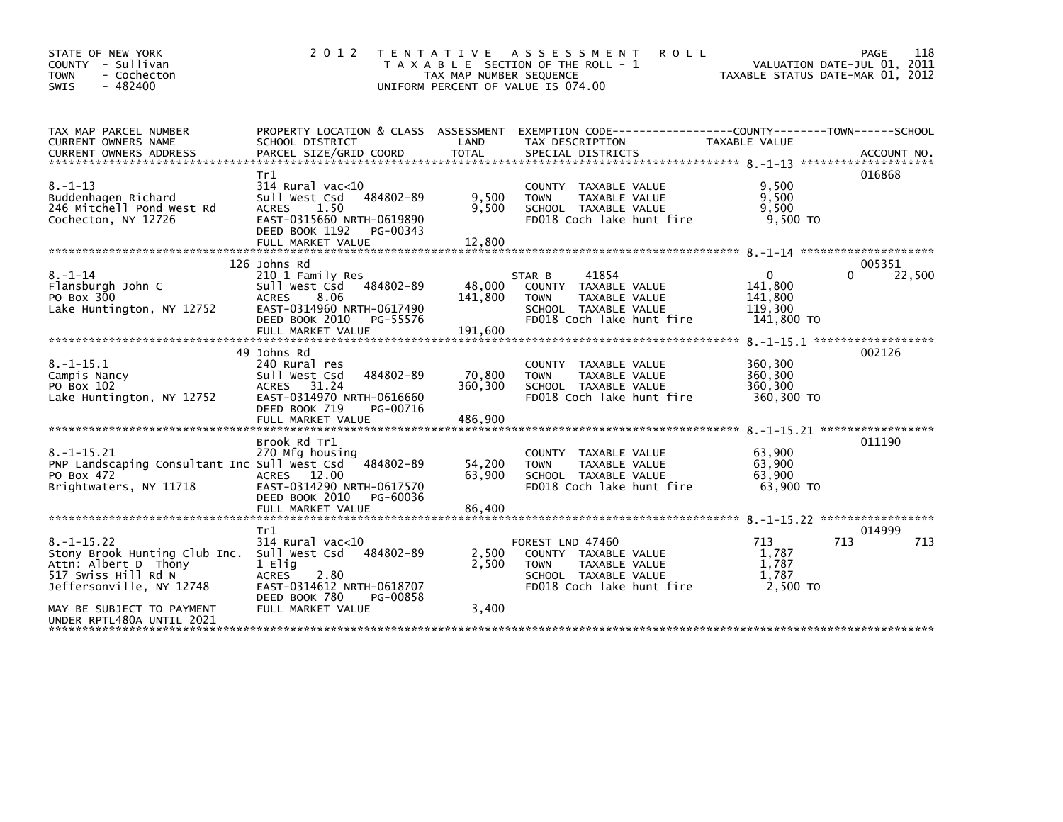STATE OF NEW YORK — COUNTY - Sullivan — TOWN - Cochecton — SWIS - 482400

2012 TENTATIVE ASSESSMENT ROLL — TAXABLE SECTION OF THE ROLL - 1 — TAX MAP NUMBER SEQUENCE — UNIFORM PERCENT OF VALUE IS 074.00

VALUATION DATE-JUL 01, 2011 — TAXABLE STATUS DATE-MAR 01, 2012

| TAX MAP PARCEL NUMBER / CURRENT OWNERS NAME / CURRENT OWNERS ADDRESS | PROPERTY LOCATION & CLASS / SCHOOL DISTRICT / PARCEL SIZE/GRID COORD | ASSESSMENT LAND / TOTAL | EXEMPTION CODE / TAX DESCRIPTION / SPECIAL DISTRICTS | COUNTY / TOWN / SCHOOL TAXABLE VALUE | ACCOUNT NO. |
|---|---|---|---|---|---|
| 8.-1-13 | Tr1 | | | | 016868 |
| | 314 Rural vac<10 | | COUNTY TAXABLE VALUE | 9,500 | |
| Buddenhagen Richard | Sull West Csd 484802-89 | 9,500 | TOWN TAXABLE VALUE | 9,500 | |
| 246 Mitchell Pond West Rd | ACRES 1.50 | 9,500 | SCHOOL TAXABLE VALUE | 9,500 | |
| Cochecton, NY 12726 | EAST-0315660 NRTH-0619890 | | FD018 Coch lake hunt fire | 9,500 TO | |
| | DEED BOOK 1192 PG-00343 | | | | |
| | FULL MARKET VALUE | 12,800 | | | |
| 8.-1-14 | 126 Johns Rd | | | | 005351 |
| | 210 1 Family Res | | STAR B 41854 | 0 0 22,500 | |
| Flansburgh John C | Sull West Csd 484802-89 | 48,000 | COUNTY TAXABLE VALUE | 141,800 | |
| PO Box 300 | ACRES 8.06 | 141,800 | TOWN TAXABLE VALUE | 141,800 | |
| Lake Huntington, NY 12752 | EAST-0314960 NRTH-0617490 | | SCHOOL TAXABLE VALUE | 119,300 | |
| | DEED BOOK 2010 PG-55576 | | FD018 Coch lake hunt fire | 141,800 TO | |
| | FULL MARKET VALUE | 191,600 | | | |
| 8.-1-15.1 | 49 Johns Rd | | | | 002126 |
| | 240 Rural res | | COUNTY TAXABLE VALUE | 360,300 | |
| Campis Nancy | Sull West Csd 484802-89 | 70,800 | TOWN TAXABLE VALUE | 360,300 | |
| PO Box 102 | ACRES 31.24 | 360,300 | SCHOOL TAXABLE VALUE | 360,300 | |
| Lake Huntington, NY 12752 | EAST-0314970 NRTH-0616660 | | FD018 Coch lake hunt fire | 360,300 TO | |
| | DEED BOOK 719 PG-00716 | | | | |
| | FULL MARKET VALUE | 486,900 | | | |
| 8.-1-15.21 | Brook Rd Tr1 | | | | 011190 |
| | 270 Mfg housing | | COUNTY TAXABLE VALUE | 63,900 | |
| PNP Landscaping Consultant Inc | Sull West Csd 484802-89 | 54,200 | TOWN TAXABLE VALUE | 63,900 | |
| PO Box 472 | ACRES 12.00 | 63,900 | SCHOOL TAXABLE VALUE | 63,900 | |
| Brightwaters, NY 11718 | EAST-0314290 NRTH-0617570 | | FD018 Coch lake hunt fire | 63,900 TO | |
| | DEED BOOK 2010 PG-60036 | | | | |
| | FULL MARKET VALUE | 86,400 | | | |
| 8.-1-15.22 | Tr1 | | | | 014999 |
| | 314 Rural vac<10 | | FOREST LND 47460 | 713 713 713 | |
| Stony Brook Hunting Club Inc. | Sull West Csd 484802-89 | 2,500 | COUNTY TAXABLE VALUE | 1,787 | |
| Attn: Albert D Thony | 1 Elig | 2,500 | TOWN TAXABLE VALUE | 1,787 | |
| 517 Swiss Hill Rd N | ACRES 2.80 | | SCHOOL TAXABLE VALUE | 1,787 | |
| Jeffersonville, NY 12748 | EAST-0314612 NRTH-0618707 | | FD018 Coch lake hunt fire | 2,500 TO | |
| | DEED BOOK 780 PG-00858 | | | | |
| MAY BE SUBJECT TO PAYMENT UNDER RPTL480A UNTIL 2021 | FULL MARKET VALUE | 3,400 | | | |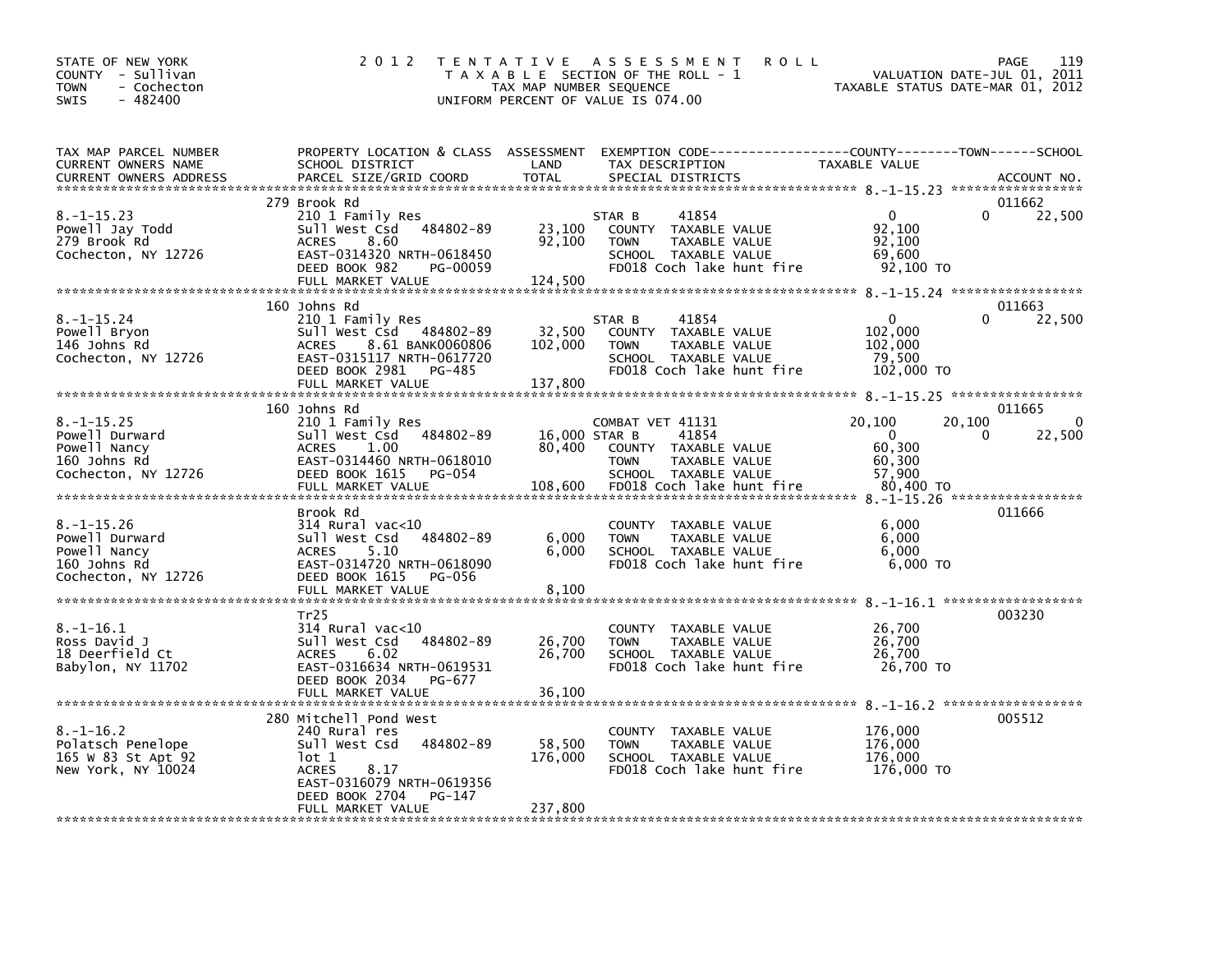STATE OF NEW YORK
COUNTY - Sullivan
TOWN - Cochecton
SWIS - 482400

2012 TENTATIVE ASSESSMENT ROLL
TAXABLE SECTION OF THE ROLL - 1
TAX MAP NUMBER SEQUENCE
UNIFORM PERCENT OF VALUE IS 074.00

VALUATION DATE-JUL 01, 2011
TAXABLE STATUS DATE-MAR 01, 2012

| TAX MAP PARCEL NUMBER / CURRENT OWNERS NAME / CURRENT OWNERS ADDRESS | PROPERTY LOCATION & CLASS / SCHOOL DISTRICT / PARCEL SIZE/GRID COORD | ASSESSMENT LAND / TOTAL | EXEMPTION CODE / TAX DESCRIPTION / SPECIAL DISTRICTS | COUNTY TAXABLE VALUE | TOWN | SCHOOL | ACCOUNT NO. |
|---|---|---|---|---|---|---|---|
| 8.-1-15.23 | 279 Brook Rd | | | | | | 011662 |
| Powell Jay Todd | 210 1 Family Res | | STAR B 41854 | 0 | 0 | 22,500 | |
| 279 Brook Rd | Sull West Csd 484802-89 | 23,100 | COUNTY TAXABLE VALUE | 92,100 | | | |
| Cochecton, NY 12726 | ACRES 8.60 | 92,100 | TOWN TAXABLE VALUE | 92,100 | | | |
| | EAST-0314320 NRTH-0618450 | | SCHOOL TAXABLE VALUE | 69,600 | | | |
| | DEED BOOK 982 PG-00059 | | FD018 Coch lake hunt fire | 92,100 TO | | | |
| | FULL MARKET VALUE | 124,500 | | | | | |
| 8.-1-15.24 | 160 Johns Rd | | | | | | 011663 |
| Powell Bryon | 210 1 Family Res | | STAR B 41854 | 0 | 0 | 22,500 | |
| 146 Johns Rd | Sull West Csd 484802-89 | 32,500 | COUNTY TAXABLE VALUE | 102,000 | | | |
| Cochecton, NY 12726 | ACRES 8.61 BANK0060806 | 102,000 | TOWN TAXABLE VALUE | 102,000 | | | |
| | EAST-0315117 NRTH-0617720 | | SCHOOL TAXABLE VALUE | 79,500 | | | |
| | DEED BOOK 2981 PG-485 | | FD018 Coch lake hunt fire | 102,000 TO | | | |
| | FULL MARKET VALUE | 137,800 | | | | | |
| 8.-1-15.25 | 160 Johns Rd | | | | | | 011665 |
| Powell Durward | 210 1 Family Res | | COMBAT VET 41131 | 20,100 | 20,100 | 0 | |
| Powell Nancy | Sull West Csd 484802-89 | 16,000 | STAR B 41854 | 0 | 0 | 22,500 | |
| 160 Johns Rd | ACRES 1.00 | 80,400 | COUNTY TAXABLE VALUE | 60,300 | | | |
| Cochecton, NY 12726 | EAST-0314460 NRTH-0618010 | | TOWN TAXABLE VALUE | 60,300 | | | |
| | DEED BOOK 1615 PG-054 | | SCHOOL TAXABLE VALUE | 57,900 | | | |
| | FULL MARKET VALUE | 108,600 | FD018 Coch lake hunt fire | 80,400 TO | | | |
| 8.-1-15.26 | Brook Rd | | | | | | 011666 |
| Powell Durward | 314 Rural vac<10 | | COUNTY TAXABLE VALUE | 6,000 | | | |
| Powell Nancy | Sull West Csd 484802-89 | 6,000 | TOWN TAXABLE VALUE | 6,000 | | | |
| 160 Johns Rd | ACRES 5.10 | 6,000 | SCHOOL TAXABLE VALUE | 6,000 | | | |
| Cochecton, NY 12726 | EAST-0314720 NRTH-0618090 | | FD018 Coch lake hunt fire | 6,000 TO | | | |
| | DEED BOOK 1615 PG-056 | | | | | | |
| | FULL MARKET VALUE | 8,100 | | | | | |
| 8.-1-16.1 | Tr25 | | | | | | 003230 |
| Ross David J | 314 Rural vac<10 | | COUNTY TAXABLE VALUE | 26,700 | | | |
| 18 Deerfield Ct | Sull West Csd 484802-89 | 26,700 | TOWN TAXABLE VALUE | 26,700 | | | |
| Babylon, NY 11702 | ACRES 6.02 | 26,700 | SCHOOL TAXABLE VALUE | 26,700 | | | |
| | EAST-0316634 NRTH-0619531 | | FD018 Coch lake hunt fire | 26,700 TO | | | |
| | DEED BOOK 2034 PG-677 | | | | | | |
| | FULL MARKET VALUE | 36,100 | | | | | |
| 8.-1-16.2 | 280 Mitchell Pond West | | | | | | 005512 |
| Polatsch Penelope | 240 Rural res | | COUNTY TAXABLE VALUE | 176,000 | | | |
| 165 W 83 St Apt 92 | Sull West Csd 484802-89 | 58,500 | TOWN TAXABLE VALUE | 176,000 | | | |
| New York, NY 10024 | lot 1 | 176,000 | SCHOOL TAXABLE VALUE | 176,000 | | | |
| | ACRES 8.17 | | FD018 Coch lake hunt fire | 176,000 TO | | | |
| | EAST-0316079 NRTH-0619356 | | | | | | |
| | DEED BOOK 2704 PG-147 | | | | | | |
| | FULL MARKET VALUE | 237,800 | | | | | |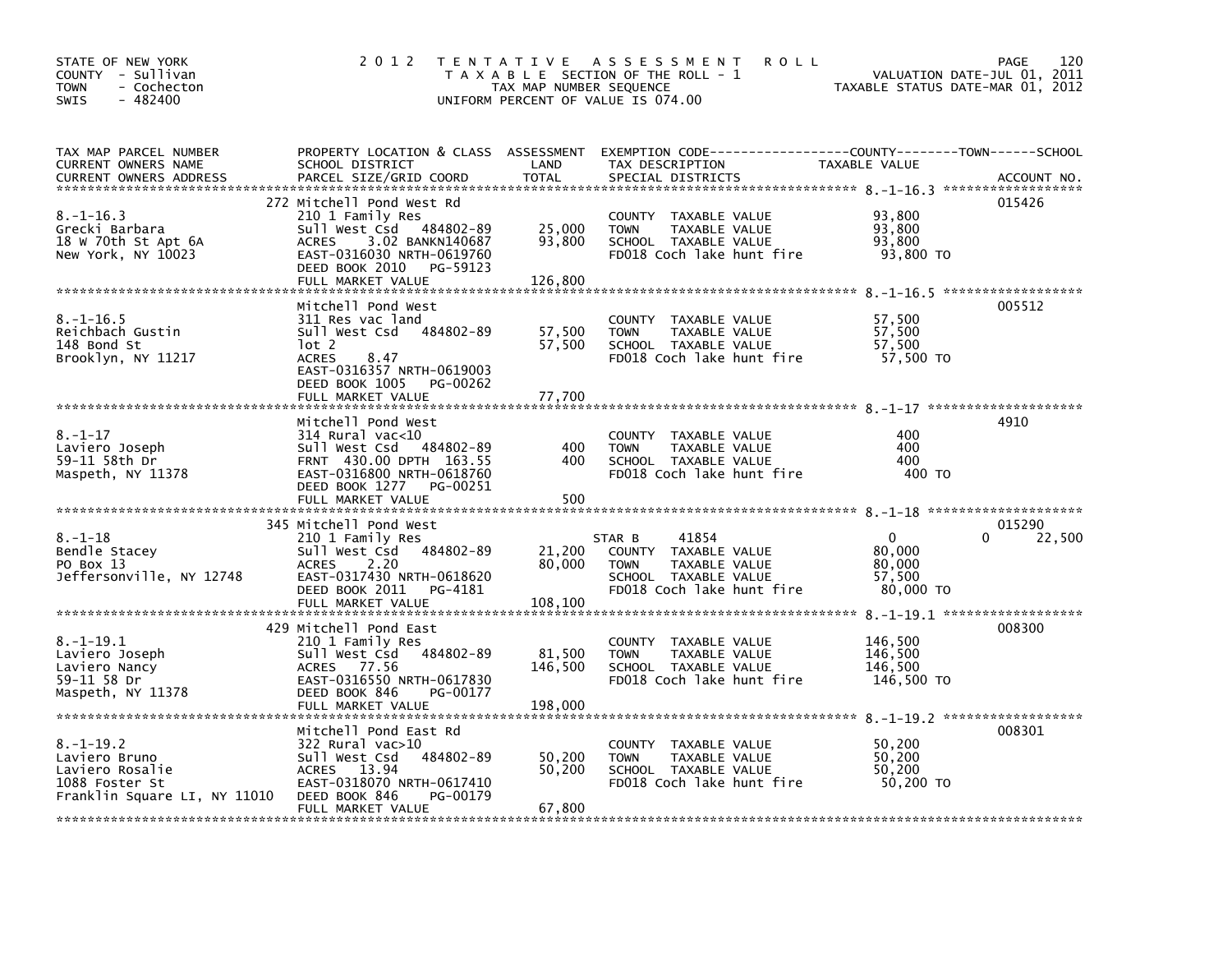STATE OF NEW YORK
COUNTY - Sullivan
TOWN - Cochecton
SWIS - 482400

2 0 1 2 T E N T A T I V E A S S E S S M E N T R O L L
T A X A B L E SECTION OF THE ROLL - 1
TAX MAP NUMBER SEQUENCE
UNIFORM PERCENT OF VALUE IS 074.00

VALUATION DATE-JUL 01, 2011
TAXABLE STATUS DATE-MAR 01, 2012

| TAX MAP PARCEL NUMBER / CURRENT OWNERS NAME / CURRENT OWNERS ADDRESS | PROPERTY LOCATION & CLASS / SCHOOL DISTRICT / PARCEL SIZE/GRID COORD | ASSESSMENT LAND | TOTAL | EXEMPTION CODE / TAX DESCRIPTION / SPECIAL DISTRICTS | COUNTY | TOWN | SCHOOL | ACCOUNT NO. |
|---|---|---|---|---|---|---|---|---|
| 8.-1-16.3 | 272 Mitchell Pond West Rd | | | | | | | 015426 |
| Grecki Barbara | 210 1 Family Res | | | COUNTY TAXABLE VALUE | 93,800 | | | |
| 18 W 70th St Apt 6A | Sull West Csd 484802-89 | 25,000 | | TOWN TAXABLE VALUE | | 93,800 | | |
| New York, NY 10023 | ACRES 3.02 BANKN140687 | | 93,800 | SCHOOL TAXABLE VALUE | | | 93,800 | |
| | EAST-0316030 NRTH-0619760 | | | FD018 Coch lake hunt fire | 93,800 TO | | | |
| | DEED BOOK 2010 PG-59123 | | | | | | | |
| | FULL MARKET VALUE | | 126,800 | | | | | |
| 8.-1-16.5 | Mitchell Pond West | | | | | | | 005512 |
| Reichbach Gustin | 311 Res vac land | | | COUNTY TAXABLE VALUE | 57,500 | | | |
| 148 Bond St | Sull West Csd 484802-89 | 57,500 | | TOWN TAXABLE VALUE | | 57,500 | | |
| Brooklyn, NY 11217 | lot 2 | | 57,500 | SCHOOL TAXABLE VALUE | | | 57,500 | |
| | ACRES 8.47 | | | FD018 Coch lake hunt fire | 57,500 TO | | | |
| | EAST-0316357 NRTH-0619003 | | | | | | | |
| | DEED BOOK 1005 PG-00262 | | | | | | | |
| | FULL MARKET VALUE | | 77,700 | | | | | |
| 8.-1-17 | Mitchell Pond West | | | | | | | 4910 |
| Laviero Joseph | 314 Rural vac<10 | | | COUNTY TAXABLE VALUE | 400 | | | |
| 59-11 58th Dr | Sull West Csd 484802-89 | 400 | | TOWN TAXABLE VALUE | | 400 | | |
| Maspeth, NY 11378 | FRNT 430.00 DPTH 163.55 | | 400 | SCHOOL TAXABLE VALUE | | | 400 | |
| | EAST-0316800 NRTH-0618760 | | | FD018 Coch lake hunt fire | 400 TO | | | |
| | DEED BOOK 1277 PG-00251 | | | | | | | |
| | FULL MARKET VALUE | | 500 | | | | | |
| 8.-1-18 | 345 Mitchell Pond West | | | | | | | 015290 |
| Bendle Stacey | 210 1 Family Res | | | STAR B 41854 | 0 | 0 | 22,500 | |
| PO Box 13 | Sull West Csd 484802-89 | 21,200 | | COUNTY TAXABLE VALUE | 80,000 | | | |
| Jeffersonville, NY 12748 | ACRES 2.20 | | 80,000 | TOWN TAXABLE VALUE | | 80,000 | | |
| | EAST-0317430 NRTH-0618620 | | | SCHOOL TAXABLE VALUE | | | 57,500 | |
| | DEED BOOK 2011 PG-4181 | | | FD018 Coch lake hunt fire | 80,000 TO | | | |
| | FULL MARKET VALUE | | 108,100 | | | | | |
| 8.-1-19.1 | 429 Mitchell Pond East | | | | | | | 008300 |
| Laviero Joseph | 210 1 Family Res | | | COUNTY TAXABLE VALUE | 146,500 | | | |
| Laviero Nancy | Sull West Csd 484802-89 | 81,500 | | TOWN TAXABLE VALUE | | 146,500 | | |
| 59-11 58 Dr | ACRES 77.56 | | 146,500 | SCHOOL TAXABLE VALUE | | | 146,500 | |
| Maspeth, NY 11378 | EAST-0316550 NRTH-0617830 | | | FD018 Coch lake hunt fire | 146,500 TO | | | |
| | DEED BOOK 846 PG-00177 | | | | | | | |
| | FULL MARKET VALUE | | 198,000 | | | | | |
| 8.-1-19.2 | Mitchell Pond East Rd | | | | | | | 008301 |
| Laviero Bruno | 322 Rural vac>10 | | | COUNTY TAXABLE VALUE | 50,200 | | | |
| Laviero Rosalie | Sull West Csd 484802-89 | 50,200 | | TOWN TAXABLE VALUE | | 50,200 | | |
| 1088 Foster St | ACRES 13.94 | | 50,200 | SCHOOL TAXABLE VALUE | | | 50,200 | |
| Franklin Square LI, NY 11010 | EAST-0318070 NRTH-0617410 | | | FD018 Coch lake hunt fire | 50,200 TO | | | |
| | DEED BOOK 846 PG-00179 | | | | | | | |
| | FULL MARKET VALUE | | 67,800 | | | | | |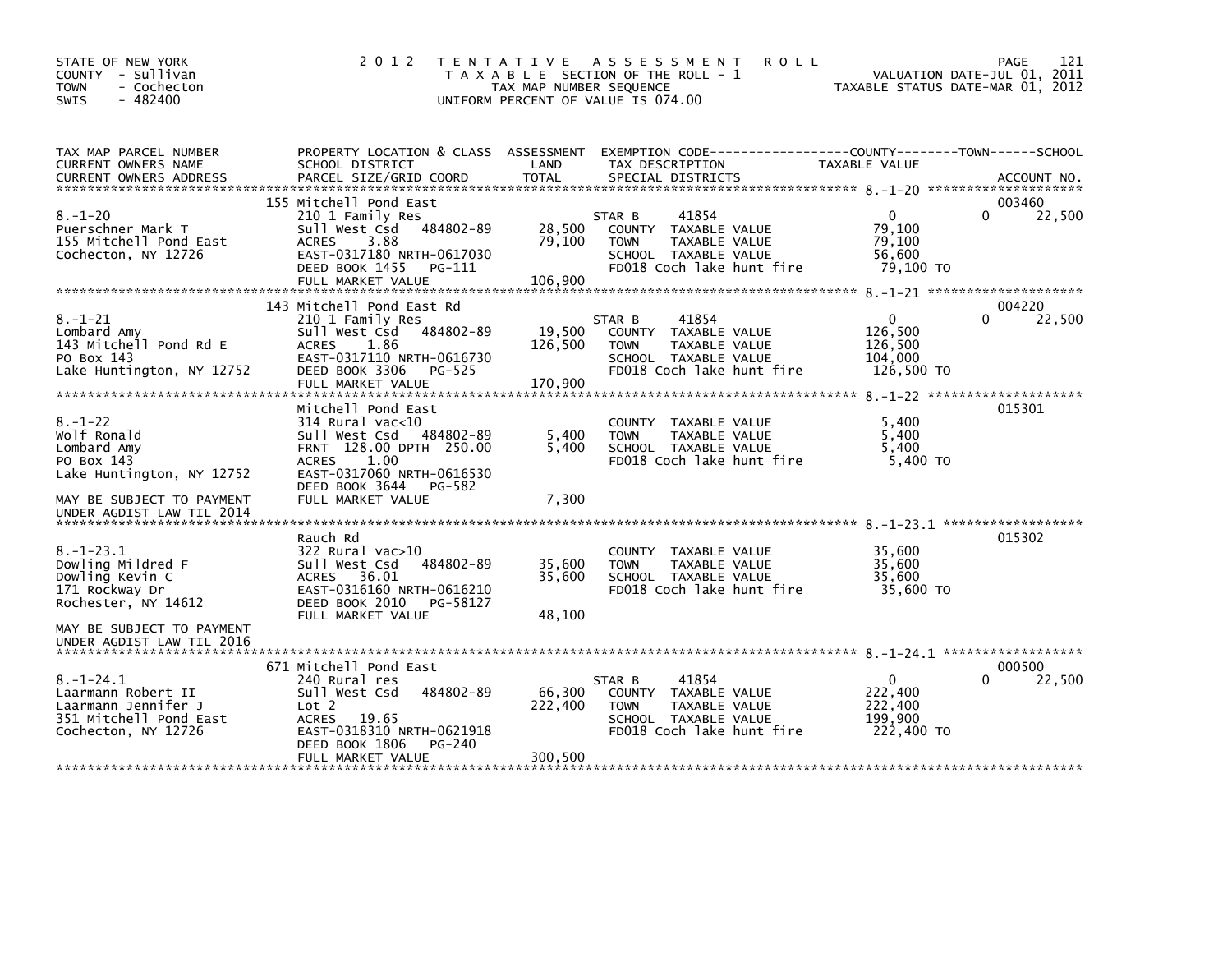STATE OF NEW YORK
COUNTY - Sullivan
TOWN - Cochecton
SWIS - 482400

2012 TENTATIVE ASSESSMENT ROLL
TAXABLE SECTION OF THE ROLL - 1
TAX MAP NUMBER SEQUENCE
UNIFORM PERCENT OF VALUE IS 074.00

VALUATION DATE-JUL 01, 2011
TAXABLE STATUS DATE-MAR 01, 2012

| TAX MAP PARCEL NUMBER / CURRENT OWNERS NAME / CURRENT OWNERS ADDRESS | PROPERTY LOCATION & CLASS / SCHOOL DISTRICT / PARCEL SIZE/GRID COORD | ASSESSMENT LAND / TOTAL | EXEMPTION CODE / TAX DESCRIPTION / SPECIAL DISTRICTS | COUNTY TAXABLE VALUE | TOWN | SCHOOL / ACCOUNT NO. |
|---|---|---|---|---|---|---|
| **8.-1-20** | 155 Mitchell Pond East | | | | | 003460 |
| 8.-1-20 | 210 1 Family Res | | STAR B 41854 | 0 | 0 | 22,500 |
| Puerschner Mark T | Sull West Csd 484802-89 | 28,500 | COUNTY TAXABLE VALUE | 79,100 | | |
| 155 Mitchell Pond East | ACRES 3.88 | 79,100 | TOWN TAXABLE VALUE | 79,100 | | |
| Cochecton, NY 12726 | EAST-0317180 NRTH-0617030 | | SCHOOL TAXABLE VALUE | 56,600 | | |
| | DEED BOOK 1455 PG-111 | | FD018 Coch lake hunt fire | 79,100 TO | | |
| | FULL MARKET VALUE | 106,900 | | | | |
| **8.-1-21** | 143 Mitchell Pond East Rd | | | | | 004220 |
| 8.-1-21 | 210 1 Family Res | | STAR B 41854 | 0 | 0 | 22,500 |
| Lombard Amy | Sull West Csd 484802-89 | 19,500 | COUNTY TAXABLE VALUE | 126,500 | | |
| 143 Mitchell Pond Rd E | ACRES 1.86 | 126,500 | TOWN TAXABLE VALUE | 126,500 | | |
| PO Box 143 | EAST-0317110 NRTH-0616730 | | SCHOOL TAXABLE VALUE | 104,000 | | |
| Lake Huntington, NY 12752 | DEED BOOK 3306 PG-525 | | FD018 Coch lake hunt fire | 126,500 TO | | |
| | FULL MARKET VALUE | 170,900 | | | | |
| **8.-1-22** | Mitchell Pond East | | | | | 015301 |
| 8.-1-22 | 314 Rural vac<10 | | COUNTY TAXABLE VALUE | 5,400 | | |
| Wolf Ronald | Sull West Csd 484802-89 | 5,400 | TOWN TAXABLE VALUE | 5,400 | | |
| Lombard Amy | FRNT 128.00 DPTH 250.00 | 5,400 | SCHOOL TAXABLE VALUE | 5,400 | | |
| PO Box 143 | ACRES 1.00 | | FD018 Coch lake hunt fire | 5,400 TO | | |
| Lake Huntington, NY 12752 | EAST-0317060 NRTH-0616530 | | | | | |
| | DEED BOOK 3644 PG-582 | | | | | |
| MAY BE SUBJECT TO PAYMENT UNDER AGDIST LAW TIL 2014 | FULL MARKET VALUE | 7,300 | | | | |
| **8.-1-23.1** | Rauch Rd | | | | | 015302 |
| 8.-1-23.1 | 322 Rural vac>10 | | COUNTY TAXABLE VALUE | 35,600 | | |
| Dowling Mildred F | Sull West Csd 484802-89 | 35,600 | TOWN TAXABLE VALUE | 35,600 | | |
| Dowling Kevin C | ACRES 36.01 | 35,600 | SCHOOL TAXABLE VALUE | 35,600 | | |
| 171 Rockway Dr | EAST-0316160 NRTH-0616210 | | FD018 Coch lake hunt fire | 35,600 TO | | |
| Rochester, NY 14612 | DEED BOOK 2010 PG-58127 | | | | | |
| | FULL MARKET VALUE | 48,100 | | | | |
| MAY BE SUBJECT TO PAYMENT UNDER AGDIST LAW TIL 2016 | | | | | | |
| **8.-1-24.1** | 671 Mitchell Pond East | | | | | 000500 |
| 8.-1-24.1 | 240 Rural res | | STAR B 41854 | 0 | 0 | 22,500 |
| Laarmann Robert II | Sull West Csd 484802-89 | 66,300 | COUNTY TAXABLE VALUE | 222,400 | | |
| Laarmann Jennifer J | Lot 2 | 222,400 | TOWN TAXABLE VALUE | 222,400 | | |
| 351 Mitchell Pond East | ACRES 19.65 | | SCHOOL TAXABLE VALUE | 199,900 | | |
| Cochecton, NY 12726 | EAST-0318310 NRTH-0621918 | | FD018 Coch lake hunt fire | 222,400 TO | | |
| | DEED BOOK 1806 PG-240 | | | | | |
| | FULL MARKET VALUE | 300,500 | | | | |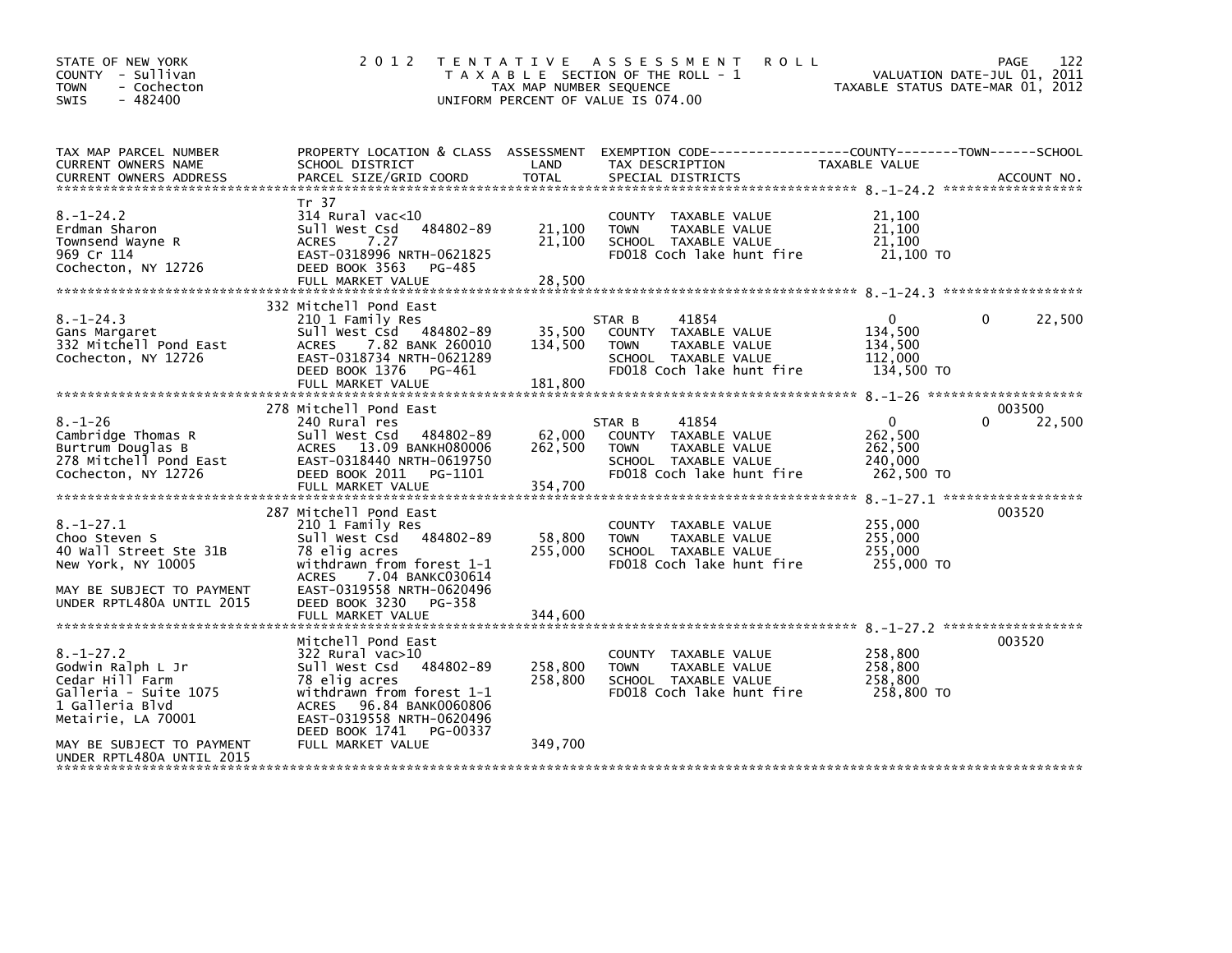STATE OF NEW YORK
COUNTY - Sullivan
TOWN - Cochecton
SWIS - 482400

# 2012 TENTATIVE ASSESSMENT ROLL

TAXABLE SECTION OF THE ROLL - 1
TAX MAP NUMBER SEQUENCE
UNIFORM PERCENT OF VALUE IS 074.00

VALUATION DATE-JUL 01, 2011
TAXABLE STATUS DATE-MAR 01, 2012

| TAX MAP PARCEL NUMBER / CURRENT OWNERS NAME / CURRENT OWNERS ADDRESS | PROPERTY LOCATION & CLASS / SCHOOL DISTRICT / PARCEL SIZE/GRID COORD | ASSESSMENT LAND | TOTAL | EXEMPTION CODE / TAX DESCRIPTION / SPECIAL DISTRICTS | COUNTY | TOWN | SCHOOL | ACCOUNT NO. |
|---|---|---|---|---|---|---|---|---|
| **8.-1-24.2** | Tr 37 | | | | | | | |
| Erdman Sharon | 314 Rural vac<10 | | | COUNTY TAXABLE VALUE | 21,100 | | | |
| Townsend Wayne R | Sull West Csd 484802-89 | 21,100 | | TOWN TAXABLE VALUE | | 21,100 | | |
| 969 Cr 114 | ACRES 7.27 | | 21,100 | SCHOOL TAXABLE VALUE | | | 21,100 | |
| Cochecton, NY 12726 | EAST-0318996 NRTH-0621825 | | | FD018 Coch lake hunt fire | 21,100 TO | | | |
| | DEED BOOK 3563 PG-485 | | | | | | | |
| | FULL MARKET VALUE | | 28,500 | | | | | |
| **8.-1-24.3** | 332 Mitchell Pond East | | | | | | | |
| Gans Margaret | 210 1 Family Res | | | STAR B 41854 | 0 | 0 | 22,500 | |
| 332 Mitchell Pond East | Sull West Csd 484802-89 | 35,500 | | COUNTY TAXABLE VALUE | 134,500 | | | |
| Cochecton, NY 12726 | ACRES 7.82 BANK 260010 | | 134,500 | TOWN TAXABLE VALUE | | 134,500 | | |
| | EAST-0318734 NRTH-0621289 | | | SCHOOL TAXABLE VALUE | | | 112,000 | |
| | DEED BOOK 1376 PG-461 | | | FD018 Coch lake hunt fire | 134,500 TO | | | |
| | FULL MARKET VALUE | | 181,800 | | | | | |
| **8.-1-26** | 278 Mitchell Pond East | | | | | | | 003500 |
| Cambridge Thomas R | 240 Rural res | | | STAR B 41854 | 0 | 0 | 22,500 | |
| Burtrum Douglas B | Sull West Csd 484802-89 | 62,000 | | COUNTY TAXABLE VALUE | 262,500 | | | |
| 278 Mitchell Pond East | ACRES 13.09 BANKH080006 | | 262,500 | TOWN TAXABLE VALUE | | 262,500 | | |
| Cochecton, NY 12726 | EAST-0318440 NRTH-0619750 | | | SCHOOL TAXABLE VALUE | | | 240,000 | |
| | DEED BOOK 2011 PG-1101 | | | FD018 Coch lake hunt fire | 262,500 TO | | | |
| | FULL MARKET VALUE | | 354,700 | | | | | |
| **8.-1-27.1** | 287 Mitchell Pond East | | | | | | | 003520 |
| Choo Steven S | 210 1 Family Res | | | COUNTY TAXABLE VALUE | 255,000 | | | |
| 40 Wall Street Ste 31B | Sull West Csd 484802-89 | 58,800 | | TOWN TAXABLE VALUE | | 255,000 | | |
| New York, NY 10005 | 78 elig acres | | 255,000 | SCHOOL TAXABLE VALUE | | | 255,000 | |
| | withdrawn from forest 1-1 | | | FD018 Coch lake hunt fire | 255,000 TO | | | |
| | ACRES 7.04 BANKC030614 | | | | | | | |
| MAY BE SUBJECT TO PAYMENT | EAST-0319558 NRTH-0620496 | | | | | | | |
| UNDER RPTL480A UNTIL 2015 | DEED BOOK 3230 PG-358 | | | | | | | |
| | FULL MARKET VALUE | | 344,600 | | | | | |
| **8.-1-27.2** | Mitchell Pond East | | | | | | | 003520 |
| Godwin Ralph L Jr | 322 Rural vac>10 | | | COUNTY TAXABLE VALUE | 258,800 | | | |
| Cedar Hill Farm | Sull West Csd 484802-89 | 258,800 | | TOWN TAXABLE VALUE | | 258,800 | | |
| Galleria - Suite 1075 | 78 elig acres | | 258,800 | SCHOOL TAXABLE VALUE | | | 258,800 | |
| 1 Galleria Blvd | withdrawn from forest 1-1 | | | FD018 Coch lake hunt fire | 258,800 TO | | | |
| Metairie, LA 70001 | ACRES 96.84 BANK0060806 | | | | | | | |
| | EAST-0319558 NRTH-0620496 | | | | | | | |
| | DEED BOOK 1741 PG-00337 | | | | | | | |
| MAY BE SUBJECT TO PAYMENT | FULL MARKET VALUE | | 349,700 | | | | | |
| UNDER RPTL480A UNTIL 2015 | | | | | | | | |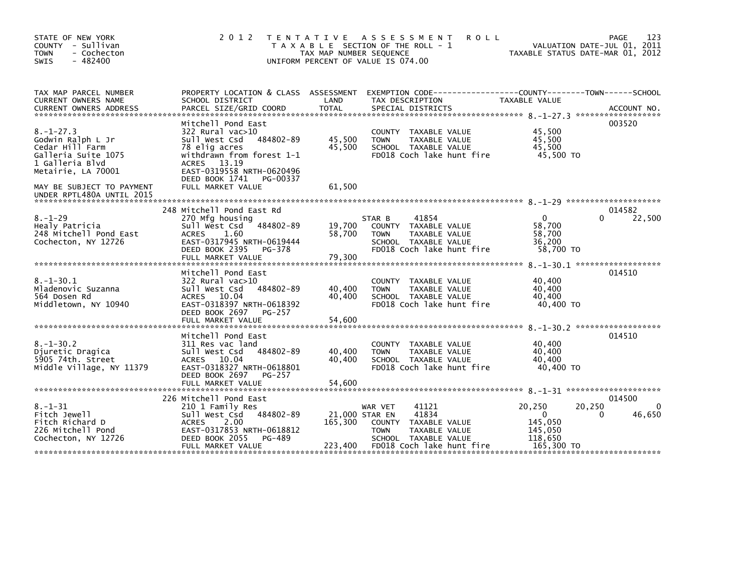STATE OF NEW YORK
COUNTY - Sullivan
TOWN - Cochecton
SWIS - 482400

# 2012 TENTATIVE ASSESSMENT ROLL

TAXABLE SECTION OF THE ROLL - 1
TAX MAP NUMBER SEQUENCE
UNIFORM PERCENT OF VALUE IS 074.00

VALUATION DATE-JUL 01, 2011
TAXABLE STATUS DATE-MAR 01, 2012

| TAX MAP PARCEL NUMBER / CURRENT OWNERS NAME / CURRENT OWNERS ADDRESS | PROPERTY LOCATION & CLASS / SCHOOL DISTRICT / PARCEL SIZE/GRID COORD | ASSESSMENT LAND | TOTAL | EXEMPTION CODE / TAX DESCRIPTION / SPECIAL DISTRICTS | COUNTY TAXABLE VALUE | TOWN | SCHOOL | ACCOUNT NO. |
|---|---|---|---|---|---|---|---|---|
| 8.-1-27.3 | Mitchell Pond East | | | | | | | 003520 |
| Godwin Ralph L Jr | 322 Rural vac>10 | | | COUNTY TAXABLE VALUE | 45,500 | | | |
| Cedar Hill Farm | Sull West Csd 484802-89 | 45,500 | | TOWN TAXABLE VALUE | 45,500 | | | |
| Galleria Suite 1075 | 78 elig acres | | 45,500 | SCHOOL TAXABLE VALUE | 45,500 | | | |
| 1 Galleria Blvd | withdrawn from forest 1-1 | | | FD018 Coch lake hunt fire | 45,500 TO | | | |
| Metairie, LA 70001 | ACRES 13.19 | | | | | | | |
| | EAST-0319558 NRTH-0620496 | | | | | | | |
| | DEED BOOK 1741 PG-00337 | | | | | | | |
| MAY BE SUBJECT TO PAYMENT UNDER RPTL480A UNTIL 2015 | FULL MARKET VALUE | | 61,500 | | | | | |
| 8.-1-29 | 248 Mitchell Pond East Rd | | | | | | | 014582 |
| Healy Patricia | 270 Mfg housing | | | STAR B 41854 | 0 | 0 | 22,500 | |
| 248 Mitchell Pond East | Sull West Csd 484802-89 | 19,700 | | COUNTY TAXABLE VALUE | 58,700 | | | |
| Cochecton, NY 12726 | ACRES 1.60 | | 58,700 | TOWN TAXABLE VALUE | 58,700 | | | |
| | EAST-0317945 NRTH-0619444 | | | SCHOOL TAXABLE VALUE | 36,200 | | | |
| | DEED BOOK 2395 PG-378 | | | FD018 Coch lake hunt fire | 58,700 TO | | | |
| | FULL MARKET VALUE | | 79,300 | | | | | |
| 8.-1-30.1 | Mitchell Pond East | | | | | | | 014510 |
| Mladenovic Suzanna | 322 Rural vac>10 | | | COUNTY TAXABLE VALUE | 40,400 | | | |
| 564 Dosen Rd | Sull West Csd 484802-89 | 40,400 | | TOWN TAXABLE VALUE | 40,400 | | | |
| Middletown, NY 10940 | ACRES 10.04 | | 40,400 | SCHOOL TAXABLE VALUE | 40,400 | | | |
| | EAST-0318397 NRTH-0618392 | | | FD018 Coch lake hunt fire | 40,400 TO | | | |
| | DEED BOOK 2697 PG-257 | | | | | | | |
| | FULL MARKET VALUE | | 54,600 | | | | | |
| 8.-1-30.2 | Mitchell Pond East | | | | | | | 014510 |
| Djuretic Dragica | 311 Res vac land | | | COUNTY TAXABLE VALUE | 40,400 | | | |
| 5905 74th. Street | Sull West Csd 484802-89 | 40,400 | | TOWN TAXABLE VALUE | 40,400 | | | |
| Middle Village, NY 11379 | ACRES 10.04 | | 40,400 | SCHOOL TAXABLE VALUE | 40,400 | | | |
| | EAST-0318327 NRTH-0618801 | | | FD018 Coch lake hunt fire | 40,400 TO | | | |
| | DEED BOOK 2697 PG-257 | | | | | | | |
| | FULL MARKET VALUE | | 54,600 | | | | | |
| 8.-1-31 | 226 Mitchell Pond East | | | | | | | 014500 |
| Fitch Jewell | 210 1 Family Res | | | WAR VET 41121 | 20,250 | 20,250 | 0 | |
| Fitch Richard D | Sull West Csd 484802-89 | 21,000 | | STAR EN 41834 | 0 | 0 | 46,650 | |
| 226 Mitchell Pond | ACRES 2.00 | | 165,300 | COUNTY TAXABLE VALUE | 145,050 | | | |
| Cochecton, NY 12726 | EAST-0317853 NRTH-0618812 | | | TOWN TAXABLE VALUE | 145,050 | | | |
| | DEED BOOK 2055 PG-489 | | | SCHOOL TAXABLE VALUE | 118,650 | | | |
| | FULL MARKET VALUE | | 223,400 | FD018 Coch lake hunt fire | 165,300 TO | | | |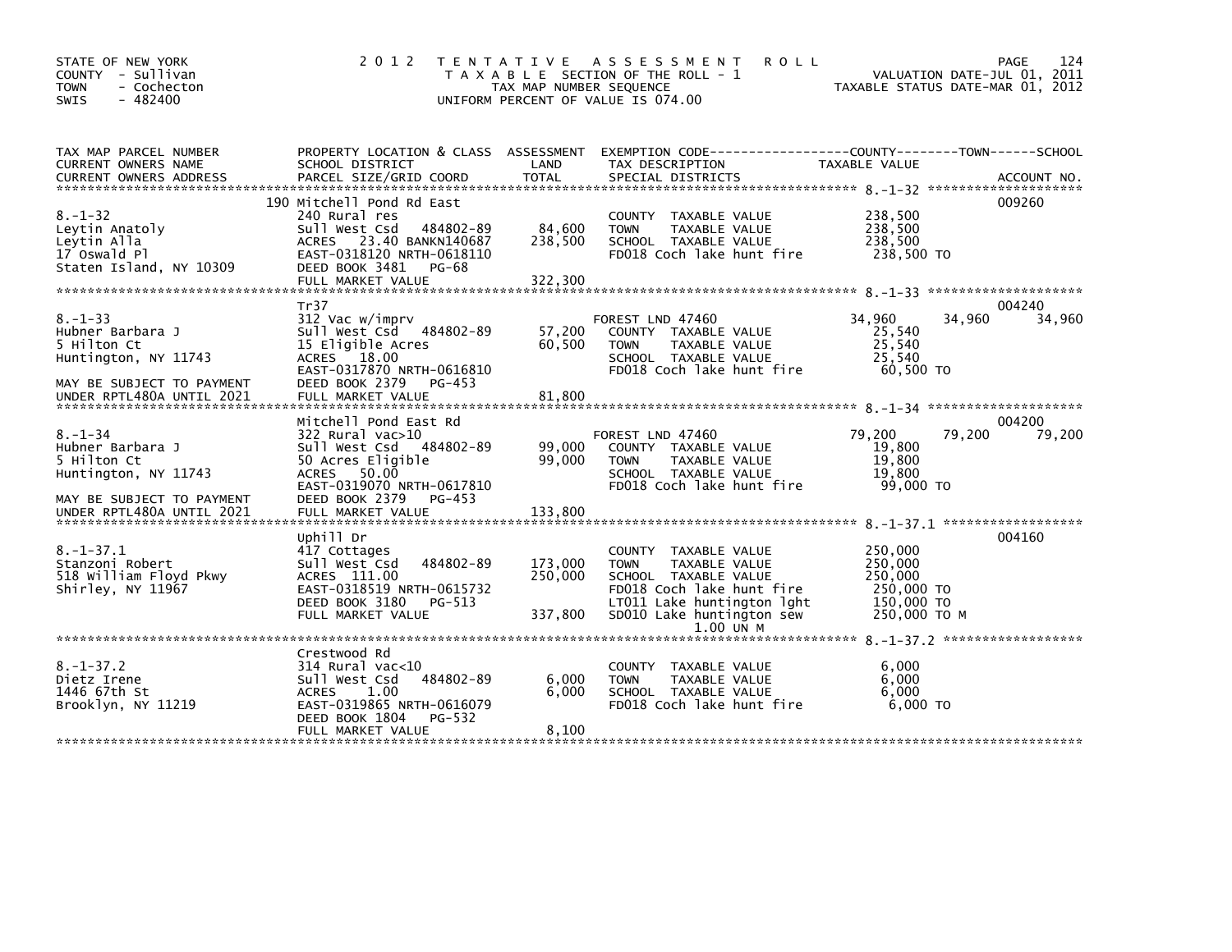STATE OF NEW YORK
COUNTY - Sullivan
TOWN - Cochecton
SWIS - 482400

2012 TENTATIVE ASSESSMENT ROLL
TAXABLE SECTION OF THE ROLL - 1
TAX MAP NUMBER SEQUENCE
UNIFORM PERCENT OF VALUE IS 074.00

VALUATION DATE-JUL 01, 2011
TAXABLE STATUS DATE-MAR 01, 2012

| TAX MAP PARCEL NUMBER / CURRENT OWNERS NAME / CURRENT OWNERS ADDRESS | PROPERTY LOCATION & CLASS / SCHOOL DISTRICT / PARCEL SIZE/GRID COORD | ASSESSMENT LAND / TOTAL | EXEMPTION CODE / TAX DESCRIPTION / SPECIAL DISTRICTS | COUNTY TAXABLE VALUE | TOWN | SCHOOL | ACCOUNT NO. |
|---|---|---|---|---|---|---|---|
| **8.-1-32** | 190 Mitchell Pond Rd East | | | | | | 009260 |
| 8.-1-32 | 240 Rural res | | COUNTY TAXABLE VALUE | 238,500 | | | |
| Leytin Anatoly | Sull West Csd 484802-89 | 84,600 | TOWN TAXABLE VALUE | 238,500 | | | |
| Leytin Alla | ACRES 23.40 BANKN140687 | 238,500 | SCHOOL TAXABLE VALUE | 238,500 | | | |
| 17 Oswald Pl | EAST-0318120 NRTH-0618110 | | FD018 Coch lake hunt fire | 238,500 TO | | | |
| Staten Island, NY 10309 | DEED BOOK 3481 PG-68 | | | | | | |
| | FULL MARKET VALUE | 322,300 | | | | | |
| **8.-1-33** | Tr37 | | | | | | 004240 |
| 8.-1-33 | 312 Vac w/imprv | | FOREST LND 47460 | 34,960 | 34,960 | 34,960 | |
| Hubner Barbara J | Sull West Csd 484802-89 | 57,200 | COUNTY TAXABLE VALUE | 25,540 | | | |
| 5 Hilton Ct | 15 Eligible Acres | 60,500 | TOWN TAXABLE VALUE | 25,540 | | | |
| Huntington, NY 11743 | ACRES 18.00 | | SCHOOL TAXABLE VALUE | 25,540 | | | |
| | EAST-0317870 NRTH-0616810 | | FD018 Coch lake hunt fire | 60,500 TO | | | |
| MAY BE SUBJECT TO PAYMENT | DEED BOOK 2379 PG-453 | | | | | | |
| UNDER RPTL480A UNTIL 2021 | FULL MARKET VALUE | 81,800 | | | | | |
| **8.-1-34** | Mitchell Pond East Rd | | | | | | 004200 |
| 8.-1-34 | 322 Rural vac>10 | | FOREST LND 47460 | 79,200 | 79,200 | 79,200 | |
| Hubner Barbara J | Sull West Csd 484802-89 | 99,000 | COUNTY TAXABLE VALUE | 19,800 | | | |
| 5 Hilton Ct | 50 Acres Eligible | 99,000 | TOWN TAXABLE VALUE | 19,800 | | | |
| Huntington, NY 11743 | ACRES 50.00 | | SCHOOL TAXABLE VALUE | 19,800 | | | |
| | EAST-0319070 NRTH-0617810 | | FD018 Coch lake hunt fire | 99,000 TO | | | |
| MAY BE SUBJECT TO PAYMENT | DEED BOOK 2379 PG-453 | | | | | | |
| UNDER RPTL480A UNTIL 2021 | FULL MARKET VALUE | 133,800 | | | | | |
| **8.-1-37.1** | Uphill Dr | | | | | | 004160 |
| 8.-1-37.1 | 417 Cottages | | COUNTY TAXABLE VALUE | 250,000 | | | |
| Stanzoni Robert | Sull West Csd 484802-89 | 173,000 | TOWN TAXABLE VALUE | 250,000 | | | |
| 518 William Floyd Pkwy | ACRES 111.00 | 250,000 | SCHOOL TAXABLE VALUE | 250,000 | | | |
| Shirley, NY 11967 | EAST-0318519 NRTH-0615732 | | FD018 Coch lake hunt fire | 250,000 TO | | | |
| | DEED BOOK 3180 PG-513 | | LT011 Lake huntington lght | 150,000 TO | | | |
| | FULL MARKET VALUE | 337,800 | SD010 Lake huntington sew | 250,000 TO M | | | |
| | | | 1.00 UN M | | | | |
| **8.-1-37.2** | Crestwood Rd | | | | | | |
| 8.-1-37.2 | 314 Rural vac<10 | | COUNTY TAXABLE VALUE | 6,000 | | | |
| Dietz Irene | Sull West Csd 484802-89 | 6,000 | TOWN TAXABLE VALUE | 6,000 | | | |
| 1446 67th St | ACRES 1.00 | 6,000 | SCHOOL TAXABLE VALUE | 6,000 | | | |
| Brooklyn, NY 11219 | EAST-0319865 NRTH-0616079 | | FD018 Coch lake hunt fire | 6,000 TO | | | |
| | DEED BOOK 1804 PG-532 | | | | | | |
| | FULL MARKET VALUE | 8,100 | | | | | |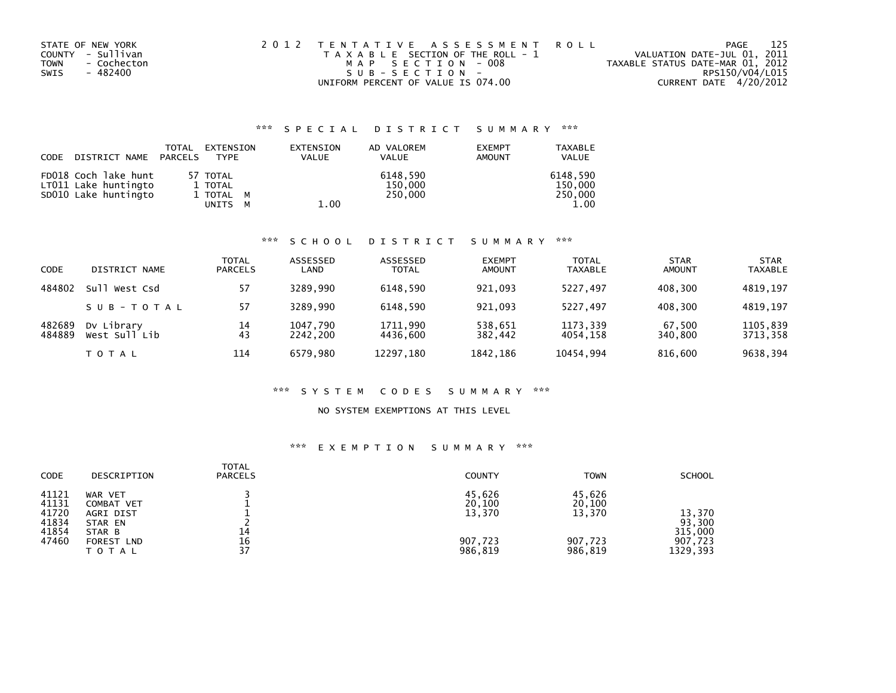STATE OF NEW YORK
COUNTY - Sullivan
TOWN - Cochecton
SWIS - 482400

2 0 1 2 T E N T A T I V E A S S E S S M E N T R O L L
T A X A B L E SECTION OF THE ROLL - 1
M A P S E C T I O N - 008
S U B - S E C T I O N -
UNIFORM PERCENT OF VALUE IS 074.00

VALUATION DATE-JUL 01, 2011
TAXABLE STATUS DATE-MAR 01, 2012
RPS150/V04/L015
CURRENT DATE 4/20/2012

## *** S P E C I A L D I S T R I C T S U M M A R Y ***

| CODE | DISTRICT NAME | TOTAL PARCELS | EXTENSION TYPE | EXTENSION VALUE | AD VALOREM VALUE | EXEMPT AMOUNT | TAXABLE VALUE |
|---|---|---|---|---|---|---|---|
| FD018 | Coch lake hunt | 57 | TOTAL | | 6148,590 | | 6148,590 |
| LT011 | Lake huntingto | 1 | TOTAL | | 150,000 | | 150,000 |
| SD010 | Lake huntingto | 1 | TOTAL M | | 250,000 | | 250,000 |
| | | | UNITS M | 1.00 | | | 1.00 |

## *** S C H O O L D I S T R I C T S U M M A R Y ***

| CODE | DISTRICT NAME | TOTAL PARCELS | ASSESSED LAND | ASSESSED TOTAL | EXEMPT AMOUNT | TOTAL TAXABLE | STAR AMOUNT | STAR TAXABLE |
|---|---|---|---|---|---|---|---|---|
| 484802 | Sull West Csd | 57 | 3289,990 | 6148,590 | 921,093 | 5227,497 | 408,300 | 4819,197 |
| | S U B - T O T A L | 57 | 3289,990 | 6148,590 | 921,093 | 5227,497 | 408,300 | 4819,197 |
| 482689 | Dv Library | 14 | 1047,790 | 1711,990 | 538,651 | 1173,339 | 67,500 | 1105,839 |
| 484889 | West Sull Lib | 43 | 2242,200 | 4436,600 | 382,442 | 4054,158 | 340,800 | 3713,358 |
| | T O T A L | 114 | 6579,980 | 12297,180 | 1842,186 | 10454,994 | 816,600 | 9638,394 |

## *** S Y S T E M C O D E S S U M M A R Y ***

NO SYSTEM EXEMPTIONS AT THIS LEVEL

## *** E X E M P T I O N S U M M A R Y ***

| CODE | DESCRIPTION | TOTAL PARCELS | COUNTY | TOWN | SCHOOL |
|---|---|---|---|---|---|
| 41121 | WAR VET | 3 | 45,626 | 45,626 | |
| 41131 | COMBAT VET | 1 | 20,100 | 20,100 | |
| 41720 | AGRI DIST | 1 | 13,370 | 13,370 | 13,370 |
| 41834 | STAR EN | 2 | | | 93,300 |
| 41854 | STAR B | 14 | | | 315,000 |
| 47460 | FOREST LND | 16 | 907,723 | 907,723 | 907,723 |
| | T O T A L | 37 | 986,819 | 986,819 | 1329,393 |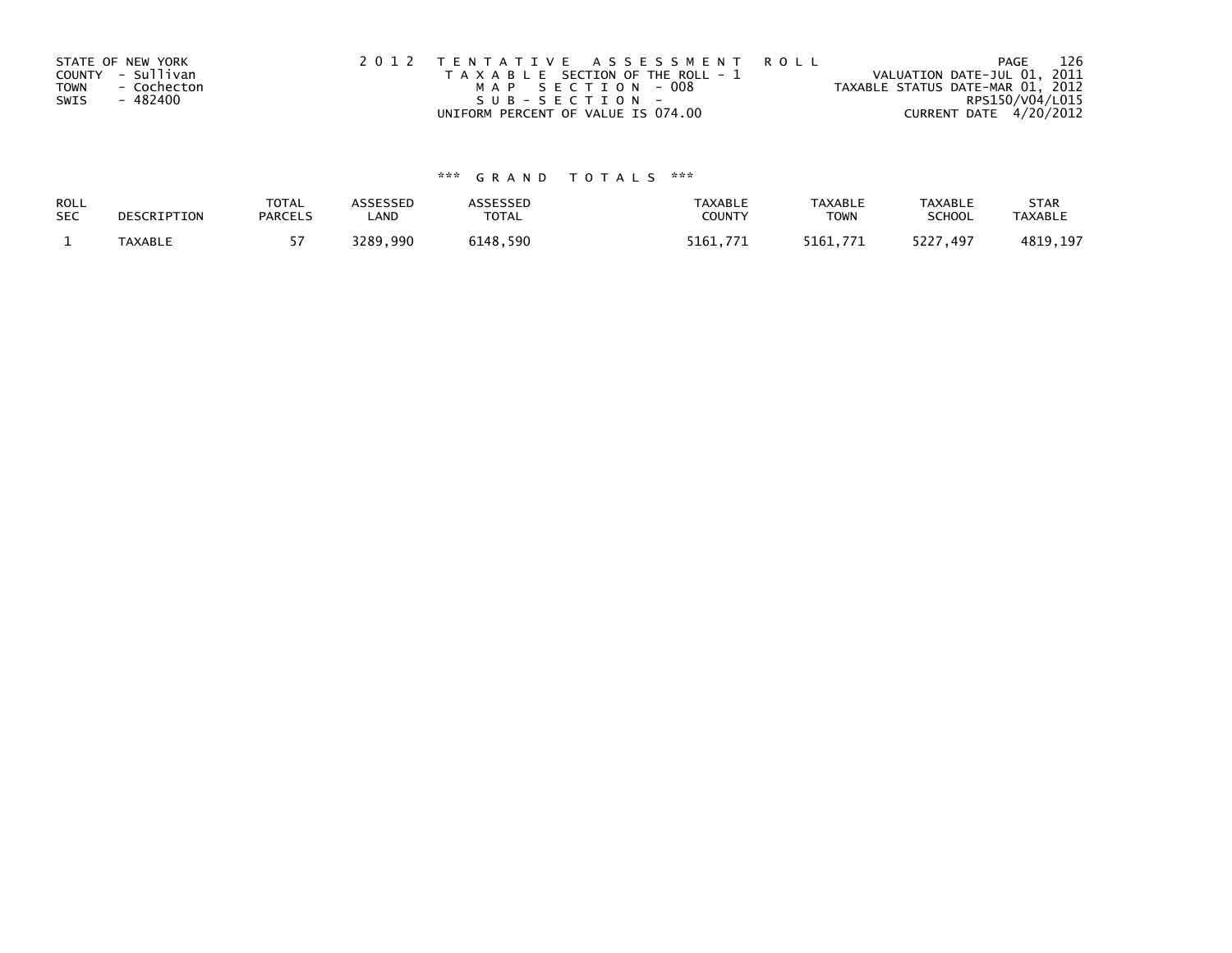STATE OF NEW YORK
COUNTY - Sullivan
TOWN - Cochecton
SWIS - 482400

2 0 1 2 T E N T A T I V E A S S E S S M E N T R O L L
T A X A B L E SECTION OF THE ROLL - 1
M A P S E C T I O N - 008
S U B - S E C T I O N -
UNIFORM PERCENT OF VALUE IS 074.00

VALUATION DATE-JUL 01, 2011
TAXABLE STATUS DATE-MAR 01, 2012
RPS150/V04/L015
CURRENT DATE 4/20/2012

## *** G R A N D T O T A L S ***

| ROLL SEC | DESCRIPTION | TOTAL PARCELS | ASSESSED LAND | ASSESSED TOTAL | TAXABLE COUNTY | TAXABLE TOWN | TAXABLE SCHOOL | STAR TAXABLE |
|---|---|---|---|---|---|---|---|---|
| 1 | TAXABLE | 57 | 3289,990 | 6148,590 | 5161,771 | 5161,771 | 5227,497 | 4819,197 |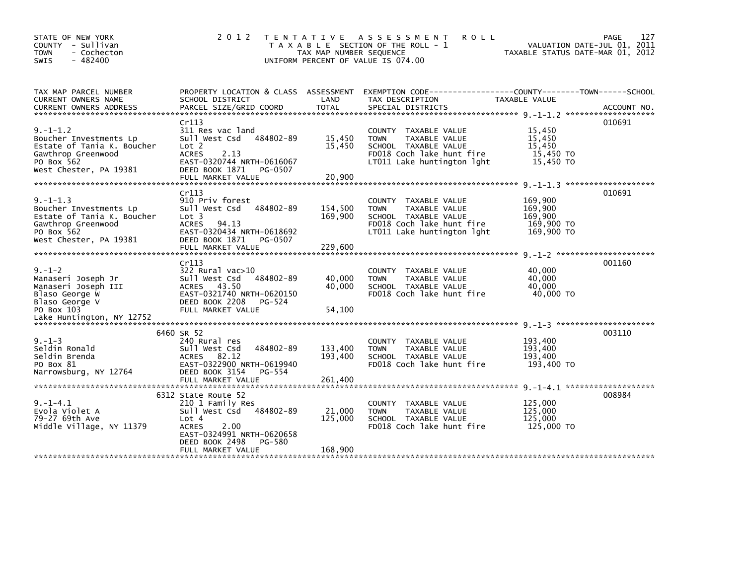STATE OF NEW YORK
COUNTY - Sullivan
TOWN - Cochecton
SWIS - 482400

2012 TENTATIVE ASSESSMENT ROLL
TAXABLE SECTION OF THE ROLL - 1
TAX MAP NUMBER SEQUENCE
UNIFORM PERCENT OF VALUE IS 074.00

VALUATION DATE-JUL 01, 2011
TAXABLE STATUS DATE-MAR 01, 2012

| TAX MAP PARCEL NUMBER / CURRENT OWNERS NAME / CURRENT OWNERS ADDRESS | PROPERTY LOCATION & CLASS / SCHOOL DISTRICT / PARCEL SIZE/GRID COORD | ASSESSMENT LAND | TOTAL | EXEMPTION CODE / TAX DESCRIPTION / SPECIAL DISTRICTS | TAXABLE VALUE (COUNTY / TOWN / SCHOOL) | ACCOUNT NO. |
|---|---|---|---|---|---|---|
| 9.-1-1.2 | Cr113 | | | | | 010691 |
| Boucher Investments Lp | 311 Res vac land | | | COUNTY TAXABLE VALUE | 15,450 | |
| Estate of Tania K. Boucher | Sull West Csd 484802-89 | 15,450 | | TOWN TAXABLE VALUE | 15,450 | |
| Gawthrop Greenwood | Lot 2 | | 15,450 | SCHOOL TAXABLE VALUE | 15,450 | |
| PO Box 562 | ACRES 2.13 | | | FD018 Coch lake hunt fire | 15,450 TO | |
| West Chester, PA 19381 | EAST-0320744 NRTH-0616067 | | | LT011 Lake huntington lght | 15,450 TO | |
| | DEED BOOK 1871 PG-0507 | | | | | |
| | FULL MARKET VALUE | | 20,900 | | | |
| 9.-1-1.3 | Cr113 | | | | | 010691 |
| Boucher Investments Lp | 910 Priv forest | | | COUNTY TAXABLE VALUE | 169,900 | |
| Estate of Tania K. Boucher | Sull West Csd 484802-89 | 154,500 | | TOWN TAXABLE VALUE | 169,900 | |
| Gawthrop Greenwood | Lot 3 | | 169,900 | SCHOOL TAXABLE VALUE | 169,900 | |
| PO Box 562 | ACRES 94.13 | | | FD018 Coch lake hunt fire | 169,900 TO | |
| West Chester, PA 19381 | EAST-0320434 NRTH-0618692 | | | LT011 Lake huntington lght | 169,900 TO | |
| | DEED BOOK 1871 PG-0507 | | | | | |
| | FULL MARKET VALUE | | 229,600 | | | |
| 9.-1-2 | Cr113 | | | | | 001160 |
| Manaseri Joseph Jr | 322 Rural vac>10 | | | COUNTY TAXABLE VALUE | 40,000 | |
| Manaseri Joseph III | Sull West Csd 484802-89 | 40,000 | | TOWN TAXABLE VALUE | 40,000 | |
| Blaso George W | ACRES 43.50 | | 40,000 | SCHOOL TAXABLE VALUE | 40,000 | |
| Blaso George V | EAST-0321740 NRTH-0620150 | | | FD018 Coch lake hunt fire | 40,000 TO | |
| PO Box 103 | DEED BOOK 2208 PG-524 | | | | | |
| Lake Huntington, NY 12752 | FULL MARKET VALUE | | 54,100 | | | |
| 9.-1-3 | 6460 SR 52 | | | | | 003110 |
| Seldin Ronald | 240 Rural res | | | COUNTY TAXABLE VALUE | 193,400 | |
| Seldin Brenda | Sull West Csd 484802-89 | 133,400 | | TOWN TAXABLE VALUE | 193,400 | |
| PO Box 81 | ACRES 82.12 | | 193,400 | SCHOOL TAXABLE VALUE | 193,400 | |
| Narrowsburg, NY 12764 | EAST-0322900 NRTH-0619940 | | | FD018 Coch lake hunt fire | 193,400 TO | |
| | DEED BOOK 3154 PG-554 | | | | | |
| | FULL MARKET VALUE | | 261,400 | | | |
| 9.-1-4.1 | 6312 State Route 52 | | | | | 008984 |
| Evola Violet A | 210 1 Family Res | | | COUNTY TAXABLE VALUE | 125,000 | |
| 79-27 69th Ave | Sull West Csd 484802-89 | 21,000 | | TOWN TAXABLE VALUE | 125,000 | |
| Middle Village, NY 11379 | Lot 4 | | 125,000 | SCHOOL TAXABLE VALUE | 125,000 | |
| | ACRES 2.00 | | | FD018 Coch lake hunt fire | 125,000 TO | |
| | EAST-0324991 NRTH-0620658 | | | | | |
| | DEED BOOK 2498 PG-580 | | | | | |
| | FULL MARKET VALUE | | 168,900 | | | |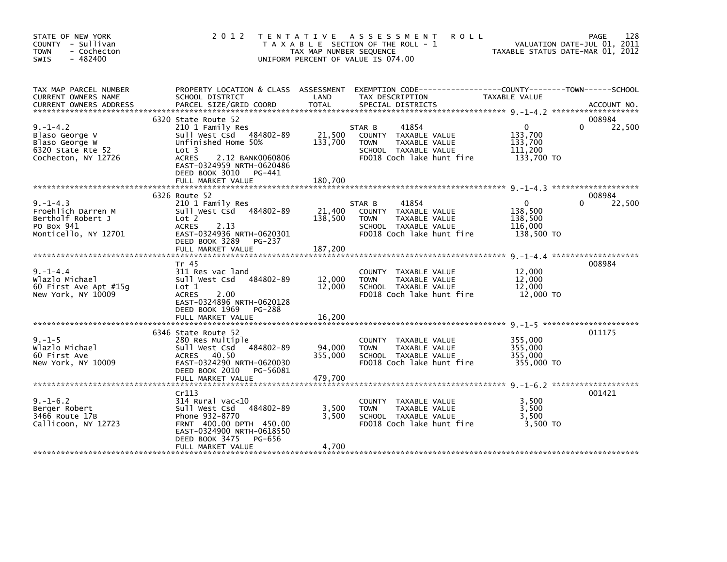STATE OF NEW YORK
COUNTY - Sullivan
TOWN - Cochecton
SWIS - 482400

# 2012 TENTATIVE ASSESSMENT ROLL

TAXABLE SECTION OF THE ROLL - 1
TAX MAP NUMBER SEQUENCE
UNIFORM PERCENT OF VALUE IS 074.00

VALUATION DATE-JUL 01, 2011
TAXABLE STATUS DATE-MAR 01, 2012

| TAX MAP PARCEL NUMBER / CURRENT OWNERS NAME / CURRENT OWNERS ADDRESS | PROPERTY LOCATION & CLASS / SCHOOL DISTRICT / PARCEL SIZE/GRID COORD | ASSESSMENT LAND / TOTAL | EXEMPTION CODE / TAX DESCRIPTION / SPECIAL DISTRICTS | COUNTY TAXABLE VALUE | TOWN | SCHOOL / ACCOUNT NO. |
|---|---|---|---|---|---|---|
| | 6320 State Route 52 | | | | | 008984 |
| 9.-1-4.2 | 210 1 Family Res | | STAR B 41854 | 0 | 0 | 22,500 |
| Blaso George V | Sull West Csd 484802-89 | 21,500 | COUNTY TAXABLE VALUE | 133,700 | | |
| Blaso George W | Unfinished Home 50% | 133,700 | TOWN TAXABLE VALUE | 133,700 | | |
| 6320 State Rte 52 | Lot 3 | | SCHOOL TAXABLE VALUE | 111,200 | | |
| Cochecton, NY 12726 | ACRES 2.12 BANK0060806 | | FD018 Coch lake hunt fire | 133,700 TO | | |
| | EAST-0324959 NRTH-0620486 | | | | | |
| | DEED BOOK 3010 PG-441 | | | | | |
| | FULL MARKET VALUE | 180,700 | | | | |
| | 6326 Route 52 | | | | | 008984 |
| 9.-1-4.3 | 210 1 Family Res | | STAR B 41854 | 0 | 0 | 22,500 |
| Froehlich Darren M | Sull West Csd 484802-89 | 21,400 | COUNTY TAXABLE VALUE | 138,500 | | |
| Bertholf Robert J | Lot 2 | 138,500 | TOWN TAXABLE VALUE | 138,500 | | |
| PO Box 941 | ACRES 2.13 | | SCHOOL TAXABLE VALUE | 116,000 | | |
| Monticello, NY 12701 | EAST-0324936 NRTH-0620301 | | FD018 Coch lake hunt fire | 138,500 TO | | |
| | DEED BOOK 3289 PG-237 | | | | | |
| | FULL MARKET VALUE | 187,200 | | | | |
| | Tr 45 | | | | | 008984 |
| 9.-1-4.4 | 311 Res vac land | | COUNTY TAXABLE VALUE | 12,000 | | |
| Wlazlo Michael | Sull West Csd 484802-89 | 12,000 | TOWN TAXABLE VALUE | 12,000 | | |
| 60 First Ave Apt #15g | Lot 1 | 12,000 | SCHOOL TAXABLE VALUE | 12,000 | | |
| New York, NY 10009 | ACRES 2.00 | | FD018 Coch lake hunt fire | 12,000 TO | | |
| | EAST-0324896 NRTH-0620128 | | | | | |
| | DEED BOOK 1969 PG-288 | | | | | |
| | FULL MARKET VALUE | 16,200 | | | | |
| | 6346 State Route 52 | | | | | 011175 |
| 9.-1-5 | 280 Res Multiple | | COUNTY TAXABLE VALUE | 355,000 | | |
| Wlazlo Michael | Sull West Csd 484802-89 | 94,000 | TOWN TAXABLE VALUE | 355,000 | | |
| 60 First Ave | ACRES 40.50 | 355,000 | SCHOOL TAXABLE VALUE | 355,000 | | |
| New York, NY 10009 | EAST-0324290 NRTH-0620030 | | FD018 Coch lake hunt fire | 355,000 TO | | |
| | DEED BOOK 2010 PG-56081 | | | | | |
| | FULL MARKET VALUE | 479,700 | | | | |
| | Cr113 | | | | | 001421 |
| 9.-1-6.2 | 314 Rural vac<10 | | COUNTY TAXABLE VALUE | 3,500 | | |
| Berger Robert | Sull West Csd 484802-89 | 3,500 | TOWN TAXABLE VALUE | 3,500 | | |
| 3466 Route 17B | Phone 932-8770 | 3,500 | SCHOOL TAXABLE VALUE | 3,500 | | |
| Callicoon, NY 12723 | FRNT 400.00 DPTH 450.00 | | FD018 Coch lake hunt fire | 3,500 TO | | |
| | EAST-0324900 NRTH-0618550 | | | | | |
| | DEED BOOK 3475 PG-656 | | | | | |
| | FULL MARKET VALUE | 4,700 | | | | |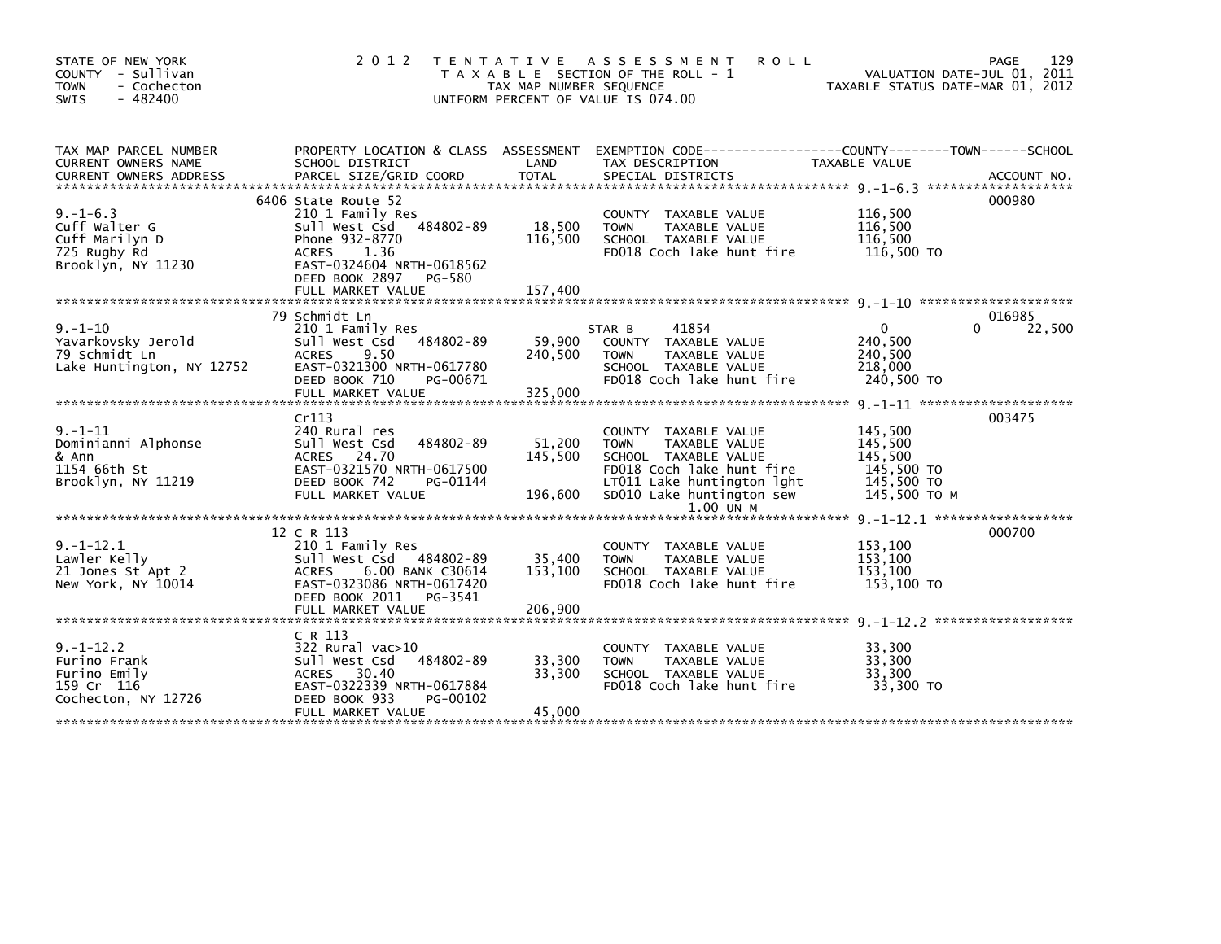STATE OF NEW YORK
COUNTY - Sullivan
TOWN - Cochecton
SWIS - 482400

# 2012 TENTATIVE ASSESSMENT ROLL

TAXABLE SECTION OF THE ROLL - 1
TAX MAP NUMBER SEQUENCE
UNIFORM PERCENT OF VALUE IS 074.00

VALUATION DATE-JUL 01, 2011
TAXABLE STATUS DATE-MAR 01, 2012

| TAX MAP PARCEL NUMBER / CURRENT OWNERS NAME / CURRENT OWNERS ADDRESS | PROPERTY LOCATION & CLASS / SCHOOL DISTRICT / PARCEL SIZE/GRID COORD | ASSESSMENT LAND / TOTAL | EXEMPTION CODE / TAX DESCRIPTION / SPECIAL DISTRICTS | COUNTY / TOWN / SCHOOL TAXABLE VALUE | ACCOUNT NO. |
|---|---|---|---|---|---|
| 9.-1-6.3 | 6406 State Route 52 | | | | 000980 |
| | 210 1 Family Res | | COUNTY TAXABLE VALUE | 116,500 | |
| Cuff Walter G | Sull West Csd 484802-89 | 18,500 | TOWN TAXABLE VALUE | 116,500 | |
| Cuff Marilyn D | Phone 932-8770 | 116,500 | SCHOOL TAXABLE VALUE | 116,500 | |
| 725 Rugby Rd | ACRES 1.36 | | FD018 Coch lake hunt fire | 116,500 TO | |
| Brooklyn, NY 11230 | EAST-0324604 NRTH-0618562 | | | | |
| | DEED BOOK 2897 PG-580 | | | | |
| | FULL MARKET VALUE | 157,400 | | | |
| 9.-1-10 | 79 Schmidt Ln | | | | 016985 |
| | 210 1 Family Res | | STAR B 41854 | 0 0 | 22,500 |
| Yavarkovsky Jerold | Sull West Csd 484802-89 | 59,900 | COUNTY TAXABLE VALUE | 240,500 | |
| 79 Schmidt Ln | ACRES 9.50 | 240,500 | TOWN TAXABLE VALUE | 240,500 | |
| Lake Huntington, NY 12752 | EAST-0321300 NRTH-0617780 | | SCHOOL TAXABLE VALUE | 218,000 | |
| | DEED BOOK 710 PG-00671 | | FD018 Coch lake hunt fire | 240,500 TO | |
| | FULL MARKET VALUE | 325,000 | | | |
| 9.-1-11 | Cr113 | | | | 003475 |
| | 240 Rural res | | COUNTY TAXABLE VALUE | 145,500 | |
| Dominianni Alphonse | Sull West Csd 484802-89 | 51,200 | TOWN TAXABLE VALUE | 145,500 | |
| & Ann | ACRES 24.70 | 145,500 | SCHOOL TAXABLE VALUE | 145,500 | |
| 1154 66th St | EAST-0321570 NRTH-0617500 | | FD018 Coch lake hunt fire | 145,500 TO | |
| Brooklyn, NY 11219 | DEED BOOK 742 PG-01144 | | LT011 Lake huntington lght | 145,500 TO | |
| | FULL MARKET VALUE | 196,600 | SD010 Lake huntington sew | 145,500 TO M | |
| | | | 1.00 UN M | | |
| 9.-1-12.1 | 12 C R 113 | | | | 000700 |
| | 210 1 Family Res | | COUNTY TAXABLE VALUE | 153,100 | |
| Lawler Kelly | Sull West Csd 484802-89 | 35,400 | TOWN TAXABLE VALUE | 153,100 | |
| 21 Jones St Apt 2 | ACRES 6.00 BANK C30614 | 153,100 | SCHOOL TAXABLE VALUE | 153,100 | |
| New York, NY 10014 | EAST-0323086 NRTH-0617420 | | FD018 Coch lake hunt fire | 153,100 TO | |
| | DEED BOOK 2011 PG-3541 | | | | |
| | FULL MARKET VALUE | 206,900 | | | |
| 9.-1-12.2 | C R 113 | | | | |
| | 322 Rural vac>10 | | COUNTY TAXABLE VALUE | 33,300 | |
| Furino Frank | Sull West Csd 484802-89 | 33,300 | TOWN TAXABLE VALUE | 33,300 | |
| Furino Emily | ACRES 30.40 | 33,300 | SCHOOL TAXABLE VALUE | 33,300 | |
| 159 Cr 116 | EAST-0322339 NRTH-0617884 | | FD018 Coch lake hunt fire | 33,300 TO | |
| Cochecton, NY 12726 | DEED BOOK 933 PG-00102 | | | | |
| | FULL MARKET VALUE | 45,000 | | | |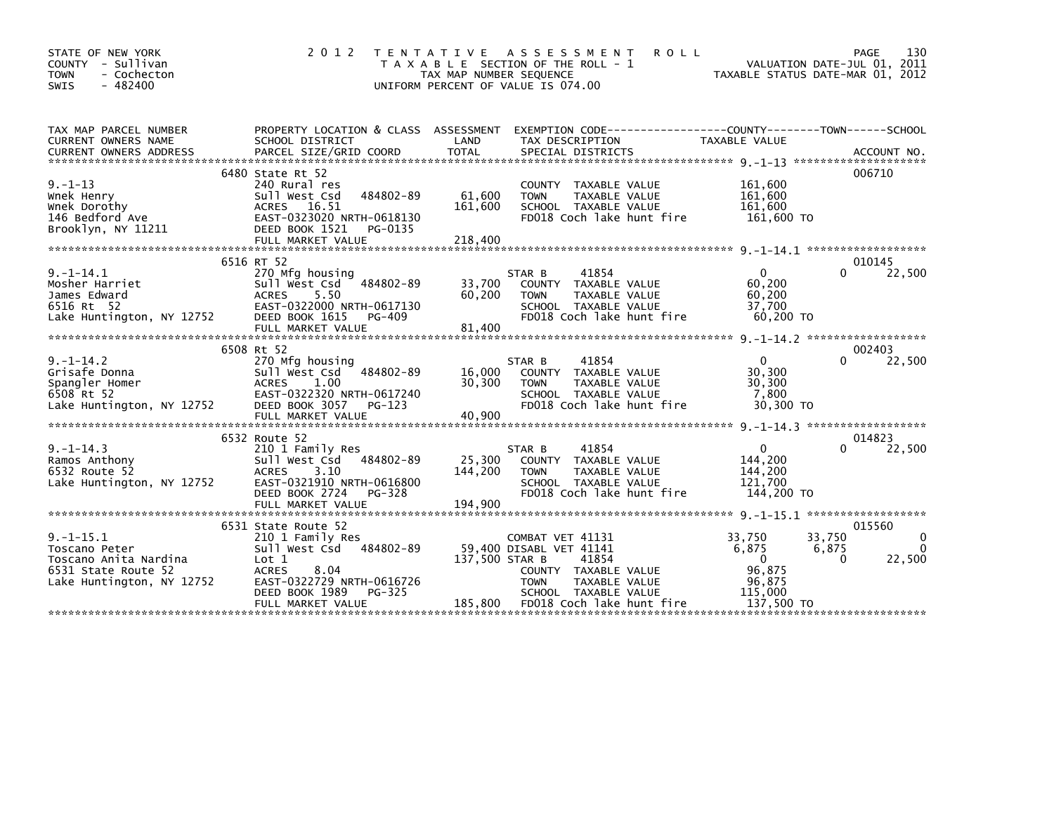STATE OF NEW YORK
COUNTY - Sullivan
TOWN - Cochecton
SWIS - 482400

# 2012 TENTATIVE ASSESSMENT ROLL

TAXABLE SECTION OF THE ROLL - 1
TAX MAP NUMBER SEQUENCE
UNIFORM PERCENT OF VALUE IS 074.00

VALUATION DATE-JUL 01, 2011
TAXABLE STATUS DATE-MAR 01, 2012

| TAX MAP PARCEL NUMBER / CURRENT OWNERS NAME / CURRENT OWNERS ADDRESS | PROPERTY LOCATION & CLASS / SCHOOL DISTRICT / PARCEL SIZE/GRID COORD | ASSESSMENT LAND / TOTAL | EXEMPTION CODE / TAX DESCRIPTION / SPECIAL DISTRICTS | COUNTY TAXABLE VALUE | TOWN | SCHOOL | ACCOUNT NO. |
|---|---|---|---|---|---|---|---|
| 9.-1-13 | 6480 State Rt 52 | | | | | | 006710 |
| | 240 Rural res | | COUNTY TAXABLE VALUE | 161,600 | | | |
| Wnek Henry | Sull West Csd 484802-89 | 61,600 | TOWN TAXABLE VALUE | 161,600 | | | |
| Wnek Dorothy | ACRES 16.51 | 161,600 | SCHOOL TAXABLE VALUE | 161,600 | | | |
| 146 Bedford Ave | EAST-0323020 NRTH-0618130 | | FD018 Coch lake hunt fire | 161,600 TO | | | |
| Brooklyn, NY 11211 | DEED BOOK 1521 PG-0135 | | | | | | |
| | FULL MARKET VALUE | 218,400 | | | | | |
| 9.-1-14.1 | 6516 RT 52 | | | | | | 010145 |
| | 270 Mfg housing | | STAR B 41854 | 0 | 0 | 22,500 | |
| Mosher Harriet | Sull West Csd 484802-89 | 33,700 | COUNTY TAXABLE VALUE | 60,200 | | | |
| James Edward | ACRES 5.50 | 60,200 | TOWN TAXABLE VALUE | 60,200 | | | |
| 6516 Rt 52 | EAST-0322000 NRTH-0617130 | | SCHOOL TAXABLE VALUE | 37,700 | | | |
| Lake Huntington, NY 12752 | DEED BOOK 1615 PG-409 | | FD018 Coch lake hunt fire | 60,200 TO | | | |
| | FULL MARKET VALUE | 81,400 | | | | | |
| 9.-1-14.2 | 6508 Rt 52 | | | | | | 002403 |
| | 270 Mfg housing | | STAR B 41854 | 0 | 0 | 22,500 | |
| Grisafe Donna | Sull West Csd 484802-89 | 16,000 | COUNTY TAXABLE VALUE | 30,300 | | | |
| Spangler Homer | ACRES 1.00 | 30,300 | TOWN TAXABLE VALUE | 30,300 | | | |
| 6508 Rt 52 | EAST-0322320 NRTH-0617240 | | SCHOOL TAXABLE VALUE | 7,800 | | | |
| Lake Huntington, NY 12752 | DEED BOOK 3057 PG-123 | | FD018 Coch lake hunt fire | 30,300 TO | | | |
| | FULL MARKET VALUE | 40,900 | | | | | |
| 9.-1-14.3 | 6532 Route 52 | | | | | | 014823 |
| | 210 1 Family Res | | STAR B 41854 | 0 | 0 | 22,500 | |
| Ramos Anthony | Sull West Csd 484802-89 | 25,300 | COUNTY TAXABLE VALUE | 144,200 | | | |
| 6532 Route 52 | ACRES 3.10 | 144,200 | TOWN TAXABLE VALUE | 144,200 | | | |
| Lake Huntington, NY 12752 | EAST-0321910 NRTH-0616800 | | SCHOOL TAXABLE VALUE | 121,700 | | | |
| | DEED BOOK 2724 PG-328 | | FD018 Coch lake hunt fire | 144,200 TO | | | |
| | FULL MARKET VALUE | 194,900 | | | | | |
| 9.-1-15.1 | 6531 State Route 52 | | | | | | 015560 |
| | 210 1 Family Res | | COMBAT VET 41131 | 33,750 | 33,750 | 0 | |
| Toscano Peter | Sull West Csd 484802-89 | 59,400 | DISABL VET 41141 | 6,875 | 6,875 | 0 | |
| Toscano Anita Nardina | Lot 1 | 137,500 | STAR B 41854 | 0 | 0 | 22,500 | |
| 6531 State Route 52 | ACRES 8.04 | | COUNTY TAXABLE VALUE | 96,875 | | | |
| Lake Huntington, NY 12752 | EAST-0322729 NRTH-0616726 | | TOWN TAXABLE VALUE | 96,875 | | | |
| | DEED BOOK 1989 PG-325 | | SCHOOL TAXABLE VALUE | 115,000 | | | |
| | FULL MARKET VALUE | 185,800 | FD018 Coch lake hunt fire | 137,500 TO | | | |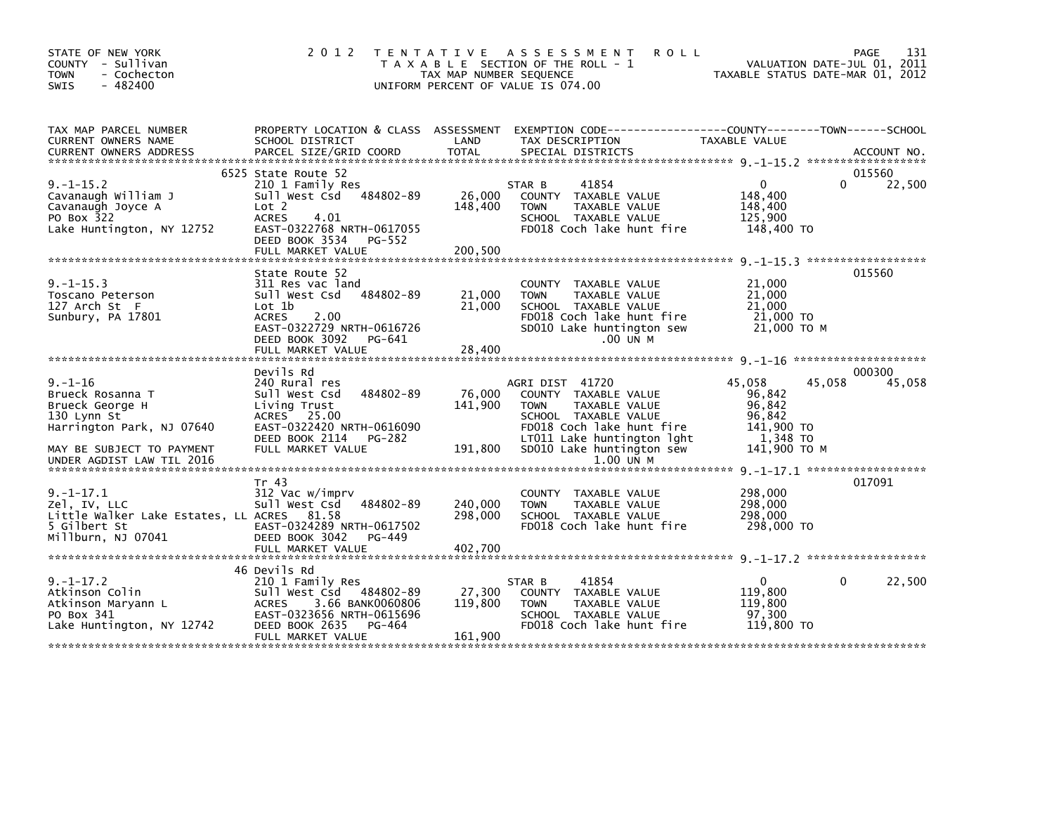STATE OF NEW YORK
COUNTY - Sullivan
TOWN - Cochecton
SWIS - 482400

2012 TENTATIVE ASSESSMENT ROLL
TAXABLE SECTION OF THE ROLL - 1
TAX MAP NUMBER SEQUENCE
UNIFORM PERCENT OF VALUE IS 074.00

VALUATION DATE-JUL 01, 2011
TAXABLE STATUS DATE-MAR 01, 2012

| TAX MAP PARCEL NUMBER / CURRENT OWNERS NAME / CURRENT OWNERS ADDRESS | PROPERTY LOCATION & CLASS / SCHOOL DISTRICT / PARCEL SIZE/GRID COORD | ASSESSMENT LAND | TOTAL | EXEMPTION CODE / TAX DESCRIPTION / SPECIAL DISTRICTS | COUNTY TAXABLE VALUE | TOWN | SCHOOL | ACCOUNT NO. |
|---|---|---|---|---|---|---|---|---|
| 9.-1-15.2 | 6525 State Route 52 | | | | | | | 015560 |
| | 210 1 Family Res | | | STAR B 41854 | 0 | 0 | 22,500 | |
| Cavanaugh William J | Sull West Csd 484802-89 | 26,000 | | COUNTY TAXABLE VALUE | 148,400 | | | |
| Cavanaugh Joyce A | Lot 2 | | 148,400 | TOWN TAXABLE VALUE | 148,400 | | | |
| PO Box 322 | ACRES 4.01 | | | SCHOOL TAXABLE VALUE | 125,900 | | | |
| Lake Huntington, NY 12752 | EAST-0322768 NRTH-0617055 | | | FD018 Coch lake hunt fire | 148,400 TO | | | |
| | DEED BOOK 3534 PG-552 | | | | | | | |
| | FULL MARKET VALUE | | 200,500 | | | | | |
| 9.-1-15.3 | State Route 52 | | | | | | | 015560 |
| | 311 Res vac land | | | COUNTY TAXABLE VALUE | 21,000 | | | |
| Toscano Peterson | Sull West Csd 484802-89 | 21,000 | | TOWN TAXABLE VALUE | 21,000 | | | |
| 127 Arch St F | Lot 1b | | 21,000 | SCHOOL TAXABLE VALUE | 21,000 | | | |
| Sunbury, PA 17801 | ACRES 2.00 | | | FD018 Coch lake hunt fire | 21,000 TO | | | |
| | EAST-0322729 NRTH-0616726 | | | SD010 Lake huntington sew | 21,000 TO M | | | |
| | DEED BOOK 3092 PG-641 | | | .00 UN M | | | | |
| | FULL MARKET VALUE | | 28,400 | | | | | |
| 9.-1-16 | Devils Rd | | | | | | | 000300 |
| | 240 Rural res | | | AGRI DIST 41720 | 45,058 | 45,058 | 45,058 | |
| Brueck Rosanna T | Sull West Csd 484802-89 | 76,000 | | COUNTY TAXABLE VALUE | 96,842 | | | |
| Brueck George H | Living Trust | | 141,900 | TOWN TAXABLE VALUE | 96,842 | | | |
| 130 Lynn St | ACRES 25.00 | | | SCHOOL TAXABLE VALUE | 96,842 | | | |
| Harrington Park, NJ 07640 | EAST-0322420 NRTH-0616090 | | | FD018 Coch lake hunt fire | 141,900 TO | | | |
| | DEED BOOK 2114 PG-282 | | | LT011 Lake huntington lght | 1,348 TO | | | |
| MAY BE SUBJECT TO PAYMENT | FULL MARKET VALUE | | 191,800 | SD010 Lake huntington sew | 141,900 TO M | | | |
| UNDER AGDIST LAW TIL 2016 | | | | 1.00 UN M | | | | |
| 9.-1-17.1 | Tr 43 | | | | | | | 017091 |
| | 312 Vac w/imprv | | | COUNTY TAXABLE VALUE | 298,000 | | | |
| Zel, IV, LLC | Sull West Csd 484802-89 | 240,000 | | TOWN TAXABLE VALUE | 298,000 | | | |
| Little Walker Lake Estates, LL | ACRES 81.58 | | 298,000 | SCHOOL TAXABLE VALUE | 298,000 | | | |
| 5 Gilbert St | EAST-0324289 NRTH-0617502 | | | FD018 Coch lake hunt fire | 298,000 TO | | | |
| Millburn, NJ 07041 | DEED BOOK 3042 PG-449 | | | | | | | |
| | FULL MARKET VALUE | | 402,700 | | | | | |
| 9.-1-17.2 | 46 Devils Rd | | | | | | | |
| | 210 1 Family Res | | | STAR B 41854 | 0 | 0 | 22,500 | |
| Atkinson Colin | Sull West Csd 484802-89 | 27,300 | | COUNTY TAXABLE VALUE | 119,800 | | | |
| Atkinson Maryann L | ACRES 3.66 BANK0060806 | | 119,800 | TOWN TAXABLE VALUE | 119,800 | | | |
| PO Box 341 | EAST-0323656 NRTH-0615696 | | | SCHOOL TAXABLE VALUE | 97,300 | | | |
| Lake Huntington, NY 12742 | DEED BOOK 2635 PG-464 | | | FD018 Coch lake hunt fire | 119,800 TO | | | |
| | FULL MARKET VALUE | | 161,900 | | | | | |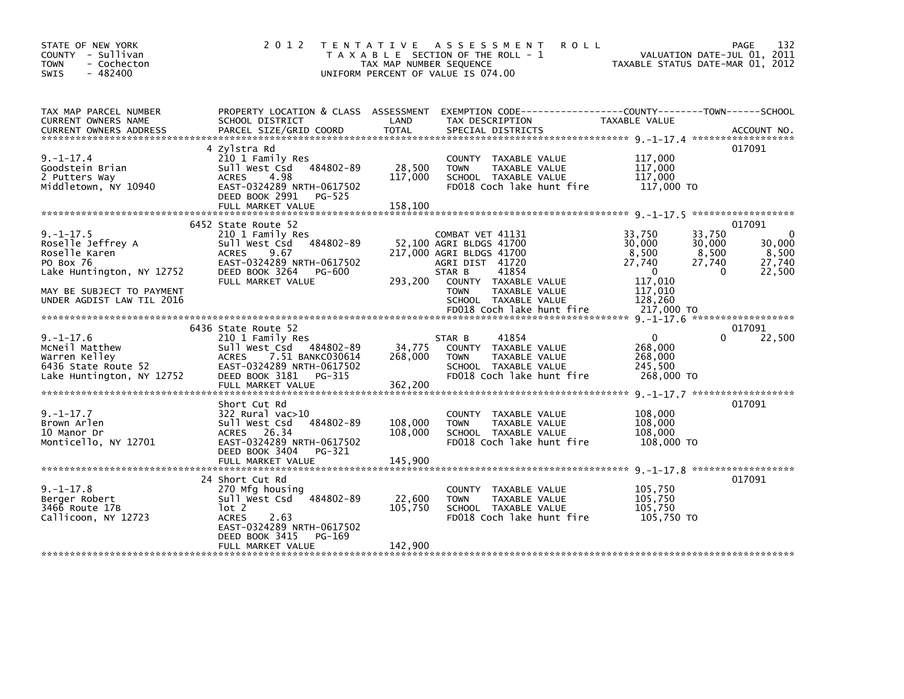STATE OF NEW YORK
COUNTY - Sullivan
TOWN - Cochecton
SWIS - 482400

# 2012 TENTATIVE ASSESSMENT ROLL

TAXABLE SECTION OF THE ROLL - 1
TAX MAP NUMBER SEQUENCE
UNIFORM PERCENT OF VALUE IS 074.00

VALUATION DATE-JUL 01, 2011
TAXABLE STATUS DATE-MAR 01, 2012

| TAX MAP PARCEL NUMBER / CURRENT OWNERS NAME / CURRENT OWNERS ADDRESS | PROPERTY LOCATION & CLASS / SCHOOL DISTRICT / PARCEL SIZE/GRID COORD | ASSESSMENT LAND / TOTAL | EXEMPTION CODE / TAX DESCRIPTION / SPECIAL DISTRICTS | COUNTY TAXABLE VALUE | TOWN | SCHOOL | ACCOUNT NO. |
|---|---|---|---|---|---|---|---|
| 9.-1-17.4 | 4 Zylstra Rd | | | | | | 017091 |
| 9.-1-17.4 | 210 1 Family Res | | COUNTY TAXABLE VALUE | 117,000 | | | |
| Goodstein Brian | Sull West Csd 484802-89 | 28,500 | TOWN TAXABLE VALUE | 117,000 | | | |
| 2 Putters Way | ACRES 4.98 | 117,000 | SCHOOL TAXABLE VALUE | 117,000 | | | |
| Middletown, NY 10940 | EAST-0324289 NRTH-0617502 | | FD018 Coch lake hunt fire | 117,000 TO | | | |
| | DEED BOOK 2991 PG-525 | | | | | | |
| | FULL MARKET VALUE | 158,100 | | | | | |
| 9.-1-17.5 | 6452 State Route 52 | | | | | | 017091 |
| 9.-1-17.5 | 210 1 Family Res | | COMBAT VET 41131 | 33,750 | 33,750 | 0 | |
| Roselle Jeffrey A | Sull West Csd 484802-89 | 52,100 | AGRI BLDGS 41700 | 30,000 | 30,000 | 30,000 | |
| Roselle Karen | ACRES 9.67 | 217,000 | AGRI BLDGS 41700 | 8,500 | 8,500 | 8,500 | |
| PO Box 76 | EAST-0324289 NRTH-0617502 | | AGRI DIST 41720 | 27,740 | 27,740 | 27,740 | |
| Lake Huntington, NY 12752 | DEED BOOK 3264 PG-600 | | STAR B 41854 | 0 | 0 | 22,500 | |
| | FULL MARKET VALUE | 293,200 | COUNTY TAXABLE VALUE | 117,010 | | | |
| MAY BE SUBJECT TO PAYMENT | | | TOWN TAXABLE VALUE | 117,010 | | | |
| UNDER AGDIST LAW TIL 2016 | | | SCHOOL TAXABLE VALUE | 128,260 | | | |
| | | | FD018 Coch lake hunt fire | 217,000 TO | | | |
| 9.-1-17.6 | 6436 State Route 52 | | | | | | 017091 |
| 9.-1-17.6 | 210 1 Family Res | | STAR B 41854 | 0 | 0 | 22,500 | |
| McNeil Matthew | Sull West Csd 484802-89 | 34,775 | COUNTY TAXABLE VALUE | 268,000 | | | |
| Warren Kelley | ACRES 7.51 BANKC030614 | 268,000 | TOWN TAXABLE VALUE | 268,000 | | | |
| 6436 State Route 52 | EAST-0324289 NRTH-0617502 | | SCHOOL TAXABLE VALUE | 245,500 | | | |
| Lake Huntington, NY 12752 | DEED BOOK 3181 PG-315 | | FD018 Coch lake hunt fire | 268,000 TO | | | |
| | FULL MARKET VALUE | 362,200 | | | | | |
| 9.-1-17.7 | Short Cut Rd | | | | | | 017091 |
| 9.-1-17.7 | 322 Rural vac>10 | | COUNTY TAXABLE VALUE | 108,000 | | | |
| Brown Arlen | Sull West Csd 484802-89 | 108,000 | TOWN TAXABLE VALUE | 108,000 | | | |
| 10 Manor Dr | ACRES 26.34 | 108,000 | SCHOOL TAXABLE VALUE | 108,000 | | | |
| Monticello, NY 12701 | EAST-0324289 NRTH-0617502 | | FD018 Coch lake hunt fire | 108,000 TO | | | |
| | DEED BOOK 3404 PG-321 | | | | | | |
| | FULL MARKET VALUE | 145,900 | | | | | |
| 9.-1-17.8 | 24 Short Cut Rd | | | | | | 017091 |
| 9.-1-17.8 | 270 Mfg housing | | COUNTY TAXABLE VALUE | 105,750 | | | |
| Berger Robert | Sull West Csd 484802-89 | 22,600 | TOWN TAXABLE VALUE | 105,750 | | | |
| 3466 Route 17B | lot 2 | 105,750 | SCHOOL TAXABLE VALUE | 105,750 | | | |
| Callicoon, NY 12723 | ACRES 2.63 | | FD018 Coch lake hunt fire | 105,750 TO | | | |
| | EAST-0324289 NRTH-0617502 | | | | | | |
| | DEED BOOK 3415 PG-169 | | | | | | |
| | FULL MARKET VALUE | 142,900 | | | | | |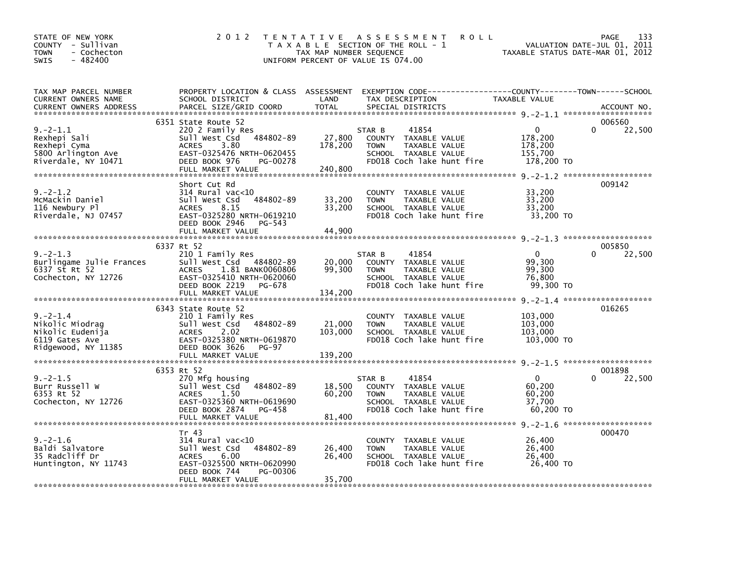STATE OF NEW YORK
COUNTY - Sullivan
TOWN - Cochecton
SWIS - 482400

# 2012 TENTATIVE ASSESSMENT ROLL

TAXABLE SECTION OF THE ROLL - 1
TAX MAP NUMBER SEQUENCE
UNIFORM PERCENT OF VALUE IS 074.00

VALUATION DATE-JUL 01, 2011
TAXABLE STATUS DATE-MAR 01, 2012

| TAX MAP PARCEL NUMBER / CURRENT OWNERS NAME / CURRENT OWNERS ADDRESS | PROPERTY LOCATION & CLASS / SCHOOL DISTRICT / PARCEL SIZE/GRID COORD | ASSESSMENT LAND | TOTAL | EXEMPTION CODE / TAX DESCRIPTION / SPECIAL DISTRICTS | COUNTY TAXABLE VALUE | TOWN | SCHOOL | ACCOUNT NO. |
|---|---|---|---|---|---|---|---|---|
| 9.-2-1.1 | 6351 State Route 52 | | | | | | | 006560 |
| Rexhepi Sali | 220 2 Family Res | | | STAR B 41854 | 0 | 0 | 22,500 | |
| Rexhepi Cyma | Sull West Csd 484802-89 | 27,800 | | COUNTY TAXABLE VALUE | 178,200 | | | |
| 5800 Arlington Ave | ACRES 3.80 | | 178,200 | TOWN TAXABLE VALUE | 178,200 | | | |
| Riverdale, NY 10471 | EAST-0325476 NRTH-0620455 | | | SCHOOL TAXABLE VALUE | 155,700 | | | |
| | DEED BOOK 976 PG-00278 | | | FD018 Coch lake hunt fire | 178,200 TO | | | |
| | FULL MARKET VALUE | | 240,800 | | | | | |
| 9.-2-1.2 | Short Cut Rd | | | | | | | 009142 |
| McMackin Daniel | 314 Rural vac<10 | | | COUNTY TAXABLE VALUE | 33,200 | | | |
| 116 Newbury Pl | Sull West Csd 484802-89 | 33,200 | | TOWN TAXABLE VALUE | 33,200 | | | |
| Riverdale, NJ 07457 | ACRES 8.15 | | 33,200 | SCHOOL TAXABLE VALUE | 33,200 | | | |
| | EAST-0325280 NRTH-0619210 | | | FD018 Coch lake hunt fire | 33,200 TO | | | |
| | DEED BOOK 2946 PG-543 | | | | | | | |
| | FULL MARKET VALUE | | 44,900 | | | | | |
| 9.-2-1.3 | 6337 Rt 52 | | | | | | | 005850 |
| Burlingame Julie Frances | 210 1 Family Res | | | STAR B 41854 | 0 | 0 | 22,500 | |
| 6337 St Rt 52 | Sull West Csd 484802-89 | 20,000 | | COUNTY TAXABLE VALUE | 99,300 | | | |
| Cochecton, NY 12726 | ACRES 1.81 BANK0060806 | | 99,300 | TOWN TAXABLE VALUE | 99,300 | | | |
| | EAST-0325410 NRTH-0620060 | | | SCHOOL TAXABLE VALUE | 76,800 | | | |
| | DEED BOOK 2219 PG-678 | | | FD018 Coch lake hunt fire | 99,300 TO | | | |
| | FULL MARKET VALUE | | 134,200 | | | | | |
| 9.-2-1.4 | 6343 State Route 52 | | | | | | | 016265 |
| Nikolic Miodrag | 210 1 Family Res | | | COUNTY TAXABLE VALUE | 103,000 | | | |
| Nikolic Eudenija | Sull West Csd 484802-89 | 21,000 | | TOWN TAXABLE VALUE | 103,000 | | | |
| 6119 Gates Ave | ACRES 2.02 | | 103,000 | SCHOOL TAXABLE VALUE | 103,000 | | | |
| Ridgewood, NY 11385 | EAST-0325380 NRTH-0619870 | | | FD018 Coch lake hunt fire | 103,000 TO | | | |
| | DEED BOOK 3626 PG-97 | | | | | | | |
| | FULL MARKET VALUE | | 139,200 | | | | | |
| 9.-2-1.5 | 6353 Rt 52 | | | | | | | 001898 |
| Burr Russell W | 270 Mfg housing | | | STAR B 41854 | 0 | 0 | 22,500 | |
| 6353 Rt 52 | Sull West Csd 484802-89 | 18,500 | | COUNTY TAXABLE VALUE | 60,200 | | | |
| Cochecton, NY 12726 | ACRES 1.50 | | 60,200 | TOWN TAXABLE VALUE | 60,200 | | | |
| | EAST-0325360 NRTH-0619690 | | | SCHOOL TAXABLE VALUE | 37,700 | | | |
| | DEED BOOK 2874 PG-458 | | | FD018 Coch lake hunt fire | 60,200 TO | | | |
| | FULL MARKET VALUE | | 81,400 | | | | | |
| 9.-2-1.6 | Tr 43 | | | | | | | 000470 |
| Baldi Salvatore | 314 Rural vac<10 | | | COUNTY TAXABLE VALUE | 26,400 | | | |
| 35 Radcliff Dr | Sull West Csd 484802-89 | 26,400 | | TOWN TAXABLE VALUE | 26,400 | | | |
| Huntington, NY 11743 | ACRES 6.00 | | 26,400 | SCHOOL TAXABLE VALUE | 26,400 | | | |
| | EAST-0325500 NRTH-0620990 | | | FD018 Coch lake hunt fire | 26,400 TO | | | |
| | DEED BOOK 744 PG-00306 | | | | | | | |
| | FULL MARKET VALUE | | 35,700 | | | | | |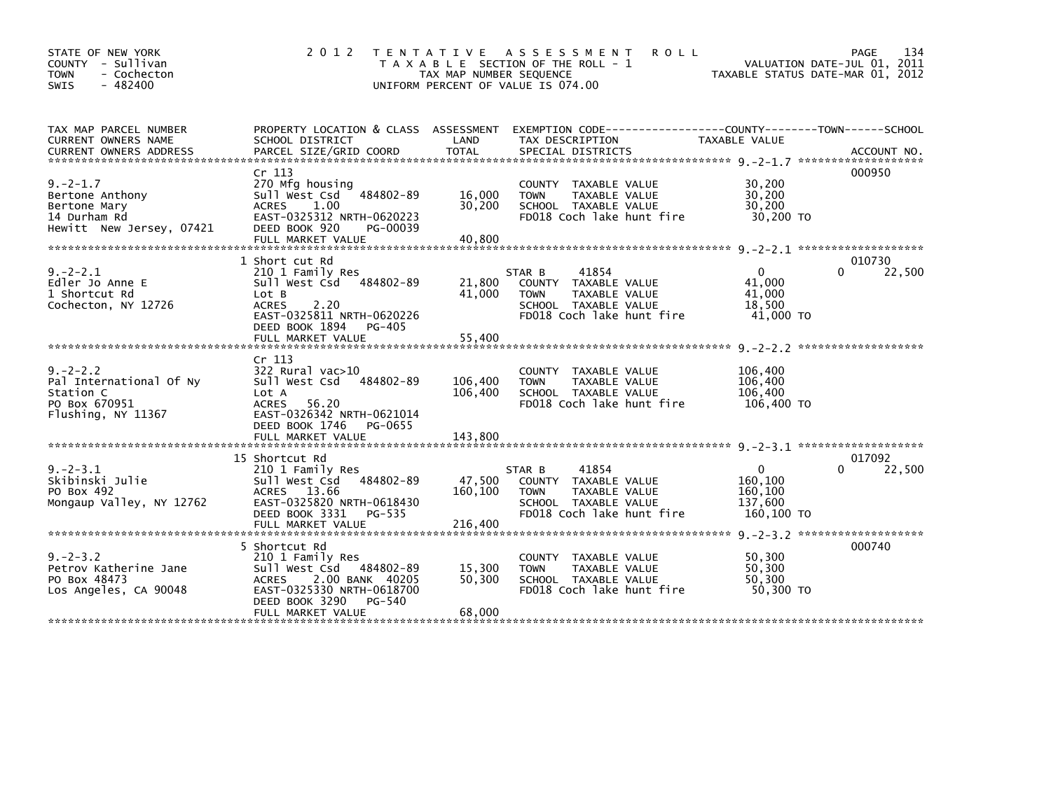STATE OF NEW YORK
COUNTY - Sullivan
TOWN - Cochecton
SWIS - 482400

# 2012 TENTATIVE ASSESSMENT ROLL

TAXABLE SECTION OF THE ROLL - 1
TAX MAP NUMBER SEQUENCE
UNIFORM PERCENT OF VALUE IS 074.00

VALUATION DATE-JUL 01, 2011
TAXABLE STATUS DATE-MAR 01, 2012

| TAX MAP PARCEL NUMBER / CURRENT OWNERS NAME / CURRENT OWNERS ADDRESS | PROPERTY LOCATION & CLASS / SCHOOL DISTRICT / PARCEL SIZE/GRID COORD | ASSESSMENT LAND / TOTAL | EXEMPTION CODE / TAX DESCRIPTION / SPECIAL DISTRICTS | COUNTY / TOWN / SCHOOL TAXABLE VALUE | ACCOUNT NO. |
|---|---|---|---|---|---|
| 9.-2-1.7 | Cr 113 | | | | 000950 |
| Bertone Anthony | 270 Mfg housing | | COUNTY TAXABLE VALUE | 30,200 | |
| Bertone Mary | Sull West Csd 484802-89 | 16,000 | TOWN TAXABLE VALUE | 30,200 | |
| 14 Durham Rd | ACRES 1.00 | 30,200 | SCHOOL TAXABLE VALUE | 30,200 | |
| Hewitt New Jersey, 07421 | EAST-0325312 NRTH-0620223 | | FD018 Coch lake hunt fire | 30,200 TO | |
| | DEED BOOK 920 PG-00039 | | | | |
| | FULL MARKET VALUE | 40,800 | | | |
| 9.-2-2.1 | 1 Short cut Rd | | | | 010730 |
| Edler Jo Anne E | 210 1 Family Res | | STAR B 41854 | 0 / 0 / 22,500 | |
| 1 Shortcut Rd | Sull West Csd 484802-89 | 21,800 | COUNTY TAXABLE VALUE | 41,000 | |
| Cochecton, NY 12726 | Lot B | 41,000 | TOWN TAXABLE VALUE | 41,000 | |
| | ACRES 2.20 | | SCHOOL TAXABLE VALUE | 18,500 | |
| | EAST-0325811 NRTH-0620226 | | FD018 Coch lake hunt fire | 41,000 TO | |
| | DEED BOOK 1894 PG-405 | | | | |
| | FULL MARKET VALUE | 55,400 | | | |
| 9.-2-2.2 | Cr 113 | | | | |
| Pal International Of Ny | 322 Rural vac>10 | | COUNTY TAXABLE VALUE | 106,400 | |
| Station C | Sull West Csd 484802-89 | 106,400 | TOWN TAXABLE VALUE | 106,400 | |
| PO Box 670951 | Lot A | 106,400 | SCHOOL TAXABLE VALUE | 106,400 | |
| Flushing, NY 11367 | ACRES 56.20 | | FD018 Coch lake hunt fire | 106,400 TO | |
| | EAST-0326342 NRTH-0621014 | | | | |
| | DEED BOOK 1746 PG-0655 | | | | |
| | FULL MARKET VALUE | 143,800 | | | |
| 9.-2-3.1 | 15 Shortcut Rd | | | | 017092 |
| Skibinski Julie | 210 1 Family Res | | STAR B 41854 | 0 / 0 / 22,500 | |
| PO Box 492 | Sull West Csd 484802-89 | 47,500 | COUNTY TAXABLE VALUE | 160,100 | |
| Mongaup Valley, NY 12762 | ACRES 13.66 | 160,100 | TOWN TAXABLE VALUE | 160,100 | |
| | EAST-0325820 NRTH-0618430 | | SCHOOL TAXABLE VALUE | 137,600 | |
| | DEED BOOK 3331 PG-535 | | FD018 Coch lake hunt fire | 160,100 TO | |
| | FULL MARKET VALUE | 216,400 | | | |
| 9.-2-3.2 | 5 Shortcut Rd | | | | 000740 |
| Petrov Katherine Jane | 210 1 Family Res | | COUNTY TAXABLE VALUE | 50,300 | |
| PO Box 48473 | Sull West Csd 484802-89 | 15,300 | TOWN TAXABLE VALUE | 50,300 | |
| Los Angeles, CA 90048 | ACRES 2.00 BANK 40205 | 50,300 | SCHOOL TAXABLE VALUE | 50,300 | |
| | EAST-0325330 NRTH-0618700 | | FD018 Coch lake hunt fire | 50,300 TO | |
| | DEED BOOK 3290 PG-540 | | | | |
| | FULL MARKET VALUE | 68,000 | | | |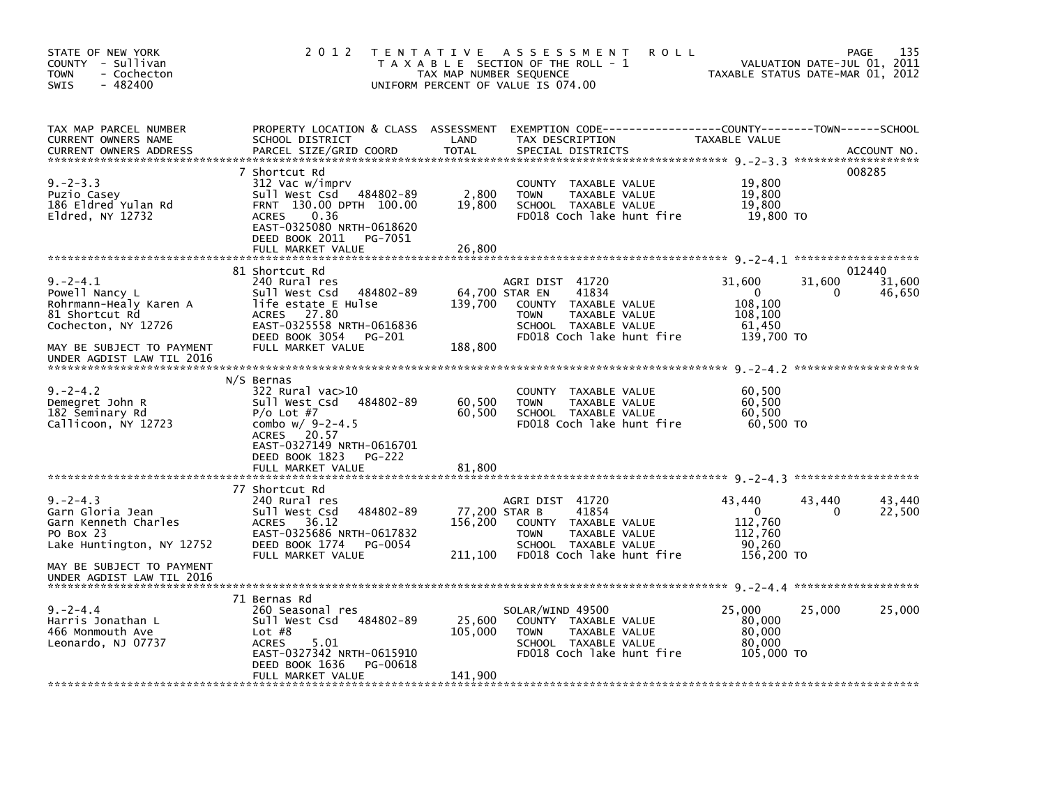STATE OF NEW YORK
COUNTY - Sullivan
TOWN - Cochecton
SWIS - 482400

2012 TENTATIVE ASSESSMENT ROLL
TAXABLE SECTION OF THE ROLL - 1
TAX MAP NUMBER SEQUENCE
UNIFORM PERCENT OF VALUE IS 074.00

VALUATION DATE-JUL 01, 2011
TAXABLE STATUS DATE-MAR 01, 2012

| TAX MAP PARCEL NUMBER / CURRENT OWNERS NAME / CURRENT OWNERS ADDRESS | PROPERTY LOCATION & CLASS / SCHOOL DISTRICT / PARCEL SIZE/GRID COORD | ASSESSMENT LAND | TOTAL | EXEMPTION CODE / TAX DESCRIPTION / SPECIAL DISTRICTS | COUNTY TAXABLE VALUE | TOWN | SCHOOL | ACCOUNT NO. |
|---|---|---|---|---|---|---|---|---|
| 9.-2-3.3 | 7 Shortcut Rd | | | | | | | 008285 |
| Puzio Casey | 312 Vac w/imprv | | | | | | | |
| 186 Eldred Yulan Rd | Sull West Csd 484802-89 | 2,800 | | COUNTY TAXABLE VALUE | 19,800 | | | |
| Eldred, NY 12732 | FRNT 130.00 DPTH 100.00 | | 19,800 | TOWN TAXABLE VALUE | 19,800 | | | |
| | ACRES 0.36 | | | SCHOOL TAXABLE VALUE | 19,800 | | | |
| | EAST-0325080 NRTH-0618620 | | | FD018 Coch lake hunt fire | 19,800 TO | | | |
| | DEED BOOK 2011 PG-7051 | | | | | | | |
| | FULL MARKET VALUE | | 26,800 | | | | | |
| 9.-2-4.1 | 81 Shortcut Rd | | | | | | | 012440 |
| Powell Nancy L | 240 Rural res | | | AGRI DIST 41720 | 31,600 | 31,600 | 31,600 | |
| Rohrmann-Healy Karen A | Sull West Csd 484802-89 | 64,700 | | STAR EN 41834 | 0 | 0 | 46,650 | |
| 81 Shortcut Rd | life estate E Hulse | | 139,700 | COUNTY TAXABLE VALUE | 108,100 | | | |
| Cochecton, NY 12726 | ACRES 27.80 | | | TOWN TAXABLE VALUE | 108,100 | | | |
| | EAST-0325558 NRTH-0616836 | | | SCHOOL TAXABLE VALUE | 61,450 | | | |
| | DEED BOOK 3054 PG-201 | | | FD018 Coch lake hunt fire | 139,700 TO | | | |
| MAY BE SUBJECT TO PAYMENT UNDER AGDIST LAW TIL 2016 | FULL MARKET VALUE | | 188,800 | | | | | |
| 9.-2-4.2 | N/S Bernas | | | | | | | |
| Demegret John R | 322 Rural vac>10 | | | COUNTY TAXABLE VALUE | 60,500 | | | |
| 182 Seminary Rd | Sull West Csd 484802-89 | 60,500 | | TOWN TAXABLE VALUE | 60,500 | | | |
| Callicoon, NY 12723 | P/o Lot #7 | | 60,500 | SCHOOL TAXABLE VALUE | 60,500 | | | |
| | combo w/ 9-2-4.5 | | | FD018 Coch lake hunt fire | 60,500 TO | | | |
| | ACRES 20.57 | | | | | | | |
| | EAST-0327149 NRTH-0616701 | | | | | | | |
| | DEED BOOK 1823 PG-222 | | | | | | | |
| | FULL MARKET VALUE | | 81,800 | | | | | |
| 9.-2-4.3 | 77 Shortcut Rd | | | | | | | |
| Garn Gloria Jean | 240 Rural res | | | AGRI DIST 41720 | 43,440 | 43,440 | 43,440 | |
| Garn Kenneth Charles | Sull West Csd 484802-89 | 77,200 | | STAR B 41854 | 0 | 0 | 22,500 | |
| PO Box 23 | ACRES 36.12 | | 156,200 | COUNTY TAXABLE VALUE | 112,760 | | | |
| Lake Huntington, NY 12752 | EAST-0325686 NRTH-0617832 | | | TOWN TAXABLE VALUE | 112,760 | | | |
| | DEED BOOK 1774 PG-0054 | | | SCHOOL TAXABLE VALUE | 90,260 | | | |
| MAY BE SUBJECT TO PAYMENT UNDER AGDIST LAW TIL 2016 | FULL MARKET VALUE | | 211,100 | FD018 Coch lake hunt fire | 156,200 TO | | | |
| 9.-2-4.4 | 71 Bernas Rd | | | | | | | |
| Harris Jonathan L | 260 Seasonal res | | | SOLAR/WIND 49500 | 25,000 | 25,000 | 25,000 | |
| 466 Monmouth Ave | Sull West Csd 484802-89 | 25,600 | | COUNTY TAXABLE VALUE | 80,000 | | | |
| Leonardo, NJ 07737 | Lot #8 | | 105,000 | TOWN TAXABLE VALUE | 80,000 | | | |
| | ACRES 5.01 | | | SCHOOL TAXABLE VALUE | 80,000 | | | |
| | EAST-0327342 NRTH-0615910 | | | FD018 Coch lake hunt fire | 105,000 TO | | | |
| | DEED BOOK 1636 PG-00618 | | | | | | | |
| | FULL MARKET VALUE | | 141,900 | | | | | |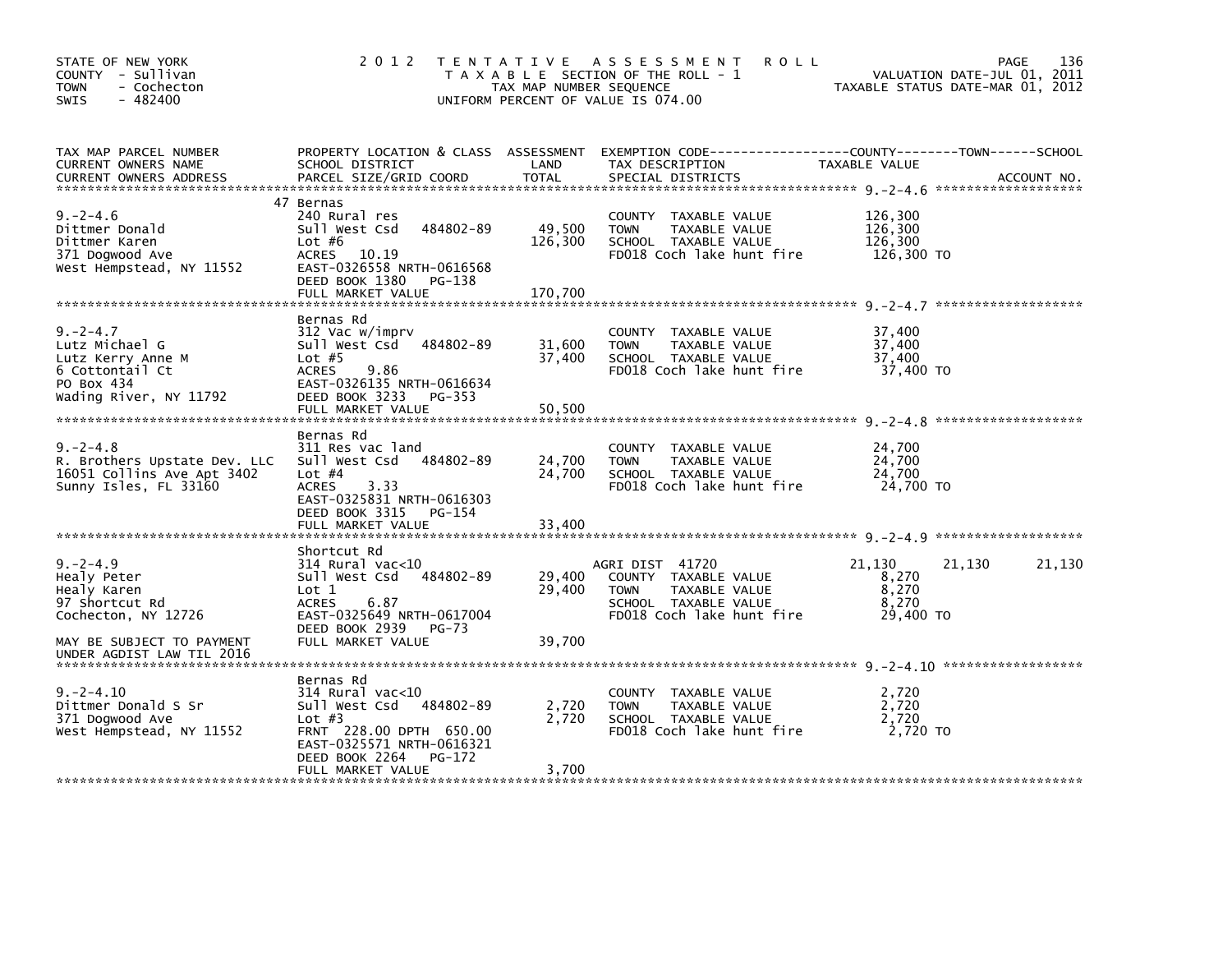STATE OF NEW YORK
COUNTY - Sullivan
TOWN - Cochecton
SWIS - 482400

# 2012 TENTATIVE ASSESSMENT ROLL

TAXABLE SECTION OF THE ROLL - 1
TAX MAP NUMBER SEQUENCE
UNIFORM PERCENT OF VALUE IS 074.00

VALUATION DATE-JUL 01, 2011
TAXABLE STATUS DATE-MAR 01, 2012

| TAX MAP PARCEL NUMBER / CURRENT OWNERS NAME / CURRENT OWNERS ADDRESS | PROPERTY LOCATION & CLASS / SCHOOL DISTRICT / PARCEL SIZE/GRID COORD | ASSESSMENT LAND / TOTAL | EXEMPTION CODE / TAX DESCRIPTION / SPECIAL DISTRICTS | COUNTY TAXABLE VALUE | TOWN | SCHOOL |
|---|---|---|---|---|---|---|
| **9.-2-4.6** | 47 Bernas | | | | | |
| 9.-2-4.6 | 240 Rural res | | COUNTY TAXABLE VALUE | 126,300 | | |
| Dittmer Donald | Sull West Csd 484802-89 | 49,500 | TOWN TAXABLE VALUE | 126,300 | | |
| Dittmer Karen | Lot #6 | 126,300 | SCHOOL TAXABLE VALUE | 126,300 | | |
| 371 Dogwood Ave | ACRES 10.19 | | FD018 Coch lake hunt fire | 126,300 TO | | |
| West Hempstead, NY 11552 | EAST-0326558 NRTH-0616568 | | | | | |
| | DEED BOOK 1380 PG-138 | | | | | |
| | FULL MARKET VALUE | 170,700 | | | | |
| **9.-2-4.7** | Bernas Rd | | | | | |
| 9.-2-4.7 | 312 Vac w/imprv | | COUNTY TAXABLE VALUE | 37,400 | | |
| Lutz Michael G | Sull West Csd 484802-89 | 31,600 | TOWN TAXABLE VALUE | 37,400 | | |
| Lutz Kerry Anne M | Lot #5 | 37,400 | SCHOOL TAXABLE VALUE | 37,400 | | |
| 6 Cottontail Ct | ACRES 9.86 | | FD018 Coch lake hunt fire | 37,400 TO | | |
| PO Box 434 | EAST-0326135 NRTH-0616634 | | | | | |
| Wading River, NY 11792 | DEED BOOK 3233 PG-353 | | | | | |
| | FULL MARKET VALUE | 50,500 | | | | |
| **9.-2-4.8** | Bernas Rd | | | | | |
| 9.-2-4.8 | 311 Res vac land | | COUNTY TAXABLE VALUE | 24,700 | | |
| R. Brothers Upstate Dev. LLC | Sull West Csd 484802-89 | 24,700 | TOWN TAXABLE VALUE | 24,700 | | |
| 16051 Collins Ave Apt 3402 | Lot #4 | 24,700 | SCHOOL TAXABLE VALUE | 24,700 | | |
| Sunny Isles, FL 33160 | ACRES 3.33 | | FD018 Coch lake hunt fire | 24,700 TO | | |
| | EAST-0325831 NRTH-0616303 | | | | | |
| | DEED BOOK 3315 PG-154 | | | | | |
| | FULL MARKET VALUE | 33,400 | | | | |
| **9.-2-4.9** | Shortcut Rd | | | | | |
| 9.-2-4.9 | 314 Rural vac<10 | | AGRI DIST 41720 | 21,130 | 21,130 | 21,130 |
| Healy Peter | Sull West Csd 484802-89 | 29,400 | COUNTY TAXABLE VALUE | 8,270 | | |
| Healy Karen | Lot 1 | 29,400 | TOWN TAXABLE VALUE | 8,270 | | |
| 97 Shortcut Rd | ACRES 6.87 | | SCHOOL TAXABLE VALUE | 8,270 | | |
| Cochecton, NY 12726 | EAST-0325649 NRTH-0617004 | | FD018 Coch lake hunt fire | 29,400 TO | | |
| | DEED BOOK 2939 PG-73 | | | | | |
| MAY BE SUBJECT TO PAYMENT | FULL MARKET VALUE | 39,700 | | | | |
| UNDER AGDIST LAW TIL 2016 | | | | | | |
| **9.-2-4.10** | Bernas Rd | | | | | |
| 9.-2-4.10 | 314 Rural vac<10 | | COUNTY TAXABLE VALUE | 2,720 | | |
| Dittmer Donald S Sr | Sull West Csd 484802-89 | 2,720 | TOWN TAXABLE VALUE | 2,720 | | |
| 371 Dogwood Ave | Lot #3 | 2,720 | SCHOOL TAXABLE VALUE | 2,720 | | |
| West Hempstead, NY 11552 | FRNT 228.00 DPTH 650.00 | | FD018 Coch lake hunt fire | 2,720 TO | | |
| | EAST-0325571 NRTH-0616321 | | | | | |
| | DEED BOOK 2264 PG-172 | | | | | |
| | FULL MARKET VALUE | 3,700 | | | | |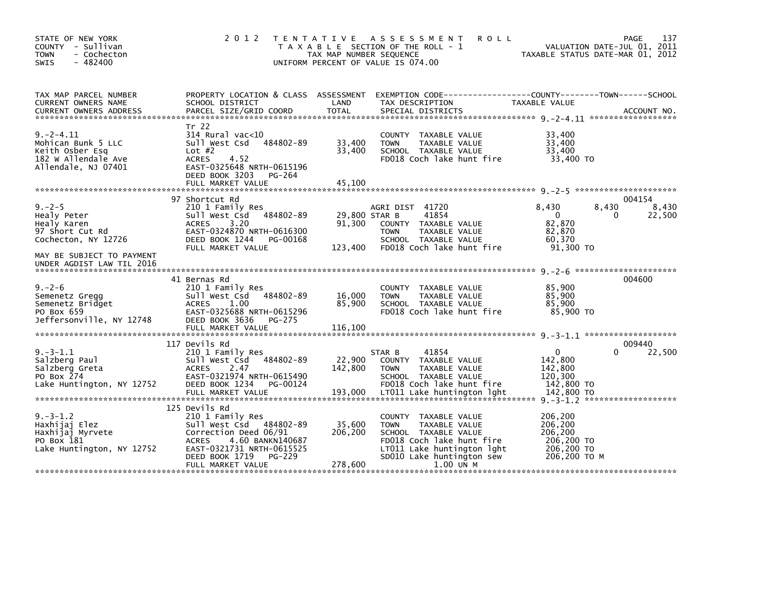STATE OF NEW YORK
COUNTY - Sullivan
TOWN - Cochecton
SWIS - 482400

# 2012 TENTATIVE ASSESSMENT ROLL

TAXABLE SECTION OF THE ROLL - 1
TAX MAP NUMBER SEQUENCE
UNIFORM PERCENT OF VALUE IS 074.00

VALUATION DATE-JUL 01, 2011
TAXABLE STATUS DATE-MAR 01, 2012

| TAX MAP PARCEL NUMBER / CURRENT OWNERS NAME / CURRENT OWNERS ADDRESS | PROPERTY LOCATION & CLASS / SCHOOL DISTRICT / PARCEL SIZE/GRID COORD | ASSESSMENT LAND / TOTAL | EXEMPTION CODE / TAX DESCRIPTION / SPECIAL DISTRICTS | COUNTY TAXABLE VALUE | TOWN | SCHOOL | ACCOUNT NO. |
|---|---|---|---|---|---|---|---|
| **9.-2-4.11** | Tr 22 | | | | | | |
| 9.-2-4.11 | 314 Rural vac<10 | | COUNTY TAXABLE VALUE | 33,400 | | | |
| Mohican Bunk 5 LLC | Sull West Csd 484802-89 | 33,400 | TOWN TAXABLE VALUE | 33,400 | | | |
| Keith Osber Esq | Lot #2 | 33,400 | SCHOOL TAXABLE VALUE | 33,400 | | | |
| 182 W Allendale Ave | ACRES 4.52 | | FD018 Coch lake hunt fire | 33,400 TO | | | |
| Allendale, NJ 07401 | EAST-0325648 NRTH-0615196 | | | | | | |
| | DEED BOOK 3203 PG-264 | | | | | | |
| | FULL MARKET VALUE | 45,100 | | | | | |
| **9.-2-5** | 97 Shortcut Rd | | | | | | 004154 |
| 9.-2-5 | 210 1 Family Res | | AGRI DIST 41720 | 8,430 | 8,430 | 8,430 | |
| Healy Peter | Sull West Csd 484802-89 | 29,800 | STAR B 41854 | 0 | 0 | 22,500 | |
| Healy Karen | ACRES 3.20 | 91,300 | COUNTY TAXABLE VALUE | 82,870 | | | |
| 97 Short Cut Rd | EAST-0324870 NRTH-0616300 | | TOWN TAXABLE VALUE | 82,870 | | | |
| Cochecton, NY 12726 | DEED BOOK 1244 PG-00168 | | SCHOOL TAXABLE VALUE | 60,370 | | | |
| | FULL MARKET VALUE | 123,400 | FD018 Coch lake hunt fire | 91,300 TO | | | |
| MAY BE SUBJECT TO PAYMENT UNDER AGDIST LAW TIL 2016 | | | | | | | |
| **9.-2-6** | 41 Bernas Rd | | | | | | 004600 |
| 9.-2-6 | 210 1 Family Res | | COUNTY TAXABLE VALUE | 85,900 | | | |
| Semenetz Gregg | Sull West Csd 484802-89 | 16,000 | TOWN TAXABLE VALUE | 85,900 | | | |
| Semenetz Bridget | ACRES 1.00 | 85,900 | SCHOOL TAXABLE VALUE | 85,900 | | | |
| PO Box 659 | EAST-0325688 NRTH-0615296 | | FD018 Coch lake hunt fire | 85,900 TO | | | |
| Jeffersonville, NY 12748 | DEED BOOK 3636 PG-275 | | | | | | |
| | FULL MARKET VALUE | 116,100 | | | | | |
| **9.-3-1.1** | 117 Devils Rd | | | | | | 009440 |
| 9.-3-1.1 | 210 1 Family Res | | STAR B 41854 | 0 | 0 | 22,500 | |
| Salzberg Paul | Sull West Csd 484802-89 | 22,900 | COUNTY TAXABLE VALUE | 142,800 | | | |
| Salzberg Greta | ACRES 2.47 | 142,800 | TOWN TAXABLE VALUE | 142,800 | | | |
| PO Box 274 | EAST-0321974 NRTH-0615490 | | SCHOOL TAXABLE VALUE | 120,300 | | | |
| Lake Huntington, NY 12752 | DEED BOOK 1234 PG-00124 | | FD018 Coch lake hunt fire | 142,800 TO | | | |
| | FULL MARKET VALUE | 193,000 | LT011 Lake huntington lght | 142,800 TO | | | |
| **9.-3-1.2** | 125 Devils Rd | | | | | | |
| 9.-3-1.2 | 210 1 Family Res | | COUNTY TAXABLE VALUE | 206,200 | | | |
| Haxhijaj Elez | Sull West Csd 484802-89 | 35,600 | TOWN TAXABLE VALUE | 206,200 | | | |
| Haxhijaj Myrvete | Correction Deed 06/91 | 206,200 | SCHOOL TAXABLE VALUE | 206,200 | | | |
| PO Box 181 | ACRES 4.60 BANKN140687 | | FD018 Coch lake hunt fire | 206,200 TO | | | |
| Lake Huntington, NY 12752 | EAST-0321731 NRTH-0615525 | | LT011 Lake huntington lght | 206,200 TO | | | |
| | DEED BOOK 1719 PG-229 | | SD010 Lake huntington sew | 206,200 TO M | | | |
| | FULL MARKET VALUE | 278,600 | 1.00 UN M | | | | |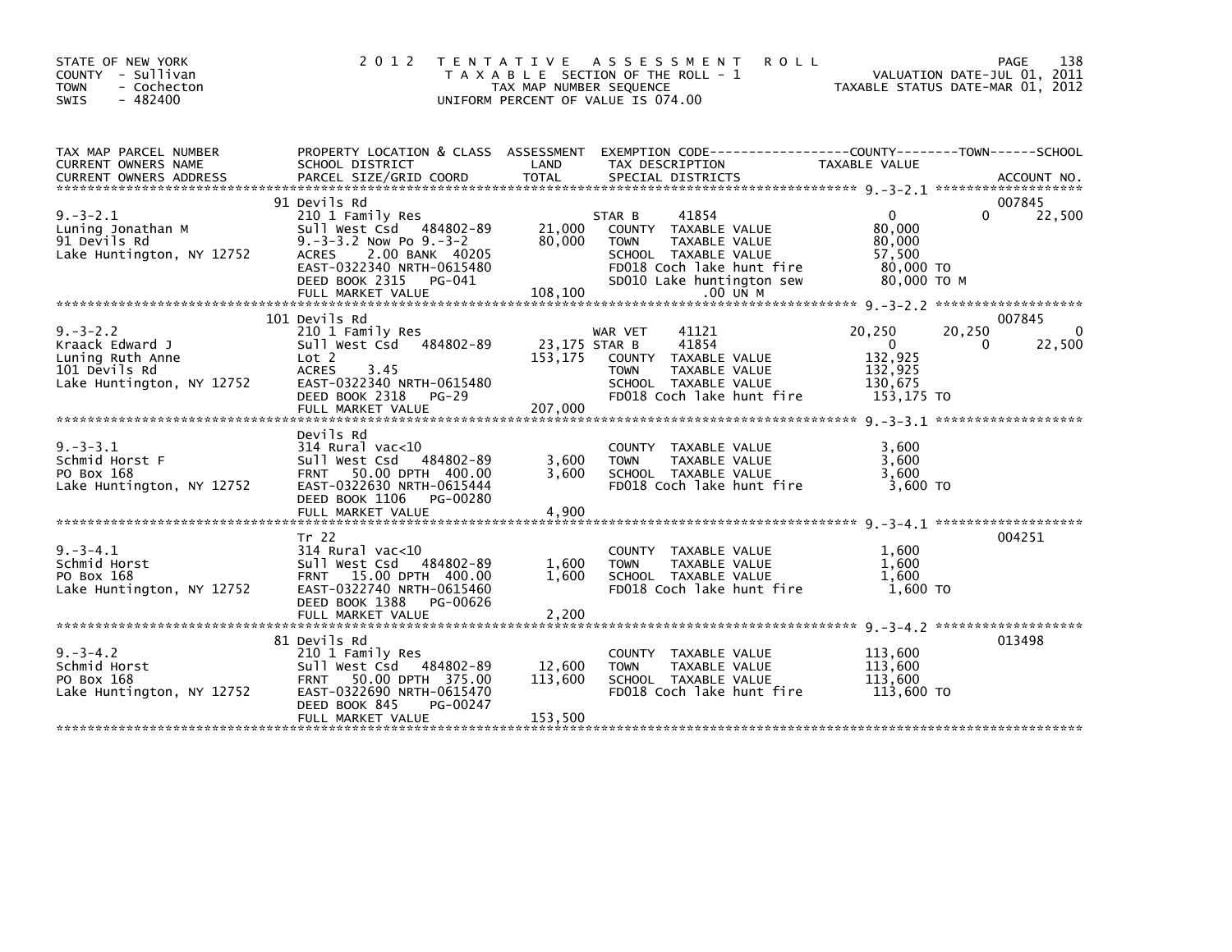STATE OF NEW YORK
COUNTY - Sullivan
TOWN - Cochecton
SWIS - 482400

2012 TENTATIVE ASSESSMENT ROLL
TAXABLE SECTION OF THE ROLL - 1
TAX MAP NUMBER SEQUENCE
UNIFORM PERCENT OF VALUE IS 074.00

VALUATION DATE-JUL 01, 2011
TAXABLE STATUS DATE-MAR 01, 2012

| TAX MAP PARCEL NUMBER / CURRENT OWNERS NAME / CURRENT OWNERS ADDRESS | PROPERTY LOCATION & CLASS / SCHOOL DISTRICT / PARCEL SIZE/GRID COORD | ASSESSMENT LAND / TOTAL | EXEMPTION CODE / TAX DESCRIPTION / SPECIAL DISTRICTS | COUNTY TAXABLE VALUE | TOWN | SCHOOL / ACCOUNT NO. |
|---|---|---|---|---|---|---|
| 9.-3-2.1 | 91 Devils Rd | | | | | 007845 |
| | 210 1 Family Res | | STAR B 41854 | 0 | 0 | 22,500 |
| Luning Jonathan M | Sull West Csd 484802-89 | 21,000 | COUNTY TAXABLE VALUE | 80,000 | | |
| 91 Devils Rd | 9.-3-3.2 Now Po 9.-3-2 | 80,000 | TOWN TAXABLE VALUE | 80,000 | | |
| Lake Huntington, NY 12752 | ACRES 2.00 BANK 40205 | | SCHOOL TAXABLE VALUE | 57,500 | | |
| | EAST-0322340 NRTH-0615480 | | FD018 Coch lake hunt fire | 80,000 TO | | |
| | DEED BOOK 2315 PG-041 | | SD010 Lake huntington sew | 80,000 TO M | | |
| | FULL MARKET VALUE | 108,100 | .00 UN M | | | |
| 9.-3-2.2 | 101 Devils Rd | | | | | 007845 |
| | 210 1 Family Res | | WAR VET 41121 | 20,250 | 20,250 | 0 |
| Kraack Edward J | Sull West Csd 484802-89 | 23,175 | STAR B 41854 | 0 | 0 | 22,500 |
| Luning Ruth Anne | Lot 2 | 153,175 | COUNTY TAXABLE VALUE | 132,925 | | |
| 101 Devils Rd | ACRES 3.45 | | TOWN TAXABLE VALUE | 132,925 | | |
| Lake Huntington, NY 12752 | EAST-0322340 NRTH-0615480 | | SCHOOL TAXABLE VALUE | 130,675 | | |
| | DEED BOOK 2318 PG-29 | | FD018 Coch lake hunt fire | 153,175 TO | | |
| | FULL MARKET VALUE | 207,000 | | | | |
| 9.-3-3.1 | Devils Rd | | | | | |
| | 314 Rural vac<10 | | COUNTY TAXABLE VALUE | 3,600 | | |
| Schmid Horst F | Sull West Csd 484802-89 | 3,600 | TOWN TAXABLE VALUE | 3,600 | | |
| PO Box 168 | FRNT 50.00 DPTH 400.00 | 3,600 | SCHOOL TAXABLE VALUE | 3,600 | | |
| Lake Huntington, NY 12752 | EAST-0322630 NRTH-0615444 | | FD018 Coch lake hunt fire | 3,600 TO | | |
| | DEED BOOK 1106 PG-00280 | | | | | |
| | FULL MARKET VALUE | 4,900 | | | | |
| 9.-3-4.1 | Tr 22 | | | | | 004251 |
| | 314 Rural vac<10 | | COUNTY TAXABLE VALUE | 1,600 | | |
| Schmid Horst | Sull West Csd 484802-89 | 1,600 | TOWN TAXABLE VALUE | 1,600 | | |
| PO Box 168 | FRNT 15.00 DPTH 400.00 | 1,600 | SCHOOL TAXABLE VALUE | 1,600 | | |
| Lake Huntington, NY 12752 | EAST-0322740 NRTH-0615460 | | FD018 Coch lake hunt fire | 1,600 TO | | |
| | DEED BOOK 1388 PG-00626 | | | | | |
| | FULL MARKET VALUE | 2,200 | | | | |
| 9.-3-4.2 | 81 Devils Rd | | | | | 013498 |
| | 210 1 Family Res | | COUNTY TAXABLE VALUE | 113,600 | | |
| Schmid Horst | Sull West Csd 484802-89 | 12,600 | TOWN TAXABLE VALUE | 113,600 | | |
| PO Box 168 | FRNT 50.00 DPTH 375.00 | 113,600 | SCHOOL TAXABLE VALUE | 113,600 | | |
| Lake Huntington, NY 12752 | EAST-0322690 NRTH-0615470 | | FD018 Coch lake hunt fire | 113,600 TO | | |
| | DEED BOOK 845 PG-00247 | | | | | |
| | FULL MARKET VALUE | 153,500 | | | | |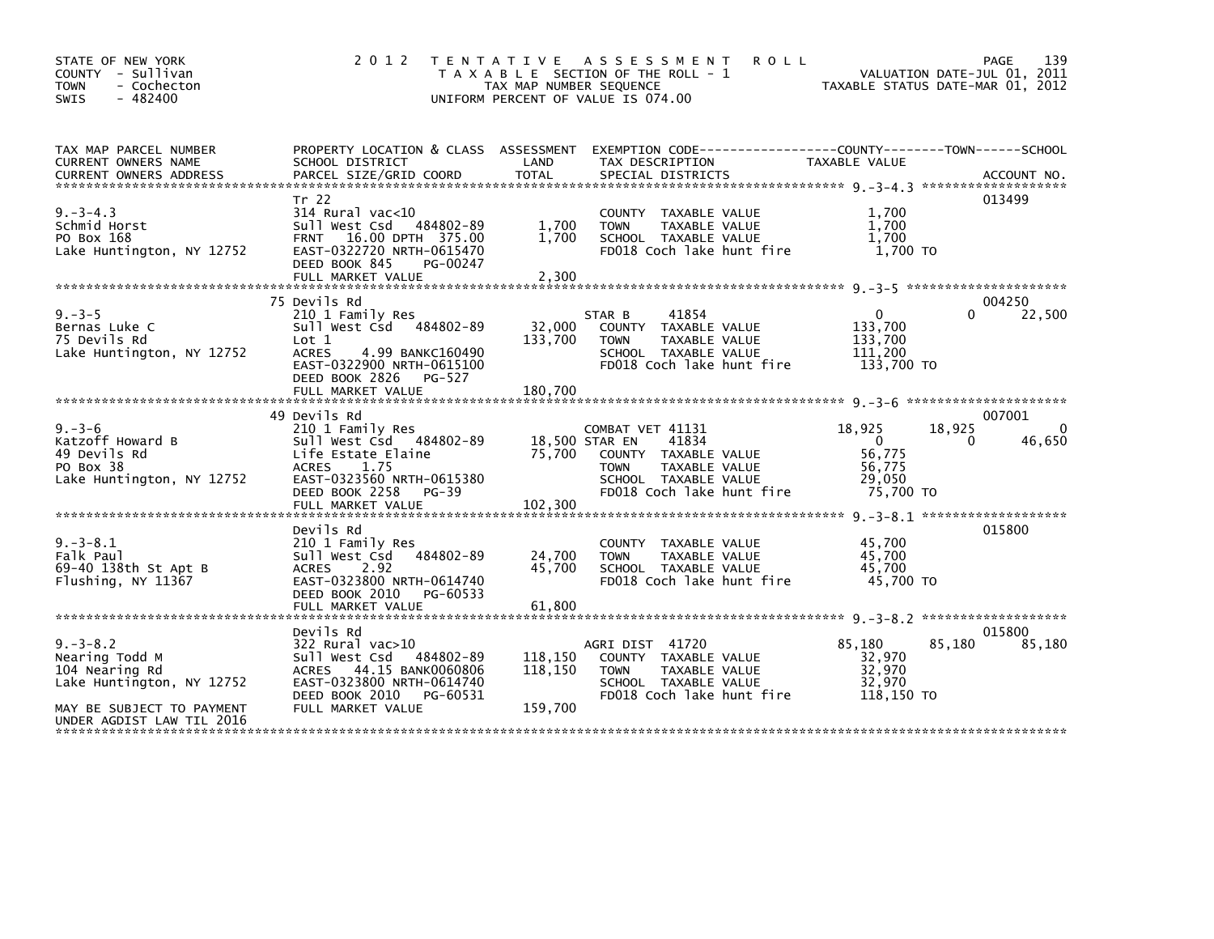STATE OF NEW YORK
COUNTY - Sullivan
TOWN - Cochecton
SWIS - 482400

2012 TENTATIVE ASSESSMENT ROLL
TAXABLE SECTION OF THE ROLL - 1
TAX MAP NUMBER SEQUENCE
UNIFORM PERCENT OF VALUE IS 074.00

VALUATION DATE-JUL 01, 2011
TAXABLE STATUS DATE-MAR 01, 2012

| TAX MAP PARCEL NUMBER / CURRENT OWNERS NAME / CURRENT OWNERS ADDRESS | PROPERTY LOCATION & CLASS / SCHOOL DISTRICT / PARCEL SIZE/GRID COORD | ASSESSMENT LAND / TOTAL | EXEMPTION CODE / TAX DESCRIPTION / SPECIAL DISTRICTS | COUNTY TAXABLE VALUE | TOWN | SCHOOL / ACCOUNT NO. |
|---|---|---|---|---|---|---|
| 9.-3-4.3 | Tr 22 | | | | | 013499 |
| | 314 Rural vac<10 | | COUNTY TAXABLE VALUE | 1,700 | | |
| Schmid Horst | Sull West Csd 484802-89 | 1,700 | TOWN TAXABLE VALUE | 1,700 | | |
| PO Box 168 | FRNT 16.00 DPTH 375.00 | 1,700 | SCHOOL TAXABLE VALUE | 1,700 | | |
| Lake Huntington, NY 12752 | EAST-0322720 NRTH-0615470 | | FD018 Coch lake hunt fire | 1,700 TO | | |
| | DEED BOOK 845 PG-00247 | | | | | |
| | FULL MARKET VALUE | 2,300 | | | | |
| 9.-3-5 | 75 Devils Rd | | | | | 004250 |
| | 210 1 Family Res | | STAR B 41854 | 0 | 0 | 22,500 |
| Bernas Luke C | Sull West Csd 484802-89 | 32,000 | COUNTY TAXABLE VALUE | 133,700 | | |
| 75 Devils Rd | Lot 1 | 133,700 | TOWN TAXABLE VALUE | 133,700 | | |
| Lake Huntington, NY 12752 | ACRES 4.99 BANKC160490 | | SCHOOL TAXABLE VALUE | 111,200 | | |
| | EAST-0322900 NRTH-0615100 | | FD018 Coch lake hunt fire | 133,700 TO | | |
| | DEED BOOK 2826 PG-527 | | | | | |
| | FULL MARKET VALUE | 180,700 | | | | |
| 9.-3-6 | 49 Devils Rd | | | | | 007001 |
| | 210 1 Family Res | | COMBAT VET 41131 | 18,925 | 18,925 | 0 |
| Katzoff Howard B | Sull West Csd 484802-89 | 18,500 | STAR EN 41834 | 0 | 0 | 46,650 |
| 49 Devils Rd | Life Estate Elaine | 75,700 | COUNTY TAXABLE VALUE | 56,775 | | |
| PO Box 38 | ACRES 1.75 | | TOWN TAXABLE VALUE | 56,775 | | |
| Lake Huntington, NY 12752 | EAST-0323560 NRTH-0615380 | | SCHOOL TAXABLE VALUE | 29,050 | | |
| | DEED BOOK 2258 PG-39 | | FD018 Coch lake hunt fire | 75,700 TO | | |
| | FULL MARKET VALUE | 102,300 | | | | |
| 9.-3-8.1 | Devils Rd | | | | | 015800 |
| | 210 1 Family Res | | COUNTY TAXABLE VALUE | 45,700 | | |
| Falk Paul | Sull West Csd 484802-89 | 24,700 | TOWN TAXABLE VALUE | 45,700 | | |
| 69-40 138th St Apt B | ACRES 2.92 | 45,700 | SCHOOL TAXABLE VALUE | 45,700 | | |
| Flushing, NY 11367 | EAST-0323800 NRTH-0614740 | | FD018 Coch lake hunt fire | 45,700 TO | | |
| | DEED BOOK 2010 PG-60533 | | | | | |
| | FULL MARKET VALUE | 61,800 | | | | |
| 9.-3-8.2 | Devils Rd | | | | | 015800 |
| | 322 Rural vac>10 | | AGRI DIST 41720 | 85,180 | 85,180 | 85,180 |
| Nearing Todd M | Sull West Csd 484802-89 | 118,150 | COUNTY TAXABLE VALUE | 32,970 | | |
| 104 Nearing Rd | ACRES 44.15 BANK0060806 | 118,150 | TOWN TAXABLE VALUE | 32,970 | | |
| Lake Huntington, NY 12752 | EAST-0323800 NRTH-0614740 | | SCHOOL TAXABLE VALUE | 32,970 | | |
| | DEED BOOK 2010 PG-60531 | | FD018 Coch lake hunt fire | 118,150 TO | | |
| MAY BE SUBJECT TO PAYMENT UNDER AGDIST LAW TIL 2016 | FULL MARKET VALUE | 159,700 | | | | |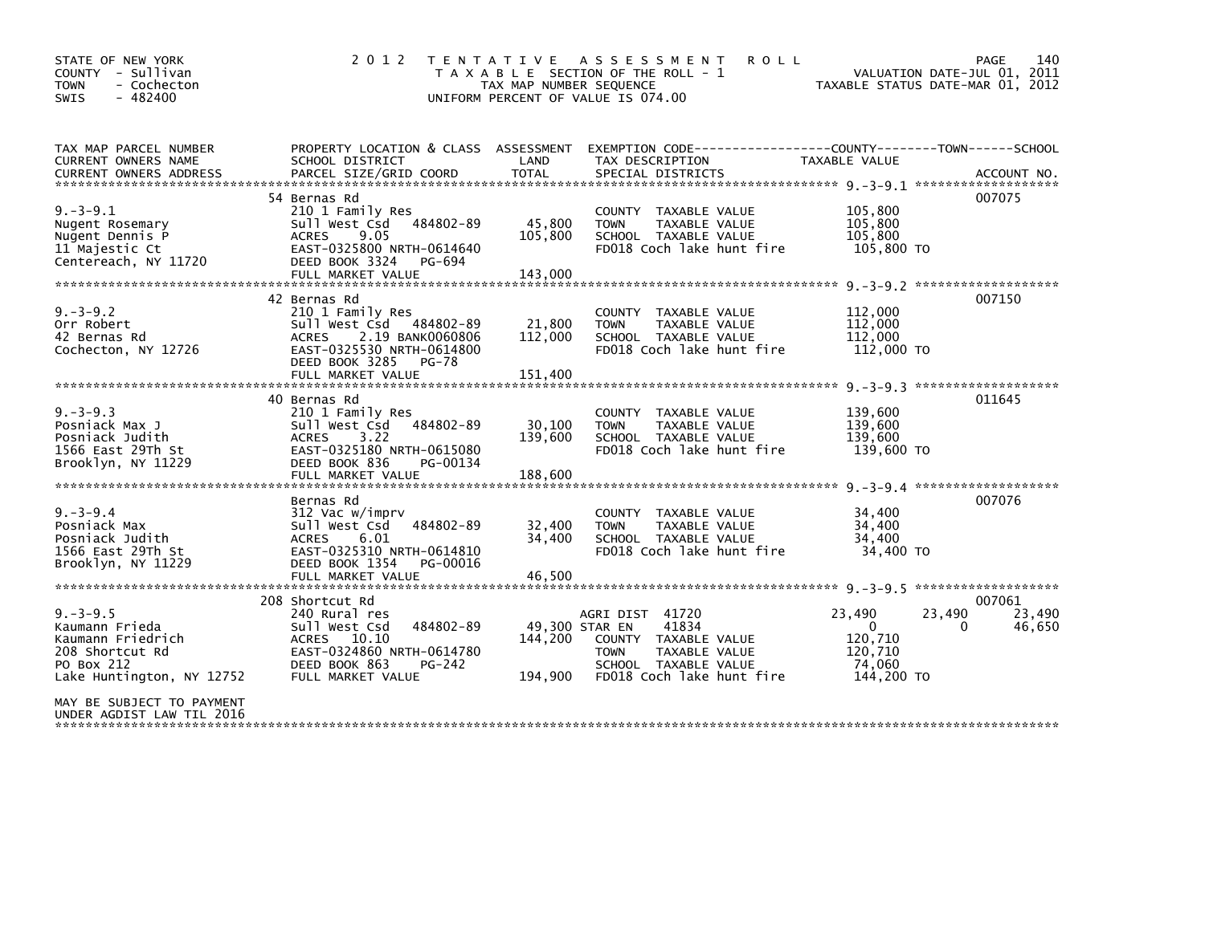STATE OF NEW YORK
COUNTY - Sullivan
TOWN - Cochecton
SWIS - 482400

2012 TENTATIVE ASSESSMENT ROLL
TAXABLE SECTION OF THE ROLL - 1
TAX MAP NUMBER SEQUENCE
UNIFORM PERCENT OF VALUE IS 074.00

VALUATION DATE-JUL 01, 2011
TAXABLE STATUS DATE-MAR 01, 2012

| TAX MAP PARCEL NUMBER / CURRENT OWNERS NAME / CURRENT OWNERS ADDRESS | PROPERTY LOCATION & CLASS / SCHOOL DISTRICT / PARCEL SIZE/GRID COORD | ASSESSMENT LAND | TOTAL | EXEMPTION CODE / TAX DESCRIPTION / SPECIAL DISTRICTS | COUNTY TAXABLE VALUE | TOWN | SCHOOL | ACCOUNT NO. |
|---|---|---|---|---|---|---|---|---|
| 9.-3-9.1 | 54 Bernas Rd | | | | | | | 007075 |
| | 210 1 Family Res | | | COUNTY TAXABLE VALUE | 105,800 | | | |
| Nugent Rosemary | Sull West Csd 484802-89 | 45,800 | | TOWN TAXABLE VALUE | 105,800 | | | |
| Nugent Dennis P | ACRES 9.05 | | 105,800 | SCHOOL TAXABLE VALUE | 105,800 | | | |
| 11 Majestic Ct | EAST-0325800 NRTH-0614640 | | | FD018 Coch lake hunt fire | 105,800 TO | | | |
| Centereach, NY 11720 | DEED BOOK 3324 PG-694 | | | | | | | |
| | FULL MARKET VALUE | | 143,000 | | | | | |
| 9.-3-9.2 | 42 Bernas Rd | | | | | | | 007150 |
| | 210 1 Family Res | | | COUNTY TAXABLE VALUE | 112,000 | | | |
| Orr Robert | Sull West Csd 484802-89 | 21,800 | | TOWN TAXABLE VALUE | 112,000 | | | |
| 42 Bernas Rd | ACRES 2.19 BANK0060806 | | 112,000 | SCHOOL TAXABLE VALUE | 112,000 | | | |
| Cochecton, NY 12726 | EAST-0325530 NRTH-0614800 | | | FD018 Coch lake hunt fire | 112,000 TO | | | |
| | DEED BOOK 3285 PG-78 | | | | | | | |
| | FULL MARKET VALUE | | 151,400 | | | | | |
| 9.-3-9.3 | 40 Bernas Rd | | | | | | | 011645 |
| | 210 1 Family Res | | | COUNTY TAXABLE VALUE | 139,600 | | | |
| Posniack Max J | Sull West Csd 484802-89 | 30,100 | | TOWN TAXABLE VALUE | 139,600 | | | |
| Posniack Judith | ACRES 3.22 | | 139,600 | SCHOOL TAXABLE VALUE | 139,600 | | | |
| 1566 East 29Th St | EAST-0325180 NRTH-0615080 | | | FD018 Coch lake hunt fire | 139,600 TO | | | |
| Brooklyn, NY 11229 | DEED BOOK 836 PG-00134 | | | | | | | |
| | FULL MARKET VALUE | | 188,600 | | | | | |
| 9.-3-9.4 | Bernas Rd | | | | | | | 007076 |
| | 312 Vac w/imprv | | | COUNTY TAXABLE VALUE | 34,400 | | | |
| Posniack Max | Sull West Csd 484802-89 | 32,400 | | TOWN TAXABLE VALUE | 34,400 | | | |
| Posniack Judith | ACRES 6.01 | | 34,400 | SCHOOL TAXABLE VALUE | 34,400 | | | |
| 1566 East 29Th St | EAST-0325310 NRTH-0614810 | | | FD018 Coch lake hunt fire | 34,400 TO | | | |
| Brooklyn, NY 11229 | DEED BOOK 1354 PG-00016 | | | | | | | |
| | FULL MARKET VALUE | | 46,500 | | | | | |
| 9.-3-9.5 | 208 Shortcut Rd | | | | | | | 007061 |
| | 240 Rural res | | | AGRI DIST 41720 | 23,490 | 23,490 | 23,490 | |
| Kaumann Frieda | Sull West Csd 484802-89 | 49,300 | | STAR EN 41834 | 0 | 0 | 46,650 | |
| Kaumann Friedrich | ACRES 10.10 | | 144,200 | COUNTY TAXABLE VALUE | 120,710 | | | |
| 208 Shortcut Rd | EAST-0324860 NRTH-0614780 | | | TOWN TAXABLE VALUE | 120,710 | | | |
| PO Box 212 | DEED BOOK 863 PG-242 | | | SCHOOL TAXABLE VALUE | 74,060 | | | |
| Lake Huntington, NY 12752 | FULL MARKET VALUE | | 194,900 | FD018 Coch lake hunt fire | 144,200 TO | | | |
| MAY BE SUBJECT TO PAYMENT UNDER AGDIST LAW TIL 2016 | | | | | | | | |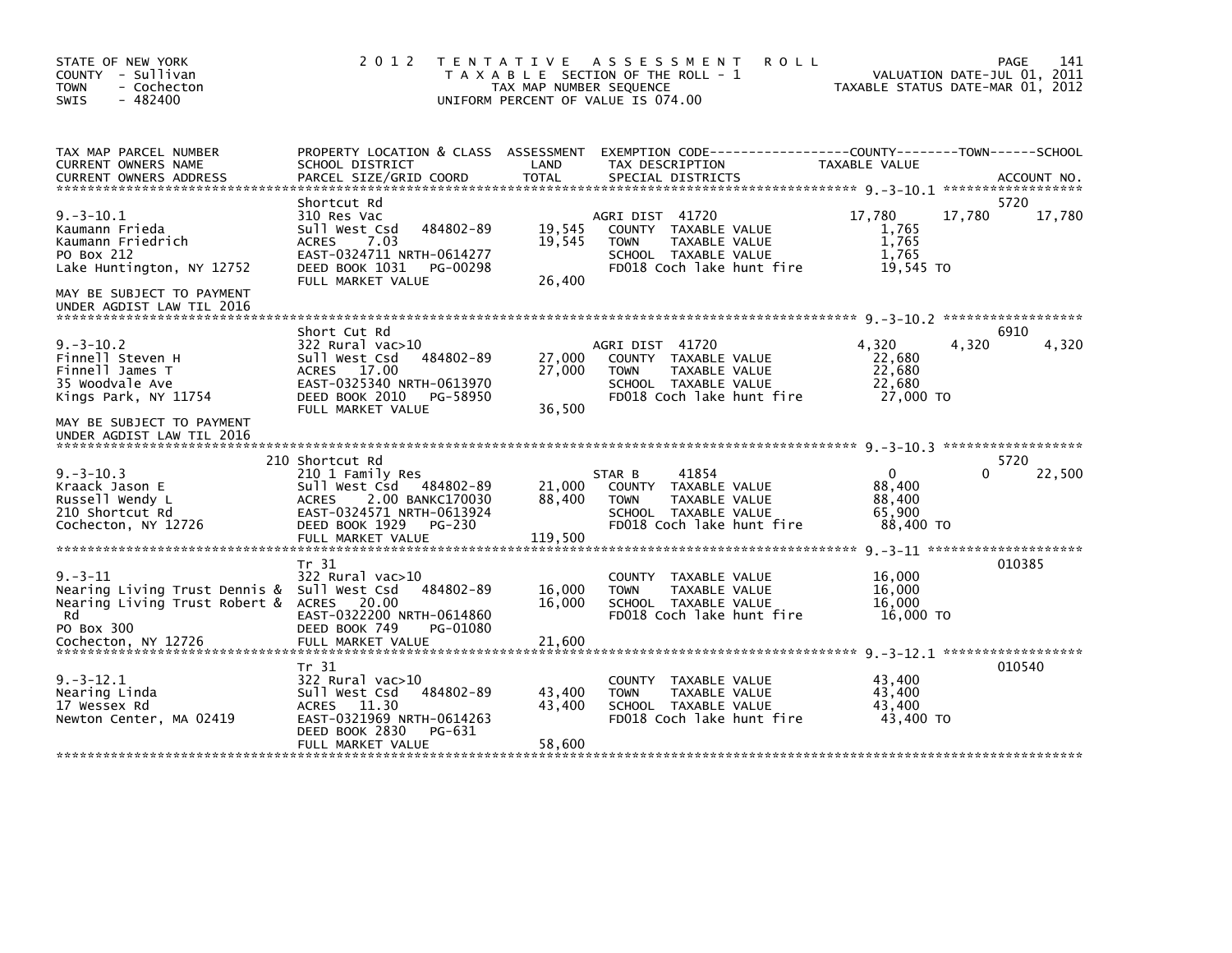STATE OF NEW YORK
COUNTY - Sullivan
TOWN - Cochecton
SWIS - 482400

2012 TENTATIVE ASSESSMENT ROLL
TAXABLE SECTION OF THE ROLL - 1
TAX MAP NUMBER SEQUENCE
UNIFORM PERCENT OF VALUE IS 074.00

VALUATION DATE-JUL 01, 2011
TAXABLE STATUS DATE-MAR 01, 2012

| TAX MAP PARCEL NUMBER / CURRENT OWNERS NAME / CURRENT OWNERS ADDRESS | PROPERTY LOCATION & CLASS / SCHOOL DISTRICT / PARCEL SIZE/GRID COORD | ASSESSMENT LAND / TOTAL | EXEMPTION CODE / TAX DESCRIPTION / SPECIAL DISTRICTS | COUNTY | TOWN | SCHOOL | ACCOUNT NO. |
|---|---|---|---|---|---|---|---|
| **9.-3-10.1** | Shortcut Rd | | | | | | 5720 |
| 9.-3-10.1 | 310 Res Vac | | AGRI DIST 41720 | 17,780 | 17,780 | 17,780 | |
| Kaumann Frieda | Sull West Csd 484802-89 | 19,545 | COUNTY TAXABLE VALUE | 1,765 | | | |
| Kaumann Friedrich | ACRES 7.03 | 19,545 | TOWN TAXABLE VALUE | 1,765 | | | |
| PO Box 212 | EAST-0324711 NRTH-0614277 | | SCHOOL TAXABLE VALUE | 1,765 | | | |
| Lake Huntington, NY 12752 | DEED BOOK 1031 PG-00298 | | FD018 Coch lake hunt fire | 19,545 TO | | | |
| | FULL MARKET VALUE | 26,400 | | | | | |
| MAY BE SUBJECT TO PAYMENT UNDER AGDIST LAW TIL 2016 | | | | | | | |
| **9.-3-10.2** | Short Cut Rd | | | | | | 6910 |
| 9.-3-10.2 | 322 Rural vac>10 | | AGRI DIST 41720 | 4,320 | 4,320 | 4,320 | |
| Finnell Steven H | Sull West Csd 484802-89 | 27,000 | COUNTY TAXABLE VALUE | 22,680 | | | |
| Finnell James T | ACRES 17.00 | 27,000 | TOWN TAXABLE VALUE | 22,680 | | | |
| 35 Woodvale Ave | EAST-0325340 NRTH-0613970 | | SCHOOL TAXABLE VALUE | 22,680 | | | |
| Kings Park, NY 11754 | DEED BOOK 2010 PG-58950 | | FD018 Coch lake hunt fire | 27,000 TO | | | |
| | FULL MARKET VALUE | 36,500 | | | | | |
| MAY BE SUBJECT TO PAYMENT UNDER AGDIST LAW TIL 2016 | | | | | | | |
| **9.-3-10.3** | 210 Shortcut Rd | | | | | | 5720 |
| 9.-3-10.3 | 210 1 Family Res | | STAR B 41854 | 0 | 0 | 22,500 | |
| Kraack Jason E | Sull West Csd 484802-89 | 21,000 | COUNTY TAXABLE VALUE | 88,400 | | | |
| Russell Wendy L | ACRES 2.00 BANKC170030 | 88,400 | TOWN TAXABLE VALUE | 88,400 | | | |
| 210 Shortcut Rd | EAST-0324571 NRTH-0613924 | | SCHOOL TAXABLE VALUE | 65,900 | | | |
| Cochecton, NY 12726 | DEED BOOK 1929 PG-230 | | FD018 Coch lake hunt fire | 88,400 TO | | | |
| | FULL MARKET VALUE | 119,500 | | | | | |
| **9.-3-11** | Tr 31 | | | | | | 010385 |
| 9.-3-11 | 322 Rural vac>10 | | COUNTY TAXABLE VALUE | 16,000 | | | |
| Nearing Living Trust Dennis & | Sull West Csd 484802-89 | 16,000 | TOWN TAXABLE VALUE | 16,000 | | | |
| Nearing Living Trust Robert & | ACRES 20.00 | 16,000 | SCHOOL TAXABLE VALUE | 16,000 | | | |
| Rd | EAST-0322200 NRTH-0614860 | | FD018 Coch lake hunt fire | 16,000 TO | | | |
| PO Box 300 | DEED BOOK 749 PG-01080 | | | | | | |
| Cochecton, NY 12726 | FULL MARKET VALUE | 21,600 | | | | | |
| **9.-3-12.1** | Tr 31 | | | | | | 010540 |
| 9.-3-12.1 | 322 Rural vac>10 | | COUNTY TAXABLE VALUE | 43,400 | | | |
| Nearing Linda | Sull West Csd 484802-89 | 43,400 | TOWN TAXABLE VALUE | 43,400 | | | |
| 17 Wessex Rd | ACRES 11.30 | 43,400 | SCHOOL TAXABLE VALUE | 43,400 | | | |
| Newton Center, MA 02419 | EAST-0321969 NRTH-0614263 | | FD018 Coch lake hunt fire | 43,400 TO | | | |
| | DEED BOOK 2830 PG-631 | | | | | | |
| | FULL MARKET VALUE | 58,600 | | | | | |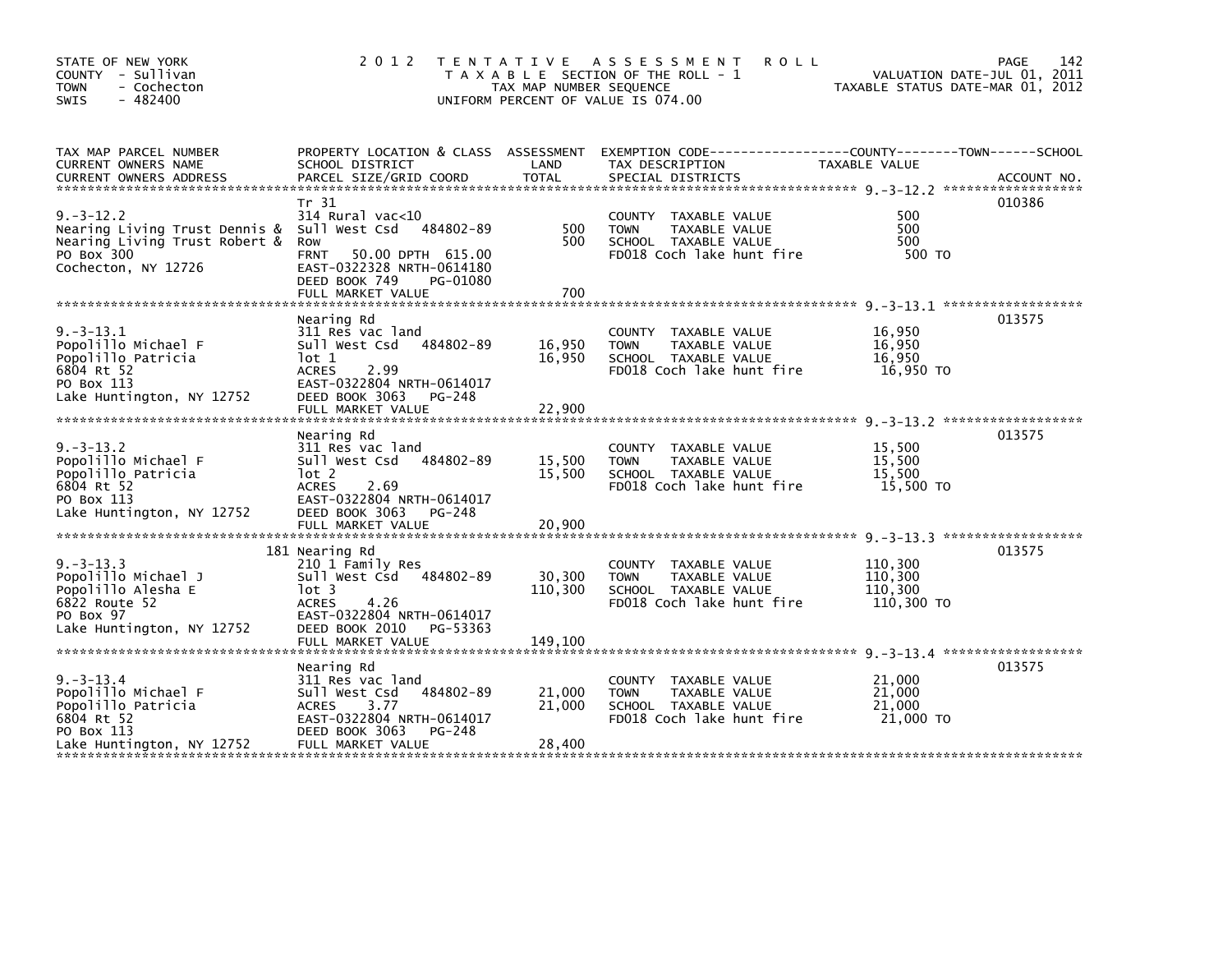STATE OF NEW YORK
COUNTY - Sullivan
TOWN - Cochecton
SWIS - 482400

# 2012 TENTATIVE ASSESSMENT ROLL

TAXABLE SECTION OF THE ROLL - 1
TAX MAP NUMBER SEQUENCE
UNIFORM PERCENT OF VALUE IS 074.00

VALUATION DATE-JUL 01, 2011
TAXABLE STATUS DATE-MAR 01, 2012

| TAX MAP PARCEL NUMBER / CURRENT OWNERS NAME / CURRENT OWNERS ADDRESS | PROPERTY LOCATION & CLASS / SCHOOL DISTRICT / PARCEL SIZE/GRID COORD | ASSESSMENT LAND / TOTAL | EXEMPTION CODE / TAX DESCRIPTION / SPECIAL DISTRICTS | COUNTY--TOWN--SCHOOL TAXABLE VALUE | ACCOUNT NO. |
|---|---|---|---|---|---|
| 9.-3-12.2 | Tr 31 | | | | 010386 |
| 9.-3-12.2 | 314 Rural vac<10 | | COUNTY TAXABLE VALUE | 500 | |
| Nearing Living Trust Dennis & | Sull West Csd 484802-89 | 500 | TOWN TAXABLE VALUE | 500 | |
| Nearing Living Trust Robert & | Row | 500 | SCHOOL TAXABLE VALUE | 500 | |
| PO Box 300 | FRNT 50.00 DPTH 615.00 | | FD018 Coch lake hunt fire | 500 TO | |
| Cochecton, NY 12726 | EAST-0322328 NRTH-0614180 | | | | |
| | DEED BOOK 749 PG-01080 | | | | |
| | FULL MARKET VALUE | 700 | | | |
| 9.-3-13.1 | Nearing Rd | | | | 013575 |
| 9.-3-13.1 | 311 Res vac land | | COUNTY TAXABLE VALUE | 16,950 | |
| Popolillo Michael F | Sull West Csd 484802-89 | 16,950 | TOWN TAXABLE VALUE | 16,950 | |
| Popolillo Patricia | lot 1 | 16,950 | SCHOOL TAXABLE VALUE | 16,950 | |
| 6804 Rt 52 | ACRES 2.99 | | FD018 Coch lake hunt fire | 16,950 TO | |
| PO Box 113 | EAST-0322804 NRTH-0614017 | | | | |
| Lake Huntington, NY 12752 | DEED BOOK 3063 PG-248 | | | | |
| | FULL MARKET VALUE | 22,900 | | | |
| 9.-3-13.2 | Nearing Rd | | | | 013575 |
| 9.-3-13.2 | 311 Res vac land | | COUNTY TAXABLE VALUE | 15,500 | |
| Popolillo Michael F | Sull West Csd 484802-89 | 15,500 | TOWN TAXABLE VALUE | 15,500 | |
| Popolillo Patricia | lot 2 | 15,500 | SCHOOL TAXABLE VALUE | 15,500 | |
| 6804 Rt 52 | ACRES 2.69 | | FD018 Coch lake hunt fire | 15,500 TO | |
| PO Box 113 | EAST-0322804 NRTH-0614017 | | | | |
| Lake Huntington, NY 12752 | DEED BOOK 3063 PG-248 | | | | |
| | FULL MARKET VALUE | 20,900 | | | |
| 9.-3-13.3 | 181 Nearing Rd | | | | 013575 |
| 9.-3-13.3 | 210 1 Family Res | | COUNTY TAXABLE VALUE | 110,300 | |
| Popolillo Michael J | Sull West Csd 484802-89 | 30,300 | TOWN TAXABLE VALUE | 110,300 | |
| Popolillo Alesha E | lot 3 | 110,300 | SCHOOL TAXABLE VALUE | 110,300 | |
| 6822 Route 52 | ACRES 4.26 | | FD018 Coch lake hunt fire | 110,300 TO | |
| PO Box 97 | EAST-0322804 NRTH-0614017 | | | | |
| Lake Huntington, NY 12752 | DEED BOOK 2010 PG-53363 | | | | |
| | FULL MARKET VALUE | 149,100 | | | |
| 9.-3-13.4 | Nearing Rd | | | | 013575 |
| 9.-3-13.4 | 311 Res vac land | | COUNTY TAXABLE VALUE | 21,000 | |
| Popolillo Michael F | Sull West Csd 484802-89 | 21,000 | TOWN TAXABLE VALUE | 21,000 | |
| Popolillo Patricia | ACRES 3.77 | 21,000 | SCHOOL TAXABLE VALUE | 21,000 | |
| 6804 Rt 52 | EAST-0322804 NRTH-0614017 | | FD018 Coch lake hunt fire | 21,000 TO | |
| PO Box 113 | DEED BOOK 3063 PG-248 | | | | |
| Lake Huntington, NY 12752 | FULL MARKET VALUE | 28,400 | | | |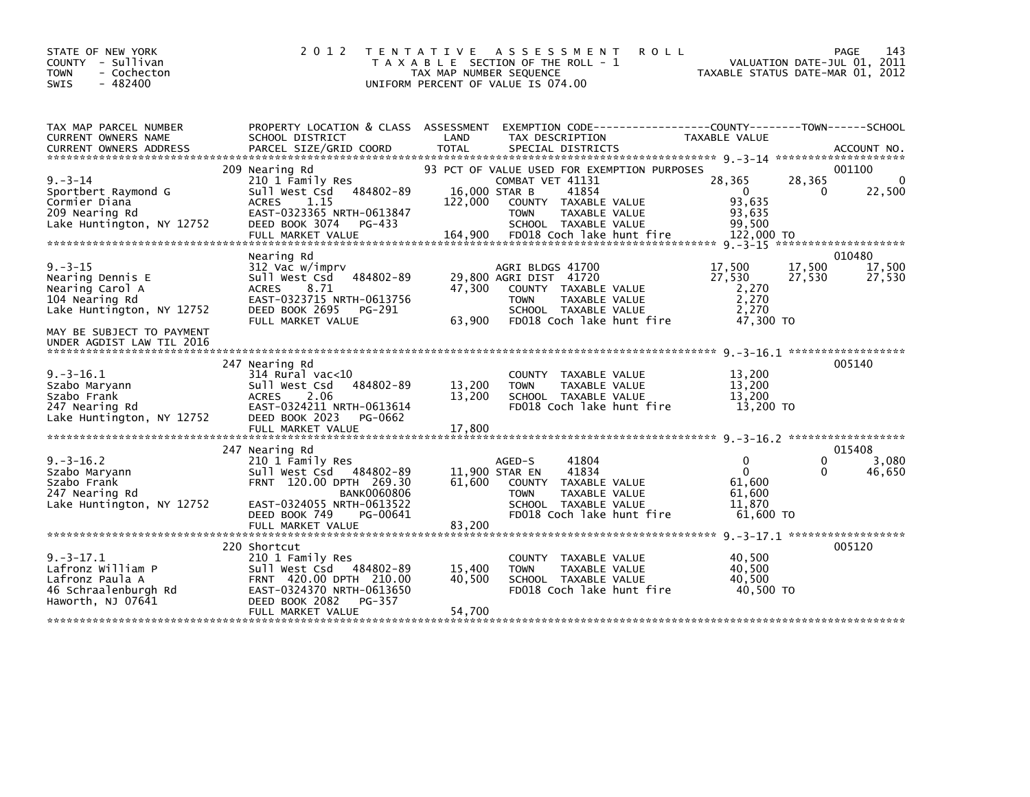STATE OF NEW YORK
COUNTY - Sullivan
TOWN - Cochecton
SWIS - 482400

2012 TENTATIVE ASSESSMENT ROLL
TAXABLE SECTION OF THE ROLL - 1
TAX MAP NUMBER SEQUENCE
UNIFORM PERCENT OF VALUE IS 074.00

VALUATION DATE-JUL 01, 2011
TAXABLE STATUS DATE-MAR 01, 2012

| TAX MAP PARCEL NUMBER / CURRENT OWNERS NAME / CURRENT OWNERS ADDRESS | PROPERTY LOCATION & CLASS / SCHOOL DISTRICT / PARCEL SIZE/GRID COORD | ASSESSMENT LAND / TOTAL | EXEMPTION CODE / TAX DESCRIPTION / SPECIAL DISTRICTS | COUNTY TAXABLE VALUE | TOWN | SCHOOL / ACCOUNT NO. |
|---|---|---|---|---|---|---|
| **9.-3-14** | 209 Nearing Rd | | 93 PCT OF VALUE USED FOR EXEMPTION PURPOSES | | | 001100 |
| Sportbert Raymond G | 210 1 Family Res | | COMBAT VET 41131 | 28,365 | 28,365 | 0 |
| Cormier Diana | Sull West Csd 484802-89 | 16,000 | STAR B 41854 | 0 | 0 | 22,500 |
| 209 Nearing Rd | ACRES 1.15 | 122,000 | COUNTY TAXABLE VALUE | 93,635 | | |
| Lake Huntington, NY 12752 | EAST-0323365 NRTH-0613847 | | TOWN TAXABLE VALUE | 93,635 | | |
| | DEED BOOK 3074 PG-433 | | SCHOOL TAXABLE VALUE | 99,500 | | |
| | FULL MARKET VALUE | 164,900 | FD018 Coch lake hunt fire | 122,000 TO | | |
| **9.-3-15** | Nearing Rd | | | | | 010480 |
| Nearing Dennis E | 312 Vac w/imprv | | AGRI BLDGS 41700 | 17,500 | 17,500 | 17,500 |
| Nearing Carol A | Sull West Csd 484802-89 | 29,800 | AGRI DIST 41720 | 27,530 | 27,530 | 27,530 |
| 104 Nearing Rd | ACRES 8.71 | 47,300 | COUNTY TAXABLE VALUE | 2,270 | | |
| Lake Huntington, NY 12752 | EAST-0323715 NRTH-0613756 | | TOWN TAXABLE VALUE | 2,270 | | |
| | DEED BOOK 2695 PG-291 | | SCHOOL TAXABLE VALUE | 2,270 | | |
| MAY BE SUBJECT TO PAYMENT UNDER AGDIST LAW TIL 2016 | FULL MARKET VALUE | 63,900 | FD018 Coch lake hunt fire | 47,300 TO | | |
| **9.-3-16.1** | 247 Nearing Rd | | | | | 005140 |
| Szabo Maryann | 314 Rural vac<10 | | COUNTY TAXABLE VALUE | 13,200 | | |
| Szabo Frank | Sull West Csd 484802-89 | 13,200 | TOWN TAXABLE VALUE | 13,200 | | |
| 247 Nearing Rd | ACRES 2.06 | 13,200 | SCHOOL TAXABLE VALUE | 13,200 | | |
| Lake Huntington, NY 12752 | EAST-0324211 NRTH-0613614 | | FD018 Coch lake hunt fire | 13,200 TO | | |
| | DEED BOOK 2023 PG-0662 | | | | | |
| | FULL MARKET VALUE | 17,800 | | | | |
| **9.-3-16.2** | 247 Nearing Rd | | | | | 015408 |
| Szabo Maryann | 210 1 Family Res | | AGED-S 41804 | 0 | 0 | 3,080 |
| Szabo Frank | Sull West Csd 484802-89 | 11,900 | STAR EN 41834 | 0 | 0 | 46,650 |
| 247 Nearing Rd | FRNT 120.00 DPTH 269.30 | 61,600 | COUNTY TAXABLE VALUE | 61,600 | | |
| Lake Huntington, NY 12752 | BANK0060806 | | TOWN TAXABLE VALUE | 61,600 | | |
| | EAST-0324055 NRTH-0613522 | | SCHOOL TAXABLE VALUE | 11,870 | | |
| | DEED BOOK 749 PG-00641 | | FD018 Coch lake hunt fire | 61,600 TO | | |
| | FULL MARKET VALUE | 83,200 | | | | |
| **9.-3-17.1** | 220 Shortcut | | | | | 005120 |
| Lafronz William P | 210 1 Family Res | | COUNTY TAXABLE VALUE | 40,500 | | |
| Lafronz Paula A | Sull West Csd 484802-89 | 15,400 | TOWN TAXABLE VALUE | 40,500 | | |
| 46 Schraalenburgh Rd | FRNT 420.00 DPTH 210.00 | 40,500 | SCHOOL TAXABLE VALUE | 40,500 | | |
| Haworth, NJ 07641 | EAST-0324370 NRTH-0613650 | | FD018 Coch lake hunt fire | 40,500 TO | | |
| | DEED BOOK 2082 PG-357 | | | | | |
| | FULL MARKET VALUE | 54,700 | | | | |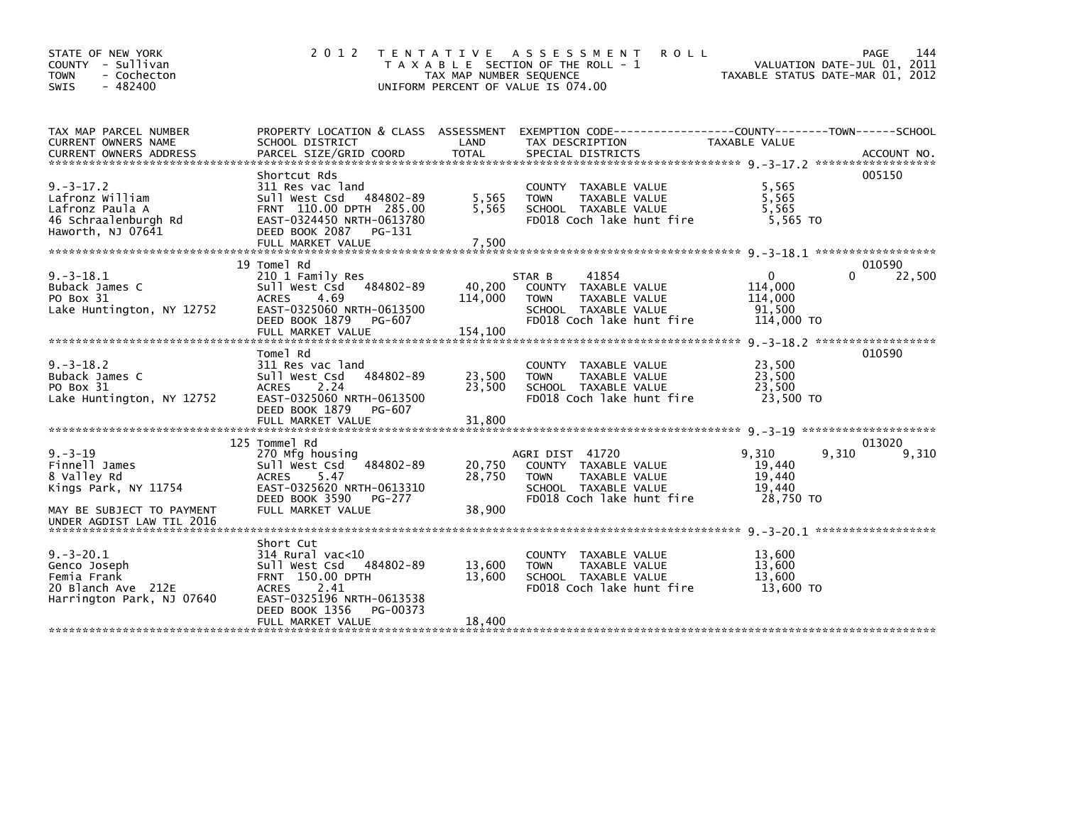STATE OF NEW YORK
COUNTY - Sullivan
TOWN - Cochecton
SWIS - 482400

2 0 1 2 T E N T A T I V E A S S E S S M E N T R O L L
T A X A B L E SECTION OF THE ROLL - 1
TAX MAP NUMBER SEQUENCE
UNIFORM PERCENT OF VALUE IS 074.00

VALUATION DATE-JUL 01, 2011
TAXABLE STATUS DATE-MAR 01, 2012

| TAX MAP PARCEL NUMBER / CURRENT OWNERS NAME / CURRENT OWNERS ADDRESS | PROPERTY LOCATION & CLASS / SCHOOL DISTRICT / PARCEL SIZE/GRID COORD | ASSESSMENT LAND | TOTAL | EXEMPTION CODE / TAX DESCRIPTION / SPECIAL DISTRICTS | COUNTY TAXABLE VALUE | TOWN | SCHOOL | ACCOUNT NO. |
|---|---|---|---|---|---|---|---|---|
| 9.-3-17.2 | Shortcut Rds | | | | | | | 005150 |
| | 311 Res vac land | | | COUNTY TAXABLE VALUE | 5,565 | | | |
| Lafronz William | Sull West Csd 484802-89 | 5,565 | | TOWN TAXABLE VALUE | 5,565 | | | |
| Lafronz Paula A | FRNT 110.00 DPTH 285.00 | | 5,565 | SCHOOL TAXABLE VALUE | 5,565 | | | |
| 46 Schraalenburgh Rd | EAST-0324450 NRTH-0613780 | | | FD018 Coch lake hunt fire | 5,565 TO | | | |
| Haworth, NJ 07641 | DEED BOOK 2087 PG-131 | | | | | | | |
| | FULL MARKET VALUE | | 7,500 | | | | | |
| 9.-3-18.1 | 19 Tomel Rd | | | | | | | 010590 |
| | 210 1 Family Res | | | STAR B 41854 | 0 | 0 | 22,500 | |
| Buback James C | Sull West Csd 484802-89 | 40,200 | | COUNTY TAXABLE VALUE | 114,000 | | | |
| PO Box 31 | ACRES 4.69 | | 114,000 | TOWN TAXABLE VALUE | 114,000 | | | |
| Lake Huntington, NY 12752 | EAST-0325060 NRTH-0613500 | | | SCHOOL TAXABLE VALUE | 91,500 | | | |
| | DEED BOOK 1879 PG-607 | | | FD018 Coch lake hunt fire | 114,000 TO | | | |
| | FULL MARKET VALUE | | 154,100 | | | | | |
| 9.-3-18.2 | Tomel Rd | | | | | | | 010590 |
| | 311 Res vac land | | | COUNTY TAXABLE VALUE | 23,500 | | | |
| Buback James C | Sull West Csd 484802-89 | 23,500 | | TOWN TAXABLE VALUE | 23,500 | | | |
| PO Box 31 | ACRES 2.24 | | 23,500 | SCHOOL TAXABLE VALUE | 23,500 | | | |
| Lake Huntington, NY 12752 | EAST-0325060 NRTH-0613500 | | | FD018 Coch lake hunt fire | 23,500 TO | | | |
| | DEED BOOK 1879 PG-607 | | | | | | | |
| | FULL MARKET VALUE | | 31,800 | | | | | |
| 9.-3-19 | 125 Tommel Rd | | | | | | | 013020 |
| | 270 Mfg housing | | | AGRI DIST 41720 | 9,310 | 9,310 | 9,310 | |
| Finnell James | Sull West Csd 484802-89 | 20,750 | | COUNTY TAXABLE VALUE | 19,440 | | | |
| 8 Valley Rd | ACRES 5.47 | | 28,750 | TOWN TAXABLE VALUE | 19,440 | | | |
| Kings Park, NY 11754 | EAST-0325620 NRTH-0613310 | | | SCHOOL TAXABLE VALUE | 19,440 | | | |
| | DEED BOOK 3590 PG-277 | | | FD018 Coch lake hunt fire | 28,750 TO | | | |
| MAY BE SUBJECT TO PAYMENT | FULL MARKET VALUE | | 38,900 | | | | | |
| UNDER AGDIST LAW TIL 2016 | | | | | | | | |
| 9.-3-20.1 | Short Cut | | | | | | | |
| | 314 Rural vac<10 | | | COUNTY TAXABLE VALUE | 13,600 | | | |
| Genco Joseph | Sull West Csd 484802-89 | 13,600 | | TOWN TAXABLE VALUE | 13,600 | | | |
| Femia Frank | FRNT 150.00 DPTH | | 13,600 | SCHOOL TAXABLE VALUE | 13,600 | | | |
| 20 Blanch Ave 212E | ACRES 2.41 | | | FD018 Coch lake hunt fire | 13,600 TO | | | |
| Harrington Park, NJ 07640 | EAST-0325196 NRTH-0613538 | | | | | | | |
| | DEED BOOK 1356 PG-00373 | | | | | | | |
| | FULL MARKET VALUE | | 18,400 | | | | | |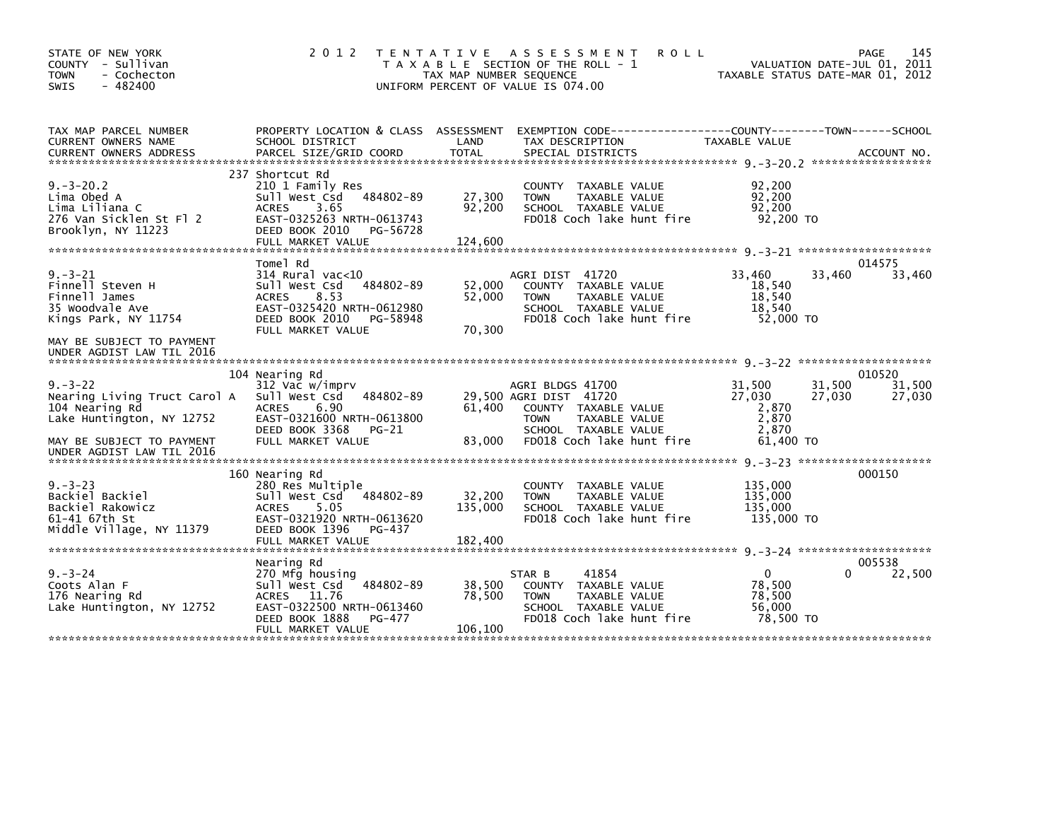STATE OF NEW YORK
COUNTY - Sullivan
TOWN - Cochecton
SWIS - 482400

# 2012 TENTATIVE ASSESSMENT ROLL

TAXABLE SECTION OF THE ROLL - 1
TAX MAP NUMBER SEQUENCE
UNIFORM PERCENT OF VALUE IS 074.00

VALUATION DATE-JUL 01, 2011
TAXABLE STATUS DATE-MAR 01, 2012

| TAX MAP PARCEL NUMBER / CURRENT OWNERS NAME / CURRENT OWNERS ADDRESS | PROPERTY LOCATION & CLASS / SCHOOL DISTRICT / PARCEL SIZE/GRID COORD | ASSESSMENT LAND | TOTAL | EXEMPTION CODE / TAX DESCRIPTION / SPECIAL DISTRICTS | COUNTY TAXABLE VALUE | TOWN | SCHOOL | ACCOUNT NO. |
|---|---|---|---|---|---|---|---|---|
| **9.-3-20.2** | 237 Shortcut Rd | | | | | | | |
| 9.-3-20.2 | 210 1 Family Res | | | COUNTY TAXABLE VALUE | 92,200 | | | |
| Lima Obed A | Sull West Csd 484802-89 | 27,300 | 92,200 | TOWN TAXABLE VALUE | 92,200 | | | |
| Lima Liliana C | ACRES 3.65 | | | SCHOOL TAXABLE VALUE | 92,200 | | | |
| 276 Van Sicklen St Fl 2 | EAST-0325263 NRTH-0613743 | | | FD018 Coch lake hunt fire | 92,200 TO | | | |
| Brooklyn, NY 11223 | DEED BOOK 2010 PG-56728 | | | | | | | |
| | FULL MARKET VALUE | | 124,600 | | | | | |
| **9.-3-21** | Tomel Rd | | | | | | | 014575 |
| 9.-3-21 | 314 Rural vac<10 | | | AGRI DIST 41720 | 33,460 | 33,460 | 33,460 | |
| Finnell Steven H | Sull West Csd 484802-89 | 52,000 | 52,000 | COUNTY TAXABLE VALUE | 18,540 | | | |
| Finnell James | ACRES 8.53 | | | TOWN TAXABLE VALUE | 18,540 | | | |
| 35 Woodvale Ave | EAST-0325420 NRTH-0612980 | | | SCHOOL TAXABLE VALUE | 18,540 | | | |
| Kings Park, NY 11754 | DEED BOOK 2010 PG-58948 | | | FD018 Coch lake hunt fire | 52,000 TO | | | |
| | FULL MARKET VALUE | | 70,300 | | | | | |
| MAY BE SUBJECT TO PAYMENT UNDER AGDIST LAW TIL 2016 | | | | | | | | |
| **9.-3-22** | 104 Nearing Rd | | | | | | | 010520 |
| 9.-3-22 | 312 Vac w/imprv | | | AGRI BLDGS 41700 | 31,500 | 31,500 | 31,500 | |
| Nearing Living Truct Carol A | Sull West Csd 484802-89 | 29,500 | | AGRI DIST 41720 | 27,030 | 27,030 | 27,030 | |
| 104 Nearing Rd | ACRES 6.90 | | 61,400 | COUNTY TAXABLE VALUE | 2,870 | | | |
| Lake Huntington, NY 12752 | EAST-0321600 NRTH-0613800 | | | TOWN TAXABLE VALUE | 2,870 | | | |
| | DEED BOOK 3368 PG-21 | | | SCHOOL TAXABLE VALUE | 2,870 | | | |
| MAY BE SUBJECT TO PAYMENT UNDER AGDIST LAW TIL 2016 | FULL MARKET VALUE | | 83,000 | FD018 Coch lake hunt fire | 61,400 TO | | | |
| **9.-3-23** | 160 Nearing Rd | | | | | | | 000150 |
| 9.-3-23 | 280 Res Multiple | | | COUNTY TAXABLE VALUE | 135,000 | | | |
| Backiel Backiel | Sull West Csd 484802-89 | 32,200 | 135,000 | TOWN TAXABLE VALUE | 135,000 | | | |
| Backiel Rakowicz | ACRES 5.05 | | | SCHOOL TAXABLE VALUE | 135,000 | | | |
| 61-41 67th St | EAST-0321920 NRTH-0613620 | | | FD018 Coch lake hunt fire | 135,000 TO | | | |
| Middle Village, NY 11379 | DEED BOOK 1396 PG-437 | | | | | | | |
| | FULL MARKET VALUE | | 182,400 | | | | | |
| **9.-3-24** | Nearing Rd | | | | | | | 005538 |
| 9.-3-24 | 270 Mfg housing | | | STAR B 41854 | 0 | 0 | 22,500 | |
| Coots Alan F | Sull West Csd 484802-89 | 38,500 | 78,500 | COUNTY TAXABLE VALUE | 78,500 | | | |
| 176 Nearing Rd | ACRES 11.76 | | | TOWN TAXABLE VALUE | 78,500 | | | |
| Lake Huntington, NY 12752 | EAST-0322500 NRTH-0613460 | | | SCHOOL TAXABLE VALUE | 56,000 | | | |
| | DEED BOOK 1888 PG-477 | | | FD018 Coch lake hunt fire | 78,500 TO | | | |
| | FULL MARKET VALUE | | 106,100 | | | | | |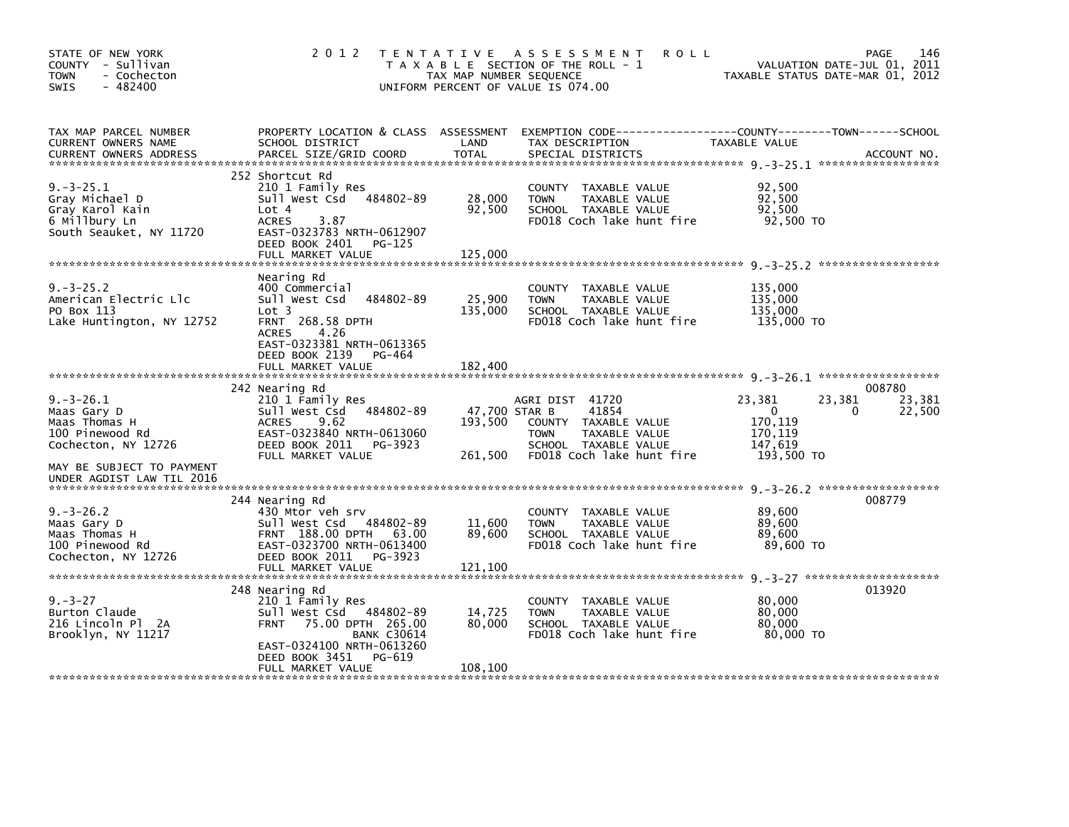STATE OF NEW YORK
COUNTY - Sullivan
TOWN - Cochecton
SWIS - 482400

# 2012 TENTATIVE ASSESSMENT ROLL

TAXABLE SECTION OF THE ROLL - 1
TAX MAP NUMBER SEQUENCE
UNIFORM PERCENT OF VALUE IS 074.00

VALUATION DATE-JUL 01, 2011
TAXABLE STATUS DATE-MAR 01, 2012

| TAX MAP PARCEL NUMBER / CURRENT OWNERS NAME / CURRENT OWNERS ADDRESS | PROPERTY LOCATION & CLASS / SCHOOL DISTRICT / PARCEL SIZE/GRID COORD | ASSESSMENT LAND | TOTAL | EXEMPTION CODE / TAX DESCRIPTION / SPECIAL DISTRICTS | COUNTY TAXABLE VALUE | TOWN | SCHOOL | ACCOUNT NO. |
|---|---|---|---|---|---|---|---|---|
| **9.-3-25.1** | 252 Shortcut Rd | | | | | | | |
| 9.-3-25.1 | 210 1 Family Res | | | COUNTY TAXABLE VALUE | 92,500 | | | |
| Gray Michael D | Sull West Csd 484802-89 | 28,000 | | TOWN TAXABLE VALUE | 92,500 | | | |
| Gray Karol Kain | Lot 4 | | 92,500 | SCHOOL TAXABLE VALUE | 92,500 | | | |
| 6 Millbury Ln | ACRES 3.87 | | | FD018 Coch lake hunt fire | 92,500 TO | | | |
| South Seauket, NY 11720 | EAST-0323783 NRTH-0612907 | | | | | | | |
| | DEED BOOK 2401 PG-125 | | | | | | | |
| | FULL MARKET VALUE | | 125,000 | | | | | |
| **9.-3-25.2** | Nearing Rd | | | | | | | |
| 9.-3-25.2 | 400 Commercial | | | COUNTY TAXABLE VALUE | 135,000 | | | |
| American Electric Llc | Sull West Csd 484802-89 | 25,900 | | TOWN TAXABLE VALUE | 135,000 | | | |
| PO Box 113 | Lot 3 | | 135,000 | SCHOOL TAXABLE VALUE | 135,000 | | | |
| Lake Huntington, NY 12752 | FRNT 268.58 DPTH | | | FD018 Coch lake hunt fire | 135,000 TO | | | |
| | ACRES 4.26 | | | | | | | |
| | EAST-0323381 NRTH-0613365 | | | | | | | |
| | DEED BOOK 2139 PG-464 | | | | | | | |
| | FULL MARKET VALUE | | 182,400 | | | | | |
| **9.-3-26.1** | 242 Nearing Rd | | | | | | | 008780 |
| 9.-3-26.1 | 210 1 Family Res | | | AGRI DIST 41720 | 23,381 | 23,381 | 23,381 | |
| Maas Gary D | Sull West Csd 484802-89 | 47,700 | | STAR B 41854 | 0 | 0 | 22,500 | |
| Maas Thomas H | ACRES 9.62 | | 193,500 | COUNTY TAXABLE VALUE | 170,119 | | | |
| 100 Pinewood Rd | EAST-0323840 NRTH-0613060 | | | TOWN TAXABLE VALUE | 170,119 | | | |
| Cochecton, NY 12726 | DEED BOOK 2011 PG-3923 | | | SCHOOL TAXABLE VALUE | 147,619 | | | |
| | FULL MARKET VALUE | | 261,500 | FD018 Coch lake hunt fire | 193,500 TO | | | |
| MAY BE SUBJECT TO PAYMENT UNDER AGDIST LAW TIL 2016 | | | | | | | | |
| **9.-3-26.2** | 244 Nearing Rd | | | | | | | 008779 |
| 9.-3-26.2 | 430 Mtor veh srv | | | COUNTY TAXABLE VALUE | 89,600 | | | |
| Maas Gary D | Sull West Csd 484802-89 | 11,600 | | TOWN TAXABLE VALUE | 89,600 | | | |
| Maas Thomas H | FRNT 188.00 DPTH 63.00 | | 89,600 | SCHOOL TAXABLE VALUE | 89,600 | | | |
| 100 Pinewood Rd | EAST-0323700 NRTH-0613400 | | | FD018 Coch lake hunt fire | 89,600 TO | | | |
| Cochecton, NY 12726 | DEED BOOK 2011 PG-3923 | | | | | | | |
| | FULL MARKET VALUE | | 121,100 | | | | | |
| **9.-3-27** | 248 Nearing Rd | | | | | | | 013920 |
| 9.-3-27 | 210 1 Family Res | | | COUNTY TAXABLE VALUE | 80,000 | | | |
| Burton Claude | Sull West Csd 484802-89 | 14,725 | | TOWN TAXABLE VALUE | 80,000 | | | |
| 216 Lincoln Pl 2A | FRNT 75.00 DPTH 265.00 | | 80,000 | SCHOOL TAXABLE VALUE | 80,000 | | | |
| Brooklyn, NY 11217 | BANK C30614 | | | FD018 Coch lake hunt fire | 80,000 TO | | | |
| | EAST-0324100 NRTH-0613260 | | | | | | | |
| | DEED BOOK 3451 PG-619 | | | | | | | |
| | FULL MARKET VALUE | | 108,100 | | | | | |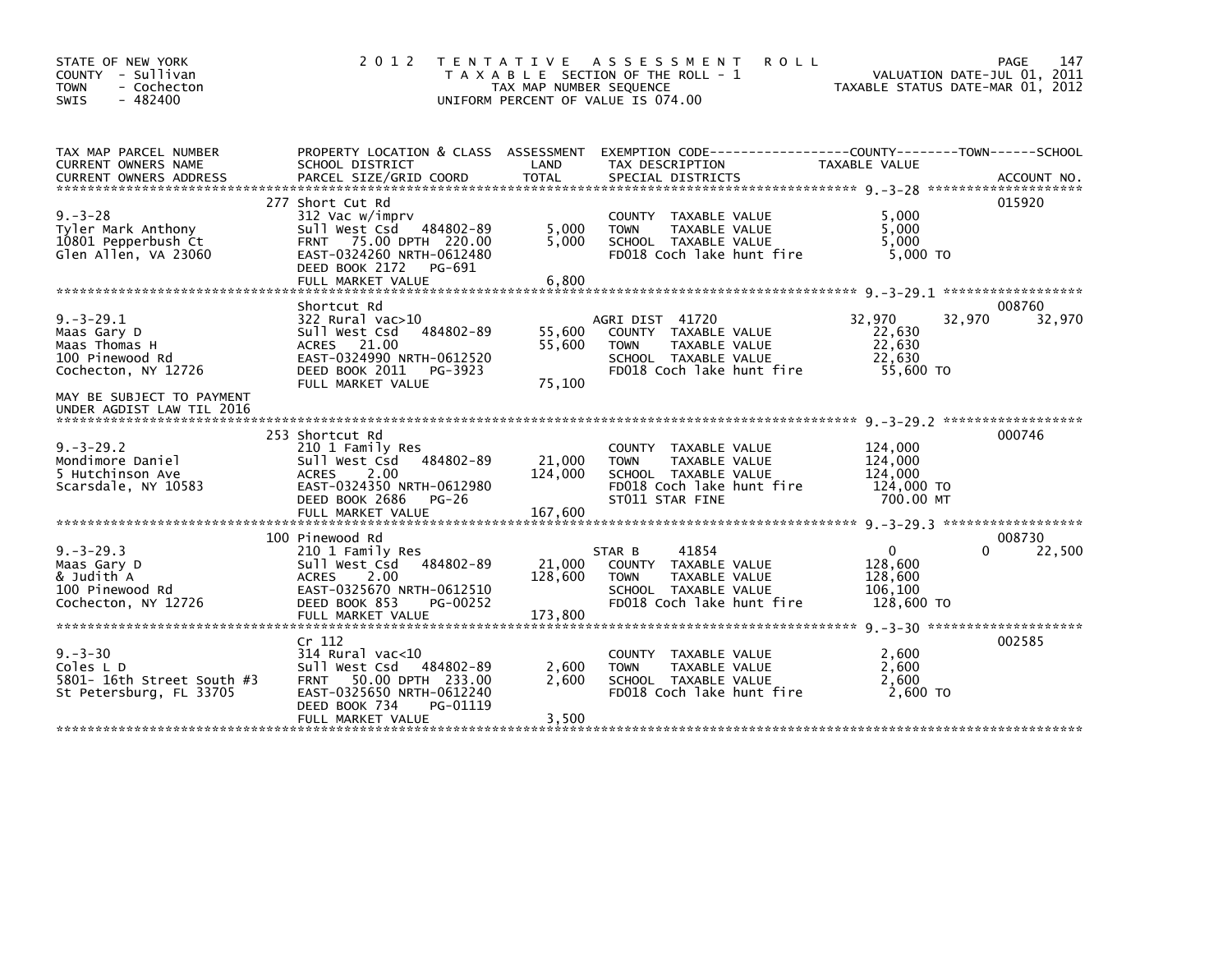STATE OF NEW YORK
COUNTY - Sullivan
TOWN - Cochecton
SWIS - 482400

2012 TENTATIVE ASSESSMENT ROLL
TAXABLE SECTION OF THE ROLL - 1
TAX MAP NUMBER SEQUENCE
UNIFORM PERCENT OF VALUE IS 074.00

VALUATION DATE-JUL 01, 2011
TAXABLE STATUS DATE-MAR 01, 2012

| TAX MAP PARCEL NUMBER / CURRENT OWNERS NAME / CURRENT OWNERS ADDRESS | PROPERTY LOCATION & CLASS / SCHOOL DISTRICT / PARCEL SIZE/GRID COORD | ASSESSMENT LAND | TOTAL | EXEMPTION CODE / TAX DESCRIPTION / SPECIAL DISTRICTS | COUNTY TAXABLE VALUE | TOWN | SCHOOL | ACCOUNT NO. |
|---|---|---|---|---|---|---|---|---|
| 9.-3-28 | 277 Short Cut Rd | | | | | | | 015920 |
| 9.-3-28 | 312 Vac w/imprv | | | COUNTY TAXABLE VALUE | 5,000 | | | |
| Tyler Mark Anthony | Sull West Csd 484802-89 | 5,000 | | TOWN TAXABLE VALUE | 5,000 | | | |
| 10801 Pepperbush Ct | FRNT 75.00 DPTH 220.00 | | 5,000 | SCHOOL TAXABLE VALUE | 5,000 | | | |
| Glen Allen, VA 23060 | EAST-0324260 NRTH-0612480 | | | FD018 Coch lake hunt fire | 5,000 TO | | | |
| | DEED BOOK 2172 PG-691 | | | | | | | |
| | FULL MARKET VALUE | | 6,800 | | | | | |
| 9.-3-29.1 | Shortcut Rd | | | | | | | 008760 |
| 9.-3-29.1 | 322 Rural vac>10 | | | AGRI DIST 41720 | 32,970 | 32,970 | 32,970 | |
| Maas Gary D | Sull West Csd 484802-89 | 55,600 | | COUNTY TAXABLE VALUE | 22,630 | | | |
| Maas Thomas H | ACRES 21.00 | | 55,600 | TOWN TAXABLE VALUE | 22,630 | | | |
| 100 Pinewood Rd | EAST-0324990 NRTH-0612520 | | | SCHOOL TAXABLE VALUE | 22,630 | | | |
| Cochecton, NY 12726 | DEED BOOK 2011 PG-3923 | | | FD018 Coch lake hunt fire | 55,600 TO | | | |
| | FULL MARKET VALUE | | 75,100 | | | | | |
| MAY BE SUBJECT TO PAYMENT UNDER AGDIST LAW TIL 2016 | | | | | | | | |
| 9.-3-29.2 | 253 Shortcut Rd | | | | | | | 000746 |
| 9.-3-29.2 | 210 1 Family Res | | | COUNTY TAXABLE VALUE | 124,000 | | | |
| Mondimore Daniel | Sull West Csd 484802-89 | 21,000 | | TOWN TAXABLE VALUE | 124,000 | | | |
| 5 Hutchinson Ave | ACRES 2.00 | | 124,000 | SCHOOL TAXABLE VALUE | 124,000 | | | |
| Scarsdale, NY 10583 | EAST-0324350 NRTH-0612980 | | | FD018 Coch lake hunt fire | 124,000 TO | | | |
| | DEED BOOK 2686 PG-26 | | | ST011 STAR FINE | 700.00 MT | | | |
| | FULL MARKET VALUE | | 167,600 | | | | | |
| 9.-3-29.3 | 100 Pinewood Rd | | | | | | | 008730 |
| 9.-3-29.3 | 210 1 Family Res | | | STAR B 41854 | 0 | 0 | 22,500 | |
| Maas Gary D | Sull West Csd 484802-89 | 21,000 | | COUNTY TAXABLE VALUE | 128,600 | | | |
| & Judith A | ACRES 2.00 | | 128,600 | TOWN TAXABLE VALUE | 128,600 | | | |
| 100 Pinewood Rd | EAST-0325670 NRTH-0612510 | | | SCHOOL TAXABLE VALUE | 106,100 | | | |
| Cochecton, NY 12726 | DEED BOOK 853 PG-00252 | | | FD018 Coch lake hunt fire | 128,600 TO | | | |
| | FULL MARKET VALUE | | 173,800 | | | | | |
| 9.-3-30 | Cr 112 | | | | | | | 002585 |
| 9.-3-30 | 314 Rural vac<10 | | | COUNTY TAXABLE VALUE | 2,600 | | | |
| Coles L D | Sull West Csd 484802-89 | 2,600 | | TOWN TAXABLE VALUE | 2,600 | | | |
| 5801- 16th Street South #3 | FRNT 50.00 DPTH 233.00 | | 2,600 | SCHOOL TAXABLE VALUE | 2,600 | | | |
| St Petersburg, FL 33705 | EAST-0325650 NRTH-0612240 | | | FD018 Coch lake hunt fire | 2,600 TO | | | |
| | DEED BOOK 734 PG-01119 | | | | | | | |
| | FULL MARKET VALUE | | 3,500 | | | | | |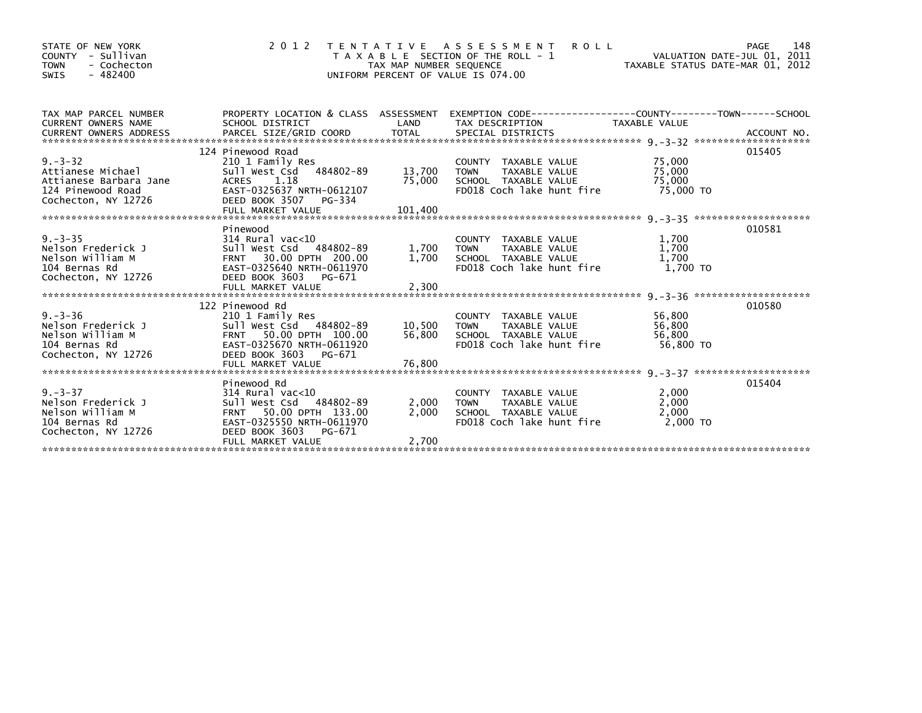STATE OF NEW YORK
COUNTY - Sullivan
TOWN - Cochecton
SWIS - 482400

2012 TENTATIVE ASSESSMENT ROLL
TAXABLE SECTION OF THE ROLL - 1
TAX MAP NUMBER SEQUENCE
UNIFORM PERCENT OF VALUE IS 074.00

VALUATION DATE-JUL 01, 2011
TAXABLE STATUS DATE-MAR 01, 2012

| TAX MAP PARCEL NUMBER / CURRENT OWNERS NAME / CURRENT OWNERS ADDRESS | PROPERTY LOCATION & CLASS / SCHOOL DISTRICT / PARCEL SIZE/GRID COORD | ASSESSMENT LAND / TOTAL | EXEMPTION CODE / TAX DESCRIPTION / SPECIAL DISTRICTS | TAXABLE VALUE | ACCOUNT NO. |
|---|---|---|---|---|---|
| 9.-3-32 | 124 Pinewood Road | | | | 015405 |
| | 210 1 Family Res | | COUNTY TAXABLE VALUE | 75,000 | |
| Attianese Michael | Sull West Csd 484802-89 | 13,700 | TOWN TAXABLE VALUE | 75,000 | |
| Attianese Barbara Jane | ACRES 1.18 | 75,000 | SCHOOL TAXABLE VALUE | 75,000 | |
| 124 Pinewood Road | EAST-0325637 NRTH-0612107 | | FD018 Coch lake hunt fire | 75,000 TO | |
| Cochecton, NY 12726 | DEED BOOK 3507 PG-334 | | | | |
| | FULL MARKET VALUE | 101,400 | | | |
| 9.-3-35 | Pinewood | | | | 010581 |
| | 314 Rural vac<10 | | COUNTY TAXABLE VALUE | 1,700 | |
| Nelson Frederick J | Sull West Csd 484802-89 | 1,700 | TOWN TAXABLE VALUE | 1,700 | |
| Nelson William M | FRNT 30.00 DPTH 200.00 | 1,700 | SCHOOL TAXABLE VALUE | 1,700 | |
| 104 Bernas Rd | EAST-0325640 NRTH-0611970 | | FD018 Coch lake hunt fire | 1,700 TO | |
| Cochecton, NY 12726 | DEED BOOK 3603 PG-671 | | | | |
| | FULL MARKET VALUE | 2,300 | | | |
| 9.-3-36 | 122 Pinewood Rd | | | | 010580 |
| | 210 1 Family Res | | COUNTY TAXABLE VALUE | 56,800 | |
| Nelson Frederick J | Sull West Csd 484802-89 | 10,500 | TOWN TAXABLE VALUE | 56,800 | |
| Nelson William M | FRNT 50.00 DPTH 100.00 | 56,800 | SCHOOL TAXABLE VALUE | 56,800 | |
| 104 Bernas Rd | EAST-0325670 NRTH-0611920 | | FD018 Coch lake hunt fire | 56,800 TO | |
| Cochecton, NY 12726 | DEED BOOK 3603 PG-671 | | | | |
| | FULL MARKET VALUE | 76,800 | | | |
| 9.-3-37 | Pinewood Rd | | | | 015404 |
| | 314 Rural vac<10 | | COUNTY TAXABLE VALUE | 2,000 | |
| Nelson Frederick J | Sull West Csd 484802-89 | 2,000 | TOWN TAXABLE VALUE | 2,000 | |
| Nelson William M | FRNT 50.00 DPTH 133.00 | 2,000 | SCHOOL TAXABLE VALUE | 2,000 | |
| 104 Bernas Rd | EAST-0325550 NRTH-0611970 | | FD018 Coch lake hunt fire | 2,000 TO | |
| Cochecton, NY 12726 | DEED BOOK 3603 PG-671 | | | | |
| | FULL MARKET VALUE | 2,700 | | | |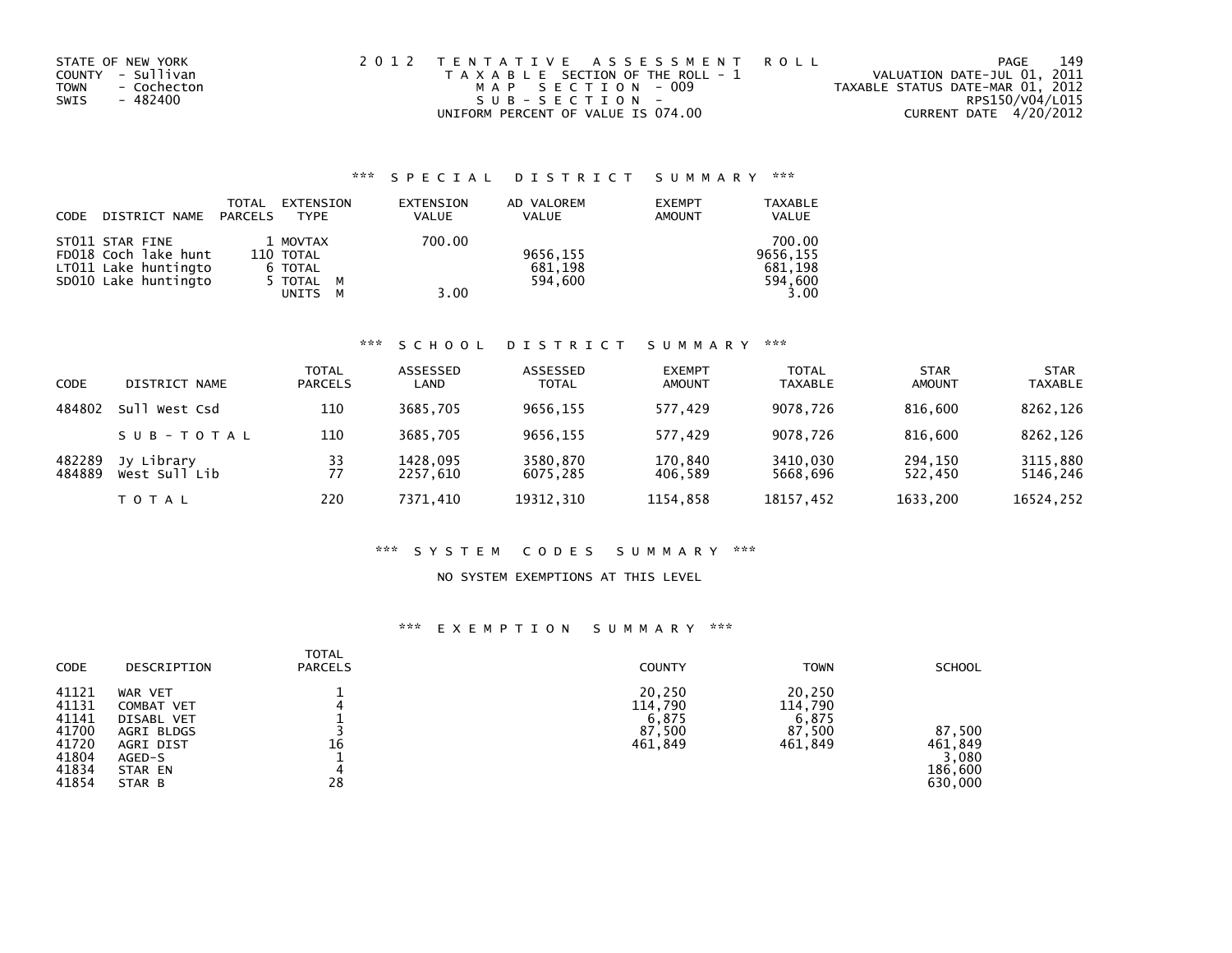STATE OF NEW YORK
COUNTY - Sullivan
TOWN - Cochecton
SWIS - 482400

2012 TENTATIVE ASSESSMENT ROLL
TAXABLE SECTION OF THE ROLL - 1
MAP SECTION - 009
SUB-SECTION -
UNIFORM PERCENT OF VALUE IS 074.00

VALUATION DATE-JUL 01, 2011
TAXABLE STATUS DATE-MAR 01, 2012
RPS150/V04/L015
CURRENT DATE 4/20/2012

## *** SPECIAL DISTRICT SUMMARY ***

| CODE | DISTRICT NAME | TOTAL PARCELS | EXTENSION TYPE | EXTENSION VALUE | AD VALOREM VALUE | EXEMPT AMOUNT | TAXABLE VALUE |
|---|---|---|---|---|---|---|---|
| ST011 | STAR FINE | 1 | MOVTAX | 700.00 | | | 700.00 |
| FD018 | Coch lake hunt | 110 | TOTAL | | 9656,155 | | 9656,155 |
| LT011 | Lake huntingto | 6 | TOTAL | | 681,198 | | 681,198 |
| SD010 | Lake huntingto | 5 | TOTAL M | | 594,600 | | 594,600 |
| | | | UNITS M | 3.00 | | | 3.00 |

## *** SCHOOL DISTRICT SUMMARY ***

| CODE | DISTRICT NAME | TOTAL PARCELS | ASSESSED LAND | ASSESSED TOTAL | EXEMPT AMOUNT | TOTAL TAXABLE | STAR AMOUNT | STAR TAXABLE |
|---|---|---|---|---|---|---|---|---|
| 484802 | Sull West Csd | 110 | 3685,705 | 9656,155 | 577,429 | 9078,726 | 816,600 | 8262,126 |
| | SUB-TOTAL | 110 | 3685,705 | 9656,155 | 577,429 | 9078,726 | 816,600 | 8262,126 |
| 482289 | Jy Library | 33 | 1428,095 | 3580,870 | 170,840 | 3410,030 | 294,150 | 3115,880 |
| 484889 | West Sull Lib | 77 | 2257,610 | 6075,285 | 406,589 | 5668,696 | 522,450 | 5146,246 |
| | TOTAL | 220 | 7371,410 | 19312,310 | 1154,858 | 18157,452 | 1633,200 | 16524,252 |

## *** SYSTEM CODES SUMMARY ***

NO SYSTEM EXEMPTIONS AT THIS LEVEL

## *** EXEMPTION SUMMARY ***

| CODE | DESCRIPTION | TOTAL PARCELS | COUNTY | TOWN | SCHOOL |
|---|---|---|---|---|---|
| 41121 | WAR VET | 1 | 20,250 | 20,250 | |
| 41131 | COMBAT VET | 4 | 114,790 | 114,790 | |
| 41141 | DISABL VET | 1 | 6,875 | 6,875 | |
| 41700 | AGRI BLDGS | 3 | 87,500 | 87,500 | 87,500 |
| 41720 | AGRI DIST | 16 | 461,849 | 461,849 | 461,849 |
| 41804 | AGED-S | 1 | | | 3,080 |
| 41834 | STAR EN | 4 | | | 186,600 |
| 41854 | STAR B | 28 | | | 630,000 |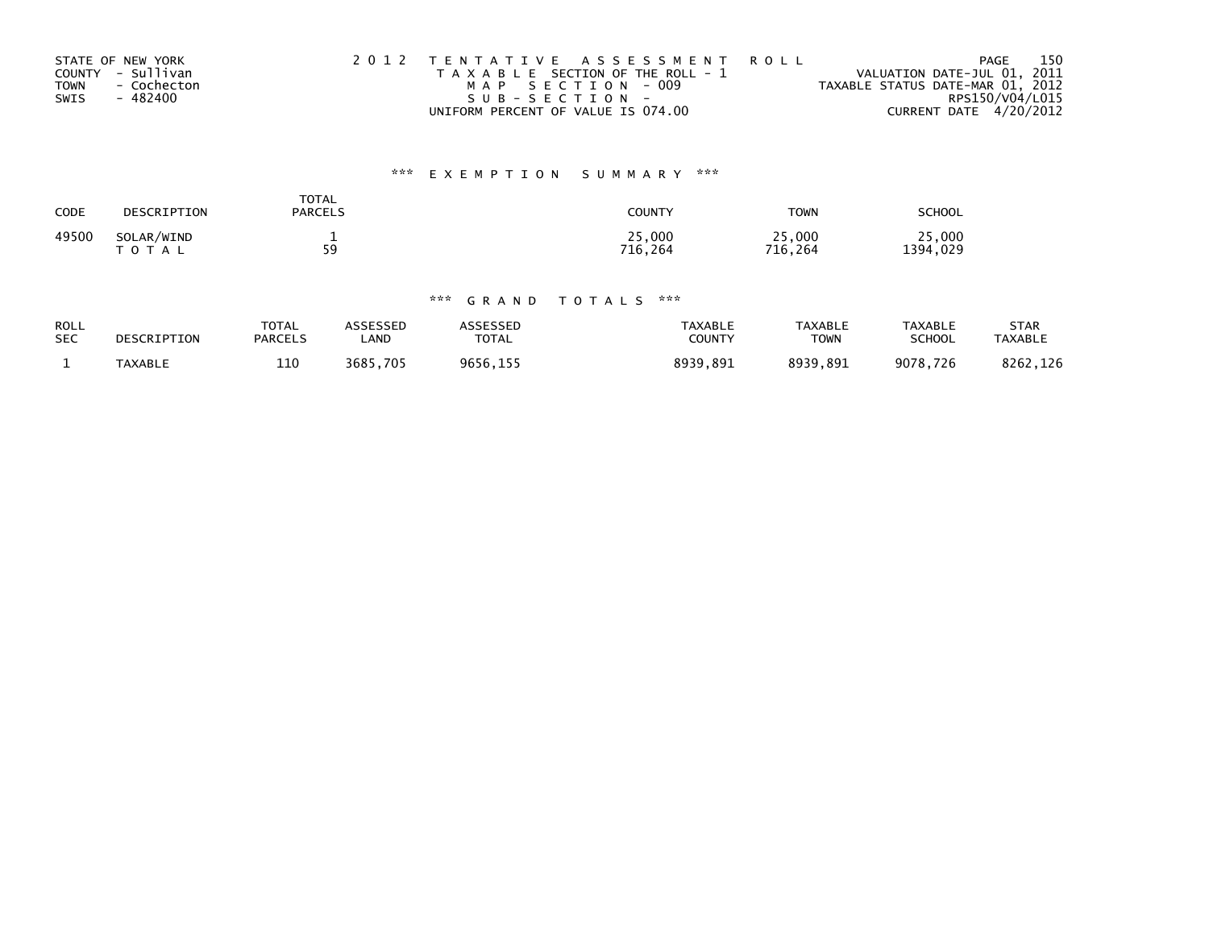STATE OF NEW YORK
COUNTY - Sullivan
TOWN - Cochecton
SWIS - 482400

2012 TENTATIVE ASSESSMENT ROLL
TAXABLE SECTION OF THE ROLL - 1
MAP SECTION - 009
SUB-SECTION -
UNIFORM PERCENT OF VALUE IS 074.00

VALUATION DATE-JUL 01, 2011
TAXABLE STATUS DATE-MAR 01, 2012
RPS150/V04/L015
CURRENT DATE 4/20/2012

## *** EXEMPTION SUMMARY ***

| CODE | DESCRIPTION | TOTAL PARCELS | COUNTY | TOWN | SCHOOL |
|---|---|---|---|---|---|
| 49500 | SOLAR/WIND | 1 | 25,000 | 25,000 | 25,000 |
| | TOTAL | 59 | 716,264 | 716,264 | 1394,029 |

## *** GRAND TOTALS ***

| ROLL SEC | DESCRIPTION | TOTAL PARCELS | ASSESSED LAND | ASSESSED TOTAL | TAXABLE COUNTY | TAXABLE TOWN | TAXABLE SCHOOL | STAR TAXABLE |
|---|---|---|---|---|---|---|---|---|
| 1 | TAXABLE | 110 | 3685,705 | 9656,155 | 8939,891 | 8939,891 | 9078,726 | 8262,126 |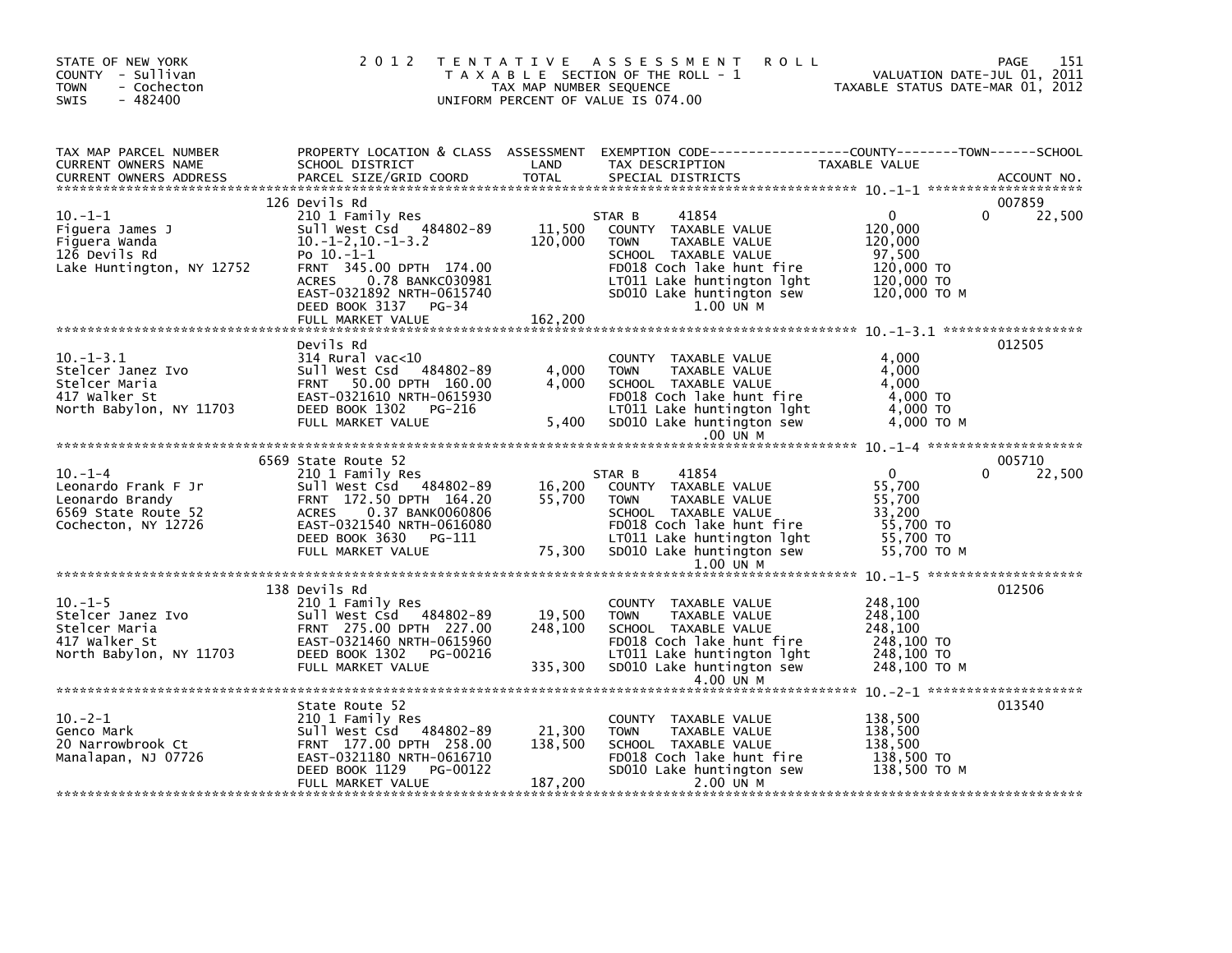STATE OF NEW YORK
COUNTY - Sullivan
TOWN - Cochecton
SWIS - 482400

2 0 1 2 T E N T A T I V E A S S E S S M E N T R O L L
T A X A B L E SECTION OF THE ROLL - 1
TAX MAP NUMBER SEQUENCE
UNIFORM PERCENT OF VALUE IS 074.00

VALUATION DATE-JUL 01, 2011
TAXABLE STATUS DATE-MAR 01, 2012

| TAX MAP PARCEL NUMBER / CURRENT OWNERS NAME / CURRENT OWNERS ADDRESS | PROPERTY LOCATION & CLASS / SCHOOL DISTRICT / PARCEL SIZE/GRID COORD | ASSESSMENT LAND / TOTAL | EXEMPTION CODE / TAX DESCRIPTION / SPECIAL DISTRICTS | COUNTY / TOWN / SCHOOL TAXABLE VALUE | ACCOUNT NO. |
|---|---|---|---|---|---|
| **10.-1-1** | 126 Devils Rd | | | | 007859 |
| | 210 1 Family Res | | STAR B 41854 | 0 0 22,500 | |
| Figuera James J | Sull West Csd 484802-89 | 11,500 | COUNTY TAXABLE VALUE | 120,000 | |
| Figuera Wanda | 10.-1-2,10.-1-3.2 | 120,000 | TOWN TAXABLE VALUE | 120,000 | |
| 126 Devils Rd | Po 10.-1-1 | | SCHOOL TAXABLE VALUE | 97,500 | |
| Lake Huntington, NY 12752 | FRNT 345.00 DPTH 174.00 | | FD018 Coch lake hunt fire | 120,000 TO | |
| | ACRES 0.78 BANKC030981 | | LT011 Lake huntington lght | 120,000 TO | |
| | EAST-0321892 NRTH-0615740 | | SD010 Lake huntington sew | 120,000 TO M | |
| | DEED BOOK 3137 PG-34 | | 1.00 UN M | | |
| | FULL MARKET VALUE | 162,200 | | | |
| **10.-1-3.1** | Devils Rd | | | | 012505 |
| | 314 Rural vac<10 | | COUNTY TAXABLE VALUE | 4,000 | |
| Stelcer Janez Ivo | Sull West Csd 484802-89 | 4,000 | TOWN TAXABLE VALUE | 4,000 | |
| Stelcer Maria | FRNT 50.00 DPTH 160.00 | 4,000 | SCHOOL TAXABLE VALUE | 4,000 | |
| 417 Walker St | EAST-0321610 NRTH-0615930 | | FD018 Coch lake hunt fire | 4,000 TO | |
| North Babylon, NY 11703 | DEED BOOK 1302 PG-216 | | LT011 Lake huntington lght | 4,000 TO | |
| | FULL MARKET VALUE | 5,400 | SD010 Lake huntington sew | 4,000 TO M | |
| | | | .00 UN M | | |
| **10.-1-4** | 6569 State Route 52 | | | | 005710 |
| | 210 1 Family Res | | STAR B 41854 | 0 0 22,500 | |
| Leonardo Frank F Jr | Sull West Csd 484802-89 | 16,200 | COUNTY TAXABLE VALUE | 55,700 | |
| Leonardo Brandy | FRNT 172.50 DPTH 164.20 | 55,700 | TOWN TAXABLE VALUE | 55,700 | |
| 6569 State Route 52 | ACRES 0.37 BANK0060806 | | SCHOOL TAXABLE VALUE | 33,200 | |
| Cochecton, NY 12726 | EAST-0321540 NRTH-0616080 | | FD018 Coch lake hunt fire | 55,700 TO | |
| | DEED BOOK 3630 PG-111 | | LT011 Lake huntington lght | 55,700 TO | |
| | FULL MARKET VALUE | 75,300 | SD010 Lake huntington sew | 55,700 TO M | |
| | | | 1.00 UN M | | |
| **10.-1-5** | 138 Devils Rd | | | | 012506 |
| | 210 1 Family Res | | COUNTY TAXABLE VALUE | 248,100 | |
| Stelcer Janez Ivo | Sull West Csd 484802-89 | 19,500 | TOWN TAXABLE VALUE | 248,100 | |
| Stelcer Maria | FRNT 275.00 DPTH 227.00 | 248,100 | SCHOOL TAXABLE VALUE | 248,100 | |
| 417 Walker St | EAST-0321460 NRTH-0615960 | | FD018 Coch lake hunt fire | 248,100 TO | |
| North Babylon, NY 11703 | DEED BOOK 1302 PG-00216 | | LT011 Lake huntington lght | 248,100 TO | |
| | FULL MARKET VALUE | 335,300 | SD010 Lake huntington sew | 248,100 TO M | |
| | | | 4.00 UN M | | |
| **10.-2-1** | State Route 52 | | | | 013540 |
| | 210 1 Family Res | | COUNTY TAXABLE VALUE | 138,500 | |
| Genco Mark | Sull West Csd 484802-89 | 21,300 | TOWN TAXABLE VALUE | 138,500 | |
| 20 Narrowbrook Ct | FRNT 177.00 DPTH 258.00 | 138,500 | SCHOOL TAXABLE VALUE | 138,500 | |
| Manalapan, NJ 07726 | EAST-0321180 NRTH-0616710 | | FD018 Coch lake hunt fire | 138,500 TO | |
| | DEED BOOK 1129 PG-00122 | | SD010 Lake huntington sew | 138,500 TO M | |
| | FULL MARKET VALUE | 187,200 | 2.00 UN M | | |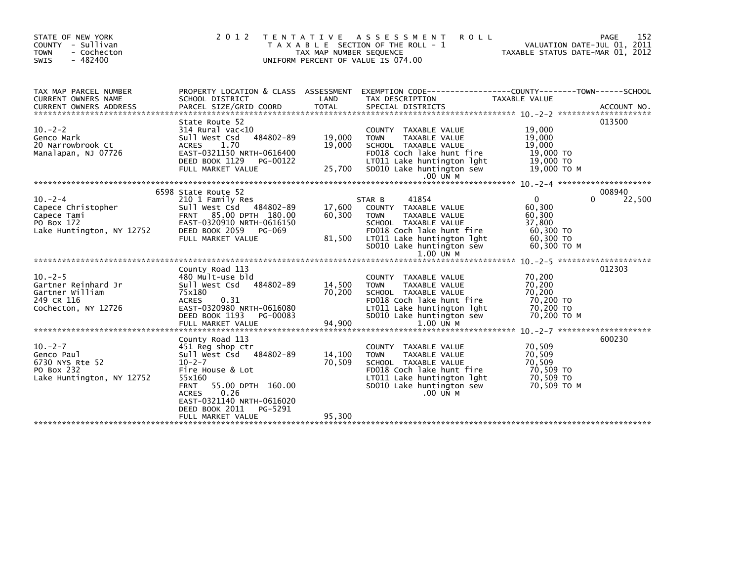STATE OF NEW YORK
COUNTY - Sullivan
TOWN - Cochecton
SWIS - 482400

2 0 1 2 T E N T A T I V E A S S E S S M E N T R O L L
T A X A B L E SECTION OF THE ROLL - 1
TAX MAP NUMBER SEQUENCE
UNIFORM PERCENT OF VALUE IS 074.00

VALUATION DATE-JUL 01, 2011
TAXABLE STATUS DATE-MAR 01, 2012

| TAX MAP PARCEL NUMBER / CURRENT OWNERS NAME / CURRENT OWNERS ADDRESS | PROPERTY LOCATION & CLASS / SCHOOL DISTRICT / PARCEL SIZE/GRID COORD | ASSESSMENT LAND / TOTAL | EXEMPTION CODE / TAX DESCRIPTION / SPECIAL DISTRICTS | COUNTY / TOWN / SCHOOL TAXABLE VALUE | ACCOUNT NO. |
|---|---|---|---|---|---|
| 10.-2-2 | State Route 52 | | | | 013500 |
| | 314 Rural vac<10 | | COUNTY TAXABLE VALUE | 19,000 | |
| Genco Mark | Sull West Csd 484802-89 | 19,000 | TOWN TAXABLE VALUE | 19,000 | |
| 20 Narrowbrook Ct | ACRES 1.70 | 19,000 | SCHOOL TAXABLE VALUE | 19,000 | |
| Manalapan, NJ 07726 | EAST-0321150 NRTH-0616400 | | FD018 Coch lake hunt fire | 19,000 TO | |
| | DEED BOOK 1129 PG-00122 | | LT011 Lake huntington lght | 19,000 TO | |
| | FULL MARKET VALUE | 25,700 | SD010 Lake huntington sew | 19,000 TO M | |
| | | | .00 UN M | | |
| 10.-2-4 | 6598 State Route 52 | | | | 008940 |
| | 210 1 Family Res | | STAR B 41854 | 0 0 22,500 | |
| Capece Christopher | Sull West Csd 484802-89 | 17,600 | COUNTY TAXABLE VALUE | 60,300 | |
| Capece Tami | FRNT 85.00 DPTH 180.00 | 60,300 | TOWN TAXABLE VALUE | 60,300 | |
| PO Box 172 | EAST-0320910 NRTH-0616150 | | SCHOOL TAXABLE VALUE | 37,800 | |
| Lake Huntington, NY 12752 | DEED BOOK 2059 PG-069 | | FD018 Coch lake hunt fire | 60,300 TO | |
| | FULL MARKET VALUE | 81,500 | LT011 Lake huntington lght | 60,300 TO | |
| | | | SD010 Lake huntington sew | 60,300 TO M | |
| | | | 1.00 UN M | | |
| 10.-2-5 | County Road 113 | | | | 012303 |
| | 480 Mult-use bld | | COUNTY TAXABLE VALUE | 70,200 | |
| Gartner Reinhard Jr | Sull West Csd 484802-89 | 14,500 | TOWN TAXABLE VALUE | 70,200 | |
| Gartner William | 75x180 | 70,200 | SCHOOL TAXABLE VALUE | 70,200 | |
| 249 CR 116 | ACRES 0.31 | | FD018 Coch lake hunt fire | 70,200 TO | |
| Cochecton, NY 12726 | EAST-0320980 NRTH-0616080 | | LT011 Lake huntington lght | 70,200 TO | |
| | DEED BOOK 1193 PG-00083 | | SD010 Lake huntington sew | 70,200 TO M | |
| | FULL MARKET VALUE | 94,900 | 1.00 UN M | | |
| 10.-2-7 | County Road 113 | | | | 600230 |
| | 451 Reg shop ctr | | COUNTY TAXABLE VALUE | 70,509 | |
| Genco Paul | Sull West Csd 484802-89 | 14,100 | TOWN TAXABLE VALUE | 70,509 | |
| 6730 NYS Rte 52 | 10-2-7 | 70,509 | SCHOOL TAXABLE VALUE | 70,509 | |
| PO Box 232 | Fire House & Lot | | FD018 Coch lake hunt fire | 70,509 TO | |
| Lake Huntington, NY 12752 | 55x160 | | LT011 Lake huntington lght | 70,509 TO | |
| | FRNT 55.00 DPTH 160.00 | | SD010 Lake huntington sew | 70,509 TO M | |
| | ACRES 0.26 | | .00 UN M | | |
| | EAST-0321140 NRTH-0616020 | | | | |
| | DEED BOOK 2011 PG-5291 | | | | |
| | FULL MARKET VALUE | 95,300 | | | |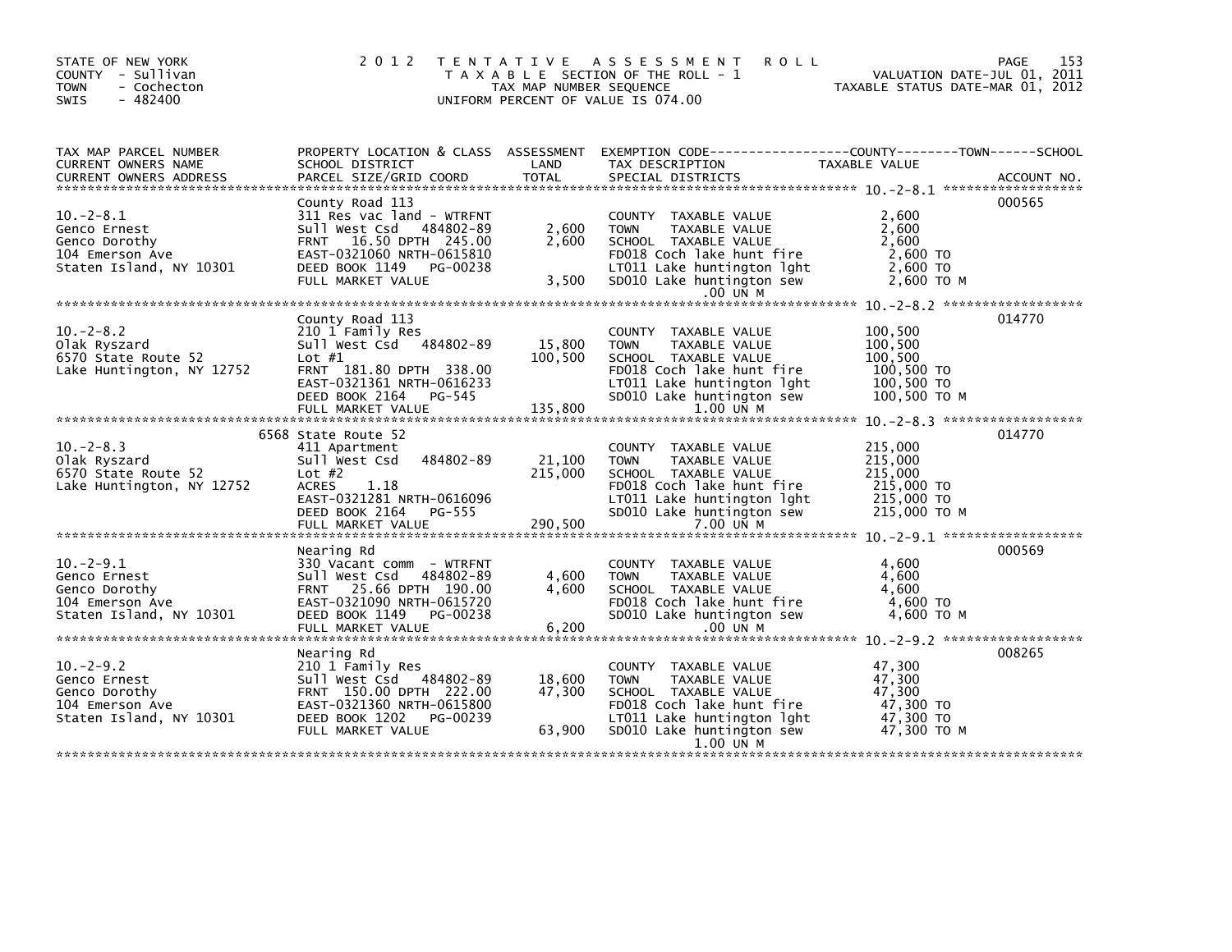STATE OF NEW YORK
COUNTY - Sullivan
TOWN - Cochecton
SWIS - 482400

# 2012 TENTATIVE ASSESSMENT ROLL

TAXABLE SECTION OF THE ROLL - 1
TAX MAP NUMBER SEQUENCE
UNIFORM PERCENT OF VALUE IS 074.00

VALUATION DATE-JUL 01, 2011
TAXABLE STATUS DATE-MAR 01, 2012

| TAX MAP PARCEL NUMBER / CURRENT OWNERS NAME / CURRENT OWNERS ADDRESS | PROPERTY LOCATION & CLASS / SCHOOL DISTRICT / PARCEL SIZE/GRID COORD | ASSESSMENT LAND | TOTAL | EXEMPTION CODE / TAX DESCRIPTION / SPECIAL DISTRICTS | TAXABLE VALUE (COUNTY / TOWN / SCHOOL) | ACCOUNT NO. |
|---|---|---|---|---|---|---|
| 10.-2-8.1 | County Road 113 | | | | | 000565 |
| Genco Ernest | 311 Res vac land - WTRFNT | | | COUNTY TAXABLE VALUE | 2,600 | |
| Genco Dorothy | Sull West Csd 484802-89 | 2,600 | | TOWN TAXABLE VALUE | 2,600 | |
| 104 Emerson Ave | FRNT 16.50 DPTH 245.00 | | 2,600 | SCHOOL TAXABLE VALUE | 2,600 | |
| Staten Island, NY 10301 | EAST-0321060 NRTH-0615810 | | | FD018 Coch lake hunt fire | 2,600 TO | |
| | DEED BOOK 1149 PG-00238 | | | LT011 Lake huntington lght | 2,600 TO | |
| | FULL MARKET VALUE | | 3,500 | SD010 Lake huntington sew | 2,600 TO M | |
| | | | | .00 UN M | | |
| 10.-2-8.2 | County Road 113 | | | | | 014770 |
| Olak Ryszard | 210 1 Family Res | | | COUNTY TAXABLE VALUE | 100,500 | |
| 6570 State Route 52 | Sull West Csd 484802-89 | 15,800 | | TOWN TAXABLE VALUE | 100,500 | |
| Lake Huntington, NY 12752 | Lot #1 | | 100,500 | SCHOOL TAXABLE VALUE | 100,500 | |
| | FRNT 181.80 DPTH 338.00 | | | FD018 Coch lake hunt fire | 100,500 TO | |
| | EAST-0321361 NRTH-0616233 | | | LT011 Lake huntington lght | 100,500 TO | |
| | DEED BOOK 2164 PG-545 | | | SD010 Lake huntington sew | 100,500 TO M | |
| | FULL MARKET VALUE | | 135,800 | 1.00 UN M | | |
| 10.-2-8.3 | 6568 State Route 52 | | | | | 014770 |
| Olak Ryszard | 411 Apartment | | | COUNTY TAXABLE VALUE | 215,000 | |
| 6570 State Route 52 | Sull West Csd 484802-89 | 21,100 | | TOWN TAXABLE VALUE | 215,000 | |
| Lake Huntington, NY 12752 | Lot #2 | | 215,000 | SCHOOL TAXABLE VALUE | 215,000 | |
| | ACRES 1.18 | | | FD018 Coch lake hunt fire | 215,000 TO | |
| | EAST-0321281 NRTH-0616096 | | | LT011 Lake huntington lght | 215,000 TO | |
| | DEED BOOK 2164 PG-555 | | | SD010 Lake huntington sew | 215,000 TO M | |
| | FULL MARKET VALUE | | 290,500 | 7.00 UN M | | |
| 10.-2-9.1 | Nearing Rd | | | | | 000569 |
| Genco Ernest | 330 Vacant comm - WTRFNT | | | COUNTY TAXABLE VALUE | 4,600 | |
| Genco Dorothy | Sull West Csd 484802-89 | 4,600 | | TOWN TAXABLE VALUE | 4,600 | |
| 104 Emerson Ave | FRNT 25.66 DPTH 190.00 | | 4,600 | SCHOOL TAXABLE VALUE | 4,600 | |
| Staten Island, NY 10301 | EAST-0321090 NRTH-0615720 | | | FD018 Coch lake hunt fire | 4,600 TO | |
| | DEED BOOK 1149 PG-00238 | | | SD010 Lake huntington sew | 4,600 TO M | |
| | FULL MARKET VALUE | | 6,200 | .00 UN M | | |
| 10.-2-9.2 | Nearing Rd | | | | | 008265 |
| Genco Ernest | 210 1 Family Res | | | COUNTY TAXABLE VALUE | 47,300 | |
| Genco Dorothy | Sull West Csd 484802-89 | 18,600 | | TOWN TAXABLE VALUE | 47,300 | |
| 104 Emerson Ave | FRNT 150.00 DPTH 222.00 | | 47,300 | SCHOOL TAXABLE VALUE | 47,300 | |
| Staten Island, NY 10301 | EAST-0321360 NRTH-0615800 | | | FD018 Coch lake hunt fire | 47,300 TO | |
| | DEED BOOK 1202 PG-00239 | | | LT011 Lake huntington lght | 47,300 TO | |
| | FULL MARKET VALUE | | 63,900 | SD010 Lake huntington sew | 47,300 TO M | |
| | | | | 1.00 UN M | | |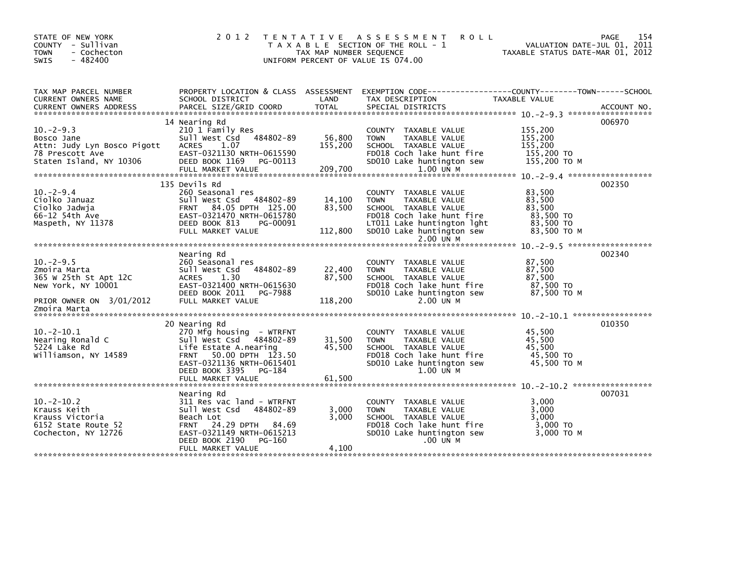STATE OF NEW YORK
COUNTY - Sullivan
TOWN - Cochecton
SWIS - 482400

# 2012 TENTATIVE ASSESSMENT ROLL

TAXABLE SECTION OF THE ROLL - 1
TAX MAP NUMBER SEQUENCE
UNIFORM PERCENT OF VALUE IS 074.00

VALUATION DATE-JUL 01, 2011
TAXABLE STATUS DATE-MAR 01, 2012

| TAX MAP PARCEL NUMBER / CURRENT OWNERS NAME / CURRENT OWNERS ADDRESS | PROPERTY LOCATION & CLASS / SCHOOL DISTRICT / PARCEL SIZE/GRID COORD | ASSESSMENT LAND / TOTAL | EXEMPTION CODE / TAX DESCRIPTION / SPECIAL DISTRICTS | TAXABLE VALUE (COUNTY / TOWN / SCHOOL) | ACCOUNT NO. |
|---|---|---|---|---|---|
| 10.-2-9.3 | 14 Nearing Rd | | | | 006970 |
| | 210 1 Family Res | | COUNTY TAXABLE VALUE | 155,200 | |
| Bosco Jane | Sull West Csd 484802-89 | 56,800 | TOWN TAXABLE VALUE | 155,200 | |
| Attn: Judy Lyn Bosco Pigott | ACRES 1.07 | 155,200 | SCHOOL TAXABLE VALUE | 155,200 | |
| 78 Prescott Ave | EAST-0321130 NRTH-0615590 | | FD018 Coch lake hunt fire | 155,200 TO | |
| Staten Island, NY 10306 | DEED BOOK 1169 PG-00113 | | SD010 Lake huntington sew | 155,200 TO M | |
| | FULL MARKET VALUE | 209,700 | 1.00 UN M | | |
| 10.-2-9.4 | 135 Devils Rd | | | | 002350 |
| | 260 Seasonal res | | COUNTY TAXABLE VALUE | 83,500 | |
| Ciolko Januaz | Sull West Csd 484802-89 | 14,100 | TOWN TAXABLE VALUE | 83,500 | |
| Ciolko Jadwja | FRNT 84.05 DPTH 125.00 | 83,500 | SCHOOL TAXABLE VALUE | 83,500 | |
| 66-12 54th Ave | EAST-0321470 NRTH-0615780 | | FD018 Coch lake hunt fire | 83,500 TO | |
| Maspeth, NY 11378 | DEED BOOK 813 PG-00091 | | LT011 Lake huntington lght | 83,500 TO | |
| | FULL MARKET VALUE | 112,800 | SD010 Lake huntington sew | 83,500 TO M | |
| | | | 2.00 UN M | | |
| 10.-2-9.5 | Nearing Rd | | | | 002340 |
| | 260 Seasonal res | | COUNTY TAXABLE VALUE | 87,500 | |
| Zmoira Marta | Sull West Csd 484802-89 | 22,400 | TOWN TAXABLE VALUE | 87,500 | |
| 365 W 25th St Apt 12C | ACRES 1.30 | 87,500 | SCHOOL TAXABLE VALUE | 87,500 | |
| New York, NY 10001 | EAST-0321400 NRTH-0615630 | | FD018 Coch lake hunt fire | 87,500 TO | |
| | DEED BOOK 2011 PG-7988 | | SD010 Lake huntington sew | 87,500 TO M | |
| PRIOR OWNER ON 3/01/2012 | FULL MARKET VALUE | 118,200 | 2.00 UN M | | |
| Zmoira Marta | | | | | |
| 10.-2-10.1 | 20 Nearing Rd | | | | 010350 |
| | 270 Mfg housing - WTRFNT | | COUNTY TAXABLE VALUE | 45,500 | |
| Nearing Ronald C | Sull West Csd 484802-89 | 31,500 | TOWN TAXABLE VALUE | 45,500 | |
| 5224 Lake Rd | Life Estate A.nearing | 45,500 | SCHOOL TAXABLE VALUE | 45,500 | |
| Williamson, NY 14589 | FRNT 50.00 DPTH 123.50 | | FD018 Coch lake hunt fire | 45,500 TO | |
| | EAST-0321136 NRTH-0615401 | | SD010 Lake huntington sew | 45,500 TO M | |
| | DEED BOOK 3395 PG-184 | | 1.00 UN M | | |
| | FULL MARKET VALUE | 61,500 | | | |
| 10.-2-10.2 | Nearing Rd | | | | 007031 |
| | 311 Res vac land - WTRFNT | | COUNTY TAXABLE VALUE | 3,000 | |
| Krauss Keith | Sull West Csd 484802-89 | 3,000 | TOWN TAXABLE VALUE | 3,000 | |
| Krauss Victoria | Beach Lot | 3,000 | SCHOOL TAXABLE VALUE | 3,000 | |
| 6152 State Route 52 | FRNT 24.29 DPTH 84.69 | | FD018 Coch lake hunt fire | 3,000 TO | |
| Cochecton, NY 12726 | EAST-0321149 NRTH-0615213 | | SD010 Lake huntington sew | 3,000 TO M | |
| | DEED BOOK 2190 PG-160 | | .00 UN M | | |
| | FULL MARKET VALUE | 4,100 | | | |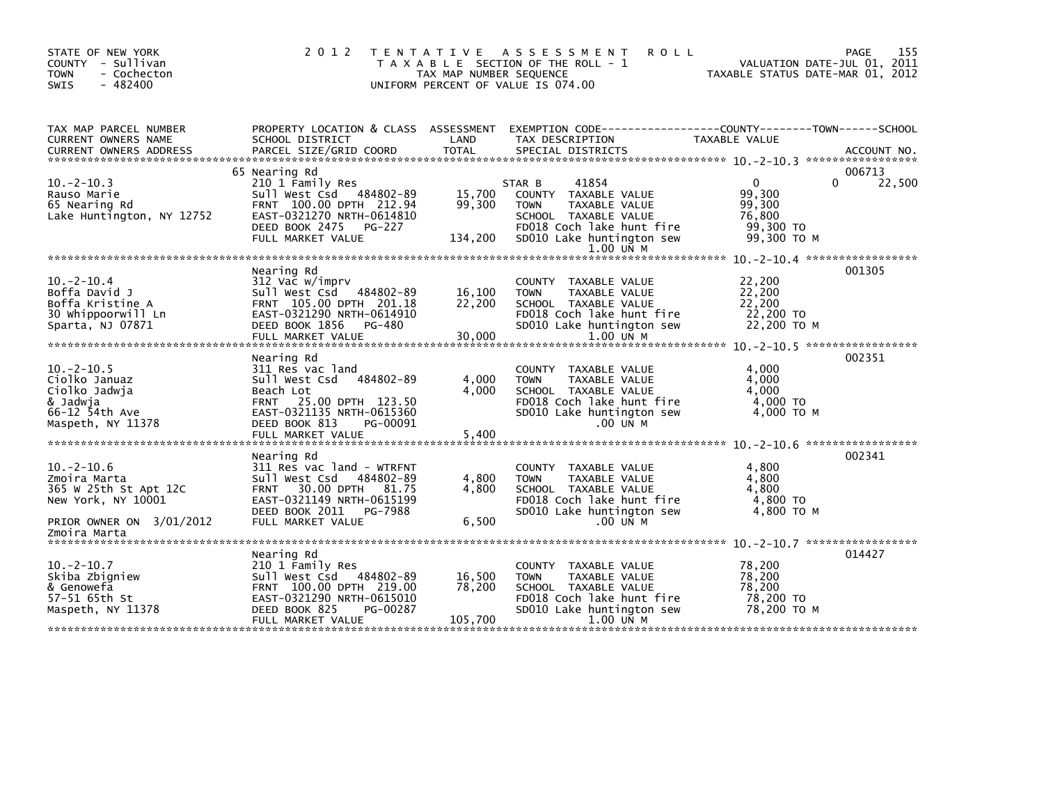STATE OF NEW YORK
COUNTY - Sullivan
TOWN - Cochecton
SWIS - 482400

# 2012 TENTATIVE ASSESSMENT ROLL

TAXABLE SECTION OF THE ROLL - 1
TAX MAP NUMBER SEQUENCE
UNIFORM PERCENT OF VALUE IS 074.00

VALUATION DATE-JUL 01, 2011
TAXABLE STATUS DATE-MAR 01, 2012

| TAX MAP PARCEL NUMBER / CURRENT OWNERS NAME / CURRENT OWNERS ADDRESS | PROPERTY LOCATION & CLASS / SCHOOL DISTRICT / PARCEL SIZE/GRID COORD | ASSESSMENT LAND / TOTAL | EXEMPTION CODE / TAX DESCRIPTION / SPECIAL DISTRICTS | COUNTY | TOWN | SCHOOL | TAXABLE VALUE | ACCOUNT NO. |
|---|---|---|---|---|---|---|---|---|
| 10.-2-10.3 | 65 Nearing Rd | | | | | | | 006713 |
| | 210 1 Family Res | | STAR B 41854 | 0 | 0 | 22,500 | | |
| Rauso Marie | Sull West Csd 484802-89 | 15,700 | COUNTY TAXABLE VALUE | | | | 99,300 | |
| 65 Nearing Rd | FRNT 100.00 DPTH 212.94 | 99,300 | TOWN TAXABLE VALUE | | | | 99,300 | |
| Lake Huntington, NY 12752 | EAST-0321270 NRTH-0614810 | | SCHOOL TAXABLE VALUE | | | | 76,800 | |
| | DEED BOOK 2475 PG-227 | | FD018 Coch lake hunt fire | | | | 99,300 TO | |
| | FULL MARKET VALUE | 134,200 | SD010 Lake huntington sew 1.00 UN M | | | | 99,300 TO M | |
| 10.-2-10.4 | Nearing Rd | | | | | | | 001305 |
| | 312 Vac w/imprv | | COUNTY TAXABLE VALUE | | | | 22,200 | |
| Boffa David J | Sull West Csd 484802-89 | 16,100 | TOWN TAXABLE VALUE | | | | 22,200 | |
| Boffa Kristine A | FRNT 105.00 DPTH 201.18 | 22,200 | SCHOOL TAXABLE VALUE | | | | 22,200 | |
| 30 Whippoorwill Ln | EAST-0321290 NRTH-0614910 | | FD018 Coch lake hunt fire | | | | 22,200 TO | |
| Sparta, NJ 07871 | DEED BOOK 1856 PG-480 | | SD010 Lake huntington sew | | | | 22,200 TO M | |
| | FULL MARKET VALUE | 30,000 | 1.00 UN M | | | | | |
| 10.-2-10.5 | Nearing Rd | | | | | | | 002351 |
| | 311 Res vac land | | COUNTY TAXABLE VALUE | | | | 4,000 | |
| Ciolko Januaz | Sull West Csd 484802-89 | 4,000 | TOWN TAXABLE VALUE | | | | 4,000 | |
| Ciolko Jadwja | Beach Lot | 4,000 | SCHOOL TAXABLE VALUE | | | | 4,000 | |
| & Jadwja | FRNT 25.00 DPTH 123.50 | | FD018 Coch lake hunt fire | | | | 4,000 TO | |
| 66-12 54th Ave | EAST-0321135 NRTH-0615360 | | SD010 Lake huntington sew | | | | 4,000 TO M | |
| Maspeth, NY 11378 | DEED BOOK 813 PG-00091 | | .00 UN M | | | | | |
| | FULL MARKET VALUE | 5,400 | | | | | | |
| 10.-2-10.6 | Nearing Rd | | | | | | | 002341 |
| | 311 Res vac land - WTRFNT | | COUNTY TAXABLE VALUE | | | | 4,800 | |
| Zmoira Marta | Sull West Csd 484802-89 | 4,800 | TOWN TAXABLE VALUE | | | | 4,800 | |
| 365 W 25th St Apt 12C | FRNT 30.00 DPTH 81.75 | 4,800 | SCHOOL TAXABLE VALUE | | | | 4,800 | |
| New York, NY 10001 | EAST-0321149 NRTH-0615199 | | FD018 Coch lake hunt fire | | | | 4,800 TO | |
| | DEED BOOK 2011 PG-7988 | | SD010 Lake huntington sew | | | | 4,800 TO M | |
| PRIOR OWNER ON 3/01/2012 | FULL MARKET VALUE | 6,500 | .00 UN M | | | | | |
| Zmoira Marta | | | | | | | | |
| 10.-2-10.7 | Nearing Rd | | | | | | | 014427 |
| | 210 1 Family Res | | COUNTY TAXABLE VALUE | | | | 78,200 | |
| Skiba Zbigniew | Sull West Csd 484802-89 | 16,500 | TOWN TAXABLE VALUE | | | | 78,200 | |
| & Genowefa | FRNT 100.00 DPTH 219.00 | 78,200 | SCHOOL TAXABLE VALUE | | | | 78,200 | |
| 57-51 65th St | EAST-0321290 NRTH-0615010 | | FD018 Coch lake hunt fire | | | | 78,200 TO | |
| Maspeth, NY 11378 | DEED BOOK 825 PG-00287 | | SD010 Lake huntington sew | | | | 78,200 TO M | |
| | FULL MARKET VALUE | 105,700 | 1.00 UN M | | | | | |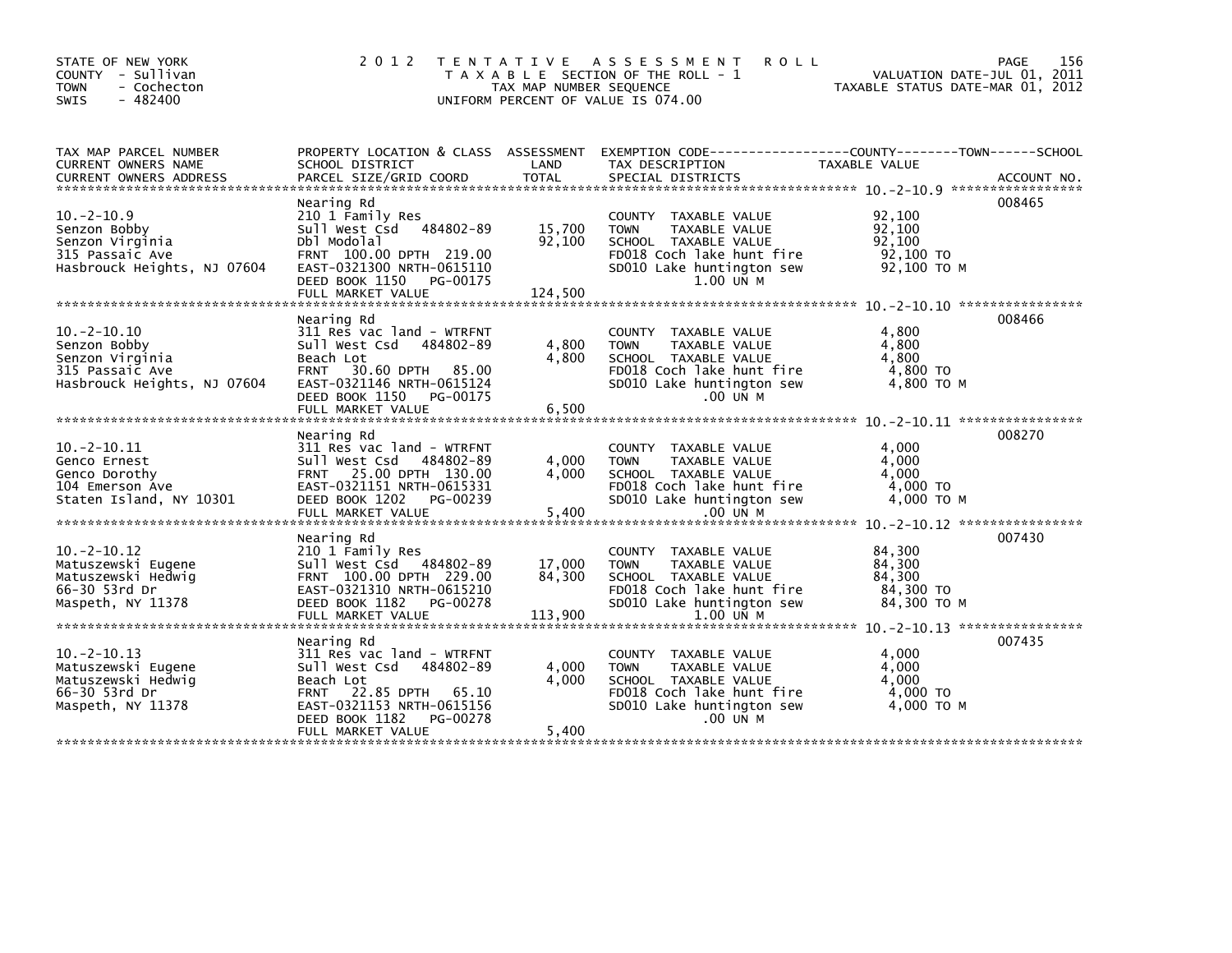STATE OF NEW YORK
COUNTY - Sullivan
TOWN - Cochecton
SWIS - 482400

2012 TENTATIVE ASSESSMENT ROLL
TAXABLE SECTION OF THE ROLL - 1
TAX MAP NUMBER SEQUENCE
UNIFORM PERCENT OF VALUE IS 074.00

VALUATION DATE-JUL 01, 2011
TAXABLE STATUS DATE-MAR 01, 2012

| TAX MAP PARCEL NUMBER / CURRENT OWNERS NAME / CURRENT OWNERS ADDRESS | PROPERTY LOCATION & CLASS / SCHOOL DISTRICT / PARCEL SIZE/GRID COORD | ASSESSMENT LAND | TOTAL | EXEMPTION CODE / TAX DESCRIPTION / SPECIAL DISTRICTS | TAXABLE VALUE (COUNTY / TOWN / SCHOOL) | ACCOUNT NO. |
|---|---|---|---|---|---|---|
| 10.-2-10.9 | Nearing Rd | | | | | 008465 |
| 10.-2-10.9 | 210 1 Family Res | | | COUNTY TAXABLE VALUE | 92,100 | |
| Senzon Bobby | Sull West Csd 484802-89 | 15,700 | | TOWN TAXABLE VALUE | 92,100 | |
| Senzon Virginia | Dbl Modolal | | 92,100 | SCHOOL TAXABLE VALUE | 92,100 | |
| 315 Passaic Ave | FRNT 100.00 DPTH 219.00 | | | FD018 Coch lake hunt fire | 92,100 TO | |
| Hasbrouck Heights, NJ 07604 | EAST-0321300 NRTH-0615110 | | | SD010 Lake huntington sew | 92,100 TO M | |
| | DEED BOOK 1150 PG-00175 | | | 1.00 UN M | | |
| | FULL MARKET VALUE | | 124,500 | | | |
| 10.-2-10.10 | Nearing Rd | | | | | 008466 |
| 10.-2-10.10 | 311 Res vac land - WTRFNT | | | COUNTY TAXABLE VALUE | 4,800 | |
| Senzon Bobby | Sull West Csd 484802-89 | 4,800 | | TOWN TAXABLE VALUE | 4,800 | |
| Senzon Virginia | Beach Lot | | 4,800 | SCHOOL TAXABLE VALUE | 4,800 | |
| 315 Passaic Ave | FRNT 30.60 DPTH 85.00 | | | FD018 Coch lake hunt fire | 4,800 TO | |
| Hasbrouck Heights, NJ 07604 | EAST-0321146 NRTH-0615124 | | | SD010 Lake huntington sew | 4,800 TO M | |
| | DEED BOOK 1150 PG-00175 | | | .00 UN M | | |
| | FULL MARKET VALUE | | 6,500 | | | |
| 10.-2-10.11 | Nearing Rd | | | | | 008270 |
| 10.-2-10.11 | 311 Res vac land - WTRFNT | | | COUNTY TAXABLE VALUE | 4,000 | |
| Genco Ernest | Sull West Csd 484802-89 | 4,000 | | TOWN TAXABLE VALUE | 4,000 | |
| Genco Dorothy | FRNT 25.00 DPTH 130.00 | | 4,000 | SCHOOL TAXABLE VALUE | 4,000 | |
| 104 Emerson Ave | EAST-0321151 NRTH-0615331 | | | FD018 Coch lake hunt fire | 4,000 TO | |
| Staten Island, NY 10301 | DEED BOOK 1202 PG-00239 | | | SD010 Lake huntington sew | 4,000 TO M | |
| | FULL MARKET VALUE | | 5,400 | .00 UN M | | |
| 10.-2-10.12 | Nearing Rd | | | | | 007430 |
| 10.-2-10.12 | 210 1 Family Res | | | COUNTY TAXABLE VALUE | 84,300 | |
| Matuszewski Eugene | Sull West Csd 484802-89 | 17,000 | | TOWN TAXABLE VALUE | 84,300 | |
| Matuszewski Hedwig | FRNT 100.00 DPTH 229.00 | | 84,300 | SCHOOL TAXABLE VALUE | 84,300 | |
| 66-30 53rd Dr | EAST-0321310 NRTH-0615210 | | | FD018 Coch lake hunt fire | 84,300 TO | |
| Maspeth, NY 11378 | DEED BOOK 1182 PG-00278 | | | SD010 Lake huntington sew | 84,300 TO M | |
| | FULL MARKET VALUE | | 113,900 | 1.00 UN M | | |
| 10.-2-10.13 | Nearing Rd | | | | | 007435 |
| 10.-2-10.13 | 311 Res vac land - WTRFNT | | | COUNTY TAXABLE VALUE | 4,000 | |
| Matuszewski Eugene | Sull West Csd 484802-89 | 4,000 | | TOWN TAXABLE VALUE | 4,000 | |
| Matuszewski Hedwig | Beach Lot | | 4,000 | SCHOOL TAXABLE VALUE | 4,000 | |
| 66-30 53rd Dr | FRNT 22.85 DPTH 65.10 | | | FD018 Coch lake hunt fire | 4,000 TO | |
| Maspeth, NY 11378 | EAST-0321153 NRTH-0615156 | | | SD010 Lake huntington sew | 4,000 TO M | |
| | DEED BOOK 1182 PG-00278 | | | .00 UN M | | |
| | FULL MARKET VALUE | | 5,400 | | | |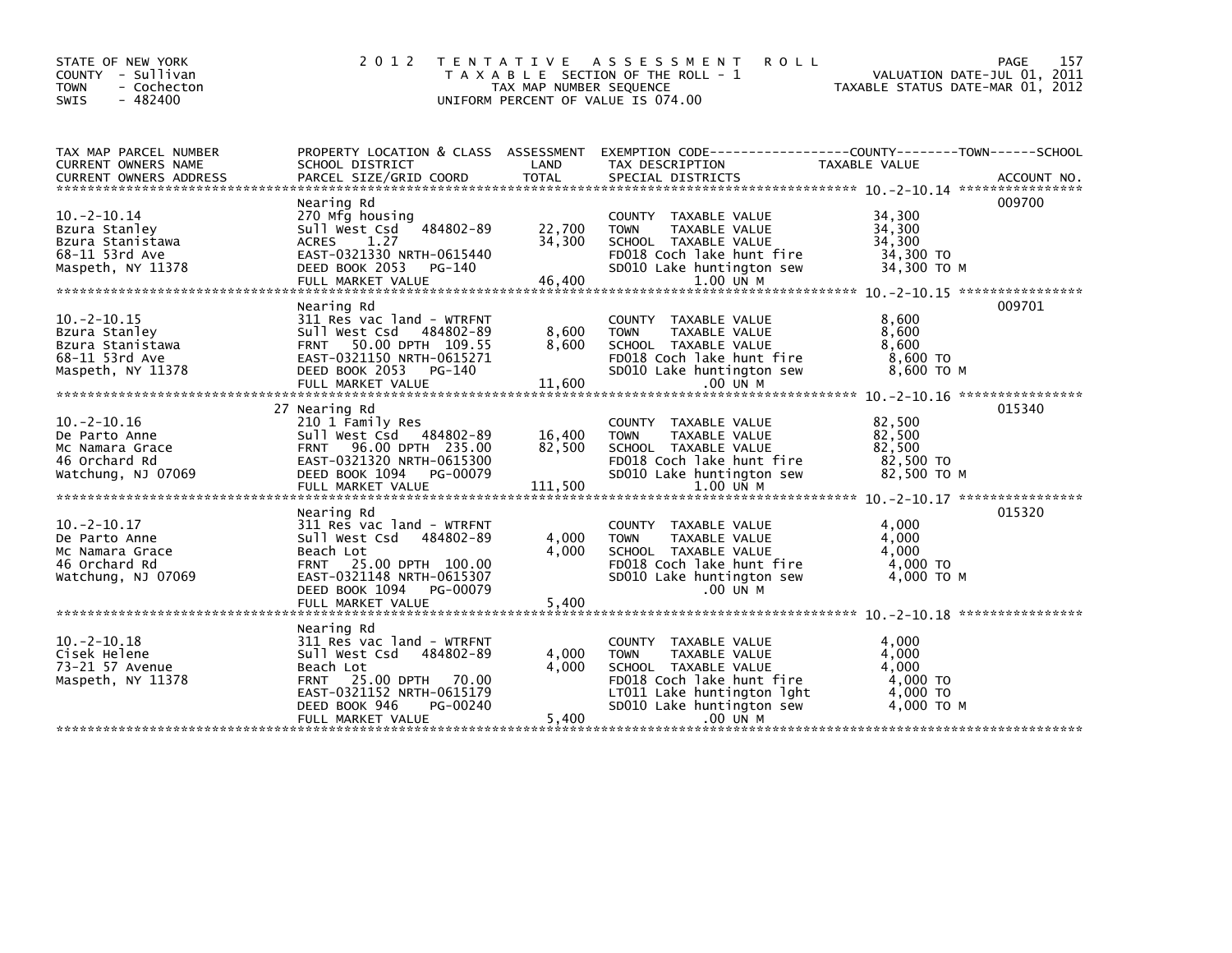STATE OF NEW YORK
COUNTY - Sullivan
TOWN - Cochecton
SWIS - 482400

2012 TENTATIVE ASSESSMENT ROLL
TAXABLE SECTION OF THE ROLL - 1
TAX MAP NUMBER SEQUENCE
UNIFORM PERCENT OF VALUE IS 074.00

VALUATION DATE-JUL 01, 2011
TAXABLE STATUS DATE-MAR 01, 2012

| TAX MAP PARCEL NUMBER / CURRENT OWNERS NAME / CURRENT OWNERS ADDRESS | PROPERTY LOCATION & CLASS / SCHOOL DISTRICT / PARCEL SIZE/GRID COORD | ASSESSMENT LAND | TOTAL | EXEMPTION CODE / TAX DESCRIPTION / SPECIAL DISTRICTS | TAXABLE VALUE | ACCOUNT NO. |
|---|---|---|---|---|---|---|
| 10.-2-10.14 | Nearing Rd | | | | | 009700 |
| Bzura Stanley | 270 Mfg housing | | | COUNTY TAXABLE VALUE | 34,300 | |
| Bzura Stanistawa | Sull West Csd 484802-89 | 22,700 | | TOWN TAXABLE VALUE | 34,300 | |
| 68-11 53rd Ave | ACRES 1.27 | | 34,300 | SCHOOL TAXABLE VALUE | 34,300 | |
| Maspeth, NY 11378 | EAST-0321330 NRTH-0615440 | | | FD018 Coch lake hunt fire | 34,300 TO | |
| | DEED BOOK 2053 PG-140 | | | SD010 Lake huntington sew | 34,300 TO M | |
| | FULL MARKET VALUE | | 46,400 | 1.00 UN M | | |
| 10.-2-10.15 | Nearing Rd | | | | | 009701 |
| Bzura Stanley | 311 Res vac land - WTRFNT | | | COUNTY TAXABLE VALUE | 8,600 | |
| Bzura Stanistawa | Sull West Csd 484802-89 | 8,600 | | TOWN TAXABLE VALUE | 8,600 | |
| 68-11 53rd Ave | FRNT 50.00 DPTH 109.55 | | 8,600 | SCHOOL TAXABLE VALUE | 8,600 | |
| Maspeth, NY 11378 | EAST-0321150 NRTH-0615271 | | | FD018 Coch lake hunt fire | 8,600 TO | |
| | DEED BOOK 2053 PG-140 | | | SD010 Lake huntington sew | 8,600 TO M | |
| | FULL MARKET VALUE | | 11,600 | .00 UN M | | |
| 10.-2-10.16 | 27 Nearing Rd | | | | | 015340 |
| De Parto Anne | 210 1 Family Res | | | COUNTY TAXABLE VALUE | 82,500 | |
| Mc Namara Grace | Sull West Csd 484802-89 | 16,400 | | TOWN TAXABLE VALUE | 82,500 | |
| 46 Orchard Rd | FRNT 96.00 DPTH 235.00 | | 82,500 | SCHOOL TAXABLE VALUE | 82,500 | |
| Watchung, NJ 07069 | EAST-0321320 NRTH-0615300 | | | FD018 Coch lake hunt fire | 82,500 TO | |
| | DEED BOOK 1094 PG-00079 | | | SD010 Lake huntington sew | 82,500 TO M | |
| | FULL MARKET VALUE | | 111,500 | 1.00 UN M | | |
| 10.-2-10.17 | Nearing Rd | | | | | 015320 |
| De Parto Anne | 311 Res vac land - WTRFNT | | | COUNTY TAXABLE VALUE | 4,000 | |
| Mc Namara Grace | Sull West Csd 484802-89 | 4,000 | | TOWN TAXABLE VALUE | 4,000 | |
| 46 Orchard Rd | Beach Lot | | 4,000 | SCHOOL TAXABLE VALUE | 4,000 | |
| Watchung, NJ 07069 | FRNT 25.00 DPTH 100.00 | | | FD018 Coch lake hunt fire | 4,000 TO | |
| | EAST-0321148 NRTH-0615307 | | | SD010 Lake huntington sew | 4,000 TO M | |
| | DEED BOOK 1094 PG-00079 | | | .00 UN M | | |
| | FULL MARKET VALUE | | 5,400 | | | |
| 10.-2-10.18 | Nearing Rd | | | | | |
| Cisek Helene | 311 Res vac land - WTRFNT | | | COUNTY TAXABLE VALUE | 4,000 | |
| 73-21 57 Avenue | Sull West Csd 484802-89 | 4,000 | | TOWN TAXABLE VALUE | 4,000 | |
| Maspeth, NY 11378 | Beach Lot | | 4,000 | SCHOOL TAXABLE VALUE | 4,000 | |
| | FRNT 25.00 DPTH 70.00 | | | FD018 Coch lake hunt fire | 4,000 TO | |
| | EAST-0321152 NRTH-0615179 | | | LT011 Lake huntington lght | 4,000 TO | |
| | DEED BOOK 946 PG-00240 | | | SD010 Lake huntington sew | 4,000 TO M | |
| | FULL MARKET VALUE | | 5,400 | .00 UN M | | |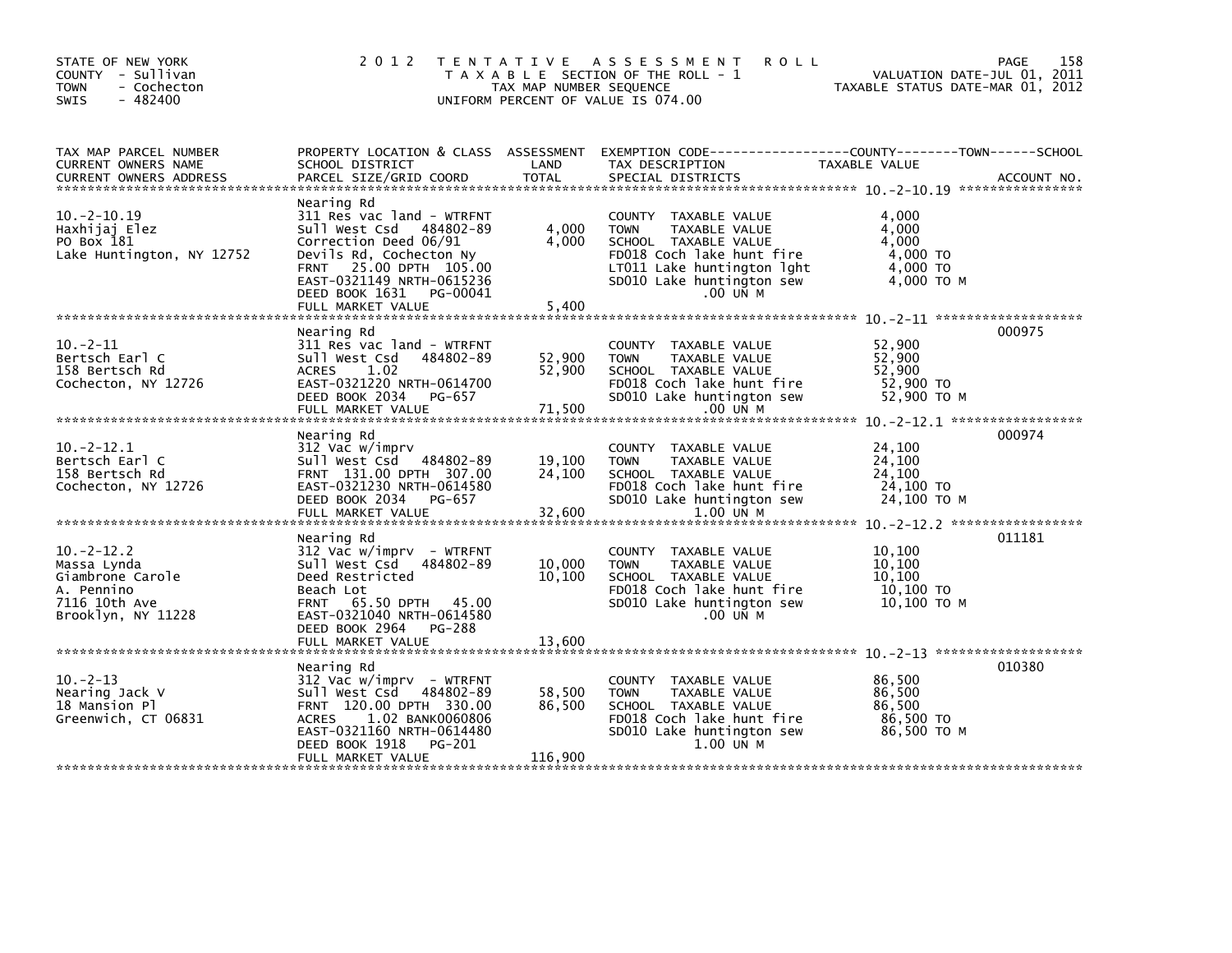STATE OF NEW YORK
COUNTY - Sullivan
TOWN - Cochecton
SWIS - 482400

# 2012 TENTATIVE ASSESSMENT ROLL

TAXABLE SECTION OF THE ROLL - 1
TAX MAP NUMBER SEQUENCE
UNIFORM PERCENT OF VALUE IS 074.00

VALUATION DATE-JUL 01, 2011
TAXABLE STATUS DATE-MAR 01, 2012

| TAX MAP PARCEL NUMBER / CURRENT OWNERS NAME / CURRENT OWNERS ADDRESS | PROPERTY LOCATION & CLASS / SCHOOL DISTRICT / PARCEL SIZE/GRID COORD | ASSESSMENT LAND | ASSESSMENT TOTAL | EXEMPTION CODE / TAX DESCRIPTION / SPECIAL DISTRICTS | TAXABLE VALUE (COUNTY--TOWN--SCHOOL) | ACCOUNT NO. |
|---|---|---|---|---|---|---|
| 10.-2-10.19 | Nearing Rd | | | | | |
| Haxhijaj Elez | 311 Res vac land - WTRFNT | | | COUNTY TAXABLE VALUE | 4,000 | |
| PO Box 181 | Sull West Csd 484802-89 | 4,000 | | TOWN TAXABLE VALUE | 4,000 | |
| Lake Huntington, NY 12752 | Correction Deed 06/91 | | 4,000 | SCHOOL TAXABLE VALUE | 4,000 | |
| | Devils Rd, Cochecton Ny | | | FD018 Coch lake hunt fire | 4,000 TO | |
| | FRNT 25.00 DPTH 105.00 | | | LT011 Lake huntington lght | 4,000 TO | |
| | EAST-0321149 NRTH-0615236 | | | SD010 Lake huntington sew | 4,000 TO M | |
| | DEED BOOK 1631 PG-00041 | | | .00 UN M | | |
| | FULL MARKET VALUE | | 5,400 | | | |
| 10.-2-11 | Nearing Rd | | | | | 000975 |
| Bertsch Earl C | 311 Res vac land - WTRFNT | | | COUNTY TAXABLE VALUE | 52,900 | |
| 158 Bertsch Rd | Sull West Csd 484802-89 | 52,900 | | TOWN TAXABLE VALUE | 52,900 | |
| Cochecton, NY 12726 | ACRES 1.02 | | 52,900 | SCHOOL TAXABLE VALUE | 52,900 | |
| | EAST-0321220 NRTH-0614700 | | | FD018 Coch lake hunt fire | 52,900 TO | |
| | DEED BOOK 2034 PG-657 | | | SD010 Lake huntington sew | 52,900 TO M | |
| | FULL MARKET VALUE | | 71,500 | .00 UN M | | |
| 10.-2-12.1 | Nearing Rd | | | | | 000974 |
| Bertsch Earl C | 312 Vac w/imprv | | | COUNTY TAXABLE VALUE | 24,100 | |
| 158 Bertsch Rd | Sull West Csd 484802-89 | 19,100 | | TOWN TAXABLE VALUE | 24,100 | |
| Cochecton, NY 12726 | FRNT 131.00 DPTH 307.00 | | 24,100 | SCHOOL TAXABLE VALUE | 24,100 | |
| | EAST-0321230 NRTH-0614580 | | | FD018 Coch lake hunt fire | 24,100 TO | |
| | DEED BOOK 2034 PG-657 | | | SD010 Lake huntington sew | 24,100 TO M | |
| | FULL MARKET VALUE | | 32,600 | 1.00 UN M | | |
| 10.-2-12.2 | Nearing Rd | | | | | 011181 |
| Massa Lynda | 312 Vac w/imprv - WTRFNT | | | COUNTY TAXABLE VALUE | 10,100 | |
| Giambrone Carole | Sull West Csd 484802-89 | 10,000 | | TOWN TAXABLE VALUE | 10,100 | |
| A. Pennino | Deed Restricted | | 10,100 | SCHOOL TAXABLE VALUE | 10,100 | |
| 7116 10th Ave | Beach Lot | | | FD018 Coch lake hunt fire | 10,100 TO | |
| Brooklyn, NY 11228 | FRNT 65.50 DPTH 45.00 | | | SD010 Lake huntington sew | 10,100 TO M | |
| | EAST-0321040 NRTH-0614580 | | | .00 UN M | | |
| | DEED BOOK 2964 PG-288 | | | | | |
| | FULL MARKET VALUE | | 13,600 | | | |
| 10.-2-13 | Nearing Rd | | | | | 010380 |
| Nearing Jack V | 312 Vac w/imprv - WTRFNT | | | COUNTY TAXABLE VALUE | 86,500 | |
| 18 Mansion Pl | Sull West Csd 484802-89 | 58,500 | | TOWN TAXABLE VALUE | 86,500 | |
| Greenwich, CT 06831 | FRNT 120.00 DPTH 330.00 | | 86,500 | SCHOOL TAXABLE VALUE | 86,500 | |
| | ACRES 1.02 BANK0060806 | | | FD018 Coch lake hunt fire | 86,500 TO | |
| | EAST-0321160 NRTH-0614480 | | | SD010 Lake huntington sew | 86,500 TO M | |
| | DEED BOOK 1918 PG-201 | | | 1.00 UN M | | |
| | FULL MARKET VALUE | | 116,900 | | | |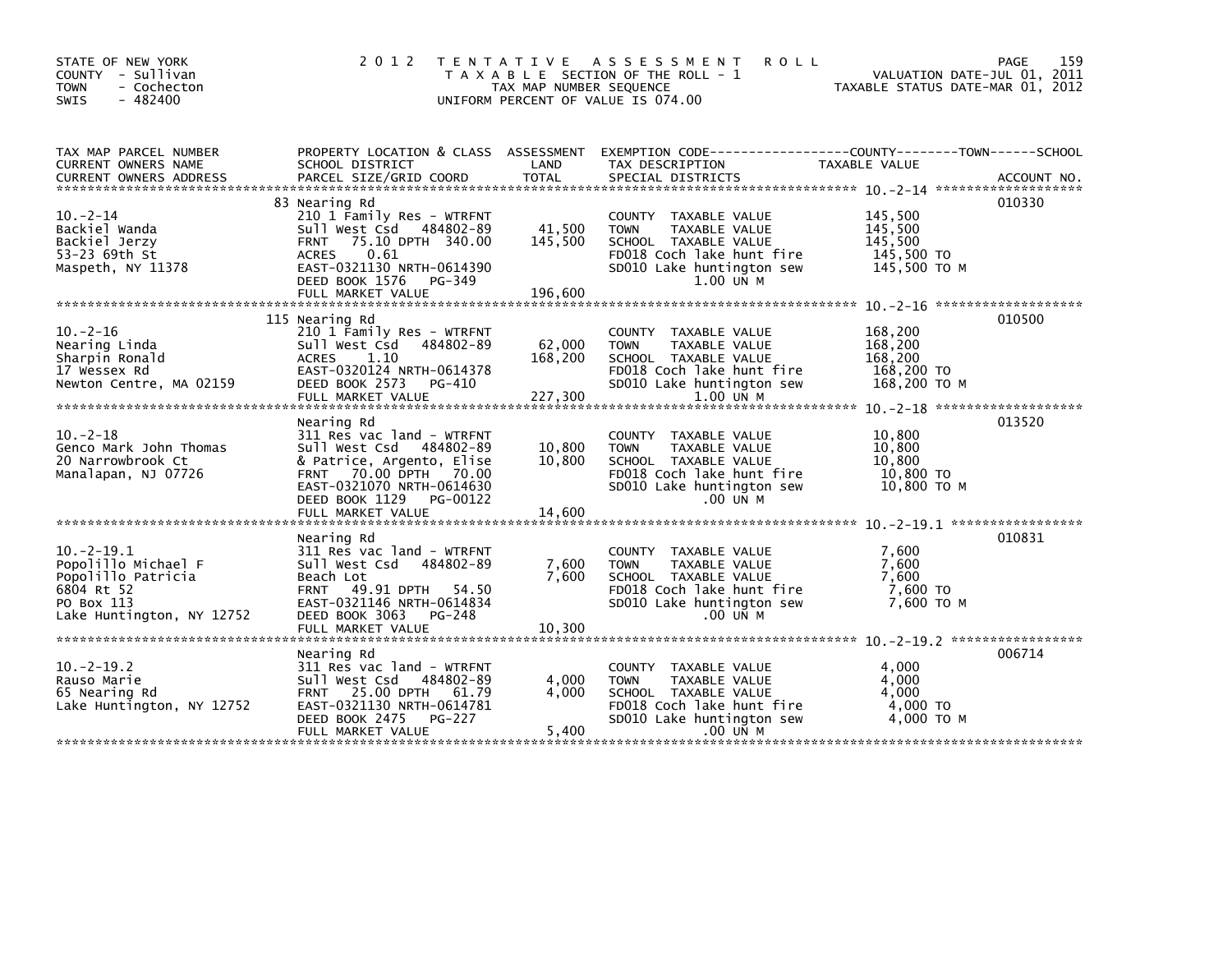STATE OF NEW YORK
COUNTY - Sullivan
TOWN - Cochecton
SWIS - 482400

2012 TENTATIVE ASSESSMENT ROLL
TAXABLE SECTION OF THE ROLL - 1
TAX MAP NUMBER SEQUENCE
UNIFORM PERCENT OF VALUE IS 074.00

VALUATION DATE-JUL 01, 2011
TAXABLE STATUS DATE-MAR 01, 2012

| TAX MAP PARCEL NUMBER / CURRENT OWNERS NAME / CURRENT OWNERS ADDRESS | PROPERTY LOCATION & CLASS / SCHOOL DISTRICT / PARCEL SIZE/GRID COORD | ASSESSMENT LAND / TOTAL | EXEMPTION CODE / TAX DESCRIPTION / SPECIAL DISTRICTS | TAXABLE VALUE (COUNTY / TOWN / SCHOOL) | ACCOUNT NO. |
|---|---|---|---|---|---|
| 10.-2-14 | 83 Nearing Rd | | | | 010330 |
| | 210 1 Family Res - WTRFNT | | COUNTY TAXABLE VALUE | 145,500 | |
| Backiel Wanda | Sull West Csd 484802-89 | 41,500 | TOWN TAXABLE VALUE | 145,500 | |
| Backiel Jerzy | FRNT 75.10 DPTH 340.00 | 145,500 | SCHOOL TAXABLE VALUE | 145,500 | |
| 53-23 69th St | ACRES 0.61 | | FD018 Coch lake hunt fire | 145,500 TO | |
| Maspeth, NY 11378 | EAST-0321130 NRTH-0614390 | | SD010 Lake huntington sew | 145,500 TO M | |
| | DEED BOOK 1576 PG-349 | | 1.00 UN M | | |
| | FULL MARKET VALUE | 196,600 | | | |
| 10.-2-16 | 115 Nearing Rd | | | | 010500 |
| | 210 1 Family Res - WTRFNT | | COUNTY TAXABLE VALUE | 168,200 | |
| Nearing Linda | Sull West Csd 484802-89 | 62,000 | TOWN TAXABLE VALUE | 168,200 | |
| Sharpin Ronald | ACRES 1.10 | 168,200 | SCHOOL TAXABLE VALUE | 168,200 | |
| 17 Wessex Rd | EAST-0320124 NRTH-0614378 | | FD018 Coch lake hunt fire | 168,200 TO | |
| Newton Centre, MA 02159 | DEED BOOK 2573 PG-410 | | SD010 Lake huntington sew | 168,200 TO M | |
| | FULL MARKET VALUE | 227,300 | 1.00 UN M | | |
| 10.-2-18 | Nearing Rd | | | | 013520 |
| | 311 Res vac land - WTRFNT | | COUNTY TAXABLE VALUE | 10,800 | |
| Genco Mark John Thomas | Sull West Csd 484802-89 | 10,800 | TOWN TAXABLE VALUE | 10,800 | |
| 20 Narrowbrook Ct | & Patrice, Argento, Elise | 10,800 | SCHOOL TAXABLE VALUE | 10,800 | |
| Manalapan, NJ 07726 | FRNT 70.00 DPTH 70.00 | | FD018 Coch lake hunt fire | 10,800 TO | |
| | EAST-0321070 NRTH-0614630 | | SD010 Lake huntington sew | 10,800 TO M | |
| | DEED BOOK 1129 PG-00122 | | .00 UN M | | |
| | FULL MARKET VALUE | 14,600 | | | |
| 10.-2-19.1 | Nearing Rd | | | | 010831 |
| | 311 Res vac land - WTRFNT | | COUNTY TAXABLE VALUE | 7,600 | |
| Popolillo Michael F | Sull West Csd 484802-89 | 7,600 | TOWN TAXABLE VALUE | 7,600 | |
| Popolillo Patricia | Beach Lot | 7,600 | SCHOOL TAXABLE VALUE | 7,600 | |
| 6804 Rt 52 | FRNT 49.91 DPTH 54.50 | | FD018 Coch lake hunt fire | 7,600 TO | |
| PO Box 113 | EAST-0321146 NRTH-0614834 | | SD010 Lake huntington sew | 7,600 TO M | |
| Lake Huntington, NY 12752 | DEED BOOK 3063 PG-248 | | .00 UN M | | |
| | FULL MARKET VALUE | 10,300 | | | |
| 10.-2-19.2 | Nearing Rd | | | | 006714 |
| | 311 Res vac land - WTRFNT | | COUNTY TAXABLE VALUE | 4,000 | |
| Rauso Marie | Sull West Csd 484802-89 | 4,000 | TOWN TAXABLE VALUE | 4,000 | |
| 65 Nearing Rd | FRNT 25.00 DPTH 61.79 | 4,000 | SCHOOL TAXABLE VALUE | 4,000 | |
| Lake Huntington, NY 12752 | EAST-0321130 NRTH-0614781 | | FD018 Coch lake hunt fire | 4,000 TO | |
| | DEED BOOK 2475 PG-227 | | SD010 Lake huntington sew | 4,000 TO M | |
| | FULL MARKET VALUE | 5,400 | .00 UN M | | |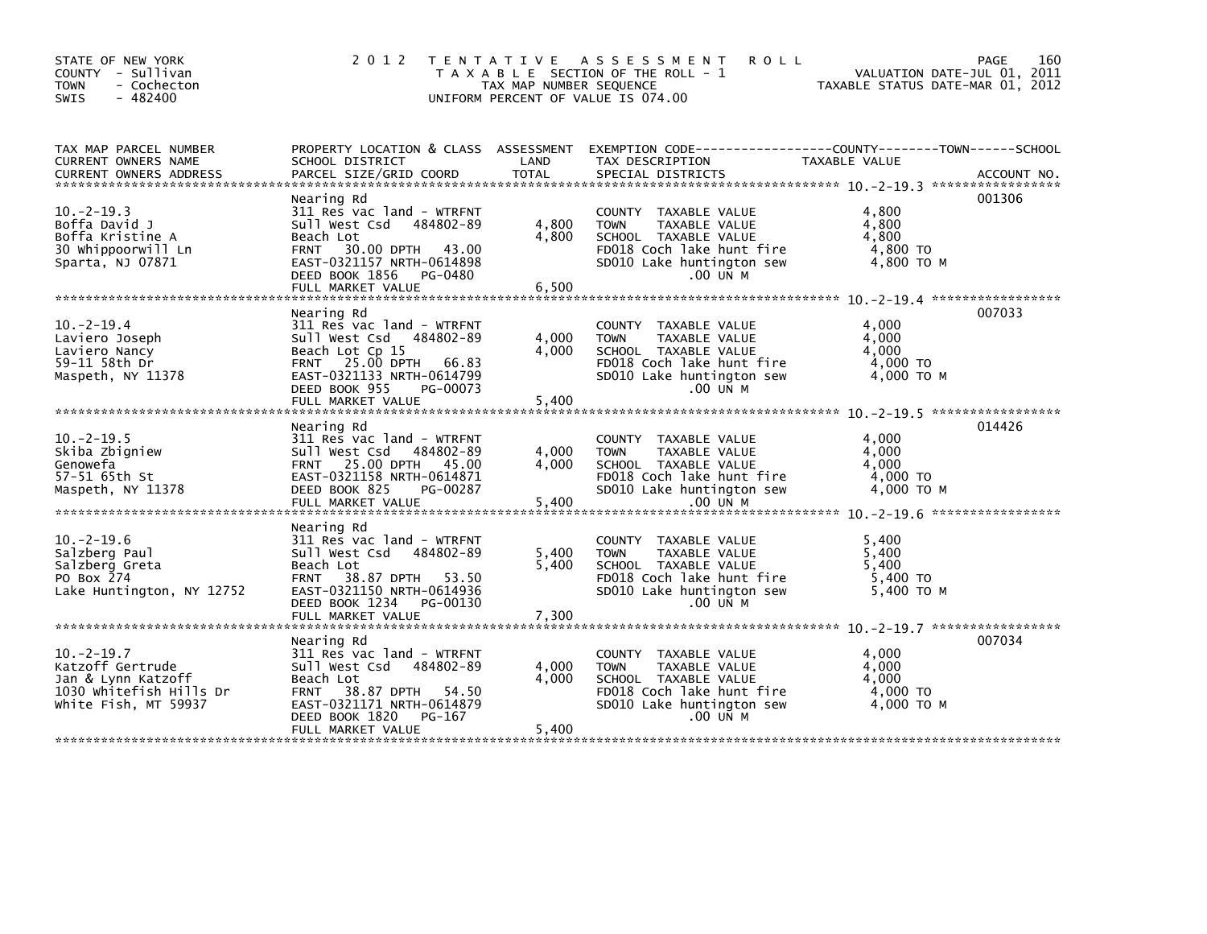STATE OF NEW YORK
COUNTY - Sullivan
TOWN - Cochecton
SWIS - 482400

2012 TENTATIVE ASSESSMENT ROLL
TAXABLE SECTION OF THE ROLL - 1
TAX MAP NUMBER SEQUENCE
UNIFORM PERCENT OF VALUE IS 074.00

VALUATION DATE-JUL 01, 2011
TAXABLE STATUS DATE-MAR 01, 2012

| TAX MAP PARCEL NUMBER / CURRENT OWNERS NAME / CURRENT OWNERS ADDRESS | PROPERTY LOCATION & CLASS / SCHOOL DISTRICT / PARCEL SIZE/GRID COORD | ASSESSMENT LAND / TOTAL | EXEMPTION CODE / TAX DESCRIPTION / SPECIAL DISTRICTS | TAXABLE VALUE | ACCOUNT NO. |
|---|---|---|---|---|---|
| 10.-2-19.3 | Nearing Rd | | | | 001306 |
| | 311 Res vac land - WTRFNT | | COUNTY TAXABLE VALUE | 4,800 | |
| Boffa David J | Sull West Csd 484802-89 | 4,800 | TOWN TAXABLE VALUE | 4,800 | |
| Boffa Kristine A | Beach Lot | 4,800 | SCHOOL TAXABLE VALUE | 4,800 | |
| 30 Whippoorwill Ln | FRNT 30.00 DPTH 43.00 | | FD018 Coch lake hunt fire | 4,800 TO | |
| Sparta, NJ 07871 | EAST-0321157 NRTH-0614898 | | SD010 Lake huntington sew | 4,800 TO M | |
| | DEED BOOK 1856 PG-0480 | | .00 UN M | | |
| | FULL MARKET VALUE | 6,500 | | | |
| 10.-2-19.4 | Nearing Rd | | | | 007033 |
| | 311 Res vac land - WTRFNT | | COUNTY TAXABLE VALUE | 4,000 | |
| Laviero Joseph | Sull West Csd 484802-89 | 4,000 | TOWN TAXABLE VALUE | 4,000 | |
| Laviero Nancy | Beach Lot Cp 15 | 4,000 | SCHOOL TAXABLE VALUE | 4,000 | |
| 59-11 58th Dr | FRNT 25.00 DPTH 66.83 | | FD018 Coch lake hunt fire | 4,000 TO | |
| Maspeth, NY 11378 | EAST-0321133 NRTH-0614799 | | SD010 Lake huntington sew | 4,000 TO M | |
| | DEED BOOK 955 PG-00073 | | .00 UN M | | |
| | FULL MARKET VALUE | 5,400 | | | |
| 10.-2-19.5 | Nearing Rd | | | | 014426 |
| | 311 Res vac land - WTRFNT | | COUNTY TAXABLE VALUE | 4,000 | |
| Skiba Zbigniew | Sull West Csd 484802-89 | 4,000 | TOWN TAXABLE VALUE | 4,000 | |
| Genowefa | FRNT 25.00 DPTH 45.00 | 4,000 | SCHOOL TAXABLE VALUE | 4,000 | |
| 57-51 65th St | EAST-0321158 NRTH-0614871 | | FD018 Coch lake hunt fire | 4,000 TO | |
| Maspeth, NY 11378 | DEED BOOK 825 PG-00287 | | SD010 Lake huntington sew | 4,000 TO M | |
| | FULL MARKET VALUE | 5,400 | .00 UN M | | |
| 10.-2-19.6 | Nearing Rd | | | | |
| | 311 Res vac land - WTRFNT | | COUNTY TAXABLE VALUE | 5,400 | |
| Salzberg Paul | Sull West Csd 484802-89 | 5,400 | TOWN TAXABLE VALUE | 5,400 | |
| Salzberg Greta | Beach Lot | 5,400 | SCHOOL TAXABLE VALUE | 5,400 | |
| PO Box 274 | FRNT 38.87 DPTH 53.50 | | FD018 Coch lake hunt fire | 5,400 TO | |
| Lake Huntington, NY 12752 | EAST-0321150 NRTH-0614936 | | SD010 Lake huntington sew | 5,400 TO M | |
| | DEED BOOK 1234 PG-00130 | | .00 UN M | | |
| | FULL MARKET VALUE | 7,300 | | | |
| 10.-2-19.7 | Nearing Rd | | | | 007034 |
| | 311 Res vac land - WTRFNT | | COUNTY TAXABLE VALUE | 4,000 | |
| Katzoff Gertrude | Sull West Csd 484802-89 | 4,000 | TOWN TAXABLE VALUE | 4,000 | |
| Jan & Lynn Katzoff | Beach Lot | 4,000 | SCHOOL TAXABLE VALUE | 4,000 | |
| 1030 Whitefish Hills Dr | FRNT 38.87 DPTH 54.50 | | FD018 Coch lake hunt fire | 4,000 TO | |
| White Fish, MT 59937 | EAST-0321171 NRTH-0614879 | | SD010 Lake huntington sew | 4,000 TO M | |
| | DEED BOOK 1820 PG-167 | | .00 UN M | | |
| | FULL MARKET VALUE | 5,400 | | | |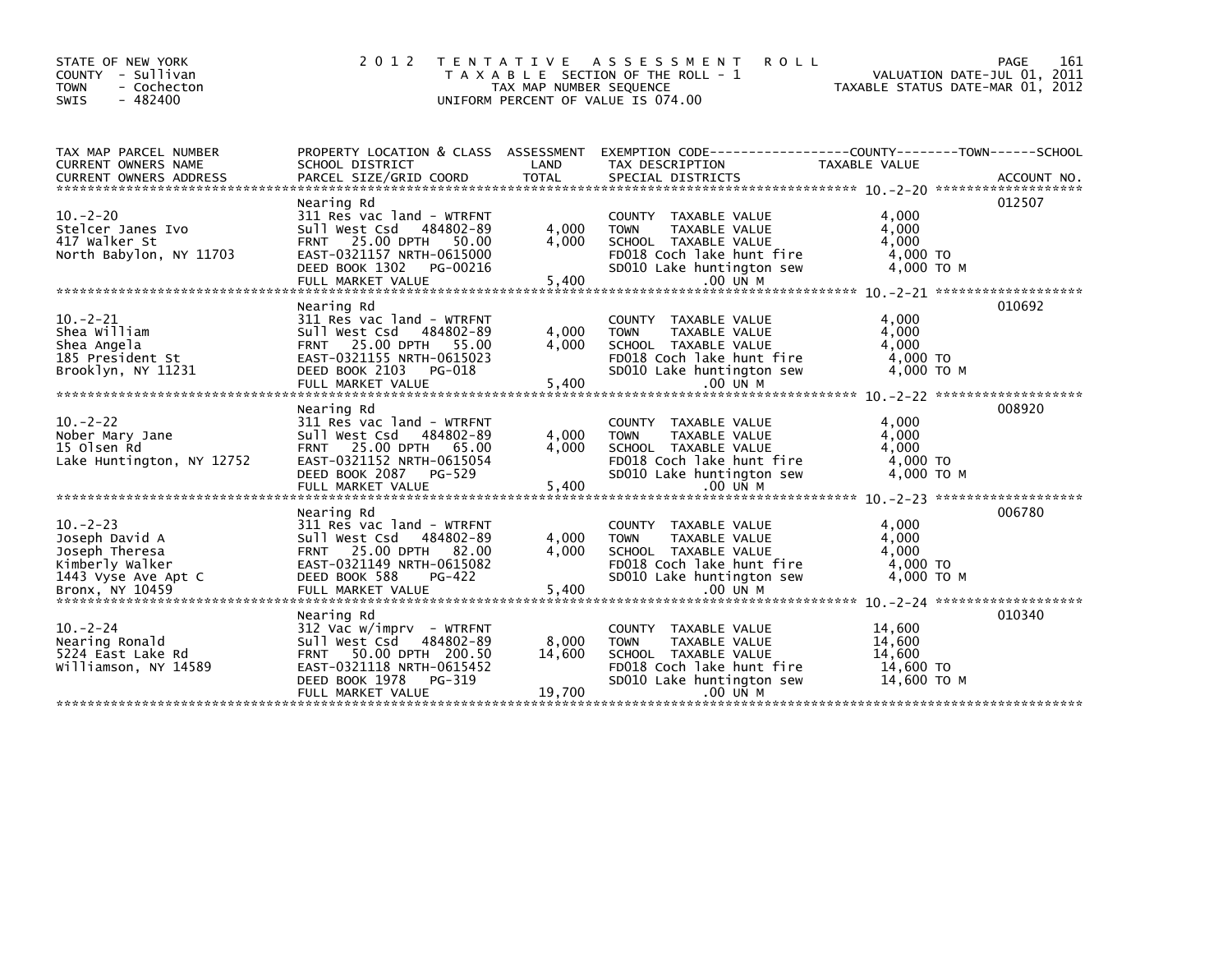STATE OF NEW YORK
COUNTY - Sullivan
TOWN - Cochecton
SWIS - 482400

# 2012 TENTATIVE ASSESSMENT ROLL

TAXABLE SECTION OF THE ROLL - 1
TAX MAP NUMBER SEQUENCE
UNIFORM PERCENT OF VALUE IS 074.00

VALUATION DATE-JUL 01, 2011
TAXABLE STATUS DATE-MAR 01, 2012

| TAX MAP PARCEL NUMBER / CURRENT OWNERS NAME / CURRENT OWNERS ADDRESS | PROPERTY LOCATION & CLASS / SCHOOL DISTRICT / PARCEL SIZE/GRID COORD | ASSESSMENT LAND | TOTAL | EXEMPTION CODE / TAX DESCRIPTION / SPECIAL DISTRICTS | TAXABLE VALUE (COUNTY / TOWN / SCHOOL) | ACCOUNT NO. |
|---|---|---|---|---|---|---|
| 10.-2-20 | Nearing Rd | | | | | 012507 |
| Stelcer Janes Ivo | 311 Res vac land - WTRFNT | | | COUNTY TAXABLE VALUE | 4,000 | |
| 417 Walker St | Sull West Csd 484802-89 | 4,000 | | TOWN TAXABLE VALUE | 4,000 | |
| North Babylon, NY 11703 | FRNT 25.00 DPTH 50.00 | | 4,000 | SCHOOL TAXABLE VALUE | 4,000 | |
| | EAST-0321157 NRTH-0615000 | | | FD018 Coch lake hunt fire | 4,000 TO | |
| | DEED BOOK 1302 PG-00216 | | | SD010 Lake huntington sew | 4,000 TO M | |
| | FULL MARKET VALUE | | 5,400 | .00 UN M | | |
| 10.-2-21 | Nearing Rd | | | | | 010692 |
| Shea William | 311 Res vac land - WTRFNT | | | COUNTY TAXABLE VALUE | 4,000 | |
| Shea Angela | Sull West Csd 484802-89 | 4,000 | | TOWN TAXABLE VALUE | 4,000 | |
| 185 President St | FRNT 25.00 DPTH 55.00 | | 4,000 | SCHOOL TAXABLE VALUE | 4,000 | |
| Brooklyn, NY 11231 | EAST-0321155 NRTH-0615023 | | | FD018 Coch lake hunt fire | 4,000 TO | |
| | DEED BOOK 2103 PG-018 | | | SD010 Lake huntington sew | 4,000 TO M | |
| | FULL MARKET VALUE | | 5,400 | .00 UN M | | |
| 10.-2-22 | Nearing Rd | | | | | 008920 |
| Nober Mary Jane | 311 Res vac land - WTRFNT | | | COUNTY TAXABLE VALUE | 4,000 | |
| 15 Olsen Rd | Sull West Csd 484802-89 | 4,000 | | TOWN TAXABLE VALUE | 4,000 | |
| Lake Huntington, NY 12752 | FRNT 25.00 DPTH 65.00 | | 4,000 | SCHOOL TAXABLE VALUE | 4,000 | |
| | EAST-0321152 NRTH-0615054 | | | FD018 Coch lake hunt fire | 4,000 TO | |
| | DEED BOOK 2087 PG-529 | | | SD010 Lake huntington sew | 4,000 TO M | |
| | FULL MARKET VALUE | | 5,400 | .00 UN M | | |
| 10.-2-23 | Nearing Rd | | | | | 006780 |
| Joseph David A | 311 Res vac land - WTRFNT | | | COUNTY TAXABLE VALUE | 4,000 | |
| Joseph Theresa | Sull West Csd 484802-89 | 4,000 | | TOWN TAXABLE VALUE | 4,000 | |
| Kimberly Walker | FRNT 25.00 DPTH 82.00 | | 4,000 | SCHOOL TAXABLE VALUE | 4,000 | |
| 1443 Vyse Ave Apt C | EAST-0321149 NRTH-0615082 | | | FD018 Coch lake hunt fire | 4,000 TO | |
| Bronx, NY 10459 | DEED BOOK 588 PG-422 | | | SD010 Lake huntington sew | 4,000 TO M | |
| | FULL MARKET VALUE | | 5,400 | .00 UN M | | |
| 10.-2-24 | Nearing Rd | | | | | 010340 |
| Nearing Ronald | 312 Vac w/imprv - WTRFNT | | | COUNTY TAXABLE VALUE | 14,600 | |
| 5224 East Lake Rd | Sull West Csd 484802-89 | 8,000 | | TOWN TAXABLE VALUE | 14,600 | |
| Williamson, NY 14589 | FRNT 50.00 DPTH 200.50 | | 14,600 | SCHOOL TAXABLE VALUE | 14,600 | |
| | EAST-0321118 NRTH-0615452 | | | FD018 Coch lake hunt fire | 14,600 TO | |
| | DEED BOOK 1978 PG-319 | | | SD010 Lake huntington sew | 14,600 TO M | |
| | FULL MARKET VALUE | | 19,700 | .00 UN M | | |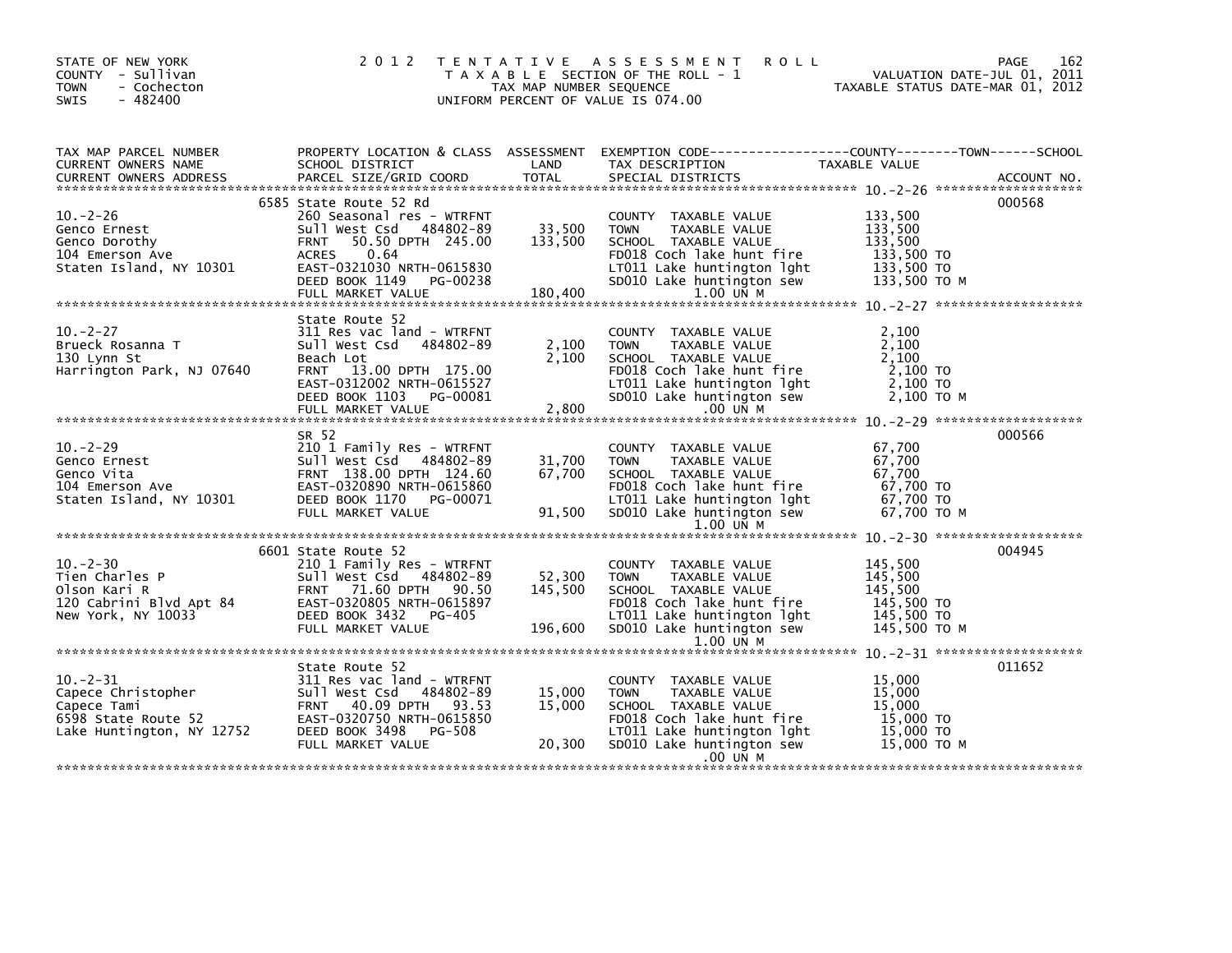STATE OF NEW YORK
COUNTY - Sullivan
TOWN - Cochecton
SWIS - 482400

2 0 1 2 T E N T A T I V E A S S E S S M E N T R O L L
T A X A B L E SECTION OF THE ROLL - 1
TAX MAP NUMBER SEQUENCE
UNIFORM PERCENT OF VALUE IS 074.00

VALUATION DATE-JUL 01, 2011
TAXABLE STATUS DATE-MAR 01, 2012

| TAX MAP PARCEL NUMBER / CURRENT OWNERS NAME / CURRENT OWNERS ADDRESS | PROPERTY LOCATION & CLASS / SCHOOL DISTRICT / PARCEL SIZE/GRID COORD | ASSESSMENT LAND / TOTAL | EXEMPTION CODE / TAX DESCRIPTION / SPECIAL DISTRICTS | TAXABLE VALUE (COUNTY / TOWN / SCHOOL) | ACCOUNT NO. |
|---|---|---|---|---|---|
| 10.-2-26 | 6585 State Route 52 Rd | | | | 000568 |
| Genco Ernest | 260 Seasonal res - WTRFNT | | COUNTY TAXABLE VALUE | 133,500 | |
| Genco Dorothy | Sull West Csd 484802-89 | 33,500 | TOWN TAXABLE VALUE | 133,500 | |
| 104 Emerson Ave | FRNT 50.50 DPTH 245.00 | 133,500 | SCHOOL TAXABLE VALUE | 133,500 | |
| Staten Island, NY 10301 | ACRES 0.64 | | FD018 Coch lake hunt fire | 133,500 TO | |
| | EAST-0321030 NRTH-0615830 | | LT011 Lake huntington lght | 133,500 TO | |
| | DEED BOOK 1149 PG-00238 | | SD010 Lake huntington sew | 133,500 TO M | |
| | FULL MARKET VALUE | 180,400 | 1.00 UN M | | |
| 10.-2-27 | State Route 52 | | | | |
| Brueck Rosanna T | 311 Res vac land - WTRFNT | | COUNTY TAXABLE VALUE | 2,100 | |
| 130 Lynn St | Sull West Csd 484802-89 | 2,100 | TOWN TAXABLE VALUE | 2,100 | |
| Harrington Park, NJ 07640 | Beach Lot | 2,100 | SCHOOL TAXABLE VALUE | 2,100 | |
| | FRNT 13.00 DPTH 175.00 | | FD018 Coch lake hunt fire | 2,100 TO | |
| | EAST-0312002 NRTH-0615527 | | LT011 Lake huntington lght | 2,100 TO | |
| | DEED BOOK 1103 PG-00081 | | SD010 Lake huntington sew | 2,100 TO M | |
| | FULL MARKET VALUE | 2,800 | .00 UN M | | |
| 10.-2-29 | SR 52 | | | | 000566 |
| Genco Ernest | 210 1 Family Res - WTRFNT | | COUNTY TAXABLE VALUE | 67,700 | |
| Genco Vita | Sull West Csd 484802-89 | 31,700 | TOWN TAXABLE VALUE | 67,700 | |
| 104 Emerson Ave | FRNT 138.00 DPTH 124.60 | 67,700 | SCHOOL TAXABLE VALUE | 67,700 | |
| Staten Island, NY 10301 | EAST-0320890 NRTH-0615860 | | FD018 Coch lake hunt fire | 67,700 TO | |
| | DEED BOOK 1170 PG-00071 | | LT011 Lake huntington lght | 67,700 TO | |
| | FULL MARKET VALUE | 91,500 | SD010 Lake huntington sew | 67,700 TO M | |
| | | | 1.00 UN M | | |
| 10.-2-30 | 6601 State Route 52 | | | | 004945 |
| Tien Charles P | 210 1 Family Res - WTRFNT | | COUNTY TAXABLE VALUE | 145,500 | |
| Olson Kari R | Sull West Csd 484802-89 | 52,300 | TOWN TAXABLE VALUE | 145,500 | |
| 120 Cabrini Blvd Apt 84 | FRNT 71.60 DPTH 90.50 | 145,500 | SCHOOL TAXABLE VALUE | 145,500 | |
| New York, NY 10033 | EAST-0320805 NRTH-0615897 | | FD018 Coch lake hunt fire | 145,500 TO | |
| | DEED BOOK 3432 PG-405 | | LT011 Lake huntington lght | 145,500 TO | |
| | FULL MARKET VALUE | 196,600 | SD010 Lake huntington sew | 145,500 TO M | |
| | | | 1.00 UN M | | |
| 10.-2-31 | State Route 52 | | | | 011652 |
| Capece Christopher | 311 Res vac land - WTRFNT | | COUNTY TAXABLE VALUE | 15,000 | |
| Capece Tami | Sull West Csd 484802-89 | 15,000 | TOWN TAXABLE VALUE | 15,000 | |
| 6598 State Route 52 | FRNT 40.09 DPTH 93.53 | 15,000 | SCHOOL TAXABLE VALUE | 15,000 | |
| Lake Huntington, NY 12752 | EAST-0320750 NRTH-0615850 | | FD018 Coch lake hunt fire | 15,000 TO | |
| | DEED BOOK 3498 PG-508 | | LT011 Lake huntington lght | 15,000 TO | |
| | FULL MARKET VALUE | 20,300 | SD010 Lake huntington sew | 15,000 TO M | |
| | | | .00 UN M | | |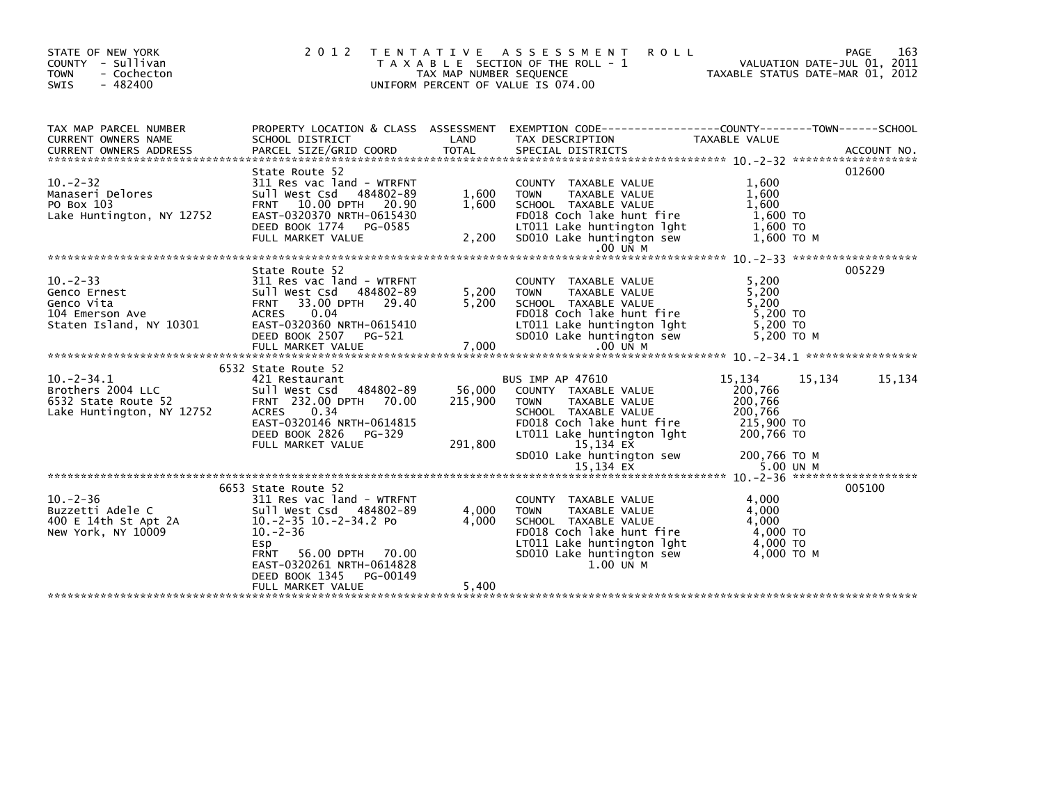STATE OF NEW YORK
COUNTY - Sullivan
TOWN - Cochecton
SWIS - 482400

# 2012 TENTATIVE ASSESSMENT ROLL

TAXABLE SECTION OF THE ROLL - 1
TAX MAP NUMBER SEQUENCE
UNIFORM PERCENT OF VALUE IS 074.00

VALUATION DATE-JUL 01, 2011
TAXABLE STATUS DATE-MAR 01, 2012

| TAX MAP PARCEL NUMBER / CURRENT OWNERS NAME / CURRENT OWNERS ADDRESS | PROPERTY LOCATION & CLASS / SCHOOL DISTRICT / PARCEL SIZE/GRID COORD | ASSESSMENT LAND / TOTAL | EXEMPTION CODE / TAX DESCRIPTION / SPECIAL DISTRICTS | COUNTY TAXABLE VALUE | TOWN | SCHOOL / ACCOUNT NO. |
|---|---|---|---|---|---|---|
| **10.-2-32** | State Route 52 | | | | | 012600 |
| 10.-2-32 | 311 Res vac land - WTRFNT | | COUNTY TAXABLE VALUE | 1,600 | | |
| Manaseri Delores | Sull West Csd 484802-89 | 1,600 | TOWN TAXABLE VALUE | 1,600 | | |
| PO Box 103 | FRNT 10.00 DPTH 20.90 | 1,600 | SCHOOL TAXABLE VALUE | 1,600 | | |
| Lake Huntington, NY 12752 | EAST-0320370 NRTH-0615430 | | FD018 Coch lake hunt fire | 1,600 TO | | |
| | DEED BOOK 1774 PG-0585 | | LT011 Lake huntington lght | 1,600 TO | | |
| | FULL MARKET VALUE | 2,200 | SD010 Lake huntington sew | 1,600 TO M | | |
| | | | .00 UN M | | | |
| **10.-2-33** | State Route 52 | | | | | 005229 |
| 10.-2-33 | 311 Res vac land - WTRFNT | | COUNTY TAXABLE VALUE | 5,200 | | |
| Genco Ernest | Sull West Csd 484802-89 | 5,200 | TOWN TAXABLE VALUE | 5,200 | | |
| Genco Vita | FRNT 33.00 DPTH 29.40 | 5,200 | SCHOOL TAXABLE VALUE | 5,200 | | |
| 104 Emerson Ave | ACRES 0.04 | | FD018 Coch lake hunt fire | 5,200 TO | | |
| Staten Island, NY 10301 | EAST-0320360 NRTH-0615410 | | LT011 Lake huntington lght | 5,200 TO | | |
| | DEED BOOK 2507 PG-521 | | SD010 Lake huntington sew | 5,200 TO M | | |
| | FULL MARKET VALUE | 7,000 | .00 UN M | | | |
| **10.-2-34.1** | 6532 State Route 52 | | | | | |
| 10.-2-34.1 | 421 Restaurant | | BUS IMP AP 47610 | 15,134 | 15,134 | 15,134 |
| Brothers 2004 LLC | Sull West Csd 484802-89 | 56,000 | COUNTY TAXABLE VALUE | 200,766 | | |
| 6532 State Route 52 | FRNT 232.00 DPTH 70.00 | 215,900 | TOWN TAXABLE VALUE | 200,766 | | |
| Lake Huntington, NY 12752 | ACRES 0.34 | | SCHOOL TAXABLE VALUE | 200,766 | | |
| | EAST-0320146 NRTH-0614815 | | FD018 Coch lake hunt fire | 215,900 TO | | |
| | DEED BOOK 2826 PG-329 | | LT011 Lake huntington lght | 200,766 TO | | |
| | FULL MARKET VALUE | 291,800 | 15,134 EX | | | |
| | | | SD010 Lake huntington sew | 200,766 TO M | | |
| | | | 15,134 EX | 5.00 UN M | | |
| **10.-2-36** | 6653 State Route 52 | | | | | 005100 |
| 10.-2-36 | 311 Res vac land - WTRFNT | | COUNTY TAXABLE VALUE | 4,000 | | |
| Buzzetti Adele C | Sull West Csd 484802-89 | 4,000 | TOWN TAXABLE VALUE | 4,000 | | |
| 400 E 14th St Apt 2A | 10.-2-35 10.-2-34.2 Po | 4,000 | SCHOOL TAXABLE VALUE | 4,000 | | |
| New York, NY 10009 | 10.-2-36 | | FD018 Coch lake hunt fire | 4,000 TO | | |
| | Esp | | LT011 Lake huntington lght | 4,000 TO | | |
| | FRNT 56.00 DPTH 70.00 | | SD010 Lake huntington sew | 4,000 TO M | | |
| | EAST-0320261 NRTH-0614828 | | 1.00 UN M | | | |
| | DEED BOOK 1345 PG-00149 | | | | | |
| | FULL MARKET VALUE | 5,400 | | | | |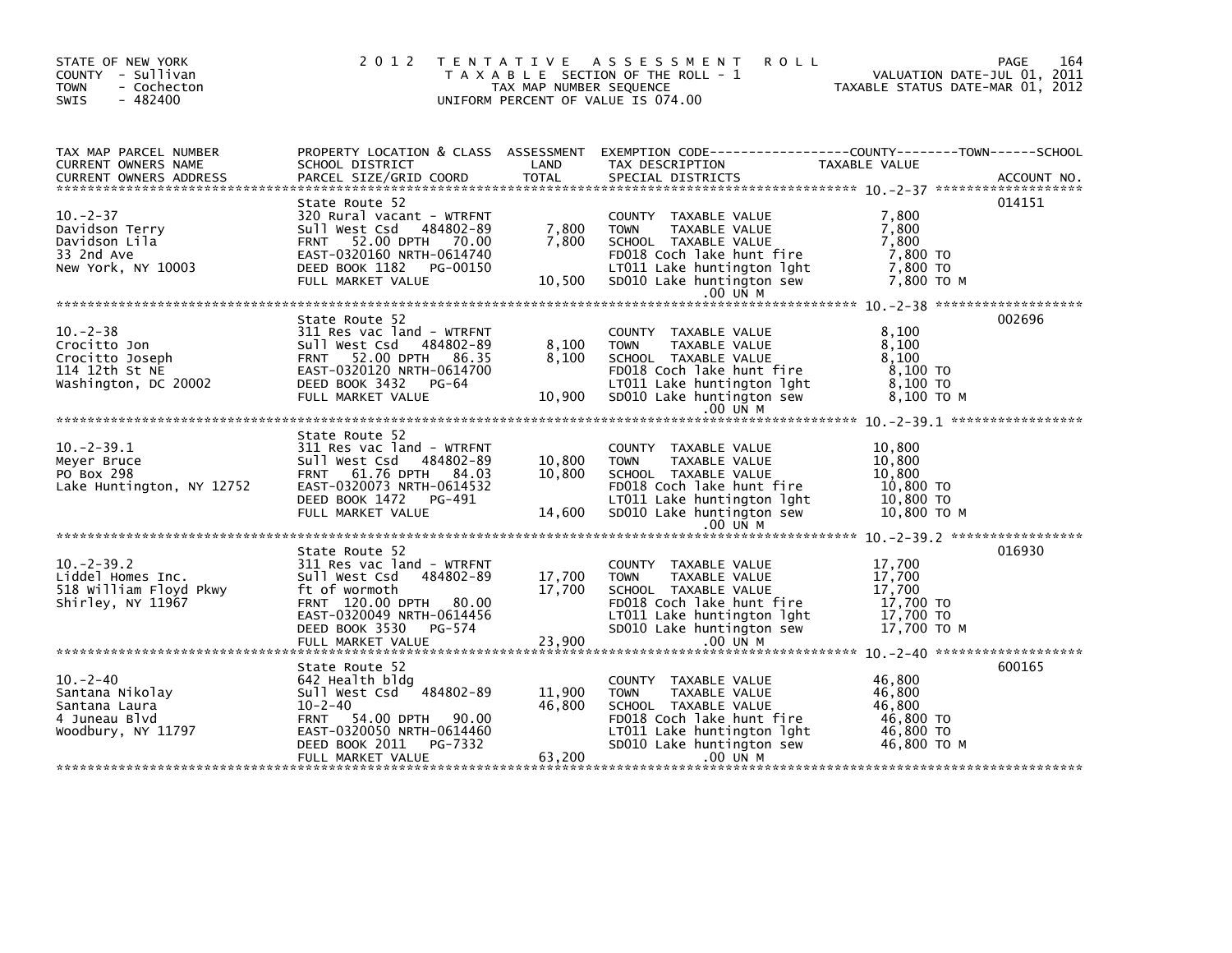STATE OF NEW YORK
COUNTY - Sullivan
TOWN - Cochecton
SWIS - 482400

# 2012 TENTATIVE ASSESSMENT ROLL

TAXABLE SECTION OF THE ROLL - 1
TAX MAP NUMBER SEQUENCE
UNIFORM PERCENT OF VALUE IS 074.00

VALUATION DATE-JUL 01, 2011
TAXABLE STATUS DATE-MAR 01, 2012

| TAX MAP PARCEL NUMBER / CURRENT OWNERS NAME / CURRENT OWNERS ADDRESS | PROPERTY LOCATION & CLASS / SCHOOL DISTRICT / PARCEL SIZE/GRID COORD | ASSESSMENT LAND | TOTAL | EXEMPTION CODE / TAX DESCRIPTION / SPECIAL DISTRICTS | TAXABLE VALUE (COUNTY / TOWN / SCHOOL) | ACCOUNT NO. |
|---|---|---|---|---|---|---|
| 10.-2-37 | State Route 52 | | | | | 014151 |
| Davidson Terry | 320 Rural vacant - WTRFNT | | | COUNTY TAXABLE VALUE | 7,800 | |
| Davidson Lila | Sull West Csd 484802-89 | 7,800 | | TOWN TAXABLE VALUE | 7,800 | |
| 33 2nd Ave | FRNT 52.00 DPTH 70.00 | | 7,800 | SCHOOL TAXABLE VALUE | 7,800 | |
| New York, NY 10003 | EAST-0320160 NRTH-0614740 | | | FD018 Coch lake hunt fire | 7,800 TO | |
| | DEED BOOK 1182 PG-00150 | | | LT011 Lake huntington lght | 7,800 TO | |
| | FULL MARKET VALUE | | 10,500 | SD010 Lake huntington sew | 7,800 TO M | |
| | | | | .00 UN M | | |
| 10.-2-38 | State Route 52 | | | | | 002696 |
| Crocitto Jon | 311 Res vac land - WTRFNT | | | COUNTY TAXABLE VALUE | 8,100 | |
| Crocitto Joseph | Sull West Csd 484802-89 | 8,100 | | TOWN TAXABLE VALUE | 8,100 | |
| 114 12th St NE | FRNT 52.00 DPTH 86.35 | | 8,100 | SCHOOL TAXABLE VALUE | 8,100 | |
| Washington, DC 20002 | EAST-0320120 NRTH-0614700 | | | FD018 Coch lake hunt fire | 8,100 TO | |
| | DEED BOOK 3432 PG-64 | | | LT011 Lake huntington lght | 8,100 TO | |
| | FULL MARKET VALUE | | 10,900 | SD010 Lake huntington sew | 8,100 TO M | |
| | | | | .00 UN M | | |
| 10.-2-39.1 | State Route 52 | | | | | |
| Meyer Bruce | 311 Res vac land - WTRFNT | | | COUNTY TAXABLE VALUE | 10,800 | |
| PO Box 298 | Sull West Csd 484802-89 | 10,800 | | TOWN TAXABLE VALUE | 10,800 | |
| Lake Huntington, NY 12752 | FRNT 61.76 DPTH 84.03 | | 10,800 | SCHOOL TAXABLE VALUE | 10,800 | |
| | EAST-0320073 NRTH-0614532 | | | FD018 Coch lake hunt fire | 10,800 TO | |
| | DEED BOOK 1472 PG-491 | | | LT011 Lake huntington lght | 10,800 TO | |
| | FULL MARKET VALUE | | 14,600 | SD010 Lake huntington sew | 10,800 TO M | |
| | | | | .00 UN M | | |
| 10.-2-39.2 | State Route 52 | | | | | 016930 |
| Liddel Homes Inc. | 311 Res vac land - WTRFNT | | | COUNTY TAXABLE VALUE | 17,700 | |
| 518 William Floyd Pkwy | Sull West Csd 484802-89 | 17,700 | | TOWN TAXABLE VALUE | 17,700 | |
| Shirley, NY 11967 | ft of wormoth | | 17,700 | SCHOOL TAXABLE VALUE | 17,700 | |
| | FRNT 120.00 DPTH 80.00 | | | FD018 Coch lake hunt fire | 17,700 TO | |
| | EAST-0320049 NRTH-0614456 | | | LT011 Lake huntington lght | 17,700 TO | |
| | DEED BOOK 3530 PG-574 | | | SD010 Lake huntington sew | 17,700 TO M | |
| | FULL MARKET VALUE | | 23,900 | .00 UN M | | |
| 10.-2-40 | State Route 52 | | | | | 600165 |
| Santana Nikolay | 642 Health bldg | | | COUNTY TAXABLE VALUE | 46,800 | |
| Santana Laura | Sull West Csd 484802-89 | 11,900 | | TOWN TAXABLE VALUE | 46,800 | |
| 4 Juneau Blvd | 10-2-40 | | 46,800 | SCHOOL TAXABLE VALUE | 46,800 | |
| Woodbury, NY 11797 | FRNT 54.00 DPTH 90.00 | | | FD018 Coch lake hunt fire | 46,800 TO | |
| | EAST-0320050 NRTH-0614460 | | | LT011 Lake huntington lght | 46,800 TO | |
| | DEED BOOK 2011 PG-7332 | | | SD010 Lake huntington sew | 46,800 TO M | |
| | FULL MARKET VALUE | | 63,200 | .00 UN M | | |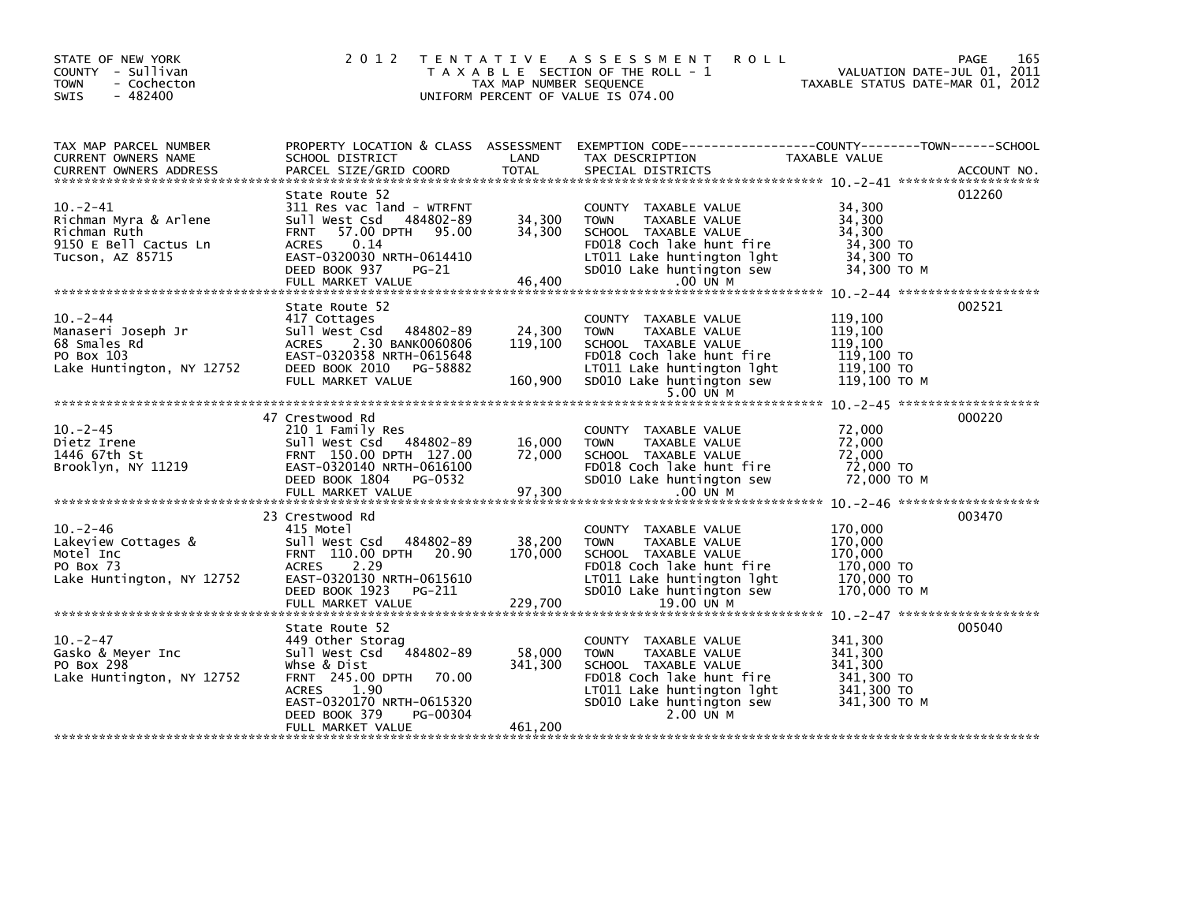STATE OF NEW YORK
COUNTY - Sullivan
TOWN - Cochecton
SWIS - 482400

# 2012 TENTATIVE ASSESSMENT ROLL

TAXABLE SECTION OF THE ROLL - 1
TAX MAP NUMBER SEQUENCE
UNIFORM PERCENT OF VALUE IS 074.00

VALUATION DATE-JUL 01, 2011
TAXABLE STATUS DATE-MAR 01, 2012

| TAX MAP PARCEL NUMBER / CURRENT OWNERS NAME / CURRENT OWNERS ADDRESS | PROPERTY LOCATION & CLASS / SCHOOL DISTRICT / PARCEL SIZE/GRID COORD | ASSESSMENT LAND | TOTAL | EXEMPTION CODE / TAX DESCRIPTION / SPECIAL DISTRICTS | TAXABLE VALUE (COUNTY / TOWN / SCHOOL) | ACCOUNT NO. |
|---|---|---|---|---|---|---|
| 10.-2-41 | State Route 52 | | | | | 012260 |
| Richman Myra & Arlene | 311 Res vac land - WTRFNT | | | COUNTY TAXABLE VALUE | 34,300 | |
| Richman Ruth | Sull West Csd 484802-89 | 34,300 | | TOWN TAXABLE VALUE | 34,300 | |
| 9150 E Bell Cactus Ln | FRNT 57.00 DPTH 95.00 | | 34,300 | SCHOOL TAXABLE VALUE | 34,300 | |
| Tucson, AZ 85715 | ACRES 0.14 | | | FD018 Coch lake hunt fire | 34,300 TO | |
| | EAST-0320030 NRTH-0614410 | | | LT011 Lake huntington lght | 34,300 TO | |
| | DEED BOOK 937 PG-21 | | | SD010 Lake huntington sew | 34,300 TO M | |
| | FULL MARKET VALUE | | 46,400 | .00 UN M | | |
| 10.-2-44 | State Route 52 | | | | | 002521 |
| Manaseri Joseph Jr | 417 Cottages | | | COUNTY TAXABLE VALUE | 119,100 | |
| 68 Smales Rd | Sull West Csd 484802-89 | 24,300 | | TOWN TAXABLE VALUE | 119,100 | |
| PO Box 103 | ACRES 2.30 BANK0060806 | | 119,100 | SCHOOL TAXABLE VALUE | 119,100 | |
| Lake Huntington, NY 12752 | EAST-0320358 NRTH-0615648 | | | FD018 Coch lake hunt fire | 119,100 TO | |
| | DEED BOOK 2010 PG-58882 | | | LT011 Lake huntington lght | 119,100 TO | |
| | FULL MARKET VALUE | | 160,900 | SD010 Lake huntington sew | 119,100 TO M | |
| | | | | 5.00 UN M | | |
| 10.-2-45 | 47 Crestwood Rd | | | | | 000220 |
| Dietz Irene | 210 1 Family Res | | | COUNTY TAXABLE VALUE | 72,000 | |
| 1446 67th St | Sull West Csd 484802-89 | 16,000 | | TOWN TAXABLE VALUE | 72,000 | |
| Brooklyn, NY 11219 | FRNT 150.00 DPTH 127.00 | | 72,000 | SCHOOL TAXABLE VALUE | 72,000 | |
| | EAST-0320140 NRTH-0616100 | | | FD018 Coch lake hunt fire | 72,000 TO | |
| | DEED BOOK 1804 PG-0532 | | | SD010 Lake huntington sew | 72,000 TO M | |
| | FULL MARKET VALUE | | 97,300 | .00 UN M | | |
| 10.-2-46 | 23 Crestwood Rd | | | | | 003470 |
| Lakeview Cottages & | 415 Motel | | | COUNTY TAXABLE VALUE | 170,000 | |
| Motel Inc | Sull West Csd 484802-89 | 38,200 | | TOWN TAXABLE VALUE | 170,000 | |
| PO Box 73 | FRNT 110.00 DPTH 20.90 | | 170,000 | SCHOOL TAXABLE VALUE | 170,000 | |
| Lake Huntington, NY 12752 | ACRES 2.29 | | | FD018 Coch lake hunt fire | 170,000 TO | |
| | EAST-0320130 NRTH-0615610 | | | LT011 Lake huntington lght | 170,000 TO | |
| | DEED BOOK 1923 PG-211 | | | SD010 Lake huntington sew | 170,000 TO M | |
| | FULL MARKET VALUE | | 229,700 | 19.00 UN M | | |
| 10.-2-47 | State Route 52 | | | | | 005040 |
| Gasko & Meyer Inc | 449 Other Storag | | | COUNTY TAXABLE VALUE | 341,300 | |
| PO Box 298 | Sull West Csd 484802-89 | 58,000 | | TOWN TAXABLE VALUE | 341,300 | |
| Lake Huntington, NY 12752 | Whse & Dist | | 341,300 | SCHOOL TAXABLE VALUE | 341,300 | |
| | FRNT 245.00 DPTH 70.00 | | | FD018 Coch lake hunt fire | 341,300 TO | |
| | ACRES 1.90 | | | LT011 Lake huntington lght | 341,300 TO | |
| | EAST-0320170 NRTH-0615320 | | | SD010 Lake huntington sew | 341,300 TO M | |
| | DEED BOOK 379 PG-00304 | | | 2.00 UN M | | |
| | FULL MARKET VALUE | | 461,200 | | | |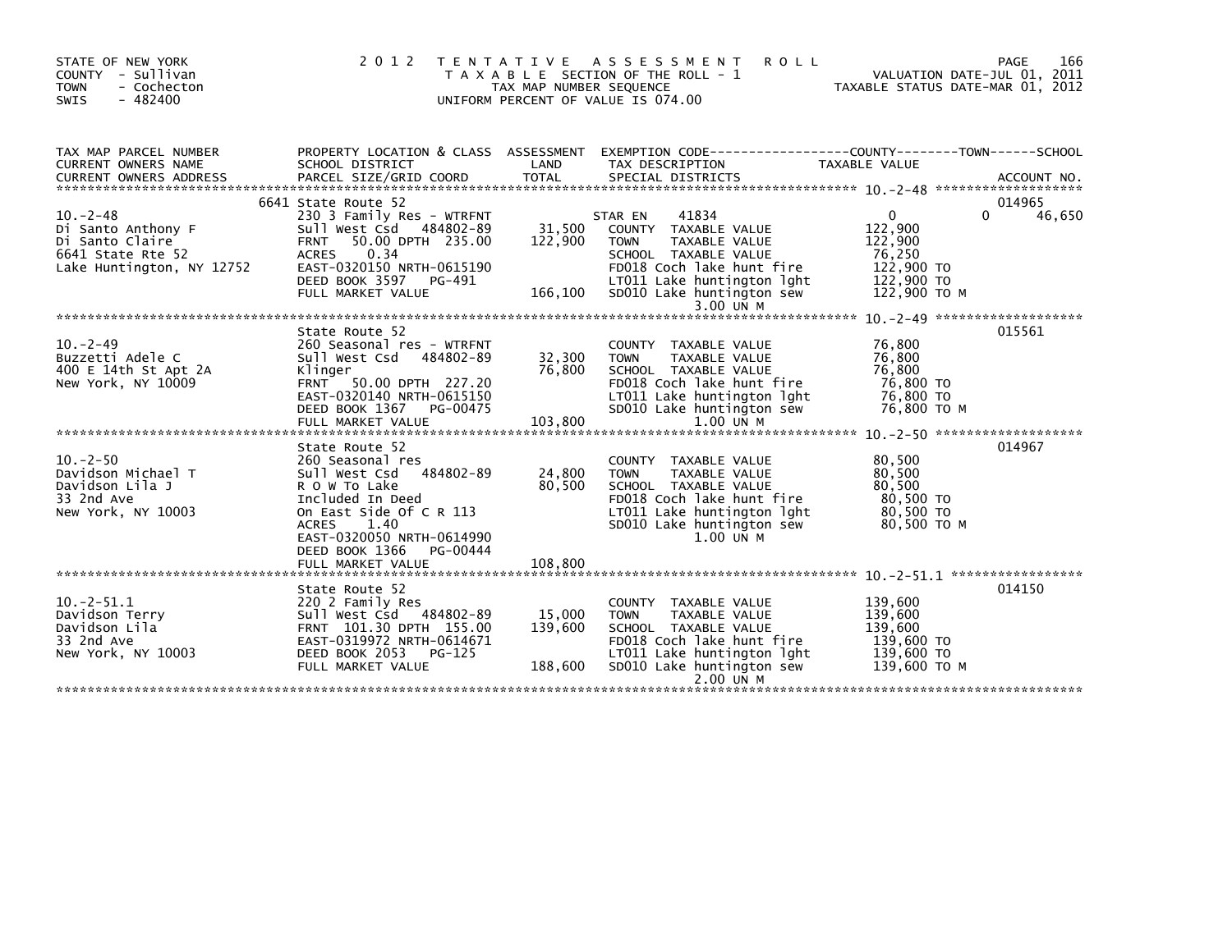STATE OF NEW YORK
COUNTY - Sullivan
TOWN - Cochecton
SWIS - 482400

# 2012 TENTATIVE ASSESSMENT ROLL

TAXABLE SECTION OF THE ROLL - 1
TAX MAP NUMBER SEQUENCE
UNIFORM PERCENT OF VALUE IS 074.00

VALUATION DATE-JUL 01, 2011
TAXABLE STATUS DATE-MAR 01, 2012

| TAX MAP PARCEL NUMBER / CURRENT OWNERS NAME / CURRENT OWNERS ADDRESS | PROPERTY LOCATION & CLASS / SCHOOL DISTRICT / PARCEL SIZE/GRID COORD | ASSESSMENT LAND | ASSESSMENT TOTAL | EXEMPTION CODE / TAX DESCRIPTION / SPECIAL DISTRICTS | COUNTY TAXABLE VALUE | TOWN | SCHOOL | ACCOUNT NO. |
|---|---|---|---|---|---|---|---|---|
| 10.-2-48 | 6641 State Route 52 | | | | | | | 014965 |
| Di Santo Anthony F | 230 3 Family Res - WTRFNT | | | STAR EN 41834 | 0 | 0 | 46,650 | |
| Di Santo Claire | Sull West Csd 484802-89 | 31,500 | | COUNTY TAXABLE VALUE | 122,900 | | | |
| 6641 State Rte 52 | FRNT 50.00 DPTH 235.00 | | 122,900 | TOWN TAXABLE VALUE | 122,900 | | | |
| Lake Huntington, NY 12752 | ACRES 0.34 | | | SCHOOL TAXABLE VALUE | 76,250 | | | |
| | EAST-0320150 NRTH-0615190 | | | FD018 Coch lake hunt fire | 122,900 TO | | | |
| | DEED BOOK 3597 PG-491 | | | LT011 Lake huntington lght | 122,900 TO | | | |
| | FULL MARKET VALUE | | 166,100 | SD010 Lake huntington sew 3.00 UN M | 122,900 TO M | | | |
| 10.-2-49 | State Route 52 | | | | | | | 015561 |
| Buzzetti Adele C | 260 Seasonal res - WTRFNT | | | COUNTY TAXABLE VALUE | 76,800 | | | |
| 400 E 14th St Apt 2A | Sull West Csd 484802-89 | 32,300 | | TOWN TAXABLE VALUE | 76,800 | | | |
| New York, NY 10009 | Klinger | | 76,800 | SCHOOL TAXABLE VALUE | 76,800 | | | |
| | FRNT 50.00 DPTH 227.20 | | | FD018 Coch lake hunt fire | 76,800 TO | | | |
| | EAST-0320140 NRTH-0615150 | | | LT011 Lake huntington lght | 76,800 TO | | | |
| | DEED BOOK 1367 PG-00475 | | | SD010 Lake huntington sew | 76,800 TO M | | | |
| | FULL MARKET VALUE | | 103,800 | 1.00 UN M | | | | |
| 10.-2-50 | State Route 52 | | | | | | | 014967 |
| Davidson Michael T | 260 Seasonal res | | | COUNTY TAXABLE VALUE | 80,500 | | | |
| Davidson Lila J | Sull West Csd 484802-89 | 24,800 | | TOWN TAXABLE VALUE | 80,500 | | | |
| 33 2nd Ave | R O W To Lake | | 80,500 | SCHOOL TAXABLE VALUE | 80,500 | | | |
| New York, NY 10003 | Included In Deed | | | FD018 Coch lake hunt fire | 80,500 TO | | | |
| | On East Side Of C R 113 | | | LT011 Lake huntington lght | 80,500 TO | | | |
| | ACRES 1.40 | | | SD010 Lake huntington sew 1.00 UN M | 80,500 TO M | | | |
| | EAST-0320050 NRTH-0614990 | | | | | | | |
| | DEED BOOK 1366 PG-00444 | | | | | | | |
| | FULL MARKET VALUE | | 108,800 | | | | | |
| 10.-2-51.1 | State Route 52 | | | | | | | 014150 |
| Davidson Terry | 220 2 Family Res | | | COUNTY TAXABLE VALUE | 139,600 | | | |
| Davidson Lila | Sull West Csd 484802-89 | 15,000 | | TOWN TAXABLE VALUE | 139,600 | | | |
| 33 2nd Ave | FRNT 101.30 DPTH 155.00 | | 139,600 | SCHOOL TAXABLE VALUE | 139,600 | | | |
| New York, NY 10003 | EAST-0319972 NRTH-0614671 | | | FD018 Coch lake hunt fire | 139,600 TO | | | |
| | DEED BOOK 2053 PG-125 | | | LT011 Lake huntington lght | 139,600 TO | | | |
| | FULL MARKET VALUE | | 188,600 | SD010 Lake huntington sew 2.00 UN M | 139,600 TO M | | | |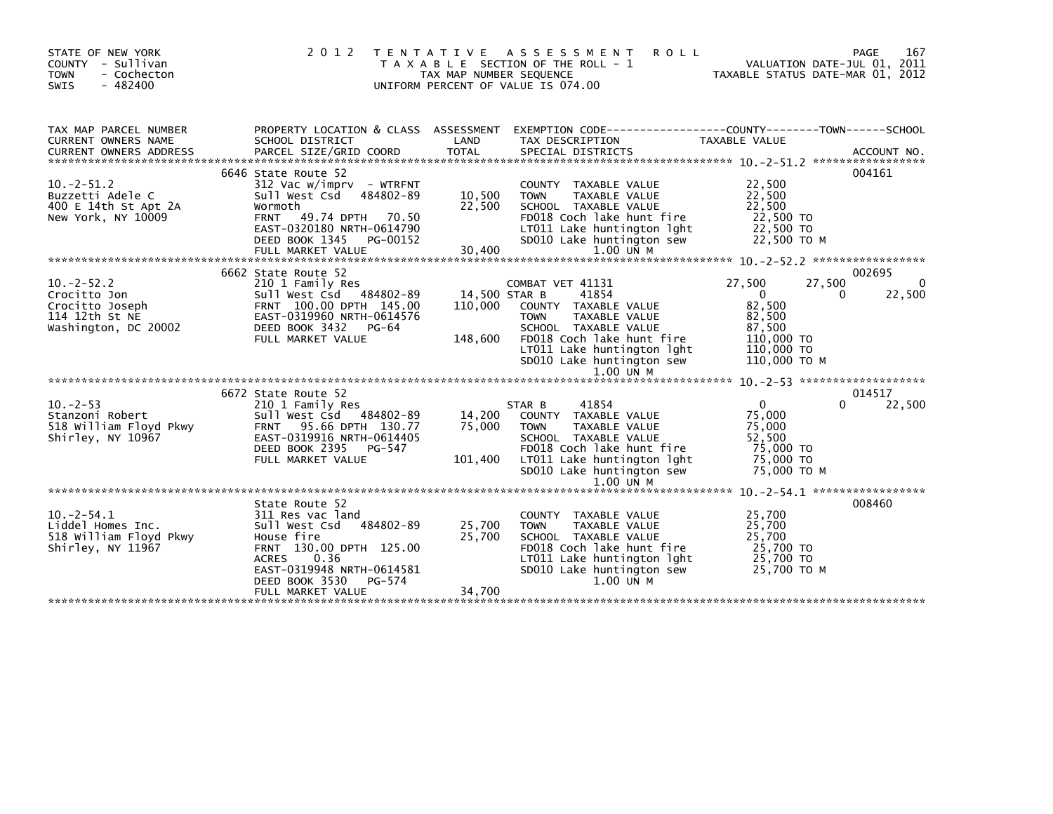STATE OF NEW YORK
COUNTY - Sullivan
TOWN - Cochecton
SWIS - 482400

2012 TENTATIVE ASSESSMENT ROLL
TAXABLE SECTION OF THE ROLL - 1
TAX MAP NUMBER SEQUENCE
UNIFORM PERCENT OF VALUE IS 074.00

VALUATION DATE-JUL 01, 2011
TAXABLE STATUS DATE-MAR 01, 2012

| TAX MAP PARCEL NUMBER / CURRENT OWNERS NAME / CURRENT OWNERS ADDRESS | PROPERTY LOCATION & CLASS / SCHOOL DISTRICT / PARCEL SIZE/GRID COORD | ASSESSMENT LAND | TOTAL | EXEMPTION CODE / TAX DESCRIPTION / SPECIAL DISTRICTS | COUNTY | TOWN | SCHOOL | ACCOUNT NO. |
|---|---|---|---|---|---|---|---|---|
| 10.-2-51.2 | 6646 State Route 52 | | | | | | | 004161 |
| 10.-2-51.2 | 312 Vac w/imprv - WTRFNT | | | COUNTY TAXABLE VALUE | 22,500 | | | |
| Buzzetti Adele C | Sull West Csd 484802-89 | 10,500 | | TOWN TAXABLE VALUE | 22,500 | | | |
| 400 E 14th St Apt 2A | Wormoth | | 22,500 | SCHOOL TAXABLE VALUE | 22,500 | | | |
| New York, NY 10009 | FRNT 49.74 DPTH 70.50 | | | FD018 Coch lake hunt fire | 22,500 TO | | | |
| | EAST-0320180 NRTH-0614790 | | | LT011 Lake huntington lght | 22,500 TO | | | |
| | DEED BOOK 1345 PG-00152 | | | SD010 Lake huntington sew | 22,500 TO M | | | |
| | FULL MARKET VALUE | | 30,400 | 1.00 UN M | | | | |
| 10.-2-52.2 | 6662 State Route 52 | | | | | | | 002695 |
| 10.-2-52.2 | 210 1 Family Res | | | COMBAT VET 41131 | 27,500 | 27,500 | 0 | |
| Crocitto Jon | Sull West Csd 484802-89 | 14,500 | | STAR B 41854 | 0 | 0 | 22,500 | |
| Crocitto Joseph | FRNT 100.00 DPTH 145.00 | | 110,000 | COUNTY TAXABLE VALUE | 82,500 | | | |
| 114 12th St NE | EAST-0319960 NRTH-0614576 | | | TOWN TAXABLE VALUE | 82,500 | | | |
| Washington, DC 20002 | DEED BOOK 3432 PG-64 | | | SCHOOL TAXABLE VALUE | 87,500 | | | |
| | FULL MARKET VALUE | | 148,600 | FD018 Coch lake hunt fire | 110,000 TO | | | |
| | | | | LT011 Lake huntington lght | 110,000 TO | | | |
| | | | | SD010 Lake huntington sew | 110,000 TO M | | | |
| | | | | 1.00 UN M | | | | |
| 10.-2-53 | 6672 State Route 52 | | | | | | | 014517 |
| 10.-2-53 | 210 1 Family Res | | | STAR B 41854 | 0 | 0 | 22,500 | |
| Stanzoni Robert | Sull West Csd 484802-89 | 14,200 | | COUNTY TAXABLE VALUE | 75,000 | | | |
| 518 William Floyd Pkwy | FRNT 95.66 DPTH 130.77 | | 75,000 | TOWN TAXABLE VALUE | 75,000 | | | |
| Shirley, NY 10967 | EAST-0319916 NRTH-0614405 | | | SCHOOL TAXABLE VALUE | 52,500 | | | |
| | DEED BOOK 2395 PG-547 | | | FD018 Coch lake hunt fire | 75,000 TO | | | |
| | FULL MARKET VALUE | | 101,400 | LT011 Lake huntington lght | 75,000 TO | | | |
| | | | | SD010 Lake huntington sew | 75,000 TO M | | | |
| | | | | 1.00 UN M | | | | |
| 10.-2-54.1 | State Route 52 | | | | | | | 008460 |
| 10.-2-54.1 | 311 Res vac land | | | COUNTY TAXABLE VALUE | 25,700 | | | |
| Liddel Homes Inc. | Sull West Csd 484802-89 | 25,700 | | TOWN TAXABLE VALUE | 25,700 | | | |
| 518 William Floyd Pkwy | House fire | | 25,700 | SCHOOL TAXABLE VALUE | 25,700 | | | |
| Shirley, NY 11967 | FRNT 130.00 DPTH 125.00 | | | FD018 Coch lake hunt fire | 25,700 TO | | | |
| | ACRES 0.36 | | | LT011 Lake huntington lght | 25,700 TO | | | |
| | EAST-0319948 NRTH-0614581 | | | SD010 Lake huntington sew | 25,700 TO M | | | |
| | DEED BOOK 3530 PG-574 | | | 1.00 UN M | | | | |
| | FULL MARKET VALUE | | 34,700 | | | | | |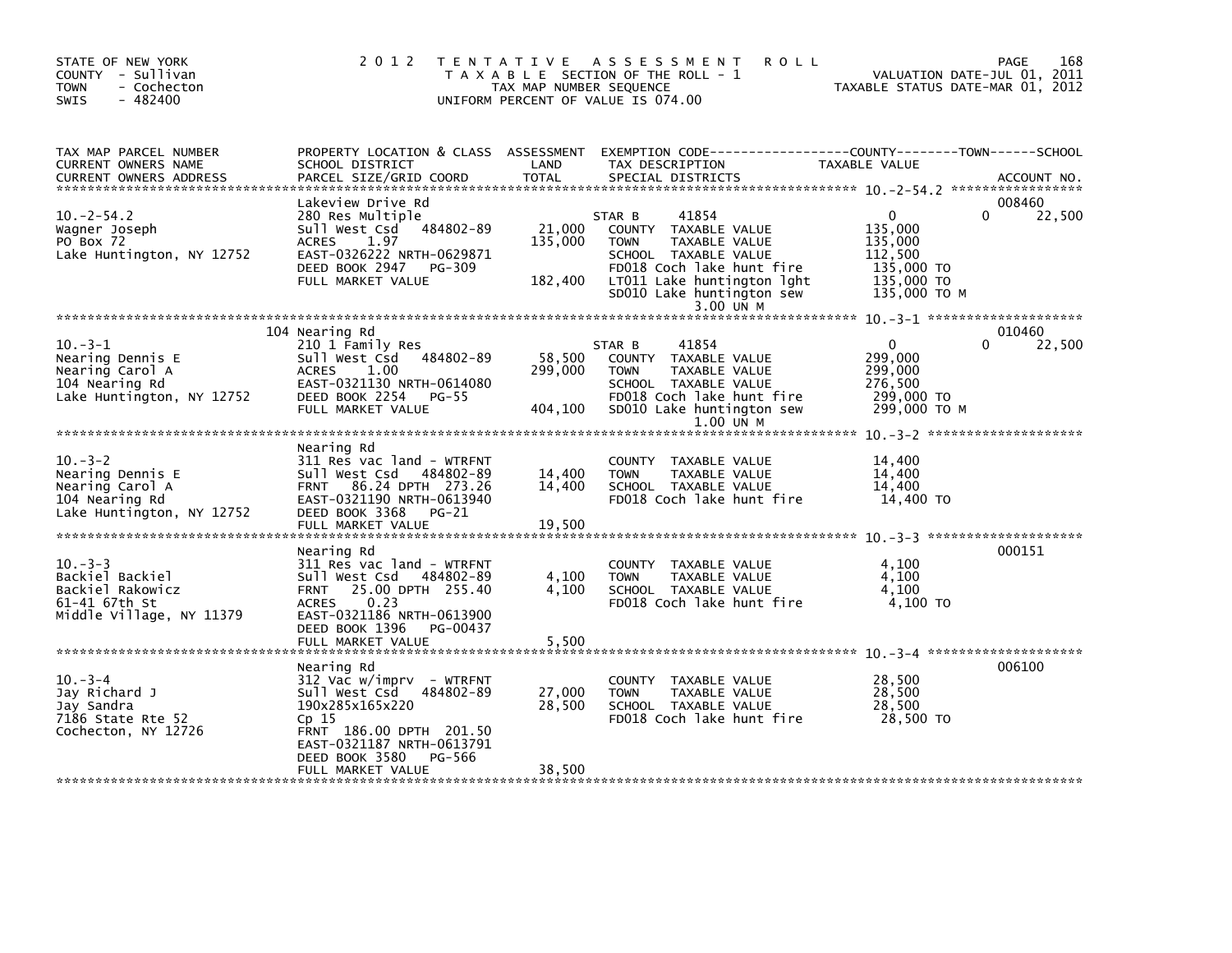STATE OF NEW YORK
COUNTY - Sullivan
TOWN - Cochecton
SWIS - 482400

# 2012 TENTATIVE ASSESSMENT ROLL

TAXABLE SECTION OF THE ROLL - 1
TAX MAP NUMBER SEQUENCE
UNIFORM PERCENT OF VALUE IS 074.00

VALUATION DATE-JUL 01, 2011
TAXABLE STATUS DATE-MAR 01, 2012

| TAX MAP PARCEL NUMBER / CURRENT OWNERS NAME / CURRENT OWNERS ADDRESS | PROPERTY LOCATION & CLASS / SCHOOL DISTRICT / PARCEL SIZE/GRID COORD | ASSESSMENT LAND / TOTAL | EXEMPTION CODE / TAX DESCRIPTION / SPECIAL DISTRICTS | COUNTY / TOWN / SCHOOL TAXABLE VALUE | ACCOUNT NO. |
|---|---|---|---|---|---|
| **10.-2-54.2** | Lakeview Drive Rd | | | | 008460 |
| Wagner Joseph | 280 Res Multiple | | STAR B 41854 | 0 0 22,500 | |
| PO Box 72 | Sull West Csd 484802-89 | 21,000 | COUNTY TAXABLE VALUE | 135,000 | |
| Lake Huntington, NY 12752 | ACRES 1.97 | 135,000 | TOWN TAXABLE VALUE | 135,000 | |
| | EAST-0326222 NRTH-0629871 | | SCHOOL TAXABLE VALUE | 112,500 | |
| | DEED BOOK 2947 PG-309 | | FD018 Coch lake hunt fire | 135,000 TO | |
| | FULL MARKET VALUE | 182,400 | LT011 Lake huntington lght | 135,000 TO | |
| | | | SD010 Lake huntington sew | 135,000 TO M | |
| | | | 3.00 UN M | | |
| **10.-3-1** | 104 Nearing Rd | | | | 010460 |
| Nearing Dennis E | 210 1 Family Res | | STAR B 41854 | 0 0 22,500 | |
| Nearing Carol A | Sull West Csd 484802-89 | 58,500 | COUNTY TAXABLE VALUE | 299,000 | |
| 104 Nearing Rd | ACRES 1.00 | 299,000 | TOWN TAXABLE VALUE | 299,000 | |
| Lake Huntington, NY 12752 | EAST-0321130 NRTH-0614080 | | SCHOOL TAXABLE VALUE | 276,500 | |
| | DEED BOOK 2254 PG-55 | | FD018 Coch lake hunt fire | 299,000 TO | |
| | FULL MARKET VALUE | 404,100 | SD010 Lake huntington sew | 299,000 TO M | |
| | | | 1.00 UN M | | |
| **10.-3-2** | Nearing Rd | | | | |
| Nearing Dennis E | 311 Res vac land - WTRFNT | | COUNTY TAXABLE VALUE | 14,400 | |
| Nearing Carol A | Sull West Csd 484802-89 | 14,400 | TOWN TAXABLE VALUE | 14,400 | |
| 104 Nearing Rd | FRNT 86.24 DPTH 273.26 | 14,400 | SCHOOL TAXABLE VALUE | 14,400 | |
| Lake Huntington, NY 12752 | EAST-0321190 NRTH-0613940 | | FD018 Coch lake hunt fire | 14,400 TO | |
| | DEED BOOK 3368 PG-21 | | | | |
| | FULL MARKET VALUE | 19,500 | | | |
| **10.-3-3** | Nearing Rd | | | | 000151 |
| Backiel Backiel | 311 Res vac land - WTRFNT | | COUNTY TAXABLE VALUE | 4,100 | |
| Backiel Rakowicz | Sull West Csd 484802-89 | 4,100 | TOWN TAXABLE VALUE | 4,100 | |
| 61-41 67th St | FRNT 25.00 DPTH 255.40 | 4,100 | SCHOOL TAXABLE VALUE | 4,100 | |
| Middle Village, NY 11379 | ACRES 0.23 | | FD018 Coch lake hunt fire | 4,100 TO | |
| | EAST-0321186 NRTH-0613900 | | | | |
| | DEED BOOK 1396 PG-00437 | | | | |
| | FULL MARKET VALUE | 5,500 | | | |
| **10.-3-4** | Nearing Rd | | | | 006100 |
| Jay Richard J | 312 Vac w/imprv - WTRFNT | | COUNTY TAXABLE VALUE | 28,500 | |
| Jay Sandra | Sull West Csd 484802-89 | 27,000 | TOWN TAXABLE VALUE | 28,500 | |
| 7186 State Rte 52 | 190x285x165x220 | 28,500 | SCHOOL TAXABLE VALUE | 28,500 | |
| Cochecton, NY 12726 | Cp 15 | | FD018 Coch lake hunt fire | 28,500 TO | |
| | FRNT 186.00 DPTH 201.50 | | | | |
| | EAST-0321187 NRTH-0613791 | | | | |
| | DEED BOOK 3580 PG-566 | | | | |
| | FULL MARKET VALUE | 38,500 | | | |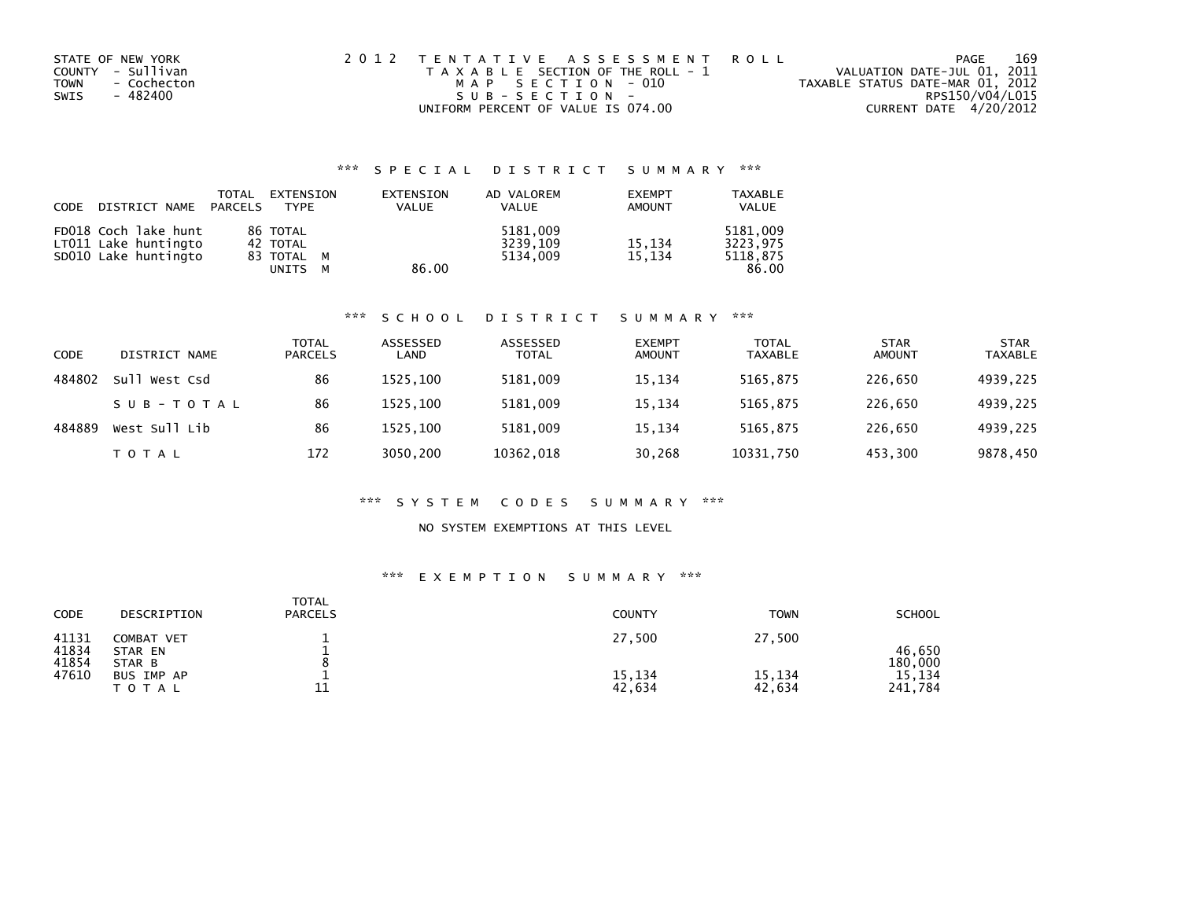STATE OF NEW YORK
COUNTY - Sullivan
TOWN - Cochecton
SWIS - 482400

2012 TENTATIVE ASSESSMENT ROLL
TAXABLE SECTION OF THE ROLL - 1
MAP SECTION - 010
SUB-SECTION -
UNIFORM PERCENT OF VALUE IS 074.00

VALUATION DATE-JUL 01, 2011
TAXABLE STATUS DATE-MAR 01, 2012
RPS150/V04/L015
CURRENT DATE 4/20/2012

## *** SPECIAL DISTRICT SUMMARY ***

| CODE | DISTRICT NAME | TOTAL PARCELS | EXTENSION TYPE | EXTENSION VALUE | AD VALOREM VALUE | EXEMPT AMOUNT | TAXABLE VALUE |
|---|---|---|---|---|---|---|---|
| FD018 | Coch lake hunt | 86 | TOTAL | | 5181,009 | | 5181,009 |
| LT011 | Lake huntingto | 42 | TOTAL | | 3239,109 | 15,134 | 3223,975 |
| SD010 | Lake huntingto | 83 | TOTAL M | | 5134,009 | 15,134 | 5118,875 |
| | | | UNITS M | 86.00 | | | 86.00 |

## *** SCHOOL DISTRICT SUMMARY ***

| CODE | DISTRICT NAME | TOTAL PARCELS | ASSESSED LAND | ASSESSED TOTAL | EXEMPT AMOUNT | TOTAL TAXABLE | STAR AMOUNT | STAR TAXABLE |
|---|---|---|---|---|---|---|---|---|
| 484802 | Sull West Csd | 86 | 1525,100 | 5181,009 | 15,134 | 5165,875 | 226,650 | 4939,225 |
| | SUB-TOTAL | 86 | 1525,100 | 5181,009 | 15,134 | 5165,875 | 226,650 | 4939,225 |
| 484889 | West Sull Lib | 86 | 1525,100 | 5181,009 | 15,134 | 5165,875 | 226,650 | 4939,225 |
| | TOTAL | 172 | 3050,200 | 10362,018 | 30,268 | 10331,750 | 453,300 | 9878,450 |

## *** SYSTEM CODES SUMMARY ***

NO SYSTEM EXEMPTIONS AT THIS LEVEL

## *** EXEMPTION SUMMARY ***

| CODE | DESCRIPTION | TOTAL PARCELS | COUNTY | TOWN | SCHOOL |
|---|---|---|---|---|---|
| 41131 | COMBAT VET | 1 | 27,500 | 27,500 | |
| 41834 | STAR EN | 1 | | | 46,650 |
| 41854 | STAR B | 8 | | | 180,000 |
| 47610 | BUS IMP AP | 1 | 15,134 | 15,134 | 15,134 |
| | TOTAL | 11 | 42,634 | 42,634 | 241,784 |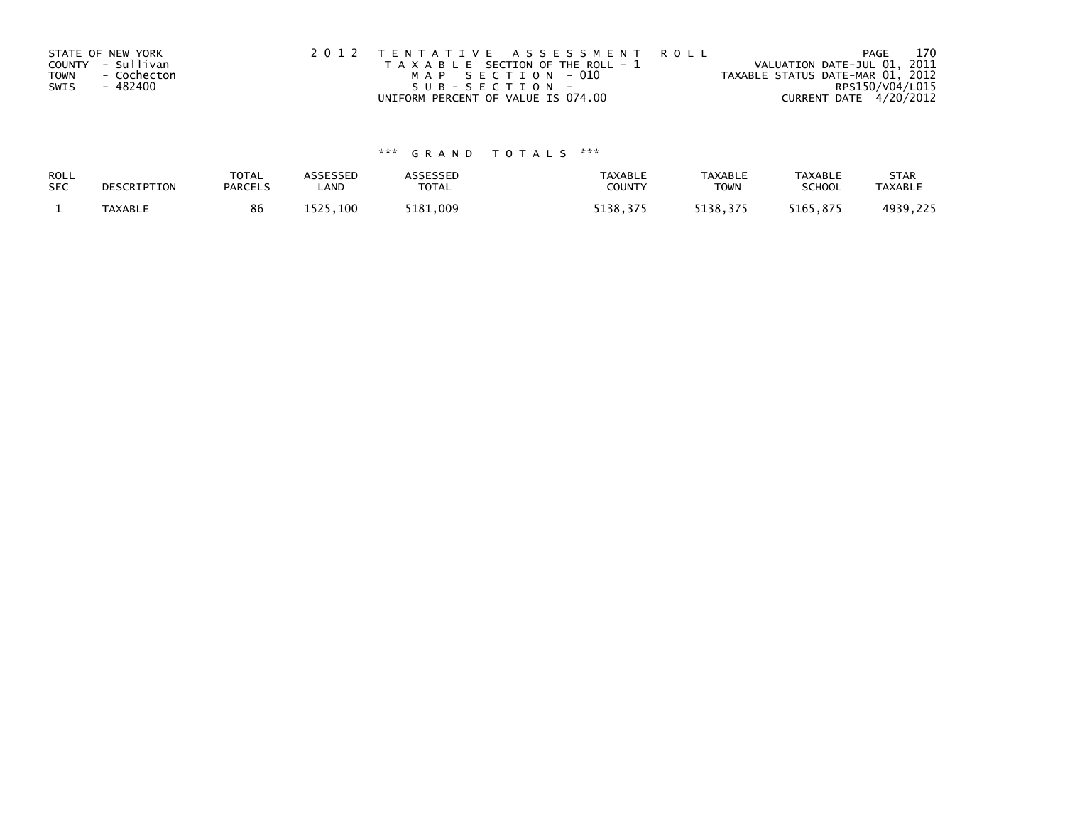STATE OF NEW YORK
COUNTY - Sullivan
TOWN - Cochecton
SWIS - 482400

2 0 1 2 T E N T A T I V E A S S E S S M E N T R O L L
T A X A B L E SECTION OF THE ROLL - 1
M A P S E C T I O N - 010
S U B - S E C T I O N -
UNIFORM PERCENT OF VALUE IS 074.00

VALUATION DATE-JUL 01, 2011
TAXABLE STATUS DATE-MAR 01, 2012
RPS150/V04/L015
CURRENT DATE 4/20/2012

### *** G R A N D T O T A L S ***

| ROLL SEC | DESCRIPTION | TOTAL PARCELS | ASSESSED LAND | ASSESSED TOTAL | TAXABLE COUNTY | TAXABLE TOWN | TAXABLE SCHOOL | STAR TAXABLE |
|---|---|---|---|---|---|---|---|---|
| 1 | TAXABLE | 86 | 1525,100 | 5181,009 | 5138,375 | 5138,375 | 5165,875 | 4939,225 |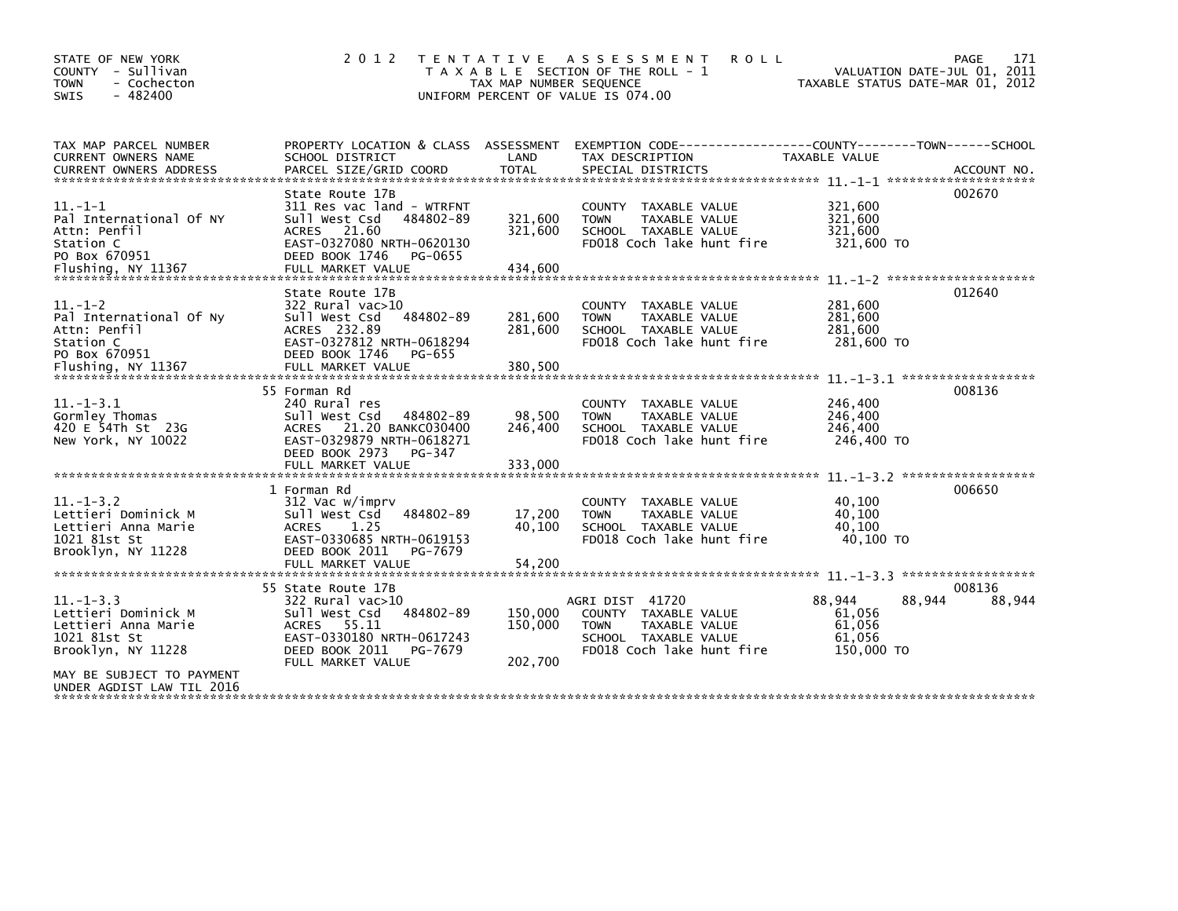STATE OF NEW YORK
COUNTY - Sullivan
TOWN - Cochecton
SWIS - 482400

2012 TENTATIVE ASSESSMENT ROLL
TAXABLE SECTION OF THE ROLL - 1
TAX MAP NUMBER SEQUENCE
UNIFORM PERCENT OF VALUE IS 074.00

VALUATION DATE-JUL 01, 2011
TAXABLE STATUS DATE-MAR 01, 2012

| TAX MAP PARCEL NUMBER / CURRENT OWNERS NAME / CURRENT OWNERS ADDRESS | PROPERTY LOCATION & CLASS / SCHOOL DISTRICT / PARCEL SIZE/GRID COORD | ASSESSMENT LAND | ASSESSMENT TOTAL | EXEMPTION CODE / TAX DESCRIPTION / SPECIAL DISTRICTS | COUNTY TAXABLE VALUE | TOWN | SCHOOL | ACCOUNT NO. |
|---|---|---|---|---|---|---|---|---|
| 11.-1-1 | State Route 17B | | | | | | | 002670 |
| Pal International Of NY | 311 Res vac land - WTRFNT | | | COUNTY TAXABLE VALUE | 321,600 | | | |
| Attn: Penfil | Sull West Csd 484802-89 | 321,600 | | TOWN TAXABLE VALUE | 321,600 | | | |
| Station C | ACRES 21.60 | | 321,600 | SCHOOL TAXABLE VALUE | 321,600 | | | |
| PO Box 670951 | EAST-0327080 NRTH-0620130 | | | FD018 Coch lake hunt fire | 321,600 TO | | | |
| Flushing, NY 11367 | DEED BOOK 1746 PG-0655 | | | | | | | |
| | FULL MARKET VALUE | | 434,600 | | | | | |
| 11.-1-2 | State Route 17B | | | | | | | 012640 |
| Pal International Of Ny | 322 Rural vac>10 | | | COUNTY TAXABLE VALUE | 281,600 | | | |
| Attn: Penfil | Sull West Csd 484802-89 | 281,600 | | TOWN TAXABLE VALUE | 281,600 | | | |
| Station C | ACRES 232.89 | | 281,600 | SCHOOL TAXABLE VALUE | 281,600 | | | |
| PO Box 670951 | EAST-0327812 NRTH-0618294 | | | FD018 Coch lake hunt fire | 281,600 TO | | | |
| Flushing, NY 11367 | DEED BOOK 1746 PG-655 | | | | | | | |
| | FULL MARKET VALUE | | 380,500 | | | | | |
| 11.-1-3.1 | 55 Forman Rd | | | | | | | 008136 |
| Gormley Thomas | 240 Rural res | | | COUNTY TAXABLE VALUE | 246,400 | | | |
| 420 E 54Th St 23G | Sull West Csd 484802-89 | 98,500 | | TOWN TAXABLE VALUE | 246,400 | | | |
| New York, NY 10022 | ACRES 21.20 BANKC030400 | | 246,400 | SCHOOL TAXABLE VALUE | 246,400 | | | |
| | EAST-0329879 NRTH-0618271 | | | FD018 Coch lake hunt fire | 246,400 TO | | | |
| | DEED BOOK 2973 PG-347 | | | | | | | |
| | FULL MARKET VALUE | | 333,000 | | | | | |
| 11.-1-3.2 | 1 Forman Rd | | | | | | | 006650 |
| Lettieri Dominick M | 312 Vac w/imprv | | | COUNTY TAXABLE VALUE | 40,100 | | | |
| Lettieri Anna Marie | Sull West Csd 484802-89 | 17,200 | | TOWN TAXABLE VALUE | 40,100 | | | |
| 1021 81st St | ACRES 1.25 | | 40,100 | SCHOOL TAXABLE VALUE | 40,100 | | | |
| Brooklyn, NY 11228 | EAST-0330685 NRTH-0619153 | | | FD018 Coch lake hunt fire | 40,100 TO | | | |
| | DEED BOOK 2011 PG-7679 | | | | | | | |
| | FULL MARKET VALUE | | 54,200 | | | | | |
| 11.-1-3.3 | 55 State Route 17B | | | | | | | 008136 |
| Lettieri Dominick M | 322 Rural vac>10 | | | AGRI DIST 41720 | 88,944 | 88,944 | 88,944 | |
| Lettieri Anna Marie | Sull West Csd 484802-89 | 150,000 | | COUNTY TAXABLE VALUE | 61,056 | | | |
| 1021 81st St | ACRES 55.11 | | 150,000 | TOWN TAXABLE VALUE | 61,056 | | | |
| Brooklyn, NY 11228 | EAST-0330180 NRTH-0617243 | | | SCHOOL TAXABLE VALUE | 61,056 | | | |
| | DEED BOOK 2011 PG-7679 | | | FD018 Coch lake hunt fire | 150,000 TO | | | |
| | FULL MARKET VALUE | | 202,700 | | | | | |
| MAY BE SUBJECT TO PAYMENT UNDER AGDIST LAW TIL 2016 | | | | | | | | |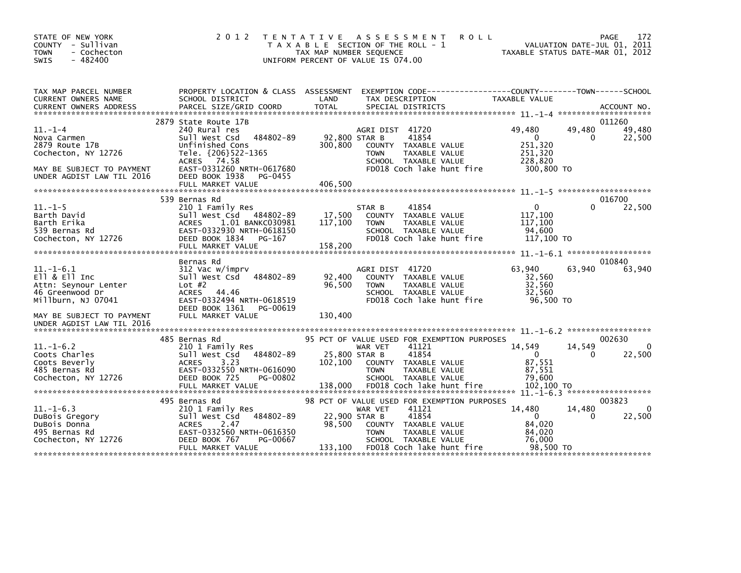STATE OF NEW YORK
COUNTY - Sullivan
TOWN - Cochecton
SWIS - 482400

2012 TENTATIVE ASSESSMENT ROLL
TAXABLE SECTION OF THE ROLL - 1
TAX MAP NUMBER SEQUENCE
UNIFORM PERCENT OF VALUE IS 074.00

VALUATION DATE-JUL 01, 2011
TAXABLE STATUS DATE-MAR 01, 2012

| TAX MAP PARCEL NUMBER / CURRENT OWNERS NAME / CURRENT OWNERS ADDRESS | PROPERTY LOCATION & CLASS / SCHOOL DISTRICT / PARCEL SIZE/GRID COORD | ASSESSMENT LAND / TOTAL | EXEMPTION CODE / TAX DESCRIPTION / SPECIAL DISTRICTS | COUNTY TAXABLE VALUE | TOWN | SCHOOL / ACCOUNT NO. |
|---|---|---|---|---|---|---|
| **11.-1-4** | 2879 State Route 17B | | | | | 011260 |
| 11.-1-4 | 240 Rural res | | AGRI DIST 41720 | 49,480 | 49,480 | 49,480 |
| Nova Carmen | Sull West Csd 484802-89 | 92,800 | STAR B 41854 | 0 | 0 | 22,500 |
| 2879 Route 17B | Unfinished Cons | 300,800 | COUNTY TAXABLE VALUE | 251,320 | | |
| Cochecton, NY 12726 | Tele. {206}522-1365 | | TOWN TAXABLE VALUE | 251,320 | | |
| | ACRES 74.58 | | SCHOOL TAXABLE VALUE | 228,820 | | |
| MAY BE SUBJECT TO PAYMENT | EAST-0331260 NRTH-0617680 | | FD018 Coch lake hunt fire | 300,800 TO | | |
| UNDER AGDIST LAW TIL 2016 | DEED BOOK 1938 PG-0455 | | | | | |
| | FULL MARKET VALUE | 406,500 | | | | |
| **11.-1-5** | 539 Bernas Rd | | | | | 016700 |
| 11.-1-5 | 210 1 Family Res | | STAR B 41854 | 0 | 0 | 22,500 |
| Barth David | Sull West Csd 484802-89 | 17,500 | COUNTY TAXABLE VALUE | 117,100 | | |
| Barth Erika | ACRES 1.01 BANKC030981 | 117,100 | TOWN TAXABLE VALUE | 117,100 | | |
| 539 Bernas Rd | EAST-0332930 NRTH-0618150 | | SCHOOL TAXABLE VALUE | 94,600 | | |
| Cochecton, NY 12726 | DEED BOOK 1834 PG-167 | | FD018 Coch lake hunt fire | 117,100 TO | | |
| | FULL MARKET VALUE | 158,200 | | | | |
| **11.-1-6.1** | Bernas Rd | | | | | 010840 |
| 11.-1-6.1 | 312 Vac w/imprv | | AGRI DIST 41720 | 63,940 | 63,940 | 63,940 |
| Ell & Ell Inc | Sull West Csd 484802-89 | 92,400 | COUNTY TAXABLE VALUE | 32,560 | | |
| Attn: Seynour Lenter | Lot #2 | 96,500 | TOWN TAXABLE VALUE | 32,560 | | |
| 46 Greenwood Dr | ACRES 44.46 | | SCHOOL TAXABLE VALUE | 32,560 | | |
| Millburn, NJ 07041 | EAST-0332494 NRTH-0618519 | | FD018 Coch lake hunt fire | 96,500 TO | | |
| | DEED BOOK 1361 PG-00619 | | | | | |
| MAY BE SUBJECT TO PAYMENT | FULL MARKET VALUE | 130,400 | | | | |
| UNDER AGDIST LAW TIL 2016 | | | | | | |
| **11.-1-6.2** | 485 Bernas Rd | | 95 PCT OF VALUE USED FOR EXEMPTION PURPOSES | | | 002630 |
| 11.-1-6.2 | 210 1 Family Res | | WAR VET 41121 | 14,549 | 14,549 | 0 |
| Coots Charles | Sull West Csd 484802-89 | 25,800 | STAR B 41854 | 0 | 0 | 22,500 |
| Coots Beverly | ACRES 3.23 | 102,100 | COUNTY TAXABLE VALUE | 87,551 | | |
| 485 Bernas Rd | EAST-0332550 NRTH-0616090 | | TOWN TAXABLE VALUE | 87,551 | | |
| Cochecton, NY 12726 | DEED BOOK 725 PG-00802 | | SCHOOL TAXABLE VALUE | 79,600 | | |
| | FULL MARKET VALUE | 138,000 | FD018 Coch lake hunt fire | 102,100 TO | | |
| **11.-1-6.3** | 495 Bernas Rd | | 98 PCT OF VALUE USED FOR EXEMPTION PURPOSES | | | 003823 |
| 11.-1-6.3 | 210 1 Family Res | | WAR VET 41121 | 14,480 | 14,480 | 0 |
| DuBois Gregory | Sull West Csd 484802-89 | 22,900 | STAR B 41854 | 0 | 0 | 22,500 |
| DuBois Donna | ACRES 2.47 | 98,500 | COUNTY TAXABLE VALUE | 84,020 | | |
| 495 Bernas Rd | EAST-0332560 NRTH-0616350 | | TOWN TAXABLE VALUE | 84,020 | | |
| Cochecton, NY 12726 | DEED BOOK 767 PG-00667 | | SCHOOL TAXABLE VALUE | 76,000 | | |
| | FULL MARKET VALUE | 133,100 | FD018 Coch lake hunt fire | 98,500 TO | | |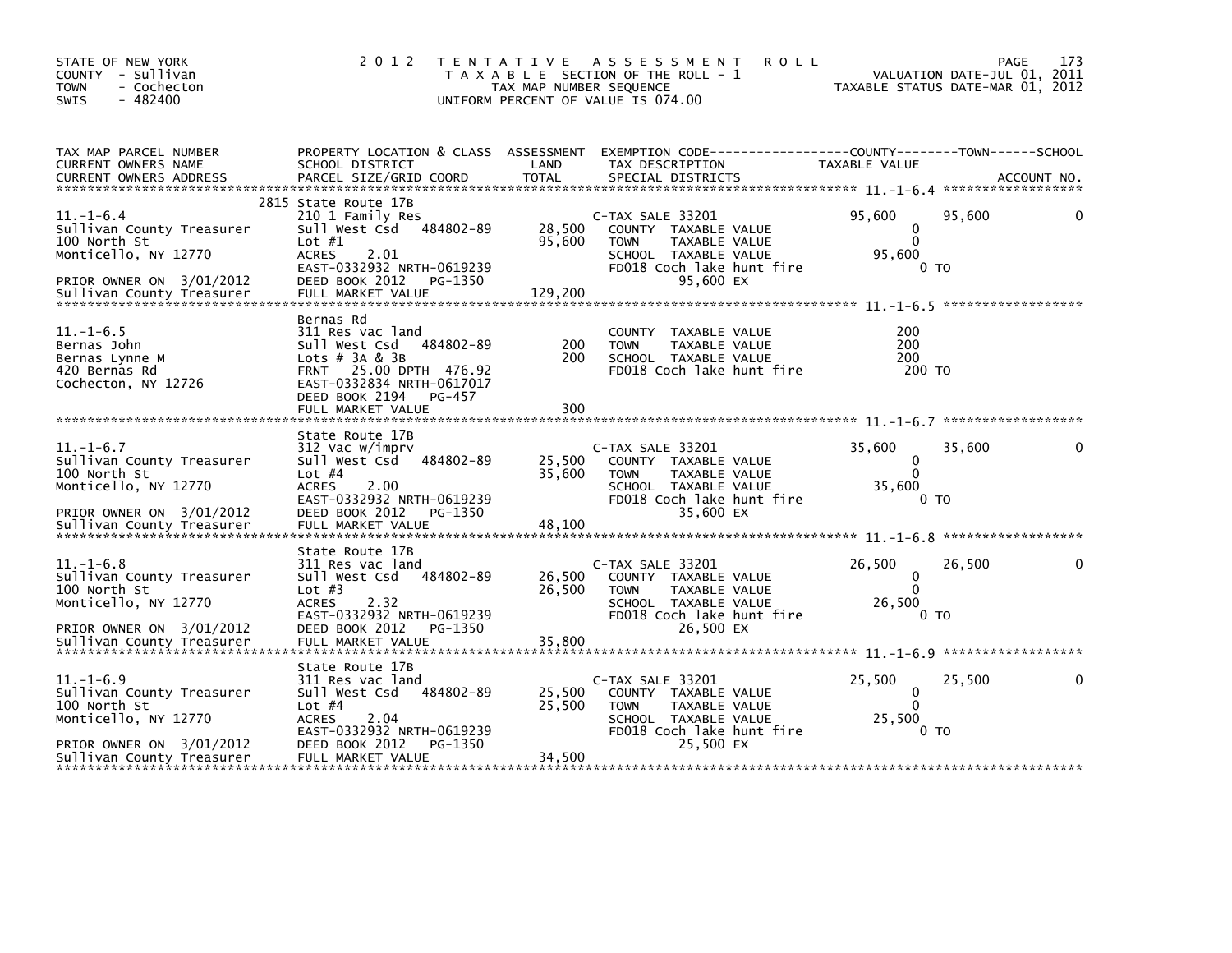STATE OF NEW YORK
COUNTY - Sullivan
TOWN - Cochecton
SWIS - 482400

# 2012 TENTATIVE ASSESSMENT ROLL

TAXABLE SECTION OF THE ROLL - 1
TAX MAP NUMBER SEQUENCE
UNIFORM PERCENT OF VALUE IS 074.00

VALUATION DATE-JUL 01, 2011
TAXABLE STATUS DATE-MAR 01, 2012

| TAX MAP PARCEL NUMBER / CURRENT OWNERS NAME / CURRENT OWNERS ADDRESS | PROPERTY LOCATION & CLASS / SCHOOL DISTRICT / PARCEL SIZE/GRID COORD | ASSESSMENT LAND / TOTAL | EXEMPTION CODE / TAX DESCRIPTION / SPECIAL DISTRICTS | COUNTY TAXABLE VALUE | TOWN | SCHOOL / ACCOUNT NO. |
|---|---|---|---|---|---|---|
| **11.-1-6.4** | 2815 State Route 17B | | | | | |
| 11.-1-6.4 | 210 1 Family Res | | C-TAX SALE 33201 | 95,600 | 95,600 | 0 |
| Sullivan County Treasurer | Sull West Csd 484802-89 | 28,500 | COUNTY TAXABLE VALUE | 0 | | |
| 100 North St | Lot #1 | 95,600 | TOWN TAXABLE VALUE | 0 | | |
| Monticello, NY 12770 | ACRES 2.01 | | SCHOOL TAXABLE VALUE | 95,600 | | |
| | EAST-0332932 NRTH-0619239 | | FD018 Coch lake hunt fire | 0 TO | | |
| PRIOR OWNER ON 3/01/2012 | DEED BOOK 2012 PG-1350 | | 95,600 EX | | | |
| Sullivan County Treasurer | FULL MARKET VALUE | 129,200 | | | | |
| **11.-1-6.5** | Bernas Rd | | | | | |
| 11.-1-6.5 | 311 Res vac land | | COUNTY TAXABLE VALUE | 200 | | |
| Bernas John | Sull West Csd 484802-89 | 200 | TOWN TAXABLE VALUE | 200 | | |
| Bernas Lynne M | Lots # 3A & 3B | 200 | SCHOOL TAXABLE VALUE | 200 | | |
| 420 Bernas Rd | FRNT 25.00 DPTH 476.92 | | FD018 Coch lake hunt fire | 200 TO | | |
| Cochecton, NY 12726 | EAST-0332834 NRTH-0617017 | | | | | |
| | DEED BOOK 2194 PG-457 | | | | | |
| | FULL MARKET VALUE | 300 | | | | |
| **11.-1-6.7** | State Route 17B | | | | | |
| 11.-1-6.7 | 312 Vac w/imprv | | C-TAX SALE 33201 | 35,600 | 35,600 | 0 |
| Sullivan County Treasurer | Sull West Csd 484802-89 | 25,500 | COUNTY TAXABLE VALUE | 0 | | |
| 100 North St | Lot #4 | 35,600 | TOWN TAXABLE VALUE | 0 | | |
| Monticello, NY 12770 | ACRES 2.00 | | SCHOOL TAXABLE VALUE | 35,600 | | |
| | EAST-0332932 NRTH-0619239 | | FD018 Coch lake hunt fire | 0 TO | | |
| PRIOR OWNER ON 3/01/2012 | DEED BOOK 2012 PG-1350 | | 35,600 EX | | | |
| Sullivan County Treasurer | FULL MARKET VALUE | 48,100 | | | | |
| **11.-1-6.8** | State Route 17B | | | | | |
| 11.-1-6.8 | 311 Res vac land | | C-TAX SALE 33201 | 26,500 | 26,500 | 0 |
| Sullivan County Treasurer | Sull West Csd 484802-89 | 26,500 | COUNTY TAXABLE VALUE | 0 | | |
| 100 North St | Lot #3 | 26,500 | TOWN TAXABLE VALUE | 0 | | |
| Monticello, NY 12770 | ACRES 2.32 | | SCHOOL TAXABLE VALUE | 26,500 | | |
| | EAST-0332932 NRTH-0619239 | | FD018 Coch lake hunt fire | 0 TO | | |
| PRIOR OWNER ON 3/01/2012 | DEED BOOK 2012 PG-1350 | | 26,500 EX | | | |
| Sullivan County Treasurer | FULL MARKET VALUE | 35,800 | | | | |
| **11.-1-6.9** | State Route 17B | | | | | |
| 11.-1-6.9 | 311 Res vac land | | C-TAX SALE 33201 | 25,500 | 25,500 | 0 |
| Sullivan County Treasurer | Sull West Csd 484802-89 | 25,500 | COUNTY TAXABLE VALUE | 0 | | |
| 100 North St | Lot #4 | 25,500 | TOWN TAXABLE VALUE | 0 | | |
| Monticello, NY 12770 | ACRES 2.04 | | SCHOOL TAXABLE VALUE | 25,500 | | |
| | EAST-0332932 NRTH-0619239 | | FD018 Coch lake hunt fire | 0 TO | | |
| PRIOR OWNER ON 3/01/2012 | DEED BOOK 2012 PG-1350 | | 25,500 EX | | | |
| Sullivan County Treasurer | FULL MARKET VALUE | 34,500 | | | | |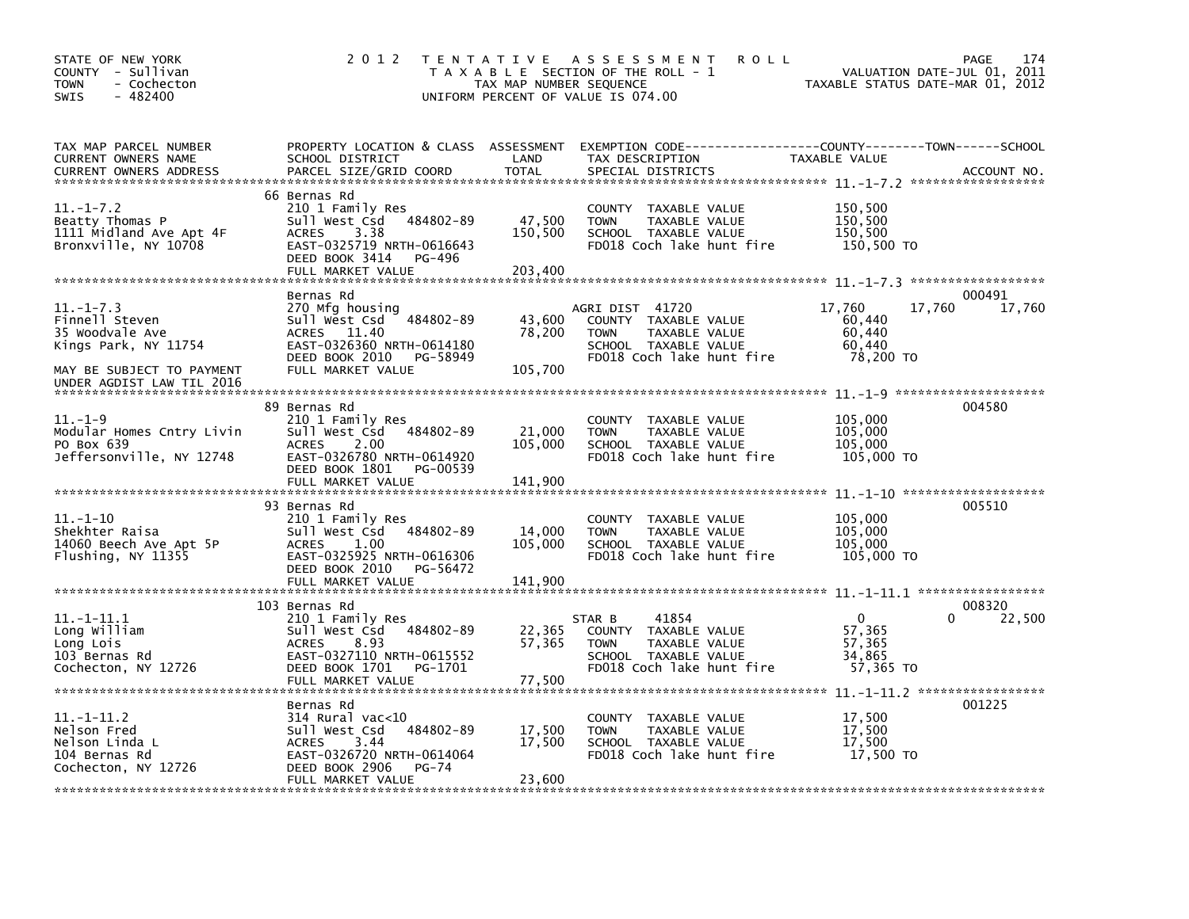STATE OF NEW YORK
COUNTY - Sullivan
TOWN - Cochecton
SWIS - 482400

# 2012 TENTATIVE ASSESSMENT ROLL

TAXABLE SECTION OF THE ROLL - 1
TAX MAP NUMBER SEQUENCE
UNIFORM PERCENT OF VALUE IS 074.00

VALUATION DATE-JUL 01, 2011
TAXABLE STATUS DATE-MAR 01, 2012

| TAX MAP PARCEL NUMBER / CURRENT OWNERS NAME / CURRENT OWNERS ADDRESS | PROPERTY LOCATION & CLASS / SCHOOL DISTRICT / PARCEL SIZE/GRID COORD | ASSESSMENT LAND / TOTAL | EXEMPTION CODE / TAX DESCRIPTION / SPECIAL DISTRICTS | COUNTY | TOWN | SCHOOL | ACCOUNT NO. |
|---|---|---|---|---|---|---|---|
| 11.-1-7.2 | 66 Bernas Rd | | | | | | |
| 11.-1-7.2 | 210 1 Family Res | | COUNTY TAXABLE VALUE | 150,500 | | | |
| Beatty Thomas P | Sull West Csd 484802-89 | 47,500 | TOWN TAXABLE VALUE | | 150,500 | | |
| 1111 Midland Ave Apt 4F | ACRES 3.38 | 150,500 | SCHOOL TAXABLE VALUE | | | 150,500 | |
| Bronxville, NY 10708 | EAST-0325719 NRTH-0616643 | | FD018 Coch lake hunt fire | 150,500 TO | | | |
| | DEED BOOK 3414 PG-496 | | | | | | |
| | FULL MARKET VALUE | 203,400 | | | | | |
| 11.-1-7.3 | Bernas Rd | | | | | | 000491 |
| 11.-1-7.3 | 270 Mfg housing | | AGRI DIST 41720 | 17,760 | 17,760 | 17,760 | |
| Finnell Steven | Sull West Csd 484802-89 | 43,600 | COUNTY TAXABLE VALUE | 60,440 | | | |
| 35 Woodvale Ave | ACRES 11.40 | 78,200 | TOWN TAXABLE VALUE | | 60,440 | | |
| Kings Park, NY 11754 | EAST-0326360 NRTH-0614180 | | SCHOOL TAXABLE VALUE | | | 60,440 | |
| | DEED BOOK 2010 PG-58949 | | FD018 Coch lake hunt fire | 78,200 TO | | | |
| MAY BE SUBJECT TO PAYMENT UNDER AGDIST LAW TIL 2016 | FULL MARKET VALUE | 105,700 | | | | | |
| 11.-1-9 | 89 Bernas Rd | | | | | | 004580 |
| 11.-1-9 | 210 1 Family Res | | COUNTY TAXABLE VALUE | 105,000 | | | |
| Modular Homes Cntry Livin | Sull West Csd 484802-89 | 21,000 | TOWN TAXABLE VALUE | | 105,000 | | |
| PO Box 639 | ACRES 2.00 | 105,000 | SCHOOL TAXABLE VALUE | | | 105,000 | |
| Jeffersonville, NY 12748 | EAST-0326780 NRTH-0614920 | | FD018 Coch lake hunt fire | 105,000 TO | | | |
| | DEED BOOK 1801 PG-00539 | | | | | | |
| | FULL MARKET VALUE | 141,900 | | | | | |
| 11.-1-10 | 93 Bernas Rd | | | | | | 005510 |
| 11.-1-10 | 210 1 Family Res | | COUNTY TAXABLE VALUE | 105,000 | | | |
| Shekhter Raisa | Sull West Csd 484802-89 | 14,000 | TOWN TAXABLE VALUE | | 105,000 | | |
| 14060 Beech Ave Apt 5P | ACRES 1.00 | 105,000 | SCHOOL TAXABLE VALUE | | | 105,000 | |
| Flushing, NY 11355 | EAST-0325925 NRTH-0616306 | | FD018 Coch lake hunt fire | 105,000 TO | | | |
| | DEED BOOK 2010 PG-56472 | | | | | | |
| | FULL MARKET VALUE | 141,900 | | | | | |
| 11.-1-11.1 | 103 Bernas Rd | | | | | | 008320 |
| 11.-1-11.1 | 210 1 Family Res | | STAR B 41854 | 0 | 0 | 22,500 | |
| Long William | Sull West Csd 484802-89 | 22,365 | COUNTY TAXABLE VALUE | 57,365 | | | |
| Long Lois | ACRES 8.93 | 57,365 | TOWN TAXABLE VALUE | | 57,365 | | |
| 103 Bernas Rd | EAST-0327110 NRTH-0615552 | | SCHOOL TAXABLE VALUE | | | 34,865 | |
| Cochecton, NY 12726 | DEED BOOK 1701 PG-1701 | | FD018 Coch lake hunt fire | 57,365 TO | | | |
| | FULL MARKET VALUE | 77,500 | | | | | |
| 11.-1-11.2 | Bernas Rd | | | | | | 001225 |
| 11.-1-11.2 | 314 Rural vac<10 | | COUNTY TAXABLE VALUE | 17,500 | | | |
| Nelson Fred | Sull West Csd 484802-89 | 17,500 | TOWN TAXABLE VALUE | | 17,500 | | |
| Nelson Linda L | ACRES 3.44 | 17,500 | SCHOOL TAXABLE VALUE | | | 17,500 | |
| 104 Bernas Rd | EAST-0326720 NRTH-0614064 | | FD018 Coch lake hunt fire | 17,500 TO | | | |
| Cochecton, NY 12726 | DEED BOOK 2906 PG-74 | | | | | | |
| | FULL MARKET VALUE | 23,600 | | | | | |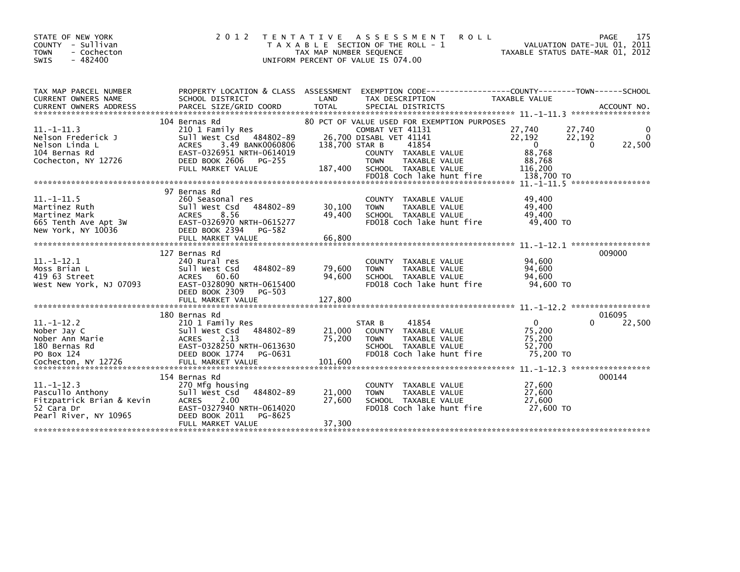STATE OF NEW YORK
COUNTY - Sullivan
TOWN - Cochecton
SWIS - 482400

2012 TENTATIVE ASSESSMENT ROLL
TAXABLE SECTION OF THE ROLL - 1
TAX MAP NUMBER SEQUENCE
UNIFORM PERCENT OF VALUE IS 074.00

VALUATION DATE-JUL 01, 2011
TAXABLE STATUS DATE-MAR 01, 2012

| TAX MAP PARCEL NUMBER / CURRENT OWNERS NAME / CURRENT OWNERS ADDRESS | PROPERTY LOCATION & CLASS / SCHOOL DISTRICT / PARCEL SIZE/GRID COORD | ASSESSMENT LAND / TOTAL | EXEMPTION CODE / TAX DESCRIPTION / SPECIAL DISTRICTS | COUNTY TAXABLE VALUE | TOWN | SCHOOL | ACCOUNT NO. |
|---|---|---|---|---|---|---|---|
| 11.-1-11.3 | 104 Bernas Rd | | 80 PCT OF VALUE USED FOR EXEMPTION PURPOSES | | | | |
| 11.-1-11.3 | 210 1 Family Res | | COMBAT VET 41131 | 27,740 | 27,740 | 0 | |
| Nelson Frederick J | Sull West Csd 484802-89 | 26,700 | DISABL VET 41141 | 22,192 | 22,192 | 0 | |
| Nelson Linda L | ACRES 3.49 BANK0060806 | 138,700 | STAR B 41854 | 0 | 0 | 22,500 | |
| 104 Bernas Rd | EAST-0326951 NRTH-0614019 | | COUNTY TAXABLE VALUE | 88,768 | | | |
| Cochecton, NY 12726 | DEED BOOK 2606 PG-255 | | TOWN TAXABLE VALUE | 88,768 | | | |
| | FULL MARKET VALUE | 187,400 | SCHOOL TAXABLE VALUE | 116,200 | | | |
| | | | FD018 Coch lake hunt fire | 138,700 TO | | | |
| 11.-1-11.5 | 97 Bernas Rd | | | | | | |
| 11.-1-11.5 | 260 Seasonal res | | COUNTY TAXABLE VALUE | 49,400 | | | |
| Martinez Ruth | Sull West Csd 484802-89 | 30,100 | TOWN TAXABLE VALUE | 49,400 | | | |
| Martinez Mark | ACRES 8.56 | 49,400 | SCHOOL TAXABLE VALUE | 49,400 | | | |
| 665 Tenth Ave Apt 3W | EAST-0326970 NRTH-0615277 | | FD018 Coch lake hunt fire | 49,400 TO | | | |
| New York, NY 10036 | DEED BOOK 2394 PG-582 | | | | | | |
| | FULL MARKET VALUE | 66,800 | | | | | |
| 11.-1-12.1 | 127 Bernas Rd | | | | | | 009000 |
| 11.-1-12.1 | 240 Rural res | | COUNTY TAXABLE VALUE | 94,600 | | | |
| Moss Brian L | Sull West Csd 484802-89 | 79,600 | TOWN TAXABLE VALUE | 94,600 | | | |
| 419 63 Street | ACRES 60.60 | 94,600 | SCHOOL TAXABLE VALUE | 94,600 | | | |
| West New York, NJ 07093 | EAST-0328090 NRTH-0615400 | | FD018 Coch lake hunt fire | 94,600 TO | | | |
| | DEED BOOK 2309 PG-503 | | | | | | |
| | FULL MARKET VALUE | 127,800 | | | | | |
| 11.-1-12.2 | 180 Bernas Rd | | | | | | 016095 |
| 11.-1-12.2 | 210 1 Family Res | | STAR B 41854 | 0 | 0 | 22,500 | |
| Nober Jay C | Sull West Csd 484802-89 | 21,000 | COUNTY TAXABLE VALUE | 75,200 | | | |
| Nober Ann Marie | ACRES 2.13 | 75,200 | TOWN TAXABLE VALUE | 75,200 | | | |
| 180 Bernas Rd | EAST-0328250 NRTH-0613630 | | SCHOOL TAXABLE VALUE | 52,700 | | | |
| PO Box 124 | DEED BOOK 1774 PG-0631 | | FD018 Coch lake hunt fire | 75,200 TO | | | |
| Cochecton, NY 12726 | FULL MARKET VALUE | 101,600 | | | | | |
| 11.-1-12.3 | 154 Bernas Rd | | | | | | 000144 |
| 11.-1-12.3 | 270 Mfg housing | | COUNTY TAXABLE VALUE | 27,600 | | | |
| Pascullo Anthony | Sull West Csd 484802-89 | 21,000 | TOWN TAXABLE VALUE | 27,600 | | | |
| Fitzpatrick Brian & Kevin | ACRES 2.00 | 27,600 | SCHOOL TAXABLE VALUE | 27,600 | | | |
| 52 Cara Dr | EAST-0327940 NRTH-0614020 | | FD018 Coch lake hunt fire | 27,600 TO | | | |
| Pearl River, NY 10965 | DEED BOOK 2011 PG-8625 | | | | | | |
| | FULL MARKET VALUE | 37,300 | | | | | |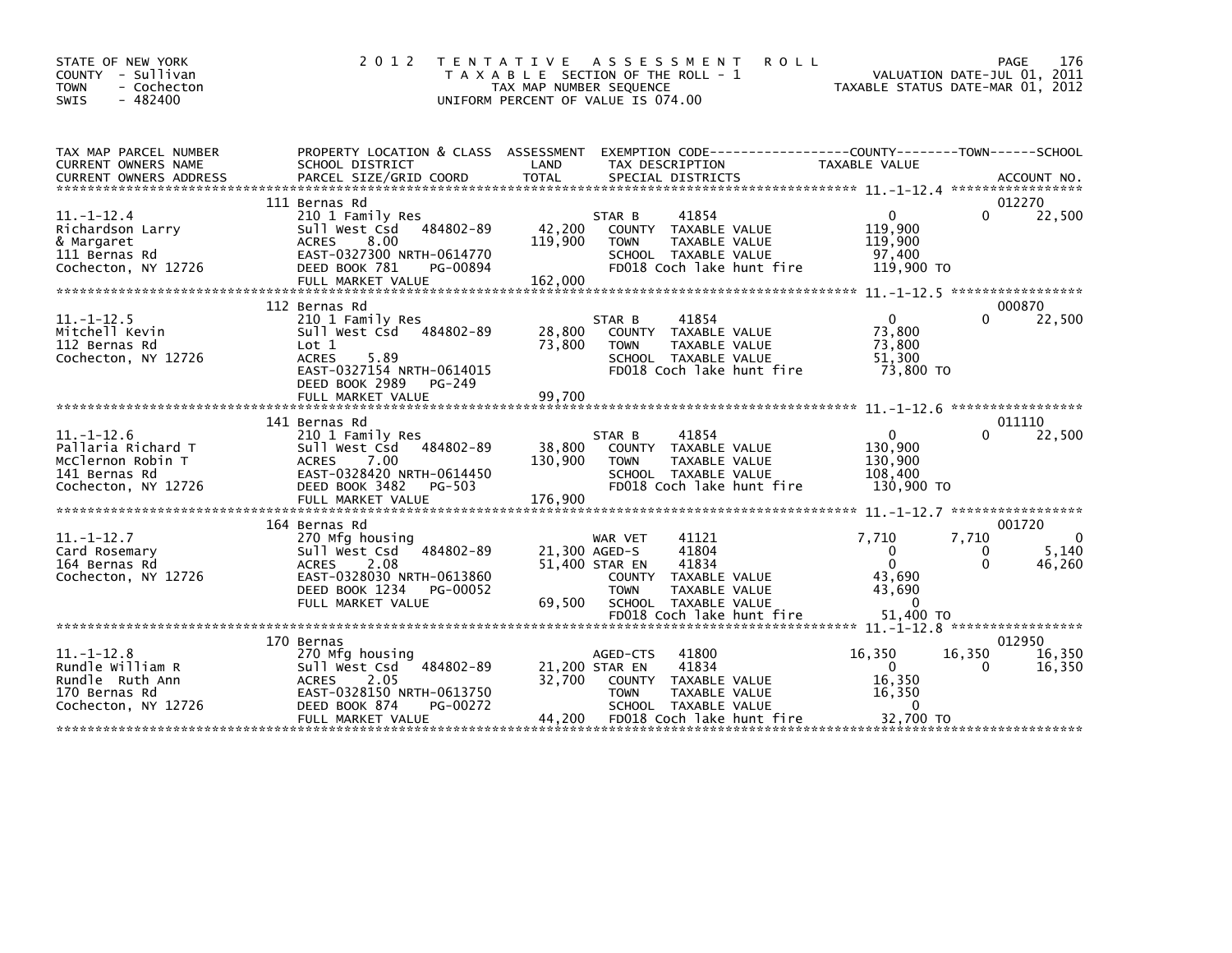STATE OF NEW YORK
COUNTY - Sullivan
TOWN - Cochecton
SWIS - 482400

# 2012 TENTATIVE ASSESSMENT ROLL

TAXABLE SECTION OF THE ROLL - 1
TAX MAP NUMBER SEQUENCE
UNIFORM PERCENT OF VALUE IS 074.00

VALUATION DATE-JUL 01, 2011
TAXABLE STATUS DATE-MAR 01, 2012

| TAX MAP PARCEL NUMBER / CURRENT OWNERS NAME / CURRENT OWNERS ADDRESS | PROPERTY LOCATION & CLASS / SCHOOL DISTRICT / PARCEL SIZE/GRID COORD | ASSESSMENT LAND / TOTAL | EXEMPTION CODE / TAX DESCRIPTION / SPECIAL DISTRICTS | COUNTY TAXABLE VALUE | TOWN | SCHOOL | ACCOUNT NO. |
|---|---|---|---|---|---|---|---|
| 11.-1-12.4 | 111 Bernas Rd | | | | | | 012270 |
| | 210 1 Family Res | | STAR B 41854 | 0 | 0 | 22,500 | |
| Richardson Larry | Sull West Csd 484802-89 | 42,200 | COUNTY TAXABLE VALUE | 119,900 | | | |
| & Margaret | ACRES 8.00 | 119,900 | TOWN TAXABLE VALUE | 119,900 | | | |
| 111 Bernas Rd | EAST-0327300 NRTH-0614770 | | SCHOOL TAXABLE VALUE | 97,400 | | | |
| Cochecton, NY 12726 | DEED BOOK 781 PG-00894 | | FD018 Coch lake hunt fire | 119,900 TO | | | |
| | FULL MARKET VALUE | 162,000 | | | | | |
| 11.-1-12.5 | 112 Bernas Rd | | | | | | 000870 |
| | 210 1 Family Res | | STAR B 41854 | 0 | 0 | 22,500 | |
| Mitchell Kevin | Sull West Csd 484802-89 | 28,800 | COUNTY TAXABLE VALUE | 73,800 | | | |
| 112 Bernas Rd | Lot 1 | 73,800 | TOWN TAXABLE VALUE | 73,800 | | | |
| Cochecton, NY 12726 | ACRES 5.89 | | SCHOOL TAXABLE VALUE | 51,300 | | | |
| | EAST-0327154 NRTH-0614015 | | FD018 Coch lake hunt fire | 73,800 TO | | | |
| | DEED BOOK 2989 PG-249 | | | | | | |
| | FULL MARKET VALUE | 99,700 | | | | | |
| 11.-1-12.6 | 141 Bernas Rd | | | | | | 011110 |
| | 210 1 Family Res | | STAR B 41854 | 0 | 0 | 22,500 | |
| Pallaria Richard T | Sull West Csd 484802-89 | 38,800 | COUNTY TAXABLE VALUE | 130,900 | | | |
| McClernon Robin T | ACRES 7.00 | 130,900 | TOWN TAXABLE VALUE | 130,900 | | | |
| 141 Bernas Rd | EAST-0328420 NRTH-0614450 | | SCHOOL TAXABLE VALUE | 108,400 | | | |
| Cochecton, NY 12726 | DEED BOOK 3482 PG-503 | | FD018 Coch lake hunt fire | 130,900 TO | | | |
| | FULL MARKET VALUE | 176,900 | | | | | |
| 11.-1-12.7 | 164 Bernas Rd | | | | | | 001720 |
| | 270 Mfg housing | | WAR VET 41121 | 7,710 | 7,710 | 0 | |
| Card Rosemary | Sull West Csd 484802-89 | 21,300 | AGED-S 41804 | 0 | 0 | 5,140 | |
| 164 Bernas Rd | ACRES 2.08 | 51,400 | STAR EN 41834 | 0 | 0 | 46,260 | |
| Cochecton, NY 12726 | EAST-0328030 NRTH-0613860 | | COUNTY TAXABLE VALUE | 43,690 | | | |
| | DEED BOOK 1234 PG-00052 | | TOWN TAXABLE VALUE | 43,690 | | | |
| | FULL MARKET VALUE | 69,500 | SCHOOL TAXABLE VALUE | 0 | | | |
| | | | FD018 Coch lake hunt fire | 51,400 TO | | | |
| 11.-1-12.8 | 170 Bernas | | | | | | 012950 |
| | 270 Mfg housing | | AGED-CTS 41800 | 16,350 | 16,350 | 16,350 | |
| Rundle William R | Sull West Csd 484802-89 | 21,200 | STAR EN 41834 | 0 | 0 | 16,350 | |
| Rundle Ruth Ann | ACRES 2.05 | 32,700 | COUNTY TAXABLE VALUE | 16,350 | | | |
| 170 Bernas Rd | EAST-0328150 NRTH-0613750 | | TOWN TAXABLE VALUE | 16,350 | | | |
| Cochecton, NY 12726 | DEED BOOK 874 PG-00272 | | SCHOOL TAXABLE VALUE | 0 | | | |
| | FULL MARKET VALUE | 44,200 | FD018 Coch lake hunt fire | 32,700 TO | | | |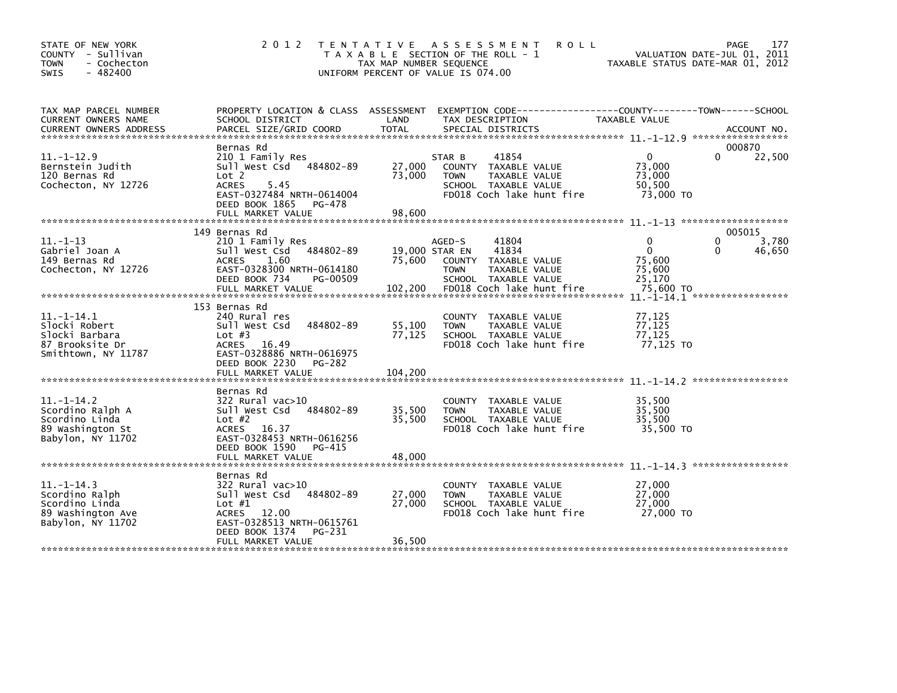STATE OF NEW YORK
COUNTY - Sullivan
TOWN - Cochecton
SWIS - 482400

# 2012 TENTATIVE ASSESSMENT ROLL

TAXABLE SECTION OF THE ROLL - 1
TAX MAP NUMBER SEQUENCE
UNIFORM PERCENT OF VALUE IS 074.00

VALUATION DATE-JUL 01, 2011
TAXABLE STATUS DATE-MAR 01, 2012

| TAX MAP PARCEL NUMBER / CURRENT OWNERS NAME / CURRENT OWNERS ADDRESS | PROPERTY LOCATION & CLASS / SCHOOL DISTRICT / PARCEL SIZE/GRID COORD | ASSESSMENT LAND / TOTAL | EXEMPTION CODE / TAX DESCRIPTION / SPECIAL DISTRICTS | COUNTY TAXABLE VALUE | TOWN | SCHOOL / ACCOUNT NO. |
|---|---|---|---|---|---|---|
| 11.-1-12.9 | Bernas Rd | | | | | 000870 |
| Bernstein Judith | 210 1 Family Res | | STAR B 41854 | 0 | 0 | 22,500 |
| 120 Bernas Rd | Sull West Csd 484802-89 | 27,000 | COUNTY TAXABLE VALUE | 73,000 | | |
| Cochecton, NY 12726 | Lot 2 | 73,000 | TOWN TAXABLE VALUE | 73,000 | | |
| | ACRES 5.45 | | SCHOOL TAXABLE VALUE | 50,500 | | |
| | EAST-0327484 NRTH-0614004 | | FD018 Coch lake hunt fire | 73,000 TO | | |
| | DEED BOOK 1865 PG-478 | | | | | |
| | FULL MARKET VALUE | 98,600 | | | | |
| 11.-1-13 | 149 Bernas Rd | | | | | 005015 |
| Gabriel Joan A | 210 1 Family Res | | AGED-S 41804 | 0 | 0 | 3,780 |
| 149 Bernas Rd | Sull West Csd 484802-89 | 19,000 | STAR EN 41834 | 0 | 0 | 46,650 |
| Cochecton, NY 12726 | ACRES 1.60 | 75,600 | COUNTY TAXABLE VALUE | 75,600 | | |
| | EAST-0328300 NRTH-0614180 | | TOWN TAXABLE VALUE | 75,600 | | |
| | DEED BOOK 734 PG-00509 | | SCHOOL TAXABLE VALUE | 25,170 | | |
| | FULL MARKET VALUE | 102,200 | FD018 Coch lake hunt fire | 75,600 TO | | |
| 11.-1-14.1 | 153 Bernas Rd | | | | | |
| Slocki Robert | 240 Rural res | | COUNTY TAXABLE VALUE | 77,125 | | |
| Slocki Barbara | Sull West Csd 484802-89 | 55,100 | TOWN TAXABLE VALUE | 77,125 | | |
| 87 Brooksite Dr | Lot #3 | 77,125 | SCHOOL TAXABLE VALUE | 77,125 | | |
| Smithtown, NY 11787 | ACRES 16.49 | | FD018 Coch lake hunt fire | 77,125 TO | | |
| | EAST-0328886 NRTH-0616975 | | | | | |
| | DEED BOOK 2230 PG-282 | | | | | |
| | FULL MARKET VALUE | 104,200 | | | | |
| 11.-1-14.2 | Bernas Rd | | | | | |
| Scordino Ralph A | 322 Rural vac>10 | | COUNTY TAXABLE VALUE | 35,500 | | |
| Scordino Linda | Sull West Csd 484802-89 | 35,500 | TOWN TAXABLE VALUE | 35,500 | | |
| 89 Washington St | Lot #2 | 35,500 | SCHOOL TAXABLE VALUE | 35,500 | | |
| Babylon, NY 11702 | ACRES 16.37 | | FD018 Coch lake hunt fire | 35,500 TO | | |
| | EAST-0328453 NRTH-0616256 | | | | | |
| | DEED BOOK 1590 PG-415 | | | | | |
| | FULL MARKET VALUE | 48,000 | | | | |
| 11.-1-14.3 | Bernas Rd | | | | | |
| Scordino Ralph | 322 Rural vac>10 | | COUNTY TAXABLE VALUE | 27,000 | | |
| Scordino Linda | Sull West Csd 484802-89 | 27,000 | TOWN TAXABLE VALUE | 27,000 | | |
| 89 Washington Ave | Lot #1 | 27,000 | SCHOOL TAXABLE VALUE | 27,000 | | |
| Babylon, NY 11702 | ACRES 12.00 | | FD018 Coch lake hunt fire | 27,000 TO | | |
| | EAST-0328513 NRTH-0615761 | | | | | |
| | DEED BOOK 1374 PG-231 | | | | | |
| | FULL MARKET VALUE | 36,500 | | | | |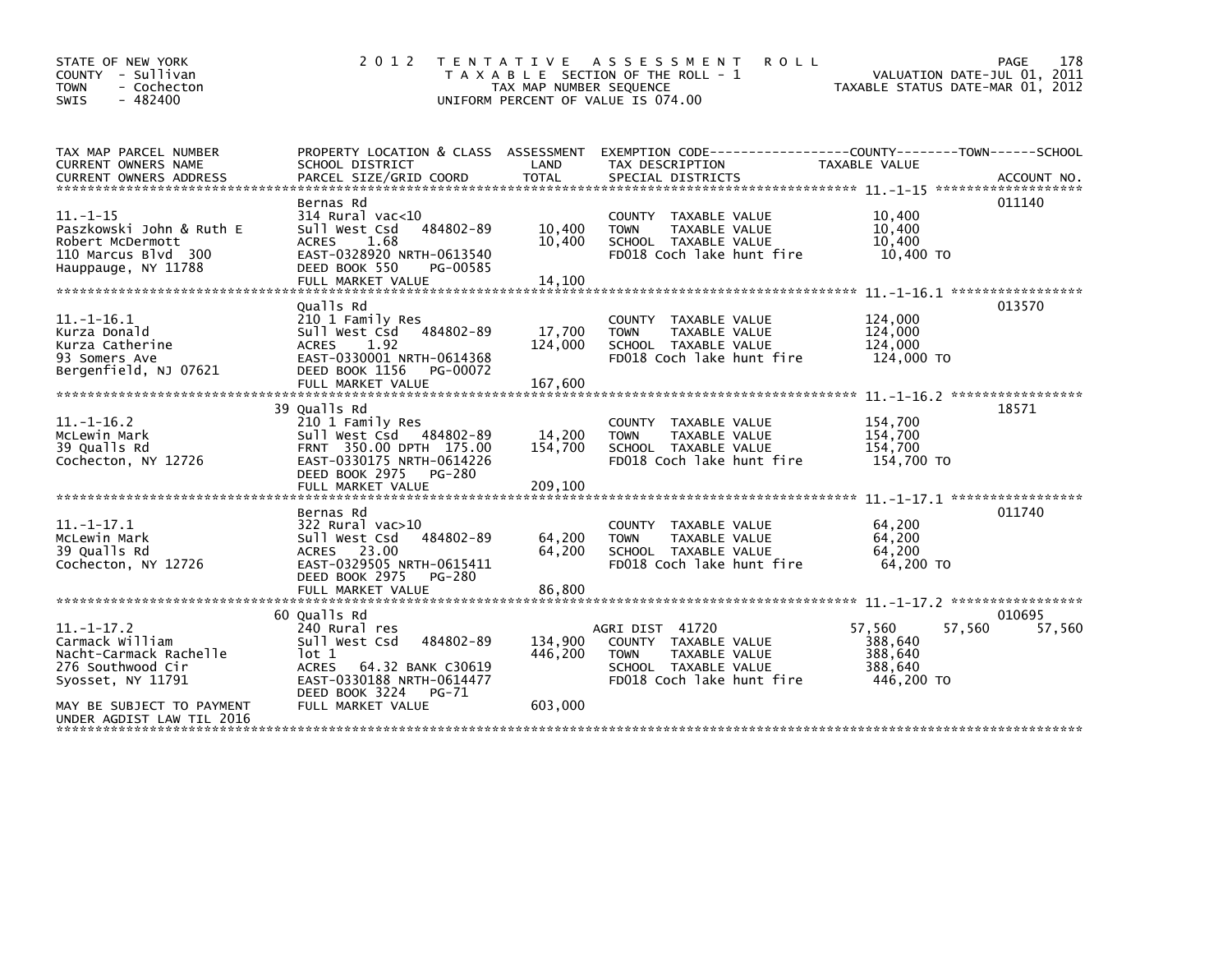STATE OF NEW YORK
COUNTY - Sullivan
TOWN - Cochecton
SWIS - 482400

2012 TENTATIVE ASSESSMENT ROLL
TAXABLE SECTION OF THE ROLL - 1
TAX MAP NUMBER SEQUENCE
UNIFORM PERCENT OF VALUE IS 074.00

VALUATION DATE-JUL 01, 2011
TAXABLE STATUS DATE-MAR 01, 2012

| TAX MAP PARCEL NUMBER / CURRENT OWNERS NAME / CURRENT OWNERS ADDRESS | PROPERTY LOCATION & CLASS / SCHOOL DISTRICT / PARCEL SIZE/GRID COORD | ASSESSMENT LAND | TOTAL | EXEMPTION CODE / TAX DESCRIPTION / SPECIAL DISTRICTS | COUNTY TAXABLE VALUE | TOWN | SCHOOL | ACCOUNT NO. |
|---|---|---|---|---|---|---|---|---|
| 11.-1-15 | Bernas Rd | | | | | | | 011140 |
| Paszkowski John & Ruth E | 314 Rural vac<10 | | | COUNTY TAXABLE VALUE | 10,400 | | | |
| Robert McDermott | Sull West Csd 484802-89 | 10,400 | | TOWN TAXABLE VALUE | 10,400 | | | |
| 110 Marcus Blvd 300 | ACRES 1.68 | | 10,400 | SCHOOL TAXABLE VALUE | 10,400 | | | |
| Hauppauge, NY 11788 | EAST-0328920 NRTH-0613540 | | | FD018 Coch lake hunt fire | 10,400 TO | | | |
| | DEED BOOK 550 PG-00585 | | | | | | | |
| | FULL MARKET VALUE | | 14,100 | | | | | |
| 11.-1-16.1 | Qualls Rd | | | | | | | 013570 |
| Kurza Donald | 210 1 Family Res | | | COUNTY TAXABLE VALUE | 124,000 | | | |
| Kurza Catherine | Sull West Csd 484802-89 | 17,700 | | TOWN TAXABLE VALUE | 124,000 | | | |
| 93 Somers Ave | ACRES 1.92 | | 124,000 | SCHOOL TAXABLE VALUE | 124,000 | | | |
| Bergenfield, NJ 07621 | EAST-0330001 NRTH-0614368 | | | FD018 Coch lake hunt fire | 124,000 TO | | | |
| | DEED BOOK 1156 PG-00072 | | | | | | | |
| | FULL MARKET VALUE | | 167,600 | | | | | |
| 11.-1-16.2 | 39 Qualls Rd | | | | | | | 18571 |
| McLewin Mark | 210 1 Family Res | | | COUNTY TAXABLE VALUE | 154,700 | | | |
| 39 Qualls Rd | Sull West Csd 484802-89 | 14,200 | | TOWN TAXABLE VALUE | 154,700 | | | |
| Cochecton, NY 12726 | FRNT 350.00 DPTH 175.00 | | 154,700 | SCHOOL TAXABLE VALUE | 154,700 | | | |
| | EAST-0330175 NRTH-0614226 | | | FD018 Coch lake hunt fire | 154,700 TO | | | |
| | DEED BOOK 2975 PG-280 | | | | | | | |
| | FULL MARKET VALUE | | 209,100 | | | | | |
| 11.-1-17.1 | Bernas Rd | | | | | | | 011740 |
| McLewin Mark | 322 Rural vac>10 | | | COUNTY TAXABLE VALUE | 64,200 | | | |
| 39 Qualls Rd | Sull West Csd 484802-89 | 64,200 | | TOWN TAXABLE VALUE | 64,200 | | | |
| Cochecton, NY 12726 | ACRES 23.00 | | 64,200 | SCHOOL TAXABLE VALUE | 64,200 | | | |
| | EAST-0329505 NRTH-0615411 | | | FD018 Coch lake hunt fire | 64,200 TO | | | |
| | DEED BOOK 2975 PG-280 | | | | | | | |
| | FULL MARKET VALUE | | 86,800 | | | | | |
| 11.-1-17.2 | 60 Qualls Rd | | | | | | | 010695 |
| Carmack William | 240 Rural res | | | AGRI DIST 41720 | 57,560 | 57,560 | 57,560 | |
| Nacht-Carmack Rachelle | Sull West Csd 484802-89 | 134,900 | | COUNTY TAXABLE VALUE | 388,640 | | | |
| 276 Southwood Cir | lot 1 | | 446,200 | TOWN TAXABLE VALUE | 388,640 | | | |
| Syosset, NY 11791 | ACRES 64.32 BANK C30619 | | | SCHOOL TAXABLE VALUE | 388,640 | | | |
| | EAST-0330188 NRTH-0614477 | | | FD018 Coch lake hunt fire | 446,200 TO | | | |
| | DEED BOOK 3224 PG-71 | | | | | | | |
| MAY BE SUBJECT TO PAYMENT | FULL MARKET VALUE | | 603,000 | | | | | |
| UNDER AGDIST LAW TIL 2016 | | | | | | | | |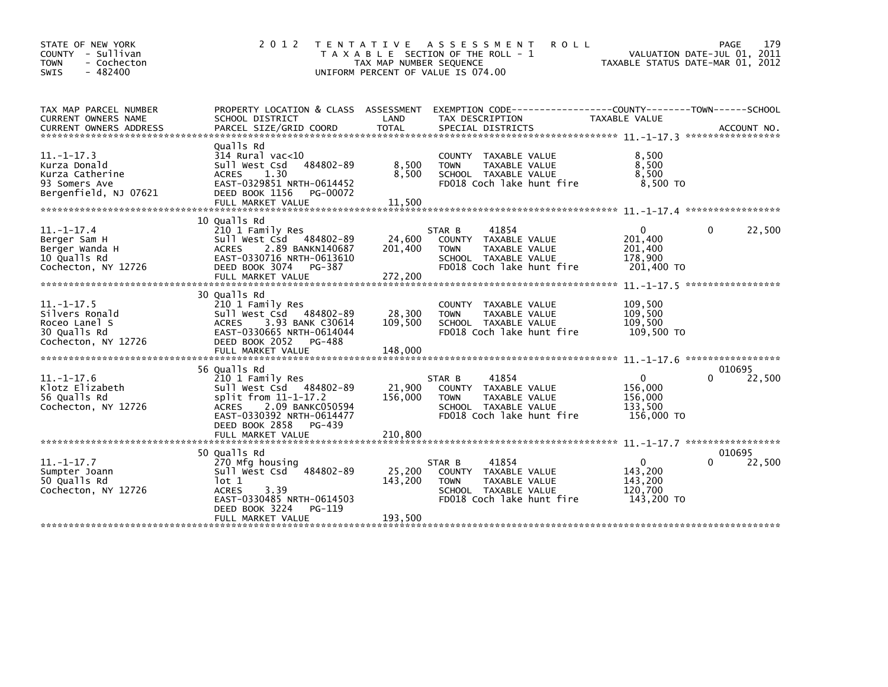STATE OF NEW YORK
COUNTY - Sullivan
TOWN - Cochecton
SWIS - 482400

# 2012 TENTATIVE ASSESSMENT ROLL

TAXABLE SECTION OF THE ROLL - 1
TAX MAP NUMBER SEQUENCE
UNIFORM PERCENT OF VALUE IS 074.00

VALUATION DATE-JUL 01, 2011
TAXABLE STATUS DATE-MAR 01, 2012

| TAX MAP PARCEL NUMBER / CURRENT OWNERS NAME / CURRENT OWNERS ADDRESS | PROPERTY LOCATION & CLASS / SCHOOL DISTRICT / PARCEL SIZE/GRID COORD | ASSESSMENT LAND / TOTAL | EXEMPTION CODE / TAX DESCRIPTION / SPECIAL DISTRICTS | COUNTY TAXABLE VALUE | TOWN | SCHOOL / ACCOUNT NO. |
|---|---|---|---|---|---|---|
| **11.-1-17.3** | Qualls Rd | | | | | |
| 11.-1-17.3 | 314 Rural vac<10 | | COUNTY TAXABLE VALUE | 8,500 | | |
| Kurza Donald | Sull West Csd 484802-89 | 8,500 | TOWN TAXABLE VALUE | 8,500 | | |
| Kurza Catherine | ACRES 1.30 | 8,500 | SCHOOL TAXABLE VALUE | 8,500 | | |
| 93 Somers Ave | EAST-0329851 NRTH-0614452 | | FD018 Coch lake hunt fire | 8,500 TO | | |
| Bergenfield, NJ 07621 | DEED BOOK 1156 PG-00072 | | | | | |
| | FULL MARKET VALUE | 11,500 | | | | |
| **11.-1-17.4** | 10 Qualls Rd | | | | | |
| 11.-1-17.4 | 210 1 Family Res | | STAR B 41854 | 0 | 0 | 22,500 |
| Berger Sam H | Sull West Csd 484802-89 | 24,600 | COUNTY TAXABLE VALUE | 201,400 | | |
| Berger Wanda H | ACRES 2.89 BANKN140687 | 201,400 | TOWN TAXABLE VALUE | 201,400 | | |
| 10 Qualls Rd | EAST-0330716 NRTH-0613610 | | SCHOOL TAXABLE VALUE | 178,900 | | |
| Cochecton, NY 12726 | DEED BOOK 3074 PG-387 | | FD018 Coch lake hunt fire | 201,400 TO | | |
| | FULL MARKET VALUE | 272,200 | | | | |
| **11.-1-17.5** | 30 Qualls Rd | | | | | |
| 11.-1-17.5 | 210 1 Family Res | | COUNTY TAXABLE VALUE | 109,500 | | |
| Silvers Ronald | Sull West Csd 484802-89 | 28,300 | TOWN TAXABLE VALUE | 109,500 | | |
| Roceo Lanel S | ACRES 3.93 BANK C30614 | 109,500 | SCHOOL TAXABLE VALUE | 109,500 | | |
| 30 Qualls Rd | EAST-0330665 NRTH-0614044 | | FD018 Coch lake hunt fire | 109,500 TO | | |
| Cochecton, NY 12726 | DEED BOOK 2052 PG-488 | | | | | |
| | FULL MARKET VALUE | 148,000 | | | | |
| **11.-1-17.6** | 56 Qualls Rd | | | | | 010695 |
| 11.-1-17.6 | 210 1 Family Res | | STAR B 41854 | 0 | 0 | 22,500 |
| Klotz Elizabeth | Sull West Csd 484802-89 | 21,900 | COUNTY TAXABLE VALUE | 156,000 | | |
| 56 Qualls Rd | split from 11-1-17.2 | 156,000 | TOWN TAXABLE VALUE | 156,000 | | |
| Cochecton, NY 12726 | ACRES 2.09 BANKC050594 | | SCHOOL TAXABLE VALUE | 133,500 | | |
| | EAST-0330392 NRTH-0614477 | | FD018 Coch lake hunt fire | 156,000 TO | | |
| | DEED BOOK 2858 PG-439 | | | | | |
| | FULL MARKET VALUE | 210,800 | | | | |
| **11.-1-17.7** | 50 Qualls Rd | | | | | 010695 |
| 11.-1-17.7 | 270 Mfg housing | | STAR B 41854 | 0 | 0 | 22,500 |
| Sumpter Joann | Sull West Csd 484802-89 | 25,200 | COUNTY TAXABLE VALUE | 143,200 | | |
| 50 Qualls Rd | lot 1 | 143,200 | TOWN TAXABLE VALUE | 143,200 | | |
| Cochecton, NY 12726 | ACRES 3.39 | | SCHOOL TAXABLE VALUE | 120,700 | | |
| | EAST-0330485 NRTH-0614503 | | FD018 Coch lake hunt fire | 143,200 TO | | |
| | DEED BOOK 3224 PG-119 | | | | | |
| | FULL MARKET VALUE | 193,500 | | | | |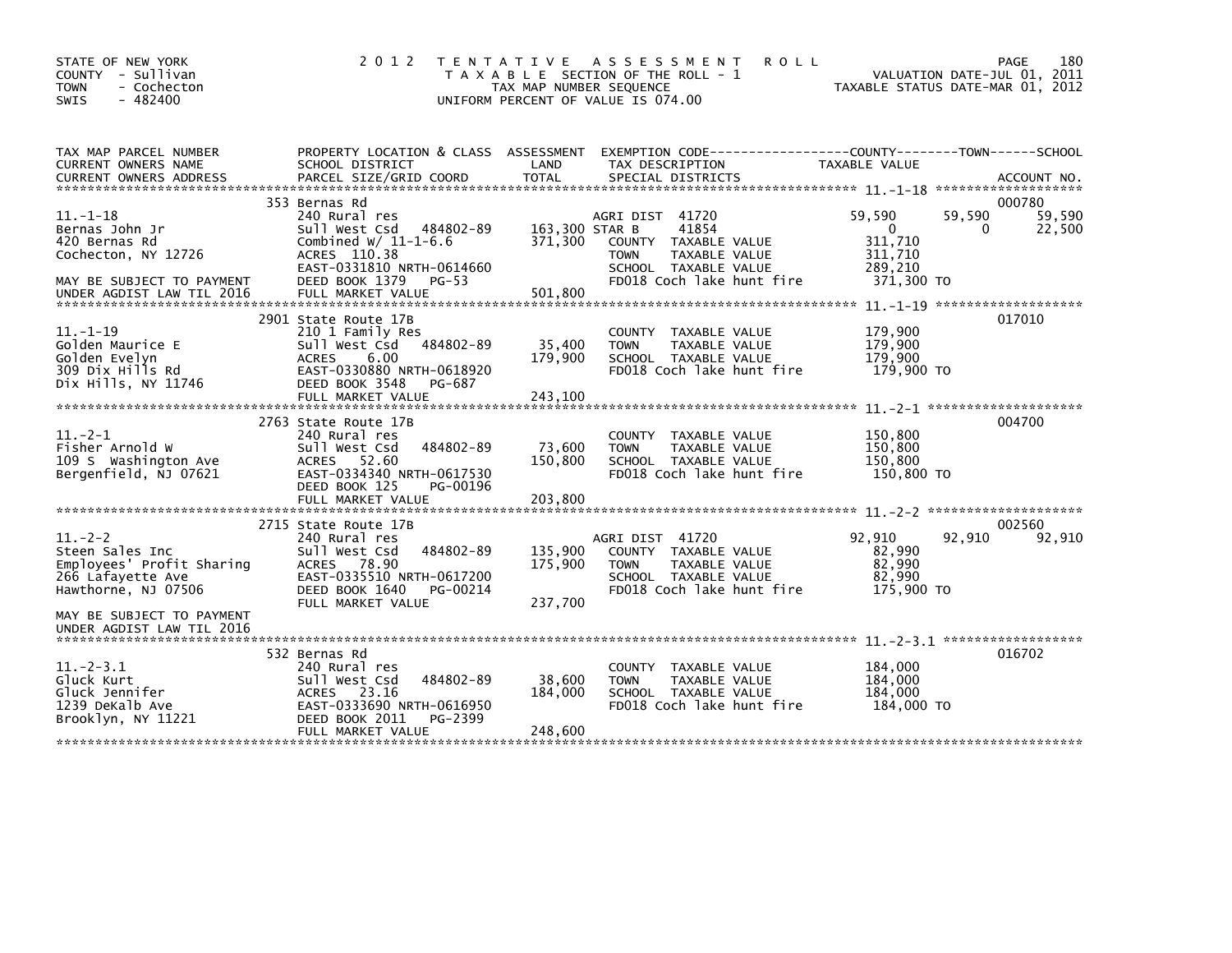STATE OF NEW YORK
COUNTY - Sullivan
TOWN - Cochecton
SWIS - 482400

# 2012 TENTATIVE ASSESSMENT ROLL

TAXABLE SECTION OF THE ROLL - 1
TAX MAP NUMBER SEQUENCE
UNIFORM PERCENT OF VALUE IS 074.00

VALUATION DATE-JUL 01, 2011
TAXABLE STATUS DATE-MAR 01, 2012

| TAX MAP PARCEL NUMBER / CURRENT OWNERS NAME / CURRENT OWNERS ADDRESS | PROPERTY LOCATION & CLASS / SCHOOL DISTRICT / PARCEL SIZE/GRID COORD | ASSESSMENT LAND | TOTAL | EXEMPTION CODE / TAX DESCRIPTION / SPECIAL DISTRICTS | COUNTY TAXABLE VALUE | TOWN | SCHOOL | ACCOUNT NO. |
|---|---|---|---|---|---|---|---|---|
| **11.-1-18** | 353 Bernas Rd | | | | | | | 000780 |
| 11.-1-18 | 240 Rural res | | | AGRI DIST 41720 | 59,590 | 59,590 | 59,590 | |
| Bernas John Jr | Sull West Csd 484802-89 | 163,300 | | STAR B 41854 | 0 | 0 | 22,500 | |
| 420 Bernas Rd | Combined W/ 11-1-6.6 | | 371,300 | COUNTY TAXABLE VALUE | 311,710 | | | |
| Cochecton, NY 12726 | ACRES 110.38 | | | TOWN TAXABLE VALUE | 311,710 | | | |
| | EAST-0331810 NRTH-0614660 | | | SCHOOL TAXABLE VALUE | 289,210 | | | |
| MAY BE SUBJECT TO PAYMENT | DEED BOOK 1379 PG-53 | | | FD018 Coch lake hunt fire | 371,300 TO | | | |
| UNDER AGDIST LAW TIL 2016 | FULL MARKET VALUE | | 501,800 | | | | | |
| **11.-1-19** | 2901 State Route 17B | | | | | | | 017010 |
| 11.-1-19 | 210 1 Family Res | | | COUNTY TAXABLE VALUE | 179,900 | | | |
| Golden Maurice E | Sull West Csd 484802-89 | 35,400 | | TOWN TAXABLE VALUE | 179,900 | | | |
| Golden Evelyn | ACRES 6.00 | | 179,900 | SCHOOL TAXABLE VALUE | 179,900 | | | |
| 309 Dix Hills Rd | EAST-0330880 NRTH-0618920 | | | FD018 Coch lake hunt fire | 179,900 TO | | | |
| Dix Hills, NY 11746 | DEED BOOK 3548 PG-687 | | | | | | | |
| | FULL MARKET VALUE | | 243,100 | | | | | |
| **11.-2-1** | 2763 State Route 17B | | | | | | | 004700 |
| 11.-2-1 | 240 Rural res | | | COUNTY TAXABLE VALUE | 150,800 | | | |
| Fisher Arnold W | Sull West Csd 484802-89 | 73,600 | | TOWN TAXABLE VALUE | 150,800 | | | |
| 109 S Washington Ave | ACRES 52.60 | | 150,800 | SCHOOL TAXABLE VALUE | 150,800 | | | |
| Bergenfield, NJ 07621 | EAST-0334340 NRTH-0617530 | | | FD018 Coch lake hunt fire | 150,800 TO | | | |
| | DEED BOOK 125 PG-00196 | | | | | | | |
| | FULL MARKET VALUE | | 203,800 | | | | | |
| **11.-2-2** | 2715 State Route 17B | | | | | | | 002560 |
| 11.-2-2 | 240 Rural res | | | AGRI DIST 41720 | 92,910 | 92,910 | 92,910 | |
| Steen Sales Inc | Sull West Csd 484802-89 | 135,900 | | COUNTY TAXABLE VALUE | 82,990 | | | |
| Employees' Profit Sharing | ACRES 78.90 | | 175,900 | TOWN TAXABLE VALUE | 82,990 | | | |
| 266 Lafayette Ave | EAST-0335510 NRTH-0617200 | | | SCHOOL TAXABLE VALUE | 82,990 | | | |
| Hawthorne, NJ 07506 | DEED BOOK 1640 PG-00214 | | | FD018 Coch lake hunt fire | 175,900 TO | | | |
| | FULL MARKET VALUE | | 237,700 | | | | | |
| MAY BE SUBJECT TO PAYMENT | | | | | | | | |
| UNDER AGDIST LAW TIL 2016 | | | | | | | | |
| **11.-2-3.1** | 532 Bernas Rd | | | | | | | 016702 |
| 11.-2-3.1 | 240 Rural res | | | COUNTY TAXABLE VALUE | 184,000 | | | |
| Gluck Kurt | Sull West Csd 484802-89 | 38,600 | | TOWN TAXABLE VALUE | 184,000 | | | |
| Gluck Jennifer | ACRES 23.16 | | 184,000 | SCHOOL TAXABLE VALUE | 184,000 | | | |
| 1239 DeKalb Ave | EAST-0333690 NRTH-0616950 | | | FD018 Coch lake hunt fire | 184,000 TO | | | |
| Brooklyn, NY 11221 | DEED BOOK 2011 PG-2399 | | | | | | | |
| | FULL MARKET VALUE | | 248,600 | | | | | |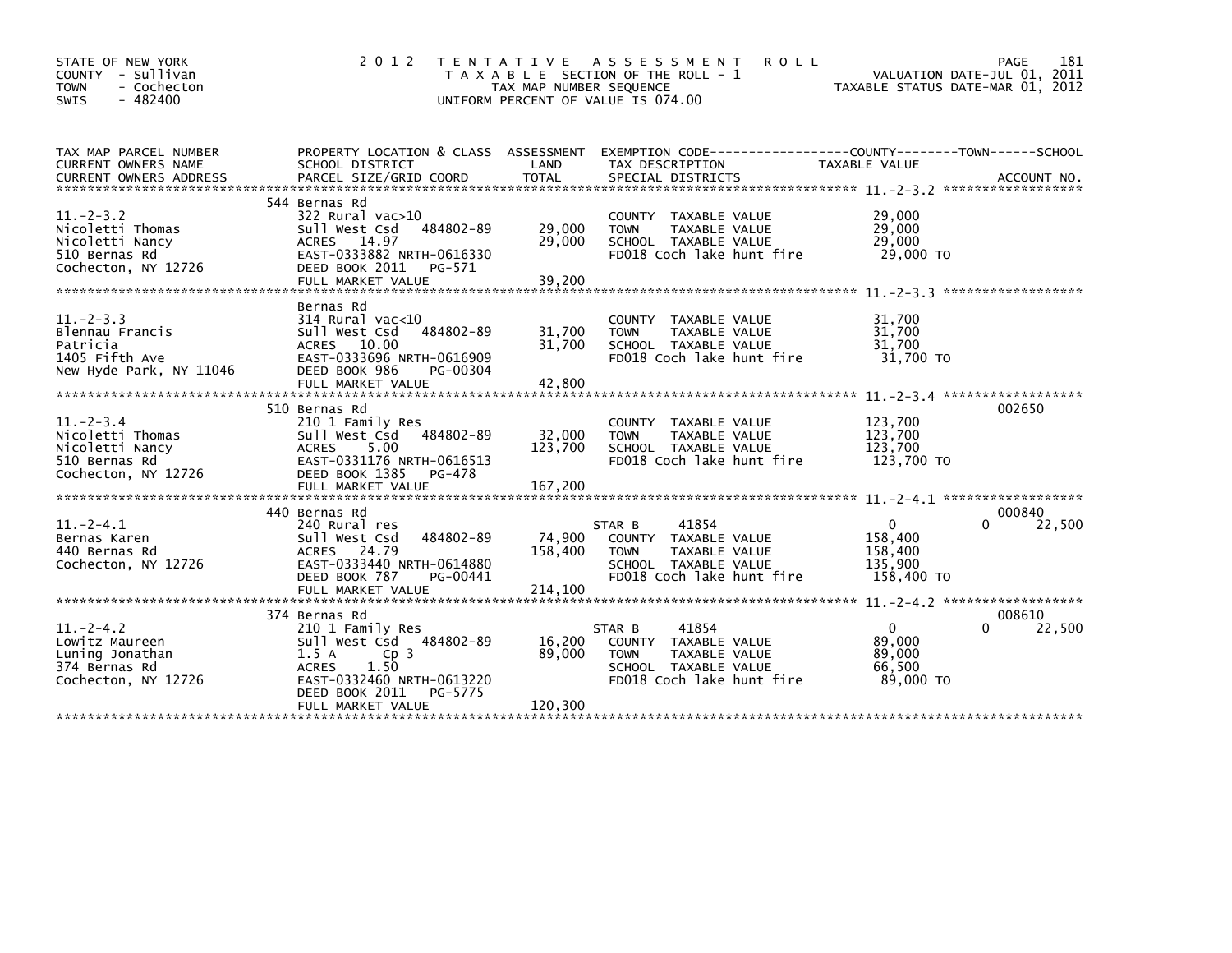STATE OF NEW YORK
COUNTY - Sullivan
TOWN - Cochecton
SWIS - 482400

# 2012 TENTATIVE ASSESSMENT ROLL

TAXABLE SECTION OF THE ROLL - 1
TAX MAP NUMBER SEQUENCE
UNIFORM PERCENT OF VALUE IS 074.00

VALUATION DATE-JUL 01, 2011
TAXABLE STATUS DATE-MAR 01, 2012

| TAX MAP PARCEL NUMBER / CURRENT OWNERS NAME / CURRENT OWNERS ADDRESS | PROPERTY LOCATION & CLASS / SCHOOL DISTRICT / PARCEL SIZE/GRID COORD | ASSESSMENT LAND / TOTAL | EXEMPTION CODE / TAX DESCRIPTION / SPECIAL DISTRICTS | COUNTY / TOWN TAXABLE VALUE | SCHOOL / ACCOUNT NO. |
|---|---|---|---|---|---|
| 11.-2-3.2 | 544 Bernas Rd | | | | |
| | 322 Rural vac>10 | | COUNTY TAXABLE VALUE | 29,000 | |
| Nicoletti Thomas | Sull West Csd 484802-89 | 29,000 | TOWN TAXABLE VALUE | 29,000 | |
| Nicoletti Nancy | ACRES 14.97 | 29,000 | SCHOOL TAXABLE VALUE | 29,000 | |
| 510 Bernas Rd | EAST-0333882 NRTH-0616330 | | FD018 Coch lake hunt fire | 29,000 TO | |
| Cochecton, NY 12726 | DEED BOOK 2011 PG-571 | | | | |
| | FULL MARKET VALUE | 39,200 | | | |
| 11.-2-3.3 | Bernas Rd | | | | |
| | 314 Rural vac<10 | | COUNTY TAXABLE VALUE | 31,700 | |
| Blennau Francis | Sull West Csd 484802-89 | 31,700 | TOWN TAXABLE VALUE | 31,700 | |
| Patricia | ACRES 10.00 | 31,700 | SCHOOL TAXABLE VALUE | 31,700 | |
| 1405 Fifth Ave | EAST-0333696 NRTH-0616909 | | FD018 Coch lake hunt fire | 31,700 TO | |
| New Hyde Park, NY 11046 | DEED BOOK 986 PG-00304 | | | | |
| | FULL MARKET VALUE | 42,800 | | | |
| 11.-2-3.4 | 510 Bernas Rd | | | | 002650 |
| | 210 1 Family Res | | COUNTY TAXABLE VALUE | 123,700 | |
| Nicoletti Thomas | Sull West Csd 484802-89 | 32,000 | TOWN TAXABLE VALUE | 123,700 | |
| Nicoletti Nancy | ACRES 5.00 | 123,700 | SCHOOL TAXABLE VALUE | 123,700 | |
| 510 Bernas Rd | EAST-0331176 NRTH-0616513 | | FD018 Coch lake hunt fire | 123,700 TO | |
| Cochecton, NY 12726 | DEED BOOK 1385 PG-478 | | | | |
| | FULL MARKET VALUE | 167,200 | | | |
| 11.-2-4.1 | 440 Bernas Rd | | | | 000840 |
| | 240 Rural res | | STAR B 41854 | 0 | 0 22,500 |
| Bernas Karen | Sull West Csd 484802-89 | 74,900 | COUNTY TAXABLE VALUE | 158,400 | |
| 440 Bernas Rd | ACRES 24.79 | 158,400 | TOWN TAXABLE VALUE | 158,400 | |
| Cochecton, NY 12726 | EAST-0333440 NRTH-0614880 | | SCHOOL TAXABLE VALUE | 135,900 | |
| | DEED BOOK 787 PG-00441 | | FD018 Coch lake hunt fire | 158,400 TO | |
| | FULL MARKET VALUE | 214,100 | | | |
| 11.-2-4.2 | 374 Bernas Rd | | | | 008610 |
| | 210 1 Family Res | | STAR B 41854 | 0 | 0 22,500 |
| Lowitz Maureen | Sull West Csd 484802-89 | 16,200 | COUNTY TAXABLE VALUE | 89,000 | |
| Luning Jonathan | 1.5 A Cp 3 | 89,000 | TOWN TAXABLE VALUE | 89,000 | |
| 374 Bernas Rd | ACRES 1.50 | | SCHOOL TAXABLE VALUE | 66,500 | |
| Cochecton, NY 12726 | EAST-0332460 NRTH-0613220 | | FD018 Coch lake hunt fire | 89,000 TO | |
| | DEED BOOK 2011 PG-5775 | | | | |
| | FULL MARKET VALUE | 120,300 | | | |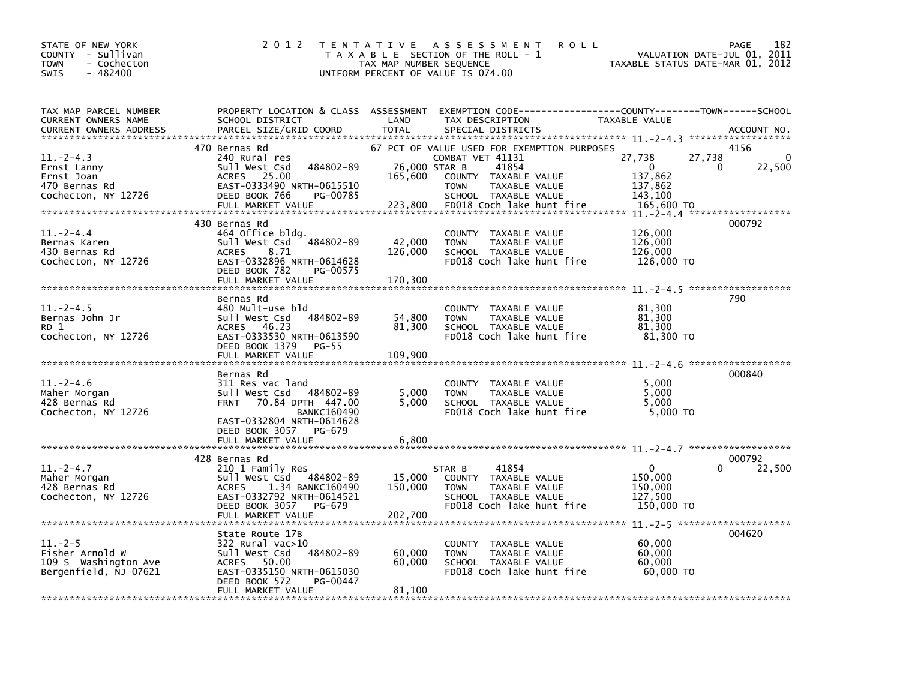STATE OF NEW YORK
COUNTY - Sullivan
TOWN - Cochecton
SWIS - 482400

2012 TENTATIVE ASSESSMENT ROLL
TAXABLE SECTION OF THE ROLL - 1
TAX MAP NUMBER SEQUENCE
UNIFORM PERCENT OF VALUE IS 074.00

VALUATION DATE-JUL 01, 2011
TAXABLE STATUS DATE-MAR 01, 2012

| TAX MAP PARCEL NUMBER / CURRENT OWNERS NAME / CURRENT OWNERS ADDRESS | PROPERTY LOCATION & CLASS / SCHOOL DISTRICT / PARCEL SIZE/GRID COORD | ASSESSMENT LAND | TOTAL | EXEMPTION CODE / TAX DESCRIPTION / SPECIAL DISTRICTS | COUNTY TAXABLE VALUE | TOWN | SCHOOL | ACCOUNT NO. |
|---|---|---|---|---|---|---|---|---|
| 11.-2-4.3 | 470 Bernas Rd | | | 67 PCT OF VALUE USED FOR EXEMPTION PURPOSES | | | | 4156 |
| Ernst Lanny | 240 Rural res | | | COMBAT VET 41131 | 27,738 | 27,738 | 0 | |
| Ernst Joan | Sull West Csd 484802-89 | 76,000 | | STAR B 41854 | 0 | 0 | 22,500 | |
| 470 Bernas Rd | ACRES 25.00 | | 165,600 | COUNTY TAXABLE VALUE | 137,862 | | | |
| Cochecton, NY 12726 | EAST-0333490 NRTH-0615510 | | | TOWN TAXABLE VALUE | 137,862 | | | |
| | DEED BOOK 766 PG-00785 | | | SCHOOL TAXABLE VALUE | 143,100 | | | |
| | FULL MARKET VALUE | | 223,800 | FD018 Coch lake hunt fire | 165,600 TO | | | |
| 11.-2-4.4 | 430 Bernas Rd | | | | | | | 000792 |
| Bernas Karen | 464 Office bldg. | | | COUNTY TAXABLE VALUE | 126,000 | | | |
| 430 Bernas Rd | Sull West Csd 484802-89 | 42,000 | | TOWN TAXABLE VALUE | 126,000 | | | |
| Cochecton, NY 12726 | ACRES 8.71 | | 126,000 | SCHOOL TAXABLE VALUE | 126,000 | | | |
| | EAST-0332896 NRTH-0614628 | | | FD018 Coch lake hunt fire | 126,000 TO | | | |
| | DEED BOOK 782 PG-00575 | | | | | | | |
| | FULL MARKET VALUE | | 170,300 | | | | | |
| 11.-2-4.5 | Bernas Rd | | | | | | | 790 |
| Bernas John Jr | 480 Mult-use bld | | | COUNTY TAXABLE VALUE | 81,300 | | | |
| RD 1 | Sull West Csd 484802-89 | 54,800 | | TOWN TAXABLE VALUE | 81,300 | | | |
| Cochecton, NY 12726 | ACRES 46.23 | | 81,300 | SCHOOL TAXABLE VALUE | 81,300 | | | |
| | EAST-0333530 NRTH-0613590 | | | FD018 Coch lake hunt fire | 81,300 TO | | | |
| | DEED BOOK 1379 PG-55 | | | | | | | |
| | FULL MARKET VALUE | | 109,900 | | | | | |
| 11.-2-4.6 | Bernas Rd | | | | | | | 000840 |
| Maher Morgan | 311 Res vac land | | | COUNTY TAXABLE VALUE | 5,000 | | | |
| 428 Bernas Rd | Sull West Csd 484802-89 | 5,000 | | TOWN TAXABLE VALUE | 5,000 | | | |
| Cochecton, NY 12726 | FRNT 70.84 DPTH 447.00 | | 5,000 | SCHOOL TAXABLE VALUE | 5,000 | | | |
| | BANKC160490 | | | FD018 Coch lake hunt fire | 5,000 TO | | | |
| | EAST-0332804 NRTH-0614628 | | | | | | | |
| | DEED BOOK 3057 PG-679 | | | | | | | |
| | FULL MARKET VALUE | | 6,800 | | | | | |
| 11.-2-4.7 | 428 Bernas Rd | | | | | | | 000792 |
| Maher Morgan | 210 1 Family Res | | | STAR B 41854 | 0 | 0 | 22,500 | |
| 428 Bernas Rd | Sull West Csd 484802-89 | 15,000 | | COUNTY TAXABLE VALUE | 150,000 | | | |
| Cochecton, NY 12726 | ACRES 1.34 BANKC160490 | | 150,000 | TOWN TAXABLE VALUE | 150,000 | | | |
| | EAST-0332792 NRTH-0614521 | | | SCHOOL TAXABLE VALUE | 127,500 | | | |
| | DEED BOOK 3057 PG-679 | | | FD018 Coch lake hunt fire | 150,000 TO | | | |
| | FULL MARKET VALUE | | 202,700 | | | | | |
| 11.-2-5 | State Route 17B | | | | | | | 004620 |
| Fisher Arnold W | 322 Rural vac>10 | | | COUNTY TAXABLE VALUE | 60,000 | | | |
| 109 S Washington Ave | Sull West Csd 484802-89 | 60,000 | | TOWN TAXABLE VALUE | 60,000 | | | |
| Bergenfield, NJ 07621 | ACRES 50.00 | | 60,000 | SCHOOL TAXABLE VALUE | 60,000 | | | |
| | EAST-0335150 NRTH-0615030 | | | FD018 Coch lake hunt fire | 60,000 TO | | | |
| | DEED BOOK 572 PG-00447 | | | | | | | |
| | FULL MARKET VALUE | | 81,100 | | | | | |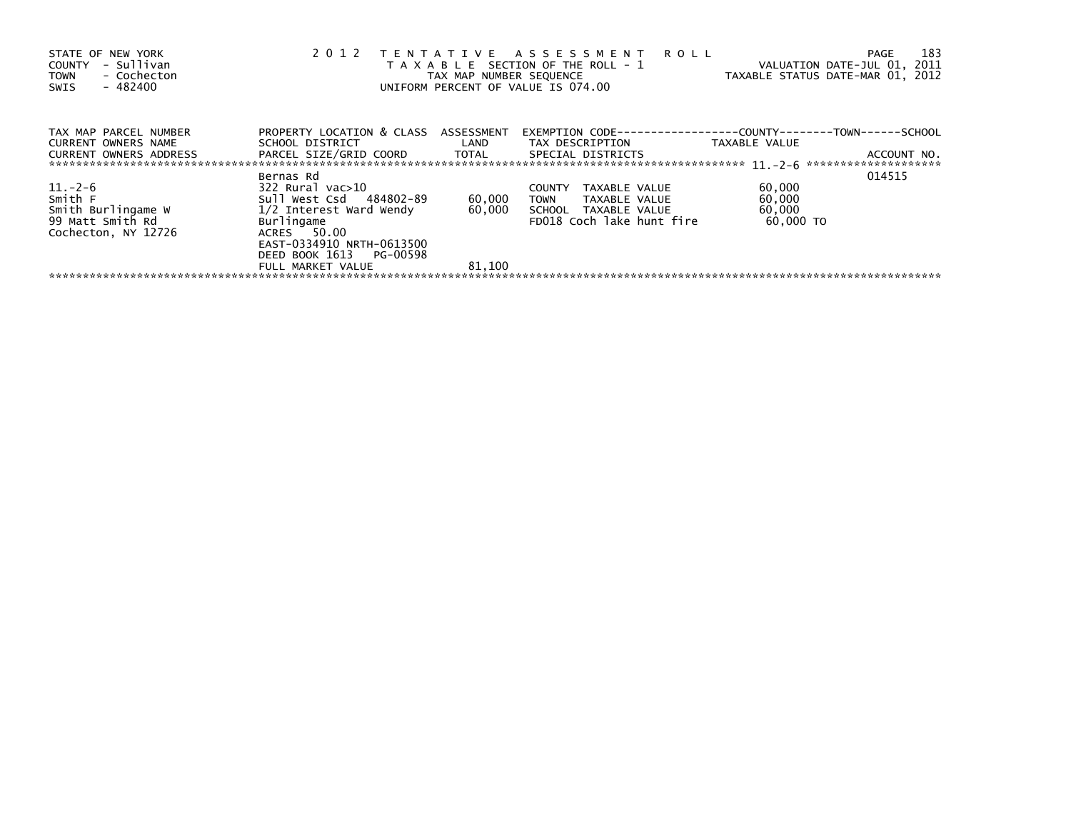STATE OF NEW YORK
COUNTY - Sullivan
TOWN - Cochecton
SWIS - 482400

2012 TENTATIVE ASSESSMENT ROLL
TAXABLE SECTION OF THE ROLL - 1
TAX MAP NUMBER SEQUENCE
UNIFORM PERCENT OF VALUE IS 074.00

VALUATION DATE-JUL 01, 2011
TAXABLE STATUS DATE-MAR 01, 2012

| TAX MAP PARCEL NUMBER / CURRENT OWNERS NAME / CURRENT OWNERS ADDRESS | PROPERTY LOCATION & CLASS / SCHOOL DISTRICT / PARCEL SIZE/GRID COORD | ASSESSMENT LAND / TOTAL | EXEMPTION CODE / TAX DESCRIPTION / SPECIAL DISTRICTS | TAXABLE VALUE (COUNTY / TOWN / SCHOOL) | ACCOUNT NO. |
|---|---|---|---|---|---|
| 11.-2-6 | Bernas Rd | | | | 014515 |
| 11.-2-6 | 322 Rural vac>10 | | COUNTY TAXABLE VALUE | 60,000 | |
| Smith F | Sull West Csd 484802-89 | 60,000 | TOWN TAXABLE VALUE | 60,000 | |
| Smith Burlingame W | 1/2 Interest Ward Wendy | 60,000 | SCHOOL TAXABLE VALUE | 60,000 | |
| 99 Matt Smith Rd | Burlingame | | FD018 Coch lake hunt fire | 60,000 TO | |
| Cochecton, NY 12726 | ACRES 50.00 | | | | |
| | EAST-0334910 NRTH-0613500 | | | | |
| | DEED BOOK 1613 PG-00598 | | | | |
| | FULL MARKET VALUE | 81,100 | | | |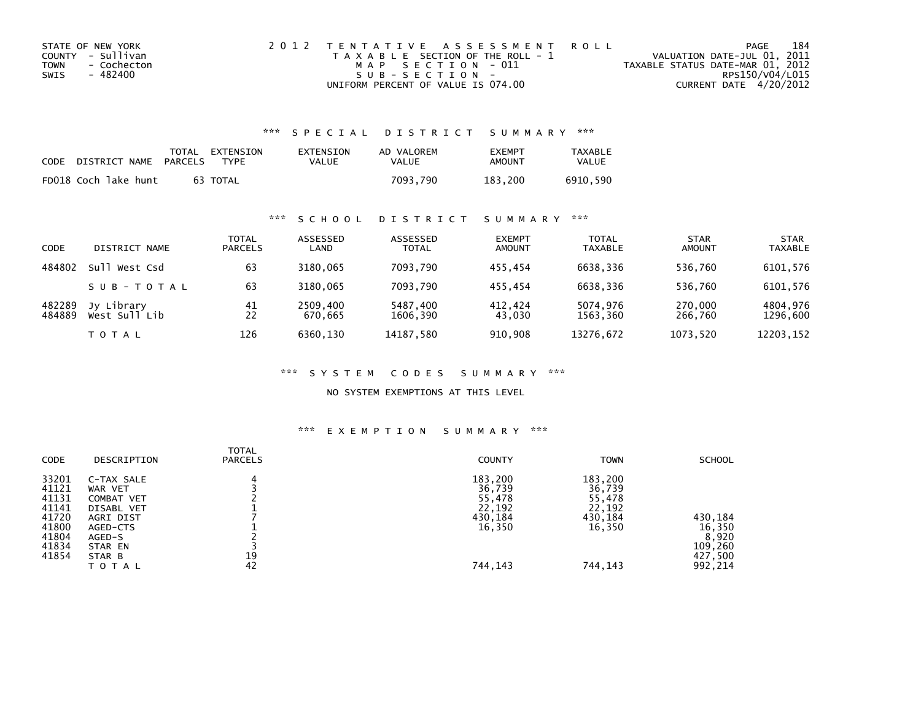STATE OF NEW YORK
COUNTY - Sullivan
TOWN - Cochecton
SWIS - 482400

2012 TENTATIVE ASSESSMENT ROLL
TAXABLE SECTION OF THE ROLL - 1
MAP SECTION - 011
SUB-SECTION -
UNIFORM PERCENT OF VALUE IS 074.00

VALUATION DATE-JUL 01, 2011
TAXABLE STATUS DATE-MAR 01, 2012
RPS150/V04/L015
CURRENT DATE 4/20/2012

### *** SPECIAL DISTRICT SUMMARY ***

| CODE | DISTRICT NAME | TOTAL PARCELS | EXTENSION TYPE | EXTENSION VALUE | AD VALOREM VALUE | EXEMPT AMOUNT | TAXABLE VALUE |
|---|---|---|---|---|---|---|---|
| FD018 | Coch lake hunt | 63 | TOTAL | | 7093,790 | 183,200 | 6910,590 |

### *** SCHOOL DISTRICT SUMMARY ***

| CODE | DISTRICT NAME | TOTAL PARCELS | ASSESSED LAND | ASSESSED TOTAL | EXEMPT AMOUNT | TOTAL TAXABLE | STAR AMOUNT | STAR TAXABLE |
|---|---|---|---|---|---|---|---|---|
| 484802 | Sull West Csd | 63 | 3180,065 | 7093,790 | 455,454 | 6638,336 | 536,760 | 6101,576 |
| | SUB-TOTAL | 63 | 3180,065 | 7093,790 | 455,454 | 6638,336 | 536,760 | 6101,576 |
| 482289 | Jy Library | 41 | 2509,400 | 5487,400 | 412,424 | 5074,976 | 270,000 | 4804,976 |
| 484889 | West Sull Lib | 22 | 670,665 | 1606,390 | 43,030 | 1563,360 | 266,760 | 1296,600 |
| | TOTAL | 126 | 6360,130 | 14187,580 | 910,908 | 13276,672 | 1073,520 | 12203,152 |

### *** SYSTEM CODES SUMMARY ***

NO SYSTEM EXEMPTIONS AT THIS LEVEL

### *** EXEMPTION SUMMARY ***

| CODE | DESCRIPTION | TOTAL PARCELS | COUNTY | TOWN | SCHOOL |
|---|---|---|---|---|---|
| 33201 | C-TAX SALE | 4 | 183,200 | 183,200 | |
| 41121 | WAR VET | 3 | 36,739 | 36,739 | |
| 41131 | COMBAT VET | 2 | 55,478 | 55,478 | |
| 41141 | DISABL VET | 1 | 22,192 | 22,192 | |
| 41720 | AGRI DIST | 7 | 430,184 | 430,184 | 430,184 |
| 41800 | AGED-CTS | 1 | 16,350 | 16,350 | 16,350 |
| 41804 | AGED-S | 2 | | | 8,920 |
| 41834 | STAR EN | 3 | | | 109,260 |
| 41854 | STAR B | 19 | | | 427,500 |
| | TOTAL | 42 | 744,143 | 744,143 | 992,214 |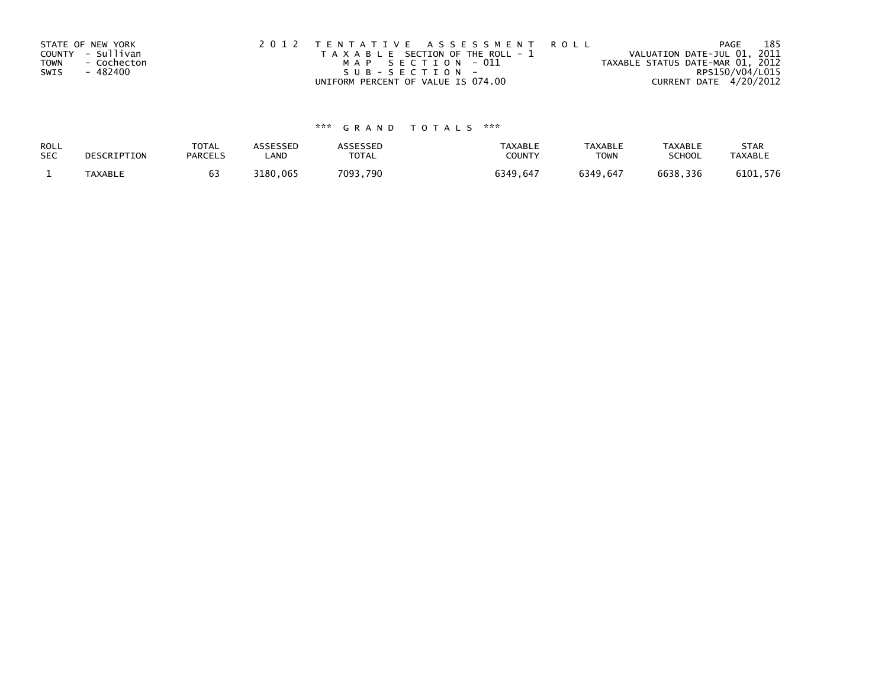STATE OF NEW YORK
COUNTY - Sullivan
TOWN - Cochecton
SWIS - 482400

2 0 1 2 T E N T A T I V E A S S E S S M E N T R O L L
T A X A B L E SECTION OF THE ROLL - 1
M A P S E C T I O N - 011
S U B - S E C T I O N -
UNIFORM PERCENT OF VALUE IS 074.00

VALUATION DATE-JUL 01, 2011
TAXABLE STATUS DATE-MAR 01, 2012
RPS150/V04/L015
CURRENT DATE 4/20/2012

### *** G R A N D T O T A L S ***

| ROLL SEC | DESCRIPTION | TOTAL PARCELS | ASSESSED LAND | ASSESSED TOTAL | TAXABLE COUNTY | TAXABLE TOWN | TAXABLE SCHOOL | STAR TAXABLE |
|---|---|---|---|---|---|---|---|---|
| 1 | TAXABLE | 63 | 3180,065 | 7093,790 | 6349,647 | 6349,647 | 6638,336 | 6101,576 |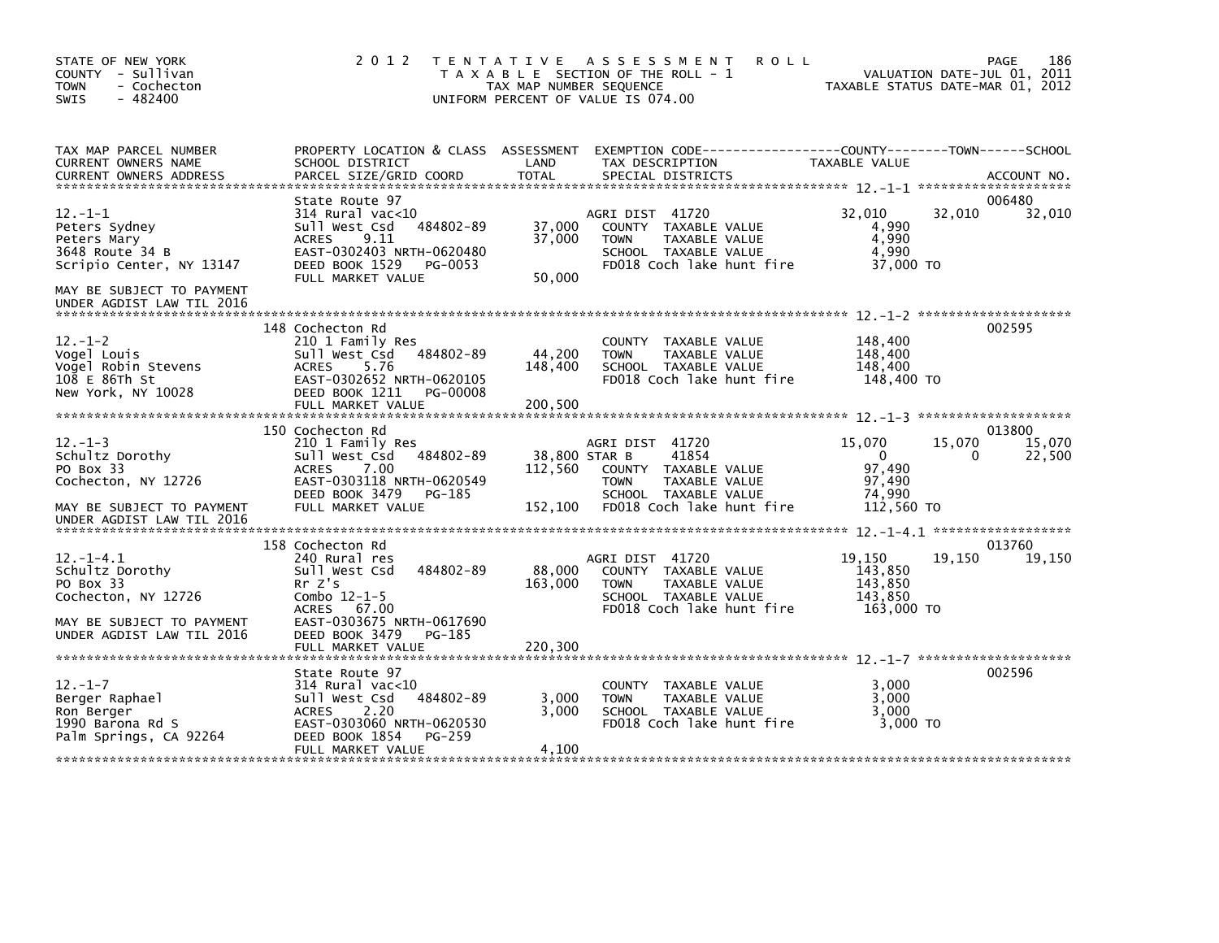STATE OF NEW YORK
COUNTY - Sullivan
TOWN - Cochecton
SWIS - 482400

2012 TENTATIVE ASSESSMENT ROLL
TAXABLE SECTION OF THE ROLL - 1
TAX MAP NUMBER SEQUENCE
UNIFORM PERCENT OF VALUE IS 074.00

VALUATION DATE-JUL 01, 2011
TAXABLE STATUS DATE-MAR 01, 2012

| TAX MAP PARCEL NUMBER / CURRENT OWNERS NAME / CURRENT OWNERS ADDRESS | PROPERTY LOCATION & CLASS / SCHOOL DISTRICT / PARCEL SIZE/GRID COORD | ASSESSMENT LAND / TOTAL | EXEMPTION CODE / TAX DESCRIPTION / SPECIAL DISTRICTS | COUNTY TAXABLE VALUE | TOWN | SCHOOL | ACCOUNT NO. |
|---|---|---|---|---|---|---|---|
| **12.-1-1** | State Route 97 | | | | | | 006480 |
| Peters Sydney | 314 Rural vac<10 | | AGRI DIST 41720 | 32,010 | 32,010 | 32,010 | |
| Peters Mary | Sull West Csd 484802-89 | 37,000 | COUNTY TAXABLE VALUE | 4,990 | | | |
| 3648 Route 34 B | ACRES 9.11 | 37,000 | TOWN TAXABLE VALUE | 4,990 | | | |
| Scripio Center, NY 13147 | EAST-0302403 NRTH-0620480 | | SCHOOL TAXABLE VALUE | 4,990 | | | |
| MAY BE SUBJECT TO PAYMENT | DEED BOOK 1529 PG-0053 | | FD018 Coch lake hunt fire | 37,000 TO | | | |
| UNDER AGDIST LAW TIL 2016 | FULL MARKET VALUE | 50,000 | | | | | |
| **12.-1-2** | 148 Cochecton Rd | | | | | | 002595 |
| Vogel Louis | 210 1 Family Res | | COUNTY TAXABLE VALUE | 148,400 | | | |
| Vogel Robin Stevens | Sull West Csd 484802-89 | 44,200 | TOWN TAXABLE VALUE | 148,400 | | | |
| 108 E 86Th St | ACRES 5.76 | 148,400 | SCHOOL TAXABLE VALUE | 148,400 | | | |
| New York, NY 10028 | EAST-0302652 NRTH-0620105 | | FD018 Coch lake hunt fire | 148,400 TO | | | |
| | DEED BOOK 1211 PG-00008 | | | | | | |
| | FULL MARKET VALUE | 200,500 | | | | | |
| **12.-1-3** | 150 Cochecton Rd | | | | | | 013800 |
| Schultz Dorothy | 210 1 Family Res | | AGRI DIST 41720 | 15,070 | 15,070 | 15,070 | |
| PO Box 33 | Sull West Csd 484802-89 | 38,800 | STAR B 41854 | 0 | 0 | 22,500 | |
| Cochecton, NY 12726 | ACRES 7.00 | 112,560 | COUNTY TAXABLE VALUE | 97,490 | | | |
| | EAST-0303118 NRTH-0620549 | | TOWN TAXABLE VALUE | 97,490 | | | |
| | DEED BOOK 3479 PG-185 | | SCHOOL TAXABLE VALUE | 74,990 | | | |
| MAY BE SUBJECT TO PAYMENT | FULL MARKET VALUE | 152,100 | FD018 Coch lake hunt fire | 112,560 TO | | | |
| UNDER AGDIST LAW TIL 2016 | | | | | | | |
| **12.-1-4.1** | 158 Cochecton Rd | | | | | | 013760 |
| Schultz Dorothy | 240 Rural res | | AGRI DIST 41720 | 19,150 | 19,150 | 19,150 | |
| PO Box 33 | Sull West Csd 484802-89 | 88,000 | COUNTY TAXABLE VALUE | 143,850 | | | |
| Cochecton, NY 12726 | Rr Z's | 163,000 | TOWN TAXABLE VALUE | 143,850 | | | |
| | Combo 12-1-5 | | SCHOOL TAXABLE VALUE | 143,850 | | | |
| | ACRES 67.00 | | FD018 Coch lake hunt fire | 163,000 TO | | | |
| MAY BE SUBJECT TO PAYMENT | EAST-0303675 NRTH-0617690 | | | | | | |
| UNDER AGDIST LAW TIL 2016 | DEED BOOK 3479 PG-185 | | | | | | |
| | FULL MARKET VALUE | 220,300 | | | | | |
| **12.-1-7** | State Route 97 | | | | | | 002596 |
| Berger Raphael | 314 Rural vac<10 | | COUNTY TAXABLE VALUE | 3,000 | | | |
| Ron Berger | Sull West Csd 484802-89 | 3,000 | TOWN TAXABLE VALUE | 3,000 | | | |
| 1990 Barona Rd S | ACRES 2.20 | 3,000 | SCHOOL TAXABLE VALUE | 3,000 | | | |
| Palm Springs, CA 92264 | EAST-0303060 NRTH-0620530 | | FD018 Coch lake hunt fire | 3,000 TO | | | |
| | DEED BOOK 1854 PG-259 | | | | | | |
| | FULL MARKET VALUE | 4,100 | | | | | |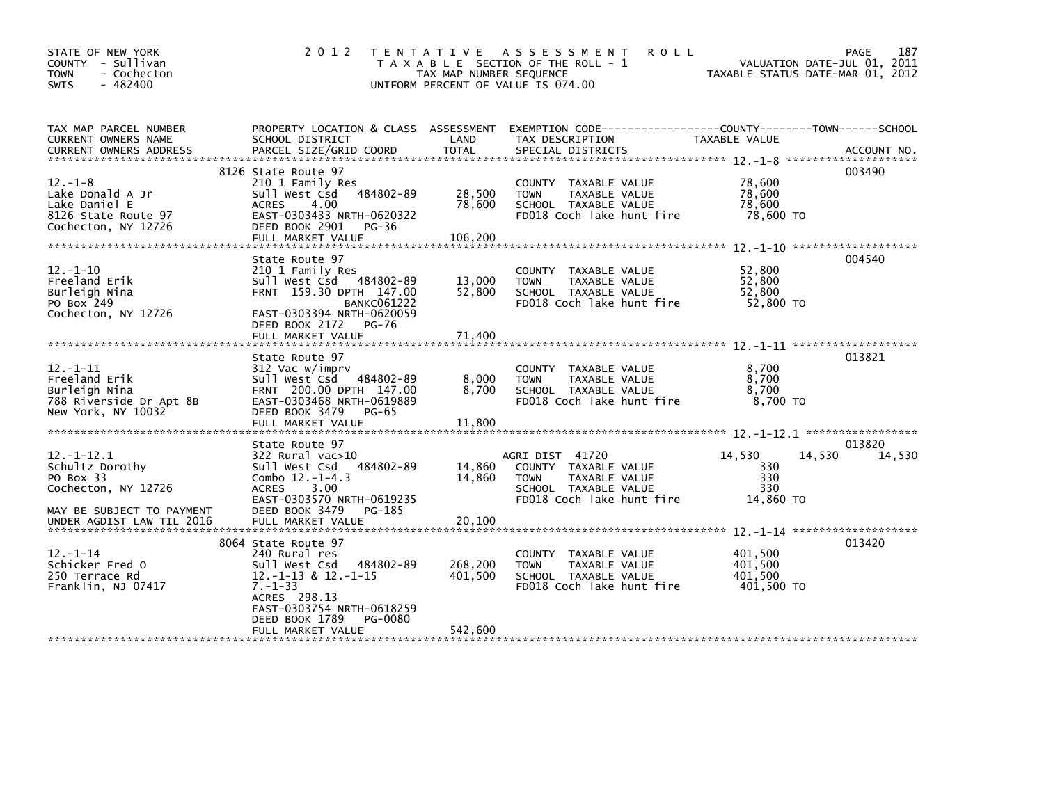STATE OF NEW YORK
COUNTY - Sullivan
TOWN - Cochecton
SWIS - 482400

# 2012 TENTATIVE ASSESSMENT ROLL

T A X A B L E SECTION OF THE ROLL - 1
TAX MAP NUMBER SEQUENCE
UNIFORM PERCENT OF VALUE IS 074.00

VALUATION DATE-JUL 01, 2011
TAXABLE STATUS DATE-MAR 01, 2012

| TAX MAP PARCEL NUMBER / CURRENT OWNERS NAME / CURRENT OWNERS ADDRESS | PROPERTY LOCATION & CLASS / SCHOOL DISTRICT / PARCEL SIZE/GRID COORD | ASSESSMENT LAND / TOTAL | EXEMPTION CODE / TAX DESCRIPTION / SPECIAL DISTRICTS | COUNTY TAXABLE VALUE | TOWN | SCHOOL | ACCOUNT NO. |
|---|---|---|---|---|---|---|---|
| 12.-1-8 | 8126 State Route 97 | | | | | | 003490 |
| Lake Donald A Jr | 210 1 Family Res | | COUNTY TAXABLE VALUE | 78,600 | | | |
| Lake Daniel E | Sull West Csd 484802-89 | 28,500 | TOWN TAXABLE VALUE | 78,600 | | | |
| 8126 State Route 97 | ACRES 4.00 | 78,600 | SCHOOL TAXABLE VALUE | 78,600 | | | |
| Cochecton, NY 12726 | EAST-0303433 NRTH-0620322 | | FD018 Coch lake hunt fire | 78,600 TO | | | |
| | DEED BOOK 2901 PG-36 | | | | | | |
| | FULL MARKET VALUE | 106,200 | | | | | |
| 12.-1-10 | State Route 97 | | | | | | 004540 |
| Freeland Erik | 210 1 Family Res | | COUNTY TAXABLE VALUE | 52,800 | | | |
| Burleigh Nina | Sull West Csd 484802-89 | 13,000 | TOWN TAXABLE VALUE | 52,800 | | | |
| PO Box 249 | FRNT 159.30 DPTH 147.00 | 52,800 | SCHOOL TAXABLE VALUE | 52,800 | | | |
| Cochecton, NY 12726 | BANKC061222 | | FD018 Coch lake hunt fire | 52,800 TO | | | |
| | EAST-0303394 NRTH-0620059 | | | | | | |
| | DEED BOOK 2172 PG-76 | | | | | | |
| | FULL MARKET VALUE | 71,400 | | | | | |
| 12.-1-11 | State Route 97 | | | | | | 013821 |
| Freeland Erik | 312 Vac w/imprv | | COUNTY TAXABLE VALUE | 8,700 | | | |
| Burleigh Nina | Sull West Csd 484802-89 | 8,000 | TOWN TAXABLE VALUE | 8,700 | | | |
| 788 Riverside Dr Apt 8B | FRNT 200.00 DPTH 147.00 | 8,700 | SCHOOL TAXABLE VALUE | 8,700 | | | |
| New York, NY 10032 | EAST-0303468 NRTH-0619889 | | FD018 Coch lake hunt fire | 8,700 TO | | | |
| | DEED BOOK 3479 PG-65 | | | | | | |
| | FULL MARKET VALUE | 11,800 | | | | | |
| 12.-1-12.1 | State Route 97 | | | | | | 013820 |
| Schultz Dorothy | 322 Rural vac>10 | | AGRI DIST 41720 | 14,530 | 14,530 | 14,530 | |
| PO Box 33 | Sull West Csd 484802-89 | 14,860 | COUNTY TAXABLE VALUE | 330 | | | |
| Cochecton, NY 12726 | Combo 12.-1-4.3 | 14,860 | TOWN TAXABLE VALUE | 330 | | | |
| | ACRES 3.00 | | SCHOOL TAXABLE VALUE | 330 | | | |
| MAY BE SUBJECT TO PAYMENT | EAST-0303570 NRTH-0619235 | | FD018 Coch lake hunt fire | 14,860 TO | | | |
| UNDER AGDIST LAW TIL 2016 | DEED BOOK 3479 PG-185 | | | | | | |
| | FULL MARKET VALUE | 20,100 | | | | | |
| 12.-1-14 | 8064 State Route 97 | | | | | | 013420 |
| Schicker Fred O | 240 Rural res | | COUNTY TAXABLE VALUE | 401,500 | | | |
| 250 Terrace Rd | Sull West Csd 484802-89 | 268,200 | TOWN TAXABLE VALUE | 401,500 | | | |
| Franklin, NJ 07417 | 12.-1-13 & 12.-1-15 | 401,500 | SCHOOL TAXABLE VALUE | 401,500 | | | |
| | 7.-1-33 | | FD018 Coch lake hunt fire | 401,500 TO | | | |
| | ACRES 298.13 | | | | | | |
| | EAST-0303754 NRTH-0618259 | | | | | | |
| | DEED BOOK 1789 PG-0080 | | | | | | |
| | FULL MARKET VALUE | 542,600 | | | | | |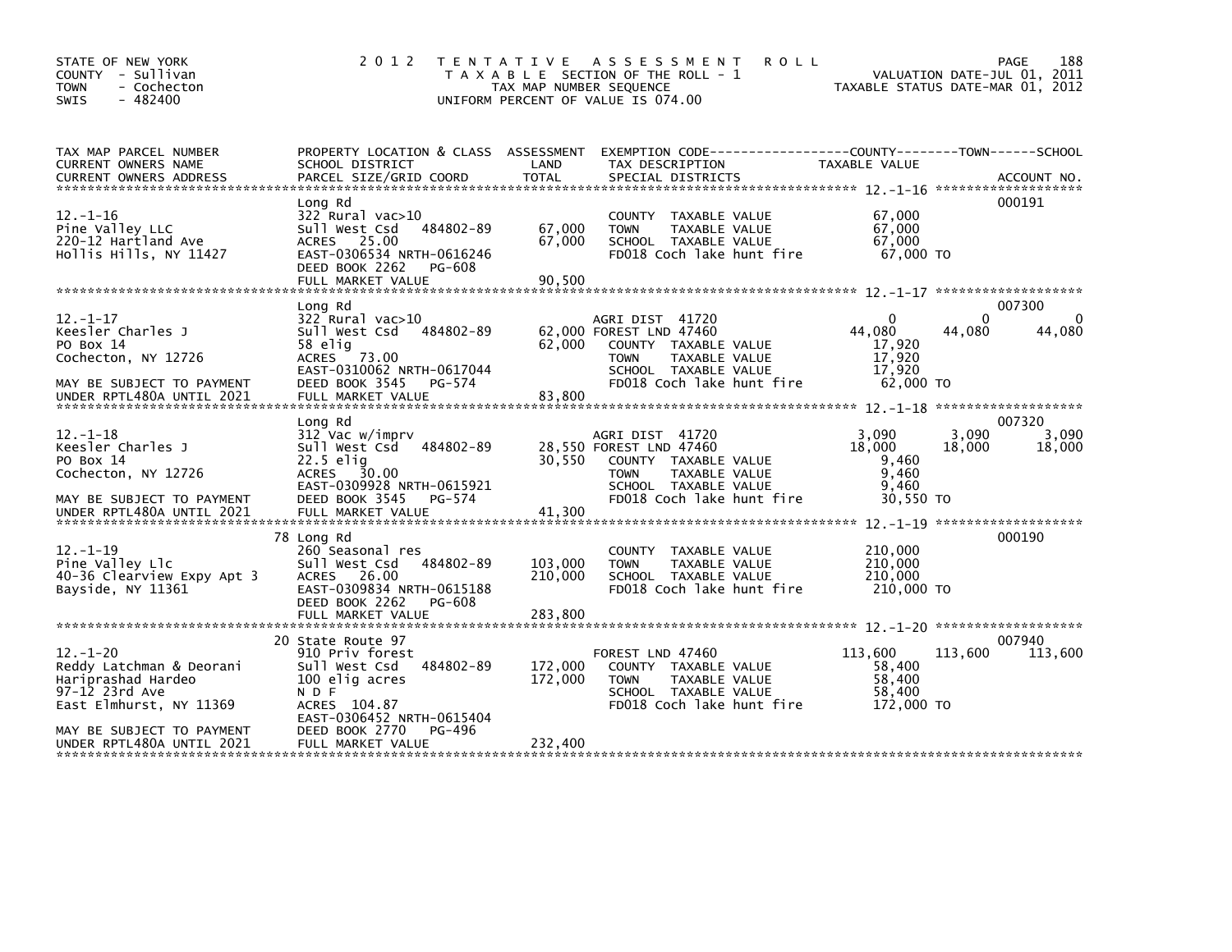STATE OF NEW YORK
COUNTY - Sullivan
TOWN - Cochecton
SWIS - 482400

2 0 1 2 T E N T A T I V E A S S E S S M E N T R O L L
T A X A B L E SECTION OF THE ROLL - 1
TAX MAP NUMBER SEQUENCE
UNIFORM PERCENT OF VALUE IS 074.00

VALUATION DATE-JUL 01, 2011
TAXABLE STATUS DATE-MAR 01, 2012

| TAX MAP PARCEL NUMBER / CURRENT OWNERS NAME / CURRENT OWNERS ADDRESS | PROPERTY LOCATION & CLASS / SCHOOL DISTRICT / PARCEL SIZE/GRID COORD | ASSESSMENT LAND | TOTAL | EXEMPTION CODE / TAX DESCRIPTION / SPECIAL DISTRICTS | COUNTY TAXABLE VALUE | TOWN | SCHOOL | ACCOUNT NO. |
|---|---|---|---|---|---|---|---|---|
| 12.-1-16 | Long Rd | | | | | | | 000191 |
| Pine Valley LLC | 322 Rural vac>10 | | | COUNTY TAXABLE VALUE | 67,000 | | | |
| 220-12 Hartland Ave | Sull West Csd 484802-89 | 67,000 | 67,000 | TOWN TAXABLE VALUE | 67,000 | | | |
| Hollis Hills, NY 11427 | ACRES 25.00 | | | SCHOOL TAXABLE VALUE | 67,000 | | | |
| | EAST-0306534 NRTH-0616246 | | | FD018 Coch lake hunt fire | 67,000 TO | | | |
| | DEED BOOK 2262 PG-608 | | | | | | | |
| | FULL MARKET VALUE | | 90,500 | | | | | |
| 12.-1-17 | Long Rd | | | | | | | 007300 |
| Keesler Charles J | 322 Rural vac>10 | | | AGRI DIST 41720 | 0 | 0 | 0 | |
| PO Box 14 | Sull West Csd 484802-89 | 62,000 | | FOREST LND 47460 | 44,080 | 44,080 | 44,080 | |
| Cochecton, NY 12726 | 58 elig | | 62,000 | COUNTY TAXABLE VALUE | 17,920 | | | |
| | ACRES 73.00 | | | TOWN TAXABLE VALUE | 17,920 | | | |
| | EAST-0310062 NRTH-0617044 | | | SCHOOL TAXABLE VALUE | 17,920 | | | |
| MAY BE SUBJECT TO PAYMENT | DEED BOOK 3545 PG-574 | | | FD018 Coch lake hunt fire | 62,000 TO | | | |
| UNDER RPTL480A UNTIL 2021 | FULL MARKET VALUE | | 83,800 | | | | | |
| 12.-1-18 | Long Rd | | | | | | | 007320 |
| Keesler Charles J | 312 Vac w/imprv | | | AGRI DIST 41720 | 3,090 | 3,090 | 3,090 | |
| PO Box 14 | Sull West Csd 484802-89 | 28,550 | | FOREST LND 47460 | 18,000 | 18,000 | 18,000 | |
| Cochecton, NY 12726 | 22.5 elig | | 30,550 | COUNTY TAXABLE VALUE | 9,460 | | | |
| | ACRES 30.00 | | | TOWN TAXABLE VALUE | 9,460 | | | |
| | EAST-0309928 NRTH-0615921 | | | SCHOOL TAXABLE VALUE | 9,460 | | | |
| MAY BE SUBJECT TO PAYMENT | DEED BOOK 3545 PG-574 | | | FD018 Coch lake hunt fire | 30,550 TO | | | |
| UNDER RPTL480A UNTIL 2021 | FULL MARKET VALUE | | 41,300 | | | | | |
| 12.-1-19 | 78 Long Rd | | | | | | | 000190 |
| Pine Valley Llc | 260 Seasonal res | | | COUNTY TAXABLE VALUE | 210,000 | | | |
| 40-36 Clearview Expy Apt 3 | Sull West Csd 484802-89 | 103,000 | 210,000 | TOWN TAXABLE VALUE | 210,000 | | | |
| Bayside, NY 11361 | ACRES 26.00 | | | SCHOOL TAXABLE VALUE | 210,000 | | | |
| | EAST-0309834 NRTH-0615188 | | | FD018 Coch lake hunt fire | 210,000 TO | | | |
| | DEED BOOK 2262 PG-608 | | | | | | | |
| | FULL MARKET VALUE | | 283,800 | | | | | |
| 12.-1-20 | 20 State Route 97 | | | | | | | 007940 |
| Reddy Latchman & Deorani | 910 Priv forest | | | FOREST LND 47460 | 113,600 | 113,600 | 113,600 | |
| Hariprashad Hardeo | Sull West Csd 484802-89 | 172,000 | 172,000 | COUNTY TAXABLE VALUE | 58,400 | | | |
| 97-12 23rd Ave | 100 elig acres | | | TOWN TAXABLE VALUE | 58,400 | | | |
| East Elmhurst, NY 11369 | N D F | | | SCHOOL TAXABLE VALUE | 58,400 | | | |
| | ACRES 104.87 | | | FD018 Coch lake hunt fire | 172,000 TO | | | |
| | EAST-0306452 NRTH-0615404 | | | | | | | |
| MAY BE SUBJECT TO PAYMENT | DEED BOOK 2770 PG-496 | | | | | | | |
| UNDER RPTL480A UNTIL 2021 | FULL MARKET VALUE | | 232,400 | | | | | |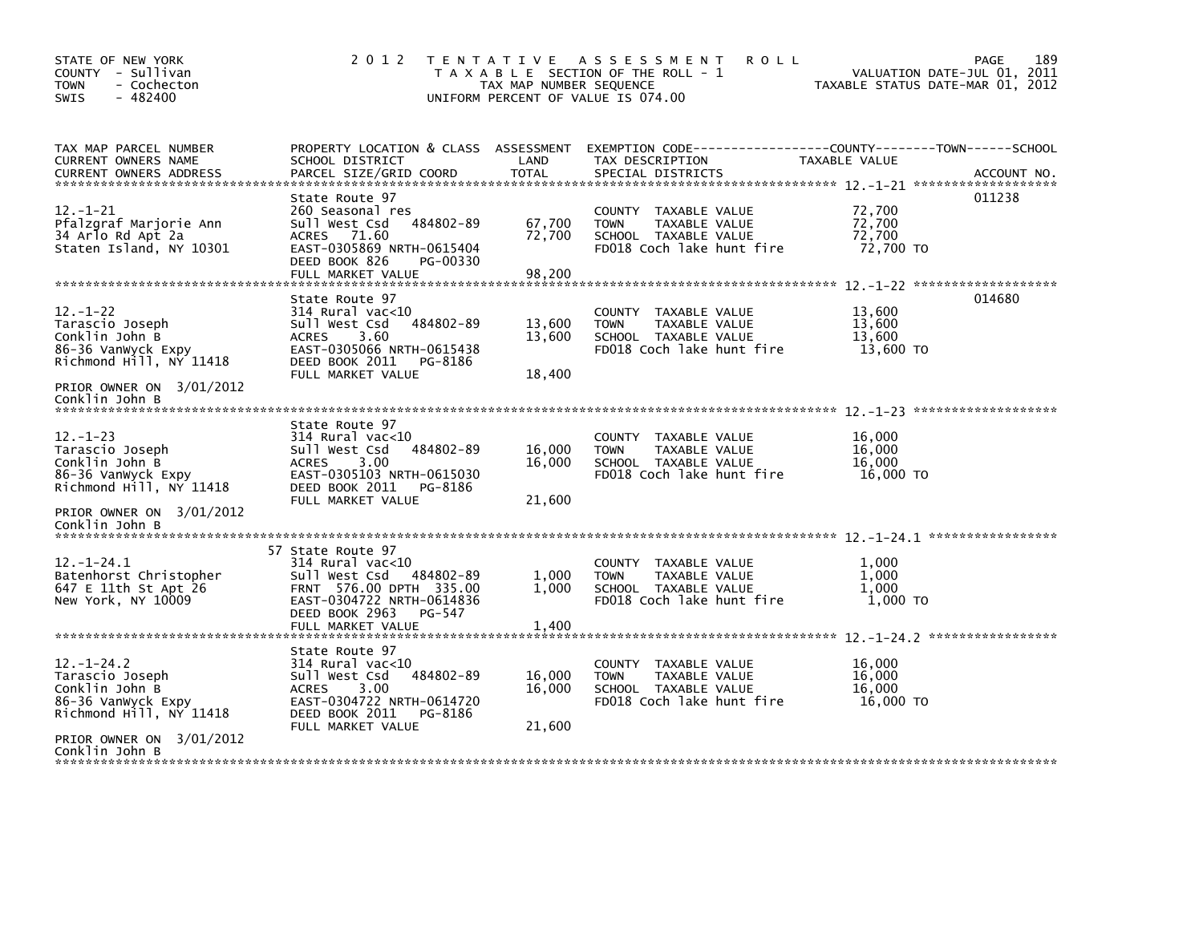STATE OF NEW YORK
COUNTY - Sullivan
TOWN - Cochecton
SWIS - 482400

# 2012 TENTATIVE ASSESSMENT ROLL

TAXABLE SECTION OF THE ROLL - 1
TAX MAP NUMBER SEQUENCE
UNIFORM PERCENT OF VALUE IS 074.00

VALUATION DATE-JUL 01, 2011
TAXABLE STATUS DATE-MAR 01, 2012

| TAX MAP PARCEL NUMBER / CURRENT OWNERS NAME / CURRENT OWNERS ADDRESS | PROPERTY LOCATION & CLASS / SCHOOL DISTRICT / PARCEL SIZE/GRID COORD | ASSESSMENT LAND | TOTAL | EXEMPTION CODE / TAX DESCRIPTION / SPECIAL DISTRICTS | TAXABLE VALUE | ACCOUNT NO. |
|---|---|---|---|---|---|---|
| 12.-1-21 | State Route 97 | | | | | 011238 |
| | 260 Seasonal res | | | COUNTY TAXABLE VALUE | 72,700 | |
| Pfalzgraf Marjorie Ann | Sull West Csd 484802-89 | 67,700 | | TOWN TAXABLE VALUE | 72,700 | |
| 34 Arlo Rd Apt 2a | ACRES 71.60 | | 72,700 | SCHOOL TAXABLE VALUE | 72,700 | |
| Staten Island, NY 10301 | EAST-0305869 NRTH-0615404 | | | FD018 Coch lake hunt fire | 72,700 TO | |
| | DEED BOOK 826 PG-00330 | | | | | |
| | FULL MARKET VALUE | | 98,200 | | | |
| 12.-1-22 | State Route 97 | | | | | 014680 |
| | 314 Rural vac<10 | | | COUNTY TAXABLE VALUE | 13,600 | |
| Tarascio Joseph | Sull West Csd 484802-89 | 13,600 | | TOWN TAXABLE VALUE | 13,600 | |
| Conklin John B | ACRES 3.60 | | 13,600 | SCHOOL TAXABLE VALUE | 13,600 | |
| 86-36 VanWyck Expy | EAST-0305066 NRTH-0615438 | | | FD018 Coch lake hunt fire | 13,600 TO | |
| Richmond Hill, NY 11418 | DEED BOOK 2011 PG-8186 | | | | | |
| | FULL MARKET VALUE | | 18,400 | | | |
| PRIOR OWNER ON 3/01/2012 Conklin John B | | | | | | |
| 12.-1-23 | State Route 97 | | | | | |
| | 314 Rural vac<10 | | | COUNTY TAXABLE VALUE | 16,000 | |
| Tarascio Joseph | Sull West Csd 484802-89 | 16,000 | | TOWN TAXABLE VALUE | 16,000 | |
| Conklin John B | ACRES 3.00 | | 16,000 | SCHOOL TAXABLE VALUE | 16,000 | |
| 86-36 VanWyck Expy | EAST-0305103 NRTH-0615030 | | | FD018 Coch lake hunt fire | 16,000 TO | |
| Richmond Hill, NY 11418 | DEED BOOK 2011 PG-8186 | | | | | |
| | FULL MARKET VALUE | | 21,600 | | | |
| PRIOR OWNER ON 3/01/2012 Conklin John B | | | | | | |
| 12.-1-24.1 | 57 State Route 97 | | | | | |
| | 314 Rural vac<10 | | | COUNTY TAXABLE VALUE | 1,000 | |
| Batenhorst Christopher | Sull West Csd 484802-89 | 1,000 | | TOWN TAXABLE VALUE | 1,000 | |
| 647 E 11th St Apt 26 | FRNT 576.00 DPTH 335.00 | | 1,000 | SCHOOL TAXABLE VALUE | 1,000 | |
| New York, NY 10009 | EAST-0304722 NRTH-0614836 | | | FD018 Coch lake hunt fire | 1,000 TO | |
| | DEED BOOK 2963 PG-547 | | | | | |
| | FULL MARKET VALUE | | 1,400 | | | |
| 12.-1-24.2 | State Route 97 | | | | | |
| | 314 Rural vac<10 | | | COUNTY TAXABLE VALUE | 16,000 | |
| Tarascio Joseph | Sull West Csd 484802-89 | 16,000 | | TOWN TAXABLE VALUE | 16,000 | |
| Conklin John B | ACRES 3.00 | | 16,000 | SCHOOL TAXABLE VALUE | 16,000 | |
| 86-36 VanWyck Expy | EAST-0304722 NRTH-0614720 | | | FD018 Coch lake hunt fire | 16,000 TO | |
| Richmond Hill, NY 11418 | DEED BOOK 2011 PG-8186 | | | | | |
| | FULL MARKET VALUE | | 21,600 | | | |
| PRIOR OWNER ON 3/01/2012 Conklin John B | | | | | | |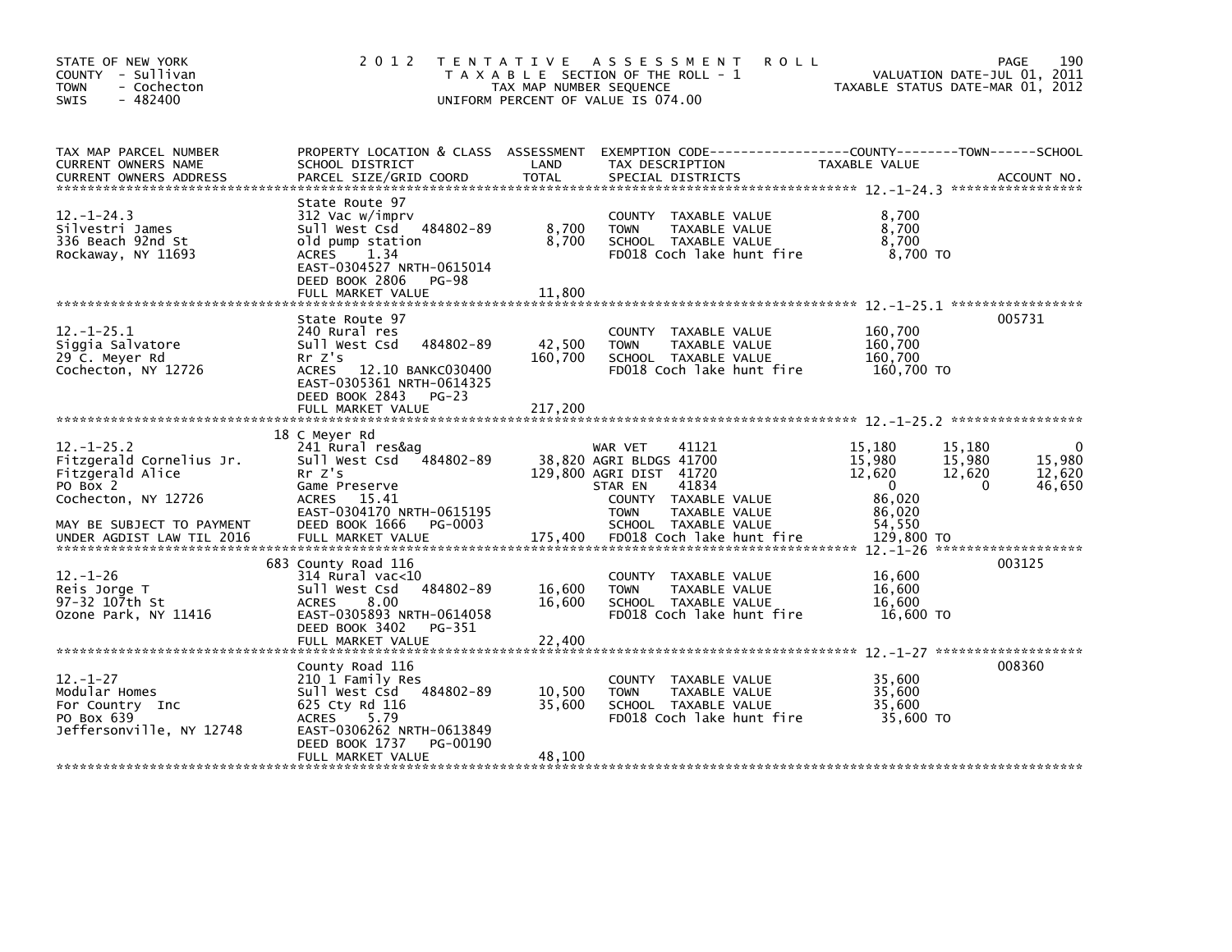STATE OF NEW YORK
COUNTY - Sullivan
TOWN - Cochecton
SWIS - 482400

2012 TENTATIVE ASSESSMENT ROLL
TAXABLE SECTION OF THE ROLL - 1
TAX MAP NUMBER SEQUENCE
UNIFORM PERCENT OF VALUE IS 074.00

VALUATION DATE-JUL 01, 2011
TAXABLE STATUS DATE-MAR 01, 2012

| TAX MAP PARCEL NUMBER / CURRENT OWNERS NAME / CURRENT OWNERS ADDRESS | PROPERTY LOCATION & CLASS / SCHOOL DISTRICT / PARCEL SIZE/GRID COORD | ASSESSMENT LAND / TOTAL | EXEMPTION CODE / TAX DESCRIPTION / SPECIAL DISTRICTS | COUNTY TAXABLE VALUE | TOWN | SCHOOL | ACCOUNT NO. |
|---|---|---|---|---|---|---|---|
| 12.-1-24.3 | State Route 97 | | | | | | |
| | 312 Vac w/imprv | | COUNTY TAXABLE VALUE | 8,700 | | | |
| Silvestri James | Sull West Csd 484802-89 | 8,700 | TOWN TAXABLE VALUE | 8,700 | | | |
| 336 Beach 92nd St | old pump station | 8,700 | SCHOOL TAXABLE VALUE | 8,700 | | | |
| Rockaway, NY 11693 | ACRES 1.34 | | FD018 Coch lake hunt fire | 8,700 TO | | | |
| | EAST-0304527 NRTH-0615014 | | | | | | |
| | DEED BOOK 2806 PG-98 | | | | | | |
| | FULL MARKET VALUE | 11,800 | | | | | |
| 12.-1-25.1 | State Route 97 | | | | | | 005731 |
| | 240 Rural res | | COUNTY TAXABLE VALUE | 160,700 | | | |
| Siggia Salvatore | Sull West Csd 484802-89 | 42,500 | TOWN TAXABLE VALUE | 160,700 | | | |
| 29 C. Meyer Rd | Rr Z's | 160,700 | SCHOOL TAXABLE VALUE | 160,700 | | | |
| Cochecton, NY 12726 | ACRES 12.10 BANKC030400 | | FD018 Coch lake hunt fire | 160,700 TO | | | |
| | EAST-0305361 NRTH-0614325 | | | | | | |
| | DEED BOOK 2843 PG-23 | | | | | | |
| | FULL MARKET VALUE | 217,200 | | | | | |
| 12.-1-25.2 | 18 C Meyer Rd | | | | | | |
| | 241 Rural res&ag | | WAR VET 41121 | 15,180 | 15,180 | 0 | |
| Fitzgerald Cornelius Jr. | Sull West Csd 484802-89 | 38,820 | AGRI BLDGS 41700 | 15,980 | 15,980 | 15,980 | |
| Fitzgerald Alice | Rr Z's | 129,800 | AGRI DIST 41720 | 12,620 | 12,620 | 12,620 | |
| PO Box 2 | Game Preserve | | STAR EN 41834 | 0 | 0 | 46,650 | |
| Cochecton, NY 12726 | ACRES 15.41 | | COUNTY TAXABLE VALUE | 86,020 | | | |
| | EAST-0304170 NRTH-0615195 | | TOWN TAXABLE VALUE | 86,020 | | | |
| MAY BE SUBJECT TO PAYMENT | DEED BOOK 1666 PG-0003 | | SCHOOL TAXABLE VALUE | 54,550 | | | |
| UNDER AGDIST LAW TIL 2016 | FULL MARKET VALUE | 175,400 | FD018 Coch lake hunt fire | 129,800 TO | | | |
| 12.-1-26 | 683 County Road 116 | | | | | | 003125 |
| | 314 Rural vac<10 | | COUNTY TAXABLE VALUE | 16,600 | | | |
| Reis Jorge T | Sull West Csd 484802-89 | 16,600 | TOWN TAXABLE VALUE | 16,600 | | | |
| 97-32 107th St | ACRES 8.00 | 16,600 | SCHOOL TAXABLE VALUE | 16,600 | | | |
| Ozone Park, NY 11416 | EAST-0305893 NRTH-0614058 | | FD018 Coch lake hunt fire | 16,600 TO | | | |
| | DEED BOOK 3402 PG-351 | | | | | | |
| | FULL MARKET VALUE | 22,400 | | | | | |
| 12.-1-27 | County Road 116 | | | | | | 008360 |
| | 210 1 Family Res | | COUNTY TAXABLE VALUE | 35,600 | | | |
| Modular Homes | Sull West Csd 484802-89 | 10,500 | TOWN TAXABLE VALUE | 35,600 | | | |
| For Country Inc | 625 Cty Rd 116 | 35,600 | SCHOOL TAXABLE VALUE | 35,600 | | | |
| PO Box 639 | ACRES 5.79 | | FD018 Coch lake hunt fire | 35,600 TO | | | |
| Jeffersonville, NY 12748 | EAST-0306262 NRTH-0613849 | | | | | | |
| | DEED BOOK 1737 PG-00190 | | | | | | |
| | FULL MARKET VALUE | 48,100 | | | | | |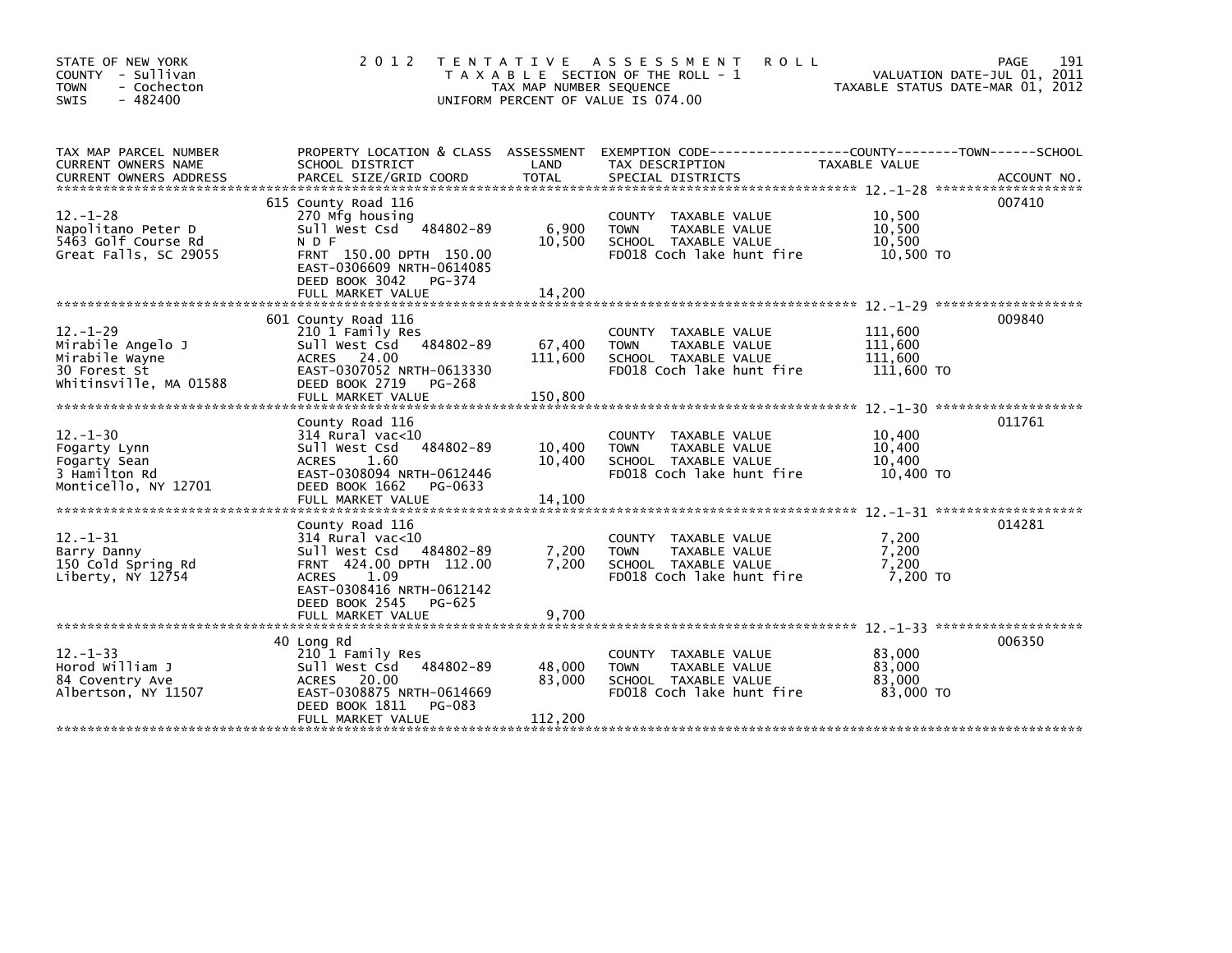STATE OF NEW YORK
COUNTY - Sullivan
TOWN - Cochecton
SWIS - 482400

# 2012 TENTATIVE ASSESSMENT ROLL

TAXABLE SECTION OF THE ROLL - 1
TAX MAP NUMBER SEQUENCE
UNIFORM PERCENT OF VALUE IS 074.00

VALUATION DATE-JUL 01, 2011
TAXABLE STATUS DATE-MAR 01, 2012

| TAX MAP PARCEL NUMBER / CURRENT OWNERS NAME / CURRENT OWNERS ADDRESS | PROPERTY LOCATION & CLASS / SCHOOL DISTRICT / PARCEL SIZE/GRID COORD | ASSESSMENT LAND / TOTAL | EXEMPTION CODE / TAX DESCRIPTION / SPECIAL DISTRICTS | TAXABLE VALUE (COUNTY / TOWN / SCHOOL) | ACCOUNT NO. |
|---|---|---|---|---|---|
| 12.-1-28 | 615 County Road 116 | | | | 007410 |
| | 270 Mfg housing | | COUNTY TAXABLE VALUE | 10,500 | |
| Napolitano Peter D | Sull West Csd 484802-89 | 6,900 | TOWN TAXABLE VALUE | 10,500 | |
| 5463 Golf Course Rd | N D F | 10,500 | SCHOOL TAXABLE VALUE | 10,500 | |
| Great Falls, SC 29055 | FRNT 150.00 DPTH 150.00 | | FD018 Coch lake hunt fire | 10,500 TO | |
| | EAST-0306609 NRTH-0614085 | | | | |
| | DEED BOOK 3042 PG-374 | | | | |
| | FULL MARKET VALUE | 14,200 | | | |
| 12.-1-29 | 601 County Road 116 | | | | 009840 |
| | 210 1 Family Res | | COUNTY TAXABLE VALUE | 111,600 | |
| Mirabile Angelo J | Sull West Csd 484802-89 | 67,400 | TOWN TAXABLE VALUE | 111,600 | |
| Mirabile Wayne | ACRES 24.00 | 111,600 | SCHOOL TAXABLE VALUE | 111,600 | |
| 30 Forest St | EAST-0307052 NRTH-0613330 | | FD018 Coch lake hunt fire | 111,600 TO | |
| Whitinsville, MA 01588 | DEED BOOK 2719 PG-268 | | | | |
| | FULL MARKET VALUE | 150,800 | | | |
| 12.-1-30 | County Road 116 | | | | 011761 |
| | 314 Rural vac<10 | | COUNTY TAXABLE VALUE | 10,400 | |
| Fogarty Lynn | Sull West Csd 484802-89 | 10,400 | TOWN TAXABLE VALUE | 10,400 | |
| Fogarty Sean | ACRES 1.60 | 10,400 | SCHOOL TAXABLE VALUE | 10,400 | |
| 3 Hamilton Rd | EAST-0308094 NRTH-0612446 | | FD018 Coch lake hunt fire | 10,400 TO | |
| Monticello, NY 12701 | DEED BOOK 1662 PG-0633 | | | | |
| | FULL MARKET VALUE | 14,100 | | | |
| 12.-1-31 | County Road 116 | | | | 014281 |
| | 314 Rural vac<10 | | COUNTY TAXABLE VALUE | 7,200 | |
| Barry Danny | Sull West Csd 484802-89 | 7,200 | TOWN TAXABLE VALUE | 7,200 | |
| 150 Cold Spring Rd | FRNT 424.00 DPTH 112.00 | 7,200 | SCHOOL TAXABLE VALUE | 7,200 | |
| Liberty, NY 12754 | ACRES 1.09 | | FD018 Coch lake hunt fire | 7,200 TO | |
| | EAST-0308416 NRTH-0612142 | | | | |
| | DEED BOOK 2545 PG-625 | | | | |
| | FULL MARKET VALUE | 9,700 | | | |
| 12.-1-33 | 40 Long Rd | | | | 006350 |
| | 210 1 Family Res | | COUNTY TAXABLE VALUE | 83,000 | |
| Horod William J | Sull West Csd 484802-89 | 48,000 | TOWN TAXABLE VALUE | 83,000 | |
| 84 Coventry Ave | ACRES 20.00 | 83,000 | SCHOOL TAXABLE VALUE | 83,000 | |
| Albertson, NY 11507 | EAST-0308875 NRTH-0614669 | | FD018 Coch lake hunt fire | 83,000 TO | |
| | DEED BOOK 1811 PG-083 | | | | |
| | FULL MARKET VALUE | 112,200 | | | |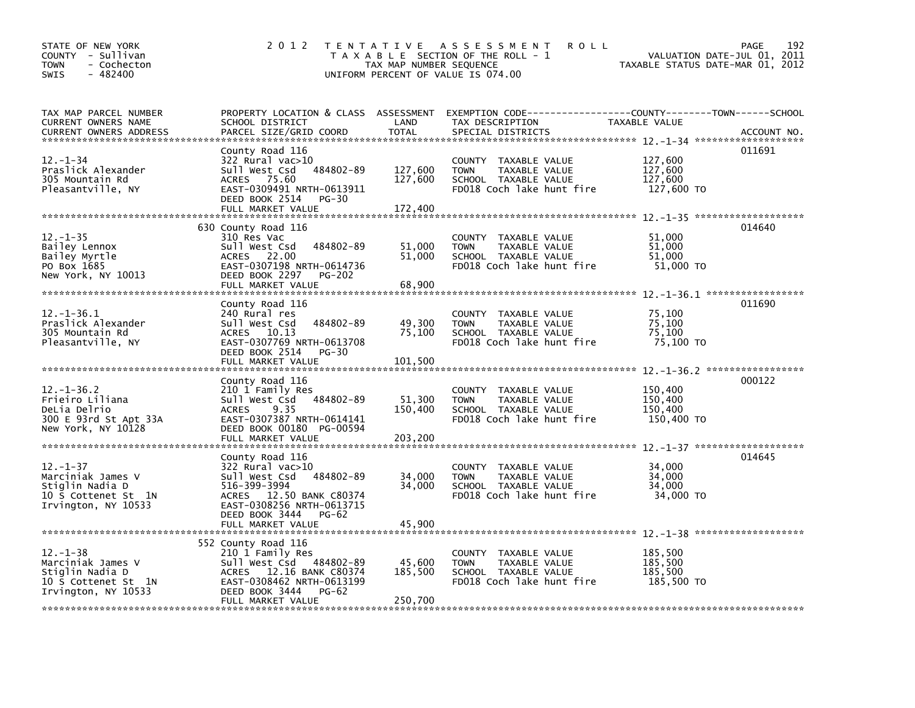STATE OF NEW YORK
COUNTY - Sullivan
TOWN - Cochecton
SWIS - 482400

2 0 1 2 TENTATIVE ASSESSMENT ROLL
TAXABLE SECTION OF THE ROLL - 1
TAX MAP NUMBER SEQUENCE
UNIFORM PERCENT OF VALUE IS 074.00

VALUATION DATE-JUL 01, 2011
TAXABLE STATUS DATE-MAR 01, 2012

| TAX MAP PARCEL NUMBER / CURRENT OWNERS NAME / CURRENT OWNERS ADDRESS | PROPERTY LOCATION & CLASS / SCHOOL DISTRICT / PARCEL SIZE/GRID COORD | ASSESSMENT LAND | TOTAL | EXEMPTION CODE / TAX DESCRIPTION / SPECIAL DISTRICTS | TAXABLE VALUE (COUNTY / TOWN / SCHOOL) | ACCOUNT NO. |
|---|---|---|---|---|---|---|
| 12.-1-34 | County Road 116 | | | | | 011691 |
| Praslick Alexander | 322 Rural vac>10 | | | COUNTY TAXABLE VALUE | 127,600 | |
| 305 Mountain Rd | Sull West Csd 484802-89 | 127,600 | | TOWN TAXABLE VALUE | 127,600 | |
| Pleasantville, NY | ACRES 75.60 | | 127,600 | SCHOOL TAXABLE VALUE | 127,600 | |
| | EAST-0309491 NRTH-0613911 | | | FD018 Coch lake hunt fire | 127,600 TO | |
| | DEED BOOK 2514 PG-30 | | | | | |
| | FULL MARKET VALUE | | 172,400 | | | |
| 12.-1-35 | 630 County Road 116 | | | | | 014640 |
| Bailey Lennox | 310 Res Vac | | | COUNTY TAXABLE VALUE | 51,000 | |
| Bailey Myrtle | Sull West Csd 484802-89 | 51,000 | | TOWN TAXABLE VALUE | 51,000 | |
| PO Box 1685 | ACRES 22.00 | | 51,000 | SCHOOL TAXABLE VALUE | 51,000 | |
| New York, NY 10013 | EAST-0307198 NRTH-0614736 | | | FD018 Coch lake hunt fire | 51,000 TO | |
| | DEED BOOK 2297 PG-202 | | | | | |
| | FULL MARKET VALUE | | 68,900 | | | |
| 12.-1-36.1 | County Road 116 | | | | | 011690 |
| Praslick Alexander | 240 Rural res | | | COUNTY TAXABLE VALUE | 75,100 | |
| 305 Mountain Rd | Sull West Csd 484802-89 | 49,300 | | TOWN TAXABLE VALUE | 75,100 | |
| Pleasantville, NY | ACRES 10.13 | | 75,100 | SCHOOL TAXABLE VALUE | 75,100 | |
| | EAST-0307769 NRTH-0613708 | | | FD018 Coch lake hunt fire | 75,100 TO | |
| | DEED BOOK 2514 PG-30 | | | | | |
| | FULL MARKET VALUE | | 101,500 | | | |
| 12.-1-36.2 | County Road 116 | | | | | 000122 |
| Frieiro Liliana | 210 1 Family Res | | | COUNTY TAXABLE VALUE | 150,400 | |
| DeLia Delrio | Sull West Csd 484802-89 | 51,300 | | TOWN TAXABLE VALUE | 150,400 | |
| 300 E 93rd St Apt 33A | ACRES 9.35 | | 150,400 | SCHOOL TAXABLE VALUE | 150,400 | |
| New York, NY 10128 | EAST-0307387 NRTH-0614141 | | | FD018 Coch lake hunt fire | 150,400 TO | |
| | DEED BOOK 00180 PG-00594 | | | | | |
| | FULL MARKET VALUE | | 203,200 | | | |
| 12.-1-37 | County Road 116 | | | | | 014645 |
| Marciniak James V | 322 Rural vac>10 | | | COUNTY TAXABLE VALUE | 34,000 | |
| Stiglin Nadia D | Sull West Csd 484802-89 | 34,000 | | TOWN TAXABLE VALUE | 34,000 | |
| 10 S Cottenet St 1N | 516-399-3994 | | 34,000 | SCHOOL TAXABLE VALUE | 34,000 | |
| Irvington, NY 10533 | ACRES 12.50 BANK C80374 | | | FD018 Coch lake hunt fire | 34,000 TO | |
| | EAST-0308256 NRTH-0613715 | | | | | |
| | DEED BOOK 3444 PG-62 | | | | | |
| | FULL MARKET VALUE | | 45,900 | | | |
| 12.-1-38 | 552 County Road 116 | | | | | |
| Marciniak James V | 210 1 Family Res | | | COUNTY TAXABLE VALUE | 185,500 | |
| Stiglin Nadia D | Sull West Csd 484802-89 | 45,600 | | TOWN TAXABLE VALUE | 185,500 | |
| 10 S Cottenet St 1N | ACRES 12.16 BANK C80374 | | 185,500 | SCHOOL TAXABLE VALUE | 185,500 | |
| Irvington, NY 10533 | EAST-0308462 NRTH-0613199 | | | FD018 Coch lake hunt fire | 185,500 TO | |
| | DEED BOOK 3444 PG-62 | | | | | |
| | FULL MARKET VALUE | | 250,700 | | | |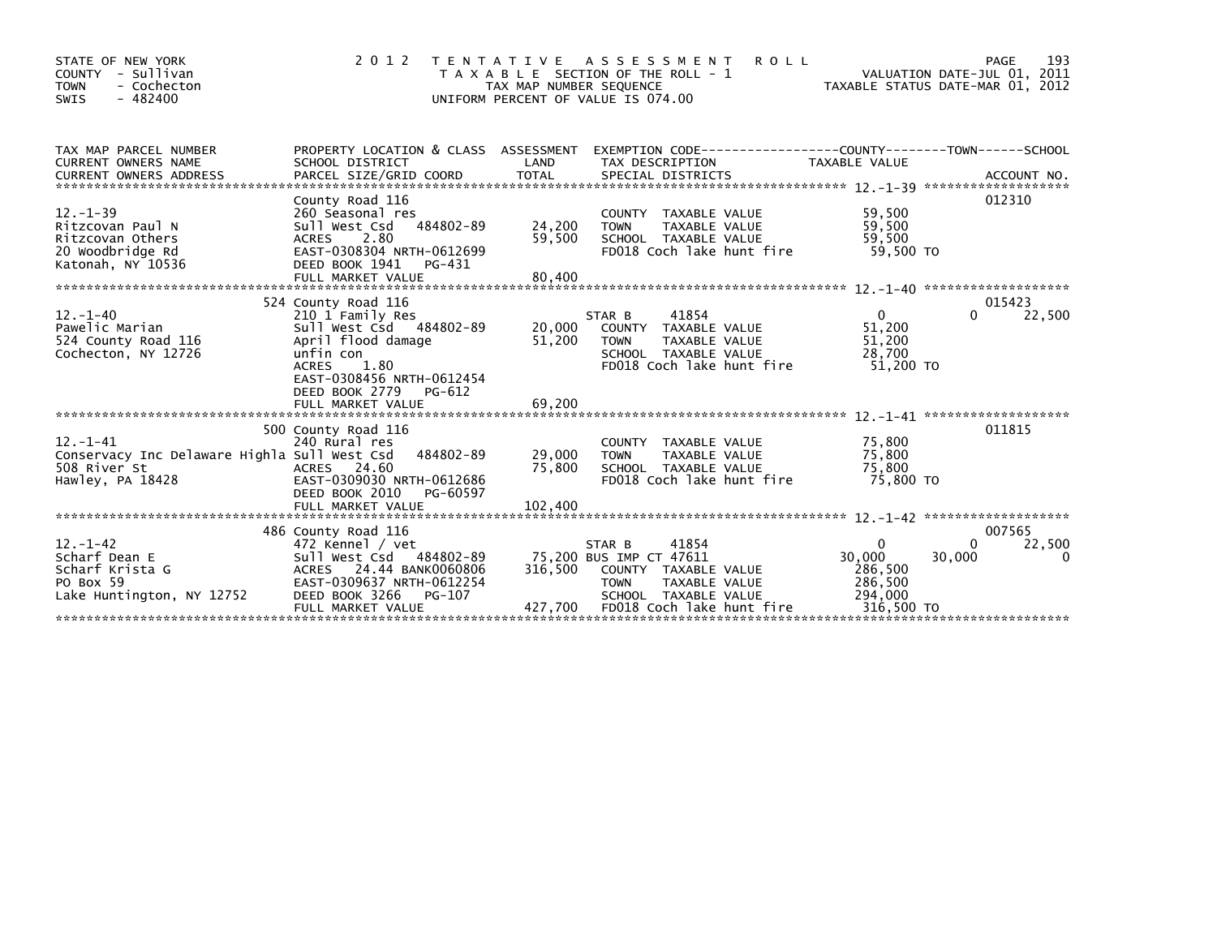STATE OF NEW YORK
COUNTY - Sullivan
TOWN - Cochecton
SWIS - 482400

2012 TENTATIVE ASSESSMENT ROLL
TAXABLE SECTION OF THE ROLL - 1
TAX MAP NUMBER SEQUENCE
UNIFORM PERCENT OF VALUE IS 074.00

VALUATION DATE-JUL 01, 2011
TAXABLE STATUS DATE-MAR 01, 2012

| TAX MAP PARCEL NUMBER / CURRENT OWNERS NAME / CURRENT OWNERS ADDRESS | PROPERTY LOCATION & CLASS / SCHOOL DISTRICT / PARCEL SIZE/GRID COORD | ASSESSMENT LAND / TOTAL | EXEMPTION CODE / TAX DESCRIPTION / SPECIAL DISTRICTS | COUNTY TAXABLE VALUE | TOWN | SCHOOL / ACCOUNT NO. |
|---|---|---|---|---|---|---|
| **12.-1-39** | County Road 116 | | | | | 012310 |
| 12.-1-39 | 260 Seasonal res | | COUNTY TAXABLE VALUE | 59,500 | | |
| Ritzcovan Paul N | Sull West Csd 484802-89 | 24,200 | TOWN TAXABLE VALUE | 59,500 | | |
| Ritzcovan Others | ACRES 2.80 | 59,500 | SCHOOL TAXABLE VALUE | 59,500 | | |
| 20 Woodbridge Rd | EAST-0308304 NRTH-0612699 | | FD018 Coch lake hunt fire | 59,500 TO | | |
| Katonah, NY 10536 | DEED BOOK 1941 PG-431 | | | | | |
| | FULL MARKET VALUE | 80,400 | | | | |
| **12.-1-40** | 524 County Road 116 | | | | | 015423 |
| 12.-1-40 | 210 1 Family Res | | STAR B 41854 | 0 | 0 | 22,500 |
| Pawelic Marian | Sull West Csd 484802-89 | 20,000 | COUNTY TAXABLE VALUE | 51,200 | | |
| 524 County Road 116 | April flood damage | 51,200 | TOWN TAXABLE VALUE | 51,200 | | |
| Cochecton, NY 12726 | unfin con | | SCHOOL TAXABLE VALUE | 28,700 | | |
| | ACRES 1.80 | | FD018 Coch lake hunt fire | 51,200 TO | | |
| | EAST-0308456 NRTH-0612454 | | | | | |
| | DEED BOOK 2779 PG-612 | | | | | |
| | FULL MARKET VALUE | 69,200 | | | | |
| **12.-1-41** | 500 County Road 116 | | | | | 011815 |
| 12.-1-41 | 240 Rural res | | COUNTY TAXABLE VALUE | 75,800 | | |
| Conservacy Inc Delaware Highla | Sull West Csd 484802-89 | 29,000 | TOWN TAXABLE VALUE | 75,800 | | |
| 508 River St | ACRES 24.60 | 75,800 | SCHOOL TAXABLE VALUE | 75,800 | | |
| Hawley, PA 18428 | EAST-0309030 NRTH-0612686 | | FD018 Coch lake hunt fire | 75,800 TO | | |
| | DEED BOOK 2010 PG-60597 | | | | | |
| | FULL MARKET VALUE | 102,400 | | | | |
| **12.-1-42** | 486 County Road 116 | | | | | 007565 |
| 12.-1-42 | 472 Kennel / vet | | STAR B 41854 | 0 | 0 | 22,500 |
| Scharf Dean E | Sull West Csd 484802-89 | 75,200 | BUS IMP CT 47611 | 30,000 | 30,000 | 0 |
| Scharf Krista G | ACRES 24.44 BANK0060806 | 316,500 | COUNTY TAXABLE VALUE | 286,500 | | |
| PO Box 59 | EAST-0309637 NRTH-0612254 | | TOWN TAXABLE VALUE | 286,500 | | |
| Lake Huntington, NY 12752 | DEED BOOK 3266 PG-107 | | SCHOOL TAXABLE VALUE | 294,000 | | |
| | FULL MARKET VALUE | 427,700 | FD018 Coch lake hunt fire | 316,500 TO | | |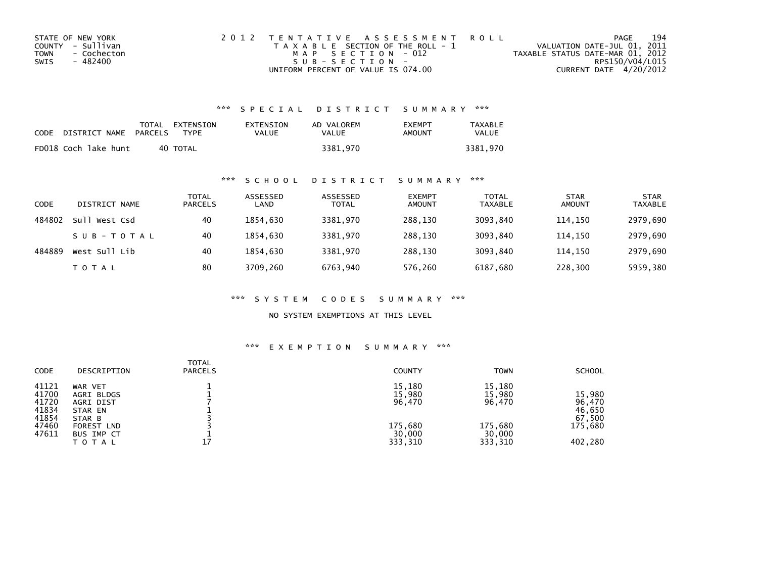STATE OF NEW YORK
COUNTY - Sullivan
TOWN - Cochecton
SWIS - 482400

2012 TENTATIVE ASSESSMENT ROLL
TAXABLE SECTION OF THE ROLL - 1
MAP SECTION - 012
SUB-SECTION -
UNIFORM PERCENT OF VALUE IS 074.00

VALUATION DATE-JUL 01, 2011
TAXABLE STATUS DATE-MAR 01, 2012
RPS150/V04/L015
CURRENT DATE 4/20/2012

### *** SPECIAL DISTRICT SUMMARY ***

| CODE | DISTRICT NAME | TOTAL PARCELS | EXTENSION TYPE | EXTENSION VALUE | AD VALOREM VALUE | EXEMPT AMOUNT | TAXABLE VALUE |
|---|---|---|---|---|---|---|---|
| FD018 | Coch lake hunt | 40 | TOTAL | | 3381,970 | | 3381,970 |

### *** SCHOOL DISTRICT SUMMARY ***

| CODE | DISTRICT NAME | TOTAL PARCELS | ASSESSED LAND | ASSESSED TOTAL | EXEMPT AMOUNT | TOTAL TAXABLE | STAR AMOUNT | STAR TAXABLE |
|---|---|---|---|---|---|---|---|---|
| 484802 | Sull West Csd | 40 | 1854,630 | 3381,970 | 288,130 | 3093,840 | 114,150 | 2979,690 |
| | SUB-TOTAL | 40 | 1854,630 | 3381,970 | 288,130 | 3093,840 | 114,150 | 2979,690 |
| 484889 | West Sull Lib | 40 | 1854,630 | 3381,970 | 288,130 | 3093,840 | 114,150 | 2979,690 |
| | TOTAL | 80 | 3709,260 | 6763,940 | 576,260 | 6187,680 | 228,300 | 5959,380 |

### *** SYSTEM CODES SUMMARY ***

NO SYSTEM EXEMPTIONS AT THIS LEVEL

### *** EXEMPTION SUMMARY ***

| CODE | DESCRIPTION | TOTAL PARCELS | COUNTY | TOWN | SCHOOL |
|---|---|---|---|---|---|
| 41121 | WAR VET | 1 | 15,180 | 15,180 | |
| 41700 | AGRI BLDGS | 1 | 15,980 | 15,980 | 15,980 |
| 41720 | AGRI DIST | 7 | 96,470 | 96,470 | 96,470 |
| 41834 | STAR EN | 1 | | | 46,650 |
| 41854 | STAR B | 3 | | | 67,500 |
| 47460 | FOREST LND | 3 | 175,680 | 175,680 | 175,680 |
| 47611 | BUS IMP CT | 1 | 30,000 | 30,000 | |
| | TOTAL | 17 | 333,310 | 333,310 | 402,280 |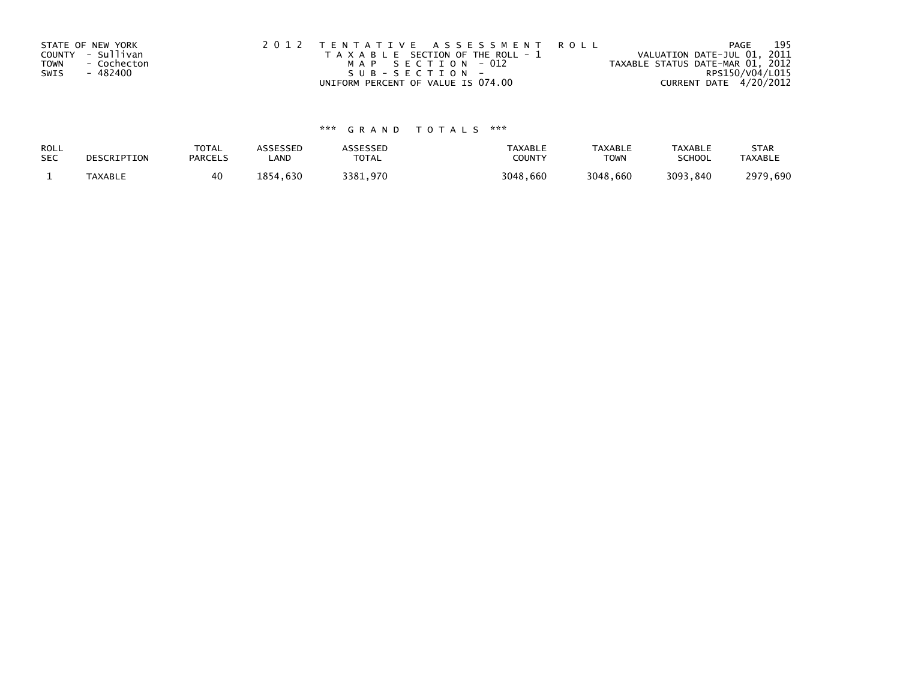STATE OF NEW YORK
COUNTY - Sullivan
TOWN - Cochecton
SWIS - 482400

2012 TENTATIVE ASSESSMENT ROLL
TAXABLE SECTION OF THE ROLL - 1
MAP SECTION - 012
SUB-SECTION -
UNIFORM PERCENT OF VALUE IS 074.00

VALUATION DATE-JUL 01, 2011
TAXABLE STATUS DATE-MAR 01, 2012
RPS150/V04/L015
CURRENT DATE 4/20/2012

*** GRAND TOTALS ***

| ROLL SEC | DESCRIPTION | TOTAL PARCELS | ASSESSED LAND | ASSESSED TOTAL | TAXABLE COUNTY | TAXABLE TOWN | TAXABLE SCHOOL | STAR TAXABLE |
|---|---|---|---|---|---|---|---|---|
| 1 | TAXABLE | 40 | 1854,630 | 3381,970 | 3048,660 | 3048,660 | 3093,840 | 2979,690 |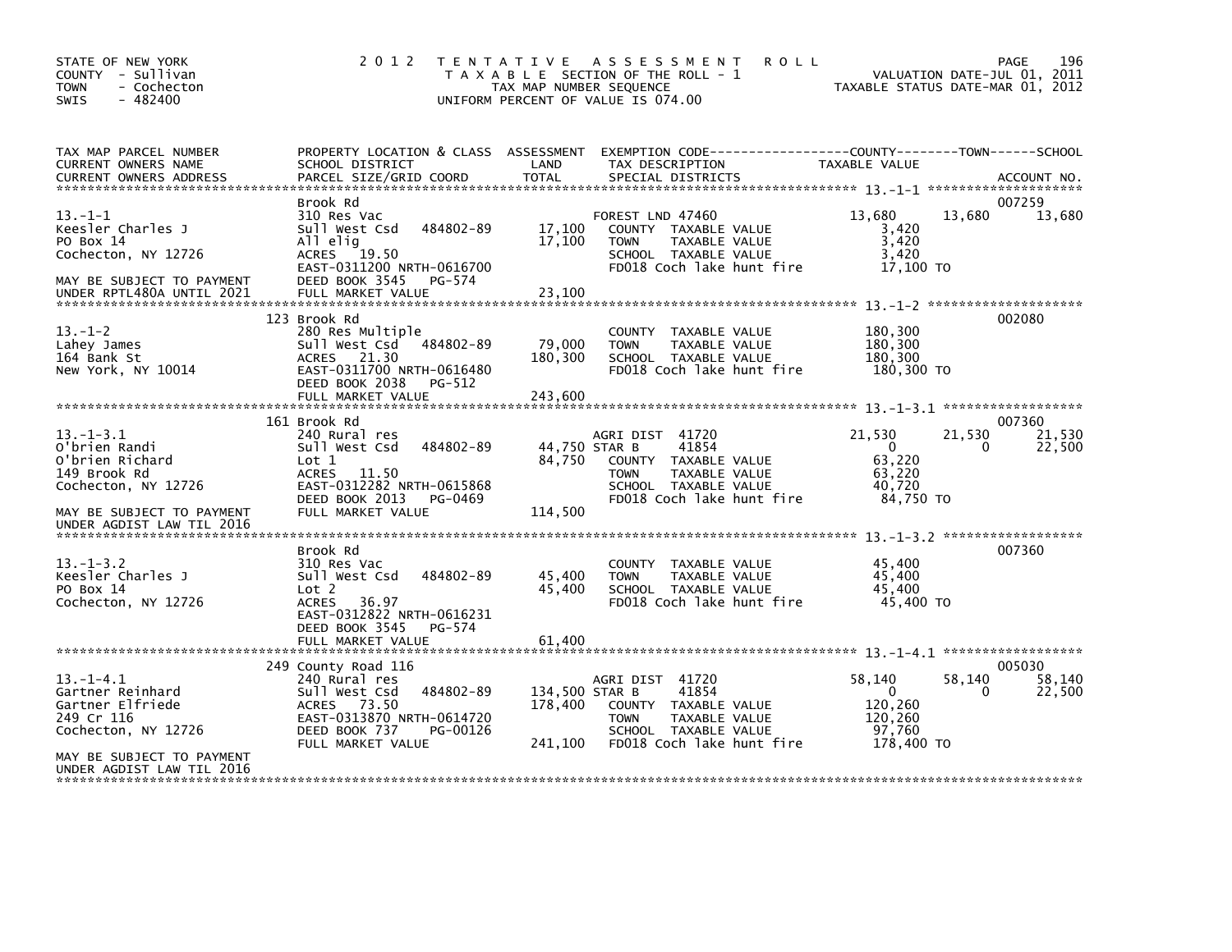STATE OF NEW YORK
COUNTY - Sullivan
TOWN - Cochecton
SWIS - 482400

# 2012 TENTATIVE ASSESSMENT ROLL

TAXABLE SECTION OF THE ROLL - 1
TAX MAP NUMBER SEQUENCE
UNIFORM PERCENT OF VALUE IS 074.00

VALUATION DATE-JUL 01, 2011
TAXABLE STATUS DATE-MAR 01, 2012

| TAX MAP PARCEL NUMBER / CURRENT OWNERS NAME / CURRENT OWNERS ADDRESS | PROPERTY LOCATION & CLASS / SCHOOL DISTRICT / PARCEL SIZE/GRID COORD | ASSESSMENT LAND / TOTAL | EXEMPTION CODE / TAX DESCRIPTION / SPECIAL DISTRICTS | COUNTY TAXABLE VALUE | TOWN | SCHOOL / ACCOUNT NO. |
|---|---|---|---|---|---|---|
| **13.-1-1** | Brook Rd | | | | | 007259 |
| 13.-1-1 | 310 Res Vac | | FOREST LND 47460 | 13,680 | 13,680 | 13,680 |
| Keesler Charles J | Sull West Csd 484802-89 | 17,100 | COUNTY TAXABLE VALUE | 3,420 | | |
| PO Box 14 | All elig | 17,100 | TOWN TAXABLE VALUE | 3,420 | | |
| Cochecton, NY 12726 | ACRES 19.50 | | SCHOOL TAXABLE VALUE | 3,420 | | |
| | EAST-0311200 NRTH-0616700 | | FD018 Coch lake hunt fire | 17,100 TO | | |
| MAY BE SUBJECT TO PAYMENT | DEED BOOK 3545 PG-574 | | | | | |
| UNDER RPTL480A UNTIL 2021 | FULL MARKET VALUE | 23,100 | | | | |
| **13.-1-2** | 123 Brook Rd | | | | | 002080 |
| 13.-1-2 | 280 Res Multiple | | COUNTY TAXABLE VALUE | 180,300 | | |
| Lahey James | Sull West Csd 484802-89 | 79,000 | TOWN TAXABLE VALUE | 180,300 | | |
| 164 Bank St | ACRES 21.30 | 180,300 | SCHOOL TAXABLE VALUE | 180,300 | | |
| New York, NY 10014 | EAST-0311700 NRTH-0616480 | | FD018 Coch lake hunt fire | 180,300 TO | | |
| | DEED BOOK 2038 PG-512 | | | | | |
| | FULL MARKET VALUE | 243,600 | | | | |
| **13.-1-3.1** | 161 Brook Rd | | | | | 007360 |
| 13.-1-3.1 | 240 Rural res | | AGRI DIST 41720 | 21,530 | 21,530 | 21,530 |
| O'brien Randi | Sull West Csd 484802-89 | 44,750 | STAR B 41854 | 0 | 0 | 22,500 |
| O'brien Richard | Lot 1 | 84,750 | COUNTY TAXABLE VALUE | 63,220 | | |
| 149 Brook Rd | ACRES 11.50 | | TOWN TAXABLE VALUE | 63,220 | | |
| Cochecton, NY 12726 | EAST-0312282 NRTH-0615868 | | SCHOOL TAXABLE VALUE | 40,720 | | |
| | DEED BOOK 2013 PG-0469 | | FD018 Coch lake hunt fire | 84,750 TO | | |
| MAY BE SUBJECT TO PAYMENT | FULL MARKET VALUE | 114,500 | | | | |
| UNDER AGDIST LAW TIL 2016 | | | | | | |
| **13.-1-3.2** | Brook Rd | | | | | 007360 |
| 13.-1-3.2 | 310 Res Vac | | COUNTY TAXABLE VALUE | 45,400 | | |
| Keesler Charles J | Sull West Csd 484802-89 | 45,400 | TOWN TAXABLE VALUE | 45,400 | | |
| PO Box 14 | Lot 2 | 45,400 | SCHOOL TAXABLE VALUE | 45,400 | | |
| Cochecton, NY 12726 | ACRES 36.97 | | FD018 Coch lake hunt fire | 45,400 TO | | |
| | EAST-0312822 NRTH-0616231 | | | | | |
| | DEED BOOK 3545 PG-574 | | | | | |
| | FULL MARKET VALUE | 61,400 | | | | |
| **13.-1-4.1** | 249 County Road 116 | | | | | 005030 |
| 13.-1-4.1 | 240 Rural res | | AGRI DIST 41720 | 58,140 | 58,140 | 58,140 |
| Gartner Reinhard | Sull West Csd 484802-89 | 134,500 | STAR B 41854 | 0 | 0 | 22,500 |
| Gartner Elfriede | ACRES 73.50 | 178,400 | COUNTY TAXABLE VALUE | 120,260 | | |
| 249 Cr 116 | EAST-0313870 NRTH-0614720 | | TOWN TAXABLE VALUE | 120,260 | | |
| Cochecton, NY 12726 | DEED BOOK 737 PG-00126 | | SCHOOL TAXABLE VALUE | 97,760 | | |
| | FULL MARKET VALUE | 241,100 | FD018 Coch lake hunt fire | 178,400 TO | | |
| MAY BE SUBJECT TO PAYMENT | | | | | | |
| UNDER AGDIST LAW TIL 2016 | | | | | | |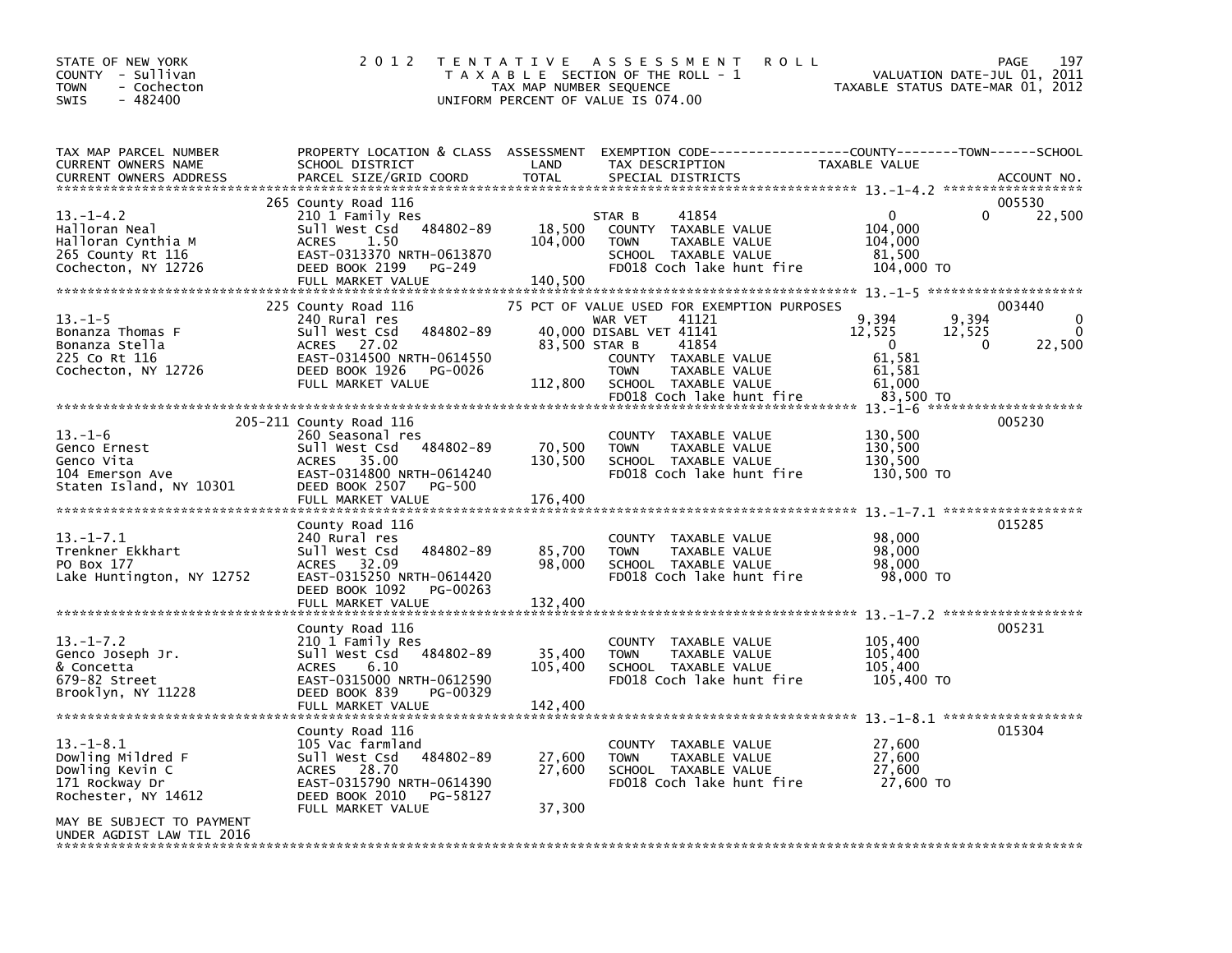STATE OF NEW YORK
COUNTY - Sullivan
TOWN - Cochecton
SWIS - 482400

# 2012 TENTATIVE ASSESSMENT ROLL

TAXABLE SECTION OF THE ROLL - 1
TAX MAP NUMBER SEQUENCE
UNIFORM PERCENT OF VALUE IS 074.00

VALUATION DATE-JUL 01, 2011
TAXABLE STATUS DATE-MAR 01, 2012

| TAX MAP PARCEL NUMBER / CURRENT OWNERS NAME / CURRENT OWNERS ADDRESS | PROPERTY LOCATION & CLASS / SCHOOL DISTRICT / PARCEL SIZE/GRID COORD | ASSESSMENT LAND | TOTAL | EXEMPTION CODE / TAX DESCRIPTION / SPECIAL DISTRICTS | COUNTY TAXABLE VALUE | TOWN | SCHOOL | ACCOUNT NO. |
|---|---|---|---|---|---|---|---|---|
| **13.-1-4.2** | 265 County Road 116 | | | | | | | 005530 |
| 13.-1-4.2 | 210 1 Family Res | | | STAR B 41854 | 0 | 0 | 22,500 | |
| Halloran Neal | Sull West Csd 484802-89 | 18,500 | | COUNTY TAXABLE VALUE | 104,000 | | | |
| Halloran Cynthia M | ACRES 1.50 | | 104,000 | TOWN TAXABLE VALUE | 104,000 | | | |
| 265 County Rt 116 | EAST-0313370 NRTH-0613870 | | | SCHOOL TAXABLE VALUE | 81,500 | | | |
| Cochecton, NY 12726 | DEED BOOK 2199 PG-249 | | | FD018 Coch lake hunt fire | 104,000 TO | | | |
| | FULL MARKET VALUE | | 140,500 | | | | | |
| **13.-1-5** | 225 County Road 116 | | | 75 PCT OF VALUE USED FOR EXEMPTION PURPOSES | | | | 003440 |
| 13.-1-5 | 240 Rural res | | | WAR VET 41121 | 9,394 | 9,394 | 0 | |
| Bonanza Thomas F | Sull West Csd 484802-89 | 40,000 | | DISABL VET 41141 | 12,525 | 12,525 | 0 | |
| Bonanza Stella | ACRES 27.02 | | 83,500 | STAR B 41854 | 0 | 0 | 22,500 | |
| 225 Co Rt 116 | EAST-0314500 NRTH-0614550 | | | COUNTY TAXABLE VALUE | 61,581 | | | |
| Cochecton, NY 12726 | DEED BOOK 1926 PG-0026 | | | TOWN TAXABLE VALUE | 61,581 | | | |
| | FULL MARKET VALUE | | 112,800 | SCHOOL TAXABLE VALUE | 61,000 | | | |
| | | | | FD018 Coch lake hunt fire | 83,500 TO | | | |
| **13.-1-6** | 205-211 County Road 116 | | | | | | | 005230 |
| 13.-1-6 | 260 Seasonal res | | | COUNTY TAXABLE VALUE | 130,500 | | | |
| Genco Ernest | Sull West Csd 484802-89 | 70,500 | | TOWN TAXABLE VALUE | 130,500 | | | |
| Genco Vita | ACRES 35.00 | | 130,500 | SCHOOL TAXABLE VALUE | 130,500 | | | |
| 104 Emerson Ave | EAST-0314800 NRTH-0614240 | | | FD018 Coch lake hunt fire | 130,500 TO | | | |
| Staten Island, NY 10301 | DEED BOOK 2507 PG-500 | | | | | | | |
| | FULL MARKET VALUE | | 176,400 | | | | | |
| **13.-1-7.1** | County Road 116 | | | | | | | 015285 |
| 13.-1-7.1 | 240 Rural res | | | COUNTY TAXABLE VALUE | 98,000 | | | |
| Trenkner Ekkhart | Sull West Csd 484802-89 | 85,700 | | TOWN TAXABLE VALUE | 98,000 | | | |
| PO Box 177 | ACRES 32.09 | | 98,000 | SCHOOL TAXABLE VALUE | 98,000 | | | |
| Lake Huntington, NY 12752 | EAST-0315250 NRTH-0614420 | | | FD018 Coch lake hunt fire | 98,000 TO | | | |
| | DEED BOOK 1092 PG-00263 | | | | | | | |
| | FULL MARKET VALUE | | 132,400 | | | | | |
| **13.-1-7.2** | County Road 116 | | | | | | | 005231 |
| 13.-1-7.2 | 210 1 Family Res | | | COUNTY TAXABLE VALUE | 105,400 | | | |
| Genco Joseph Jr. | Sull West Csd 484802-89 | 35,400 | | TOWN TAXABLE VALUE | 105,400 | | | |
| & Concetta | ACRES 6.10 | | 105,400 | SCHOOL TAXABLE VALUE | 105,400 | | | |
| 679-82 Street | EAST-0315000 NRTH-0612590 | | | FD018 Coch lake hunt fire | 105,400 TO | | | |
| Brooklyn, NY 11228 | DEED BOOK 839 PG-00329 | | | | | | | |
| | FULL MARKET VALUE | | 142,400 | | | | | |
| **13.-1-8.1** | County Road 116 | | | | | | | 015304 |
| 13.-1-8.1 | 105 Vac farmland | | | COUNTY TAXABLE VALUE | 27,600 | | | |
| Dowling Mildred F | Sull West Csd 484802-89 | 27,600 | | TOWN TAXABLE VALUE | 27,600 | | | |
| Dowling Kevin C | ACRES 28.70 | | 27,600 | SCHOOL TAXABLE VALUE | 27,600 | | | |
| 171 Rockway Dr | EAST-0315790 NRTH-0614390 | | | FD018 Coch lake hunt fire | 27,600 TO | | | |
| Rochester, NY 14612 | DEED BOOK 2010 PG-58127 | | | | | | | |
| | FULL MARKET VALUE | | 37,300 | | | | | |
| MAY BE SUBJECT TO PAYMENT UNDER AGDIST LAW TIL 2016 | | | | | | | | |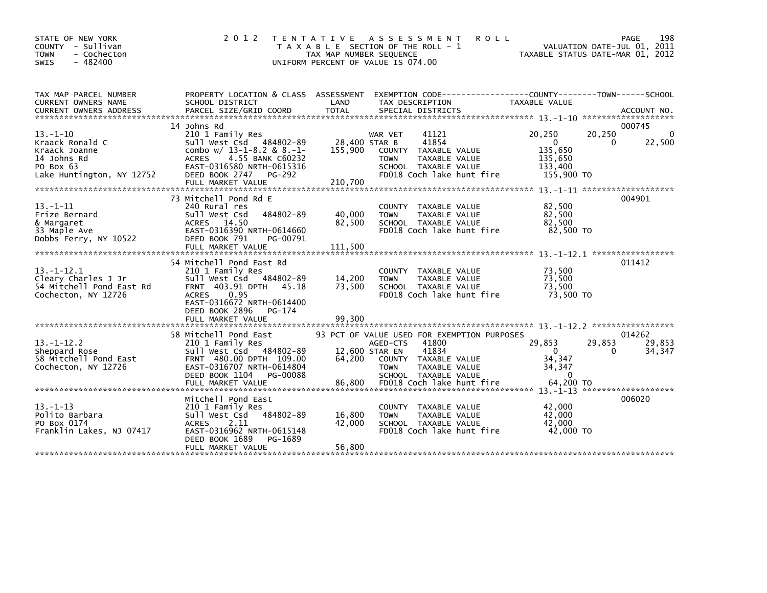STATE OF NEW YORK
COUNTY - Sullivan
TOWN - Cochecton
SWIS - 482400

2 0 1 2 T E N T A T I V E A S S E S S M E N T R O L L
T A X A B L E SECTION OF THE ROLL - 1
TAX MAP NUMBER SEQUENCE
UNIFORM PERCENT OF VALUE IS 074.00

VALUATION DATE-JUL 01, 2011
TAXABLE STATUS DATE-MAR 01, 2012

| TAX MAP PARCEL NUMBER / CURRENT OWNERS NAME / CURRENT OWNERS ADDRESS | PROPERTY LOCATION & CLASS / SCHOOL DISTRICT / PARCEL SIZE/GRID COORD | ASSESSMENT LAND | TOTAL | EXEMPTION CODE / TAX DESCRIPTION / SPECIAL DISTRICTS | COUNTY TAXABLE VALUE | TOWN | SCHOOL | ACCOUNT NO. |
|---|---|---|---|---|---|---|---|---|
| **13.-1-10** | 14 Johns Rd | | | | | | | 000745 |
| Kraack Ronald C | 210 1 Family Res | | | WAR VET 41121 | 20,250 | 20,250 | 0 | |
| Kraack Joanne | Sull West Csd 484802-89 | 28,400 | | STAR B 41854 | 0 | 0 | 22,500 | |
| 14 Johns Rd | combo w/ 13-1-8.2 & 8.-1- | | 155,900 | COUNTY TAXABLE VALUE | 135,650 | | | |
| PO Box 63 | ACRES 4.55 BANK C60232 | | | TOWN TAXABLE VALUE | 135,650 | | | |
| Lake Huntington, NY 12752 | EAST-0316580 NRTH-0615316 | | | SCHOOL TAXABLE VALUE | 133,400 | | | |
| | DEED BOOK 2747 PG-292 | | | FD018 Coch lake hunt fire | 155,900 TO | | | |
| | FULL MARKET VALUE | | 210,700 | | | | | |
| **13.-1-11** | 73 Mitchell Pond Rd E | | | | | | | 004901 |
| Frize Bernard | 240 Rural res | | | COUNTY TAXABLE VALUE | 82,500 | | | |
| & Margaret | Sull West Csd 484802-89 | 40,000 | | TOWN TAXABLE VALUE | 82,500 | | | |
| 33 Maple Ave | ACRES 14.50 | | 82,500 | SCHOOL TAXABLE VALUE | 82,500 | | | |
| Dobbs Ferry, NY 10522 | EAST-0316390 NRTH-0614660 | | | FD018 Coch lake hunt fire | 82,500 TO | | | |
| | DEED BOOK 791 PG-00791 | | | | | | | |
| | FULL MARKET VALUE | | 111,500 | | | | | |
| **13.-1-12.1** | 54 Mitchell Pond East Rd | | | | | | | 011412 |
| Cleary Charles J Jr | 210 1 Family Res | | | COUNTY TAXABLE VALUE | 73,500 | | | |
| 54 Mitchell Pond East Rd | Sull West Csd 484802-89 | 14,200 | | TOWN TAXABLE VALUE | 73,500 | | | |
| Cochecton, NY 12726 | FRNT 403.91 DPTH 45.18 | | 73,500 | SCHOOL TAXABLE VALUE | 73,500 | | | |
| | ACRES 0.95 | | | FD018 Coch lake hunt fire | 73,500 TO | | | |
| | EAST-0316672 NRTH-0614400 | | | | | | | |
| | DEED BOOK 2896 PG-174 | | | | | | | |
| | FULL MARKET VALUE | | 99,300 | | | | | |
| **13.-1-12.2** | 58 Mitchell Pond East | | | 93 PCT OF VALUE USED FOR EXEMPTION PURPOSES | | | | 014262 |
| Sheppard Rose | 210 1 Family Res | | | AGED-CTS 41800 | 29,853 | 29,853 | 29,853 | |
| 58 Mitchell Pond East | Sull West Csd 484802-89 | 12,600 | | STAR EN 41834 | 0 | 0 | 34,347 | |
| Cochecton, NY 12726 | FRNT 480.00 DPTH 109.00 | | 64,200 | COUNTY TAXABLE VALUE | 34,347 | | | |
| | EAST-0316707 NRTH-0614804 | | | TOWN TAXABLE VALUE | 34,347 | | | |
| | DEED BOOK 1104 PG-00088 | | | SCHOOL TAXABLE VALUE | 0 | | | |
| | FULL MARKET VALUE | | 86,800 | FD018 Coch lake hunt fire | 64,200 TO | | | |
| **13.-1-13** | Mitchell Pond East | | | | | | | 006020 |
| Polito Barbara | 210 1 Family Res | | | COUNTY TAXABLE VALUE | 42,000 | | | |
| PO Box 0174 | Sull West Csd 484802-89 | 16,800 | | TOWN TAXABLE VALUE | 42,000 | | | |
| Franklin Lakes, NJ 07417 | ACRES 2.11 | | 42,000 | SCHOOL TAXABLE VALUE | 42,000 | | | |
| | EAST-0316962 NRTH-0615148 | | | FD018 Coch lake hunt fire | 42,000 TO | | | |
| | DEED BOOK 1689 PG-1689 | | | | | | | |
| | FULL MARKET VALUE | | 56,800 | | | | | |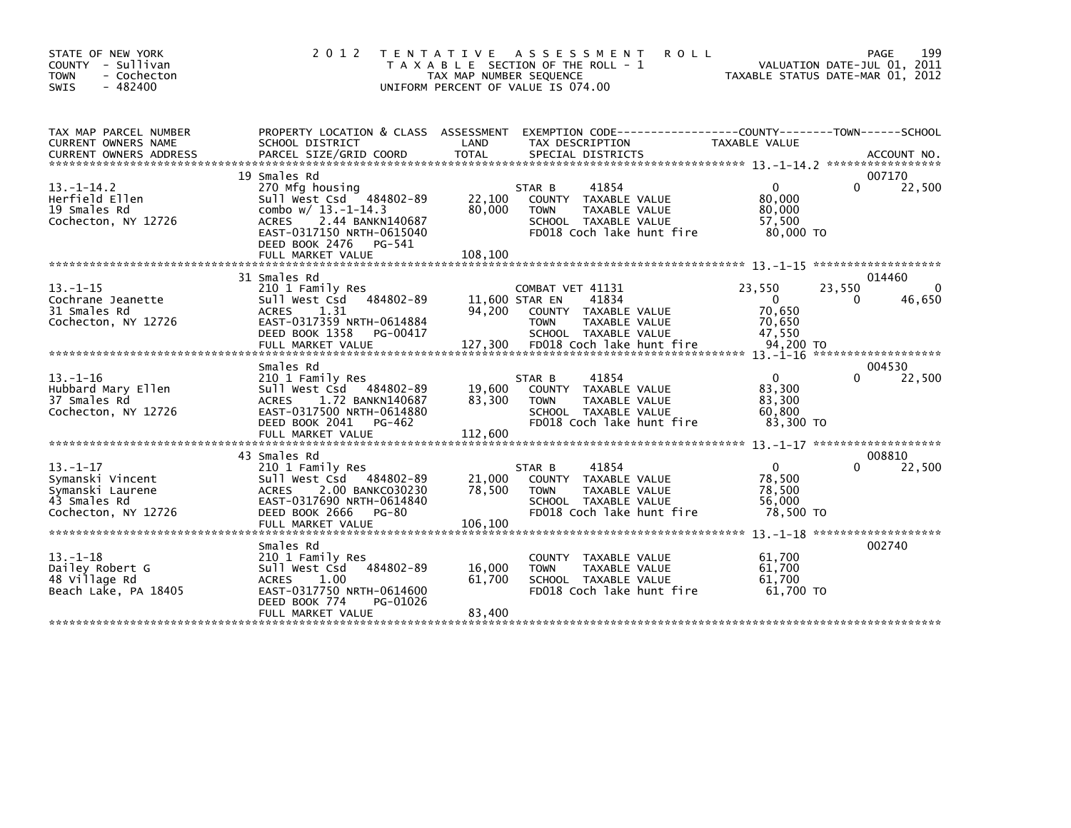STATE OF NEW YORK
COUNTY - Sullivan
TOWN - Cochecton
SWIS - 482400

2012 TENTATIVE ASSESSMENT ROLL
TAXABLE SECTION OF THE ROLL - 1
TAX MAP NUMBER SEQUENCE
UNIFORM PERCENT OF VALUE IS 074.00

VALUATION DATE-JUL 01, 2011
TAXABLE STATUS DATE-MAR 01, 2012

| TAX MAP PARCEL NUMBER / CURRENT OWNERS NAME / CURRENT OWNERS ADDRESS | PROPERTY LOCATION & CLASS / SCHOOL DISTRICT / PARCEL SIZE/GRID COORD | ASSESSMENT LAND / TOTAL | EXEMPTION CODE / TAX DESCRIPTION / SPECIAL DISTRICTS | COUNTY TAXABLE VALUE | TOWN | SCHOOL / ACCOUNT NO. |
|---|---|---|---|---|---|---|
| 13.-1-14.2 | 19 Smales Rd | | | | | 007170 |
| Herfield Ellen | 270 Mfg housing | | STAR B 41854 | 0 | 0 | 22,500 |
| 19 Smales Rd | Sull West Csd 484802-89 | 22,100 | COUNTY TAXABLE VALUE | 80,000 | | |
| Cochecton, NY 12726 | combo w/ 13.-1-14.3 | 80,000 | TOWN TAXABLE VALUE | 80,000 | | |
| | ACRES 2.44 BANKN140687 | | SCHOOL TAXABLE VALUE | 57,500 | | |
| | EAST-0317150 NRTH-0615040 | | FD018 Coch lake hunt fire | 80,000 TO | | |
| | DEED BOOK 2476 PG-541 | | | | | |
| | FULL MARKET VALUE | 108,100 | | | | |
| 13.-1-15 | 31 Smales Rd | | | | | 014460 |
| Cochrane Jeanette | 210 1 Family Res | | COMBAT VET 41131 | 23,550 | 23,550 | 0 |
| 31 Smales Rd | Sull West Csd 484802-89 | 11,600 | STAR EN 41834 | 0 | 0 | 46,650 |
| Cochecton, NY 12726 | ACRES 1.31 | 94,200 | COUNTY TAXABLE VALUE | 70,650 | | |
| | EAST-0317359 NRTH-0614884 | | TOWN TAXABLE VALUE | 70,650 | | |
| | DEED BOOK 1358 PG-00417 | | SCHOOL TAXABLE VALUE | 47,550 | | |
| | FULL MARKET VALUE | 127,300 | FD018 Coch lake hunt fire | 94,200 TO | | |
| 13.-1-16 | Smales Rd | | | | | 004530 |
| Hubbard Mary Ellen | 210 1 Family Res | | STAR B 41854 | 0 | 0 | 22,500 |
| 37 Smales Rd | Sull West Csd 484802-89 | 19,600 | COUNTY TAXABLE VALUE | 83,300 | | |
| Cochecton, NY 12726 | ACRES 1.72 BANKN140687 | 83,300 | TOWN TAXABLE VALUE | 83,300 | | |
| | EAST-0317500 NRTH-0614880 | | SCHOOL TAXABLE VALUE | 60,800 | | |
| | DEED BOOK 2041 PG-462 | | FD018 Coch lake hunt fire | 83,300 TO | | |
| | FULL MARKET VALUE | 112,600 | | | | |
| 13.-1-17 | 43 Smales Rd | | | | | 008810 |
| Symanski Vincent | 210 1 Family Res | | STAR B 41854 | 0 | 0 | 22,500 |
| Symanski Laurene | Sull West Csd 484802-89 | 21,000 | COUNTY TAXABLE VALUE | 78,500 | | |
| 43 Smales Rd | ACRES 2.00 BANKC030230 | 78,500 | TOWN TAXABLE VALUE | 78,500 | | |
| Cochecton, NY 12726 | EAST-0317690 NRTH-0614840 | | SCHOOL TAXABLE VALUE | 56,000 | | |
| | DEED BOOK 2666 PG-80 | | FD018 Coch lake hunt fire | 78,500 TO | | |
| | FULL MARKET VALUE | 106,100 | | | | |
| 13.-1-18 | Smales Rd | | | | | 002740 |
| Dailey Robert G | 210 1 Family Res | | COUNTY TAXABLE VALUE | 61,700 | | |
| 48 Village Rd | Sull West Csd 484802-89 | 16,000 | TOWN TAXABLE VALUE | 61,700 | | |
| Beach Lake, PA 18405 | ACRES 1.00 | 61,700 | SCHOOL TAXABLE VALUE | 61,700 | | |
| | EAST-0317750 NRTH-0614600 | | FD018 Coch lake hunt fire | 61,700 TO | | |
| | DEED BOOK 774 PG-01026 | | | | | |
| | FULL MARKET VALUE | 83,400 | | | | |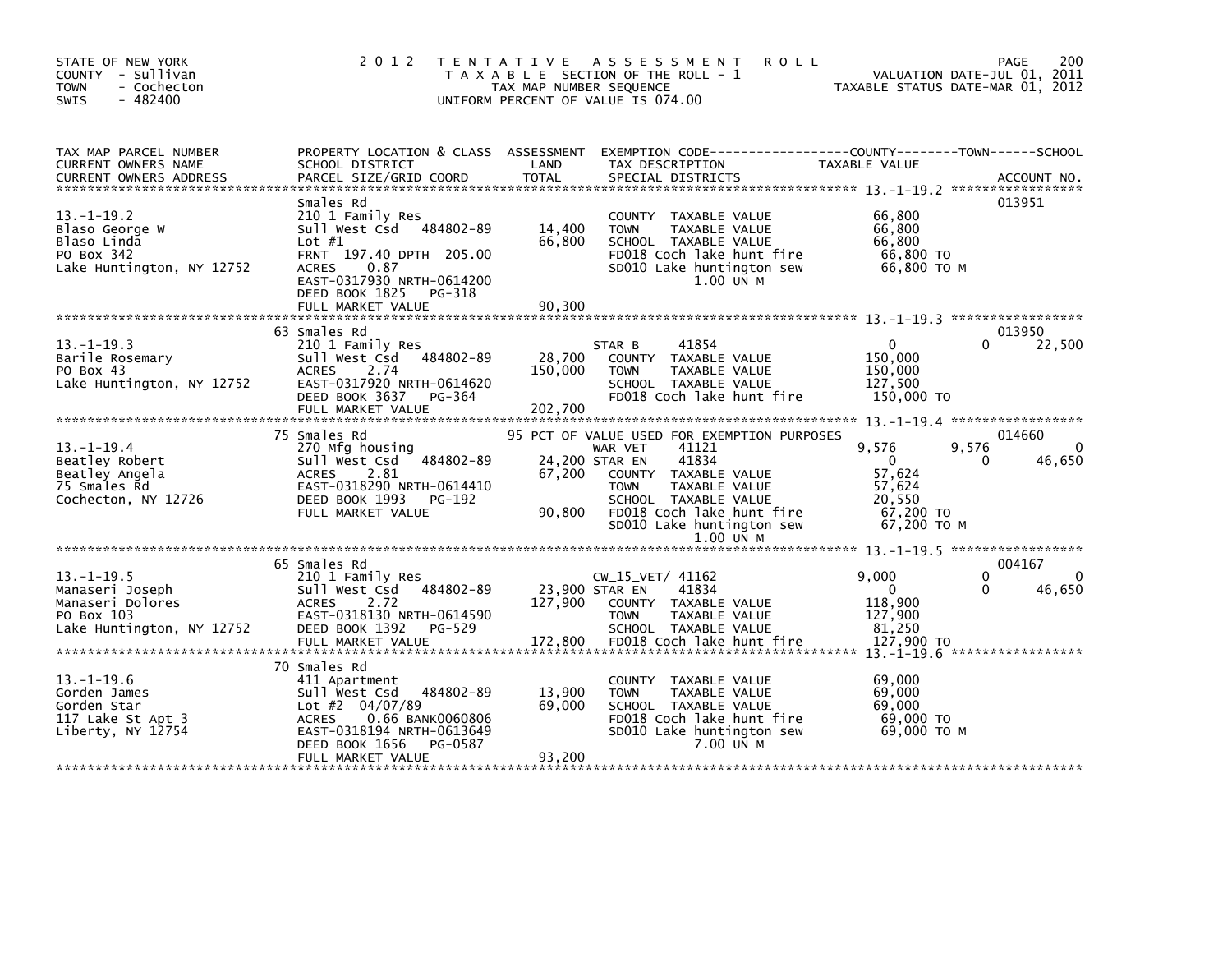STATE OF NEW YORK
COUNTY - Sullivan
TOWN - Cochecton
SWIS - 482400

2012 TENTATIVE ASSESSMENT ROLL
TAXABLE SECTION OF THE ROLL - 1
TAX MAP NUMBER SEQUENCE
UNIFORM PERCENT OF VALUE IS 074.00

VALUATION DATE-JUL 01, 2011
TAXABLE STATUS DATE-MAR 01, 2012

| TAX MAP PARCEL NUMBER / CURRENT OWNERS NAME / CURRENT OWNERS ADDRESS | PROPERTY LOCATION & CLASS / SCHOOL DISTRICT / PARCEL SIZE/GRID COORD | ASSESSMENT LAND | TOTAL | EXEMPTION CODE / TAX DESCRIPTION / SPECIAL DISTRICTS | COUNTY TAXABLE VALUE | TOWN | SCHOOL | ACCOUNT NO. |
|---|---|---|---|---|---|---|---|---|
| **13.-1-19.2** | Smales Rd | | | | | | | 013951 |
| 13.-1-19.2 | 210 1 Family Res | | | COUNTY TAXABLE VALUE | 66,800 | | | |
| Blaso George W | Sull West Csd 484802-89 | 14,400 | | TOWN TAXABLE VALUE | 66,800 | | | |
| Blaso Linda | Lot #1 | | 66,800 | SCHOOL TAXABLE VALUE | 66,800 | | | |
| PO Box 342 | FRNT 197.40 DPTH 205.00 | | | FD018 Coch lake hunt fire | 66,800 TO | | | |
| Lake Huntington, NY 12752 | ACRES 0.87 | | | SD010 Lake huntington sew | 66,800 TO M | | | |
| | EAST-0317930 NRTH-0614200 | | | 1.00 UN M | | | | |
| | DEED BOOK 1825 PG-318 | | | | | | | |
| | FULL MARKET VALUE | | 90,300 | | | | | |
| **13.-1-19.3** | 63 Smales Rd | | | | | | | 013950 |
| 13.-1-19.3 | 210 1 Family Res | | | STAR B 41854 | 0 | 0 | 22,500 | |
| Barile Rosemary | Sull West Csd 484802-89 | 28,700 | | COUNTY TAXABLE VALUE | 150,000 | | | |
| PO Box 43 | ACRES 2.74 | | 150,000 | TOWN TAXABLE VALUE | 150,000 | | | |
| Lake Huntington, NY 12752 | EAST-0317920 NRTH-0614620 | | | SCHOOL TAXABLE VALUE | 127,500 | | | |
| | DEED BOOK 3637 PG-364 | | | FD018 Coch lake hunt fire | 150,000 TO | | | |
| | FULL MARKET VALUE | | 202,700 | | | | | |
| **13.-1-19.4** | 75 Smales Rd | | | 95 PCT OF VALUE USED FOR EXEMPTION PURPOSES | | | | 014660 |
| 13.-1-19.4 | 270 Mfg housing | | | WAR VET 41121 | 9,576 | 9,576 | 0 | |
| Beatley Robert | Sull West Csd 484802-89 | 24,200 | | STAR EN 41834 | 0 | 0 | 46,650 | |
| Beatley Angela | ACRES 2.81 | | 67,200 | COUNTY TAXABLE VALUE | 57,624 | | | |
| 75 Smales Rd | EAST-0318290 NRTH-0614410 | | | TOWN TAXABLE VALUE | 57,624 | | | |
| Cochecton, NY 12726 | DEED BOOK 1993 PG-192 | | | SCHOOL TAXABLE VALUE | 20,550 | | | |
| | FULL MARKET VALUE | | 90,800 | FD018 Coch lake hunt fire | 67,200 TO | | | |
| | | | | SD010 Lake huntington sew | 67,200 TO M | | | |
| | | | | 1.00 UN M | | | | |
| **13.-1-19.5** | 65 Smales Rd | | | | | | | 004167 |
| 13.-1-19.5 | 210 1 Family Res | | | CW_15_VET/ 41162 | 9,000 | 0 | 0 | |
| Manaseri Joseph | Sull West Csd 484802-89 | 23,900 | | STAR EN 41834 | 0 | 0 | 46,650 | |
| Manaseri Dolores | ACRES 2.72 | | 127,900 | COUNTY TAXABLE VALUE | 118,900 | | | |
| PO Box 103 | EAST-0318130 NRTH-0614590 | | | TOWN TAXABLE VALUE | 127,900 | | | |
| Lake Huntington, NY 12752 | DEED BOOK 1392 PG-529 | | | SCHOOL TAXABLE VALUE | 81,250 | | | |
| | FULL MARKET VALUE | | 172,800 | FD018 Coch lake hunt fire | 127,900 TO | | | |
| **13.-1-19.6** | 70 Smales Rd | | | | | | | |
| 13.-1-19.6 | 411 Apartment | | | COUNTY TAXABLE VALUE | 69,000 | | | |
| Gorden James | Sull West Csd 484802-89 | 13,900 | | TOWN TAXABLE VALUE | 69,000 | | | |
| Gorden Star | Lot #2 04/07/89 | | 69,000 | SCHOOL TAXABLE VALUE | 69,000 | | | |
| 117 Lake St Apt 3 | ACRES 0.66 BANK0060806 | | | FD018 Coch lake hunt fire | 69,000 TO | | | |
| Liberty, NY 12754 | EAST-0318194 NRTH-0613649 | | | SD010 Lake huntington sew | 69,000 TO M | | | |
| | DEED BOOK 1656 PG-0587 | | | 7.00 UN M | | | | |
| | FULL MARKET VALUE | | 93,200 | | | | | |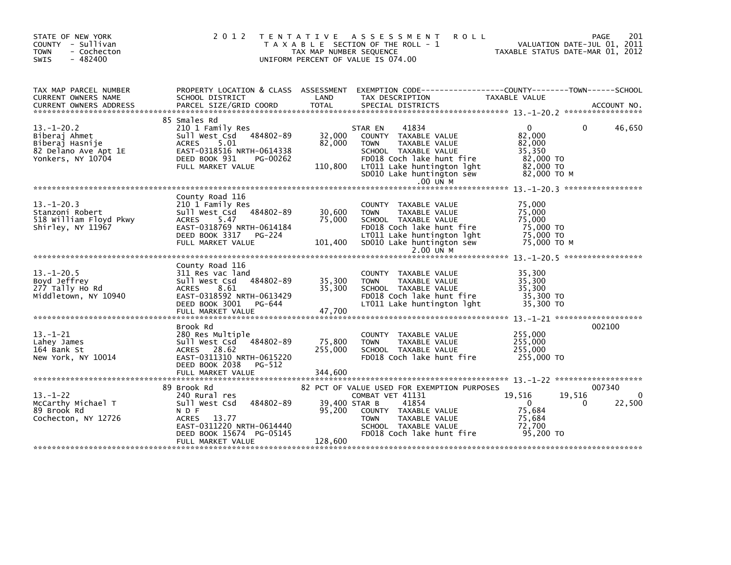STATE OF NEW YORK
COUNTY - Sullivan
TOWN - Cochecton
SWIS - 482400

2012 TENTATIVE ASSESSMENT ROLL
TAXABLE SECTION OF THE ROLL - 1
TAX MAP NUMBER SEQUENCE
UNIFORM PERCENT OF VALUE IS 074.00

VALUATION DATE-JUL 01, 2011
TAXABLE STATUS DATE-MAR 01, 2012

| TAX MAP PARCEL NUMBER / CURRENT OWNERS NAME / CURRENT OWNERS ADDRESS | PROPERTY LOCATION & CLASS / SCHOOL DISTRICT / PARCEL SIZE/GRID COORD | ASSESSMENT LAND / TOTAL | EXEMPTION CODE / TAX DESCRIPTION / SPECIAL DISTRICTS | COUNTY TAXABLE VALUE | TOWN | SCHOOL / ACCOUNT NO. |
|---|---|---|---|---|---|---|
| **13.-1-20.2** | 85 Smales Rd | | | | | |
| 13.-1-20.2 | 210 1 Family Res | | STAR EN 41834 | 0 | 0 | 46,650 |
| Biberaj Ahmet | Sull West Csd 484802-89 | 32,000 | COUNTY TAXABLE VALUE | 82,000 | | |
| Biberaj Hasnije | ACRES 5.01 | 82,000 | TOWN TAXABLE VALUE | 82,000 | | |
| 82 Delano Ave Apt 1E | EAST-0318516 NRTH-0614338 | | SCHOOL TAXABLE VALUE | 35,350 | | |
| Yonkers, NY 10704 | DEED BOOK 931 PG-00262 | | FD018 Coch lake hunt fire | 82,000 TO | | |
| | FULL MARKET VALUE | 110,800 | LT011 Lake huntington lght | 82,000 TO | | |
| | | | SD010 Lake huntington sew | 82,000 TO M | | |
| | | | .00 UN M | | | |
| **13.-1-20.3** | County Road 116 | | | | | |
| 13.-1-20.3 | 210 1 Family Res | | COUNTY TAXABLE VALUE | 75,000 | | |
| Stanzoni Robert | Sull West Csd 484802-89 | 30,600 | TOWN TAXABLE VALUE | 75,000 | | |
| 518 William Floyd Pkwy | ACRES 5.47 | 75,000 | SCHOOL TAXABLE VALUE | 75,000 | | |
| Shirley, NY 11967 | EAST-0318769 NRTH-0614184 | | FD018 Coch lake hunt fire | 75,000 TO | | |
| | DEED BOOK 3317 PG-224 | | LT011 Lake huntington lght | 75,000 TO | | |
| | FULL MARKET VALUE | 101,400 | SD010 Lake huntington sew | 75,000 TO M | | |
| | | | 2.00 UN M | | | |
| **13.-1-20.5** | County Road 116 | | | | | |
| 13.-1-20.5 | 311 Res vac land | | COUNTY TAXABLE VALUE | 35,300 | | |
| Boyd Jeffrey | Sull West Csd 484802-89 | 35,300 | TOWN TAXABLE VALUE | 35,300 | | |
| 277 Tally Ho Rd | ACRES 8.61 | 35,300 | SCHOOL TAXABLE VALUE | 35,300 | | |
| Middletown, NY 10940 | EAST-0318592 NRTH-0613429 | | FD018 Coch lake hunt fire | 35,300 TO | | |
| | DEED BOOK 3001 PG-644 | | LT011 Lake huntington lght | 35,300 TO | | |
| | FULL MARKET VALUE | 47,700 | | | | |
| **13.-1-21** | Brook Rd | | | | | 002100 |
| 13.-1-21 | 280 Res Multiple | | COUNTY TAXABLE VALUE | 255,000 | | |
| Lahey James | Sull West Csd 484802-89 | 75,800 | TOWN TAXABLE VALUE | 255,000 | | |
| 164 Bank St | ACRES 28.62 | 255,000 | SCHOOL TAXABLE VALUE | 255,000 | | |
| New York, NY 10014 | EAST-0311310 NRTH-0615220 | | FD018 Coch lake hunt fire | 255,000 TO | | |
| | DEED BOOK 2038 PG-512 | | | | | |
| | FULL MARKET VALUE | 344,600 | | | | |
| **13.-1-22** | 89 Brook Rd | | 82 PCT OF VALUE USED FOR EXEMPTION PURPOSES | | | 007340 |
| 13.-1-22 | 240 Rural res | | COMBAT VET 41131 | 19,516 | 19,516 | 0 |
| McCarthy Michael T | Sull West Csd 484802-89 | 39,400 | STAR B 41854 | 0 | 0 | 22,500 |
| 89 Brook Rd | N D F | 95,200 | COUNTY TAXABLE VALUE | 75,684 | | |
| Cochecton, NY 12726 | ACRES 13.77 | | TOWN TAXABLE VALUE | 75,684 | | |
| | EAST-0311220 NRTH-0614440 | | SCHOOL TAXABLE VALUE | 72,700 | | |
| | DEED BOOK 15674 PG-05145 | | FD018 Coch lake hunt fire | 95,200 TO | | |
| | FULL MARKET VALUE | 128,600 | | | | |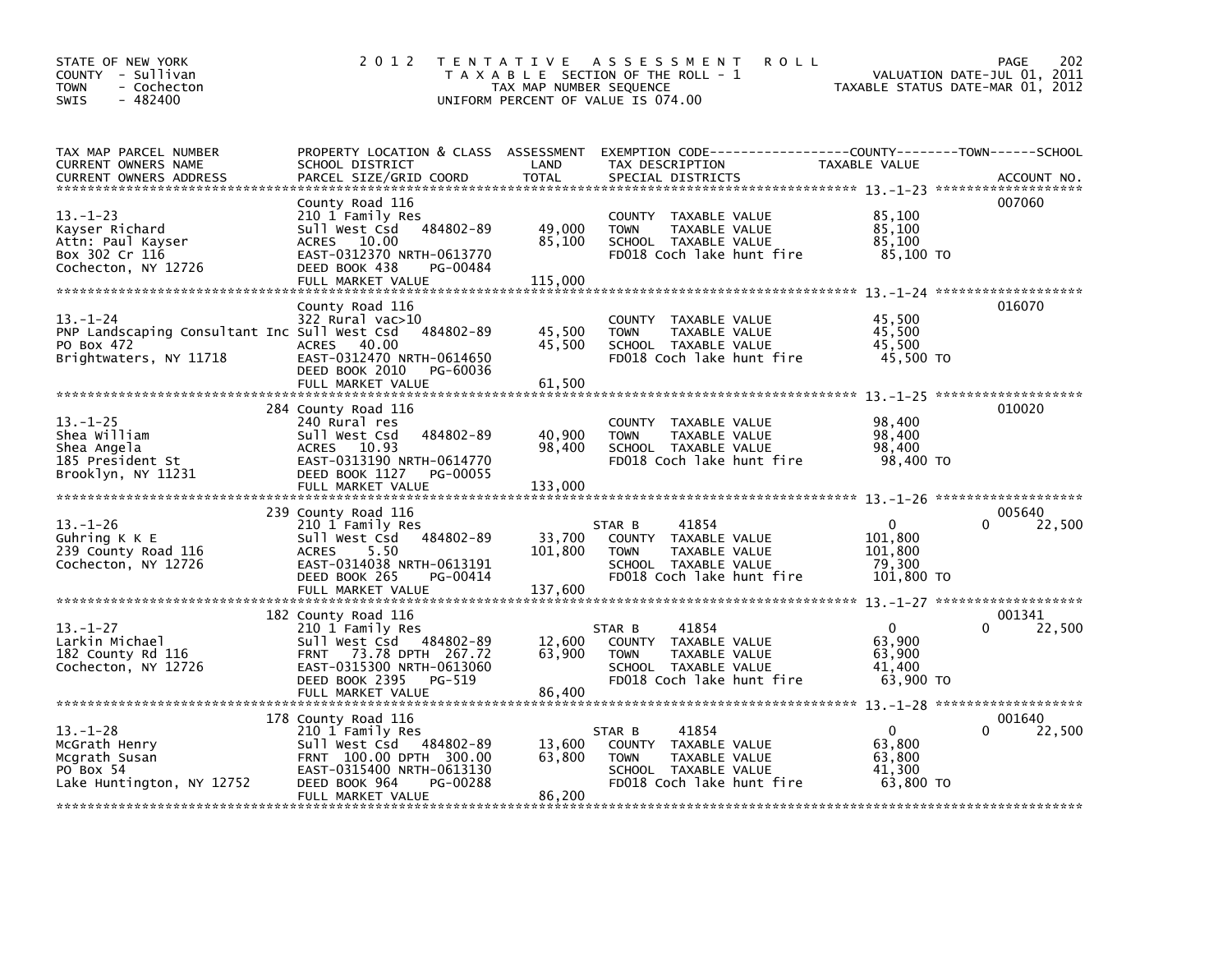STATE OF NEW YORK
COUNTY - Sullivan
TOWN - Cochecton
SWIS - 482400

# 2012 TENTATIVE ASSESSMENT ROLL

TAXABLE SECTION OF THE ROLL - 1
TAX MAP NUMBER SEQUENCE
UNIFORM PERCENT OF VALUE IS 074.00

VALUATION DATE-JUL 01, 2011
TAXABLE STATUS DATE-MAR 01, 2012

| TAX MAP PARCEL NUMBER / CURRENT OWNERS NAME / CURRENT OWNERS ADDRESS | PROPERTY LOCATION & CLASS / SCHOOL DISTRICT / PARCEL SIZE/GRID COORD | ASSESSMENT LAND / TOTAL | EXEMPTION CODE / TAX DESCRIPTION / SPECIAL DISTRICTS | COUNTY / TOWN / SCHOOL TAXABLE VALUE | ACCOUNT NO. |
|---|---|---|---|---|---|
| 13.-1-23<br>Kayser Richard<br>Attn: Paul Kayser<br>Box 302 Cr 116<br>Cochecton, NY 12726 | County Road 116<br>210 1 Family Res<br>Sull West Csd 484802-89<br>ACRES 10.00<br>EAST-0312370 NRTH-0613770<br>DEED BOOK 438 PG-00484<br>FULL MARKET VALUE | 49,000<br>85,100<br>115,000 | COUNTY TAXABLE VALUE<br>TOWN TAXABLE VALUE<br>SCHOOL TAXABLE VALUE<br>FD018 Coch lake hunt fire | 85,100<br>85,100<br>85,100<br>85,100 TO | 007060 |
| 13.-1-24<br>PNP Landscaping Consultant Inc<br>PO Box 472<br>Brightwaters, NY 11718 | County Road 116<br>322 Rural vac>10<br>Sull West Csd 484802-89<br>ACRES 40.00<br>EAST-0312470 NRTH-0614650<br>DEED BOOK 2010 PG-60036<br>FULL MARKET VALUE | 45,500<br>45,500<br>61,500 | COUNTY TAXABLE VALUE<br>TOWN TAXABLE VALUE<br>SCHOOL TAXABLE VALUE<br>FD018 Coch lake hunt fire | 45,500<br>45,500<br>45,500<br>45,500 TO | 016070 |
| 13.-1-25<br>Shea William<br>Shea Angela<br>185 President St<br>Brooklyn, NY 11231 | 284 County Road 116<br>240 Rural res<br>Sull West Csd 484802-89<br>ACRES 10.93<br>EAST-0313190 NRTH-0614770<br>DEED BOOK 1127 PG-00055<br>FULL MARKET VALUE | 40,900<br>98,400<br>133,000 | COUNTY TAXABLE VALUE<br>TOWN TAXABLE VALUE<br>SCHOOL TAXABLE VALUE<br>FD018 Coch lake hunt fire | 98,400<br>98,400<br>98,400<br>98,400 TO | 010020 |
| 13.-1-26<br>Guhring K K E<br>239 County Road 116<br>Cochecton, NY 12726 | 239 County Road 116<br>210 1 Family Res<br>Sull West Csd 484802-89<br>ACRES 5.50<br>EAST-0314038 NRTH-0613191<br>DEED BOOK 265 PG-00414<br>FULL MARKET VALUE | 33,700<br>101,800<br>137,600 | STAR B 41854<br>COUNTY TAXABLE VALUE<br>TOWN TAXABLE VALUE<br>SCHOOL TAXABLE VALUE<br>FD018 Coch lake hunt fire | 0 0 22,500<br>101,800<br>101,800<br>79,300<br>101,800 TO | 005640 |
| 13.-1-27<br>Larkin Michael<br>182 County Rd 116<br>Cochecton, NY 12726 | 182 County Road 116<br>210 1 Family Res<br>Sull West Csd 484802-89<br>FRNT 73.78 DPTH 267.72<br>EAST-0315300 NRTH-0613060<br>DEED BOOK 2395 PG-519<br>FULL MARKET VALUE | 12,600<br>63,900<br>86,400 | STAR B 41854<br>COUNTY TAXABLE VALUE<br>TOWN TAXABLE VALUE<br>SCHOOL TAXABLE VALUE<br>FD018 Coch lake hunt fire | 0 0 22,500<br>63,900<br>63,900<br>41,400<br>63,900 TO | 001341 |
| 13.-1-28<br>McGrath Henry<br>Mcgrath Susan<br>PO Box 54<br>Lake Huntington, NY 12752 | 178 County Road 116<br>210 1 Family Res<br>Sull West Csd 484802-89<br>FRNT 100.00 DPTH 300.00<br>EAST-0315400 NRTH-0613130<br>DEED BOOK 964 PG-00288<br>FULL MARKET VALUE | 13,600<br>63,800<br>86,200 | STAR B 41854<br>COUNTY TAXABLE VALUE<br>TOWN TAXABLE VALUE<br>SCHOOL TAXABLE VALUE<br>FD018 Coch lake hunt fire | 0 0 22,500<br>63,800<br>63,800<br>41,300<br>63,800 TO | 001640 |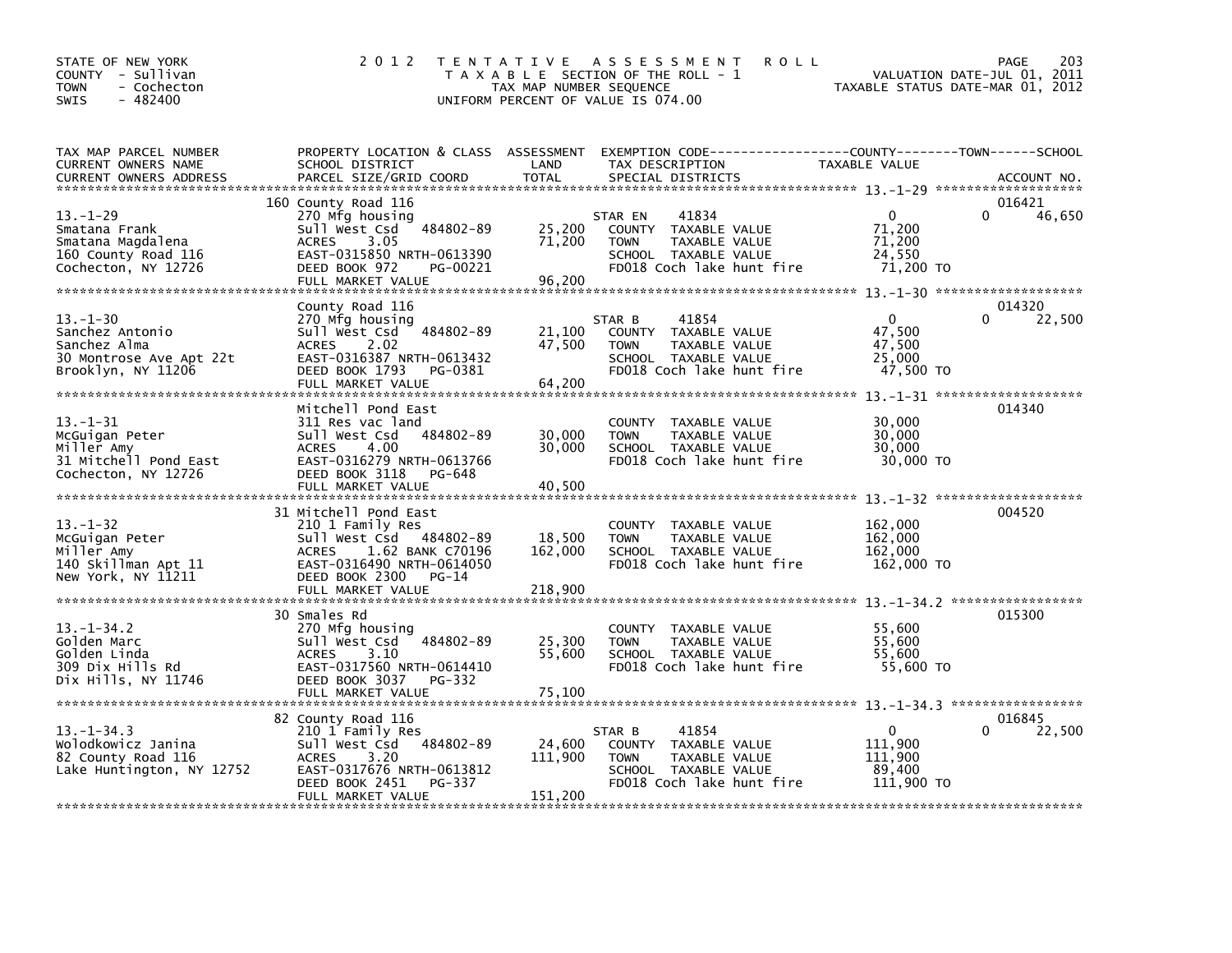STATE OF NEW YORK
COUNTY - Sullivan
TOWN - Cochecton
SWIS - 482400

# 2012 TENTATIVE ASSESSMENT ROLL

TAXABLE SECTION OF THE ROLL - 1
TAX MAP NUMBER SEQUENCE
UNIFORM PERCENT OF VALUE IS 074.00

VALUATION DATE-JUL 01, 2011
TAXABLE STATUS DATE-MAR 01, 2012

| TAX MAP PARCEL NUMBER / CURRENT OWNERS NAME / CURRENT OWNERS ADDRESS | PROPERTY LOCATION & CLASS / SCHOOL DISTRICT / PARCEL SIZE/GRID COORD | ASSESSMENT LAND | TOTAL | EXEMPTION CODE / TAX DESCRIPTION / SPECIAL DISTRICTS | COUNTY TAXABLE VALUE | TOWN | SCHOOL / ACCOUNT NO. |
|---|---|---|---|---|---|---|---|
| 13.-1-29 | 160 County Road 116 | | | | | | 016421 |
| | 270 Mfg housing | | | STAR EN 41834 | 0 | 0 | 46,650 |
| Smatana Frank | Sull West Csd 484802-89 | 25,200 | | COUNTY TAXABLE VALUE | 71,200 | | |
| Smatana Magdalena | ACRES 3.05 | | 71,200 | TOWN TAXABLE VALUE | 71,200 | | |
| 160 County Road 116 | EAST-0315850 NRTH-0613390 | | | SCHOOL TAXABLE VALUE | 24,550 | | |
| Cochecton, NY 12726 | DEED BOOK 972 PG-00221 | | | FD018 Coch lake hunt fire | 71,200 TO | | |
| | FULL MARKET VALUE | | 96,200 | | | | |
| 13.-1-30 | County Road 116 | | | | | | 014320 |
| | 270 Mfg housing | | | STAR B 41854 | 0 | 0 | 22,500 |
| Sanchez Antonio | Sull West Csd 484802-89 | 21,100 | | COUNTY TAXABLE VALUE | 47,500 | | |
| Sanchez Alma | ACRES 2.02 | | 47,500 | TOWN TAXABLE VALUE | 47,500 | | |
| 30 Montrose Ave Apt 22t | EAST-0316387 NRTH-0613432 | | | SCHOOL TAXABLE VALUE | 25,000 | | |
| Brooklyn, NY 11206 | DEED BOOK 1793 PG-0381 | | | FD018 Coch lake hunt fire | 47,500 TO | | |
| | FULL MARKET VALUE | | 64,200 | | | | |
| 13.-1-31 | Mitchell Pond East | | | | | | 014340 |
| | 311 Res vac land | | | COUNTY TAXABLE VALUE | 30,000 | | |
| McGuigan Peter | Sull West Csd 484802-89 | 30,000 | | TOWN TAXABLE VALUE | 30,000 | | |
| Miller Amy | ACRES 4.00 | | 30,000 | SCHOOL TAXABLE VALUE | 30,000 | | |
| 31 Mitchell Pond East | EAST-0316279 NRTH-0613766 | | | FD018 Coch lake hunt fire | 30,000 TO | | |
| Cochecton, NY 12726 | DEED BOOK 3118 PG-648 | | | | | | |
| | FULL MARKET VALUE | | 40,500 | | | | |
| 13.-1-32 | 31 Mitchell Pond East | | | | | | 004520 |
| | 210 1 Family Res | | | COUNTY TAXABLE VALUE | 162,000 | | |
| McGuigan Peter | Sull West Csd 484802-89 | 18,500 | | TOWN TAXABLE VALUE | 162,000 | | |
| Miller Amy | ACRES 1.62 BANK C70196 | | 162,000 | SCHOOL TAXABLE VALUE | 162,000 | | |
| 140 Skillman Apt 11 | EAST-0316490 NRTH-0614050 | | | FD018 Coch lake hunt fire | 162,000 TO | | |
| New York, NY 11211 | DEED BOOK 2300 PG-14 | | | | | | |
| | FULL MARKET VALUE | | 218,900 | | | | |
| 13.-1-34.2 | 30 Smales Rd | | | | | | 015300 |
| | 270 Mfg housing | | | COUNTY TAXABLE VALUE | 55,600 | | |
| Golden Marc | Sull West Csd 484802-89 | 25,300 | | TOWN TAXABLE VALUE | 55,600 | | |
| Golden Linda | ACRES 3.10 | | 55,600 | SCHOOL TAXABLE VALUE | 55,600 | | |
| 309 Dix Hills Rd | EAST-0317560 NRTH-0614410 | | | FD018 Coch lake hunt fire | 55,600 TO | | |
| Dix Hills, NY 11746 | DEED BOOK 3037 PG-332 | | | | | | |
| | FULL MARKET VALUE | | 75,100 | | | | |
| 13.-1-34.3 | 82 County Road 116 | | | | | | 016845 |
| | 210 1 Family Res | | | STAR B 41854 | 0 | 0 | 22,500 |
| Wolodkowicz Janina | Sull West Csd 484802-89 | 24,600 | | COUNTY TAXABLE VALUE | 111,900 | | |
| 82 County Road 116 | ACRES 3.20 | | 111,900 | TOWN TAXABLE VALUE | 111,900 | | |
| Lake Huntington, NY 12752 | EAST-0317676 NRTH-0613812 | | | SCHOOL TAXABLE VALUE | 89,400 | | |
| | DEED BOOK 2451 PG-337 | | | FD018 Coch lake hunt fire | 111,900 TO | | |
| | FULL MARKET VALUE | | 151,200 | | | | |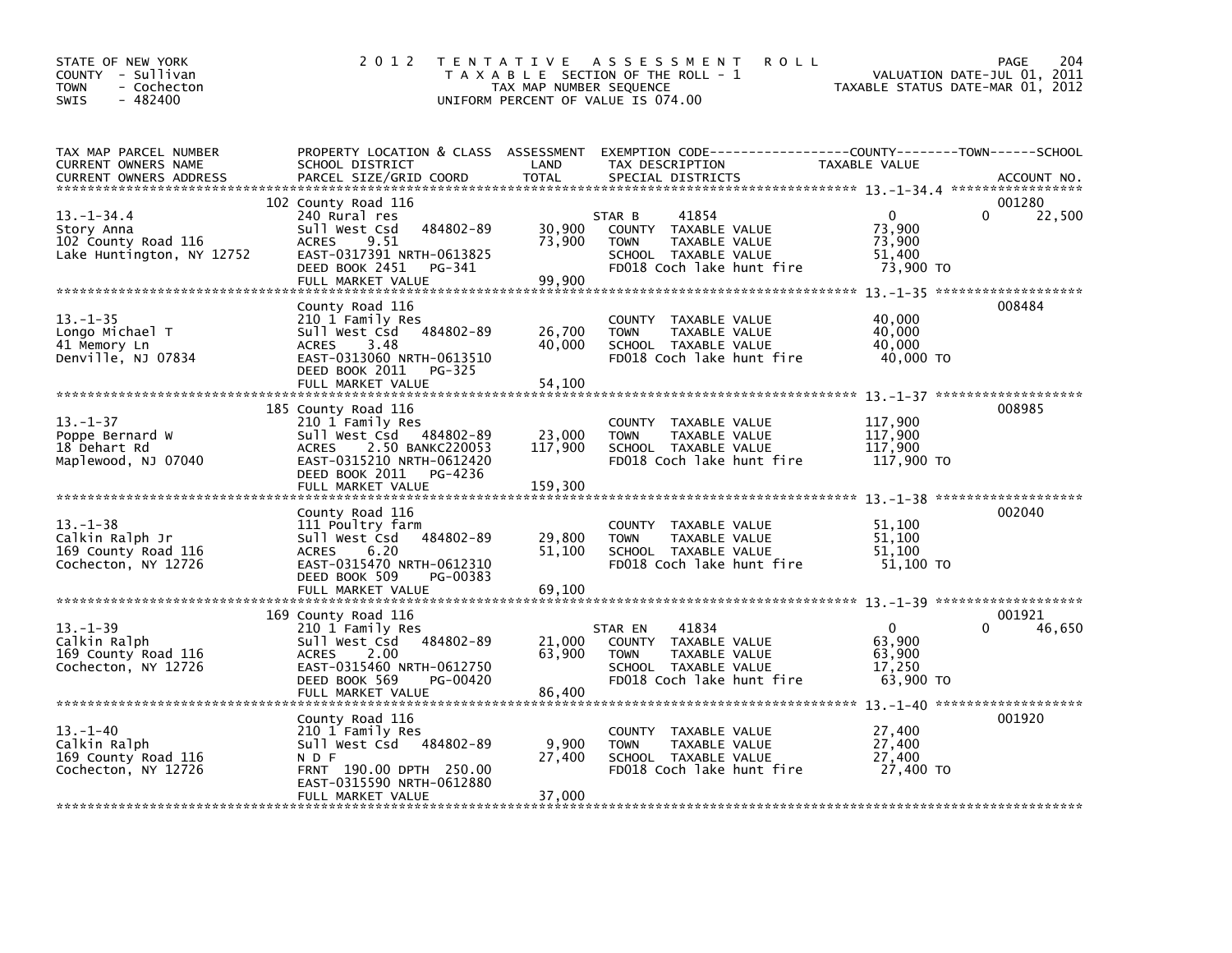STATE OF NEW YORK
COUNTY - Sullivan
TOWN - Cochecton
SWIS - 482400

2012 TENTATIVE ASSESSMENT ROLL
TAXABLE SECTION OF THE ROLL - 1
TAX MAP NUMBER SEQUENCE
UNIFORM PERCENT OF VALUE IS 074.00

VALUATION DATE-JUL 01, 2011
TAXABLE STATUS DATE-MAR 01, 2012

| TAX MAP PARCEL NUMBER / CURRENT OWNERS NAME / CURRENT OWNERS ADDRESS | PROPERTY LOCATION & CLASS / SCHOOL DISTRICT / PARCEL SIZE/GRID COORD | ASSESSMENT LAND / TOTAL | EXEMPTION CODE / TAX DESCRIPTION / SPECIAL DISTRICTS | COUNTY TAXABLE VALUE | TOWN | SCHOOL / ACCOUNT NO. |
|---|---|---|---|---|---|---|
| 13.-1-34.4 | 102 County Road 116 | | | | | 001280 |
| Story Anna | 240 Rural res | | STAR B 41854 | 0 | 0 | 22,500 |
| 102 County Road 116 | Sull West Csd 484802-89 | 30,900 | COUNTY TAXABLE VALUE | 73,900 | | |
| Lake Huntington, NY 12752 | ACRES 9.51 | 73,900 | TOWN TAXABLE VALUE | 73,900 | | |
| | EAST-0317391 NRTH-0613825 | | SCHOOL TAXABLE VALUE | 51,400 | | |
| | DEED BOOK 2451 PG-341 | | FD018 Coch lake hunt fire | 73,900 TO | | |
| | FULL MARKET VALUE | 99,900 | | | | |
| 13.-1-35 | County Road 116 | | | | | 008484 |
| Longo Michael T | 210 1 Family Res | | COUNTY TAXABLE VALUE | 40,000 | | |
| 41 Memory Ln | Sull West Csd 484802-89 | 26,700 | TOWN TAXABLE VALUE | 40,000 | | |
| Denville, NJ 07834 | ACRES 3.48 | 40,000 | SCHOOL TAXABLE VALUE | 40,000 | | |
| | EAST-0313060 NRTH-0613510 | | FD018 Coch lake hunt fire | 40,000 TO | | |
| | DEED BOOK 2011 PG-325 | | | | | |
| | FULL MARKET VALUE | 54,100 | | | | |
| 13.-1-37 | 185 County Road 116 | | | | | 008985 |
| Poppe Bernard W | 210 1 Family Res | | COUNTY TAXABLE VALUE | 117,900 | | |
| 18 Dehart Rd | Sull West Csd 484802-89 | 23,000 | TOWN TAXABLE VALUE | 117,900 | | |
| Maplewood, NJ 07040 | ACRES 2.50 BANKC220053 | 117,900 | SCHOOL TAXABLE VALUE | 117,900 | | |
| | EAST-0315210 NRTH-0612420 | | FD018 Coch lake hunt fire | 117,900 TO | | |
| | DEED BOOK 2011 PG-4236 | | | | | |
| | FULL MARKET VALUE | 159,300 | | | | |
| 13.-1-38 | County Road 116 | | | | | 002040 |
| Calkin Ralph Jr | 111 Poultry farm | | COUNTY TAXABLE VALUE | 51,100 | | |
| 169 County Road 116 | Sull West Csd 484802-89 | 29,800 | TOWN TAXABLE VALUE | 51,100 | | |
| Cochecton, NY 12726 | ACRES 6.20 | 51,100 | SCHOOL TAXABLE VALUE | 51,100 | | |
| | EAST-0315470 NRTH-0612310 | | FD018 Coch lake hunt fire | 51,100 TO | | |
| | DEED BOOK 509 PG-00383 | | | | | |
| | FULL MARKET VALUE | 69,100 | | | | |
| 13.-1-39 | 169 County Road 116 | | | | | 001921 |
| Calkin Ralph | 210 1 Family Res | | STAR EN 41834 | 0 | 0 | 46,650 |
| 169 County Road 116 | Sull West Csd 484802-89 | 21,000 | COUNTY TAXABLE VALUE | 63,900 | | |
| Cochecton, NY 12726 | ACRES 2.00 | 63,900 | TOWN TAXABLE VALUE | 63,900 | | |
| | EAST-0315460 NRTH-0612750 | | SCHOOL TAXABLE VALUE | 17,250 | | |
| | DEED BOOK 569 PG-00420 | | FD018 Coch lake hunt fire | 63,900 TO | | |
| | FULL MARKET VALUE | 86,400 | | | | |
| 13.-1-40 | County Road 116 | | | | | 001920 |
| Calkin Ralph | 210 1 Family Res | | COUNTY TAXABLE VALUE | 27,400 | | |
| 169 County Road 116 | Sull West Csd 484802-89 | 9,900 | TOWN TAXABLE VALUE | 27,400 | | |
| Cochecton, NY 12726 | N D F | 27,400 | SCHOOL TAXABLE VALUE | 27,400 | | |
| | FRNT 190.00 DPTH 250.00 | | FD018 Coch lake hunt fire | 27,400 TO | | |
| | EAST-0315590 NRTH-0612880 | | | | | |
| | FULL MARKET VALUE | 37,000 | | | | |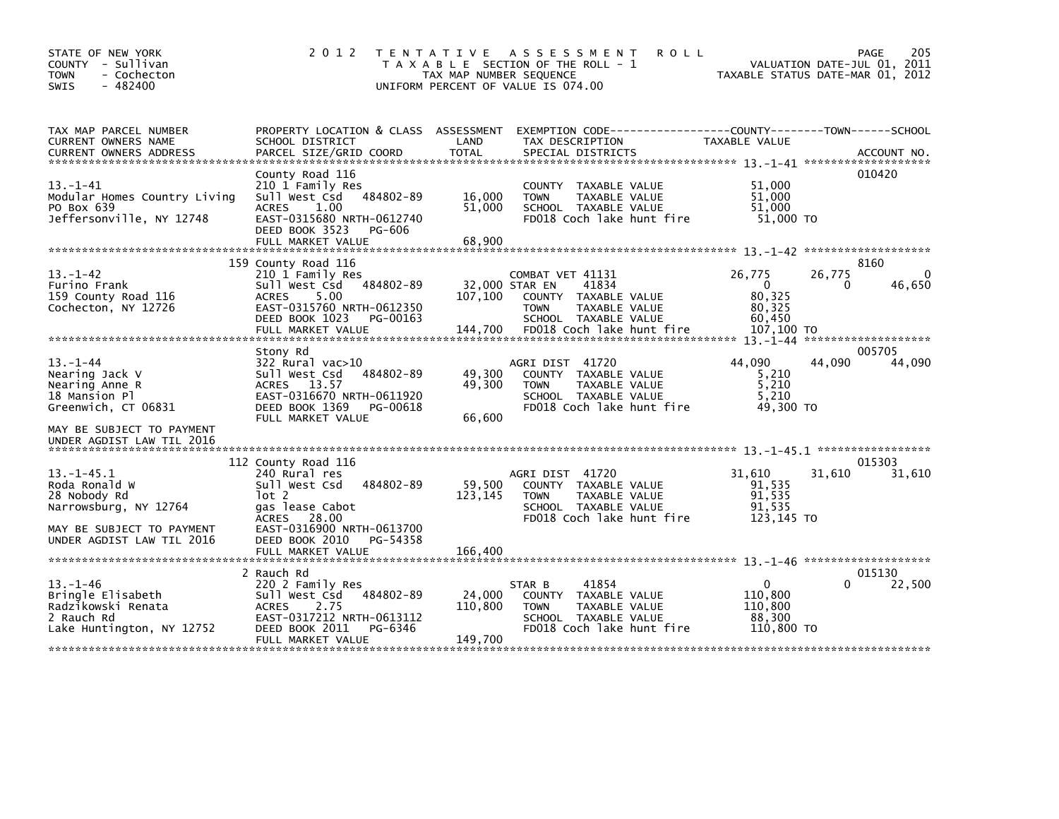STATE OF NEW YORK
COUNTY - Sullivan
TOWN - Cochecton
SWIS - 482400

# 2012 TENTATIVE ASSESSMENT ROLL

TAXABLE SECTION OF THE ROLL - 1
TAX MAP NUMBER SEQUENCE
UNIFORM PERCENT OF VALUE IS 074.00

VALUATION DATE-JUL 01, 2011
TAXABLE STATUS DATE-MAR 01, 2012

| TAX MAP PARCEL NUMBER / CURRENT OWNERS NAME / CURRENT OWNERS ADDRESS | PROPERTY LOCATION & CLASS / SCHOOL DISTRICT / PARCEL SIZE/GRID COORD | ASSESSMENT LAND | TOTAL | EXEMPTION CODE / TAX DESCRIPTION / SPECIAL DISTRICTS | COUNTY TAXABLE VALUE | TOWN | SCHOOL | ACCOUNT NO. |
|---|---|---|---|---|---|---|---|---|
| 13.-1-41 | County Road 116 | | | | | | | 010420 |
| | 210 1 Family Res | | | COUNTY TAXABLE VALUE | 51,000 | | | |
| Modular Homes Country Living | Sull West Csd 484802-89 | 16,000 | | TOWN TAXABLE VALUE | 51,000 | | | |
| PO Box 639 | ACRES 1.00 | | 51,000 | SCHOOL TAXABLE VALUE | 51,000 | | | |
| Jeffersonville, NY 12748 | EAST-0315680 NRTH-0612740 | | | FD018 Coch lake hunt fire | 51,000 TO | | | |
| | DEED BOOK 3523 PG-606 | | | | | | | |
| | FULL MARKET VALUE | | 68,900 | | | | | |
| 13.-1-42 | 159 County Road 116 | | | | | | | 8160 |
| Furino Frank | 210 1 Family Res | | | COMBAT VET 41131 | 26,775 | 26,775 | 0 | |
| 159 County Road 116 | Sull West Csd 484802-89 | 32,000 | | STAR EN 41834 | 0 | 0 | 46,650 | |
| Cochecton, NY 12726 | ACRES 5.00 | | 107,100 | COUNTY TAXABLE VALUE | 80,325 | | | |
| | EAST-0315760 NRTH-0612350 | | | TOWN TAXABLE VALUE | 80,325 | | | |
| | DEED BOOK 1023 PG-00163 | | | SCHOOL TAXABLE VALUE | 60,450 | | | |
| | FULL MARKET VALUE | | 144,700 | FD018 Coch lake hunt fire | 107,100 TO | | | |
| 13.-1-44 | Stony Rd | | | | | | | 005705 |
| Nearing Jack V | 322 Rural vac>10 | | | AGRI DIST 41720 | 44,090 | 44,090 | 44,090 | |
| Nearing Anne R | Sull West Csd 484802-89 | 49,300 | | COUNTY TAXABLE VALUE | 5,210 | | | |
| 18 Mansion Pl | ACRES 13.57 | | 49,300 | TOWN TAXABLE VALUE | 5,210 | | | |
| Greenwich, CT 06831 | EAST-0316670 NRTH-0611920 | | | SCHOOL TAXABLE VALUE | 5,210 | | | |
| | DEED BOOK 1369 PG-00618 | | | FD018 Coch lake hunt fire | 49,300 TO | | | |
| MAY BE SUBJECT TO PAYMENT UNDER AGDIST LAW TIL 2016 | FULL MARKET VALUE | | 66,600 | | | | | |
| 13.-1-45.1 | 112 County Road 116 | | | | | | | 015303 |
| Roda Ronald W | 240 Rural res | | | AGRI DIST 41720 | 31,610 | 31,610 | 31,610 | |
| 28 Nobody Rd | Sull West Csd 484802-89 | 59,500 | | COUNTY TAXABLE VALUE | 91,535 | | | |
| Narrowsburg, NY 12764 | lot 2 | | 123,145 | TOWN TAXABLE VALUE | 91,535 | | | |
| | gas lease Cabot | | | SCHOOL TAXABLE VALUE | 91,535 | | | |
| | ACRES 28.00 | | | FD018 Coch lake hunt fire | 123,145 TO | | | |
| MAY BE SUBJECT TO PAYMENT UNDER AGDIST LAW TIL 2016 | EAST-0316900 NRTH-0613700 | | | | | | | |
| | DEED BOOK 2010 PG-54358 | | | | | | | |
| | FULL MARKET VALUE | | 166,400 | | | | | |
| 13.-1-46 | 2 Rauch Rd | | | | | | | 015130 |
| Bringle Elisabeth | 220 2 Family Res | | | STAR B 41854 | 0 | 0 | 22,500 | |
| Radzikowski Renata | Sull West Csd 484802-89 | 24,000 | | COUNTY TAXABLE VALUE | 110,800 | | | |
| 2 Rauch Rd | ACRES 2.75 | | 110,800 | TOWN TAXABLE VALUE | 110,800 | | | |
| Lake Huntington, NY 12752 | EAST-0317212 NRTH-0613112 | | | SCHOOL TAXABLE VALUE | 88,300 | | | |
| | DEED BOOK 2011 PG-6346 | | | FD018 Coch lake hunt fire | 110,800 TO | | | |
| | FULL MARKET VALUE | | 149,700 | | | | | |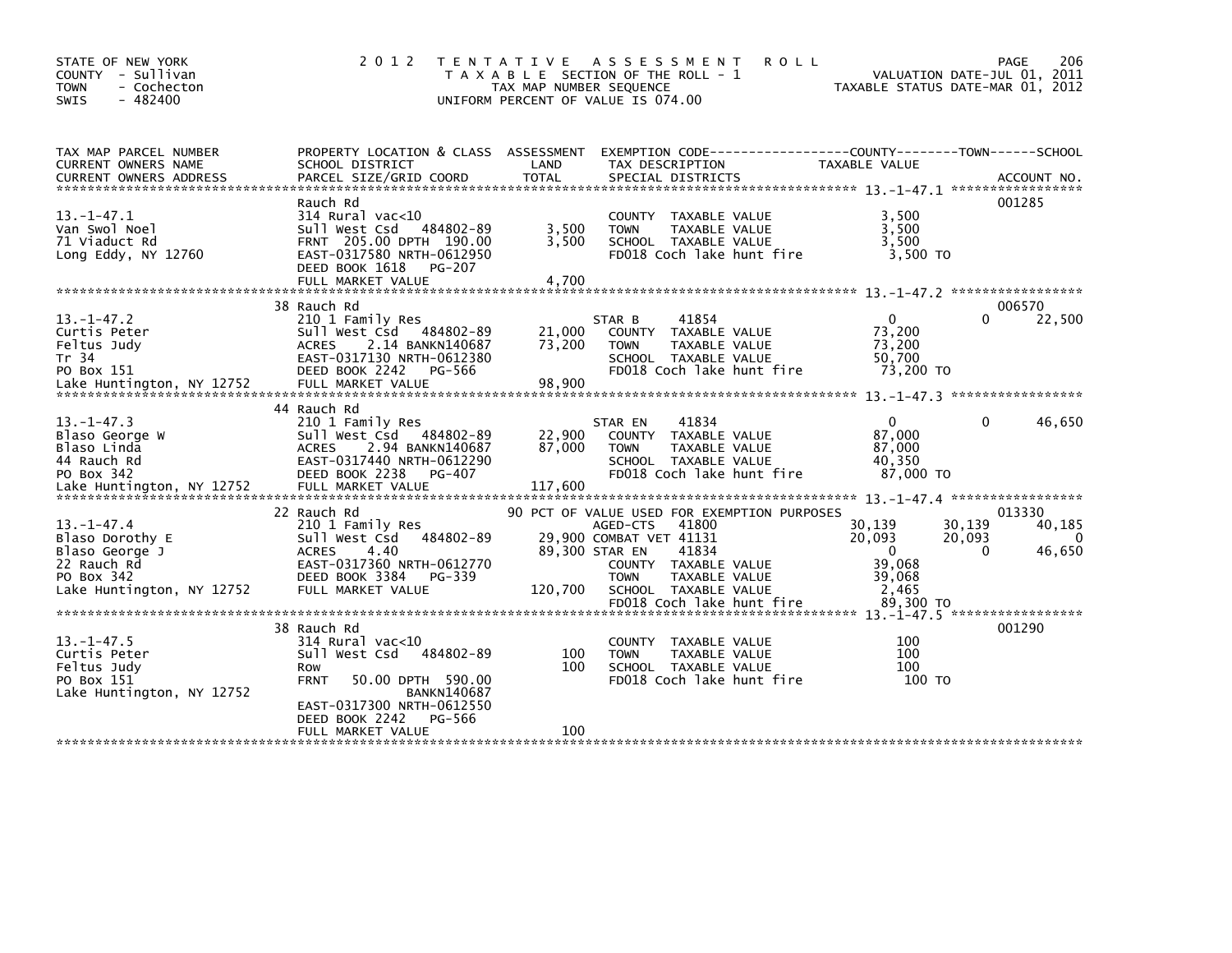STATE OF NEW YORK
COUNTY - Sullivan
TOWN - Cochecton
SWIS - 482400

2 0 1 2 T E N T A T I V E A S S E S S M E N T R O L L
T A X A B L E SECTION OF THE ROLL - 1
TAX MAP NUMBER SEQUENCE
UNIFORM PERCENT OF VALUE IS 074.00

VALUATION DATE-JUL 01, 2011
TAXABLE STATUS DATE-MAR 01, 2012

| TAX MAP PARCEL NUMBER / CURRENT OWNERS NAME / CURRENT OWNERS ADDRESS | PROPERTY LOCATION & CLASS / SCHOOL DISTRICT / PARCEL SIZE/GRID COORD | ASSESSMENT LAND / TOTAL | EXEMPTION CODE / TAX DESCRIPTION / SPECIAL DISTRICTS | COUNTY TAXABLE VALUE | TOWN | SCHOOL / ACCOUNT NO. |
|---|---|---|---|---|---|---|
| **13.-1-47.1** | Rauch Rd | | | | | 001285 |
| 13.-1-47.1 | 314 Rural vac<10 | | COUNTY TAXABLE VALUE | 3,500 | | |
| Van Swol Noel | Sull West Csd 484802-89 | 3,500 | TOWN TAXABLE VALUE | 3,500 | | |
| 71 Viaduct Rd | FRNT 205.00 DPTH 190.00 | 3,500 | SCHOOL TAXABLE VALUE | 3,500 | | |
| Long Eddy, NY 12760 | EAST-0317580 NRTH-0612950 | | FD018 Coch lake hunt fire | 3,500 TO | | |
| | DEED BOOK 1618 PG-207 | | | | | |
| | FULL MARKET VALUE | 4,700 | | | | |
| **13.-1-47.2** | 38 Rauch Rd | | | | | 006570 |
| 13.-1-47.2 | 210 1 Family Res | | STAR B 41854 | 0 | 0 | 22,500 |
| Curtis Peter | Sull West Csd 484802-89 | 21,000 | COUNTY TAXABLE VALUE | 73,200 | | |
| Feltus Judy | ACRES 2.14 BANKN140687 | 73,200 | TOWN TAXABLE VALUE | 73,200 | | |
| Tr 34 | EAST-0317130 NRTH-0612380 | | SCHOOL TAXABLE VALUE | 50,700 | | |
| PO Box 151 | DEED BOOK 2242 PG-566 | | FD018 Coch lake hunt fire | 73,200 TO | | |
| Lake Huntington, NY 12752 | FULL MARKET VALUE | 98,900 | | | | |
| **13.-1-47.3** | 44 Rauch Rd | | | | | |
| 13.-1-47.3 | 210 1 Family Res | | STAR EN 41834 | 0 | 0 | 46,650 |
| Blaso George W | Sull West Csd 484802-89 | 22,900 | COUNTY TAXABLE VALUE | 87,000 | | |
| Blaso Linda | ACRES 2.94 BANKN140687 | 87,000 | TOWN TAXABLE VALUE | 87,000 | | |
| 44 Rauch Rd | EAST-0317440 NRTH-0612290 | | SCHOOL TAXABLE VALUE | 40,350 | | |
| PO Box 342 | DEED BOOK 2238 PG-407 | | FD018 Coch lake hunt fire | 87,000 TO | | |
| Lake Huntington, NY 12752 | FULL MARKET VALUE | 117,600 | | | | |
| **13.-1-47.4** | 22 Rauch Rd | | 90 PCT OF VALUE USED FOR EXEMPTION PURPOSES | | | 013330 |
| 13.-1-47.4 | 210 1 Family Res | | AGED-CTS 41800 | 30,139 | 30,139 | 40,185 |
| Blaso Dorothy E | Sull West Csd 484802-89 | 29,900 | COMBAT VET 41131 | 20,093 | 20,093 | 0 |
| Blaso George J | ACRES 4.40 | 89,300 | STAR EN 41834 | 0 | 0 | 46,650 |
| 22 Rauch Rd | EAST-0317360 NRTH-0612770 | | COUNTY TAXABLE VALUE | 39,068 | | |
| PO Box 342 | DEED BOOK 3384 PG-339 | | TOWN TAXABLE VALUE | 39,068 | | |
| Lake Huntington, NY 12752 | FULL MARKET VALUE | 120,700 | SCHOOL TAXABLE VALUE | 2,465 | | |
| | | | FD018 Coch lake hunt fire | 89,300 TO | | |
| **13.-1-47.5** | 38 Rauch Rd | | | | | 001290 |
| 13.-1-47.5 | 314 Rural vac<10 | | COUNTY TAXABLE VALUE | 100 | | |
| Curtis Peter | Sull West Csd 484802-89 | 100 | TOWN TAXABLE VALUE | 100 | | |
| Feltus Judy | Row | 100 | SCHOOL TAXABLE VALUE | 100 | | |
| PO Box 151 | FRNT 50.00 DPTH 590.00 | | FD018 Coch lake hunt fire | 100 TO | | |
| Lake Huntington, NY 12752 | BANKN140687 | | | | | |
| | EAST-0317300 NRTH-0612550 | | | | | |
| | DEED BOOK 2242 PG-566 | | | | | |
| | FULL MARKET VALUE | 100 | | | | |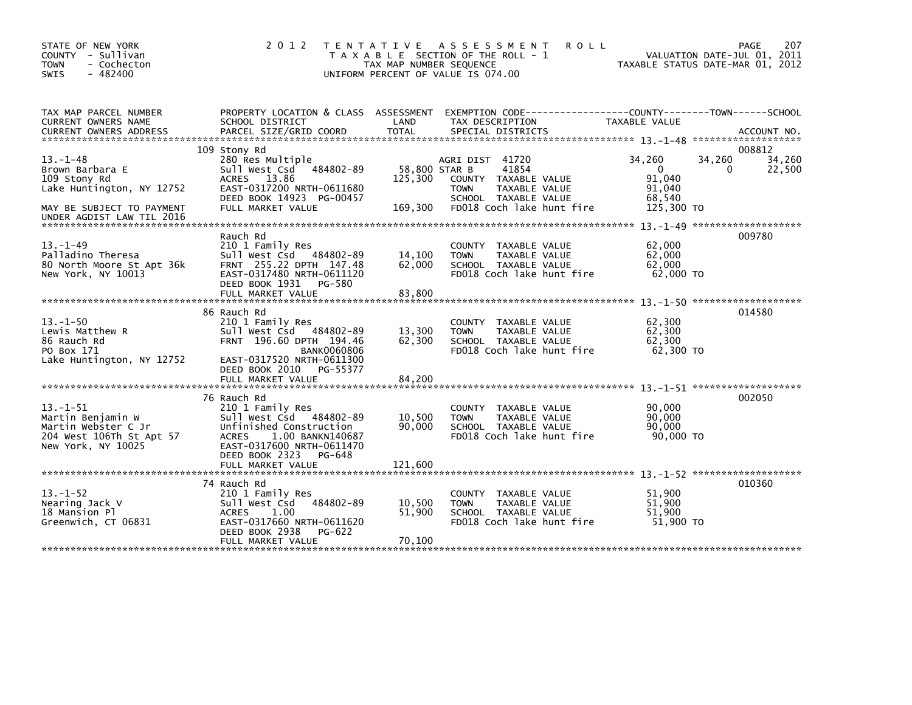STATE OF NEW YORK
COUNTY - Sullivan
TOWN - Cochecton
SWIS - 482400

2012 TENTATIVE ASSESSMENT ROLL
TAXABLE SECTION OF THE ROLL - 1
TAX MAP NUMBER SEQUENCE
UNIFORM PERCENT OF VALUE IS 074.00

VALUATION DATE-JUL 01, 2011
TAXABLE STATUS DATE-MAR 01, 2012

| TAX MAP PARCEL NUMBER / CURRENT OWNERS NAME / CURRENT OWNERS ADDRESS | PROPERTY LOCATION & CLASS / SCHOOL DISTRICT / PARCEL SIZE/GRID COORD | ASSESSMENT LAND | TOTAL | EXEMPTION CODE / TAX DESCRIPTION / SPECIAL DISTRICTS | COUNTY TAXABLE VALUE | TOWN | SCHOOL | ACCOUNT NO. |
|---|---|---|---|---|---|---|---|---|
| | 109 Stony Rd | | | | | | | 008812 |
| 13.-1-48 | 280 Res Multiple | | | AGRI DIST 41720 | 34,260 | 34,260 | 34,260 | |
| Brown Barbara E | Sull West Csd 484802-89 | 58,800 | | STAR B 41854 | 0 | 0 | 22,500 | |
| 109 Stony Rd | ACRES 13.86 | | 125,300 | COUNTY TAXABLE VALUE | 91,040 | | | |
| Lake Huntington, NY 12752 | EAST-0317200 NRTH-0611680 | | | TOWN TAXABLE VALUE | 91,040 | | | |
| | DEED BOOK 14923 PG-00457 | | | SCHOOL TAXABLE VALUE | 68,540 | | | |
| MAY BE SUBJECT TO PAYMENT UNDER AGDIST LAW TIL 2016 | FULL MARKET VALUE | | 169,300 | FD018 Coch lake hunt fire | 125,300 TO | | | |
| | Rauch Rd | | | | | | | 009780 |
| 13.-1-49 | 210 1 Family Res | | | COUNTY TAXABLE VALUE | 62,000 | | | |
| Palladino Theresa | Sull West Csd 484802-89 | 14,100 | | TOWN TAXABLE VALUE | 62,000 | | | |
| 80 North Moore St Apt 36k | FRNT 255.22 DPTH 147.48 | | 62,000 | SCHOOL TAXABLE VALUE | 62,000 | | | |
| New York, NY 10013 | EAST-0317480 NRTH-0611120 | | | FD018 Coch lake hunt fire | 62,000 TO | | | |
| | DEED BOOK 1931 PG-580 | | | | | | | |
| | FULL MARKET VALUE | | 83,800 | | | | | |
| | 86 Rauch Rd | | | | | | | 014580 |
| 13.-1-50 | 210 1 Family Res | | | COUNTY TAXABLE VALUE | 62,300 | | | |
| Lewis Matthew R | Sull West Csd 484802-89 | 13,300 | | TOWN TAXABLE VALUE | 62,300 | | | |
| 86 Rauch Rd | FRNT 196.60 DPTH 194.46 | | 62,300 | SCHOOL TAXABLE VALUE | 62,300 | | | |
| PO Box 171 | BANK0060806 | | | FD018 Coch lake hunt fire | 62,300 TO | | | |
| Lake Huntington, NY 12752 | EAST-0317520 NRTH-0611300 | | | | | | | |
| | DEED BOOK 2010 PG-55377 | | | | | | | |
| | FULL MARKET VALUE | | 84,200 | | | | | |
| | 76 Rauch Rd | | | | | | | 002050 |
| 13.-1-51 | 210 1 Family Res | | | COUNTY TAXABLE VALUE | 90,000 | | | |
| Martin Benjamin W | Sull West Csd 484802-89 | 10,500 | | TOWN TAXABLE VALUE | 90,000 | | | |
| Martin Webster C Jr | Unfinished Construction | | 90,000 | SCHOOL TAXABLE VALUE | 90,000 | | | |
| 204 West 106Th St Apt 57 | ACRES 1.00 BANKN140687 | | | FD018 Coch lake hunt fire | 90,000 TO | | | |
| New York, NY 10025 | EAST-0317600 NRTH-0611470 | | | | | | | |
| | DEED BOOK 2323 PG-648 | | | | | | | |
| | FULL MARKET VALUE | | 121,600 | | | | | |
| | 74 Rauch Rd | | | | | | | 010360 |
| 13.-1-52 | 210 1 Family Res | | | COUNTY TAXABLE VALUE | 51,900 | | | |
| Nearing Jack V | Sull West Csd 484802-89 | 10,500 | | TOWN TAXABLE VALUE | 51,900 | | | |
| 18 Mansion Pl | ACRES 1.00 | | 51,900 | SCHOOL TAXABLE VALUE | 51,900 | | | |
| Greenwich, CT 06831 | EAST-0317660 NRTH-0611620 | | | FD018 Coch lake hunt fire | 51,900 TO | | | |
| | DEED BOOK 2938 PG-622 | | | | | | | |
| | FULL MARKET VALUE | | 70,100 | | | | | |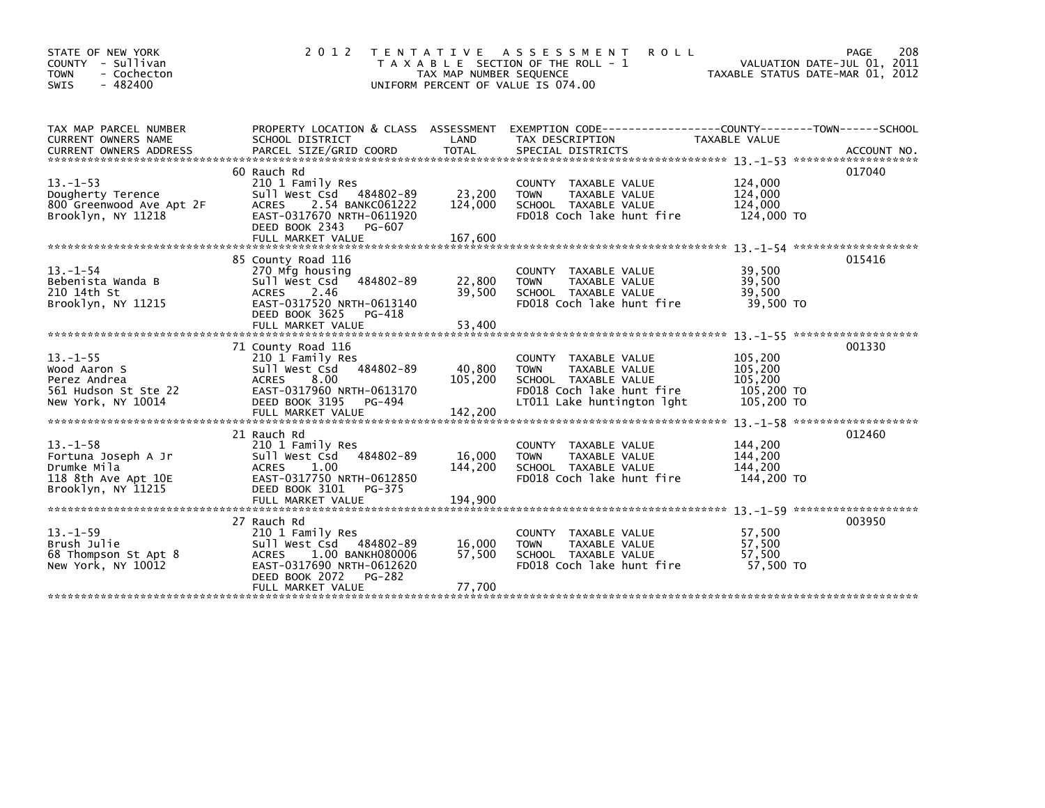STATE OF NEW YORK
COUNTY - Sullivan
TOWN - Cochecton
SWIS - 482400

2012 TENTATIVE ASSESSMENT ROLL
TAXABLE SECTION OF THE ROLL - 1
TAX MAP NUMBER SEQUENCE
UNIFORM PERCENT OF VALUE IS 074.00

VALUATION DATE-JUL 01, 2011
TAXABLE STATUS DATE-MAR 01, 2012

| TAX MAP PARCEL NUMBER / CURRENT OWNERS NAME / CURRENT OWNERS ADDRESS | PROPERTY LOCATION & CLASS / SCHOOL DISTRICT / PARCEL SIZE/GRID COORD | ASSESSMENT LAND | ASSESSMENT TOTAL | EXEMPTION CODE / TAX DESCRIPTION / SPECIAL DISTRICTS | TAXABLE VALUE (COUNTY / TOWN / SCHOOL) | ACCOUNT NO. |
|---|---|---|---|---|---|---|
| 13.-1-53 | 60 Rauch Rd | | | | | 017040 |
| Dougherty Terence | 210 1 Family Res | | | COUNTY TAXABLE VALUE | 124,000 | |
| 800 Greenwood Ave Apt 2F | Sull West Csd 484802-89 | 23,200 | | TOWN TAXABLE VALUE | 124,000 | |
| Brooklyn, NY 11218 | ACRES 2.54 BANKC061222 | | 124,000 | SCHOOL TAXABLE VALUE | 124,000 | |
| | EAST-0317670 NRTH-0611920 | | | FD018 Coch lake hunt fire | 124,000 TO | |
| | DEED BOOK 2343 PG-607 | | | | | |
| | FULL MARKET VALUE | | 167,600 | | | |
| 13.-1-54 | 85 County Road 116 | | | | | 015416 |
| Bebenista Wanda B | 270 Mfg housing | | | COUNTY TAXABLE VALUE | 39,500 | |
| 210 14th St | Sull West Csd 484802-89 | 22,800 | | TOWN TAXABLE VALUE | 39,500 | |
| Brooklyn, NY 11215 | ACRES 2.46 | | 39,500 | SCHOOL TAXABLE VALUE | 39,500 | |
| | EAST-0317520 NRTH-0613140 | | | FD018 Coch lake hunt fire | 39,500 TO | |
| | DEED BOOK 3625 PG-418 | | | | | |
| | FULL MARKET VALUE | | 53,400 | | | |
| 13.-1-55 | 71 County Road 116 | | | | | 001330 |
| Wood Aaron S | 210 1 Family Res | | | COUNTY TAXABLE VALUE | 105,200 | |
| Perez Andrea | Sull West Csd 484802-89 | 40,800 | | TOWN TAXABLE VALUE | 105,200 | |
| 561 Hudson St Ste 22 | ACRES 8.00 | | 105,200 | SCHOOL TAXABLE VALUE | 105,200 | |
| New York, NY 10014 | EAST-0317960 NRTH-0613170 | | | FD018 Coch lake hunt fire | 105,200 TO | |
| | DEED BOOK 3195 PG-494 | | | LT011 Lake huntington lght | 105,200 TO | |
| | FULL MARKET VALUE | | 142,200 | | | |
| 13.-1-58 | 21 Rauch Rd | | | | | 012460 |
| Fortuna Joseph A Jr | 210 1 Family Res | | | COUNTY TAXABLE VALUE | 144,200 | |
| Drumke Mila | Sull West Csd 484802-89 | 16,000 | | TOWN TAXABLE VALUE | 144,200 | |
| 118 8th Ave Apt 10E | ACRES 1.00 | | 144,200 | SCHOOL TAXABLE VALUE | 144,200 | |
| Brooklyn, NY 11215 | EAST-0317750 NRTH-0612850 | | | FD018 Coch lake hunt fire | 144,200 TO | |
| | DEED BOOK 3101 PG-375 | | | | | |
| | FULL MARKET VALUE | | 194,900 | | | |
| 13.-1-59 | 27 Rauch Rd | | | | | 003950 |
| Brush Julie | 210 1 Family Res | | | COUNTY TAXABLE VALUE | 57,500 | |
| 68 Thompson St Apt 8 | Sull West Csd 484802-89 | 16,000 | | TOWN TAXABLE VALUE | 57,500 | |
| New York, NY 10012 | ACRES 1.00 BANKH080006 | | 57,500 | SCHOOL TAXABLE VALUE | 57,500 | |
| | EAST-0317690 NRTH-0612620 | | | FD018 Coch lake hunt fire | 57,500 TO | |
| | DEED BOOK 2072 PG-282 | | | | | |
| | FULL MARKET VALUE | | 77,700 | | | |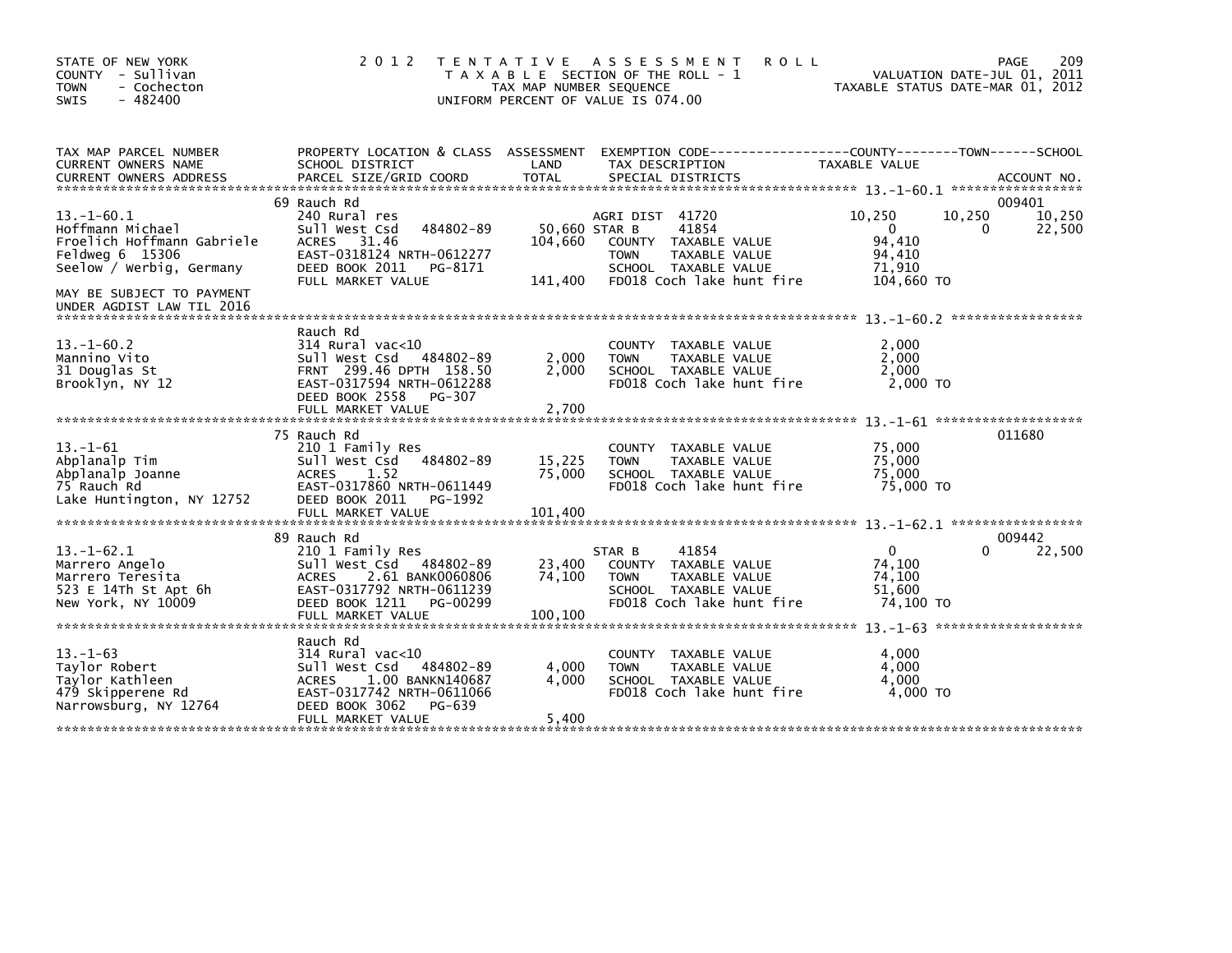STATE OF NEW YORK
COUNTY - Sullivan
TOWN - Cochecton
SWIS - 482400

# 2012 TENTATIVE ASSESSMENT ROLL

TAXABLE SECTION OF THE ROLL - 1
TAX MAP NUMBER SEQUENCE
UNIFORM PERCENT OF VALUE IS 074.00

VALUATION DATE-JUL 01, 2011
TAXABLE STATUS DATE-MAR 01, 2012

| TAX MAP PARCEL NUMBER / CURRENT OWNERS NAME / CURRENT OWNERS ADDRESS | PROPERTY LOCATION & CLASS / SCHOOL DISTRICT / PARCEL SIZE/GRID COORD | ASSESSMENT LAND | TOTAL | EXEMPTION CODE / TAX DESCRIPTION / SPECIAL DISTRICTS | COUNTY TAXABLE VALUE | TOWN | SCHOOL | ACCOUNT NO. |
|---|---|---|---|---|---|---|---|---|
| **13.-1-60.1** | 69 Rauch Rd | | | | | | | 009401 |
| 13.-1-60.1 | 240 Rural res | | | AGRI DIST 41720 | 10,250 | 10,250 | 10,250 | |
| Hoffmann Michael | Sull West Csd 484802-89 | 50,660 | | STAR B 41854 | 0 | 0 | 22,500 | |
| Froelich Hoffmann Gabriele | ACRES 31.46 | | 104,660 | COUNTY TAXABLE VALUE | 94,410 | | | |
| Feldweg 6 15306 | EAST-0318124 NRTH-0612277 | | | TOWN TAXABLE VALUE | 94,410 | | | |
| Seelow / Werbig, Germany | DEED BOOK 2011 PG-8171 | | | SCHOOL TAXABLE VALUE | 71,910 | | | |
| | FULL MARKET VALUE | | 141,400 | FD018 Coch lake hunt fire | 104,660 TO | | | |
| MAY BE SUBJECT TO PAYMENT UNDER AGDIST LAW TIL 2016 | | | | | | | | |
| **13.-1-60.2** | Rauch Rd | | | | | | | |
| 13.-1-60.2 | 314 Rural vac<10 | | | COUNTY TAXABLE VALUE | 2,000 | | | |
| Mannino Vito | Sull West Csd 484802-89 | 2,000 | | TOWN TAXABLE VALUE | 2,000 | | | |
| 31 Douglas St | FRNT 299.46 DPTH 158.50 | | 2,000 | SCHOOL TAXABLE VALUE | 2,000 | | | |
| Brooklyn, NY 12 | EAST-0317594 NRTH-0612288 | | | FD018 Coch lake hunt fire | 2,000 TO | | | |
| | DEED BOOK 2558 PG-307 | | | | | | | |
| | FULL MARKET VALUE | | 2,700 | | | | | |
| **13.-1-61** | 75 Rauch Rd | | | | | | | 011680 |
| 13.-1-61 | 210 1 Family Res | | | COUNTY TAXABLE VALUE | 75,000 | | | |
| Abplanalp Tim | Sull West Csd 484802-89 | 15,225 | | TOWN TAXABLE VALUE | 75,000 | | | |
| Abplanalp Joanne | ACRES 1.52 | | 75,000 | SCHOOL TAXABLE VALUE | 75,000 | | | |
| 75 Rauch Rd | EAST-0317860 NRTH-0611449 | | | FD018 Coch lake hunt fire | 75,000 TO | | | |
| Lake Huntington, NY 12752 | DEED BOOK 2011 PG-1992 | | | | | | | |
| | FULL MARKET VALUE | | 101,400 | | | | | |
| **13.-1-62.1** | 89 Rauch Rd | | | | | | | 009442 |
| 13.-1-62.1 | 210 1 Family Res | | | STAR B 41854 | 0 | 0 | 22,500 | |
| Marrero Angelo | Sull West Csd 484802-89 | 23,400 | | COUNTY TAXABLE VALUE | 74,100 | | | |
| Marrero Teresita | ACRES 2.61 BANK0060806 | | 74,100 | TOWN TAXABLE VALUE | 74,100 | | | |
| 523 E 14Th St Apt 6h | EAST-0317792 NRTH-0611239 | | | SCHOOL TAXABLE VALUE | 51,600 | | | |
| New York, NY 10009 | DEED BOOK 1211 PG-00299 | | | FD018 Coch lake hunt fire | 74,100 TO | | | |
| | FULL MARKET VALUE | | 100,100 | | | | | |
| **13.-1-63** | Rauch Rd | | | | | | | |
| 13.-1-63 | 314 Rural vac<10 | | | COUNTY TAXABLE VALUE | 4,000 | | | |
| Taylor Robert | Sull West Csd 484802-89 | 4,000 | | TOWN TAXABLE VALUE | 4,000 | | | |
| Taylor Kathleen | ACRES 1.00 BANKN140687 | | 4,000 | SCHOOL TAXABLE VALUE | 4,000 | | | |
| 479 Skipperene Rd | EAST-0317742 NRTH-0611066 | | | FD018 Coch lake hunt fire | 4,000 TO | | | |
| Narrowsburg, NY 12764 | DEED BOOK 3062 PG-639 | | | | | | | |
| | FULL MARKET VALUE | | 5,400 | | | | | |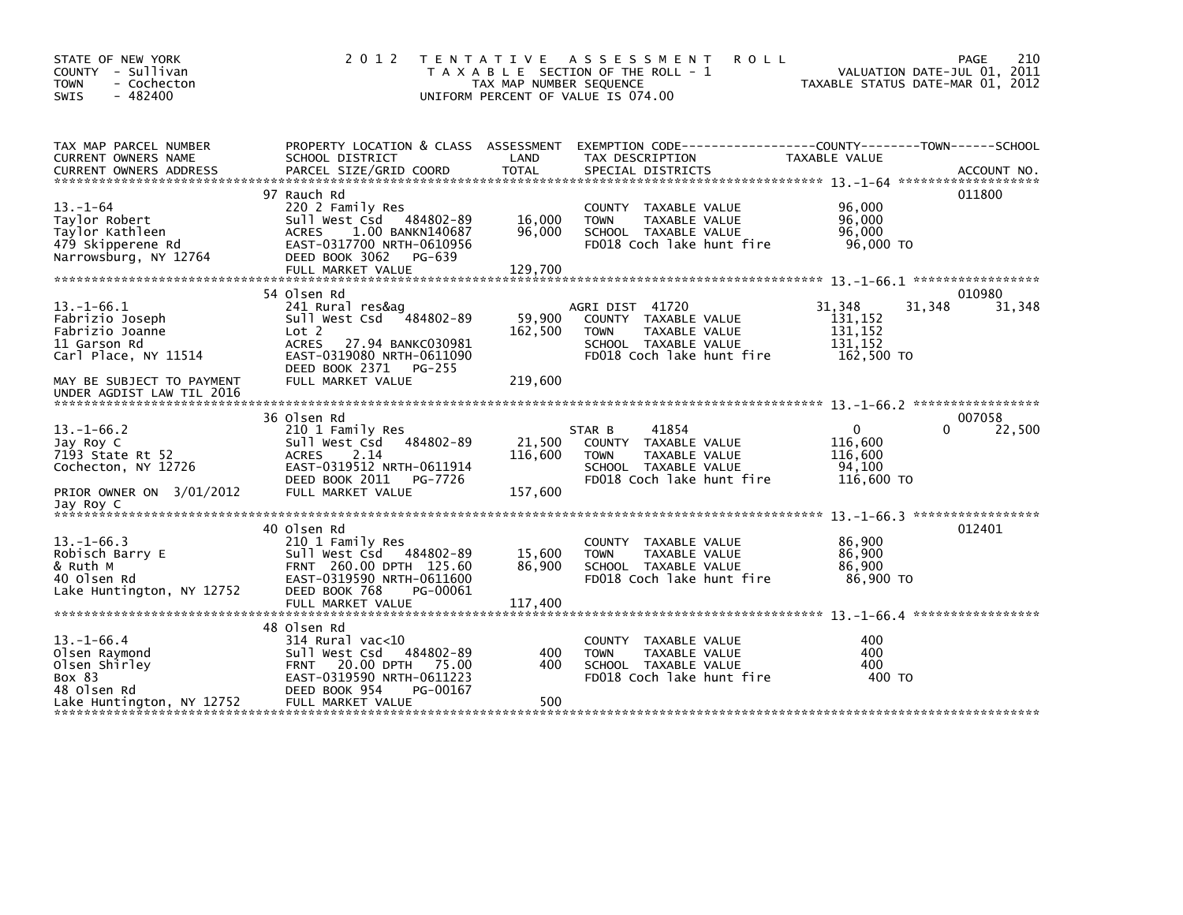STATE OF NEW YORK
COUNTY - Sullivan
TOWN - Cochecton
SWIS - 482400

2012 TENTATIVE ASSESSMENT ROLL
TAXABLE SECTION OF THE ROLL - 1
TAX MAP NUMBER SEQUENCE
UNIFORM PERCENT OF VALUE IS 074.00

VALUATION DATE-JUL 01, 2011
TAXABLE STATUS DATE-MAR 01, 2012

| TAX MAP PARCEL NUMBER / CURRENT OWNERS NAME / CURRENT OWNERS ADDRESS | PROPERTY LOCATION & CLASS / SCHOOL DISTRICT / PARCEL SIZE/GRID COORD | ASSESSMENT LAND | TOTAL | EXEMPTION CODE / TAX DESCRIPTION / SPECIAL DISTRICTS | COUNTY TAXABLE VALUE | TOWN | SCHOOL | ACCOUNT NO. |
|---|---|---|---|---|---|---|---|---|
| 13.-1-64 | 97 Rauch Rd | | | | | | | 011800 |
| Taylor Robert | 220 2 Family Res | | | COUNTY TAXABLE VALUE | 96,000 | | | |
| Taylor Kathleen | Sull West Csd 484802-89 | 16,000 | | TOWN TAXABLE VALUE | 96,000 | | | |
| 479 Skipperene Rd | ACRES 1.00 BANKN140687 | | 96,000 | SCHOOL TAXABLE VALUE | 96,000 | | | |
| Narrowsburg, NY 12764 | EAST-0317700 NRTH-0610956 | | | FD018 Coch lake hunt fire | 96,000 TO | | | |
| | DEED BOOK 3062 PG-639 | | | | | | | |
| | FULL MARKET VALUE | | 129,700 | | | | | |
| 13.-1-66.1 | 54 Olsen Rd | | | | | | | 010980 |
| Fabrizio Joseph | 241 Rural res&ag | | | AGRI DIST 41720 | 31,348 | 31,348 | 31,348 | |
| Fabrizio Joanne | Sull West Csd 484802-89 | 59,900 | | COUNTY TAXABLE VALUE | 131,152 | | | |
| 11 Garson Rd | Lot 2 | | 162,500 | TOWN TAXABLE VALUE | 131,152 | | | |
| Carl Place, NY 11514 | ACRES 27.94 BANKC030981 | | | SCHOOL TAXABLE VALUE | 131,152 | | | |
| | EAST-0319080 NRTH-0611090 | | | FD018 Coch lake hunt fire | 162,500 TO | | | |
| | DEED BOOK 2371 PG-255 | | | | | | | |
| MAY BE SUBJECT TO PAYMENT UNDER AGDIST LAW TIL 2016 | FULL MARKET VALUE | | 219,600 | | | | | |
| 13.-1-66.2 | 36 Olsen Rd | | | | | | | 007058 |
| Jay Roy C | 210 1 Family Res | | | STAR B 41854 | 0 | 0 | 22,500 | |
| 7193 State Rt 52 | Sull West Csd 484802-89 | 21,500 | | COUNTY TAXABLE VALUE | 116,600 | | | |
| Cochecton, NY 12726 | ACRES 2.14 | | 116,600 | TOWN TAXABLE VALUE | 116,600 | | | |
| | EAST-0319512 NRTH-0611914 | | | SCHOOL TAXABLE VALUE | 94,100 | | | |
| | DEED BOOK 2011 PG-7726 | | | FD018 Coch lake hunt fire | 116,600 TO | | | |
| PRIOR OWNER ON 3/01/2012 Jay Roy C | FULL MARKET VALUE | | 157,600 | | | | | |
| 13.-1-66.3 | 40 Olsen Rd | | | | | | | 012401 |
| Robisch Barry E | 210 1 Family Res | | | COUNTY TAXABLE VALUE | 86,900 | | | |
| & Ruth M | Sull West Csd 484802-89 | 15,600 | | TOWN TAXABLE VALUE | 86,900 | | | |
| 40 Olsen Rd | FRNT 260.00 DPTH 125.60 | | 86,900 | SCHOOL TAXABLE VALUE | 86,900 | | | |
| Lake Huntington, NY 12752 | EAST-0319590 NRTH-0611600 | | | FD018 Coch lake hunt fire | 86,900 TO | | | |
| | DEED BOOK 768 PG-00061 | | | | | | | |
| | FULL MARKET VALUE | | 117,400 | | | | | |
| 13.-1-66.4 | 48 Olsen Rd | | | | | | | |
| Olsen Raymond | 314 Rural vac<10 | | | COUNTY TAXABLE VALUE | 400 | | | |
| Olsen Shirley | Sull West Csd 484802-89 | 400 | | TOWN TAXABLE VALUE | 400 | | | |
| Box 83 | FRNT 20.00 DPTH 75.00 | | 400 | SCHOOL TAXABLE VALUE | 400 | | | |
| 48 Olsen Rd | EAST-0319590 NRTH-0611223 | | | FD018 Coch lake hunt fire | 400 TO | | | |
| Lake Huntington, NY 12752 | DEED BOOK 954 PG-00167 | | | | | | | |
| | FULL MARKET VALUE | | 500 | | | | | |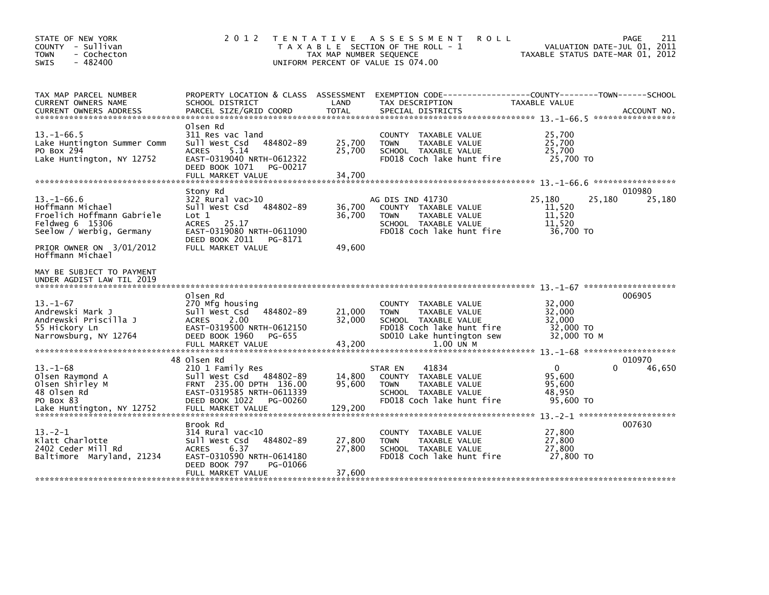STATE OF NEW YORK
COUNTY - Sullivan
TOWN - Cochecton
SWIS - 482400

2012 TENTATIVE ASSESSMENT ROLL
TAXABLE SECTION OF THE ROLL - 1
TAX MAP NUMBER SEQUENCE
UNIFORM PERCENT OF VALUE IS 074.00

VALUATION DATE-JUL 01, 2011
TAXABLE STATUS DATE-MAR 01, 2012

| TAX MAP PARCEL NUMBER / CURRENT OWNERS NAME / CURRENT OWNERS ADDRESS | PROPERTY LOCATION & CLASS / SCHOOL DISTRICT / PARCEL SIZE/GRID COORD | ASSESSMENT LAND / TOTAL | EXEMPTION CODE / TAX DESCRIPTION / SPECIAL DISTRICTS | COUNTY TAXABLE VALUE | TOWN | SCHOOL | ACCOUNT NO. |
|---|---|---|---|---|---|---|---|
| **13.-1-66.5** | Olsen Rd | | | | | | |
| 13.-1-66.5 | 311 Res vac land | | COUNTY TAXABLE VALUE | 25,700 | | | |
| Lake Huntington Summer Comm | Sull West Csd 484802-89 | 25,700 | TOWN TAXABLE VALUE | 25,700 | | | |
| PO Box 294 | ACRES 5.14 | 25,700 | SCHOOL TAXABLE VALUE | 25,700 | | | |
| Lake Huntington, NY 12752 | EAST-0319040 NRTH-0612322 | | FD018 Coch lake hunt fire | 25,700 TO | | | |
| | DEED BOOK 1071 PG-00217 | | | | | | |
| | FULL MARKET VALUE | 34,700 | | | | | |
| **13.-1-66.6** | Stony Rd | | | | | | 010980 |
| 13.-1-66.6 | 322 Rural vac>10 | | AG DIS IND 41730 | 25,180 | 25,180 | 25,180 | |
| Hoffmann Michael | Sull West Csd 484802-89 | 36,700 | COUNTY TAXABLE VALUE | 11,520 | | | |
| Froelich Hoffmann Gabriele | Lot 1 | 36,700 | TOWN TAXABLE VALUE | 11,520 | | | |
| Feldweg 6 15306 | ACRES 25.17 | | SCHOOL TAXABLE VALUE | 11,520 | | | |
| Seelow / Werbig, Germany | EAST-0319080 NRTH-0611090 | | FD018 Coch lake hunt fire | 36,700 TO | | | |
| | DEED BOOK 2011 PG-8171 | | | | | | |
| PRIOR OWNER ON 3/01/2012 | FULL MARKET VALUE | 49,600 | | | | | |
| Hoffmann Michael | | | | | | | |
| MAY BE SUBJECT TO PAYMENT UNDER AGDIST LAW TIL 2019 | | | | | | | |
| **13.-1-67** | Olsen Rd | | | | | | 006905 |
| 13.-1-67 | 270 Mfg housing | | COUNTY TAXABLE VALUE | 32,000 | | | |
| Andrewski Mark J | Sull West Csd 484802-89 | 21,000 | TOWN TAXABLE VALUE | 32,000 | | | |
| Andrewski Priscilla J | ACRES 2.00 | 32,000 | SCHOOL TAXABLE VALUE | 32,000 | | | |
| 55 Hickory Ln | EAST-0319500 NRTH-0612150 | | FD018 Coch lake hunt fire | 32,000 TO | | | |
| Narrowsburg, NY 12764 | DEED BOOK 1960 PG-655 | | SD010 Lake huntington sew | 32,000 TO M | | | |
| | FULL MARKET VALUE | 43,200 | 1.00 UN M | | | | |
| **13.-1-68** | 48 Olsen Rd | | | | | | 010970 |
| 13.-1-68 | 210 1 Family Res | | STAR EN 41834 | 0 | 0 | 46,650 | |
| Olsen Raymond A | Sull West Csd 484802-89 | 14,800 | COUNTY TAXABLE VALUE | 95,600 | | | |
| Olsen Shirley M | FRNT 235.00 DPTH 136.00 | 95,600 | TOWN TAXABLE VALUE | 95,600 | | | |
| 48 Olsen Rd | EAST-0319585 NRTH-0611339 | | SCHOOL TAXABLE VALUE | 48,950 | | | |
| PO Box 83 | DEED BOOK 1022 PG-00260 | | FD018 Coch lake hunt fire | 95,600 TO | | | |
| Lake Huntington, NY 12752 | FULL MARKET VALUE | 129,200 | | | | | |
| **13.-2-1** | Brook Rd | | | | | | 007630 |
| 13.-2-1 | 314 Rural vac<10 | | COUNTY TAXABLE VALUE | 27,800 | | | |
| Klatt Charlotte | Sull West Csd 484802-89 | 27,800 | TOWN TAXABLE VALUE | 27,800 | | | |
| 2402 Ceder Mill Rd | ACRES 6.37 | 27,800 | SCHOOL TAXABLE VALUE | 27,800 | | | |
| Baltimore Maryland, 21234 | EAST-0310590 NRTH-0614180 | | FD018 Coch lake hunt fire | 27,800 TO | | | |
| | DEED BOOK 797 PG-01066 | | | | | | |
| | FULL MARKET VALUE | 37,600 | | | | | |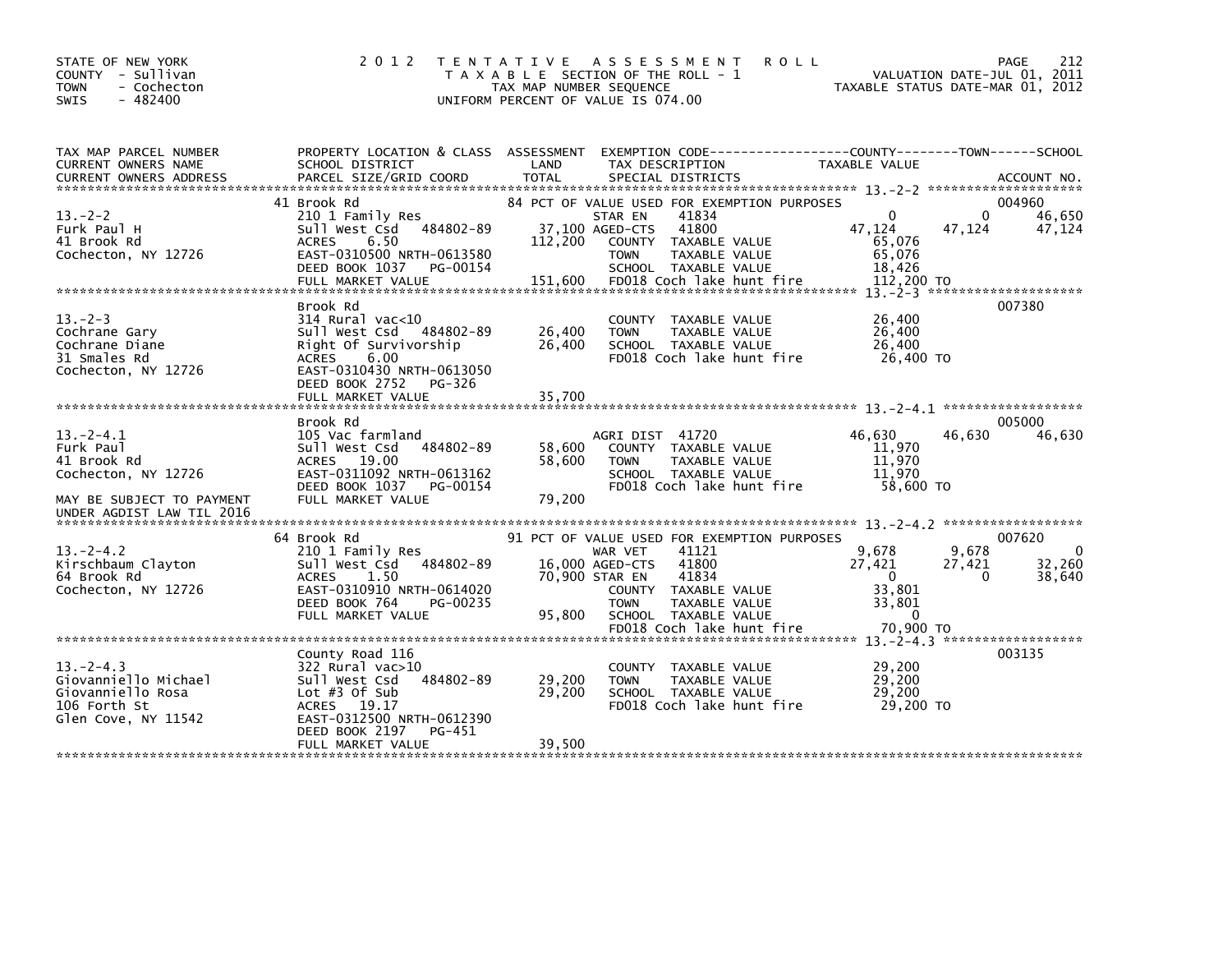STATE OF NEW YORK
COUNTY - Sullivan
TOWN - Cochecton
SWIS - 482400

# 2012 TENTATIVE ASSESSMENT ROLL

TAXABLE SECTION OF THE ROLL - 1
TAX MAP NUMBER SEQUENCE
UNIFORM PERCENT OF VALUE IS 074.00

VALUATION DATE-JUL 01, 2011
TAXABLE STATUS DATE-MAR 01, 2012

| TAX MAP PARCEL NUMBER / CURRENT OWNERS NAME / CURRENT OWNERS ADDRESS | PROPERTY LOCATION & CLASS / SCHOOL DISTRICT / PARCEL SIZE/GRID COORD | ASSESSMENT LAND | TOTAL | EXEMPTION CODE / TAX DESCRIPTION / SPECIAL DISTRICTS | COUNTY TAXABLE VALUE | TOWN | SCHOOL | ACCOUNT NO. |
|---|---|---|---|---|---|---|---|---|
| **13.-2-2** | 41 Brook Rd | | | 84 PCT OF VALUE USED FOR EXEMPTION PURPOSES | | | | 004960 |
| 13.-2-2 | 210 1 Family Res | | | STAR EN 41834 | 0 | 0 | 46,650 | |
| Furk Paul H | Sull West Csd 484802-89 | 37,100 | | AGED-CTS 41800 | 47,124 | 47,124 | 47,124 | |
| 41 Brook Rd | ACRES 6.50 | | 112,200 | COUNTY TAXABLE VALUE | 65,076 | | | |
| Cochecton, NY 12726 | EAST-0310500 NRTH-0613580 | | | TOWN TAXABLE VALUE | 65,076 | | | |
| | DEED BOOK 1037 PG-00154 | | | SCHOOL TAXABLE VALUE | 18,426 | | | |
| | FULL MARKET VALUE | | 151,600 | FD018 Coch lake hunt fire | 112,200 TO | | | |
| **13.-2-3** | Brook Rd | | | | | | | 007380 |
| 13.-2-3 | 314 Rural vac<10 | | | COUNTY TAXABLE VALUE | 26,400 | | | |
| Cochrane Gary | Sull West Csd 484802-89 | 26,400 | | TOWN TAXABLE VALUE | 26,400 | | | |
| Cochrane Diane | Right Of Survivorship | | 26,400 | SCHOOL TAXABLE VALUE | 26,400 | | | |
| 31 Smales Rd | ACRES 6.00 | | | FD018 Coch lake hunt fire | 26,400 TO | | | |
| Cochecton, NY 12726 | EAST-0310430 NRTH-0613050 | | | | | | | |
| | DEED BOOK 2752 PG-326 | | | | | | | |
| | FULL MARKET VALUE | | 35,700 | | | | | |
| **13.-2-4.1** | Brook Rd | | | | | | | 005000 |
| 13.-2-4.1 | 105 Vac farmland | | | AGRI DIST 41720 | 46,630 | 46,630 | 46,630 | |
| Furk Paul | Sull West Csd 484802-89 | 58,600 | | COUNTY TAXABLE VALUE | 11,970 | | | |
| 41 Brook Rd | ACRES 19.00 | | 58,600 | TOWN TAXABLE VALUE | 11,970 | | | |
| Cochecton, NY 12726 | EAST-0311092 NRTH-0613162 | | | SCHOOL TAXABLE VALUE | 11,970 | | | |
| | DEED BOOK 1037 PG-00154 | | | FD018 Coch lake hunt fire | 58,600 TO | | | |
| MAY BE SUBJECT TO PAYMENT UNDER AGDIST LAW TIL 2016 | FULL MARKET VALUE | | 79,200 | | | | | |
| **13.-2-4.2** | 64 Brook Rd | | | 91 PCT OF VALUE USED FOR EXEMPTION PURPOSES | | | | 007620 |
| 13.-2-4.2 | 210 1 Family Res | | | WAR VET 41121 | 9,678 | 9,678 | 0 | |
| Kirschbaum Clayton | Sull West Csd 484802-89 | 16,000 | | AGED-CTS 41800 | 27,421 | 27,421 | 32,260 | |
| 64 Brook Rd | ACRES 1.50 | | 70,900 | STAR EN 41834 | 0 | 0 | 38,640 | |
| Cochecton, NY 12726 | EAST-0310910 NRTH-0614020 | | | COUNTY TAXABLE VALUE | 33,801 | | | |
| | DEED BOOK 764 PG-00235 | | | TOWN TAXABLE VALUE | 33,801 | | | |
| | FULL MARKET VALUE | | 95,800 | SCHOOL TAXABLE VALUE | 0 | | | |
| | | | | FD018 Coch lake hunt fire | 70,900 TO | | | |
| **13.-2-4.3** | County Road 116 | | | | | | | 003135 |
| 13.-2-4.3 | 322 Rural vac>10 | | | COUNTY TAXABLE VALUE | 29,200 | | | |
| Giovanniello Michael | Sull West Csd 484802-89 | 29,200 | | TOWN TAXABLE VALUE | 29,200 | | | |
| Giovanniello Rosa | Lot #3 Of Sub | | 29,200 | SCHOOL TAXABLE VALUE | 29,200 | | | |
| 106 Forth St | ACRES 19.17 | | | FD018 Coch lake hunt fire | 29,200 TO | | | |
| Glen Cove, NY 11542 | EAST-0312500 NRTH-0612390 | | | | | | | |
| | DEED BOOK 2197 PG-451 | | | | | | | |
| | FULL MARKET VALUE | | 39,500 | | | | | |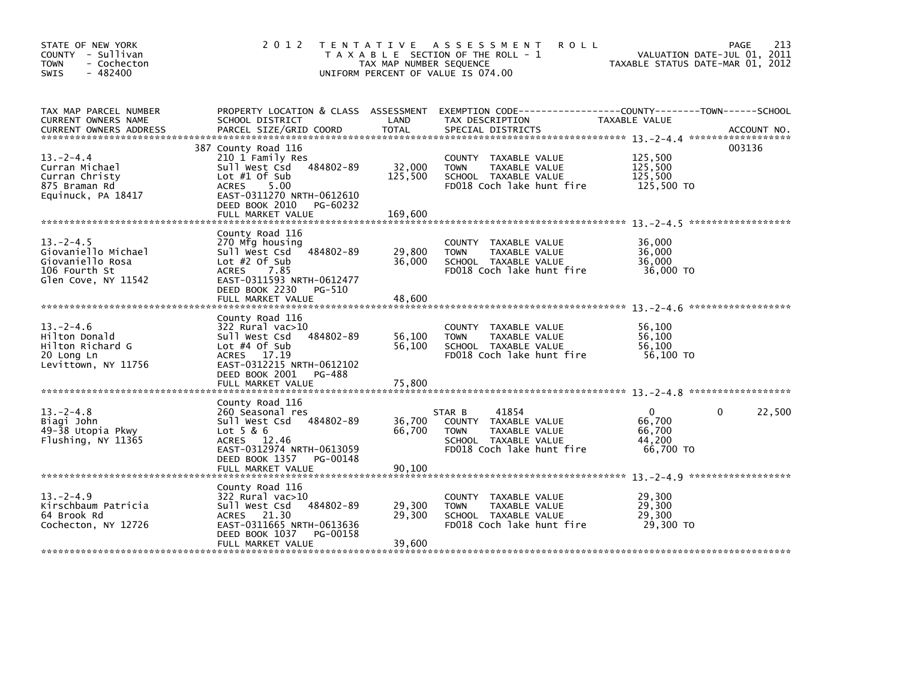STATE OF NEW YORK
COUNTY - Sullivan
TOWN - Cochecton
SWIS - 482400

# 2012 TENTATIVE ASSESSMENT ROLL

TAXABLE SECTION OF THE ROLL - 1
TAX MAP NUMBER SEQUENCE
UNIFORM PERCENT OF VALUE IS 074.00

VALUATION DATE-JUL 01, 2011
TAXABLE STATUS DATE-MAR 01, 2012

| TAX MAP PARCEL NUMBER / CURRENT OWNERS NAME / CURRENT OWNERS ADDRESS | PROPERTY LOCATION & CLASS / SCHOOL DISTRICT / PARCEL SIZE/GRID COORD | ASSESSMENT LAND | TOTAL | EXEMPTION CODE / TAX DESCRIPTION / SPECIAL DISTRICTS | COUNTY TAXABLE VALUE | TOWN | SCHOOL | ACCOUNT NO. |
|---|---|---|---|---|---|---|---|---|
| 13.-2-4.4 | 387 County Road 116 | | | | | | | 003136 |
| Curran Michael | 210 1 Family Res | | | COUNTY TAXABLE VALUE | 125,500 | | | |
| Curran Christy | Sull West Csd 484802-89 | 32,000 | | TOWN TAXABLE VALUE | 125,500 | | | |
| 875 Braman Rd | Lot #1 Of Sub | | 125,500 | SCHOOL TAXABLE VALUE | 125,500 | | | |
| Equinuck, PA 18417 | ACRES 5.00 | | | FD018 Coch lake hunt fire | 125,500 TO | | | |
| | EAST-0311270 NRTH-0612610 | | | | | | | |
| | DEED BOOK 2010 PG-60232 | | | | | | | |
| | FULL MARKET VALUE | | 169,600 | | | | | |
| 13.-2-4.5 | County Road 116 | | | | | | | |
| Giovaniello Michael | 270 Mfg housing | | | COUNTY TAXABLE VALUE | 36,000 | | | |
| Giovaniello Rosa | Sull West Csd 484802-89 | 29,800 | | TOWN TAXABLE VALUE | 36,000 | | | |
| 106 Fourth St | Lot #2 Of Sub | | 36,000 | SCHOOL TAXABLE VALUE | 36,000 | | | |
| Glen Cove, NY 11542 | ACRES 7.85 | | | FD018 Coch lake hunt fire | 36,000 TO | | | |
| | EAST-0311593 NRTH-0612477 | | | | | | | |
| | DEED BOOK 2230 PG-510 | | | | | | | |
| | FULL MARKET VALUE | | 48,600 | | | | | |
| 13.-2-4.6 | County Road 116 | | | | | | | |
| Hilton Donald | 322 Rural vac>10 | | | COUNTY TAXABLE VALUE | 56,100 | | | |
| Hilton Richard G | Sull West Csd 484802-89 | 56,100 | | TOWN TAXABLE VALUE | 56,100 | | | |
| 20 Long Ln | Lot #4 Of Sub | | 56,100 | SCHOOL TAXABLE VALUE | 56,100 | | | |
| Levittown, NY 11756 | ACRES 17.19 | | | FD018 Coch lake hunt fire | 56,100 TO | | | |
| | EAST-0312215 NRTH-0612102 | | | | | | | |
| | DEED BOOK 2001 PG-488 | | | | | | | |
| | FULL MARKET VALUE | | 75,800 | | | | | |
| 13.-2-4.8 | County Road 116 | | | | | | | |
| Biagi John | 260 Seasonal res | | | STAR B 41854 | 0 | 0 | 22,500 | |
| 49-38 Utopia Pkwy | Sull West Csd 484802-89 | 36,700 | | COUNTY TAXABLE VALUE | 66,700 | | | |
| Flushing, NY 11365 | Lot 5 & 6 | | 66,700 | TOWN TAXABLE VALUE | 66,700 | | | |
| | ACRES 12.46 | | | SCHOOL TAXABLE VALUE | 44,200 | | | |
| | EAST-0312974 NRTH-0613059 | | | FD018 Coch lake hunt fire | 66,700 TO | | | |
| | DEED BOOK 1357 PG-00148 | | | | | | | |
| | FULL MARKET VALUE | | 90,100 | | | | | |
| 13.-2-4.9 | County Road 116 | | | | | | | |
| Kirschbaum Patricia | 322 Rural vac>10 | | | COUNTY TAXABLE VALUE | 29,300 | | | |
| 64 Brook Rd | Sull West Csd 484802-89 | 29,300 | | TOWN TAXABLE VALUE | 29,300 | | | |
| Cochecton, NY 12726 | ACRES 21.30 | | 29,300 | SCHOOL TAXABLE VALUE | 29,300 | | | |
| | EAST-0311665 NRTH-0613636 | | | FD018 Coch lake hunt fire | 29,300 TO | | | |
| | DEED BOOK 1037 PG-00158 | | | | | | | |
| | FULL MARKET VALUE | | 39,600 | | | | | |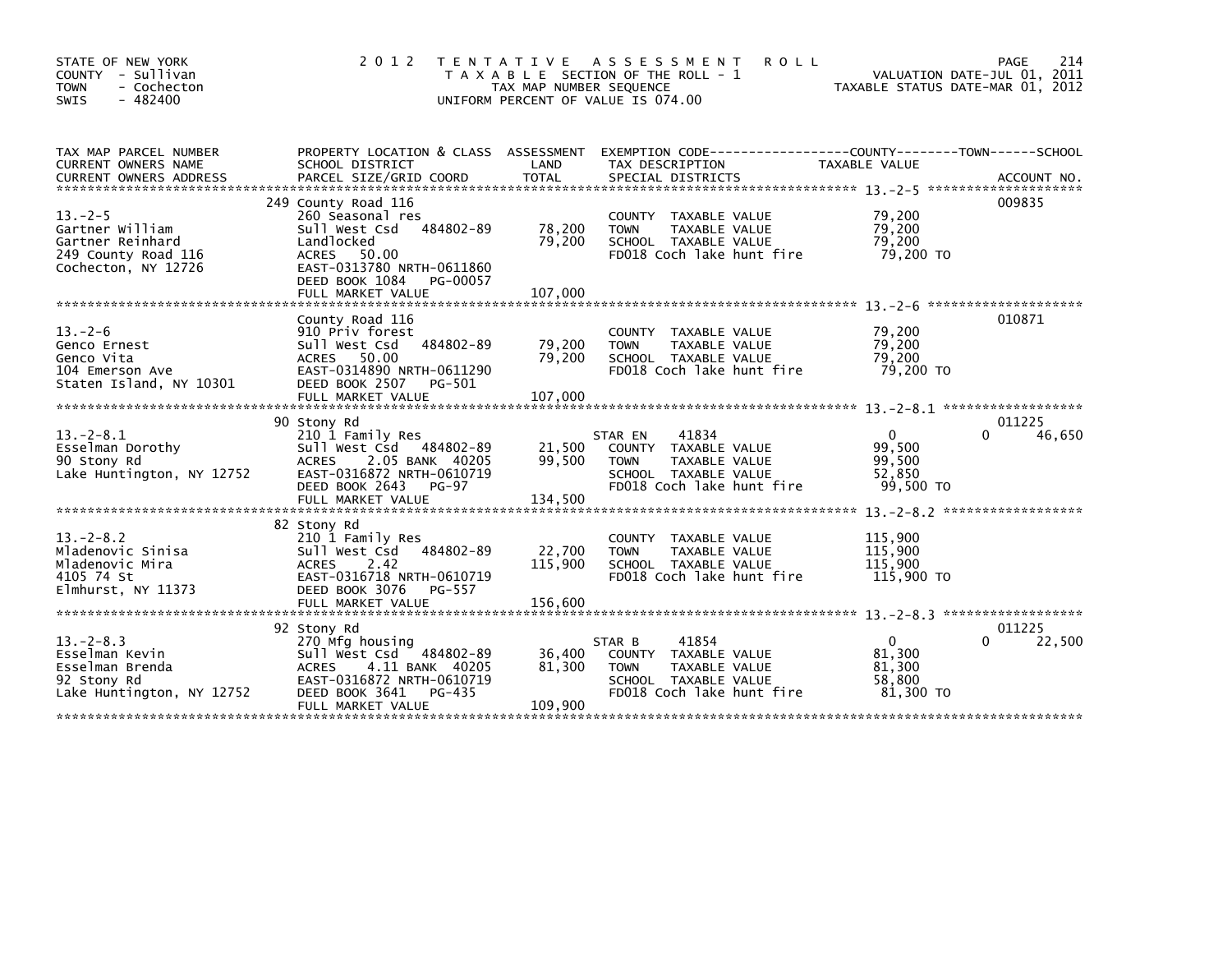STATE OF NEW YORK
COUNTY - Sullivan
TOWN - Cochecton
SWIS - 482400

# 2012 TENTATIVE ASSESSMENT ROLL

TAXABLE SECTION OF THE ROLL - 1
TAX MAP NUMBER SEQUENCE
UNIFORM PERCENT OF VALUE IS 074.00

VALUATION DATE-JUL 01, 2011
TAXABLE STATUS DATE-MAR 01, 2012

| TAX MAP PARCEL NUMBER / CURRENT OWNERS NAME / CURRENT OWNERS ADDRESS | PROPERTY LOCATION & CLASS / SCHOOL DISTRICT / PARCEL SIZE/GRID COORD | ASSESSMENT LAND / TOTAL | EXEMPTION CODE / TAX DESCRIPTION / SPECIAL DISTRICTS | COUNTY | TOWN | SCHOOL TAXABLE VALUE | ACCOUNT NO. |
|---|---|---|---|---|---|---|---|
| 13.-2-5 | 249 County Road 116 | | | | | | 009835 |
| Gartner William | 260 Seasonal res | | COUNTY TAXABLE VALUE | 79,200 | | | |
| Gartner Reinhard | Sull West Csd 484802-89 | 78,200 | TOWN TAXABLE VALUE | | 79,200 | | |
| 249 County Road 116 | Landlocked | 79,200 | SCHOOL TAXABLE VALUE | | | 79,200 | |
| Cochecton, NY 12726 | ACRES 50.00 | | FD018 Coch lake hunt fire | 79,200 TO | | | |
| | EAST-0313780 NRTH-0611860 | | | | | | |
| | DEED BOOK 1084 PG-00057 | | | | | | |
| | FULL MARKET VALUE | 107,000 | | | | | |
| 13.-2-6 | County Road 116 | | | | | | 010871 |
| Genco Ernest | 910 Priv forest | | COUNTY TAXABLE VALUE | 79,200 | | | |
| Genco Vita | Sull West Csd 484802-89 | 79,200 | TOWN TAXABLE VALUE | | 79,200 | | |
| 104 Emerson Ave | ACRES 50.00 | 79,200 | SCHOOL TAXABLE VALUE | | | 79,200 | |
| Staten Island, NY 10301 | EAST-0314890 NRTH-0611290 | | FD018 Coch lake hunt fire | 79,200 TO | | | |
| | DEED BOOK 2507 PG-501 | | | | | | |
| | FULL MARKET VALUE | 107,000 | | | | | |
| 13.-2-8.1 | 90 Stony Rd | | | | | | 011225 |
| Esselman Dorothy | 210 1 Family Res | | STAR EN 41834 | 0 | | 46,650 | |
| 90 Stony Rd | Sull West Csd 484802-89 | 21,500 | COUNTY TAXABLE VALUE | 99,500 | | | |
| Lake Huntington, NY 12752 | ACRES 2.05 BANK 40205 | 99,500 | TOWN TAXABLE VALUE | | 99,500 | | |
| | EAST-0316872 NRTH-0610719 | | SCHOOL TAXABLE VALUE | | | 52,850 | |
| | DEED BOOK 2643 PG-97 | | FD018 Coch lake hunt fire | 99,500 TO | | | |
| | FULL MARKET VALUE | 134,500 | | | | | |
| 13.-2-8.2 | 82 Stony Rd | | | | | | |
| Mladenovic Sinisa | 210 1 Family Res | | COUNTY TAXABLE VALUE | 115,900 | | | |
| Mladenovic Mira | Sull West Csd 484802-89 | 22,700 | TOWN TAXABLE VALUE | | 115,900 | | |
| 4105 74 St | ACRES 2.42 | 115,900 | SCHOOL TAXABLE VALUE | | | 115,900 | |
| Elmhurst, NY 11373 | EAST-0316718 NRTH-0610719 | | FD018 Coch lake hunt fire | 115,900 TO | | | |
| | DEED BOOK 3076 PG-557 | | | | | | |
| | FULL MARKET VALUE | 156,600 | | | | | |
| 13.-2-8.3 | 92 Stony Rd | | | | | | 011225 |
| Esselman Kevin | 270 Mfg housing | | STAR B 41854 | 0 | | 22,500 | |
| Esselman Brenda | Sull West Csd 484802-89 | 36,400 | COUNTY TAXABLE VALUE | 81,300 | | | |
| 92 Stony Rd | ACRES 4.11 BANK 40205 | 81,300 | TOWN TAXABLE VALUE | | 81,300 | | |
| Lake Huntington, NY 12752 | EAST-0316872 NRTH-0610719 | | SCHOOL TAXABLE VALUE | | | 58,800 | |
| | DEED BOOK 3641 PG-435 | | FD018 Coch lake hunt fire | 81,300 TO | | | |
| | FULL MARKET VALUE | 109,900 | | | | | |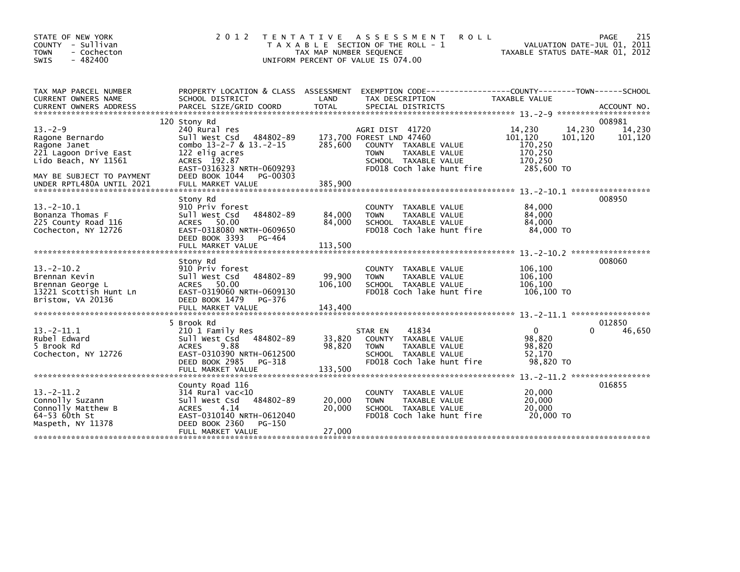STATE OF NEW YORK
COUNTY - Sullivan
TOWN - Cochecton
SWIS - 482400

# 2012 TENTATIVE ASSESSMENT ROLL
TAXABLE SECTION OF THE ROLL - 1
TAX MAP NUMBER SEQUENCE
UNIFORM PERCENT OF VALUE IS 074.00

VALUATION DATE-JUL 01, 2011
TAXABLE STATUS DATE-MAR 01, 2012

| TAX MAP PARCEL NUMBER / CURRENT OWNERS NAME / CURRENT OWNERS ADDRESS | PROPERTY LOCATION & CLASS / SCHOOL DISTRICT / PARCEL SIZE/GRID COORD | ASSESSMENT LAND / TOTAL | EXEMPTION CODE / TAX DESCRIPTION / SPECIAL DISTRICTS | COUNTY TAXABLE VALUE | TOWN | SCHOOL / ACCOUNT NO. |
|---|---|---|---|---|---|---|
| **13.-2-9** | 120 Stony Rd | | | | | 008981 |
| 13.-2-9 | 240 Rural res | | AGRI DIST 41720 | 14,230 | 14,230 | 14,230 |
| Ragone Bernardo | Sull West Csd 484802-89 | 173,700 | FOREST LND 47460 | 101,120 | 101,120 | 101,120 |
| Ragone Janet | combo 13-2-7 & 13.-2-15 | 285,600 | COUNTY TAXABLE VALUE | 170,250 | | |
| 221 Lagoon Drive East | 122 elig acres | | TOWN TAXABLE VALUE | 170,250 | | |
| Lido Beach, NY 11561 | ACRES 192.87 | | SCHOOL TAXABLE VALUE | 170,250 | | |
| | EAST-0316323 NRTH-0609293 | | FD018 Coch lake hunt fire | 285,600 TO | | |
| MAY BE SUBJECT TO PAYMENT | DEED BOOK 1044 PG-00303 | | | | | |
| UNDER RPTL480A UNTIL 2021 | FULL MARKET VALUE | 385,900 | | | | |
| **13.-2-10.1** | Stony Rd | | | | | 008950 |
| 13.-2-10.1 | 910 Priv forest | | COUNTY TAXABLE VALUE | 84,000 | | |
| Bonanza Thomas F | Sull West Csd 484802-89 | 84,000 | TOWN TAXABLE VALUE | 84,000 | | |
| 225 County Road 116 | ACRES 50.00 | 84,000 | SCHOOL TAXABLE VALUE | 84,000 | | |
| Cochecton, NY 12726 | EAST-0318080 NRTH-0609650 | | FD018 Coch lake hunt fire | 84,000 TO | | |
| | DEED BOOK 3393 PG-464 | | | | | |
| | FULL MARKET VALUE | 113,500 | | | | |
| **13.-2-10.2** | Stony Rd | | | | | 008060 |
| 13.-2-10.2 | 910 Priv forest | | COUNTY TAXABLE VALUE | 106,100 | | |
| Brennan Kevin | Sull West Csd 484802-89 | 99,900 | TOWN TAXABLE VALUE | 106,100 | | |
| Brennan George L | ACRES 50.00 | 106,100 | SCHOOL TAXABLE VALUE | 106,100 | | |
| 13221 Scottish Hunt Ln | EAST-0319060 NRTH-0609130 | | FD018 Coch lake hunt fire | 106,100 TO | | |
| Bristow, VA 20136 | DEED BOOK 1479 PG-376 | | | | | |
| | FULL MARKET VALUE | 143,400 | | | | |
| **13.-2-11.1** | 5 Brook Rd | | | | | 012850 |
| 13.-2-11.1 | 210 1 Family Res | | STAR EN 41834 | 0 | 0 | 46,650 |
| Rubel Edward | Sull West Csd 484802-89 | 33,820 | COUNTY TAXABLE VALUE | 98,820 | | |
| 5 Brook Rd | ACRES 9.88 | 98,820 | TOWN TAXABLE VALUE | 98,820 | | |
| Cochecton, NY 12726 | EAST-0310390 NRTH-0612500 | | SCHOOL TAXABLE VALUE | 52,170 | | |
| | DEED BOOK 2985 PG-318 | | FD018 Coch lake hunt fire | 98,820 TO | | |
| | FULL MARKET VALUE | 133,500 | | | | |
| **13.-2-11.2** | County Road 116 | | | | | 016855 |
| 13.-2-11.2 | 314 Rural vac<10 | | COUNTY TAXABLE VALUE | 20,000 | | |
| Connolly Suzann | Sull West Csd 484802-89 | 20,000 | TOWN TAXABLE VALUE | 20,000 | | |
| Connolly Matthew B | ACRES 4.14 | 20,000 | SCHOOL TAXABLE VALUE | 20,000 | | |
| 64-53 60th St | EAST-0310140 NRTH-0612040 | | FD018 Coch lake hunt fire | 20,000 TO | | |
| Maspeth, NY 11378 | DEED BOOK 2360 PG-150 | | | | | |
| | FULL MARKET VALUE | 27,000 | | | | |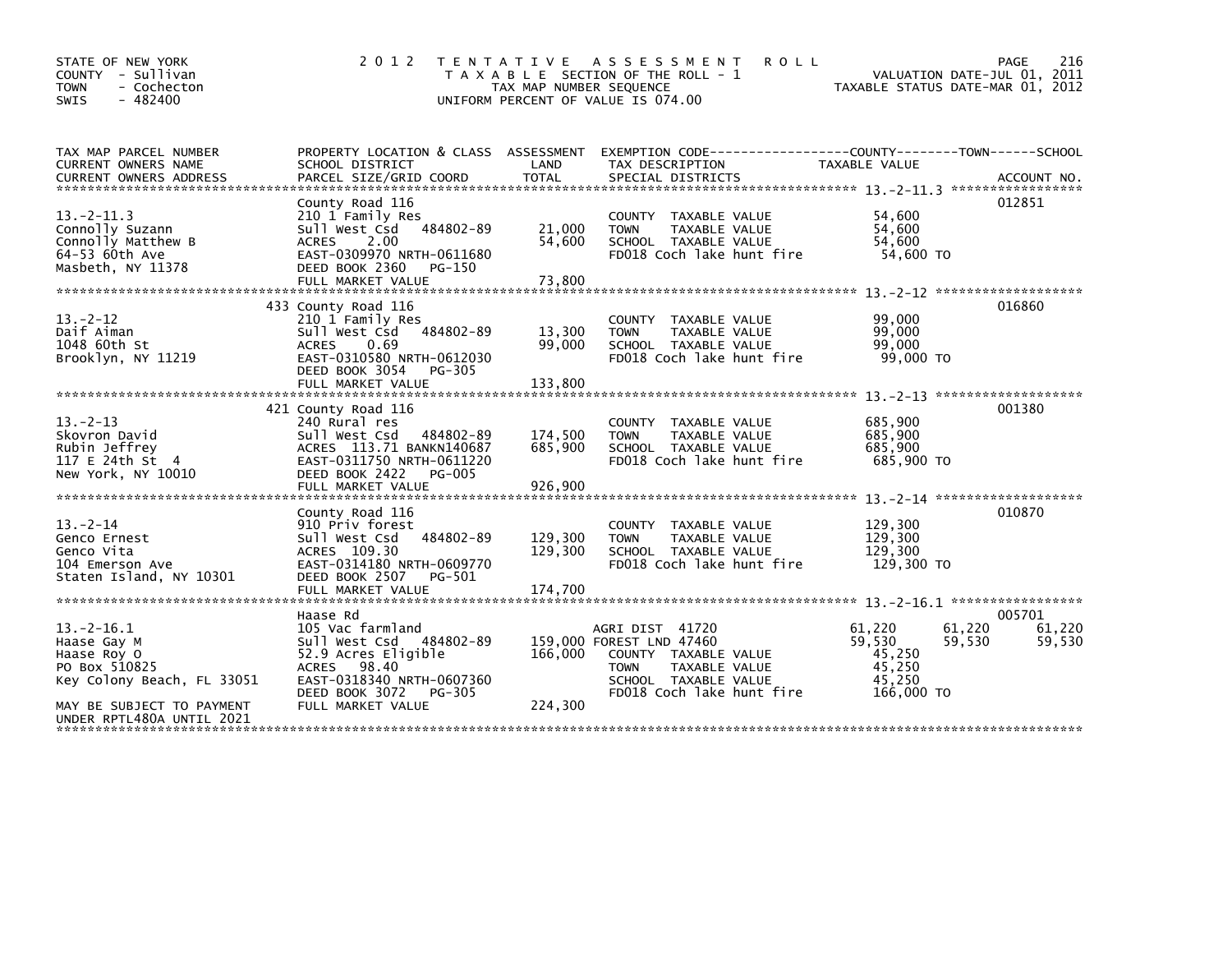STATE OF NEW YORK
COUNTY - Sullivan
TOWN - Cochecton
SWIS - 482400

**2012 TENTATIVE ASSESSMENT ROLL**
TAXABLE SECTION OF THE ROLL - 1
TAX MAP NUMBER SEQUENCE
UNIFORM PERCENT OF VALUE IS 074.00

VALUATION DATE-JUL 01, 2011
TAXABLE STATUS DATE-MAR 01, 2012

| TAX MAP PARCEL NUMBER / CURRENT OWNERS NAME / CURRENT OWNERS ADDRESS | PROPERTY LOCATION & CLASS / SCHOOL DISTRICT / PARCEL SIZE/GRID COORD | ASSESSMENT LAND | TOTAL | EXEMPTION CODE / TAX DESCRIPTION / SPECIAL DISTRICTS | COUNTY TAXABLE VALUE | TOWN | SCHOOL | ACCOUNT NO. |
|---|---|---|---|---|---|---|---|---|
| 13.-2-11.3 | County Road 116 | | | | | | | 012851 |
| Connolly Suzann | 210 1 Family Res | | | COUNTY TAXABLE VALUE | 54,600 | | | |
| Connolly Matthew B | Sull West Csd 484802-89 | 21,000 | | TOWN TAXABLE VALUE | 54,600 | | | |
| 64-53 60th Ave | ACRES 2.00 | | 54,600 | SCHOOL TAXABLE VALUE | 54,600 | | | |
| Masbeth, NY 11378 | EAST-0309970 NRTH-0611680 | | | FD018 Coch lake hunt fire | 54,600 TO | | | |
| | DEED BOOK 2360 PG-150 | | | | | | | |
| | FULL MARKET VALUE | | 73,800 | | | | | |
| 13.-2-12 | 433 County Road 116 | | | | | | | 016860 |
| Daif Aiman | 210 1 Family Res | | | COUNTY TAXABLE VALUE | 99,000 | | | |
| 1048 60th St | Sull West Csd 484802-89 | 13,300 | | TOWN TAXABLE VALUE | 99,000 | | | |
| Brooklyn, NY 11219 | ACRES 0.69 | | 99,000 | SCHOOL TAXABLE VALUE | 99,000 | | | |
| | EAST-0310580 NRTH-0612030 | | | FD018 Coch lake hunt fire | 99,000 TO | | | |
| | DEED BOOK 3054 PG-305 | | | | | | | |
| | FULL MARKET VALUE | | 133,800 | | | | | |
| 13.-2-13 | 421 County Road 116 | | | | | | | 001380 |
| Skovron David | 240 Rural res | | | COUNTY TAXABLE VALUE | 685,900 | | | |
| Rubin Jeffrey | Sull West Csd 484802-89 | 174,500 | | TOWN TAXABLE VALUE | 685,900 | | | |
| 117 E 24th St 4 | ACRES 113.71 BANKN140687 | | 685,900 | SCHOOL TAXABLE VALUE | 685,900 | | | |
| New York, NY 10010 | EAST-0311750 NRTH-0611220 | | | FD018 Coch lake hunt fire | 685,900 TO | | | |
| | DEED BOOK 2422 PG-005 | | | | | | | |
| | FULL MARKET VALUE | | 926,900 | | | | | |
| 13.-2-14 | County Road 116 | | | | | | | 010870 |
| Genco Ernest | 910 Priv forest | | | COUNTY TAXABLE VALUE | 129,300 | | | |
| Genco Vita | Sull West Csd 484802-89 | 129,300 | | TOWN TAXABLE VALUE | 129,300 | | | |
| 104 Emerson Ave | ACRES 109.30 | | 129,300 | SCHOOL TAXABLE VALUE | 129,300 | | | |
| Staten Island, NY 10301 | EAST-0314180 NRTH-0609770 | | | FD018 Coch lake hunt fire | 129,300 TO | | | |
| | DEED BOOK 2507 PG-501 | | | | | | | |
| | FULL MARKET VALUE | | 174,700 | | | | | |
| 13.-2-16.1 | Haase Rd | | | | | | | 005701 |
| Haase Gay M | 105 Vac farmland | | | AGRI DIST 41720 | 61,220 | 61,220 | 61,220 | |
| Haase Roy O | Sull West Csd 484802-89 | 159,000 | | FOREST LND 47460 | 59,530 | 59,530 | 59,530 | |
| PO Box 510825 | 52.9 Acres Eligible | | 166,000 | COUNTY TAXABLE VALUE | 45,250 | | | |
| Key Colony Beach, FL 33051 | ACRES 98.40 | | | TOWN TAXABLE VALUE | 45,250 | | | |
| | EAST-0318340 NRTH-0607360 | | | SCHOOL TAXABLE VALUE | 45,250 | | | |
| | DEED BOOK 3072 PG-305 | | | FD018 Coch lake hunt fire | 166,000 TO | | | |
| MAY BE SUBJECT TO PAYMENT UNDER RPTL480A UNTIL 2021 | FULL MARKET VALUE | | 224,300 | | | | | |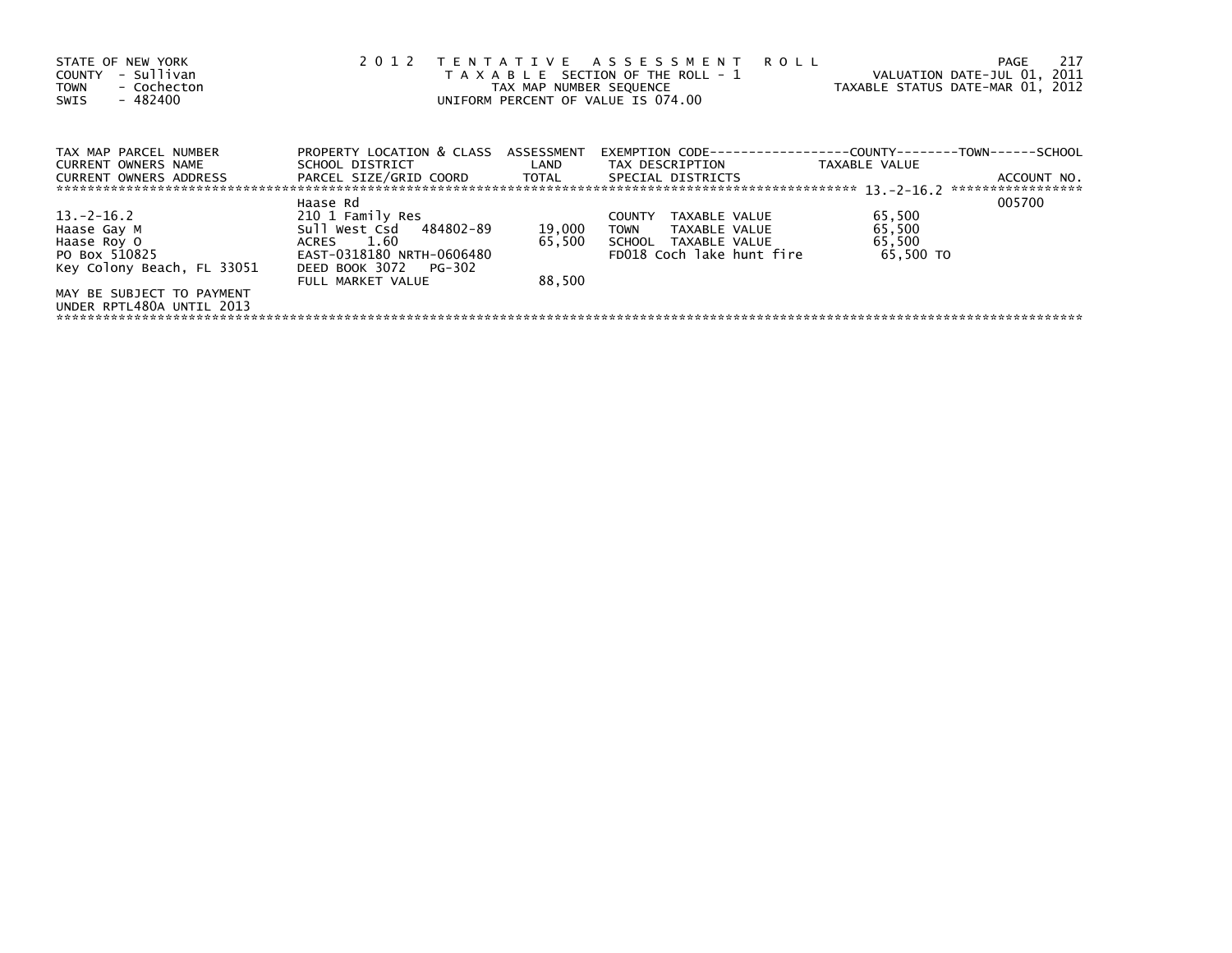STATE OF NEW YORK
COUNTY - Sullivan
TOWN - Cochecton
SWIS - 482400

2012 TENTATIVE ASSESSMENT ROLL
TAXABLE SECTION OF THE ROLL - 1
TAX MAP NUMBER SEQUENCE
UNIFORM PERCENT OF VALUE IS 074.00

VALUATION DATE-JUL 01, 2011
TAXABLE STATUS DATE-MAR 01, 2012

| TAX MAP PARCEL NUMBER<br>CURRENT OWNERS NAME<br>CURRENT OWNERS ADDRESS | PROPERTY LOCATION & CLASS<br>SCHOOL DISTRICT<br>PARCEL SIZE/GRID COORD | ASSESSMENT<br>LAND<br>TOTAL | EXEMPTION CODE<br>TAX DESCRIPTION<br>SPECIAL DISTRICTS | COUNTY--------TOWN------SCHOOL<br>TAXABLE VALUE | ACCOUNT NO. |
|---|---|---|---|---|---|
| | | | | 13.-2-16.2 | |
| | Haase Rd | | | | 005700 |
| 13.-2-16.2 | 210 1 Family Res | | COUNTY TAXABLE VALUE | 65,500 | |
| Haase Gay M | Sull West Csd 484802-89 | 19,000 | TOWN TAXABLE VALUE | 65,500 | |
| Haase Roy O | ACRES 1.60 | 65,500 | SCHOOL TAXABLE VALUE | 65,500 | |
| PO Box 510825 | EAST-0318180 NRTH-0606480 | | FD018 Coch lake hunt fire | 65,500 TO | |
| Key Colony Beach, FL 33051 | DEED BOOK 3072 PG-302 | | | | |
| | FULL MARKET VALUE | 88,500 | | | |
| MAY BE SUBJECT TO PAYMENT UNDER RPTL480A UNTIL 2013 | | | | | |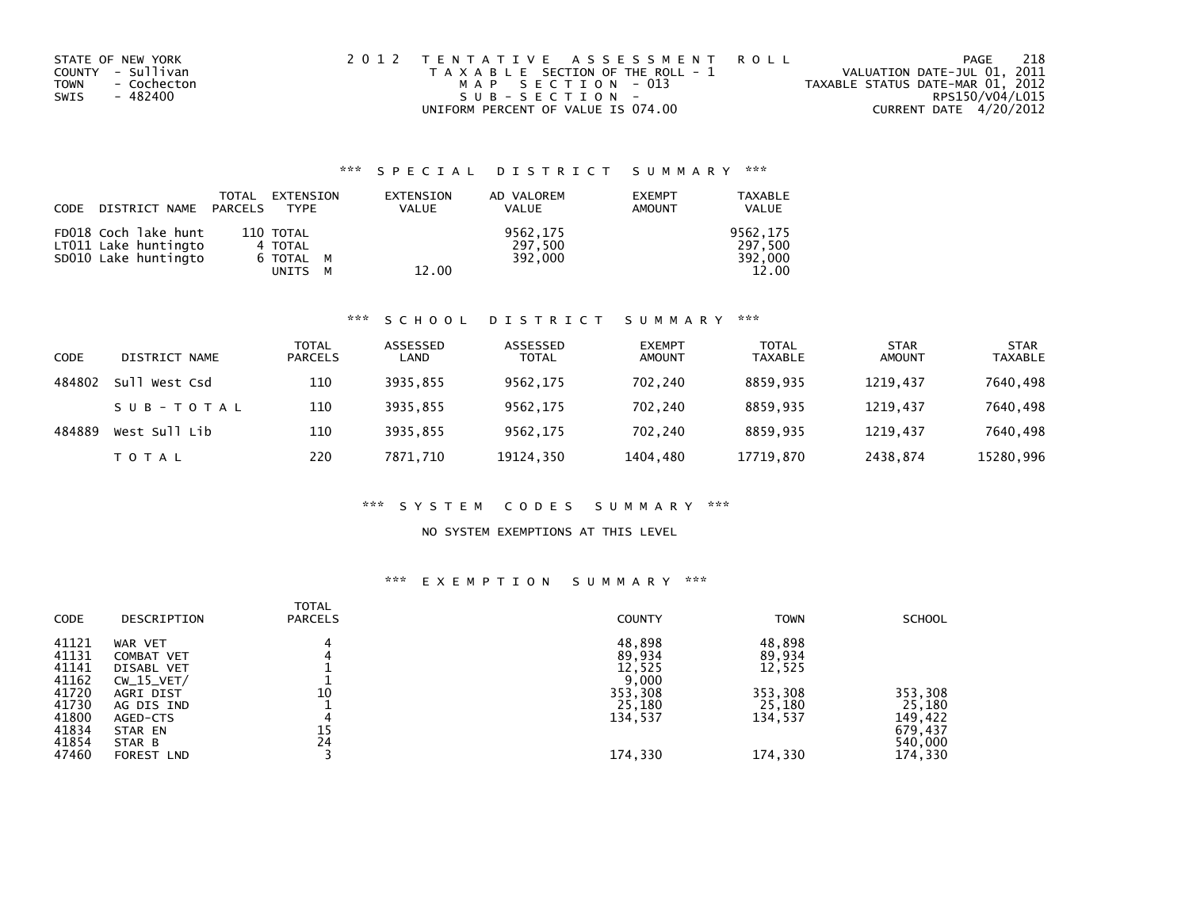STATE OF NEW YORK
COUNTY - Sullivan
TOWN - Cochecton
SWIS - 482400

2012 TENTATIVE ASSESSMENT ROLL
TAXABLE SECTION OF THE ROLL - 1
MAP SECTION - 013
SUB-SECTION -
UNIFORM PERCENT OF VALUE IS 074.00

VALUATION DATE-JUL 01, 2011
TAXABLE STATUS DATE-MAR 01, 2012
RPS150/V04/L015
CURRENT DATE 4/20/2012

### *** SPECIAL DISTRICT SUMMARY ***

| CODE | DISTRICT NAME | TOTAL PARCELS | EXTENSION TYPE | EXTENSION VALUE | AD VALOREM VALUE | EXEMPT AMOUNT | TAXABLE VALUE |
|---|---|---|---|---|---|---|---|
| FD018 | Coch lake hunt | 110 | TOTAL | | 9562,175 | | 9562,175 |
| LT011 | Lake huntingto | 4 | TOTAL | | 297,500 | | 297,500 |
| SD010 | Lake huntingto | 6 | TOTAL M | | 392,000 | | 392,000 |
| | | | UNITS M | 12.00 | | | 12.00 |

### *** SCHOOL DISTRICT SUMMARY ***

| CODE | DISTRICT NAME | TOTAL PARCELS | ASSESSED LAND | ASSESSED TOTAL | EXEMPT AMOUNT | TOTAL TAXABLE | STAR AMOUNT | STAR TAXABLE |
|---|---|---|---|---|---|---|---|---|
| 484802 | Sull West Csd | 110 | 3935,855 | 9562,175 | 702,240 | 8859,935 | 1219,437 | 7640,498 |
| | SUB-TOTAL | 110 | 3935,855 | 9562,175 | 702,240 | 8859,935 | 1219,437 | 7640,498 |
| 484889 | West Sull Lib | 110 | 3935,855 | 9562,175 | 702,240 | 8859,935 | 1219,437 | 7640,498 |
| | TOTAL | 220 | 7871,710 | 19124,350 | 1404,480 | 17719,870 | 2438,874 | 15280,996 |

### *** SYSTEM CODES SUMMARY ***

NO SYSTEM EXEMPTIONS AT THIS LEVEL

### *** EXEMPTION SUMMARY ***

| CODE | DESCRIPTION | TOTAL PARCELS | COUNTY | TOWN | SCHOOL |
|---|---|---|---|---|---|
| 41121 | WAR VET | 4 | 48,898 | 48,898 | |
| 41131 | COMBAT VET | 4 | 89,934 | 89,934 | |
| 41141 | DISABL VET | 1 | 12,525 | 12,525 | |
| 41162 | CW_15_VET/ | 1 | 9,000 | | |
| 41720 | AGRI DIST | 10 | 353,308 | 353,308 | 353,308 |
| 41730 | AG DIS IND | 1 | 25,180 | 25,180 | 25,180 |
| 41800 | AGED-CTS | 4 | 134,537 | 134,537 | 149,422 |
| 41834 | STAR EN | 15 | | | 679,437 |
| 41854 | STAR B | 24 | | | 540,000 |
| 47460 | FOREST LND | 3 | 174,330 | 174,330 | 174,330 |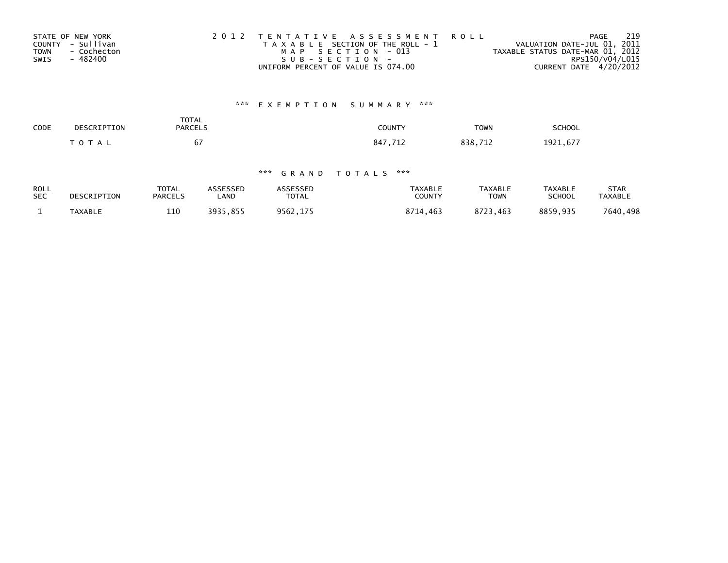STATE OF NEW YORK
COUNTY - Sullivan
TOWN - Cochecton
SWIS - 482400

2012 TENTATIVE ASSESSMENT ROLL
TAXABLE SECTION OF THE ROLL - 1
MAP SECTION - 013
SUB-SECTION -
UNIFORM PERCENT OF VALUE IS 074.00

VALUATION DATE-JUL 01, 2011
TAXABLE STATUS DATE-MAR 01, 2012
RPS150/V04/L015
CURRENT DATE 4/20/2012

### *** EXEMPTION SUMMARY ***

| CODE | DESCRIPTION | TOTAL PARCELS | COUNTY | TOWN | SCHOOL |
|---|---|---|---|---|---|
| | TOTAL | 67 | 847,712 | 838,712 | 1921,677 |

### *** GRAND TOTALS ***

| ROLL SEC | DESCRIPTION | TOTAL PARCELS | ASSESSED LAND | ASSESSED TOTAL | TAXABLE COUNTY | TAXABLE TOWN | TAXABLE SCHOOL | STAR TAXABLE |
|---|---|---|---|---|---|---|---|---|
| 1 | TAXABLE | 110 | 3935,855 | 9562,175 | 8714,463 | 8723,463 | 8859,935 | 7640,498 |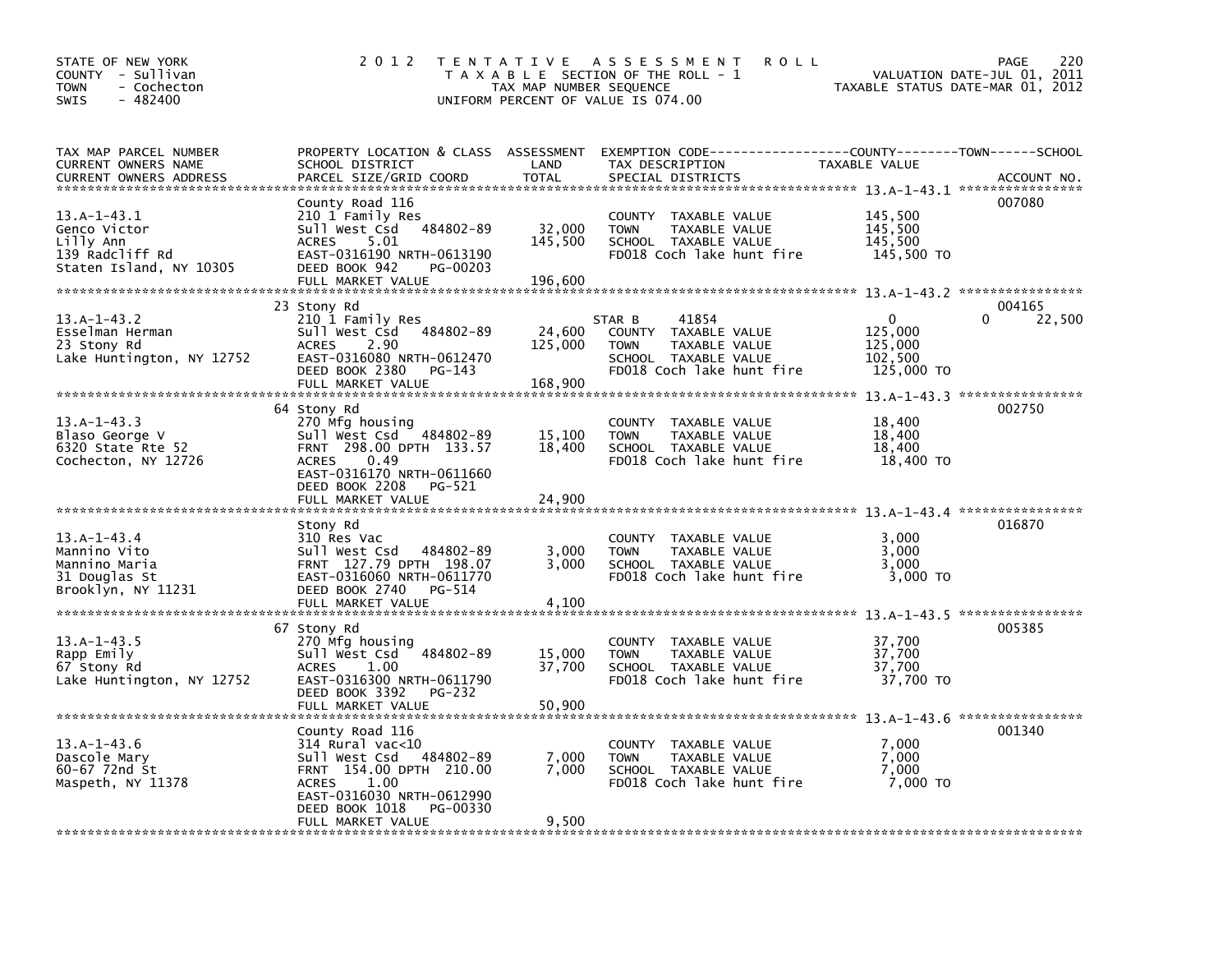STATE OF NEW YORK
COUNTY - Sullivan
TOWN - Cochecton
SWIS - 482400

2012 TENTATIVE ASSESSMENT ROLL
TAXABLE SECTION OF THE ROLL - 1
TAX MAP NUMBER SEQUENCE
UNIFORM PERCENT OF VALUE IS 074.00

VALUATION DATE-JUL 01, 2011
TAXABLE STATUS DATE-MAR 01, 2012

| TAX MAP PARCEL NUMBER / CURRENT OWNERS NAME / CURRENT OWNERS ADDRESS | PROPERTY LOCATION & CLASS / SCHOOL DISTRICT / PARCEL SIZE/GRID COORD | ASSESSMENT LAND | TOTAL | EXEMPTION CODE / TAX DESCRIPTION / SPECIAL DISTRICTS | COUNTY TAXABLE VALUE | TOWN | SCHOOL | ACCOUNT NO. |
|---|---|---|---|---|---|---|---|---|
| 13.A-1-43.1 | County Road 116 | | | | | | | 007080 |
| Genco Victor | 210 1 Family Res | | | COUNTY TAXABLE VALUE | 145,500 | | | |
| Lilly Ann | Sull West Csd 484802-89 | 32,000 | | TOWN TAXABLE VALUE | 145,500 | | | |
| 139 Radcliff Rd | ACRES 5.01 | | 145,500 | SCHOOL TAXABLE VALUE | 145,500 | | | |
| Staten Island, NY 10305 | EAST-0316190 NRTH-0613190 | | | FD018 Coch lake hunt fire | 145,500 TO | | | |
| | DEED BOOK 942 PG-00203 | | | | | | | |
| | FULL MARKET VALUE | | 196,600 | | | | | |
| 13.A-1-43.2 | 23 Stony Rd | | | | | | | 004165 |
| Esselman Herman | 210 1 Family Res | | | STAR B 41854 | 0 | 0 | 22,500 | |
| 23 Stony Rd | Sull West Csd 484802-89 | 24,600 | | COUNTY TAXABLE VALUE | 125,000 | | | |
| Lake Huntington, NY 12752 | ACRES 2.90 | | 125,000 | TOWN TAXABLE VALUE | 125,000 | | | |
| | EAST-0316080 NRTH-0612470 | | | SCHOOL TAXABLE VALUE | 102,500 | | | |
| | DEED BOOK 2380 PG-143 | | | FD018 Coch lake hunt fire | 125,000 TO | | | |
| | FULL MARKET VALUE | | 168,900 | | | | | |
| 13.A-1-43.3 | 64 Stony Rd | | | | | | | 002750 |
| Blaso George V | 270 Mfg housing | | | COUNTY TAXABLE VALUE | 18,400 | | | |
| 6320 State Rte 52 | Sull West Csd 484802-89 | 15,100 | | TOWN TAXABLE VALUE | 18,400 | | | |
| Cochecton, NY 12726 | FRNT 298.00 DPTH 133.57 | | 18,400 | SCHOOL TAXABLE VALUE | 18,400 | | | |
| | ACRES 0.49 | | | FD018 Coch lake hunt fire | 18,400 TO | | | |
| | EAST-0316170 NRTH-0611660 | | | | | | | |
| | DEED BOOK 2208 PG-521 | | | | | | | |
| | FULL MARKET VALUE | | 24,900 | | | | | |
| 13.A-1-43.4 | Stony Rd | | | | | | | 016870 |
| Mannino Vito | 310 Res Vac | | | COUNTY TAXABLE VALUE | 3,000 | | | |
| Mannino Maria | Sull West Csd 484802-89 | 3,000 | | TOWN TAXABLE VALUE | 3,000 | | | |
| 31 Douglas St | FRNT 127.79 DPTH 198.07 | | 3,000 | SCHOOL TAXABLE VALUE | 3,000 | | | |
| Brooklyn, NY 11231 | EAST-0316060 NRTH-0611770 | | | FD018 Coch lake hunt fire | 3,000 TO | | | |
| | DEED BOOK 2740 PG-514 | | | | | | | |
| | FULL MARKET VALUE | | 4,100 | | | | | |
| 13.A-1-43.5 | 67 Stony Rd | | | | | | | 005385 |
| Rapp Emily | 270 Mfg housing | | | COUNTY TAXABLE VALUE | 37,700 | | | |
| 67 Stony Rd | Sull West Csd 484802-89 | 15,000 | | TOWN TAXABLE VALUE | 37,700 | | | |
| Lake Huntington, NY 12752 | ACRES 1.00 | | 37,700 | SCHOOL TAXABLE VALUE | 37,700 | | | |
| | EAST-0316300 NRTH-0611790 | | | FD018 Coch lake hunt fire | 37,700 TO | | | |
| | DEED BOOK 3392 PG-232 | | | | | | | |
| | FULL MARKET VALUE | | 50,900 | | | | | |
| 13.A-1-43.6 | County Road 116 | | | | | | | 001340 |
| Dascole Mary | 314 Rural vac<10 | | | COUNTY TAXABLE VALUE | 7,000 | | | |
| 60-67 72nd St | Sull West Csd 484802-89 | 7,000 | | TOWN TAXABLE VALUE | 7,000 | | | |
| Maspeth, NY 11378 | FRNT 154.00 DPTH 210.00 | | 7,000 | SCHOOL TAXABLE VALUE | 7,000 | | | |
| | ACRES 1.00 | | | FD018 Coch lake hunt fire | 7,000 TO | | | |
| | EAST-0316030 NRTH-0612990 | | | | | | | |
| | DEED BOOK 1018 PG-00330 | | | | | | | |
| | FULL MARKET VALUE | | 9,500 | | | | | |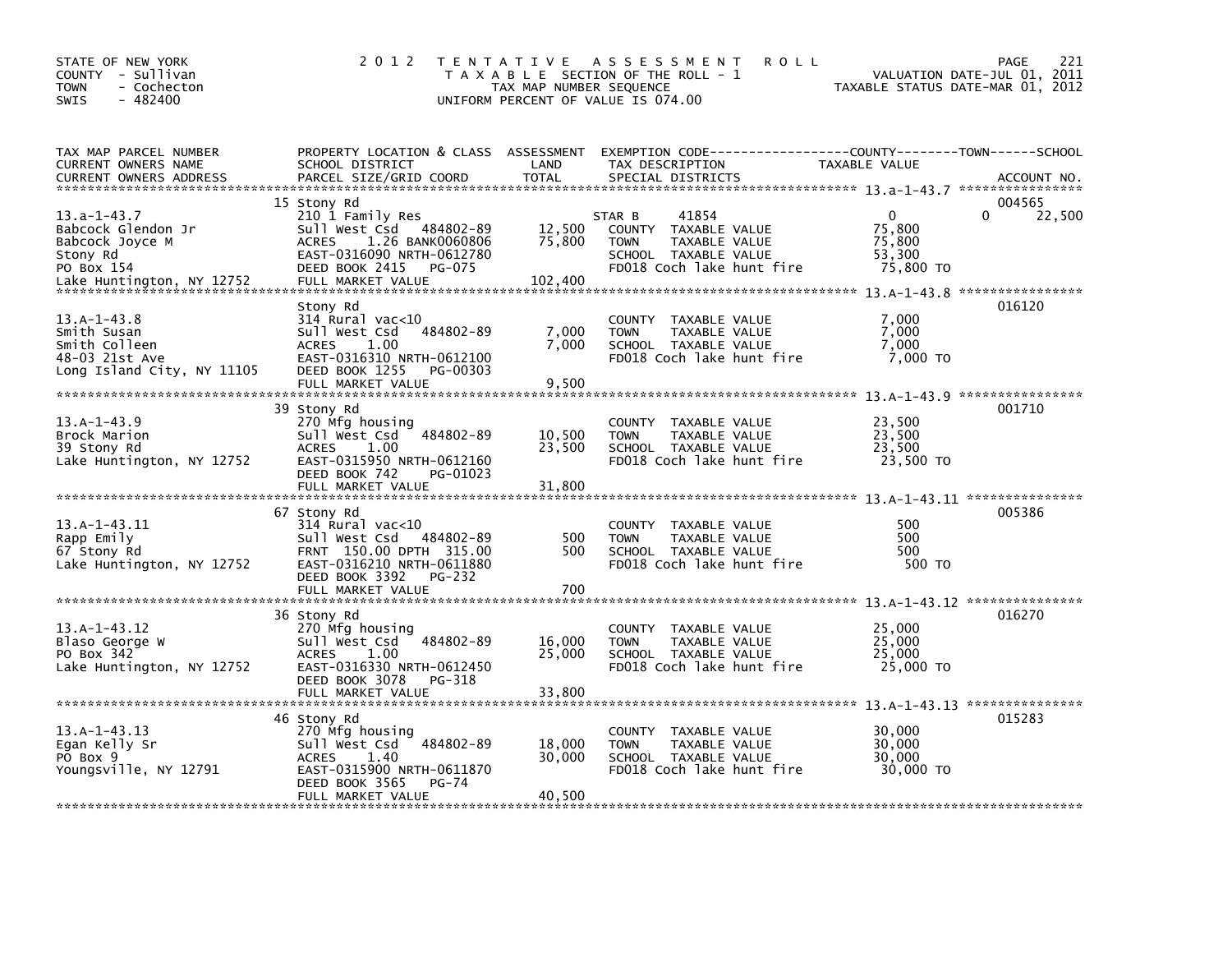STATE OF NEW YORK
COUNTY - Sullivan
TOWN - Cochecton
SWIS - 482400

# 2012 TENTATIVE ASSESSMENT ROLL

TAXABLE SECTION OF THE ROLL - 1
TAX MAP NUMBER SEQUENCE
UNIFORM PERCENT OF VALUE IS 074.00

VALUATION DATE-JUL 01, 2011
TAXABLE STATUS DATE-MAR 01, 2012

| TAX MAP PARCEL NUMBER / CURRENT OWNERS NAME / CURRENT OWNERS ADDRESS | PROPERTY LOCATION & CLASS / SCHOOL DISTRICT / PARCEL SIZE/GRID COORD | ASSESSMENT LAND | TOTAL | EXEMPTION CODE / TAX DESCRIPTION / SPECIAL DISTRICTS | COUNTY TAXABLE VALUE | TOWN | SCHOOL | ACCOUNT NO. |
|---|---|---|---|---|---|---|---|---|
| 13.a-1-43.7 | 15 Stony Rd | | | | | | | 004565 |
| Babcock Glendon Jr | 210 1 Family Res | | | STAR B 41854 | 0 | 0 | 22,500 | |
| Babcock Joyce M | Sull West Csd 484802-89 | 12,500 | | COUNTY TAXABLE VALUE | 75,800 | | | |
| Stony Rd | ACRES 1.26 BANK0060806 | | 75,800 | TOWN TAXABLE VALUE | 75,800 | | | |
| PO Box 154 | EAST-0316090 NRTH-0612780 | | | SCHOOL TAXABLE VALUE | 53,300 | | | |
| Lake Huntington, NY 12752 | DEED BOOK 2415 PG-075 | | | FD018 Coch lake hunt fire | 75,800 TO | | | |
| | FULL MARKET VALUE | | 102,400 | | | | | |
| 13.A-1-43.8 | Stony Rd | | | | | | | 016120 |
| Smith Susan | 314 Rural vac<10 | | | COUNTY TAXABLE VALUE | 7,000 | | | |
| Smith Colleen | Sull West Csd 484802-89 | 7,000 | | TOWN TAXABLE VALUE | 7,000 | | | |
| 48-03 21st Ave | ACRES 1.00 | | 7,000 | SCHOOL TAXABLE VALUE | 7,000 | | | |
| Long Island City, NY 11105 | EAST-0316310 NRTH-0612100 | | | FD018 Coch lake hunt fire | 7,000 TO | | | |
| | DEED BOOK 1255 PG-00303 | | | | | | | |
| | FULL MARKET VALUE | | 9,500 | | | | | |
| 13.A-1-43.9 | 39 Stony Rd | | | | | | | 001710 |
| Brock Marion | 270 Mfg housing | | | COUNTY TAXABLE VALUE | 23,500 | | | |
| 39 Stony Rd | Sull West Csd 484802-89 | 10,500 | | TOWN TAXABLE VALUE | 23,500 | | | |
| Lake Huntington, NY 12752 | ACRES 1.00 | | 23,500 | SCHOOL TAXABLE VALUE | 23,500 | | | |
| | EAST-0315950 NRTH-0612160 | | | FD018 Coch lake hunt fire | 23,500 TO | | | |
| | DEED BOOK 742 PG-01023 | | | | | | | |
| | FULL MARKET VALUE | | 31,800 | | | | | |
| 13.A-1-43.11 | 67 Stony Rd | | | | | | | 005386 |
| Rapp Emily | 314 Rural vac<10 | | | COUNTY TAXABLE VALUE | 500 | | | |
| 67 Stony Rd | Sull West Csd 484802-89 | 500 | | TOWN TAXABLE VALUE | 500 | | | |
| Lake Huntington, NY 12752 | FRNT 150.00 DPTH 315.00 | | 500 | SCHOOL TAXABLE VALUE | 500 | | | |
| | EAST-0316210 NRTH-0611880 | | | FD018 Coch lake hunt fire | 500 TO | | | |
| | DEED BOOK 3392 PG-232 | | | | | | | |
| | FULL MARKET VALUE | | 700 | | | | | |
| 13.A-1-43.12 | 36 Stony Rd | | | | | | | 016270 |
| Blaso George W | 270 Mfg housing | | | COUNTY TAXABLE VALUE | 25,000 | | | |
| PO Box 342 | Sull West Csd 484802-89 | 16,000 | | TOWN TAXABLE VALUE | 25,000 | | | |
| Lake Huntington, NY 12752 | ACRES 1.00 | | 25,000 | SCHOOL TAXABLE VALUE | 25,000 | | | |
| | EAST-0316330 NRTH-0612450 | | | FD018 Coch lake hunt fire | 25,000 TO | | | |
| | DEED BOOK 3078 PG-318 | | | | | | | |
| | FULL MARKET VALUE | | 33,800 | | | | | |
| 13.A-1-43.13 | 46 Stony Rd | | | | | | | 015283 |
| Egan Kelly Sr | 270 Mfg housing | | | COUNTY TAXABLE VALUE | 30,000 | | | |
| PO Box 9 | Sull West Csd 484802-89 | 18,000 | | TOWN TAXABLE VALUE | 30,000 | | | |
| Youngsville, NY 12791 | ACRES 1.40 | | 30,000 | SCHOOL TAXABLE VALUE | 30,000 | | | |
| | EAST-0315900 NRTH-0611870 | | | FD018 Coch lake hunt fire | 30,000 TO | | | |
| | DEED BOOK 3565 PG-74 | | | | | | | |
| | FULL MARKET VALUE | | 40,500 | | | | | |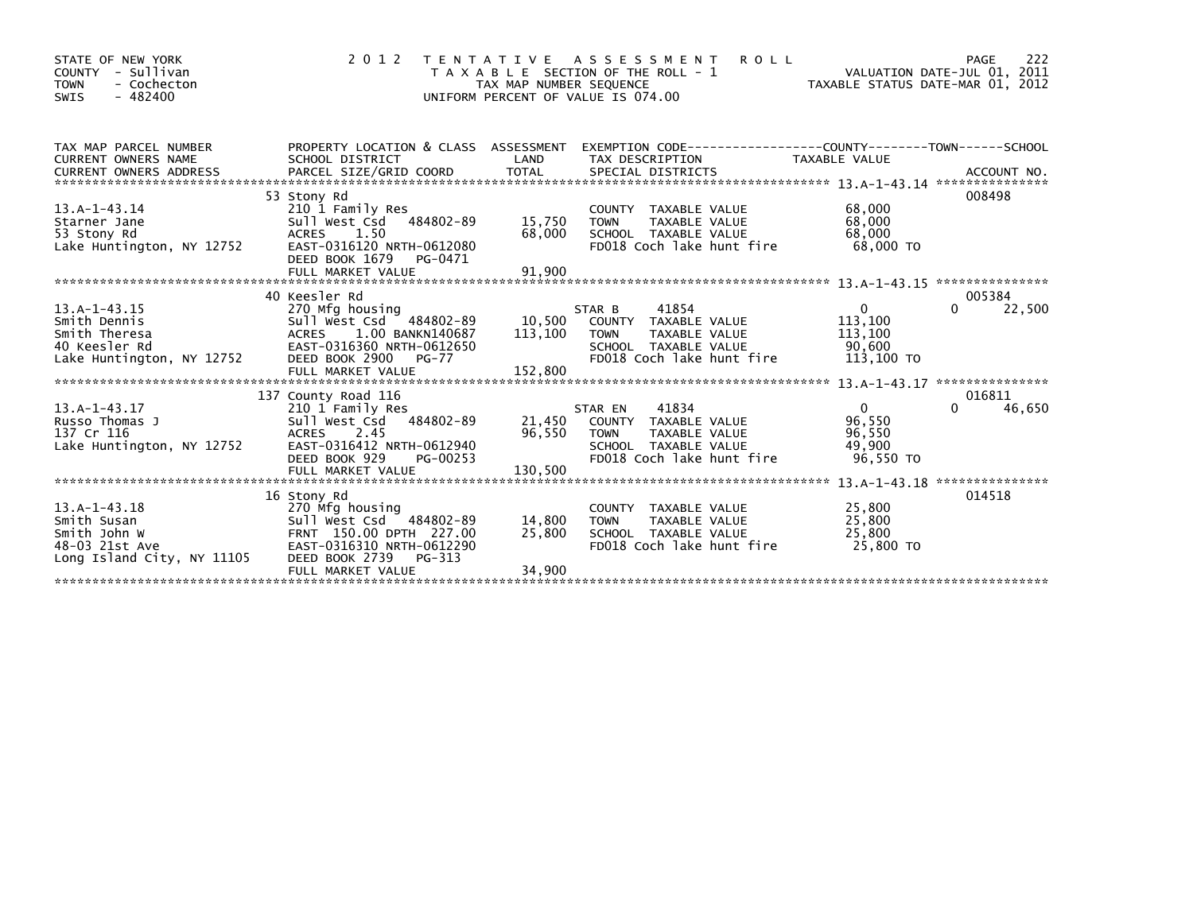STATE OF NEW YORK
COUNTY - Sullivan
TOWN - Cochecton
SWIS - 482400

2 0 1 2 T E N T A T I V E A S S E S S M E N T R O L L
T A X A B L E SECTION OF THE ROLL - 1
TAX MAP NUMBER SEQUENCE
UNIFORM PERCENT OF VALUE IS 074.00

VALUATION DATE-JUL 01, 2011
TAXABLE STATUS DATE-MAR 01, 2012

| TAX MAP PARCEL NUMBER / CURRENT OWNERS NAME / CURRENT OWNERS ADDRESS | PROPERTY LOCATION & CLASS / SCHOOL DISTRICT / PARCEL SIZE/GRID COORD | ASSESSMENT LAND | TOTAL | EXEMPTION CODE / TAX DESCRIPTION / SPECIAL DISTRICTS | COUNTY TAXABLE VALUE | TOWN | SCHOOL | ACCOUNT NO. |
|---|---|---|---|---|---|---|---|---|
| 13.A-1-43.14 | 53 Stony Rd | | | | | | | 008498 |
| | 210 1 Family Res | | | COUNTY TAXABLE VALUE | 68,000 | | | |
| Starner Jane | Sull West Csd 484802-89 | 15,750 | | TOWN TAXABLE VALUE | 68,000 | | | |
| 53 Stony Rd | ACRES 1.50 | | 68,000 | SCHOOL TAXABLE VALUE | 68,000 | | | |
| Lake Huntington, NY 12752 | EAST-0316120 NRTH-0612080 | | | FD018 Coch lake hunt fire | 68,000 TO | | | |
| | DEED BOOK 1679 PG-0471 | | | | | | | |
| | FULL MARKET VALUE | | 91,900 | | | | | |
| 13.A-1-43.15 | 40 Keesler Rd | | | | | | | 005384 |
| | 270 Mfg housing | | | STAR B 41854 | 0 | | 0 | 22,500 |
| Smith Dennis | Sull West Csd 484802-89 | 10,500 | | COUNTY TAXABLE VALUE | 113,100 | | | |
| Smith Theresa | ACRES 1.00 BANKN140687 | | 113,100 | TOWN TAXABLE VALUE | 113,100 | | | |
| 40 Keesler Rd | EAST-0316360 NRTH-0612650 | | | SCHOOL TAXABLE VALUE | 90,600 | | | |
| Lake Huntington, NY 12752 | DEED BOOK 2900 PG-77 | | | FD018 Coch lake hunt fire | 113,100 TO | | | |
| | FULL MARKET VALUE | | 152,800 | | | | | |
| 13.A-1-43.17 | 137 County Road 116 | | | | | | | 016811 |
| | 210 1 Family Res | | | STAR EN 41834 | 0 | | 0 | 46,650 |
| Russo Thomas J | Sull West Csd 484802-89 | 21,450 | | COUNTY TAXABLE VALUE | 96,550 | | | |
| 137 Cr 116 | ACRES 2.45 | | 96,550 | TOWN TAXABLE VALUE | 96,550 | | | |
| Lake Huntington, NY 12752 | EAST-0316412 NRTH-0612940 | | | SCHOOL TAXABLE VALUE | 49,900 | | | |
| | DEED BOOK 929 PG-00253 | | | FD018 Coch lake hunt fire | 96,550 TO | | | |
| | FULL MARKET VALUE | | 130,500 | | | | | |
| 13.A-1-43.18 | 16 Stony Rd | | | | | | | 014518 |
| | 270 Mfg housing | | | COUNTY TAXABLE VALUE | 25,800 | | | |
| Smith Susan | Sull West Csd 484802-89 | 14,800 | | TOWN TAXABLE VALUE | 25,800 | | | |
| Smith John W | FRNT 150.00 DPTH 227.00 | | 25,800 | SCHOOL TAXABLE VALUE | 25,800 | | | |
| 48-03 21st Ave | EAST-0316310 NRTH-0612290 | | | FD018 Coch lake hunt fire | 25,800 TO | | | |
| Long Island City, NY 11105 | DEED BOOK 2739 PG-313 | | | | | | | |
| | FULL MARKET VALUE | | 34,900 | | | | | |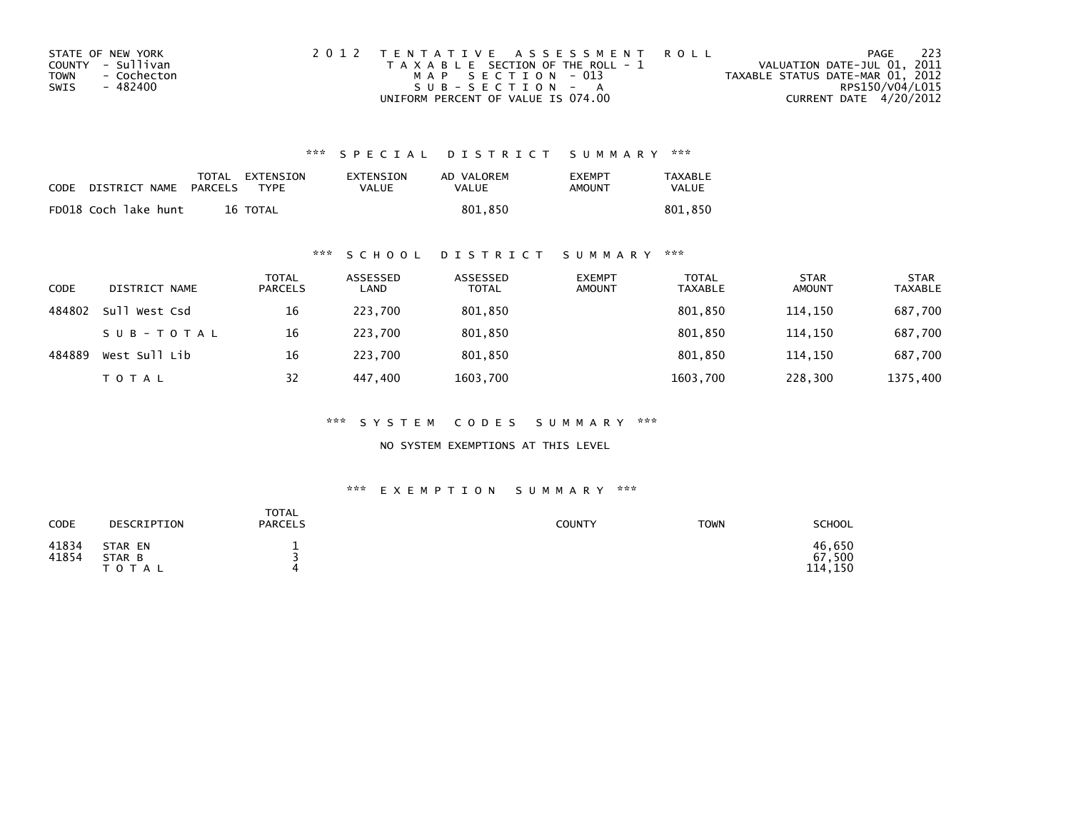STATE OF NEW YORK
COUNTY - Sullivan
TOWN - Cochecton
SWIS - 482400

2 0 1 2 T E N T A T I V E A S S E S S M E N T R O L L
T A X A B L E SECTION OF THE ROLL - 1
M A P S E C T I O N - 013
S U B - S E C T I O N - A
UNIFORM PERCENT OF VALUE IS 074.00

VALUATION DATE-JUL 01, 2011
TAXABLE STATUS DATE-MAR 01, 2012
RPS150/V04/L015
CURRENT DATE 4/20/2012

### *** S P E C I A L D I S T R I C T S U M M A R Y ***

| CODE DISTRICT NAME | TOTAL PARCELS | EXTENSION TYPE | EXTENSION VALUE | AD VALOREM VALUE | EXEMPT AMOUNT | TAXABLE VALUE |
|---|---|---|---|---|---|---|
| FD018 Coch lake hunt | 16 | TOTAL | | 801,850 | | 801,850 |

### *** S C H O O L D I S T R I C T S U M M A R Y ***

| CODE | DISTRICT NAME | TOTAL PARCELS | ASSESSED LAND | ASSESSED TOTAL | EXEMPT AMOUNT | TOTAL TAXABLE | STAR AMOUNT | STAR TAXABLE |
|---|---|---|---|---|---|---|---|---|
| 484802 | Sull West Csd | 16 | 223,700 | 801,850 | | 801,850 | 114,150 | 687,700 |
| | S U B - T O T A L | 16 | 223,700 | 801,850 | | 801,850 | 114,150 | 687,700 |
| 484889 | West Sull Lib | 16 | 223,700 | 801,850 | | 801,850 | 114,150 | 687,700 |
| | T O T A L | 32 | 447,400 | 1603,700 | | 1603,700 | 228,300 | 1375,400 |

### *** S Y S T E M C O D E S S U M M A R Y ***

NO SYSTEM EXEMPTIONS AT THIS LEVEL

### *** E X E M P T I O N S U M M A R Y ***

| CODE | DESCRIPTION | TOTAL PARCELS | COUNTY | TOWN | SCHOOL |
|---|---|---|---|---|---|
| 41834 | STAR EN | 1 | | | 46,650 |
| 41854 | STAR B | 3 | | | 67,500 |
| | T O T A L | 4 | | | 114,150 |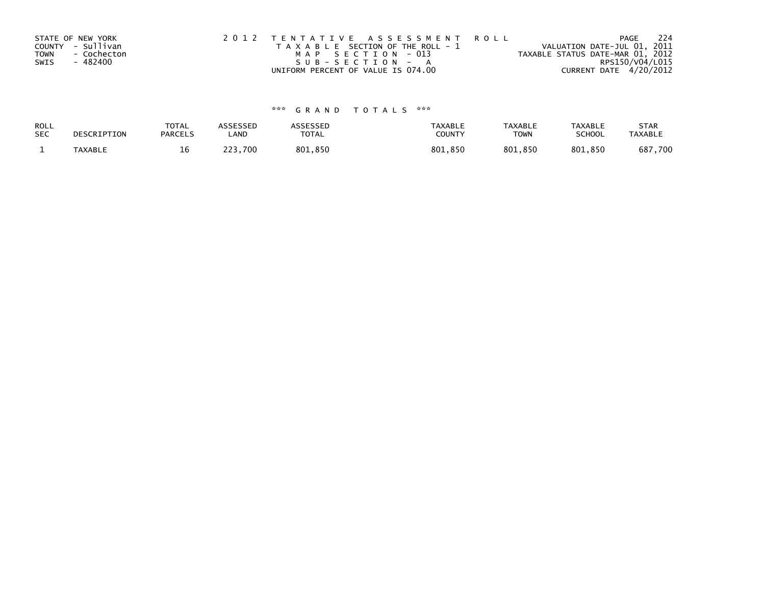STATE OF NEW YORK
COUNTY - Sullivan
TOWN - Cochecton
SWIS - 482400

2 0 1 2 T E N T A T I V E A S S E S S M E N T R O L L
T A X A B L E SECTION OF THE ROLL - 1
M A P S E C T I O N - 013
S U B - S E C T I O N - A
UNIFORM PERCENT OF VALUE IS 074.00

VALUATION DATE-JUL 01, 2011
TAXABLE STATUS DATE-MAR 01, 2012
RPS150/V04/L015
CURRENT DATE 4/20/2012

\*\*\* G R A N D T O T A L S \*\*\*

| ROLL SEC | DESCRIPTION | TOTAL PARCELS | ASSESSED LAND | ASSESSED TOTAL | TAXABLE COUNTY | TAXABLE TOWN | TAXABLE SCHOOL | STAR TAXABLE |
|---|---|---|---|---|---|---|---|---|
| 1 | TAXABLE | 16 | 223,700 | 801,850 | 801,850 | 801,850 | 801,850 | 687,700 |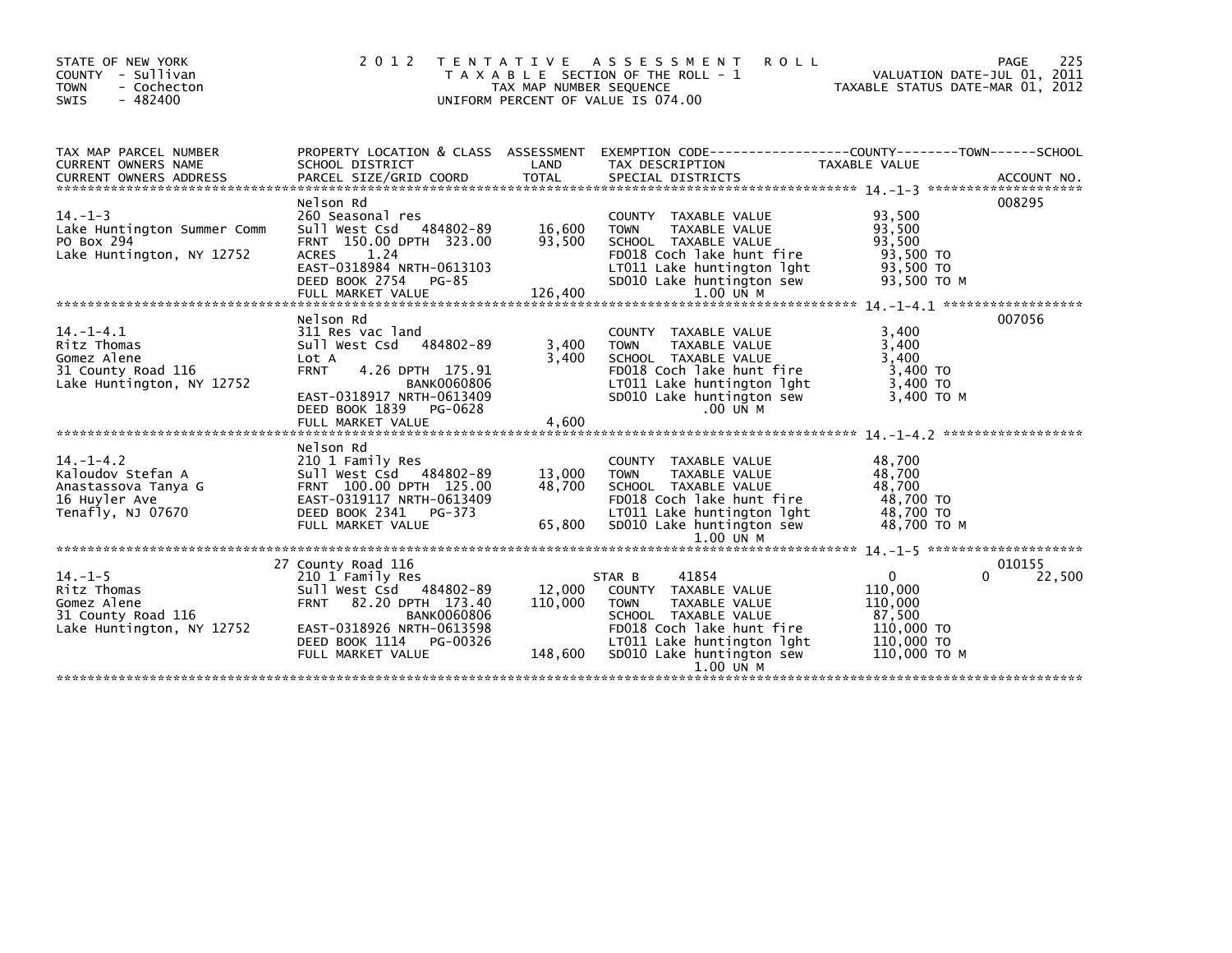STATE OF NEW YORK
COUNTY - Sullivan
TOWN - Cochecton
SWIS - 482400

2012 TENTATIVE ASSESSMENT ROLL
TAXABLE SECTION OF THE ROLL - 1
TAX MAP NUMBER SEQUENCE
UNIFORM PERCENT OF VALUE IS 074.00

VALUATION DATE-JUL 01, 2011
TAXABLE STATUS DATE-MAR 01, 2012

| TAX MAP PARCEL NUMBER / CURRENT OWNERS NAME / CURRENT OWNERS ADDRESS | PROPERTY LOCATION & CLASS / SCHOOL DISTRICT / PARCEL SIZE/GRID COORD | ASSESSMENT LAND | TOTAL | EXEMPTION CODE / TAX DESCRIPTION / SPECIAL DISTRICTS | TAXABLE VALUE (COUNTY / TOWN / SCHOOL) | ACCOUNT NO. |
|---|---|---|---|---|---|---|
| **14.-1-3** | Nelson Rd | | | | | 008295 |
| 14.-1-3 | 260 Seasonal res | | | COUNTY TAXABLE VALUE | 93,500 | |
| Lake Huntington Summer Comm | Sull West Csd 484802-89 | 16,600 | | TOWN TAXABLE VALUE | 93,500 | |
| PO Box 294 | FRNT 150.00 DPTH 323.00 | | 93,500 | SCHOOL TAXABLE VALUE | 93,500 | |
| Lake Huntington, NY 12752 | ACRES 1.24 | | | FD018 Coch lake hunt fire | 93,500 TO | |
| | EAST-0318984 NRTH-0613103 | | | LT011 Lake huntington lght | 93,500 TO | |
| | DEED BOOK 2754 PG-85 | | | SD010 Lake huntington sew | 93,500 TO M | |
| | FULL MARKET VALUE | | 126,400 | 1.00 UN M | | |
| **14.-1-4.1** | Nelson Rd | | | | | 007056 |
| 14.-1-4.1 | 311 Res vac land | | | COUNTY TAXABLE VALUE | 3,400 | |
| Ritz Thomas | Sull West Csd 484802-89 | 3,400 | | TOWN TAXABLE VALUE | 3,400 | |
| Gomez Alene | Lot A | | 3,400 | SCHOOL TAXABLE VALUE | 3,400 | |
| 31 County Road 116 | FRNT 4.26 DPTH 175.91 | | | FD018 Coch lake hunt fire | 3,400 TO | |
| Lake Huntington, NY 12752 | BANK0060806 | | | LT011 Lake huntington lght | 3,400 TO | |
| | EAST-0318917 NRTH-0613409 | | | SD010 Lake huntington sew | 3,400 TO M | |
| | DEED BOOK 1839 PG-0628 | | | .00 UN M | | |
| | FULL MARKET VALUE | | 4,600 | | | |
| **14.-1-4.2** | Nelson Rd | | | | | |
| 14.-1-4.2 | 210 1 Family Res | | | COUNTY TAXABLE VALUE | 48,700 | |
| Kaloudov Stefan A | Sull West Csd 484802-89 | 13,000 | | TOWN TAXABLE VALUE | 48,700 | |
| Anastassova Tanya G | FRNT 100.00 DPTH 125.00 | | 48,700 | SCHOOL TAXABLE VALUE | 48,700 | |
| 16 Huyler Ave | EAST-0319117 NRTH-0613409 | | | FD018 Coch lake hunt fire | 48,700 TO | |
| Tenafly, NJ 07670 | DEED BOOK 2341 PG-373 | | | LT011 Lake huntington lght | 48,700 TO | |
| | FULL MARKET VALUE | | 65,800 | SD010 Lake huntington sew | 48,700 TO M | |
| | | | | 1.00 UN M | | |
| **14.-1-5** | 27 County Road 116 | | | | | 010155 |
| 14.-1-5 | 210 1 Family Res | | | STAR B 41854 | 0 / 0 / 22,500 | |
| Ritz Thomas | Sull West Csd 484802-89 | 12,000 | | COUNTY TAXABLE VALUE | 110,000 | |
| Gomez Alene | FRNT 82.20 DPTH 173.40 | | 110,000 | TOWN TAXABLE VALUE | 110,000 | |
| 31 County Road 116 | BANK0060806 | | | SCHOOL TAXABLE VALUE | 87,500 | |
| Lake Huntington, NY 12752 | EAST-0318926 NRTH-0613598 | | | FD018 Coch lake hunt fire | 110,000 TO | |
| | DEED BOOK 1114 PG-00326 | | | LT011 Lake huntington lght | 110,000 TO | |
| | FULL MARKET VALUE | | 148,600 | SD010 Lake huntington sew | 110,000 TO M | |
| | | | | 1.00 UN M | | |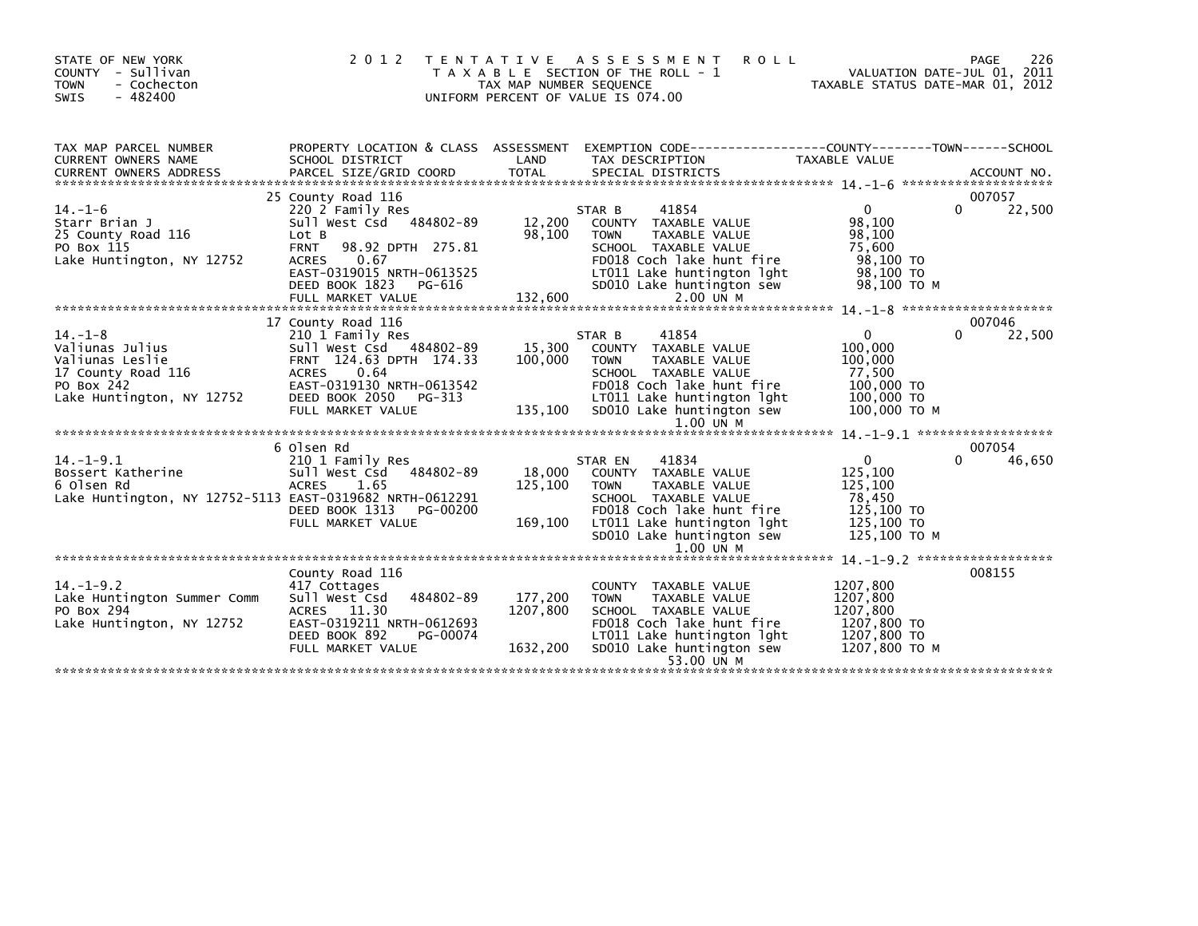STATE OF NEW YORK
COUNTY - Sullivan
TOWN - Cochecton
SWIS - 482400

# 2012 TENTATIVE ASSESSMENT ROLL

TAXABLE SECTION OF THE ROLL - 1
TAX MAP NUMBER SEQUENCE
UNIFORM PERCENT OF VALUE IS 074.00

VALUATION DATE-JUL 01, 2011
TAXABLE STATUS DATE-MAR 01, 2012

| TAX MAP PARCEL NUMBER / CURRENT OWNERS NAME / CURRENT OWNERS ADDRESS | PROPERTY LOCATION & CLASS / SCHOOL DISTRICT / PARCEL SIZE/GRID COORD | ASSESSMENT LAND / TOTAL | EXEMPTION CODE / TAX DESCRIPTION / SPECIAL DISTRICTS | COUNTY TAXABLE VALUE | TOWN | SCHOOL | ACCOUNT NO. |
|---|---|---|---|---|---|---|---|
| **14.-1-6** | 25 County Road 116 | | | | | | 007057 |
| | 220 2 Family Res | | STAR B 41854 | 0 | 0 | 22,500 | |
| Starr Brian J | Sull West Csd 484802-89 | 12,200 | COUNTY TAXABLE VALUE | 98,100 | | | |
| 25 County Road 116 | Lot B | 98,100 | TOWN TAXABLE VALUE | 98,100 | | | |
| PO Box 115 | FRNT 98.92 DPTH 275.81 | | SCHOOL TAXABLE VALUE | 75,600 | | | |
| Lake Huntington, NY 12752 | ACRES 0.67 | | FD018 Coch lake hunt fire | 98,100 TO | | | |
| | EAST-0319015 NRTH-0613525 | | LT011 Lake huntington lght | 98,100 TO | | | |
| | DEED BOOK 1823 PG-616 | | SD010 Lake huntington sew | 98,100 TO M | | | |
| | FULL MARKET VALUE | 132,600 | 2.00 UN M | | | | |
| **14.-1-8** | 17 County Road 116 | | | | | | 007046 |
| | 210 1 Family Res | | STAR B 41854 | 0 | 0 | 22,500 | |
| Valiunas Julius | Sull West Csd 484802-89 | 15,300 | COUNTY TAXABLE VALUE | 100,000 | | | |
| Valiunas Leslie | FRNT 124.63 DPTH 174.33 | 100,000 | TOWN TAXABLE VALUE | 100,000 | | | |
| 17 County Road 116 | ACRES 0.64 | | SCHOOL TAXABLE VALUE | 77,500 | | | |
| PO Box 242 | EAST-0319130 NRTH-0613542 | | FD018 Coch lake hunt fire | 100,000 TO | | | |
| Lake Huntington, NY 12752 | DEED BOOK 2050 PG-313 | | LT011 Lake huntington lght | 100,000 TO | | | |
| | FULL MARKET VALUE | 135,100 | SD010 Lake huntington sew | 100,000 TO M | | | |
| | | | 1.00 UN M | | | | |
| **14.-1-9.1** | 6 Olsen Rd | | | | | | 007054 |
| | 210 1 Family Res | | STAR EN 41834 | 0 | 0 | 46,650 | |
| Bossert Katherine | Sull West Csd 484802-89 | 18,000 | COUNTY TAXABLE VALUE | 125,100 | | | |
| 6 Olsen Rd | ACRES 1.65 | 125,100 | TOWN TAXABLE VALUE | 125,100 | | | |
| Lake Huntington, NY 12752-5113 | EAST-0319682 NRTH-0612291 | | SCHOOL TAXABLE VALUE | 78,450 | | | |
| | DEED BOOK 1313 PG-00200 | | FD018 Coch lake hunt fire | 125,100 TO | | | |
| | FULL MARKET VALUE | 169,100 | LT011 Lake huntington lght | 125,100 TO | | | |
| | | | SD010 Lake huntington sew | 125,100 TO M | | | |
| | | | 1.00 UN M | | | | |
| **14.-1-9.2** | County Road 116 | | | | | | 008155 |
| | 417 Cottages | | COUNTY TAXABLE VALUE | 1207,800 | | | |
| Lake Huntington Summer Comm | Sull West Csd 484802-89 | 177,200 | TOWN TAXABLE VALUE | 1207,800 | | | |
| PO Box 294 | ACRES 11.30 | 1207,800 | SCHOOL TAXABLE VALUE | 1207,800 | | | |
| Lake Huntington, NY 12752 | EAST-0319211 NRTH-0612693 | | FD018 Coch lake hunt fire | 1207,800 TO | | | |
| | DEED BOOK 892 PG-00074 | | LT011 Lake huntington lght | 1207,800 TO | | | |
| | FULL MARKET VALUE | 1632,200 | SD010 Lake huntington sew | 1207,800 TO M | | | |
| | | | 53.00 UN M | | | | |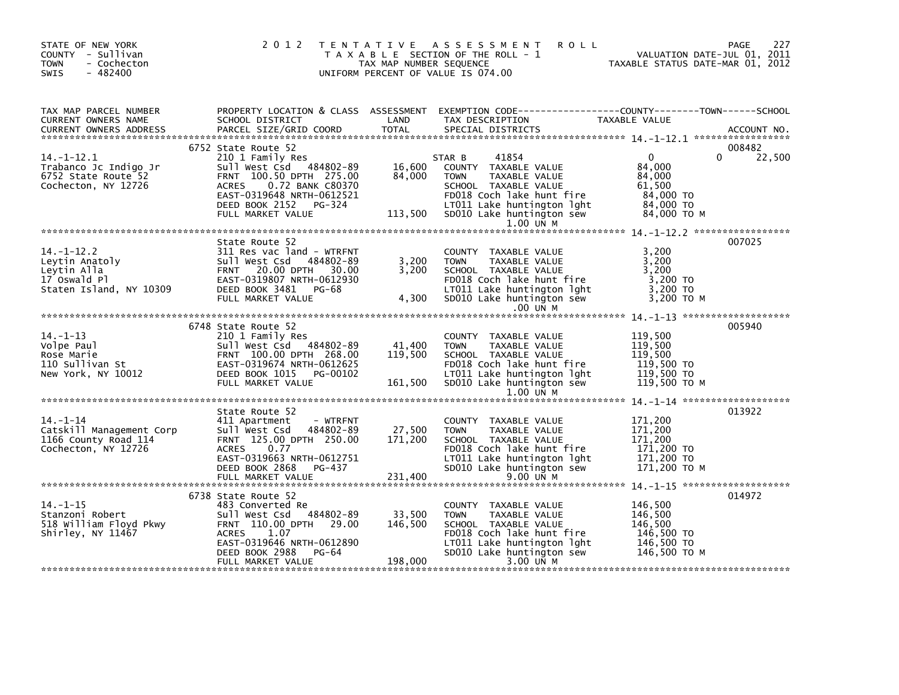STATE OF NEW YORK
COUNTY - Sullivan
TOWN - Cochecton
SWIS - 482400

2012 TENTATIVE ASSESSMENT ROLL
TAXABLE SECTION OF THE ROLL - 1
TAX MAP NUMBER SEQUENCE
UNIFORM PERCENT OF VALUE IS 074.00

VALUATION DATE-JUL 01, 2011
TAXABLE STATUS DATE-MAR 01, 2012

| TAX MAP PARCEL NUMBER / CURRENT OWNERS NAME / CURRENT OWNERS ADDRESS | PROPERTY LOCATION & CLASS / SCHOOL DISTRICT / PARCEL SIZE/GRID COORD | ASSESSMENT LAND / TOTAL | EXEMPTION CODE / TAX DESCRIPTION / SPECIAL DISTRICTS | COUNTY / TOWN / SCHOOL TAXABLE VALUE | ACCOUNT NO. |
|---|---|---|---|---|---|
| 14.-1-12.1 | 6752 State Route 52 | | | | 008482 |
| Trabanco Jc Indigo Jr | 210 1 Family Res | | STAR B 41854 | 0 0 22,500 | |
| 6752 State Route 52 | Sull West Csd 484802-89 | 16,600 | COUNTY TAXABLE VALUE | 84,000 | |
| Cochecton, NY 12726 | FRNT 100.50 DPTH 275.00 | 84,000 | TOWN TAXABLE VALUE | 84,000 | |
| | ACRES 0.72 BANK C80370 | | SCHOOL TAXABLE VALUE | 61,500 | |
| | EAST-0319648 NRTH-0612521 | | FD018 Coch lake hunt fire | 84,000 TO | |
| | DEED BOOK 2152 PG-324 | | LT011 Lake huntington lght | 84,000 TO | |
| | FULL MARKET VALUE | 113,500 | SD010 Lake huntington sew | 84,000 TO M | |
| | | | 1.00 UN M | | |
| 14.-1-12.2 | State Route 52 | | | | 007025 |
| Leytin Anatoly | 311 Res vac land - WTRFNT | | COUNTY TAXABLE VALUE | 3,200 | |
| Leytin Alla | Sull West Csd 484802-89 | 3,200 | TOWN TAXABLE VALUE | 3,200 | |
| 17 Oswald Pl | FRNT 20.00 DPTH 30.00 | 3,200 | SCHOOL TAXABLE VALUE | 3,200 | |
| Staten Island, NY 10309 | EAST-0319807 NRTH-0612930 | | FD018 Coch lake hunt fire | 3,200 TO | |
| | DEED BOOK 3481 PG-68 | | LT011 Lake huntington lght | 3,200 TO | |
| | FULL MARKET VALUE | 4,300 | SD010 Lake huntington sew | 3,200 TO M | |
| | | | .00 UN M | | |
| 14.-1-13 | 6748 State Route 52 | | | | 005940 |
| Volpe Paul | 210 1 Family Res | | COUNTY TAXABLE VALUE | 119,500 | |
| Rose Marie | Sull West Csd 484802-89 | 41,400 | TOWN TAXABLE VALUE | 119,500 | |
| 110 Sullivan St | FRNT 100.00 DPTH 268.00 | 119,500 | SCHOOL TAXABLE VALUE | 119,500 | |
| New York, NY 10012 | EAST-0319674 NRTH-0612625 | | FD018 Coch lake hunt fire | 119,500 TO | |
| | DEED BOOK 1015 PG-00102 | | LT011 Lake huntington lght | 119,500 TO | |
| | FULL MARKET VALUE | 161,500 | SD010 Lake huntington sew | 119,500 TO M | |
| | | | 1.00 UN M | | |
| 14.-1-14 | State Route 52 | | | | 013922 |
| Catskill Management Corp | 411 Apartment - WTRFNT | | COUNTY TAXABLE VALUE | 171,200 | |
| 1166 County Road 114 | Sull West Csd 484802-89 | 27,500 | TOWN TAXABLE VALUE | 171,200 | |
| Cochecton, NY 12726 | FRNT 125.00 DPTH 250.00 | 171,200 | SCHOOL TAXABLE VALUE | 171,200 | |
| | ACRES 0.77 | | FD018 Coch lake hunt fire | 171,200 TO | |
| | EAST-0319663 NRTH-0612751 | | LT011 Lake huntington lght | 171,200 TO | |
| | DEED BOOK 2868 PG-437 | | SD010 Lake huntington sew | 171,200 TO M | |
| | FULL MARKET VALUE | 231,400 | 9.00 UN M | | |
| 14.-1-15 | 6738 State Route 52 | | | | 014972 |
| Stanzoni Robert | 483 Converted Re | | COUNTY TAXABLE VALUE | 146,500 | |
| 518 William Floyd Pkwy | Sull West Csd 484802-89 | 33,500 | TOWN TAXABLE VALUE | 146,500 | |
| Shirley, NY 11467 | FRNT 110.00 DPTH 29.00 | 146,500 | SCHOOL TAXABLE VALUE | 146,500 | |
| | ACRES 1.07 | | FD018 Coch lake hunt fire | 146,500 TO | |
| | EAST-0319646 NRTH-0612890 | | LT011 Lake huntington lght | 146,500 TO | |
| | DEED BOOK 2988 PG-64 | | SD010 Lake huntington sew | 146,500 TO M | |
| | FULL MARKET VALUE | 198,000 | 3.00 UN M | | |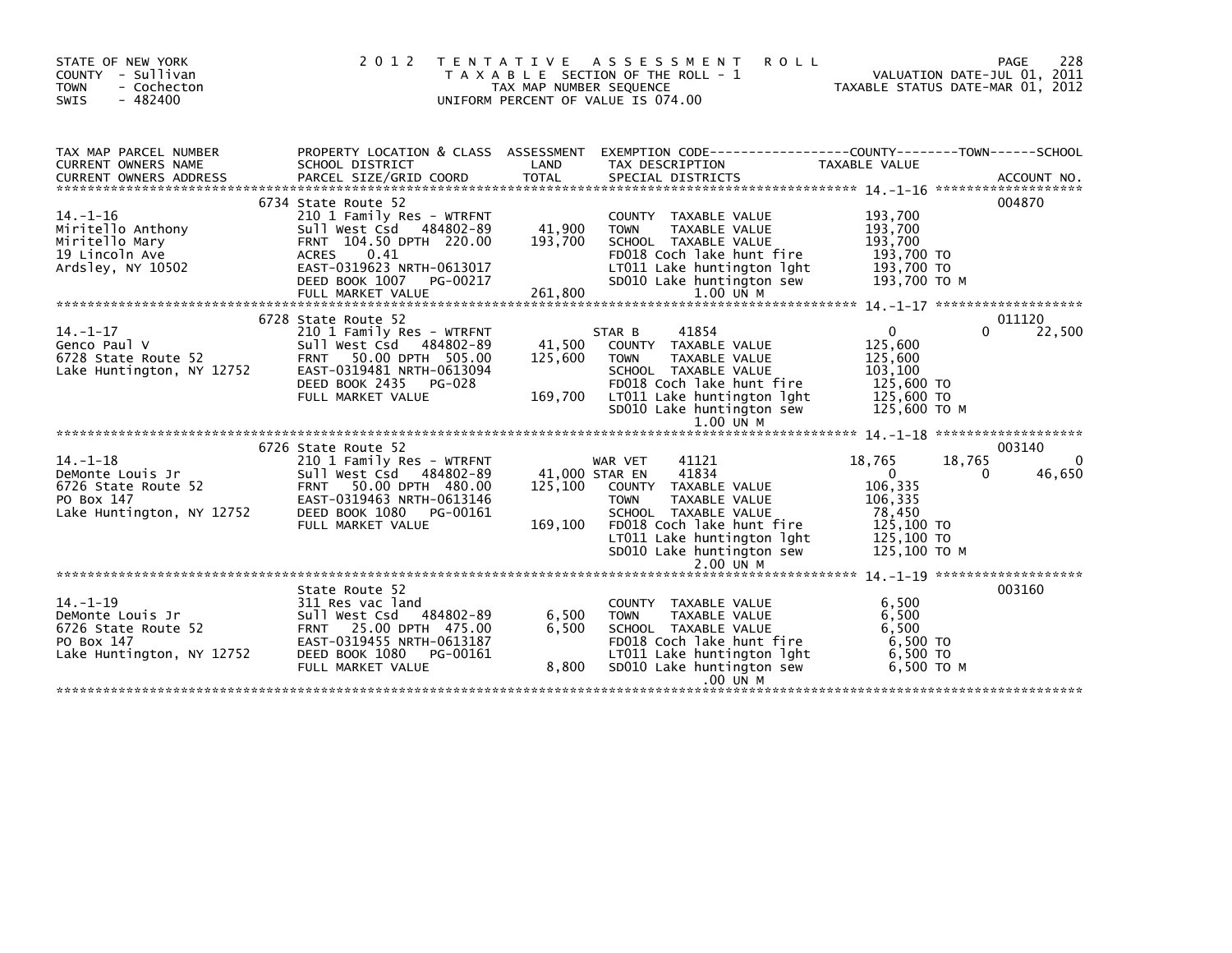STATE OF NEW YORK
COUNTY - Sullivan
TOWN - Cochecton
SWIS - 482400

2012 TENTATIVE ASSESSMENT ROLL
TAXABLE SECTION OF THE ROLL - 1
TAX MAP NUMBER SEQUENCE
UNIFORM PERCENT OF VALUE IS 074.00

VALUATION DATE-JUL 01, 2011
TAXABLE STATUS DATE-MAR 01, 2012

| TAX MAP PARCEL NUMBER / CURRENT OWNERS NAME / CURRENT OWNERS ADDRESS | PROPERTY LOCATION & CLASS / SCHOOL DISTRICT / PARCEL SIZE/GRID COORD | ASSESSMENT LAND | TOTAL | EXEMPTION CODE / TAX DESCRIPTION / SPECIAL DISTRICTS | COUNTY TAXABLE VALUE | TOWN | SCHOOL | ACCOUNT NO. |
|---|---|---|---|---|---|---|---|---|
| 14.-1-16 | 6734 State Route 52 | | | | | | | 004870 |
| | 210 1 Family Res - WTRFNT | | | COUNTY TAXABLE VALUE | 193,700 | | | |
| Miritello Anthony | Sull West Csd 484802-89 | 41,900 | | TOWN TAXABLE VALUE | 193,700 | | | |
| Miritello Mary | FRNT 104.50 DPTH 220.00 | | 193,700 | SCHOOL TAXABLE VALUE | 193,700 | | | |
| 19 Lincoln Ave | ACRES 0.41 | | | FD018 Coch lake hunt fire | 193,700 TO | | | |
| Ardsley, NY 10502 | EAST-0319623 NRTH-0613017 | | | LT011 Lake huntington lght | 193,700 TO | | | |
| | DEED BOOK 1007 PG-00217 | | | SD010 Lake huntington sew | 193,700 TO M | | | |
| | FULL MARKET VALUE | | 261,800 | 1.00 UN M | | | | |
| 14.-1-17 | 6728 State Route 52 | | | | | | | 011120 |
| | 210 1 Family Res - WTRFNT | | | STAR B 41854 | 0 | 0 | 22,500 | |
| Genco Paul V | Sull West Csd 484802-89 | 41,500 | | COUNTY TAXABLE VALUE | 125,600 | | | |
| 6728 State Route 52 | FRNT 50.00 DPTH 505.00 | | 125,600 | TOWN TAXABLE VALUE | 125,600 | | | |
| Lake Huntington, NY 12752 | EAST-0319481 NRTH-0613094 | | | SCHOOL TAXABLE VALUE | 103,100 | | | |
| | DEED BOOK 2435 PG-028 | | | FD018 Coch lake hunt fire | 125,600 TO | | | |
| | FULL MARKET VALUE | | 169,700 | LT011 Lake huntington lght | 125,600 TO | | | |
| | | | | SD010 Lake huntington sew | 125,600 TO M | | | |
| | | | | 1.00 UN M | | | | |
| 14.-1-18 | 6726 State Route 52 | | | | | | | 003140 |
| | 210 1 Family Res - WTRFNT | | | WAR VET 41121 | 18,765 | 18,765 | 0 | |
| DeMonte Louis Jr | Sull West Csd 484802-89 | 41,000 | | STAR EN 41834 | 0 | 0 | 46,650 | |
| 6726 State Route 52 | FRNT 50.00 DPTH 480.00 | | 125,100 | COUNTY TAXABLE VALUE | 106,335 | | | |
| PO Box 147 | EAST-0319463 NRTH-0613146 | | | TOWN TAXABLE VALUE | 106,335 | | | |
| Lake Huntington, NY 12752 | DEED BOOK 1080 PG-00161 | | | SCHOOL TAXABLE VALUE | 78,450 | | | |
| | FULL MARKET VALUE | | 169,100 | FD018 Coch lake hunt fire | 125,100 TO | | | |
| | | | | LT011 Lake huntington lght | 125,100 TO | | | |
| | | | | SD010 Lake huntington sew | 125,100 TO M | | | |
| | | | | 2.00 UN M | | | | |
| 14.-1-19 | State Route 52 | | | | | | | 003160 |
| | 311 Res vac land | | | COUNTY TAXABLE VALUE | 6,500 | | | |
| DeMonte Louis Jr | Sull West Csd 484802-89 | 6,500 | | TOWN TAXABLE VALUE | 6,500 | | | |
| 6726 State Route 52 | FRNT 25.00 DPTH 475.00 | | 6,500 | SCHOOL TAXABLE VALUE | 6,500 | | | |
| PO Box 147 | EAST-0319455 NRTH-0613187 | | | FD018 Coch lake hunt fire | 6,500 TO | | | |
| Lake Huntington, NY 12752 | DEED BOOK 1080 PG-00161 | | | LT011 Lake huntington lght | 6,500 TO | | | |
| | FULL MARKET VALUE | | 8,800 | SD010 Lake huntington sew | 6,500 TO M | | | |
| | | | | .00 UN M | | | | |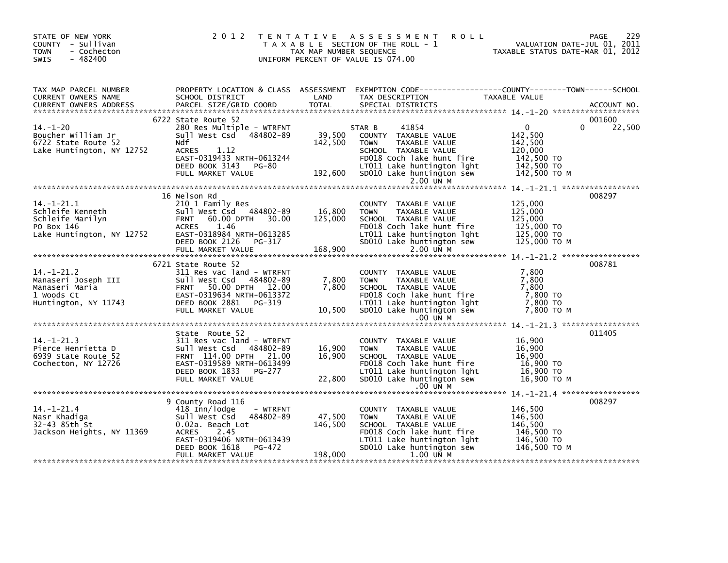STATE OF NEW YORK
COUNTY - Sullivan
TOWN - Cochecton
SWIS - 482400

# 2012 TENTATIVE ASSESSMENT ROLL

TAXABLE SECTION OF THE ROLL - 1
TAX MAP NUMBER SEQUENCE
UNIFORM PERCENT OF VALUE IS 074.00

VALUATION DATE-JUL 01, 2011
TAXABLE STATUS DATE-MAR 01, 2012

| TAX MAP PARCEL NUMBER / CURRENT OWNERS NAME / CURRENT OWNERS ADDRESS | PROPERTY LOCATION & CLASS / SCHOOL DISTRICT / PARCEL SIZE/GRID COORD | ASSESSMENT LAND / TOTAL | EXEMPTION CODE / TAX DESCRIPTION / SPECIAL DISTRICTS | COUNTY TAXABLE VALUE | TOWN | SCHOOL | ACCOUNT NO. |
|---|---|---|---|---|---|---|---|
| 14.-1-20 | 6722 State Route 52 | | | | | | 001600 |
| | 280 Res Multiple - WTRFNT | | STAR B 41854 | 0 | 0 | 22,500 | |
| Boucher William Jr | Sull West Csd 484802-89 | 39,500 | COUNTY TAXABLE VALUE | 142,500 | | | |
| 6722 State Route 52 | Ndf | 142,500 | TOWN TAXABLE VALUE | 142,500 | | | |
| Lake Huntington, NY 12752 | ACRES 1.12 | | SCHOOL TAXABLE VALUE | 120,000 | | | |
| | EAST-0319433 NRTH-0613244 | | FD018 Coch lake hunt fire | 142,500 TO | | | |
| | DEED BOOK 3143 PG-80 | | LT011 Lake huntington lght | 142,500 TO | | | |
| | FULL MARKET VALUE | 192,600 | SD010 Lake huntington sew | 142,500 TO M | | | |
| | | | 2.00 UN M | | | | |
| 14.-1-21.1 | 16 Nelson Rd | | | | | | 008297 |
| | 210 1 Family Res | | COUNTY TAXABLE VALUE | 125,000 | | | |
| Schleife Kenneth | Sull West Csd 484802-89 | 16,800 | TOWN TAXABLE VALUE | 125,000 | | | |
| Schleife Marilyn | FRNT 60.00 DPTH 30.00 | 125,000 | SCHOOL TAXABLE VALUE | 125,000 | | | |
| PO Box 146 | ACRES 1.46 | | FD018 Coch lake hunt fire | 125,000 TO | | | |
| Lake Huntington, NY 12752 | EAST-0318984 NRTH-0613285 | | LT011 Lake huntington lght | 125,000 TO | | | |
| | DEED BOOK 2126 PG-317 | | SD010 Lake huntington sew | 125,000 TO M | | | |
| | FULL MARKET VALUE | 168,900 | 2.00 UN M | | | | |
| 14.-1-21.2 | 6721 State Route 52 | | | | | | 008781 |
| | 311 Res vac land - WTRFNT | | COUNTY TAXABLE VALUE | 7,800 | | | |
| Manaseri Joseph III | Sull West Csd 484802-89 | 7,800 | TOWN TAXABLE VALUE | 7,800 | | | |
| Manaseri Maria | FRNT 50.00 DPTH 12.00 | 7,800 | SCHOOL TAXABLE VALUE | 7,800 | | | |
| 1 Woods Ct | EAST-0319634 NRTH-0613372 | | FD018 Coch lake hunt fire | 7,800 TO | | | |
| Huntington, NY 11743 | DEED BOOK 2881 PG-319 | | LT011 Lake huntington lght | 7,800 TO | | | |
| | FULL MARKET VALUE | 10,500 | SD010 Lake huntington sew | 7,800 TO M | | | |
| | | | .00 UN M | | | | |
| 14.-1-21.3 | State Route 52 | | | | | | 011405 |
| | 311 Res vac land - WTRFNT | | COUNTY TAXABLE VALUE | 16,900 | | | |
| Pierce Henrietta D | Sull West Csd 484802-89 | 16,900 | TOWN TAXABLE VALUE | 16,900 | | | |
| 6939 State Route 52 | FRNT 114.00 DPTH 21.00 | 16,900 | SCHOOL TAXABLE VALUE | 16,900 | | | |
| Cochecton, NY 12726 | EAST-0319589 NRTH-0613499 | | FD018 Coch lake hunt fire | 16,900 TO | | | |
| | DEED BOOK 1833 PG-277 | | LT011 Lake huntington lght | 16,900 TO | | | |
| | FULL MARKET VALUE | 22,800 | SD010 Lake huntington sew | 16,900 TO M | | | |
| | | | .00 UN M | | | | |
| 14.-1-21.4 | 9 County Road 116 | | | | | | 008297 |
| | 418 Inn/lodge - WTRFNT | | COUNTY TAXABLE VALUE | 146,500 | | | |
| Nasr Khadiga | Sull West Csd 484802-89 | 47,500 | TOWN TAXABLE VALUE | 146,500 | | | |
| 32-43 85th St | 0.02a. Beach Lot | 146,500 | SCHOOL TAXABLE VALUE | 146,500 | | | |
| Jackson Heights, NY 11369 | ACRES 2.45 | | FD018 Coch lake hunt fire | 146,500 TO | | | |
| | EAST-0319406 NRTH-0613439 | | LT011 Lake huntington lght | 146,500 TO | | | |
| | DEED BOOK 1618 PG-472 | | SD010 Lake huntington sew | 146,500 TO M | | | |
| | FULL MARKET VALUE | 198,000 | 1.00 UN M | | | | |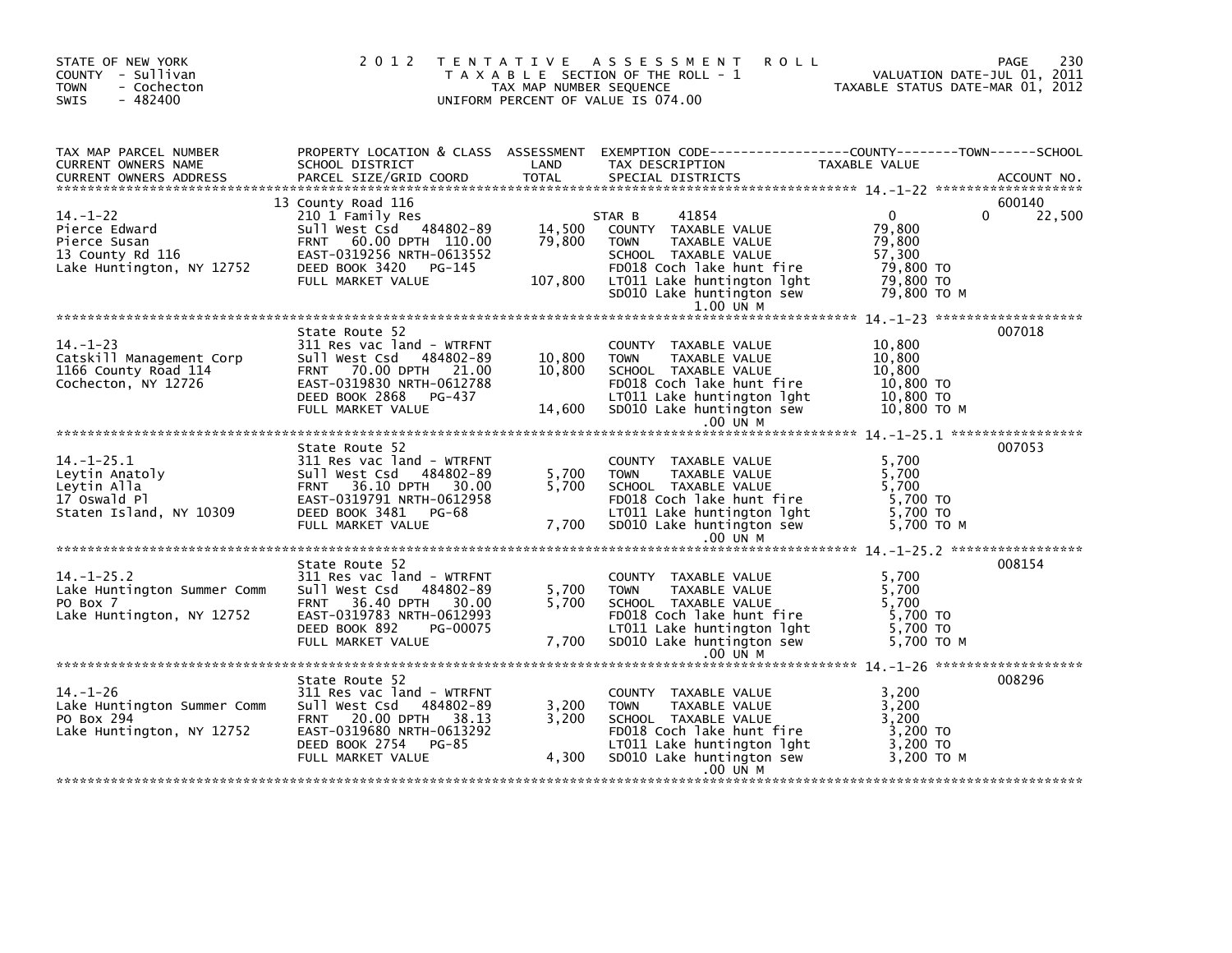STATE OF NEW YORK
COUNTY - Sullivan
TOWN - Cochecton
SWIS - 482400

# 2012 TENTATIVE ASSESSMENT ROLL

TAXABLE SECTION OF THE ROLL - 1
TAX MAP NUMBER SEQUENCE
UNIFORM PERCENT OF VALUE IS 074.00

VALUATION DATE-JUL 01, 2011
TAXABLE STATUS DATE-MAR 01, 2012

| TAX MAP PARCEL NUMBER / CURRENT OWNERS NAME / CURRENT OWNERS ADDRESS | PROPERTY LOCATION & CLASS / SCHOOL DISTRICT / PARCEL SIZE/GRID COORD | ASSESSMENT LAND / TOTAL | EXEMPTION CODE / TAX DESCRIPTION / SPECIAL DISTRICTS | COUNTY / TOWN / SCHOOL TAXABLE VALUE | ACCOUNT NO. |
|---|---|---|---|---|---|
| 14.-1-22 | 13 County Road 116 | | | | 600140 |
| | 210 1 Family Res | | STAR B 41854 | 0 0 22,500 | |
| Pierce Edward | Sull West Csd 484802-89 | 14,500 | COUNTY TAXABLE VALUE | 79,800 | |
| Pierce Susan | FRNT 60.00 DPTH 110.00 | 79,800 | TOWN TAXABLE VALUE | 79,800 | |
| 13 County Rd 116 | EAST-0319256 NRTH-0613552 | | SCHOOL TAXABLE VALUE | 57,300 | |
| Lake Huntington, NY 12752 | DEED BOOK 3420 PG-145 | | FD018 Coch lake hunt fire | 79,800 TO | |
| | FULL MARKET VALUE | 107,800 | LT011 Lake huntington lght | 79,800 TO | |
| | | | SD010 Lake huntington sew | 79,800 TO M | |
| | | | 1.00 UN M | | |
| 14.-1-23 | State Route 52 | | | | 007018 |
| | 311 Res vac land - WTRFNT | | COUNTY TAXABLE VALUE | 10,800 | |
| Catskill Management Corp | Sull West Csd 484802-89 | 10,800 | TOWN TAXABLE VALUE | 10,800 | |
| 1166 County Road 114 | FRNT 70.00 DPTH 21.00 | 10,800 | SCHOOL TAXABLE VALUE | 10,800 | |
| Cochecton, NY 12726 | EAST-0319830 NRTH-0612788 | | FD018 Coch lake hunt fire | 10,800 TO | |
| | DEED BOOK 2868 PG-437 | | LT011 Lake huntington lght | 10,800 TO | |
| | FULL MARKET VALUE | 14,600 | SD010 Lake huntington sew | 10,800 TO M | |
| | | | .00 UN M | | |
| 14.-1-25.1 | State Route 52 | | | | 007053 |
| | 311 Res vac land - WTRFNT | | COUNTY TAXABLE VALUE | 5,700 | |
| Leytin Anatoly | Sull West Csd 484802-89 | 5,700 | TOWN TAXABLE VALUE | 5,700 | |
| Leytin Alla | FRNT 36.10 DPTH 30.00 | 5,700 | SCHOOL TAXABLE VALUE | 5,700 | |
| 17 Oswald Pl | EAST-0319791 NRTH-0612958 | | FD018 Coch lake hunt fire | 5,700 TO | |
| Staten Island, NY 10309 | DEED BOOK 3481 PG-68 | | LT011 Lake huntington lght | 5,700 TO | |
| | FULL MARKET VALUE | 7,700 | SD010 Lake huntington sew | 5,700 TO M | |
| | | | .00 UN M | | |
| 14.-1-25.2 | State Route 52 | | | | 008154 |
| | 311 Res vac land - WTRFNT | | COUNTY TAXABLE VALUE | 5,700 | |
| Lake Huntington Summer Comm | Sull West Csd 484802-89 | 5,700 | TOWN TAXABLE VALUE | 5,700 | |
| PO Box 7 | FRNT 36.40 DPTH 30.00 | 5,700 | SCHOOL TAXABLE VALUE | 5,700 | |
| Lake Huntington, NY 12752 | EAST-0319783 NRTH-0612993 | | FD018 Coch lake hunt fire | 5,700 TO | |
| | DEED BOOK 892 PG-00075 | | LT011 Lake huntington lght | 5,700 TO | |
| | FULL MARKET VALUE | 7,700 | SD010 Lake huntington sew | 5,700 TO M | |
| | | | .00 UN M | | |
| 14.-1-26 | State Route 52 | | | | 008296 |
| | 311 Res vac land - WTRFNT | | COUNTY TAXABLE VALUE | 3,200 | |
| Lake Huntington Summer Comm | Sull West Csd 484802-89 | 3,200 | TOWN TAXABLE VALUE | 3,200 | |
| PO Box 294 | FRNT 20.00 DPTH 38.13 | 3,200 | SCHOOL TAXABLE VALUE | 3,200 | |
| Lake Huntington, NY 12752 | EAST-0319680 NRTH-0613292 | | FD018 Coch lake hunt fire | 3,200 TO | |
| | DEED BOOK 2754 PG-85 | | LT011 Lake huntington lght | 3,200 TO | |
| | FULL MARKET VALUE | 4,300 | SD010 Lake huntington sew | 3,200 TO M | |
| | | | .00 UN M | | |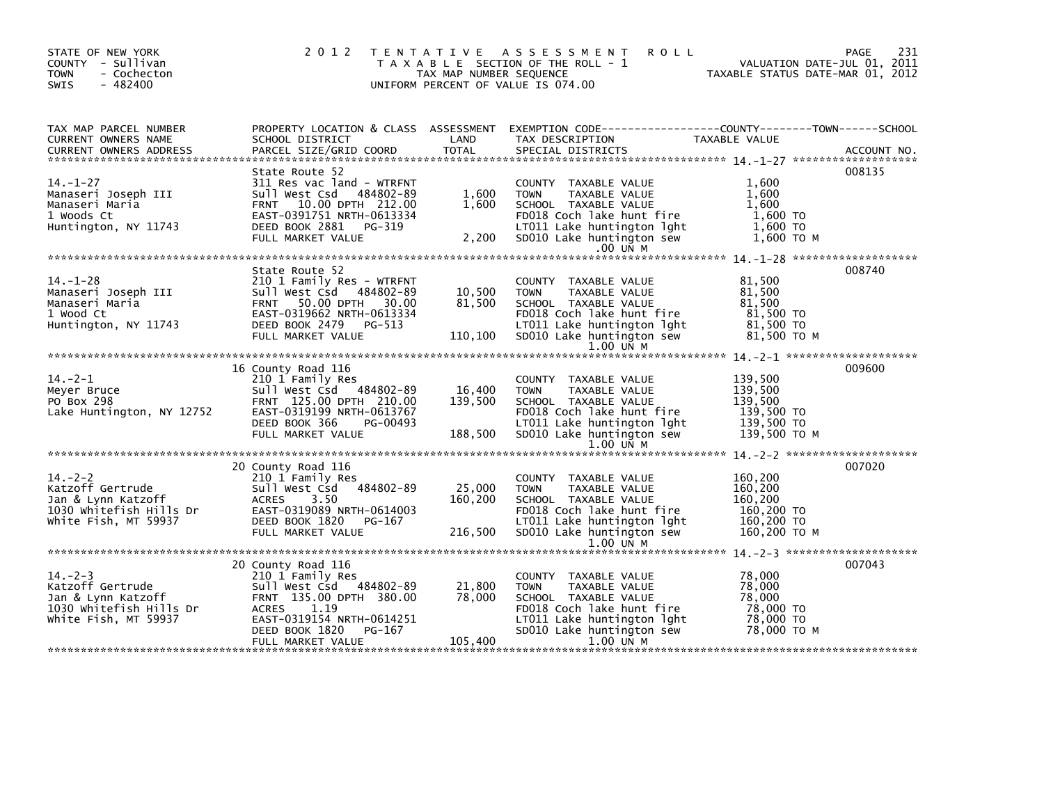STATE OF NEW YORK
COUNTY - Sullivan
TOWN - Cochecton
SWIS - 482400

# 2012 TENTATIVE ASSESSMENT ROLL

TAXABLE SECTION OF THE ROLL - 1
TAX MAP NUMBER SEQUENCE
UNIFORM PERCENT OF VALUE IS 074.00

VALUATION DATE-JUL 01, 2011
TAXABLE STATUS DATE-MAR 01, 2012

| TAX MAP PARCEL NUMBER / CURRENT OWNERS NAME / CURRENT OWNERS ADDRESS | PROPERTY LOCATION & CLASS / SCHOOL DISTRICT / PARCEL SIZE/GRID COORD | ASSESSMENT LAND | TOTAL | EXEMPTION CODE / TAX DESCRIPTION / SPECIAL DISTRICTS | TAXABLE VALUE | ACCOUNT NO. |
|---|---|---|---|---|---|---|
| 14.-1-27 | State Route 52 | | | | | 008135 |
| 14.-1-27 | 311 Res vac land - WTRFNT | | | COUNTY TAXABLE VALUE | 1,600 | |
| Manaseri Joseph III | Sull West Csd 484802-89 | 1,600 | | TOWN TAXABLE VALUE | 1,600 | |
| Manaseri Maria | FRNT 10.00 DPTH 212.00 | | 1,600 | SCHOOL TAXABLE VALUE | 1,600 | |
| 1 Woods Ct | EAST-0391751 NRTH-0613334 | | | FD018 Coch lake hunt fire | 1,600 TO | |
| Huntington, NY 11743 | DEED BOOK 2881 PG-319 | | | LT011 Lake huntington lght | 1,600 TO | |
| | FULL MARKET VALUE | | 2,200 | SD010 Lake huntington sew | 1,600 TO M | |
| | | | | .00 UN M | | |
| 14.-1-28 | State Route 52 | | | | | 008740 |
| 14.-1-28 | 210 1 Family Res - WTRFNT | | | COUNTY TAXABLE VALUE | 81,500 | |
| Manaseri Joseph III | Sull West Csd 484802-89 | 10,500 | | TOWN TAXABLE VALUE | 81,500 | |
| Manaseri Maria | FRNT 50.00 DPTH 30.00 | | 81,500 | SCHOOL TAXABLE VALUE | 81,500 | |
| 1 Wood Ct | EAST-0319662 NRTH-0613334 | | | FD018 Coch lake hunt fire | 81,500 TO | |
| Huntington, NY 11743 | DEED BOOK 2479 PG-513 | | | LT011 Lake huntington lght | 81,500 TO | |
| | FULL MARKET VALUE | | 110,100 | SD010 Lake huntington sew | 81,500 TO M | |
| | | | | 1.00 UN M | | |
| 14.-2-1 | 16 County Road 116 | | | | | 009600 |
| 14.-2-1 | 210 1 Family Res | | | COUNTY TAXABLE VALUE | 139,500 | |
| Meyer Bruce | Sull West Csd 484802-89 | 16,400 | | TOWN TAXABLE VALUE | 139,500 | |
| PO Box 298 | FRNT 125.00 DPTH 210.00 | | 139,500 | SCHOOL TAXABLE VALUE | 139,500 | |
| Lake Huntington, NY 12752 | EAST-0319199 NRTH-0613767 | | | FD018 Coch lake hunt fire | 139,500 TO | |
| | DEED BOOK 366 PG-00493 | | | LT011 Lake huntington lght | 139,500 TO | |
| | FULL MARKET VALUE | | 188,500 | SD010 Lake huntington sew | 139,500 TO M | |
| | | | | 1.00 UN M | | |
| 14.-2-2 | 20 County Road 116 | | | | | 007020 |
| 14.-2-2 | 210 1 Family Res | | | COUNTY TAXABLE VALUE | 160,200 | |
| Katzoff Gertrude | Sull West Csd 484802-89 | 25,000 | | TOWN TAXABLE VALUE | 160,200 | |
| Jan & Lynn Katzoff | ACRES 3.50 | | 160,200 | SCHOOL TAXABLE VALUE | 160,200 | |
| 1030 Whitefish Hills Dr | EAST-0319089 NRTH-0614003 | | | FD018 Coch lake hunt fire | 160,200 TO | |
| White Fish, MT 59937 | DEED BOOK 1820 PG-167 | | | LT011 Lake huntington lght | 160,200 TO | |
| | FULL MARKET VALUE | | 216,500 | SD010 Lake huntington sew | 160,200 TO M | |
| | | | | 1.00 UN M | | |
| 14.-2-3 | 20 County Road 116 | | | | | 007043 |
| 14.-2-3 | 210 1 Family Res | | | COUNTY TAXABLE VALUE | 78,000 | |
| Katzoff Gertrude | Sull West Csd 484802-89 | 21,800 | | TOWN TAXABLE VALUE | 78,000 | |
| Jan & Lynn Katzoff | FRNT 135.00 DPTH 380.00 | | 78,000 | SCHOOL TAXABLE VALUE | 78,000 | |
| 1030 Whitefish Hills Dr | ACRES 1.19 | | | FD018 Coch lake hunt fire | 78,000 TO | |
| White Fish, MT 59937 | EAST-0319154 NRTH-0614251 | | | LT011 Lake huntington lght | 78,000 TO | |
| | DEED BOOK 1820 PG-167 | | | SD010 Lake huntington sew | 78,000 TO M | |
| | FULL MARKET VALUE | | 105,400 | 1.00 UN M | | |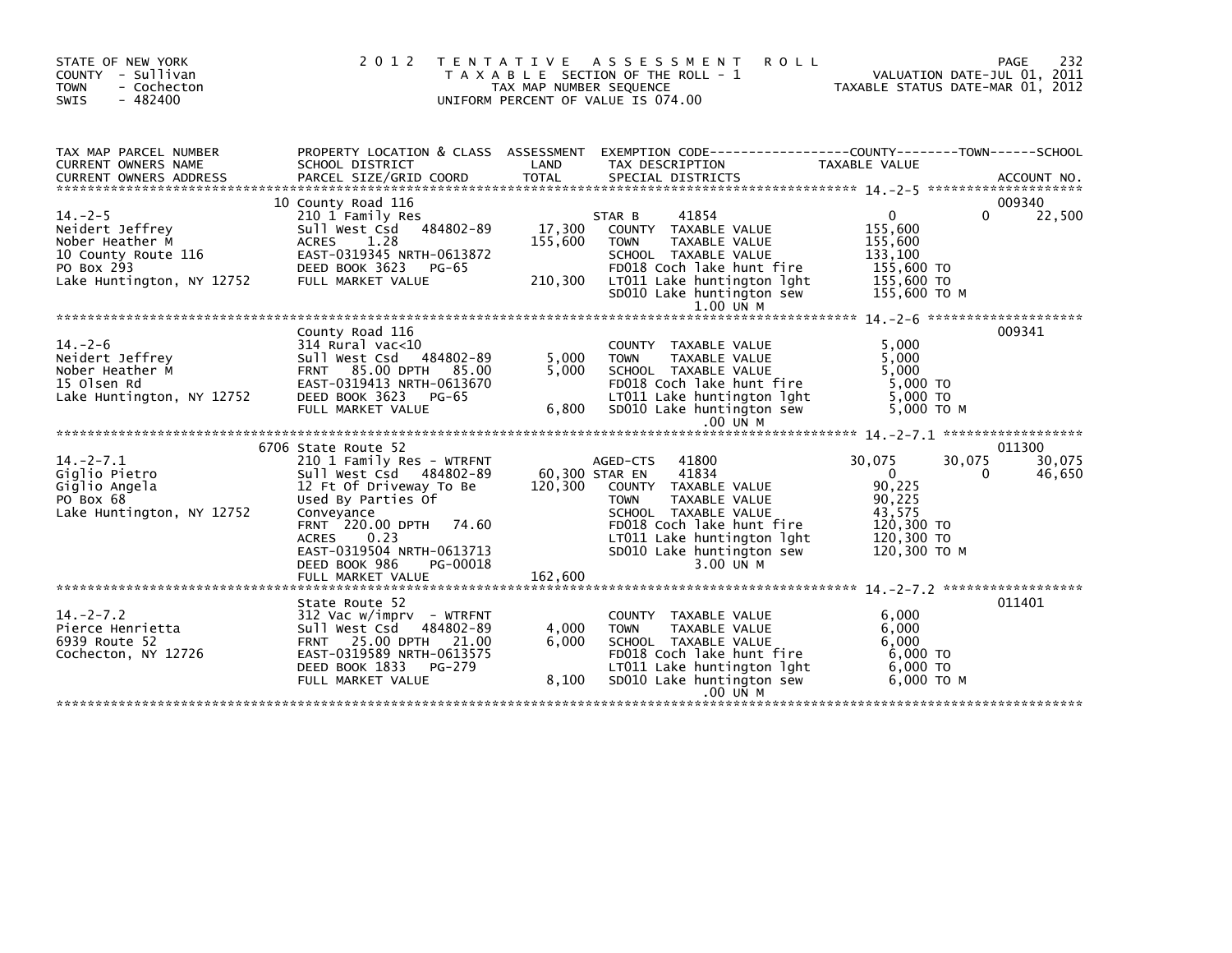STATE OF NEW YORK
COUNTY - Sullivan
TOWN - Cochecton
SWIS - 482400

2012 TENTATIVE ASSESSMENT ROLL
TAXABLE SECTION OF THE ROLL - 1
TAX MAP NUMBER SEQUENCE
UNIFORM PERCENT OF VALUE IS 074.00

VALUATION DATE-JUL 01, 2011
TAXABLE STATUS DATE-MAR 01, 2012

| TAX MAP PARCEL NUMBER / CURRENT OWNERS NAME / CURRENT OWNERS ADDRESS | PROPERTY LOCATION & CLASS / SCHOOL DISTRICT / PARCEL SIZE/GRID COORD | ASSESSMENT LAND / TOTAL | EXEMPTION CODE / TAX DESCRIPTION / SPECIAL DISTRICTS | COUNTY TAXABLE VALUE | TOWN | SCHOOL / ACCOUNT NO. |
|---|---|---|---|---|---|---|
| **14.-2-5** | 10 County Road 116 | | | | | 009340 |
| 14.-2-5 | 210 1 Family Res | | STAR B 41854 | 0 | 0 | 22,500 |
| Neidert Jeffrey | Sull West Csd 484802-89 | 17,300 | COUNTY TAXABLE VALUE | 155,600 | | |
| Nober Heather M | ACRES 1.28 | 155,600 | TOWN TAXABLE VALUE | 155,600 | | |
| 10 County Route 116 | EAST-0319345 NRTH-0613872 | | SCHOOL TAXABLE VALUE | 133,100 | | |
| PO Box 293 | DEED BOOK 3623 PG-65 | | FD018 Coch lake hunt fire | 155,600 TO | | |
| Lake Huntington, NY 12752 | FULL MARKET VALUE | 210,300 | LT011 Lake huntington lght | 155,600 TO | | |
| | | | SD010 Lake huntington sew 1.00 UN M | 155,600 TO M | | |
| **14.-2-6** | County Road 116 | | | | | 009341 |
| 14.-2-6 | 314 Rural vac<10 | | COUNTY TAXABLE VALUE | 5,000 | | |
| Neidert Jeffrey | Sull West Csd 484802-89 | 5,000 | TOWN TAXABLE VALUE | 5,000 | | |
| Nober Heather M | FRNT 85.00 DPTH 85.00 | 5,000 | SCHOOL TAXABLE VALUE | 5,000 | | |
| 15 Olsen Rd | EAST-0319413 NRTH-0613670 | | FD018 Coch lake hunt fire | 5,000 TO | | |
| Lake Huntington, NY 12752 | DEED BOOK 3623 PG-65 | | LT011 Lake huntington lght | 5,000 TO | | |
| | FULL MARKET VALUE | 6,800 | SD010 Lake huntington sew .00 UN M | 5,000 TO M | | |
| **14.-2-7.1** | 6706 State Route 52 | | | | | 011300 |
| 14.-2-7.1 | 210 1 Family Res - WTRFNT | | AGED-CTS 41800 | 30,075 | 30,075 | 30,075 |
| Giglio Pietro | Sull West Csd 484802-89 | 60,300 | STAR EN 41834 | 0 | 0 | 46,650 |
| Giglio Angela | 12 Ft Of Driveway To Be | 120,300 | COUNTY TAXABLE VALUE | 90,225 | | |
| PO Box 68 | Used By Parties Of | | TOWN TAXABLE VALUE | 90,225 | | |
| Lake Huntington, NY 12752 | Conveyance | | SCHOOL TAXABLE VALUE | 43,575 | | |
| | FRNT 220.00 DPTH 74.60 | | FD018 Coch lake hunt fire | 120,300 TO | | |
| | ACRES 0.23 | | LT011 Lake huntington lght | 120,300 TO | | |
| | EAST-0319504 NRTH-0613713 | | SD010 Lake huntington sew 3.00 UN M | 120,300 TO M | | |
| | DEED BOOK 986 PG-00018 | | | | | |
| | FULL MARKET VALUE | 162,600 | | | | |
| **14.-2-7.2** | State Route 52 | | | | | 011401 |
| 14.-2-7.2 | 312 Vac w/imprv - WTRFNT | | COUNTY TAXABLE VALUE | 6,000 | | |
| Pierce Henrietta | Sull West Csd 484802-89 | 4,000 | TOWN TAXABLE VALUE | 6,000 | | |
| 6939 Route 52 | FRNT 25.00 DPTH 21.00 | 6,000 | SCHOOL TAXABLE VALUE | 6,000 | | |
| Cochecton, NY 12726 | EAST-0319589 NRTH-0613575 | | FD018 Coch lake hunt fire | 6,000 TO | | |
| | DEED BOOK 1833 PG-279 | | LT011 Lake huntington lght | 6,000 TO | | |
| | FULL MARKET VALUE | 8,100 | SD010 Lake huntington sew .00 UN M | 6,000 TO M | | |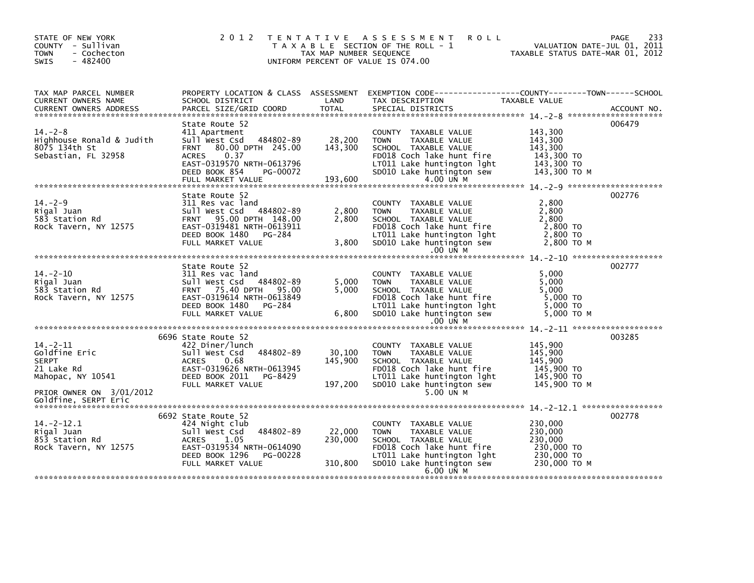STATE OF NEW YORK
COUNTY - Sullivan
TOWN - Cochecton
SWIS - 482400

2012 TENTATIVE ASSESSMENT ROLL
TAXABLE SECTION OF THE ROLL - 1
TAX MAP NUMBER SEQUENCE
UNIFORM PERCENT OF VALUE IS 074.00

VALUATION DATE-JUL 01, 2011
TAXABLE STATUS DATE-MAR 01, 2012

| TAX MAP PARCEL NUMBER / CURRENT OWNERS NAME / CURRENT OWNERS ADDRESS | PROPERTY LOCATION & CLASS / SCHOOL DISTRICT / PARCEL SIZE/GRID COORD | ASSESSMENT LAND | TOTAL | EXEMPTION CODE / TAX DESCRIPTION / SPECIAL DISTRICTS | TAXABLE VALUE (COUNTY--TOWN--SCHOOL) | ACCOUNT NO. |
|---|---|---|---|---|---|---|
| 14.-2-8 | State Route 52 | | | | | 006479 |
| 14.-2-8 | 411 Apartment | | | COUNTY TAXABLE VALUE | 143,300 | |
| Highhouse Ronald & Judith | Sull West Csd 484802-89 | 28,200 | | TOWN TAXABLE VALUE | 143,300 | |
| 8075 134th St | FRNT 80.00 DPTH 245.00 | | 143,300 | SCHOOL TAXABLE VALUE | 143,300 | |
| Sebastian, FL 32958 | ACRES 0.37 | | | FD018 Coch lake hunt fire | 143,300 TO | |
| | EAST-0319570 NRTH-0613796 | | | LT011 Lake huntington lght | 143,300 TO | |
| | DEED BOOK 854 PG-00072 | | | SD010 Lake huntington sew | 143,300 TO M | |
| | FULL MARKET VALUE | | 193,600 | 4.00 UN M | | |
| 14.-2-9 | State Route 52 | | | | | 002776 |
| 14.-2-9 | 311 Res vac land | | | COUNTY TAXABLE VALUE | 2,800 | |
| Rigal Juan | Sull West Csd 484802-89 | 2,800 | | TOWN TAXABLE VALUE | 2,800 | |
| 583 Station Rd | FRNT 95.00 DPTH 148.00 | | 2,800 | SCHOOL TAXABLE VALUE | 2,800 | |
| Rock Tavern, NY 12575 | EAST-0319481 NRTH-0613911 | | | FD018 Coch lake hunt fire | 2,800 TO | |
| | DEED BOOK 1480 PG-284 | | | LT011 Lake huntington lght | 2,800 TO | |
| | FULL MARKET VALUE | | 3,800 | SD010 Lake huntington sew | 2,800 TO M | |
| | | | | .00 UN M | | |
| 14.-2-10 | State Route 52 | | | | | 002777 |
| 14.-2-10 | 311 Res vac land | | | COUNTY TAXABLE VALUE | 5,000 | |
| Rigal Juan | Sull West Csd 484802-89 | 5,000 | | TOWN TAXABLE VALUE | 5,000 | |
| 583 Station Rd | FRNT 75.40 DPTH 95.00 | | 5,000 | SCHOOL TAXABLE VALUE | 5,000 | |
| Rock Tavern, NY 12575 | EAST-0319614 NRTH-0613849 | | | FD018 Coch lake hunt fire | 5,000 TO | |
| | DEED BOOK 1480 PG-284 | | | LT011 Lake huntington lght | 5,000 TO | |
| | FULL MARKET VALUE | | 6,800 | SD010 Lake huntington sew | 5,000 TO M | |
| | | | | .00 UN M | | |
| 14.-2-11 | 6696 State Route 52 | | | | | 003285 |
| 14.-2-11 | 422 Diner/lunch | | | COUNTY TAXABLE VALUE | 145,900 | |
| Goldfine Eric | Sull West Csd 484802-89 | 30,100 | | TOWN TAXABLE VALUE | 145,900 | |
| SERPT | ACRES 0.68 | | 145,900 | SCHOOL TAXABLE VALUE | 145,900 | |
| 21 Lake Rd | EAST-0319626 NRTH-0613945 | | | FD018 Coch lake hunt fire | 145,900 TO | |
| Mahopac, NY 10541 | DEED BOOK 2011 PG-8429 | | | LT011 Lake huntington lght | 145,900 TO | |
| | FULL MARKET VALUE | | 197,200 | SD010 Lake huntington sew | 145,900 TO M | |
| PRIOR OWNER ON 3/01/2012 | | | | 5.00 UN M | | |
| Goldfine, SERPT Eric | | | | | | |
| 14.-2-12.1 | 6692 State Route 52 | | | | | 002778 |
| 14.-2-12.1 | 424 Night club | | | COUNTY TAXABLE VALUE | 230,000 | |
| Rigal Juan | Sull West Csd 484802-89 | 22,000 | | TOWN TAXABLE VALUE | 230,000 | |
| 853 Station Rd | ACRES 1.05 | | 230,000 | SCHOOL TAXABLE VALUE | 230,000 | |
| Rock Tavern, NY 12575 | EAST-0319534 NRTH-0614090 | | | FD018 Coch lake hunt fire | 230,000 TO | |
| | DEED BOOK 1296 PG-00228 | | | LT011 Lake huntington lght | 230,000 TO | |
| | FULL MARKET VALUE | | 310,800 | SD010 Lake huntington sew | 230,000 TO M | |
| | | | | 6.00 UN M | | |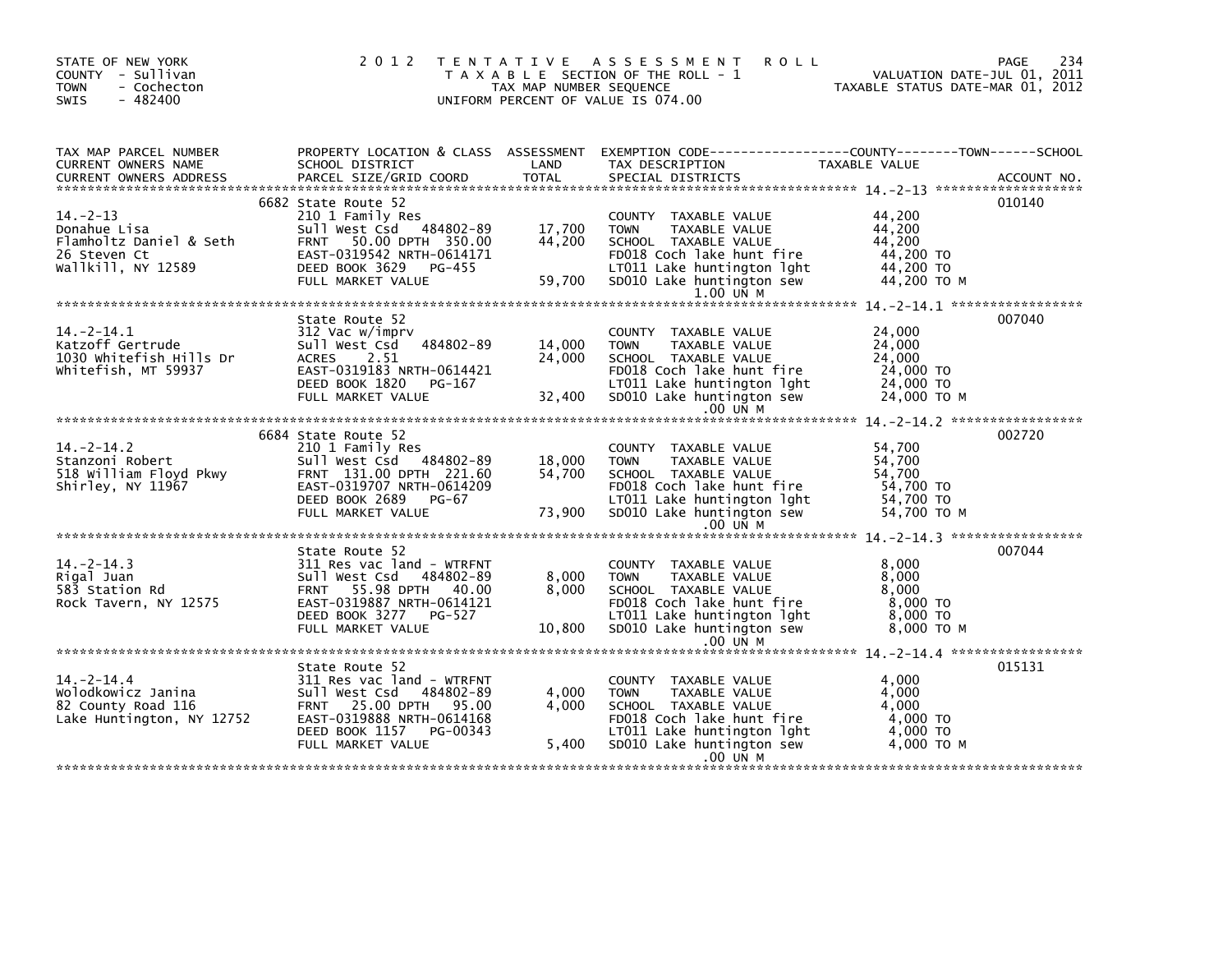STATE OF NEW YORK
COUNTY - Sullivan
TOWN - Cochecton
SWIS - 482400

# 2012 TENTATIVE ASSESSMENT ROLL
TAXABLE SECTION OF THE ROLL - 1
TAX MAP NUMBER SEQUENCE
UNIFORM PERCENT OF VALUE IS 074.00

VALUATION DATE-JUL 01, 2011
TAXABLE STATUS DATE-MAR 01, 2012

| TAX MAP PARCEL NUMBER / CURRENT OWNERS NAME / CURRENT OWNERS ADDRESS | PROPERTY LOCATION & CLASS / SCHOOL DISTRICT / PARCEL SIZE/GRID COORD | ASSESSMENT LAND / TOTAL | EXEMPTION CODE / TAX DESCRIPTION / SPECIAL DISTRICTS | TAXABLE VALUE (COUNTY--TOWN--SCHOOL) | ACCOUNT NO. |
|---|---|---|---|---|---|
| 14.-2-13 | 6682 State Route 52 | | | | 010140 |
| | 210 1 Family Res | | COUNTY TAXABLE VALUE | 44,200 | |
| Donahue Lisa | Sull West Csd 484802-89 | 17,700 | TOWN TAXABLE VALUE | 44,200 | |
| Flamholtz Daniel & Seth | FRNT 50.00 DPTH 350.00 | 44,200 | SCHOOL TAXABLE VALUE | 44,200 | |
| 26 Steven Ct | EAST-0319542 NRTH-0614171 | | FD018 Coch lake hunt fire | 44,200 TO | |
| Wallkill, NY 12589 | DEED BOOK 3629 PG-455 | | LT011 Lake huntington lght | 44,200 TO | |
| | FULL MARKET VALUE | 59,700 | SD010 Lake huntington sew | 44,200 TO M | |
| | | | 1.00 UN M | | |
| 14.-2-14.1 | State Route 52 | | | | 007040 |
| | 312 Vac w/imprv | | COUNTY TAXABLE VALUE | 24,000 | |
| Katzoff Gertrude | Sull West Csd 484802-89 | 14,000 | TOWN TAXABLE VALUE | 24,000 | |
| 1030 Whitefish Hills Dr | ACRES 2.51 | 24,000 | SCHOOL TAXABLE VALUE | 24,000 | |
| Whitefish, MT 59937 | EAST-0319183 NRTH-0614421 | | FD018 Coch lake hunt fire | 24,000 TO | |
| | DEED BOOK 1820 PG-167 | | LT011 Lake huntington lght | 24,000 TO | |
| | FULL MARKET VALUE | 32,400 | SD010 Lake huntington sew | 24,000 TO M | |
| | | | .00 UN M | | |
| 14.-2-14.2 | 6684 State Route 52 | | | | 002720 |
| | 210 1 Family Res | | COUNTY TAXABLE VALUE | 54,700 | |
| Stanzoni Robert | Sull West Csd 484802-89 | 18,000 | TOWN TAXABLE VALUE | 54,700 | |
| 518 William Floyd Pkwy | FRNT 131.00 DPTH 221.60 | 54,700 | SCHOOL TAXABLE VALUE | 54,700 | |
| Shirley, NY 11967 | EAST-0319707 NRTH-0614209 | | FD018 Coch lake hunt fire | 54,700 TO | |
| | DEED BOOK 2689 PG-67 | | LT011 Lake huntington lght | 54,700 TO | |
| | FULL MARKET VALUE | 73,900 | SD010 Lake huntington sew | 54,700 TO M | |
| | | | .00 UN M | | |
| 14.-2-14.3 | State Route 52 | | | | 007044 |
| | 311 Res vac land - WTRFNT | | COUNTY TAXABLE VALUE | 8,000 | |
| Rigal Juan | Sull West Csd 484802-89 | 8,000 | TOWN TAXABLE VALUE | 8,000 | |
| 583 Station Rd | FRNT 55.98 DPTH 40.00 | 8,000 | SCHOOL TAXABLE VALUE | 8,000 | |
| Rock Tavern, NY 12575 | EAST-0319887 NRTH-0614121 | | FD018 Coch lake hunt fire | 8,000 TO | |
| | DEED BOOK 3277 PG-527 | | LT011 Lake huntington lght | 8,000 TO | |
| | FULL MARKET VALUE | 10,800 | SD010 Lake huntington sew | 8,000 TO M | |
| | | | .00 UN M | | |
| 14.-2-14.4 | State Route 52 | | | | 015131 |
| | 311 Res vac land - WTRFNT | | COUNTY TAXABLE VALUE | 4,000 | |
| Wolodkowicz Janina | Sull West Csd 484802-89 | 4,000 | TOWN TAXABLE VALUE | 4,000 | |
| 82 County Road 116 | FRNT 25.00 DPTH 95.00 | 4,000 | SCHOOL TAXABLE VALUE | 4,000 | |
| Lake Huntington, NY 12752 | EAST-0319888 NRTH-0614168 | | FD018 Coch lake hunt fire | 4,000 TO | |
| | DEED BOOK 1157 PG-00343 | | LT011 Lake huntington lght | 4,000 TO | |
| | FULL MARKET VALUE | 5,400 | SD010 Lake huntington sew | 4,000 TO M | |
| | | | .00 UN M | | |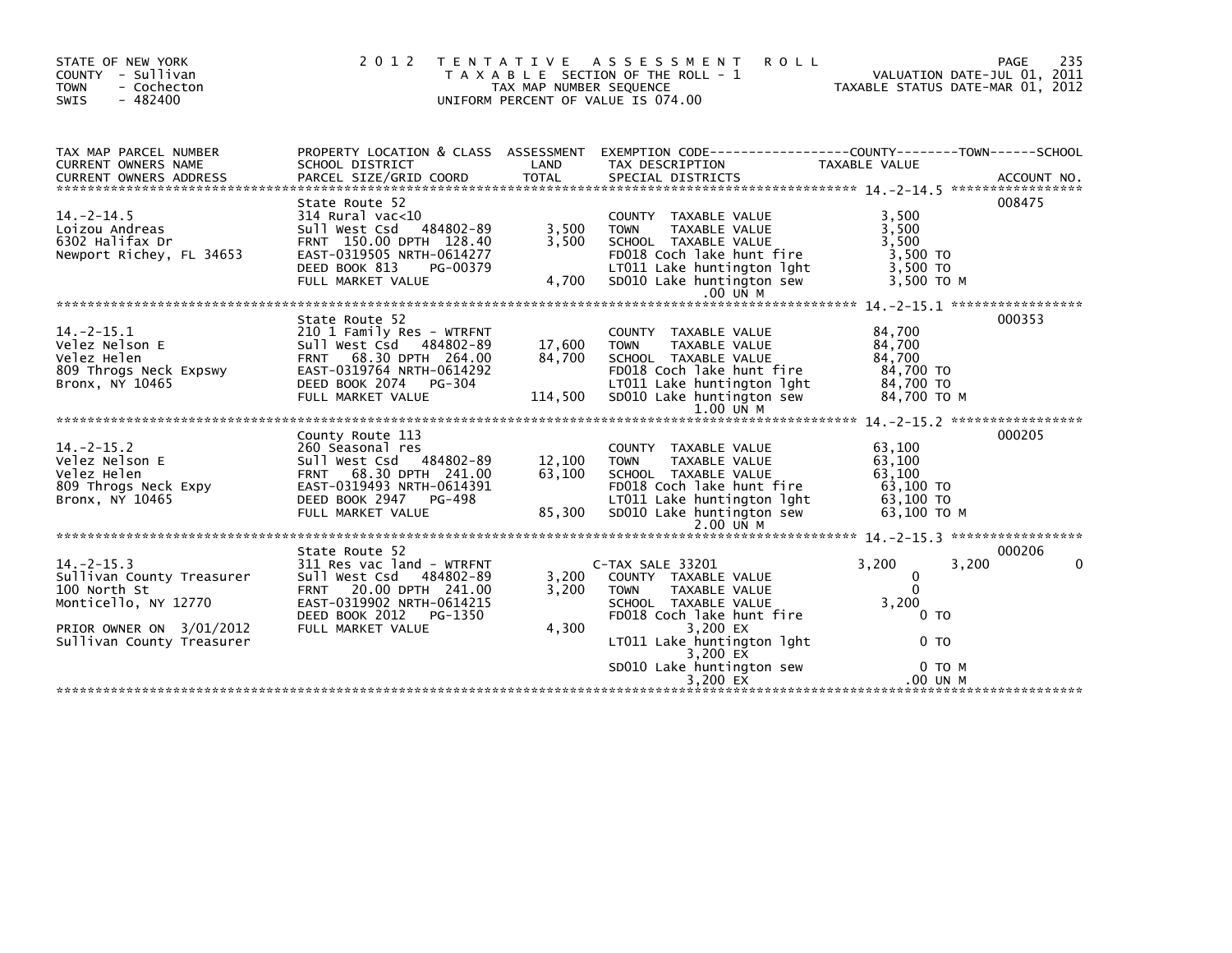STATE OF NEW YORK
COUNTY - Sullivan
TOWN - Cochecton
SWIS - 482400

# 2012 TENTATIVE ASSESSMENT ROLL

TAXABLE SECTION OF THE ROLL - 1
TAX MAP NUMBER SEQUENCE
UNIFORM PERCENT OF VALUE IS 074.00

VALUATION DATE-JUL 01, 2011
TAXABLE STATUS DATE-MAR 01, 2012

| TAX MAP PARCEL NUMBER / CURRENT OWNERS NAME / CURRENT OWNERS ADDRESS | PROPERTY LOCATION & CLASS / SCHOOL DISTRICT / PARCEL SIZE/GRID COORD | ASSESSMENT LAND / TOTAL | EXEMPTION CODE / TAX DESCRIPTION / SPECIAL DISTRICTS | COUNTY TAXABLE VALUE | TOWN | SCHOOL | ACCOUNT NO. |
|---|---|---|---|---|---|---|---|
| **14.-2-14.5** | State Route 52 | | | | | | 008475 |
| 14.-2-14.5 | 314 Rural vac<10 | | COUNTY TAXABLE VALUE | 3,500 | | | |
| Loizou Andreas | Sull West Csd 484802-89 | 3,500 | TOWN TAXABLE VALUE | 3,500 | | | |
| 6302 Halifax Dr | FRNT 150.00 DPTH 128.40 | 3,500 | SCHOOL TAXABLE VALUE | 3,500 | | | |
| Newport Richey, FL 34653 | EAST-0319505 NRTH-0614277 | | FD018 Coch lake hunt fire | 3,500 TO | | | |
| | DEED BOOK 813 PG-00379 | | LT011 Lake huntington lght | 3,500 TO | | | |
| | FULL MARKET VALUE | 4,700 | SD010 Lake huntington sew | 3,500 TO M | | | |
| | | | .00 UN M | | | | |
| **14.-2-15.1** | State Route 52 | | | | | | 000353 |
| 14.-2-15.1 | 210 1 Family Res - WTRFNT | | COUNTY TAXABLE VALUE | 84,700 | | | |
| Velez Nelson E | Sull West Csd 484802-89 | 17,600 | TOWN TAXABLE VALUE | 84,700 | | | |
| Velez Helen | FRNT 68.30 DPTH 264.00 | 84,700 | SCHOOL TAXABLE VALUE | 84,700 | | | |
| 809 Throgs Neck Expswy | EAST-0319764 NRTH-0614292 | | FD018 Coch lake hunt fire | 84,700 TO | | | |
| Bronx, NY 10465 | DEED BOOK 2074 PG-304 | | LT011 Lake huntington lght | 84,700 TO | | | |
| | FULL MARKET VALUE | 114,500 | SD010 Lake huntington sew | 84,700 TO M | | | |
| | | | 1.00 UN M | | | | |
| **14.-2-15.2** | County Route 113 | | | | | | 000205 |
| 14.-2-15.2 | 260 Seasonal res | | COUNTY TAXABLE VALUE | 63,100 | | | |
| Velez Nelson E | Sull West Csd 484802-89 | 12,100 | TOWN TAXABLE VALUE | 63,100 | | | |
| Velez Helen | FRNT 68.30 DPTH 241.00 | 63,100 | SCHOOL TAXABLE VALUE | 63,100 | | | |
| 809 Throgs Neck Expy | EAST-0319493 NRTH-0614391 | | FD018 Coch lake hunt fire | 63,100 TO | | | |
| Bronx, NY 10465 | DEED BOOK 2947 PG-498 | | LT011 Lake huntington lght | 63,100 TO | | | |
| | FULL MARKET VALUE | 85,300 | SD010 Lake huntington sew | 63,100 TO M | | | |
| | | | 2.00 UN M | | | | |
| **14.-2-15.3** | State Route 52 | | | | | | 000206 |
| 14.-2-15.3 | 311 Res vac land - WTRFNT | | C-TAX SALE 33201 | 3,200 | 3,200 | 0 | |
| Sullivan County Treasurer | Sull West Csd 484802-89 | 3,200 | COUNTY TAXABLE VALUE | 0 | | | |
| 100 North St | FRNT 20.00 DPTH 241.00 | 3,200 | TOWN TAXABLE VALUE | 0 | | | |
| Monticello, NY 12770 | EAST-0319902 NRTH-0614215 | | SCHOOL TAXABLE VALUE | 3,200 | | | |
| | DEED BOOK 2012 PG-1350 | | FD018 Coch lake hunt fire | 0 TO | | | |
| PRIOR OWNER ON 3/01/2012 | FULL MARKET VALUE | 4,300 | 3,200 EX | | | | |
| Sullivan County Treasurer | | | LT011 Lake huntington lght | 0 TO | | | |
| | | | 3,200 EX | | | | |
| | | | SD010 Lake huntington sew | 0 TO M | | | |
| | | | 3,200 EX | .00 UN M | | | |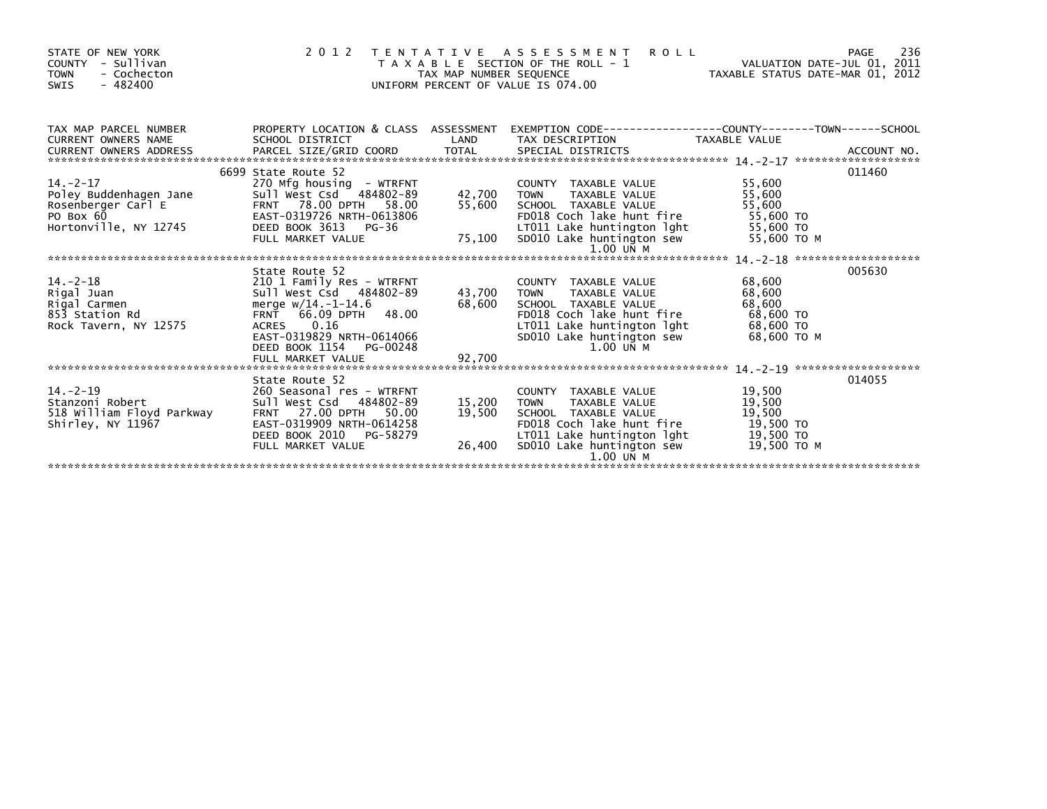STATE OF NEW YORK
COUNTY - Sullivan
TOWN - Cochecton
SWIS - 482400

2 0 1 2 T E N T A T I V E A S S E S S M E N T R O L L
T A X A B L E SECTION OF THE ROLL - 1
TAX MAP NUMBER SEQUENCE
UNIFORM PERCENT OF VALUE IS 074.00

VALUATION DATE-JUL 01, 2011
TAXABLE STATUS DATE-MAR 01, 2012

| TAX MAP PARCEL NUMBER / CURRENT OWNERS NAME / CURRENT OWNERS ADDRESS | PROPERTY LOCATION & CLASS / SCHOOL DISTRICT / PARCEL SIZE/GRID COORD | ASSESSMENT LAND / TOTAL | EXEMPTION CODE / TAX DESCRIPTION / SPECIAL DISTRICTS | TAXABLE VALUE (COUNTY / TOWN / SCHOOL) | ACCOUNT NO. |
|---|---|---|---|---|---|
| 14.-2-17 | 6699 State Route 52 | | | | 011460 |
| | 270 Mfg housing - WTRFNT | | COUNTY TAXABLE VALUE | 55,600 | |
| Poley Buddenhagen Jane | Sull West Csd 484802-89 | 42,700 | TOWN TAXABLE VALUE | 55,600 | |
| Rosenberger Carl E | FRNT 78.00 DPTH 58.00 | 55,600 | SCHOOL TAXABLE VALUE | 55,600 | |
| PO Box 60 | EAST-0319726 NRTH-0613806 | | FD018 Coch lake hunt fire | 55,600 TO | |
| Hortonville, NY 12745 | DEED BOOK 3613 PG-36 | | LT011 Lake huntington lght | 55,600 TO | |
| | FULL MARKET VALUE | 75,100 | SD010 Lake huntington sew | 55,600 TO M | |
| | | | 1.00 UN M | | |
| 14.-2-18 | State Route 52 | | | | 005630 |
| | 210 1 Family Res - WTRFNT | | COUNTY TAXABLE VALUE | 68,600 | |
| Rigal Juan | Sull West Csd 484802-89 | 43,700 | TOWN TAXABLE VALUE | 68,600 | |
| Rigal Carmen | merge w/14.-1-14.6 | 68,600 | SCHOOL TAXABLE VALUE | 68,600 | |
| 853 Station Rd | FRNT 66.09 DPTH 48.00 | | FD018 Coch lake hunt fire | 68,600 TO | |
| Rock Tavern, NY 12575 | ACRES 0.16 | | LT011 Lake huntington lght | 68,600 TO | |
| | EAST-0319829 NRTH-0614066 | | SD010 Lake huntington sew | 68,600 TO M | |
| | DEED BOOK 1154 PG-00248 | | 1.00 UN M | | |
| | FULL MARKET VALUE | 92,700 | | | |
| 14.-2-19 | State Route 52 | | | | 014055 |
| | 260 Seasonal res - WTRFNT | | COUNTY TAXABLE VALUE | 19,500 | |
| Stanzoni Robert | Sull West Csd 484802-89 | 15,200 | TOWN TAXABLE VALUE | 19,500 | |
| 518 William Floyd Parkway | FRNT 27.00 DPTH 50.00 | 19,500 | SCHOOL TAXABLE VALUE | 19,500 | |
| Shirley, NY 11967 | EAST-0319909 NRTH-0614258 | | FD018 Coch lake hunt fire | 19,500 TO | |
| | DEED BOOK 2010 PG-58279 | | LT011 Lake huntington lght | 19,500 TO | |
| | FULL MARKET VALUE | 26,400 | SD010 Lake huntington sew | 19,500 TO M | |
| | | | 1.00 UN M | | |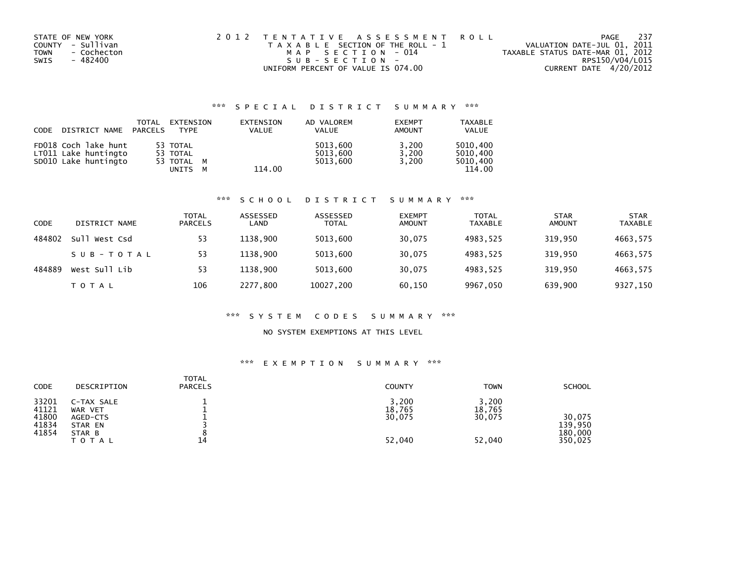STATE OF NEW YORK
COUNTY - Sullivan
TOWN - Cochecton
SWIS - 482400

2 0 1 2 T E N T A T I V E A S S E S S M E N T R O L L
T A X A B L E SECTION OF THE ROLL - 1
M A P S E C T I O N - 014
S U B - S E C T I O N -
UNIFORM PERCENT OF VALUE IS 074.00

VALUATION DATE-JUL 01, 2011
TAXABLE STATUS DATE-MAR 01, 2012
RPS150/V04/L015
CURRENT DATE 4/20/2012

## \*\*\* S P E C I A L D I S T R I C T S U M M A R Y \*\*\*

| CODE | DISTRICT NAME | TOTAL PARCELS | EXTENSION TYPE | EXTENSION VALUE | AD VALOREM VALUE | EXEMPT AMOUNT | TAXABLE VALUE |
|---|---|---|---|---|---|---|---|
| FD018 | Coch lake hunt | 53 | TOTAL | | 5013,600 | 3,200 | 5010,400 |
| LT011 | Lake huntingto | 53 | TOTAL | | 5013,600 | 3,200 | 5010,400 |
| SD010 | Lake huntingto | 53 | TOTAL M | | 5013,600 | 3,200 | 5010,400 |
| | | | UNITS M | 114.00 | | | 114.00 |

## \*\*\* S C H O O L D I S T R I C T S U M M A R Y \*\*\*

| CODE | DISTRICT NAME | TOTAL PARCELS | ASSESSED LAND | ASSESSED TOTAL | EXEMPT AMOUNT | TOTAL TAXABLE | STAR AMOUNT | STAR TAXABLE |
|---|---|---|---|---|---|---|---|---|
| 484802 | Sull West Csd | 53 | 1138,900 | 5013,600 | 30,075 | 4983,525 | 319,950 | 4663,575 |
| | S U B - T O T A L | 53 | 1138,900 | 5013,600 | 30,075 | 4983,525 | 319,950 | 4663,575 |
| 484889 | West Sull Lib | 53 | 1138,900 | 5013,600 | 30,075 | 4983,525 | 319,950 | 4663,575 |
| | T O T A L | 106 | 2277,800 | 10027,200 | 60,150 | 9967,050 | 639,900 | 9327,150 |

## \*\*\* S Y S T E M C O D E S S U M M A R Y \*\*\*

NO SYSTEM EXEMPTIONS AT THIS LEVEL

## \*\*\* E X E M P T I O N S U M M A R Y \*\*\*

| CODE | DESCRIPTION | TOTAL PARCELS | COUNTY | TOWN | SCHOOL |
|---|---|---|---|---|---|
| 33201 | C-TAX SALE | 1 | 3,200 | 3,200 | |
| 41121 | WAR VET | 1 | 18,765 | 18,765 | |
| 41800 | AGED-CTS | 1 | 30,075 | 30,075 | 30,075 |
| 41834 | STAR EN | 3 | | | 139,950 |
| 41854 | STAR B | 8 | | | 180,000 |
| | T O T A L | 14 | 52,040 | 52,040 | 350,025 |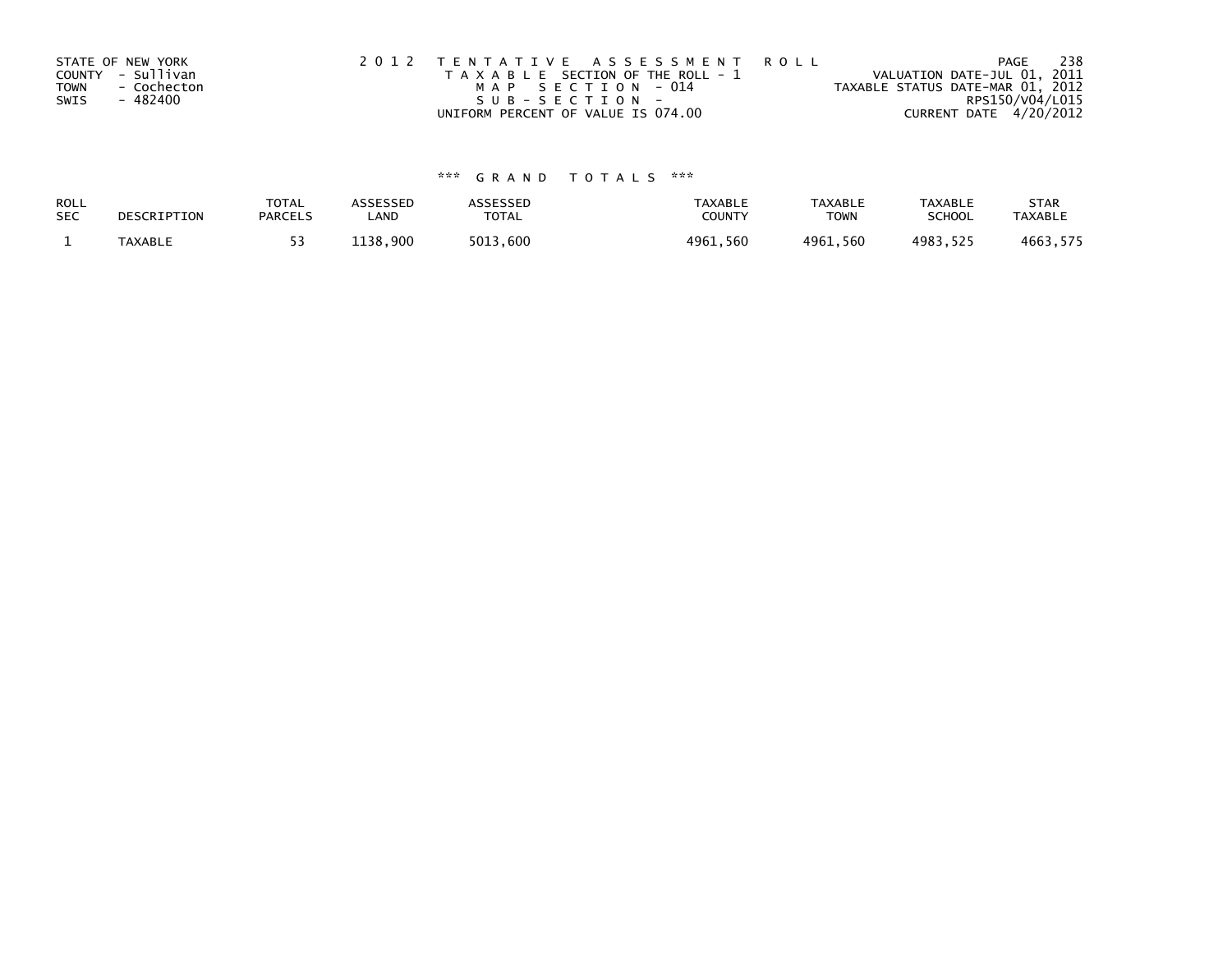STATE OF NEW YORK
COUNTY - Sullivan
TOWN - Cochecton
SWIS - 482400

2012 TENTATIVE ASSESSMENT ROLL
TAXABLE SECTION OF THE ROLL - 1
MAP SECTION - 014
SUB-SECTION -
UNIFORM PERCENT OF VALUE IS 074.00

VALUATION DATE-JUL 01, 2011
TAXABLE STATUS DATE-MAR 01, 2012
RPS150/V04/L015
CURRENT DATE 4/20/2012

*** GRAND TOTALS ***

| ROLL SEC | DESCRIPTION | TOTAL PARCELS | ASSESSED LAND | ASSESSED TOTAL | TAXABLE COUNTY | TAXABLE TOWN | TAXABLE SCHOOL | STAR TAXABLE |
|---|---|---|---|---|---|---|---|---|
| 1 | TAXABLE | 53 | 1138,900 | 5013,600 | 4961,560 | 4961,560 | 4983,525 | 4663,575 |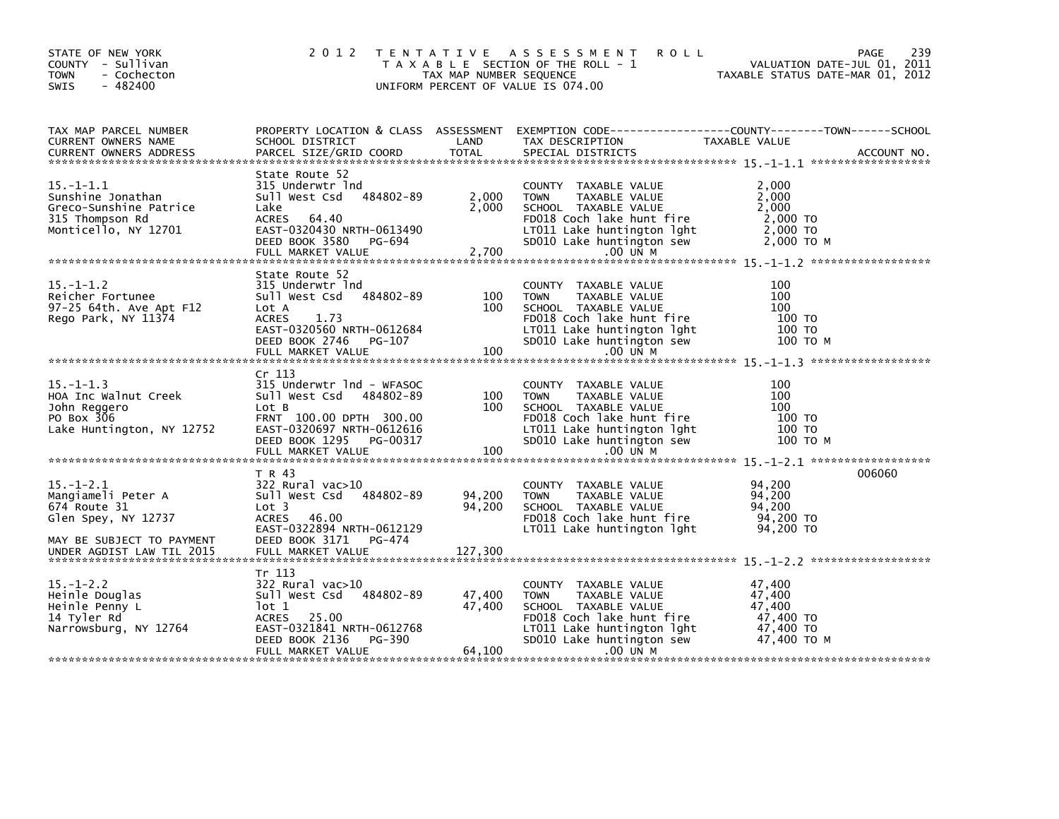STATE OF NEW YORK
COUNTY - Sullivan
TOWN - Cochecton
SWIS - 482400

# 2012 TENTATIVE ASSESSMENT ROLL

TAXABLE SECTION OF THE ROLL - 1
TAX MAP NUMBER SEQUENCE
UNIFORM PERCENT OF VALUE IS 074.00

VALUATION DATE-JUL 01, 2011
TAXABLE STATUS DATE-MAR 01, 2012

| TAX MAP PARCEL NUMBER / CURRENT OWNERS NAME / CURRENT OWNERS ADDRESS | PROPERTY LOCATION & CLASS / SCHOOL DISTRICT / PARCEL SIZE/GRID COORD | ASSESSMENT LAND | TOTAL | EXEMPTION CODE / TAX DESCRIPTION / SPECIAL DISTRICTS | TAXABLE VALUE (COUNTY / TOWN / SCHOOL) | ACCOUNT NO. |
|---|---|---|---|---|---|---|
| **15.-1-1.1** | State Route 52 | | | | | |
| 15.-1-1.1 | 315 Underwtr lnd | | | COUNTY TAXABLE VALUE | 2,000 | |
| Sunshine Jonathan | Sull West Csd 484802-89 | 2,000 | | TOWN TAXABLE VALUE | 2,000 | |
| Greco-Sunshine Patrice | Lake | | 2,000 | SCHOOL TAXABLE VALUE | 2,000 | |
| 315 Thompson Rd | ACRES 64.40 | | | FD018 Coch lake hunt fire | 2,000 TO | |
| Monticello, NY 12701 | EAST-0320430 NRTH-0613490 | | | LT011 Lake huntington lght | 2,000 TO | |
| | DEED BOOK 3580 PG-694 | | | SD010 Lake huntington sew | 2,000 TO M | |
| | FULL MARKET VALUE | | 2,700 | .00 UN M | | |
| **15.-1-1.2** | State Route 52 | | | | | |
| 15.-1-1.2 | 315 Underwtr lnd | | | COUNTY TAXABLE VALUE | 100 | |
| Reicher Fortunee | Sull West Csd 484802-89 | 100 | | TOWN TAXABLE VALUE | 100 | |
| 97-25 64th. Ave Apt F12 | Lot A | | 100 | SCHOOL TAXABLE VALUE | 100 | |
| Rego Park, NY 11374 | ACRES 1.73 | | | FD018 Coch lake hunt fire | 100 TO | |
| | EAST-0320560 NRTH-0612684 | | | LT011 Lake huntington lght | 100 TO | |
| | DEED BOOK 2746 PG-107 | | | SD010 Lake huntington sew | 100 TO M | |
| | FULL MARKET VALUE | | 100 | .00 UN M | | |
| **15.-1-1.3** | Cr 113 | | | | | |
| 15.-1-1.3 | 315 Underwtr lnd - WFASOC | | | COUNTY TAXABLE VALUE | 100 | |
| HOA Inc Walnut Creek | Sull West Csd 484802-89 | 100 | | TOWN TAXABLE VALUE | 100 | |
| John Reggero | Lot B | | 100 | SCHOOL TAXABLE VALUE | 100 | |
| PO Box 306 | FRNT 100.00 DPTH 300.00 | | | FD018 Coch lake hunt fire | 100 TO | |
| Lake Huntington, NY 12752 | EAST-0320697 NRTH-0612616 | | | LT011 Lake huntington lght | 100 TO | |
| | DEED BOOK 1295 PG-00317 | | | SD010 Lake huntington sew | 100 TO M | |
| | FULL MARKET VALUE | | 100 | .00 UN M | | |
| **15.-1-2.1** | T R 43 | | | | | 006060 |
| 15.-1-2.1 | 322 Rural vac>10 | | | COUNTY TAXABLE VALUE | 94,200 | |
| Mangiameli Peter A | Sull West Csd 484802-89 | 94,200 | | TOWN TAXABLE VALUE | 94,200 | |
| 674 Route 31 | Lot 3 | | 94,200 | SCHOOL TAXABLE VALUE | 94,200 | |
| Glen Spey, NY 12737 | ACRES 46.00 | | | FD018 Coch lake hunt fire | 94,200 TO | |
| | EAST-0322894 NRTH-0612129 | | | LT011 Lake huntington lght | 94,200 TO | |
| MAY BE SUBJECT TO PAYMENT | DEED BOOK 3171 PG-474 | | | | | |
| UNDER AGDIST LAW TIL 2015 | FULL MARKET VALUE | | 127,300 | | | |
| **15.-1-2.2** | Tr 113 | | | | | |
| 15.-1-2.2 | 322 Rural vac>10 | | | COUNTY TAXABLE VALUE | 47,400 | |
| Heinle Douglas | Sull West Csd 484802-89 | 47,400 | | TOWN TAXABLE VALUE | 47,400 | |
| Heinle Penny L | lot 1 | | 47,400 | SCHOOL TAXABLE VALUE | 47,400 | |
| 14 Tyler Rd | ACRES 25.00 | | | FD018 Coch lake hunt fire | 47,400 TO | |
| Narrowsburg, NY 12764 | EAST-0321841 NRTH-0612768 | | | LT011 Lake huntington lght | 47,400 TO | |
| | DEED BOOK 2136 PG-390 | | | SD010 Lake huntington sew | 47,400 TO M | |
| | FULL MARKET VALUE | | 64,100 | .00 UN M | | |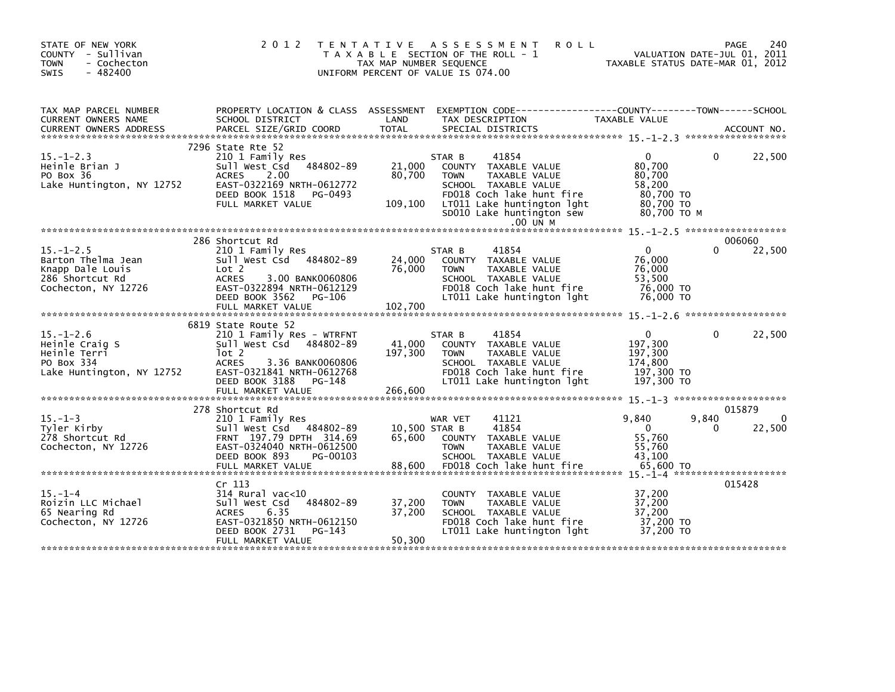STATE OF NEW YORK
COUNTY - Sullivan
TOWN - Cochecton
SWIS - 482400

2 0 1 2 T E N T A T I V E A S S E S S M E N T R O L L
T A X A B L E SECTION OF THE ROLL - 1
TAX MAP NUMBER SEQUENCE
UNIFORM PERCENT OF VALUE IS 074.00

VALUATION DATE-JUL 01, 2011
TAXABLE STATUS DATE-MAR 01, 2012

| TAX MAP PARCEL NUMBER / CURRENT OWNERS NAME / CURRENT OWNERS ADDRESS | PROPERTY LOCATION & CLASS / SCHOOL DISTRICT / PARCEL SIZE/GRID COORD | ASSESSMENT LAND / TOTAL | EXEMPTION CODE / TAX DESCRIPTION / SPECIAL DISTRICTS | COUNTY TAXABLE VALUE | TOWN | SCHOOL | ACCOUNT NO. |
|---|---|---|---|---|---|---|---|
| 15.-1-2.3 | 7296 State Rte 52 | | | | | | |
| | 210 1 Family Res | | STAR B 41854 | 0 | 0 | 22,500 | |
| Heinle Brian J | Sull West Csd 484802-89 | 21,000 | COUNTY TAXABLE VALUE | 80,700 | | | |
| PO Box 36 | ACRES 2.00 | 80,700 | TOWN TAXABLE VALUE | 80,700 | | | |
| Lake Huntington, NY 12752 | EAST-0322169 NRTH-0612772 | | SCHOOL TAXABLE VALUE | 58,200 | | | |
| | DEED BOOK 1518 PG-0493 | | FD018 Coch lake hunt fire | 80,700 TO | | | |
| | FULL MARKET VALUE | 109,100 | LT011 Lake huntington lght | 80,700 TO | | | |
| | | | SD010 Lake huntington sew .00 UN M | 80,700 TO M | | | |
| 15.-1-2.5 | 286 Shortcut Rd | | | | | | 006060 |
| | 210 1 Family Res | | STAR B 41854 | 0 | 0 | 22,500 | |
| Barton Thelma Jean | Sull West Csd 484802-89 | 24,000 | COUNTY TAXABLE VALUE | 76,000 | | | |
| Knapp Dale Louis | Lot 2 | 76,000 | TOWN TAXABLE VALUE | 76,000 | | | |
| 286 Shortcut Rd | ACRES 3.00 BANK0060806 | | SCHOOL TAXABLE VALUE | 53,500 | | | |
| Cochecton, NY 12726 | EAST-0322894 NRTH-0612129 | | FD018 Coch lake hunt fire | 76,000 TO | | | |
| | DEED BOOK 3562 PG-106 | | LT011 Lake huntington lght | 76,000 TO | | | |
| | FULL MARKET VALUE | 102,700 | | | | | |
| 15.-1-2.6 | 6819 State Route 52 | | | | | | |
| | 210 1 Family Res - WTRFNT | | STAR B 41854 | 0 | 0 | 22,500 | |
| Heinle Craig S | Sull West Csd 484802-89 | 41,000 | COUNTY TAXABLE VALUE | 197,300 | | | |
| Heinle Terri | lot 2 | 197,300 | TOWN TAXABLE VALUE | 197,300 | | | |
| PO Box 334 | ACRES 3.36 BANK0060806 | | SCHOOL TAXABLE VALUE | 174,800 | | | |
| Lake Huntington, NY 12752 | EAST-0321841 NRTH-0612768 | | FD018 Coch lake hunt fire | 197,300 TO | | | |
| | DEED BOOK 3188 PG-148 | | LT011 Lake huntington lght | 197,300 TO | | | |
| | FULL MARKET VALUE | 266,600 | | | | | |
| 15.-1-3 | 278 Shortcut Rd | | | | | | 015879 |
| | 210 1 Family Res | | WAR VET 41121 | 9,840 | 9,840 | 0 | |
| Tyler Kirby | Sull West Csd 484802-89 | 10,500 | STAR B 41854 | 0 | 0 | 22,500 | |
| 278 Shortcut Rd | FRNT 197.79 DPTH 314.69 | 65,600 | COUNTY TAXABLE VALUE | 55,760 | | | |
| Cochecton, NY 12726 | EAST-0324040 NRTH-0612500 | | TOWN TAXABLE VALUE | 55,760 | | | |
| | DEED BOOK 893 PG-00103 | | SCHOOL TAXABLE VALUE | 43,100 | | | |
| | FULL MARKET VALUE | 88,600 | FD018 Coch lake hunt fire | 65,600 TO | | | |
| 15.-1-4 | Cr 113 | | | | | | 015428 |
| | 314 Rural vac<10 | | COUNTY TAXABLE VALUE | 37,200 | | | |
| Roizin LLC Michael | Sull West Csd 484802-89 | 37,200 | TOWN TAXABLE VALUE | 37,200 | | | |
| 65 Nearing Rd | ACRES 6.35 | 37,200 | SCHOOL TAXABLE VALUE | 37,200 | | | |
| Cochecton, NY 12726 | EAST-0321850 NRTH-0612150 | | FD018 Coch lake hunt fire | 37,200 TO | | | |
| | DEED BOOK 2731 PG-143 | | LT011 Lake huntington lght | 37,200 TO | | | |
| | FULL MARKET VALUE | 50,300 | | | | | |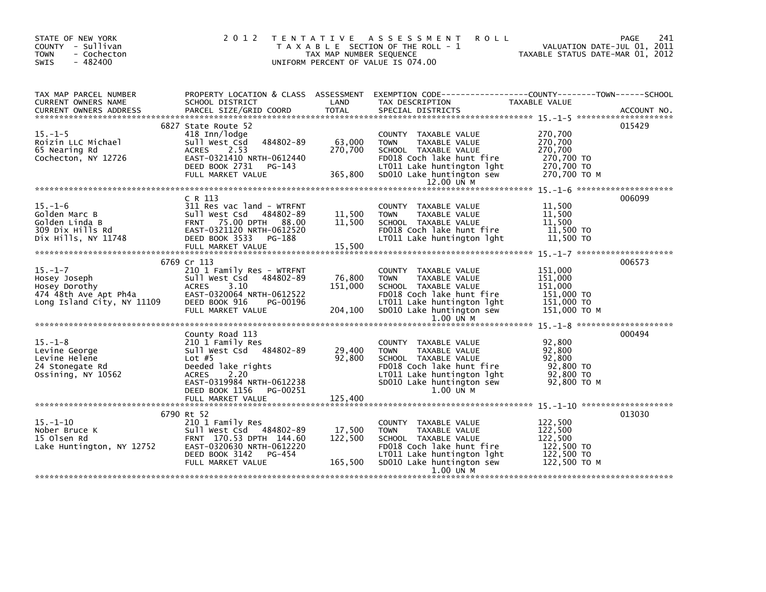STATE OF NEW YORK
COUNTY - Sullivan
TOWN - Cochecton
SWIS - 482400

# 2012 TENTATIVE ASSESSMENT ROLL

TAXABLE SECTION OF THE ROLL - 1
TAX MAP NUMBER SEQUENCE
UNIFORM PERCENT OF VALUE IS 074.00

VALUATION DATE-JUL 01, 2011
TAXABLE STATUS DATE-MAR 01, 2012

| TAX MAP PARCEL NUMBER / CURRENT OWNERS NAME / CURRENT OWNERS ADDRESS | PROPERTY LOCATION & CLASS / SCHOOL DISTRICT / PARCEL SIZE/GRID COORD | ASSESSMENT LAND | TOTAL | EXEMPTION CODE / TAX DESCRIPTION / SPECIAL DISTRICTS | TAXABLE VALUE (COUNTY--TOWN--SCHOOL) | ACCOUNT NO. |
|---|---|---|---|---|---|---|
| 15.-1-5 | 6827 State Route 52 | | | | | 015429 |
| | 418 Inn/lodge | | | COUNTY TAXABLE VALUE | 270,700 | |
| Roizin LLC Michael | Sull West Csd 484802-89 | 63,000 | | TOWN TAXABLE VALUE | 270,700 | |
| 65 Nearing Rd | ACRES 2.53 | | 270,700 | SCHOOL TAXABLE VALUE | 270,700 | |
| Cochecton, NY 12726 | EAST-0321410 NRTH-0612440 | | | FD018 Coch lake hunt fire | 270,700 TO | |
| | DEED BOOK 2731 PG-143 | | | LT011 Lake huntington lght | 270,700 TO | |
| | FULL MARKET VALUE | | 365,800 | SD010 Lake huntington sew | 270,700 TO M | |
| | | | | 12.00 UN M | | |
| 15.-1-6 | C R 113 | | | | | 006099 |
| | 311 Res vac land - WTRFNT | | | COUNTY TAXABLE VALUE | 11,500 | |
| Golden Marc B | Sull West Csd 484802-89 | 11,500 | | TOWN TAXABLE VALUE | 11,500 | |
| Golden Linda B | FRNT 75.00 DPTH 88.00 | | 11,500 | SCHOOL TAXABLE VALUE | 11,500 | |
| 309 Dix Hills Rd | EAST-0321120 NRTH-0612520 | | | FD018 Coch lake hunt fire | 11,500 TO | |
| Dix Hills, NY 11748 | DEED BOOK 3533 PG-188 | | | LT011 Lake huntington lght | 11,500 TO | |
| | FULL MARKET VALUE | | 15,500 | | | |
| 15.-1-7 | 6769 Cr 113 | | | | | 006573 |
| | 210 1 Family Res - WTRFNT | | | COUNTY TAXABLE VALUE | 151,000 | |
| Hosey Joseph | Sull West Csd 484802-89 | 76,800 | | TOWN TAXABLE VALUE | 151,000 | |
| Hosey Dorothy | ACRES 3.10 | | 151,000 | SCHOOL TAXABLE VALUE | 151,000 | |
| 474 48th Ave Apt Ph4a | EAST-0320064 NRTH-0612522 | | | FD018 Coch lake hunt fire | 151,000 TO | |
| Long Island City, NY 11109 | DEED BOOK 916 PG-00196 | | | LT011 Lake huntington lght | 151,000 TO | |
| | FULL MARKET VALUE | | 204,100 | SD010 Lake huntington sew | 151,000 TO M | |
| | | | | 1.00 UN M | | |
| 15.-1-8 | County Road 113 | | | | | 000494 |
| | 210 1 Family Res | | | COUNTY TAXABLE VALUE | 92,800 | |
| Levine George | Sull West Csd 484802-89 | 29,400 | | TOWN TAXABLE VALUE | 92,800 | |
| Levine Helene | Lot #5 | | 92,800 | SCHOOL TAXABLE VALUE | 92,800 | |
| 24 Stonegate Rd | Deeded lake rights | | | FD018 Coch lake hunt fire | 92,800 TO | |
| Ossining, NY 10562 | ACRES 2.20 | | | LT011 Lake huntington lght | 92,800 TO | |
| | EAST-0319984 NRTH-0612238 | | | SD010 Lake huntington sew | 92,800 TO M | |
| | DEED BOOK 1156 PG-00251 | | | 1.00 UN M | | |
| | FULL MARKET VALUE | | 125,400 | | | |
| 15.-1-10 | 6790 Rt 52 | | | | | 013030 |
| | 210 1 Family Res | | | COUNTY TAXABLE VALUE | 122,500 | |
| Nober Bruce K | Sull West Csd 484802-89 | 17,500 | | TOWN TAXABLE VALUE | 122,500 | |
| 15 Olsen Rd | FRNT 170.53 DPTH 144.60 | | 122,500 | SCHOOL TAXABLE VALUE | 122,500 | |
| Lake Huntington, NY 12752 | EAST-0320630 NRTH-0612220 | | | FD018 Coch lake hunt fire | 122,500 TO | |
| | DEED BOOK 3142 PG-454 | | | LT011 Lake huntington lght | 122,500 TO | |
| | FULL MARKET VALUE | | 165,500 | SD010 Lake huntington sew | 122,500 TO M | |
| | | | | 1.00 UN M | | |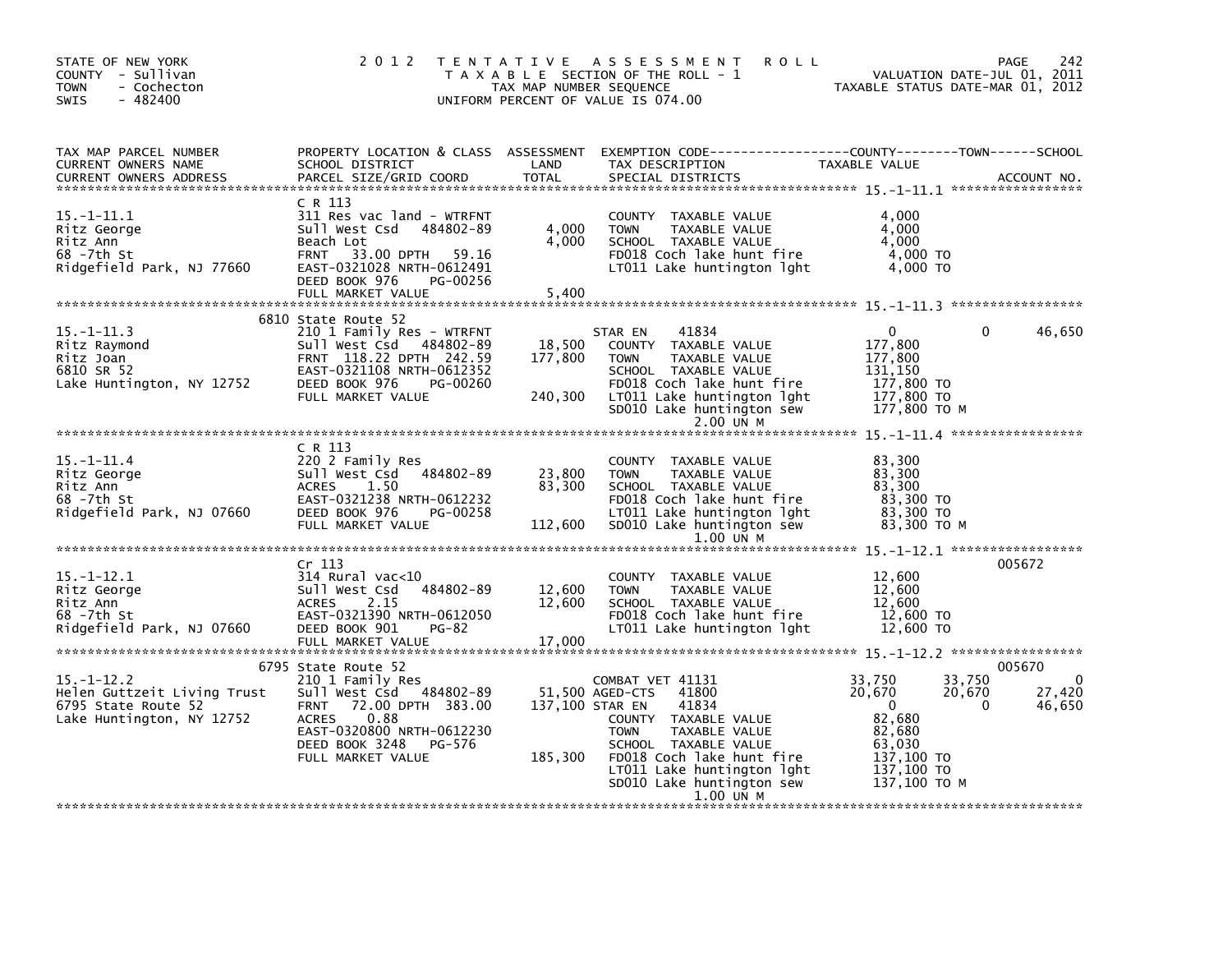STATE OF NEW YORK
COUNTY - Sullivan
TOWN - Cochecton
SWIS - 482400

2012 TENTATIVE ASSESSMENT ROLL
TAXABLE SECTION OF THE ROLL - 1
TAX MAP NUMBER SEQUENCE
UNIFORM PERCENT OF VALUE IS 074.00

VALUATION DATE-JUL 01, 2011
TAXABLE STATUS DATE-MAR 01, 2012

| TAX MAP PARCEL NUMBER / CURRENT OWNERS NAME / CURRENT OWNERS ADDRESS | PROPERTY LOCATION & CLASS / SCHOOL DISTRICT / PARCEL SIZE/GRID COORD | ASSESSMENT LAND | TOTAL | EXEMPTION CODE / TAX DESCRIPTION / SPECIAL DISTRICTS | COUNTY TAXABLE VALUE | TOWN | SCHOOL | ACCOUNT NO. |
|---|---|---|---|---|---|---|---|---|
| **15.-1-11.1** | C R 113 | | | | | | | |
| 15.-1-11.1 | 311 Res vac land - WTRFNT | | | COUNTY TAXABLE VALUE | 4,000 | | | |
| Ritz George | Sull West Csd 484802-89 | 4,000 | | TOWN TAXABLE VALUE | 4,000 | | | |
| Ritz Ann | Beach Lot | | 4,000 | SCHOOL TAXABLE VALUE | 4,000 | | | |
| 68 -7th St | FRNT 33.00 DPTH 59.16 | | | FD018 Coch lake hunt fire | 4,000 TO | | | |
| Ridgefield Park, NJ 77660 | EAST-0321028 NRTH-0612491 | | | LT011 Lake huntington lght | 4,000 TO | | | |
| | DEED BOOK 976 PG-00256 | | | | | | | |
| | FULL MARKET VALUE | | 5,400 | | | | | |
| **15.-1-11.3** | 6810 State Route 52 | | | | | | | |
| 15.-1-11.3 | 210 1 Family Res - WTRFNT | | | STAR EN 41834 | 0 | 0 | 46,650 | |
| Ritz Raymond | Sull West Csd 484802-89 | 18,500 | | COUNTY TAXABLE VALUE | 177,800 | | | |
| Ritz Joan | FRNT 118.22 DPTH 242.59 | | 177,800 | TOWN TAXABLE VALUE | 177,800 | | | |
| 6810 SR 52 | EAST-0321108 NRTH-0612352 | | | SCHOOL TAXABLE VALUE | 131,150 | | | |
| Lake Huntington, NY 12752 | DEED BOOK 976 PG-00260 | | | FD018 Coch lake hunt fire | 177,800 TO | | | |
| | FULL MARKET VALUE | | 240,300 | LT011 Lake huntington lght | 177,800 TO | | | |
| | | | | SD010 Lake huntington sew | 177,800 TO M | | | |
| | | | | 2.00 UN M | | | | |
| **15.-1-11.4** | C R 113 | | | | | | | |
| 15.-1-11.4 | 220 2 Family Res | | | COUNTY TAXABLE VALUE | 83,300 | | | |
| Ritz George | Sull West Csd 484802-89 | 23,800 | | TOWN TAXABLE VALUE | 83,300 | | | |
| Ritz Ann | ACRES 1.50 | | 83,300 | SCHOOL TAXABLE VALUE | 83,300 | | | |
| 68 -7th St | EAST-0321238 NRTH-0612232 | | | FD018 Coch lake hunt fire | 83,300 TO | | | |
| Ridgefield Park, NJ 07660 | DEED BOOK 976 PG-00258 | | | LT011 Lake huntington lght | 83,300 TO | | | |
| | FULL MARKET VALUE | | 112,600 | SD010 Lake huntington sew | 83,300 TO M | | | |
| | | | | 1.00 UN M | | | | |
| **15.-1-12.1** | Cr 113 | | | | | | | 005672 |
| 15.-1-12.1 | 314 Rural vac<10 | | | COUNTY TAXABLE VALUE | 12,600 | | | |
| Ritz George | Sull West Csd 484802-89 | 12,600 | | TOWN TAXABLE VALUE | 12,600 | | | |
| Ritz Ann | ACRES 2.15 | | 12,600 | SCHOOL TAXABLE VALUE | 12,600 | | | |
| 68 -7th St | EAST-0321390 NRTH-0612050 | | | FD018 Coch lake hunt fire | 12,600 TO | | | |
| Ridgefield Park, NJ 07660 | DEED BOOK 901 PG-82 | | | LT011 Lake huntington lght | 12,600 TO | | | |
| | FULL MARKET VALUE | | 17,000 | | | | | |
| **15.-1-12.2** | 6795 State Route 52 | | | | | | | 005670 |
| 15.-1-12.2 | 210 1 Family Res | | | COMBAT VET 41131 | 33,750 | 33,750 | 0 | |
| Helen Guttzeit Living Trust | Sull West Csd 484802-89 | 51,500 | | AGED-CTS 41800 | 20,670 | 20,670 | 27,420 | |
| 6795 State Route 52 | FRNT 72.00 DPTH 383.00 | | 137,100 | STAR EN 41834 | 0 | 0 | 46,650 | |
| Lake Huntington, NY 12752 | ACRES 0.88 | | | COUNTY TAXABLE VALUE | 82,680 | | | |
| | EAST-0320800 NRTH-0612230 | | | TOWN TAXABLE VALUE | 82,680 | | | |
| | DEED BOOK 3248 PG-576 | | | SCHOOL TAXABLE VALUE | 63,030 | | | |
| | FULL MARKET VALUE | | 185,300 | FD018 Coch lake hunt fire | 137,100 TO | | | |
| | | | | LT011 Lake huntington lght | 137,100 TO | | | |
| | | | | SD010 Lake huntington sew | 137,100 TO M | | | |
| | | | | 1.00 UN M | | | | |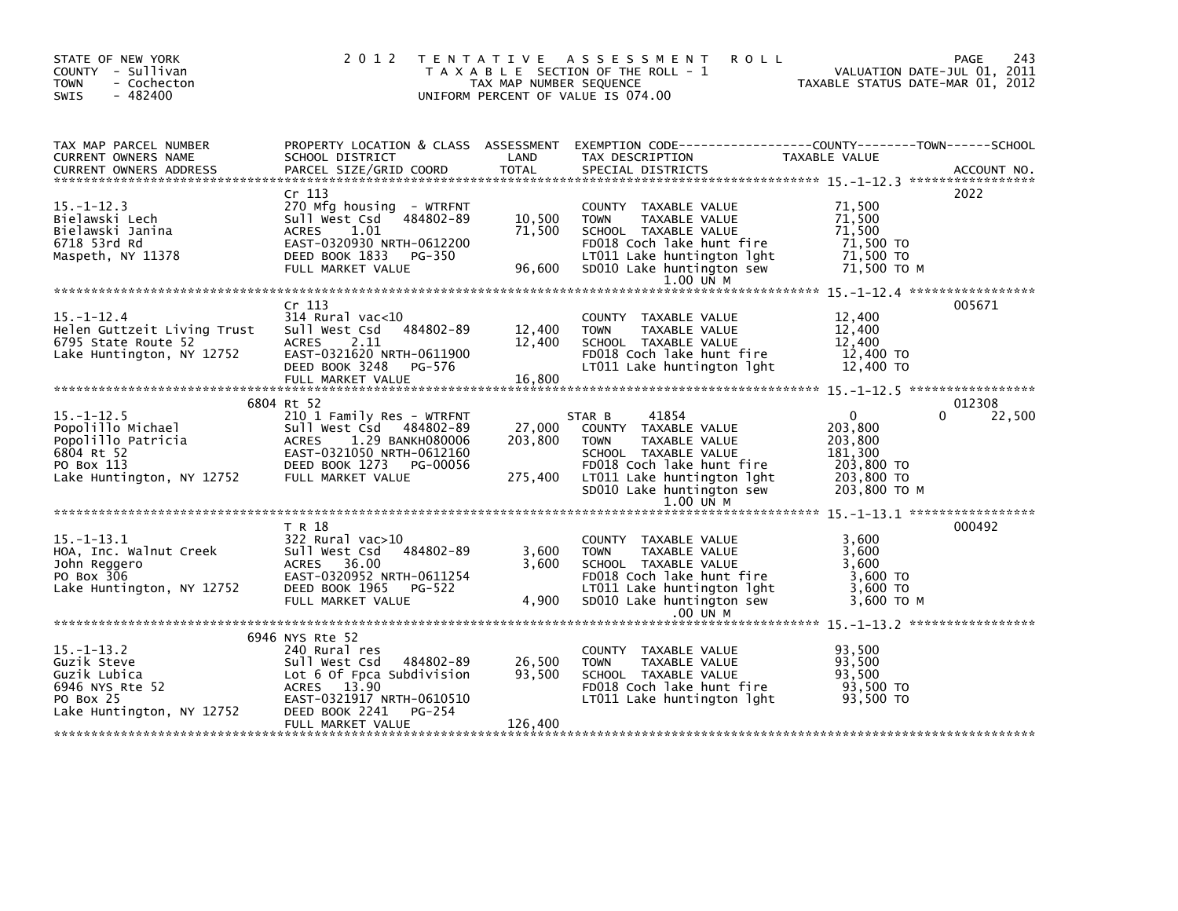STATE OF NEW YORK
COUNTY - Sullivan
TOWN - Cochecton
SWIS - 482400

# 2012 TENTATIVE ASSESSMENT ROLL

TAXABLE SECTION OF THE ROLL - 1
TAX MAP NUMBER SEQUENCE
UNIFORM PERCENT OF VALUE IS 074.00

VALUATION DATE-JUL 01, 2011
TAXABLE STATUS DATE-MAR 01, 2012

| TAX MAP PARCEL NUMBER / CURRENT OWNERS NAME / CURRENT OWNERS ADDRESS | PROPERTY LOCATION & CLASS / SCHOOL DISTRICT / PARCEL SIZE/GRID COORD | ASSESSMENT LAND / TOTAL | EXEMPTION CODE / TAX DESCRIPTION / SPECIAL DISTRICTS | COUNTY / TOWN / SCHOOL TAXABLE VALUE | ACCOUNT NO. |
|---|---|---|---|---|---|
| 15.-1-12.3 | Cr 113 | | | | 2022 |
| Bielawski Lech | 270 Mfg housing - WTRFNT | | COUNTY TAXABLE VALUE | 71,500 | |
| Bielawski Janina | Sull West Csd 484802-89 | 10,500 | TOWN TAXABLE VALUE | 71,500 | |
| 6718 53rd Rd | ACRES 1.01 | 71,500 | SCHOOL TAXABLE VALUE | 71,500 | |
| Maspeth, NY 11378 | EAST-0320930 NRTH-0612200 | | FD018 Coch lake hunt fire | 71,500 TO | |
| | DEED BOOK 1833 PG-350 | | LT011 Lake huntington lght | 71,500 TO | |
| | FULL MARKET VALUE | 96,600 | SD010 Lake huntington sew | 71,500 TO M | |
| | | | 1.00 UN M | | |
| 15.-1-12.4 | Cr 113 | | | | 005671 |
| Helen Guttzeit Living Trust | 314 Rural vac<10 | | COUNTY TAXABLE VALUE | 12,400 | |
| 6795 State Route 52 | Sull West Csd 484802-89 | 12,400 | TOWN TAXABLE VALUE | 12,400 | |
| Lake Huntington, NY 12752 | ACRES 2.11 | 12,400 | SCHOOL TAXABLE VALUE | 12,400 | |
| | EAST-0321620 NRTH-0611900 | | FD018 Coch lake hunt fire | 12,400 TO | |
| | DEED BOOK 3248 PG-576 | | LT011 Lake huntington lght | 12,400 TO | |
| | FULL MARKET VALUE | 16,800 | | | |
| 15.-1-12.5 | 6804 Rt 52 | | | | 012308 |
| Popolillo Michael | 210 1 Family Res - WTRFNT | | STAR B 41854 | 0 0 22,500 | |
| Popolillo Patricia | Sull West Csd 484802-89 | 27,000 | COUNTY TAXABLE VALUE | 203,800 | |
| 6804 Rt 52 | ACRES 1.29 BANKH080006 | 203,800 | TOWN TAXABLE VALUE | 203,800 | |
| PO Box 113 | EAST-0321050 NRTH-0612160 | | SCHOOL TAXABLE VALUE | 181,300 | |
| Lake Huntington, NY 12752 | DEED BOOK 1273 PG-00056 | | FD018 Coch lake hunt fire | 203,800 TO | |
| | FULL MARKET VALUE | 275,400 | LT011 Lake huntington lght | 203,800 TO | |
| | | | SD010 Lake huntington sew | 203,800 TO M | |
| | | | 1.00 UN M | | |
| 15.-1-13.1 | T R 18 | | | | 000492 |
| HOA, Inc. Walnut Creek | 322 Rural vac>10 | | COUNTY TAXABLE VALUE | 3,600 | |
| John Reggero | Sull West Csd 484802-89 | 3,600 | TOWN TAXABLE VALUE | 3,600 | |
| PO Box 306 | ACRES 36.00 | 3,600 | SCHOOL TAXABLE VALUE | 3,600 | |
| Lake Huntington, NY 12752 | EAST-0320952 NRTH-0611254 | | FD018 Coch lake hunt fire | 3,600 TO | |
| | DEED BOOK 1965 PG-522 | | LT011 Lake huntington lght | 3,600 TO | |
| | FULL MARKET VALUE | 4,900 | SD010 Lake huntington sew | 3,600 TO M | |
| | | | .00 UN M | | |
| 15.-1-13.2 | 6946 NYS Rte 52 | | | | |
| Guzik Steve | 240 Rural res | | COUNTY TAXABLE VALUE | 93,500 | |
| Guzik Lubica | Sull West Csd 484802-89 | 26,500 | TOWN TAXABLE VALUE | 93,500 | |
| 6946 NYS Rte 52 | Lot 6 Of Fpca Subdivision | 93,500 | SCHOOL TAXABLE VALUE | 93,500 | |
| PO Box 25 | ACRES 13.90 | | FD018 Coch lake hunt fire | 93,500 TO | |
| Lake Huntington, NY 12752 | EAST-0321917 NRTH-0610510 | | LT011 Lake huntington lght | 93,500 TO | |
| | DEED BOOK 2241 PG-254 | | | | |
| | FULL MARKET VALUE | 126,400 | | | |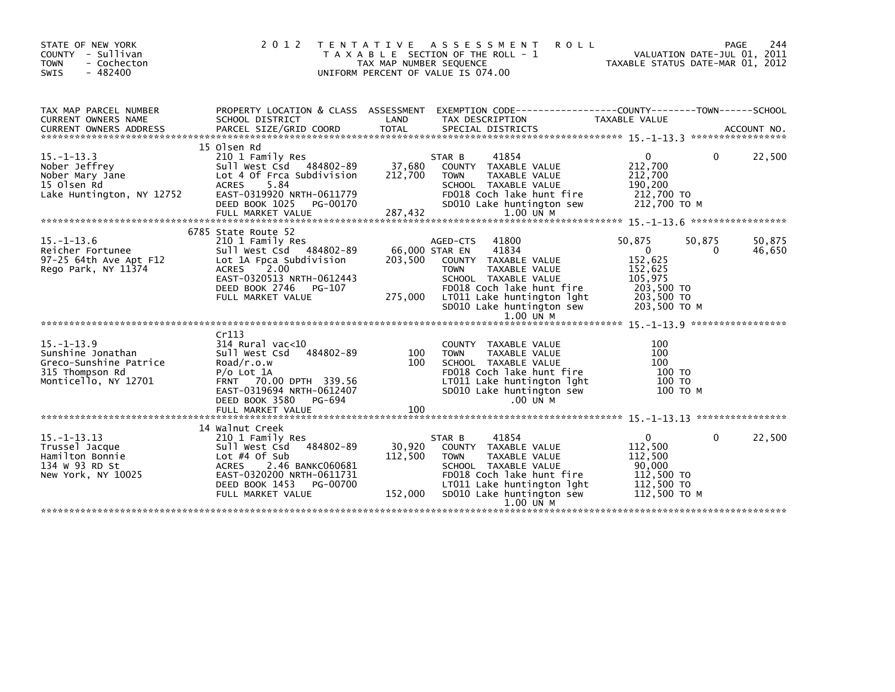STATE OF NEW YORK
COUNTY - Sullivan
TOWN - Cochecton
SWIS - 482400

2012 TENTATIVE ASSESSMENT ROLL
TAXABLE SECTION OF THE ROLL - 1
TAX MAP NUMBER SEQUENCE
UNIFORM PERCENT OF VALUE IS 074.00

VALUATION DATE-JUL 01, 2011
TAXABLE STATUS DATE-MAR 01, 2012

| TAX MAP PARCEL NUMBER / CURRENT OWNERS NAME / CURRENT OWNERS ADDRESS | PROPERTY LOCATION & CLASS / SCHOOL DISTRICT / PARCEL SIZE/GRID COORD | ASSESSMENT LAND / TOTAL | EXEMPTION CODE / TAX DESCRIPTION / SPECIAL DISTRICTS | COUNTY TAXABLE VALUE | TOWN | SCHOOL |
|---|---|---|---|---|---|---|
| **15.-1-13.3** | 15 Olsen Rd | | | | | |
| 15.-1-13.3 | 210 1 Family Res | | STAR B 41854 | 0 | 0 | 22,500 |
| Nober Jeffrey | Sull West Csd 484802-89 | 37,680 | COUNTY TAXABLE VALUE | 212,700 | | |
| Nober Mary Jane | Lot 4 Of Frca Subdivision | 212,700 | TOWN TAXABLE VALUE | 212,700 | | |
| 15 Olsen Rd | ACRES 5.84 | | SCHOOL TAXABLE VALUE | 190,200 | | |
| Lake Huntington, NY 12752 | EAST-0319920 NRTH-0611779 | | FD018 Coch lake hunt fire | 212,700 TO | | |
| | DEED BOOK 1025 PG-00170 | | SD010 Lake huntington sew | 212,700 TO M | | |
| | FULL MARKET VALUE | 287,432 | 1.00 UN M | | | |
| **15.-1-13.6** | 6785 State Route 52 | | | | | |
| 15.-1-13.6 | 210 1 Family Res | | AGED-CTS 41800 | 50,875 | 50,875 | 50,875 |
| Reicher Fortunee | Sull West Csd 484802-89 | 66,000 | STAR EN 41834 | 0 | 0 | 46,650 |
| 97-25 64th Ave Apt F12 | Lot 1A Fpca Subdivision | 203,500 | COUNTY TAXABLE VALUE | 152,625 | | |
| Rego Park, NY 11374 | ACRES 2.00 | | TOWN TAXABLE VALUE | 152,625 | | |
| | EAST-0320513 NRTH-0612443 | | SCHOOL TAXABLE VALUE | 105,975 | | |
| | DEED BOOK 2746 PG-107 | | FD018 Coch lake hunt fire | 203,500 TO | | |
| | FULL MARKET VALUE | 275,000 | LT011 Lake huntington lght | 203,500 TO | | |
| | | | SD010 Lake huntington sew | 203,500 TO M | | |
| | | | 1.00 UN M | | | |
| **15.-1-13.9** | Cr113 | | | | | |
| 15.-1-13.9 | 314 Rural vac<10 | | COUNTY TAXABLE VALUE | 100 | | |
| Sunshine Jonathan | Sull West Csd 484802-89 | 100 | TOWN TAXABLE VALUE | 100 | | |
| Greco-Sunshine Patrice | Road/r.o.w | 100 | SCHOOL TAXABLE VALUE | 100 | | |
| 315 Thompson Rd | P/o Lot 1A | | FD018 Coch lake hunt fire | 100 TO | | |
| Monticello, NY 12701 | FRNT 70.00 DPTH 339.56 | | LT011 Lake huntington lght | 100 TO | | |
| | EAST-0319694 NRTH-0612407 | | SD010 Lake huntington sew | 100 TO M | | |
| | DEED BOOK 3580 PG-694 | | .00 UN M | | | |
| | FULL MARKET VALUE | 100 | | | | |
| **15.-1-13.13** | 14 Walnut Creek | | | | | |
| 15.-1-13.13 | 210 1 Family Res | | STAR B 41854 | 0 | 0 | 22,500 |
| Trussel Jacque | Sull West Csd 484802-89 | 30,920 | COUNTY TAXABLE VALUE | 112,500 | | |
| Hamilton Bonnie | Lot #4 Of Sub | 112,500 | TOWN TAXABLE VALUE | 112,500 | | |
| 134 W 93 RD St | ACRES 2.46 BANKC060681 | | SCHOOL TAXABLE VALUE | 90,000 | | |
| New York, NY 10025 | EAST-0320200 NRTH-0611731 | | FD018 Coch lake hunt fire | 112,500 TO | | |
| | DEED BOOK 1453 PG-00700 | | LT011 Lake huntington lght | 112,500 TO | | |
| | FULL MARKET VALUE | 152,000 | SD010 Lake huntington sew | 112,500 TO M | | |
| | | | 1.00 UN M | | | |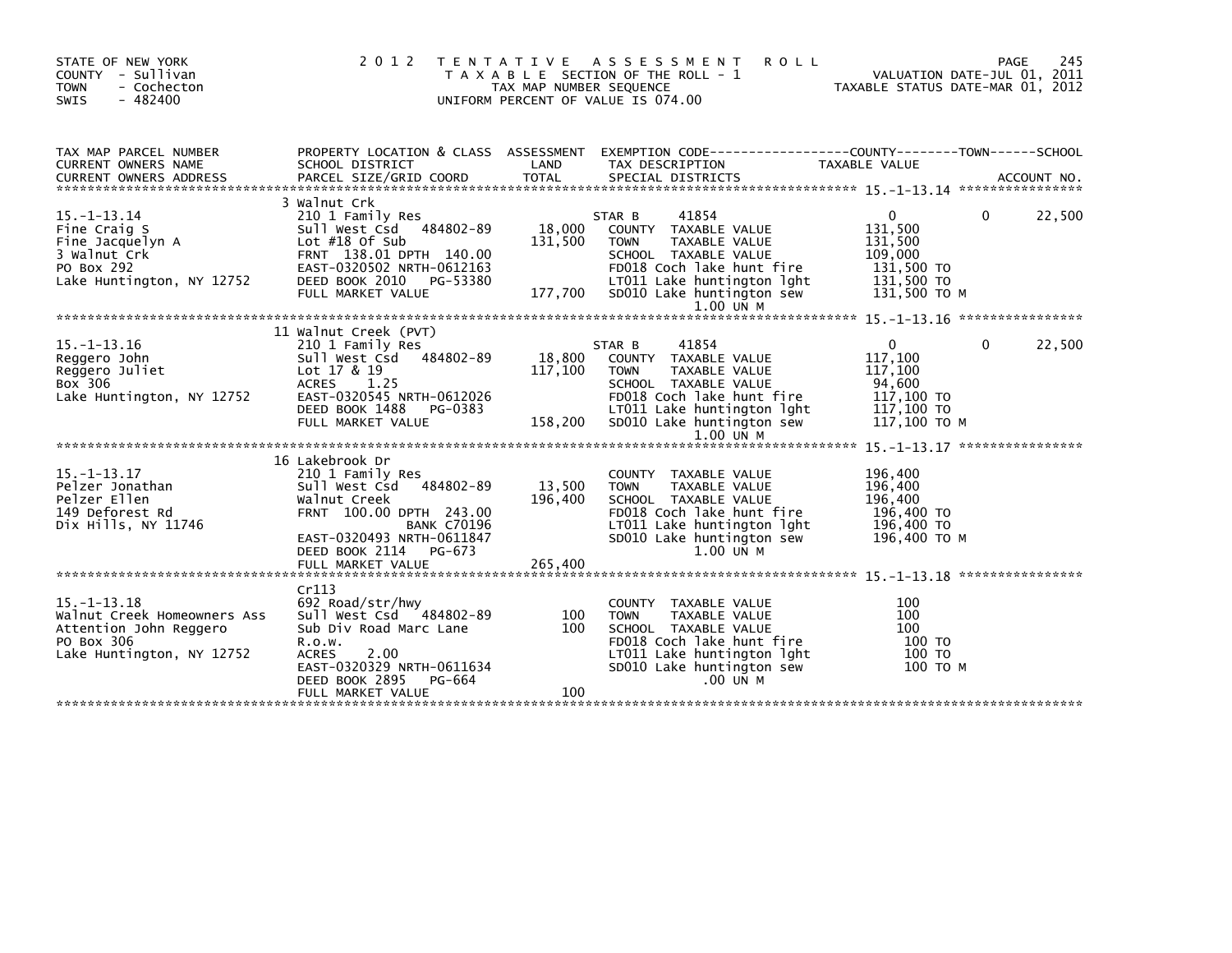STATE OF NEW YORK
COUNTY - Sullivan
TOWN - Cochecton
SWIS - 482400

2012 TENTATIVE ASSESSMENT ROLL
TAXABLE SECTION OF THE ROLL - 1
TAX MAP NUMBER SEQUENCE
UNIFORM PERCENT OF VALUE IS 074.00

VALUATION DATE-JUL 01, 2011
TAXABLE STATUS DATE-MAR 01, 2012

| TAX MAP PARCEL NUMBER / CURRENT OWNERS NAME / CURRENT OWNERS ADDRESS | PROPERTY LOCATION & CLASS / SCHOOL DISTRICT / PARCEL SIZE/GRID COORD | ASSESSMENT LAND / TOTAL | EXEMPTION CODE / TAX DESCRIPTION / SPECIAL DISTRICTS | COUNTY / TAXABLE VALUE | TOWN | SCHOOL / ACCOUNT NO. |
|---|---|---|---|---|---|---|
| **15.-1-13.14** | 3 Walnut Crk | | | | | |
| 15.-1-13.14 | 210 1 Family Res | | STAR B 41854 | 0 | 0 | 22,500 |
| Fine Craig S | Sull West Csd 484802-89 | 18,000 | COUNTY TAXABLE VALUE | 131,500 | | |
| Fine Jacquelyn A | Lot #18 Of Sub | 131,500 | TOWN TAXABLE VALUE | 131,500 | | |
| 3 Walnut Crk | FRNT 138.01 DPTH 140.00 | | SCHOOL TAXABLE VALUE | 109,000 | | |
| PO Box 292 | EAST-0320502 NRTH-0612163 | | FD018 Coch lake hunt fire | 131,500 TO | | |
| Lake Huntington, NY 12752 | DEED BOOK 2010 PG-53380 | | LT011 Lake huntington lght | 131,500 TO | | |
| | FULL MARKET VALUE | 177,700 | SD010 Lake huntington sew | 131,500 TO M | | |
| | | | 1.00 UN M | | | |
| **15.-1-13.16** | 11 Walnut Creek (PVT) | | | | | |
| 15.-1-13.16 | 210 1 Family Res | | STAR B 41854 | 0 | 0 | 22,500 |
| Reggero John | Sull West Csd 484802-89 | 18,800 | COUNTY TAXABLE VALUE | 117,100 | | |
| Reggero Juliet | Lot 17 & 19 | 117,100 | TOWN TAXABLE VALUE | 117,100 | | |
| Box 306 | ACRES 1.25 | | SCHOOL TAXABLE VALUE | 94,600 | | |
| Lake Huntington, NY 12752 | EAST-0320545 NRTH-0612026 | | FD018 Coch lake hunt fire | 117,100 TO | | |
| | DEED BOOK 1488 PG-0383 | | LT011 Lake huntington lght | 117,100 TO | | |
| | FULL MARKET VALUE | 158,200 | SD010 Lake huntington sew | 117,100 TO M | | |
| | | | 1.00 UN M | | | |
| **15.-1-13.17** | 16 Lakebrook Dr | | | | | |
| 15.-1-13.17 | 210 1 Family Res | | COUNTY TAXABLE VALUE | 196,400 | | |
| Pelzer Jonathan | Sull West Csd 484802-89 | 13,500 | TOWN TAXABLE VALUE | 196,400 | | |
| Pelzer Ellen | Walnut Creek | 196,400 | SCHOOL TAXABLE VALUE | 196,400 | | |
| 149 Deforest Rd | FRNT 100.00 DPTH 243.00 | | FD018 Coch lake hunt fire | 196,400 TO | | |
| Dix Hills, NY 11746 | BANK C70196 | | LT011 Lake huntington lght | 196,400 TO | | |
| | EAST-0320493 NRTH-0611847 | | SD010 Lake huntington sew | 196,400 TO M | | |
| | DEED BOOK 2114 PG-673 | | 1.00 UN M | | | |
| | FULL MARKET VALUE | 265,400 | | | | |
| **15.-1-13.18** | Cr113 | | | | | |
| 15.-1-13.18 | 692 Road/str/hwy | | COUNTY TAXABLE VALUE | 100 | | |
| Walnut Creek Homeowners Ass | Sull West Csd 484802-89 | 100 | TOWN TAXABLE VALUE | 100 | | |
| Attention John Reggero | Sub Div Road Marc Lane | 100 | SCHOOL TAXABLE VALUE | 100 | | |
| PO Box 306 | R.o.w. | | FD018 Coch lake hunt fire | 100 TO | | |
| Lake Huntington, NY 12752 | ACRES 2.00 | | LT011 Lake huntington lght | 100 TO | | |
| | EAST-0320329 NRTH-0611634 | | SD010 Lake huntington sew | 100 TO M | | |
| | DEED BOOK 2895 PG-664 | | .00 UN M | | | |
| | FULL MARKET VALUE | 100 | | | | |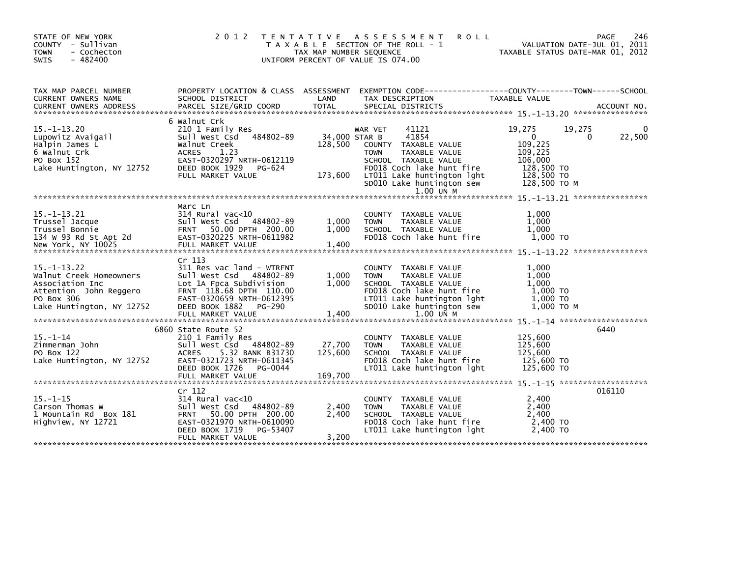STATE OF NEW YORK
COUNTY - Sullivan
TOWN - Cochecton
SWIS - 482400

2012 TENTATIVE ASSESSMENT ROLL
TAXABLE SECTION OF THE ROLL - 1
TAX MAP NUMBER SEQUENCE
UNIFORM PERCENT OF VALUE IS 074.00

VALUATION DATE-JUL 01, 2011
TAXABLE STATUS DATE-MAR 01, 2012

| TAX MAP PARCEL NUMBER / CURRENT OWNERS NAME / CURRENT OWNERS ADDRESS | PROPERTY LOCATION & CLASS / SCHOOL DISTRICT / PARCEL SIZE/GRID COORD | ASSESSMENT LAND / TOTAL | EXEMPTION CODE / TAX DESCRIPTION / SPECIAL DISTRICTS | COUNTY | TOWN | SCHOOL / TAXABLE VALUE / ACCOUNT NO. |
|---|---|---|---|---|---|---|
| **15.-1-13.20** | 6 Walnut Crk | | | | | |
| Lupowitz Avaigail | 210 1 Family Res | | WAR VET 41121 | 19,275 | 19,275 | 0 |
| Halpin James L | Sull West Csd 484802-89 | 34,000 | STAR B 41854 | 0 | 0 | 22,500 |
| 6 Walnut Crk | Walnut Creek | 128,500 | COUNTY TAXABLE VALUE | 109,225 | | |
| PO Box 152 | ACRES 1.23 | | TOWN TAXABLE VALUE | 109,225 | | |
| Lake Huntington, NY 12752 | EAST-0320297 NRTH-0612119 | | SCHOOL TAXABLE VALUE | 106,000 | | |
| | DEED BOOK 1929 PG-624 | | FD018 Coch lake hunt fire | 128,500 TO | | |
| | FULL MARKET VALUE | 173,600 | LT011 Lake huntington lght | 128,500 TO | | |
| | | | SD010 Lake huntington sew | 128,500 TO M | | |
| | | | 1.00 UN M | | | |
| **15.-1-13.21** | Marc Ln | | | | | |
| Trussel Jacque | 314 Rural vac<10 | | COUNTY TAXABLE VALUE | 1,000 | | |
| Trussel Bonnie | Sull West Csd 484802-89 | 1,000 | TOWN TAXABLE VALUE | 1,000 | | |
| 134 W 93 Rd St Apt 2d | FRNT 50.00 DPTH 200.00 | 1,000 | SCHOOL TAXABLE VALUE | 1,000 | | |
| New York, NY 10025 | EAST-0320225 NRTH-0611982 | | FD018 Coch lake hunt fire | 1,000 TO | | |
| | FULL MARKET VALUE | 1,400 | | | | |
| **15.-1-13.22** | Cr 113 | | | | | |
| Walnut Creek Homeowners | 311 Res vac land - WTRFNT | | COUNTY TAXABLE VALUE | 1,000 | | |
| Association Inc | Sull West Csd 484802-89 | 1,000 | TOWN TAXABLE VALUE | 1,000 | | |
| Attention John Reggero | Lot 1A Fpca Subdivision | 1,000 | SCHOOL TAXABLE VALUE | 1,000 | | |
| PO Box 306 | FRNT 118.68 DPTH 110.00 | | FD018 Coch lake hunt fire | 1,000 TO | | |
| Lake Huntington, NY 12752 | EAST-0320659 NRTH-0612395 | | LT011 Lake huntington lght | 1,000 TO | | |
| | DEED BOOK 1882 PG-290 | | SD010 Lake huntington sew | 1,000 TO M | | |
| | FULL MARKET VALUE | 1,400 | 1.00 UN M | | | |
| **15.-1-14** | 6860 State Route 52 | | | | | 6440 |
| Zimmerman John | 210 1 Family Res | | COUNTY TAXABLE VALUE | 125,600 | | |
| PO Box 122 | Sull West Csd 484802-89 | 27,700 | TOWN TAXABLE VALUE | 125,600 | | |
| Lake Huntington, NY 12752 | ACRES 5.32 BANK B31730 | 125,600 | SCHOOL TAXABLE VALUE | 125,600 | | |
| | EAST-0321723 NRTH-0611345 | | FD018 Coch lake hunt fire | 125,600 TO | | |
| | DEED BOOK 1726 PG-0044 | | LT011 Lake huntington lght | 125,600 TO | | |
| | FULL MARKET VALUE | 169,700 | | | | |
| **15.-1-15** | Cr 112 | | | | | 016110 |
| Carson Thomas W | 314 Rural vac<10 | | COUNTY TAXABLE VALUE | 2,400 | | |
| 1 Mountain Rd Box 181 | Sull West Csd 484802-89 | 2,400 | TOWN TAXABLE VALUE | 2,400 | | |
| Highview, NY 12721 | FRNT 50.00 DPTH 200.00 | 2,400 | SCHOOL TAXABLE VALUE | 2,400 | | |
| | EAST-0321970 NRTH-0610090 | | FD018 Coch lake hunt fire | 2,400 TO | | |
| | DEED BOOK 1719 PG-53407 | | LT011 Lake huntington lght | 2,400 TO | | |
| | FULL MARKET VALUE | 3,200 | | | | |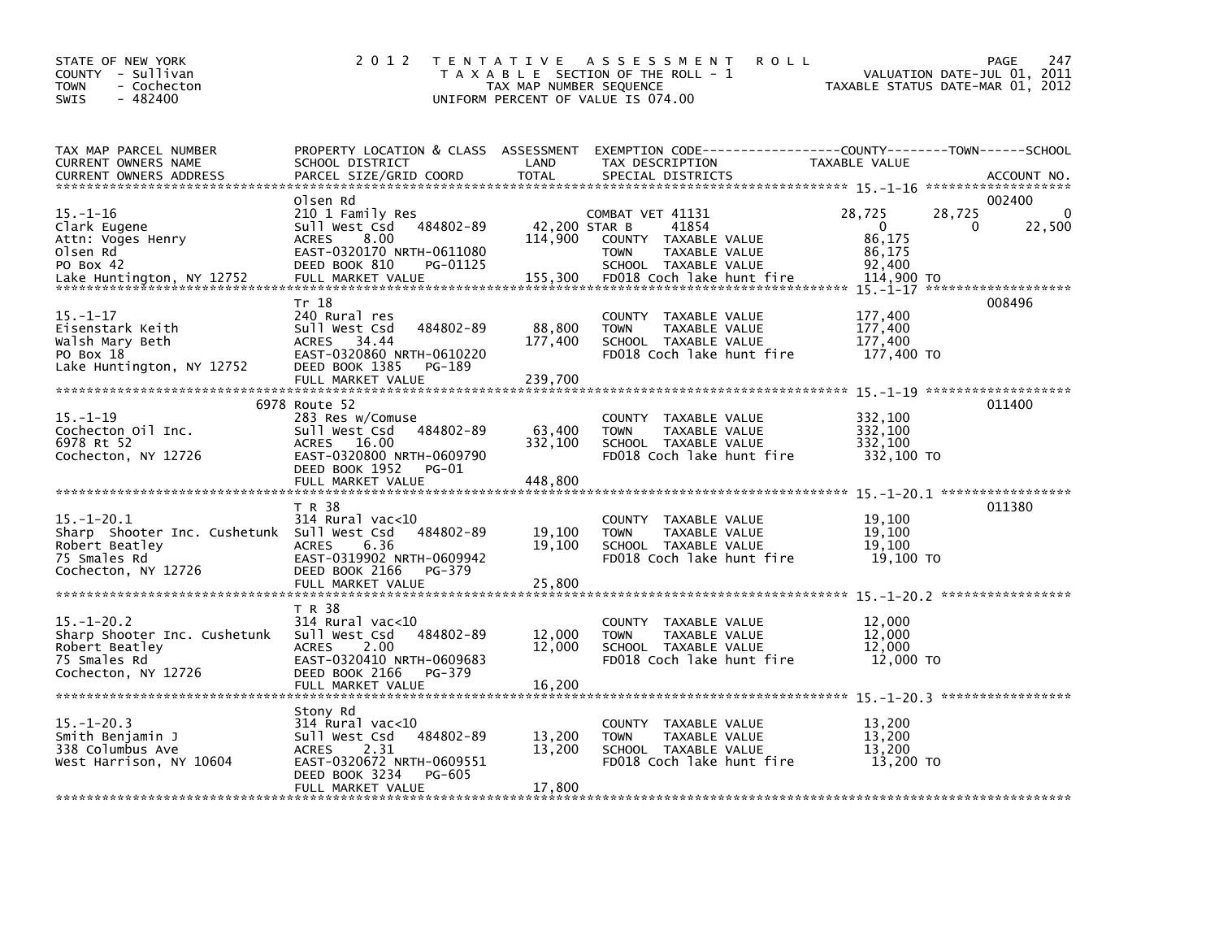STATE OF NEW YORK
COUNTY - Sullivan
TOWN - Cochecton
SWIS - 482400

# 2012 TENTATIVE ASSESSMENT ROLL

TAXABLE SECTION OF THE ROLL - 1
TAX MAP NUMBER SEQUENCE
UNIFORM PERCENT OF VALUE IS 074.00

VALUATION DATE-JUL 01, 2011
TAXABLE STATUS DATE-MAR 01, 2012

| TAX MAP PARCEL NUMBER / CURRENT OWNERS NAME / CURRENT OWNERS ADDRESS | PROPERTY LOCATION & CLASS / SCHOOL DISTRICT / PARCEL SIZE/GRID COORD | ASSESSMENT LAND / TOTAL | EXEMPTION CODE / TAX DESCRIPTION / SPECIAL DISTRICTS | COUNTY TAXABLE VALUE | TOWN | SCHOOL | ACCOUNT NO. |
|---|---|---|---|---|---|---|---|
| 15.-1-16 | Olsen Rd | | | | | | 002400 |
| | 210 1 Family Res | | COMBAT VET 41131 | 28,725 | 28,725 | 0 | |
| Clark Eugene | Sull West Csd 484802-89 | 42,200 | STAR B 41854 | 0 | 0 | 22,500 | |
| Attn: Voges Henry | ACRES 8.00 | 114,900 | COUNTY TAXABLE VALUE | 86,175 | | | |
| Olsen Rd | EAST-0320170 NRTH-0611080 | | TOWN TAXABLE VALUE | 86,175 | | | |
| PO Box 42 | DEED BOOK 810 PG-01125 | | SCHOOL TAXABLE VALUE | 92,400 | | | |
| Lake Huntington, NY 12752 | FULL MARKET VALUE | 155,300 | FD018 Coch lake hunt fire | 114,900 TO | | | |
| 15.-1-17 | Tr 18 | | | | | | 008496 |
| | 240 Rural res | | COUNTY TAXABLE VALUE | 177,400 | | | |
| Eisenstark Keith | Sull West Csd 484802-89 | 88,800 | TOWN TAXABLE VALUE | 177,400 | | | |
| Walsh Mary Beth | ACRES 34.44 | 177,400 | SCHOOL TAXABLE VALUE | 177,400 | | | |
| PO Box 18 | EAST-0320860 NRTH-0610220 | | FD018 Coch lake hunt fire | 177,400 TO | | | |
| Lake Huntington, NY 12752 | DEED BOOK 1385 PG-189 | | | | | | |
| | FULL MARKET VALUE | 239,700 | | | | | |
| 15.-1-19 | 6978 Route 52 | | | | | | 011400 |
| | 283 Res w/Comuse | | COUNTY TAXABLE VALUE | 332,100 | | | |
| Cochecton Oil Inc. | Sull West Csd 484802-89 | 63,400 | TOWN TAXABLE VALUE | 332,100 | | | |
| 6978 Rt 52 | ACRES 16.00 | 332,100 | SCHOOL TAXABLE VALUE | 332,100 | | | |
| Cochecton, NY 12726 | EAST-0320800 NRTH-0609790 | | FD018 Coch lake hunt fire | 332,100 TO | | | |
| | DEED BOOK 1952 PG-01 | | | | | | |
| | FULL MARKET VALUE | 448,800 | | | | | |
| 15.-1-20.1 | T R 38 | | | | | | 011380 |
| | 314 Rural vac<10 | | COUNTY TAXABLE VALUE | 19,100 | | | |
| Sharp Shooter Inc. Cushetunk | Sull West Csd 484802-89 | 19,100 | TOWN TAXABLE VALUE | 19,100 | | | |
| Robert Beatley | ACRES 6.36 | 19,100 | SCHOOL TAXABLE VALUE | 19,100 | | | |
| 75 Smales Rd | EAST-0319902 NRTH-0609942 | | FD018 Coch lake hunt fire | 19,100 TO | | | |
| Cochecton, NY 12726 | DEED BOOK 2166 PG-379 | | | | | | |
| | FULL MARKET VALUE | 25,800 | | | | | |
| 15.-1-20.2 | T R 38 | | | | | | |
| | 314 Rural vac<10 | | COUNTY TAXABLE VALUE | 12,000 | | | |
| Sharp Shooter Inc. Cushetunk | Sull West Csd 484802-89 | 12,000 | TOWN TAXABLE VALUE | 12,000 | | | |
| Robert Beatley | ACRES 2.00 | 12,000 | SCHOOL TAXABLE VALUE | 12,000 | | | |
| 75 Smales Rd | EAST-0320410 NRTH-0609683 | | FD018 Coch lake hunt fire | 12,000 TO | | | |
| Cochecton, NY 12726 | DEED BOOK 2166 PG-379 | | | | | | |
| | FULL MARKET VALUE | 16,200 | | | | | |
| 15.-1-20.3 | Stony Rd | | | | | | |
| | 314 Rural vac<10 | | COUNTY TAXABLE VALUE | 13,200 | | | |
| Smith Benjamin J | Sull West Csd 484802-89 | 13,200 | TOWN TAXABLE VALUE | 13,200 | | | |
| 338 Columbus Ave | ACRES 2.31 | 13,200 | SCHOOL TAXABLE VALUE | 13,200 | | | |
| West Harrison, NY 10604 | EAST-0320672 NRTH-0609551 | | FD018 Coch lake hunt fire | 13,200 TO | | | |
| | DEED BOOK 3234 PG-605 | | | | | | |
| | FULL MARKET VALUE | 17,800 | | | | | |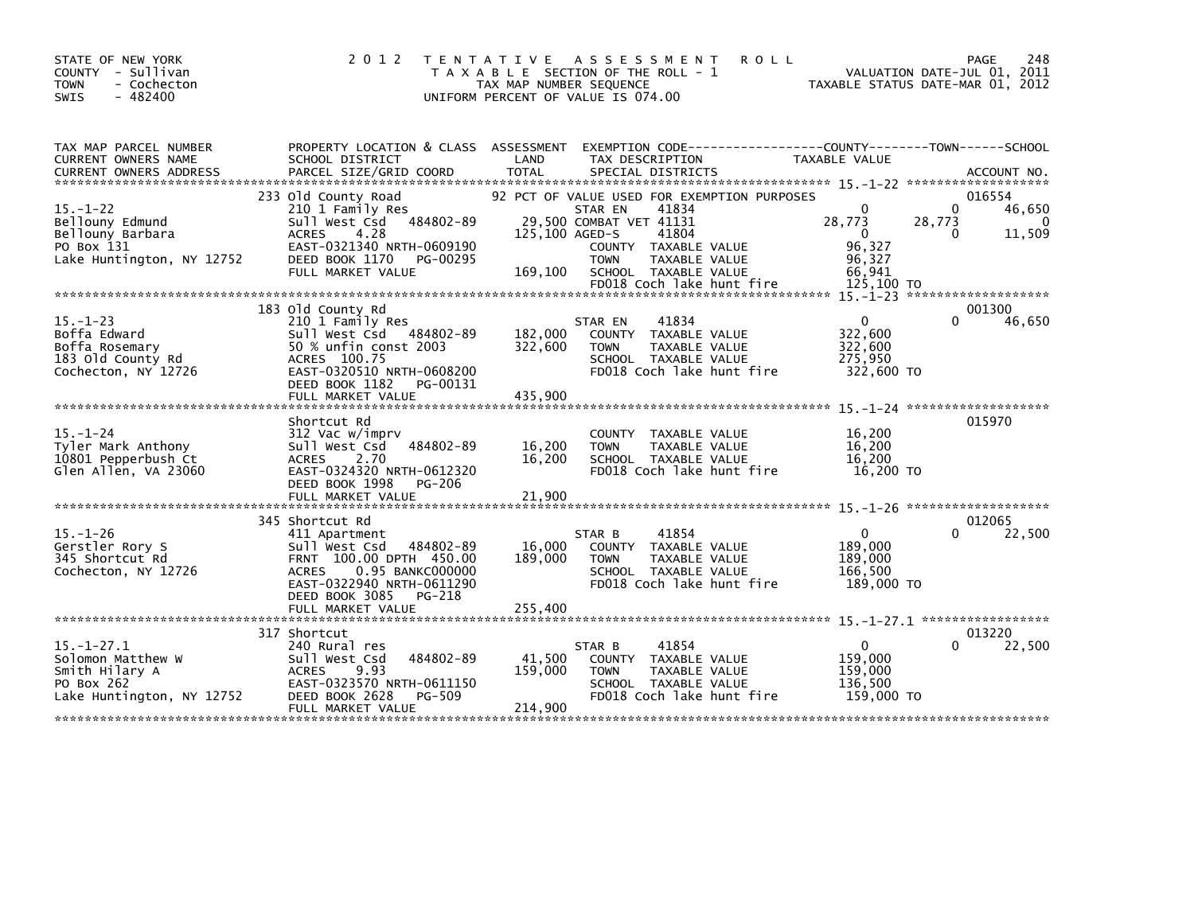STATE OF NEW YORK
COUNTY - Sullivan
TOWN - Cochecton
SWIS - 482400

# 2012 TENTATIVE ASSESSMENT ROLL

TAXABLE SECTION OF THE ROLL - 1
TAX MAP NUMBER SEQUENCE
UNIFORM PERCENT OF VALUE IS 074.00

VALUATION DATE-JUL 01, 2011
TAXABLE STATUS DATE-MAR 01, 2012

| TAX MAP PARCEL NUMBER / CURRENT OWNERS NAME / CURRENT OWNERS ADDRESS | PROPERTY LOCATION & CLASS / SCHOOL DISTRICT / PARCEL SIZE/GRID COORD | ASSESSMENT LAND / TOTAL | EXEMPTION CODE / TAX DESCRIPTION / SPECIAL DISTRICTS | COUNTY TAXABLE VALUE | TOWN | SCHOOL / ACCOUNT NO. |
|---|---|---|---|---|---|---|
| **15.-1-22** | 233 Old County Road | | 92 PCT OF VALUE USED FOR EXEMPTION PURPOSES | | | 016554 |
| 15.-1-22 | 210 1 Family Res | | STAR EN 41834 | 0 | 0 | 46,650 |
| Bellouny Edmund | Sull West Csd 484802-89 | 29,500 | COMBAT VET 41131 | 28,773 | 28,773 | 0 |
| Bellouny Barbara | ACRES 4.28 | 125,100 | AGED-S 41804 | 0 | 0 | 11,509 |
| PO Box 131 | EAST-0321340 NRTH-0609190 | | COUNTY TAXABLE VALUE | 96,327 | | |
| Lake Huntington, NY 12752 | DEED BOOK 1170 PG-00295 | | TOWN TAXABLE VALUE | 96,327 | | |
| | FULL MARKET VALUE | 169,100 | SCHOOL TAXABLE VALUE | 66,941 | | |
| | | | FD018 Coch lake hunt fire | 125,100 TO | | |
| **15.-1-23** | 183 Old County Rd | | | | | 001300 |
| 15.-1-23 | 210 1 Family Res | | STAR EN 41834 | 0 | 0 | 46,650 |
| Boffa Edward | Sull West Csd 484802-89 | 182,000 | COUNTY TAXABLE VALUE | 322,600 | | |
| Boffa Rosemary | 50 % unfin const 2003 | 322,600 | TOWN TAXABLE VALUE | 322,600 | | |
| 183 Old County Rd | ACRES 100.75 | | SCHOOL TAXABLE VALUE | 275,950 | | |
| Cochecton, NY 12726 | EAST-0320510 NRTH-0608200 | | FD018 Coch lake hunt fire | 322,600 TO | | |
| | DEED BOOK 1182 PG-00131 | | | | | |
| | FULL MARKET VALUE | 435,900 | | | | |
| **15.-1-24** | Shortcut Rd | | | | | 015970 |
| 15.-1-24 | 312 Vac w/imprv | | COUNTY TAXABLE VALUE | 16,200 | | |
| Tyler Mark Anthony | Sull West Csd 484802-89 | 16,200 | TOWN TAXABLE VALUE | 16,200 | | |
| 10801 Pepperbush Ct | ACRES 2.70 | 16,200 | SCHOOL TAXABLE VALUE | 16,200 | | |
| Glen Allen, VA 23060 | EAST-0324320 NRTH-0612320 | | FD018 Coch lake hunt fire | 16,200 TO | | |
| | DEED BOOK 1998 PG-206 | | | | | |
| | FULL MARKET VALUE | 21,900 | | | | |
| **15.-1-26** | 345 Shortcut Rd | | | | | 012065 |
| 15.-1-26 | 411 Apartment | | STAR B 41854 | 0 | 0 | 22,500 |
| Gerstler Rory S | Sull West Csd 484802-89 | 16,000 | COUNTY TAXABLE VALUE | 189,000 | | |
| 345 Shortcut Rd | FRNT 100.00 DPTH 450.00 | 189,000 | TOWN TAXABLE VALUE | 189,000 | | |
| Cochecton, NY 12726 | ACRES 0.95 BANKC000000 | | SCHOOL TAXABLE VALUE | 166,500 | | |
| | EAST-0322940 NRTH-0611290 | | FD018 Coch lake hunt fire | 189,000 TO | | |
| | DEED BOOK 3085 PG-218 | | | | | |
| | FULL MARKET VALUE | 255,400 | | | | |
| **15.-1-27.1** | 317 Shortcut | | | | | 013220 |
| 15.-1-27.1 | 240 Rural res | | STAR B 41854 | 0 | 0 | 22,500 |
| Solomon Matthew W | Sull West Csd 484802-89 | 41,500 | COUNTY TAXABLE VALUE | 159,000 | | |
| Smith Hilary A | ACRES 9.93 | 159,000 | TOWN TAXABLE VALUE | 159,000 | | |
| PO Box 262 | EAST-0323570 NRTH-0611150 | | SCHOOL TAXABLE VALUE | 136,500 | | |
| Lake Huntington, NY 12752 | DEED BOOK 2628 PG-509 | | FD018 Coch lake hunt fire | 159,000 TO | | |
| | FULL MARKET VALUE | 214,900 | | | | |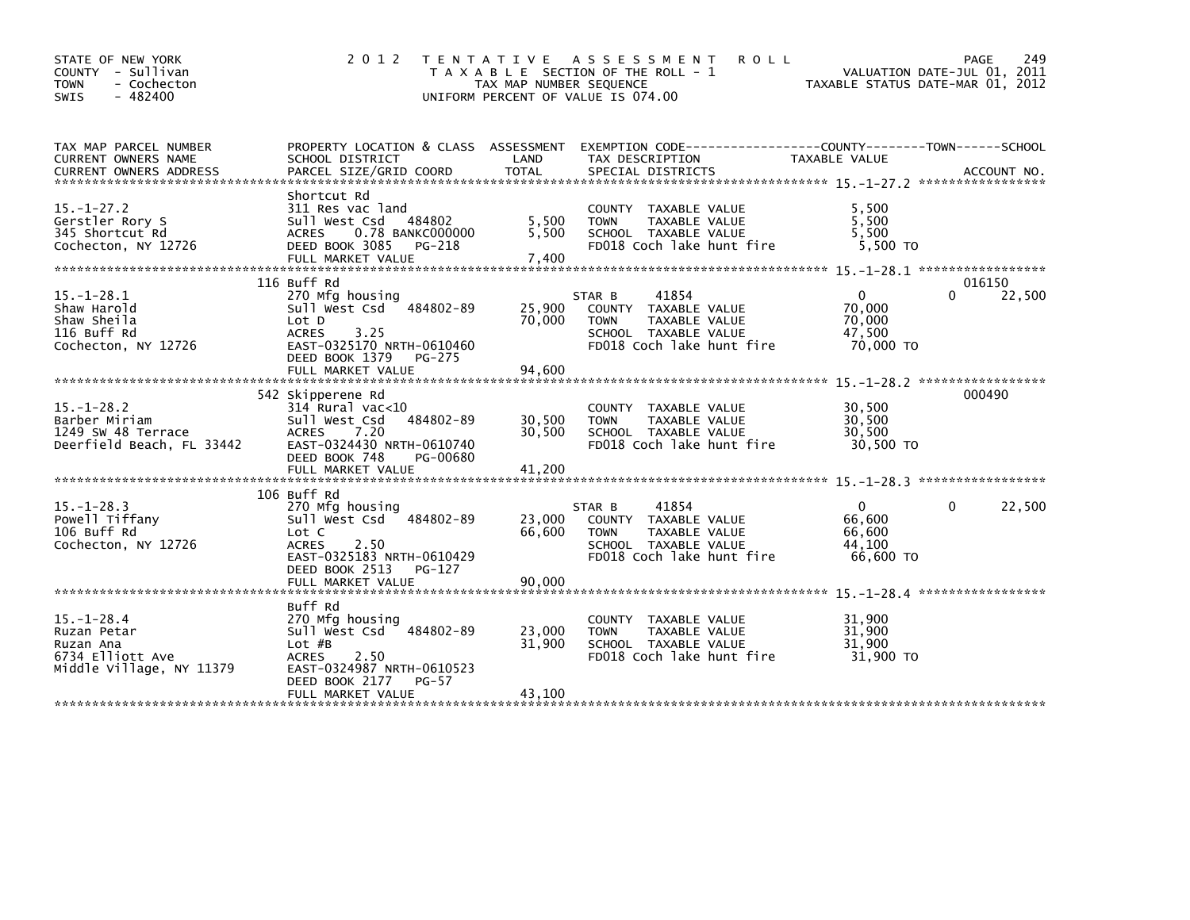STATE OF NEW YORK
COUNTY - Sullivan
TOWN - Cochecton
SWIS - 482400

# 2012 TENTATIVE ASSESSMENT ROLL

TAXABLE SECTION OF THE ROLL - 1
TAX MAP NUMBER SEQUENCE
UNIFORM PERCENT OF VALUE IS 074.00

VALUATION DATE-JUL 01, 2011
TAXABLE STATUS DATE-MAR 01, 2012

| TAX MAP PARCEL NUMBER / CURRENT OWNERS NAME / CURRENT OWNERS ADDRESS | PROPERTY LOCATION & CLASS / SCHOOL DISTRICT / PARCEL SIZE/GRID COORD | ASSESSMENT LAND | TOTAL | EXEMPTION CODE / TAX DESCRIPTION / SPECIAL DISTRICTS | COUNTY TAXABLE VALUE | TOWN | SCHOOL | ACCOUNT NO. |
|---|---|---|---|---|---|---|---|---|
| 15.-1-27.2 | Shortcut Rd | | | | | | | |
| 15.-1-27.2 | 311 Res vac land | | | COUNTY TAXABLE VALUE | 5,500 | | | |
| Gerstler Rory S | Sull West Csd 484802 | 5,500 | | TOWN TAXABLE VALUE | 5,500 | | | |
| 345 Shortcut Rd | ACRES 0.78 BANKC000000 | | 5,500 | SCHOOL TAXABLE VALUE | 5,500 | | | |
| Cochecton, NY 12726 | DEED BOOK 3085 PG-218 | | | FD018 Coch lake hunt fire | 5,500 TO | | | |
| | FULL MARKET VALUE | | 7,400 | | | | | |
| 15.-1-28.1 | 116 Buff Rd | | | | | | | 016150 |
| 15.-1-28.1 | 270 Mfg housing | | | STAR B 41854 | 0 | | 0 22,500 | |
| Shaw Harold | Sull West Csd 484802-89 | 25,900 | | COUNTY TAXABLE VALUE | 70,000 | | | |
| Shaw Sheila | Lot D | | 70,000 | TOWN TAXABLE VALUE | 70,000 | | | |
| 116 Buff Rd | ACRES 3.25 | | | SCHOOL TAXABLE VALUE | 47,500 | | | |
| Cochecton, NY 12726 | EAST-0325170 NRTH-0610460 | | | FD018 Coch lake hunt fire | 70,000 TO | | | |
| | DEED BOOK 1379 PG-275 | | | | | | | |
| | FULL MARKET VALUE | | 94,600 | | | | | |
| 15.-1-28.2 | 542 Skipperene Rd | | | | | | | 000490 |
| 15.-1-28.2 | 314 Rural vac<10 | | | COUNTY TAXABLE VALUE | 30,500 | | | |
| Barber Miriam | Sull West Csd 484802-89 | 30,500 | | TOWN TAXABLE VALUE | 30,500 | | | |
| 1249 SW 48 Terrace | ACRES 7.20 | | 30,500 | SCHOOL TAXABLE VALUE | 30,500 | | | |
| Deerfield Beach, FL 33442 | EAST-0324430 NRTH-0610740 | | | FD018 Coch lake hunt fire | 30,500 TO | | | |
| | DEED BOOK 748 PG-00680 | | | | | | | |
| | FULL MARKET VALUE | | 41,200 | | | | | |
| 15.-1-28.3 | 106 Buff Rd | | | | | | | |
| 15.-1-28.3 | 270 Mfg housing | | | STAR B 41854 | 0 | | 0 22,500 | |
| Powell Tiffany | Sull West Csd 484802-89 | 23,000 | | COUNTY TAXABLE VALUE | 66,600 | | | |
| 106 Buff Rd | Lot C | | 66,600 | TOWN TAXABLE VALUE | 66,600 | | | |
| Cochecton, NY 12726 | ACRES 2.50 | | | SCHOOL TAXABLE VALUE | 44,100 | | | |
| | EAST-0325183 NRTH-0610429 | | | FD018 Coch lake hunt fire | 66,600 TO | | | |
| | DEED BOOK 2513 PG-127 | | | | | | | |
| | FULL MARKET VALUE | | 90,000 | | | | | |
| 15.-1-28.4 | Buff Rd | | | | | | | |
| 15.-1-28.4 | 270 Mfg housing | | | COUNTY TAXABLE VALUE | 31,900 | | | |
| Ruzan Petar | Sull West Csd 484802-89 | 23,000 | | TOWN TAXABLE VALUE | 31,900 | | | |
| Ruzan Ana | Lot #B | | 31,900 | SCHOOL TAXABLE VALUE | 31,900 | | | |
| 6734 Elliott Ave | ACRES 2.50 | | | FD018 Coch lake hunt fire | 31,900 TO | | | |
| Middle Village, NY 11379 | EAST-0324987 NRTH-0610523 | | | | | | | |
| | DEED BOOK 2177 PG-57 | | | | | | | |
| | FULL MARKET VALUE | | 43,100 | | | | | |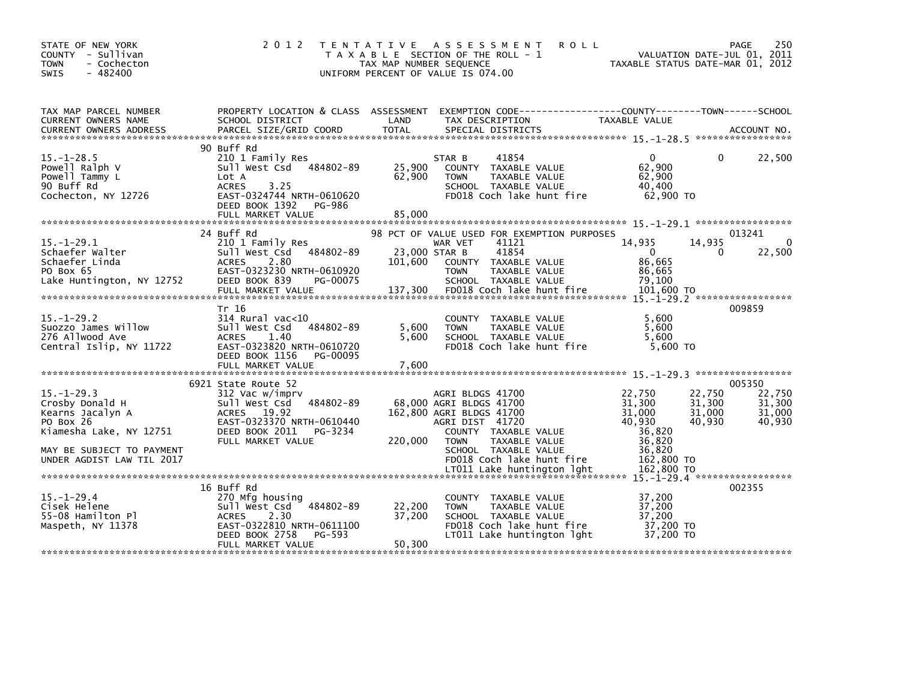STATE OF NEW YORK
COUNTY - Sullivan
TOWN - Cochecton
SWIS - 482400

2012 TENTATIVE ASSESSMENT ROLL
TAXABLE SECTION OF THE ROLL - 1
TAX MAP NUMBER SEQUENCE
UNIFORM PERCENT OF VALUE IS 074.00

VALUATION DATE-JUL 01, 2011
TAXABLE STATUS DATE-MAR 01, 2012

| TAX MAP PARCEL NUMBER / CURRENT OWNERS NAME / CURRENT OWNERS ADDRESS | PROPERTY LOCATION & CLASS / SCHOOL DISTRICT / PARCEL SIZE/GRID COORD | ASSESSMENT LAND / TOTAL | EXEMPTION CODE / TAX DESCRIPTION / SPECIAL DISTRICTS | COUNTY TAXABLE VALUE | TOWN | SCHOOL | ACCOUNT NO. |
|---|---|---|---|---|---|---|---|
| **15.-1-28.5** | 90 Buff Rd | | | | | | |
| 15.-1-28.5 | 210 1 Family Res | | STAR B 41854 | 0 | 0 | 22,500 | |
| Powell Ralph V | Sull West Csd 484802-89 | 25,900 | COUNTY TAXABLE VALUE | 62,900 | | | |
| Powell Tammy L | Lot A | 62,900 | TOWN TAXABLE VALUE | 62,900 | | | |
| 90 Buff Rd | ACRES 3.25 | | SCHOOL TAXABLE VALUE | 40,400 | | | |
| Cochecton, NY 12726 | EAST-0324744 NRTH-0610620 | | FD018 Coch lake hunt fire | 62,900 TO | | | |
| | DEED BOOK 1392 PG-986 | | | | | | |
| | FULL MARKET VALUE | 85,000 | | | | | |
| **15.-1-29.1** | 24 Buff Rd | | 98 PCT OF VALUE USED FOR EXEMPTION PURPOSES | | | | 013241 |
| 15.-1-29.1 | 210 1 Family Res | | WAR VET 41121 | 14,935 | 14,935 | 0 | |
| Schaefer Walter | Sull West Csd 484802-89 | 23,000 | STAR B 41854 | 0 | 0 | 22,500 | |
| Schaefer Linda | ACRES 2.80 | 101,600 | COUNTY TAXABLE VALUE | 86,665 | | | |
| PO Box 65 | EAST-0323230 NRTH-0610920 | | TOWN TAXABLE VALUE | 86,665 | | | |
| Lake Huntington, NY 12752 | DEED BOOK 839 PG-00075 | | SCHOOL TAXABLE VALUE | 79,100 | | | |
| | FULL MARKET VALUE | 137,300 | FD018 Coch lake hunt fire | 101,600 TO | | | |
| **15.-1-29.2** | Tr 16 | | | | | | 009859 |
| 15.-1-29.2 | 314 Rural vac<10 | | COUNTY TAXABLE VALUE | 5,600 | | | |
| Suozzo James Willow | Sull West Csd 484802-89 | 5,600 | TOWN TAXABLE VALUE | 5,600 | | | |
| 276 Allwood Ave | ACRES 1.40 | 5,600 | SCHOOL TAXABLE VALUE | 5,600 | | | |
| Central Islip, NY 11722 | EAST-0323820 NRTH-0610720 | | FD018 Coch lake hunt fire | 5,600 TO | | | |
| | DEED BOOK 1156 PG-00095 | | | | | | |
| | FULL MARKET VALUE | 7,600 | | | | | |
| **15.-1-29.3** | 6921 State Route 52 | | | | | | 005350 |
| 15.-1-29.3 | 312 Vac w/imprv | | AGRI BLDGS 41700 | 22,750 | 22,750 | 22,750 | |
| Crosby Donald H | Sull West Csd 484802-89 | 68,000 | AGRI BLDGS 41700 | 31,300 | 31,300 | 31,300 | |
| Kearns Jacalyn A | ACRES 19.92 | 162,800 | AGRI BLDGS 41700 | 31,000 | 31,000 | 31,000 | |
| PO Box 26 | EAST-0323370 NRTH-0610440 | | AGRI DIST 41720 | 40,930 | 40,930 | 40,930 | |
| Kiamesha Lake, NY 12751 | DEED BOOK 2011 PG-3234 | | COUNTY TAXABLE VALUE | 36,820 | | | |
| | FULL MARKET VALUE | 220,000 | TOWN TAXABLE VALUE | 36,820 | | | |
| MAY BE SUBJECT TO PAYMENT | | | SCHOOL TAXABLE VALUE | 36,820 | | | |
| UNDER AGDIST LAW TIL 2017 | | | FD018 Coch lake hunt fire | 162,800 TO | | | |
| | | | LT011 Lake huntington lght | 162,800 TO | | | |
| **15.-1-29.4** | 16 Buff Rd | | | | | | 002355 |
| 15.-1-29.4 | 270 Mfg housing | | COUNTY TAXABLE VALUE | 37,200 | | | |
| Cisek Helene | Sull West Csd 484802-89 | 22,200 | TOWN TAXABLE VALUE | 37,200 | | | |
| 55-08 Hamilton Pl | ACRES 2.30 | 37,200 | SCHOOL TAXABLE VALUE | 37,200 | | | |
| Maspeth, NY 11378 | EAST-0322810 NRTH-0611100 | | FD018 Coch lake hunt fire | 37,200 TO | | | |
| | DEED BOOK 2758 PG-593 | | LT011 Lake huntington lght | 37,200 TO | | | |
| | FULL MARKET VALUE | 50,300 | | | | | |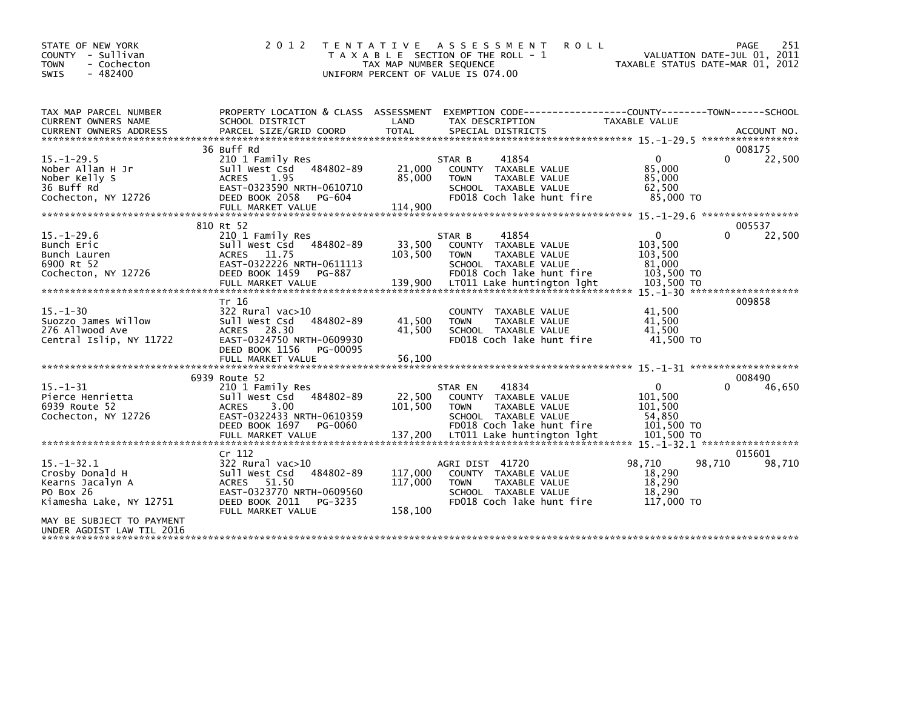STATE OF NEW YORK
COUNTY - Sullivan
TOWN - Cochecton
SWIS - 482400

# 2012 TENTATIVE ASSESSMENT ROLL

TAXABLE SECTION OF THE ROLL - 1
TAX MAP NUMBER SEQUENCE
UNIFORM PERCENT OF VALUE IS 074.00

VALUATION DATE-JUL 01, 2011
TAXABLE STATUS DATE-MAR 01, 2012

| TAX MAP PARCEL NUMBER / CURRENT OWNERS NAME / CURRENT OWNERS ADDRESS | PROPERTY LOCATION & CLASS / SCHOOL DISTRICT / PARCEL SIZE/GRID COORD | ASSESSMENT LAND | TOTAL | EXEMPTION CODE / TAX DESCRIPTION / SPECIAL DISTRICTS | COUNTY TAXABLE VALUE | TOWN | SCHOOL | ACCOUNT NO. |
|---|---|---|---|---|---|---|---|---|
| **15.-1-29.5** | 36 Buff Rd | | | | | | | 008175 |
| Nober Allan H Jr | 210 1 Family Res | | | STAR B 41854 | 0 | 0 | 22,500 | |
| Nober Kelly S | Sull West Csd 484802-89 | 21,000 | | COUNTY TAXABLE VALUE | 85,000 | | | |
| 36 Buff Rd | ACRES 1.95 | | 85,000 | TOWN TAXABLE VALUE | 85,000 | | | |
| Cochecton, NY 12726 | EAST-0323590 NRTH-0610710 | | | SCHOOL TAXABLE VALUE | 62,500 | | | |
| | DEED BOOK 2058 PG-604 | | | FD018 Coch lake hunt fire | 85,000 TO | | | |
| | FULL MARKET VALUE | | 114,900 | | | | | |
| **15.-1-29.6** | 810 Rt 52 | | | | | | | 005537 |
| Bunch Eric | 210 1 Family Res | | | STAR B 41854 | 0 | 0 | 22,500 | |
| Bunch Lauren | Sull West Csd 484802-89 | 33,500 | | COUNTY TAXABLE VALUE | 103,500 | | | |
| 6900 Rt 52 | ACRES 11.75 | | 103,500 | TOWN TAXABLE VALUE | 103,500 | | | |
| Cochecton, NY 12726 | EAST-0322226 NRTH-0611113 | | | SCHOOL TAXABLE VALUE | 81,000 | | | |
| | DEED BOOK 1459 PG-887 | | | FD018 Coch lake hunt fire | 103,500 TO | | | |
| | FULL MARKET VALUE | | 139,900 | LT011 Lake huntington lght | 103,500 TO | | | |
| **15.-1-30** | Tr 16 | | | | | | | 009858 |
| Suozzo James Willow | 322 Rural vac>10 | | | COUNTY TAXABLE VALUE | 41,500 | | | |
| 276 Allwood Ave | Sull West Csd 484802-89 | 41,500 | | TOWN TAXABLE VALUE | 41,500 | | | |
| Central Islip, NY 11722 | ACRES 28.30 | | 41,500 | SCHOOL TAXABLE VALUE | 41,500 | | | |
| | EAST-0324750 NRTH-0609930 | | | FD018 Coch lake hunt fire | 41,500 TO | | | |
| | DEED BOOK 1156 PG-00095 | | | | | | | |
| | FULL MARKET VALUE | | 56,100 | | | | | |
| **15.-1-31** | 6939 Route 52 | | | | | | | 008490 |
| Pierce Henrietta | 210 1 Family Res | | | STAR EN 41834 | 0 | 0 | 46,650 | |
| 6939 Route 52 | Sull West Csd 484802-89 | 22,500 | | COUNTY TAXABLE VALUE | 101,500 | | | |
| Cochecton, NY 12726 | ACRES 3.00 | | 101,500 | TOWN TAXABLE VALUE | 101,500 | | | |
| | EAST-0322433 NRTH-0610359 | | | SCHOOL TAXABLE VALUE | 54,850 | | | |
| | DEED BOOK 1697 PG-0060 | | | FD018 Coch lake hunt fire | 101,500 TO | | | |
| | FULL MARKET VALUE | | 137,200 | LT011 Lake huntington lght | 101,500 TO | | | |
| **15.-1-32.1** | Cr 112 | | | | | | | 015601 |
| Crosby Donald H | 322 Rural vac>10 | | | AGRI DIST 41720 | 98,710 | 98,710 | 98,710 | |
| Kearns Jacalyn A | Sull West Csd 484802-89 | 117,000 | | COUNTY TAXABLE VALUE | 18,290 | | | |
| PO Box 26 | ACRES 51.50 | | 117,000 | TOWN TAXABLE VALUE | 18,290 | | | |
| Kiamesha Lake, NY 12751 | EAST-0323770 NRTH-0609560 | | | SCHOOL TAXABLE VALUE | 18,290 | | | |
| | DEED BOOK 2011 PG-3235 | | | FD018 Coch lake hunt fire | 117,000 TO | | | |
| MAY BE SUBJECT TO PAYMENT | FULL MARKET VALUE | | 158,100 | | | | | |
| UNDER AGDIST LAW TIL 2016 | | | | | | | | |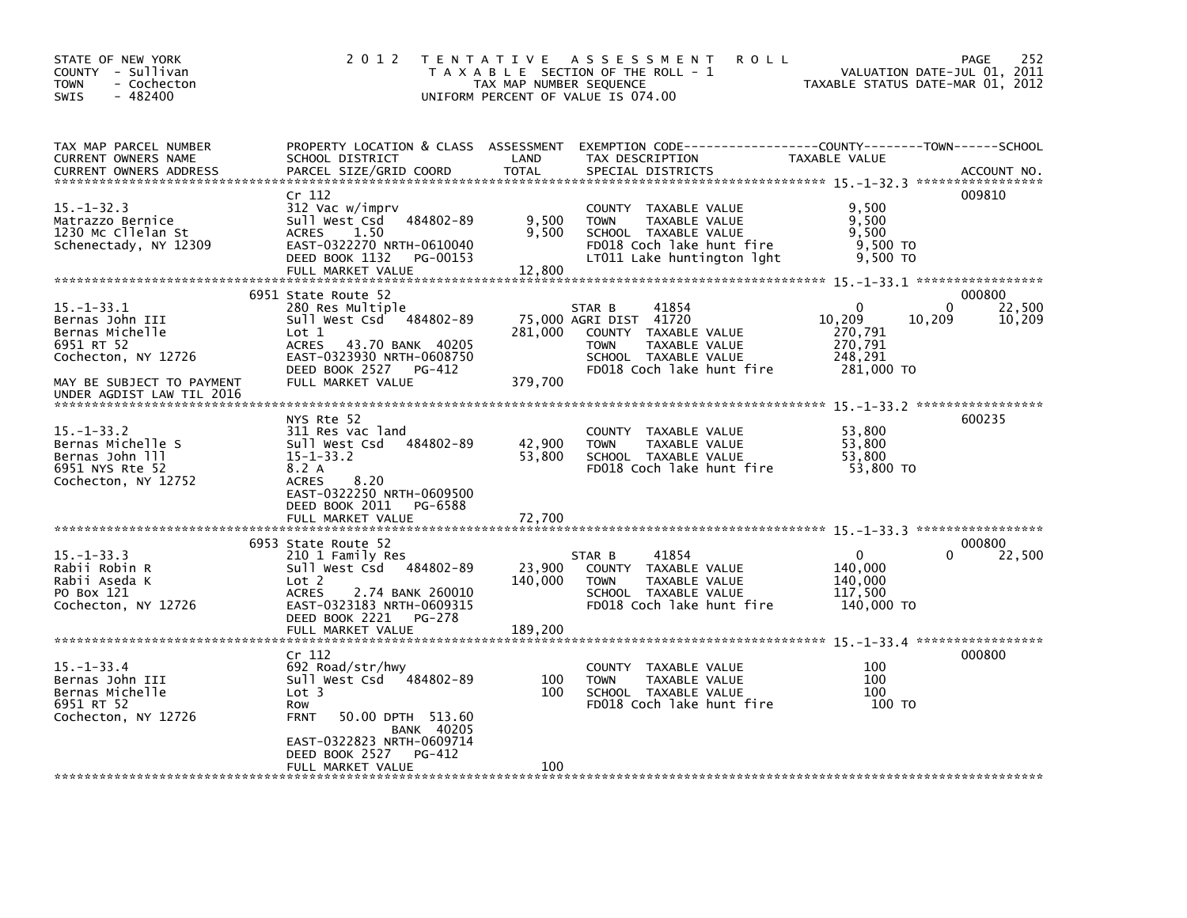STATE OF NEW YORK
COUNTY - Sullivan
TOWN - Cochecton
SWIS - 482400

2 0 1 2 T E N T A T I V E A S S E S S M E N T R O L L
T A X A B L E SECTION OF THE ROLL - 1
TAX MAP NUMBER SEQUENCE
UNIFORM PERCENT OF VALUE IS 074.00

VALUATION DATE-JUL 01, 2011
TAXABLE STATUS DATE-MAR 01, 2012

| TAX MAP PARCEL NUMBER / CURRENT OWNERS NAME / CURRENT OWNERS ADDRESS | PROPERTY LOCATION & CLASS / SCHOOL DISTRICT / PARCEL SIZE/GRID COORD | ASSESSMENT LAND | TOTAL | EXEMPTION CODE / TAX DESCRIPTION / SPECIAL DISTRICTS | COUNTY TAXABLE VALUE | TOWN | SCHOOL | ACCOUNT NO. |
|---|---|---|---|---|---|---|---|---|
| 15.-1-32.3 | Cr 112 | | | | | | | 009810 |
| Matrazzo Bernice | 312 Vac w/imprv | 9,500 | | COUNTY TAXABLE VALUE | 9,500 | | | |
| 1230 Mc Cllelan St | Sull West Csd 484802-89 | | 9,500 | TOWN TAXABLE VALUE | 9,500 | | | |
| Schenectady, NY 12309 | ACRES 1.50 | | | SCHOOL TAXABLE VALUE | 9,500 | | | |
| | EAST-0322270 NRTH-0610040 | | | FD018 Coch lake hunt fire | 9,500 TO | | | |
| | DEED BOOK 1132 PG-00153 | | | LT011 Lake huntington lght | 9,500 TO | | | |
| | FULL MARKET VALUE | | 12,800 | | | | | |
| 15.-1-33.1 | 6951 State Route 52 | | | | | | | 000800 |
| Bernas John III | 280 Res Multiple | | | STAR B 41854 | 0 | 0 | 22,500 | |
| Bernas Michelle | Sull West Csd 484802-89 | 75,000 | | AGRI DIST 41720 | 10,209 | 10,209 | 10,209 | |
| 6951 RT 52 | Lot 1 | | 281,000 | COUNTY TAXABLE VALUE | 270,791 | | | |
| Cochecton, NY 12726 | ACRES 43.70 BANK 40205 | | | TOWN TAXABLE VALUE | 270,791 | | | |
| | EAST-0323930 NRTH-0608750 | | | SCHOOL TAXABLE VALUE | 248,291 | | | |
| MAY BE SUBJECT TO PAYMENT | DEED BOOK 2527 PG-412 | | | FD018 Coch lake hunt fire | 281,000 TO | | | |
| UNDER AGDIST LAW TIL 2016 | FULL MARKET VALUE | | 379,700 | | | | | |
| 15.-1-33.2 | NYS Rte 52 | | | | | | | 600235 |
| Bernas Michelle S | 311 Res vac land | | | COUNTY TAXABLE VALUE | 53,800 | | | |
| Bernas John lll | Sull West Csd 484802-89 | 42,900 | | TOWN TAXABLE VALUE | 53,800 | | | |
| 6951 NYS Rte 52 | 15-1-33.2 | | 53,800 | SCHOOL TAXABLE VALUE | 53,800 | | | |
| Cochecton, NY 12752 | 8.2 A | | | FD018 Coch lake hunt fire | 53,800 TO | | | |
| | ACRES 8.20 | | | | | | | |
| | EAST-0322250 NRTH-0609500 | | | | | | | |
| | DEED BOOK 2011 PG-6588 | | | | | | | |
| | FULL MARKET VALUE | | 72,700 | | | | | |
| 15.-1-33.3 | 6953 State Route 52 | | | | | | | 000800 |
| Rabii Robin R | 210 1 Family Res | | | STAR B 41854 | 0 | 0 | 22,500 | |
| Rabii Aseda K | Sull West Csd 484802-89 | 23,900 | | COUNTY TAXABLE VALUE | 140,000 | | | |
| PO Box 121 | Lot 2 | | 140,000 | TOWN TAXABLE VALUE | 140,000 | | | |
| Cochecton, NY 12726 | ACRES 2.74 BANK 260010 | | | SCHOOL TAXABLE VALUE | 117,500 | | | |
| | EAST-0323183 NRTH-0609315 | | | FD018 Coch lake hunt fire | 140,000 TO | | | |
| | DEED BOOK 2221 PG-278 | | | | | | | |
| | FULL MARKET VALUE | | 189,200 | | | | | |
| 15.-1-33.4 | Cr 112 | | | | | | | 000800 |
| Bernas John III | 692 Road/str/hwy | | | COUNTY TAXABLE VALUE | 100 | | | |
| Bernas Michelle | Sull West Csd 484802-89 | 100 | | TOWN TAXABLE VALUE | 100 | | | |
| 6951 RT 52 | Lot 3 | | 100 | SCHOOL TAXABLE VALUE | 100 | | | |
| Cochecton, NY 12726 | Row | | | FD018 Coch lake hunt fire | 100 TO | | | |
| | FRNT 50.00 DPTH 513.60 | | | | | | | |
| | BANK 40205 | | | | | | | |
| | EAST-0322823 NRTH-0609714 | | | | | | | |
| | DEED BOOK 2527 PG-412 | | | | | | | |
| | FULL MARKET VALUE | | 100 | | | | | |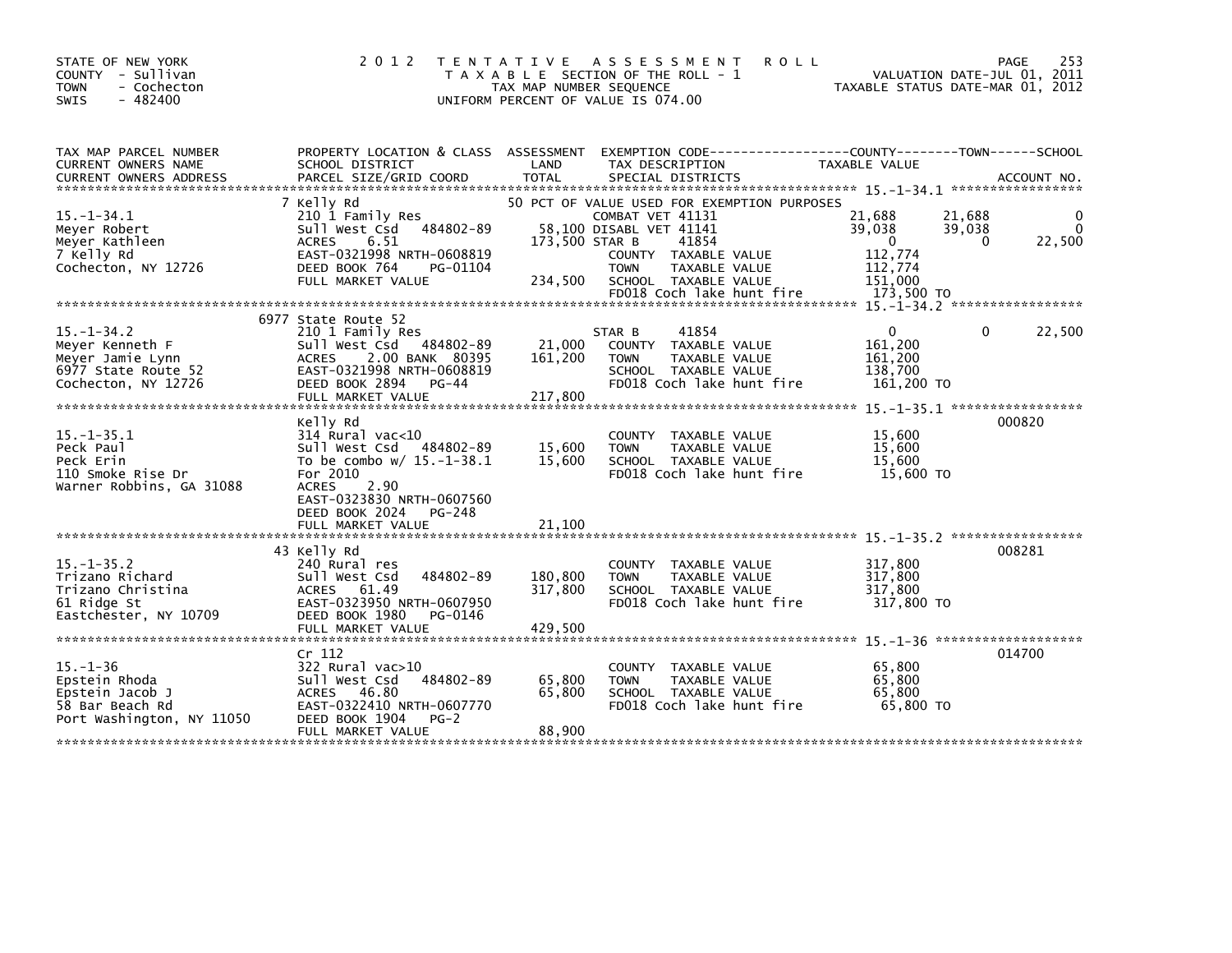STATE OF NEW YORK
COUNTY - Sullivan
TOWN - Cochecton
SWIS - 482400

# 2012 TENTATIVE ASSESSMENT ROLL

TAXABLE SECTION OF THE ROLL - 1
TAX MAP NUMBER SEQUENCE
UNIFORM PERCENT OF VALUE IS 074.00

VALUATION DATE-JUL 01, 2011
TAXABLE STATUS DATE-MAR 01, 2012

| TAX MAP PARCEL NUMBER / CURRENT OWNERS NAME / CURRENT OWNERS ADDRESS | PROPERTY LOCATION & CLASS / SCHOOL DISTRICT / PARCEL SIZE/GRID COORD | ASSESSMENT LAND | ASSESSMENT TOTAL | EXEMPTION CODE / TAX DESCRIPTION / SPECIAL DISTRICTS | COUNTY TAXABLE VALUE | TOWN | SCHOOL | ACCOUNT NO. |
|---|---|---|---|---|---|---|---|---|
| **15.-1-34.1** | 7 Kelly Rd | | | 50 PCT OF VALUE USED FOR EXEMPTION PURPOSES | | | | |
| 15.-1-34.1 | 210 1 Family Res | | | COMBAT VET 41131 | 21,688 | 21,688 | 0 | |
| Meyer Robert | Sull West Csd 484802-89 | 58,100 | | DISABL VET 41141 | 39,038 | 39,038 | 0 | |
| Meyer Kathleen | ACRES 6.51 | | 173,500 | STAR B 41854 | 0 | 0 | 22,500 | |
| 7 Kelly Rd | EAST-0321998 NRTH-0608819 | | | COUNTY TAXABLE VALUE | 112,774 | | | |
| Cochecton, NY 12726 | DEED BOOK 764 PG-01104 | | | TOWN TAXABLE VALUE | 112,774 | | | |
| | FULL MARKET VALUE | | 234,500 | SCHOOL TAXABLE VALUE | 151,000 | | | |
| | | | | FD018 Coch lake hunt fire | 173,500 TO | | | |
| **15.-1-34.2** | 6977 State Route 52 | | | | | | | |
| 15.-1-34.2 | 210 1 Family Res | | | STAR B 41854 | 0 | 0 | 22,500 | |
| Meyer Kenneth F | Sull West Csd 484802-89 | 21,000 | | COUNTY TAXABLE VALUE | 161,200 | | | |
| Meyer Jamie Lynn | ACRES 2.00 BANK 80395 | | 161,200 | TOWN TAXABLE VALUE | 161,200 | | | |
| 6977 State Route 52 | EAST-0321998 NRTH-0608819 | | | SCHOOL TAXABLE VALUE | 138,700 | | | |
| Cochecton, NY 12726 | DEED BOOK 2894 PG-44 | | | FD018 Coch lake hunt fire | 161,200 TO | | | |
| | FULL MARKET VALUE | | 217,800 | | | | | |
| **15.-1-35.1** | Kelly Rd | | | | | | | 000820 |
| 15.-1-35.1 | 314 Rural vac<10 | | | COUNTY TAXABLE VALUE | 15,600 | | | |
| Peck Paul | Sull West Csd 484802-89 | 15,600 | | TOWN TAXABLE VALUE | 15,600 | | | |
| Peck Erin | To be combo w/ 15.-1-38.1 | | 15,600 | SCHOOL TAXABLE VALUE | 15,600 | | | |
| 110 Smoke Rise Dr | For 2010 | | | FD018 Coch lake hunt fire | 15,600 TO | | | |
| Warner Robbins, GA 31088 | ACRES 2.90 | | | | | | | |
| | EAST-0323830 NRTH-0607560 | | | | | | | |
| | DEED BOOK 2024 PG-248 | | | | | | | |
| | FULL MARKET VALUE | | 21,100 | | | | | |
| **15.-1-35.2** | 43 Kelly Rd | | | | | | | 008281 |
| 15.-1-35.2 | 240 Rural res | | | COUNTY TAXABLE VALUE | 317,800 | | | |
| Trizano Richard | Sull West Csd 484802-89 | 180,800 | | TOWN TAXABLE VALUE | 317,800 | | | |
| Trizano Christina | ACRES 61.49 | | 317,800 | SCHOOL TAXABLE VALUE | 317,800 | | | |
| 61 Ridge St | EAST-0323950 NRTH-0607950 | | | FD018 Coch lake hunt fire | 317,800 TO | | | |
| Eastchester, NY 10709 | DEED BOOK 1980 PG-0146 | | | | | | | |
| | FULL MARKET VALUE | | 429,500 | | | | | |
| **15.-1-36** | Cr 112 | | | | | | | 014700 |
| 15.-1-36 | 322 Rural vac>10 | | | COUNTY TAXABLE VALUE | 65,800 | | | |
| Epstein Rhoda | Sull West Csd 484802-89 | 65,800 | | TOWN TAXABLE VALUE | 65,800 | | | |
| Epstein Jacob J | ACRES 46.80 | | 65,800 | SCHOOL TAXABLE VALUE | 65,800 | | | |
| 58 Bar Beach Rd | EAST-0322410 NRTH-0607770 | | | FD018 Coch lake hunt fire | 65,800 TO | | | |
| Port Washington, NY 11050 | DEED BOOK 1904 PG-2 | | | | | | | |
| | FULL MARKET VALUE | | 88,900 | | | | | |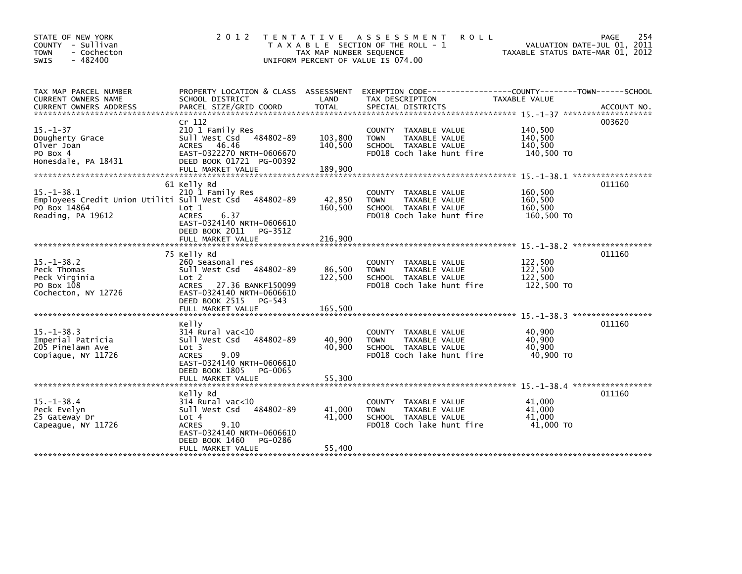STATE OF NEW YORK
COUNTY - Sullivan
TOWN - Cochecton
SWIS - 482400

# 2012 TENTATIVE ASSESSMENT ROLL

TAXABLE SECTION OF THE ROLL - 1
TAX MAP NUMBER SEQUENCE
UNIFORM PERCENT OF VALUE IS 074.00

VALUATION DATE-JUL 01, 2011
TAXABLE STATUS DATE-MAR 01, 2012

| TAX MAP PARCEL NUMBER / CURRENT OWNERS NAME / CURRENT OWNERS ADDRESS | PROPERTY LOCATION & CLASS / SCHOOL DISTRICT / PARCEL SIZE/GRID COORD | ASSESSMENT LAND / TOTAL | EXEMPTION CODE / TAX DESCRIPTION / SPECIAL DISTRICTS | TAXABLE VALUE (COUNTY / TOWN / SCHOOL) | ACCOUNT NO. |
|---|---|---|---|---|---|
| 15.-1-37 | Cr 112 | | | | 003620 |
| | 210 1 Family Res | | COUNTY TAXABLE VALUE | 140,500 | |
| Dougherty Grace | Sull West Csd 484802-89 | 103,800 | TOWN TAXABLE VALUE | 140,500 | |
| Olver Joan | ACRES 46.46 | 140,500 | SCHOOL TAXABLE VALUE | 140,500 | |
| PO Box 4 | EAST-0322270 NRTH-0606670 | | FD018 Coch lake hunt fire | 140,500 TO | |
| Honesdale, PA 18431 | DEED BOOK 01721 PG-00392 | | | | |
| | FULL MARKET VALUE | 189,900 | | | |
| 15.-1-38.1 | 61 Kelly Rd | | | | 011160 |
| | 210 1 Family Res | | COUNTY TAXABLE VALUE | 160,500 | |
| Employees Credit Union Utiliti | Sull West Csd 484802-89 | 42,850 | TOWN TAXABLE VALUE | 160,500 | |
| PO Box 14864 | Lot 1 | 160,500 | SCHOOL TAXABLE VALUE | 160,500 | |
| Reading, PA 19612 | ACRES 6.37 | | FD018 Coch lake hunt fire | 160,500 TO | |
| | EAST-0324140 NRTH-0606610 | | | | |
| | DEED BOOK 2011 PG-3512 | | | | |
| | FULL MARKET VALUE | 216,900 | | | |
| 15.-1-38.2 | 75 Kelly Rd | | | | 011160 |
| | 260 Seasonal res | | COUNTY TAXABLE VALUE | 122,500 | |
| Peck Thomas | Sull West Csd 484802-89 | 86,500 | TOWN TAXABLE VALUE | 122,500 | |
| Peck Virginia | Lot 2 | 122,500 | SCHOOL TAXABLE VALUE | 122,500 | |
| PO Box 108 | ACRES 27.36 BANKF150099 | | FD018 Coch lake hunt fire | 122,500 TO | |
| Cochecton, NY 12726 | EAST-0324140 NRTH-0606610 | | | | |
| | DEED BOOK 2515 PG-543 | | | | |
| | FULL MARKET VALUE | 165,500 | | | |
| 15.-1-38.3 | Kelly | | | | 011160 |
| | 314 Rural vac<10 | | COUNTY TAXABLE VALUE | 40,900 | |
| Imperial Patricia | Sull West Csd 484802-89 | 40,900 | TOWN TAXABLE VALUE | 40,900 | |
| 205 Pinelawn Ave | Lot 3 | 40,900 | SCHOOL TAXABLE VALUE | 40,900 | |
| Copiague, NY 11726 | ACRES 9.09 | | FD018 Coch lake hunt fire | 40,900 TO | |
| | EAST-0324140 NRTH-0606610 | | | | |
| | DEED BOOK 1805 PG-0065 | | | | |
| | FULL MARKET VALUE | 55,300 | | | |
| 15.-1-38.4 | Kelly Rd | | | | 011160 |
| | 314 Rural vac<10 | | COUNTY TAXABLE VALUE | 41,000 | |
| Peck Evelyn | Sull West Csd 484802-89 | 41,000 | TOWN TAXABLE VALUE | 41,000 | |
| 25 Gateway Dr | Lot 4 | 41,000 | SCHOOL TAXABLE VALUE | 41,000 | |
| Capeague, NY 11726 | ACRES 9.10 | | FD018 Coch lake hunt fire | 41,000 TO | |
| | EAST-0324140 NRTH-0606610 | | | | |
| | DEED BOOK 1460 PG-0286 | | | | |
| | FULL MARKET VALUE | 55,400 | | | |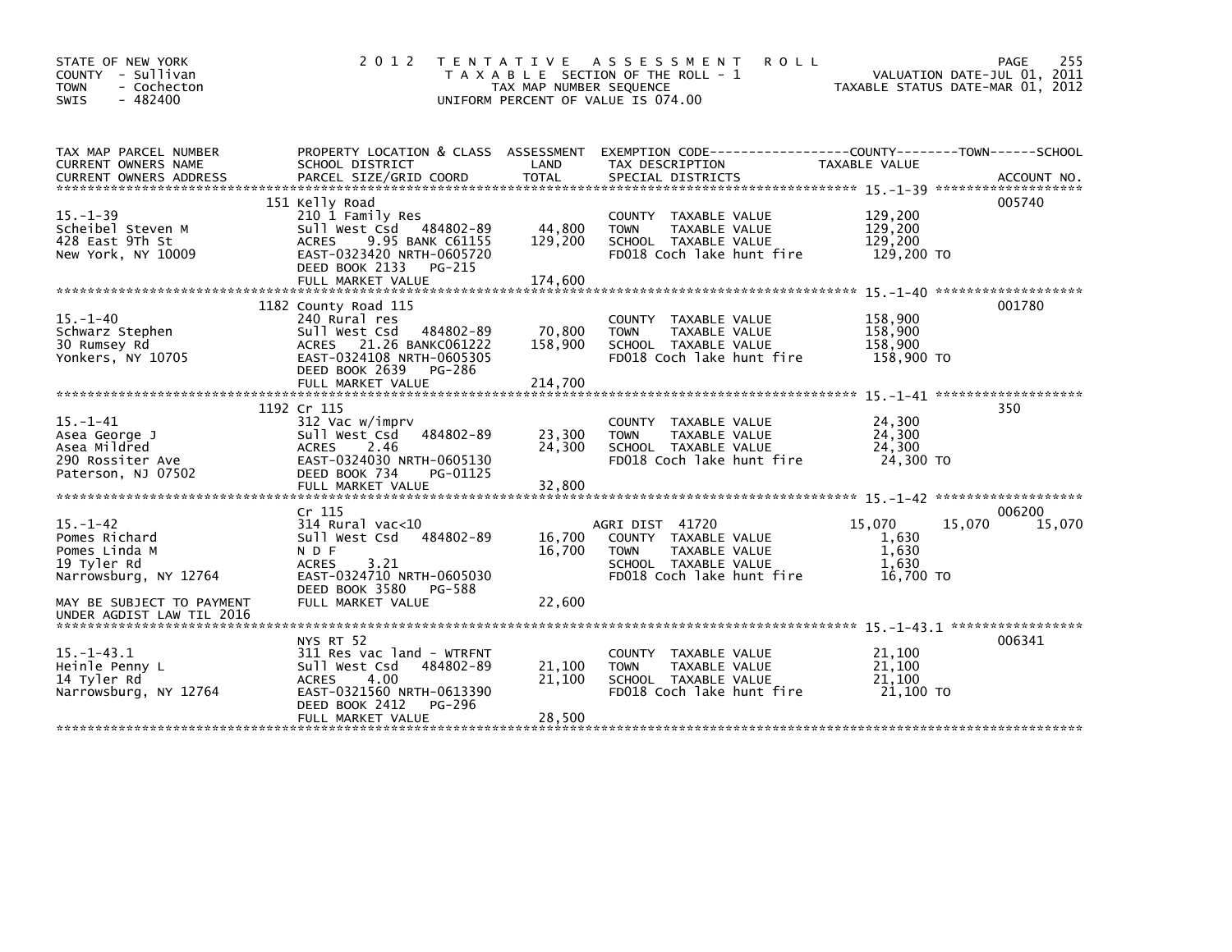STATE OF NEW YORK
COUNTY - Sullivan
TOWN - Cochecton
SWIS - 482400

# 2012 TENTATIVE ASSESSMENT ROLL

TAXABLE SECTION OF THE ROLL - 1
TAX MAP NUMBER SEQUENCE
UNIFORM PERCENT OF VALUE IS 074.00

VALUATION DATE-JUL 01, 2011
TAXABLE STATUS DATE-MAR 01, 2012

| TAX MAP PARCEL NUMBER / CURRENT OWNERS NAME / CURRENT OWNERS ADDRESS | PROPERTY LOCATION & CLASS / SCHOOL DISTRICT / PARCEL SIZE/GRID COORD | ASSESSMENT LAND / TOTAL | EXEMPTION CODE / TAX DESCRIPTION / SPECIAL DISTRICTS | COUNTY TAXABLE VALUE | TOWN | SCHOOL | ACCOUNT NO. |
|---|---|---|---|---|---|---|---|
| 15.-1-39 | 151 Kelly Road | | | | | | 005740 |
| | 210 1 Family Res | | COUNTY TAXABLE VALUE | 129,200 | | | |
| Scheibel Steven M | Sull West Csd 484802-89 | 44,800 | TOWN TAXABLE VALUE | 129,200 | | | |
| 428 East 9Th St | ACRES 9.95 BANK C61155 | 129,200 | SCHOOL TAXABLE VALUE | 129,200 | | | |
| New York, NY 10009 | EAST-0323420 NRTH-0605720 | | FD018 Coch lake hunt fire | 129,200 TO | | | |
| | DEED BOOK 2133 PG-215 | | | | | | |
| | FULL MARKET VALUE | 174,600 | | | | | |
| 15.-1-40 | 1182 County Road 115 | | | | | | 001780 |
| | 240 Rural res | | COUNTY TAXABLE VALUE | 158,900 | | | |
| Schwarz Stephen | Sull West Csd 484802-89 | 70,800 | TOWN TAXABLE VALUE | 158,900 | | | |
| 30 Rumsey Rd | ACRES 21.26 BANKC061222 | 158,900 | SCHOOL TAXABLE VALUE | 158,900 | | | |
| Yonkers, NY 10705 | EAST-0324108 NRTH-0605305 | | FD018 Coch lake hunt fire | 158,900 TO | | | |
| | DEED BOOK 2639 PG-286 | | | | | | |
| | FULL MARKET VALUE | 214,700 | | | | | |
| 15.-1-41 | 1192 Cr 115 | | | | | | 350 |
| | 312 Vac w/imprv | | COUNTY TAXABLE VALUE | 24,300 | | | |
| Asea George J | Sull West Csd 484802-89 | 23,300 | TOWN TAXABLE VALUE | 24,300 | | | |
| Asea Mildred | ACRES 2.46 | 24,300 | SCHOOL TAXABLE VALUE | 24,300 | | | |
| 290 Rossiter Ave | EAST-0324030 NRTH-0605130 | | FD018 Coch lake hunt fire | 24,300 TO | | | |
| Paterson, NJ 07502 | DEED BOOK 734 PG-01125 | | | | | | |
| | FULL MARKET VALUE | 32,800 | | | | | |
| 15.-1-42 | Cr 115 | | | | | | 006200 |
| | 314 Rural vac<10 | | AGRI DIST 41720 | 15,070 | 15,070 | 15,070 | |
| Pomes Richard | Sull West Csd 484802-89 | 16,700 | COUNTY TAXABLE VALUE | 1,630 | | | |
| Pomes Linda M | N D F | 16,700 | TOWN TAXABLE VALUE | 1,630 | | | |
| 19 Tyler Rd | ACRES 3.21 | | SCHOOL TAXABLE VALUE | 1,630 | | | |
| Narrowsburg, NY 12764 | EAST-0324710 NRTH-0605030 | | FD018 Coch lake hunt fire | 16,700 TO | | | |
| | DEED BOOK 3580 PG-588 | | | | | | |
| MAY BE SUBJECT TO PAYMENT | FULL MARKET VALUE | 22,600 | | | | | |
| UNDER AGDIST LAW TIL 2016 | | | | | | | |
| 15.-1-43.1 | NYS RT 52 | | | | | | 006341 |
| | 311 Res vac land - WTRFNT | | COUNTY TAXABLE VALUE | 21,100 | | | |
| Heinle Penny L | Sull West Csd 484802-89 | 21,100 | TOWN TAXABLE VALUE | 21,100 | | | |
| 14 Tyler Rd | ACRES 4.00 | 21,100 | SCHOOL TAXABLE VALUE | 21,100 | | | |
| Narrowsburg, NY 12764 | EAST-0321560 NRTH-0613390 | | FD018 Coch lake hunt fire | 21,100 TO | | | |
| | DEED BOOK 2412 PG-296 | | | | | | |
| | FULL MARKET VALUE | 28,500 | | | | | |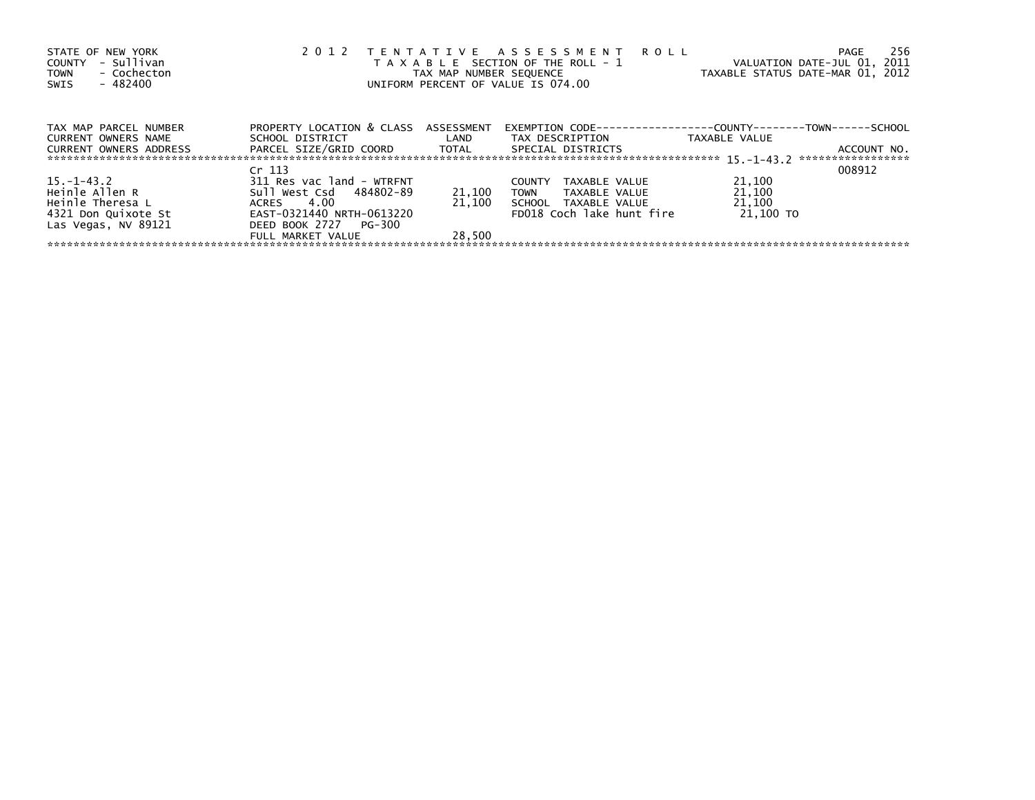STATE OF NEW YORK
COUNTY - Sullivan
TOWN - Cochecton
SWIS - 482400

2012 TENTATIVE ASSESSMENT ROLL
TAXABLE SECTION OF THE ROLL - 1
TAX MAP NUMBER SEQUENCE
UNIFORM PERCENT OF VALUE IS 074.00

VALUATION DATE-JUL 01, 2011
TAXABLE STATUS DATE-MAR 01, 2012

| TAX MAP PARCEL NUMBER / CURRENT OWNERS NAME / CURRENT OWNERS ADDRESS | PROPERTY LOCATION & CLASS / SCHOOL DISTRICT / PARCEL SIZE/GRID COORD | ASSESSMENT LAND / TOTAL | EXEMPTION CODE / TAX DESCRIPTION / SPECIAL DISTRICTS | TAXABLE VALUE (COUNTY--TOWN--SCHOOL) | ACCOUNT NO. |
|---|---|---|---|---|---|
| 15.-1-43.2 | Cr 113 | | | | 008912 |
| 15.-1-43.2 | 311 Res vac land - WTRFNT | | COUNTY TAXABLE VALUE | 21,100 | |
| Heinle Allen R | Sull West Csd 484802-89 | 21,100 | TOWN TAXABLE VALUE | 21,100 | |
| Heinle Theresa L | ACRES 4.00 | 21,100 | SCHOOL TAXABLE VALUE | 21,100 | |
| 4321 Don Quixote St | EAST-0321440 NRTH-0613220 | | FD018 Coch lake hunt fire | 21,100 TO | |
| Las Vegas, NV 89121 | DEED BOOK 2727 PG-300 | | | | |
| | FULL MARKET VALUE | 28,500 | | | |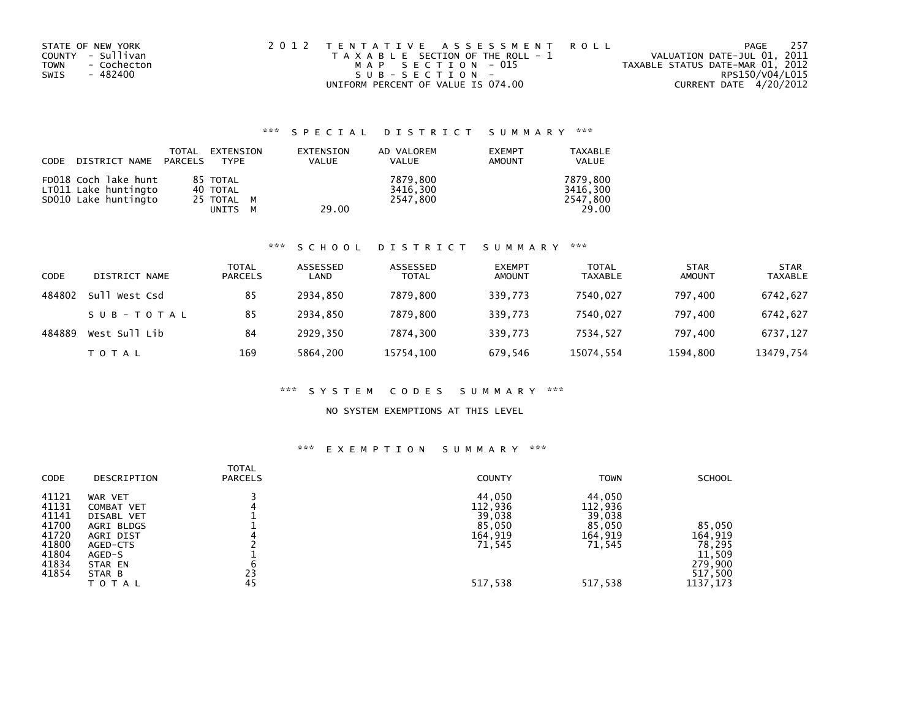STATE OF NEW YORK
COUNTY - Sullivan
TOWN - Cochecton
SWIS - 482400

2012 TENTATIVE ASSESSMENT ROLL
TAXABLE SECTION OF THE ROLL - 1
MAP SECTION - 015
SUB-SECTION -
UNIFORM PERCENT OF VALUE IS 074.00

VALUATION DATE-JUL 01, 2011
TAXABLE STATUS DATE-MAR 01, 2012
RPS150/V04/L015
CURRENT DATE 4/20/2012

### *** SPECIAL DISTRICT SUMMARY ***

| CODE | DISTRICT NAME | TOTAL PARCELS | EXTENSION TYPE | EXTENSION VALUE | AD VALOREM VALUE | EXEMPT AMOUNT | TAXABLE VALUE |
|---|---|---|---|---|---|---|---|
| FD018 | Coch lake hunt | 85 | TOTAL | | 7879,800 | | 7879,800 |
| LT011 | Lake huntingto | 40 | TOTAL | | 3416,300 | | 3416,300 |
| SD010 | Lake huntingto | 25 | TOTAL M | | 2547,800 | | 2547,800 |
| | | | UNITS M | 29.00 | | | 29.00 |

### *** SCHOOL DISTRICT SUMMARY ***

| CODE | DISTRICT NAME | TOTAL PARCELS | ASSESSED LAND | ASSESSED TOTAL | EXEMPT AMOUNT | TOTAL TAXABLE | STAR AMOUNT | STAR TAXABLE |
|---|---|---|---|---|---|---|---|---|
| 484802 | Sull West Csd | 85 | 2934,850 | 7879,800 | 339,773 | 7540,027 | 797,400 | 6742,627 |
| | SUB-TOTAL | 85 | 2934,850 | 7879,800 | 339,773 | 7540,027 | 797,400 | 6742,627 |
| 484889 | West Sull Lib | 84 | 2929,350 | 7874,300 | 339,773 | 7534,527 | 797,400 | 6737,127 |
| | TOTAL | 169 | 5864,200 | 15754,100 | 679,546 | 15074,554 | 1594,800 | 13479,754 |

### *** SYSTEM CODES SUMMARY ***

NO SYSTEM EXEMPTIONS AT THIS LEVEL

### *** EXEMPTION SUMMARY ***

| CODE | DESCRIPTION | TOTAL PARCELS | COUNTY | TOWN | SCHOOL |
|---|---|---|---|---|---|
| 41121 | WAR VET | 3 | 44,050 | 44,050 | |
| 41131 | COMBAT VET | 4 | 112,936 | 112,936 | |
| 41141 | DISABL VET | 1 | 39,038 | 39,038 | |
| 41700 | AGRI BLDGS | 1 | 85,050 | 85,050 | 85,050 |
| 41720 | AGRI DIST | 4 | 164,919 | 164,919 | 164,919 |
| 41800 | AGED-CTS | 2 | 71,545 | 71,545 | 78,295 |
| 41804 | AGED-S | 1 | | | 11,509 |
| 41834 | STAR EN | 6 | | | 279,900 |
| 41854 | STAR B | 23 | | | 517,500 |
| | TOTAL | 45 | 517,538 | 517,538 | 1137,173 |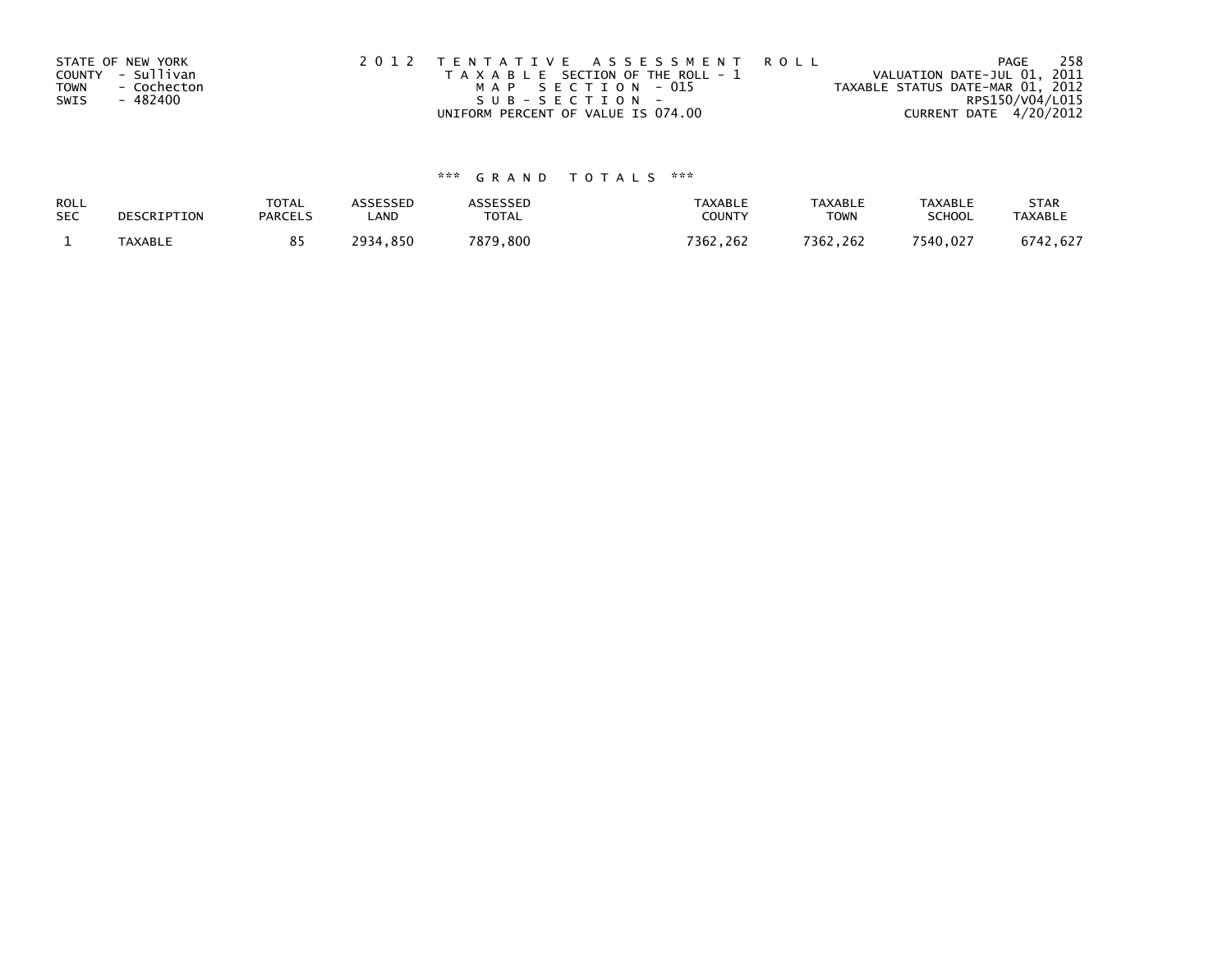STATE OF NEW YORK
COUNTY - Sullivan
TOWN - Cochecton
SWIS - 482400

2012 TENTATIVE ASSESSMENT ROLL
TAXABLE SECTION OF THE ROLL - 1
MAP SECTION - 015
SUB-SECTION -
UNIFORM PERCENT OF VALUE IS 074.00

VALUATION DATE-JUL 01, 2011
TAXABLE STATUS DATE-MAR 01, 2012
RPS150/V04/L015
CURRENT DATE 4/20/2012

### *** GRAND TOTALS ***

| ROLL SEC | DESCRIPTION | TOTAL PARCELS | ASSESSED LAND | ASSESSED TOTAL | TAXABLE COUNTY | TAXABLE TOWN | TAXABLE SCHOOL | STAR TAXABLE |
|---|---|---|---|---|---|---|---|---|
| 1 | TAXABLE | 85 | 2934,850 | 7879,800 | 7362,262 | 7362,262 | 7540,027 | 6742,627 |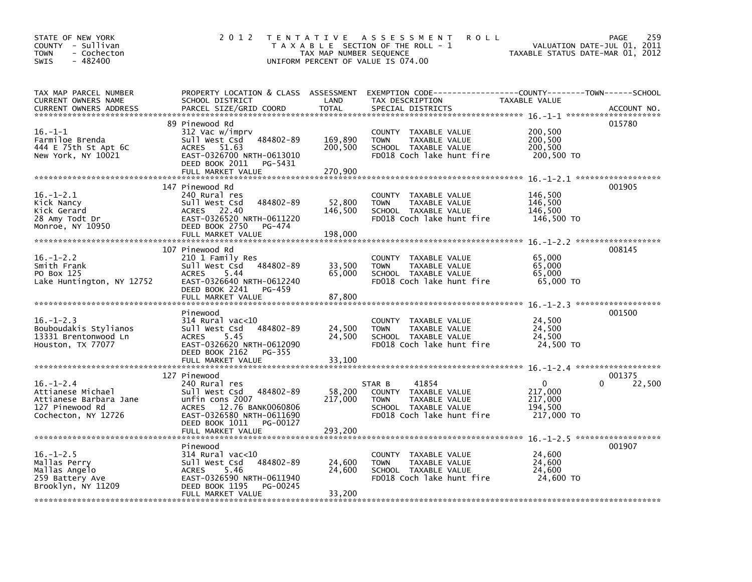STATE OF NEW YORK
COUNTY - Sullivan
TOWN - Cochecton
SWIS - 482400

# 2012 TENTATIVE ASSESSMENT ROLL

TAXABLE SECTION OF THE ROLL - 1
TAX MAP NUMBER SEQUENCE
UNIFORM PERCENT OF VALUE IS 074.00

VALUATION DATE-JUL 01, 2011
TAXABLE STATUS DATE-MAR 01, 2012

| TAX MAP PARCEL NUMBER / CURRENT OWNERS NAME / CURRENT OWNERS ADDRESS | PROPERTY LOCATION & CLASS / SCHOOL DISTRICT / PARCEL SIZE/GRID COORD | ASSESSMENT LAND | TOTAL | EXEMPTION CODE / TAX DESCRIPTION / SPECIAL DISTRICTS | TAXABLE VALUE (COUNTY / TOWN / SCHOOL) | ACCOUNT NO. |
|---|---|---|---|---|---|---|
| **16.-1-1** | 89 Pinewood Rd | | | | | 015780 |
| Farmiloe Brenda | 312 Vac w/imprv | | | COUNTY TAXABLE VALUE | 200,500 | |
| 444 E 75th St Apt 6C | Sull West Csd 484802-89 | 169,890 | | TOWN TAXABLE VALUE | 200,500 | |
| New York, NY 10021 | ACRES 51.63 | | 200,500 | SCHOOL TAXABLE VALUE | 200,500 | |
| | EAST-0326700 NRTH-0613010 | | | FD018 Coch lake hunt fire | 200,500 TO | |
| | DEED BOOK 2011 PG-5431 | | | | | |
| | FULL MARKET VALUE | | 270,900 | | | |
| **16.-1-2.1** | 147 Pinewood Rd | | | | | 001905 |
| Kick Nancy | 240 Rural res | | | COUNTY TAXABLE VALUE | 146,500 | |
| Kick Gerard | Sull West Csd 484802-89 | 52,800 | | TOWN TAXABLE VALUE | 146,500 | |
| 28 Amy Todt Dr | ACRES 22.40 | | 146,500 | SCHOOL TAXABLE VALUE | 146,500 | |
| Monroe, NY 10950 | EAST-0326520 NRTH-0611220 | | | FD018 Coch lake hunt fire | 146,500 TO | |
| | DEED BOOK 2750 PG-474 | | | | | |
| | FULL MARKET VALUE | | 198,000 | | | |
| **16.-1-2.2** | 107 Pinewood Rd | | | | | 008145 |
| Smith Frank | 210 1 Family Res | | | COUNTY TAXABLE VALUE | 65,000 | |
| PO Box 125 | Sull West Csd 484802-89 | 33,500 | | TOWN TAXABLE VALUE | 65,000 | |
| Lake Huntington, NY 12752 | ACRES 5.44 | | 65,000 | SCHOOL TAXABLE VALUE | 65,000 | |
| | EAST-0326640 NRTH-0612240 | | | FD018 Coch lake hunt fire | 65,000 TO | |
| | DEED BOOK 2241 PG-459 | | | | | |
| | FULL MARKET VALUE | | 87,800 | | | |
| **16.-1-2.3** | Pinewood | | | | | 001500 |
| Bouboudakis Stylianos | 314 Rural vac<10 | | | COUNTY TAXABLE VALUE | 24,500 | |
| 13331 Brentonwood Ln | Sull West Csd 484802-89 | 24,500 | | TOWN TAXABLE VALUE | 24,500 | |
| Houston, TX 77077 | ACRES 5.45 | | 24,500 | SCHOOL TAXABLE VALUE | 24,500 | |
| | EAST-0326620 NRTH-0612090 | | | FD018 Coch lake hunt fire | 24,500 TO | |
| | DEED BOOK 2162 PG-355 | | | | | |
| | FULL MARKET VALUE | | 33,100 | | | |
| **16.-1-2.4** | 127 Pinewood | | | | | 001375 |
| Attianese Michael | 240 Rural res | | | STAR B 41854 | 0 / 0 / 22,500 | |
| Attianese Barbara Jane | Sull West Csd 484802-89 | 58,200 | | COUNTY TAXABLE VALUE | 217,000 | |
| 127 Pinewood Rd | unfin cons 2007 | | 217,000 | TOWN TAXABLE VALUE | 217,000 | |
| Cochecton, NY 12726 | ACRES 12.76 BANK0060806 | | | SCHOOL TAXABLE VALUE | 194,500 | |
| | EAST-0326580 NRTH-0611690 | | | FD018 Coch lake hunt fire | 217,000 TO | |
| | DEED BOOK 1011 PG-00127 | | | | | |
| | FULL MARKET VALUE | | 293,200 | | | |
| **16.-1-2.5** | Pinewood | | | | | 001907 |
| Mallas Perry | 314 Rural vac<10 | | | COUNTY TAXABLE VALUE | 24,600 | |
| Mallas Angelo | Sull West Csd 484802-89 | 24,600 | | TOWN TAXABLE VALUE | 24,600 | |
| 259 Battery Ave | ACRES 5.46 | | 24,600 | SCHOOL TAXABLE VALUE | 24,600 | |
| Brooklyn, NY 11209 | EAST-0326590 NRTH-0611940 | | | FD018 Coch lake hunt fire | 24,600 TO | |
| | DEED BOOK 1195 PG-00245 | | | | | |
| | FULL MARKET VALUE | | 33,200 | | | |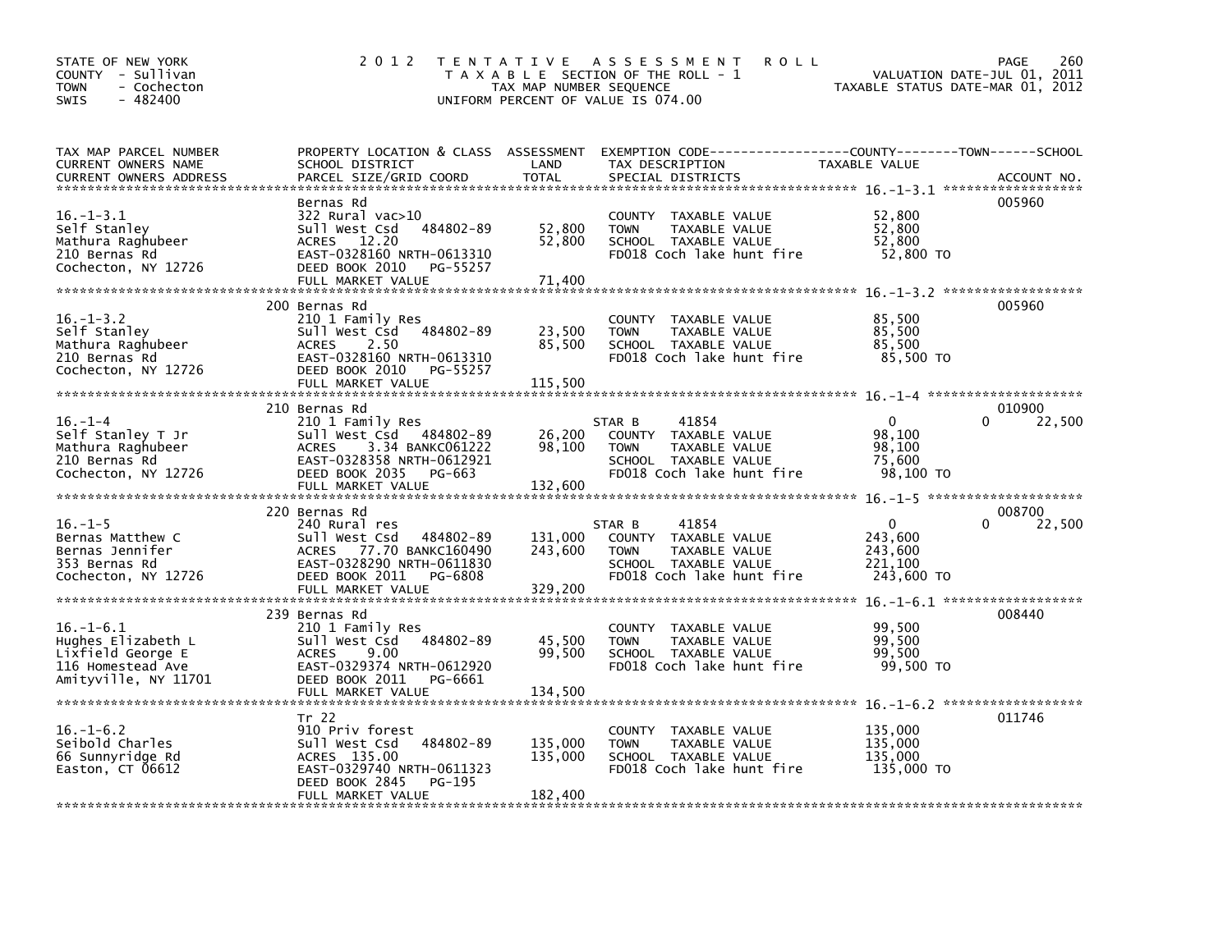STATE OF NEW YORK
COUNTY - Sullivan
TOWN - Cochecton
SWIS - 482400

# 2012 TENTATIVE ASSESSMENT ROLL

TAXABLE SECTION OF THE ROLL - 1
TAX MAP NUMBER SEQUENCE
UNIFORM PERCENT OF VALUE IS 074.00

VALUATION DATE-JUL 01, 2011
TAXABLE STATUS DATE-MAR 01, 2012

| TAX MAP PARCEL NUMBER / CURRENT OWNERS NAME / CURRENT OWNERS ADDRESS | PROPERTY LOCATION & CLASS / SCHOOL DISTRICT / PARCEL SIZE/GRID COORD | ASSESSMENT LAND | TOTAL | EXEMPTION CODE / TAX DESCRIPTION / SPECIAL DISTRICTS | COUNTY / TOWN TAXABLE VALUE | SCHOOL | ACCOUNT NO. |
|---|---|---|---|---|---|---|---|
| 16.-1-3.1 | Bernas Rd | | | | | | 005960 |
| Self Stanley | 322 Rural vac>10 | | | COUNTY TAXABLE VALUE | 52,800 | | |
| Mathura Raghubeer | Sull West Csd 484802-89 | 52,800 | | TOWN TAXABLE VALUE | 52,800 | | |
| 210 Bernas Rd | ACRES 12.20 | | 52,800 | SCHOOL TAXABLE VALUE | 52,800 | | |
| Cochecton, NY 12726 | EAST-0328160 NRTH-0613310 | | | FD018 Coch lake hunt fire | 52,800 TO | | |
| | DEED BOOK 2010 PG-55257 | | | | | | |
| | FULL MARKET VALUE | | 71,400 | | | | |
| 16.-1-3.2 | 200 Bernas Rd | | | | | | 005960 |
| Self Stanley | 210 1 Family Res | | | COUNTY TAXABLE VALUE | 85,500 | | |
| Mathura Raghubeer | Sull West Csd 484802-89 | 23,500 | | TOWN TAXABLE VALUE | 85,500 | | |
| 210 Bernas Rd | ACRES 2.50 | | 85,500 | SCHOOL TAXABLE VALUE | 85,500 | | |
| Cochecton, NY 12726 | EAST-0328160 NRTH-0613310 | | | FD018 Coch lake hunt fire | 85,500 TO | | |
| | DEED BOOK 2010 PG-55257 | | | | | | |
| | FULL MARKET VALUE | | 115,500 | | | | |
| 16.-1-4 | 210 Bernas Rd | | | | | | 010900 |
| Self Stanley T Jr | 210 1 Family Res | | | STAR B 41854 | 0 | 0 | 22,500 |
| Mathura Raghubeer | Sull West Csd 484802-89 | 26,200 | | COUNTY TAXABLE VALUE | 98,100 | | |
| 210 Bernas Rd | ACRES 3.34 BANKC061222 | | 98,100 | TOWN TAXABLE VALUE | 98,100 | | |
| Cochecton, NY 12726 | EAST-0328358 NRTH-0612921 | | | SCHOOL TAXABLE VALUE | 75,600 | | |
| | DEED BOOK 2035 PG-663 | | | FD018 Coch lake hunt fire | 98,100 TO | | |
| | FULL MARKET VALUE | | 132,600 | | | | |
| 16.-1-5 | 220 Bernas Rd | | | | | | 008700 |
| Bernas Matthew C | 240 Rural res | | | STAR B 41854 | 0 | 0 | 22,500 |
| Bernas Jennifer | Sull West Csd 484802-89 | 131,000 | | COUNTY TAXABLE VALUE | 243,600 | | |
| 353 Bernas Rd | ACRES 77.70 BANKC160490 | | 243,600 | TOWN TAXABLE VALUE | 243,600 | | |
| Cochecton, NY 12726 | EAST-0328290 NRTH-0611830 | | | SCHOOL TAXABLE VALUE | 221,100 | | |
| | DEED BOOK 2011 PG-6808 | | | FD018 Coch lake hunt fire | 243,600 TO | | |
| | FULL MARKET VALUE | | 329,200 | | | | |
| 16.-1-6.1 | 239 Bernas Rd | | | | | | 008440 |
| Hughes Elizabeth L | 210 1 Family Res | | | COUNTY TAXABLE VALUE | 99,500 | | |
| Lixfield George E | Sull West Csd 484802-89 | 45,500 | | TOWN TAXABLE VALUE | 99,500 | | |
| 116 Homestead Ave | ACRES 9.00 | | 99,500 | SCHOOL TAXABLE VALUE | 99,500 | | |
| Amityville, NY 11701 | EAST-0329374 NRTH-0612920 | | | FD018 Coch lake hunt fire | 99,500 TO | | |
| | DEED BOOK 2011 PG-6661 | | | | | | |
| | FULL MARKET VALUE | | 134,500 | | | | |
| 16.-1-6.2 | Tr 22 | | | | | | 011746 |
| Seibold Charles | 910 Priv forest | | | COUNTY TAXABLE VALUE | 135,000 | | |
| 66 Sunnyridge Rd | Sull West Csd 484802-89 | 135,000 | | TOWN TAXABLE VALUE | 135,000 | | |
| Easton, CT 06612 | ACRES 135.00 | | 135,000 | SCHOOL TAXABLE VALUE | 135,000 | | |
| | EAST-0329740 NRTH-0611323 | | | FD018 Coch lake hunt fire | 135,000 TO | | |
| | DEED BOOK 2845 PG-195 | | | | | | |
| | FULL MARKET VALUE | | 182,400 | | | | |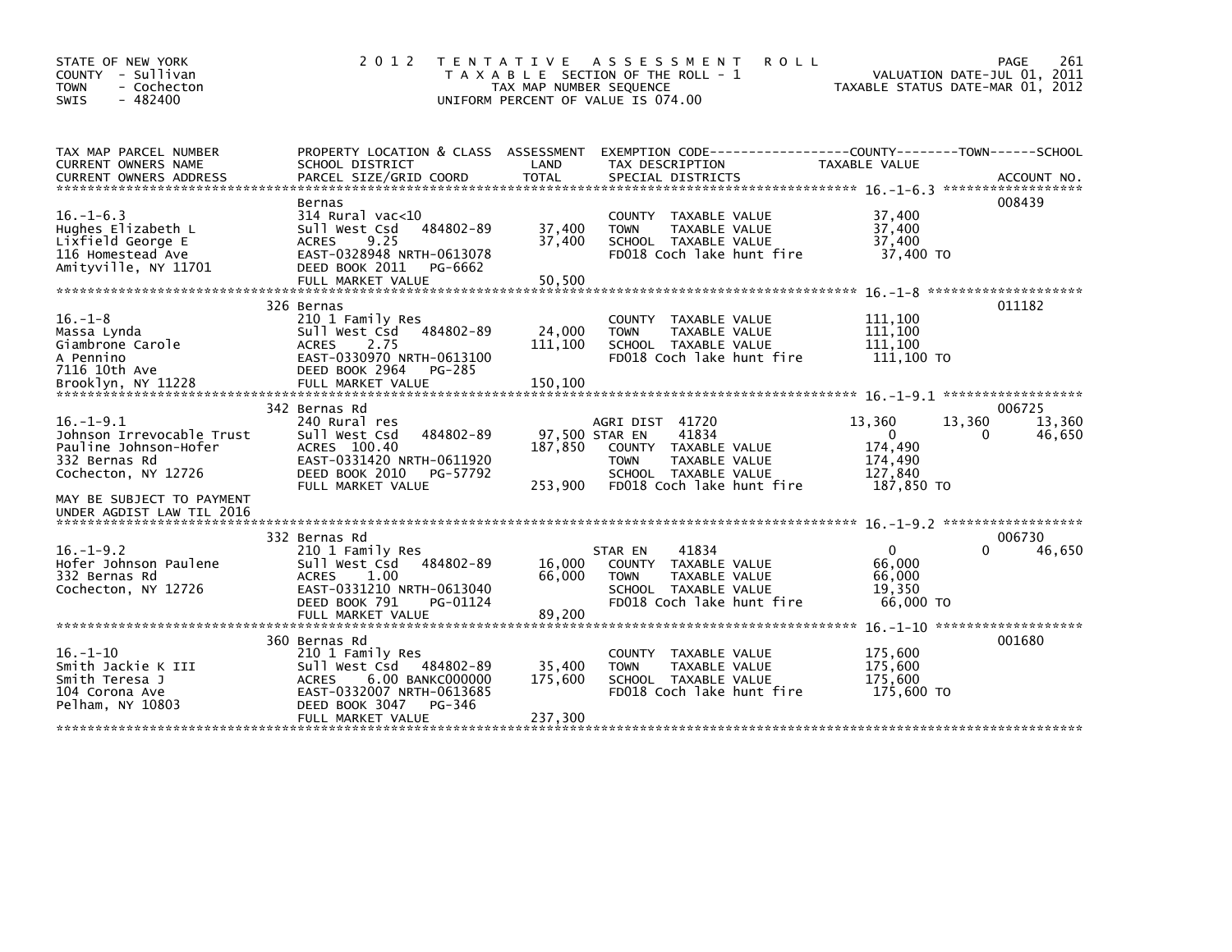STATE OF NEW YORK
COUNTY - Sullivan
TOWN - Cochecton
SWIS - 482400

# 2012 TENTATIVE ASSESSMENT ROLL

TAXABLE SECTION OF THE ROLL - 1
TAX MAP NUMBER SEQUENCE
UNIFORM PERCENT OF VALUE IS 074.00

VALUATION DATE-JUL 01, 2011
TAXABLE STATUS DATE-MAR 01, 2012

| TAX MAP PARCEL NUMBER / CURRENT OWNERS NAME / CURRENT OWNERS ADDRESS | PROPERTY LOCATION & CLASS / SCHOOL DISTRICT / PARCEL SIZE/GRID COORD | ASSESSMENT LAND / TOTAL | EXEMPTION CODE / TAX DESCRIPTION / SPECIAL DISTRICTS | COUNTY | TOWN | SCHOOL | ACCOUNT NO. |
|---|---|---|---|---|---|---|---|
| 16.-1-6.3 | Bernas | | | | | | 008439 |
| 16.-1-6.3 | 314 Rural vac<10 | | COUNTY TAXABLE VALUE | 37,400 | | | |
| Hughes Elizabeth L | Sull West Csd 484802-89 | 37,400 | TOWN TAXABLE VALUE | | 37,400 | | |
| Lixfield George E | ACRES 9.25 | 37,400 | SCHOOL TAXABLE VALUE | | | 37,400 | |
| 116 Homestead Ave | EAST-0328948 NRTH-0613078 | | FD018 Coch lake hunt fire | 37,400 TO | | | |
| Amityville, NY 11701 | DEED BOOK 2011 PG-6662 | | | | | | |
| | FULL MARKET VALUE | 50,500 | | | | | |
| 16.-1-8 | 326 Bernas | | | | | | 011182 |
| 16.-1-8 | 210 1 Family Res | | COUNTY TAXABLE VALUE | 111,100 | | | |
| Massa Lynda | Sull West Csd 484802-89 | 24,000 | TOWN TAXABLE VALUE | | 111,100 | | |
| Giambrone Carole | ACRES 2.75 | 111,100 | SCHOOL TAXABLE VALUE | | | 111,100 | |
| A Pennino | EAST-0330970 NRTH-0613100 | | FD018 Coch lake hunt fire | 111,100 TO | | | |
| 7116 10th Ave | DEED BOOK 2964 PG-285 | | | | | | |
| Brooklyn, NY 11228 | FULL MARKET VALUE | 150,100 | | | | | |
| 16.-1-9.1 | 342 Bernas Rd | | | | | | 006725 |
| 16.-1-9.1 | 240 Rural res | | AGRI DIST 41720 | 13,360 | 13,360 | 13,360 | |
| Johnson Irrevocable Trust | Sull West Csd 484802-89 | 97,500 | STAR EN 41834 | 0 | 0 | 46,650 | |
| Pauline Johnson-Hofer | ACRES 100.40 | 187,850 | COUNTY TAXABLE VALUE | 174,490 | | | |
| 332 Bernas Rd | EAST-0331420 NRTH-0611920 | | TOWN TAXABLE VALUE | | 174,490 | | |
| Cochecton, NY 12726 | DEED BOOK 2010 PG-57792 | | SCHOOL TAXABLE VALUE | | | 127,840 | |
| | FULL MARKET VALUE | 253,900 | FD018 Coch lake hunt fire | 187,850 TO | | | |
| MAY BE SUBJECT TO PAYMENT UNDER AGDIST LAW TIL 2016 | | | | | | | |
| 16.-1-9.2 | 332 Bernas Rd | | | | | | 006730 |
| 16.-1-9.2 | 210 1 Family Res | | STAR EN 41834 | 0 | 0 | 46,650 | |
| Hofer Johnson Paulene | Sull West Csd 484802-89 | 16,000 | COUNTY TAXABLE VALUE | 66,000 | | | |
| 332 Bernas Rd | ACRES 1.00 | 66,000 | TOWN TAXABLE VALUE | | 66,000 | | |
| Cochecton, NY 12726 | EAST-0331210 NRTH-0613040 | | SCHOOL TAXABLE VALUE | | | 19,350 | |
| | DEED BOOK 791 PG-01124 | | FD018 Coch lake hunt fire | 66,000 TO | | | |
| | FULL MARKET VALUE | 89,200 | | | | | |
| 16.-1-10 | 360 Bernas Rd | | | | | | 001680 |
| 16.-1-10 | 210 1 Family Res | | COUNTY TAXABLE VALUE | 175,600 | | | |
| Smith Jackie K III | Sull West Csd 484802-89 | 35,400 | TOWN TAXABLE VALUE | | 175,600 | | |
| Smith Teresa J | ACRES 6.00 BANKC000000 | 175,600 | SCHOOL TAXABLE VALUE | | | 175,600 | |
| 104 Corona Ave | EAST-0332007 NRTH-0613685 | | FD018 Coch lake hunt fire | 175,600 TO | | | |
| Pelham, NY 10803 | DEED BOOK 3047 PG-346 | | | | | | |
| | FULL MARKET VALUE | 237,300 | | | | | |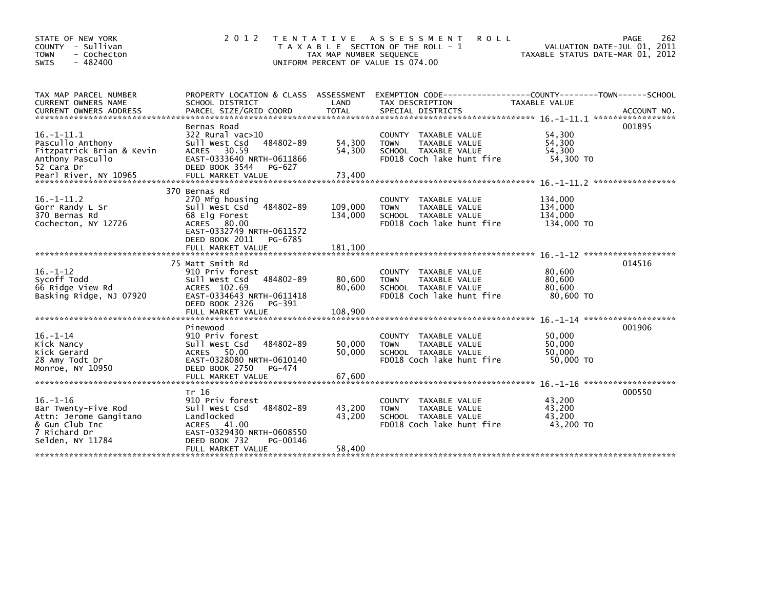STATE OF NEW YORK
COUNTY - Sullivan
TOWN - Cochecton
SWIS - 482400

2012 TENTATIVE ASSESSMENT ROLL
TAXABLE SECTION OF THE ROLL - 1
TAX MAP NUMBER SEQUENCE
UNIFORM PERCENT OF VALUE IS 074.00

VALUATION DATE-JUL 01, 2011
TAXABLE STATUS DATE-MAR 01, 2012

| TAX MAP PARCEL NUMBER / CURRENT OWNERS NAME / CURRENT OWNERS ADDRESS | PROPERTY LOCATION & CLASS / SCHOOL DISTRICT / PARCEL SIZE/GRID COORD | ASSESSMENT LAND | TOTAL | EXEMPTION CODE / TAX DESCRIPTION / SPECIAL DISTRICTS | TAXABLE VALUE (COUNTY / TOWN / SCHOOL) | ACCOUNT NO. |
|---|---|---|---|---|---|---|
| 16.-1-11.1 | Bernas Road | | | | | 001895 |
| 16.-1-11.1 | 322 Rural vac>10 | | | COUNTY TAXABLE VALUE | 54,300 | |
| Pascullo Anthony | Sull West Csd 484802-89 | 54,300 | | TOWN TAXABLE VALUE | 54,300 | |
| Fitzpatrick Brian & Kevin | ACRES 30.59 | | 54,300 | SCHOOL TAXABLE VALUE | 54,300 | |
| Anthony Pascullo | EAST-0333640 NRTH-0611866 | | | FD018 Coch lake hunt fire | 54,300 TO | |
| 52 Cara Dr | DEED BOOK 3544 PG-627 | | | | | |
| Pearl River, NY 10965 | FULL MARKET VALUE | | 73,400 | | | |
| 16.-1-11.2 | 370 Bernas Rd | | | | | |
| 16.-1-11.2 | 270 Mfg housing | | | COUNTY TAXABLE VALUE | 134,000 | |
| Gorr Randy L Sr | Sull West Csd 484802-89 | 109,000 | | TOWN TAXABLE VALUE | 134,000 | |
| 370 Bernas Rd | 68 Elg Forest | | 134,000 | SCHOOL TAXABLE VALUE | 134,000 | |
| Cochecton, NY 12726 | ACRES 80.00 | | | FD018 Coch lake hunt fire | 134,000 TO | |
| | EAST-0332749 NRTH-0611572 | | | | | |
| | DEED BOOK 2011 PG-6785 | | | | | |
| | FULL MARKET VALUE | | 181,100 | | | |
| 16.-1-12 | 75 Matt Smith Rd | | | | | 014516 |
| 16.-1-12 | 910 Priv forest | | | COUNTY TAXABLE VALUE | 80,600 | |
| Sycoff Todd | Sull West Csd 484802-89 | 80,600 | | TOWN TAXABLE VALUE | 80,600 | |
| 66 Ridge View Rd | ACRES 102.69 | | 80,600 | SCHOOL TAXABLE VALUE | 80,600 | |
| Basking Ridge, NJ 07920 | EAST-0334643 NRTH-0611418 | | | FD018 Coch lake hunt fire | 80,600 TO | |
| | DEED BOOK 2326 PG-391 | | | | | |
| | FULL MARKET VALUE | | 108,900 | | | |
| 16.-1-14 | Pinewood | | | | | 001906 |
| 16.-1-14 | 910 Priv forest | | | COUNTY TAXABLE VALUE | 50,000 | |
| Kick Nancy | Sull West Csd 484802-89 | 50,000 | | TOWN TAXABLE VALUE | 50,000 | |
| Kick Gerard | ACRES 50.00 | | 50,000 | SCHOOL TAXABLE VALUE | 50,000 | |
| 28 Amy Todt Dr | EAST-0328080 NRTH-0610140 | | | FD018 Coch lake hunt fire | 50,000 TO | |
| Monroe, NY 10950 | DEED BOOK 2750 PG-474 | | | | | |
| | FULL MARKET VALUE | | 67,600 | | | |
| 16.-1-16 | Tr 16 | | | | | 000550 |
| 16.-1-16 | 910 Priv forest | | | COUNTY TAXABLE VALUE | 43,200 | |
| Bar Twenty-Five Rod | Sull West Csd 484802-89 | 43,200 | | TOWN TAXABLE VALUE | 43,200 | |
| Attn: Jerome Gangitano | Landlocked | | 43,200 | SCHOOL TAXABLE VALUE | 43,200 | |
| & Gun Club Inc | ACRES 41.00 | | | FD018 Coch lake hunt fire | 43,200 TO | |
| 7 Richard Dr | EAST-0329430 NRTH-0608550 | | | | | |
| Selden, NY 11784 | DEED BOOK 732 PG-00146 | | | | | |
| | FULL MARKET VALUE | | 58,400 | | | |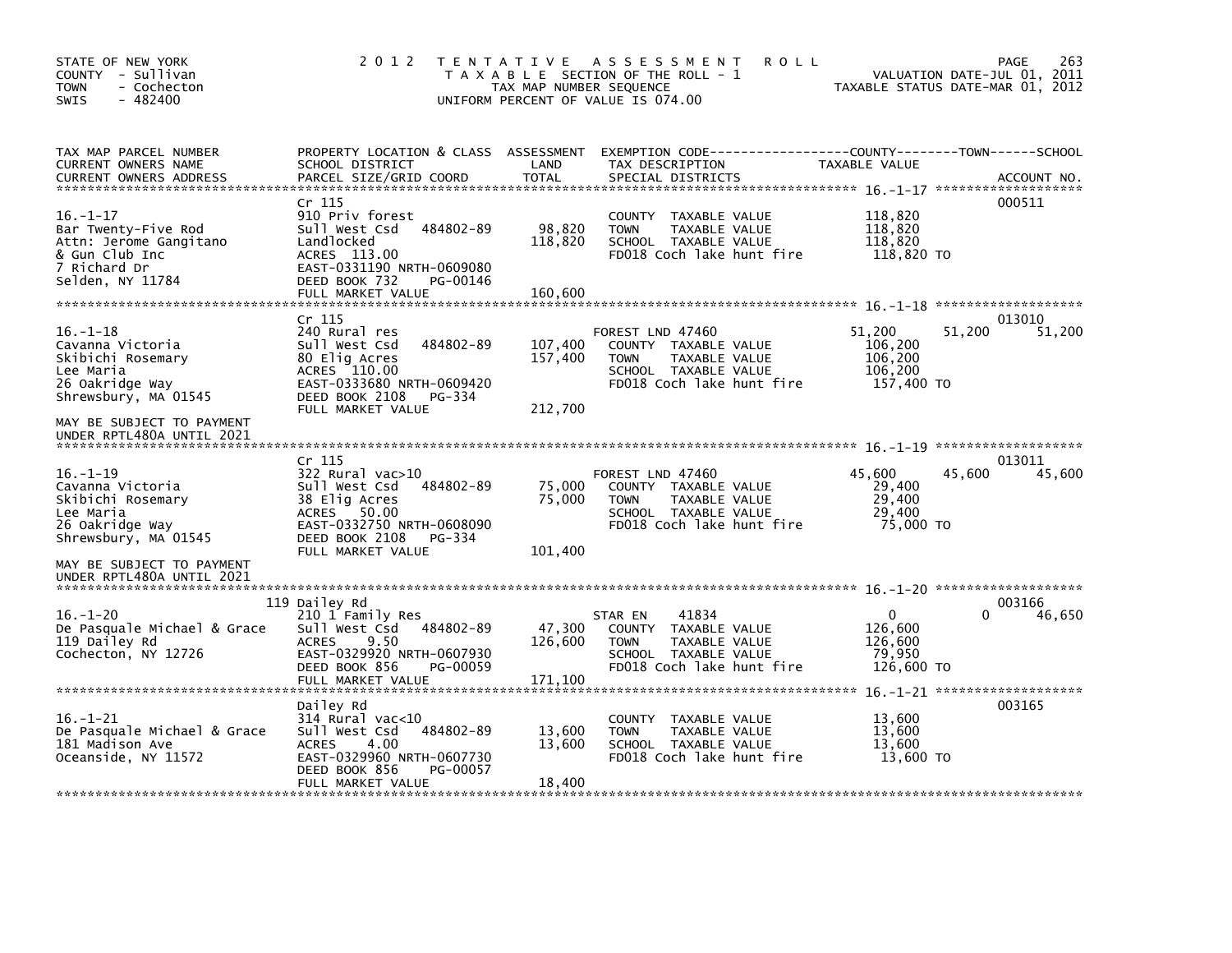STATE OF NEW YORK
COUNTY - Sullivan
TOWN - Cochecton
SWIS - 482400

2012 TENTATIVE ASSESSMENT ROLL
TAXABLE SECTION OF THE ROLL - 1
TAX MAP NUMBER SEQUENCE
UNIFORM PERCENT OF VALUE IS 074.00

VALUATION DATE-JUL 01, 2011
TAXABLE STATUS DATE-MAR 01, 2012

| TAX MAP PARCEL NUMBER / CURRENT OWNERS NAME / CURRENT OWNERS ADDRESS | PROPERTY LOCATION & CLASS / SCHOOL DISTRICT / PARCEL SIZE/GRID COORD | ASSESSMENT LAND | TOTAL | EXEMPTION CODE / TAX DESCRIPTION / SPECIAL DISTRICTS | COUNTY TAXABLE VALUE | TOWN | SCHOOL | ACCOUNT NO. |
|---|---|---|---|---|---|---|---|---|
| **16.-1-17** | Cr 115 | | | | | | | 000511 |
| Bar Twenty-Five Rod | 910 Priv forest | | | COUNTY TAXABLE VALUE | 118,820 | | | |
| Attn: Jerome Gangitano | Sull West Csd 484802-89 | 98,820 | | TOWN TAXABLE VALUE | 118,820 | | | |
| & Gun Club Inc | Landlocked | | 118,820 | SCHOOL TAXABLE VALUE | 118,820 | | | |
| 7 Richard Dr | ACRES 113.00 | | | FD018 Coch lake hunt fire | 118,820 TO | | | |
| Selden, NY 11784 | EAST-0331190 NRTH-0609080 | | | | | | | |
| | DEED BOOK 732 PG-00146 | | | | | | | |
| | FULL MARKET VALUE | | 160,600 | | | | | |
| **16.-1-18** | Cr 115 | | | | | | | 013010 |
| Cavanna Victoria | 240 Rural res | | | FOREST LND 47460 | 51,200 | 51,200 | 51,200 | |
| Skibichi Rosemary | Sull West Csd 484802-89 | 107,400 | | COUNTY TAXABLE VALUE | 106,200 | | | |
| Lee Maria | 80 Elig Acres | | 157,400 | TOWN TAXABLE VALUE | 106,200 | | | |
| 26 Oakridge Way | ACRES 110.00 | | | SCHOOL TAXABLE VALUE | 106,200 | | | |
| Shrewsbury, MA 01545 | EAST-0333680 NRTH-0609420 | | | FD018 Coch lake hunt fire | 157,400 TO | | | |
| | DEED BOOK 2108 PG-334 | | | | | | | |
| | FULL MARKET VALUE | | 212,700 | | | | | |
| MAY BE SUBJECT TO PAYMENT UNDER RPTL480A UNTIL 2021 | | | | | | | | |
| **16.-1-19** | Cr 115 | | | | | | | 013011 |
| Cavanna Victoria | 322 Rural vac>10 | | | FOREST LND 47460 | 45,600 | 45,600 | 45,600 | |
| Skibichi Rosemary | Sull West Csd 484802-89 | 75,000 | | COUNTY TAXABLE VALUE | 29,400 | | | |
| Lee Maria | 38 Elig Acres | | 75,000 | TOWN TAXABLE VALUE | 29,400 | | | |
| 26 Oakridge Way | ACRES 50.00 | | | SCHOOL TAXABLE VALUE | 29,400 | | | |
| Shrewsbury, MA 01545 | EAST-0332750 NRTH-0608090 | | | FD018 Coch lake hunt fire | 75,000 TO | | | |
| | DEED BOOK 2108 PG-334 | | | | | | | |
| | FULL MARKET VALUE | | 101,400 | | | | | |
| MAY BE SUBJECT TO PAYMENT UNDER RPTL480A UNTIL 2021 | | | | | | | | |
| **16.-1-20** | 119 Dailey Rd | | | | | | | 003166 |
| De Pasquale Michael & Grace | 210 1 Family Res | | | STAR EN 41834 | 0 | 0 | 46,650 | |
| 119 Dailey Rd | Sull West Csd 484802-89 | 47,300 | | COUNTY TAXABLE VALUE | 126,600 | | | |
| Cochecton, NY 12726 | ACRES 9.50 | | 126,600 | TOWN TAXABLE VALUE | 126,600 | | | |
| | EAST-0329920 NRTH-0607930 | | | SCHOOL TAXABLE VALUE | 79,950 | | | |
| | DEED BOOK 856 PG-00059 | | | FD018 Coch lake hunt fire | 126,600 TO | | | |
| | FULL MARKET VALUE | | 171,100 | | | | | |
| **16.-1-21** | Dailey Rd | | | | | | | 003165 |
| De Pasquale Michael & Grace | 314 Rural vac<10 | | | COUNTY TAXABLE VALUE | 13,600 | | | |
| 181 Madison Ave | Sull West Csd 484802-89 | 13,600 | | TOWN TAXABLE VALUE | 13,600 | | | |
| Oceanside, NY 11572 | ACRES 4.00 | | 13,600 | SCHOOL TAXABLE VALUE | 13,600 | | | |
| | EAST-0329960 NRTH-0607730 | | | FD018 Coch lake hunt fire | 13,600 TO | | | |
| | DEED BOOK 856 PG-00057 | | | | | | | |
| | FULL MARKET VALUE | | 18,400 | | | | | |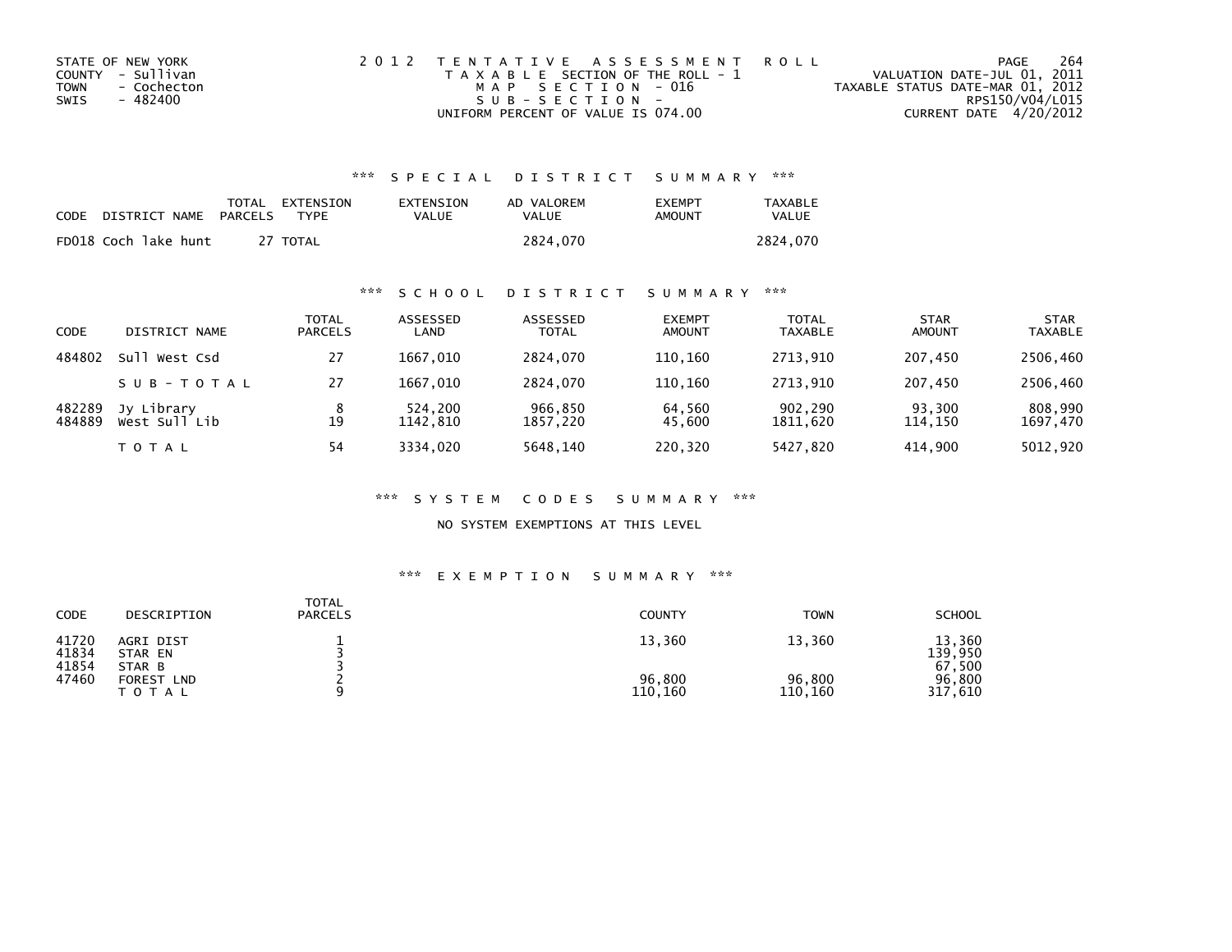STATE OF NEW YORK
COUNTY - Sullivan
TOWN - Cochecton
SWIS - 482400

2012 TENTATIVE ASSESSMENT ROLL
TAXABLE SECTION OF THE ROLL - 1
MAP SECTION - 016
SUB-SECTION -
UNIFORM PERCENT OF VALUE IS 074.00

VALUATION DATE-JUL 01, 2011
TAXABLE STATUS DATE-MAR 01, 2012
RPS150/V04/L015
CURRENT DATE 4/20/2012

### *** SPECIAL DISTRICT SUMMARY ***

| CODE | DISTRICT NAME | TOTAL PARCELS | EXTENSION TYPE | EXTENSION VALUE | AD VALOREM VALUE | EXEMPT AMOUNT | TAXABLE VALUE |
|---|---|---|---|---|---|---|---|
| FD018 | Coch lake hunt | 27 | TOTAL | | 2824,070 | | 2824,070 |

### *** SCHOOL DISTRICT SUMMARY ***

| CODE | DISTRICT NAME | TOTAL PARCELS | ASSESSED LAND | ASSESSED TOTAL | EXEMPT AMOUNT | TOTAL TAXABLE | STAR AMOUNT | STAR TAXABLE |
|---|---|---|---|---|---|---|---|---|
| 484802 | Sull West Csd | 27 | 1667,010 | 2824,070 | 110,160 | 2713,910 | 207,450 | 2506,460 |
| | SUB-TOTAL | 27 | 1667,010 | 2824,070 | 110,160 | 2713,910 | 207,450 | 2506,460 |
| 482289 | Jy Library | 8 | 524,200 | 966,850 | 64,560 | 902,290 | 93,300 | 808,990 |
| 484889 | West Sull Lib | 19 | 1142,810 | 1857,220 | 45,600 | 1811,620 | 114,150 | 1697,470 |
| | TOTAL | 54 | 3334,020 | 5648,140 | 220,320 | 5427,820 | 414,900 | 5012,920 |

### *** SYSTEM CODES SUMMARY ***

NO SYSTEM EXEMPTIONS AT THIS LEVEL

### *** EXEMPTION SUMMARY ***

| CODE | DESCRIPTION | TOTAL PARCELS | COUNTY | TOWN | SCHOOL |
|---|---|---|---|---|---|
| 41720 | AGRI DIST | 1 | 13,360 | 13,360 | 13,360 |
| 41834 | STAR EN | 3 | | | 139,950 |
| 41854 | STAR B | 3 | | | 67,500 |
| 47460 | FOREST LND | 2 | 96,800 | 96,800 | 96,800 |
| | TOTAL | 9 | 110,160 | 110,160 | 317,610 |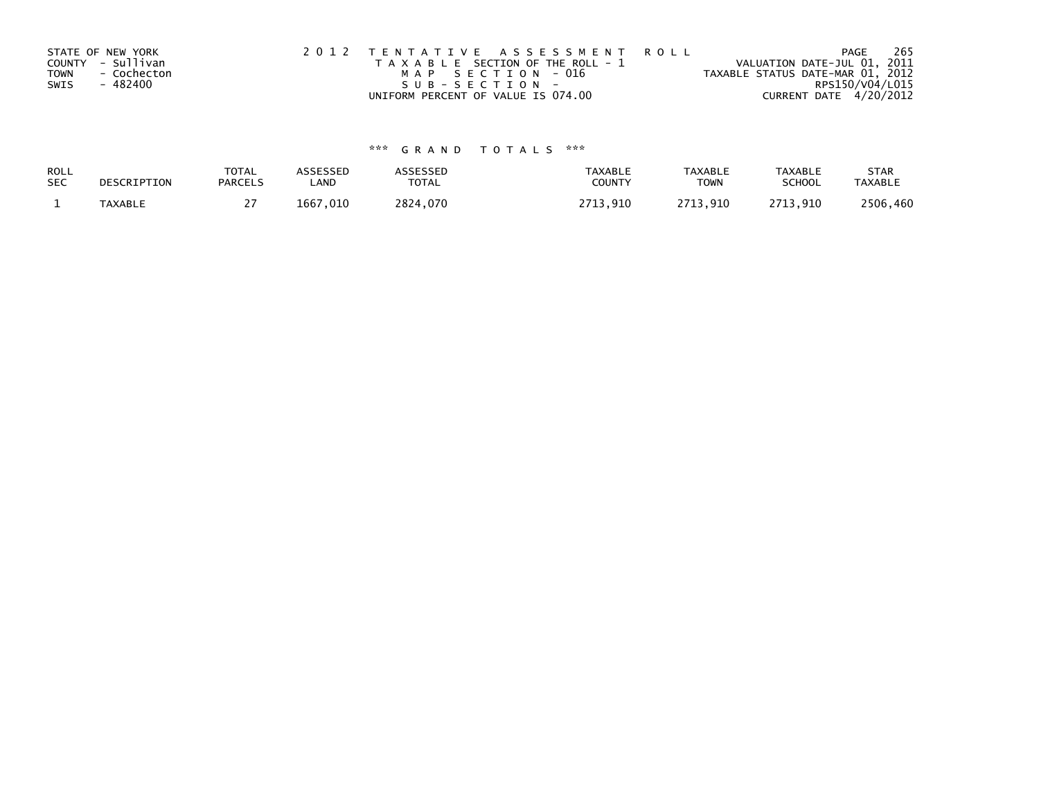STATE OF NEW YORK
COUNTY - Sullivan
TOWN - Cochecton
SWIS - 482400

2012 TENTATIVE ASSESSMENT ROLL
TAXABLE SECTION OF THE ROLL - 1
MAP SECTION - 016
SUB-SECTION -
UNIFORM PERCENT OF VALUE IS 074.00

VALUATION DATE-JUL 01, 2011
TAXABLE STATUS DATE-MAR 01, 2012
RPS150/V04/L015
CURRENT DATE 4/20/2012

*** GRAND TOTALS ***

| ROLL SEC | DESCRIPTION | TOTAL PARCELS | ASSESSED LAND | ASSESSED TOTAL | TAXABLE COUNTY | TAXABLE TOWN | TAXABLE SCHOOL | STAR TAXABLE |
|---|---|---|---|---|---|---|---|---|
| 1 | TAXABLE | 27 | 1667,010 | 2824,070 | 2713,910 | 2713,910 | 2713,910 | 2506,460 |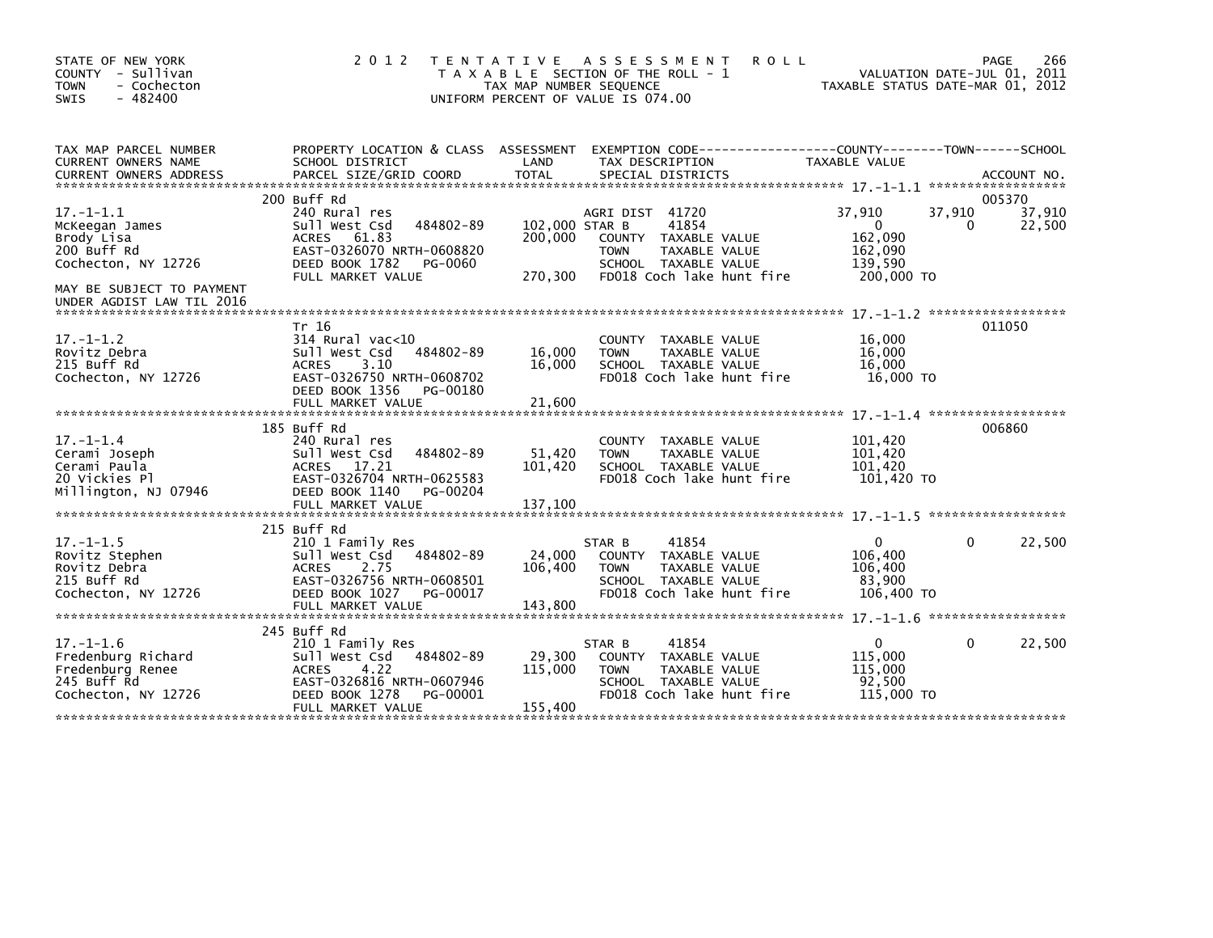STATE OF NEW YORK
COUNTY - Sullivan
TOWN - Cochecton
SWIS - 482400

2012 TENTATIVE ASSESSMENT ROLL
TAXABLE SECTION OF THE ROLL - 1
TAX MAP NUMBER SEQUENCE
UNIFORM PERCENT OF VALUE IS 074.00

VALUATION DATE-JUL 01, 2011
TAXABLE STATUS DATE-MAR 01, 2012

| TAX MAP PARCEL NUMBER / CURRENT OWNERS NAME / CURRENT OWNERS ADDRESS | PROPERTY LOCATION & CLASS / SCHOOL DISTRICT / PARCEL SIZE/GRID COORD | ASSESSMENT LAND / TOTAL | EXEMPTION CODE / TAX DESCRIPTION / SPECIAL DISTRICTS | COUNTY TAXABLE VALUE | TOWN | SCHOOL | ACCOUNT NO. |
|---|---|---|---|---|---|---|---|
| 17.-1-1.1 | 200 Buff Rd | | | | | | 005370 |
| McKeegan James | 240 Rural res | | AGRI DIST 41720 | 37,910 | 37,910 | 37,910 | |
| Brody Lisa | Sull West Csd 484802-89 | 102,000 | STAR B 41854 | 0 | 0 | 22,500 | |
| 200 Buff Rd | ACRES 61.83 | 200,000 | COUNTY TAXABLE VALUE | 162,090 | | | |
| Cochecton, NY 12726 | EAST-0326070 NRTH-0608820 | | TOWN TAXABLE VALUE | 162,090 | | | |
| | DEED BOOK 1782 PG-0060 | | SCHOOL TAXABLE VALUE | 139,590 | | | |
| MAY BE SUBJECT TO PAYMENT UNDER AGDIST LAW TIL 2016 | FULL MARKET VALUE | 270,300 | FD018 Coch lake hunt fire | 200,000 TO | | | |
| 17.-1-1.2 | Tr 16 | | | | | | 011050 |
| Rovitz Debra | 314 Rural vac<10 | | COUNTY TAXABLE VALUE | 16,000 | | | |
| 215 Buff Rd | Sull West Csd 484802-89 | 16,000 | TOWN TAXABLE VALUE | 16,000 | | | |
| Cochecton, NY 12726 | ACRES 3.10 | 16,000 | SCHOOL TAXABLE VALUE | 16,000 | | | |
| | EAST-0326750 NRTH-0608702 | | FD018 Coch lake hunt fire | 16,000 TO | | | |
| | DEED BOOK 1356 PG-00180 | | | | | | |
| | FULL MARKET VALUE | 21,600 | | | | | |
| 17.-1-1.4 | 185 Buff Rd | | | | | | 006860 |
| Cerami Joseph | 240 Rural res | | COUNTY TAXABLE VALUE | 101,420 | | | |
| Cerami Paula | Sull West Csd 484802-89 | 51,420 | TOWN TAXABLE VALUE | 101,420 | | | |
| 20 Vickies Pl | ACRES 17.21 | 101,420 | SCHOOL TAXABLE VALUE | 101,420 | | | |
| Millington, NJ 07946 | EAST-0326704 NRTH-0625583 | | FD018 Coch lake hunt fire | 101,420 TO | | | |
| | DEED BOOK 1140 PG-00204 | | | | | | |
| | FULL MARKET VALUE | 137,100 | | | | | |
| 17.-1-1.5 | 215 Buff Rd | | | | | | |
| Rovitz Stephen | 210 1 Family Res | | STAR B 41854 | 0 | 0 | 22,500 | |
| Rovitz Debra | Sull West Csd 484802-89 | 24,000 | COUNTY TAXABLE VALUE | 106,400 | | | |
| 215 Buff Rd | ACRES 2.75 | 106,400 | TOWN TAXABLE VALUE | 106,400 | | | |
| Cochecton, NY 12726 | EAST-0326756 NRTH-0608501 | | SCHOOL TAXABLE VALUE | 83,900 | | | |
| | DEED BOOK 1027 PG-00017 | | FD018 Coch lake hunt fire | 106,400 TO | | | |
| | FULL MARKET VALUE | 143,800 | | | | | |
| 17.-1-1.6 | 245 Buff Rd | | | | | | |
| Fredenburg Richard | 210 1 Family Res | | STAR B 41854 | 0 | 0 | 22,500 | |
| Fredenburg Renee | Sull West Csd 484802-89 | 29,300 | COUNTY TAXABLE VALUE | 115,000 | | | |
| 245 Buff Rd | ACRES 4.22 | 115,000 | TOWN TAXABLE VALUE | 115,000 | | | |
| Cochecton, NY 12726 | EAST-0326816 NRTH-0607946 | | SCHOOL TAXABLE VALUE | 92,500 | | | |
| | DEED BOOK 1278 PG-00001 | | FD018 Coch lake hunt fire | 115,000 TO | | | |
| | FULL MARKET VALUE | 155,400 | | | | | |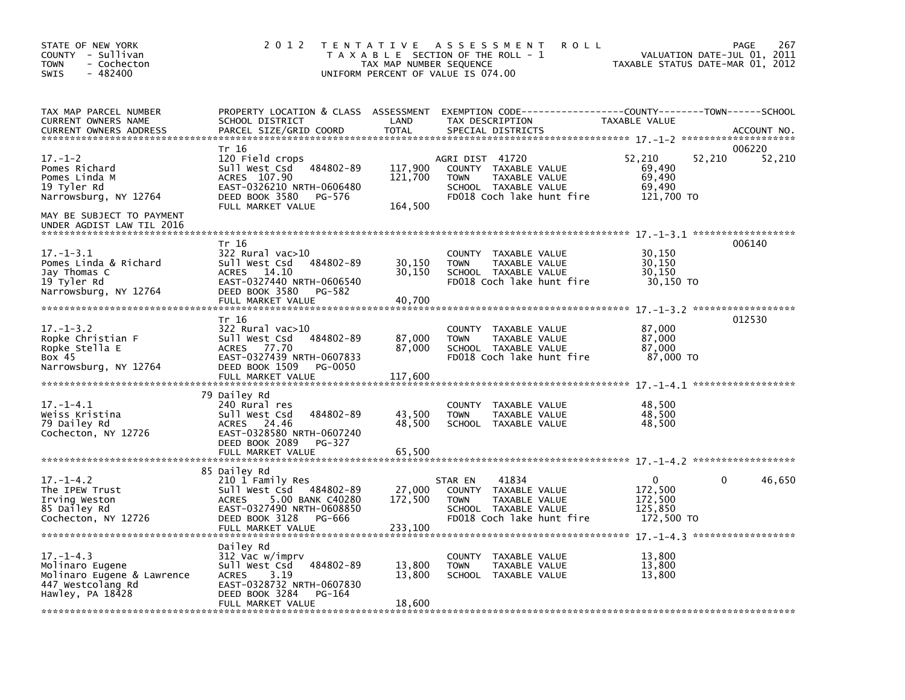STATE OF NEW YORK
COUNTY - Sullivan
TOWN - Cochecton
SWIS - 482400

# 2012 TENTATIVE ASSESSMENT ROLL

TAXABLE SECTION OF THE ROLL - 1
TAX MAP NUMBER SEQUENCE
UNIFORM PERCENT OF VALUE IS 074.00

VALUATION DATE-JUL 01, 2011
TAXABLE STATUS DATE-MAR 01, 2012

| TAX MAP PARCEL NUMBER / CURRENT OWNERS NAME / CURRENT OWNERS ADDRESS | PROPERTY LOCATION & CLASS / SCHOOL DISTRICT / PARCEL SIZE/GRID COORD | ASSESSMENT LAND / TOTAL | EXEMPTION CODE / TAX DESCRIPTION / SPECIAL DISTRICTS | COUNTY TAXABLE VALUE | TOWN | SCHOOL | ACCOUNT NO. |
|---|---|---|---|---|---|---|---|
| **17.-1-2** | Tr 16 | | | | | | 006220 |
| 17.-1-2 | 120 Field crops | | AGRI DIST 41720 | 52,210 | 52,210 | 52,210 | |
| Pomes Richard | Sull West Csd 484802-89 | 117,900 | COUNTY TAXABLE VALUE | 69,490 | | | |
| Pomes Linda M | ACRES 107.90 | 121,700 | TOWN TAXABLE VALUE | 69,490 | | | |
| 19 Tyler Rd | EAST-0326210 NRTH-0606480 | | SCHOOL TAXABLE VALUE | 69,490 | | | |
| Narrowsburg, NY 12764 | DEED BOOK 3580 PG-576 | | FD018 Coch lake hunt fire | 121,700 TO | | | |
| | FULL MARKET VALUE | 164,500 | | | | | |
| MAY BE SUBJECT TO PAYMENT UNDER AGDIST LAW TIL 2016 | | | | | | | |
| **17.-1-3.1** | Tr 16 | | | | | | 006140 |
| 17.-1-3.1 | 322 Rural vac>10 | | COUNTY TAXABLE VALUE | 30,150 | | | |
| Pomes Linda & Richard | Sull West Csd 484802-89 | 30,150 | TOWN TAXABLE VALUE | 30,150 | | | |
| Jay Thomas C | ACRES 14.10 | 30,150 | SCHOOL TAXABLE VALUE | 30,150 | | | |
| 19 Tyler Rd | EAST-0327440 NRTH-0606540 | | FD018 Coch lake hunt fire | 30,150 TO | | | |
| Narrowsburg, NY 12764 | DEED BOOK 3580 PG-582 | | | | | | |
| | FULL MARKET VALUE | 40,700 | | | | | |
| **17.-1-3.2** | Tr 16 | | | | | | 012530 |
| 17.-1-3.2 | 322 Rural vac>10 | | COUNTY TAXABLE VALUE | 87,000 | | | |
| Ropke Christian F | Sull West Csd 484802-89 | 87,000 | TOWN TAXABLE VALUE | 87,000 | | | |
| Ropke Stella E | ACRES 77.70 | 87,000 | SCHOOL TAXABLE VALUE | 87,000 | | | |
| Box 45 | EAST-0327439 NRTH-0607833 | | FD018 Coch lake hunt fire | 87,000 TO | | | |
| Narrowsburg, NY 12764 | DEED BOOK 1509 PG-0050 | | | | | | |
| | FULL MARKET VALUE | 117,600 | | | | | |
| **17.-1-4.1** | 79 Dailey Rd | | | | | | |
| 17.-1-4.1 | 240 Rural res | | COUNTY TAXABLE VALUE | 48,500 | | | |
| Weiss Kristina | Sull West Csd 484802-89 | 43,500 | TOWN TAXABLE VALUE | 48,500 | | | |
| 79 Dailey Rd | ACRES 24.46 | 48,500 | SCHOOL TAXABLE VALUE | 48,500 | | | |
| Cochecton, NY 12726 | EAST-0328580 NRTH-0607240 | | | | | | |
| | DEED BOOK 2089 PG-327 | | | | | | |
| | FULL MARKET VALUE | 65,500 | | | | | |
| **17.-1-4.2** | 85 Dailey Rd | | | | | | |
| 17.-1-4.2 | 210 1 Family Res | | STAR EN 41834 | 0 | 0 | 46,650 | |
| The IPEW Trust | Sull West Csd 484802-89 | 27,000 | COUNTY TAXABLE VALUE | 172,500 | | | |
| Irving Weston | ACRES 5.00 BANK C40280 | 172,500 | TOWN TAXABLE VALUE | 172,500 | | | |
| 85 Dailey Rd | EAST-0327490 NRTH-0608850 | | SCHOOL TAXABLE VALUE | 125,850 | | | |
| Cochecton, NY 12726 | DEED BOOK 3128 PG-666 | | FD018 Coch lake hunt fire | 172,500 TO | | | |
| | FULL MARKET VALUE | 233,100 | | | | | |
| **17.-1-4.3** | Dailey Rd | | | | | | |
| 17.-1-4.3 | 312 Vac w/imprv | | COUNTY TAXABLE VALUE | 13,800 | | | |
| Molinaro Eugene | Sull West Csd 484802-89 | 13,800 | TOWN TAXABLE VALUE | 13,800 | | | |
| Molinaro Eugene & Lawrence | ACRES 3.19 | 13,800 | SCHOOL TAXABLE VALUE | 13,800 | | | |
| 447 Westcolang Rd | EAST-0328732 NRTH-0607830 | | | | | | |
| Hawley, PA 18428 | DEED BOOK 3284 PG-164 | | | | | | |
| | FULL MARKET VALUE | 18,600 | | | | | |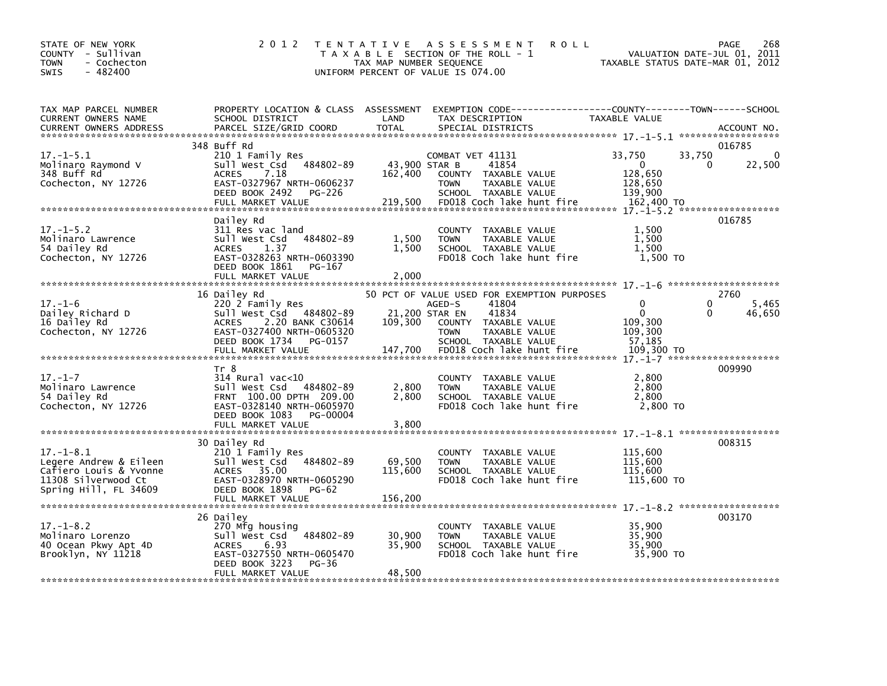STATE OF NEW YORK
COUNTY - Sullivan
TOWN - Cochecton
SWIS - 482400

2012 TENTATIVE ASSESSMENT ROLL
TAXABLE SECTION OF THE ROLL - 1
TAX MAP NUMBER SEQUENCE
UNIFORM PERCENT OF VALUE IS 074.00

VALUATION DATE-JUL 01, 2011
TAXABLE STATUS DATE-MAR 01, 2012

| TAX MAP PARCEL NUMBER / CURRENT OWNERS NAME / CURRENT OWNERS ADDRESS | PROPERTY LOCATION & CLASS / SCHOOL DISTRICT / PARCEL SIZE/GRID COORD | ASSESSMENT LAND | TOTAL | EXEMPTION CODE / TAX DESCRIPTION / SPECIAL DISTRICTS | COUNTY TAXABLE VALUE | TOWN | SCHOOL | ACCOUNT NO. |
|---|---|---|---|---|---|---|---|---|
| 17.-1-5.1 | 348 Buff Rd | | | | | | | 016785 |
| | 210 1 Family Res | | | COMBAT VET 41131 | 33,750 | 33,750 | 0 | |
| Molinaro Raymond V | Sull West Csd 484802-89 | 43,900 | | STAR B 41854 | 0 | 0 | 22,500 | |
| 348 Buff Rd | ACRES 7.18 | | 162,400 | COUNTY TAXABLE VALUE | 128,650 | | | |
| Cochecton, NY 12726 | EAST-0327967 NRTH-0606237 | | | TOWN TAXABLE VALUE | 128,650 | | | |
| | DEED BOOK 2492 PG-226 | | | SCHOOL TAXABLE VALUE | 139,900 | | | |
| | FULL MARKET VALUE | | 219,500 | FD018 Coch lake hunt fire | 162,400 TO | | | |
| 17.-1-5.2 | Dailey Rd | | | | | | | 016785 |
| | 311 Res vac land | | | COUNTY TAXABLE VALUE | 1,500 | | | |
| Molinaro Lawrence | Sull West Csd 484802-89 | 1,500 | | TOWN TAXABLE VALUE | 1,500 | | | |
| 54 Dailey Rd | ACRES 1.37 | | 1,500 | SCHOOL TAXABLE VALUE | 1,500 | | | |
| Cochecton, NY 12726 | EAST-0328263 NRTH-0603390 | | | FD018 Coch lake hunt fire | 1,500 TO | | | |
| | DEED BOOK 1861 PG-167 | | | | | | | |
| | FULL MARKET VALUE | | 2,000 | | | | | |
| 17.-1-6 | 16 Dailey Rd | | | 50 PCT OF VALUE USED FOR EXEMPTION PURPOSES | | | | 2760 |
| | 220 2 Family Res | | | AGED-S 41804 | 0 | 0 | 5,465 | |
| Dailey Richard D | Sull West Csd 484802-89 | 21,200 | | STAR EN 41834 | 0 | 0 | 46,650 | |
| 16 Dailey Rd | ACRES 2.20 BANK C30614 | | 109,300 | COUNTY TAXABLE VALUE | 109,300 | | | |
| Cochecton, NY 12726 | EAST-0327400 NRTH-0605320 | | | TOWN TAXABLE VALUE | 109,300 | | | |
| | DEED BOOK 1734 PG-0157 | | | SCHOOL TAXABLE VALUE | 57,185 | | | |
| | FULL MARKET VALUE | | 147,700 | FD018 Coch lake hunt fire | 109,300 TO | | | |
| 17.-1-7 | Tr 8 | | | | | | | 009990 |
| | 314 Rural vac<10 | | | COUNTY TAXABLE VALUE | 2,800 | | | |
| Molinaro Lawrence | Sull West Csd 484802-89 | 2,800 | | TOWN TAXABLE VALUE | 2,800 | | | |
| 54 Dailey Rd | FRNT 100.00 DPTH 209.00 | | 2,800 | SCHOOL TAXABLE VALUE | 2,800 | | | |
| Cochecton, NY 12726 | EAST-0328140 NRTH-0605970 | | | FD018 Coch lake hunt fire | 2,800 TO | | | |
| | DEED BOOK 1083 PG-00004 | | | | | | | |
| | FULL MARKET VALUE | | 3,800 | | | | | |
| 17.-1-8.1 | 30 Dailey Rd | | | | | | | 008315 |
| | 210 1 Family Res | | | COUNTY TAXABLE VALUE | 115,600 | | | |
| Legere Andrew & Eileen | Sull West Csd 484802-89 | 69,500 | | TOWN TAXABLE VALUE | 115,600 | | | |
| Cafiero Louis & Yvonne | ACRES 35.00 | | 115,600 | SCHOOL TAXABLE VALUE | 115,600 | | | |
| 11308 Silverwood Ct | EAST-0328970 NRTH-0605290 | | | FD018 Coch lake hunt fire | 115,600 TO | | | |
| Spring Hill, FL 34609 | DEED BOOK 1898 PG-62 | | | | | | | |
| | FULL MARKET VALUE | | 156,200 | | | | | |
| 17.-1-8.2 | 26 Dailey | | | | | | | 003170 |
| | 270 Mfg housing | | | COUNTY TAXABLE VALUE | 35,900 | | | |
| Molinaro Lorenzo | Sull West Csd 484802-89 | 30,900 | | TOWN TAXABLE VALUE | 35,900 | | | |
| 40 Ocean Pkwy Apt 4D | ACRES 6.93 | | 35,900 | SCHOOL TAXABLE VALUE | 35,900 | | | |
| Brooklyn, NY 11218 | EAST-0327550 NRTH-0605470 | | | FD018 Coch lake hunt fire | 35,900 TO | | | |
| | DEED BOOK 3223 PG-36 | | | | | | | |
| | FULL MARKET VALUE | | 48,500 | | | | | |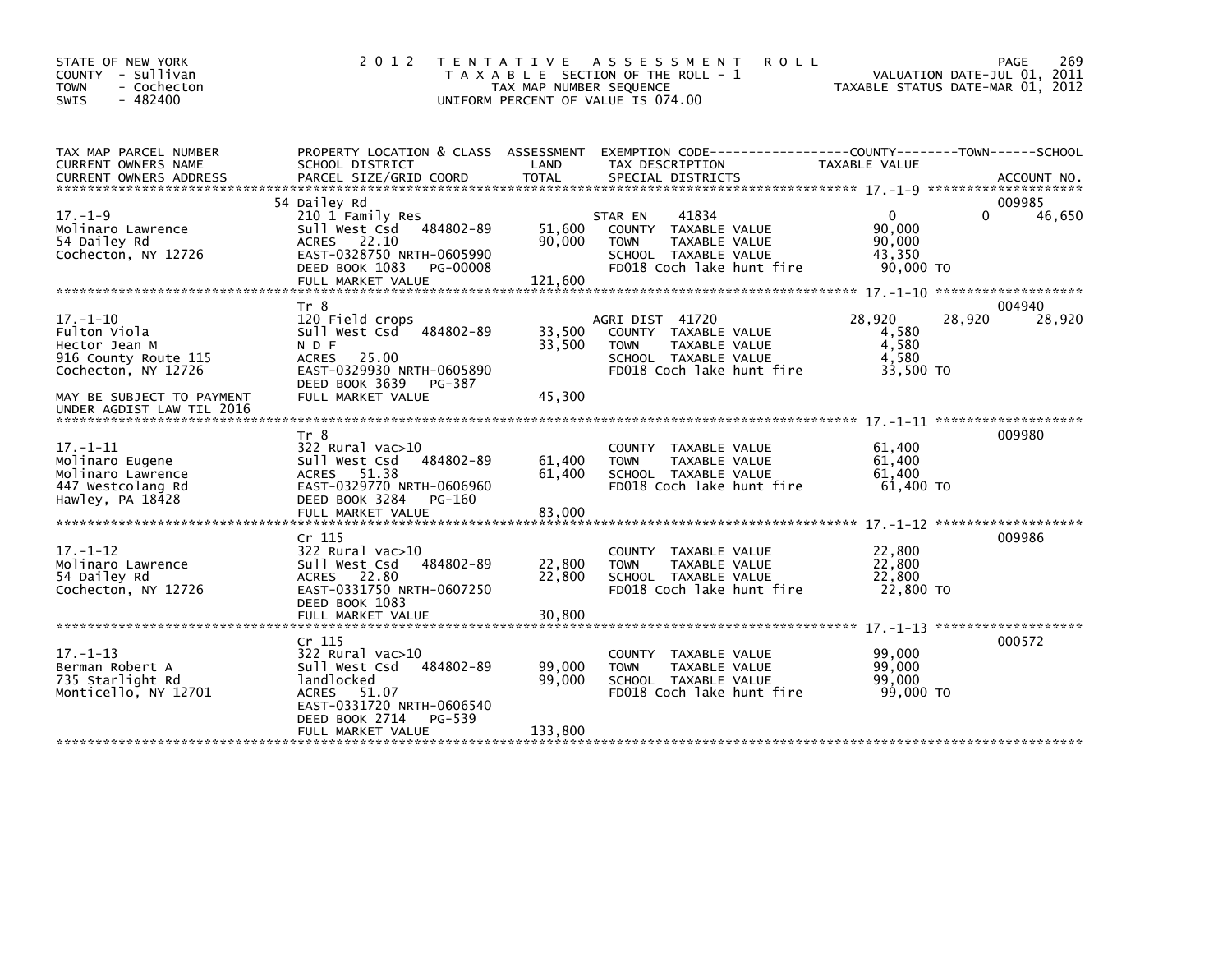STATE OF NEW YORK
COUNTY - Sullivan
TOWN - Cochecton
SWIS - 482400

2012 TENTATIVE ASSESSMENT ROLL
TAXABLE SECTION OF THE ROLL - 1
TAX MAP NUMBER SEQUENCE
UNIFORM PERCENT OF VALUE IS 074.00

VALUATION DATE-JUL 01, 2011
TAXABLE STATUS DATE-MAR 01, 2012

| TAX MAP PARCEL NUMBER / CURRENT OWNERS NAME / CURRENT OWNERS ADDRESS | PROPERTY LOCATION & CLASS / SCHOOL DISTRICT / PARCEL SIZE/GRID COORD | ASSESSMENT LAND / TOTAL | EXEMPTION CODE / TAX DESCRIPTION / SPECIAL DISTRICTS | COUNTY | TOWN | SCHOOL | ACCOUNT NO. |
|---|---|---|---|---|---|---|---|
| **17.-1-9** | 54 Dailey Rd | | | | | | 009985 |
| Molinaro Lawrence | 210 1 Family Res | | STAR EN 41834 | 0 | 0 | 46,650 | |
| 54 Dailey Rd | Sull West Csd 484802-89 | 51,600 | COUNTY TAXABLE VALUE | 90,000 | | | |
| Cochecton, NY 12726 | ACRES 22.10 | 90,000 | TOWN TAXABLE VALUE | | 90,000 | | |
| | EAST-0328750 NRTH-0605990 | | SCHOOL TAXABLE VALUE | | | 43,350 | |
| | DEED BOOK 1083 PG-00008 | | FD018 Coch lake hunt fire | 90,000 TO | | | |
| | FULL MARKET VALUE | 121,600 | | | | | |
| **17.-1-10** | Tr 8 | | | | | | 004940 |
| Fulton Viola | 120 Field crops | | AGRI DIST 41720 | 28,920 | 28,920 | 28,920 | |
| Hector Jean M | Sull West Csd 484802-89 | 33,500 | COUNTY TAXABLE VALUE | 4,580 | | | |
| 916 County Route 115 | N D F | 33,500 | TOWN TAXABLE VALUE | | 4,580 | | |
| Cochecton, NY 12726 | ACRES 25.00 | | SCHOOL TAXABLE VALUE | | | 4,580 | |
| | EAST-0329930 NRTH-0605890 | | FD018 Coch lake hunt fire | 33,500 TO | | | |
| | DEED BOOK 3639 PG-387 | | | | | | |
| MAY BE SUBJECT TO PAYMENT UNDER AGDIST LAW TIL 2016 | FULL MARKET VALUE | 45,300 | | | | | |
| **17.-1-11** | Tr 8 | | | | | | 009980 |
| Molinaro Eugene | 322 Rural vac>10 | | COUNTY TAXABLE VALUE | 61,400 | | | |
| Molinaro Lawrence | Sull West Csd 484802-89 | 61,400 | TOWN TAXABLE VALUE | | 61,400 | | |
| 447 Westcolang Rd | ACRES 51.38 | 61,400 | SCHOOL TAXABLE VALUE | | | 61,400 | |
| Hawley, PA 18428 | EAST-0329770 NRTH-0606960 | | FD018 Coch lake hunt fire | 61,400 TO | | | |
| | DEED BOOK 3284 PG-160 | | | | | | |
| | FULL MARKET VALUE | 83,000 | | | | | |
| **17.-1-12** | Cr 115 | | | | | | 009986 |
| Molinaro Lawrence | 322 Rural vac>10 | | COUNTY TAXABLE VALUE | 22,800 | | | |
| 54 Dailey Rd | Sull West Csd 484802-89 | 22,800 | TOWN TAXABLE VALUE | | 22,800 | | |
| Cochecton, NY 12726 | ACRES 22.80 | 22,800 | SCHOOL TAXABLE VALUE | | | 22,800 | |
| | EAST-0331750 NRTH-0607250 | | FD018 Coch lake hunt fire | 22,800 TO | | | |
| | DEED BOOK 1083 | | | | | | |
| | FULL MARKET VALUE | 30,800 | | | | | |
| **17.-1-13** | Cr 115 | | | | | | 000572 |
| Berman Robert A | 322 Rural vac>10 | | COUNTY TAXABLE VALUE | 99,000 | | | |
| 735 Starlight Rd | Sull West Csd 484802-89 | 99,000 | TOWN TAXABLE VALUE | | 99,000 | | |
| Monticello, NY 12701 | landlocked | 99,000 | SCHOOL TAXABLE VALUE | | | 99,000 | |
| | ACRES 51.07 | | FD018 Coch lake hunt fire | 99,000 TO | | | |
| | EAST-0331720 NRTH-0606540 | | | | | | |
| | DEED BOOK 2714 PG-539 | | | | | | |
| | FULL MARKET VALUE | 133,800 | | | | | |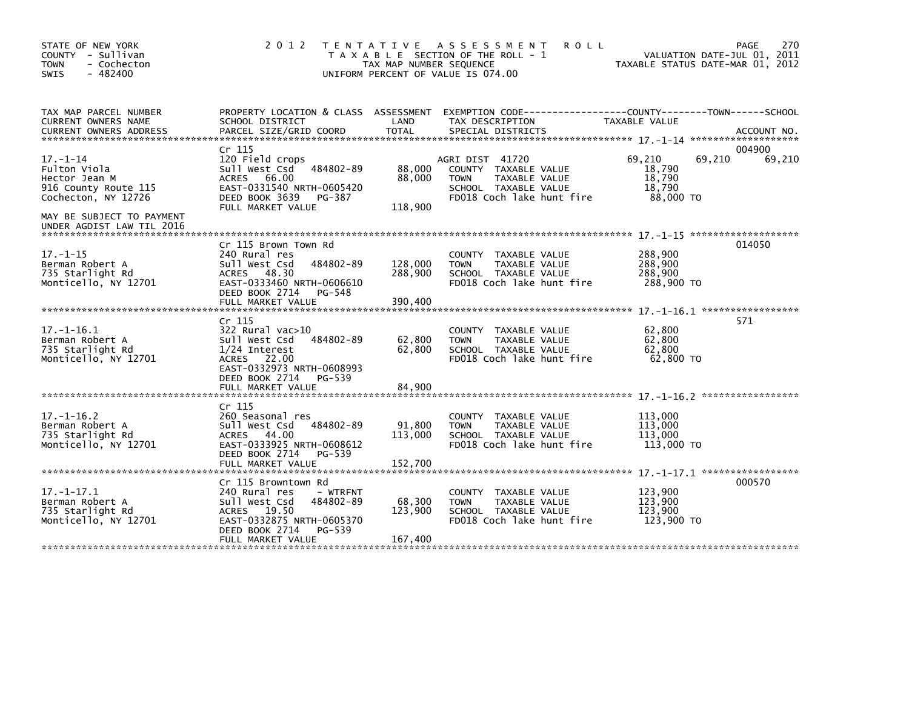STATE OF NEW YORK
COUNTY - Sullivan
TOWN - Cochecton
SWIS - 482400

2012 TENTATIVE ASSESSMENT ROLL
TAXABLE SECTION OF THE ROLL - 1
TAX MAP NUMBER SEQUENCE
UNIFORM PERCENT OF VALUE IS 074.00

VALUATION DATE-JUL 01, 2011
TAXABLE STATUS DATE-MAR 01, 2012

| TAX MAP PARCEL NUMBER / CURRENT OWNERS NAME / CURRENT OWNERS ADDRESS | PROPERTY LOCATION & CLASS / SCHOOL DISTRICT / PARCEL SIZE/GRID COORD | ASSESSMENT LAND | TOTAL | EXEMPTION CODE / TAX DESCRIPTION / SPECIAL DISTRICTS | COUNTY TAXABLE VALUE | TOWN | SCHOOL | ACCOUNT NO. |
|---|---|---|---|---|---|---|---|---|
| **17.-1-14** | Cr 115 | | | | | | | 004900 |
| Fulton Viola | 120 Field crops | | | AGRI DIST 41720 | 69,210 | 69,210 | 69,210 | |
| Hector Jean M | Sull West Csd 484802-89 | 88,000 | | COUNTY TAXABLE VALUE | 18,790 | | | |
| 916 County Route 115 | ACRES 66.00 | | 88,000 | TOWN TAXABLE VALUE | 18,790 | | | |
| Cochecton, NY 12726 | EAST-0331540 NRTH-0605420 | | | SCHOOL TAXABLE VALUE | 18,790 | | | |
| | DEED BOOK 3639 PG-387 | | | FD018 Coch lake hunt fire | 88,000 TO | | | |
| | FULL MARKET VALUE | | 118,900 | | | | | |
| MAY BE SUBJECT TO PAYMENT UNDER AGDIST LAW TIL 2016 | | | | | | | | |
| **17.-1-15** | Cr 115 Brown Town Rd | | | | | | | 014050 |
| Berman Robert A | 240 Rural res | | | COUNTY TAXABLE VALUE | 288,900 | | | |
| 735 Starlight Rd | Sull West Csd 484802-89 | 128,000 | | TOWN TAXABLE VALUE | 288,900 | | | |
| Monticello, NY 12701 | ACRES 48.30 | | 288,900 | SCHOOL TAXABLE VALUE | 288,900 | | | |
| | EAST-0333460 NRTH-0606610 | | | FD018 Coch lake hunt fire | 288,900 TO | | | |
| | DEED BOOK 2714 PG-548 | | | | | | | |
| | FULL MARKET VALUE | | 390,400 | | | | | |
| **17.-1-16.1** | Cr 115 | | | | | | | 571 |
| Berman Robert A | 322 Rural vac>10 | | | COUNTY TAXABLE VALUE | 62,800 | | | |
| 735 Starlight Rd | Sull West Csd 484802-89 | 62,800 | | TOWN TAXABLE VALUE | 62,800 | | | |
| Monticello, NY 12701 | 1/24 Interest | | 62,800 | SCHOOL TAXABLE VALUE | 62,800 | | | |
| | ACRES 22.00 | | | FD018 Coch lake hunt fire | 62,800 TO | | | |
| | EAST-0332973 NRTH-0608993 | | | | | | | |
| | DEED BOOK 2714 PG-539 | | | | | | | |
| | FULL MARKET VALUE | | 84,900 | | | | | |
| **17.-1-16.2** | Cr 115 | | | | | | | |
| Berman Robert A | 260 Seasonal res | | | COUNTY TAXABLE VALUE | 113,000 | | | |
| 735 Starlight Rd | Sull West Csd 484802-89 | 91,800 | | TOWN TAXABLE VALUE | 113,000 | | | |
| Monticello, NY 12701 | ACRES 44.00 | | 113,000 | SCHOOL TAXABLE VALUE | 113,000 | | | |
| | EAST-0333925 NRTH-0608612 | | | FD018 Coch lake hunt fire | 113,000 TO | | | |
| | DEED BOOK 2714 PG-539 | | | | | | | |
| | FULL MARKET VALUE | | 152,700 | | | | | |
| **17.-1-17.1** | Cr 115 Browntown Rd | | | | | | | 000570 |
| Berman Robert A | 240 Rural res - WTRFNT | | | COUNTY TAXABLE VALUE | 123,900 | | | |
| 735 Starlight Rd | Sull West Csd 484802-89 | 68,300 | | TOWN TAXABLE VALUE | 123,900 | | | |
| Monticello, NY 12701 | ACRES 19.50 | | 123,900 | SCHOOL TAXABLE VALUE | 123,900 | | | |
| | EAST-0332875 NRTH-0605370 | | | FD018 Coch lake hunt fire | 123,900 TO | | | |
| | DEED BOOK 2714 PG-539 | | | | | | | |
| | FULL MARKET VALUE | | 167,400 | | | | | |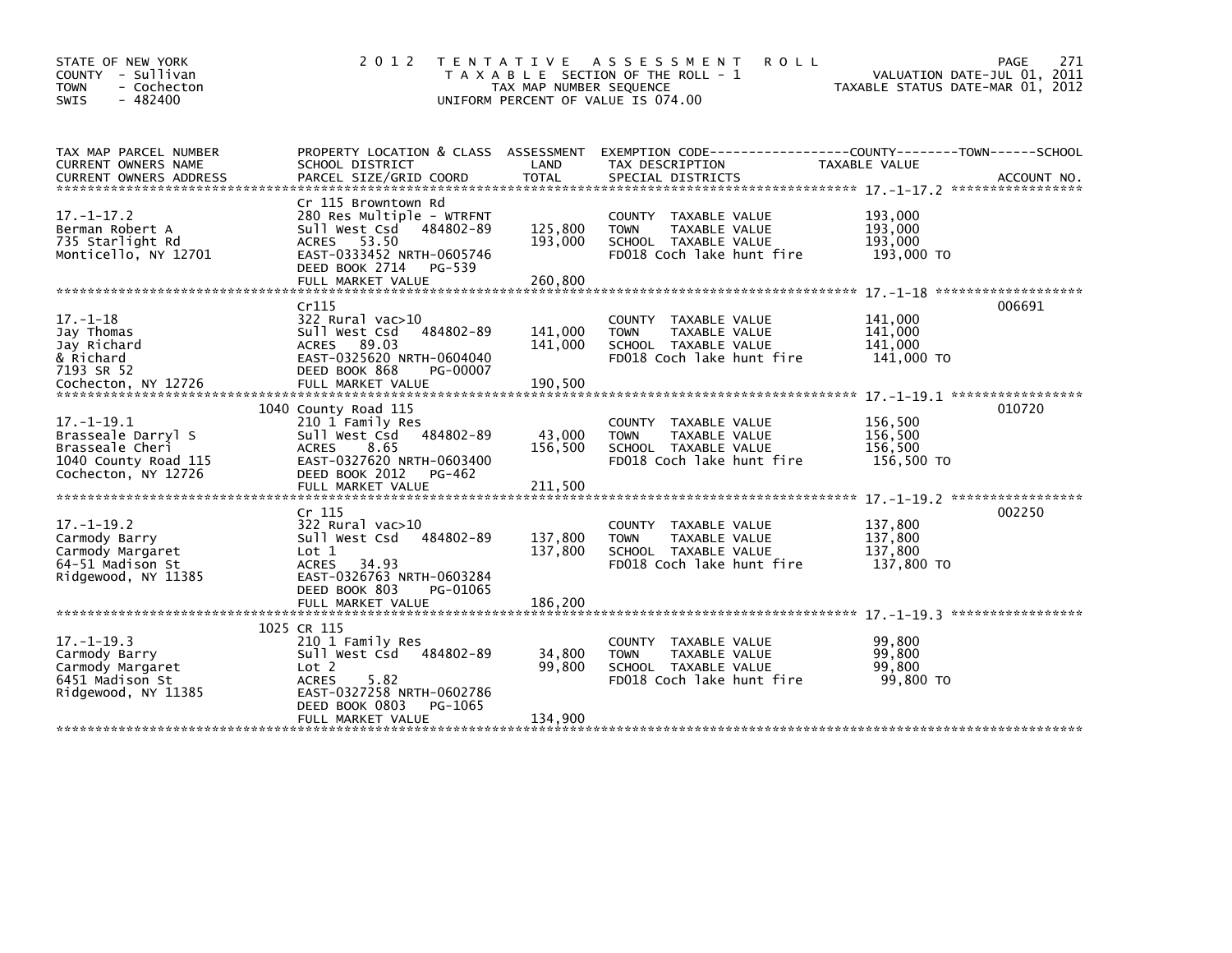STATE OF NEW YORK
COUNTY - Sullivan
TOWN - Cochecton
SWIS - 482400

2012 TENTATIVE ASSESSMENT ROLL
TAXABLE SECTION OF THE ROLL - 1
TAX MAP NUMBER SEQUENCE
UNIFORM PERCENT OF VALUE IS 074.00

VALUATION DATE-JUL 01, 2011
TAXABLE STATUS DATE-MAR 01, 2012

| TAX MAP PARCEL NUMBER / CURRENT OWNERS NAME / CURRENT OWNERS ADDRESS | PROPERTY LOCATION & CLASS / SCHOOL DISTRICT / PARCEL SIZE/GRID COORD | ASSESSMENT LAND | TOTAL | EXEMPTION CODE / TAX DESCRIPTION / SPECIAL DISTRICTS | TAXABLE VALUE COUNTY / TOWN / SCHOOL | ACCOUNT NO. |
|---|---|---|---|---|---|---|
| 17.-1-17.2 | Cr 115 Browntown Rd | | | | | |
| Berman Robert A | 280 Res Multiple - WTRFNT | | | COUNTY TAXABLE VALUE | 193,000 | |
| 735 Starlight Rd | Sull West Csd 484802-89 | 125,800 | | TOWN TAXABLE VALUE | 193,000 | |
| Monticello, NY 12701 | ACRES 53.50 | | 193,000 | SCHOOL TAXABLE VALUE | 193,000 | |
| | EAST-0333452 NRTH-0605746 | | | FD018 Coch lake hunt fire | 193,000 TO | |
| | DEED BOOK 2714 PG-539 | | | | | |
| | FULL MARKET VALUE | | 260,800 | | | |
| 17.-1-18 | Cr115 | | | | | 006691 |
| Jay Thomas | 322 Rural vac>10 | | | COUNTY TAXABLE VALUE | 141,000 | |
| Jay Richard | Sull West Csd 484802-89 | 141,000 | | TOWN TAXABLE VALUE | 141,000 | |
| & Richard | ACRES 89.03 | | 141,000 | SCHOOL TAXABLE VALUE | 141,000 | |
| 7193 SR 52 | EAST-0325620 NRTH-0604040 | | | FD018 Coch lake hunt fire | 141,000 TO | |
| Cochecton, NY 12726 | DEED BOOK 868 PG-00007 | | | | | |
| | FULL MARKET VALUE | | 190,500 | | | |
| 17.-1-19.1 | 1040 County Road 115 | | | | | 010720 |
| Brasseale Darryl S | 210 1 Family Res | | | COUNTY TAXABLE VALUE | 156,500 | |
| Brasseale Cheri | Sull West Csd 484802-89 | 43,000 | | TOWN TAXABLE VALUE | 156,500 | |
| 1040 County Road 115 | ACRES 8.65 | | 156,500 | SCHOOL TAXABLE VALUE | 156,500 | |
| Cochecton, NY 12726 | EAST-0327620 NRTH-0603400 | | | FD018 Coch lake hunt fire | 156,500 TO | |
| | DEED BOOK 2012 PG-462 | | | | | |
| | FULL MARKET VALUE | | 211,500 | | | |
| 17.-1-19.2 | Cr 115 | | | | | 002250 |
| Carmody Barry | 322 Rural vac>10 | | | COUNTY TAXABLE VALUE | 137,800 | |
| Carmody Margaret | Sull West Csd 484802-89 | 137,800 | | TOWN TAXABLE VALUE | 137,800 | |
| 64-51 Madison St | Lot 1 | | 137,800 | SCHOOL TAXABLE VALUE | 137,800 | |
| Ridgewood, NY 11385 | ACRES 34.93 | | | FD018 Coch lake hunt fire | 137,800 TO | |
| | EAST-0326763 NRTH-0603284 | | | | | |
| | DEED BOOK 803 PG-01065 | | | | | |
| | FULL MARKET VALUE | | 186,200 | | | |
| 17.-1-19.3 | 1025 CR 115 | | | | | |
| Carmody Barry | 210 1 Family Res | | | COUNTY TAXABLE VALUE | 99,800 | |
| Carmody Margaret | Sull West Csd 484802-89 | 34,800 | | TOWN TAXABLE VALUE | 99,800 | |
| 6451 Madison St | Lot 2 | | 99,800 | SCHOOL TAXABLE VALUE | 99,800 | |
| Ridgewood, NY 11385 | ACRES 5.82 | | | FD018 Coch lake hunt fire | 99,800 TO | |
| | EAST-0327258 NRTH-0602786 | | | | | |
| | DEED BOOK 0803 PG-1065 | | | | | |
| | FULL MARKET VALUE | | 134,900 | | | |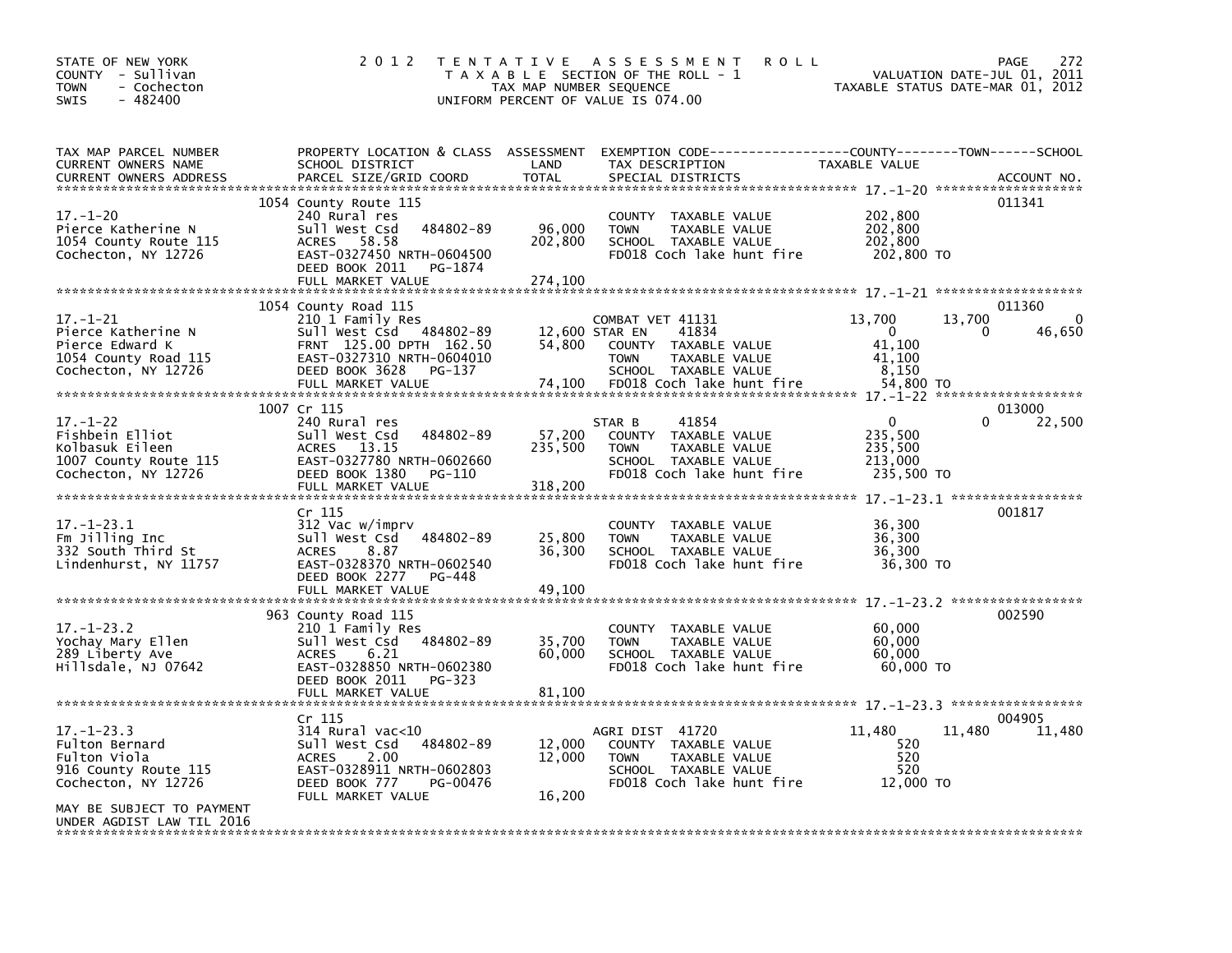STATE OF NEW YORK
COUNTY - Sullivan
TOWN - Cochecton
SWIS - 482400

# 2012 TENTATIVE ASSESSMENT ROLL

TAXABLE SECTION OF THE ROLL - 1
TAX MAP NUMBER SEQUENCE
UNIFORM PERCENT OF VALUE IS 074.00

VALUATION DATE-JUL 01, 2011
TAXABLE STATUS DATE-MAR 01, 2012

| TAX MAP PARCEL NUMBER / CURRENT OWNERS NAME / CURRENT OWNERS ADDRESS | PROPERTY LOCATION & CLASS / SCHOOL DISTRICT / PARCEL SIZE/GRID COORD | ASSESSMENT LAND | TOTAL | EXEMPTION CODE / TAX DESCRIPTION / SPECIAL DISTRICTS | COUNTY TAXABLE VALUE | TOWN | SCHOOL | ACCOUNT NO. |
|---|---|---|---|---|---|---|---|---|
| 17.-1-20 | 1054 County Route 115 | | | | | | | 011341 |
| Pierce Katherine N | 240 Rural res | | | COUNTY TAXABLE VALUE | 202,800 | | | |
| 1054 County Route 115 | Sull West Csd 484802-89 | 96,000 | | TOWN TAXABLE VALUE | 202,800 | | | |
| Cochecton, NY 12726 | ACRES 58.58 | | 202,800 | SCHOOL TAXABLE VALUE | 202,800 | | | |
| | EAST-0327450 NRTH-0604500 | | | FD018 Coch lake hunt fire | 202,800 TO | | | |
| | DEED BOOK 2011 PG-1874 | | | | | | | |
| | FULL MARKET VALUE | | 274,100 | | | | | |
| 17.-1-21 | 1054 County Road 115 | | | | | | | 011360 |
| Pierce Katherine N | 210 1 Family Res | | | COMBAT VET 41131 | 13,700 | 13,700 | 0 | |
| Pierce Edward K | Sull West Csd 484802-89 | 12,600 | | STAR EN 41834 | 0 | 0 | 46,650 | |
| 1054 County Road 115 | FRNT 125.00 DPTH 162.50 | | 54,800 | COUNTY TAXABLE VALUE | 41,100 | | | |
| Cochecton, NY 12726 | EAST-0327310 NRTH-0604010 | | | TOWN TAXABLE VALUE | 41,100 | | | |
| | DEED BOOK 3628 PG-137 | | | SCHOOL TAXABLE VALUE | 8,150 | | | |
| | FULL MARKET VALUE | | 74,100 | FD018 Coch lake hunt fire | 54,800 TO | | | |
| 17.-1-22 | 1007 Cr 115 | | | | | | | 013000 |
| Fishbein Elliot | 240 Rural res | | | STAR B 41854 | 0 | 0 | 22,500 | |
| Kolbasuk Eileen | Sull West Csd 484802-89 | 57,200 | | COUNTY TAXABLE VALUE | 235,500 | | | |
| 1007 County Route 115 | ACRES 13.15 | | 235,500 | TOWN TAXABLE VALUE | 235,500 | | | |
| Cochecton, NY 12726 | EAST-0327780 NRTH-0602660 | | | SCHOOL TAXABLE VALUE | 213,000 | | | |
| | DEED BOOK 1380 PG-110 | | | FD018 Coch lake hunt fire | 235,500 TO | | | |
| | FULL MARKET VALUE | | 318,200 | | | | | |
| 17.-1-23.1 | Cr 115 | | | | | | | 001817 |
| Fm Jilling Inc | 312 Vac w/imprv | | | COUNTY TAXABLE VALUE | 36,300 | | | |
| 332 South Third St | Sull West Csd 484802-89 | 25,800 | | TOWN TAXABLE VALUE | 36,300 | | | |
| Lindenhurst, NY 11757 | ACRES 8.87 | | 36,300 | SCHOOL TAXABLE VALUE | 36,300 | | | |
| | EAST-0328370 NRTH-0602540 | | | FD018 Coch lake hunt fire | 36,300 TO | | | |
| | DEED BOOK 2277 PG-448 | | | | | | | |
| | FULL MARKET VALUE | | 49,100 | | | | | |
| 17.-1-23.2 | 963 County Road 115 | | | | | | | 002590 |
| Yochay Mary Ellen | 210 1 Family Res | | | COUNTY TAXABLE VALUE | 60,000 | | | |
| 289 Liberty Ave | Sull West Csd 484802-89 | 35,700 | | TOWN TAXABLE VALUE | 60,000 | | | |
| Hillsdale, NJ 07642 | ACRES 6.21 | | 60,000 | SCHOOL TAXABLE VALUE | 60,000 | | | |
| | EAST-0328850 NRTH-0602380 | | | FD018 Coch lake hunt fire | 60,000 TO | | | |
| | DEED BOOK 2011 PG-323 | | | | | | | |
| | FULL MARKET VALUE | | 81,100 | | | | | |
| 17.-1-23.3 | Cr 115 | | | | | | | 004905 |
| Fulton Bernard | 314 Rural vac<10 | | | AGRI DIST 41720 | 11,480 | 11,480 | 11,480 | |
| Fulton Viola | Sull West Csd 484802-89 | 12,000 | | COUNTY TAXABLE VALUE | 520 | | | |
| 916 County Route 115 | ACRES 2.00 | | 12,000 | TOWN TAXABLE VALUE | 520 | | | |
| Cochecton, NY 12726 | EAST-0328911 NRTH-0602803 | | | SCHOOL TAXABLE VALUE | 520 | | | |
| | DEED BOOK 777 PG-00476 | | | FD018 Coch lake hunt fire | 12,000 TO | | | |
| | FULL MARKET VALUE | | 16,200 | | | | | |
| MAY BE SUBJECT TO PAYMENT UNDER AGDIST LAW TIL 2016 | | | | | | | | |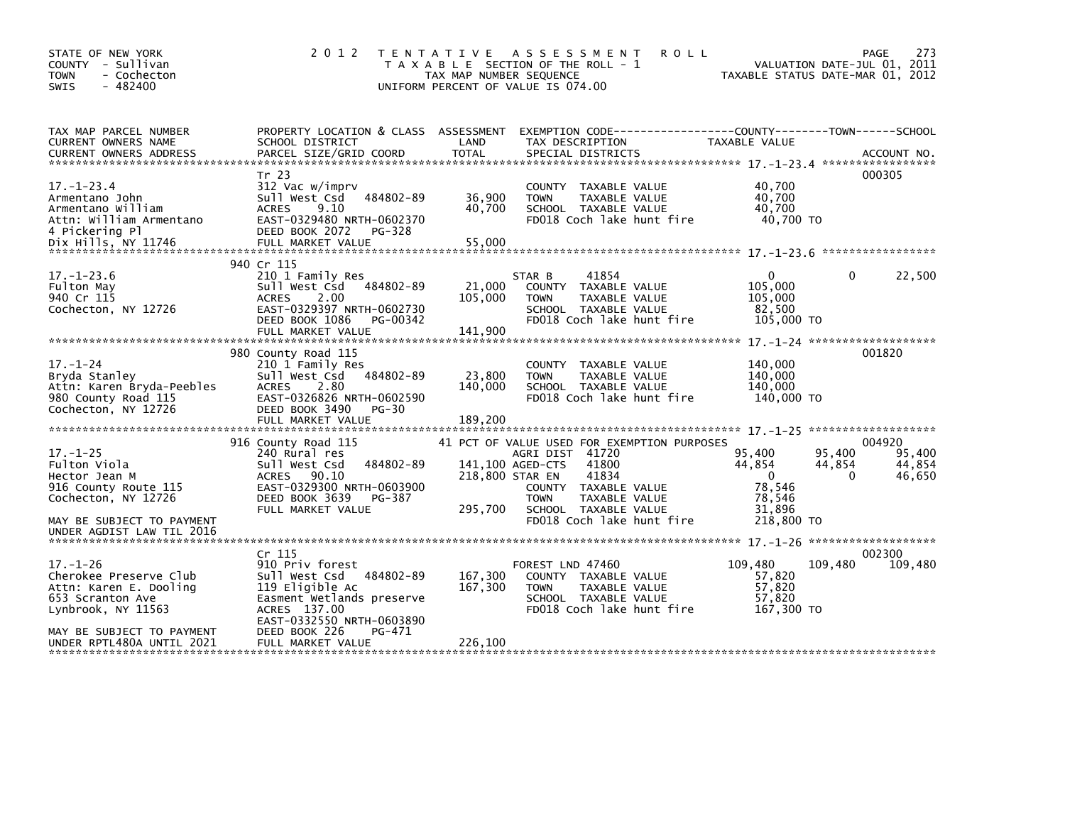STATE OF NEW YORK
COUNTY - Sullivan
TOWN - Cochecton
SWIS - 482400

2012 TENTATIVE ASSESSMENT ROLL
TAXABLE SECTION OF THE ROLL - 1
TAX MAP NUMBER SEQUENCE
UNIFORM PERCENT OF VALUE IS 074.00

VALUATION DATE-JUL 01, 2011
TAXABLE STATUS DATE-MAR 01, 2012

| TAX MAP PARCEL NUMBER / CURRENT OWNERS NAME / CURRENT OWNERS ADDRESS | PROPERTY LOCATION & CLASS / SCHOOL DISTRICT / PARCEL SIZE/GRID COORD | ASSESSMENT LAND | TOTAL | EXEMPTION CODE / TAX DESCRIPTION / SPECIAL DISTRICTS | COUNTY TAXABLE VALUE | TOWN | SCHOOL | ACCOUNT NO. |
|---|---|---|---|---|---|---|---|---|
| 17.-1-23.4 | Tr 23 | | | | | | | 000305 |
| Armentano John | 312 Vac w/imprv | | | COUNTY TAXABLE VALUE | 40,700 | | | |
| Armentano William | Sull West Csd 484802-89 | 36,900 | | TOWN TAXABLE VALUE | 40,700 | | | |
| Attn: William Armentano | ACRES 9.10 | | 40,700 | SCHOOL TAXABLE VALUE | 40,700 | | | |
| 4 Pickering Pl | EAST-0329480 NRTH-0602370 | | | FD018 Coch lake hunt fire | 40,700 TO | | | |
| Dix Hills, NY 11746 | DEED BOOK 2072 PG-328 | | | | | | | |
| | FULL MARKET VALUE | | 55,000 | | | | | |
| 17.-1-23.6 | 940 Cr 115 | | | | | | | |
| Fulton May | 210 1 Family Res | | | STAR B 41854 | 0 | 0 | 22,500 | |
| 940 Cr 115 | Sull West Csd 484802-89 | 21,000 | | COUNTY TAXABLE VALUE | 105,000 | | | |
| Cochecton, NY 12726 | ACRES 2.00 | | 105,000 | TOWN TAXABLE VALUE | 105,000 | | | |
| | EAST-0329397 NRTH-0602730 | | | SCHOOL TAXABLE VALUE | 82,500 | | | |
| | DEED BOOK 1086 PG-00342 | | | FD018 Coch lake hunt fire | 105,000 TO | | | |
| | FULL MARKET VALUE | | 141,900 | | | | | |
| 17.-1-24 | 980 County Road 115 | | | | | | | 001820 |
| Bryda Stanley | 210 1 Family Res | | | COUNTY TAXABLE VALUE | 140,000 | | | |
| Attn: Karen Bryda-Peebles | Sull West Csd 484802-89 | 23,800 | | TOWN TAXABLE VALUE | 140,000 | | | |
| 980 County Road 115 | ACRES 2.80 | | 140,000 | SCHOOL TAXABLE VALUE | 140,000 | | | |
| Cochecton, NY 12726 | EAST-0326826 NRTH-0602590 | | | FD018 Coch lake hunt fire | 140,000 TO | | | |
| | DEED BOOK 3490 PG-30 | | | | | | | |
| | FULL MARKET VALUE | | 189,200 | | | | | |
| 17.-1-25 | 916 County Road 115 | | | 41 PCT OF VALUE USED FOR EXEMPTION PURPOSES | | | | 004920 |
| Fulton Viola | 240 Rural res | | | AGRI DIST 41720 | 95,400 | 95,400 | 95,400 | |
| Hector Jean M | Sull West Csd 484802-89 | 141,100 | | AGED-CTS 41800 | 44,854 | 44,854 | 44,854 | |
| 916 County Route 115 | ACRES 90.10 | | 218,800 | STAR EN 41834 | 0 | 0 | 46,650 | |
| Cochecton, NY 12726 | EAST-0329300 NRTH-0603900 | | | COUNTY TAXABLE VALUE | 78,546 | | | |
| | DEED BOOK 3639 PG-387 | | | TOWN TAXABLE VALUE | 78,546 | | | |
| MAY BE SUBJECT TO PAYMENT | FULL MARKET VALUE | | 295,700 | SCHOOL TAXABLE VALUE | 31,896 | | | |
| UNDER AGDIST LAW TIL 2016 | | | | FD018 Coch lake hunt fire | 218,800 TO | | | |
| 17.-1-26 | Cr 115 | | | | | | | 002300 |
| Cherokee Preserve Club | 910 Priv forest | | | FOREST LND 47460 | 109,480 | 109,480 | 109,480 | |
| Attn: Karen E. Dooling | Sull West Csd 484802-89 | 167,300 | | COUNTY TAXABLE VALUE | 57,820 | | | |
| 653 Scranton Ave | 119 Eligible Ac | | 167,300 | TOWN TAXABLE VALUE | 57,820 | | | |
| Lynbrook, NY 11563 | Easment Wetlands preserve | | | SCHOOL TAXABLE VALUE | 57,820 | | | |
| | ACRES 137.00 | | | FD018 Coch lake hunt fire | 167,300 TO | | | |
| | EAST-0332550 NRTH-0603890 | | | | | | | |
| MAY BE SUBJECT TO PAYMENT | DEED BOOK 226 PG-471 | | | | | | | |
| UNDER RPTL480A UNTIL 2021 | FULL MARKET VALUE | | 226,100 | | | | | |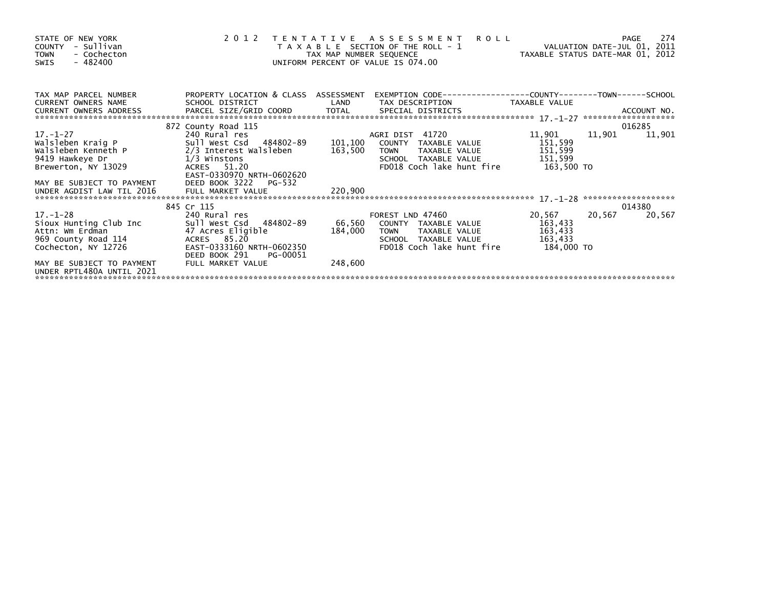STATE OF NEW YORK
COUNTY - Sullivan
TOWN - Cochecton
SWIS - 482400

2012 TENTATIVE ASSESSMENT ROLL
TAXABLE SECTION OF THE ROLL - 1
TAX MAP NUMBER SEQUENCE
UNIFORM PERCENT OF VALUE IS 074.00

VALUATION DATE-JUL 01, 2011
TAXABLE STATUS DATE-MAR 01, 2012

| TAX MAP PARCEL NUMBER / CURRENT OWNERS NAME / CURRENT OWNERS ADDRESS | PROPERTY LOCATION & CLASS / SCHOOL DISTRICT / PARCEL SIZE/GRID COORD | ASSESSMENT LAND / TOTAL | EXEMPTION CODE / TAX DESCRIPTION / SPECIAL DISTRICTS | COUNTY TAXABLE VALUE | TOWN | SCHOOL / ACCOUNT NO. |
|---|---|---|---|---|---|---|
| | 872 County Road 115 | | | | | 016285 |
| 17.-1-27 | 240 Rural res | | AGRI DIST 41720 | 11,901 | 11,901 | 11,901 |
| Walsleben Kraig P | Sull West Csd 484802-89 | 101,100 | COUNTY TAXABLE VALUE | 151,599 | | |
| Walsleben Kenneth P | 2/3 Interest Walsleben | 163,500 | TOWN TAXABLE VALUE | 151,599 | | |
| 9419 Hawkeye Dr | 1/3 Winstons | | SCHOOL TAXABLE VALUE | 151,599 | | |
| Brewerton, NY 13029 | ACRES 51.20 | | FD018 Coch lake hunt fire | 163,500 TO | | |
| | EAST-0330970 NRTH-0602620 | | | | | |
| MAY BE SUBJECT TO PAYMENT | DEED BOOK 3222 PG-532 | | | | | |
| UNDER AGDIST LAW TIL 2016 | FULL MARKET VALUE | 220,900 | | | | |
| | 845 Cr 115 | | | | | 014380 |
| 17.-1-28 | 240 Rural res | | FOREST LND 47460 | 20,567 | 20,567 | 20,567 |
| Sioux Hunting Club Inc | Sull West Csd 484802-89 | 66,560 | COUNTY TAXABLE VALUE | 163,433 | | |
| Attn: Wm Erdman | 47 Acres Eligible | 184,000 | TOWN TAXABLE VALUE | 163,433 | | |
| 969 County Road 114 | ACRES 85.20 | | SCHOOL TAXABLE VALUE | 163,433 | | |
| Cochecton, NY 12726 | EAST-0333160 NRTH-0602350 | | FD018 Coch lake hunt fire | 184,000 TO | | |
| | DEED BOOK 291 PG-00051 | | | | | |
| MAY BE SUBJECT TO PAYMENT | FULL MARKET VALUE | 248,600 | | | | |
| UNDER RPTL480A UNTIL 2021 | | | | | | |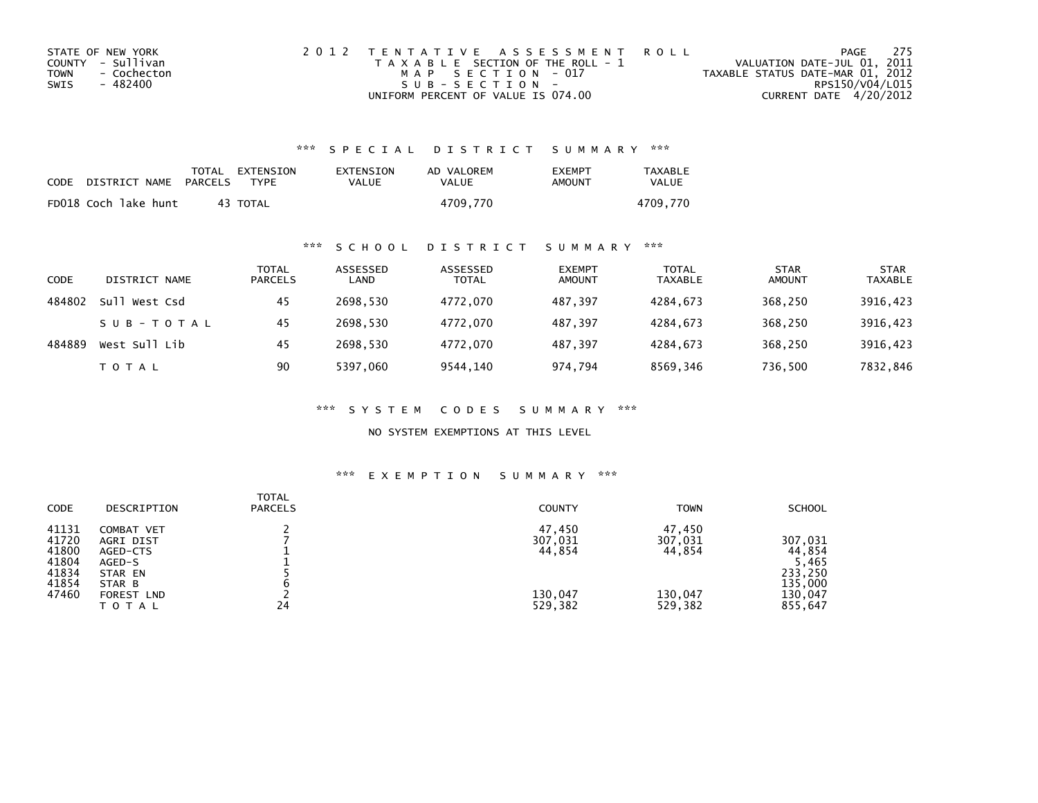STATE OF NEW YORK
COUNTY - Sullivan
TOWN - Cochecton
SWIS - 482400

2012 TENTATIVE ASSESSMENT ROLL
TAXABLE SECTION OF THE ROLL - 1
MAP SECTION - 017
SUB-SECTION -
UNIFORM PERCENT OF VALUE IS 074.00

VALUATION DATE-JUL 01, 2011
TAXABLE STATUS DATE-MAR 01, 2012
RPS150/V04/L015
CURRENT DATE 4/20/2012

## *** SPECIAL DISTRICT SUMMARY ***

| CODE | DISTRICT NAME | TOTAL PARCELS | EXTENSION TYPE | EXTENSION VALUE | AD VALOREM VALUE | EXEMPT AMOUNT | TAXABLE VALUE |
|---|---|---|---|---|---|---|---|
| FD018 | Coch lake hunt | 43 | TOTAL | | 4709,770 | | 4709,770 |

## *** SCHOOL DISTRICT SUMMARY ***

| CODE | DISTRICT NAME | TOTAL PARCELS | ASSESSED LAND | ASSESSED TOTAL | EXEMPT AMOUNT | TOTAL TAXABLE | STAR AMOUNT | STAR TAXABLE |
|---|---|---|---|---|---|---|---|---|
| 484802 | Sull West Csd | 45 | 2698,530 | 4772,070 | 487,397 | 4284,673 | 368,250 | 3916,423 |
| | SUB-TOTAL | 45 | 2698,530 | 4772,070 | 487,397 | 4284,673 | 368,250 | 3916,423 |
| 484889 | West Sull Lib | 45 | 2698,530 | 4772,070 | 487,397 | 4284,673 | 368,250 | 3916,423 |
| | TOTAL | 90 | 5397,060 | 9544,140 | 974,794 | 8569,346 | 736,500 | 7832,846 |

## *** SYSTEM CODES SUMMARY ***

NO SYSTEM EXEMPTIONS AT THIS LEVEL

## *** EXEMPTION SUMMARY ***

| CODE | DESCRIPTION | TOTAL PARCELS | COUNTY | TOWN | SCHOOL |
|---|---|---|---|---|---|
| 41131 | COMBAT VET | 2 | 47,450 | 47,450 | |
| 41720 | AGRI DIST | 7 | 307,031 | 307,031 | 307,031 |
| 41800 | AGED-CTS | 1 | 44,854 | 44,854 | 44,854 |
| 41804 | AGED-S | 1 | | | 5,465 |
| 41834 | STAR EN | 5 | | | 233,250 |
| 41854 | STAR B | 6 | | | 135,000 |
| 47460 | FOREST LND | 2 | 130,047 | 130,047 | 130,047 |
| | TOTAL | 24 | 529,382 | 529,382 | 855,647 |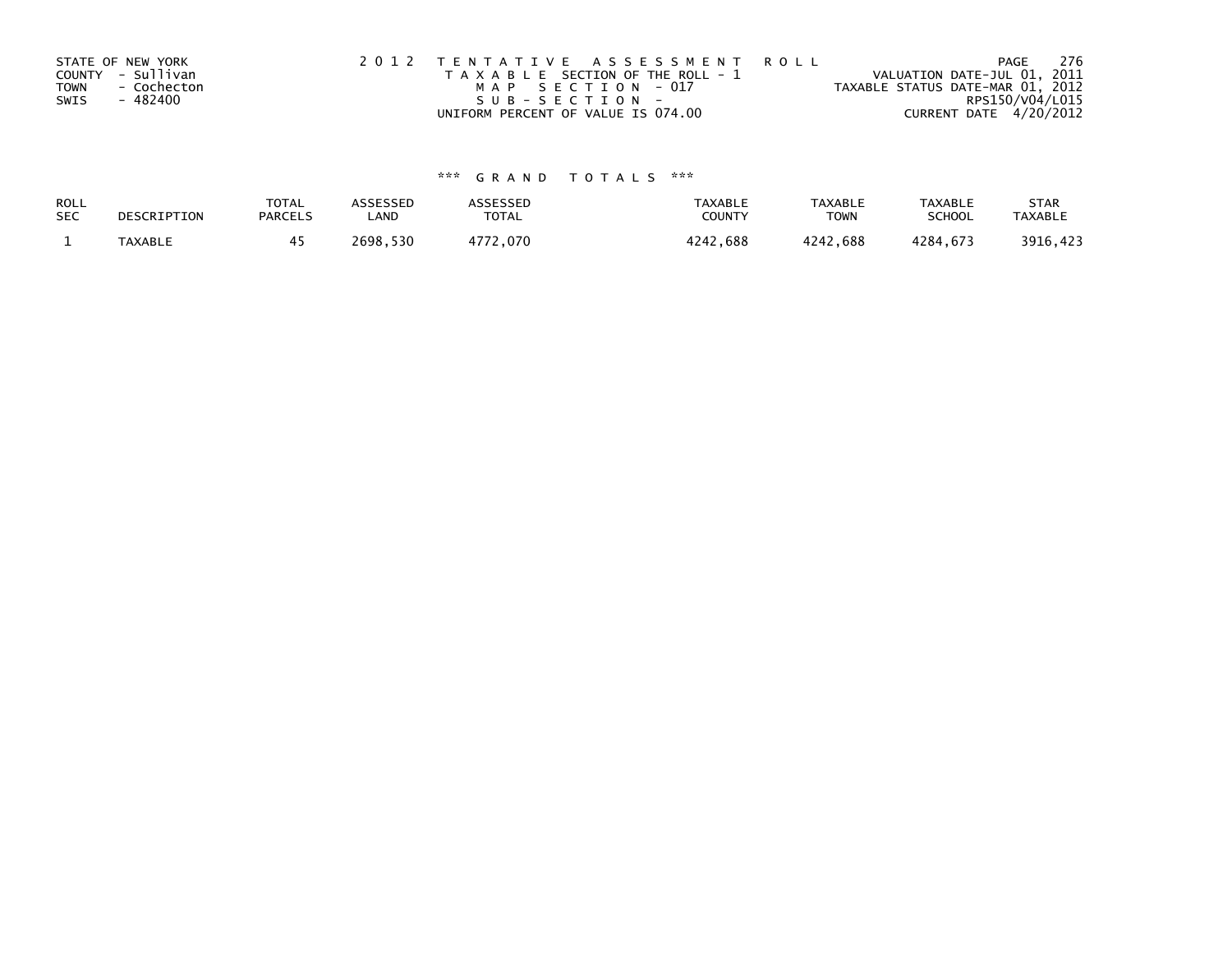STATE OF NEW YORK
COUNTY - Sullivan
TOWN - Cochecton
SWIS - 482400

2 0 1 2 T E N T A T I V E A S S E S S M E N T R O L L
T A X A B L E SECTION OF THE ROLL - 1
M A P S E C T I O N - 017
S U B - S E C T I O N -
UNIFORM PERCENT OF VALUE IS 074.00

VALUATION DATE-JUL 01, 2011
TAXABLE STATUS DATE-MAR 01, 2012
RPS150/V04/L015
CURRENT DATE 4/20/2012

### *** G R A N D T O T A L S ***

| ROLL SEC | DESCRIPTION | TOTAL PARCELS | ASSESSED LAND | ASSESSED TOTAL | TAXABLE COUNTY | TAXABLE TOWN | TAXABLE SCHOOL | STAR TAXABLE |
|---|---|---|---|---|---|---|---|---|
| 1 | TAXABLE | 45 | 2698,530 | 4772,070 | 4242,688 | 4242,688 | 4284,673 | 3916,423 |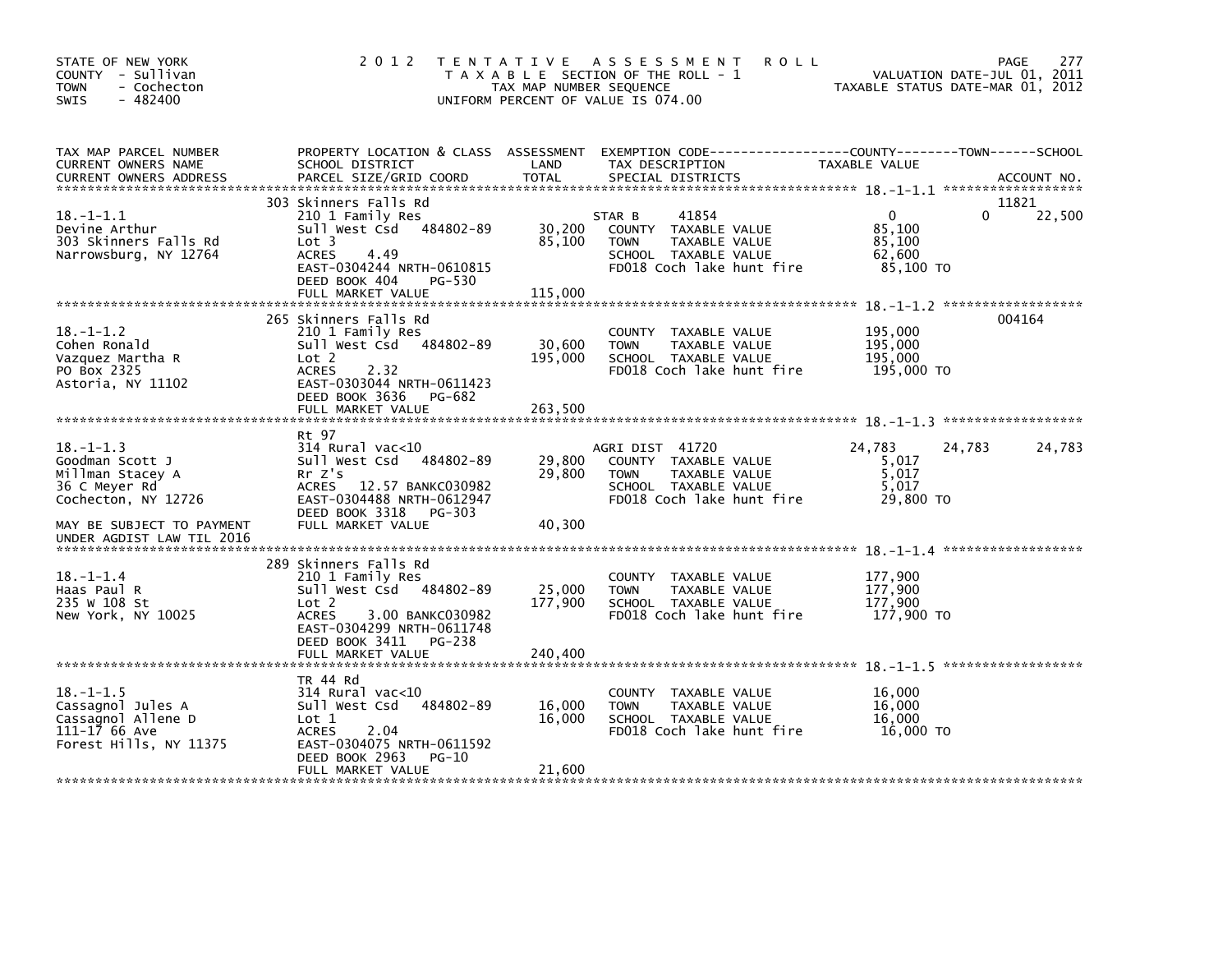STATE OF NEW YORK
COUNTY - Sullivan
TOWN - Cochecton
SWIS - 482400

# 2012 TENTATIVE ASSESSMENT ROLL

TAXABLE SECTION OF THE ROLL - 1
TAX MAP NUMBER SEQUENCE
UNIFORM PERCENT OF VALUE IS 074.00

VALUATION DATE-JUL 01, 2011
TAXABLE STATUS DATE-MAR 01, 2012

| TAX MAP PARCEL NUMBER / CURRENT OWNERS NAME / CURRENT OWNERS ADDRESS | PROPERTY LOCATION & CLASS / SCHOOL DISTRICT / PARCEL SIZE/GRID COORD | ASSESSMENT LAND / TOTAL | EXEMPTION CODE / TAX DESCRIPTION / SPECIAL DISTRICTS | COUNTY TAXABLE VALUE | TOWN | SCHOOL / ACCOUNT NO. |
|---|---|---|---|---|---|---|
| 18.-1-1.1 | 303 Skinners Falls Rd | | | | | 11821 |
| Devine Arthur | 210 1 Family Res | | STAR B 41854 | 0 | 0 | 22,500 |
| 303 Skinners Falls Rd | Sull West Csd 484802-89 | 30,200 | COUNTY TAXABLE VALUE | 85,100 | | |
| Narrowsburg, NY 12764 | Lot 3 | 85,100 | TOWN TAXABLE VALUE | 85,100 | | |
| | ACRES 4.49 | | SCHOOL TAXABLE VALUE | 62,600 | | |
| | EAST-0304244 NRTH-0610815 | | FD018 Coch lake hunt fire | 85,100 TO | | |
| | DEED BOOK 404 PG-530 | | | | | |
| | FULL MARKET VALUE | 115,000 | | | | |
| 18.-1-1.2 | 265 Skinners Falls Rd | | | | | 004164 |
| Cohen Ronald | 210 1 Family Res | | COUNTY TAXABLE VALUE | 195,000 | | |
| Vazquez Martha R | Sull West Csd 484802-89 | 30,600 | TOWN TAXABLE VALUE | 195,000 | | |
| PO Box 2325 | Lot 2 | 195,000 | SCHOOL TAXABLE VALUE | 195,000 | | |
| Astoria, NY 11102 | ACRES 2.32 | | FD018 Coch lake hunt fire | 195,000 TO | | |
| | EAST-0303044 NRTH-0611423 | | | | | |
| | DEED BOOK 3636 PG-682 | | | | | |
| | FULL MARKET VALUE | 263,500 | | | | |
| 18.-1-1.3 | Rt 97 | | | | | |
| Goodman Scott J | 314 Rural vac<10 | | AGRI DIST 41720 | 24,783 | 24,783 | 24,783 |
| Millman Stacey A | Sull West Csd 484802-89 | 29,800 | COUNTY TAXABLE VALUE | 5,017 | | |
| 36 C Meyer Rd | Rr Z's | 29,800 | TOWN TAXABLE VALUE | 5,017 | | |
| Cochecton, NY 12726 | ACRES 12.57 BANKC030982 | | SCHOOL TAXABLE VALUE | 5,017 | | |
| | EAST-0304488 NRTH-0612947 | | FD018 Coch lake hunt fire | 29,800 TO | | |
| | DEED BOOK 3318 PG-303 | | | | | |
| MAY BE SUBJECT TO PAYMENT UNDER AGDIST LAW TIL 2016 | FULL MARKET VALUE | 40,300 | | | | |
| 18.-1-1.4 | 289 Skinners Falls Rd | | | | | |
| Haas Paul R | 210 1 Family Res | | COUNTY TAXABLE VALUE | 177,900 | | |
| 235 W 108 St | Sull West Csd 484802-89 | 25,000 | TOWN TAXABLE VALUE | 177,900 | | |
| New York, NY 10025 | Lot 2 | 177,900 | SCHOOL TAXABLE VALUE | 177,900 | | |
| | ACRES 3.00 BANKC030982 | | FD018 Coch lake hunt fire | 177,900 TO | | |
| | EAST-0304299 NRTH-0611748 | | | | | |
| | DEED BOOK 3411 PG-238 | | | | | |
| | FULL MARKET VALUE | 240,400 | | | | |
| 18.-1-1.5 | TR 44 Rd | | | | | |
| Cassagnol Jules A | 314 Rural vac<10 | | COUNTY TAXABLE VALUE | 16,000 | | |
| Cassagnol Allene D | Sull West Csd 484802-89 | 16,000 | TOWN TAXABLE VALUE | 16,000 | | |
| 111-17 66 Ave | Lot 1 | 16,000 | SCHOOL TAXABLE VALUE | 16,000 | | |
| Forest Hills, NY 11375 | ACRES 2.04 | | FD018 Coch lake hunt fire | 16,000 TO | | |
| | EAST-0304075 NRTH-0611592 | | | | | |
| | DEED BOOK 2963 PG-10 | | | | | |
| | FULL MARKET VALUE | 21,600 | | | | |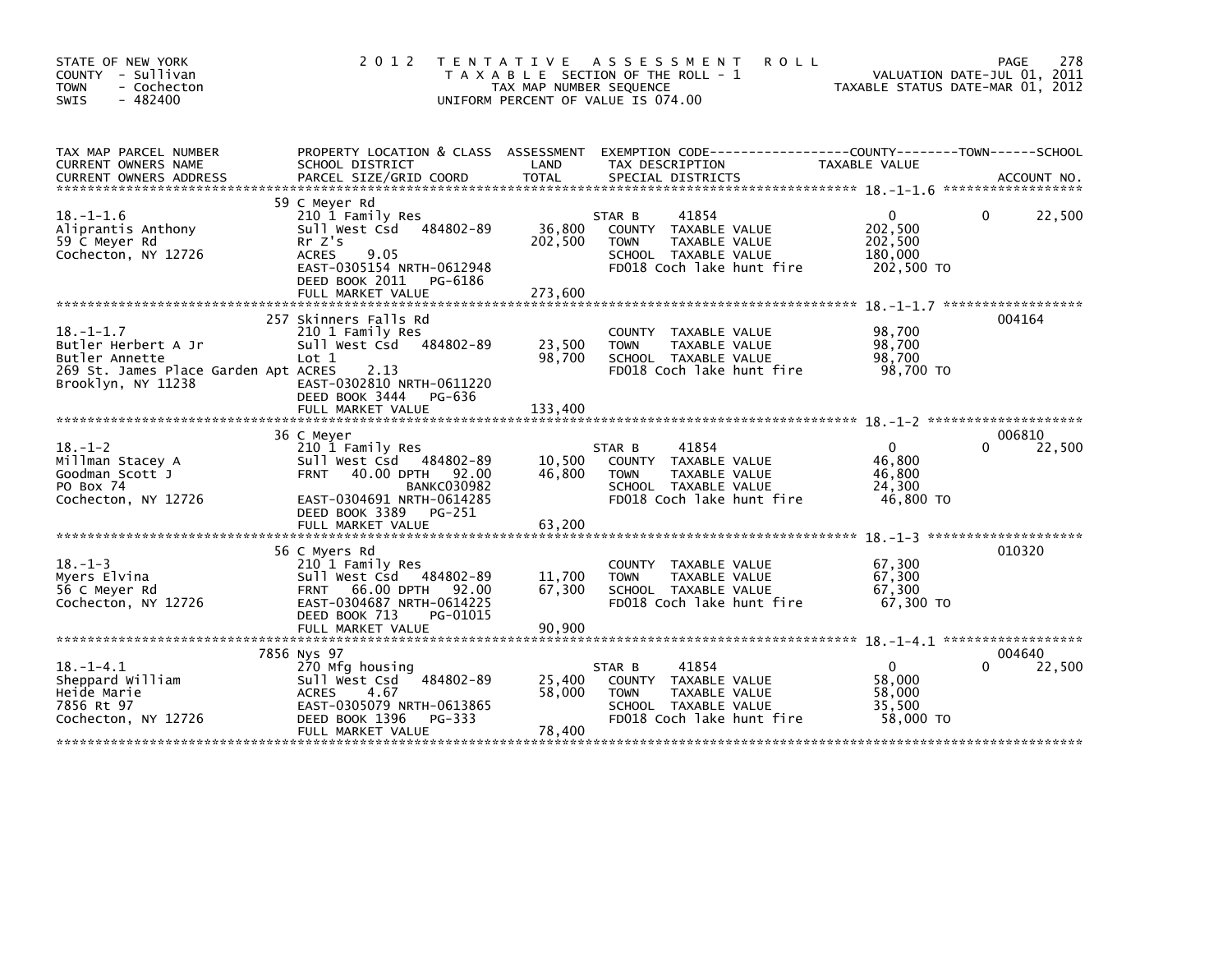STATE OF NEW YORK
COUNTY - Sullivan
TOWN - Cochecton
SWIS - 482400

# 2012 TENTATIVE ASSESSMENT ROLL

TAXABLE SECTION OF THE ROLL - 1
TAX MAP NUMBER SEQUENCE
UNIFORM PERCENT OF VALUE IS 074.00

VALUATION DATE-JUL 01, 2011
TAXABLE STATUS DATE-MAR 01, 2012

| TAX MAP PARCEL NUMBER / CURRENT OWNERS NAME / CURRENT OWNERS ADDRESS | PROPERTY LOCATION & CLASS / SCHOOL DISTRICT / PARCEL SIZE/GRID COORD | ASSESSMENT LAND | TOTAL | EXEMPTION CODE / TAX DESCRIPTION / SPECIAL DISTRICTS | COUNTY TAXABLE VALUE | TOWN | SCHOOL | ACCOUNT NO. |
|---|---|---|---|---|---|---|---|---|
| 18.-1-1.6 | 59 C Meyer Rd | | | | | | | |
| | 210 1 Family Res | | | STAR B 41854 | 0 | 0 | 22,500 | |
| Aliprantis Anthony | Sull West Csd 484802-89 | 36,800 | | COUNTY TAXABLE VALUE | 202,500 | | | |
| 59 C Meyer Rd | Rr Z's | | 202,500 | TOWN TAXABLE VALUE | 202,500 | | | |
| Cochecton, NY 12726 | ACRES 9.05 | | | SCHOOL TAXABLE VALUE | 180,000 | | | |
| | EAST-0305154 NRTH-0612948 | | | FD018 Coch lake hunt fire | 202,500 TO | | | |
| | DEED BOOK 2011 PG-6186 | | | | | | | |
| | FULL MARKET VALUE | | 273,600 | | | | | |
| 18.-1-1.7 | 257 Skinners Falls Rd | | | | | | | 004164 |
| | 210 1 Family Res | | | COUNTY TAXABLE VALUE | 98,700 | | | |
| Butler Herbert A Jr | Sull West Csd 484802-89 | 23,500 | | TOWN TAXABLE VALUE | 98,700 | | | |
| Butler Annette | Lot 1 | | 98,700 | SCHOOL TAXABLE VALUE | 98,700 | | | |
| 269 St. James Place Garden Apt | ACRES 2.13 | | | FD018 Coch lake hunt fire | 98,700 TO | | | |
| Brooklyn, NY 11238 | EAST-0302810 NRTH-0611220 | | | | | | | |
| | DEED BOOK 3444 PG-636 | | | | | | | |
| | FULL MARKET VALUE | | 133,400 | | | | | |
| 18.-1-2 | 36 C Meyer | | | | | | | 006810 |
| | 210 1 Family Res | | | STAR B 41854 | 0 | 0 | 22,500 | |
| Millman Stacey A | Sull West Csd 484802-89 | 10,500 | | COUNTY TAXABLE VALUE | 46,800 | | | |
| Goodman Scott J | FRNT 40.00 DPTH 92.00 | | 46,800 | TOWN TAXABLE VALUE | 46,800 | | | |
| PO Box 74 | BANKC030982 | | | SCHOOL TAXABLE VALUE | 24,300 | | | |
| Cochecton, NY 12726 | EAST-0304691 NRTH-0614285 | | | FD018 Coch lake hunt fire | 46,800 TO | | | |
| | DEED BOOK 3389 PG-251 | | | | | | | |
| | FULL MARKET VALUE | | 63,200 | | | | | |
| 18.-1-3 | 56 C Myers Rd | | | | | | | 010320 |
| | 210 1 Family Res | | | COUNTY TAXABLE VALUE | 67,300 | | | |
| Myers Elvina | Sull West Csd 484802-89 | 11,700 | | TOWN TAXABLE VALUE | 67,300 | | | |
| 56 C Meyer Rd | FRNT 66.00 DPTH 92.00 | | 67,300 | SCHOOL TAXABLE VALUE | 67,300 | | | |
| Cochecton, NY 12726 | EAST-0304687 NRTH-0614225 | | | FD018 Coch lake hunt fire | 67,300 TO | | | |
| | DEED BOOK 713 PG-01015 | | | | | | | |
| | FULL MARKET VALUE | | 90,900 | | | | | |
| 18.-1-4.1 | 7856 Nys 97 | | | | | | | 004640 |
| | 270 Mfg housing | | | STAR B 41854 | 0 | 0 | 22,500 | |
| Sheppard William | Sull West Csd 484802-89 | 25,400 | | COUNTY TAXABLE VALUE | 58,000 | | | |
| Heide Marie | ACRES 4.67 | | 58,000 | TOWN TAXABLE VALUE | 58,000 | | | |
| 7856 Rt 97 | EAST-0305079 NRTH-0613865 | | | SCHOOL TAXABLE VALUE | 35,500 | | | |
| Cochecton, NY 12726 | DEED BOOK 1396 PG-333 | | | FD018 Coch lake hunt fire | 58,000 TO | | | |
| | FULL MARKET VALUE | | 78,400 | | | | | |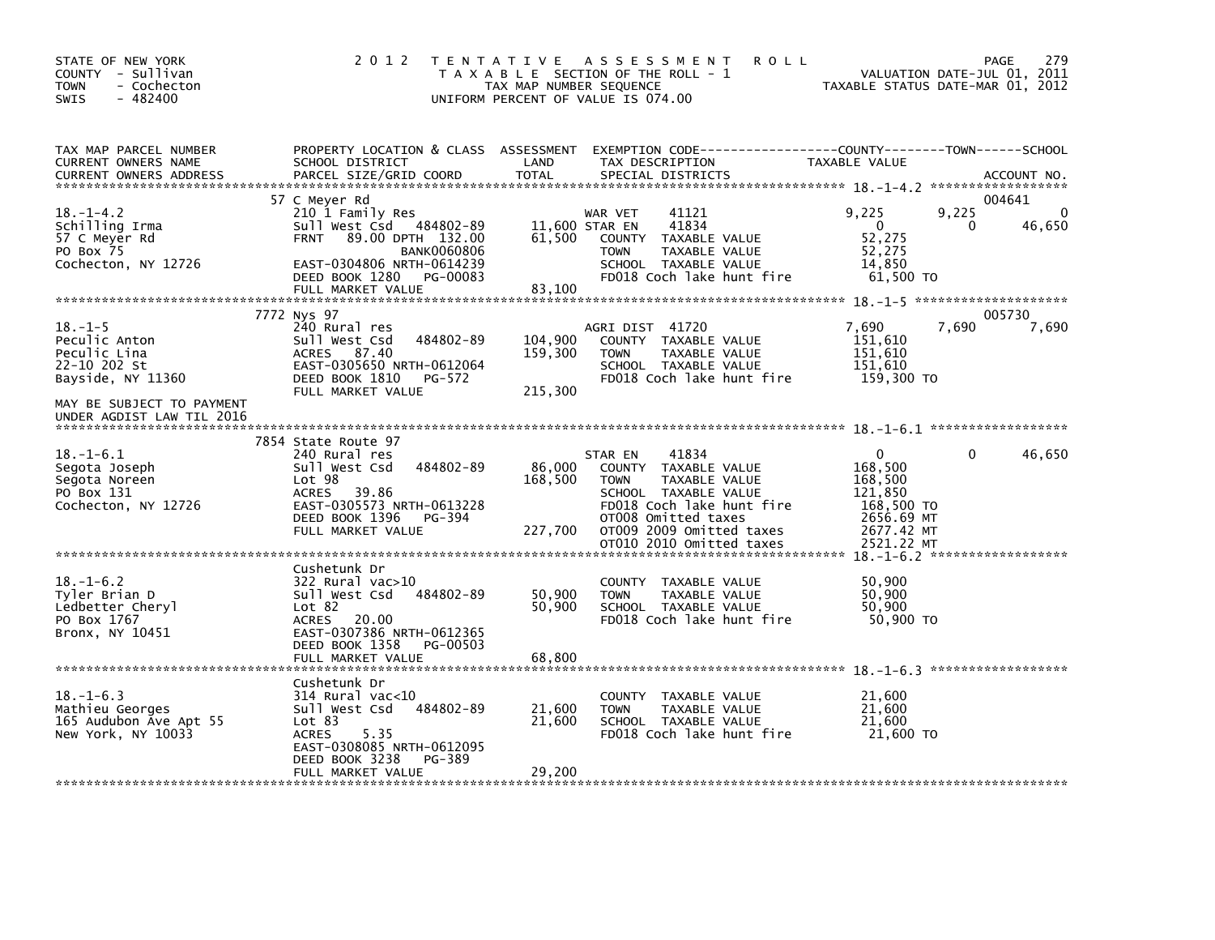STATE OF NEW YORK
COUNTY - Sullivan
TOWN - Cochecton
SWIS - 482400

2012 TENTATIVE ASSESSMENT ROLL
TAXABLE SECTION OF THE ROLL - 1
TAX MAP NUMBER SEQUENCE
UNIFORM PERCENT OF VALUE IS 074.00

VALUATION DATE-JUL 01, 2011
TAXABLE STATUS DATE-MAR 01, 2012

| TAX MAP PARCEL NUMBER / CURRENT OWNERS NAME / CURRENT OWNERS ADDRESS | PROPERTY LOCATION & CLASS / SCHOOL DISTRICT / PARCEL SIZE/GRID COORD | ASSESSMENT LAND / TOTAL | EXEMPTION CODE / TAX DESCRIPTION / SPECIAL DISTRICTS | COUNTY TAXABLE VALUE | TOWN | SCHOOL | ACCOUNT NO. |
|---|---|---|---|---|---|---|---|
| 18.-1-4.2 | 57 C Meyer Rd | | | | | | 004641 |
| | 210 1 Family Res | | WAR VET 41121 | 9,225 | 9,225 | 0 | |
| Schilling Irma | Sull West Csd 484802-89 | 11,600 | STAR EN 41834 | 0 | 0 | 46,650 | |
| 57 C Meyer Rd | FRNT 89.00 DPTH 132.00 | 61,500 | COUNTY TAXABLE VALUE | 52,275 | | | |
| PO Box 75 | BANK0060806 | | TOWN TAXABLE VALUE | 52,275 | | | |
| Cochecton, NY 12726 | EAST-0304806 NRTH-0614239 | | SCHOOL TAXABLE VALUE | 14,850 | | | |
| | DEED BOOK 1280 PG-00083 | | FD018 Coch lake hunt fire | 61,500 TO | | | |
| | FULL MARKET VALUE | 83,100 | | | | | |
| 18.-1-5 | 7772 Nys 97 | | | | | | 005730 |
| | 240 Rural res | | AGRI DIST 41720 | 7,690 | 7,690 | 7,690 | |
| Peculic Anton | Sull West Csd 484802-89 | 104,900 | COUNTY TAXABLE VALUE | 151,610 | | | |
| Peculic Lina | ACRES 87.40 | 159,300 | TOWN TAXABLE VALUE | 151,610 | | | |
| 22-10 202 St | EAST-0305650 NRTH-0612064 | | SCHOOL TAXABLE VALUE | 151,610 | | | |
| Bayside, NY 11360 | DEED BOOK 1810 PG-572 | | FD018 Coch lake hunt fire | 159,300 TO | | | |
| | FULL MARKET VALUE | 215,300 | | | | | |
| MAY BE SUBJECT TO PAYMENT UNDER AGDIST LAW TIL 2016 | | | | | | | |
| 18.-1-6.1 | 7854 State Route 97 | | | | | | |
| | 240 Rural res | | STAR EN 41834 | 0 | 0 | 46,650 | |
| Segota Joseph | Sull West Csd 484802-89 | 86,000 | COUNTY TAXABLE VALUE | 168,500 | | | |
| Segota Noreen | Lot 98 | 168,500 | TOWN TAXABLE VALUE | 168,500 | | | |
| PO Box 131 | ACRES 39.86 | | SCHOOL TAXABLE VALUE | 121,850 | | | |
| Cochecton, NY 12726 | EAST-0305573 NRTH-0613228 | | FD018 Coch lake hunt fire | 168,500 TO | | | |
| | DEED BOOK 1396 PG-394 | | OT008 Omitted taxes | 2656.69 MT | | | |
| | FULL MARKET VALUE | 227,700 | OT009 2009 Omitted taxes | 2677.42 MT | | | |
| | | | OT010 2010 Omitted taxes | 2521.22 MT | | | |
| 18.-1-6.2 | Cushetunk Dr | | | | | | |
| | 322 Rural vac>10 | | COUNTY TAXABLE VALUE | 50,900 | | | |
| Tyler Brian D | Sull West Csd 484802-89 | 50,900 | TOWN TAXABLE VALUE | 50,900 | | | |
| Ledbetter Cheryl | Lot 82 | 50,900 | SCHOOL TAXABLE VALUE | 50,900 | | | |
| PO Box 1767 | ACRES 20.00 | | FD018 Coch lake hunt fire | 50,900 TO | | | |
| Bronx, NY 10451 | EAST-0307386 NRTH-0612365 | | | | | | |
| | DEED BOOK 1358 PG-00503 | | | | | | |
| | FULL MARKET VALUE | 68,800 | | | | | |
| 18.-1-6.3 | Cushetunk Dr | | | | | | |
| | 314 Rural vac<10 | | COUNTY TAXABLE VALUE | 21,600 | | | |
| Mathieu Georges | Sull West Csd 484802-89 | 21,600 | TOWN TAXABLE VALUE | 21,600 | | | |
| 165 Audubon Ave Apt 55 | Lot 83 | 21,600 | SCHOOL TAXABLE VALUE | 21,600 | | | |
| New York, NY 10033 | ACRES 5.35 | | FD018 Coch lake hunt fire | 21,600 TO | | | |
| | EAST-0308085 NRTH-0612095 | | | | | | |
| | DEED BOOK 3238 PG-389 | | | | | | |
| | FULL MARKET VALUE | 29,200 | | | | | |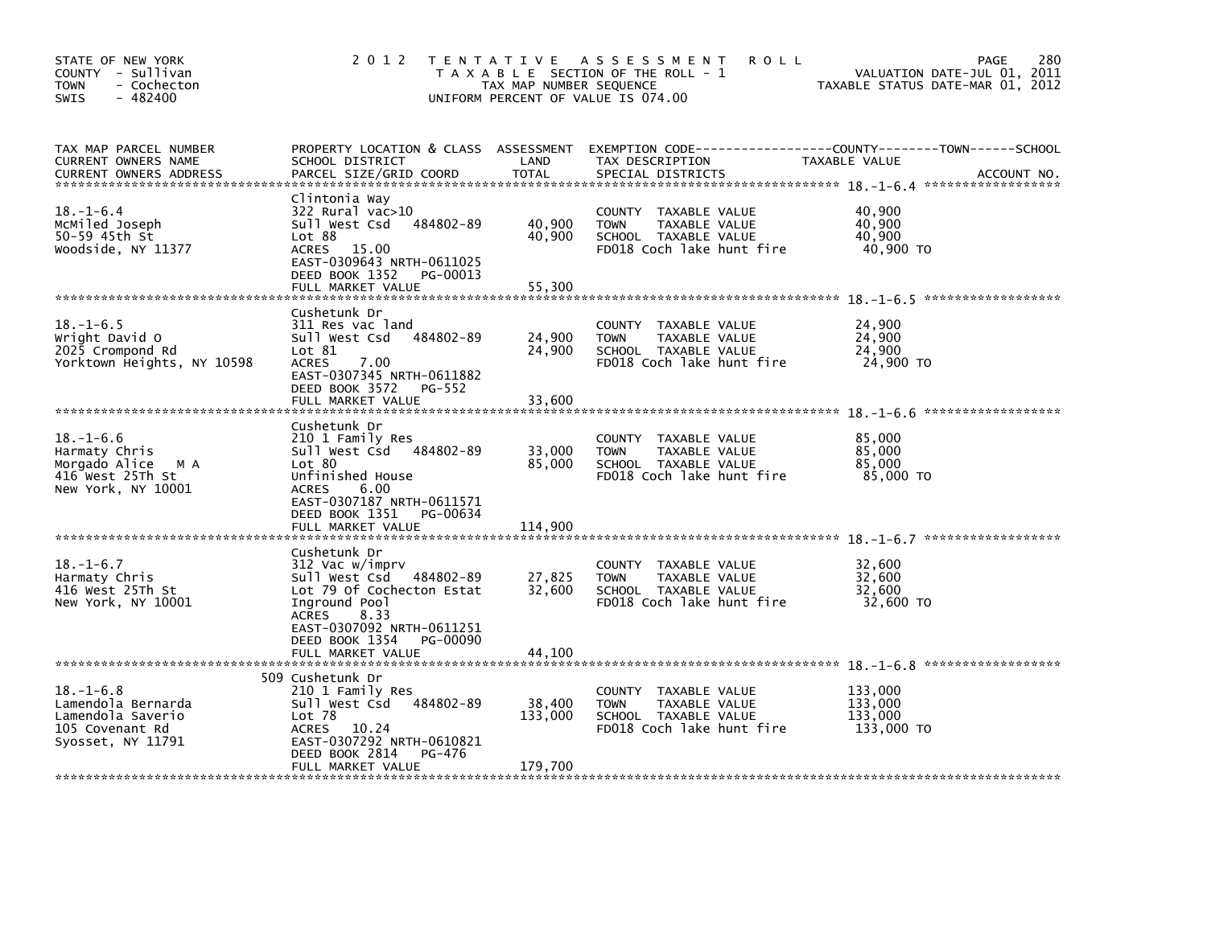STATE OF NEW YORK
COUNTY - Sullivan
TOWN - Cochecton
SWIS - 482400

# 2012 TENTATIVE ASSESSMENT ROLL

TAXABLE SECTION OF THE ROLL - 1
TAX MAP NUMBER SEQUENCE
UNIFORM PERCENT OF VALUE IS 074.00

VALUATION DATE-JUL 01, 2011
TAXABLE STATUS DATE-MAR 01, 2012

| TAX MAP PARCEL NUMBER / CURRENT OWNERS NAME / CURRENT OWNERS ADDRESS | PROPERTY LOCATION & CLASS / SCHOOL DISTRICT / PARCEL SIZE/GRID COORD | ASSESSMENT LAND | TOTAL | EXEMPTION CODE / TAX DESCRIPTION / SPECIAL DISTRICTS | TAXABLE VALUE (COUNTY / TOWN / SCHOOL) | ACCOUNT NO. |
|---|---|---|---|---|---|---|
| **18.-1-6.4** | Clintonia Way | | | | | |
| 18.-1-6.4 | 322 Rural vac>10 | | | COUNTY TAXABLE VALUE | 40,900 | |
| McMiled Joseph | Sull West Csd 484802-89 | 40,900 | | TOWN TAXABLE VALUE | 40,900 | |
| 50-59 45th St | Lot 88 | | 40,900 | SCHOOL TAXABLE VALUE | 40,900 | |
| Woodside, NY 11377 | ACRES 15.00 | | | FD018 Coch lake hunt fire | 40,900 TO | |
| | EAST-0309643 NRTH-0611025 | | | | | |
| | DEED BOOK 1352 PG-00013 | | | | | |
| | FULL MARKET VALUE | | 55,300 | | | |
| **18.-1-6.5** | Cushetunk Dr | | | | | |
| 18.-1-6.5 | 311 Res vac land | | | COUNTY TAXABLE VALUE | 24,900 | |
| Wright David O | Sull West Csd 484802-89 | 24,900 | | TOWN TAXABLE VALUE | 24,900 | |
| 2025 Crompond Rd | Lot 81 | | 24,900 | SCHOOL TAXABLE VALUE | 24,900 | |
| Yorktown Heights, NY 10598 | ACRES 7.00 | | | FD018 Coch lake hunt fire | 24,900 TO | |
| | EAST-0307345 NRTH-0611882 | | | | | |
| | DEED BOOK 3572 PG-552 | | | | | |
| | FULL MARKET VALUE | | 33,600 | | | |
| **18.-1-6.6** | Cushetunk Dr | | | | | |
| 18.-1-6.6 | 210 1 Family Res | | | COUNTY TAXABLE VALUE | 85,000 | |
| Harmaty Chris | Sull West Csd 484802-89 | 33,000 | | TOWN TAXABLE VALUE | 85,000 | |
| Morgado Alice M A | Lot 80 | | 85,000 | SCHOOL TAXABLE VALUE | 85,000 | |
| 416 West 25Th St | Unfinished House | | | FD018 Coch lake hunt fire | 85,000 TO | |
| New York, NY 10001 | ACRES 6.00 | | | | | |
| | EAST-0307187 NRTH-0611571 | | | | | |
| | DEED BOOK 1351 PG-00634 | | | | | |
| | FULL MARKET VALUE | | 114,900 | | | |
| **18.-1-6.7** | Cushetunk Dr | | | | | |
| 18.-1-6.7 | 312 Vac w/imprv | | | COUNTY TAXABLE VALUE | 32,600 | |
| Harmaty Chris | Sull West Csd 484802-89 | 27,825 | | TOWN TAXABLE VALUE | 32,600 | |
| 416 West 25Th St | Lot 79 Of Cochecton Estat | | 32,600 | SCHOOL TAXABLE VALUE | 32,600 | |
| New York, NY 10001 | Inground Pool | | | FD018 Coch lake hunt fire | 32,600 TO | |
| | ACRES 8.33 | | | | | |
| | EAST-0307092 NRTH-0611251 | | | | | |
| | DEED BOOK 1354 PG-00090 | | | | | |
| | FULL MARKET VALUE | | 44,100 | | | |
| **18.-1-6.8** | 509 Cushetunk Dr | | | | | |
| 18.-1-6.8 | 210 1 Family Res | | | COUNTY TAXABLE VALUE | 133,000 | |
| Lamendola Bernarda | Sull West Csd 484802-89 | 38,400 | | TOWN TAXABLE VALUE | 133,000 | |
| Lamendola Saverio | Lot 78 | | 133,000 | SCHOOL TAXABLE VALUE | 133,000 | |
| 105 Covenant Rd | ACRES 10.24 | | | FD018 Coch lake hunt fire | 133,000 TO | |
| Syosset, NY 11791 | EAST-0307292 NRTH-0610821 | | | | | |
| | DEED BOOK 2814 PG-476 | | | | | |
| | FULL MARKET VALUE | | 179,700 | | | |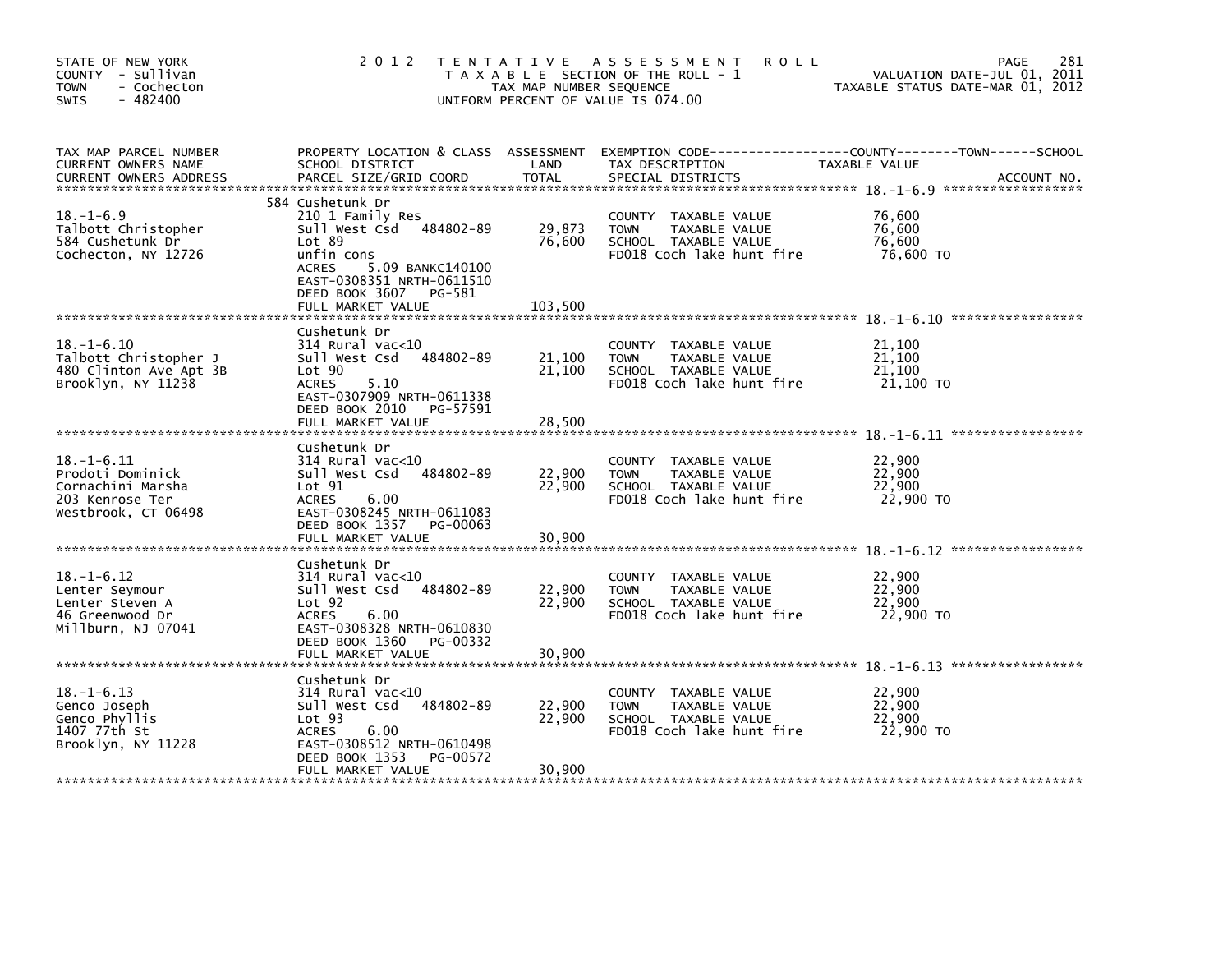STATE OF NEW YORK
COUNTY - Sullivan
TOWN - Cochecton
SWIS - 482400

2 0 1 2 T E N T A T I V E A S S E S S M E N T R O L L
T A X A B L E SECTION OF THE ROLL - 1
TAX MAP NUMBER SEQUENCE
UNIFORM PERCENT OF VALUE IS 074.00

VALUATION DATE-JUL 01, 2011
TAXABLE STATUS DATE-MAR 01, 2012

| TAX MAP PARCEL NUMBER / CURRENT OWNERS NAME / CURRENT OWNERS ADDRESS | PROPERTY LOCATION & CLASS / SCHOOL DISTRICT / PARCEL SIZE/GRID COORD | ASSESSMENT LAND / TOTAL | EXEMPTION CODE / TAX DESCRIPTION / SPECIAL DISTRICTS | COUNTY / TOWN / SCHOOL TAXABLE VALUE | ACCOUNT NO. |
|---|---|---|---|---|---|
| **18.-1-6.9** | 584 Cushetunk Dr | | | | |
| 18.-1-6.9 | 210 1 Family Res | | COUNTY TAXABLE VALUE | 76,600 | |
| Talbott Christopher | Sull West Csd 484802-89 | 29,873 | TOWN TAXABLE VALUE | 76,600 | |
| 584 Cushetunk Dr | Lot 89 | 76,600 | SCHOOL TAXABLE VALUE | 76,600 | |
| Cochecton, NY 12726 | unfin cons | | FD018 Coch lake hunt fire | 76,600 TO | |
| | ACRES 5.09 BANKC140100 | | | | |
| | EAST-0308351 NRTH-0611510 | | | | |
| | DEED BOOK 3607 PG-581 | | | | |
| | FULL MARKET VALUE | 103,500 | | | |
| **18.-1-6.10** | Cushetunk Dr | | | | |
| 18.-1-6.10 | 314 Rural vac<10 | | COUNTY TAXABLE VALUE | 21,100 | |
| Talbott Christopher J | Sull West Csd 484802-89 | 21,100 | TOWN TAXABLE VALUE | 21,100 | |
| 480 Clinton Ave Apt 3B | Lot 90 | 21,100 | SCHOOL TAXABLE VALUE | 21,100 | |
| Brooklyn, NY 11238 | ACRES 5.10 | | FD018 Coch lake hunt fire | 21,100 TO | |
| | EAST-0307909 NRTH-0611338 | | | | |
| | DEED BOOK 2010 PG-57591 | | | | |
| | FULL MARKET VALUE | 28,500 | | | |
| **18.-1-6.11** | Cushetunk Dr | | | | |
| 18.-1-6.11 | 314 Rural vac<10 | | COUNTY TAXABLE VALUE | 22,900 | |
| Prodoti Dominick | Sull West Csd 484802-89 | 22,900 | TOWN TAXABLE VALUE | 22,900 | |
| Cornachini Marsha | Lot 91 | 22,900 | SCHOOL TAXABLE VALUE | 22,900 | |
| 203 Kenrose Ter | ACRES 6.00 | | FD018 Coch lake hunt fire | 22,900 TO | |
| Westbrook, CT 06498 | EAST-0308245 NRTH-0611083 | | | | |
| | DEED BOOK 1357 PG-00063 | | | | |
| | FULL MARKET VALUE | 30,900 | | | |
| **18.-1-6.12** | Cushetunk Dr | | | | |
| 18.-1-6.12 | 314 Rural vac<10 | | COUNTY TAXABLE VALUE | 22,900 | |
| Lenter Seymour | Sull West Csd 484802-89 | 22,900 | TOWN TAXABLE VALUE | 22,900 | |
| Lenter Steven A | Lot 92 | 22,900 | SCHOOL TAXABLE VALUE | 22,900 | |
| 46 Greenwood Dr | ACRES 6.00 | | FD018 Coch lake hunt fire | 22,900 TO | |
| Millburn, NJ 07041 | EAST-0308328 NRTH-0610830 | | | | |
| | DEED BOOK 1360 PG-00332 | | | | |
| | FULL MARKET VALUE | 30,900 | | | |
| **18.-1-6.13** | Cushetunk Dr | | | | |
| 18.-1-6.13 | 314 Rural vac<10 | | COUNTY TAXABLE VALUE | 22,900 | |
| Genco Joseph | Sull West Csd 484802-89 | 22,900 | TOWN TAXABLE VALUE | 22,900 | |
| Genco Phyllis | Lot 93 | 22,900 | SCHOOL TAXABLE VALUE | 22,900 | |
| 1407 77th St | ACRES 6.00 | | FD018 Coch lake hunt fire | 22,900 TO | |
| Brooklyn, NY 11228 | EAST-0308512 NRTH-0610498 | | | | |
| | DEED BOOK 1353 PG-00572 | | | | |
| | FULL MARKET VALUE | 30,900 | | | |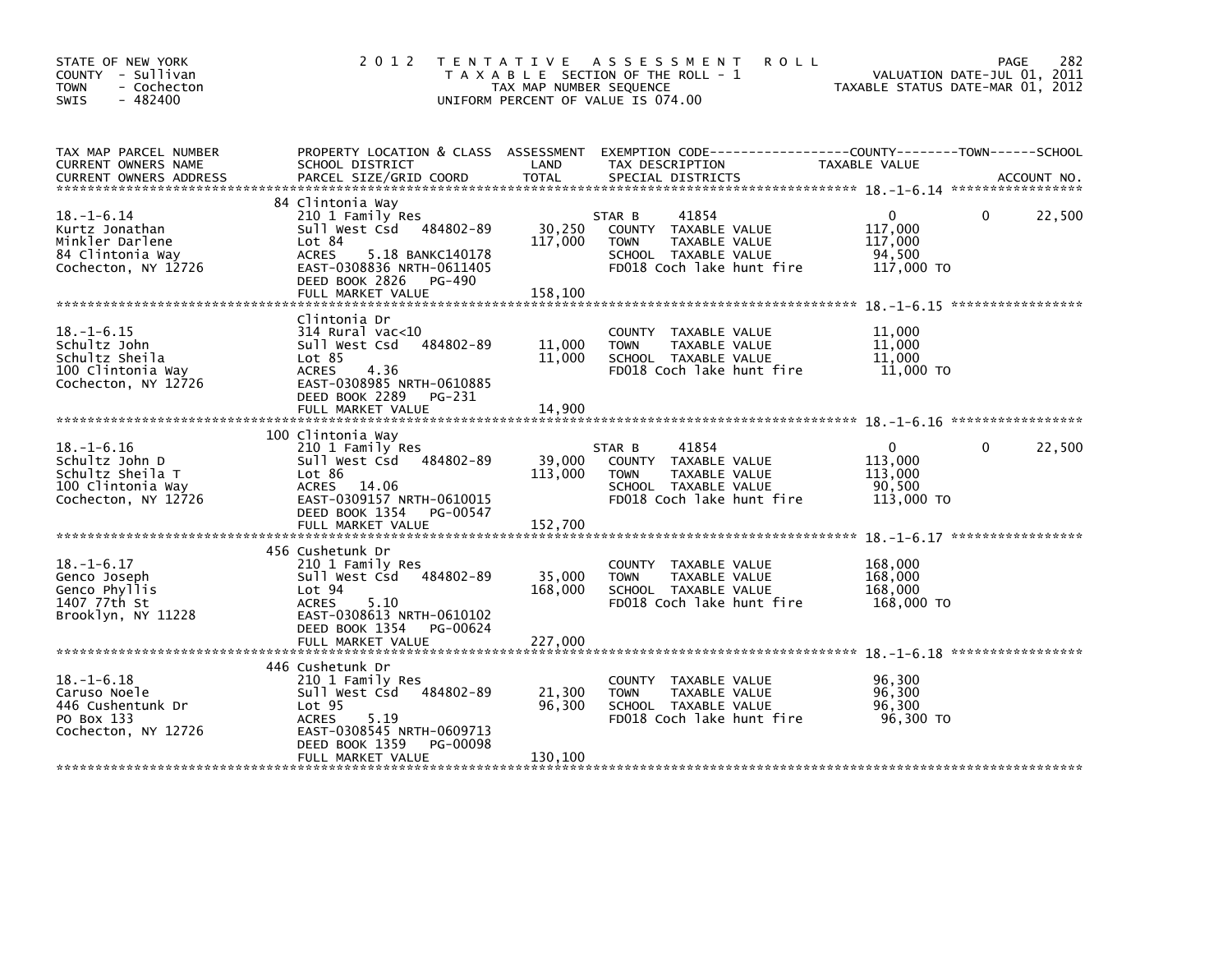STATE OF NEW YORK
COUNTY - Sullivan
TOWN - Cochecton
SWIS - 482400

# 2012 TENTATIVE ASSESSMENT ROLL

TAXABLE SECTION OF THE ROLL - 1
TAX MAP NUMBER SEQUENCE
UNIFORM PERCENT OF VALUE IS 074.00

VALUATION DATE-JUL 01, 2011
TAXABLE STATUS DATE-MAR 01, 2012

| TAX MAP PARCEL NUMBER / CURRENT OWNERS NAME / CURRENT OWNERS ADDRESS | PROPERTY LOCATION & CLASS / SCHOOL DISTRICT / PARCEL SIZE/GRID COORD | ASSESSMENT LAND / TOTAL | EXEMPTION CODE / TAX DESCRIPTION / SPECIAL DISTRICTS | COUNTY | TOWN | SCHOOL |
|---|---|---|---|---|---|---|
| **18.-1-6.14** | 84 Clintonia Way | | | | | |
| 18.-1-6.14 | 210 1 Family Res | | STAR B 41854 | 0 | 0 | 22,500 |
| Kurtz Jonathan | Sull West Csd 484802-89 | 30,250 | COUNTY TAXABLE VALUE | 117,000 | | |
| Minkler Darlene | Lot 84 | 117,000 | TOWN TAXABLE VALUE | 117,000 | | |
| 84 Clintonia Way | ACRES 5.18 BANKC140178 | | SCHOOL TAXABLE VALUE | 94,500 | | |
| Cochecton, NY 12726 | EAST-0308836 NRTH-0611405 | | FD018 Coch lake hunt fire | 117,000 TO | | |
| | DEED BOOK 2826 PG-490 | | | | | |
| | FULL MARKET VALUE | 158,100 | | | | |
| **18.-1-6.15** | Clintonia Dr | | | | | |
| 18.-1-6.15 | 314 Rural vac<10 | | COUNTY TAXABLE VALUE | 11,000 | | |
| Schultz John | Sull West Csd 484802-89 | 11,000 | TOWN TAXABLE VALUE | 11,000 | | |
| Schultz Sheila | Lot 85 | 11,000 | SCHOOL TAXABLE VALUE | 11,000 | | |
| 100 Clintonia Way | ACRES 4.36 | | FD018 Coch lake hunt fire | 11,000 TO | | |
| Cochecton, NY 12726 | EAST-0308985 NRTH-0610885 | | | | | |
| | DEED BOOK 2289 PG-231 | | | | | |
| | FULL MARKET VALUE | 14,900 | | | | |
| **18.-1-6.16** | 100 Clintonia Way | | | | | |
| 18.-1-6.16 | 210 1 Family Res | | STAR B 41854 | 0 | 0 | 22,500 |
| Schultz John D | Sull West Csd 484802-89 | 39,000 | COUNTY TAXABLE VALUE | 113,000 | | |
| Schultz Sheila T | Lot 86 | 113,000 | TOWN TAXABLE VALUE | 113,000 | | |
| 100 Clintonia Way | ACRES 14.06 | | SCHOOL TAXABLE VALUE | 90,500 | | |
| Cochecton, NY 12726 | EAST-0309157 NRTH-0610015 | | FD018 Coch lake hunt fire | 113,000 TO | | |
| | DEED BOOK 1354 PG-00547 | | | | | |
| | FULL MARKET VALUE | 152,700 | | | | |
| **18.-1-6.17** | 456 Cushetunk Dr | | | | | |
| 18.-1-6.17 | 210 1 Family Res | | COUNTY TAXABLE VALUE | 168,000 | | |
| Genco Joseph | Sull West Csd 484802-89 | 35,000 | TOWN TAXABLE VALUE | 168,000 | | |
| Genco Phyllis | Lot 94 | 168,000 | SCHOOL TAXABLE VALUE | 168,000 | | |
| 1407 77th St | ACRES 5.10 | | FD018 Coch lake hunt fire | 168,000 TO | | |
| Brooklyn, NY 11228 | EAST-0308613 NRTH-0610102 | | | | | |
| | DEED BOOK 1354 PG-00624 | | | | | |
| | FULL MARKET VALUE | 227,000 | | | | |
| **18.-1-6.18** | 446 Cushetunk Dr | | | | | |
| 18.-1-6.18 | 210 1 Family Res | | COUNTY TAXABLE VALUE | 96,300 | | |
| Caruso Noele | Sull West Csd 484802-89 | 21,300 | TOWN TAXABLE VALUE | 96,300 | | |
| 446 Cushentunk Dr | Lot 95 | 96,300 | SCHOOL TAXABLE VALUE | 96,300 | | |
| PO Box 133 | ACRES 5.19 | | FD018 Coch lake hunt fire | 96,300 TO | | |
| Cochecton, NY 12726 | EAST-0308545 NRTH-0609713 | | | | | |
| | DEED BOOK 1359 PG-00098 | | | | | |
| | FULL MARKET VALUE | 130,100 | | | | |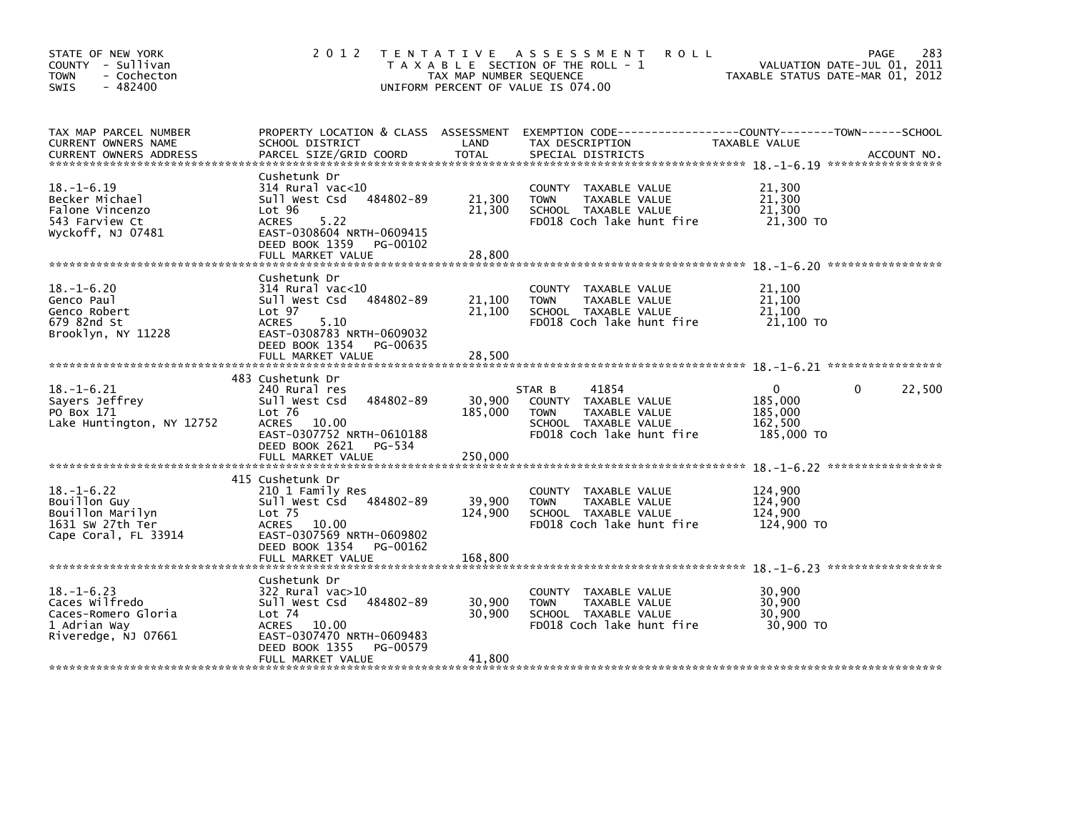STATE OF NEW YORK
COUNTY - Sullivan
TOWN - Cochecton
SWIS - 482400

2012 TENTATIVE ASSESSMENT ROLL
TAXABLE SECTION OF THE ROLL - 1
TAX MAP NUMBER SEQUENCE
UNIFORM PERCENT OF VALUE IS 074.00

VALUATION DATE-JUL 01, 2011
TAXABLE STATUS DATE-MAR 01, 2012

| TAX MAP PARCEL NUMBER / CURRENT OWNERS NAME / CURRENT OWNERS ADDRESS | PROPERTY LOCATION & CLASS / SCHOOL DISTRICT / PARCEL SIZE/GRID COORD | ASSESSMENT LAND / TOTAL | EXEMPTION CODE / TAX DESCRIPTION / SPECIAL DISTRICTS | COUNTY / TOWN TAXABLE VALUE | SCHOOL | ACCOUNT NO. |
|---|---|---|---|---|---|---|
| **18.-1-6.19** | Cushetunk Dr | | | | | |
| 18.-1-6.19 | 314 Rural vac<10 | | COUNTY TAXABLE VALUE | 21,300 | | |
| Becker Michael | Sull West Csd 484802-89 | 21,300 | TOWN TAXABLE VALUE | 21,300 | | |
| Falone Vincenzo | Lot 96 | 21,300 | SCHOOL TAXABLE VALUE | 21,300 | | |
| 543 Farview Ct | ACRES 5.22 | | FD018 Coch lake hunt fire | 21,300 TO | | |
| Wyckoff, NJ 07481 | EAST-0308604 NRTH-0609415 | | | | | |
| | DEED BOOK 1359 PG-00102 | | | | | |
| | FULL MARKET VALUE | 28,800 | | | | |
| **18.-1-6.20** | Cushetunk Dr | | | | | |
| 18.-1-6.20 | 314 Rural vac<10 | | COUNTY TAXABLE VALUE | 21,100 | | |
| Genco Paul | Sull West Csd 484802-89 | 21,100 | TOWN TAXABLE VALUE | 21,100 | | |
| Genco Robert | Lot 97 | 21,100 | SCHOOL TAXABLE VALUE | 21,100 | | |
| 679 82nd St | ACRES 5.10 | | FD018 Coch lake hunt fire | 21,100 TO | | |
| Brooklyn, NY 11228 | EAST-0308783 NRTH-0609032 | | | | | |
| | DEED BOOK 1354 PG-00635 | | | | | |
| | FULL MARKET VALUE | 28,500 | | | | |
| **18.-1-6.21** | 483 Cushetunk Dr | | | | | |
| 18.-1-6.21 | 240 Rural res | | STAR B 41854 | 0 | 0 | 22,500 |
| Sayers Jeffrey | Sull West Csd 484802-89 | 30,900 | COUNTY TAXABLE VALUE | 185,000 | | |
| PO Box 171 | Lot 76 | 185,000 | TOWN TAXABLE VALUE | 185,000 | | |
| Lake Huntington, NY 12752 | ACRES 10.00 | | SCHOOL TAXABLE VALUE | 162,500 | | |
| | EAST-0307752 NRTH-0610188 | | FD018 Coch lake hunt fire | 185,000 TO | | |
| | DEED BOOK 2621 PG-534 | | | | | |
| | FULL MARKET VALUE | 250,000 | | | | |
| **18.-1-6.22** | 415 Cushetunk Dr | | | | | |
| 18.-1-6.22 | 210 1 Family Res | | COUNTY TAXABLE VALUE | 124,900 | | |
| Bouillon Guy | Sull West Csd 484802-89 | 39,900 | TOWN TAXABLE VALUE | 124,900 | | |
| Bouillon Marilyn | Lot 75 | 124,900 | SCHOOL TAXABLE VALUE | 124,900 | | |
| 1631 SW 27th Ter | ACRES 10.00 | | FD018 Coch lake hunt fire | 124,900 TO | | |
| Cape Coral, FL 33914 | EAST-0307569 NRTH-0609802 | | | | | |
| | DEED BOOK 1354 PG-00162 | | | | | |
| | FULL MARKET VALUE | 168,800 | | | | |
| **18.-1-6.23** | Cushetunk Dr | | | | | |
| 18.-1-6.23 | 322 Rural vac>10 | | COUNTY TAXABLE VALUE | 30,900 | | |
| Caces Wilfredo | Sull West Csd 484802-89 | 30,900 | TOWN TAXABLE VALUE | 30,900 | | |
| Caces-Romero Gloria | Lot 74 | 30,900 | SCHOOL TAXABLE VALUE | 30,900 | | |
| 1 Adrian Way | ACRES 10.00 | | FD018 Coch lake hunt fire | 30,900 TO | | |
| Riveredge, NJ 07661 | EAST-0307470 NRTH-0609483 | | | | | |
| | DEED BOOK 1355 PG-00579 | | | | | |
| | FULL MARKET VALUE | 41,800 | | | | |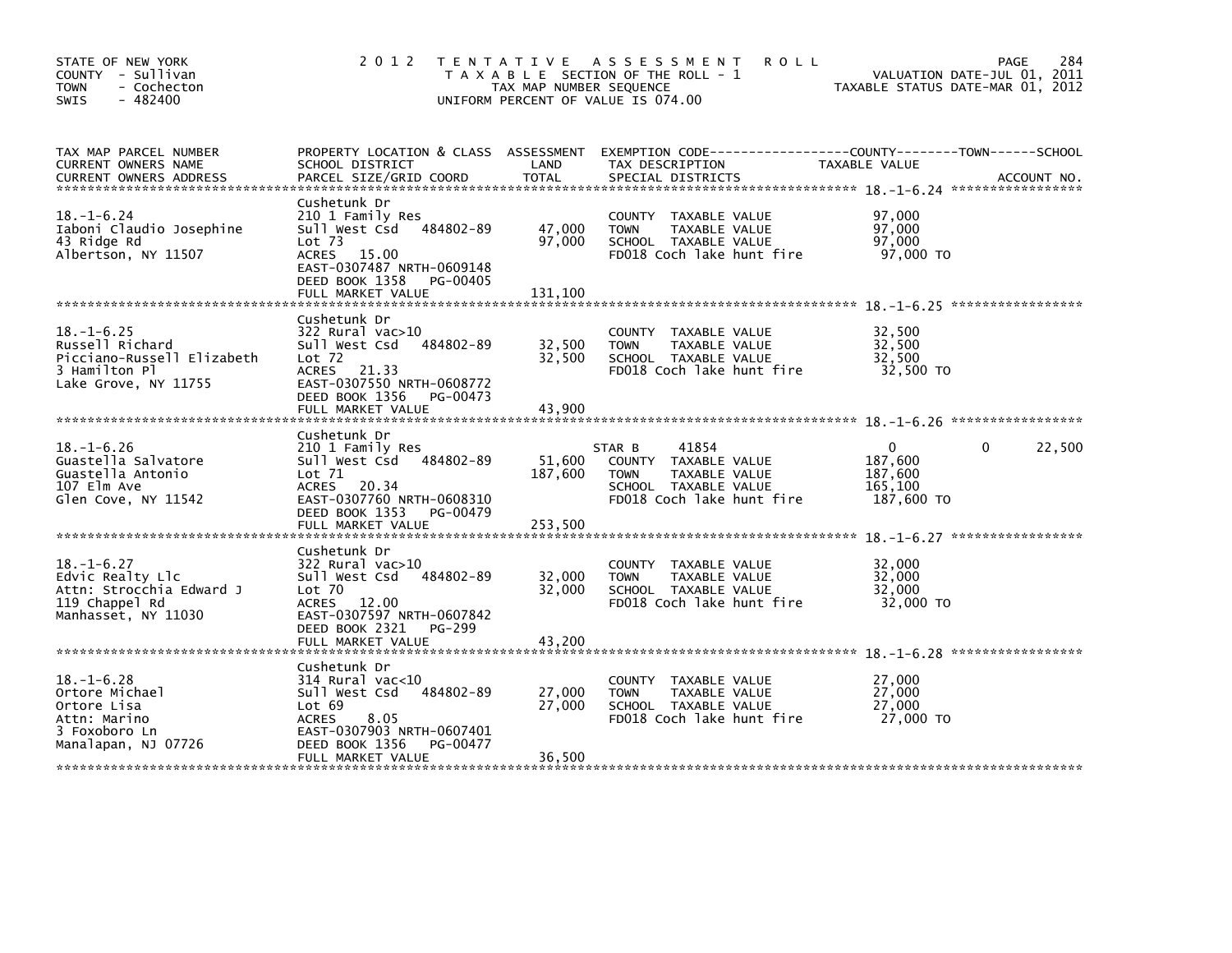STATE OF NEW YORK
COUNTY - Sullivan
TOWN - Cochecton
SWIS - 482400

2012 TENTATIVE ASSESSMENT ROLL
TAXABLE SECTION OF THE ROLL - 1
TAX MAP NUMBER SEQUENCE
UNIFORM PERCENT OF VALUE IS 074.00

VALUATION DATE-JUL 01, 2011
TAXABLE STATUS DATE-MAR 01, 2012

| TAX MAP PARCEL NUMBER / CURRENT OWNERS NAME / CURRENT OWNERS ADDRESS | PROPERTY LOCATION & CLASS / SCHOOL DISTRICT / PARCEL SIZE/GRID COORD | ASSESSMENT LAND | TOTAL | EXEMPTION CODE / TAX DESCRIPTION / SPECIAL DISTRICTS | COUNTY TAXABLE VALUE | TOWN | SCHOOL |
|---|---|---|---|---|---|---|---|
| 18.-1-6.24 | Cushetunk Dr | | | | | | |
| Iaboni Claudio Josephine | 210 1 Family Res | | | COUNTY TAXABLE VALUE | 97,000 | | |
| 43 Ridge Rd | Sull West Csd 484802-89 | 47,000 | | TOWN TAXABLE VALUE | 97,000 | | |
| Albertson, NY 11507 | Lot 73 | | 97,000 | SCHOOL TAXABLE VALUE | 97,000 | | |
| | ACRES 15.00 | | | FD018 Coch lake hunt fire | 97,000 TO | | |
| | EAST-0307487 NRTH-0609148 | | | | | | |
| | DEED BOOK 1358 PG-00405 | | | | | | |
| | FULL MARKET VALUE | | 131,100 | | | | |
| 18.-1-6.25 | Cushetunk Dr | | | | | | |
| Russell Richard | 322 Rural vac>10 | | | COUNTY TAXABLE VALUE | 32,500 | | |
| Picciano-Russell Elizabeth | Sull West Csd 484802-89 | 32,500 | | TOWN TAXABLE VALUE | 32,500 | | |
| 3 Hamilton Pl | Lot 72 | | 32,500 | SCHOOL TAXABLE VALUE | 32,500 | | |
| Lake Grove, NY 11755 | ACRES 21.33 | | | FD018 Coch lake hunt fire | 32,500 TO | | |
| | EAST-0307550 NRTH-0608772 | | | | | | |
| | DEED BOOK 1356 PG-00473 | | | | | | |
| | FULL MARKET VALUE | | 43,900 | | | | |
| 18.-1-6.26 | Cushetunk Dr | | | | | | |
| Guastella Salvatore | 210 1 Family Res | | | STAR B 41854 | 0 | 0 | 22,500 |
| Guastella Antonio | Sull West Csd 484802-89 | 51,600 | | COUNTY TAXABLE VALUE | 187,600 | | |
| 107 Elm Ave | Lot 71 | | 187,600 | TOWN TAXABLE VALUE | 187,600 | | |
| Glen Cove, NY 11542 | ACRES 20.34 | | | SCHOOL TAXABLE VALUE | 165,100 | | |
| | EAST-0307760 NRTH-0608310 | | | FD018 Coch lake hunt fire | 187,600 TO | | |
| | DEED BOOK 1353 PG-00479 | | | | | | |
| | FULL MARKET VALUE | | 253,500 | | | | |
| 18.-1-6.27 | Cushetunk Dr | | | | | | |
| Edvic Realty Llc | 322 Rural vac>10 | | | COUNTY TAXABLE VALUE | 32,000 | | |
| Attn: Strocchia Edward J | Sull West Csd 484802-89 | 32,000 | | TOWN TAXABLE VALUE | 32,000 | | |
| 119 Chappel Rd | Lot 70 | | 32,000 | SCHOOL TAXABLE VALUE | 32,000 | | |
| Manhasset, NY 11030 | ACRES 12.00 | | | FD018 Coch lake hunt fire | 32,000 TO | | |
| | EAST-0307597 NRTH-0607842 | | | | | | |
| | DEED BOOK 2321 PG-299 | | | | | | |
| | FULL MARKET VALUE | | 43,200 | | | | |
| 18.-1-6.28 | Cushetunk Dr | | | | | | |
| Ortore Michael | 314 Rural vac<10 | | | COUNTY TAXABLE VALUE | 27,000 | | |
| Ortore Lisa | Sull West Csd 484802-89 | 27,000 | | TOWN TAXABLE VALUE | 27,000 | | |
| Attn: Marino | Lot 69 | | 27,000 | SCHOOL TAXABLE VALUE | 27,000 | | |
| 3 Foxoboro Ln | ACRES 8.05 | | | FD018 Coch lake hunt fire | 27,000 TO | | |
| Manalapan, NJ 07726 | EAST-0307903 NRTH-0607401 | | | | | | |
| | DEED BOOK 1356 PG-00477 | | | | | | |
| | FULL MARKET VALUE | | 36,500 | | | | |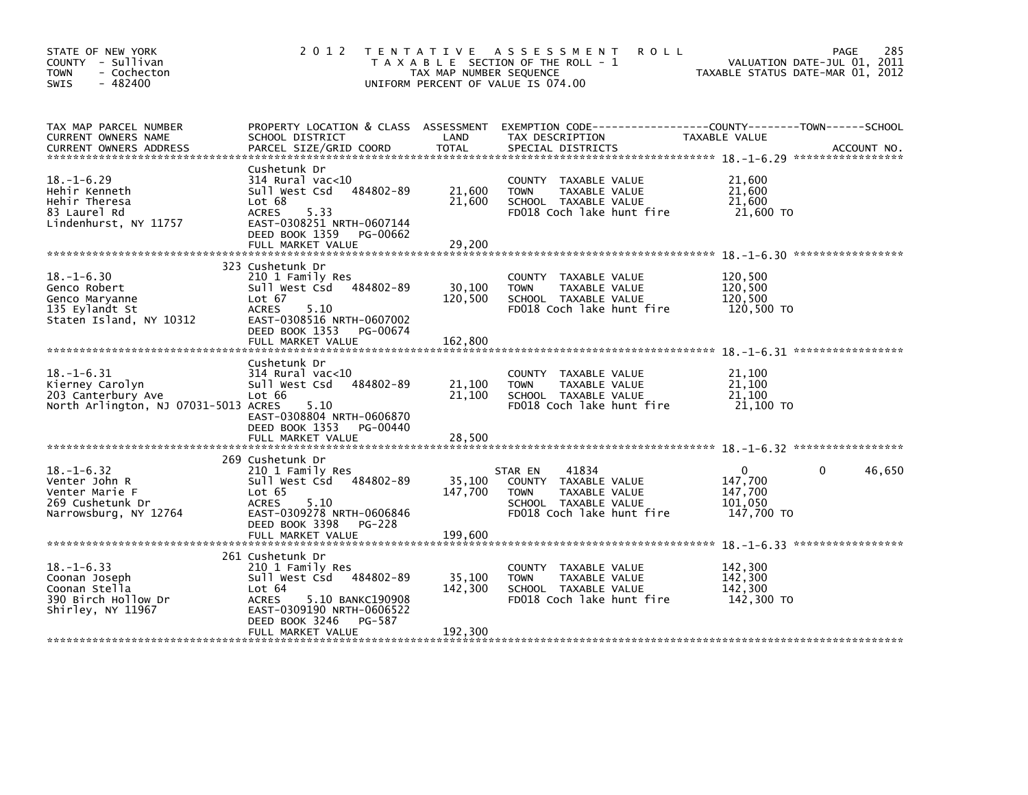STATE OF NEW YORK
COUNTY - Sullivan
TOWN - Cochecton
SWIS - 482400

2 0 1 2 T E N T A T I V E A S S E S S M E N T R O L L
T A X A B L E SECTION OF THE ROLL - 1
TAX MAP NUMBER SEQUENCE
UNIFORM PERCENT OF VALUE IS 074.00

VALUATION DATE-JUL 01, 2011
TAXABLE STATUS DATE-MAR 01, 2012

| TAX MAP PARCEL NUMBER / CURRENT OWNERS NAME / CURRENT OWNERS ADDRESS | PROPERTY LOCATION & CLASS / SCHOOL DISTRICT / PARCEL SIZE/GRID COORD | ASSESSMENT LAND / TOTAL | EXEMPTION CODE / TAX DESCRIPTION / SPECIAL DISTRICTS | COUNTY / TOWN TAXABLE VALUE | SCHOOL / ACCOUNT NO. |
|---|---|---|---|---|---|
| **18.-1-6.29** | Cushetunk Dr | | | | |
| 18.-1-6.29 | 314 Rural vac<10 | | COUNTY TAXABLE VALUE | 21,600 | |
| Hehir Kenneth | Sull West Csd 484802-89 | 21,600 | TOWN TAXABLE VALUE | 21,600 | |
| Hehir Theresa | Lot 68 | 21,600 | SCHOOL TAXABLE VALUE | 21,600 | |
| 83 Laurel Rd | ACRES 5.33 | | FD018 Coch lake hunt fire | 21,600 TO | |
| Lindenhurst, NY 11757 | EAST-0308251 NRTH-0607144 | | | | |
| | DEED BOOK 1359 PG-00662 | | | | |
| | FULL MARKET VALUE | 29,200 | | | |
| **18.-1-6.30** | 323 Cushetunk Dr | | | | |
| 18.-1-6.30 | 210 1 Family Res | | COUNTY TAXABLE VALUE | 120,500 | |
| Genco Robert | Sull West Csd 484802-89 | 30,100 | TOWN TAXABLE VALUE | 120,500 | |
| Genco Maryanne | Lot 67 | 120,500 | SCHOOL TAXABLE VALUE | 120,500 | |
| 135 Eylandt St | ACRES 5.10 | | FD018 Coch lake hunt fire | 120,500 TO | |
| Staten Island, NY 10312 | EAST-0308516 NRTH-0607002 | | | | |
| | DEED BOOK 1353 PG-00674 | | | | |
| | FULL MARKET VALUE | 162,800 | | | |
| **18.-1-6.31** | Cushetunk Dr | | | | |
| 18.-1-6.31 | 314 Rural vac<10 | | COUNTY TAXABLE VALUE | 21,100 | |
| Kierney Carolyn | Sull West Csd 484802-89 | 21,100 | TOWN TAXABLE VALUE | 21,100 | |
| 203 Canterbury Ave | Lot 66 | 21,100 | SCHOOL TAXABLE VALUE | 21,100 | |
| North Arlington, NJ 07031-5013 | ACRES 5.10 | | FD018 Coch lake hunt fire | 21,100 TO | |
| | EAST-0308804 NRTH-0606870 | | | | |
| | DEED BOOK 1353 PG-00440 | | | | |
| | FULL MARKET VALUE | 28,500 | | | |
| **18.-1-6.32** | 269 Cushetunk Dr | | | | |
| 18.-1-6.32 | 210 1 Family Res | | STAR EN 41834 | 0 / 0 | 46,650 |
| Venter John R | Sull West Csd 484802-89 | 35,100 | COUNTY TAXABLE VALUE | 147,700 | |
| Venter Marie F | Lot 65 | 147,700 | TOWN TAXABLE VALUE | 147,700 | |
| 269 Cushetunk Dr | ACRES 5.10 | | SCHOOL TAXABLE VALUE | 101,050 | |
| Narrowsburg, NY 12764 | EAST-0309278 NRTH-0606846 | | FD018 Coch lake hunt fire | 147,700 TO | |
| | DEED BOOK 3398 PG-228 | | | | |
| | FULL MARKET VALUE | 199,600 | | | |
| **18.-1-6.33** | 261 Cushetunk Dr | | | | |
| 18.-1-6.33 | 210 1 Family Res | | COUNTY TAXABLE VALUE | 142,300 | |
| Coonan Joseph | Sull West Csd 484802-89 | 35,100 | TOWN TAXABLE VALUE | 142,300 | |
| Coonan Stella | Lot 64 | 142,300 | SCHOOL TAXABLE VALUE | 142,300 | |
| 390 Birch Hollow Dr | ACRES 5.10 BANKC190908 | | FD018 Coch lake hunt fire | 142,300 TO | |
| Shirley, NY 11967 | EAST-0309190 NRTH-0606522 | | | | |
| | DEED BOOK 3246 PG-587 | | | | |
| | FULL MARKET VALUE | 192,300 | | | |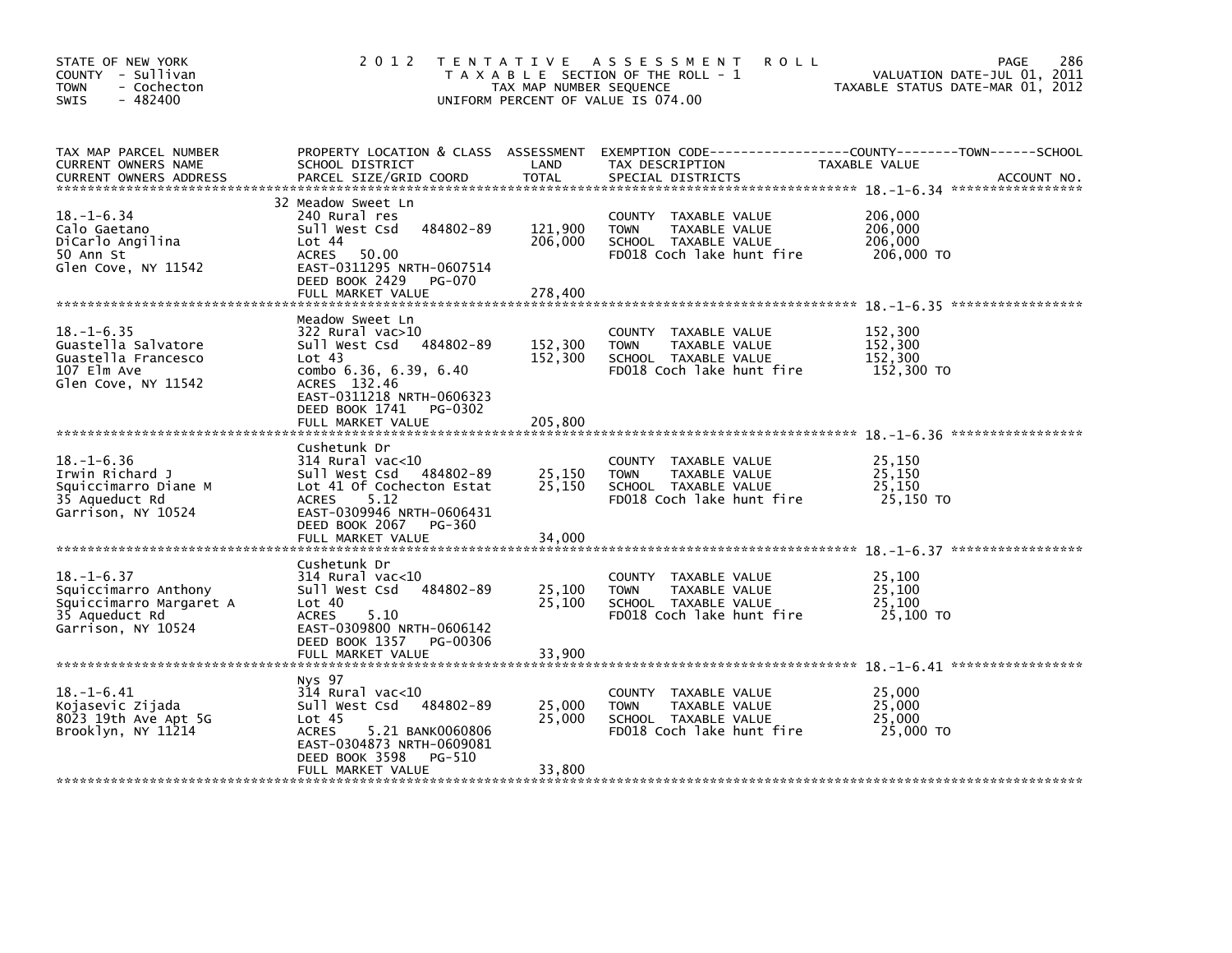STATE OF NEW YORK
COUNTY - Sullivan
TOWN - Cochecton
SWIS - 482400

2012 TENTATIVE ASSESSMENT ROLL
TAXABLE SECTION OF THE ROLL - 1
TAX MAP NUMBER SEQUENCE
UNIFORM PERCENT OF VALUE IS 074.00

VALUATION DATE-JUL 01, 2011
TAXABLE STATUS DATE-MAR 01, 2012

| TAX MAP PARCEL NUMBER / CURRENT OWNERS NAME / CURRENT OWNERS ADDRESS | PROPERTY LOCATION & CLASS / SCHOOL DISTRICT / PARCEL SIZE/GRID COORD | ASSESSMENT LAND / TOTAL | EXEMPTION CODE / TAX DESCRIPTION / SPECIAL DISTRICTS | TAXABLE VALUE (COUNTY / TOWN / SCHOOL) | ACCOUNT NO. |
|---|---|---|---|---|---|
| 18.-1-6.34 | 32 Meadow Sweet Ln | | | | |
| | 240 Rural res | | COUNTY TAXABLE VALUE | 206,000 | |
| Calo Gaetano | Sull West Csd 484802-89 | 121,900 | TOWN TAXABLE VALUE | 206,000 | |
| DiCarlo Angilina | Lot 44 | 206,000 | SCHOOL TAXABLE VALUE | 206,000 | |
| 50 Ann St | ACRES 50.00 | | FD018 Coch lake hunt fire | 206,000 TO | |
| Glen Cove, NY 11542 | EAST-0311295 NRTH-0607514 | | | | |
| | DEED BOOK 2429 PG-070 | | | | |
| | FULL MARKET VALUE | 278,400 | | | |
| 18.-1-6.35 | Meadow Sweet Ln | | | | |
| | 322 Rural vac>10 | | COUNTY TAXABLE VALUE | 152,300 | |
| Guastella Salvatore | Sull West Csd 484802-89 | 152,300 | TOWN TAXABLE VALUE | 152,300 | |
| Guastella Francesco | Lot 43 | 152,300 | SCHOOL TAXABLE VALUE | 152,300 | |
| 107 Elm Ave | combo 6.36, 6.39, 6.40 | | FD018 Coch lake hunt fire | 152,300 TO | |
| Glen Cove, NY 11542 | ACRES 132.46 | | | | |
| | EAST-0311218 NRTH-0606323 | | | | |
| | DEED BOOK 1741 PG-0302 | | | | |
| | FULL MARKET VALUE | 205,800 | | | |
| 18.-1-6.36 | Cushetunk Dr | | | | |
| | 314 Rural vac<10 | | COUNTY TAXABLE VALUE | 25,150 | |
| Irwin Richard J | Sull West Csd 484802-89 | 25,150 | TOWN TAXABLE VALUE | 25,150 | |
| Squiccimarro Diane M | Lot 41 Of Cochecton Estat | 25,150 | SCHOOL TAXABLE VALUE | 25,150 | |
| 35 Aqueduct Rd | ACRES 5.12 | | FD018 Coch lake hunt fire | 25,150 TO | |
| Garrison, NY 10524 | EAST-0309946 NRTH-0606431 | | | | |
| | DEED BOOK 2067 PG-360 | | | | |
| | FULL MARKET VALUE | 34,000 | | | |
| 18.-1-6.37 | Cushetunk Dr | | | | |
| | 314 Rural vac<10 | | COUNTY TAXABLE VALUE | 25,100 | |
| Squiccimarro Anthony | Sull West Csd 484802-89 | 25,100 | TOWN TAXABLE VALUE | 25,100 | |
| Squiccimarro Margaret A | Lot 40 | 25,100 | SCHOOL TAXABLE VALUE | 25,100 | |
| 35 Aqueduct Rd | ACRES 5.10 | | FD018 Coch lake hunt fire | 25,100 TO | |
| Garrison, NY 10524 | EAST-0309800 NRTH-0606142 | | | | |
| | DEED BOOK 1357 PG-00306 | | | | |
| | FULL MARKET VALUE | 33,900 | | | |
| 18.-1-6.41 | Nys 97 | | | | |
| | 314 Rural vac<10 | | COUNTY TAXABLE VALUE | 25,000 | |
| Kojasevic Zijada | Sull West Csd 484802-89 | 25,000 | TOWN TAXABLE VALUE | 25,000 | |
| 8023 19th Ave Apt 5G | Lot 45 | 25,000 | SCHOOL TAXABLE VALUE | 25,000 | |
| Brooklyn, NY 11214 | ACRES 5.21 BANK0060806 | | FD018 Coch lake hunt fire | 25,000 TO | |
| | EAST-0304873 NRTH-0609081 | | | | |
| | DEED BOOK 3598 PG-510 | | | | |
| | FULL MARKET VALUE | 33,800 | | | |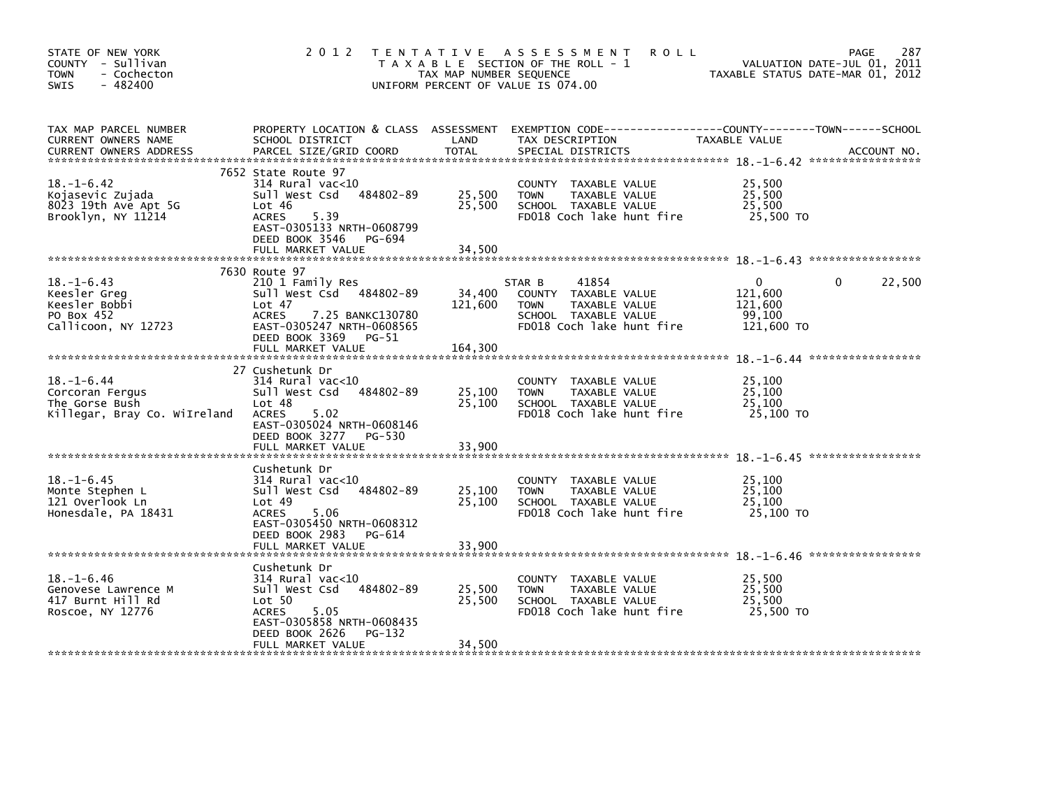STATE OF NEW YORK
COUNTY - Sullivan
TOWN - Cochecton
SWIS - 482400

# 2012 TENTATIVE ASSESSMENT ROLL

TAXABLE SECTION OF THE ROLL - 1
TAX MAP NUMBER SEQUENCE
UNIFORM PERCENT OF VALUE IS 074.00

VALUATION DATE-JUL 01, 2011
TAXABLE STATUS DATE-MAR 01, 2012

| TAX MAP PARCEL NUMBER / CURRENT OWNERS NAME / CURRENT OWNERS ADDRESS | PROPERTY LOCATION & CLASS / SCHOOL DISTRICT / PARCEL SIZE/GRID COORD | ASSESSMENT LAND | TOTAL | EXEMPTION CODE / TAX DESCRIPTION / SPECIAL DISTRICTS | COUNTY TAXABLE VALUE | TOWN | SCHOOL |
|---|---|---|---|---|---|---|---|
| 18.-1-6.42 | 7652 State Route 97 | | | | | | |
| | 314 Rural vac<10 | | | COUNTY TAXABLE VALUE | 25,500 | | |
| Kojasevic Zujada | Sull West Csd 484802-89 | 25,500 | | TOWN TAXABLE VALUE | 25,500 | | |
| 8023 19th Ave Apt 5G | Lot 46 | | 25,500 | SCHOOL TAXABLE VALUE | 25,500 | | |
| Brooklyn, NY 11214 | ACRES 5.39 | | | FD018 Coch lake hunt fire | 25,500 TO | | |
| | EAST-0305133 NRTH-0608799 | | | | | | |
| | DEED BOOK 3546 PG-694 | | | | | | |
| | FULL MARKET VALUE | | 34,500 | | | | |
| 18.-1-6.43 | 7630 Route 97 | | | | | | |
| | 210 1 Family Res | | | STAR B 41854 | 0 | 0 | 22,500 |
| Keesler Greg | Sull West Csd 484802-89 | 34,400 | | COUNTY TAXABLE VALUE | 121,600 | | |
| Keesler Bobbi | Lot 47 | | 121,600 | TOWN TAXABLE VALUE | 121,600 | | |
| PO Box 452 | ACRES 7.25 BANKC130780 | | | SCHOOL TAXABLE VALUE | 99,100 | | |
| Callicoon, NY 12723 | EAST-0305247 NRTH-0608565 | | | FD018 Coch lake hunt fire | 121,600 TO | | |
| | DEED BOOK 3369 PG-51 | | | | | | |
| | FULL MARKET VALUE | | 164,300 | | | | |
| 18.-1-6.44 | 27 Cushetunk Dr | | | | | | |
| | 314 Rural vac<10 | | | COUNTY TAXABLE VALUE | 25,100 | | |
| Corcoran Fergus | Sull West Csd 484802-89 | 25,100 | | TOWN TAXABLE VALUE | 25,100 | | |
| The Gorse Bush | Lot 48 | | 25,100 | SCHOOL TAXABLE VALUE | 25,100 | | |
| Killegar, Bray Co. WiIreland | ACRES 5.02 | | | FD018 Coch lake hunt fire | 25,100 TO | | |
| | EAST-0305024 NRTH-0608146 | | | | | | |
| | DEED BOOK 3277 PG-530 | | | | | | |
| | FULL MARKET VALUE | | 33,900 | | | | |
| 18.-1-6.45 | Cushetunk Dr | | | | | | |
| | 314 Rural vac<10 | | | COUNTY TAXABLE VALUE | 25,100 | | |
| Monte Stephen L | Sull West Csd 484802-89 | 25,100 | | TOWN TAXABLE VALUE | 25,100 | | |
| 121 Overlook Ln | Lot 49 | | 25,100 | SCHOOL TAXABLE VALUE | 25,100 | | |
| Honesdale, PA 18431 | ACRES 5.06 | | | FD018 Coch lake hunt fire | 25,100 TO | | |
| | EAST-0305450 NRTH-0608312 | | | | | | |
| | DEED BOOK 2983 PG-614 | | | | | | |
| | FULL MARKET VALUE | | 33,900 | | | | |
| 18.-1-6.46 | Cushetunk Dr | | | | | | |
| | 314 Rural vac<10 | | | COUNTY TAXABLE VALUE | 25,500 | | |
| Genovese Lawrence M | Sull West Csd 484802-89 | 25,500 | | TOWN TAXABLE VALUE | 25,500 | | |
| 417 Burnt Hill Rd | Lot 50 | | 25,500 | SCHOOL TAXABLE VALUE | 25,500 | | |
| Roscoe, NY 12776 | ACRES 5.05 | | | FD018 Coch lake hunt fire | 25,500 TO | | |
| | EAST-0305858 NRTH-0608435 | | | | | | |
| | DEED BOOK 2626 PG-132 | | | | | | |
| | FULL MARKET VALUE | | 34,500 | | | | |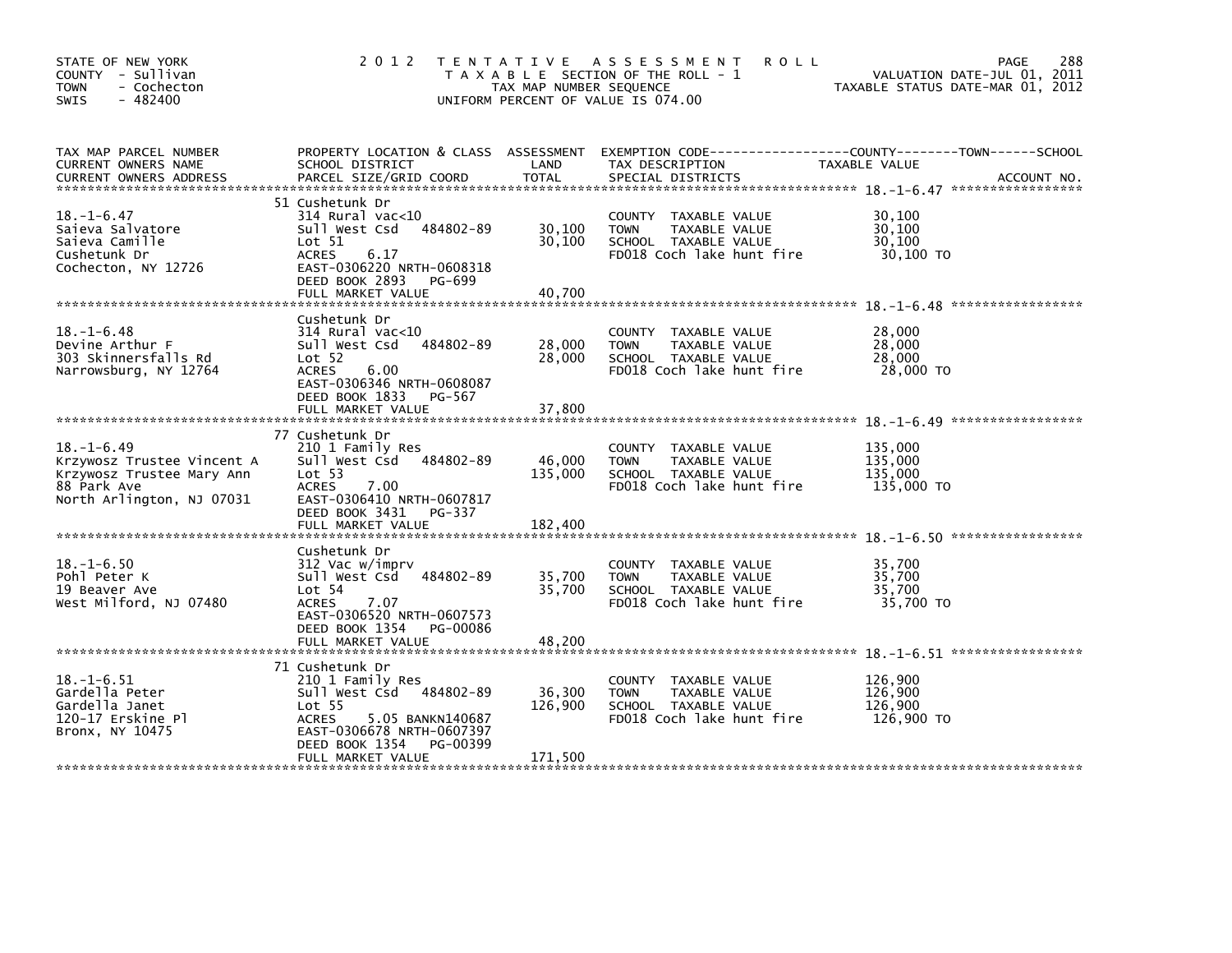STATE OF NEW YORK
COUNTY - Sullivan
TOWN - Cochecton
SWIS - 482400

# 2012 TENTATIVE ASSESSMENT ROLL

TAXABLE SECTION OF THE ROLL - 1
TAX MAP NUMBER SEQUENCE
UNIFORM PERCENT OF VALUE IS 074.00

VALUATION DATE-JUL 01, 2011
TAXABLE STATUS DATE-MAR 01, 2012

| TAX MAP PARCEL NUMBER / CURRENT OWNERS NAME / CURRENT OWNERS ADDRESS | PROPERTY LOCATION & CLASS / SCHOOL DISTRICT / PARCEL SIZE/GRID COORD | ASSESSMENT LAND | TOTAL | EXEMPTION CODE / TAX DESCRIPTION / SPECIAL DISTRICTS | TAXABLE VALUE (COUNTY--------TOWN------SCHOOL) | ACCOUNT NO. |
|---|---|---|---|---|---|---|
| 18.-1-6.47 | 51 Cushetunk Dr | | | | | |
| | 314 Rural vac<10 | | | COUNTY TAXABLE VALUE | 30,100 | |
| Saieva Salvatore | Sull West Csd 484802-89 | 30,100 | | TOWN TAXABLE VALUE | 30,100 | |
| Saieva Camille | Lot 51 | | 30,100 | SCHOOL TAXABLE VALUE | 30,100 | |
| Cushetunk Dr | ACRES 6.17 | | | FD018 Coch lake hunt fire | 30,100 TO | |
| Cochecton, NY 12726 | EAST-0306220 NRTH-0608318 | | | | | |
| | DEED BOOK 2893 PG-699 | | | | | |
| | FULL MARKET VALUE | | 40,700 | | | |
| 18.-1-6.48 | Cushetunk Dr | | | | | |
| | 314 Rural vac<10 | | | COUNTY TAXABLE VALUE | 28,000 | |
| Devine Arthur F | Sull West Csd 484802-89 | 28,000 | | TOWN TAXABLE VALUE | 28,000 | |
| 303 Skinnersfalls Rd | Lot 52 | | 28,000 | SCHOOL TAXABLE VALUE | 28,000 | |
| Narrowsburg, NY 12764 | ACRES 6.00 | | | FD018 Coch lake hunt fire | 28,000 TO | |
| | EAST-0306346 NRTH-0608087 | | | | | |
| | DEED BOOK 1833 PG-567 | | | | | |
| | FULL MARKET VALUE | | 37,800 | | | |
| 18.-1-6.49 | 77 Cushetunk Dr | | | | | |
| | 210 1 Family Res | | | COUNTY TAXABLE VALUE | 135,000 | |
| Krzywosz Trustee Vincent A | Sull West Csd 484802-89 | 46,000 | | TOWN TAXABLE VALUE | 135,000 | |
| Krzywosz Trustee Mary Ann | Lot 53 | | 135,000 | SCHOOL TAXABLE VALUE | 135,000 | |
| 88 Park Ave | ACRES 7.00 | | | FD018 Coch lake hunt fire | 135,000 TO | |
| North Arlington, NJ 07031 | EAST-0306410 NRTH-0607817 | | | | | |
| | DEED BOOK 3431 PG-337 | | | | | |
| | FULL MARKET VALUE | | 182,400 | | | |
| 18.-1-6.50 | Cushetunk Dr | | | | | |
| | 312 Vac w/imprv | | | COUNTY TAXABLE VALUE | 35,700 | |
| Pohl Peter K | Sull West Csd 484802-89 | 35,700 | | TOWN TAXABLE VALUE | 35,700 | |
| 19 Beaver Ave | Lot 54 | | 35,700 | SCHOOL TAXABLE VALUE | 35,700 | |
| West Milford, NJ 07480 | ACRES 7.07 | | | FD018 Coch lake hunt fire | 35,700 TO | |
| | EAST-0306520 NRTH-0607573 | | | | | |
| | DEED BOOK 1354 PG-00086 | | | | | |
| | FULL MARKET VALUE | | 48,200 | | | |
| 18.-1-6.51 | 71 Cushetunk Dr | | | | | |
| | 210 1 Family Res | | | COUNTY TAXABLE VALUE | 126,900 | |
| Gardella Peter | Sull West Csd 484802-89 | 36,300 | | TOWN TAXABLE VALUE | 126,900 | |
| Gardella Janet | Lot 55 | | 126,900 | SCHOOL TAXABLE VALUE | 126,900 | |
| 120-17 Erskine Pl | ACRES 5.05 BANKN140687 | | | FD018 Coch lake hunt fire | 126,900 TO | |
| Bronx, NY 10475 | EAST-0306678 NRTH-0607397 | | | | | |
| | DEED BOOK 1354 PG-00399 | | | | | |
| | FULL MARKET VALUE | | 171,500 | | | |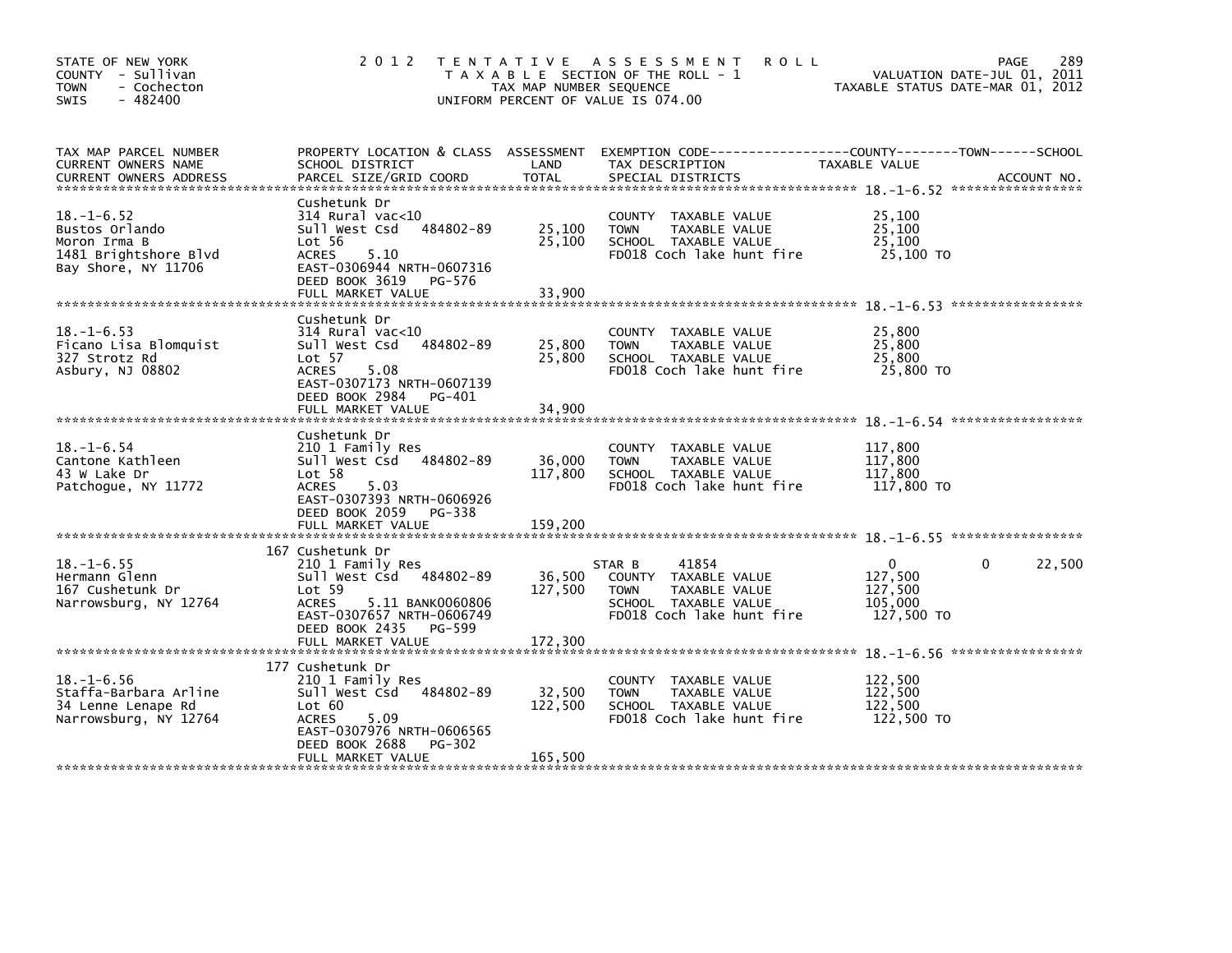STATE OF NEW YORK
COUNTY - Sullivan
TOWN - Cochecton
SWIS - 482400

**2012 TENTATIVE ASSESSMENT ROLL**
TAXABLE SECTION OF THE ROLL - 1
TAX MAP NUMBER SEQUENCE
UNIFORM PERCENT OF VALUE IS 074.00

VALUATION DATE-JUL 01, 2011
TAXABLE STATUS DATE-MAR 01, 2012

| TAX MAP PARCEL NUMBER / CURRENT OWNERS NAME / CURRENT OWNERS ADDRESS | PROPERTY LOCATION & CLASS / SCHOOL DISTRICT / PARCEL SIZE/GRID COORD | ASSESSMENT LAND | TOTAL | EXEMPTION CODE / TAX DESCRIPTION / SPECIAL DISTRICTS | COUNTY TAXABLE VALUE | TOWN | SCHOOL / ACCOUNT NO. |
|---|---|---|---|---|---|---|---|
| **18.-1-6.52** | Cushetunk Dr | | | | | | |
| 18.-1-6.52 | 314 Rural vac<10 | | | COUNTY TAXABLE VALUE | 25,100 | | |
| Bustos Orlando | Sull West Csd 484802-89 | 25,100 | | TOWN TAXABLE VALUE | 25,100 | | |
| Moron Irma B | Lot 56 | | 25,100 | SCHOOL TAXABLE VALUE | 25,100 | | |
| 1481 Brightshore Blvd | ACRES 5.10 | | | FD018 Coch lake hunt fire | 25,100 TO | | |
| Bay Shore, NY 11706 | EAST-0306944 NRTH-0607316 | | | | | | |
| | DEED BOOK 3619 PG-576 | | | | | | |
| | FULL MARKET VALUE | | 33,900 | | | | |
| **18.-1-6.53** | Cushetunk Dr | | | | | | |
| 18.-1-6.53 | 314 Rural vac<10 | | | COUNTY TAXABLE VALUE | 25,800 | | |
| Ficano Lisa Blomquist | Sull West Csd 484802-89 | 25,800 | | TOWN TAXABLE VALUE | 25,800 | | |
| 327 Strotz Rd | Lot 57 | | 25,800 | SCHOOL TAXABLE VALUE | 25,800 | | |
| Asbury, NJ 08802 | ACRES 5.08 | | | FD018 Coch lake hunt fire | 25,800 TO | | |
| | EAST-0307173 NRTH-0607139 | | | | | | |
| | DEED BOOK 2984 PG-401 | | | | | | |
| | FULL MARKET VALUE | | 34,900 | | | | |
| **18.-1-6.54** | Cushetunk Dr | | | | | | |
| 18.-1-6.54 | 210 1 Family Res | | | COUNTY TAXABLE VALUE | 117,800 | | |
| Cantone Kathleen | Sull West Csd 484802-89 | 36,000 | | TOWN TAXABLE VALUE | 117,800 | | |
| 43 W Lake Dr | Lot 58 | | 117,800 | SCHOOL TAXABLE VALUE | 117,800 | | |
| Patchogue, NY 11772 | ACRES 5.03 | | | FD018 Coch lake hunt fire | 117,800 TO | | |
| | EAST-0307393 NRTH-0606926 | | | | | | |
| | DEED BOOK 2059 PG-338 | | | | | | |
| | FULL MARKET VALUE | | 159,200 | | | | |
| **18.-1-6.55** | 167 Cushetunk Dr | | | | | | |
| 18.-1-6.55 | 210 1 Family Res | | | STAR B 41854 | 0 | 0 | 22,500 |
| Hermann Glenn | Sull West Csd 484802-89 | 36,500 | | COUNTY TAXABLE VALUE | 127,500 | | |
| 167 Cushetunk Dr | Lot 59 | | 127,500 | TOWN TAXABLE VALUE | 127,500 | | |
| Narrowsburg, NY 12764 | ACRES 5.11 BANK0060806 | | | SCHOOL TAXABLE VALUE | 105,000 | | |
| | EAST-0307657 NRTH-0606749 | | | FD018 Coch lake hunt fire | 127,500 TO | | |
| | DEED BOOK 2435 PG-599 | | | | | | |
| | FULL MARKET VALUE | | 172,300 | | | | |
| **18.-1-6.56** | 177 Cushetunk Dr | | | | | | |
| 18.-1-6.56 | 210 1 Family Res | | | COUNTY TAXABLE VALUE | 122,500 | | |
| Staffa-Barbara Arline | Sull West Csd 484802-89 | 32,500 | | TOWN TAXABLE VALUE | 122,500 | | |
| 34 Lenne Lenape Rd | Lot 60 | | 122,500 | SCHOOL TAXABLE VALUE | 122,500 | | |
| Narrowsburg, NY 12764 | ACRES 5.09 | | | FD018 Coch lake hunt fire | 122,500 TO | | |
| | EAST-0307976 NRTH-0606565 | | | | | | |
| | DEED BOOK 2688 PG-302 | | | | | | |
| | FULL MARKET VALUE | | 165,500 | | | | |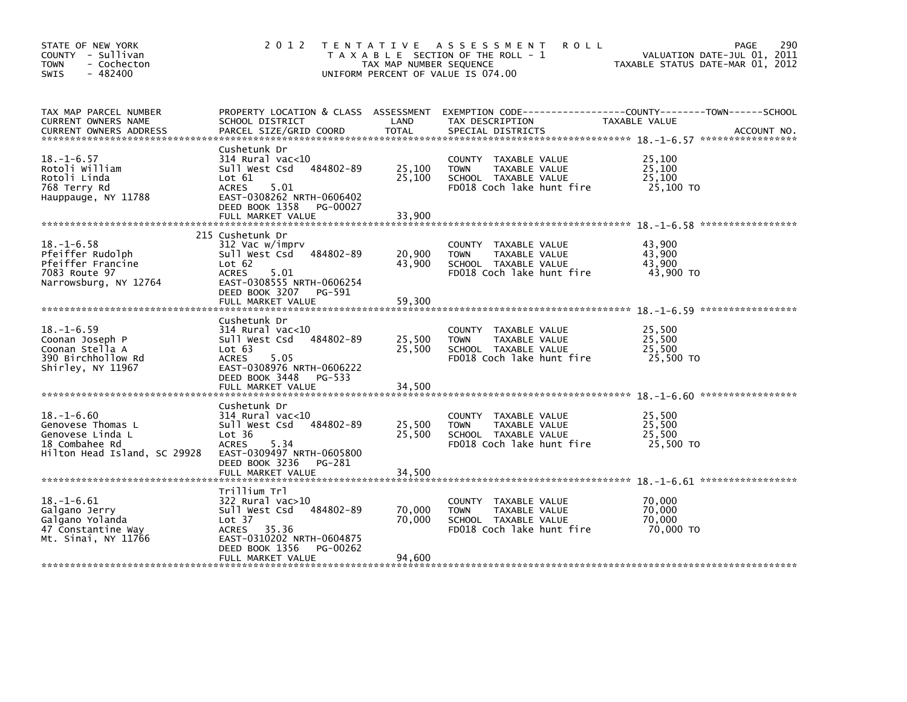STATE OF NEW YORK
COUNTY - Sullivan
TOWN - Cochecton
SWIS - 482400

# 2012 TENTATIVE ASSESSMENT ROLL

TAXABLE SECTION OF THE ROLL - 1
TAX MAP NUMBER SEQUENCE
UNIFORM PERCENT OF VALUE IS 074.00

VALUATION DATE-JUL 01, 2011
TAXABLE STATUS DATE-MAR 01, 2012

| TAX MAP PARCEL NUMBER / CURRENT OWNERS NAME / CURRENT OWNERS ADDRESS | PROPERTY LOCATION & CLASS / SCHOOL DISTRICT / PARCEL SIZE/GRID COORD | ASSESSMENT LAND | TOTAL | EXEMPTION CODE / TAX DESCRIPTION / SPECIAL DISTRICTS | COUNTY / TOWN / SCHOOL TAXABLE VALUE | ACCOUNT NO. |
|---|---|---|---|---|---|---|
| **18.-1-6.57** | Cushetunk Dr | | | | | |
| 18.-1-6.57 | 314 Rural vac<10 | | | COUNTY TAXABLE VALUE | 25,100 | |
| Rotoli William | Sull West Csd 484802-89 | 25,100 | | TOWN TAXABLE VALUE | 25,100 | |
| Rotoli Linda | Lot 61 | | 25,100 | SCHOOL TAXABLE VALUE | 25,100 | |
| 768 Terry Rd | ACRES 5.01 | | | FD018 Coch lake hunt fire | 25,100 TO | |
| Hauppauge, NY 11788 | EAST-0308262 NRTH-0606402 | | | | | |
| | DEED BOOK 1358 PG-00027 | | | | | |
| | FULL MARKET VALUE | | 33,900 | | | |
| **18.-1-6.58** | 215 Cushetunk Dr | | | | | |
| 18.-1-6.58 | 312 Vac w/imprv | | | COUNTY TAXABLE VALUE | 43,900 | |
| Pfeiffer Rudolph | Sull West Csd 484802-89 | 20,900 | | TOWN TAXABLE VALUE | 43,900 | |
| Pfeiffer Francine | Lot 62 | | 43,900 | SCHOOL TAXABLE VALUE | 43,900 | |
| 7083 Route 97 | ACRES 5.01 | | | FD018 Coch lake hunt fire | 43,900 TO | |
| Narrowsburg, NY 12764 | EAST-0308555 NRTH-0606254 | | | | | |
| | DEED BOOK 3207 PG-591 | | | | | |
| | FULL MARKET VALUE | | 59,300 | | | |
| **18.-1-6.59** | Cushetunk Dr | | | | | |
| 18.-1-6.59 | 314 Rural vac<10 | | | COUNTY TAXABLE VALUE | 25,500 | |
| Coonan Joseph P | Sull West Csd 484802-89 | 25,500 | | TOWN TAXABLE VALUE | 25,500 | |
| Coonan Stella A | Lot 63 | | 25,500 | SCHOOL TAXABLE VALUE | 25,500 | |
| 390 Birchhollow Rd | ACRES 5.05 | | | FD018 Coch lake hunt fire | 25,500 TO | |
| Shirley, NY 11967 | EAST-0308976 NRTH-0606222 | | | | | |
| | DEED BOOK 3448 PG-533 | | | | | |
| | FULL MARKET VALUE | | 34,500 | | | |
| **18.-1-6.60** | Cushetunk Dr | | | | | |
| 18.-1-6.60 | 314 Rural vac<10 | | | COUNTY TAXABLE VALUE | 25,500 | |
| Genovese Thomas L | Sull West Csd 484802-89 | 25,500 | | TOWN TAXABLE VALUE | 25,500 | |
| Genovese Linda L | Lot 36 | | 25,500 | SCHOOL TAXABLE VALUE | 25,500 | |
| 18 Combahee Rd | ACRES 5.34 | | | FD018 Coch lake hunt fire | 25,500 TO | |
| Hilton Head Island, SC 29928 | EAST-0309497 NRTH-0605800 | | | | | |
| | DEED BOOK 3236 PG-281 | | | | | |
| | FULL MARKET VALUE | | 34,500 | | | |
| **18.-1-6.61** | Trillium Trl | | | | | |
| 18.-1-6.61 | 322 Rural vac>10 | | | COUNTY TAXABLE VALUE | 70,000 | |
| Galgano Jerry | Sull West Csd 484802-89 | 70,000 | | TOWN TAXABLE VALUE | 70,000 | |
| Galgano Yolanda | Lot 37 | | 70,000 | SCHOOL TAXABLE VALUE | 70,000 | |
| 47 Constantine Way | ACRES 35.36 | | | FD018 Coch lake hunt fire | 70,000 TO | |
| Mt. Sinai, NY 11766 | EAST-0310202 NRTH-0604875 | | | | | |
| | DEED BOOK 1356 PG-00262 | | | | | |
| | FULL MARKET VALUE | | 94,600 | | | |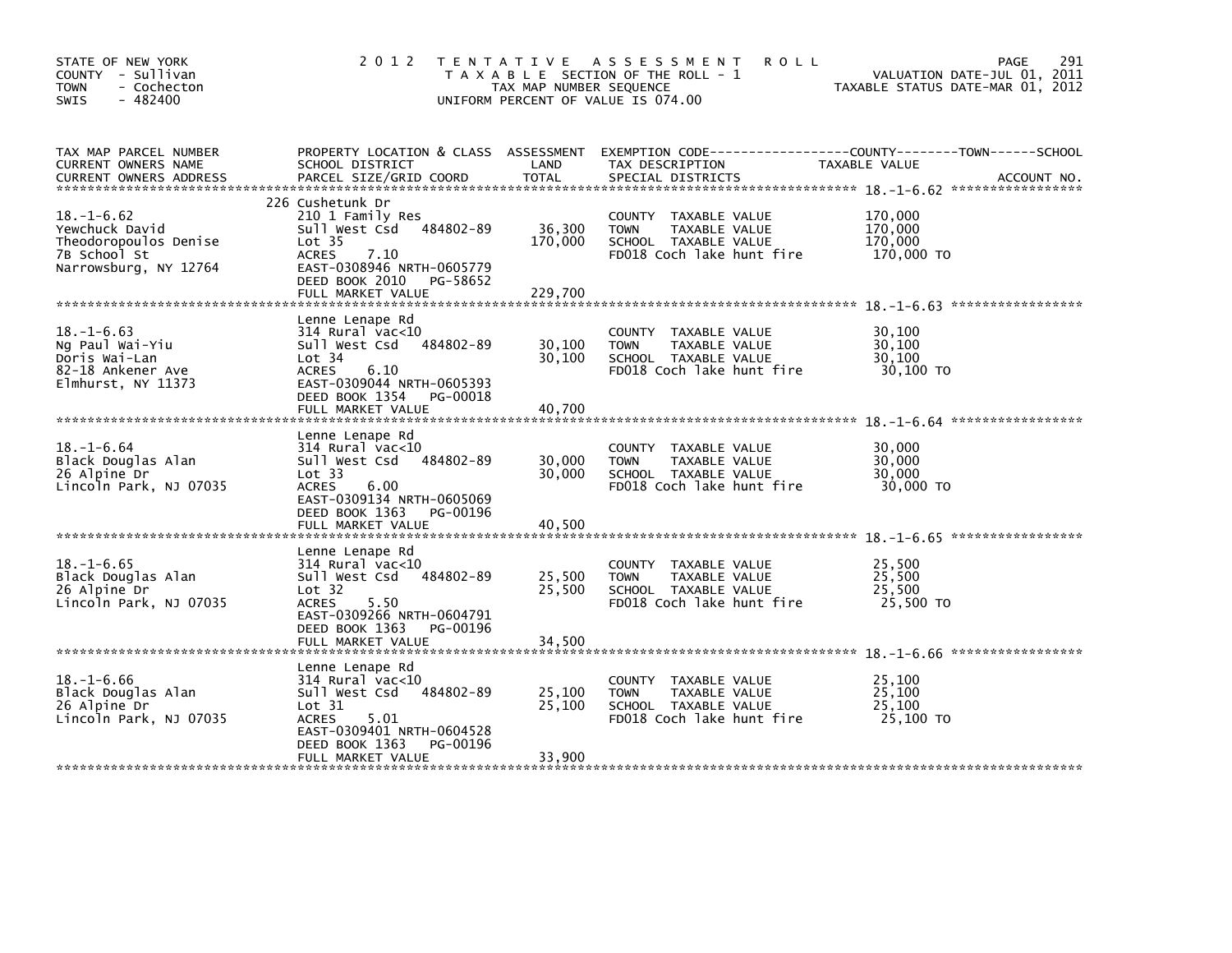STATE OF NEW YORK
COUNTY - Sullivan
TOWN - Cochecton
SWIS - 482400

# 2012 TENTATIVE ASSESSMENT ROLL

TAXABLE SECTION OF THE ROLL - 1
TAX MAP NUMBER SEQUENCE
UNIFORM PERCENT OF VALUE IS 074.00

VALUATION DATE-JUL 01, 2011
TAXABLE STATUS DATE-MAR 01, 2012

| TAX MAP PARCEL NUMBER / CURRENT OWNERS NAME / CURRENT OWNERS ADDRESS | PROPERTY LOCATION & CLASS / SCHOOL DISTRICT / PARCEL SIZE/GRID COORD | ASSESSMENT LAND | TOTAL | EXEMPTION CODE / TAX DESCRIPTION / SPECIAL DISTRICTS | TAXABLE VALUE | ACCOUNT NO. |
|---|---|---|---|---|---|---|
| **18.-1-6.62** | 226 Cushetunk Dr | | | | | |
| 18.-1-6.62 | 210 1 Family Res | | | COUNTY TAXABLE VALUE | 170,000 | |
| Yewchuck David | Sull West Csd 484802-89 | 36,300 | | TOWN TAXABLE VALUE | 170,000 | |
| Theodoropoulos Denise | Lot 35 | | 170,000 | SCHOOL TAXABLE VALUE | 170,000 | |
| 7B School St | ACRES 7.10 | | | FD018 Coch lake hunt fire | 170,000 TO | |
| Narrowsburg, NY 12764 | EAST-0308946 NRTH-0605779 | | | | | |
| | DEED BOOK 2010 PG-58652 | | | | | |
| | FULL MARKET VALUE | | 229,700 | | | |
| **18.-1-6.63** | Lenne Lenape Rd | | | | | |
| 18.-1-6.63 | 314 Rural vac<10 | | | COUNTY TAXABLE VALUE | 30,100 | |
| Ng Paul Wai-Yiu | Sull West Csd 484802-89 | 30,100 | | TOWN TAXABLE VALUE | 30,100 | |
| Doris Wai-Lan | Lot 34 | | 30,100 | SCHOOL TAXABLE VALUE | 30,100 | |
| 82-18 Ankener Ave | ACRES 6.10 | | | FD018 Coch lake hunt fire | 30,100 TO | |
| Elmhurst, NY 11373 | EAST-0309044 NRTH-0605393 | | | | | |
| | DEED BOOK 1354 PG-00018 | | | | | |
| | FULL MARKET VALUE | | 40,700 | | | |
| **18.-1-6.64** | Lenne Lenape Rd | | | | | |
| 18.-1-6.64 | 314 Rural vac<10 | | | COUNTY TAXABLE VALUE | 30,000 | |
| Black Douglas Alan | Sull West Csd 484802-89 | 30,000 | | TOWN TAXABLE VALUE | 30,000 | |
| 26 Alpine Dr | Lot 33 | | 30,000 | SCHOOL TAXABLE VALUE | 30,000 | |
| Lincoln Park, NJ 07035 | ACRES 6.00 | | | FD018 Coch lake hunt fire | 30,000 TO | |
| | EAST-0309134 NRTH-0605069 | | | | | |
| | DEED BOOK 1363 PG-00196 | | | | | |
| | FULL MARKET VALUE | | 40,500 | | | |
| **18.-1-6.65** | Lenne Lenape Rd | | | | | |
| 18.-1-6.65 | 314 Rural vac<10 | | | COUNTY TAXABLE VALUE | 25,500 | |
| Black Douglas Alan | Sull West Csd 484802-89 | 25,500 | | TOWN TAXABLE VALUE | 25,500 | |
| 26 Alpine Dr | Lot 32 | | 25,500 | SCHOOL TAXABLE VALUE | 25,500 | |
| Lincoln Park, NJ 07035 | ACRES 5.50 | | | FD018 Coch lake hunt fire | 25,500 TO | |
| | EAST-0309266 NRTH-0604791 | | | | | |
| | DEED BOOK 1363 PG-00196 | | | | | |
| | FULL MARKET VALUE | | 34,500 | | | |
| **18.-1-6.66** | Lenne Lenape Rd | | | | | |
| 18.-1-6.66 | 314 Rural vac<10 | | | COUNTY TAXABLE VALUE | 25,100 | |
| Black Douglas Alan | Sull West Csd 484802-89 | 25,100 | | TOWN TAXABLE VALUE | 25,100 | |
| 26 Alpine Dr | Lot 31 | | 25,100 | SCHOOL TAXABLE VALUE | 25,100 | |
| Lincoln Park, NJ 07035 | ACRES 5.01 | | | FD018 Coch lake hunt fire | 25,100 TO | |
| | EAST-0309401 NRTH-0604528 | | | | | |
| | DEED BOOK 1363 PG-00196 | | | | | |
| | FULL MARKET VALUE | | 33,900 | | | |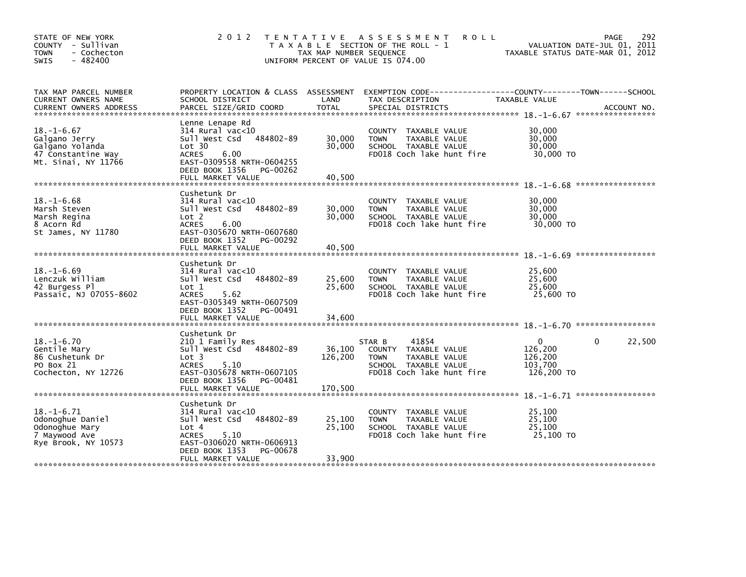STATE OF NEW YORK
COUNTY - Sullivan
TOWN - Cochecton
SWIS - 482400

# 2012 TENTATIVE ASSESSMENT ROLL

TAXABLE SECTION OF THE ROLL - 1
TAX MAP NUMBER SEQUENCE
UNIFORM PERCENT OF VALUE IS 074.00

VALUATION DATE-JUL 01, 2011
TAXABLE STATUS DATE-MAR 01, 2012

| TAX MAP PARCEL NUMBER / CURRENT OWNERS NAME / CURRENT OWNERS ADDRESS | PROPERTY LOCATION & CLASS / SCHOOL DISTRICT / PARCEL SIZE/GRID COORD | ASSESSMENT LAND | TOTAL | EXEMPTION CODE / TAX DESCRIPTION / SPECIAL DISTRICTS | COUNTY TAXABLE VALUE | TOWN | SCHOOL |
|---|---|---|---|---|---|---|---|
| **18.-1-6.67** | Lenne Lenape Rd | | | | | | |
| 18.-1-6.67 | 314 Rural vac<10 | | | COUNTY TAXABLE VALUE | 30,000 | | |
| Galgano Jerry | Sull West Csd 484802-89 | 30,000 | | TOWN TAXABLE VALUE | 30,000 | | |
| Galgano Yolanda | Lot 30 | | 30,000 | SCHOOL TAXABLE VALUE | 30,000 | | |
| 47 Constantine Way | ACRES 6.00 | | | FD018 Coch lake hunt fire | 30,000 TO | | |
| Mt. Sinai, NY 11766 | EAST-0309558 NRTH-0604255 | | | | | | |
| | DEED BOOK 1356 PG-00262 | | | | | | |
| | FULL MARKET VALUE | | 40,500 | | | | |
| **18.-1-6.68** | Cushetunk Dr | | | | | | |
| 18.-1-6.68 | 314 Rural vac<10 | | | COUNTY TAXABLE VALUE | 30,000 | | |
| Marsh Steven | Sull West Csd 484802-89 | 30,000 | | TOWN TAXABLE VALUE | 30,000 | | |
| Marsh Regina | Lot 2 | | 30,000 | SCHOOL TAXABLE VALUE | 30,000 | | |
| 8 Acorn Rd | ACRES 6.00 | | | FD018 Coch lake hunt fire | 30,000 TO | | |
| St James, NY 11780 | EAST-0305670 NRTH-0607680 | | | | | | |
| | DEED BOOK 1352 PG-00292 | | | | | | |
| | FULL MARKET VALUE | | 40,500 | | | | |
| **18.-1-6.69** | Cushetunk Dr | | | | | | |
| 18.-1-6.69 | 314 Rural vac<10 | | | COUNTY TAXABLE VALUE | 25,600 | | |
| Lenczuk William | Sull West Csd 484802-89 | 25,600 | | TOWN TAXABLE VALUE | 25,600 | | |
| 42 Burgess Pl | Lot 1 | | 25,600 | SCHOOL TAXABLE VALUE | 25,600 | | |
| Passaic, NJ 07055-8602 | ACRES 5.62 | | | FD018 Coch lake hunt fire | 25,600 TO | | |
| | EAST-0305349 NRTH-0607509 | | | | | | |
| | DEED BOOK 1352 PG-00491 | | | | | | |
| | FULL MARKET VALUE | | 34,600 | | | | |
| **18.-1-6.70** | Cushetunk Dr | | | | | | |
| 18.-1-6.70 | 210 1 Family Res | | | STAR B 41854 | 0 | 0 | 22,500 |
| Gentile Mary | Sull West Csd 484802-89 | 36,100 | | COUNTY TAXABLE VALUE | 126,200 | | |
| 86 Cushetunk Dr | Lot 3 | | 126,200 | TOWN TAXABLE VALUE | 126,200 | | |
| PO Box 21 | ACRES 5.10 | | | SCHOOL TAXABLE VALUE | 103,700 | | |
| Cochecton, NY 12726 | EAST-0305678 NRTH-0607105 | | | FD018 Coch lake hunt fire | 126,200 TO | | |
| | DEED BOOK 1356 PG-00481 | | | | | | |
| | FULL MARKET VALUE | | 170,500 | | | | |
| **18.-1-6.71** | Cushetunk Dr | | | | | | |
| 18.-1-6.71 | 314 Rural vac<10 | | | COUNTY TAXABLE VALUE | 25,100 | | |
| Odonoghue Daniel | Sull West Csd 484802-89 | 25,100 | | TOWN TAXABLE VALUE | 25,100 | | |
| Odonoghue Mary | Lot 4 | | 25,100 | SCHOOL TAXABLE VALUE | 25,100 | | |
| 7 Maywood Ave | ACRES 5.10 | | | FD018 Coch lake hunt fire | 25,100 TO | | |
| Rye Brook, NY 10573 | EAST-0306020 NRTH-0606913 | | | | | | |
| | DEED BOOK 1353 PG-00678 | | | | | | |
| | FULL MARKET VALUE | | 33,900 | | | | |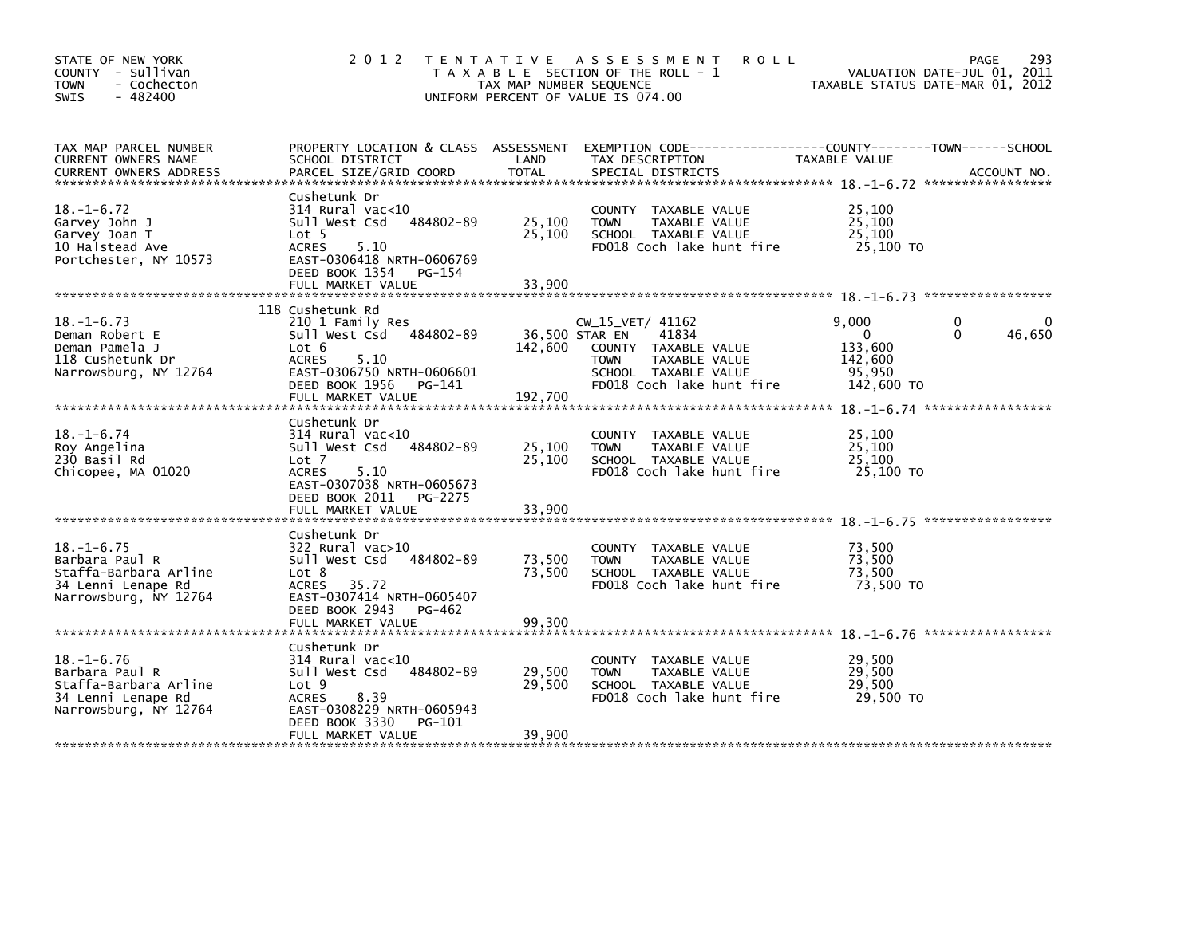STATE OF NEW YORK
COUNTY - Sullivan
TOWN - Cochecton
SWIS - 482400

2012 TENTATIVE ASSESSMENT ROLL
TAXABLE SECTION OF THE ROLL - 1
TAX MAP NUMBER SEQUENCE
UNIFORM PERCENT OF VALUE IS 074.00

VALUATION DATE-JUL 01, 2011
TAXABLE STATUS DATE-MAR 01, 2012

| TAX MAP PARCEL NUMBER / CURRENT OWNERS NAME / CURRENT OWNERS ADDRESS | PROPERTY LOCATION & CLASS / SCHOOL DISTRICT / PARCEL SIZE/GRID COORD | ASSESSMENT LAND | TOTAL | EXEMPTION CODE / TAX DESCRIPTION / SPECIAL DISTRICTS | COUNTY TAXABLE VALUE | TOWN | SCHOOL | ACCOUNT NO. |
|---|---|---|---|---|---|---|---|---|
| 18.-1-6.72 | Cushetunk Dr | | | | | | | |
| | 314 Rural vac<10 | | | COUNTY TAXABLE VALUE | 25,100 | | | |
| Garvey John J | Sull West Csd 484802-89 | 25,100 | | TOWN TAXABLE VALUE | 25,100 | | | |
| Garvey Joan T | Lot 5 | | 25,100 | SCHOOL TAXABLE VALUE | 25,100 | | | |
| 10 Halstead Ave | ACRES 5.10 | | | FD018 Coch lake hunt fire | 25,100 TO | | | |
| Portchester, NY 10573 | EAST-0306418 NRTH-0606769 | | | | | | | |
| | DEED BOOK 1354 PG-154 | | | | | | | |
| | FULL MARKET VALUE | | 33,900 | | | | | |
| 18.-1-6.73 | 118 Cushetunk Rd | | | | | | | |
| | 210 1 Family Res | | | CW_15_VET/ 41162 | 9,000 | 0 | 0 | |
| Deman Robert E | Sull West Csd 484802-89 | 36,500 | | STAR EN 41834 | 0 | 0 | 46,650 | |
| Deman Pamela J | Lot 6 | | 142,600 | COUNTY TAXABLE VALUE | 133,600 | | | |
| 118 Cushetunk Dr | ACRES 5.10 | | | TOWN TAXABLE VALUE | 142,600 | | | |
| Narrowsburg, NY 12764 | EAST-0306750 NRTH-0606601 | | | SCHOOL TAXABLE VALUE | 95,950 | | | |
| | DEED BOOK 1956 PG-141 | | | FD018 Coch lake hunt fire | 142,600 TO | | | |
| | FULL MARKET VALUE | | 192,700 | | | | | |
| 18.-1-6.74 | Cushetunk Dr | | | | | | | |
| | 314 Rural vac<10 | | | COUNTY TAXABLE VALUE | 25,100 | | | |
| Roy Angelina | Sull West Csd 484802-89 | 25,100 | | TOWN TAXABLE VALUE | 25,100 | | | |
| 230 Basil Rd | Lot 7 | | 25,100 | SCHOOL TAXABLE VALUE | 25,100 | | | |
| Chicopee, MA 01020 | ACRES 5.10 | | | FD018 Coch lake hunt fire | 25,100 TO | | | |
| | EAST-0307038 NRTH-0605673 | | | | | | | |
| | DEED BOOK 2011 PG-2275 | | | | | | | |
| | FULL MARKET VALUE | | 33,900 | | | | | |
| 18.-1-6.75 | Cushetunk Dr | | | | | | | |
| | 322 Rural vac>10 | | | COUNTY TAXABLE VALUE | 73,500 | | | |
| Barbara Paul R | Sull West Csd 484802-89 | 73,500 | | TOWN TAXABLE VALUE | 73,500 | | | |
| Staffa-Barbara Arline | Lot 8 | | 73,500 | SCHOOL TAXABLE VALUE | 73,500 | | | |
| 34 Lenni Lenape Rd | ACRES 35.72 | | | FD018 Coch lake hunt fire | 73,500 TO | | | |
| Narrowsburg, NY 12764 | EAST-0307414 NRTH-0605407 | | | | | | | |
| | DEED BOOK 2943 PG-462 | | | | | | | |
| | FULL MARKET VALUE | | 99,300 | | | | | |
| 18.-1-6.76 | Cushetunk Dr | | | | | | | |
| | 314 Rural vac<10 | | | COUNTY TAXABLE VALUE | 29,500 | | | |
| Barbara Paul R | Sull West Csd 484802-89 | 29,500 | | TOWN TAXABLE VALUE | 29,500 | | | |
| Staffa-Barbara Arline | Lot 9 | | 29,500 | SCHOOL TAXABLE VALUE | 29,500 | | | |
| 34 Lenni Lenape Rd | ACRES 8.39 | | | FD018 Coch lake hunt fire | 29,500 TO | | | |
| Narrowsburg, NY 12764 | EAST-0308229 NRTH-0605943 | | | | | | | |
| | DEED BOOK 3330 PG-101 | | | | | | | |
| | FULL MARKET VALUE | | 39,900 | | | | | |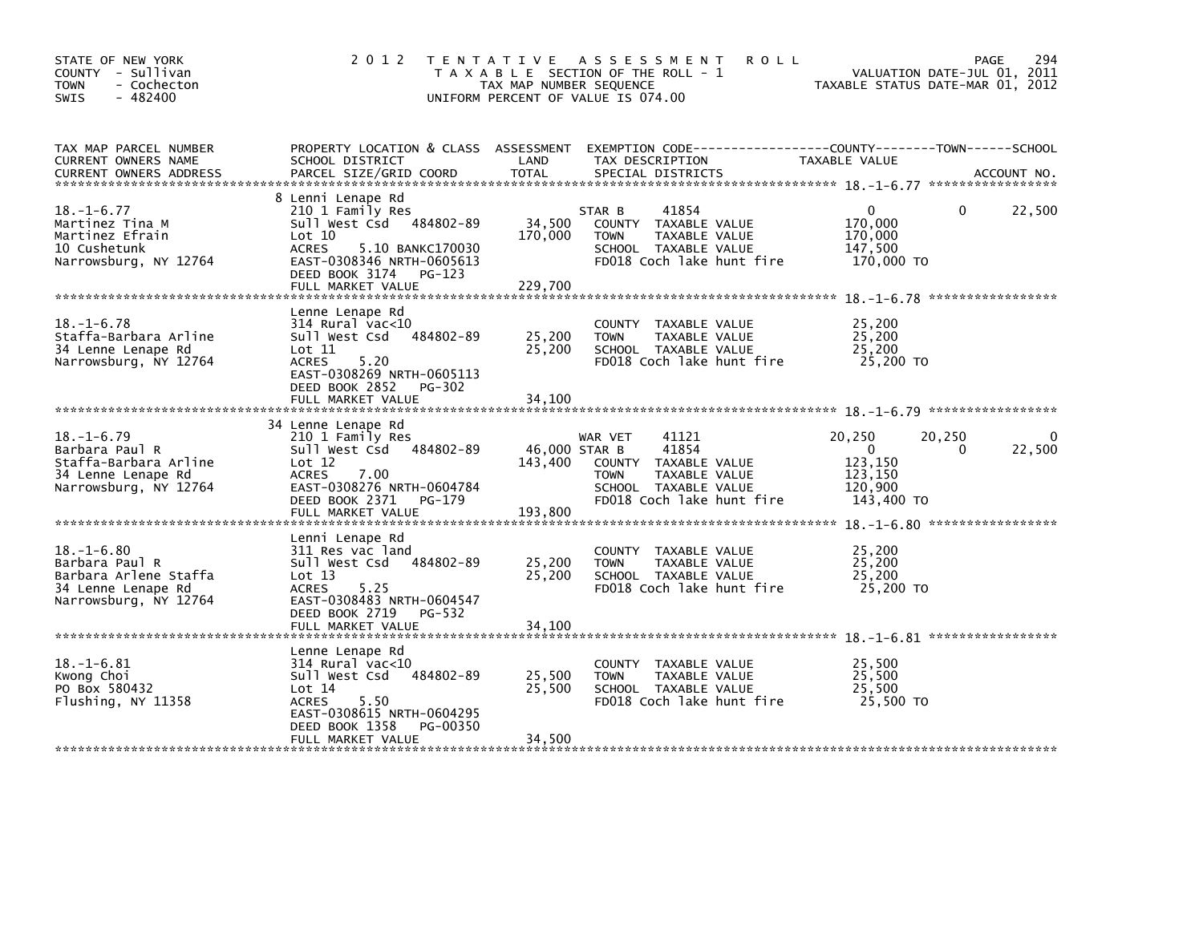STATE OF NEW YORK
COUNTY - Sullivan
TOWN - Cochecton
SWIS - 482400

# 2012 TENTATIVE ASSESSMENT ROLL

TAXABLE SECTION OF THE ROLL - 1
TAX MAP NUMBER SEQUENCE
UNIFORM PERCENT OF VALUE IS 074.00

VALUATION DATE-JUL 01, 2011
TAXABLE STATUS DATE-MAR 01, 2012

| TAX MAP PARCEL NUMBER / CURRENT OWNERS NAME / CURRENT OWNERS ADDRESS | PROPERTY LOCATION & CLASS / SCHOOL DISTRICT / PARCEL SIZE/GRID COORD | ASSESSMENT LAND | TOTAL | EXEMPTION CODE / TAX DESCRIPTION / SPECIAL DISTRICTS | COUNTY TAXABLE VALUE | TOWN | SCHOOL |
|---|---|---|---|---|---|---|---|
| **18.-1-6.77** | 8 Lenni Lenape Rd | | | | | | |
| 18.-1-6.77 | 210 1 Family Res | | | STAR B 41854 | 0 | 0 | 22,500 |
| Martinez Tina M | Sull West Csd 484802-89 | 34,500 | | COUNTY TAXABLE VALUE | 170,000 | | |
| Martinez Efrain | Lot 10 | | 170,000 | TOWN TAXABLE VALUE | 170,000 | | |
| 10 Cushetunk | ACRES 5.10 BANKC170030 | | | SCHOOL TAXABLE VALUE | 147,500 | | |
| Narrowsburg, NY 12764 | EAST-0308346 NRTH-0605613 | | | FD018 Coch lake hunt fire | 170,000 TO | | |
| | DEED BOOK 3174 PG-123 | | | | | | |
| | FULL MARKET VALUE | | 229,700 | | | | |
| **18.-1-6.78** | Lenne Lenape Rd | | | | | | |
| 18.-1-6.78 | 314 Rural vac<10 | | | COUNTY TAXABLE VALUE | 25,200 | | |
| Staffa-Barbara Arline | Sull West Csd 484802-89 | 25,200 | | TOWN TAXABLE VALUE | 25,200 | | |
| 34 Lenne Lenape Rd | Lot 11 | | 25,200 | SCHOOL TAXABLE VALUE | 25,200 | | |
| Narrowsburg, NY 12764 | ACRES 5.20 | | | FD018 Coch lake hunt fire | 25,200 TO | | |
| | EAST-0308269 NRTH-0605113 | | | | | | |
| | DEED BOOK 2852 PG-302 | | | | | | |
| | FULL MARKET VALUE | | 34,100 | | | | |
| **18.-1-6.79** | 34 Lenne Lenape Rd | | | | | | |
| 18.-1-6.79 | 210 1 Family Res | | | WAR VET 41121 | 20,250 | 20,250 | 0 |
| Barbara Paul R | Sull West Csd 484802-89 | 46,000 | | STAR B 41854 | 0 | 0 | 22,500 |
| Staffa-Barbara Arline | Lot 12 | | 143,400 | COUNTY TAXABLE VALUE | 123,150 | | |
| 34 Lenne Lenape Rd | ACRES 7.00 | | | TOWN TAXABLE VALUE | 123,150 | | |
| Narrowsburg, NY 12764 | EAST-0308276 NRTH-0604784 | | | SCHOOL TAXABLE VALUE | 120,900 | | |
| | DEED BOOK 2371 PG-179 | | | FD018 Coch lake hunt fire | 143,400 TO | | |
| | FULL MARKET VALUE | | 193,800 | | | | |
| **18.-1-6.80** | Lenni Lenape Rd | | | | | | |
| 18.-1-6.80 | 311 Res vac land | | | COUNTY TAXABLE VALUE | 25,200 | | |
| Barbara Paul R | Sull West Csd 484802-89 | 25,200 | | TOWN TAXABLE VALUE | 25,200 | | |
| Barbara Arlene Staffa | Lot 13 | | 25,200 | SCHOOL TAXABLE VALUE | 25,200 | | |
| 34 Lenne Lenape Rd | ACRES 5.25 | | | FD018 Coch lake hunt fire | 25,200 TO | | |
| Narrowsburg, NY 12764 | EAST-0308483 NRTH-0604547 | | | | | | |
| | DEED BOOK 2719 PG-532 | | | | | | |
| | FULL MARKET VALUE | | 34,100 | | | | |
| **18.-1-6.81** | Lenne Lenape Rd | | | | | | |
| 18.-1-6.81 | 314 Rural vac<10 | | | COUNTY TAXABLE VALUE | 25,500 | | |
| Kwong Choi | Sull West Csd 484802-89 | 25,500 | | TOWN TAXABLE VALUE | 25,500 | | |
| PO Box 580432 | Lot 14 | | 25,500 | SCHOOL TAXABLE VALUE | 25,500 | | |
| Flushing, NY 11358 | ACRES 5.50 | | | FD018 Coch lake hunt fire | 25,500 TO | | |
| | EAST-0308615 NRTH-0604295 | | | | | | |
| | DEED BOOK 1358 PG-00350 | | | | | | |
| | FULL MARKET VALUE | | 34,500 | | | | |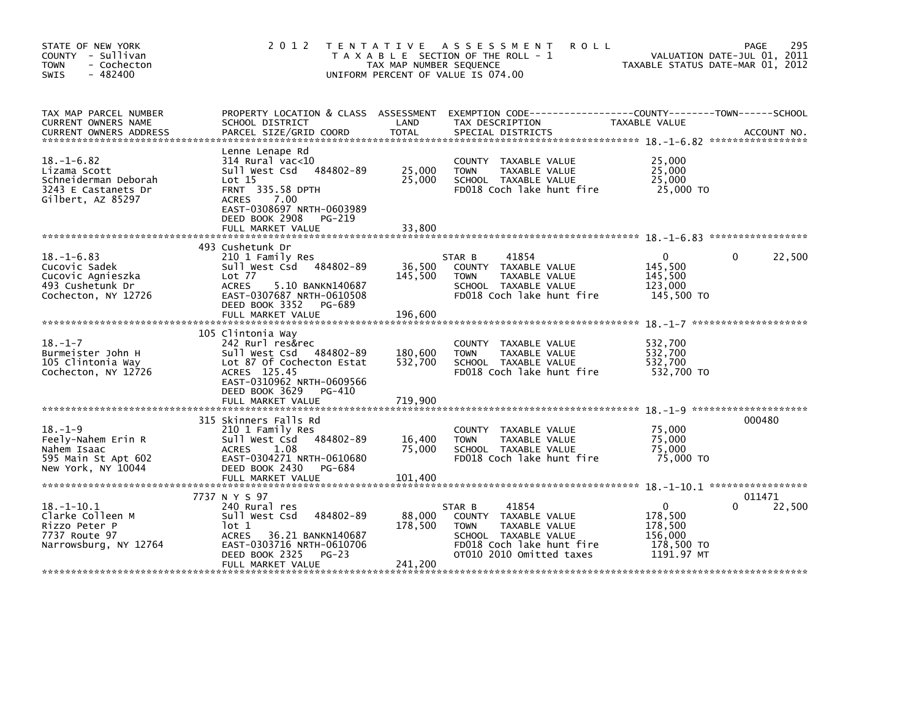STATE OF NEW YORK
COUNTY - Sullivan
TOWN - Cochecton
SWIS - 482400

# 2012 TENTATIVE ASSESSMENT ROLL

TAXABLE SECTION OF THE ROLL - 1
TAX MAP NUMBER SEQUENCE
UNIFORM PERCENT OF VALUE IS 074.00

VALUATION DATE-JUL 01, 2011
TAXABLE STATUS DATE-MAR 01, 2012

| TAX MAP PARCEL NUMBER / CURRENT OWNERS NAME / CURRENT OWNERS ADDRESS | PROPERTY LOCATION & CLASS / SCHOOL DISTRICT / PARCEL SIZE/GRID COORD | ASSESSMENT LAND / TOTAL | EXEMPTION CODE / TAX DESCRIPTION / SPECIAL DISTRICTS | COUNTY | TOWN | SCHOOL / ACCOUNT NO. |
|---|---|---|---|---|---|---|
| **18.-1-6.82** | Lenne Lenape Rd | | | | | |
| 18.-1-6.82 | 314 Rural vac<10 | | COUNTY TAXABLE VALUE | 25,000 | | |
| Lizama Scott | Sull West Csd 484802-89 | 25,000 | TOWN TAXABLE VALUE | 25,000 | | |
| Schneiderman Deborah | Lot 15 | 25,000 | SCHOOL TAXABLE VALUE | 25,000 | | |
| 3243 E Castanets Dr | FRNT 335.58 DPTH | | FD018 Coch lake hunt fire | 25,000 TO | | |
| Gilbert, AZ 85297 | ACRES 7.00 | | | | | |
| | EAST-0308697 NRTH-0603989 | | | | | |
| | DEED BOOK 2908 PG-219 | | | | | |
| | FULL MARKET VALUE | 33,800 | | | | |
| **18.-1-6.83** | 493 Cushetunk Dr | | | | | |
| 18.-1-6.83 | 210 1 Family Res | | STAR B 41854 | 0 | 0 | 22,500 |
| Cucovic Sadek | Sull West Csd 484802-89 | 36,500 | COUNTY TAXABLE VALUE | 145,500 | | |
| Cucovic Agnieszka | Lot 77 | 145,500 | TOWN TAXABLE VALUE | 145,500 | | |
| 493 Cushetunk Dr | ACRES 5.10 BANKN140687 | | SCHOOL TAXABLE VALUE | 123,000 | | |
| Cochecton, NY 12726 | EAST-0307687 NRTH-0610508 | | FD018 Coch lake hunt fire | 145,500 TO | | |
| | DEED BOOK 3352 PG-689 | | | | | |
| | FULL MARKET VALUE | 196,600 | | | | |
| **18.-1-7** | 105 Clintonia Way | | | | | |
| 18.-1-7 | 242 Rurl res&rec | | COUNTY TAXABLE VALUE | 532,700 | | |
| Burmeister John H | Sull West Csd 484802-89 | 180,600 | TOWN TAXABLE VALUE | 532,700 | | |
| 105 Clintonia Way | Lot 87 Of Cochecton Estat | 532,700 | SCHOOL TAXABLE VALUE | 532,700 | | |
| Cochecton, NY 12726 | ACRES 125.45 | | FD018 Coch lake hunt fire | 532,700 TO | | |
| | EAST-0310962 NRTH-0609566 | | | | | |
| | DEED BOOK 3629 PG-410 | | | | | |
| | FULL MARKET VALUE | 719,900 | | | | |
| **18.-1-9** | 315 Skinners Falls Rd | | | | | 000480 |
| 18.-1-9 | 210 1 Family Res | | COUNTY TAXABLE VALUE | 75,000 | | |
| Feely-Nahem Erin R | Sull West Csd 484802-89 | 16,400 | TOWN TAXABLE VALUE | 75,000 | | |
| Nahem Isaac | ACRES 1.08 | 75,000 | SCHOOL TAXABLE VALUE | 75,000 | | |
| 595 Main St Apt 602 | EAST-0304271 NRTH-0610680 | | FD018 Coch lake hunt fire | 75,000 TO | | |
| New York, NY 10044 | DEED BOOK 2430 PG-684 | | | | | |
| | FULL MARKET VALUE | 101,400 | | | | |
| **18.-1-10.1** | 7737 N Y S 97 | | | | | 011471 |
| 18.-1-10.1 | 240 Rural res | | STAR B 41854 | 0 | 0 | 22,500 |
| Clarke Colleen M | Sull West Csd 484802-89 | 88,000 | COUNTY TAXABLE VALUE | 178,500 | | |
| Rizzo Peter P | lot 1 | 178,500 | TOWN TAXABLE VALUE | 178,500 | | |
| 7737 Route 97 | ACRES 36.21 BANKN140687 | | SCHOOL TAXABLE VALUE | 156,000 | | |
| Narrowsburg, NY 12764 | EAST-0303716 NRTH-0610706 | | FD018 Coch lake hunt fire | 178,500 TO | | |
| | DEED BOOK 2325 PG-23 | | OT010 2010 Omitted taxes | 1191.97 MT | | |
| | FULL MARKET VALUE | 241,200 | | | | |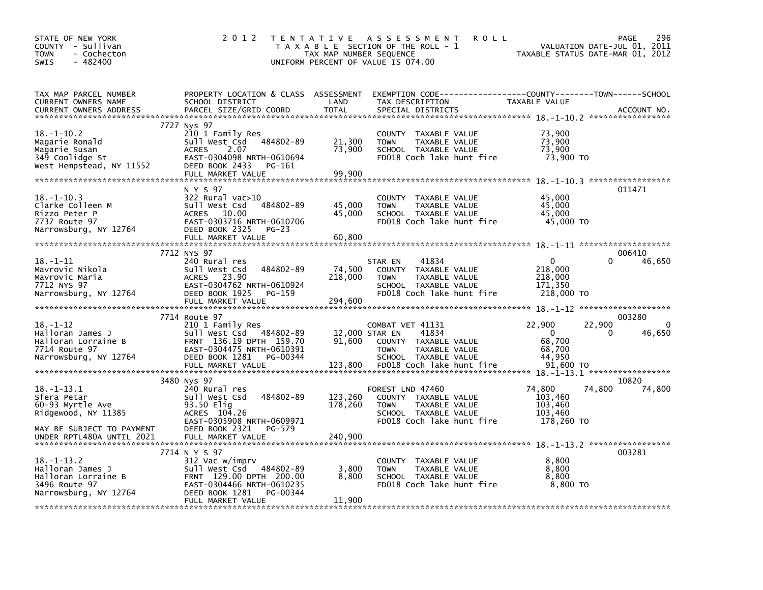STATE OF NEW YORK
COUNTY - Sullivan
TOWN - Cochecton
SWIS - 482400

2012 TENTATIVE ASSESSMENT ROLL
TAXABLE SECTION OF THE ROLL - 1
TAX MAP NUMBER SEQUENCE
UNIFORM PERCENT OF VALUE IS 074.00

VALUATION DATE-JUL 01, 2011
TAXABLE STATUS DATE-MAR 01, 2012

| TAX MAP PARCEL NUMBER / CURRENT OWNERS NAME / CURRENT OWNERS ADDRESS | PROPERTY LOCATION & CLASS / SCHOOL DISTRICT / PARCEL SIZE/GRID COORD | ASSESSMENT LAND / TOTAL | EXEMPTION CODE / TAX DESCRIPTION / SPECIAL DISTRICTS | COUNTY TAXABLE VALUE | TOWN | SCHOOL | ACCOUNT NO. |
|---|---|---|---|---|---|---|---|
| 18.-1-10.2 | 7727 Nys 97 | | | | | | |
| | 210 1 Family Res | | COUNTY TAXABLE VALUE | 73,900 | | | |
| Magarie Ronald | Sull West Csd 484802-89 | 21,300 | TOWN TAXABLE VALUE | 73,900 | | | |
| Magarie Susan | ACRES 2.07 | 73,900 | SCHOOL TAXABLE VALUE | 73,900 | | | |
| 349 Coolidge St | EAST-0304098 NRTH-0610694 | | FD018 Coch lake hunt fire | 73,900 TO | | | |
| West Hempstead, NY 11552 | DEED BOOK 2433 PG-161 | | | | | | |
| | FULL MARKET VALUE | 99,900 | | | | | |
| 18.-1-10.3 | N Y S 97 | | | | | | 011471 |
| | 322 Rural vac>10 | | COUNTY TAXABLE VALUE | 45,000 | | | |
| Clarke Colleen M | Sull West Csd 484802-89 | 45,000 | TOWN TAXABLE VALUE | 45,000 | | | |
| Rizzo Peter P | ACRES 10.00 | 45,000 | SCHOOL TAXABLE VALUE | 45,000 | | | |
| 7737 Route 97 | EAST-0303716 NRTH-0610706 | | FD018 Coch lake hunt fire | 45,000 TO | | | |
| Narrowsburg, NY 12764 | DEED BOOK 2325 PG-23 | | | | | | |
| | FULL MARKET VALUE | 60,800 | | | | | |
| 18.-1-11 | 7712 NYS 97 | | | | | | 006410 |
| | 240 Rural res | | STAR EN 41834 | 0 | 0 | 46,650 | |
| Mavrovic Nikola | Sull West Csd 484802-89 | 74,500 | COUNTY TAXABLE VALUE | 218,000 | | | |
| Mavrovic Maria | ACRES 23.90 | 218,000 | TOWN TAXABLE VALUE | 218,000 | | | |
| 7712 NYS 97 | EAST-0304762 NRTH-0610924 | | SCHOOL TAXABLE VALUE | 171,350 | | | |
| Narrowsburg, NY 12764 | DEED BOOK 1925 PG-159 | | FD018 Coch lake hunt fire | 218,000 TO | | | |
| | FULL MARKET VALUE | 294,600 | | | | | |
| 18.-1-12 | 7714 Route 97 | | | | | | 003280 |
| | 210 1 Family Res | | COMBAT VET 41131 | 22,900 | 22,900 | 0 | |
| Halloran James J | Sull West Csd 484802-89 | 12,000 | STAR EN 41834 | 0 | 0 | 46,650 | |
| Halloran Lorraine B | FRNT 136.19 DPTH 159.70 | 91,600 | COUNTY TAXABLE VALUE | 68,700 | | | |
| 7714 Route 97 | EAST-0304475 NRTH-0610391 | | TOWN TAXABLE VALUE | 68,700 | | | |
| Narrowsburg, NY 12764 | DEED BOOK 1281 PG-00344 | | SCHOOL TAXABLE VALUE | 44,950 | | | |
| | FULL MARKET VALUE | 123,800 | FD018 Coch lake hunt fire | 91,600 TO | | | |
| 18.-1-13.1 | 3480 Nys 97 | | | | | | 10820 |
| | 240 Rural res | | FOREST LND 47460 | 74,800 | 74,800 | 74,800 | |
| Sfera Petar | Sull West Csd 484802-89 | 123,260 | COUNTY TAXABLE VALUE | 103,460 | | | |
| 60-93 Myrtle Ave | 93.50 Elig | 178,260 | TOWN TAXABLE VALUE | 103,460 | | | |
| Ridgewood, NY 11385 | ACRES 104.26 | | SCHOOL TAXABLE VALUE | 103,460 | | | |
| | EAST-0305908 NRTH-0609971 | | FD018 Coch lake hunt fire | 178,260 TO | | | |
| MAY BE SUBJECT TO PAYMENT | DEED BOOK 2321 PG-579 | | | | | | |
| UNDER RPTL480A UNTIL 2021 | FULL MARKET VALUE | 240,900 | | | | | |
| 18.-1-13.2 | 7714 N Y S 97 | | | | | | 003281 |
| | 312 Vac w/imprv | | COUNTY TAXABLE VALUE | 8,800 | | | |
| Halloran James J | Sull West Csd 484802-89 | 3,800 | TOWN TAXABLE VALUE | 8,800 | | | |
| Halloran Lorraine B | FRNT 129.00 DPTH 200.00 | 8,800 | SCHOOL TAXABLE VALUE | 8,800 | | | |
| 3496 Route 97 | EAST-0304466 NRTH-0610235 | | FD018 Coch lake hunt fire | 8,800 TO | | | |
| Narrowsburg, NY 12764 | DEED BOOK 1281 PG-00344 | | | | | | |
| | FULL MARKET VALUE | 11,900 | | | | | |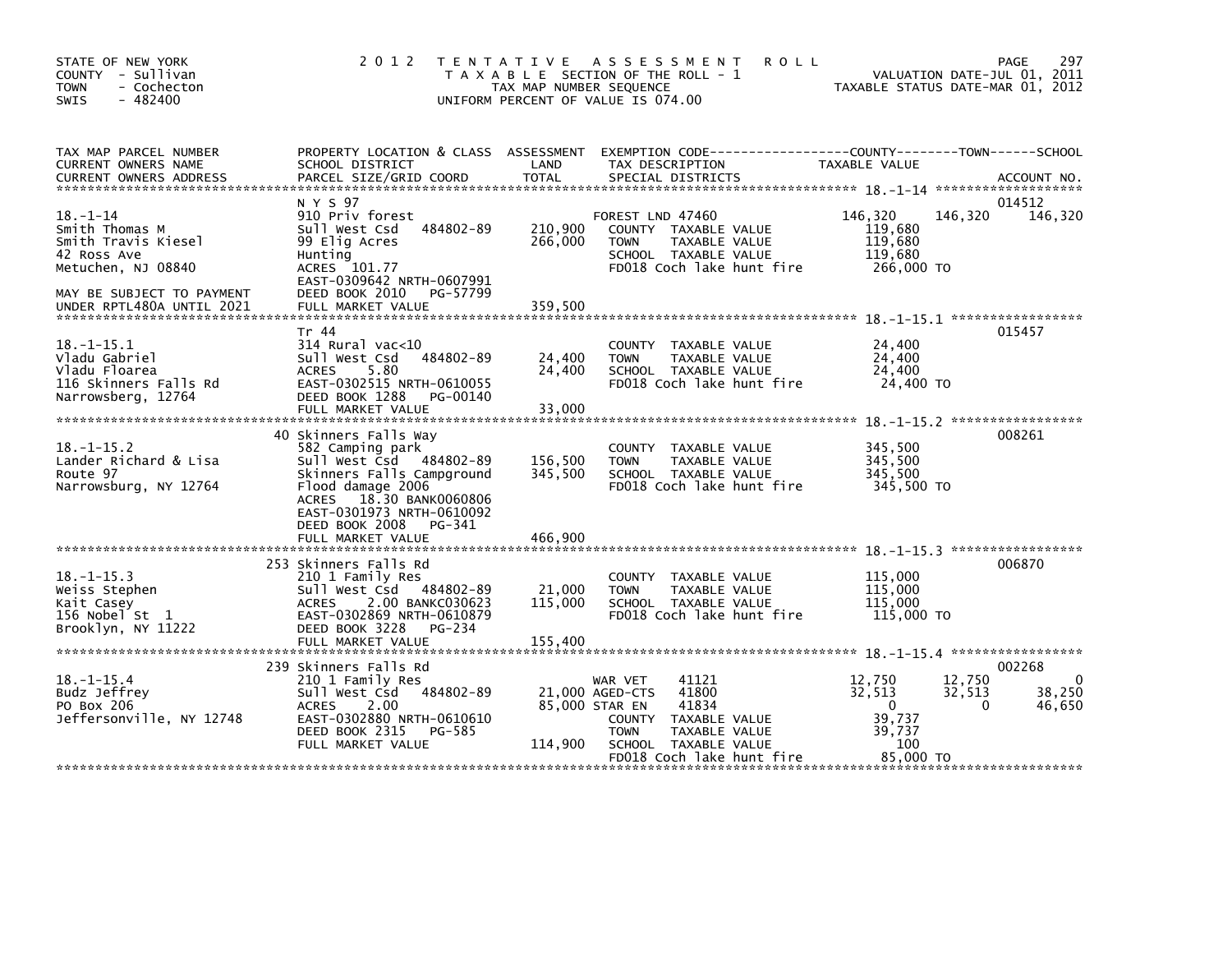STATE OF NEW YORK
COUNTY - Sullivan
TOWN - Cochecton
SWIS - 482400

2012 TENTATIVE ASSESSMENT ROLL
TAXABLE SECTION OF THE ROLL - 1
TAX MAP NUMBER SEQUENCE
UNIFORM PERCENT OF VALUE IS 074.00

VALUATION DATE-JUL 01, 2011
TAXABLE STATUS DATE-MAR 01, 2012

| TAX MAP PARCEL NUMBER / CURRENT OWNERS NAME / CURRENT OWNERS ADDRESS | PROPERTY LOCATION & CLASS / SCHOOL DISTRICT / PARCEL SIZE/GRID COORD | ASSESSMENT LAND | ASSESSMENT TOTAL | EXEMPTION CODE / TAX DESCRIPTION / SPECIAL DISTRICTS | COUNTY TAXABLE VALUE | TOWN | SCHOOL | ACCOUNT NO. |
|---|---|---|---|---|---|---|---|---|
| **18.-1-14** | N Y S 97 | | | | | | | 014512 |
| 18.-1-14 | 910 Priv forest | | | FOREST LND 47460 | 146,320 | 146,320 | 146,320 | |
| Smith Thomas M | Sull West Csd 484802-89 | 210,900 | | COUNTY TAXABLE VALUE | 119,680 | | | |
| Smith Travis Kiesel | 99 Elig Acres | | 266,000 | TOWN TAXABLE VALUE | 119,680 | | | |
| 42 Ross Ave | Hunting | | | SCHOOL TAXABLE VALUE | 119,680 | | | |
| Metuchen, NJ 08840 | ACRES 101.77 | | | FD018 Coch lake hunt fire | 266,000 TO | | | |
| | EAST-0309642 NRTH-0607991 | | | | | | | |
| MAY BE SUBJECT TO PAYMENT | DEED BOOK 2010 PG-57799 | | | | | | | |
| UNDER RPTL480A UNTIL 2021 | FULL MARKET VALUE | | 359,500 | | | | | |
| **18.-1-15.1** | Tr 44 | | | | | | | 015457 |
| 18.-1-15.1 | 314 Rural vac<10 | | | COUNTY TAXABLE VALUE | 24,400 | | | |
| Vladu Gabriel | Sull West Csd 484802-89 | 24,400 | | TOWN TAXABLE VALUE | 24,400 | | | |
| Vladu Floarea | ACRES 5.80 | | 24,400 | SCHOOL TAXABLE VALUE | 24,400 | | | |
| 116 Skinners Falls Rd | EAST-0302515 NRTH-0610055 | | | FD018 Coch lake hunt fire | 24,400 TO | | | |
| Narrowsberg, 12764 | DEED BOOK 1288 PG-00140 | | | | | | | |
| | FULL MARKET VALUE | | 33,000 | | | | | |
| **18.-1-15.2** | 40 Skinners Falls Way | | | | | | | 008261 |
| 18.-1-15.2 | 582 Camping park | | | COUNTY TAXABLE VALUE | 345,500 | | | |
| Lander Richard & Lisa | Sull West Csd 484802-89 | 156,500 | | TOWN TAXABLE VALUE | 345,500 | | | |
| Route 97 | Skinners Falls Campground | | 345,500 | SCHOOL TAXABLE VALUE | 345,500 | | | |
| Narrowsburg, NY 12764 | Flood damage 2006 | | | FD018 Coch lake hunt fire | 345,500 TO | | | |
| | ACRES 18.30 BANK0060806 | | | | | | | |
| | EAST-0301973 NRTH-0610092 | | | | | | | |
| | DEED BOOK 2008 PG-341 | | | | | | | |
| | FULL MARKET VALUE | | 466,900 | | | | | |
| **18.-1-15.3** | 253 Skinners Falls Rd | | | | | | | 006870 |
| 18.-1-15.3 | 210 1 Family Res | | | COUNTY TAXABLE VALUE | 115,000 | | | |
| Weiss Stephen | Sull West Csd 484802-89 | 21,000 | | TOWN TAXABLE VALUE | 115,000 | | | |
| Kait Casey | ACRES 2.00 BANKC030623 | | 115,000 | SCHOOL TAXABLE VALUE | 115,000 | | | |
| 156 Nobel St 1 | EAST-0302869 NRTH-0610879 | | | FD018 Coch lake hunt fire | 115,000 TO | | | |
| Brooklyn, NY 11222 | DEED BOOK 3228 PG-234 | | | | | | | |
| | FULL MARKET VALUE | | 155,400 | | | | | |
| **18.-1-15.4** | 239 Skinners Falls Rd | | | | | | | 002268 |
| 18.-1-15.4 | 210 1 Family Res | | | WAR VET 41121 | 12,750 | 12,750 | 0 | |
| Budz Jeffrey | Sull West Csd 484802-89 | 21,000 | | AGED-CTS 41800 | 32,513 | 32,513 | 38,250 | |
| PO Box 206 | ACRES 2.00 | | 85,000 | STAR EN 41834 | 0 | 0 | 46,650 | |
| Jeffersonville, NY 12748 | EAST-0302880 NRTH-0610610 | | | COUNTY TAXABLE VALUE | 39,737 | | | |
| | DEED BOOK 2315 PG-585 | | | TOWN TAXABLE VALUE | 39,737 | | | |
| | FULL MARKET VALUE | | 114,900 | SCHOOL TAXABLE VALUE | 100 | | | |
| | | | | FD018 Coch lake hunt fire | 85,000 TO | | | |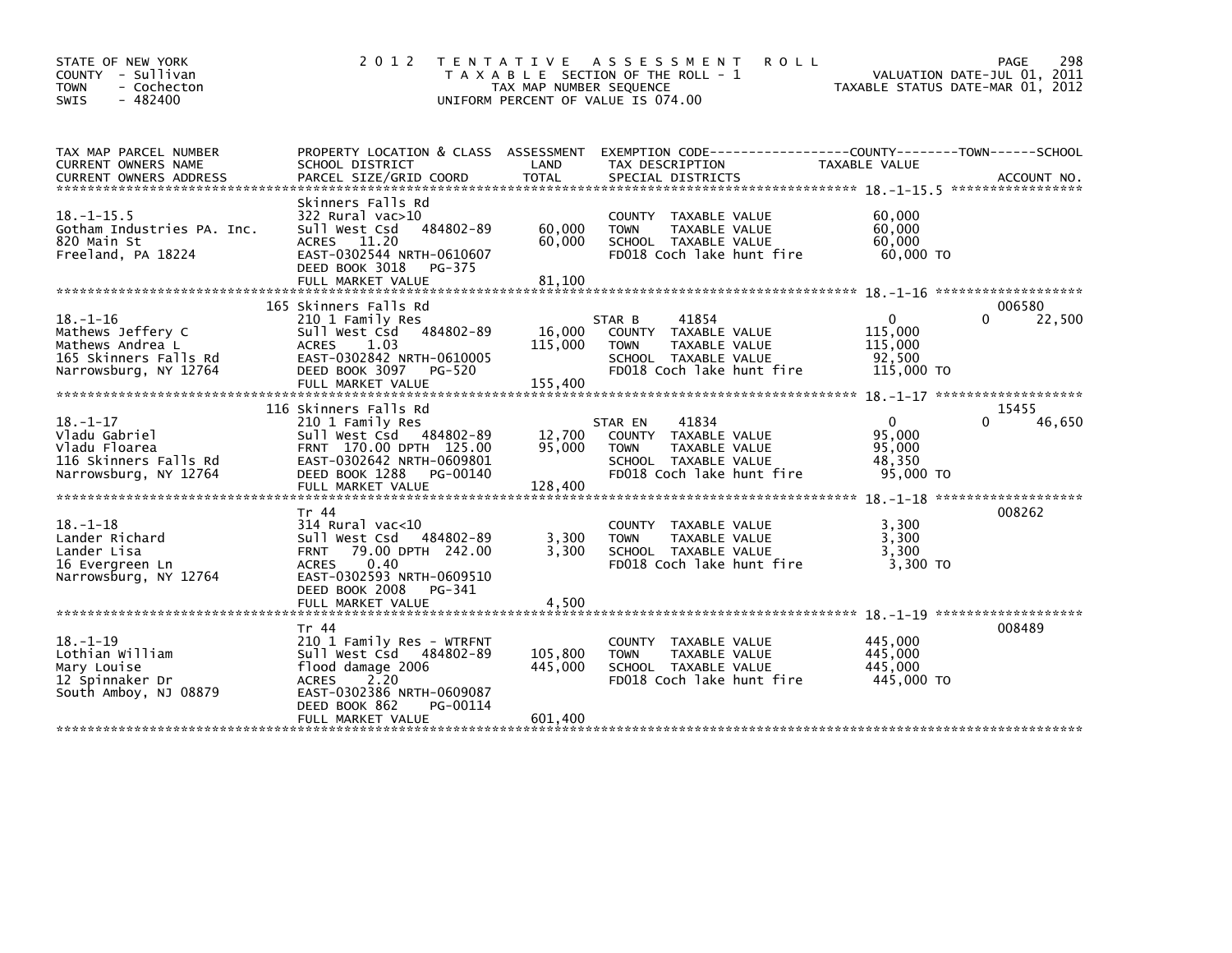STATE OF NEW YORK
COUNTY - Sullivan
TOWN - Cochecton
SWIS - 482400

2012 TENTATIVE ASSESSMENT ROLL
TAXABLE SECTION OF THE ROLL - 1
TAX MAP NUMBER SEQUENCE
UNIFORM PERCENT OF VALUE IS 074.00

VALUATION DATE-JUL 01, 2011
TAXABLE STATUS DATE-MAR 01, 2012

| TAX MAP PARCEL NUMBER / CURRENT OWNERS NAME / CURRENT OWNERS ADDRESS | PROPERTY LOCATION & CLASS / SCHOOL DISTRICT / PARCEL SIZE/GRID COORD | ASSESSMENT LAND | TOTAL | EXEMPTION CODE / TAX DESCRIPTION / SPECIAL DISTRICTS | COUNTY | TOWN | SCHOOL | ACCOUNT NO. |
|---|---|---|---|---|---|---|---|---|
| 18.-1-15.5 | Skinners Falls Rd | | | | | | | |
| Gotham Industries PA. Inc. | 322 Rural vac>10 | | | COUNTY TAXABLE VALUE | 60,000 | | | |
| 820 Main St | Sull West Csd 484802-89 | 60,000 | 60,000 | TOWN TAXABLE VALUE | | 60,000 | | |
| Freeland, PA 18224 | ACRES 11.20 | | | SCHOOL TAXABLE VALUE | | | 60,000 | |
| | EAST-0302544 NRTH-0610607 | | | FD018 Coch lake hunt fire | 60,000 TO | | | |
| | DEED BOOK 3018 PG-375 | | | | | | | |
| | FULL MARKET VALUE | | 81,100 | | | | | |
| 18.-1-16 | 165 Skinners Falls Rd | | | | | | | 006580 |
| Mathews Jeffery C | 210 1 Family Res | | | STAR B 41854 | 0 | 0 | 22,500 | |
| Mathews Andrea L | Sull West Csd 484802-89 | 16,000 | 115,000 | COUNTY TAXABLE VALUE | 115,000 | | | |
| 165 Skinners Falls Rd | ACRES 1.03 | | | TOWN TAXABLE VALUE | | 115,000 | | |
| Narrowsburg, NY 12764 | EAST-0302842 NRTH-0610005 | | | SCHOOL TAXABLE VALUE | | | 92,500 | |
| | DEED BOOK 3097 PG-520 | | | FD018 Coch lake hunt fire | 115,000 TO | | | |
| | FULL MARKET VALUE | | 155,400 | | | | | |
| 18.-1-17 | 116 Skinners Falls Rd | | | | | | | 15455 |
| Vladu Gabriel | 210 1 Family Res | | | STAR EN 41834 | 0 | 0 | 46,650 | |
| Vladu Floarea | Sull West Csd 484802-89 | 12,700 | 95,000 | COUNTY TAXABLE VALUE | 95,000 | | | |
| 116 Skinners Falls Rd | FRNT 170.00 DPTH 125.00 | | | TOWN TAXABLE VALUE | | 95,000 | | |
| Narrowsburg, NY 12764 | EAST-0302642 NRTH-0609801 | | | SCHOOL TAXABLE VALUE | | | 48,350 | |
| | DEED BOOK 1288 PG-00140 | | | FD018 Coch lake hunt fire | 95,000 TO | | | |
| | FULL MARKET VALUE | | 128,400 | | | | | |
| 18.-1-18 | Tr 44 | | | | | | | 008262 |
| Lander Richard | 314 Rural vac<10 | | | COUNTY TAXABLE VALUE | 3,300 | | | |
| Lander Lisa | Sull West Csd 484802-89 | 3,300 | 3,300 | TOWN TAXABLE VALUE | | 3,300 | | |
| 16 Evergreen Ln | FRNT 79.00 DPTH 242.00 | | | SCHOOL TAXABLE VALUE | | | 3,300 | |
| Narrowsburg, NY 12764 | ACRES 0.40 | | | FD018 Coch lake hunt fire | 3,300 TO | | | |
| | EAST-0302593 NRTH-0609510 | | | | | | | |
| | DEED BOOK 2008 PG-341 | | | | | | | |
| | FULL MARKET VALUE | | 4,500 | | | | | |
| 18.-1-19 | Tr 44 | | | | | | | 008489 |
| Lothian William | 210 1 Family Res - WTRFNT | | | COUNTY TAXABLE VALUE | 445,000 | | | |
| Mary Louise | Sull West Csd 484802-89 | 105,800 | 445,000 | TOWN TAXABLE VALUE | | 445,000 | | |
| 12 Spinnaker Dr | flood damage 2006 | | | SCHOOL TAXABLE VALUE | | | 445,000 | |
| South Amboy, NJ 08879 | ACRES 2.20 | | | FD018 Coch lake hunt fire | 445,000 TO | | | |
| | EAST-0302386 NRTH-0609087 | | | | | | | |
| | DEED BOOK 862 PG-00114 | | | | | | | |
| | FULL MARKET VALUE | | 601,400 | | | | | |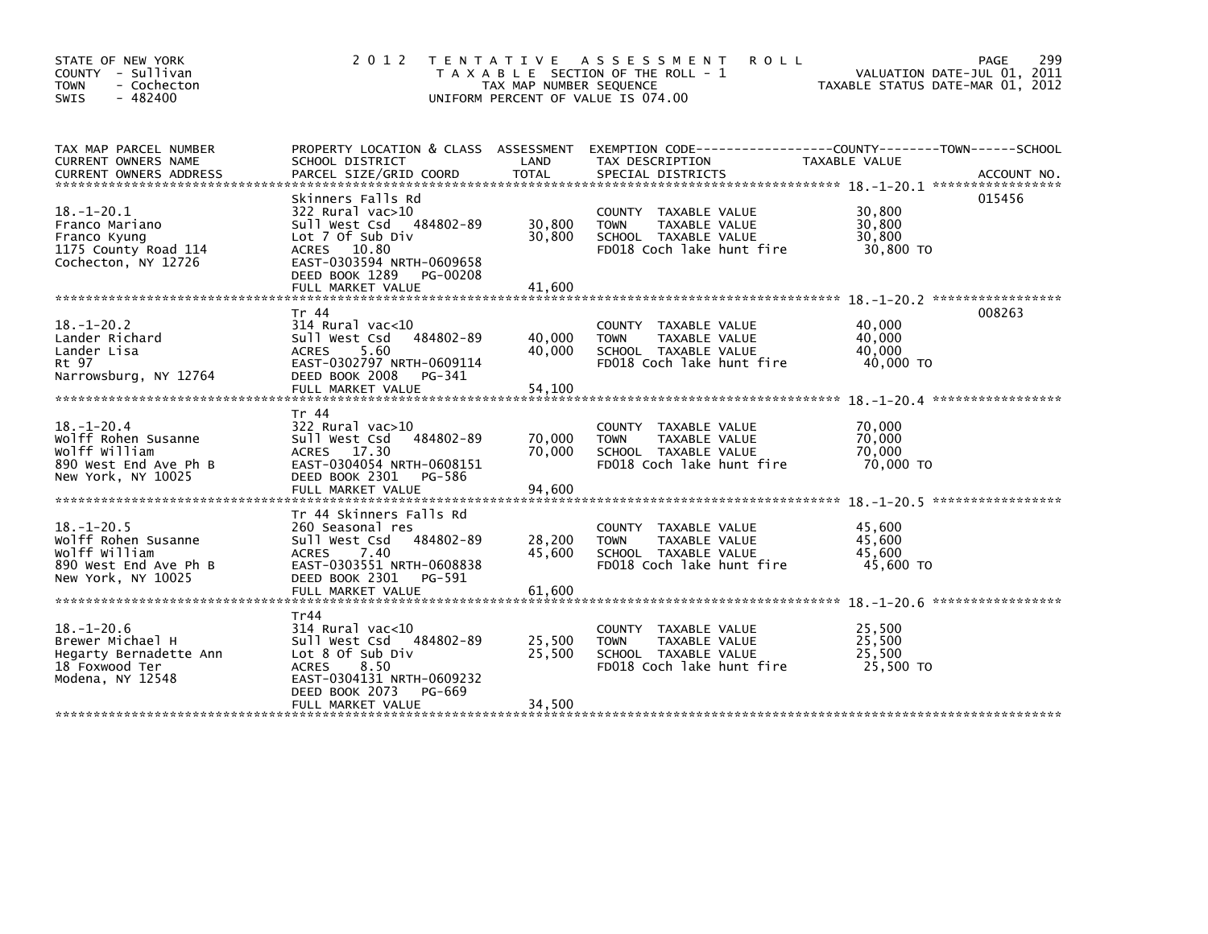STATE OF NEW YORK
COUNTY - Sullivan
TOWN - Cochecton
SWIS - 482400

2 0 1 2 T E N T A T I V E A S S E S S M E N T R O L L
T A X A B L E SECTION OF THE ROLL - 1
TAX MAP NUMBER SEQUENCE
UNIFORM PERCENT OF VALUE IS 074.00

VALUATION DATE-JUL 01, 2011
TAXABLE STATUS DATE-MAR 01, 2012

| TAX MAP PARCEL NUMBER / CURRENT OWNERS NAME / CURRENT OWNERS ADDRESS | PROPERTY LOCATION & CLASS / SCHOOL DISTRICT / PARCEL SIZE/GRID COORD | ASSESSMENT LAND | TOTAL | EXEMPTION CODE / TAX DESCRIPTION / SPECIAL DISTRICTS | TAXABLE VALUE | ACCOUNT NO. |
|---|---|---|---|---|---|---|
| 18.-1-20.1 | Skinners Falls Rd | | | | | 015456 |
| 18.-1-20.1 | 322 Rural vac>10 | | | COUNTY TAXABLE VALUE | 30,800 | |
| Franco Mariano | Sull West Csd 484802-89 | 30,800 | | TOWN TAXABLE VALUE | 30,800 | |
| Franco Kyung | Lot 7 Of Sub Div | | 30,800 | SCHOOL TAXABLE VALUE | 30,800 | |
| 1175 County Road 114 | ACRES 10.80 | | | FD018 Coch lake hunt fire | 30,800 TO | |
| Cochecton, NY 12726 | EAST-0303594 NRTH-0609658 | | | | | |
| | DEED BOOK 1289 PG-00208 | | | | | |
| | FULL MARKET VALUE | | 41,600 | | | |
| 18.-1-20.2 | Tr 44 | | | | | 008263 |
| 18.-1-20.2 | 314 Rural vac<10 | | | COUNTY TAXABLE VALUE | 40,000 | |
| Lander Richard | Sull West Csd 484802-89 | 40,000 | | TOWN TAXABLE VALUE | 40,000 | |
| Lander Lisa | ACRES 5.60 | | 40,000 | SCHOOL TAXABLE VALUE | 40,000 | |
| Rt 97 | EAST-0302797 NRTH-0609114 | | | FD018 Coch lake hunt fire | 40,000 TO | |
| Narrowsburg, NY 12764 | DEED BOOK 2008 PG-341 | | | | | |
| | FULL MARKET VALUE | | 54,100 | | | |
| 18.-1-20.4 | Tr 44 | | | | | |
| 18.-1-20.4 | 322 Rural vac>10 | | | COUNTY TAXABLE VALUE | 70,000 | |
| Wolff Rohen Susanne | Sull West Csd 484802-89 | 70,000 | | TOWN TAXABLE VALUE | 70,000 | |
| Wolff William | ACRES 17.30 | | 70,000 | SCHOOL TAXABLE VALUE | 70,000 | |
| 890 West End Ave Ph B | EAST-0304054 NRTH-0608151 | | | FD018 Coch lake hunt fire | 70,000 TO | |
| New York, NY 10025 | DEED BOOK 2301 PG-586 | | | | | |
| | FULL MARKET VALUE | | 94,600 | | | |
| 18.-1-20.5 | Tr 44 Skinners Falls Rd | | | | | |
| 18.-1-20.5 | 260 Seasonal res | | | COUNTY TAXABLE VALUE | 45,600 | |
| Wolff Rohen Susanne | Sull West Csd 484802-89 | 28,200 | | TOWN TAXABLE VALUE | 45,600 | |
| Wolff William | ACRES 7.40 | | 45,600 | SCHOOL TAXABLE VALUE | 45,600 | |
| 890 West End Ave Ph B | EAST-0303551 NRTH-0608838 | | | FD018 Coch lake hunt fire | 45,600 TO | |
| New York, NY 10025 | DEED BOOK 2301 PG-591 | | | | | |
| | FULL MARKET VALUE | | 61,600 | | | |
| 18.-1-20.6 | Tr44 | | | | | |
| 18.-1-20.6 | 314 Rural vac<10 | | | COUNTY TAXABLE VALUE | 25,500 | |
| Brewer Michael H | Sull West Csd 484802-89 | 25,500 | | TOWN TAXABLE VALUE | 25,500 | |
| Hegarty Bernadette Ann | Lot 8 Of Sub Div | | 25,500 | SCHOOL TAXABLE VALUE | 25,500 | |
| 18 Foxwood Ter | ACRES 8.50 | | | FD018 Coch lake hunt fire | 25,500 TO | |
| Modena, NY 12548 | EAST-0304131 NRTH-0609232 | | | | | |
| | DEED BOOK 2073 PG-669 | | | | | |
| | FULL MARKET VALUE | | 34,500 | | | |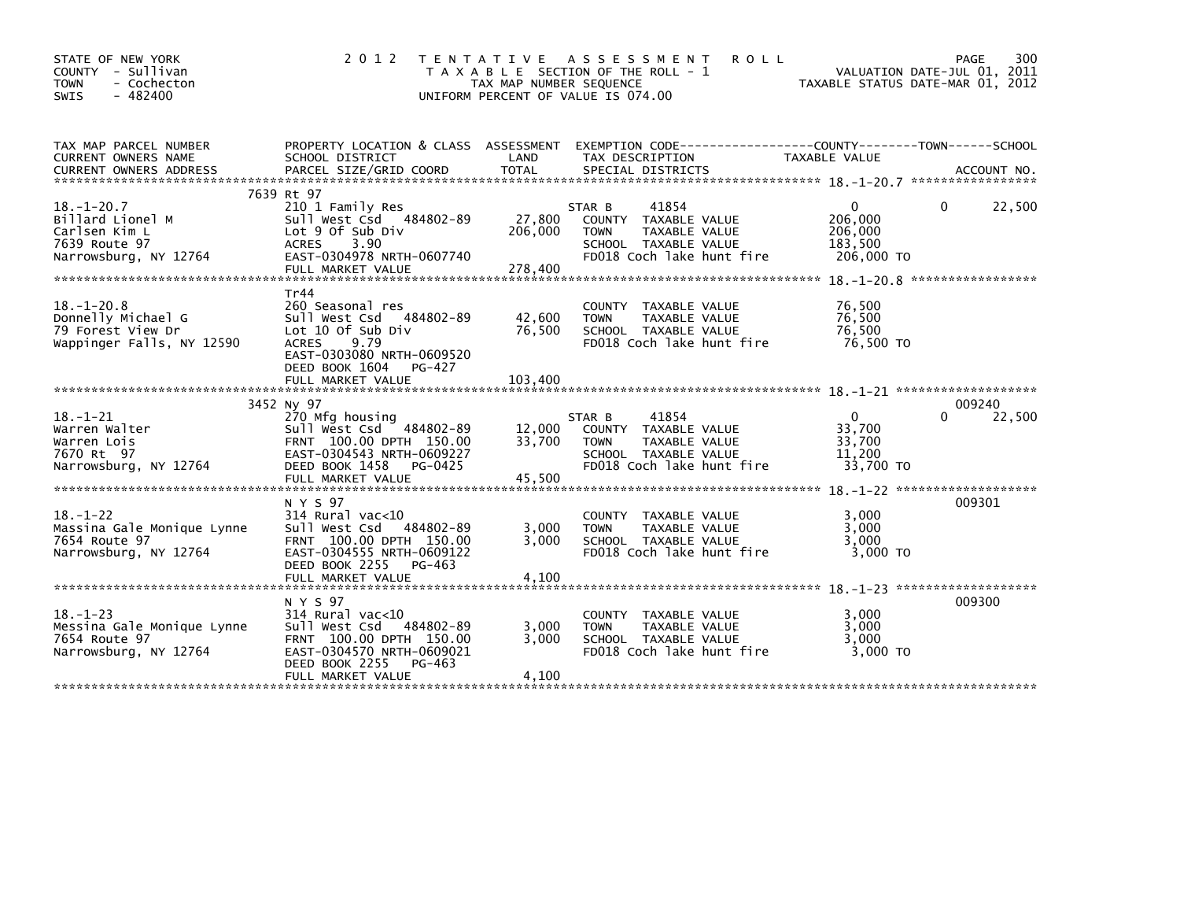STATE OF NEW YORK
COUNTY - Sullivan
TOWN - Cochecton
SWIS - 482400

# 2012 TENTATIVE ASSESSMENT ROLL

TAXABLE SECTION OF THE ROLL - 1
TAX MAP NUMBER SEQUENCE
UNIFORM PERCENT OF VALUE IS 074.00

VALUATION DATE-JUL 01, 2011
TAXABLE STATUS DATE-MAR 01, 2012

| TAX MAP PARCEL NUMBER / CURRENT OWNERS NAME / CURRENT OWNERS ADDRESS | PROPERTY LOCATION & CLASS / SCHOOL DISTRICT / PARCEL SIZE/GRID COORD | ASSESSMENT LAND / TOTAL | EXEMPTION CODE / TAX DESCRIPTION / SPECIAL DISTRICTS | COUNTY TAXABLE VALUE | TOWN | SCHOOL / ACCOUNT NO. |
|---|---|---|---|---|---|---|
| 18.-1-20.7 | 7639 Rt 97 | | | | | |
| | 210 1 Family Res | | STAR B 41854 | 0 | 0 | 22,500 |
| Billard Lionel M | Sull West Csd 484802-89 | 27,800 | COUNTY TAXABLE VALUE | 206,000 | | |
| Carlsen Kim L | Lot 9 Of Sub Div | 206,000 | TOWN TAXABLE VALUE | 206,000 | | |
| 7639 Route 97 | ACRES 3.90 | | SCHOOL TAXABLE VALUE | 183,500 | | |
| Narrowsburg, NY 12764 | EAST-0304978 NRTH-0607740 | | FD018 Coch lake hunt fire | 206,000 TO | | |
| | FULL MARKET VALUE | 278,400 | | | | |
| 18.-1-20.8 | Tr44 | | | | | |
| | 260 Seasonal res | | COUNTY TAXABLE VALUE | 76,500 | | |
| Donnelly Michael G | Sull West Csd 484802-89 | 42,600 | TOWN TAXABLE VALUE | 76,500 | | |
| 79 Forest View Dr | Lot 10 Of Sub Div | 76,500 | SCHOOL TAXABLE VALUE | 76,500 | | |
| Wappinger Falls, NY 12590 | ACRES 9.79 | | FD018 Coch lake hunt fire | 76,500 TO | | |
| | EAST-0303080 NRTH-0609520 | | | | | |
| | DEED BOOK 1604 PG-427 | | | | | |
| | FULL MARKET VALUE | 103,400 | | | | |
| 18.-1-21 | 3452 Ny 97 | | | | | 009240 |
| | 270 Mfg housing | | STAR B 41854 | 0 | 0 | 22,500 |
| Warren Walter | Sull West Csd 484802-89 | 12,000 | COUNTY TAXABLE VALUE | 33,700 | | |
| Warren Lois | FRNT 100.00 DPTH 150.00 | 33,700 | TOWN TAXABLE VALUE | 33,700 | | |
| 7670 Rt 97 | EAST-0304543 NRTH-0609227 | | SCHOOL TAXABLE VALUE | 11,200 | | |
| Narrowsburg, NY 12764 | DEED BOOK 1458 PG-0425 | | FD018 Coch lake hunt fire | 33,700 TO | | |
| | FULL MARKET VALUE | 45,500 | | | | |
| 18.-1-22 | N Y S 97 | | | | | 009301 |
| | 314 Rural vac<10 | | COUNTY TAXABLE VALUE | 3,000 | | |
| Massina Gale Monique Lynne | Sull West Csd 484802-89 | 3,000 | TOWN TAXABLE VALUE | 3,000 | | |
| 7654 Route 97 | FRNT 100.00 DPTH 150.00 | 3,000 | SCHOOL TAXABLE VALUE | 3,000 | | |
| Narrowsburg, NY 12764 | EAST-0304555 NRTH-0609122 | | FD018 Coch lake hunt fire | 3,000 TO | | |
| | DEED BOOK 2255 PG-463 | | | | | |
| | FULL MARKET VALUE | 4,100 | | | | |
| 18.-1-23 | N Y S 97 | | | | | 009300 |
| | 314 Rural vac<10 | | COUNTY TAXABLE VALUE | 3,000 | | |
| Messina Gale Monique Lynne | Sull West Csd 484802-89 | 3,000 | TOWN TAXABLE VALUE | 3,000 | | |
| 7654 Route 97 | FRNT 100.00 DPTH 150.00 | 3,000 | SCHOOL TAXABLE VALUE | 3,000 | | |
| Narrowsburg, NY 12764 | EAST-0304570 NRTH-0609021 | | FD018 Coch lake hunt fire | 3,000 TO | | |
| | DEED BOOK 2255 PG-463 | | | | | |
| | FULL MARKET VALUE | 4,100 | | | | |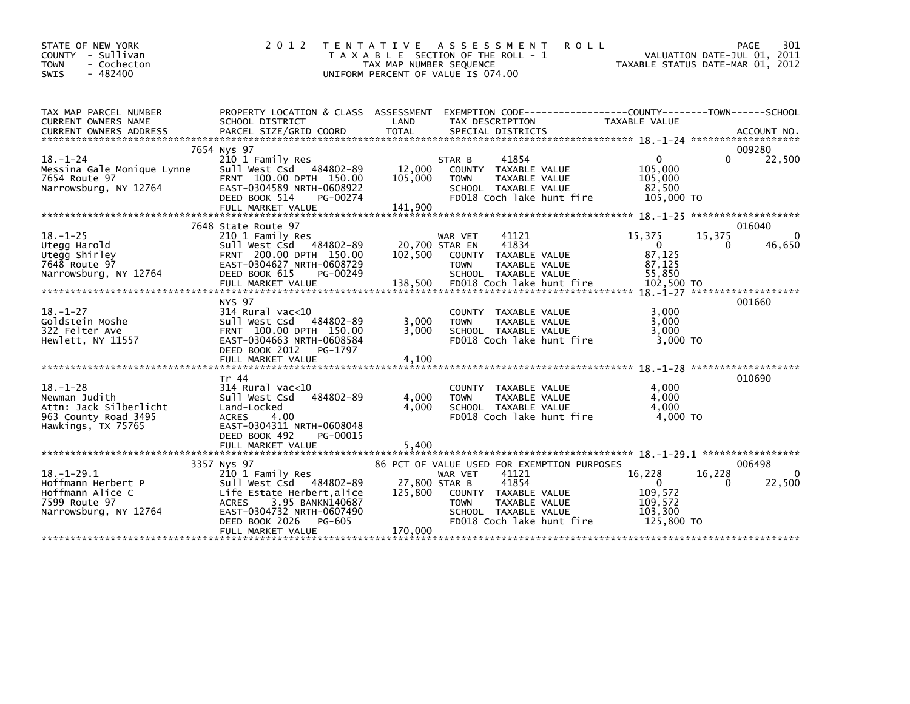STATE OF NEW YORK
COUNTY - Sullivan
TOWN - Cochecton
SWIS - 482400

# 2012 TENTATIVE ASSESSMENT ROLL

TAXABLE SECTION OF THE ROLL - 1
TAX MAP NUMBER SEQUENCE
UNIFORM PERCENT OF VALUE IS 074.00

VALUATION DATE-JUL 01, 2011
TAXABLE STATUS DATE-MAR 01, 2012

| TAX MAP PARCEL NUMBER / CURRENT OWNERS NAME / CURRENT OWNERS ADDRESS | PROPERTY LOCATION & CLASS / SCHOOL DISTRICT / PARCEL SIZE/GRID COORD | ASSESSMENT LAND | TOTAL | EXEMPTION CODE / TAX DESCRIPTION / SPECIAL DISTRICTS | COUNTY TAXABLE VALUE | TOWN | SCHOOL | ACCOUNT NO. |
|---|---|---|---|---|---|---|---|---|
| | 7654 Nys 97 | | | | | | | 009280 |
| 18.-1-24 | 210 1 Family Res | | | STAR B 41854 | 0 | 0 | 22,500 | |
| Messina Gale Monique Lynne | Sull West Csd 484802-89 | 12,000 | | COUNTY TAXABLE VALUE | 105,000 | | | |
| 7654 Route 97 | FRNT 100.00 DPTH 150.00 | | 105,000 | TOWN TAXABLE VALUE | 105,000 | | | |
| Narrowsburg, NY 12764 | EAST-0304589 NRTH-0608922 | | | SCHOOL TAXABLE VALUE | 82,500 | | | |
| | DEED BOOK 514 PG-00274 | | | FD018 Coch lake hunt fire | 105,000 TO | | | |
| | FULL MARKET VALUE | | 141,900 | | | | | |
| | 7648 State Route 97 | | | | | | | 016040 |
| 18.-1-25 | 210 1 Family Res | | | WAR VET 41121 | 15,375 | 15,375 | 0 | |
| Utegg Harold | Sull West Csd 484802-89 | 20,700 | | STAR EN 41834 | 0 | 0 | 46,650 | |
| Utegg Shirley | FRNT 200.00 DPTH 150.00 | | 102,500 | COUNTY TAXABLE VALUE | 87,125 | | | |
| 7648 Route 97 | EAST-0304627 NRTH-0608729 | | | TOWN TAXABLE VALUE | 87,125 | | | |
| Narrowsburg, NY 12764 | DEED BOOK 615 PG-00249 | | | SCHOOL TAXABLE VALUE | 55,850 | | | |
| | FULL MARKET VALUE | | 138,500 | FD018 Coch lake hunt fire | 102,500 TO | | | |
| | NYS 97 | | | | | | | 001660 |
| 18.-1-27 | 314 Rural vac<10 | | | COUNTY TAXABLE VALUE | 3,000 | | | |
| Goldstein Moshe | Sull West Csd 484802-89 | 3,000 | | TOWN TAXABLE VALUE | 3,000 | | | |
| 322 Felter Ave | FRNT 100.00 DPTH 150.00 | | 3,000 | SCHOOL TAXABLE VALUE | 3,000 | | | |
| Hewlett, NY 11557 | EAST-0304663 NRTH-0608584 | | | FD018 Coch lake hunt fire | 3,000 TO | | | |
| | DEED BOOK 2012 PG-1797 | | | | | | | |
| | FULL MARKET VALUE | | 4,100 | | | | | |
| | Tr 44 | | | | | | | 010690 |
| 18.-1-28 | 314 Rural vac<10 | | | COUNTY TAXABLE VALUE | 4,000 | | | |
| Newman Judith | Sull West Csd 484802-89 | 4,000 | | TOWN TAXABLE VALUE | 4,000 | | | |
| Attn: Jack Silberlicht | Land-Locked | | 4,000 | SCHOOL TAXABLE VALUE | 4,000 | | | |
| 963 County Road 3495 | ACRES 4.00 | | | FD018 Coch lake hunt fire | 4,000 TO | | | |
| Hawkings, TX 75765 | EAST-0304311 NRTH-0608048 | | | | | | | |
| | DEED BOOK 492 PG-00015 | | | | | | | |
| | FULL MARKET VALUE | | 5,400 | | | | | |
| | 3357 Nys 97 | | | 86 PCT OF VALUE USED FOR EXEMPTION PURPOSES | | | | 006498 |
| 18.-1-29.1 | 210 1 Family Res | | | WAR VET 41121 | 16,228 | 16,228 | 0 | |
| Hoffmann Herbert P | Sull West Csd 484802-89 | 27,800 | | STAR B 41854 | 0 | 0 | 22,500 | |
| Hoffmann Alice C | Life Estate Herbert,alice | | 125,800 | COUNTY TAXABLE VALUE | 109,572 | | | |
| 7599 Route 97 | ACRES 3.95 BANKN140687 | | | TOWN TAXABLE VALUE | 109,572 | | | |
| Narrowsburg, NY 12764 | EAST-0304732 NRTH-0607490 | | | SCHOOL TAXABLE VALUE | 103,300 | | | |
| | DEED BOOK 2026 PG-605 | | | FD018 Coch lake hunt fire | 125,800 TO | | | |
| | FULL MARKET VALUE | | 170,000 | | | | | |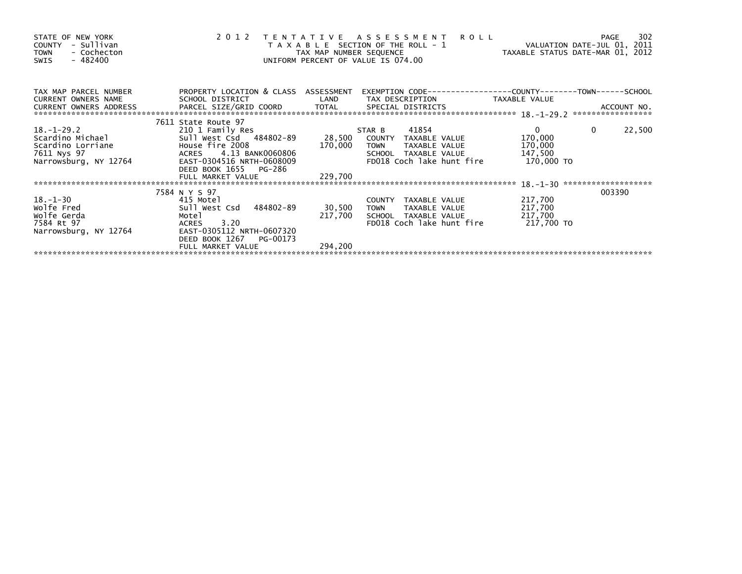STATE OF NEW YORK
COUNTY - Sullivan
TOWN - Cochecton
SWIS - 482400

# 2012 TENTATIVE ASSESSMENT ROLL

TAXABLE SECTION OF THE ROLL - 1
TAX MAP NUMBER SEQUENCE
UNIFORM PERCENT OF VALUE IS 074.00

VALUATION DATE-JUL 01, 2011
TAXABLE STATUS DATE-MAR 01, 2012

| TAX MAP PARCEL NUMBER / CURRENT OWNERS NAME / CURRENT OWNERS ADDRESS | PROPERTY LOCATION & CLASS / SCHOOL DISTRICT / PARCEL SIZE/GRID COORD | ASSESSMENT LAND | TOTAL | EXEMPTION CODE / TAX DESCRIPTION / SPECIAL DISTRICTS | COUNTY TAXABLE VALUE | TOWN | SCHOOL / ACCOUNT NO. |
|---|---|---|---|---|---|---|---|
| 18.-1-29.2 | 7611 State Route 97 | | | | | | |
| 18.-1-29.2 | 210 1 Family Res | | | STAR B 41854 | 0 | 0 | 22,500 |
| Scardino Michael | Sull West Csd 484802-89 | 28,500 | | COUNTY TAXABLE VALUE | 170,000 | | |
| Scardino Lorriane | House fire 2008 | | 170,000 | TOWN TAXABLE VALUE | 170,000 | | |
| 7611 Nys 97 | ACRES 4.13 BANK0060806 | | | SCHOOL TAXABLE VALUE | 147,500 | | |
| Narrowsburg, NY 12764 | EAST-0304516 NRTH-0608009 | | | FD018 Coch lake hunt fire | 170,000 TO | | |
| | DEED BOOK 1655 PG-286 | | | | | | |
| | FULL MARKET VALUE | | 229,700 | | | | |
| 18.-1-30 | 7584 N Y S 97 | | | | | | 003390 |
| 18.-1-30 | 415 Motel | | | COUNTY TAXABLE VALUE | 217,700 | | |
| Wolfe Fred | Sull West Csd 484802-89 | 30,500 | | TOWN TAXABLE VALUE | 217,700 | | |
| Wolfe Gerda | Motel | | 217,700 | SCHOOL TAXABLE VALUE | 217,700 | | |
| 7584 Rt 97 | ACRES 3.20 | | | FD018 Coch lake hunt fire | 217,700 TO | | |
| Narrowsburg, NY 12764 | EAST-0305112 NRTH-0607320 | | | | | | |
| | DEED BOOK 1267 PG-00173 | | | | | | |
| | FULL MARKET VALUE | | 294,200 | | | | |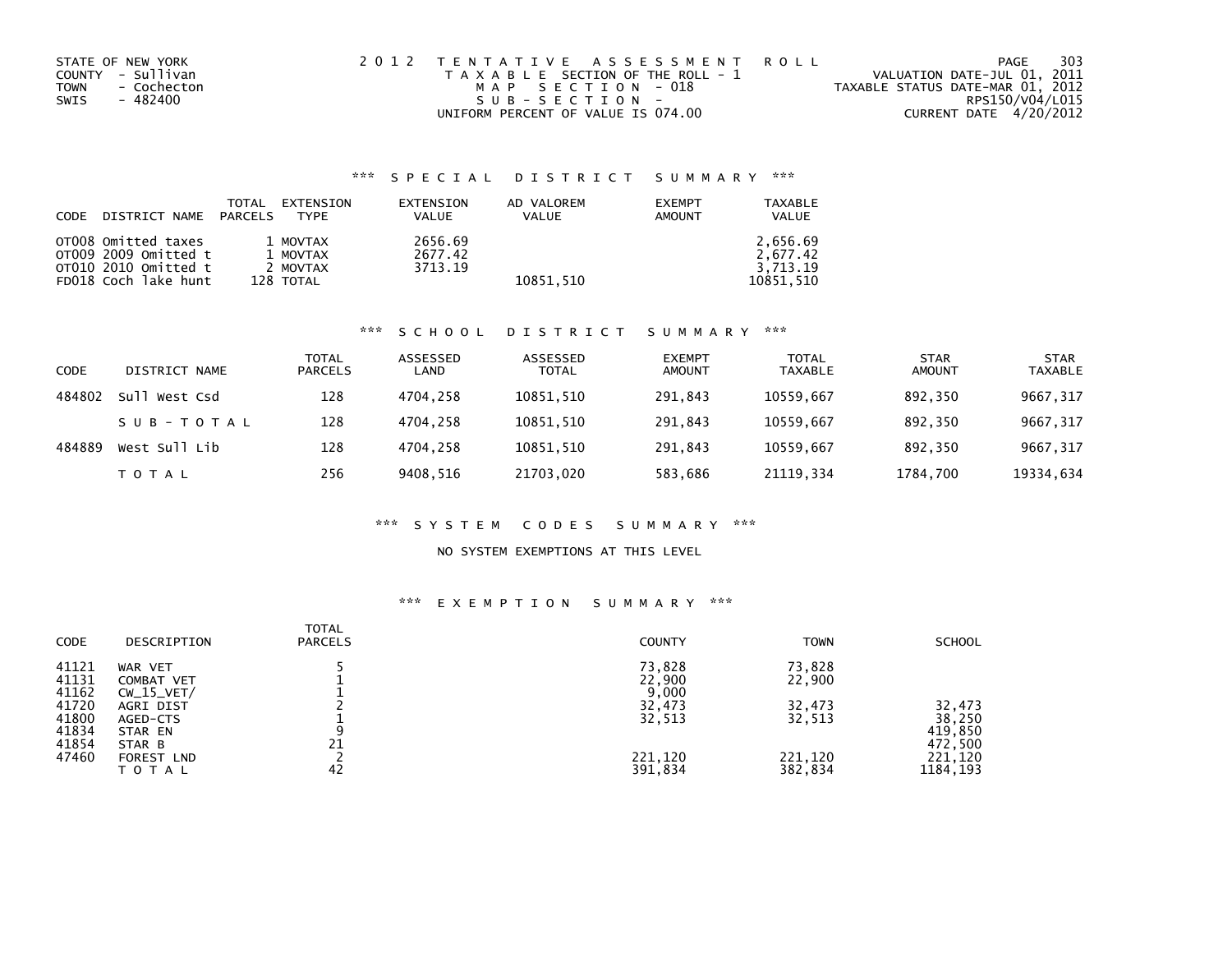STATE OF NEW YORK
COUNTY - Sullivan
TOWN - Cochecton
SWIS - 482400

2012 TENTATIVE ASSESSMENT ROLL
TAXABLE SECTION OF THE ROLL - 1
MAP SECTION - 018
SUB-SECTION -
UNIFORM PERCENT OF VALUE IS 074.00

VALUATION DATE-JUL 01, 2011
TAXABLE STATUS DATE-MAR 01, 2012
RPS150/V04/L015
CURRENT DATE 4/20/2012

### *** SPECIAL DISTRICT SUMMARY ***

| CODE | DISTRICT NAME | TOTAL PARCELS | EXTENSION TYPE | EXTENSION VALUE | AD VALOREM VALUE | EXEMPT AMOUNT | TAXABLE VALUE |
|---|---|---|---|---|---|---|---|
| OT008 | Omitted taxes | 1 | MOVTAX | 2656.69 | | | 2,656.69 |
| OT009 | 2009 Omitted t | 1 | MOVTAX | 2677.42 | | | 2,677.42 |
| OT010 | 2010 Omitted t | 2 | MOVTAX | 3713.19 | | | 3,713.19 |
| FD018 | Coch lake hunt | 128 | TOTAL | | 10851,510 | | 10851,510 |

### *** SCHOOL DISTRICT SUMMARY ***

| CODE | DISTRICT NAME | TOTAL PARCELS | ASSESSED LAND | ASSESSED TOTAL | EXEMPT AMOUNT | TOTAL TAXABLE | STAR AMOUNT | STAR TAXABLE |
|---|---|---|---|---|---|---|---|---|
| 484802 | Sull West Csd | 128 | 4704,258 | 10851,510 | 291,843 | 10559,667 | 892,350 | 9667,317 |
| | SUB-TOTAL | 128 | 4704,258 | 10851,510 | 291,843 | 10559,667 | 892,350 | 9667,317 |
| 484889 | West Sull Lib | 128 | 4704,258 | 10851,510 | 291,843 | 10559,667 | 892,350 | 9667,317 |
| | TOTAL | 256 | 9408,516 | 21703,020 | 583,686 | 21119,334 | 1784,700 | 19334,634 |

### *** SYSTEM CODES SUMMARY ***

NO SYSTEM EXEMPTIONS AT THIS LEVEL

### *** EXEMPTION SUMMARY ***

| CODE | DESCRIPTION | TOTAL PARCELS | COUNTY | TOWN | SCHOOL |
|---|---|---|---|---|---|
| 41121 | WAR VET | 5 | 73,828 | 73,828 | |
| 41131 | COMBAT VET | 1 | 22,900 | 22,900 | |
| 41162 | CW_15_VET/ | 1 | 9,000 | | |
| 41720 | AGRI DIST | 2 | 32,473 | 32,473 | 32,473 |
| 41800 | AGED-CTS | 1 | 32,513 | 32,513 | 38,250 |
| 41834 | STAR EN | 9 | | | 419,850 |
| 41854 | STAR B | 21 | | | 472,500 |
| 47460 | FOREST LND | 2 | 221,120 | 221,120 | 221,120 |
| | TOTAL | 42 | 391,834 | 382,834 | 1184,193 |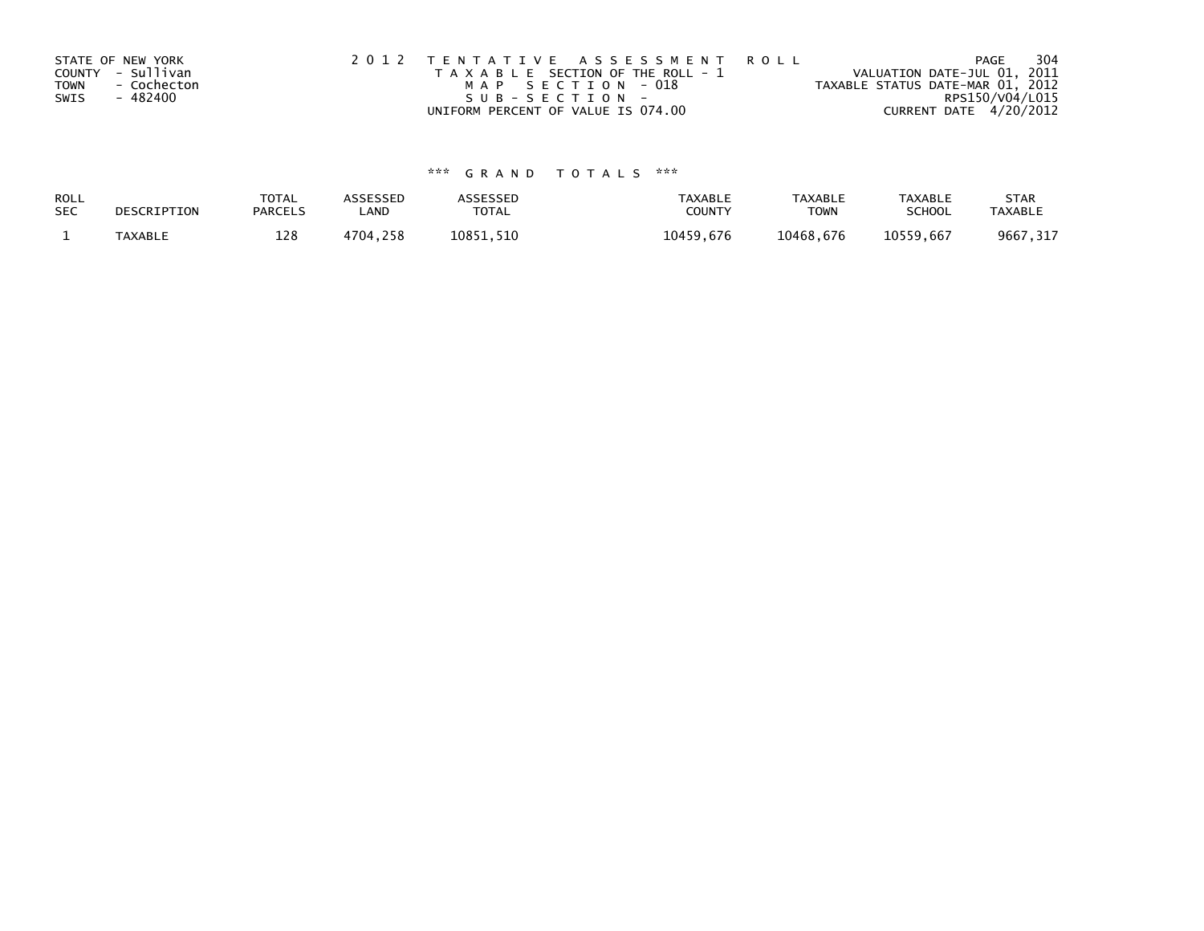STATE OF NEW YORK
COUNTY - Sullivan
TOWN - Cochecton
SWIS - 482400

2 0 1 2 T E N T A T I V E A S S E S S M E N T R O L L
T A X A B L E SECTION OF THE ROLL - 1
M A P S E C T I O N - 018
S U B - S E C T I O N -
UNIFORM PERCENT OF VALUE IS 074.00

VALUATION DATE-JUL 01, 2011
TAXABLE STATUS DATE-MAR 01, 2012
RPS150/V04/L015
CURRENT DATE 4/20/2012

\*\*\* G R A N D T O T A L S \*\*\*

| ROLL SEC | DESCRIPTION | TOTAL PARCELS | ASSESSED LAND | ASSESSED TOTAL | TAXABLE COUNTY | TAXABLE TOWN | TAXABLE SCHOOL | STAR TAXABLE |
|---|---|---|---|---|---|---|---|---|
| 1 | TAXABLE | 128 | 4704,258 | 10851,510 | 10459,676 | 10468,676 | 10559,667 | 9667,317 |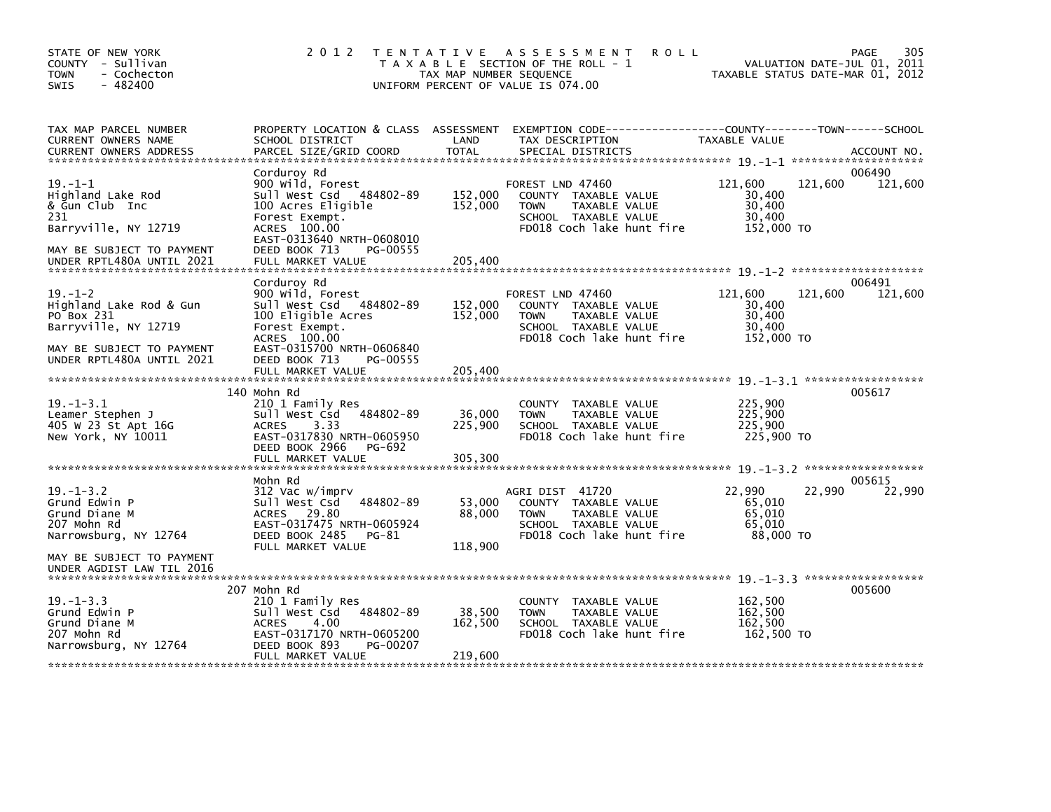STATE OF NEW YORK
COUNTY - Sullivan
TOWN - Cochecton
SWIS - 482400

2012 TENTATIVE ASSESSMENT ROLL
TAXABLE SECTION OF THE ROLL - 1
TAX MAP NUMBER SEQUENCE
UNIFORM PERCENT OF VALUE IS 074.00

VALUATION DATE-JUL 01, 2011
TAXABLE STATUS DATE-MAR 01, 2012

| TAX MAP PARCEL NUMBER / CURRENT OWNERS NAME / CURRENT OWNERS ADDRESS | PROPERTY LOCATION & CLASS / SCHOOL DISTRICT / PARCEL SIZE/GRID COORD | ASSESSMENT LAND / TOTAL | EXEMPTION CODE / TAX DESCRIPTION / SPECIAL DISTRICTS | COUNTY TAXABLE VALUE | TOWN | SCHOOL | ACCOUNT NO. |
|---|---|---|---|---|---|---|---|
| **19.-1-1** | Corduroy Rd | | | | | | 006490 |
| 19.-1-1 | 900 Wild, Forest | | FOREST LND 47460 | 121,600 | 121,600 | 121,600 | |
| Highland Lake Rod | Sull West Csd 484802-89 | 152,000 | COUNTY TAXABLE VALUE | 30,400 | | | |
| & Gun Club Inc | 100 Acres Eligible | 152,000 | TOWN TAXABLE VALUE | 30,400 | | | |
| 231 | Forest Exempt. | | SCHOOL TAXABLE VALUE | 30,400 | | | |
| Barryville, NY 12719 | ACRES 100.00 | | FD018 Coch lake hunt fire | 152,000 TO | | | |
| | EAST-0313640 NRTH-0608010 | | | | | | |
| MAY BE SUBJECT TO PAYMENT | DEED BOOK 713 PG-00555 | | | | | | |
| UNDER RPTL480A UNTIL 2021 | FULL MARKET VALUE | 205,400 | | | | | |
| **19.-1-2** | Corduroy Rd | | | | | | 006491 |
| 19.-1-2 | 900 Wild, Forest | | FOREST LND 47460 | 121,600 | 121,600 | 121,600 | |
| Highland Lake Rod & Gun | Sull West Csd 484802-89 | 152,000 | COUNTY TAXABLE VALUE | 30,400 | | | |
| PO Box 231 | 100 Eligible Acres | 152,000 | TOWN TAXABLE VALUE | 30,400 | | | |
| Barryville, NY 12719 | Forest Exempt. | | SCHOOL TAXABLE VALUE | 30,400 | | | |
| | ACRES 100.00 | | FD018 Coch lake hunt fire | 152,000 TO | | | |
| MAY BE SUBJECT TO PAYMENT | EAST-0315700 NRTH-0606840 | | | | | | |
| UNDER RPTL480A UNTIL 2021 | DEED BOOK 713 PG-00555 | | | | | | |
| | FULL MARKET VALUE | 205,400 | | | | | |
| **19.-1-3.1** | 140 Mohn Rd | | | | | | 005617 |
| 19.-1-3.1 | 210 1 Family Res | | COUNTY TAXABLE VALUE | 225,900 | | | |
| Leamer Stephen J | Sull West Csd 484802-89 | 36,000 | TOWN TAXABLE VALUE | 225,900 | | | |
| 405 W 23 St Apt 16G | ACRES 3.33 | 225,900 | SCHOOL TAXABLE VALUE | 225,900 | | | |
| New York, NY 10011 | EAST-0317830 NRTH-0605950 | | FD018 Coch lake hunt fire | 225,900 TO | | | |
| | DEED BOOK 2966 PG-692 | | | | | | |
| | FULL MARKET VALUE | 305,300 | | | | | |
| **19.-1-3.2** | Mohn Rd | | | | | | 005615 |
| 19.-1-3.2 | 312 Vac w/imprv | | AGRI DIST 41720 | 22,990 | 22,990 | 22,990 | |
| Grund Edwin P | Sull West Csd 484802-89 | 53,000 | COUNTY TAXABLE VALUE | 65,010 | | | |
| Grund Diane M | ACRES 29.80 | 88,000 | TOWN TAXABLE VALUE | 65,010 | | | |
| 207 Mohn Rd | EAST-0317475 NRTH-0605924 | | SCHOOL TAXABLE VALUE | 65,010 | | | |
| Narrowsburg, NY 12764 | DEED BOOK 2485 PG-81 | | FD018 Coch lake hunt fire | 88,000 TO | | | |
| | FULL MARKET VALUE | 118,900 | | | | | |
| MAY BE SUBJECT TO PAYMENT | | | | | | | |
| UNDER AGDIST LAW TIL 2016 | | | | | | | |
| **19.-1-3.3** | 207 Mohn Rd | | | | | | 005600 |
| 19.-1-3.3 | 210 1 Family Res | | COUNTY TAXABLE VALUE | 162,500 | | | |
| Grund Edwin P | Sull West Csd 484802-89 | 38,500 | TOWN TAXABLE VALUE | 162,500 | | | |
| Grund Diane M | ACRES 4.00 | 162,500 | SCHOOL TAXABLE VALUE | 162,500 | | | |
| 207 Mohn Rd | EAST-0317170 NRTH-0605200 | | FD018 Coch lake hunt fire | 162,500 TO | | | |
| Narrowsburg, NY 12764 | DEED BOOK 893 PG-00207 | | | | | | |
| | FULL MARKET VALUE | 219,600 | | | | | |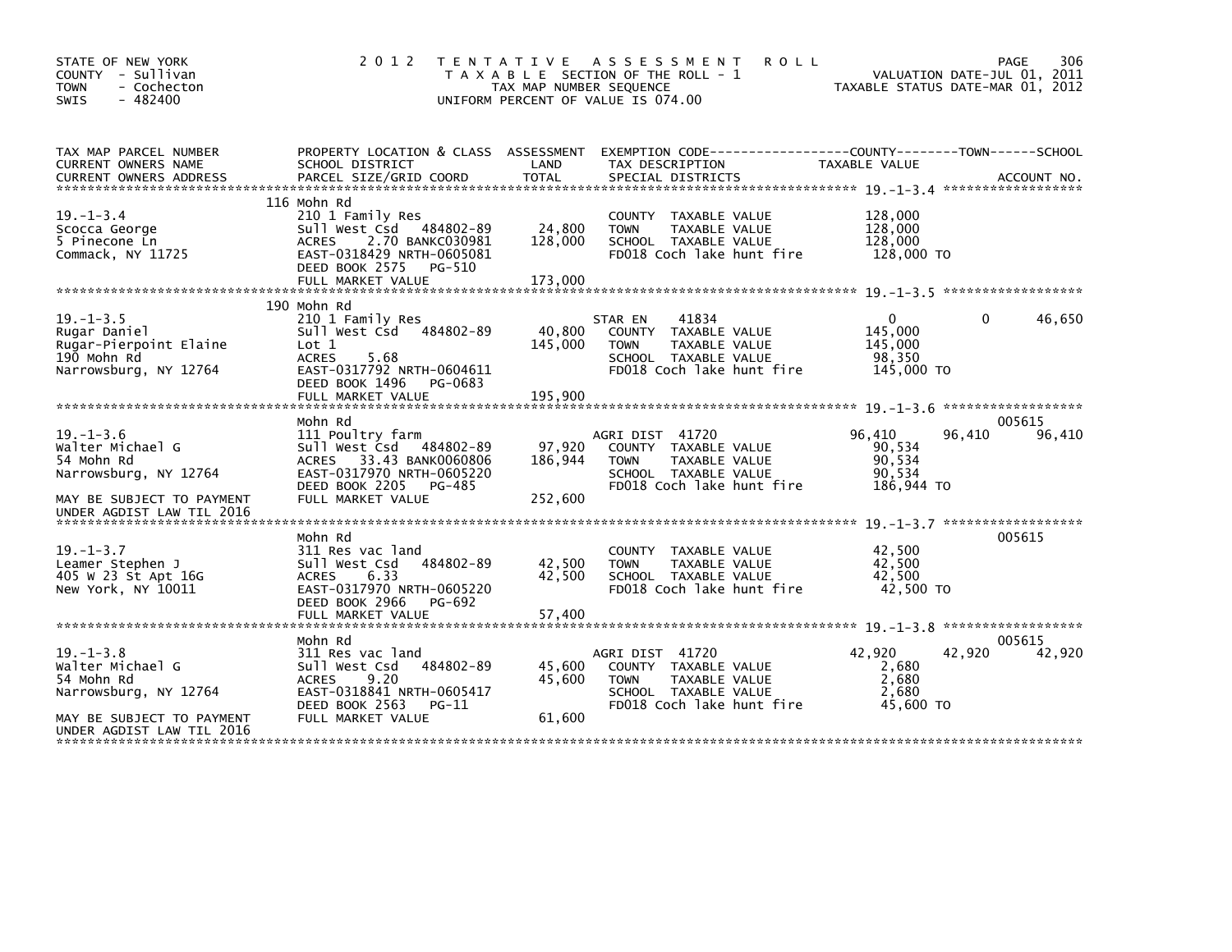STATE OF NEW YORK
COUNTY - Sullivan
TOWN - Cochecton
SWIS - 482400

2012 TENTATIVE ASSESSMENT ROLL
TAXABLE SECTION OF THE ROLL - 1
TAX MAP NUMBER SEQUENCE
UNIFORM PERCENT OF VALUE IS 074.00

VALUATION DATE-JUL 01, 2011
TAXABLE STATUS DATE-MAR 01, 2012

| TAX MAP PARCEL NUMBER / CURRENT OWNERS NAME / CURRENT OWNERS ADDRESS | PROPERTY LOCATION & CLASS / SCHOOL DISTRICT / PARCEL SIZE/GRID COORD | ASSESSMENT LAND | TOTAL | EXEMPTION CODE / TAX DESCRIPTION / SPECIAL DISTRICTS | COUNTY TAXABLE VALUE | TOWN | SCHOOL | ACCOUNT NO. |
|---|---|---|---|---|---|---|---|---|
| 19.-1-3.4 | 116 Mohn Rd | | | | | | | |
| Scocca George | 210 1 Family Res | | | COUNTY TAXABLE VALUE | 128,000 | | | |
| 5 Pinecone Ln | Sull West Csd 484802-89 | 24,800 | | TOWN TAXABLE VALUE | 128,000 | | | |
| Commack, NY 11725 | ACRES 2.70 BANKC030981 | | 128,000 | SCHOOL TAXABLE VALUE | 128,000 | | | |
| | EAST-0318429 NRTH-0605081 | | | FD018 Coch lake hunt fire | 128,000 TO | | | |
| | DEED BOOK 2575 PG-510 | | | | | | | |
| | FULL MARKET VALUE | | 173,000 | | | | | |
| 19.-1-3.5 | 190 Mohn Rd | | | | | | | |
| Rugar Daniel | 210 1 Family Res | | | STAR EN 41834 | 0 | 0 | 46,650 | |
| Rugar-Pierpoint Elaine | Sull West Csd 484802-89 | 40,800 | | COUNTY TAXABLE VALUE | 145,000 | | | |
| 190 Mohn Rd | Lot 1 | | 145,000 | TOWN TAXABLE VALUE | 145,000 | | | |
| Narrowsburg, NY 12764 | ACRES 5.68 | | | SCHOOL TAXABLE VALUE | 98,350 | | | |
| | EAST-0317792 NRTH-0604611 | | | FD018 Coch lake hunt fire | 145,000 TO | | | |
| | DEED BOOK 1496 PG-0683 | | | | | | | |
| | FULL MARKET VALUE | | 195,900 | | | | | |
| 19.-1-3.6 | Mohn Rd | | | | | | | 005615 |
| Walter Michael G | 111 Poultry farm | | | AGRI DIST 41720 | 96,410 | 96,410 | 96,410 | |
| 54 Mohn Rd | Sull West Csd 484802-89 | 97,920 | | COUNTY TAXABLE VALUE | 90,534 | | | |
| Narrowsburg, NY 12764 | ACRES 33.43 BANK0060806 | | 186,944 | TOWN TAXABLE VALUE | 90,534 | | | |
| | EAST-0317970 NRTH-0605220 | | | SCHOOL TAXABLE VALUE | 90,534 | | | |
| | DEED BOOK 2205 PG-485 | | | FD018 Coch lake hunt fire | 186,944 TO | | | |
| MAY BE SUBJECT TO PAYMENT UNDER AGDIST LAW TIL 2016 | FULL MARKET VALUE | | 252,600 | | | | | |
| 19.-1-3.7 | Mohn Rd | | | | | | | 005615 |
| Leamer Stephen J | 311 Res vac land | | | COUNTY TAXABLE VALUE | 42,500 | | | |
| 405 W 23 St Apt 16G | Sull West Csd 484802-89 | 42,500 | | TOWN TAXABLE VALUE | 42,500 | | | |
| New York, NY 10011 | ACRES 6.33 | | 42,500 | SCHOOL TAXABLE VALUE | 42,500 | | | |
| | EAST-0317970 NRTH-0605220 | | | FD018 Coch lake hunt fire | 42,500 TO | | | |
| | DEED BOOK 2966 PG-692 | | | | | | | |
| | FULL MARKET VALUE | | 57,400 | | | | | |
| 19.-1-3.8 | Mohn Rd | | | | | | | 005615 |
| Walter Michael G | 311 Res vac land | | | AGRI DIST 41720 | 42,920 | 42,920 | 42,920 | |
| 54 Mohn Rd | Sull West Csd 484802-89 | 45,600 | | COUNTY TAXABLE VALUE | 2,680 | | | |
| Narrowsburg, NY 12764 | ACRES 9.20 | | 45,600 | TOWN TAXABLE VALUE | 2,680 | | | |
| | EAST-0318841 NRTH-0605417 | | | SCHOOL TAXABLE VALUE | 2,680 | | | |
| | DEED BOOK 2563 PG-11 | | | FD018 Coch lake hunt fire | 45,600 TO | | | |
| MAY BE SUBJECT TO PAYMENT UNDER AGDIST LAW TIL 2016 | FULL MARKET VALUE | | 61,600 | | | | | |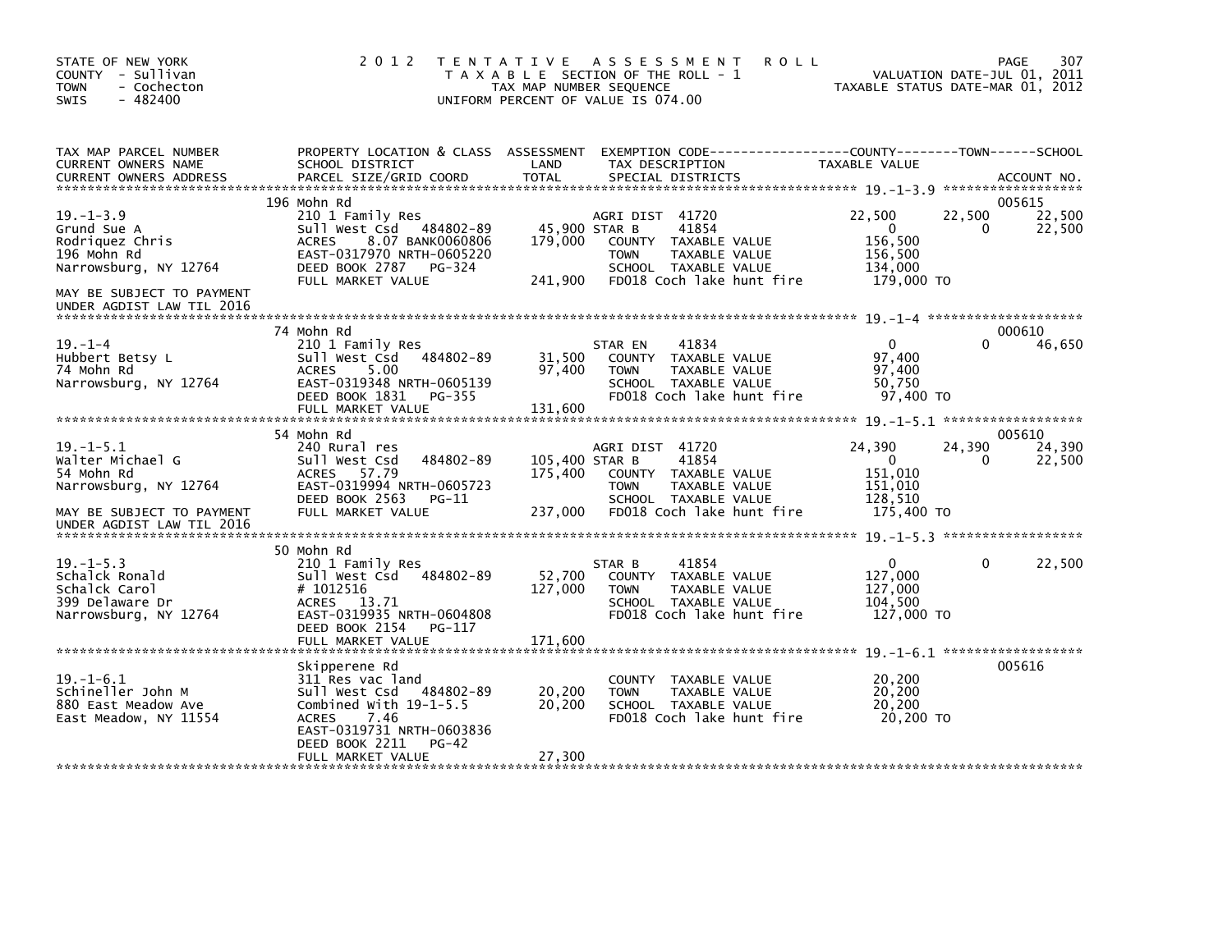STATE OF NEW YORK
COUNTY - Sullivan
TOWN - Cochecton
SWIS - 482400

2012 TENTATIVE ASSESSMENT ROLL
TAXABLE SECTION OF THE ROLL - 1
TAX MAP NUMBER SEQUENCE
UNIFORM PERCENT OF VALUE IS 074.00

VALUATION DATE-JUL 01, 2011
TAXABLE STATUS DATE-MAR 01, 2012

| TAX MAP PARCEL NUMBER / CURRENT OWNERS NAME / CURRENT OWNERS ADDRESS | PROPERTY LOCATION & CLASS / SCHOOL DISTRICT / PARCEL SIZE/GRID COORD | ASSESSMENT LAND / TOTAL | EXEMPTION CODE / TAX DESCRIPTION / SPECIAL DISTRICTS | COUNTY TAXABLE VALUE | TOWN | SCHOOL | ACCOUNT NO. |
|---|---|---|---|---|---|---|---|
| 19.-1-3.9 | 196 Mohn Rd | | | | | | 005615 |
| | 210 1 Family Res | | AGRI DIST 41720 | 22,500 | 22,500 | 22,500 | |
| Grund Sue A | Sull West Csd 484802-89 | 45,900 | STAR B 41854 | 0 | 0 | 22,500 | |
| Rodriquez Chris | ACRES 8.07 BANK0060806 | 179,000 | COUNTY TAXABLE VALUE | 156,500 | | | |
| 196 Mohn Rd | EAST-0317970 NRTH-0605220 | | TOWN TAXABLE VALUE | 156,500 | | | |
| Narrowsburg, NY 12764 | DEED BOOK 2787 PG-324 | | SCHOOL TAXABLE VALUE | 134,000 | | | |
| | FULL MARKET VALUE | 241,900 | FD018 Coch lake hunt fire | 179,000 TO | | | |
| MAY BE SUBJECT TO PAYMENT UNDER AGDIST LAW TIL 2016 | | | | | | | |
| 19.-1-4 | 74 Mohn Rd | | | | | | 000610 |
| | 210 1 Family Res | | STAR EN 41834 | 0 | 0 | 46,650 | |
| Hubbert Betsy L | Sull West Csd 484802-89 | 31,500 | COUNTY TAXABLE VALUE | 97,400 | | | |
| 74 Mohn Rd | ACRES 5.00 | 97,400 | TOWN TAXABLE VALUE | 97,400 | | | |
| Narrowsburg, NY 12764 | EAST-0319348 NRTH-0605139 | | SCHOOL TAXABLE VALUE | 50,750 | | | |
| | DEED BOOK 1831 PG-355 | | FD018 Coch lake hunt fire | 97,400 TO | | | |
| | FULL MARKET VALUE | 131,600 | | | | | |
| 19.-1-5.1 | 54 Mohn Rd | | | | | | 005610 |
| | 240 Rural res | | AGRI DIST 41720 | 24,390 | 24,390 | 24,390 | |
| Walter Michael G | Sull West Csd 484802-89 | 105,400 | STAR B 41854 | 0 | 0 | 22,500 | |
| 54 Mohn Rd | ACRES 57.79 | 175,400 | COUNTY TAXABLE VALUE | 151,010 | | | |
| Narrowsburg, NY 12764 | EAST-0319994 NRTH-0605723 | | TOWN TAXABLE VALUE | 151,010 | | | |
| | DEED BOOK 2563 PG-11 | | SCHOOL TAXABLE VALUE | 128,510 | | | |
| MAY BE SUBJECT TO PAYMENT UNDER AGDIST LAW TIL 2016 | FULL MARKET VALUE | 237,000 | FD018 Coch lake hunt fire | 175,400 TO | | | |
| 19.-1-5.3 | 50 Mohn Rd | | | | | | |
| | 210 1 Family Res | | STAR B 41854 | 0 | 0 | 22,500 | |
| Schalck Ronald | Sull West Csd 484802-89 | 52,700 | COUNTY TAXABLE VALUE | 127,000 | | | |
| Schalck Carol | # 1012516 | 127,000 | TOWN TAXABLE VALUE | 127,000 | | | |
| 399 Delaware Dr | ACRES 13.71 | | SCHOOL TAXABLE VALUE | 104,500 | | | |
| Narrowsburg, NY 12764 | EAST-0319935 NRTH-0604808 | | FD018 Coch lake hunt fire | 127,000 TO | | | |
| | DEED BOOK 2154 PG-117 | | | | | | |
| | FULL MARKET VALUE | 171,600 | | | | | |
| 19.-1-6.1 | Skipperene Rd | | | | | | 005616 |
| | 311 Res vac land | | COUNTY TAXABLE VALUE | 20,200 | | | |
| Schineller John M | Sull West Csd 484802-89 | 20,200 | TOWN TAXABLE VALUE | 20,200 | | | |
| 880 East Meadow Ave | Combined With 19-1-5.5 | 20,200 | SCHOOL TAXABLE VALUE | 20,200 | | | |
| East Meadow, NY 11554 | ACRES 7.46 | | FD018 Coch lake hunt fire | 20,200 TO | | | |
| | EAST-0319731 NRTH-0603836 | | | | | | |
| | DEED BOOK 2211 PG-42 | | | | | | |
| | FULL MARKET VALUE | 27,300 | | | | | |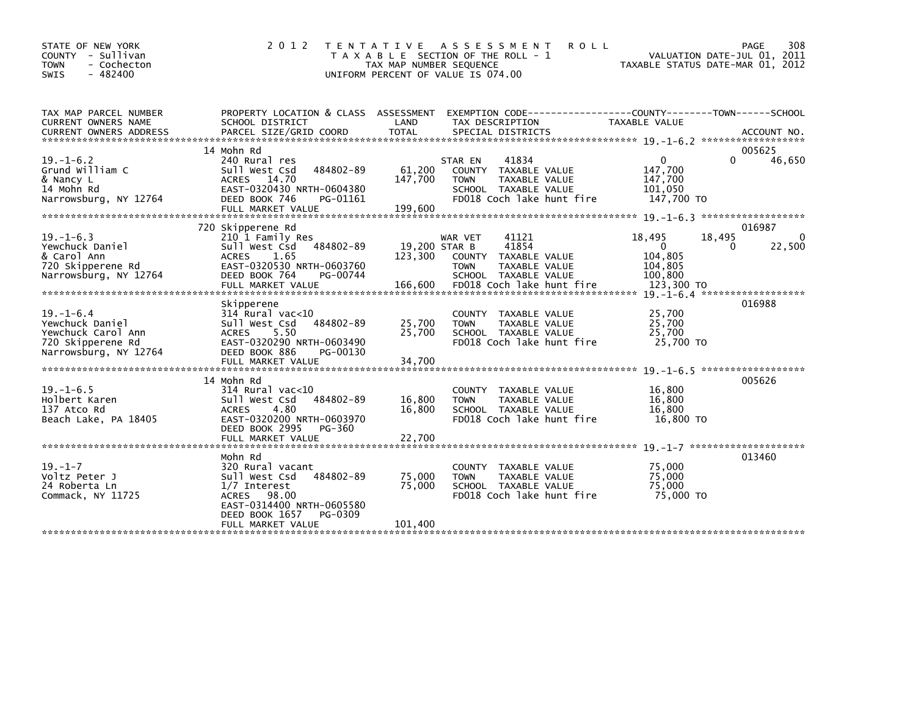STATE OF NEW YORK
COUNTY - Sullivan
TOWN - Cochecton
SWIS - 482400

# 2012 TENTATIVE ASSESSMENT ROLL

TAXABLE SECTION OF THE ROLL - 1
TAX MAP NUMBER SEQUENCE
UNIFORM PERCENT OF VALUE IS 074.00

VALUATION DATE-JUL 01, 2011
TAXABLE STATUS DATE-MAR 01, 2012

| TAX MAP PARCEL NUMBER / CURRENT OWNERS NAME / CURRENT OWNERS ADDRESS | PROPERTY LOCATION & CLASS / SCHOOL DISTRICT / PARCEL SIZE/GRID COORD | ASSESSMENT LAND | TOTAL | EXEMPTION CODE / TAX DESCRIPTION / SPECIAL DISTRICTS | COUNTY | TOWN | SCHOOL | ACCOUNT NO. |
|---|---|---|---|---|---|---|---|---|
| **19.-1-6.2** | 14 Mohn Rd | | | | | | | 005625 |
| 19.-1-6.2 | 240 Rural res | | | STAR EN 41834 | 0 | 0 | 46,650 | |
| Grund William C | Sull West Csd 484802-89 | 61,200 | | COUNTY TAXABLE VALUE | 147,700 | | | |
| & Nancy L | ACRES 14.70 | | 147,700 | TOWN TAXABLE VALUE | | 147,700 | | |
| 14 Mohn Rd | EAST-0320430 NRTH-0604380 | | | SCHOOL TAXABLE VALUE | | | 101,050 | |
| Narrowsburg, NY 12764 | DEED BOOK 746 PG-01161 | | | FD018 Coch lake hunt fire | 147,700 TO | | | |
| | FULL MARKET VALUE | | 199,600 | | | | | |
| **19.-1-6.3** | 720 Skipperene Rd | | | | | | | 016987 |
| 19.-1-6.3 | 210 1 Family Res | | | WAR VET 41121 | 18,495 | 18,495 | 0 | |
| Yewchuck Daniel | Sull West Csd 484802-89 | 19,200 | | STAR B 41854 | 0 | 0 | 22,500 | |
| & Carol Ann | ACRES 1.65 | | 123,300 | COUNTY TAXABLE VALUE | 104,805 | | | |
| 720 Skipperene Rd | EAST-0320530 NRTH-0603760 | | | TOWN TAXABLE VALUE | | 104,805 | | |
| Narrowsburg, NY 12764 | DEED BOOK 764 PG-00744 | | | SCHOOL TAXABLE VALUE | | | 100,800 | |
| | FULL MARKET VALUE | | 166,600 | FD018 Coch lake hunt fire | 123,300 TO | | | |
| **19.-1-6.4** | Skipperene | | | | | | | 016988 |
| 19.-1-6.4 | 314 Rural vac<10 | | | COUNTY TAXABLE VALUE | 25,700 | | | |
| Yewchuck Daniel | Sull West Csd 484802-89 | 25,700 | | TOWN TAXABLE VALUE | | 25,700 | | |
| Yewchuck Carol Ann | ACRES 5.50 | | 25,700 | SCHOOL TAXABLE VALUE | | | 25,700 | |
| 720 Skipperene Rd | EAST-0320290 NRTH-0603490 | | | FD018 Coch lake hunt fire | 25,700 TO | | | |
| Narrowsburg, NY 12764 | DEED BOOK 886 PG-00130 | | | | | | | |
| | FULL MARKET VALUE | | 34,700 | | | | | |
| **19.-1-6.5** | 14 Mohn Rd | | | | | | | 005626 |
| 19.-1-6.5 | 314 Rural vac<10 | | | COUNTY TAXABLE VALUE | 16,800 | | | |
| Holbert Karen | Sull West Csd 484802-89 | 16,800 | | TOWN TAXABLE VALUE | | 16,800 | | |
| 137 Atco Rd | ACRES 4.80 | | 16,800 | SCHOOL TAXABLE VALUE | | | 16,800 | |
| Beach Lake, PA 18405 | EAST-0320200 NRTH-0603970 | | | FD018 Coch lake hunt fire | 16,800 TO | | | |
| | DEED BOOK 2995 PG-360 | | | | | | | |
| | FULL MARKET VALUE | | 22,700 | | | | | |
| **19.-1-7** | Mohn Rd | | | | | | | 013460 |
| 19.-1-7 | 320 Rural vacant | | | COUNTY TAXABLE VALUE | 75,000 | | | |
| Voltz Peter J | Sull West Csd 484802-89 | 75,000 | | TOWN TAXABLE VALUE | | 75,000 | | |
| 24 Roberta Ln | 1/7 Interest | | 75,000 | SCHOOL TAXABLE VALUE | | | 75,000 | |
| Commack, NY 11725 | ACRES 98.00 | | | FD018 Coch lake hunt fire | 75,000 TO | | | |
| | EAST-0314400 NRTH-0605580 | | | | | | | |
| | DEED BOOK 1657 PG-0309 | | | | | | | |
| | FULL MARKET VALUE | | 101,400 | | | | | |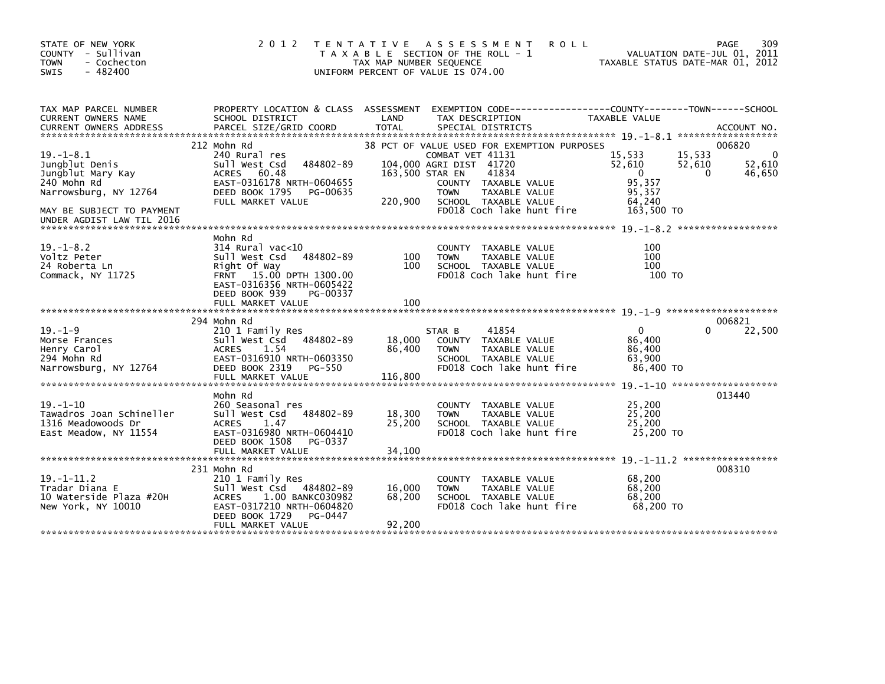STATE OF NEW YORK
COUNTY - Sullivan
TOWN - Cochecton
SWIS - 482400

# 2012 TENTATIVE ASSESSMENT ROLL

TAXABLE SECTION OF THE ROLL - 1
TAX MAP NUMBER SEQUENCE
UNIFORM PERCENT OF VALUE IS 074.00

VALUATION DATE-JUL 01, 2011
TAXABLE STATUS DATE-MAR 01, 2012

| TAX MAP PARCEL NUMBER / CURRENT OWNERS NAME / CURRENT OWNERS ADDRESS | PROPERTY LOCATION & CLASS / SCHOOL DISTRICT / PARCEL SIZE/GRID COORD | ASSESSMENT LAND / TOTAL | EXEMPTION CODE / TAX DESCRIPTION / SPECIAL DISTRICTS | COUNTY TAXABLE VALUE | TOWN | SCHOOL / ACCOUNT NO. |
|---|---|---|---|---|---|---|
| 19.-1-8.1 | 212 Mohn Rd | | 38 PCT OF VALUE USED FOR EXEMPTION PURPOSES | | | 006820 |
| 19.-1-8.1 | 240 Rural res | | COMBAT VET 41131 | 15,533 | 15,533 | 0 |
| Jungblut Denis | Sull West Csd 484802-89 | 104,000 | AGRI DIST 41720 | 52,610 | 52,610 | 52,610 |
| Jungblut Mary Kay | ACRES 60.48 | 163,500 | STAR EN 41834 | 0 | 0 | 46,650 |
| 240 Mohn Rd | EAST-0316178 NRTH-0604655 | | COUNTY TAXABLE VALUE | 95,357 | | |
| Narrowsburg, NY 12764 | DEED BOOK 1795 PG-00635 | | TOWN TAXABLE VALUE | 95,357 | | |
| | FULL MARKET VALUE | 220,900 | SCHOOL TAXABLE VALUE | 64,240 | | |
| MAY BE SUBJECT TO PAYMENT UNDER AGDIST LAW TIL 2016 | | | FD018 Coch lake hunt fire | 163,500 TO | | |
| 19.-1-8.2 | Mohn Rd | | | | | |
| 19.-1-8.2 | 314 Rural vac<10 | | COUNTY TAXABLE VALUE | 100 | | |
| Voltz Peter | Sull West Csd 484802-89 | 100 | TOWN TAXABLE VALUE | 100 | | |
| 24 Roberta Ln | Right Of Way | 100 | SCHOOL TAXABLE VALUE | 100 | | |
| Commack, NY 11725 | FRNT 15.00 DPTH 1300.00 | | FD018 Coch lake hunt fire | 100 TO | | |
| | EAST-0316356 NRTH-0605422 | | | | | |
| | DEED BOOK 939 PG-00337 | | | | | |
| | FULL MARKET VALUE | 100 | | | | |
| 19.-1-9 | 294 Mohn Rd | | | | | 006821 |
| 19.-1-9 | 210 1 Family Res | | STAR B 41854 | 0 | 0 | 22,500 |
| Morse Frances | Sull West Csd 484802-89 | 18,000 | COUNTY TAXABLE VALUE | 86,400 | | |
| Henry Carol | ACRES 1.54 | 86,400 | TOWN TAXABLE VALUE | 86,400 | | |
| 294 Mohn Rd | EAST-0316910 NRTH-0603350 | | SCHOOL TAXABLE VALUE | 63,900 | | |
| Narrowsburg, NY 12764 | DEED BOOK 2319 PG-550 | | FD018 Coch lake hunt fire | 86,400 TO | | |
| | FULL MARKET VALUE | 116,800 | | | | |
| 19.-1-10 | Mohn Rd | | | | | 013440 |
| 19.-1-10 | 260 Seasonal res | | COUNTY TAXABLE VALUE | 25,200 | | |
| Tawadros Joan Schineller | Sull West Csd 484802-89 | 18,300 | TOWN TAXABLE VALUE | 25,200 | | |
| 1316 Meadowoods Dr | ACRES 1.47 | 25,200 | SCHOOL TAXABLE VALUE | 25,200 | | |
| East Meadow, NY 11554 | EAST-0316980 NRTH-0604410 | | FD018 Coch lake hunt fire | 25,200 TO | | |
| | DEED BOOK 1508 PG-0337 | | | | | |
| | FULL MARKET VALUE | 34,100 | | | | |
| 19.-1-11.2 | 231 Mohn Rd | | | | | 008310 |
| 19.-1-11.2 | 210 1 Family Res | | COUNTY TAXABLE VALUE | 68,200 | | |
| Tradar Diana E | Sull West Csd 484802-89 | 16,000 | TOWN TAXABLE VALUE | 68,200 | | |
| 10 Waterside Plaza #20H | ACRES 1.00 BANKC030982 | 68,200 | SCHOOL TAXABLE VALUE | 68,200 | | |
| New York, NY 10010 | EAST-0317210 NRTH-0604820 | | FD018 Coch lake hunt fire | 68,200 TO | | |
| | DEED BOOK 1729 PG-0447 | | | | | |
| | FULL MARKET VALUE | 92,200 | | | | |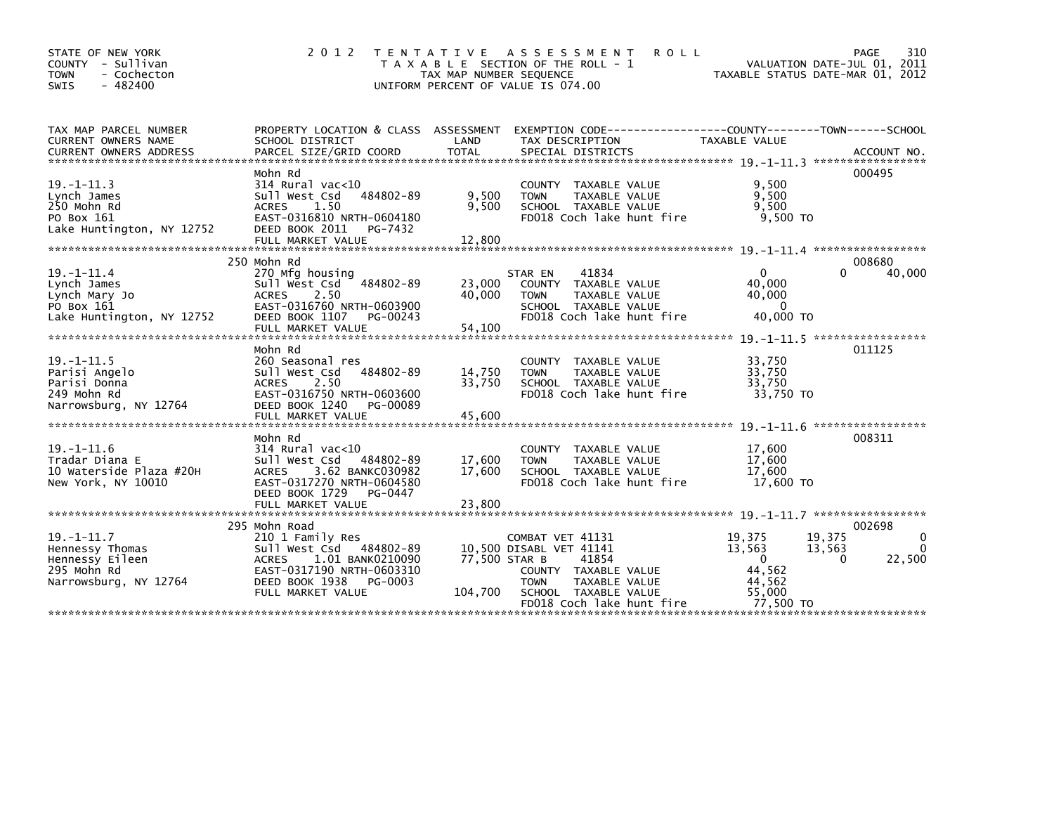STATE OF NEW YORK
COUNTY - Sullivan
TOWN - Cochecton
SWIS - 482400

# 2012 TENTATIVE ASSESSMENT ROLL

TAXABLE SECTION OF THE ROLL - 1
TAX MAP NUMBER SEQUENCE
UNIFORM PERCENT OF VALUE IS 074.00

VALUATION DATE-JUL 01, 2011
TAXABLE STATUS DATE-MAR 01, 2012

| TAX MAP PARCEL NUMBER / CURRENT OWNERS NAME / CURRENT OWNERS ADDRESS | PROPERTY LOCATION & CLASS / SCHOOL DISTRICT / PARCEL SIZE/GRID COORD | ASSESSMENT LAND / TOTAL | EXEMPTION CODE / TAX DESCRIPTION / SPECIAL DISTRICTS | COUNTY TAXABLE VALUE | TOWN | SCHOOL | ACCOUNT NO. |
|---|---|---|---|---|---|---|---|
| **19.-1-11.3** | Mohn Rd | | | | | | 000495 |
| 19.-1-11.3 | 314 Rural vac<10 | | COUNTY TAXABLE VALUE | 9,500 | | | |
| Lynch James | Sull West Csd 484802-89 | 9,500 | TOWN TAXABLE VALUE | 9,500 | | | |
| 250 Mohn Rd | ACRES 1.50 | 9,500 | SCHOOL TAXABLE VALUE | 9,500 | | | |
| PO Box 161 | EAST-0316810 NRTH-0604180 | | FD018 Coch lake hunt fire | 9,500 TO | | | |
| Lake Huntington, NY 12752 | DEED BOOK 2011 PG-7432 | | | | | | |
| | FULL MARKET VALUE | 12,800 | | | | | |
| **19.-1-11.4** | 250 Mohn Rd | | | | | | 008680 |
| 19.-1-11.4 | 270 Mfg housing | | STAR EN 41834 | 0 | 0 | 40,000 | |
| Lynch James | Sull West Csd 484802-89 | 23,000 | COUNTY TAXABLE VALUE | 40,000 | | | |
| Lynch Mary Jo | ACRES 2.50 | 40,000 | TOWN TAXABLE VALUE | 40,000 | | | |
| PO Box 161 | EAST-0316760 NRTH-0603900 | | SCHOOL TAXABLE VALUE | 0 | | | |
| Lake Huntington, NY 12752 | DEED BOOK 1107 PG-00243 | | FD018 Coch lake hunt fire | 40,000 TO | | | |
| | FULL MARKET VALUE | 54,100 | | | | | |
| **19.-1-11.5** | Mohn Rd | | | | | | 011125 |
| 19.-1-11.5 | 260 Seasonal res | | COUNTY TAXABLE VALUE | 33,750 | | | |
| Parisi Angelo | Sull West Csd 484802-89 | 14,750 | TOWN TAXABLE VALUE | 33,750 | | | |
| Parisi Donna | ACRES 2.50 | 33,750 | SCHOOL TAXABLE VALUE | 33,750 | | | |
| 249 Mohn Rd | EAST-0316750 NRTH-0603600 | | FD018 Coch lake hunt fire | 33,750 TO | | | |
| Narrowsburg, NY 12764 | DEED BOOK 1240 PG-00089 | | | | | | |
| | FULL MARKET VALUE | 45,600 | | | | | |
| **19.-1-11.6** | Mohn Rd | | | | | | 008311 |
| 19.-1-11.6 | 314 Rural vac<10 | | COUNTY TAXABLE VALUE | 17,600 | | | |
| Tradar Diana E | Sull West Csd 484802-89 | 17,600 | TOWN TAXABLE VALUE | 17,600 | | | |
| 10 Waterside Plaza #20H | ACRES 3.62 BANKC030982 | 17,600 | SCHOOL TAXABLE VALUE | 17,600 | | | |
| New York, NY 10010 | EAST-0317270 NRTH-0604580 | | FD018 Coch lake hunt fire | 17,600 TO | | | |
| | DEED BOOK 1729 PG-0447 | | | | | | |
| | FULL MARKET VALUE | 23,800 | | | | | |
| **19.-1-11.7** | 295 Mohn Road | | | | | | 002698 |
| 19.-1-11.7 | 210 1 Family Res | | COMBAT VET 41131 | 19,375 | 19,375 | 0 | |
| Hennessy Thomas | Sull West Csd 484802-89 | 10,500 | DISABL VET 41141 | 13,563 | 13,563 | 0 | |
| Hennessy Eileen | ACRES 1.01 BANK0210090 | 77,500 | STAR B 41854 | 0 | 0 | 22,500 | |
| 295 Mohn Rd | EAST-0317190 NRTH-0603310 | | COUNTY TAXABLE VALUE | 44,562 | | | |
| Narrowsburg, NY 12764 | DEED BOOK 1938 PG-0003 | | TOWN TAXABLE VALUE | 44,562 | | | |
| | FULL MARKET VALUE | 104,700 | SCHOOL TAXABLE VALUE | 55,000 | | | |
| | | | FD018 Coch lake hunt fire | 77,500 TO | | | |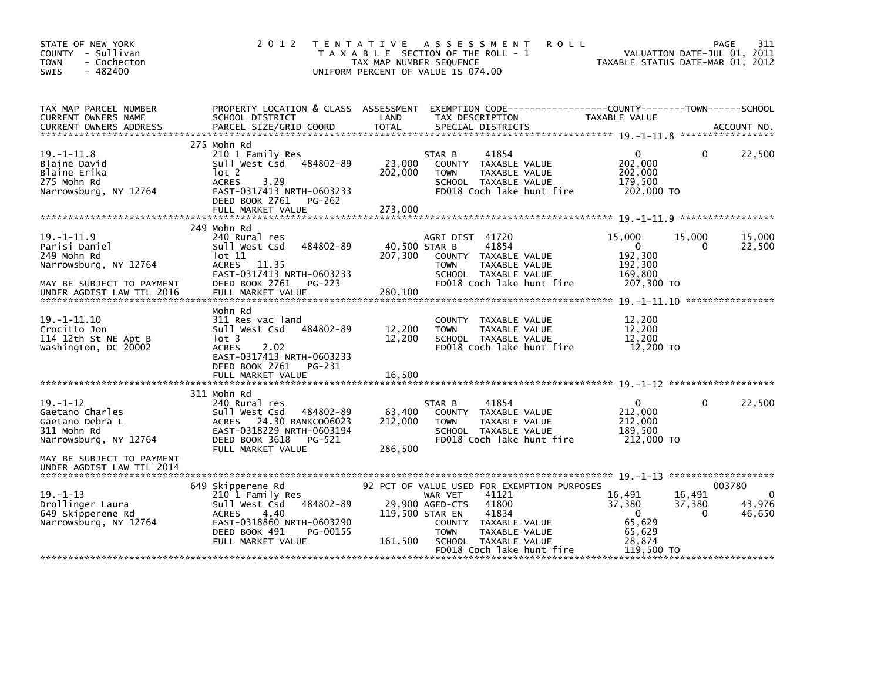STATE OF NEW YORK
COUNTY - Sullivan
TOWN - Cochecton
SWIS - 482400

# 2012 TENTATIVE ASSESSMENT ROLL

TAXABLE SECTION OF THE ROLL - 1
TAX MAP NUMBER SEQUENCE
UNIFORM PERCENT OF VALUE IS 074.00

VALUATION DATE-JUL 01, 2011
TAXABLE STATUS DATE-MAR 01, 2012

| TAX MAP PARCEL NUMBER / CURRENT OWNERS NAME / CURRENT OWNERS ADDRESS | PROPERTY LOCATION & CLASS / SCHOOL DISTRICT / PARCEL SIZE/GRID COORD | ASSESSMENT LAND / TOTAL | EXEMPTION CODE / TAX DESCRIPTION / SPECIAL DISTRICTS | COUNTY TAXABLE VALUE | TOWN | SCHOOL / ACCOUNT NO. |
|---|---|---|---|---|---|---|
| **19.-1-11.8** | 275 Mohn Rd | | | | | |
| Blaine David | 210 1 Family Res | | STAR B 41854 | 0 | 0 | 22,500 |
| Blaine Erika | Sull West Csd 484802-89 | 23,000 | COUNTY TAXABLE VALUE | 202,000 | | |
| 275 Mohn Rd | lot 2 | 202,000 | TOWN TAXABLE VALUE | 202,000 | | |
| Narrowsburg, NY 12764 | ACRES 3.29 | | SCHOOL TAXABLE VALUE | 179,500 | | |
| | EAST-0317413 NRTH-0603233 | | FD018 Coch lake hunt fire | 202,000 TO | | |
| | DEED BOOK 2761 PG-262 | | | | | |
| | FULL MARKET VALUE | 273,000 | | | | |
| **19.-1-11.9** | 249 Mohn Rd | | | | | |
| Parisi Daniel | 240 Rural res | | AGRI DIST 41720 | 15,000 | 15,000 | 15,000 |
| 249 Mohn Rd | Sull West Csd 484802-89 | 40,500 | STAR B 41854 | 0 | 0 | 22,500 |
| Narrowsburg, NY 12764 | lot 11 | 207,300 | COUNTY TAXABLE VALUE | 192,300 | | |
| | ACRES 11.35 | | TOWN TAXABLE VALUE | 192,300 | | |
| | EAST-0317413 NRTH-0603233 | | SCHOOL TAXABLE VALUE | 169,800 | | |
| MAY BE SUBJECT TO PAYMENT | DEED BOOK 2761 PG-223 | | FD018 Coch lake hunt fire | 207,300 TO | | |
| UNDER AGDIST LAW TIL 2016 | FULL MARKET VALUE | 280,100 | | | | |
| **19.-1-11.10** | Mohn Rd | | | | | |
| Crocitto Jon | 311 Res vac land | | COUNTY TAXABLE VALUE | 12,200 | | |
| 114 12th St NE Apt B | Sull West Csd 484802-89 | 12,200 | TOWN TAXABLE VALUE | 12,200 | | |
| Washington, DC 20002 | lot 3 | 12,200 | SCHOOL TAXABLE VALUE | 12,200 | | |
| | ACRES 2.02 | | FD018 Coch lake hunt fire | 12,200 TO | | |
| | EAST-0317413 NRTH-0603233 | | | | | |
| | DEED BOOK 2761 PG-231 | | | | | |
| | FULL MARKET VALUE | 16,500 | | | | |
| **19.-1-12** | 311 Mohn Rd | | | | | |
| Gaetano Charles | 240 Rural res | | STAR B 41854 | 0 | 0 | 22,500 |
| Gaetano Debra L | Sull West Csd 484802-89 | 63,400 | COUNTY TAXABLE VALUE | 212,000 | | |
| 311 Mohn Rd | ACRES 24.30 BANKC006023 | 212,000 | TOWN TAXABLE VALUE | 212,000 | | |
| Narrowsburg, NY 12764 | EAST-0318229 NRTH-0603194 | | SCHOOL TAXABLE VALUE | 189,500 | | |
| | DEED BOOK 3618 PG-521 | | FD018 Coch lake hunt fire | 212,000 TO | | |
| | FULL MARKET VALUE | 286,500 | | | | |
| MAY BE SUBJECT TO PAYMENT | | | | | | |
| UNDER AGDIST LAW TIL 2014 | | | | | | |
| **19.-1-13** | 649 Skipperene Rd | | 92 PCT OF VALUE USED FOR EXEMPTION PURPOSES | | | 003780 |
| Drollinger Laura | 210 1 Family Res | | WAR VET 41121 | 16,491 | 16,491 | 0 |
| 649 Skipperene Rd | Sull West Csd 484802-89 | 29,900 | AGED-CTS 41800 | 37,380 | 37,380 | 43,976 |
| Narrowsburg, NY 12764 | ACRES 4.40 | 119,500 | STAR EN 41834 | 0 | 0 | 46,650 |
| | EAST-0318860 NRTH-0603290 | | COUNTY TAXABLE VALUE | 65,629 | | |
| | DEED BOOK 491 PG-00155 | | TOWN TAXABLE VALUE | 65,629 | | |
| | FULL MARKET VALUE | 161,500 | SCHOOL TAXABLE VALUE | 28,874 | | |
| | | | FD018 Coch lake hunt fire | 119,500 TO | | |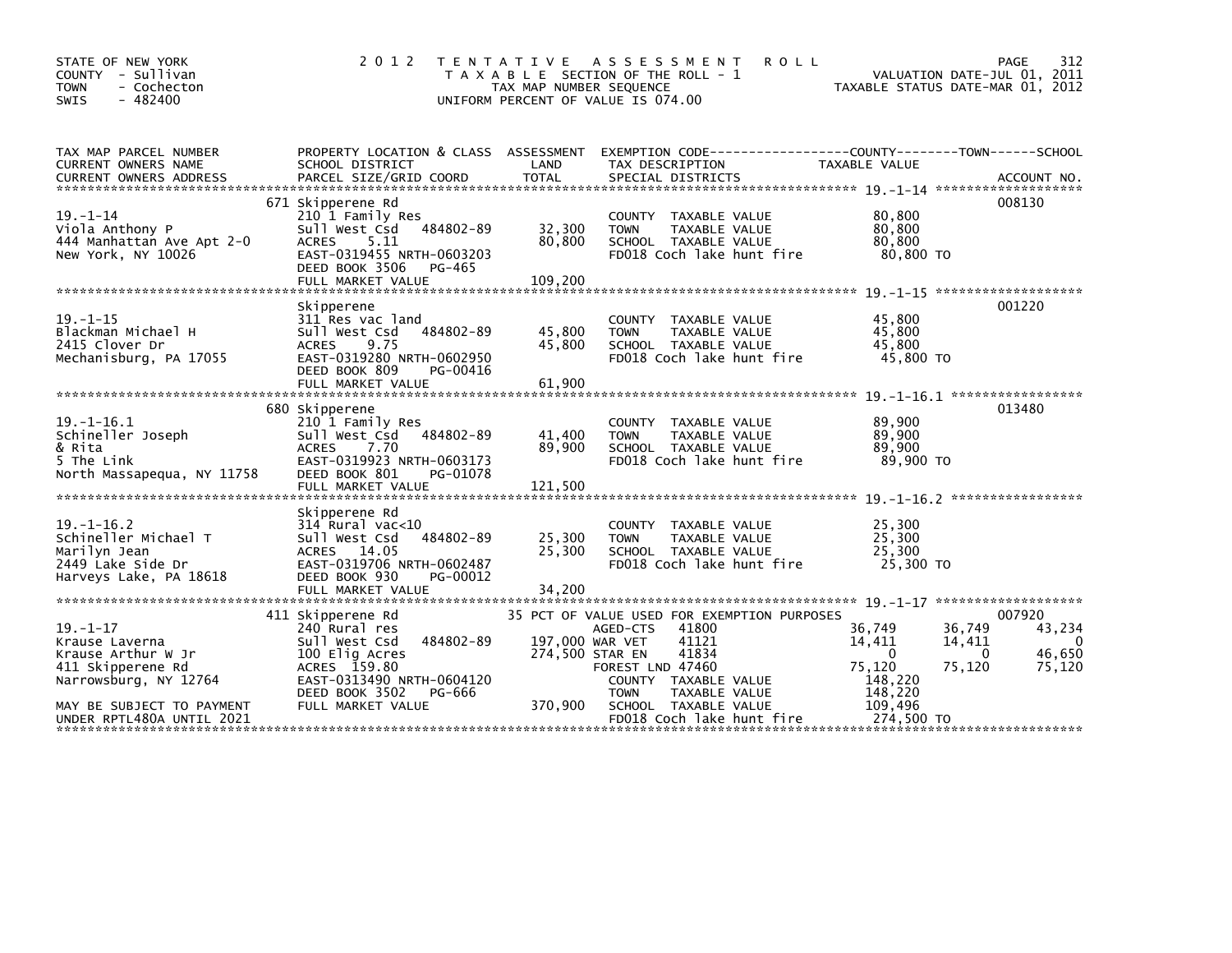STATE OF NEW YORK
COUNTY - Sullivan
TOWN - Cochecton
SWIS - 482400

2 0 1 2 T E N T A T I V E A S S E S S M E N T R O L L
T A X A B L E SECTION OF THE ROLL - 1
TAX MAP NUMBER SEQUENCE
UNIFORM PERCENT OF VALUE IS 074.00

VALUATION DATE-JUL 01, 2011
TAXABLE STATUS DATE-MAR 01, 2012

| TAX MAP PARCEL NUMBER / CURRENT OWNERS NAME / CURRENT OWNERS ADDRESS | PROPERTY LOCATION & CLASS / SCHOOL DISTRICT / PARCEL SIZE/GRID COORD | ASSESSMENT LAND / TOTAL | EXEMPTION CODE / TAX DESCRIPTION / SPECIAL DISTRICTS | COUNTY TAXABLE VALUE | TOWN | SCHOOL / ACCOUNT NO. |
|---|---|---|---|---|---|---|
| 19.-1-14 | 671 Skipperene Rd | | | | | 008130 |
| | 210 1 Family Res | | COUNTY TAXABLE VALUE | 80,800 | | |
| Viola Anthony P | Sull West Csd 484802-89 | 32,300 | TOWN TAXABLE VALUE | 80,800 | | |
| 444 Manhattan Ave Apt 2-O | ACRES 5.11 | 80,800 | SCHOOL TAXABLE VALUE | 80,800 | | |
| New York, NY 10026 | EAST-0319455 NRTH-0603203 | | FD018 Coch lake hunt fire | 80,800 TO | | |
| | DEED BOOK 3506 PG-465 | | | | | |
| | FULL MARKET VALUE | 109,200 | | | | |
| 19.-1-15 | Skipperene | | | | | 001220 |
| | 311 Res vac land | | COUNTY TAXABLE VALUE | 45,800 | | |
| Blackman Michael H | Sull West Csd 484802-89 | 45,800 | TOWN TAXABLE VALUE | 45,800 | | |
| 2415 Clover Dr | ACRES 9.75 | 45,800 | SCHOOL TAXABLE VALUE | 45,800 | | |
| Mechanisburg, PA 17055 | EAST-0319280 NRTH-0602950 | | FD018 Coch lake hunt fire | 45,800 TO | | |
| | DEED BOOK 809 PG-00416 | | | | | |
| | FULL MARKET VALUE | 61,900 | | | | |
| 19.-1-16.1 | 680 Skipperene | | | | | 013480 |
| Schineller Joseph | 210 1 Family Res | | COUNTY TAXABLE VALUE | 89,900 | | |
| & Rita | Sull West Csd 484802-89 | 41,400 | TOWN TAXABLE VALUE | 89,900 | | |
| 5 The Link | ACRES 7.70 | 89,900 | SCHOOL TAXABLE VALUE | 89,900 | | |
| North Massapequa, NY 11758 | EAST-0319923 NRTH-0603173 | | FD018 Coch lake hunt fire | 89,900 TO | | |
| | DEED BOOK 801 PG-01078 | | | | | |
| | FULL MARKET VALUE | 121,500 | | | | |
| 19.-1-16.2 | Skipperene Rd | | | | | |
| Schineller Michael T | 314 Rural vac<10 | | COUNTY TAXABLE VALUE | 25,300 | | |
| Marilyn Jean | Sull West Csd 484802-89 | 25,300 | TOWN TAXABLE VALUE | 25,300 | | |
| 2449 Lake Side Dr | ACRES 14.05 | 25,300 | SCHOOL TAXABLE VALUE | 25,300 | | |
| Harveys Lake, PA 18618 | EAST-0319706 NRTH-0602487 | | FD018 Coch lake hunt fire | 25,300 TO | | |
| | DEED BOOK 930 PG-00012 | | | | | |
| | FULL MARKET VALUE | 34,200 | | | | |
| 19.-1-17 | 411 Skipperene Rd | | 35 PCT OF VALUE USED FOR EXEMPTION PURPOSES | | | 007920 |
| Krause Laverna | 240 Rural res | | AGED-CTS 41800 | 36,749 | 36,749 | 43,234 |
| Krause Arthur W Jr | Sull West Csd 484802-89 | 197,000 | WAR VET 41121 | 14,411 | 14,411 | 0 |
| 411 Skipperene Rd | 100 Elig Acres | 274,500 | STAR EN 41834 | 0 | 0 | 46,650 |
| Narrowsburg, NY 12764 | ACRES 159.80 | | FOREST LND 47460 | 75,120 | 75,120 | 75,120 |
| | EAST-0313490 NRTH-0604120 | | COUNTY TAXABLE VALUE | 148,220 | | |
| | DEED BOOK 3502 PG-666 | | TOWN TAXABLE VALUE | 148,220 | | |
| MAY BE SUBJECT TO PAYMENT | FULL MARKET VALUE | 370,900 | SCHOOL TAXABLE VALUE | 109,496 | | |
| UNDER RPTL480A UNTIL 2021 | | | FD018 Coch lake hunt fire | 274,500 TO | | |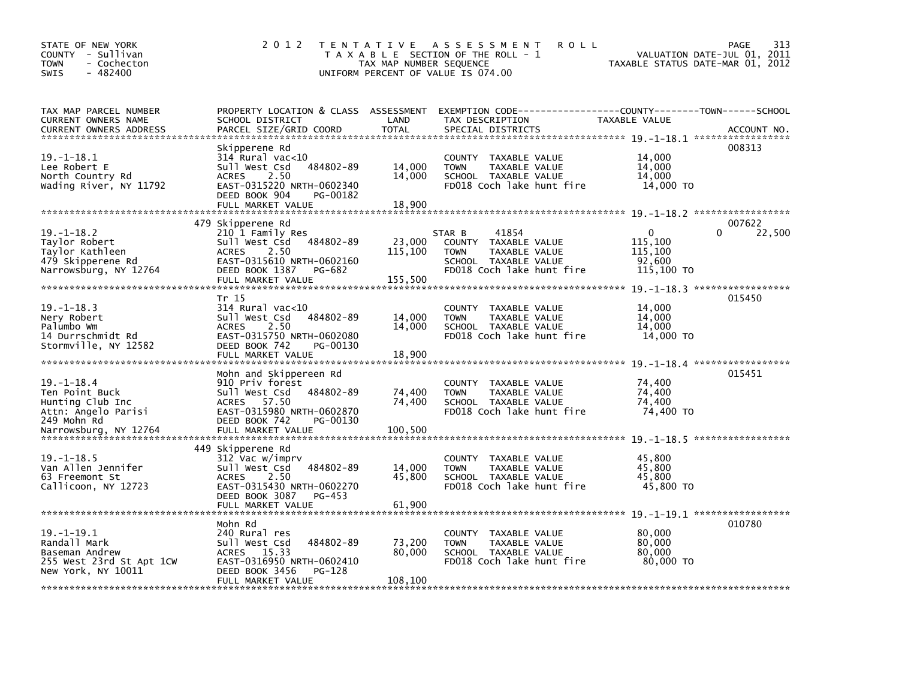STATE OF NEW YORK
COUNTY - Sullivan
TOWN - Cochecton
SWIS - 482400

# 2012 TENTATIVE ASSESSMENT ROLL

TAXABLE SECTION OF THE ROLL - 1
TAX MAP NUMBER SEQUENCE
UNIFORM PERCENT OF VALUE IS 074.00

VALUATION DATE-JUL 01, 2011
TAXABLE STATUS DATE-MAR 01, 2012

| TAX MAP PARCEL NUMBER / CURRENT OWNERS NAME / CURRENT OWNERS ADDRESS | PROPERTY LOCATION & CLASS / SCHOOL DISTRICT / PARCEL SIZE/GRID COORD | ASSESSMENT LAND | ASSESSMENT TOTAL | EXEMPTION CODE / TAX DESCRIPTION / SPECIAL DISTRICTS | COUNTY TAXABLE VALUE | TOWN | SCHOOL | ACCOUNT NO. |
|---|---|---|---|---|---|---|---|---|
| 19.-1-18.1 | Skipperene Rd | | | | | | | 008313 |
| Lee Robert E | 314 Rural vac<10 | | | COUNTY TAXABLE VALUE | 14,000 | | | |
| North Country Rd | Sull West Csd 484802-89 | 14,000 | | TOWN TAXABLE VALUE | 14,000 | | | |
| Wading River, NY 11792 | ACRES 2.50 | | 14,000 | SCHOOL TAXABLE VALUE | 14,000 | | | |
| | EAST-0315220 NRTH-0602340 | | | FD018 Coch lake hunt fire | 14,000 TO | | | |
| | DEED BOOK 904 PG-00182 | | | | | | | |
| | FULL MARKET VALUE | | 18,900 | | | | | |
| 19.-1-18.2 | 479 Skipperene Rd | | | | | | | 007622 |
| Taylor Robert | 210 1 Family Res | | | STAR B 41854 | 0 | 0 | 22,500 | |
| Taylor Kathleen | Sull West Csd 484802-89 | 23,000 | | COUNTY TAXABLE VALUE | 115,100 | | | |
| 479 Skipperene Rd | ACRES 2.50 | | 115,100 | TOWN TAXABLE VALUE | 115,100 | | | |
| Narrowsburg, NY 12764 | EAST-0315610 NRTH-0602160 | | | SCHOOL TAXABLE VALUE | 92,600 | | | |
| | DEED BOOK 1387 PG-682 | | | FD018 Coch lake hunt fire | 115,100 TO | | | |
| | FULL MARKET VALUE | | 155,500 | | | | | |
| 19.-1-18.3 | Tr 15 | | | | | | | 015450 |
| Nery Robert | 314 Rural vac<10 | | | COUNTY TAXABLE VALUE | 14,000 | | | |
| Palumbo Wm | Sull West Csd 484802-89 | 14,000 | | TOWN TAXABLE VALUE | 14,000 | | | |
| 14 Durrschmidt Rd | ACRES 2.50 | | 14,000 | SCHOOL TAXABLE VALUE | 14,000 | | | |
| Stormville, NY 12582 | EAST-0315750 NRTH-0602080 | | | FD018 Coch lake hunt fire | 14,000 TO | | | |
| | DEED BOOK 742 PG-00130 | | | | | | | |
| | FULL MARKET VALUE | | 18,900 | | | | | |
| 19.-1-18.4 | Mohn and Skippereen Rd | | | | | | | 015451 |
| Ten Point Buck | 910 Priv forest | | | COUNTY TAXABLE VALUE | 74,400 | | | |
| Hunting Club Inc | Sull West Csd 484802-89 | 74,400 | | TOWN TAXABLE VALUE | 74,400 | | | |
| Attn: Angelo Parisi | ACRES 57.50 | | 74,400 | SCHOOL TAXABLE VALUE | 74,400 | | | |
| 249 Mohn Rd | EAST-0315980 NRTH-0602870 | | | FD018 Coch lake hunt fire | 74,400 TO | | | |
| | DEED BOOK 742 PG-00130 | | | | | | | |
| Narrowsburg, NY 12764 | FULL MARKET VALUE | | 100,500 | | | | | |
| 19.-1-18.5 | 449 Skipperene Rd | | | | | | | |
| Van Allen Jennifer | 312 Vac w/imprv | | | COUNTY TAXABLE VALUE | 45,800 | | | |
| 63 Freemont St | Sull West Csd 484802-89 | 14,000 | | TOWN TAXABLE VALUE | 45,800 | | | |
| Callicoon, NY 12723 | ACRES 2.50 | | 45,800 | SCHOOL TAXABLE VALUE | 45,800 | | | |
| | EAST-0315430 NRTH-0602270 | | | FD018 Coch lake hunt fire | 45,800 TO | | | |
| | DEED BOOK 3087 PG-453 | | | | | | | |
| | FULL MARKET VALUE | | 61,900 | | | | | |
| 19.-1-19.1 | Mohn Rd | | | | | | | 010780 |
| Randall Mark | 240 Rural res | | | COUNTY TAXABLE VALUE | 80,000 | | | |
| Baseman Andrew | Sull West Csd 484802-89 | 73,200 | | TOWN TAXABLE VALUE | 80,000 | | | |
| 255 West 23rd St Apt 1CW | ACRES 15.33 | | 80,000 | SCHOOL TAXABLE VALUE | 80,000 | | | |
| New York, NY 10011 | EAST-0316950 NRTH-0602410 | | | FD018 Coch lake hunt fire | 80,000 TO | | | |
| | DEED BOOK 3456 PG-128 | | | | | | | |
| | FULL MARKET VALUE | | 108,100 | | | | | |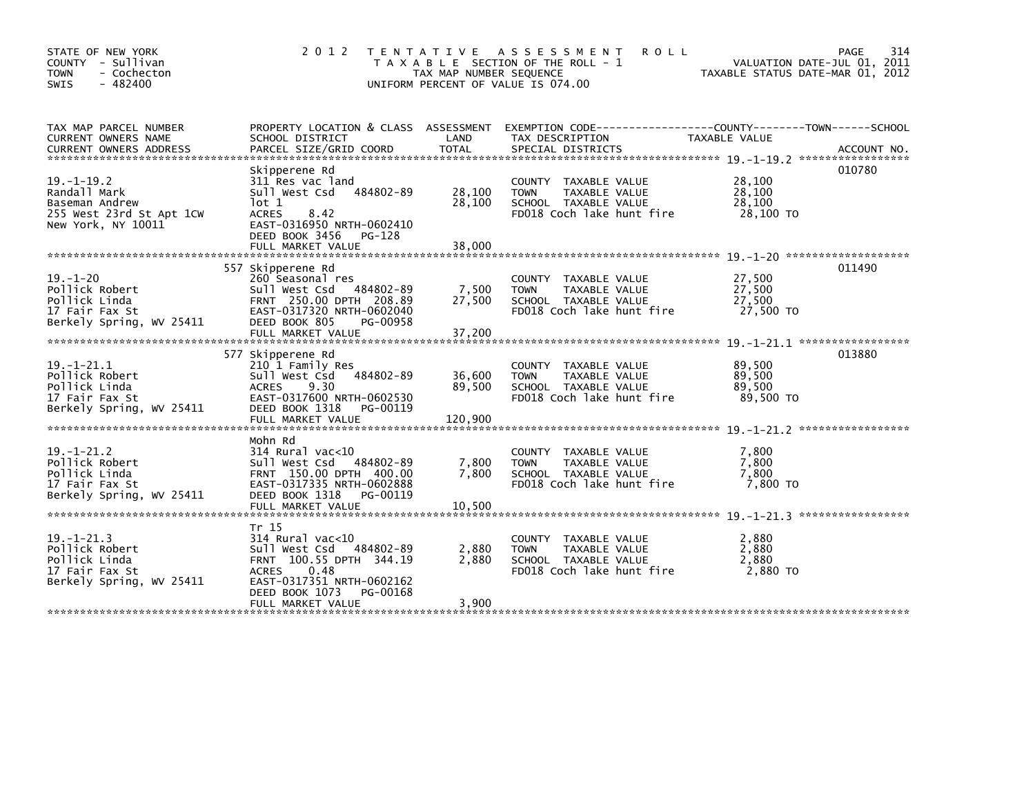STATE OF NEW YORK
COUNTY - Sullivan
TOWN - Cochecton
SWIS - 482400

2012 TENTATIVE ASSESSMENT ROLL
TAXABLE SECTION OF THE ROLL - 1
TAX MAP NUMBER SEQUENCE
UNIFORM PERCENT OF VALUE IS 074.00

VALUATION DATE-JUL 01, 2011
TAXABLE STATUS DATE-MAR 01, 2012

| TAX MAP PARCEL NUMBER / CURRENT OWNERS NAME / CURRENT OWNERS ADDRESS | PROPERTY LOCATION & CLASS / SCHOOL DISTRICT / PARCEL SIZE/GRID COORD | ASSESSMENT LAND | TOTAL | EXEMPTION CODE / TAX DESCRIPTION / SPECIAL DISTRICTS | TAXABLE VALUE | ACCOUNT NO. |
|---|---|---|---|---|---|---|
| 19.-1-19.2 | Skipperene Rd | | | | | 010780 |
| Randall Mark | 311 Res vac land | | | COUNTY TAXABLE VALUE | 28,100 | |
| Baseman Andrew | Sull West Csd 484802-89 | 28,100 | | TOWN TAXABLE VALUE | 28,100 | |
| 255 West 23rd St Apt 1CW | lot 1 | | 28,100 | SCHOOL TAXABLE VALUE | 28,100 | |
| New York, NY 10011 | ACRES 8.42 | | | FD018 Coch lake hunt fire | 28,100 TO | |
| | EAST-0316950 NRTH-0602410 | | | | | |
| | DEED BOOK 3456 PG-128 | | | | | |
| | FULL MARKET VALUE | | 38,000 | | | |
| 19.-1-20 | 557 Skipperene Rd | | | | | 011490 |
| Pollick Robert | 260 Seasonal res | | | COUNTY TAXABLE VALUE | 27,500 | |
| Pollick Linda | Sull West Csd 484802-89 | 7,500 | | TOWN TAXABLE VALUE | 27,500 | |
| 17 Fair Fax St | FRNT 250.00 DPTH 208.89 | | 27,500 | SCHOOL TAXABLE VALUE | 27,500 | |
| Berkely Spring, WV 25411 | EAST-0317320 NRTH-0602040 | | | FD018 Coch lake hunt fire | 27,500 TO | |
| | DEED BOOK 805 PG-00958 | | | | | |
| | FULL MARKET VALUE | | 37,200 | | | |
| 19.-1-21.1 | 577 Skipperene Rd | | | | | 013880 |
| Pollick Robert | 210 1 Family Res | | | COUNTY TAXABLE VALUE | 89,500 | |
| Pollick Linda | Sull West Csd 484802-89 | 36,600 | | TOWN TAXABLE VALUE | 89,500 | |
| 17 Fair Fax St | ACRES 9.30 | | 89,500 | SCHOOL TAXABLE VALUE | 89,500 | |
| Berkely Spring, WV 25411 | EAST-0317600 NRTH-0602530 | | | FD018 Coch lake hunt fire | 89,500 TO | |
| | DEED BOOK 1318 PG-00119 | | | | | |
| | FULL MARKET VALUE | | 120,900 | | | |
| 19.-1-21.2 | Mohn Rd | | | | | |
| Pollick Robert | 314 Rural vac<10 | | | COUNTY TAXABLE VALUE | 7,800 | |
| Pollick Linda | Sull West Csd 484802-89 | 7,800 | | TOWN TAXABLE VALUE | 7,800 | |
| 17 Fair Fax St | FRNT 150.00 DPTH 400.00 | | 7,800 | SCHOOL TAXABLE VALUE | 7,800 | |
| Berkely Spring, WV 25411 | EAST-0317335 NRTH-0602888 | | | FD018 Coch lake hunt fire | 7,800 TO | |
| | DEED BOOK 1318 PG-00119 | | | | | |
| | FULL MARKET VALUE | | 10,500 | | | |
| 19.-1-21.3 | Tr 15 | | | | | |
| Pollick Robert | 314 Rural vac<10 | | | COUNTY TAXABLE VALUE | 2,880 | |
| Pollick Linda | Sull West Csd 484802-89 | 2,880 | | TOWN TAXABLE VALUE | 2,880 | |
| 17 Fair Fax St | FRNT 100.55 DPTH 344.19 | | 2,880 | SCHOOL TAXABLE VALUE | 2,880 | |
| Berkely Spring, WV 25411 | ACRES 0.48 | | | FD018 Coch lake hunt fire | 2,880 TO | |
| | EAST-0317351 NRTH-0602162 | | | | | |
| | DEED BOOK 1073 PG-00168 | | | | | |
| | FULL MARKET VALUE | | 3,900 | | | |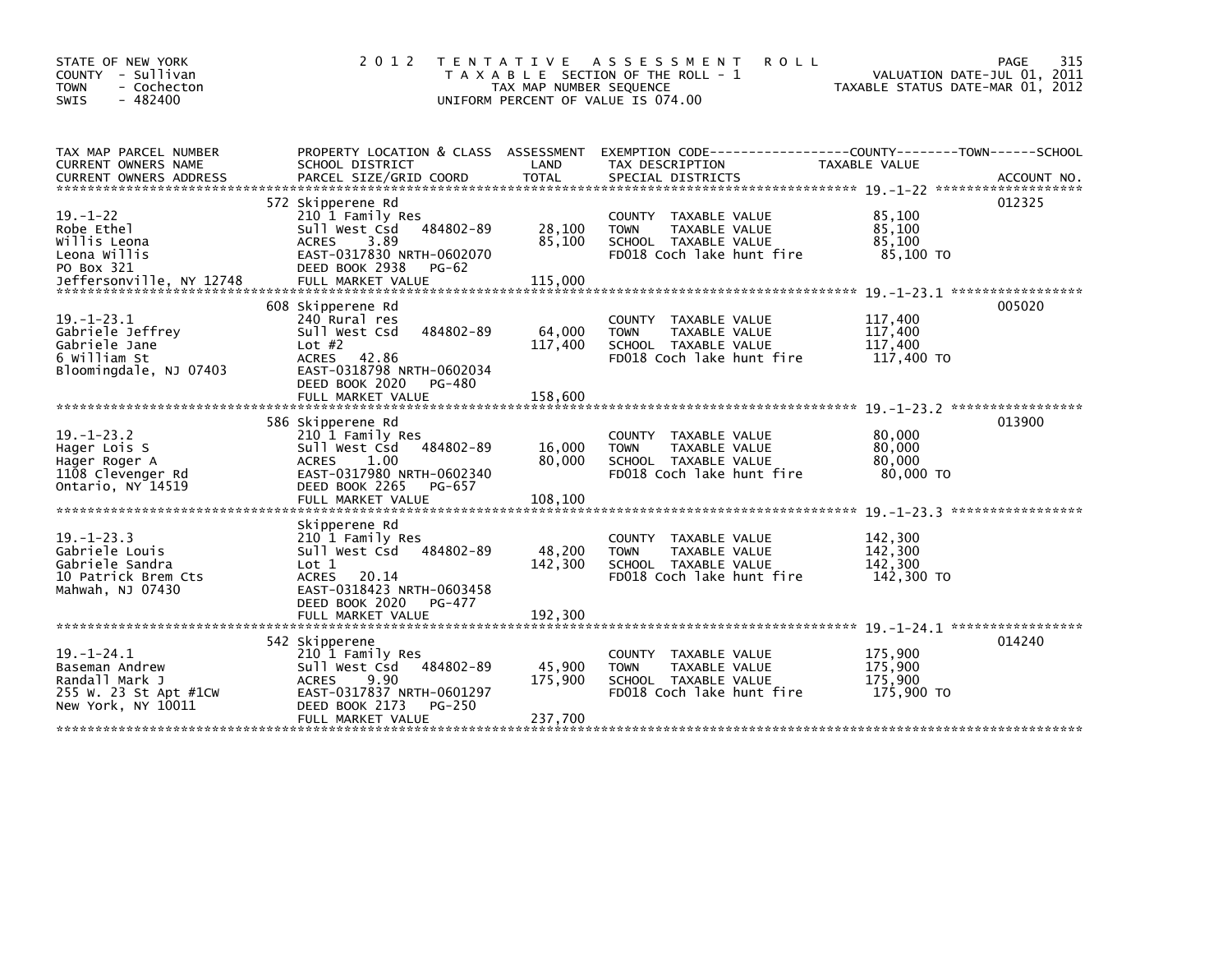STATE OF NEW YORK
COUNTY - Sullivan
TOWN - Cochecton
SWIS - 482400

2012 TENTATIVE ASSESSMENT ROLL
TAXABLE SECTION OF THE ROLL - 1
TAX MAP NUMBER SEQUENCE
UNIFORM PERCENT OF VALUE IS 074.00

VALUATION DATE-JUL 01, 2011
TAXABLE STATUS DATE-MAR 01, 2012

| TAX MAP PARCEL NUMBER / CURRENT OWNERS NAME / CURRENT OWNERS ADDRESS | PROPERTY LOCATION & CLASS / SCHOOL DISTRICT / PARCEL SIZE/GRID COORD | ASSESSMENT LAND | TOTAL | EXEMPTION CODE / TAX DESCRIPTION / SPECIAL DISTRICTS | TAXABLE VALUE | ACCOUNT NO. |
|---|---|---|---|---|---|---|
| 19.-1-22 | 572 Skipperene Rd | | | | | 012325 |
| Robe Ethel | 210 1 Family Res | | | COUNTY TAXABLE VALUE | 85,100 | |
| Willis Leona | Sull West Csd 484802-89 | 28,100 | | TOWN TAXABLE VALUE | 85,100 | |
| Leona Willis | ACRES 3.89 | | 85,100 | SCHOOL TAXABLE VALUE | 85,100 | |
| PO Box 321 | EAST-0317830 NRTH-0602070 | | | FD018 Coch lake hunt fire | 85,100 TO | |
| Jeffersonville, NY 12748 | DEED BOOK 2938 PG-62 | | | | | |
| | FULL MARKET VALUE | | 115,000 | | | |
| 19.-1-23.1 | 608 Skipperene Rd | | | | | 005020 |
| Gabriele Jeffrey | 240 Rural res | | | COUNTY TAXABLE VALUE | 117,400 | |
| Gabriele Jane | Sull West Csd 484802-89 | 64,000 | | TOWN TAXABLE VALUE | 117,400 | |
| 6 William St | Lot #2 | | 117,400 | SCHOOL TAXABLE VALUE | 117,400 | |
| Bloomingdale, NJ 07403 | ACRES 42.86 | | | FD018 Coch lake hunt fire | 117,400 TO | |
| | EAST-0318798 NRTH-0602034 | | | | | |
| | DEED BOOK 2020 PG-480 | | | | | |
| | FULL MARKET VALUE | | 158,600 | | | |
| 19.-1-23.2 | 586 Skipperene Rd | | | | | 013900 |
| Hager Lois S | 210 1 Family Res | | | COUNTY TAXABLE VALUE | 80,000 | |
| Hager Roger A | Sull West Csd 484802-89 | 16,000 | | TOWN TAXABLE VALUE | 80,000 | |
| 1108 Clevenger Rd | ACRES 1.00 | | 80,000 | SCHOOL TAXABLE VALUE | 80,000 | |
| Ontario, NY 14519 | EAST-0317980 NRTH-0602340 | | | FD018 Coch lake hunt fire | 80,000 TO | |
| | DEED BOOK 2265 PG-657 | | | | | |
| | FULL MARKET VALUE | | 108,100 | | | |
| 19.-1-23.3 | Skipperene Rd | | | | | |
| Gabriele Louis | 210 1 Family Res | | | COUNTY TAXABLE VALUE | 142,300 | |
| Gabriele Sandra | Sull West Csd 484802-89 | 48,200 | | TOWN TAXABLE VALUE | 142,300 | |
| 10 Patrick Brem Cts | Lot 1 | | 142,300 | SCHOOL TAXABLE VALUE | 142,300 | |
| Mahwah, NJ 07430 | ACRES 20.14 | | | FD018 Coch lake hunt fire | 142,300 TO | |
| | EAST-0318423 NRTH-0603458 | | | | | |
| | DEED BOOK 2020 PG-477 | | | | | |
| | FULL MARKET VALUE | | 192,300 | | | |
| 19.-1-24.1 | 542 Skipperene | | | | | 014240 |
| Baseman Andrew | 210 1 Family Res | | | COUNTY TAXABLE VALUE | 175,900 | |
| Randall Mark J | Sull West Csd 484802-89 | 45,900 | | TOWN TAXABLE VALUE | 175,900 | |
| 255 W. 23 St Apt #1CW | ACRES 9.90 | | 175,900 | SCHOOL TAXABLE VALUE | 175,900 | |
| New York, NY 10011 | EAST-0317837 NRTH-0601297 | | | FD018 Coch lake hunt fire | 175,900 TO | |
| | DEED BOOK 2173 PG-250 | | | | | |
| | FULL MARKET VALUE | | 237,700 | | | |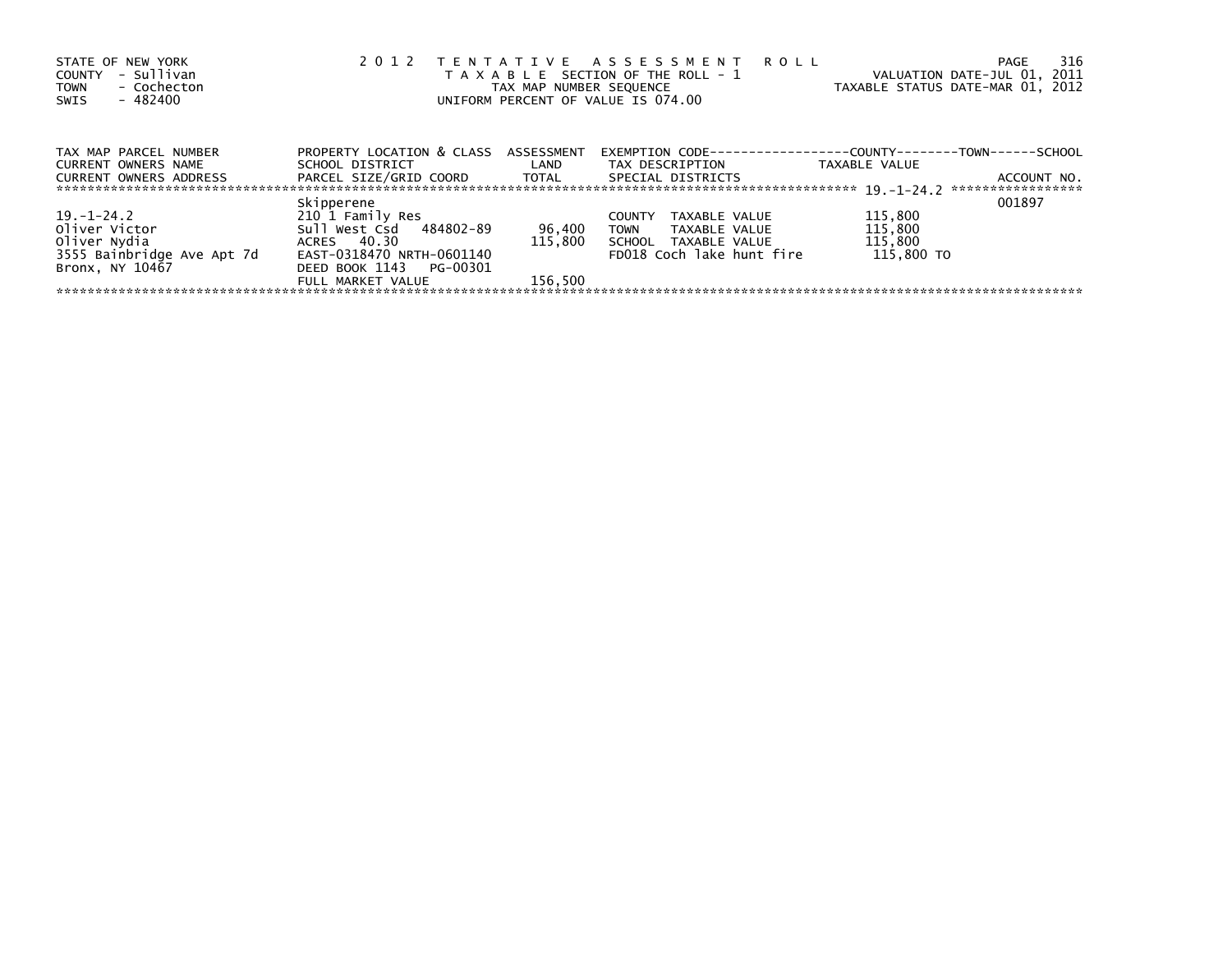STATE OF NEW YORK
COUNTY - Sullivan
TOWN - Cochecton
SWIS - 482400

2 0 1 2 T E N T A T I V E A S S E S S M E N T R O L L
T A X A B L E SECTION OF THE ROLL - 1
TAX MAP NUMBER SEQUENCE
UNIFORM PERCENT OF VALUE IS 074.00

VALUATION DATE-JUL 01, 2011
TAXABLE STATUS DATE-MAR 01, 2012

| TAX MAP PARCEL NUMBER / CURRENT OWNERS NAME / CURRENT OWNERS ADDRESS | PROPERTY LOCATION & CLASS / SCHOOL DISTRICT / PARCEL SIZE/GRID COORD | ASSESSMENT LAND / TOTAL | EXEMPTION CODE / TAX DESCRIPTION / SPECIAL DISTRICTS | COUNTY--------TOWN------SCHOOL TAXABLE VALUE | ACCOUNT NO. |
|---|---|---|---|---|---|
| | Skipperene | | | 19.-1-24.2 | 001897 |
| 19.-1-24.2 | 210 1 Family Res | | COUNTY TAXABLE VALUE | 115,800 | |
| Oliver Victor | Sull West Csd 484802-89 | 96,400 | TOWN TAXABLE VALUE | 115,800 | |
| Oliver Nydia | ACRES 40.30 | 115,800 | SCHOOL TAXABLE VALUE | 115,800 | |
| 3555 Bainbridge Ave Apt 7d | EAST-0318470 NRTH-0601140 | | FD018 Coch lake hunt fire | 115,800 TO | |
| Bronx, NY 10467 | DEED BOOK 1143 PG-00301 | | | | |
| | FULL MARKET VALUE | 156,500 | | | |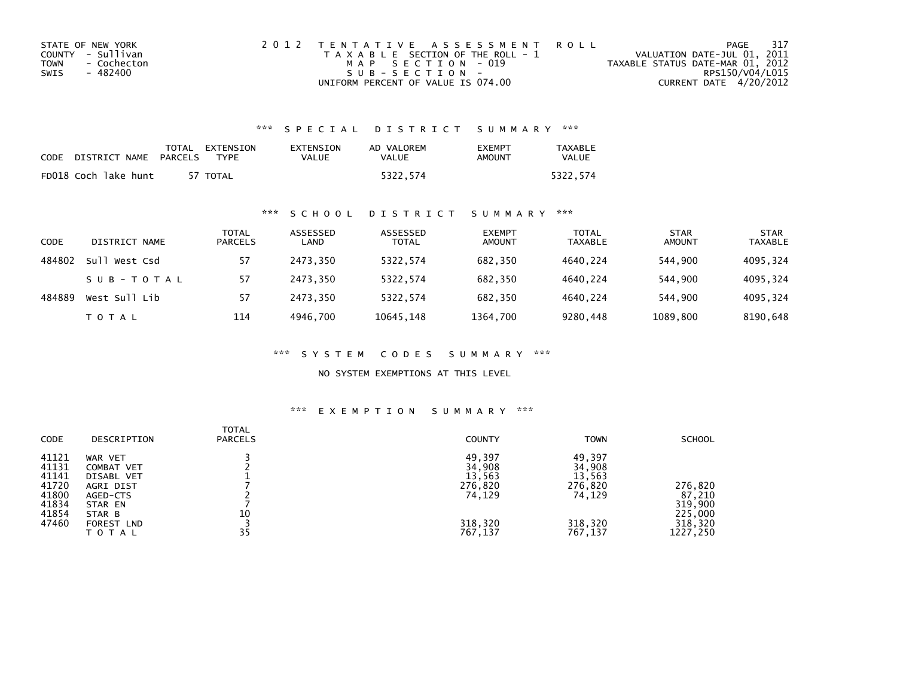STATE OF NEW YORK
COUNTY - Sullivan
TOWN - Cochecton
SWIS - 482400

2012 TENTATIVE ASSESSMENT ROLL
TAXABLE SECTION OF THE ROLL - 1
MAP SECTION - 019
SUB-SECTION -
UNIFORM PERCENT OF VALUE IS 074.00

VALUATION DATE-JUL 01, 2011
TAXABLE STATUS DATE-MAR 01, 2012
RPS150/V04/L015
CURRENT DATE 4/20/2012

## *** SPECIAL DISTRICT SUMMARY ***

| CODE | DISTRICT NAME | TOTAL PARCELS | EXTENSION TYPE | EXTENSION VALUE | AD VALOREM VALUE | EXEMPT AMOUNT | TAXABLE VALUE |
|---|---|---|---|---|---|---|---|
| FD018 | Coch lake hunt | 57 | TOTAL | | 5322,574 | | 5322,574 |

## *** SCHOOL DISTRICT SUMMARY ***

| CODE | DISTRICT NAME | TOTAL PARCELS | ASSESSED LAND | ASSESSED TOTAL | EXEMPT AMOUNT | TOTAL TAXABLE | STAR AMOUNT | STAR TAXABLE |
|---|---|---|---|---|---|---|---|---|
| 484802 | Sull West Csd | 57 | 2473,350 | 5322,574 | 682,350 | 4640,224 | 544,900 | 4095,324 |
| | SUB-TOTAL | 57 | 2473,350 | 5322,574 | 682,350 | 4640,224 | 544,900 | 4095,324 |
| 484889 | West Sull Lib | 57 | 2473,350 | 5322,574 | 682,350 | 4640,224 | 544,900 | 4095,324 |
| | TOTAL | 114 | 4946,700 | 10645,148 | 1364,700 | 9280,448 | 1089,800 | 8190,648 |

## *** SYSTEM CODES SUMMARY ***

NO SYSTEM EXEMPTIONS AT THIS LEVEL

## *** EXEMPTION SUMMARY ***

| CODE | DESCRIPTION | TOTAL PARCELS | COUNTY | TOWN | SCHOOL |
|---|---|---|---|---|---|
| 41121 | WAR VET | 3 | 49,397 | 49,397 | |
| 41131 | COMBAT VET | 2 | 34,908 | 34,908 | |
| 41141 | DISABL VET | 1 | 13,563 | 13,563 | |
| 41720 | AGRI DIST | 7 | 276,820 | 276,820 | 276,820 |
| 41800 | AGED-CTS | 2 | 74,129 | 74,129 | 87,210 |
| 41834 | STAR EN | 7 | | | 319,900 |
| 41854 | STAR B | 10 | | | 225,000 |
| 47460 | FOREST LND | 3 | 318,320 | 318,320 | 318,320 |
| | TOTAL | 35 | 767,137 | 767,137 | 1227,250 |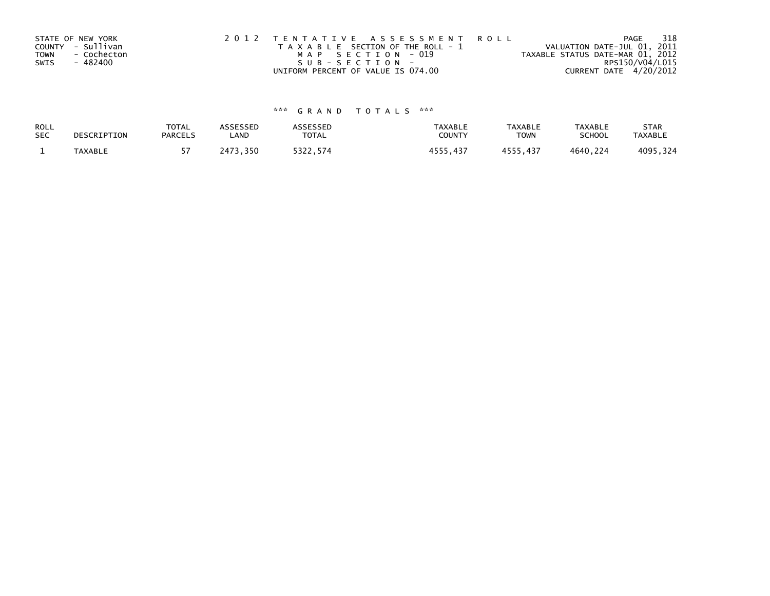STATE OF NEW YORK
COUNTY - Sullivan
TOWN - Cochecton
SWIS - 482400

2012 TENTATIVE ASSESSMENT ROLL
TAXABLE SECTION OF THE ROLL - 1
MAP SECTION - 019
SUB-SECTION -
UNIFORM PERCENT OF VALUE IS 074.00

VALUATION DATE-JUL 01, 2011
TAXABLE STATUS DATE-MAR 01, 2012
RPS150/V04/L015
CURRENT DATE 4/20/2012

*** GRAND TOTALS ***

| ROLL SEC | DESCRIPTION | TOTAL PARCELS | ASSESSED LAND | ASSESSED TOTAL | TAXABLE COUNTY | TAXABLE TOWN | TAXABLE SCHOOL | STAR TAXABLE |
|---|---|---|---|---|---|---|---|---|
| 1 | TAXABLE | 57 | 2473,350 | 5322,574 | 4555,437 | 4555,437 | 4640,224 | 4095,324 |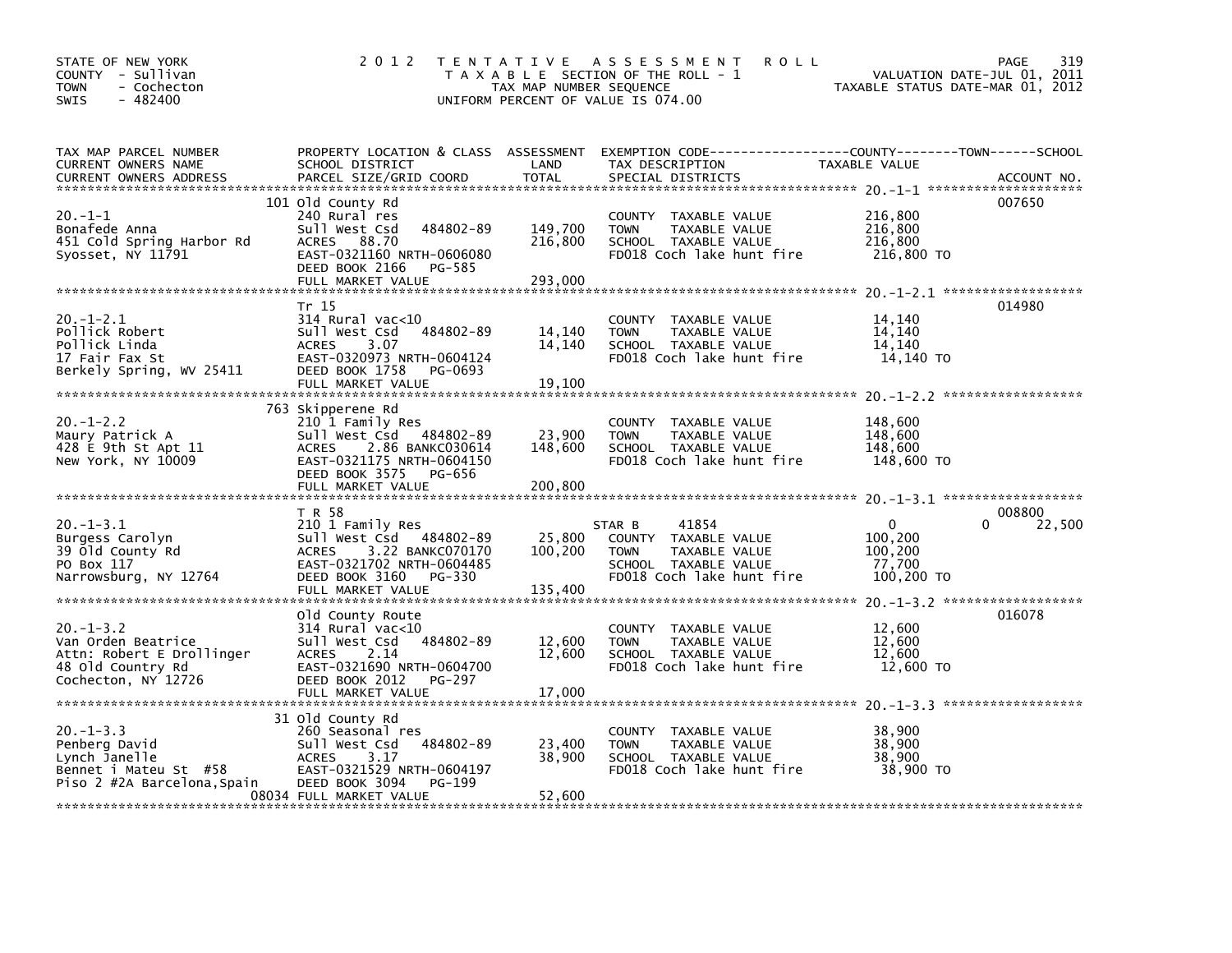STATE OF NEW YORK
COUNTY - Sullivan
TOWN - Cochecton
SWIS - 482400

# 2012 TENTATIVE ASSESSMENT ROLL

TAXABLE SECTION OF THE ROLL - 1
TAX MAP NUMBER SEQUENCE
UNIFORM PERCENT OF VALUE IS 074.00

VALUATION DATE-JUL 01, 2011
TAXABLE STATUS DATE-MAR 01, 2012

| TAX MAP PARCEL NUMBER / CURRENT OWNERS NAME / CURRENT OWNERS ADDRESS | PROPERTY LOCATION & CLASS / SCHOOL DISTRICT / PARCEL SIZE/GRID COORD | ASSESSMENT LAND / TOTAL | EXEMPTION CODE / TAX DESCRIPTION / SPECIAL DISTRICTS | COUNTY / TOWN / SCHOOL TAXABLE VALUE | ACCOUNT NO. |
|---|---|---|---|---|---|
| 20.-1-1 | 101 Old County Rd | | | | 007650 |
| Bonafede Anna | 240 Rural res | | COUNTY TAXABLE VALUE | 216,800 | |
| 451 Cold Spring Harbor Rd | Sull West Csd 484802-89 | 149,700 | TOWN TAXABLE VALUE | 216,800 | |
| Syosset, NY 11791 | ACRES 88.70 | 216,800 | SCHOOL TAXABLE VALUE | 216,800 | |
| | EAST-0321160 NRTH-0606080 | | FD018 Coch lake hunt fire | 216,800 TO | |
| | DEED BOOK 2166 PG-585 | | | | |
| | FULL MARKET VALUE | 293,000 | | | |
| 20.-1-2.1 | Tr 15 | | | | 014980 |
| Pollick Robert | 314 Rural vac<10 | | COUNTY TAXABLE VALUE | 14,140 | |
| Pollick Linda | Sull West Csd 484802-89 | 14,140 | TOWN TAXABLE VALUE | 14,140 | |
| 17 Fair Fax St | ACRES 3.07 | 14,140 | SCHOOL TAXABLE VALUE | 14,140 | |
| Berkely Spring, WV 25411 | EAST-0320973 NRTH-0604124 | | FD018 Coch lake hunt fire | 14,140 TO | |
| | DEED BOOK 1758 PG-0693 | | | | |
| | FULL MARKET VALUE | 19,100 | | | |
| 20.-1-2.2 | 763 Skipperene Rd | | | | |
| Maury Patrick A | 210 1 Family Res | | COUNTY TAXABLE VALUE | 148,600 | |
| 428 E 9th St Apt 11 | Sull West Csd 484802-89 | 23,900 | TOWN TAXABLE VALUE | 148,600 | |
| New York, NY 10009 | ACRES 2.86 BANKC030614 | 148,600 | SCHOOL TAXABLE VALUE | 148,600 | |
| | EAST-0321175 NRTH-0604150 | | FD018 Coch lake hunt fire | 148,600 TO | |
| | DEED BOOK 3575 PG-656 | | | | |
| | FULL MARKET VALUE | 200,800 | | | |
| 20.-1-3.1 | T R 58 | | | | 008800 |
| Burgess Carolyn | 210 1 Family Res | | STAR B 41854 | 0 0 22,500 | |
| 39 Old County Rd | Sull West Csd 484802-89 | 25,800 | COUNTY TAXABLE VALUE | 100,200 | |
| PO Box 117 | ACRES 3.22 BANKC070170 | 100,200 | TOWN TAXABLE VALUE | 100,200 | |
| Narrowsburg, NY 12764 | EAST-0321702 NRTH-0604485 | | SCHOOL TAXABLE VALUE | 77,700 | |
| | DEED BOOK 3160 PG-330 | | FD018 Coch lake hunt fire | 100,200 TO | |
| | FULL MARKET VALUE | 135,400 | | | |
| 20.-1-3.2 | Old County Route | | | | 016078 |
| Van Orden Beatrice | 314 Rural vac<10 | | COUNTY TAXABLE VALUE | 12,600 | |
| Attn: Robert E Drollinger | Sull West Csd 484802-89 | 12,600 | TOWN TAXABLE VALUE | 12,600 | |
| 48 Old Country Rd | ACRES 2.14 | 12,600 | SCHOOL TAXABLE VALUE | 12,600 | |
| Cochecton, NY 12726 | EAST-0321690 NRTH-0604700 | | FD018 Coch lake hunt fire | 12,600 TO | |
| | DEED BOOK 2012 PG-297 | | | | |
| | FULL MARKET VALUE | 17,000 | | | |
| 20.-1-3.3 | 31 Old County Rd | | | | |
| Penberg David | 260 Seasonal res | | COUNTY TAXABLE VALUE | 38,900 | |
| Lynch Janelle | Sull West Csd 484802-89 | 23,400 | TOWN TAXABLE VALUE | 38,900 | |
| Bennet i Mateu St #58 | ACRES 3.17 | 38,900 | SCHOOL TAXABLE VALUE | 38,900 | |
| Piso 2 #2A Barcelona,Spain | EAST-0321529 NRTH-0604197 | | FD018 Coch lake hunt fire | 38,900 TO | |
| | DEED BOOK 3094 PG-199 | | | | |
| 08034 | FULL MARKET VALUE | 52,600 | | | |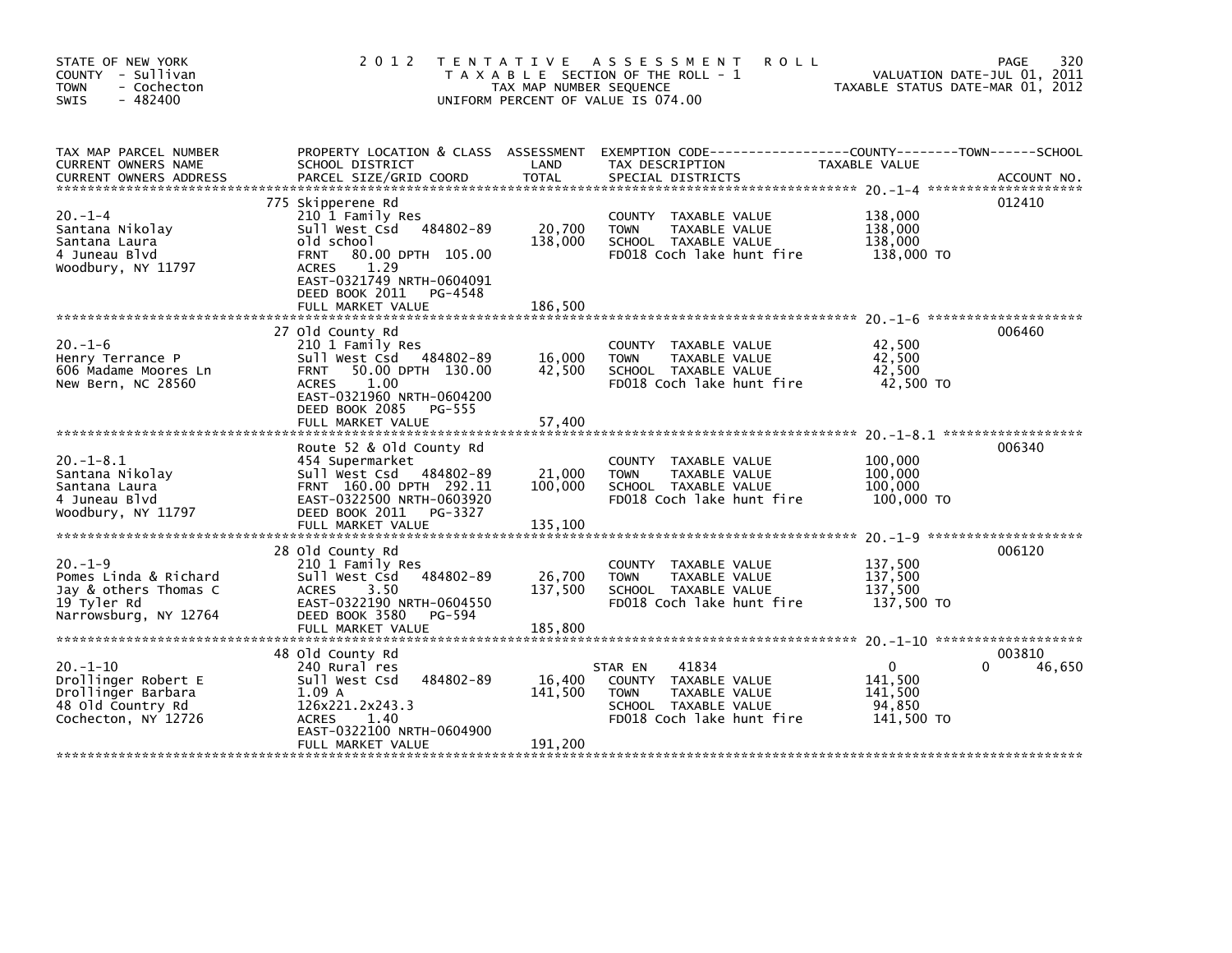STATE OF NEW YORK
COUNTY - Sullivan
TOWN - Cochecton
SWIS - 482400

# 2012 TENTATIVE ASSESSMENT ROLL

TAXABLE SECTION OF THE ROLL - 1
TAX MAP NUMBER SEQUENCE
UNIFORM PERCENT OF VALUE IS 074.00

VALUATION DATE-JUL 01, 2011
TAXABLE STATUS DATE-MAR 01, 2012

| TAX MAP PARCEL NUMBER / CURRENT OWNERS NAME / CURRENT OWNERS ADDRESS | PROPERTY LOCATION & CLASS / SCHOOL DISTRICT / PARCEL SIZE/GRID COORD | ASSESSMENT LAND / TOTAL | EXEMPTION CODE / TAX DESCRIPTION / SPECIAL DISTRICTS | COUNTY / TOWN / SCHOOL TAXABLE VALUE | ACCOUNT NO. |
|---|---|---|---|---|---|
| **20.-1-4** | 775 Skipperene Rd | | | | 012410 |
| 20.-1-4 | 210 1 Family Res | | COUNTY TAXABLE VALUE | 138,000 | |
| Santana Nikolay | Sull West Csd 484802-89 | 20,700 | TOWN TAXABLE VALUE | 138,000 | |
| Santana Laura | old school | 138,000 | SCHOOL TAXABLE VALUE | 138,000 | |
| 4 Juneau Blvd | FRNT 80.00 DPTH 105.00 | | FD018 Coch lake hunt fire | 138,000 TO | |
| Woodbury, NY 11797 | ACRES 1.29 | | | | |
| | EAST-0321749 NRTH-0604091 | | | | |
| | DEED BOOK 2011 PG-4548 | | | | |
| | FULL MARKET VALUE | 186,500 | | | |
| **20.-1-6** | 27 Old County Rd | | | | 006460 |
| 20.-1-6 | 210 1 Family Res | | COUNTY TAXABLE VALUE | 42,500 | |
| Henry Terrance P | Sull West Csd 484802-89 | 16,000 | TOWN TAXABLE VALUE | 42,500 | |
| 606 Madame Moores Ln | FRNT 50.00 DPTH 130.00 | 42,500 | SCHOOL TAXABLE VALUE | 42,500 | |
| New Bern, NC 28560 | ACRES 1.00 | | FD018 Coch lake hunt fire | 42,500 TO | |
| | EAST-0321960 NRTH-0604200 | | | | |
| | DEED BOOK 2085 PG-555 | | | | |
| | FULL MARKET VALUE | 57,400 | | | |
| **20.-1-8.1** | Route 52 & Old County Rd | | | | 006340 |
| 20.-1-8.1 | 454 Supermarket | | COUNTY TAXABLE VALUE | 100,000 | |
| Santana Nikolay | Sull West Csd 484802-89 | 21,000 | TOWN TAXABLE VALUE | 100,000 | |
| Santana Laura | FRNT 160.00 DPTH 292.11 | 100,000 | SCHOOL TAXABLE VALUE | 100,000 | |
| 4 Juneau Blvd | EAST-0322500 NRTH-0603920 | | FD018 Coch lake hunt fire | 100,000 TO | |
| Woodbury, NY 11797 | DEED BOOK 2011 PG-3327 | | | | |
| | FULL MARKET VALUE | 135,100 | | | |
| **20.-1-9** | 28 Old County Rd | | | | 006120 |
| 20.-1-9 | 210 1 Family Res | | COUNTY TAXABLE VALUE | 137,500 | |
| Pomes Linda & Richard | Sull West Csd 484802-89 | 26,700 | TOWN TAXABLE VALUE | 137,500 | |
| Jay & others Thomas C | ACRES 3.50 | 137,500 | SCHOOL TAXABLE VALUE | 137,500 | |
| 19 Tyler Rd | EAST-0322190 NRTH-0604550 | | FD018 Coch lake hunt fire | 137,500 TO | |
| Narrowsburg, NY 12764 | DEED BOOK 3580 PG-594 | | | | |
| | FULL MARKET VALUE | 185,800 | | | |
| **20.-1-10** | 48 Old County Rd | | | | 003810 |
| 20.-1-10 | 240 Rural res | | STAR EN 41834 | 0 0 | 46,650 |
| Drollinger Robert E | Sull West Csd 484802-89 | 16,400 | COUNTY TAXABLE VALUE | 141,500 | |
| Drollinger Barbara | 1.09 A | 141,500 | TOWN TAXABLE VALUE | 141,500 | |
| 48 Old Country Rd | 126x221.2x243.3 | | SCHOOL TAXABLE VALUE | 94,850 | |
| Cochecton, NY 12726 | ACRES 1.40 | | FD018 Coch lake hunt fire | 141,500 TO | |
| | EAST-0322100 NRTH-0604900 | | | | |
| | FULL MARKET VALUE | 191,200 | | | |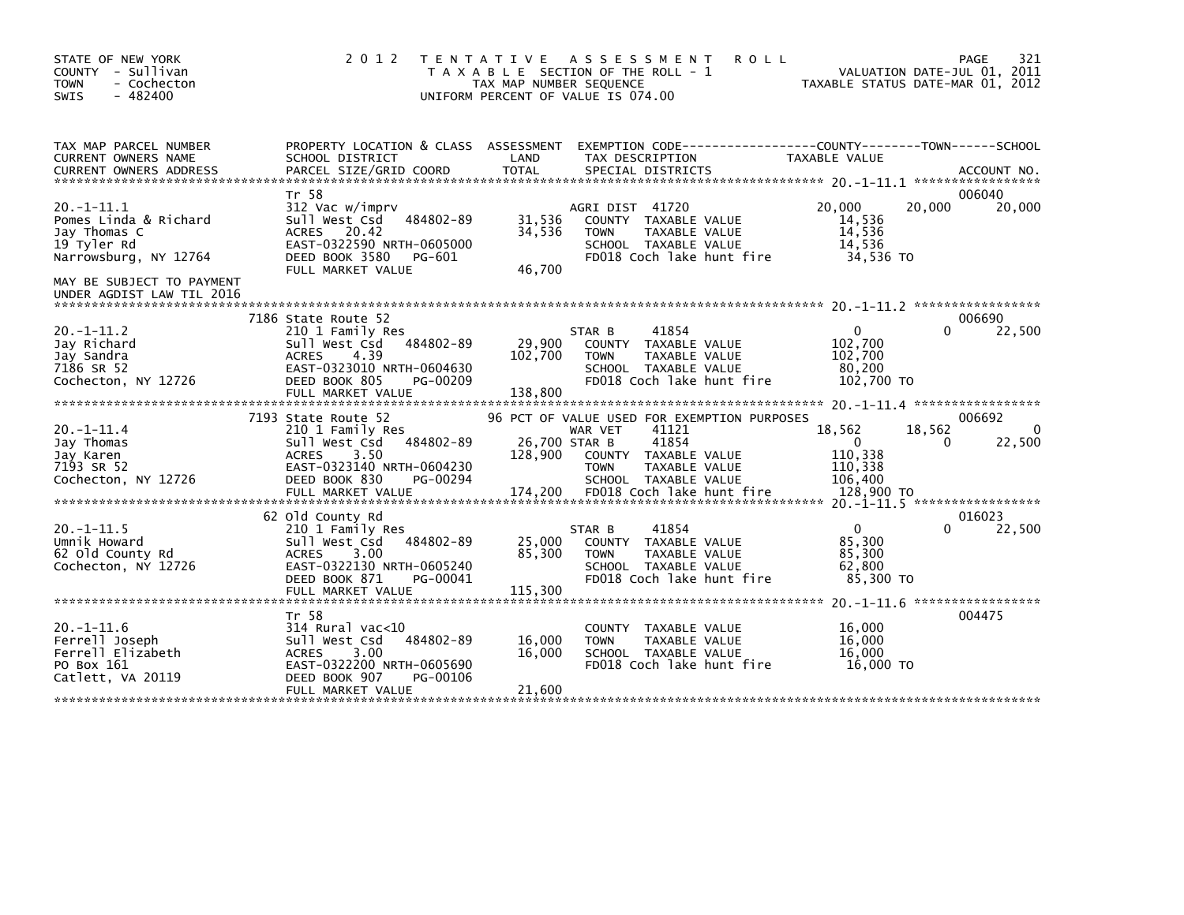STATE OF NEW YORK
COUNTY - Sullivan
TOWN - Cochecton
SWIS - 482400

2012 TENTATIVE ASSESSMENT ROLL
TAXABLE SECTION OF THE ROLL - 1
TAX MAP NUMBER SEQUENCE
UNIFORM PERCENT OF VALUE IS 074.00

VALUATION DATE-JUL 01, 2011
TAXABLE STATUS DATE-MAR 01, 2012

| TAX MAP PARCEL NUMBER / CURRENT OWNERS NAME / CURRENT OWNERS ADDRESS | PROPERTY LOCATION & CLASS / SCHOOL DISTRICT / PARCEL SIZE/GRID COORD | ASSESSMENT LAND / TOTAL | EXEMPTION CODE / TAX DESCRIPTION / SPECIAL DISTRICTS | COUNTY TAXABLE VALUE | TOWN | SCHOOL | ACCOUNT NO. |
|---|---|---|---|---|---|---|---|
| 20.-1-11.1 | Tr 58 | | | | | | 006040 |
| 20.-1-11.1 | 312 Vac w/imprv | | AGRI DIST 41720 | 20,000 | 20,000 | 20,000 | |
| Pomes Linda & Richard | Sull West Csd 484802-89 | 31,536 | COUNTY TAXABLE VALUE | 14,536 | | | |
| Jay Thomas C | ACRES 20.42 | 34,536 | TOWN TAXABLE VALUE | 14,536 | | | |
| 19 Tyler Rd | EAST-0322590 NRTH-0605000 | | SCHOOL TAXABLE VALUE | 14,536 | | | |
| Narrowsburg, NY 12764 | DEED BOOK 3580 PG-601 | | FD018 Coch lake hunt fire | 34,536 TO | | | |
| | FULL MARKET VALUE | 46,700 | | | | | |
| MAY BE SUBJECT TO PAYMENT UNDER AGDIST LAW TIL 2016 | | | | | | | |
| 20.-1-11.2 | 7186 State Route 52 | | | | | | 006690 |
| 20.-1-11.2 | 210 1 Family Res | | STAR B 41854 | 0 | 0 | 22,500 | |
| Jay Richard | Sull West Csd 484802-89 | 29,900 | COUNTY TAXABLE VALUE | 102,700 | | | |
| Jay Sandra | ACRES 4.39 | 102,700 | TOWN TAXABLE VALUE | 102,700 | | | |
| 7186 SR 52 | EAST-0323010 NRTH-0604630 | | SCHOOL TAXABLE VALUE | 80,200 | | | |
| Cochecton, NY 12726 | DEED BOOK 805 PG-00209 | | FD018 Coch lake hunt fire | 102,700 TO | | | |
| | FULL MARKET VALUE | 138,800 | | | | | |
| 20.-1-11.4 | 7193 State Route 52 | | 96 PCT OF VALUE USED FOR EXEMPTION PURPOSES | | | | 006692 |
| 20.-1-11.4 | 210 1 Family Res | | WAR VET 41121 | 18,562 | 18,562 | 0 | |
| Jay Thomas | Sull West Csd 484802-89 | 26,700 | STAR B 41854 | 0 | 0 | 22,500 | |
| Jay Karen | ACRES 3.50 | 128,900 | COUNTY TAXABLE VALUE | 110,338 | | | |
| 7193 SR 52 | EAST-0323140 NRTH-0604230 | | TOWN TAXABLE VALUE | 110,338 | | | |
| Cochecton, NY 12726 | DEED BOOK 830 PG-00294 | | SCHOOL TAXABLE VALUE | 106,400 | | | |
| | FULL MARKET VALUE | 174,200 | FD018 Coch lake hunt fire | 128,900 TO | | | |
| 20.-1-11.5 | 62 Old County Rd | | | | | | 016023 |
| 20.-1-11.5 | 210 1 Family Res | | STAR B 41854 | 0 | 0 | 22,500 | |
| Umnik Howard | Sull West Csd 484802-89 | 25,000 | COUNTY TAXABLE VALUE | 85,300 | | | |
| 62 Old County Rd | ACRES 3.00 | 85,300 | TOWN TAXABLE VALUE | 85,300 | | | |
| Cochecton, NY 12726 | EAST-0322130 NRTH-0605240 | | SCHOOL TAXABLE VALUE | 62,800 | | | |
| | DEED BOOK 871 PG-00041 | | FD018 Coch lake hunt fire | 85,300 TO | | | |
| | FULL MARKET VALUE | 115,300 | | | | | |
| 20.-1-11.6 | Tr 58 | | | | | | 004475 |
| 20.-1-11.6 | 314 Rural vac<10 | | COUNTY TAXABLE VALUE | 16,000 | | | |
| Ferrell Joseph | Sull West Csd 484802-89 | 16,000 | TOWN TAXABLE VALUE | 16,000 | | | |
| Ferrell Elizabeth | ACRES 3.00 | 16,000 | SCHOOL TAXABLE VALUE | 16,000 | | | |
| PO Box 161 | EAST-0322200 NRTH-0605690 | | FD018 Coch lake hunt fire | 16,000 TO | | | |
| Catlett, VA 20119 | DEED BOOK 907 PG-00106 | | | | | | |
| | FULL MARKET VALUE | 21,600 | | | | | |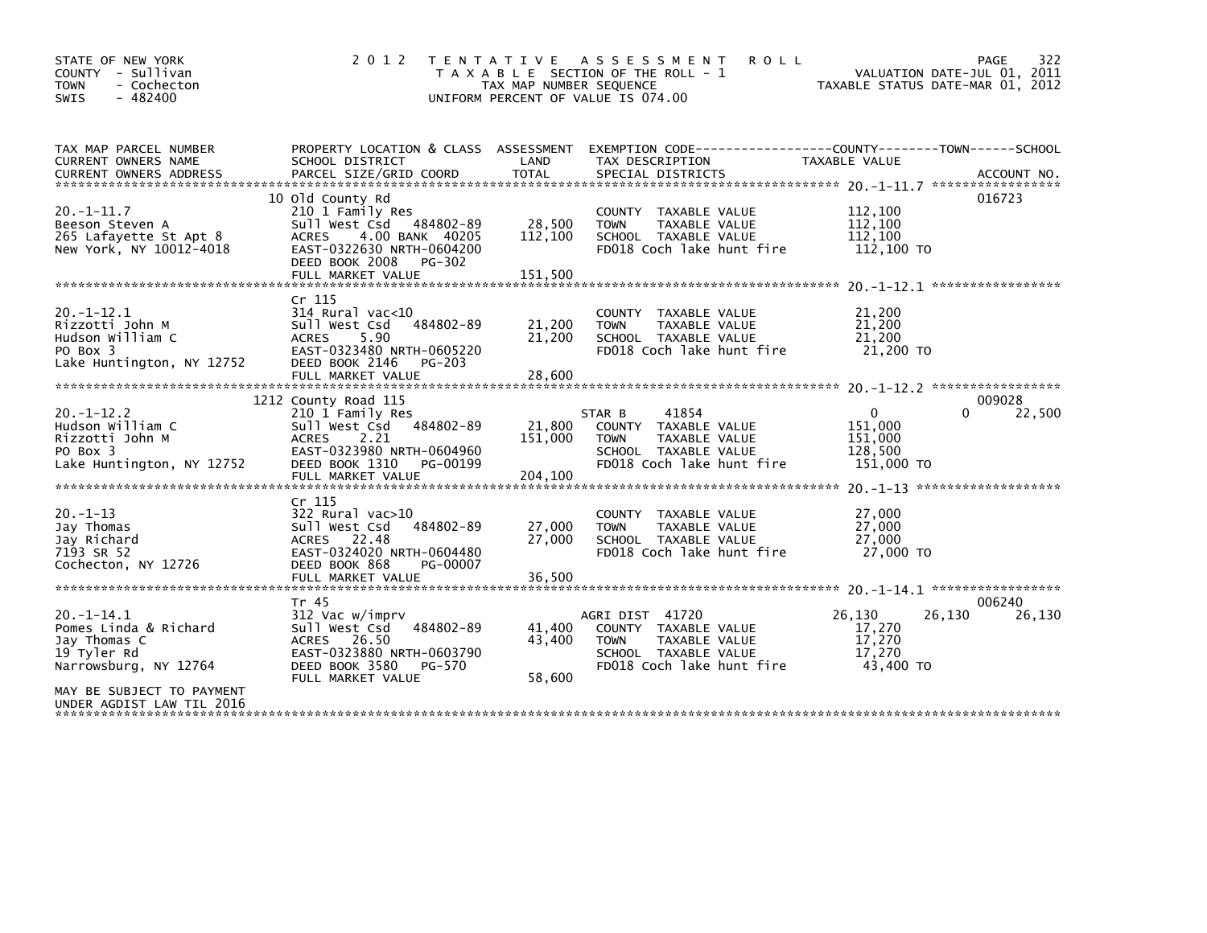STATE OF NEW YORK
COUNTY - Sullivan
TOWN - Cochecton
SWIS - 482400

# 2012 TENTATIVE ASSESSMENT ROLL

TAXABLE SECTION OF THE ROLL - 1
TAX MAP NUMBER SEQUENCE
UNIFORM PERCENT OF VALUE IS 074.00

VALUATION DATE-JUL 01, 2011
TAXABLE STATUS DATE-MAR 01, 2012

| TAX MAP PARCEL NUMBER / CURRENT OWNERS NAME / CURRENT OWNERS ADDRESS | PROPERTY LOCATION & CLASS / SCHOOL DISTRICT / PARCEL SIZE/GRID COORD | ASSESSMENT LAND / TOTAL | EXEMPTION CODE / TAX DESCRIPTION / SPECIAL DISTRICTS | COUNTY TAXABLE VALUE | TOWN | SCHOOL | ACCOUNT NO. |
|---|---|---|---|---|---|---|---|
| 20.-1-11.7 | 10 Old County Rd | | | | | | 016723 |
| | 210 1 Family Res | | COUNTY TAXABLE VALUE | 112,100 | | | |
| Beeson Steven A | Sull West Csd 484802-89 | 28,500 | TOWN TAXABLE VALUE | 112,100 | | | |
| 265 Lafayette St Apt 8 | ACRES 4.00 BANK 40205 | 112,100 | SCHOOL TAXABLE VALUE | 112,100 | | | |
| New York, NY 10012-4018 | EAST-0322630 NRTH-0604200 | | FD018 Coch lake hunt fire | 112,100 TO | | | |
| | DEED BOOK 2008 PG-302 | | | | | | |
| | FULL MARKET VALUE | 151,500 | | | | | |
| 20.-1-12.1 | Cr 115 | | | | | | |
| | 314 Rural vac<10 | | COUNTY TAXABLE VALUE | 21,200 | | | |
| Rizzotti John M | Sull West Csd 484802-89 | 21,200 | TOWN TAXABLE VALUE | 21,200 | | | |
| Hudson William C | ACRES 5.90 | 21,200 | SCHOOL TAXABLE VALUE | 21,200 | | | |
| PO Box 3 | EAST-0323480 NRTH-0605220 | | FD018 Coch lake hunt fire | 21,200 TO | | | |
| Lake Huntington, NY 12752 | DEED BOOK 2146 PG-203 | | | | | | |
| | FULL MARKET VALUE | 28,600 | | | | | |
| 20.-1-12.2 | 1212 County Road 115 | | | | | | 009028 |
| | 210 1 Family Res | | STAR B 41854 | 0 | 0 | 22,500 | |
| Hudson William C | Sull West Csd 484802-89 | 21,800 | COUNTY TAXABLE VALUE | 151,000 | | | |
| Rizzotti John M | ACRES 2.21 | 151,000 | TOWN TAXABLE VALUE | 151,000 | | | |
| PO Box 3 | EAST-0323980 NRTH-0604960 | | SCHOOL TAXABLE VALUE | 128,500 | | | |
| Lake Huntington, NY 12752 | DEED BOOK 1310 PG-00199 | | FD018 Coch lake hunt fire | 151,000 TO | | | |
| | FULL MARKET VALUE | 204,100 | | | | | |
| 20.-1-13 | Cr 115 | | | | | | |
| | 322 Rural vac>10 | | COUNTY TAXABLE VALUE | 27,000 | | | |
| Jay Thomas | Sull West Csd 484802-89 | 27,000 | TOWN TAXABLE VALUE | 27,000 | | | |
| Jay Richard | ACRES 22.48 | 27,000 | SCHOOL TAXABLE VALUE | 27,000 | | | |
| 7193 SR 52 | EAST-0324020 NRTH-0604480 | | FD018 Coch lake hunt fire | 27,000 TO | | | |
| Cochecton, NY 12726 | DEED BOOK 868 PG-00007 | | | | | | |
| | FULL MARKET VALUE | 36,500 | | | | | |
| 20.-1-14.1 | Tr 45 | | | | | | 006240 |
| | 312 Vac w/imprv | | AGRI DIST 41720 | 26,130 | 26,130 | 26,130 | |
| Pomes Linda & Richard | Sull West Csd 484802-89 | 41,400 | COUNTY TAXABLE VALUE | 17,270 | | | |
| Jay Thomas C | ACRES 26.50 | 43,400 | TOWN TAXABLE VALUE | 17,270 | | | |
| 19 Tyler Rd | EAST-0323880 NRTH-0603790 | | SCHOOL TAXABLE VALUE | 17,270 | | | |
| Narrowsburg, NY 12764 | DEED BOOK 3580 PG-570 | | FD018 Coch lake hunt fire | 43,400 TO | | | |
| | FULL MARKET VALUE | 58,600 | | | | | |
| MAY BE SUBJECT TO PAYMENT UNDER AGDIST LAW TIL 2016 | | | | | | | |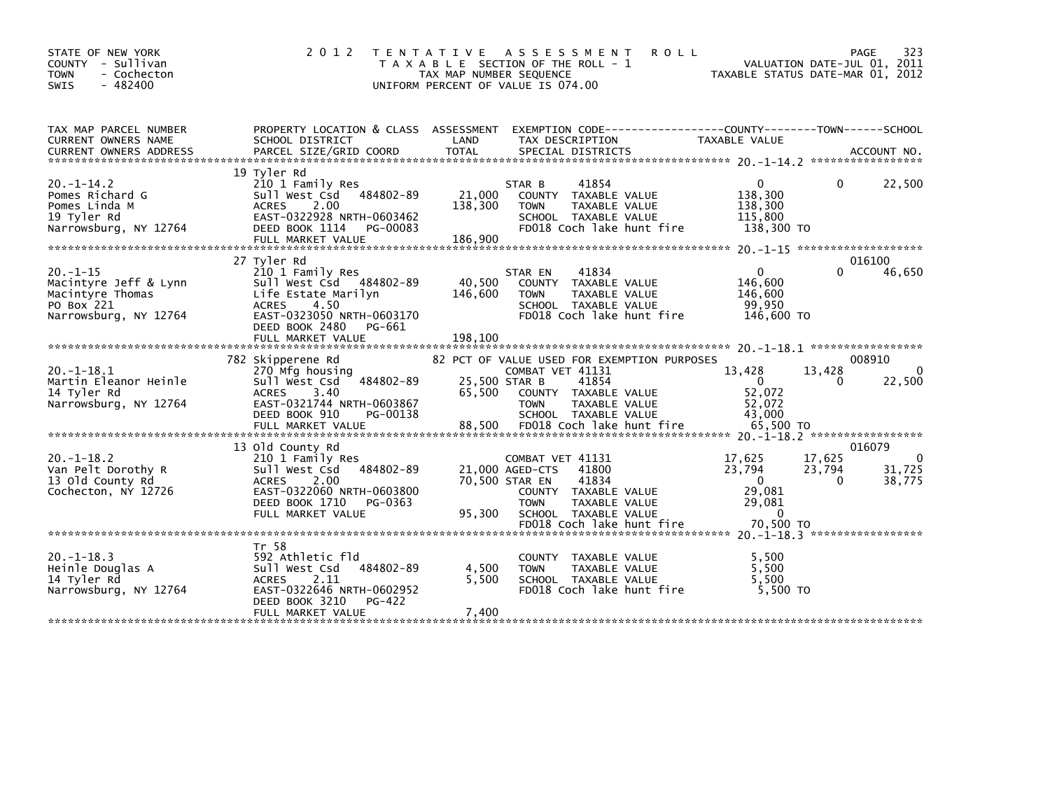STATE OF NEW YORK
COUNTY - Sullivan
TOWN - Cochecton
SWIS - 482400

# 2012 TENTATIVE ASSESSMENT ROLL

TAXABLE SECTION OF THE ROLL - 1
TAX MAP NUMBER SEQUENCE
UNIFORM PERCENT OF VALUE IS 074.00

VALUATION DATE-JUL 01, 2011
TAXABLE STATUS DATE-MAR 01, 2012

| TAX MAP PARCEL NUMBER / CURRENT OWNERS NAME / CURRENT OWNERS ADDRESS | PROPERTY LOCATION & CLASS / SCHOOL DISTRICT / PARCEL SIZE/GRID COORD | ASSESSMENT LAND / TOTAL | EXEMPTION CODE / TAX DESCRIPTION / SPECIAL DISTRICTS | COUNTY TAXABLE VALUE | TOWN | SCHOOL / ACCOUNT NO. |
|---|---|---|---|---|---|---|
| **20.-1-14.2** | 19 Tyler Rd | | | | | |
| 20.-1-14.2 | 210 1 Family Res | | STAR B 41854 | 0 | 0 | 22,500 |
| Pomes Richard G | Sull West Csd 484802-89 | 21,000 | COUNTY TAXABLE VALUE | 138,300 | | |
| Pomes Linda M | ACRES 2.00 | 138,300 | TOWN TAXABLE VALUE | 138,300 | | |
| 19 Tyler Rd | EAST-0322928 NRTH-0603462 | | SCHOOL TAXABLE VALUE | 115,800 | | |
| Narrowsburg, NY 12764 | DEED BOOK 1114 PG-00083 | | FD018 Coch lake hunt fire | 138,300 TO | | |
| | FULL MARKET VALUE | 186,900 | | | | |
| **20.-1-15** | 27 Tyler Rd | | | | | 016100 |
| 20.-1-15 | 210 1 Family Res | | STAR EN 41834 | 0 | 0 | 46,650 |
| Macintyre Jeff & Lynn | Sull West Csd 484802-89 | 40,500 | COUNTY TAXABLE VALUE | 146,600 | | |
| Macintyre Thomas | Life Estate Marilyn | 146,600 | TOWN TAXABLE VALUE | 146,600 | | |
| PO Box 221 | ACRES 4.50 | | SCHOOL TAXABLE VALUE | 99,950 | | |
| Narrowsburg, NY 12764 | EAST-0323050 NRTH-0603170 | | FD018 Coch lake hunt fire | 146,600 TO | | |
| | DEED BOOK 2480 PG-661 | | | | | |
| | FULL MARKET VALUE | 198,100 | | | | |
| **20.-1-18.1** | 782 Skipperene Rd | | 82 PCT OF VALUE USED FOR EXEMPTION PURPOSES | | | 008910 |
| 20.-1-18.1 | 270 Mfg housing | | COMBAT VET 41131 | 13,428 | 13,428 | 0 |
| Martin Eleanor Heinle | Sull West Csd 484802-89 | 25,500 | STAR B 41854 | 0 | 0 | 22,500 |
| 14 Tyler Rd | ACRES 3.40 | 65,500 | COUNTY TAXABLE VALUE | 52,072 | | |
| Narrowsburg, NY 12764 | EAST-0321744 NRTH-0603867 | | TOWN TAXABLE VALUE | 52,072 | | |
| | DEED BOOK 910 PG-00138 | | SCHOOL TAXABLE VALUE | 43,000 | | |
| | FULL MARKET VALUE | 88,500 | FD018 Coch lake hunt fire | 65,500 TO | | |
| **20.-1-18.2** | 13 Old County Rd | | | | | 016079 |
| 20.-1-18.2 | 210 1 Family Res | | COMBAT VET 41131 | 17,625 | 17,625 | 0 |
| Van Pelt Dorothy R | Sull West Csd 484802-89 | 21,000 | AGED-CTS 41800 | 23,794 | 23,794 | 31,725 |
| 13 Old County Rd | ACRES 2.00 | 70,500 | STAR EN 41834 | 0 | 0 | 38,775 |
| Cochecton, NY 12726 | EAST-0322060 NRTH-0603800 | | COUNTY TAXABLE VALUE | 29,081 | | |
| | DEED BOOK 1710 PG-0363 | | TOWN TAXABLE VALUE | 29,081 | | |
| | FULL MARKET VALUE | 95,300 | SCHOOL TAXABLE VALUE | 0 | | |
| | | | FD018 Coch lake hunt fire | 70,500 TO | | |
| **20.-1-18.3** | Tr 58 | | | | | |
| 20.-1-18.3 | 592 Athletic fld | | COUNTY TAXABLE VALUE | 5,500 | | |
| Heinle Douglas A | Sull West Csd 484802-89 | 4,500 | TOWN TAXABLE VALUE | 5,500 | | |
| 14 Tyler Rd | ACRES 2.11 | 5,500 | SCHOOL TAXABLE VALUE | 5,500 | | |
| Narrowsburg, NY 12764 | EAST-0322646 NRTH-0602952 | | FD018 Coch lake hunt fire | 5,500 TO | | |
| | DEED BOOK 3210 PG-422 | | | | | |
| | FULL MARKET VALUE | 7,400 | | | | |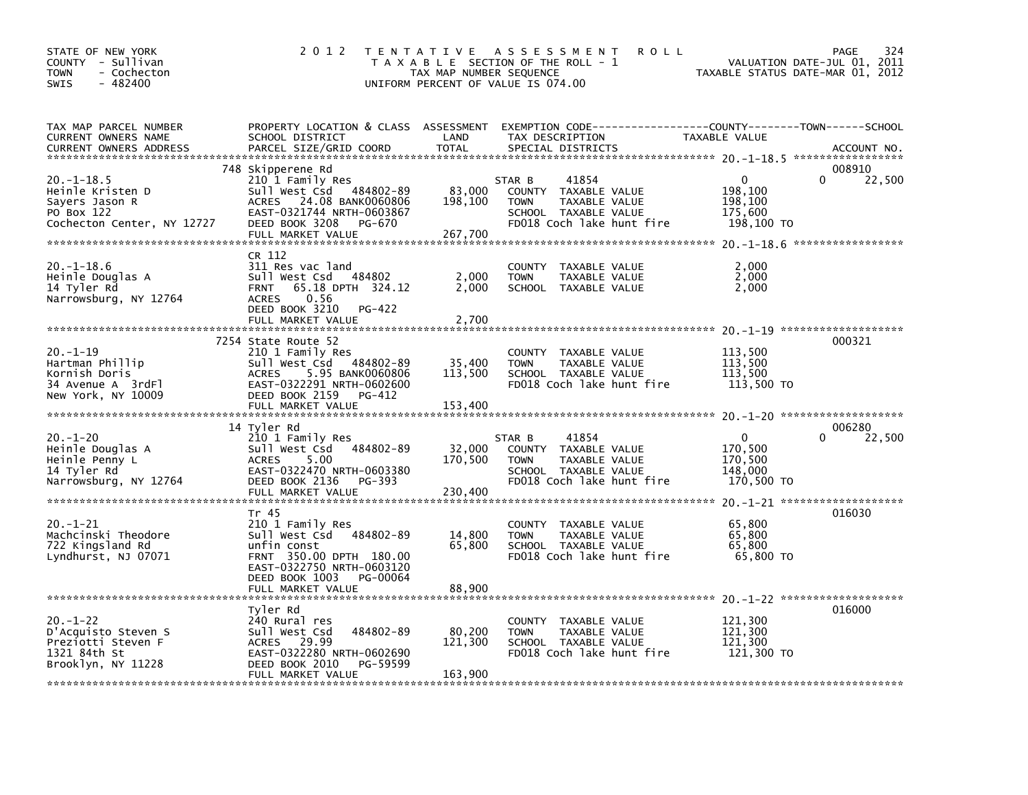STATE OF NEW YORK — COUNTY - Sullivan — TOWN - Cochecton — SWIS - 482400

**2012 TENTATIVE ASSESSMENT ROLL**
TAXABLE SECTION OF THE ROLL - 1
TAX MAP NUMBER SEQUENCE
UNIFORM PERCENT OF VALUE IS 074.00

VALUATION DATE-JUL 01, 2011
TAXABLE STATUS DATE-MAR 01, 2012

| TAX MAP PARCEL NUMBER / CURRENT OWNERS NAME / CURRENT OWNERS ADDRESS | PROPERTY LOCATION & CLASS / SCHOOL DISTRICT / PARCEL SIZE/GRID COORD | ASSESSMENT LAND / TOTAL | EXEMPTION CODE / TAX DESCRIPTION / SPECIAL DISTRICTS | COUNTY / TOWN / SCHOOL TAXABLE VALUE | ACCOUNT NO. |
|---|---|---|---|---|---|
| **20.-1-18.5** | 748 Skipperene Rd | | | | 008910 |
| 20.-1-18.5 | 210 1 Family Res | | STAR B 41854 | 0 / 0 / 22,500 | |
| Heinle Kristen D | Sull West Csd 484802-89 | 83,000 | COUNTY TAXABLE VALUE | 198,100 | |
| Sayers Jason R | ACRES 24.08 BANK0060806 | 198,100 | TOWN TAXABLE VALUE | 198,100 | |
| PO Box 122 | EAST-0321744 NRTH-0603867 | | SCHOOL TAXABLE VALUE | 175,600 | |
| Cochecton Center, NY 12727 | DEED BOOK 3208 PG-670 | | FD018 Coch lake hunt fire | 198,100 TO | |
| | FULL MARKET VALUE | 267,700 | | | |
| **20.-1-18.6** | CR 112 | | | | |
| 20.-1-18.6 | 311 Res vac land | | COUNTY TAXABLE VALUE | 2,000 | |
| Heinle Douglas A | Sull West Csd 484802 | 2,000 | TOWN TAXABLE VALUE | 2,000 | |
| 14 Tyler Rd | FRNT 65.18 DPTH 324.12 | 2,000 | SCHOOL TAXABLE VALUE | 2,000 | |
| Narrowsburg, NY 12764 | ACRES 0.56 | | | | |
| | DEED BOOK 3210 PG-422 | | | | |
| | FULL MARKET VALUE | 2,700 | | | |
| **20.-1-19** | 7254 State Route 52 | | | | 000321 |
| 20.-1-19 | 210 1 Family Res | | COUNTY TAXABLE VALUE | 113,500 | |
| Hartman Phillip | Sull West Csd 484802-89 | 35,400 | TOWN TAXABLE VALUE | 113,500 | |
| Kornish Doris | ACRES 5.95 BANK0060806 | 113,500 | SCHOOL TAXABLE VALUE | 113,500 | |
| 34 Avenue A 3rdFl | EAST-0322291 NRTH-0602600 | | FD018 Coch lake hunt fire | 113,500 TO | |
| New York, NY 10009 | DEED BOOK 2159 PG-412 | | | | |
| | FULL MARKET VALUE | 153,400 | | | |
| **20.-1-20** | 14 Tyler Rd | | | | 006280 |
| 20.-1-20 | 210 1 Family Res | | STAR B 41854 | 0 / 0 / 22,500 | |
| Heinle Douglas A | Sull West Csd 484802-89 | 32,000 | COUNTY TAXABLE VALUE | 170,500 | |
| Heinle Penny L | ACRES 5.00 | 170,500 | TOWN TAXABLE VALUE | 170,500 | |
| 14 Tyler Rd | EAST-0322470 NRTH-0603380 | | SCHOOL TAXABLE VALUE | 148,000 | |
| Narrowsburg, NY 12764 | DEED BOOK 2136 PG-393 | | FD018 Coch lake hunt fire | 170,500 TO | |
| | FULL MARKET VALUE | 230,400 | | | |
| **20.-1-21** | Tr 45 | | | | 016030 |
| 20.-1-21 | 210 1 Family Res | | COUNTY TAXABLE VALUE | 65,800 | |
| Machcinski Theodore | Sull West Csd 484802-89 | 14,800 | TOWN TAXABLE VALUE | 65,800 | |
| 722 Kingsland Rd | unfin const | 65,800 | SCHOOL TAXABLE VALUE | 65,800 | |
| Lyndhurst, NJ 07071 | FRNT 350.00 DPTH 180.00 | | FD018 Coch lake hunt fire | 65,800 TO | |
| | EAST-0322750 NRTH-0603120 | | | | |
| | DEED BOOK 1003 PG-00064 | | | | |
| | FULL MARKET VALUE | 88,900 | | | |
| **20.-1-22** | Tyler Rd | | | | 016000 |
| 20.-1-22 | 240 Rural res | | COUNTY TAXABLE VALUE | 121,300 | |
| D'Acquisto Steven S | Sull West Csd 484802-89 | 80,200 | TOWN TAXABLE VALUE | 121,300 | |
| Preziotti Steven F | ACRES 29.99 | 121,300 | SCHOOL TAXABLE VALUE | 121,300 | |
| 1321 84th St | EAST-0322280 NRTH-0602690 | | FD018 Coch lake hunt fire | 121,300 TO | |
| Brooklyn, NY 11228 | DEED BOOK 2010 PG-59599 | | | | |
| | FULL MARKET VALUE | 163,900 | | | |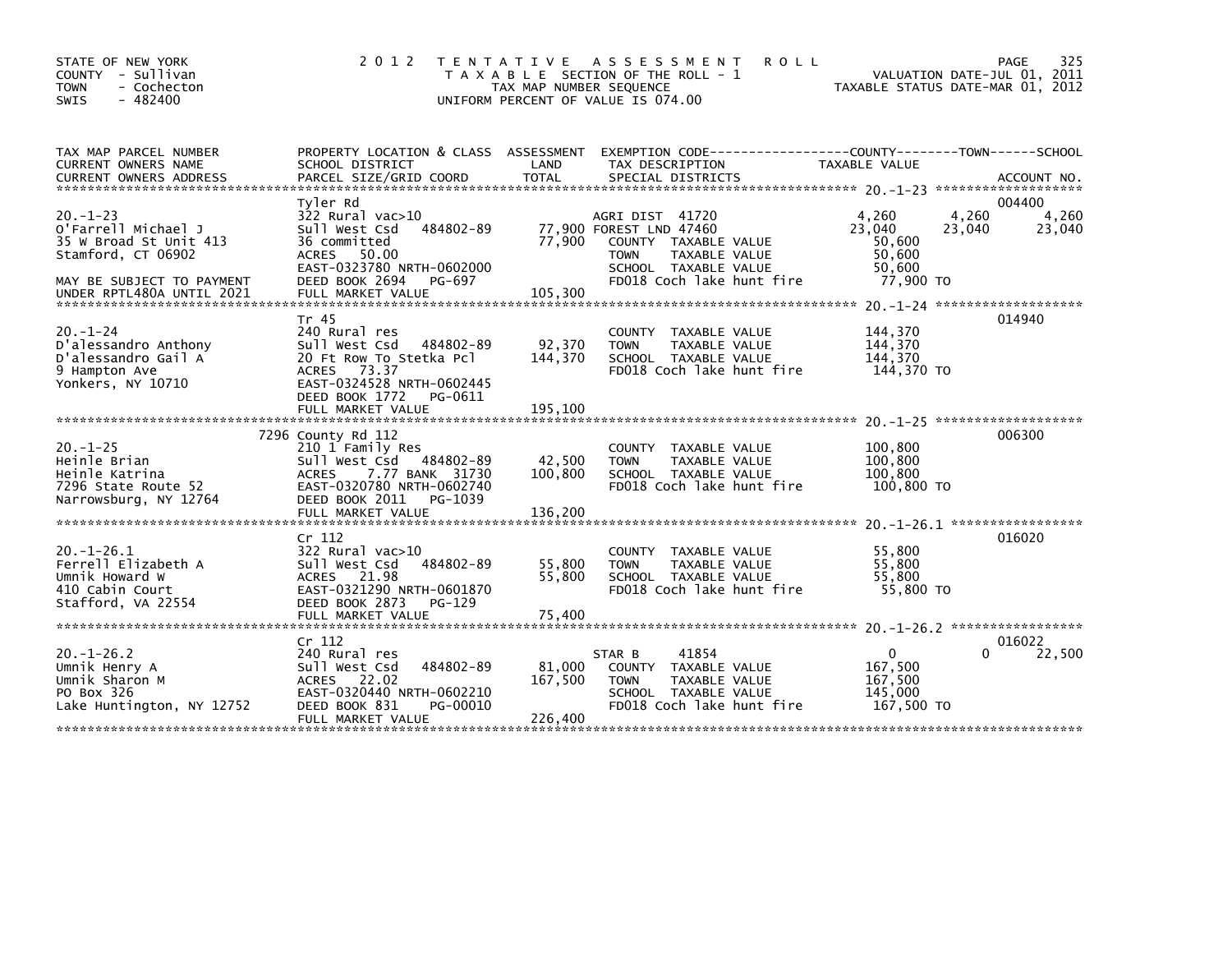STATE OF NEW YORK
COUNTY - Sullivan
TOWN - Cochecton
SWIS - 482400

# 2012 TENTATIVE ASSESSMENT ROLL

TAXABLE SECTION OF THE ROLL - 1
TAX MAP NUMBER SEQUENCE
UNIFORM PERCENT OF VALUE IS 074.00

VALUATION DATE-JUL 01, 2011
TAXABLE STATUS DATE-MAR 01, 2012

| TAX MAP PARCEL NUMBER / CURRENT OWNERS NAME / CURRENT OWNERS ADDRESS | PROPERTY LOCATION & CLASS / SCHOOL DISTRICT / PARCEL SIZE/GRID COORD | ASSESSMENT LAND | TOTAL | EXEMPTION CODE / TAX DESCRIPTION / SPECIAL DISTRICTS | COUNTY TAXABLE VALUE | TOWN | SCHOOL | ACCOUNT NO. |
|---|---|---|---|---|---|---|---|---|
| 20.-1-23 | Tyler Rd | | | | | | | 004400 |
| | 322 Rural vac>10 | | | AGRI DIST 41720 | 4,260 | 4,260 | 4,260 | |
| O'Farrell Michael J | Sull West Csd 484802-89 | 77,900 | | FOREST LND 47460 | 23,040 | 23,040 | 23,040 | |
| 35 W Broad St Unit 413 | 36 committed | | 77,900 | COUNTY TAXABLE VALUE | 50,600 | | | |
| Stamford, CT 06902 | ACRES 50.00 | | | TOWN TAXABLE VALUE | 50,600 | | | |
| | EAST-0323780 NRTH-0602000 | | | SCHOOL TAXABLE VALUE | 50,600 | | | |
| MAY BE SUBJECT TO PAYMENT | DEED BOOK 2694 PG-697 | | | FD018 Coch lake hunt fire | 77,900 TO | | | |
| UNDER RPTL480A UNTIL 2021 | FULL MARKET VALUE | | 105,300 | | | | | |
| 20.-1-24 | Tr 45 | | | | | | | 014940 |
| | 240 Rural res | | | COUNTY TAXABLE VALUE | 144,370 | | | |
| D'alessandro Anthony | Sull West Csd 484802-89 | 92,370 | | TOWN TAXABLE VALUE | 144,370 | | | |
| D'alessandro Gail A | 20 Ft Row To Stetka Pcl | | 144,370 | SCHOOL TAXABLE VALUE | 144,370 | | | |
| 9 Hampton Ave | ACRES 73.37 | | | FD018 Coch lake hunt fire | 144,370 TO | | | |
| Yonkers, NY 10710 | EAST-0324528 NRTH-0602445 | | | | | | | |
| | DEED BOOK 1772 PG-0611 | | | | | | | |
| | FULL MARKET VALUE | | 195,100 | | | | | |
| 20.-1-25 | 7296 County Rd 112 | | | | | | | 006300 |
| | 210 1 Family Res | | | COUNTY TAXABLE VALUE | 100,800 | | | |
| Heinle Brian | Sull West Csd 484802-89 | 42,500 | | TOWN TAXABLE VALUE | 100,800 | | | |
| Heinle Katrina | ACRES 7.77 BANK 31730 | | 100,800 | SCHOOL TAXABLE VALUE | 100,800 | | | |
| 7296 State Route 52 | EAST-0320780 NRTH-0602740 | | | FD018 Coch lake hunt fire | 100,800 TO | | | |
| Narrowsburg, NY 12764 | DEED BOOK 2011 PG-1039 | | | | | | | |
| | FULL MARKET VALUE | | 136,200 | | | | | |
| 20.-1-26.1 | Cr 112 | | | | | | | 016020 |
| | 322 Rural vac>10 | | | COUNTY TAXABLE VALUE | 55,800 | | | |
| Ferrell Elizabeth A | Sull West Csd 484802-89 | 55,800 | | TOWN TAXABLE VALUE | 55,800 | | | |
| Umnik Howard W | ACRES 21.98 | | 55,800 | SCHOOL TAXABLE VALUE | 55,800 | | | |
| 410 Cabin Court | EAST-0321290 NRTH-0601870 | | | FD018 Coch lake hunt fire | 55,800 TO | | | |
| Stafford, VA 22554 | DEED BOOK 2873 PG-129 | | | | | | | |
| | FULL MARKET VALUE | | 75,400 | | | | | |
| 20.-1-26.2 | Cr 112 | | | | | | | 016022 |
| | 240 Rural res | | | STAR B 41854 | 0 | | 0 | 22,500 |
| Umnik Henry A | Sull West Csd 484802-89 | 81,000 | | COUNTY TAXABLE VALUE | 167,500 | | | |
| Umnik Sharon M | ACRES 22.02 | | 167,500 | TOWN TAXABLE VALUE | 167,500 | | | |
| PO Box 326 | EAST-0320440 NRTH-0602210 | | | SCHOOL TAXABLE VALUE | 145,000 | | | |
| Lake Huntington, NY 12752 | DEED BOOK 831 PG-00010 | | | FD018 Coch lake hunt fire | 167,500 TO | | | |
| | FULL MARKET VALUE | | 226,400 | | | | | |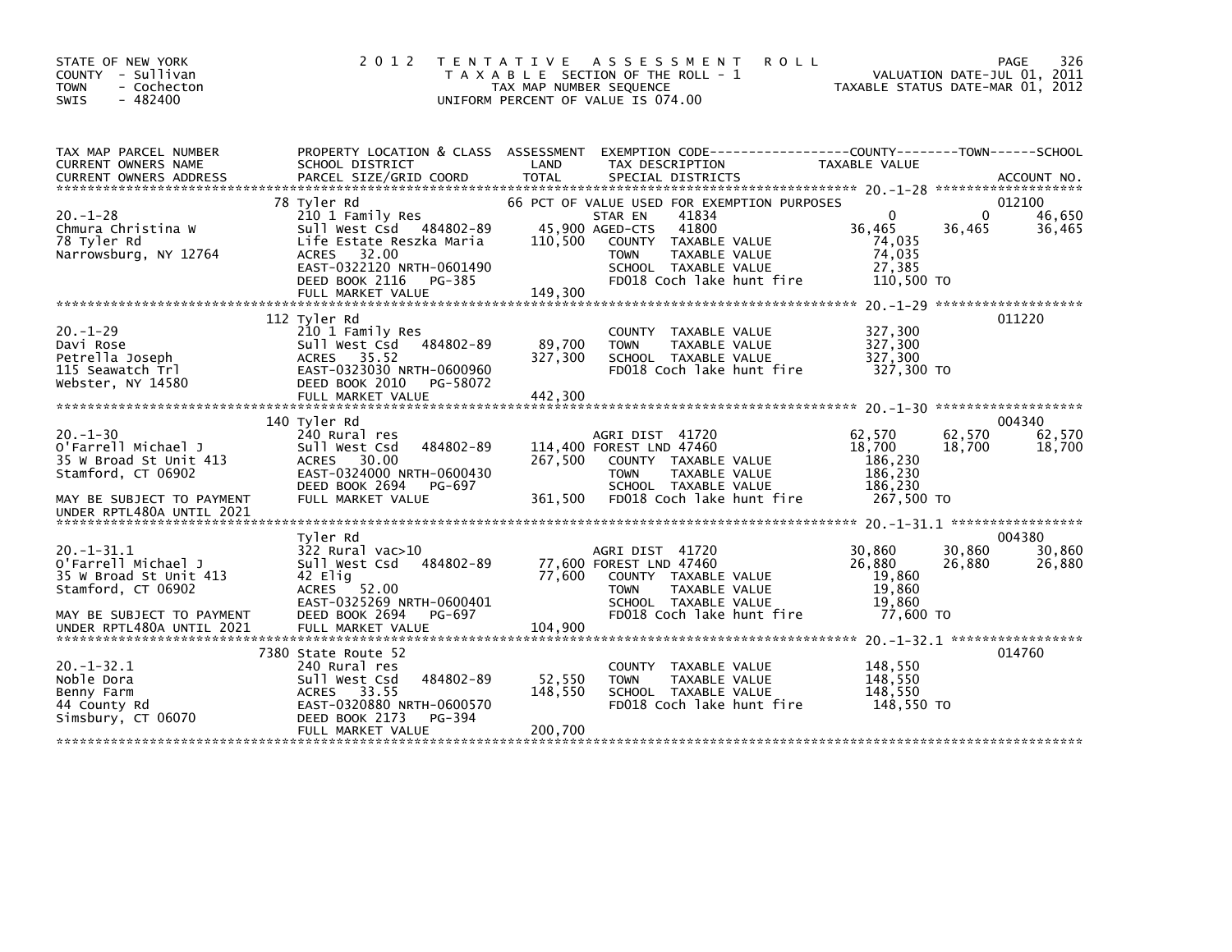STATE OF NEW YORK
COUNTY - Sullivan
TOWN - Cochecton
SWIS - 482400

2012 TENTATIVE ASSESSMENT ROLL
TAXABLE SECTION OF THE ROLL - 1
TAX MAP NUMBER SEQUENCE
UNIFORM PERCENT OF VALUE IS 074.00

VALUATION DATE-JUL 01, 2011
TAXABLE STATUS DATE-MAR 01, 2012

| TAX MAP PARCEL NUMBER / CURRENT OWNERS NAME / CURRENT OWNERS ADDRESS | PROPERTY LOCATION & CLASS / SCHOOL DISTRICT / PARCEL SIZE/GRID COORD | ASSESSMENT LAND | ASSESSMENT TOTAL | EXEMPTION CODE / TAX DESCRIPTION / SPECIAL DISTRICTS | COUNTY TAXABLE VALUE | TOWN | SCHOOL | ACCOUNT NO. |
|---|---|---|---|---|---|---|---|---|
| 20.-1-28 | 78 Tyler Rd | | | 66 PCT OF VALUE USED FOR EXEMPTION PURPOSES | | | | 012100 |
| Chmura Christina W | 210 1 Family Res | | | STAR EN 41834 | 0 | 0 | 46,650 | |
| 78 Tyler Rd | Sull West Csd 484802-89 | 45,900 | | AGED-CTS 41800 | 36,465 | 36,465 | 36,465 | |
| Narrowsburg, NY 12764 | Life Estate Reszka Maria | | 110,500 | COUNTY TAXABLE VALUE | 74,035 | | | |
| | ACRES 32.00 | | | TOWN TAXABLE VALUE | 74,035 | | | |
| | EAST-0322120 NRTH-0601490 | | | SCHOOL TAXABLE VALUE | 27,385 | | | |
| | DEED BOOK 2116 PG-385 | | | FD018 Coch lake hunt fire | 110,500 TO | | | |
| | FULL MARKET VALUE | | 149,300 | | | | | |
| 20.-1-29 | 112 Tyler Rd | | | | | | | 011220 |
| Davi Rose | 210 1 Family Res | | | COUNTY TAXABLE VALUE | 327,300 | | | |
| Petrella Joseph | Sull West Csd 484802-89 | 89,700 | | TOWN TAXABLE VALUE | 327,300 | | | |
| 115 Seawatch Trl | ACRES 35.52 | | 327,300 | SCHOOL TAXABLE VALUE | 327,300 | | | |
| Webster, NY 14580 | EAST-0323030 NRTH-0600960 | | | FD018 Coch lake hunt fire | 327,300 TO | | | |
| | DEED BOOK 2010 PG-58072 | | | | | | | |
| | FULL MARKET VALUE | | 442,300 | | | | | |
| 20.-1-30 | 140 Tyler Rd | | | | | | | 004340 |
| O'Farrell Michael J | 240 Rural res | | | AGRI DIST 41720 | 62,570 | 62,570 | 62,570 | |
| 35 W Broad St Unit 413 | Sull West Csd 484802-89 | 114,400 | | FOREST LND 47460 | 18,700 | 18,700 | 18,700 | |
| Stamford, CT 06902 | ACRES 30.00 | | 267,500 | COUNTY TAXABLE VALUE | 186,230 | | | |
| | EAST-0324000 NRTH-0600430 | | | TOWN TAXABLE VALUE | 186,230 | | | |
| | DEED BOOK 2694 PG-697 | | | SCHOOL TAXABLE VALUE | 186,230 | | | |
| MAY BE SUBJECT TO PAYMENT | FULL MARKET VALUE | | 361,500 | FD018 Coch lake hunt fire | 267,500 TO | | | |
| UNDER RPTL480A UNTIL 2021 | | | | | | | | |
| 20.-1-31.1 | Tyler Rd | | | | | | | 004380 |
| O'Farrell Michael J | 322 Rural vac>10 | | | AGRI DIST 41720 | 30,860 | 30,860 | 30,860 | |
| 35 W Broad St Unit 413 | Sull West Csd 484802-89 | 77,600 | | FOREST LND 47460 | 26,880 | 26,880 | 26,880 | |
| Stamford, CT 06902 | 42 Elig | | 77,600 | COUNTY TAXABLE VALUE | 19,860 | | | |
| | ACRES 52.00 | | | TOWN TAXABLE VALUE | 19,860 | | | |
| | EAST-0325269 NRTH-0600401 | | | SCHOOL TAXABLE VALUE | 19,860 | | | |
| MAY BE SUBJECT TO PAYMENT | DEED BOOK 2694 PG-697 | | | FD018 Coch lake hunt fire | 77,600 TO | | | |
| UNDER RPTL480A UNTIL 2021 | FULL MARKET VALUE | | 104,900 | | | | | |
| 20.-1-32.1 | 7380 State Route 52 | | | | | | | 014760 |
| Noble Dora | 240 Rural res | | | COUNTY TAXABLE VALUE | 148,550 | | | |
| Benny Farm | Sull West Csd 484802-89 | 52,550 | | TOWN TAXABLE VALUE | 148,550 | | | |
| 44 County Rd | ACRES 33.55 | | 148,550 | SCHOOL TAXABLE VALUE | 148,550 | | | |
| Simsbury, CT 06070 | EAST-0320880 NRTH-0600570 | | | FD018 Coch lake hunt fire | 148,550 TO | | | |
| | DEED BOOK 2173 PG-394 | | | | | | | |
| | FULL MARKET VALUE | | 200,700 | | | | | |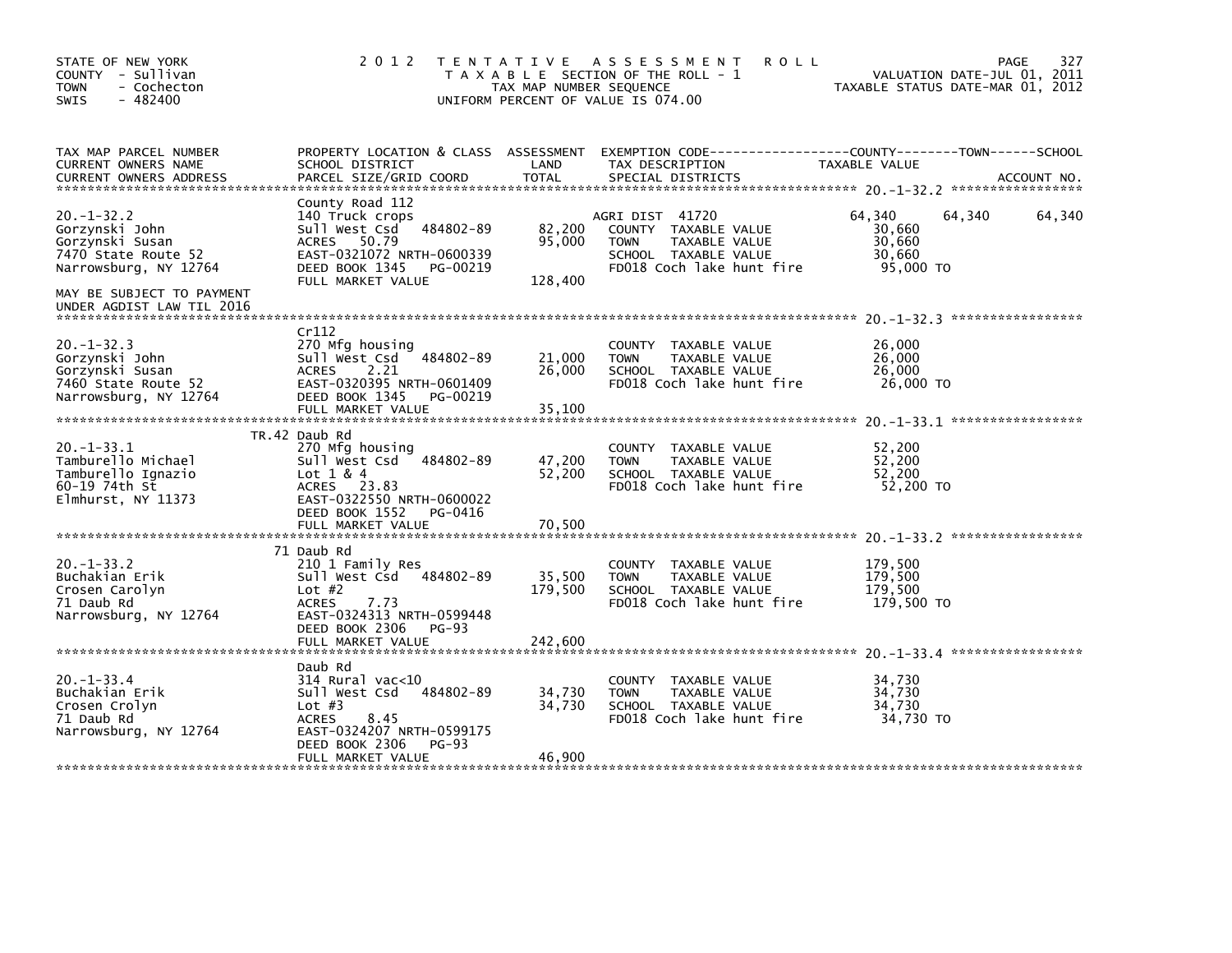STATE OF NEW YORK
COUNTY - Sullivan
TOWN - Cochecton
SWIS - 482400

# 2012 TENTATIVE ASSESSMENT ROLL

TAXABLE SECTION OF THE ROLL - 1
TAX MAP NUMBER SEQUENCE
UNIFORM PERCENT OF VALUE IS 074.00

VALUATION DATE-JUL 01, 2011
TAXABLE STATUS DATE-MAR 01, 2012

| TAX MAP PARCEL NUMBER / CURRENT OWNERS NAME / CURRENT OWNERS ADDRESS | PROPERTY LOCATION & CLASS / SCHOOL DISTRICT / PARCEL SIZE/GRID COORD | ASSESSMENT LAND / TOTAL | EXEMPTION CODE / TAX DESCRIPTION / SPECIAL DISTRICTS | COUNTY TAXABLE VALUE | TOWN | SCHOOL |
|---|---|---|---|---|---|---|
| **20.-1-32.2** | County Road 112 | | | | | |
| 20.-1-32.2 | 140 Truck crops | | AGRI DIST 41720 | 64,340 | 64,340 | 64,340 |
| Gorzynski John | Sull West Csd 484802-89 | 82,200 | COUNTY TAXABLE VALUE | 30,660 | | |
| Gorzynski Susan | ACRES 50.79 | 95,000 | TOWN TAXABLE VALUE | 30,660 | | |
| 7470 State Route 52 | EAST-0321072 NRTH-0600339 | | SCHOOL TAXABLE VALUE | 30,660 | | |
| Narrowsburg, NY 12764 | DEED BOOK 1345 PG-00219 | | FD018 Coch lake hunt fire | 95,000 TO | | |
| | FULL MARKET VALUE | 128,400 | | | | |
| MAY BE SUBJECT TO PAYMENT UNDER AGDIST LAW TIL 2016 | | | | | | |
| **20.-1-32.3** | Cr112 | | | | | |
| 20.-1-32.3 | 270 Mfg housing | | COUNTY TAXABLE VALUE | 26,000 | | |
| Gorzynski John | Sull West Csd 484802-89 | 21,000 | TOWN TAXABLE VALUE | 26,000 | | |
| Gorzynski Susan | ACRES 2.21 | 26,000 | SCHOOL TAXABLE VALUE | 26,000 | | |
| 7460 State Route 52 | EAST-0320395 NRTH-0601409 | | FD018 Coch lake hunt fire | 26,000 TO | | |
| Narrowsburg, NY 12764 | DEED BOOK 1345 PG-00219 | | | | | |
| | FULL MARKET VALUE | 35,100 | | | | |
| **20.-1-33.1** | TR.42 Daub Rd | | | | | |
| 20.-1-33.1 | 270 Mfg housing | | COUNTY TAXABLE VALUE | 52,200 | | |
| Tamburello Michael | Sull West Csd 484802-89 | 47,200 | TOWN TAXABLE VALUE | 52,200 | | |
| Tamburello Ignazio | Lot 1 & 4 | 52,200 | SCHOOL TAXABLE VALUE | 52,200 | | |
| 60-19 74th St | ACRES 23.83 | | FD018 Coch lake hunt fire | 52,200 TO | | |
| Elmhurst, NY 11373 | EAST-0322550 NRTH-0600022 | | | | | |
| | DEED BOOK 1552 PG-0416 | | | | | |
| | FULL MARKET VALUE | 70,500 | | | | |
| **20.-1-33.2** | 71 Daub Rd | | | | | |
| 20.-1-33.2 | 210 1 Family Res | | COUNTY TAXABLE VALUE | 179,500 | | |
| Buchakian Erik | Sull West Csd 484802-89 | 35,500 | TOWN TAXABLE VALUE | 179,500 | | |
| Crosen Carolyn | Lot #2 | 179,500 | SCHOOL TAXABLE VALUE | 179,500 | | |
| 71 Daub Rd | ACRES 7.73 | | FD018 Coch lake hunt fire | 179,500 TO | | |
| Narrowsburg, NY 12764 | EAST-0324313 NRTH-0599448 | | | | | |
| | DEED BOOK 2306 PG-93 | | | | | |
| | FULL MARKET VALUE | 242,600 | | | | |
| **20.-1-33.4** | Daub Rd | | | | | |
| 20.-1-33.4 | 314 Rural vac<10 | | COUNTY TAXABLE VALUE | 34,730 | | |
| Buchakian Erik | Sull West Csd 484802-89 | 34,730 | TOWN TAXABLE VALUE | 34,730 | | |
| Crosen Crolyn | Lot #3 | 34,730 | SCHOOL TAXABLE VALUE | 34,730 | | |
| 71 Daub Rd | ACRES 8.45 | | FD018 Coch lake hunt fire | 34,730 TO | | |
| Narrowsburg, NY 12764 | EAST-0324207 NRTH-0599175 | | | | | |
| | DEED BOOK 2306 PG-93 | | | | | |
| | FULL MARKET VALUE | 46,900 | | | | |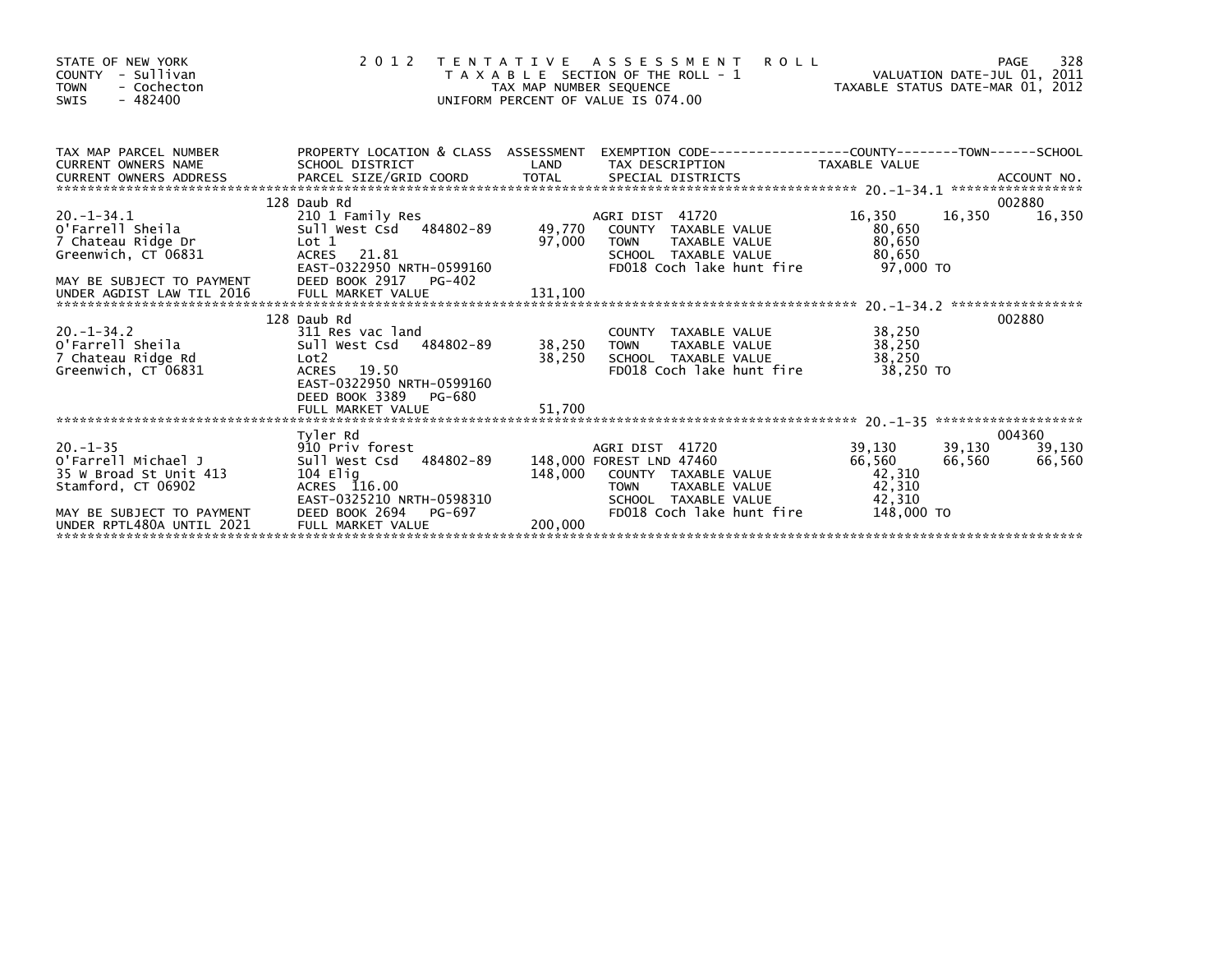STATE OF NEW YORK
COUNTY - Sullivan
TOWN - Cochecton
SWIS - 482400

# 2012 TENTATIVE ASSESSMENT ROLL

TAXABLE SECTION OF THE ROLL - 1
TAX MAP NUMBER SEQUENCE
UNIFORM PERCENT OF VALUE IS 074.00

VALUATION DATE-JUL 01, 2011
TAXABLE STATUS DATE-MAR 01, 2012

| TAX MAP PARCEL NUMBER / CURRENT OWNERS NAME / CURRENT OWNERS ADDRESS | PROPERTY LOCATION & CLASS / SCHOOL DISTRICT / PARCEL SIZE/GRID COORD | ASSESSMENT LAND | TOTAL | EXEMPTION CODE / TAX DESCRIPTION / SPECIAL DISTRICTS | COUNTY TAXABLE VALUE | TOWN | SCHOOL | ACCOUNT NO. |
|---|---|---|---|---|---|---|---|---|
| **20.-1-34.1** | 128 Daub Rd | | | | | | | 002880 |
| 20.-1-34.1 | 210 1 Family Res | | | AGRI DIST 41720 | 16,350 | 16,350 | 16,350 | |
| O'Farrell Sheila | Sull West Csd 484802-89 | 49,770 | | COUNTY TAXABLE VALUE | 80,650 | | | |
| 7 Chateau Ridge Dr | Lot 1 | | 97,000 | TOWN TAXABLE VALUE | 80,650 | | | |
| Greenwich, CT 06831 | ACRES 21.81 | | | SCHOOL TAXABLE VALUE | 80,650 | | | |
| | EAST-0322950 NRTH-0599160 | | | FD018 Coch lake hunt fire | 97,000 TO | | | |
| MAY BE SUBJECT TO PAYMENT | DEED BOOK 2917 PG-402 | | | | | | | |
| UNDER AGDIST LAW TIL 2016 | FULL MARKET VALUE | | 131,100 | | | | | |
| **20.-1-34.2** | 128 Daub Rd | | | | | | | 002880 |
| 20.-1-34.2 | 311 Res vac land | | | COUNTY TAXABLE VALUE | 38,250 | | | |
| O'Farrell Sheila | Sull West Csd 484802-89 | 38,250 | | TOWN TAXABLE VALUE | 38,250 | | | |
| 7 Chateau Ridge Rd | Lot2 | | 38,250 | SCHOOL TAXABLE VALUE | 38,250 | | | |
| Greenwich, CT 06831 | ACRES 19.50 | | | FD018 Coch lake hunt fire | 38,250 TO | | | |
| | EAST-0322950 NRTH-0599160 | | | | | | | |
| | DEED BOOK 3389 PG-680 | | | | | | | |
| | FULL MARKET VALUE | | 51,700 | | | | | |
| **20.-1-35** | Tyler Rd | | | | | | | 004360 |
| 20.-1-35 | 910 Priv forest | | | AGRI DIST 41720 | 39,130 | 39,130 | 39,130 | |
| O'Farrell Michael J | Sull West Csd 484802-89 | 148,000 | | FOREST LND 47460 | 66,560 | 66,560 | 66,560 | |
| 35 W Broad St Unit 413 | 104 Elig | | 148,000 | COUNTY TAXABLE VALUE | 42,310 | | | |
| Stamford, CT 06902 | ACRES 116.00 | | | TOWN TAXABLE VALUE | 42,310 | | | |
| | EAST-0325210 NRTH-0598310 | | | SCHOOL TAXABLE VALUE | 42,310 | | | |
| MAY BE SUBJECT TO PAYMENT | DEED BOOK 2694 PG-697 | | | FD018 Coch lake hunt fire | 148,000 TO | | | |
| UNDER RPTL480A UNTIL 2021 | FULL MARKET VALUE | | 200,000 | | | | | |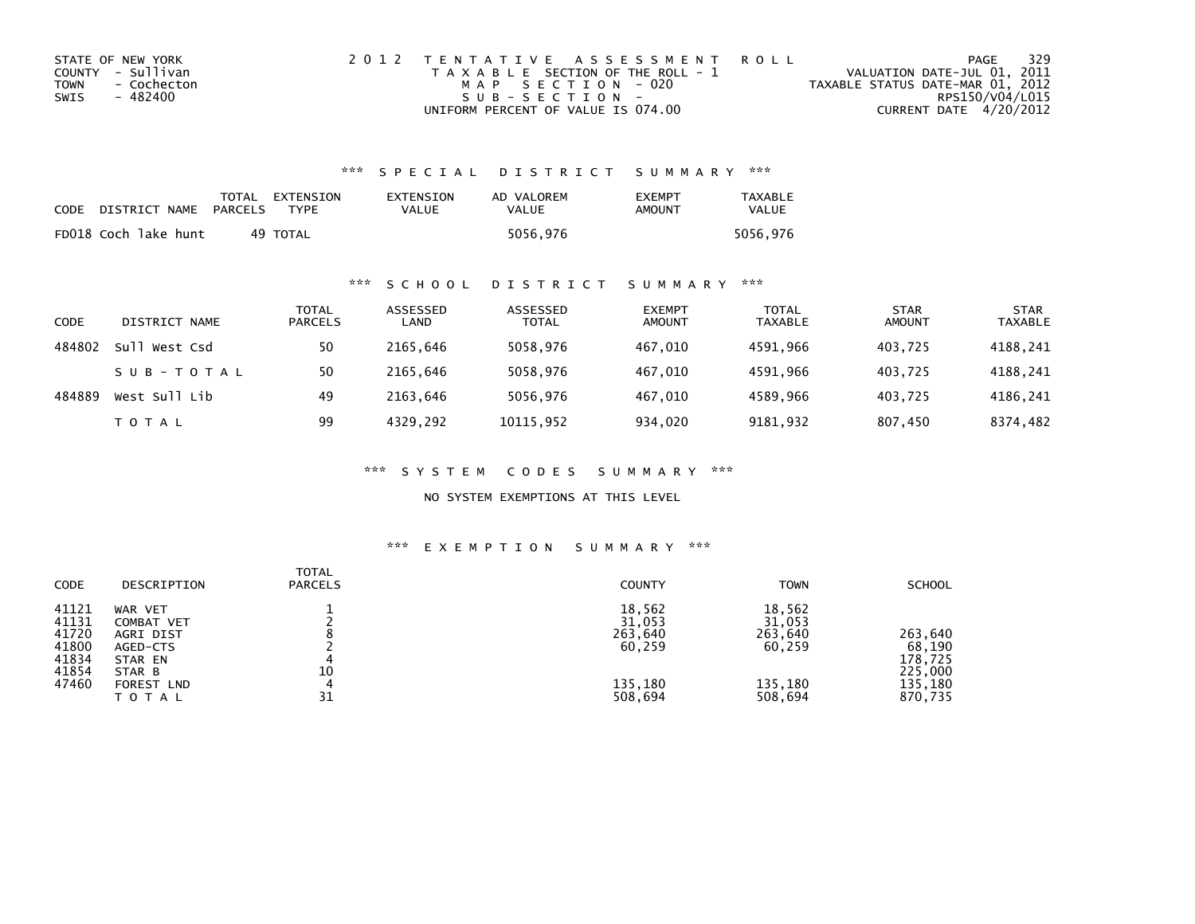STATE OF NEW YORK
COUNTY - Sullivan
TOWN - Cochecton
SWIS - 482400

2012 TENTATIVE ASSESSMENT ROLL
TAXABLE SECTION OF THE ROLL - 1
MAP SECTION - 020
SUB-SECTION -
UNIFORM PERCENT OF VALUE IS 074.00

VALUATION DATE-JUL 01, 2011
TAXABLE STATUS DATE-MAR 01, 2012
RPS150/V04/L015
CURRENT DATE 4/20/2012

### *** SPECIAL DISTRICT SUMMARY ***

| CODE | DISTRICT NAME | TOTAL PARCELS | EXTENSION TYPE | EXTENSION VALUE | AD VALOREM VALUE | EXEMPT AMOUNT | TAXABLE VALUE |
|---|---|---|---|---|---|---|---|
| FD018 | Coch lake hunt | 49 | TOTAL | | 5056,976 | | 5056,976 |

### *** SCHOOL DISTRICT SUMMARY ***

| CODE | DISTRICT NAME | TOTAL PARCELS | ASSESSED LAND | ASSESSED TOTAL | EXEMPT AMOUNT | TOTAL TAXABLE | STAR AMOUNT | STAR TAXABLE |
|---|---|---|---|---|---|---|---|---|
| 484802 | Sull West Csd | 50 | 2165,646 | 5058,976 | 467,010 | 4591,966 | 403,725 | 4188,241 |
| | SUB-TOTAL | 50 | 2165,646 | 5058,976 | 467,010 | 4591,966 | 403,725 | 4188,241 |
| 484889 | West Sull Lib | 49 | 2163,646 | 5056,976 | 467,010 | 4589,966 | 403,725 | 4186,241 |
| | TOTAL | 99 | 4329,292 | 10115,952 | 934,020 | 9181,932 | 807,450 | 8374,482 |

### *** SYSTEM CODES SUMMARY ***

NO SYSTEM EXEMPTIONS AT THIS LEVEL

### *** EXEMPTION SUMMARY ***

| CODE | DESCRIPTION | TOTAL PARCELS | COUNTY | TOWN | SCHOOL |
|---|---|---|---|---|---|
| 41121 | WAR VET | 1 | 18,562 | 18,562 | |
| 41131 | COMBAT VET | 2 | 31,053 | 31,053 | |
| 41720 | AGRI DIST | 8 | 263,640 | 263,640 | 263,640 |
| 41800 | AGED-CTS | 2 | 60,259 | 60,259 | 68,190 |
| 41834 | STAR EN | 4 | | | 178,725 |
| 41854 | STAR B | 10 | | | 225,000 |
| 47460 | FOREST LND | 4 | 135,180 | 135,180 | 135,180 |
| | TOTAL | 31 | 508,694 | 508,694 | 870,735 |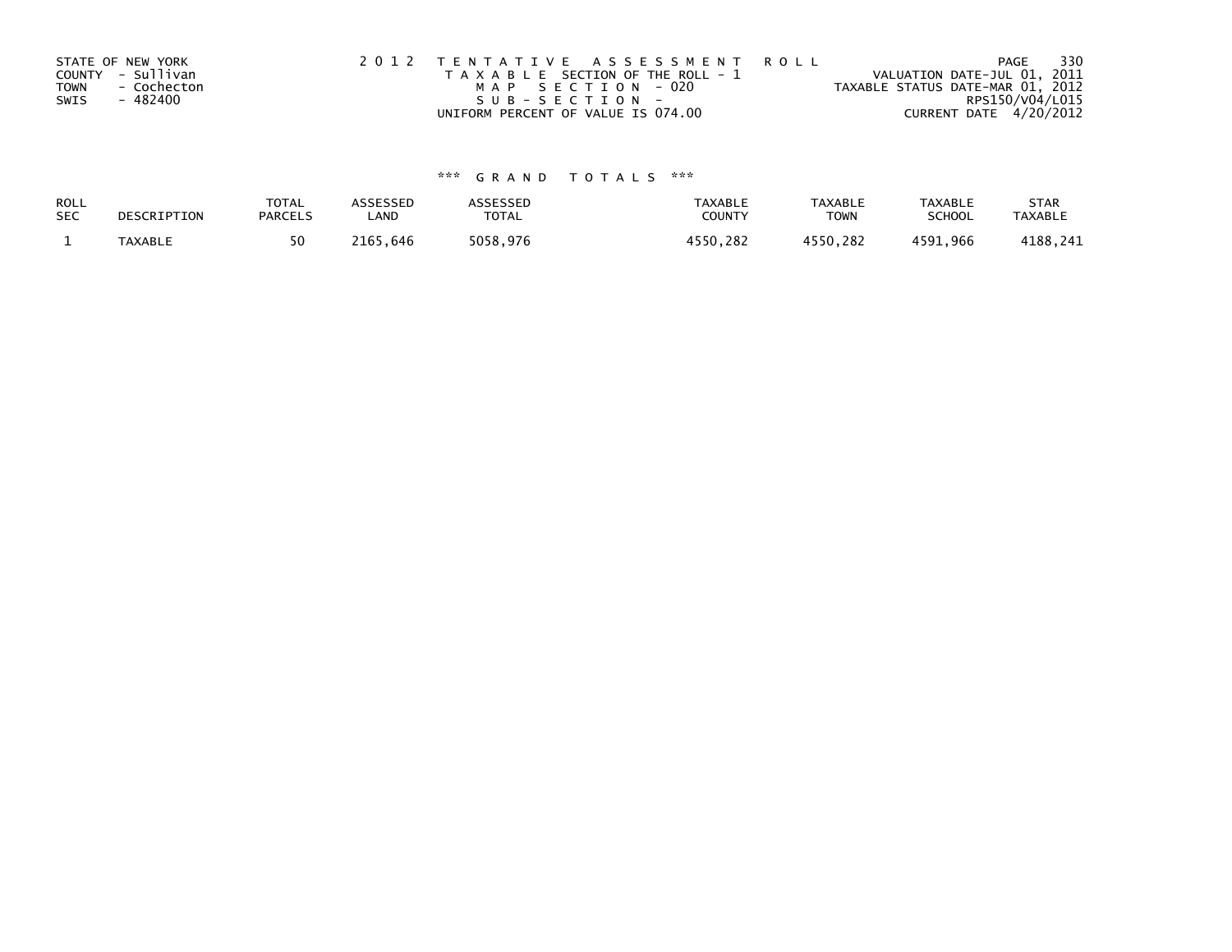STATE OF NEW YORK
COUNTY - Sullivan
TOWN - Cochecton
SWIS - 482400

2 0 1 2 T E N T A T I V E A S S E S S M E N T R O L L
T A X A B L E SECTION OF THE ROLL - 1
M A P S E C T I O N - 020
S U B - S E C T I O N -
UNIFORM PERCENT OF VALUE IS 074.00

VALUATION DATE-JUL 01, 2011
TAXABLE STATUS DATE-MAR 01, 2012
RPS150/V04/L015
CURRENT DATE 4/20/2012

*** G R A N D T O T A L S ***

| ROLL SEC | DESCRIPTION | TOTAL PARCELS | ASSESSED LAND | ASSESSED TOTAL | TAXABLE COUNTY | TAXABLE TOWN | TAXABLE SCHOOL | STAR TAXABLE |
|---|---|---|---|---|---|---|---|---|
| 1 | TAXABLE | 50 | 2165,646 | 5058,976 | 4550,282 | 4550,282 | 4591,966 | 4188,241 |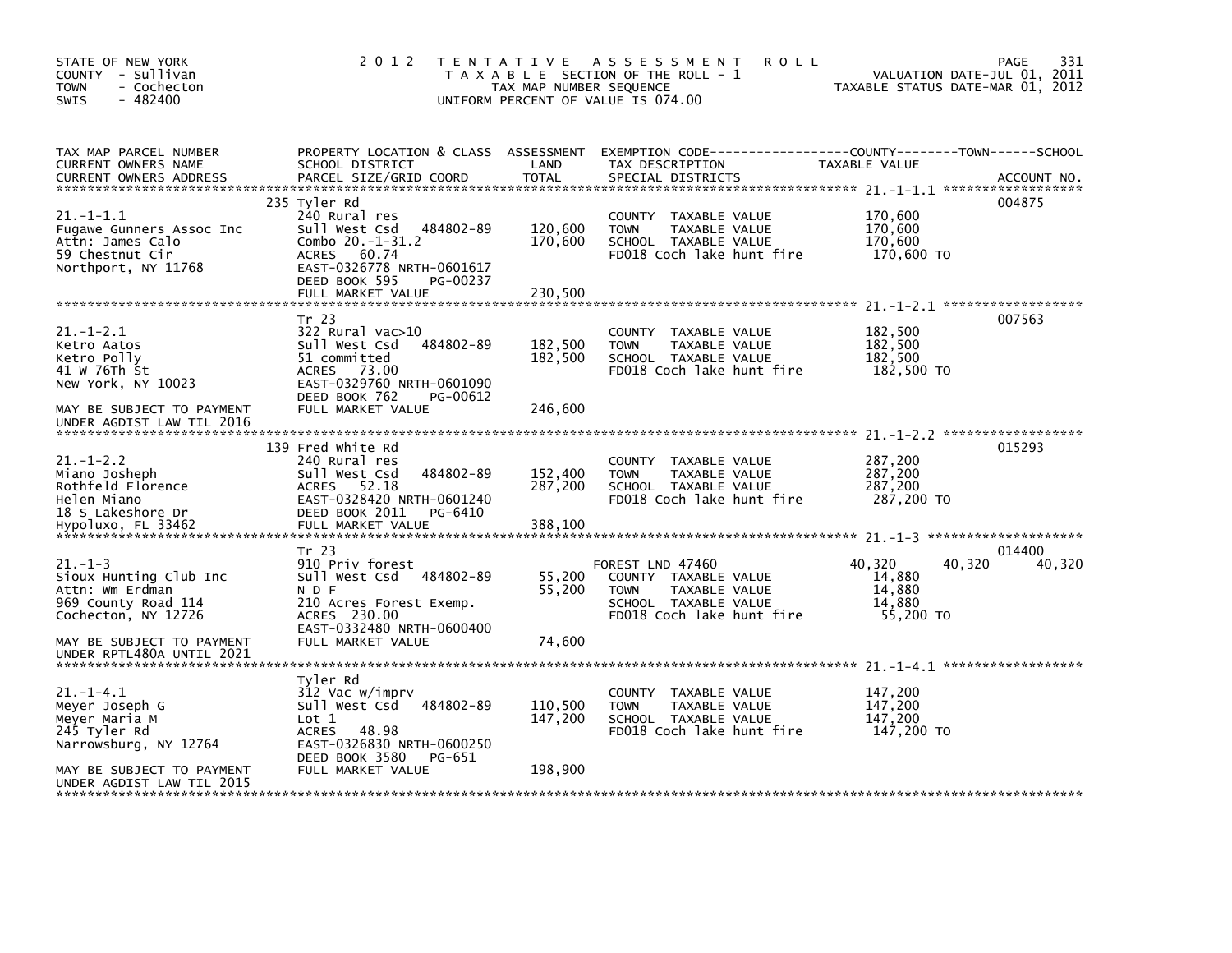STATE OF NEW YORK
COUNTY - Sullivan
TOWN - Cochecton
SWIS - 482400

2012 TENTATIVE ASSESSMENT ROLL
TAXABLE SECTION OF THE ROLL - 1
TAX MAP NUMBER SEQUENCE
UNIFORM PERCENT OF VALUE IS 074.00

VALUATION DATE-JUL 01, 2011
TAXABLE STATUS DATE-MAR 01, 2012

| TAX MAP PARCEL NUMBER / CURRENT OWNERS NAME / CURRENT OWNERS ADDRESS | PROPERTY LOCATION & CLASS / SCHOOL DISTRICT / PARCEL SIZE/GRID COORD | ASSESSMENT LAND / TOTAL | EXEMPTION CODE / TAX DESCRIPTION / SPECIAL DISTRICTS | COUNTY / TAXABLE VALUE | TOWN | SCHOOL / ACCOUNT NO. |
|---|---|---|---|---|---|---|
| **21.-1-1.1** | 235 Tyler Rd | | | | | 004875 |
| 21.-1-1.1 | 240 Rural res | | COUNTY TAXABLE VALUE | 170,600 | | |
| Fugawe Gunners Assoc Inc | Sull West Csd 484802-89 | 120,600 | TOWN TAXABLE VALUE | 170,600 | | |
| Attn: James Calo | Combo 20.-1-31.2 | 170,600 | SCHOOL TAXABLE VALUE | 170,600 | | |
| 59 Chestnut Cir | ACRES 60.74 | | FD018 Coch lake hunt fire | 170,600 TO | | |
| Northport, NY 11768 | EAST-0326778 NRTH-0601617 | | | | | |
| | DEED BOOK 595 PG-00237 | | | | | |
| | FULL MARKET VALUE | 230,500 | | | | |
| **21.-1-2.1** | Tr 23 | | | | | 007563 |
| 21.-1-2.1 | 322 Rural vac>10 | | COUNTY TAXABLE VALUE | 182,500 | | |
| Ketro Aatos | Sull West Csd 484802-89 | 182,500 | TOWN TAXABLE VALUE | 182,500 | | |
| Ketro Polly | 51 committed | 182,500 | SCHOOL TAXABLE VALUE | 182,500 | | |
| 41 W 76Th St | ACRES 73.00 | | FD018 Coch lake hunt fire | 182,500 TO | | |
| New York, NY 10023 | EAST-0329760 NRTH-0601090 | | | | | |
| | DEED BOOK 762 PG-00612 | | | | | |
| MAY BE SUBJECT TO PAYMENT | FULL MARKET VALUE | 246,600 | | | | |
| UNDER AGDIST LAW TIL 2016 | | | | | | |
| **21.-1-2.2** | 139 Fred White Rd | | | | | 015293 |
| 21.-1-2.2 | 240 Rural res | | COUNTY TAXABLE VALUE | 287,200 | | |
| Miano Josheph | Sull West Csd 484802-89 | 152,400 | TOWN TAXABLE VALUE | 287,200 | | |
| Rothfeld Florence | ACRES 52.18 | 287,200 | SCHOOL TAXABLE VALUE | 287,200 | | |
| Helen Miano | EAST-0328420 NRTH-0601240 | | FD018 Coch lake hunt fire | 287,200 TO | | |
| 18 S Lakeshore Dr | DEED BOOK 2011 PG-6410 | | | | | |
| Hypoluxo, FL 33462 | FULL MARKET VALUE | 388,100 | | | | |
| **21.-1-3** | Tr 23 | | | | | 014400 |
| 21.-1-3 | 910 Priv forest | | FOREST LND 47460 | 40,320 | 40,320 | 40,320 |
| Sioux Hunting Club Inc | Sull West Csd 484802-89 | 55,200 | COUNTY TAXABLE VALUE | 14,880 | | |
| Attn: Wm Erdman | N D F | 55,200 | TOWN TAXABLE VALUE | 14,880 | | |
| 969 County Road 114 | 210 Acres Forest Exemp. | | SCHOOL TAXABLE VALUE | 14,880 | | |
| Cochecton, NY 12726 | ACRES 230.00 | | FD018 Coch lake hunt fire | 55,200 TO | | |
| | EAST-0332480 NRTH-0600400 | | | | | |
| MAY BE SUBJECT TO PAYMENT | FULL MARKET VALUE | 74,600 | | | | |
| UNDER RPTL480A UNTIL 2021 | | | | | | |
| **21.-1-4.1** | Tyler Rd | | | | | |
| 21.-1-4.1 | 312 Vac w/imprv | | COUNTY TAXABLE VALUE | 147,200 | | |
| Meyer Joseph G | Sull West Csd 484802-89 | 110,500 | TOWN TAXABLE VALUE | 147,200 | | |
| Meyer Maria M | Lot 1 | 147,200 | SCHOOL TAXABLE VALUE | 147,200 | | |
| 245 Tyler Rd | ACRES 48.98 | | FD018 Coch lake hunt fire | 147,200 TO | | |
| Narrowsburg, NY 12764 | EAST-0326830 NRTH-0600250 | | | | | |
| | DEED BOOK 3580 PG-651 | | | | | |
| MAY BE SUBJECT TO PAYMENT | FULL MARKET VALUE | 198,900 | | | | |
| UNDER AGDIST LAW TIL 2015 | | | | | | |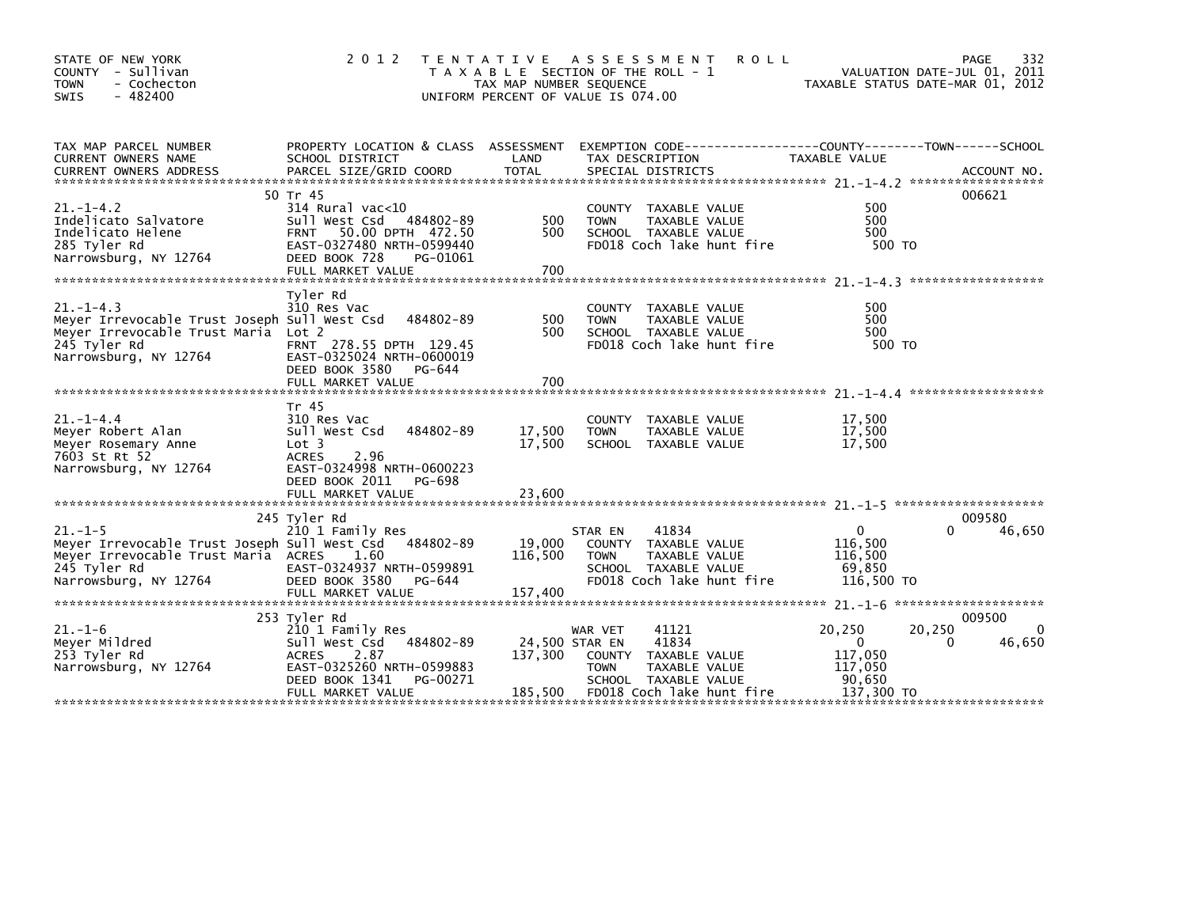STATE OF NEW YORK
COUNTY - Sullivan
TOWN - Cochecton
SWIS - 482400

# 2012 TENTATIVE ASSESSMENT ROLL

TAXABLE SECTION OF THE ROLL - 1
TAX MAP NUMBER SEQUENCE
UNIFORM PERCENT OF VALUE IS 074.00

VALUATION DATE-JUL 01, 2011
TAXABLE STATUS DATE-MAR 01, 2012

| TAX MAP PARCEL NUMBER / CURRENT OWNERS NAME / CURRENT OWNERS ADDRESS | PROPERTY LOCATION & CLASS / SCHOOL DISTRICT / PARCEL SIZE/GRID COORD | ASSESSMENT LAND / TOTAL | EXEMPTION CODE / TAX DESCRIPTION / SPECIAL DISTRICTS | COUNTY | TOWN | SCHOOL | ACCOUNT NO. |
|---|---|---|---|---|---|---|---|
| **21.-1-4.2** | 50 Tr 45 | | | | | | 006621 |
| | 314 Rural vac<10 | | COUNTY TAXABLE VALUE | 500 | | | |
| Indelicato Salvatore | Sull West Csd 484802-89 | 500 | TOWN TAXABLE VALUE | | 500 | | |
| Indelicato Helene | FRNT 50.00 DPTH 472.50 | 500 | SCHOOL TAXABLE VALUE | | | 500 | |
| 285 Tyler Rd | EAST-0327480 NRTH-0599440 | | FD018 Coch lake hunt fire | 500 TO | | | |
| Narrowsburg, NY 12764 | DEED BOOK 728 PG-01061 | | | | | | |
| | FULL MARKET VALUE | 700 | | | | | |
| **21.-1-4.3** | Tyler Rd | | | | | | |
| | 310 Res Vac | | COUNTY TAXABLE VALUE | 500 | | | |
| Meyer Irrevocable Trust Joseph | Sull West Csd 484802-89 | 500 | TOWN TAXABLE VALUE | | 500 | | |
| Meyer Irrevocable Trust Maria | Lot 2 | 500 | SCHOOL TAXABLE VALUE | | | 500 | |
| 245 Tyler Rd | FRNT 278.55 DPTH 129.45 | | FD018 Coch lake hunt fire | 500 TO | | | |
| Narrowsburg, NY 12764 | EAST-0325024 NRTH-0600019 | | | | | | |
| | DEED BOOK 3580 PG-644 | | | | | | |
| | FULL MARKET VALUE | 700 | | | | | |
| **21.-1-4.4** | Tr 45 | | | | | | |
| | 310 Res Vac | | COUNTY TAXABLE VALUE | 17,500 | | | |
| Meyer Robert Alan | Sull West Csd 484802-89 | 17,500 | TOWN TAXABLE VALUE | | 17,500 | | |
| Meyer Rosemary Anne | Lot 3 | 17,500 | SCHOOL TAXABLE VALUE | | | 17,500 | |
| 7603 St Rt 52 | ACRES 2.96 | | | | | | |
| Narrowsburg, NY 12764 | EAST-0324998 NRTH-0600223 | | | | | | |
| | DEED BOOK 2011 PG-698 | | | | | | |
| | FULL MARKET VALUE | 23,600 | | | | | |
| **21.-1-5** | 245 Tyler Rd | | | | | | 009580 |
| | 210 1 Family Res | | STAR EN 41834 | 0 | 0 | 46,650 | |
| Meyer Irrevocable Trust Joseph | Sull West Csd 484802-89 | 19,000 | COUNTY TAXABLE VALUE | 116,500 | | | |
| Meyer Irrevocable Trust Maria | ACRES 1.60 | 116,500 | TOWN TAXABLE VALUE | | 116,500 | | |
| 245 Tyler Rd | EAST-0324937 NRTH-0599891 | | SCHOOL TAXABLE VALUE | | | 69,850 | |
| Narrowsburg, NY 12764 | DEED BOOK 3580 PG-644 | | FD018 Coch lake hunt fire | 116,500 TO | | | |
| | FULL MARKET VALUE | 157,400 | | | | | |
| **21.-1-6** | 253 Tyler Rd | | | | | | 009500 |
| | 210 1 Family Res | | WAR VET 41121 | 20,250 | 20,250 | 0 | |
| Meyer Mildred | Sull West Csd 484802-89 | 24,500 | STAR EN 41834 | 0 | 0 | 46,650 | |
| 253 Tyler Rd | ACRES 2.87 | 137,300 | COUNTY TAXABLE VALUE | 117,050 | | | |
| Narrowsburg, NY 12764 | EAST-0325260 NRTH-0599883 | | TOWN TAXABLE VALUE | | 117,050 | | |
| | DEED BOOK 1341 PG-00271 | | SCHOOL TAXABLE VALUE | | | 90,650 | |
| | FULL MARKET VALUE | 185,500 | FD018 Coch lake hunt fire | 137,300 TO | | | |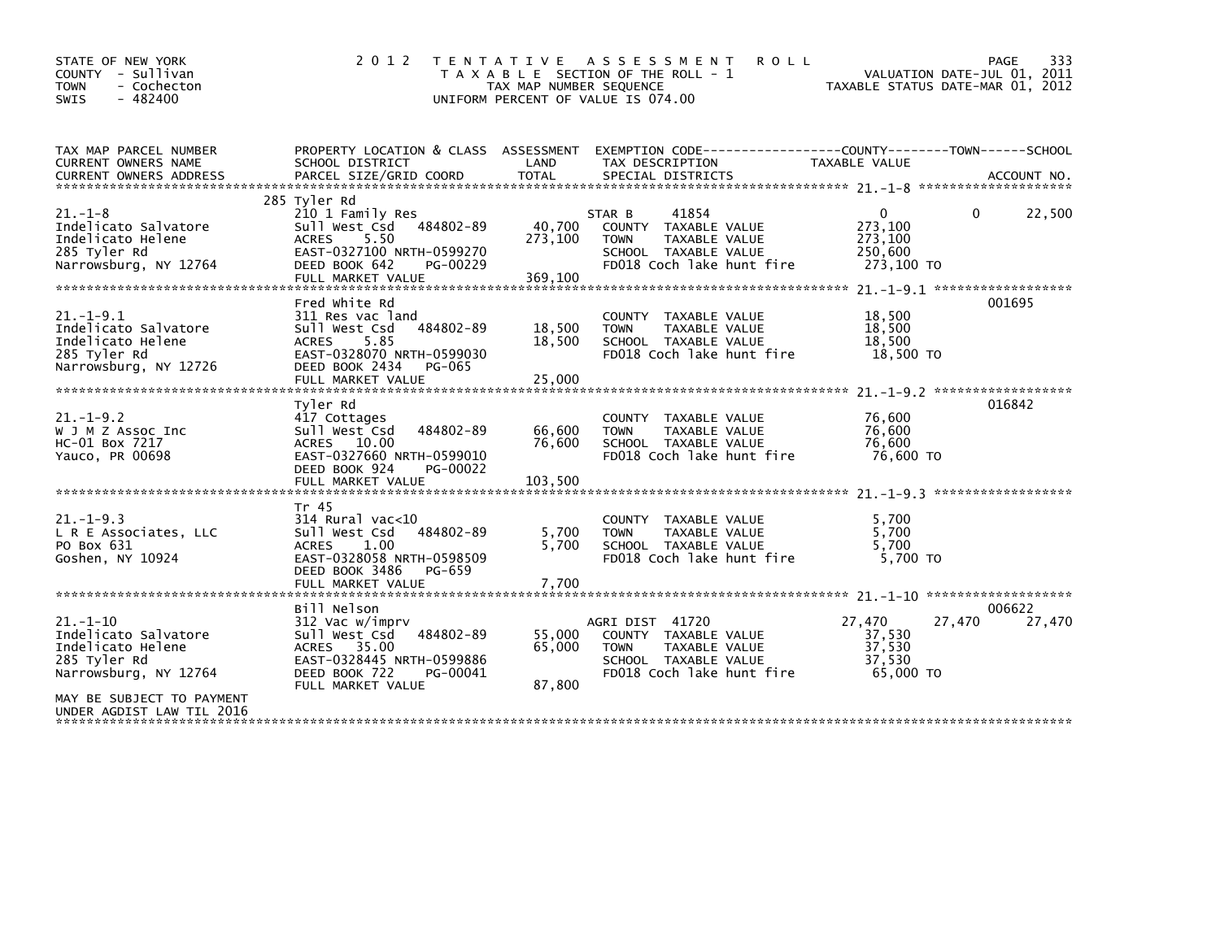STATE OF NEW YORK
COUNTY - Sullivan
TOWN - Cochecton
SWIS - 482400

# 2012 TENTATIVE ASSESSMENT ROLL

TAXABLE SECTION OF THE ROLL - 1
TAX MAP NUMBER SEQUENCE
UNIFORM PERCENT OF VALUE IS 074.00

VALUATION DATE-JUL 01, 2011
TAXABLE STATUS DATE-MAR 01, 2012

| TAX MAP PARCEL NUMBER / CURRENT OWNERS NAME / CURRENT OWNERS ADDRESS | PROPERTY LOCATION & CLASS / SCHOOL DISTRICT / PARCEL SIZE/GRID COORD | ASSESSMENT LAND / TOTAL | EXEMPTION CODE / TAX DESCRIPTION / SPECIAL DISTRICTS | COUNTY TAXABLE VALUE | TOWN | SCHOOL / ACCOUNT NO. |
|---|---|---|---|---|---|---|
| 21.-1-8 | 285 Tyler Rd | | | | | |
| | 210 1 Family Res | | STAR B 41854 | 0 | 0 | 22,500 |
| Indelicato Salvatore | Sull West Csd 484802-89 | 40,700 | COUNTY TAXABLE VALUE | 273,100 | | |
| Indelicato Helene | ACRES 5.50 | 273,100 | TOWN TAXABLE VALUE | 273,100 | | |
| 285 Tyler Rd | EAST-0327100 NRTH-0599270 | | SCHOOL TAXABLE VALUE | 250,600 | | |
| Narrowsburg, NY 12764 | DEED BOOK 642 PG-00229 | | FD018 Coch lake hunt fire | 273,100 TO | | |
| | FULL MARKET VALUE | 369,100 | | | | |
| 21.-1-9.1 | Fred White Rd | | | | | 001695 |
| | 311 Res vac land | | COUNTY TAXABLE VALUE | 18,500 | | |
| Indelicato Salvatore | Sull West Csd 484802-89 | 18,500 | TOWN TAXABLE VALUE | 18,500 | | |
| Indelicato Helene | ACRES 5.85 | 18,500 | SCHOOL TAXABLE VALUE | 18,500 | | |
| 285 Tyler Rd | EAST-0328070 NRTH-0599030 | | FD018 Coch lake hunt fire | 18,500 TO | | |
| Narrowsburg, NY 12726 | DEED BOOK 2434 PG-065 | | | | | |
| | FULL MARKET VALUE | 25,000 | | | | |
| 21.-1-9.2 | Tyler Rd | | | | | 016842 |
| | 417 Cottages | | COUNTY TAXABLE VALUE | 76,600 | | |
| W J M Z Assoc Inc | Sull West Csd 484802-89 | 66,600 | TOWN TAXABLE VALUE | 76,600 | | |
| HC-01 Box 7217 | ACRES 10.00 | 76,600 | SCHOOL TAXABLE VALUE | 76,600 | | |
| Yauco, PR 00698 | EAST-0327660 NRTH-0599010 | | FD018 Coch lake hunt fire | 76,600 TO | | |
| | DEED BOOK 924 PG-00022 | | | | | |
| | FULL MARKET VALUE | 103,500 | | | | |
| 21.-1-9.3 | Tr 45 | | | | | |
| | 314 Rural vac<10 | | COUNTY TAXABLE VALUE | 5,700 | | |
| L R E Associates, LLC | Sull West Csd 484802-89 | 5,700 | TOWN TAXABLE VALUE | 5,700 | | |
| PO Box 631 | ACRES 1.00 | 5,700 | SCHOOL TAXABLE VALUE | 5,700 | | |
| Goshen, NY 10924 | EAST-0328058 NRTH-0598509 | | FD018 Coch lake hunt fire | 5,700 TO | | |
| | DEED BOOK 3486 PG-659 | | | | | |
| | FULL MARKET VALUE | 7,700 | | | | |
| 21.-1-10 | Bill Nelson | | | | | 006622 |
| | 312 Vac w/imprv | | AGRI DIST 41720 | 27,470 | 27,470 | 27,470 |
| Indelicato Salvatore | Sull West Csd 484802-89 | 55,000 | COUNTY TAXABLE VALUE | 37,530 | | |
| Indelicato Helene | ACRES 35.00 | 65,000 | TOWN TAXABLE VALUE | 37,530 | | |
| 285 Tyler Rd | EAST-0328445 NRTH-0599886 | | SCHOOL TAXABLE VALUE | 37,530 | | |
| Narrowsburg, NY 12764 | DEED BOOK 722 PG-00041 | | FD018 Coch lake hunt fire | 65,000 TO | | |
| | FULL MARKET VALUE | 87,800 | | | | |
| MAY BE SUBJECT TO PAYMENT UNDER AGDIST LAW TIL 2016 | | | | | | |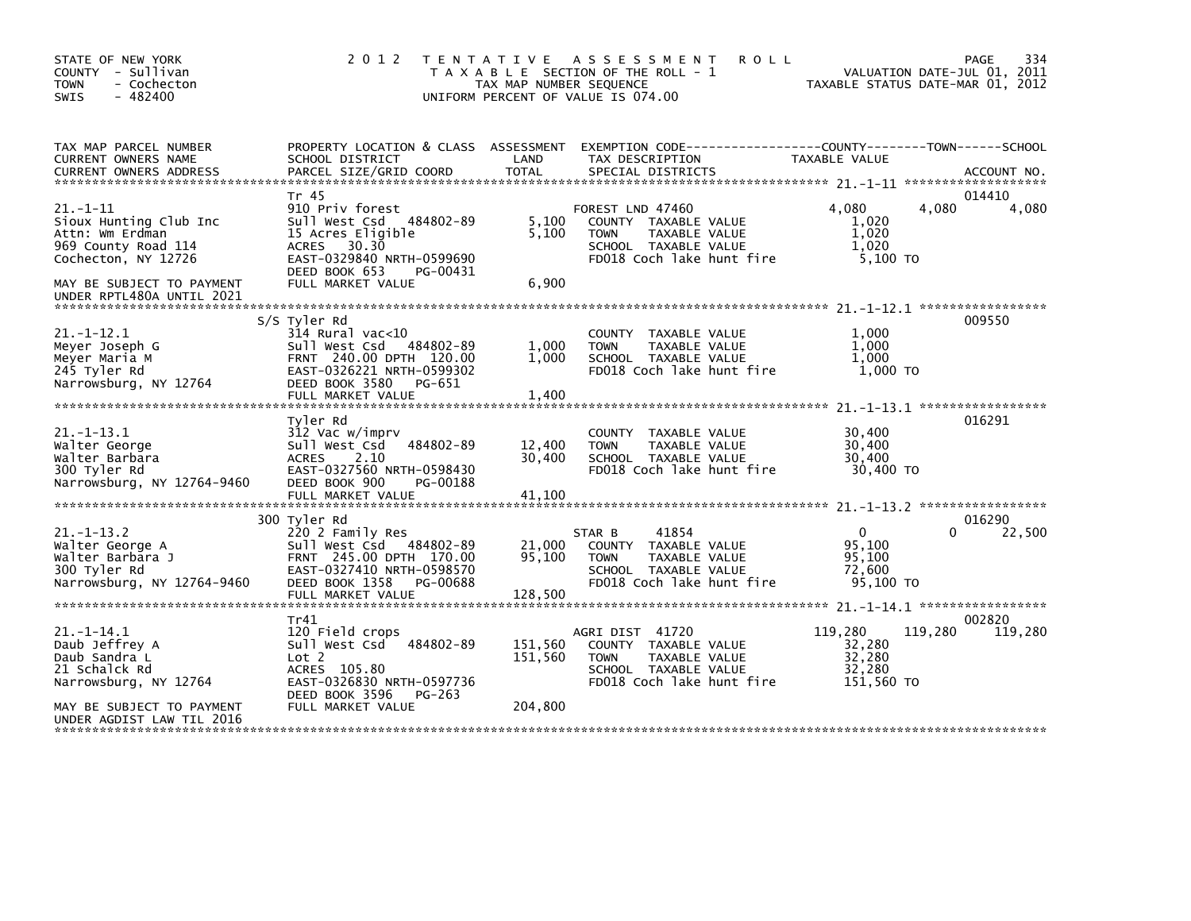STATE OF NEW YORK
COUNTY - Sullivan
TOWN - Cochecton
SWIS - 482400

# 2012 TENTATIVE ASSESSMENT ROLL

TAXABLE SECTION OF THE ROLL - 1
TAX MAP NUMBER SEQUENCE
UNIFORM PERCENT OF VALUE IS 074.00

VALUATION DATE-JUL 01, 2011
TAXABLE STATUS DATE-MAR 01, 2012

| TAX MAP PARCEL NUMBER / CURRENT OWNERS NAME / CURRENT OWNERS ADDRESS | PROPERTY LOCATION & CLASS / SCHOOL DISTRICT / PARCEL SIZE/GRID COORD | ASSESSMENT LAND / TOTAL | EXEMPTION CODE / TAX DESCRIPTION / SPECIAL DISTRICTS | COUNTY TAXABLE VALUE | TOWN | SCHOOL | ACCOUNT NO. |
|---|---|---|---|---|---|---|---|
| **21.-1-11** | Tr 45 | | | | | | 014410 |
| 21.-1-11 | 910 Priv forest | | FOREST LND 47460 | 4,080 | 4,080 | 4,080 | |
| Sioux Hunting Club Inc | Sull West Csd 484802-89 | 5,100 | COUNTY TAXABLE VALUE | 1,020 | | | |
| Attn: Wm Erdman | 15 Acres Eligible | 5,100 | TOWN TAXABLE VALUE | 1,020 | | | |
| 969 County Road 114 | ACRES 30.30 | | SCHOOL TAXABLE VALUE | 1,020 | | | |
| Cochecton, NY 12726 | EAST-0329840 NRTH-0599690 | | FD018 Coch lake hunt fire | 5,100 TO | | | |
| | DEED BOOK 653 PG-00431 | | | | | | |
| MAY BE SUBJECT TO PAYMENT UNDER RPTL480A UNTIL 2021 | FULL MARKET VALUE | 6,900 | | | | | |
| **21.-1-12.1** | S/S Tyler Rd | | | | | | 009550 |
| 21.-1-12.1 | 314 Rural vac<10 | | COUNTY TAXABLE VALUE | 1,000 | | | |
| Meyer Joseph G | Sull West Csd 484802-89 | 1,000 | TOWN TAXABLE VALUE | 1,000 | | | |
| Meyer Maria M | FRNT 240.00 DPTH 120.00 | 1,000 | SCHOOL TAXABLE VALUE | 1,000 | | | |
| 245 Tyler Rd | EAST-0326221 NRTH-0599302 | | FD018 Coch lake hunt fire | 1,000 TO | | | |
| Narrowsburg, NY 12764 | DEED BOOK 3580 PG-651 | | | | | | |
| | FULL MARKET VALUE | 1,400 | | | | | |
| **21.-1-13.1** | Tyler Rd | | | | | | 016291 |
| 21.-1-13.1 | 312 Vac w/imprv | | COUNTY TAXABLE VALUE | 30,400 | | | |
| Walter George | Sull West Csd 484802-89 | 12,400 | TOWN TAXABLE VALUE | 30,400 | | | |
| Walter Barbara | ACRES 2.10 | 30,400 | SCHOOL TAXABLE VALUE | 30,400 | | | |
| 300 Tyler Rd | EAST-0327560 NRTH-0598430 | | FD018 Coch lake hunt fire | 30,400 TO | | | |
| Narrowsburg, NY 12764-9460 | DEED BOOK 900 PG-00188 | | | | | | |
| | FULL MARKET VALUE | 41,100 | | | | | |
| **21.-1-13.2** | 300 Tyler Rd | | | | | | 016290 |
| 21.-1-13.2 | 220 2 Family Res | | STAR B 41854 | 0 | 0 | 22,500 | |
| Walter George A | Sull West Csd 484802-89 | 21,000 | COUNTY TAXABLE VALUE | 95,100 | | | |
| Walter Barbara J | FRNT 245.00 DPTH 170.00 | 95,100 | TOWN TAXABLE VALUE | 95,100 | | | |
| 300 Tyler Rd | EAST-0327410 NRTH-0598570 | | SCHOOL TAXABLE VALUE | 72,600 | | | |
| Narrowsburg, NY 12764-9460 | DEED BOOK 1358 PG-00688 | | FD018 Coch lake hunt fire | 95,100 TO | | | |
| | FULL MARKET VALUE | 128,500 | | | | | |
| **21.-1-14.1** | Tr41 | | | | | | 002820 |
| 21.-1-14.1 | 120 Field crops | | AGRI DIST 41720 | 119,280 | 119,280 | 119,280 | |
| Daub Jeffrey A | Sull West Csd 484802-89 | 151,560 | COUNTY TAXABLE VALUE | 32,280 | | | |
| Daub Sandra L | Lot 2 | 151,560 | TOWN TAXABLE VALUE | 32,280 | | | |
| 21 Schalck Rd | ACRES 105.80 | | SCHOOL TAXABLE VALUE | 32,280 | | | |
| Narrowsburg, NY 12764 | EAST-0326830 NRTH-0597736 | | FD018 Coch lake hunt fire | 151,560 TO | | | |
| | DEED BOOK 3596 PG-263 | | | | | | |
| MAY BE SUBJECT TO PAYMENT UNDER AGDIST LAW TIL 2016 | FULL MARKET VALUE | 204,800 | | | | | |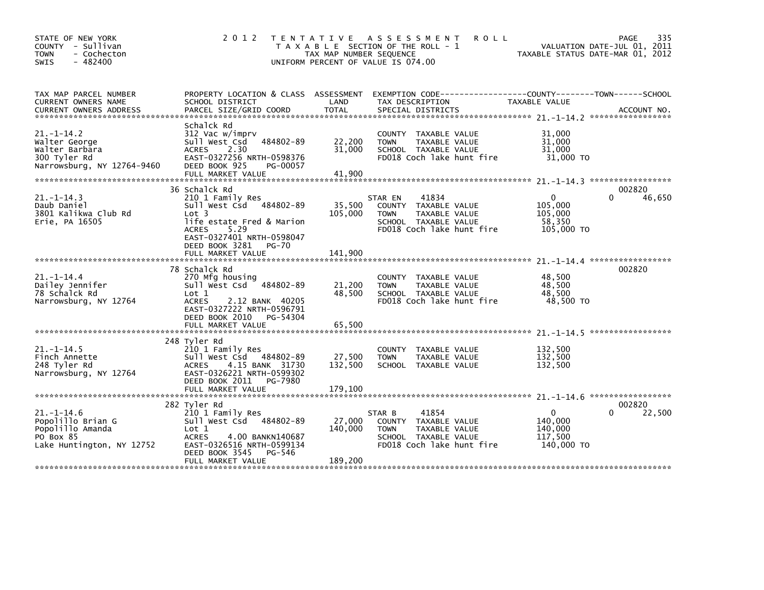STATE OF NEW YORK
COUNTY - Sullivan
TOWN - Cochecton
SWIS - 482400

2012 TENTATIVE ASSESSMENT ROLL
TAXABLE SECTION OF THE ROLL - 1
TAX MAP NUMBER SEQUENCE
UNIFORM PERCENT OF VALUE IS 074.00

VALUATION DATE-JUL 01, 2011
TAXABLE STATUS DATE-MAR 01, 2012

| TAX MAP PARCEL NUMBER / CURRENT OWNERS NAME / CURRENT OWNERS ADDRESS | PROPERTY LOCATION & CLASS / SCHOOL DISTRICT / PARCEL SIZE/GRID COORD | ASSESSMENT LAND | ASSESSMENT TOTAL | EXEMPTION CODE / TAX DESCRIPTION / SPECIAL DISTRICTS | COUNTY TAXABLE VALUE | TOWN | SCHOOL | ACCOUNT NO. |
|---|---|---|---|---|---|---|---|---|
| 21.-1-14.2 | Schalck Rd | | | | | | | |
| Walter George | 312 Vac w/imprv | | | COUNTY TAXABLE VALUE | 31,000 | | | |
| Walter Barbara | Sull West Csd 484802-89 | 22,200 | | TOWN TAXABLE VALUE | 31,000 | | | |
| 300 Tyler Rd | ACRES 2.30 | | 31,000 | SCHOOL TAXABLE VALUE | 31,000 | | | |
| Narrowsburg, NY 12764-9460 | EAST-0327256 NRTH-0598376 | | | FD018 Coch lake hunt fire | 31,000 TO | | | |
| | DEED BOOK 925 PG-00057 | | | | | | | |
| | FULL MARKET VALUE | | 41,900 | | | | | |
| 21.-1-14.3 | 36 Schalck Rd | | | | | | | 002820 |
| Daub Daniel | 210 1 Family Res | | | STAR EN 41834 | 0 | 0 | 46,650 | |
| 3801 Kalikwa Club Rd | Sull West Csd 484802-89 | 35,500 | | COUNTY TAXABLE VALUE | 105,000 | | | |
| Erie, PA 16505 | Lot 3 | | 105,000 | TOWN TAXABLE VALUE | 105,000 | | | |
| | life estate Fred & Marion | | | SCHOOL TAXABLE VALUE | 58,350 | | | |
| | ACRES 5.29 | | | FD018 Coch lake hunt fire | 105,000 TO | | | |
| | EAST-0327401 NRTH-0598047 | | | | | | | |
| | DEED BOOK 3281 PG-70 | | | | | | | |
| | FULL MARKET VALUE | | 141,900 | | | | | |
| 21.-1-14.4 | 78 Schalck Rd | | | | | | | 002820 |
| Dailey Jennifer | 270 Mfg housing | | | COUNTY TAXABLE VALUE | 48,500 | | | |
| 78 Schalck Rd | Sull West Csd 484802-89 | 21,200 | | TOWN TAXABLE VALUE | 48,500 | | | |
| Narrowsburg, NY 12764 | Lot 1 | | 48,500 | SCHOOL TAXABLE VALUE | 48,500 | | | |
| | ACRES 2.12 BANK 40205 | | | FD018 Coch lake hunt fire | 48,500 TO | | | |
| | EAST-0327222 NRTH-0596791 | | | | | | | |
| | DEED BOOK 2010 PG-54304 | | | | | | | |
| | FULL MARKET VALUE | | 65,500 | | | | | |
| 21.-1-14.5 | 248 Tyler Rd | | | | | | | |
| Finch Annette | 210 1 Family Res | | | COUNTY TAXABLE VALUE | 132,500 | | | |
| 248 Tyler Rd | Sull West Csd 484802-89 | 27,500 | | TOWN TAXABLE VALUE | 132,500 | | | |
| Narrowsburg, NY 12764 | ACRES 4.15 BANK 31730 | | 132,500 | SCHOOL TAXABLE VALUE | 132,500 | | | |
| | EAST-0326221 NRTH-0599302 | | | | | | | |
| | DEED BOOK 2011 PG-7980 | | | | | | | |
| | FULL MARKET VALUE | | 179,100 | | | | | |
| 21.-1-14.6 | 282 Tyler Rd | | | | | | | 002820 |
| Popolillo Brian G | 210 1 Family Res | | | STAR B 41854 | 0 | 0 | 22,500 | |
| Popolillo Amanda | Sull West Csd 484802-89 | 27,000 | | COUNTY TAXABLE VALUE | 140,000 | | | |
| PO Box 85 | Lot 1 | | 140,000 | TOWN TAXABLE VALUE | 140,000 | | | |
| Lake Huntington, NY 12752 | ACRES 4.00 BANKN140687 | | | SCHOOL TAXABLE VALUE | 117,500 | | | |
| | EAST-0326516 NRTH-0599134 | | | FD018 Coch lake hunt fire | 140,000 TO | | | |
| | DEED BOOK 3545 PG-546 | | | | | | | |
| | FULL MARKET VALUE | | 189,200 | | | | | |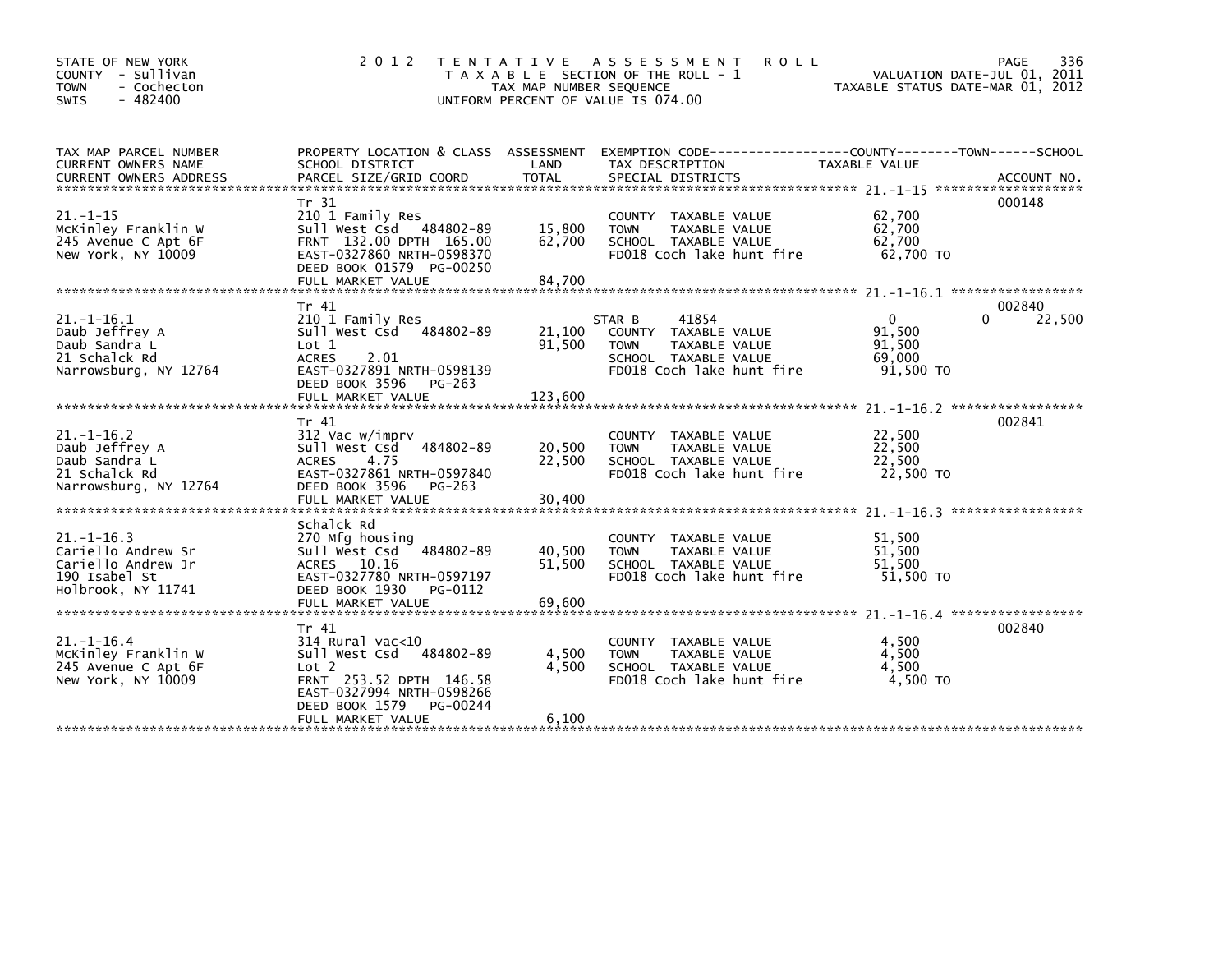STATE OF NEW YORK
COUNTY - Sullivan
TOWN - Cochecton
SWIS - 482400

2012 TENTATIVE ASSESSMENT ROLL
TAXABLE SECTION OF THE ROLL - 1
TAX MAP NUMBER SEQUENCE
UNIFORM PERCENT OF VALUE IS 074.00

VALUATION DATE-JUL 01, 2011
TAXABLE STATUS DATE-MAR 01, 2012

| TAX MAP PARCEL NUMBER / CURRENT OWNERS NAME / CURRENT OWNERS ADDRESS | PROPERTY LOCATION & CLASS / SCHOOL DISTRICT / PARCEL SIZE/GRID COORD | ASSESSMENT LAND / TOTAL | EXEMPTION CODE / TAX DESCRIPTION / SPECIAL DISTRICTS | COUNTY / TOWN / SCHOOL TAXABLE VALUE | ACCOUNT NO. |
|---|---|---|---|---|---|
| 21.-1-15 | Tr 31 | | | | 000148 |
| McKinley Franklin W | 210 1 Family Res | | COUNTY TAXABLE VALUE | 62,700 | |
| 245 Avenue C Apt 6F | Sull West Csd 484802-89 | 15,800 | TOWN TAXABLE VALUE | 62,700 | |
| New York, NY 10009 | FRNT 132.00 DPTH 165.00 | 62,700 | SCHOOL TAXABLE VALUE | 62,700 | |
| | EAST-0327860 NRTH-0598370 | | FD018 Coch lake hunt fire | 62,700 TO | |
| | DEED BOOK 01579 PG-00250 | | | | |
| | FULL MARKET VALUE | 84,700 | | | |
| 21.-1-16.1 | Tr 41 | | | | 002840 |
| Daub Jeffrey A | 210 1 Family Res | | STAR B 41854 | 0 0 22,500 | |
| Daub Sandra L | Sull West Csd 484802-89 | 21,100 | COUNTY TAXABLE VALUE | 91,500 | |
| 21 Schalck Rd | Lot 1 | 91,500 | TOWN TAXABLE VALUE | 91,500 | |
| Narrowsburg, NY 12764 | ACRES 2.01 | | SCHOOL TAXABLE VALUE | 69,000 | |
| | EAST-0327891 NRTH-0598139 | | FD018 Coch lake hunt fire | 91,500 TO | |
| | DEED BOOK 3596 PG-263 | | | | |
| | FULL MARKET VALUE | 123,600 | | | |
| 21.-1-16.2 | Tr 41 | | | | 002841 |
| Daub Jeffrey A | 312 Vac w/imprv | | COUNTY TAXABLE VALUE | 22,500 | |
| Daub Sandra L | Sull West Csd 484802-89 | 20,500 | TOWN TAXABLE VALUE | 22,500 | |
| 21 Schalck Rd | ACRES 4.75 | 22,500 | SCHOOL TAXABLE VALUE | 22,500 | |
| Narrowsburg, NY 12764 | EAST-0327861 NRTH-0597840 | | FD018 Coch lake hunt fire | 22,500 TO | |
| | DEED BOOK 3596 PG-263 | | | | |
| | FULL MARKET VALUE | 30,400 | | | |
| 21.-1-16.3 | Schalck Rd | | | | |
| Cariello Andrew Sr | 270 Mfg housing | | COUNTY TAXABLE VALUE | 51,500 | |
| Cariello Andrew Jr | Sull West Csd 484802-89 | 40,500 | TOWN TAXABLE VALUE | 51,500 | |
| 190 Isabel St | ACRES 10.16 | 51,500 | SCHOOL TAXABLE VALUE | 51,500 | |
| Holbrook, NY 11741 | EAST-0327780 NRTH-0597197 | | FD018 Coch lake hunt fire | 51,500 TO | |
| | DEED BOOK 1930 PG-0112 | | | | |
| | FULL MARKET VALUE | 69,600 | | | |
| 21.-1-16.4 | Tr 41 | | | | 002840 |
| McKinley Franklin W | 314 Rural vac<10 | | COUNTY TAXABLE VALUE | 4,500 | |
| 245 Avenue C Apt 6F | Sull West Csd 484802-89 | 4,500 | TOWN TAXABLE VALUE | 4,500 | |
| New York, NY 10009 | Lot 2 | 4,500 | SCHOOL TAXABLE VALUE | 4,500 | |
| | FRNT 253.52 DPTH 146.58 | | FD018 Coch lake hunt fire | 4,500 TO | |
| | EAST-0327994 NRTH-0598266 | | | | |
| | DEED BOOK 1579 PG-00244 | | | | |
| | FULL MARKET VALUE | 6,100 | | | |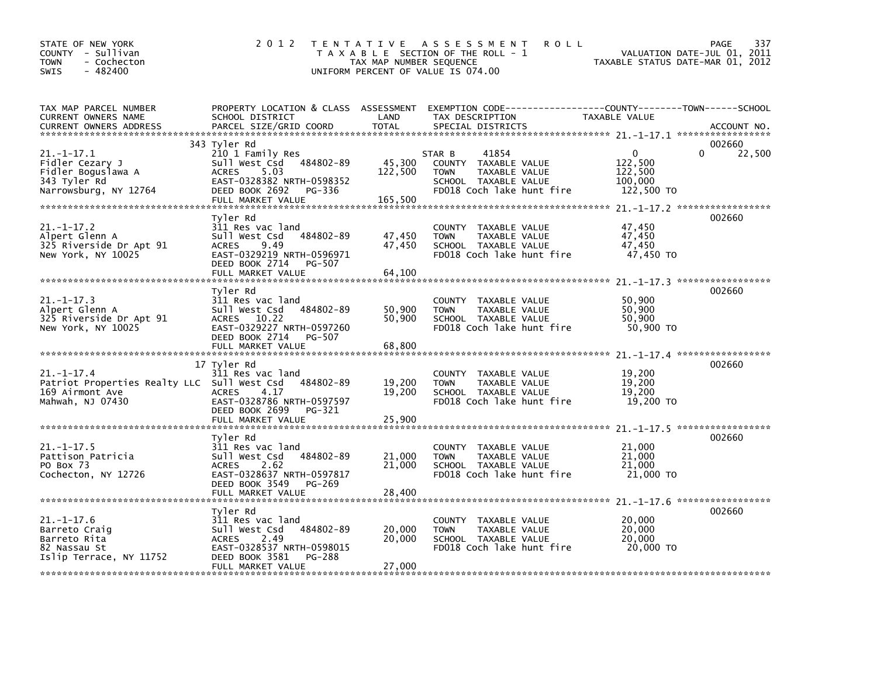STATE OF NEW YORK
COUNTY - Sullivan
TOWN - Cochecton
SWIS - 482400

# 2012 TENTATIVE ASSESSMENT ROLL

TAXABLE SECTION OF THE ROLL - 1
TAX MAP NUMBER SEQUENCE
UNIFORM PERCENT OF VALUE IS 074.00

VALUATION DATE-JUL 01, 2011
TAXABLE STATUS DATE-MAR 01, 2012

| TAX MAP PARCEL NUMBER / CURRENT OWNERS NAME / CURRENT OWNERS ADDRESS | PROPERTY LOCATION & CLASS / SCHOOL DISTRICT / PARCEL SIZE/GRID COORD | ASSESSMENT LAND | TOTAL | EXEMPTION CODE / TAX DESCRIPTION / SPECIAL DISTRICTS | COUNTY / TOWN / SCHOOL TAXABLE VALUE | ACCOUNT NO. |
|---|---|---|---|---|---|---|
| 21.-1-17.1 | 343 Tyler Rd | | | | | 002660 |
| Fidler Cezary J | 210 1 Family Res | | | STAR B 41854 | 0 0 22,500 | |
| Fidler Boguslawa A | Sull West Csd 484802-89 | 45,300 | | COUNTY TAXABLE VALUE | 122,500 | |
| 343 Tyler Rd | ACRES 5.03 | | 122,500 | TOWN TAXABLE VALUE | 122,500 | |
| Narrowsburg, NY 12764 | EAST-0328382 NRTH-0598352 | | | SCHOOL TAXABLE VALUE | 100,000 | |
| | DEED BOOK 2692 PG-336 | | | FD018 Coch lake hunt fire | 122,500 TO | |
| | FULL MARKET VALUE | | 165,500 | | | |
| 21.-1-17.2 | Tyler Rd | | | | | 002660 |
| Alpert Glenn A | 311 Res vac land | | | COUNTY TAXABLE VALUE | 47,450 | |
| 325 Riverside Dr Apt 91 | Sull West Csd 484802-89 | 47,450 | | TOWN TAXABLE VALUE | 47,450 | |
| New York, NY 10025 | ACRES 9.49 | | 47,450 | SCHOOL TAXABLE VALUE | 47,450 | |
| | EAST-0329219 NRTH-0596971 | | | FD018 Coch lake hunt fire | 47,450 TO | |
| | DEED BOOK 2714 PG-507 | | | | | |
| | FULL MARKET VALUE | | 64,100 | | | |
| 21.-1-17.3 | Tyler Rd | | | | | 002660 |
| Alpert Glenn A | 311 Res vac land | | | COUNTY TAXABLE VALUE | 50,900 | |
| 325 Riverside Dr Apt 91 | Sull West Csd 484802-89 | 50,900 | | TOWN TAXABLE VALUE | 50,900 | |
| New York, NY 10025 | ACRES 10.22 | | 50,900 | SCHOOL TAXABLE VALUE | 50,900 | |
| | EAST-0329227 NRTH-0597260 | | | FD018 Coch lake hunt fire | 50,900 TO | |
| | DEED BOOK 2714 PG-507 | | | | | |
| | FULL MARKET VALUE | | 68,800 | | | |
| 21.-1-17.4 | 17 Tyler Rd | | | | | 002660 |
| Patriot Properties Realty LLC | 311 Res vac land | | | COUNTY TAXABLE VALUE | 19,200 | |
| 169 Airmont Ave | Sull West Csd 484802-89 | 19,200 | | TOWN TAXABLE VALUE | 19,200 | |
| Mahwah, NJ 07430 | ACRES 4.17 | | 19,200 | SCHOOL TAXABLE VALUE | 19,200 | |
| | EAST-0328786 NRTH-0597597 | | | FD018 Coch lake hunt fire | 19,200 TO | |
| | DEED BOOK 2699 PG-321 | | | | | |
| | FULL MARKET VALUE | | 25,900 | | | |
| 21.-1-17.5 | Tyler Rd | | | | | 002660 |
| Pattison Patricia | 311 Res vac land | | | COUNTY TAXABLE VALUE | 21,000 | |
| PO Box 73 | Sull West Csd 484802-89 | 21,000 | | TOWN TAXABLE VALUE | 21,000 | |
| Cochecton, NY 12726 | ACRES 2.62 | | 21,000 | SCHOOL TAXABLE VALUE | 21,000 | |
| | EAST-0328637 NRTH-0597817 | | | FD018 Coch lake hunt fire | 21,000 TO | |
| | DEED BOOK 3549 PG-269 | | | | | |
| | FULL MARKET VALUE | | 28,400 | | | |
| 21.-1-17.6 | Tyler Rd | | | | | 002660 |
| Barreto Craig | 311 Res vac land | | | COUNTY TAXABLE VALUE | 20,000 | |
| Barreto Rita | Sull West Csd 484802-89 | 20,000 | | TOWN TAXABLE VALUE | 20,000 | |
| 82 Nassau St | ACRES 2.49 | | 20,000 | SCHOOL TAXABLE VALUE | 20,000 | |
| Islip Terrace, NY 11752 | EAST-0328537 NRTH-0598015 | | | FD018 Coch lake hunt fire | 20,000 TO | |
| | DEED BOOK 3581 PG-288 | | | | | |
| | FULL MARKET VALUE | | 27,000 | | | |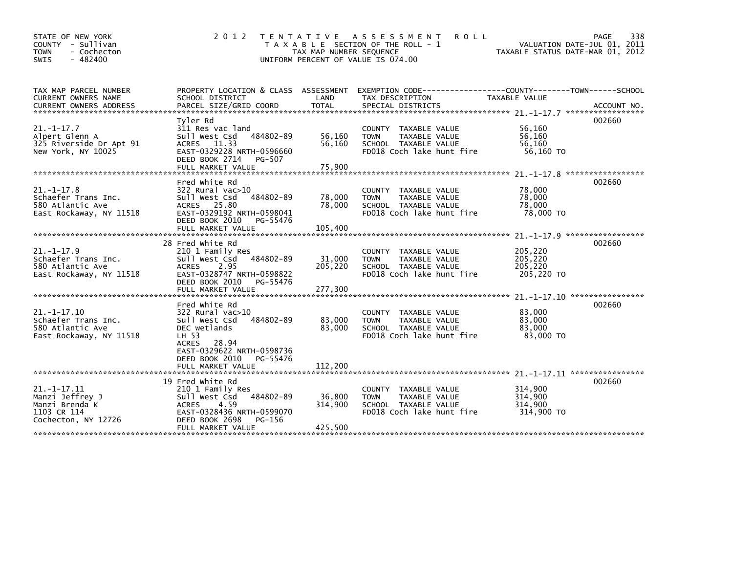STATE OF NEW YORK
COUNTY - Sullivan
TOWN - Cochecton
SWIS - 482400

2012 TENTATIVE ASSESSMENT ROLL
TAXABLE SECTION OF THE ROLL - 1
TAX MAP NUMBER SEQUENCE
UNIFORM PERCENT OF VALUE IS 074.00

VALUATION DATE-JUL 01, 2011
TAXABLE STATUS DATE-MAR 01, 2012

| TAX MAP PARCEL NUMBER / CURRENT OWNERS NAME / CURRENT OWNERS ADDRESS | PROPERTY LOCATION & CLASS / SCHOOL DISTRICT / PARCEL SIZE/GRID COORD | ASSESSMENT LAND | TOTAL | EXEMPTION CODE / TAX DESCRIPTION / SPECIAL DISTRICTS | TAXABLE VALUE (COUNTY / TOWN / SCHOOL) | ACCOUNT NO. |
|---|---|---|---|---|---|---|
| 21.-1-17.7 | Tyler Rd | | | | | 002660 |
| | 311 Res vac land | | | COUNTY TAXABLE VALUE | 56,160 | |
| Alpert Glenn A | Sull West Csd 484802-89 | 56,160 | | TOWN TAXABLE VALUE | 56,160 | |
| 325 Riverside Dr Apt 91 | ACRES 11.33 | | 56,160 | SCHOOL TAXABLE VALUE | 56,160 | |
| New York, NY 10025 | EAST-0329228 NRTH-0596660 | | | FD018 Coch lake hunt fire | 56,160 TO | |
| | DEED BOOK 2714 PG-507 | | | | | |
| | FULL MARKET VALUE | | 75,900 | | | |
| 21.-1-17.8 | Fred White Rd | | | | | 002660 |
| | 322 Rural vac>10 | | | COUNTY TAXABLE VALUE | 78,000 | |
| Schaefer Trans Inc. | Sull West Csd 484802-89 | 78,000 | | TOWN TAXABLE VALUE | 78,000 | |
| 580 Atlantic Ave | ACRES 25.80 | | 78,000 | SCHOOL TAXABLE VALUE | 78,000 | |
| East Rockaway, NY 11518 | EAST-0329192 NRTH-0598041 | | | FD018 Coch lake hunt fire | 78,000 TO | |
| | DEED BOOK 2010 PG-55476 | | | | | |
| | FULL MARKET VALUE | | 105,400 | | | |
| 21.-1-17.9 | 28 Fred White Rd | | | | | 002660 |
| | 210 1 Family Res | | | COUNTY TAXABLE VALUE | 205,220 | |
| Schaefer Trans Inc. | Sull West Csd 484802-89 | 31,000 | | TOWN TAXABLE VALUE | 205,220 | |
| 580 Atlantic Ave | ACRES 2.95 | | 205,220 | SCHOOL TAXABLE VALUE | 205,220 | |
| East Rockaway, NY 11518 | EAST-0328747 NRTH-0598822 | | | FD018 Coch lake hunt fire | 205,220 TO | |
| | DEED BOOK 2010 PG-55476 | | | | | |
| | FULL MARKET VALUE | | 277,300 | | | |
| 21.-1-17.10 | Fred White Rd | | | | | 002660 |
| | 322 Rural vac>10 | | | COUNTY TAXABLE VALUE | 83,000 | |
| Schaefer Trans Inc. | Sull West Csd 484802-89 | 83,000 | | TOWN TAXABLE VALUE | 83,000 | |
| 580 Atlantic Ave | DEC wetlands | | 83,000 | SCHOOL TAXABLE VALUE | 83,000 | |
| East Rockaway, NY 11518 | LH 53 | | | FD018 Coch lake hunt fire | 83,000 TO | |
| | ACRES 28.94 | | | | | |
| | EAST-0329622 NRTH-0598736 | | | | | |
| | DEED BOOK 2010 PG-55476 | | | | | |
| | FULL MARKET VALUE | | 112,200 | | | |
| 21.-1-17.11 | 19 Fred White Rd | | | | | 002660 |
| | 210 1 Family Res | | | COUNTY TAXABLE VALUE | 314,900 | |
| Manzi Jeffrey J | Sull West Csd 484802-89 | 36,800 | | TOWN TAXABLE VALUE | 314,900 | |
| Manzi Brenda K | ACRES 4.59 | | 314,900 | SCHOOL TAXABLE VALUE | 314,900 | |
| 1103 CR 114 | EAST-0328436 NRTH-0599070 | | | FD018 Coch lake hunt fire | 314,900 TO | |
| Cochecton, NY 12726 | DEED BOOK 2698 PG-156 | | | | | |
| | FULL MARKET VALUE | | 425,500 | | | |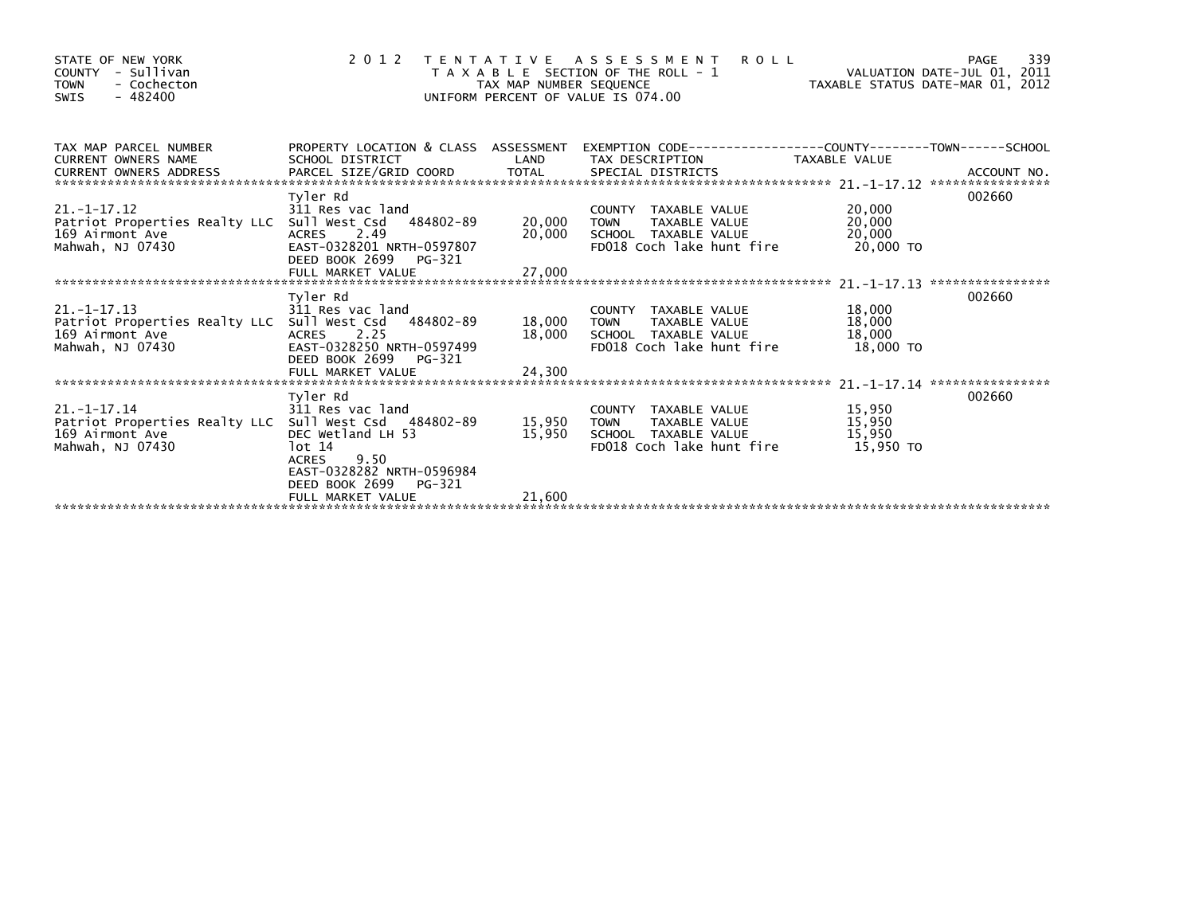STATE OF NEW YORK
COUNTY - Sullivan
TOWN - Cochecton
SWIS - 482400

# 2012 TENTATIVE ASSESSMENT ROLL

TAXABLE SECTION OF THE ROLL - 1
TAX MAP NUMBER SEQUENCE
UNIFORM PERCENT OF VALUE IS 074.00

VALUATION DATE-JUL 01, 2011
TAXABLE STATUS DATE-MAR 01, 2012

| TAX MAP PARCEL NUMBER / CURRENT OWNERS NAME / CURRENT OWNERS ADDRESS | PROPERTY LOCATION & CLASS / SCHOOL DISTRICT / PARCEL SIZE/GRID COORD | ASSESSMENT LAND / TOTAL | EXEMPTION CODE / TAX DESCRIPTION / SPECIAL DISTRICTS | TAXABLE VALUE | ACCOUNT NO. |
|---|---|---|---|---|---|
| 21.-1-17.12 | Tyler Rd | | | | 002660 |
| | 311 Res vac land | | COUNTY TAXABLE VALUE | 20,000 | |
| Patriot Properties Realty LLC | Sull West Csd 484802-89 | 20,000 | TOWN TAXABLE VALUE | 20,000 | |
| 169 Airmont Ave | ACRES 2.49 | 20,000 | SCHOOL TAXABLE VALUE | 20,000 | |
| Mahwah, NJ 07430 | EAST-0328201 NRTH-0597807 | | FD018 Coch lake hunt fire | 20,000 TO | |
| | DEED BOOK 2699 PG-321 | | | | |
| | FULL MARKET VALUE | 27,000 | | | |
| 21.-1-17.13 | Tyler Rd | | | | 002660 |
| | 311 Res vac land | | COUNTY TAXABLE VALUE | 18,000 | |
| Patriot Properties Realty LLC | Sull West Csd 484802-89 | 18,000 | TOWN TAXABLE VALUE | 18,000 | |
| 169 Airmont Ave | ACRES 2.25 | 18,000 | SCHOOL TAXABLE VALUE | 18,000 | |
| Mahwah, NJ 07430 | EAST-0328250 NRTH-0597499 | | FD018 Coch lake hunt fire | 18,000 TO | |
| | DEED BOOK 2699 PG-321 | | | | |
| | FULL MARKET VALUE | 24,300 | | | |
| 21.-1-17.14 | Tyler Rd | | | | 002660 |
| | 311 Res vac land | | COUNTY TAXABLE VALUE | 15,950 | |
| Patriot Properties Realty LLC | Sull West Csd 484802-89 | 15,950 | TOWN TAXABLE VALUE | 15,950 | |
| 169 Airmont Ave | DEC Wetland LH 53 | 15,950 | SCHOOL TAXABLE VALUE | 15,950 | |
| Mahwah, NJ 07430 | lot 14 | | FD018 Coch lake hunt fire | 15,950 TO | |
| | ACRES 9.50 | | | | |
| | EAST-0328282 NRTH-0596984 | | | | |
| | DEED BOOK 2699 PG-321 | | | | |
| | FULL MARKET VALUE | 21,600 | | | |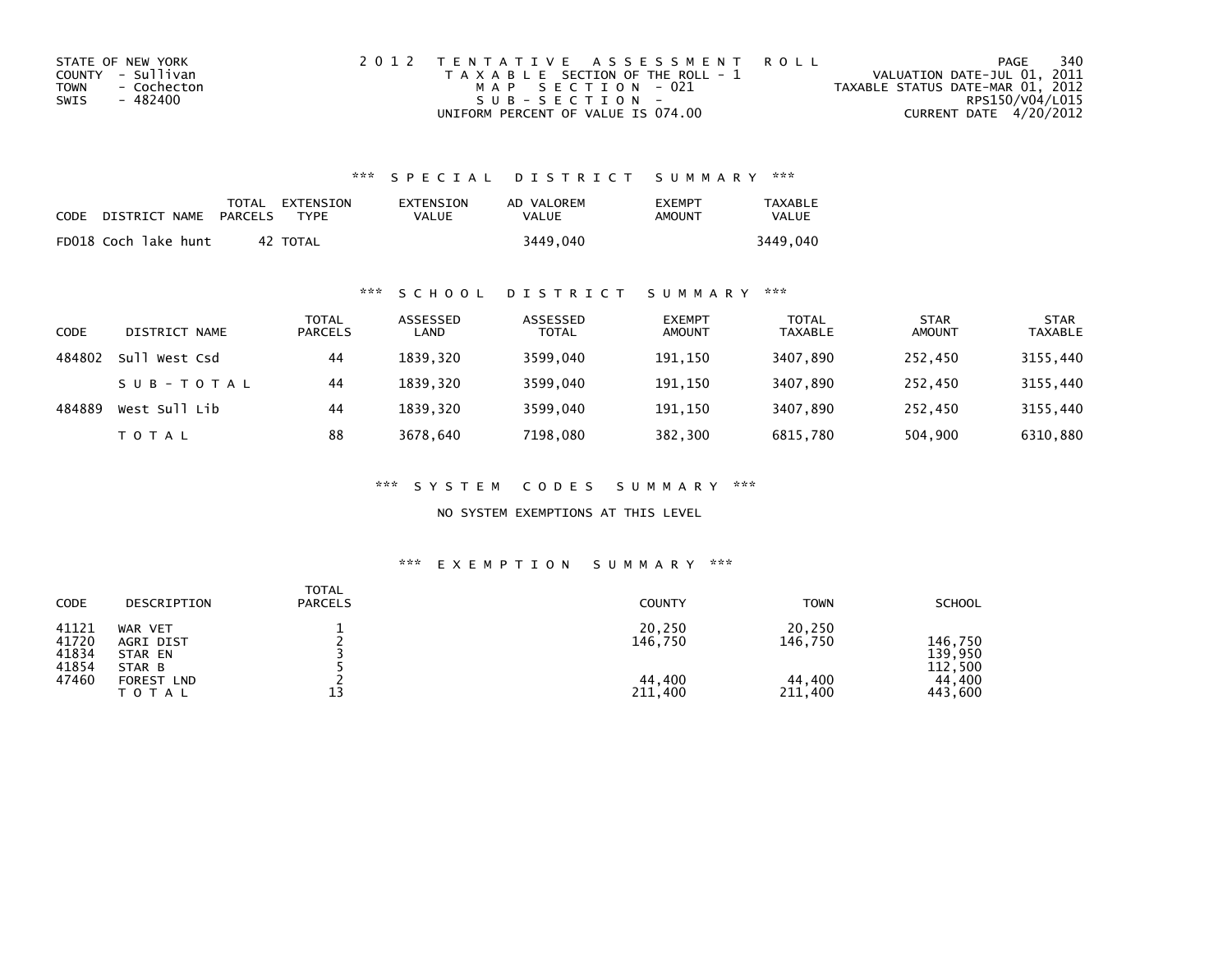STATE OF NEW YORK
COUNTY - Sullivan
TOWN - Cochecton
SWIS - 482400

2012 TENTATIVE ASSESSMENT ROLL
TAXABLE SECTION OF THE ROLL - 1
MAP SECTION - 021
SUB-SECTION -
UNIFORM PERCENT OF VALUE IS 074.00

VALUATION DATE-JUL 01, 2011
TAXABLE STATUS DATE-MAR 01, 2012
RPS150/V04/L015
CURRENT DATE 4/20/2012

### *** SPECIAL DISTRICT SUMMARY ***

| CODE | DISTRICT NAME | TOTAL PARCELS | EXTENSION TYPE | EXTENSION VALUE | AD VALOREM VALUE | EXEMPT AMOUNT | TAXABLE VALUE |
|---|---|---|---|---|---|---|---|
| FD018 | Coch lake hunt | 42 | TOTAL | | 3449,040 | | 3449,040 |

### *** SCHOOL DISTRICT SUMMARY ***

| CODE | DISTRICT NAME | TOTAL PARCELS | ASSESSED LAND | ASSESSED TOTAL | EXEMPT AMOUNT | TOTAL TAXABLE | STAR AMOUNT | STAR TAXABLE |
|---|---|---|---|---|---|---|---|---|
| 484802 | Sull West Csd | 44 | 1839,320 | 3599,040 | 191,150 | 3407,890 | 252,450 | 3155,440 |
| | SUB-TOTAL | 44 | 1839,320 | 3599,040 | 191,150 | 3407,890 | 252,450 | 3155,440 |
| 484889 | West Sull Lib | 44 | 1839,320 | 3599,040 | 191,150 | 3407,890 | 252,450 | 3155,440 |
| | TOTAL | 88 | 3678,640 | 7198,080 | 382,300 | 6815,780 | 504,900 | 6310,880 |

### *** SYSTEM CODES SUMMARY ***

NO SYSTEM EXEMPTIONS AT THIS LEVEL

### *** EXEMPTION SUMMARY ***

| CODE | DESCRIPTION | TOTAL PARCELS | COUNTY | TOWN | SCHOOL |
|---|---|---|---|---|---|
| 41121 | WAR VET | 1 | 20,250 | 20,250 | |
| 41720 | AGRI DIST | 2 | 146,750 | 146,750 | 146,750 |
| 41834 | STAR EN | 3 | | | 139,950 |
| 41854 | STAR B | 5 | | | 112,500 |
| 47460 | FOREST LND | 2 | 44,400 | 44,400 | 44,400 |
| | TOTAL | 13 | 211,400 | 211,400 | 443,600 |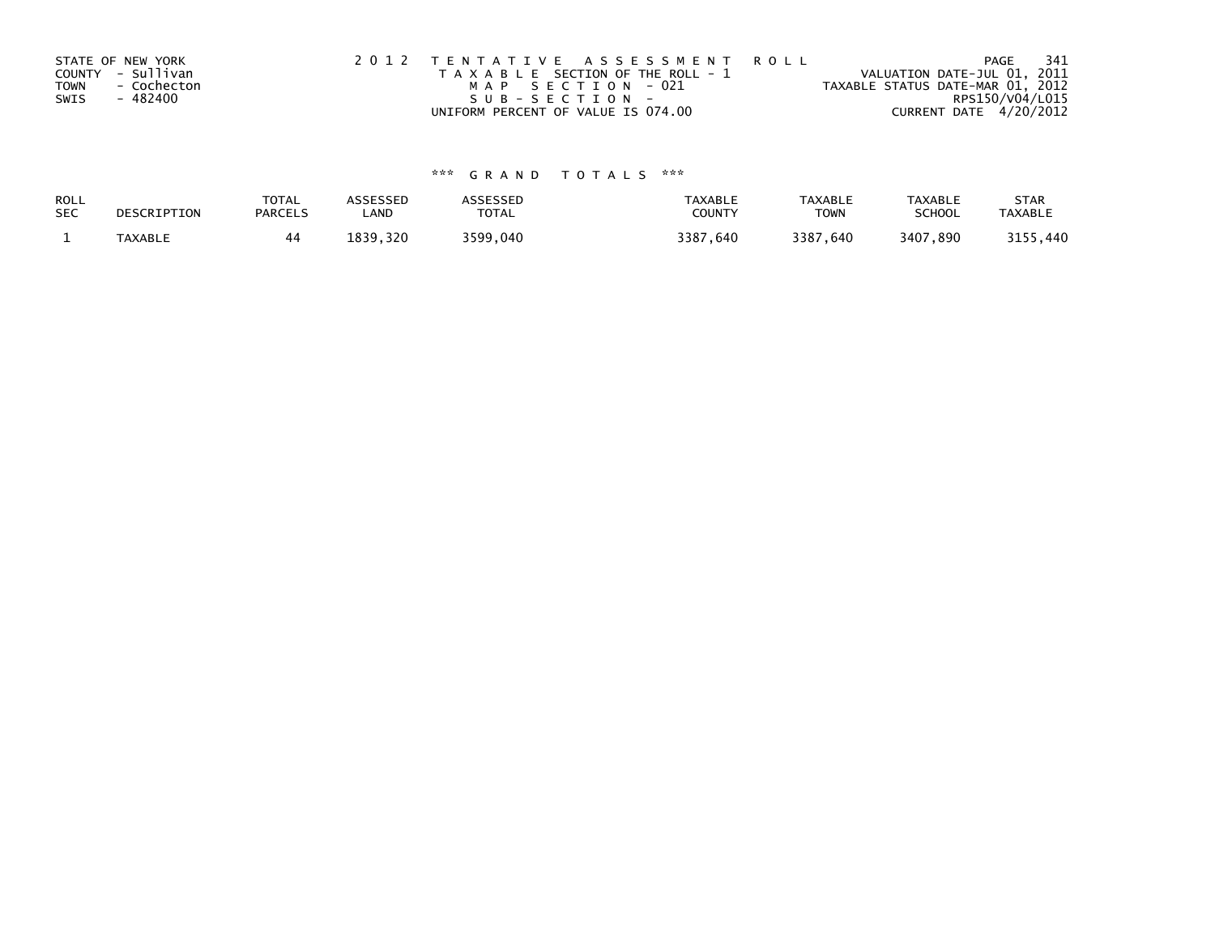STATE OF NEW YORK
COUNTY - Sullivan
TOWN - Cochecton
SWIS - 482400

2012 TENTATIVE ASSESSMENT ROLL
TAXABLE SECTION OF THE ROLL - 1
MAP SECTION - 021
SUB-SECTION -
UNIFORM PERCENT OF VALUE IS 074.00

VALUATION DATE-JUL 01, 2011
TAXABLE STATUS DATE-MAR 01, 2012
RPS150/V04/L015
CURRENT DATE 4/20/2012

### *** GRAND TOTALS ***

| ROLL SEC | DESCRIPTION | TOTAL PARCELS | ASSESSED LAND | ASSESSED TOTAL | TAXABLE COUNTY | TAXABLE TOWN | TAXABLE SCHOOL | STAR TAXABLE |
|---|---|---|---|---|---|---|---|---|
| 1 | TAXABLE | 44 | 1839,320 | 3599,040 | 3387,640 | 3387,640 | 3407,890 | 3155,440 |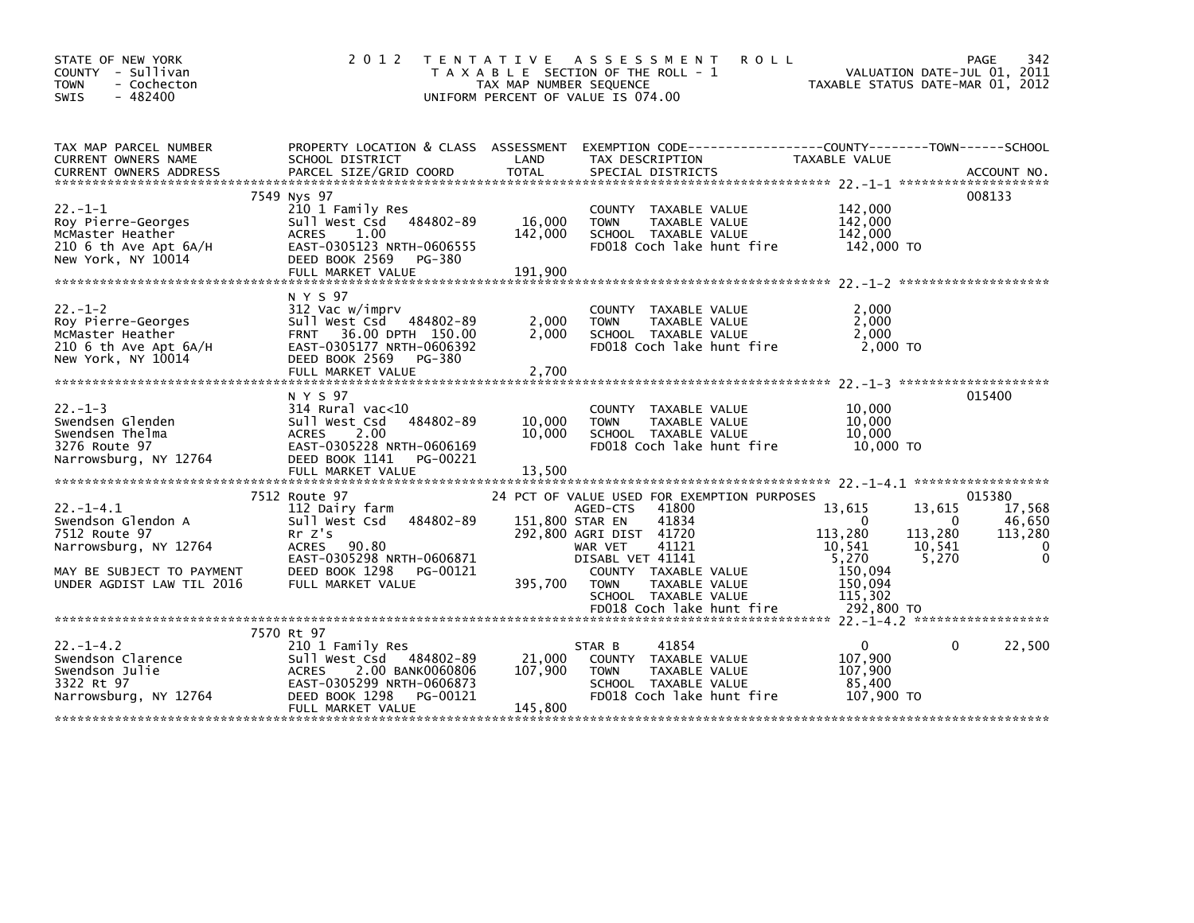STATE OF NEW YORK
COUNTY - Sullivan
TOWN - Cochecton
SWIS - 482400

2 0 1 2 T E N T A T I V E A S S E S S M E N T R O L L
T A X A B L E SECTION OF THE ROLL - 1
TAX MAP NUMBER SEQUENCE
UNIFORM PERCENT OF VALUE IS 074.00

VALUATION DATE-JUL 01, 2011
TAXABLE STATUS DATE-MAR 01, 2012

| TAX MAP PARCEL NUMBER / CURRENT OWNERS NAME / CURRENT OWNERS ADDRESS | PROPERTY LOCATION & CLASS / SCHOOL DISTRICT / PARCEL SIZE/GRID COORD | ASSESSMENT LAND | TOTAL | EXEMPTION CODE / TAX DESCRIPTION / SPECIAL DISTRICTS | COUNTY TAXABLE VALUE | TOWN | SCHOOL / ACCOUNT NO. |
|---|---|---|---|---|---|---|---|
| 22.-1-1 | 7549 Nys 97 | | | | | | 008133 |
| | 210 1 Family Res | | | | | | |
| Roy Pierre-Georges | Sull West Csd 484802-89 | 16,000 | | COUNTY TAXABLE VALUE | 142,000 | | |
| McMaster Heather | ACRES 1.00 | | 142,000 | TOWN TAXABLE VALUE | 142,000 | | |
| 210 6 th Ave Apt 6A/H | EAST-0305123 NRTH-0606555 | | | SCHOOL TAXABLE VALUE | 142,000 | | |
| New York, NY 10014 | DEED BOOK 2569 PG-380 | | | FD018 Coch lake hunt fire | 142,000 TO | | |
| | FULL MARKET VALUE | | 191,900 | | | | |
| 22.-1-2 | N Y S 97 | | | | | | |
| | 312 Vac w/imprv | | | | | | |
| Roy Pierre-Georges | Sull West Csd 484802-89 | 2,000 | | COUNTY TAXABLE VALUE | 2,000 | | |
| McMaster Heather | FRNT 36.00 DPTH 150.00 | | 2,000 | TOWN TAXABLE VALUE | 2,000 | | |
| 210 6 th Ave Apt 6A/H | EAST-0305177 NRTH-0606392 | | | SCHOOL TAXABLE VALUE | 2,000 | | |
| New York, NY 10014 | DEED BOOK 2569 PG-380 | | | FD018 Coch lake hunt fire | 2,000 TO | | |
| | FULL MARKET VALUE | | 2,700 | | | | |
| 22.-1-3 | N Y S 97 | | | | | | 015400 |
| | 314 Rural vac<10 | | | | | | |
| Swendsen Glenden | Sull West Csd 484802-89 | 10,000 | | COUNTY TAXABLE VALUE | 10,000 | | |
| Swendsen Thelma | ACRES 2.00 | | 10,000 | TOWN TAXABLE VALUE | 10,000 | | |
| 3276 Route 97 | EAST-0305228 NRTH-0606169 | | | SCHOOL TAXABLE VALUE | 10,000 | | |
| Narrowsburg, NY 12764 | DEED BOOK 1141 PG-00221 | | | FD018 Coch lake hunt fire | 10,000 TO | | |
| | FULL MARKET VALUE | | 13,500 | | | | |
| 22.-1-4.1 | 7512 Route 97 | | | 24 PCT OF VALUE USED FOR EXEMPTION PURPOSES | | | 015380 |
| | 112 Dairy farm | | | AGED-CTS 41800 | 13,615 | 13,615 | 17,568 |
| Swendson Glendon A | Sull West Csd 484802-89 | 151,800 | | STAR EN 41834 | 0 | 0 | 46,650 |
| 7512 Route 97 | Rr Z's | | 292,800 | AGRI DIST 41720 | 113,280 | 113,280 | 113,280 |
| Narrowsburg, NY 12764 | ACRES 90.80 | | | WAR VET 41121 | 10,541 | 10,541 | 0 |
| | EAST-0305298 NRTH-0606871 | | | DISABL VET 41141 | 5,270 | 5,270 | 0 |
| MAY BE SUBJECT TO PAYMENT | DEED BOOK 1298 PG-00121 | | | COUNTY TAXABLE VALUE | 150,094 | | |
| UNDER AGDIST LAW TIL 2016 | FULL MARKET VALUE | | 395,700 | TOWN TAXABLE VALUE | 150,094 | | |
| | | | | SCHOOL TAXABLE VALUE | 115,302 | | |
| | | | | FD018 Coch lake hunt fire | 292,800 TO | | |
| 22.-1-4.2 | 7570 Rt 97 | | | | | | |
| | 210 1 Family Res | | | STAR B 41854 | 0 | 0 | 22,500 |
| Swendson Clarence | Sull West Csd 484802-89 | 21,000 | | COUNTY TAXABLE VALUE | 107,900 | | |
| Swendson Julie | ACRES 2.00 BANK0060806 | | 107,900 | TOWN TAXABLE VALUE | 107,900 | | |
| 3322 Rt 97 | EAST-0305299 NRTH-0606873 | | | SCHOOL TAXABLE VALUE | 85,400 | | |
| Narrowsburg, NY 12764 | DEED BOOK 1298 PG-00121 | | | FD018 Coch lake hunt fire | 107,900 TO | | |
| | FULL MARKET VALUE | | 145,800 | | | | |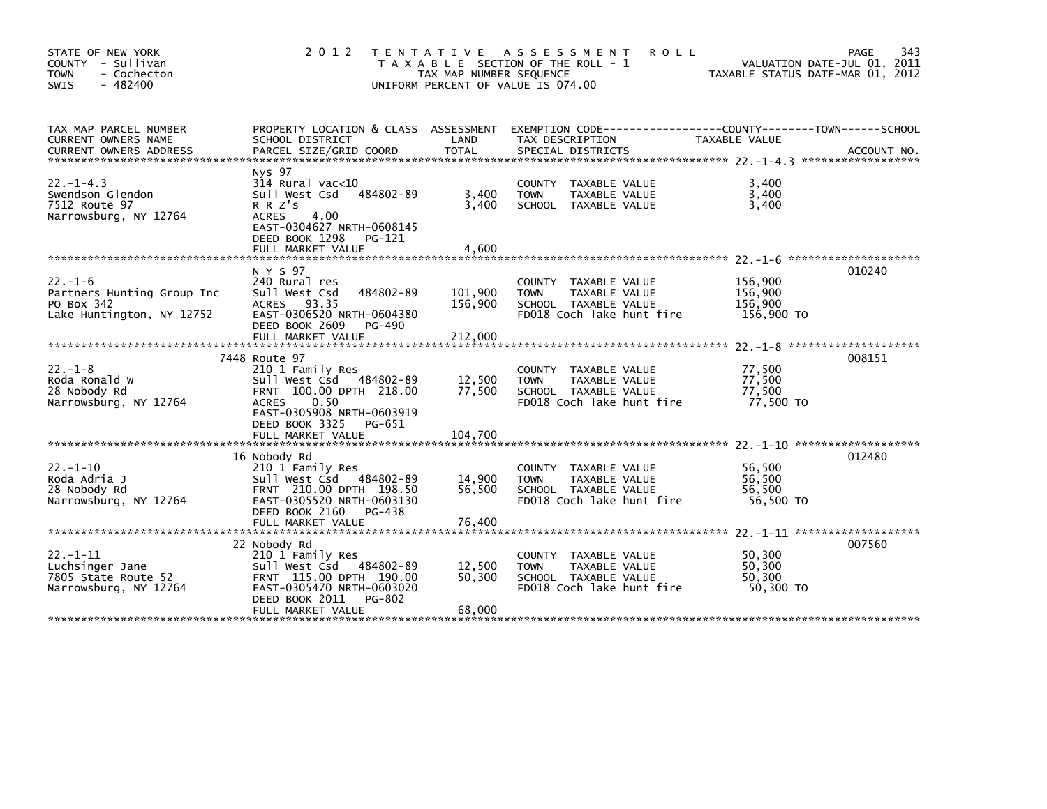STATE OF NEW YORK
COUNTY - Sullivan
TOWN - Cochecton
SWIS - 482400

# 2012 TENTATIVE ASSESSMENT ROLL

TAXABLE SECTION OF THE ROLL - 1
TAX MAP NUMBER SEQUENCE
UNIFORM PERCENT OF VALUE IS 074.00

VALUATION DATE-JUL 01, 2011
TAXABLE STATUS DATE-MAR 01, 2012

| TAX MAP PARCEL NUMBER / CURRENT OWNERS NAME / CURRENT OWNERS ADDRESS | PROPERTY LOCATION & CLASS / SCHOOL DISTRICT / PARCEL SIZE/GRID COORD | ASSESSMENT LAND / TOTAL | EXEMPTION CODE / TAX DESCRIPTION / SPECIAL DISTRICTS | TAXABLE VALUE (COUNTY--TOWN--SCHOOL) | ACCOUNT NO. |
|---|---|---|---|---|---|
| 22.-1-4.3 | Nys 97 | | | | |
| 22.-1-4.3 | 314 Rural vac<10 | | COUNTY TAXABLE VALUE | 3,400 | |
| Swendson Glendon | Sull West Csd 484802-89 | 3,400 | TOWN TAXABLE VALUE | 3,400 | |
| 7512 Route 97 | R R Z's | 3,400 | SCHOOL TAXABLE VALUE | 3,400 | |
| Narrowsburg, NY 12764 | ACRES 4.00 | | | | |
| | EAST-0304627 NRTH-0608145 | | | | |
| | DEED BOOK 1298 PG-121 | | | | |
| | FULL MARKET VALUE | 4,600 | | | |
| 22.-1-6 | N Y S 97 | | | | 010240 |
| 22.-1-6 | 240 Rural res | | COUNTY TAXABLE VALUE | 156,900 | |
| Partners Hunting Group Inc | Sull West Csd 484802-89 | 101,900 | TOWN TAXABLE VALUE | 156,900 | |
| PO Box 342 | ACRES 93.35 | 156,900 | SCHOOL TAXABLE VALUE | 156,900 | |
| Lake Huntington, NY 12752 | EAST-0306520 NRTH-0604380 | | FD018 Coch lake hunt fire | 156,900 TO | |
| | DEED BOOK 2609 PG-490 | | | | |
| | FULL MARKET VALUE | 212,000 | | | |
| 22.-1-8 | 7448 Route 97 | | | | 008151 |
| 22.-1-8 | 210 1 Family Res | | COUNTY TAXABLE VALUE | 77,500 | |
| Roda Ronald W | Sull West Csd 484802-89 | 12,500 | TOWN TAXABLE VALUE | 77,500 | |
| 28 Nobody Rd | FRNT 100.00 DPTH 218.00 | 77,500 | SCHOOL TAXABLE VALUE | 77,500 | |
| Narrowsburg, NY 12764 | ACRES 0.50 | | FD018 Coch lake hunt fire | 77,500 TO | |
| | EAST-0305908 NRTH-0603919 | | | | |
| | DEED BOOK 3325 PG-651 | | | | |
| | FULL MARKET VALUE | 104,700 | | | |
| 22.-1-10 | 16 Nobody Rd | | | | 012480 |
| 22.-1-10 | 210 1 Family Res | | COUNTY TAXABLE VALUE | 56,500 | |
| Roda Adria J | Sull West Csd 484802-89 | 14,900 | TOWN TAXABLE VALUE | 56,500 | |
| 28 Nobody Rd | FRNT 210.00 DPTH 198.50 | 56,500 | SCHOOL TAXABLE VALUE | 56,500 | |
| Narrowsburg, NY 12764 | EAST-0305520 NRTH-0603130 | | FD018 Coch lake hunt fire | 56,500 TO | |
| | DEED BOOK 2160 PG-438 | | | | |
| | FULL MARKET VALUE | 76,400 | | | |
| 22.-1-11 | 22 Nobody Rd | | | | 007560 |
| 22.-1-11 | 210 1 Family Res | | COUNTY TAXABLE VALUE | 50,300 | |
| Luchsinger Jane | Sull West Csd 484802-89 | 12,500 | TOWN TAXABLE VALUE | 50,300 | |
| 7805 State Route 52 | FRNT 115.00 DPTH 190.00 | 50,300 | SCHOOL TAXABLE VALUE | 50,300 | |
| Narrowsburg, NY 12764 | EAST-0305470 NRTH-0603020 | | FD018 Coch lake hunt fire | 50,300 TO | |
| | DEED BOOK 2011 PG-802 | | | | |
| | FULL MARKET VALUE | 68,000 | | | |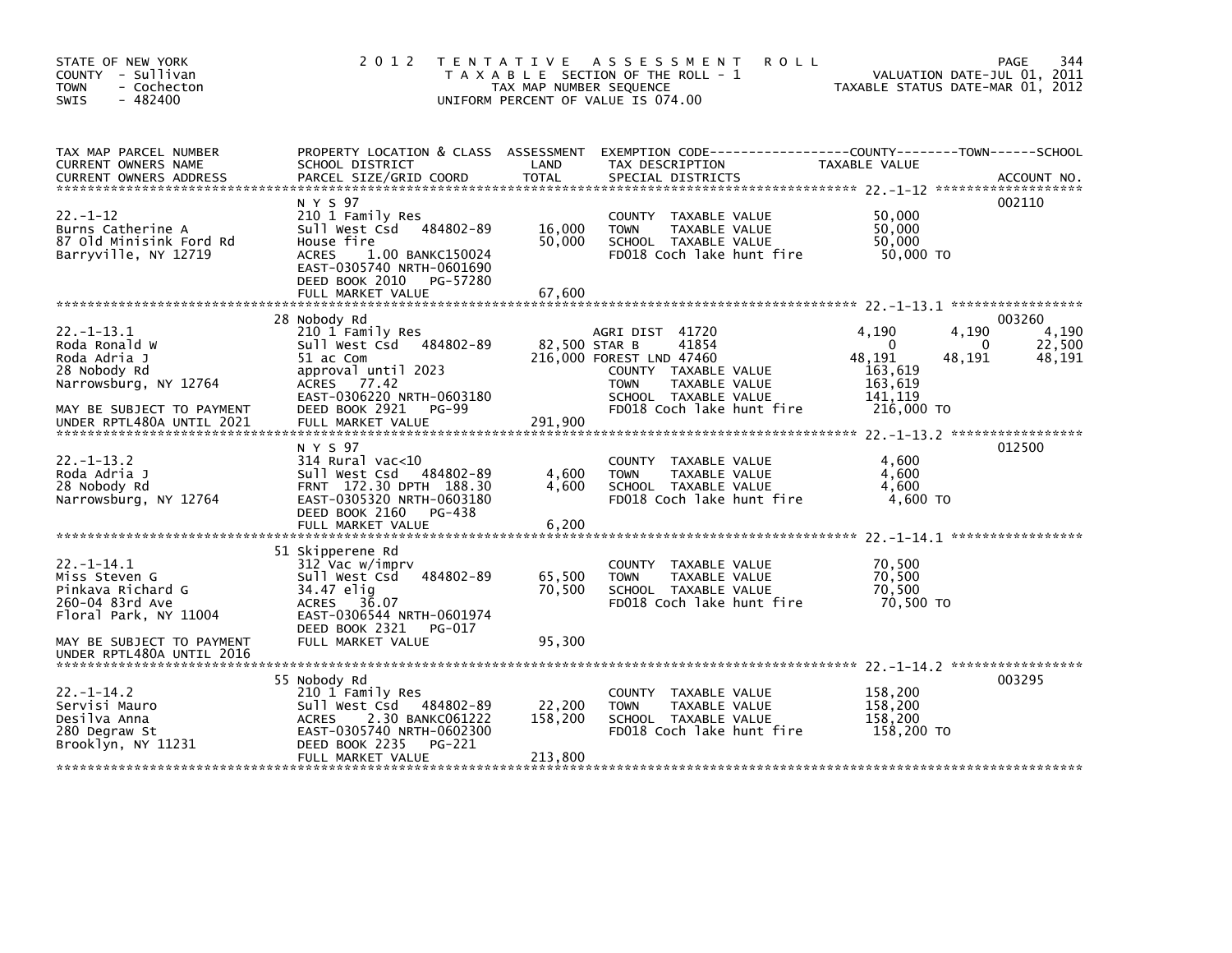STATE OF NEW YORK
COUNTY - Sullivan
TOWN - Cochecton
SWIS - 482400

# 2012 TENTATIVE ASSESSMENT ROLL

TAXABLE SECTION OF THE ROLL - 1
TAX MAP NUMBER SEQUENCE
UNIFORM PERCENT OF VALUE IS 074.00

VALUATION DATE-JUL 01, 2011
TAXABLE STATUS DATE-MAR 01, 2012

| TAX MAP PARCEL NUMBER / CURRENT OWNERS NAME / CURRENT OWNERS ADDRESS | PROPERTY LOCATION & CLASS / SCHOOL DISTRICT / PARCEL SIZE/GRID COORD | ASSESSMENT LAND | TOTAL | EXEMPTION CODE / TAX DESCRIPTION / SPECIAL DISTRICTS | COUNTY TAXABLE VALUE | TOWN | SCHOOL | ACCOUNT NO. |
|---|---|---|---|---|---|---|---|---|
| 22.-1-12 | N Y S 97 | | | | | | | 002110 |
| | 210 1 Family Res | | | COUNTY TAXABLE VALUE | 50,000 | | | |
| Burns Catherine A | Sull West Csd 484802-89 | 16,000 | | TOWN TAXABLE VALUE | 50,000 | | | |
| 87 Old Minisink Ford Rd | House fire | | 50,000 | SCHOOL TAXABLE VALUE | 50,000 | | | |
| Barryville, NY 12719 | ACRES 1.00 BANKC150024 | | | FD018 Coch lake hunt fire | 50,000 TO | | | |
| | EAST-0305740 NRTH-0601690 | | | | | | | |
| | DEED BOOK 2010 PG-57280 | | | | | | | |
| | FULL MARKET VALUE | | 67,600 | | | | | |
| 22.-1-13.1 | 28 Nobody Rd | | | | | | | 003260 |
| | 210 1 Family Res | | | AGRI DIST 41720 | 4,190 | 4,190 | 4,190 | |
| Roda Ronald W | Sull West Csd 484802-89 | 82,500 | | STAR B 41854 | 0 | 0 | 22,500 | |
| Roda Adria J | 51 ac Com | | 216,000 | FOREST LND 47460 | 48,191 | 48,191 | 48,191 | |
| 28 Nobody Rd | approval until 2023 | | | COUNTY TAXABLE VALUE | 163,619 | | | |
| Narrowsburg, NY 12764 | ACRES 77.42 | | | TOWN TAXABLE VALUE | 163,619 | | | |
| | EAST-0306220 NRTH-0603180 | | | SCHOOL TAXABLE VALUE | 141,119 | | | |
| MAY BE SUBJECT TO PAYMENT | DEED BOOK 2921 PG-99 | | | FD018 Coch lake hunt fire | 216,000 TO | | | |
| UNDER RPTL480A UNTIL 2021 | FULL MARKET VALUE | | 291,900 | | | | | |
| 22.-1-13.2 | N Y S 97 | | | | | | | 012500 |
| | 314 Rural vac<10 | | | COUNTY TAXABLE VALUE | 4,600 | | | |
| Roda Adria J | Sull West Csd 484802-89 | 4,600 | | TOWN TAXABLE VALUE | 4,600 | | | |
| 28 Nobody Rd | FRNT 172.30 DPTH 188.30 | | 4,600 | SCHOOL TAXABLE VALUE | 4,600 | | | |
| Narrowsburg, NY 12764 | EAST-0305320 NRTH-0603180 | | | FD018 Coch lake hunt fire | 4,600 TO | | | |
| | DEED BOOK 2160 PG-438 | | | | | | | |
| | FULL MARKET VALUE | | 6,200 | | | | | |
| 22.-1-14.1 | 51 Skipperene Rd | | | | | | | |
| | 312 Vac w/imprv | | | COUNTY TAXABLE VALUE | 70,500 | | | |
| Miss Steven G | Sull West Csd 484802-89 | 65,500 | | TOWN TAXABLE VALUE | 70,500 | | | |
| Pinkava Richard G | 34.47 elig | | 70,500 | SCHOOL TAXABLE VALUE | 70,500 | | | |
| 260-04 83rd Ave | ACRES 36.07 | | | FD018 Coch lake hunt fire | 70,500 TO | | | |
| Floral Park, NY 11004 | EAST-0306544 NRTH-0601974 | | | | | | | |
| | DEED BOOK 2321 PG-017 | | | | | | | |
| MAY BE SUBJECT TO PAYMENT | FULL MARKET VALUE | | 95,300 | | | | | |
| UNDER RPTL480A UNTIL 2016 | | | | | | | | |
| 22.-1-14.2 | 55 Nobody Rd | | | | | | | 003295 |
| | 210 1 Family Res | | | COUNTY TAXABLE VALUE | 158,200 | | | |
| Servisi Mauro | Sull West Csd 484802-89 | 22,200 | | TOWN TAXABLE VALUE | 158,200 | | | |
| Desilva Anna | ACRES 2.30 BANKC061222 | | 158,200 | SCHOOL TAXABLE VALUE | 158,200 | | | |
| 280 Degraw St | EAST-0305740 NRTH-0602300 | | | FD018 Coch lake hunt fire | 158,200 TO | | | |
| Brooklyn, NY 11231 | DEED BOOK 2235 PG-221 | | | | | | | |
| | FULL MARKET VALUE | | 213,800 | | | | | |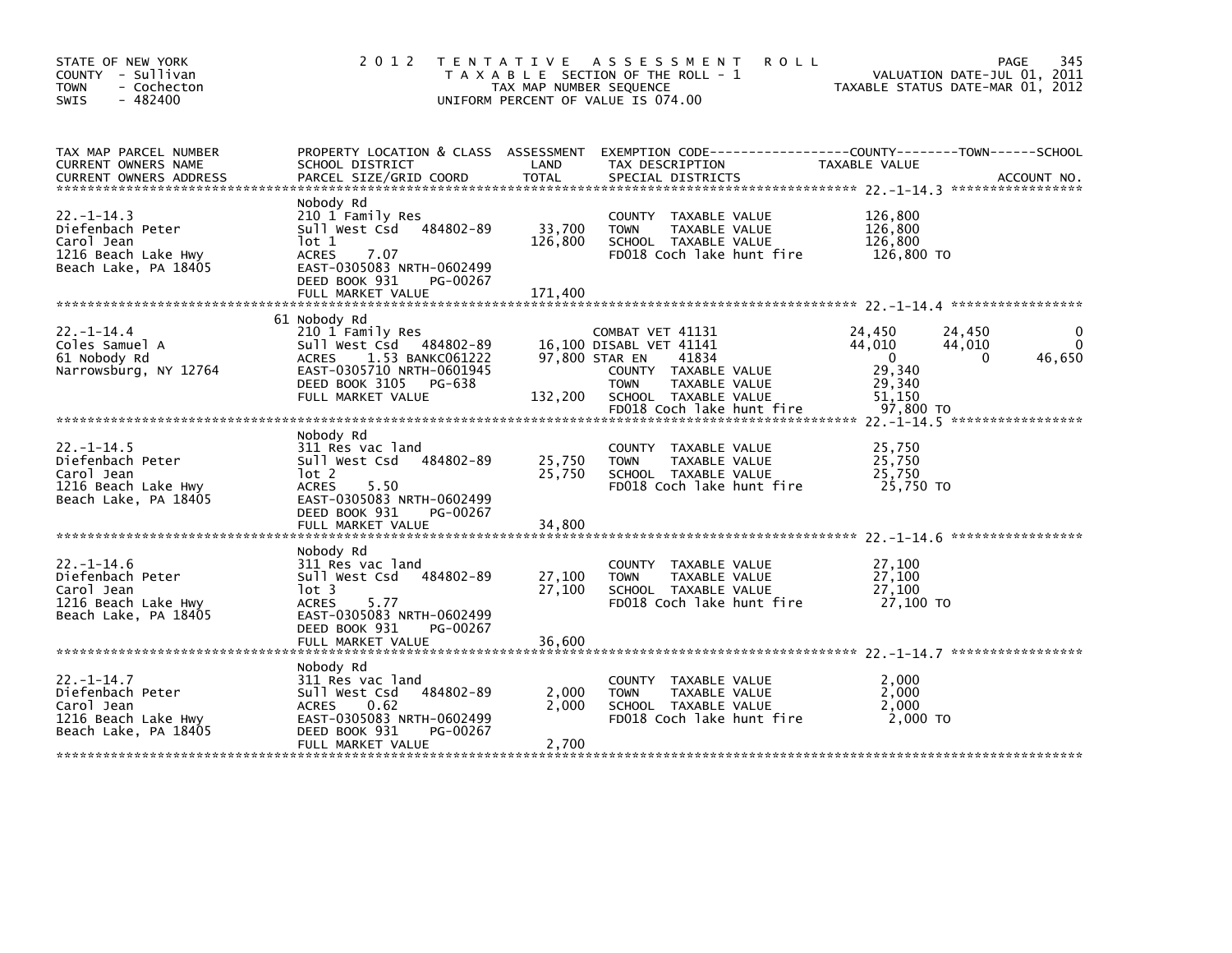STATE OF NEW YORK
COUNTY - Sullivan
TOWN - Cochecton
SWIS - 482400

2012 TENTATIVE ASSESSMENT ROLL
TAXABLE SECTION OF THE ROLL - 1
TAX MAP NUMBER SEQUENCE
UNIFORM PERCENT OF VALUE IS 074.00

VALUATION DATE-JUL 01, 2011
TAXABLE STATUS DATE-MAR 01, 2012

| TAX MAP PARCEL NUMBER / CURRENT OWNERS NAME / CURRENT OWNERS ADDRESS | PROPERTY LOCATION & CLASS / SCHOOL DISTRICT / PARCEL SIZE/GRID COORD | ASSESSMENT LAND / TOTAL | EXEMPTION CODE / TAX DESCRIPTION / SPECIAL DISTRICTS | COUNTY TAXABLE VALUE | TOWN | SCHOOL / ACCOUNT NO. |
|---|---|---|---|---|---|---|
| **22.-1-14.3** | Nobody Rd | | | | | |
| 22.-1-14.3 | 210 1 Family Res | | COUNTY TAXABLE VALUE | 126,800 | | |
| Diefenbach Peter | Sull West Csd 484802-89 | 33,700 | TOWN TAXABLE VALUE | 126,800 | | |
| Carol Jean | lot 1 | 126,800 | SCHOOL TAXABLE VALUE | 126,800 | | |
| 1216 Beach Lake Hwy | ACRES 7.07 | | FD018 Coch lake hunt fire | 126,800 TO | | |
| Beach Lake, PA 18405 | EAST-0305083 NRTH-0602499 | | | | | |
| | DEED BOOK 931 PG-00267 | | | | | |
| | FULL MARKET VALUE | 171,400 | | | | |
| **22.-1-14.4** | 61 Nobody Rd | | | | | |
| 22.-1-14.4 | 210 1 Family Res | | COMBAT VET 41131 | 24,450 | 24,450 | 0 |
| Coles Samuel A | Sull West Csd 484802-89 | 16,100 | DISABL VET 41141 | 44,010 | 44,010 | 0 |
| 61 Nobody Rd | ACRES 1.53 BANKC061222 | 97,800 | STAR EN 41834 | 0 | 0 | 46,650 |
| Narrowsburg, NY 12764 | EAST-0305710 NRTH-0601945 | | COUNTY TAXABLE VALUE | 29,340 | | |
| | DEED BOOK 3105 PG-638 | | TOWN TAXABLE VALUE | 29,340 | | |
| | FULL MARKET VALUE | 132,200 | SCHOOL TAXABLE VALUE | 51,150 | | |
| | | | FD018 Coch lake hunt fire | 97,800 TO | | |
| **22.-1-14.5** | Nobody Rd | | | | | |
| 22.-1-14.5 | 311 Res vac land | | COUNTY TAXABLE VALUE | 25,750 | | |
| Diefenbach Peter | Sull West Csd 484802-89 | 25,750 | TOWN TAXABLE VALUE | 25,750 | | |
| Carol Jean | lot 2 | 25,750 | SCHOOL TAXABLE VALUE | 25,750 | | |
| 1216 Beach Lake Hwy | ACRES 5.50 | | FD018 Coch lake hunt fire | 25,750 TO | | |
| Beach Lake, PA 18405 | EAST-0305083 NRTH-0602499 | | | | | |
| | DEED BOOK 931 PG-00267 | | | | | |
| | FULL MARKET VALUE | 34,800 | | | | |
| **22.-1-14.6** | Nobody Rd | | | | | |
| 22.-1-14.6 | 311 Res vac land | | COUNTY TAXABLE VALUE | 27,100 | | |
| Diefenbach Peter | Sull West Csd 484802-89 | 27,100 | TOWN TAXABLE VALUE | 27,100 | | |
| Carol Jean | lot 3 | 27,100 | SCHOOL TAXABLE VALUE | 27,100 | | |
| 1216 Beach Lake Hwy | ACRES 5.77 | | FD018 Coch lake hunt fire | 27,100 TO | | |
| Beach Lake, PA 18405 | EAST-0305083 NRTH-0602499 | | | | | |
| | DEED BOOK 931 PG-00267 | | | | | |
| | FULL MARKET VALUE | 36,600 | | | | |
| **22.-1-14.7** | Nobody Rd | | | | | |
| 22.-1-14.7 | 311 Res vac land | | COUNTY TAXABLE VALUE | 2,000 | | |
| Diefenbach Peter | Sull West Csd 484802-89 | 2,000 | TOWN TAXABLE VALUE | 2,000 | | |
| Carol Jean | ACRES 0.62 | 2,000 | SCHOOL TAXABLE VALUE | 2,000 | | |
| 1216 Beach Lake Hwy | EAST-0305083 NRTH-0602499 | | FD018 Coch lake hunt fire | 2,000 TO | | |
| Beach Lake, PA 18405 | DEED BOOK 931 PG-00267 | | | | | |
| | FULL MARKET VALUE | 2,700 | | | | |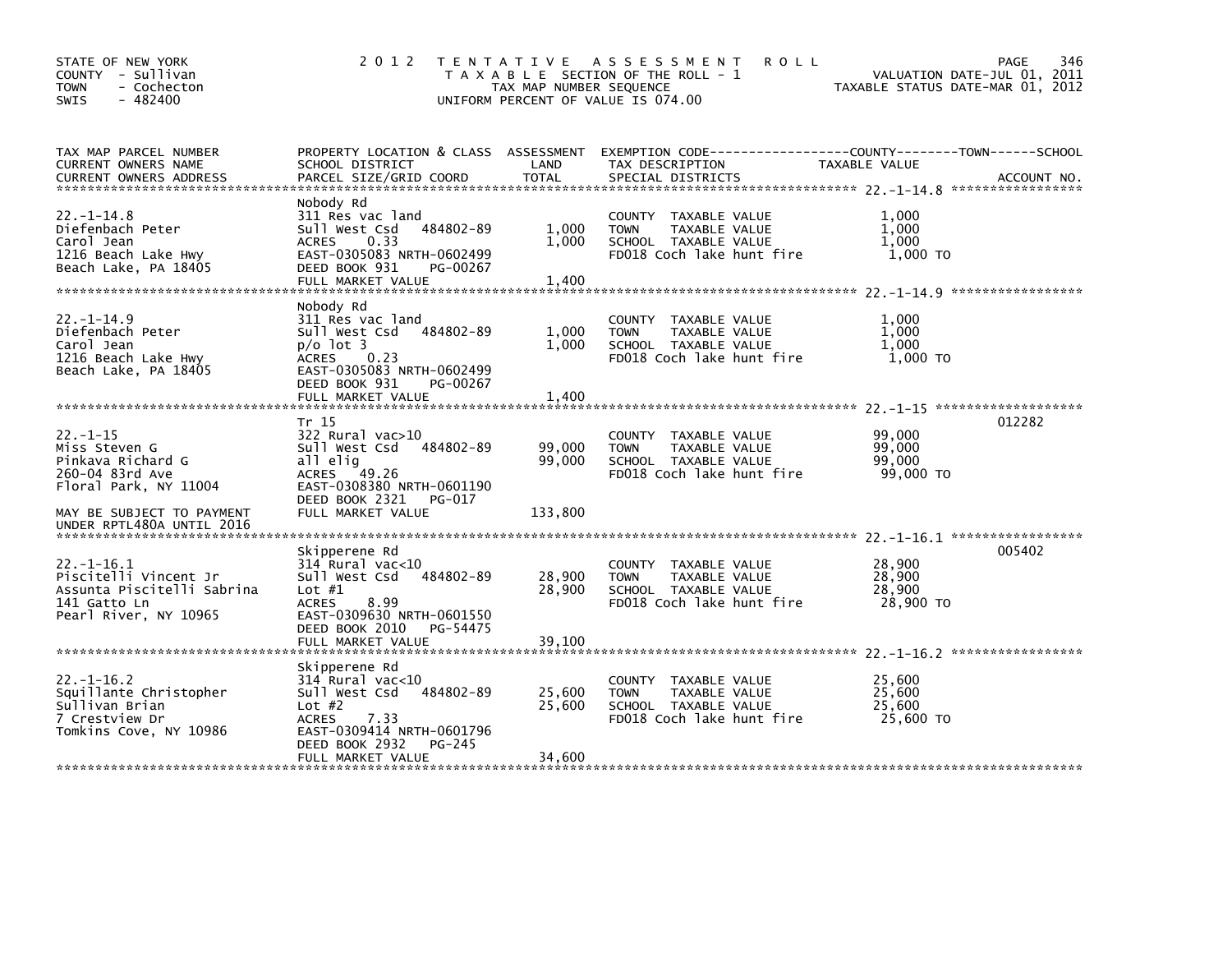STATE OF NEW YORK
COUNTY - Sullivan
TOWN - Cochecton
SWIS - 482400

# 2012 TENTATIVE ASSESSMENT ROLL

TAXABLE SECTION OF THE ROLL - 1
TAX MAP NUMBER SEQUENCE
UNIFORM PERCENT OF VALUE IS 074.00

VALUATION DATE-JUL 01, 2011
TAXABLE STATUS DATE-MAR 01, 2012

| TAX MAP PARCEL NUMBER / CURRENT OWNERS NAME / CURRENT OWNERS ADDRESS | PROPERTY LOCATION & CLASS / SCHOOL DISTRICT / PARCEL SIZE/GRID COORD | ASSESSMENT LAND | TOTAL | EXEMPTION CODE / TAX DESCRIPTION / SPECIAL DISTRICTS | TAXABLE VALUE (COUNTY / TOWN / SCHOOL) | ACCOUNT NO. |
|---|---|---|---|---|---|---|
| 22.-1-14.8 | Nobody Rd | | | | | |
| Diefenbach Peter | 311 Res vac land | | | COUNTY TAXABLE VALUE | 1,000 | |
| Carol Jean | Sull West Csd 484802-89 | 1,000 | | TOWN TAXABLE VALUE | 1,000 | |
| 1216 Beach Lake Hwy | ACRES 0.33 | | 1,000 | SCHOOL TAXABLE VALUE | 1,000 | |
| Beach Lake, PA 18405 | EAST-0305083 NRTH-0602499 | | | FD018 Coch lake hunt fire | 1,000 TO | |
| | DEED BOOK 931 PG-00267 | | | | | |
| | FULL MARKET VALUE | | 1,400 | | | |
| 22.-1-14.9 | Nobody Rd | | | | | |
| Diefenbach Peter | 311 Res vac land | | | COUNTY TAXABLE VALUE | 1,000 | |
| Carol Jean | Sull West Csd 484802-89 | 1,000 | | TOWN TAXABLE VALUE | 1,000 | |
| 1216 Beach Lake Hwy | p/o lot 3 | | 1,000 | SCHOOL TAXABLE VALUE | 1,000 | |
| Beach Lake, PA 18405 | ACRES 0.23 | | | FD018 Coch lake hunt fire | 1,000 TO | |
| | EAST-0305083 NRTH-0602499 | | | | | |
| | DEED BOOK 931 PG-00267 | | | | | |
| | FULL MARKET VALUE | | 1,400 | | | |
| 22.-1-15 | Tr 15 | | | | | 012282 |
| Miss Steven G | 322 Rural vac>10 | | | COUNTY TAXABLE VALUE | 99,000 | |
| Pinkava Richard G | Sull West Csd 484802-89 | 99,000 | | TOWN TAXABLE VALUE | 99,000 | |
| 260-04 83rd Ave | all elig | | 99,000 | SCHOOL TAXABLE VALUE | 99,000 | |
| Floral Park, NY 11004 | ACRES 49.26 | | | FD018 Coch lake hunt fire | 99,000 TO | |
| | EAST-0308380 NRTH-0601190 | | | | | |
| | DEED BOOK 2321 PG-017 | | | | | |
| MAY BE SUBJECT TO PAYMENT UNDER RPTL480A UNTIL 2016 | FULL MARKET VALUE | | 133,800 | | | |
| 22.-1-16.1 | Skipperene Rd | | | | | 005402 |
| Piscitelli Vincent Jr | 314 Rural vac<10 | | | COUNTY TAXABLE VALUE | 28,900 | |
| Assunta Piscitelli Sabrina | Sull West Csd 484802-89 | 28,900 | | TOWN TAXABLE VALUE | 28,900 | |
| 141 Gatto Ln | Lot #1 | | 28,900 | SCHOOL TAXABLE VALUE | 28,900 | |
| Pearl River, NY 10965 | ACRES 8.99 | | | FD018 Coch lake hunt fire | 28,900 TO | |
| | EAST-0309630 NRTH-0601550 | | | | | |
| | DEED BOOK 2010 PG-54475 | | | | | |
| | FULL MARKET VALUE | | 39,100 | | | |
| 22.-1-16.2 | Skipperene Rd | | | | | |
| Squillante Christopher | 314 Rural vac<10 | | | COUNTY TAXABLE VALUE | 25,600 | |
| Sullivan Brian | Sull West Csd 484802-89 | 25,600 | | TOWN TAXABLE VALUE | 25,600 | |
| 7 Crestview Dr | Lot #2 | | 25,600 | SCHOOL TAXABLE VALUE | 25,600 | |
| Tomkins Cove, NY 10986 | ACRES 7.33 | | | FD018 Coch lake hunt fire | 25,600 TO | |
| | EAST-0309414 NRTH-0601796 | | | | | |
| | DEED BOOK 2932 PG-245 | | | | | |
| | FULL MARKET VALUE | | 34,600 | | | |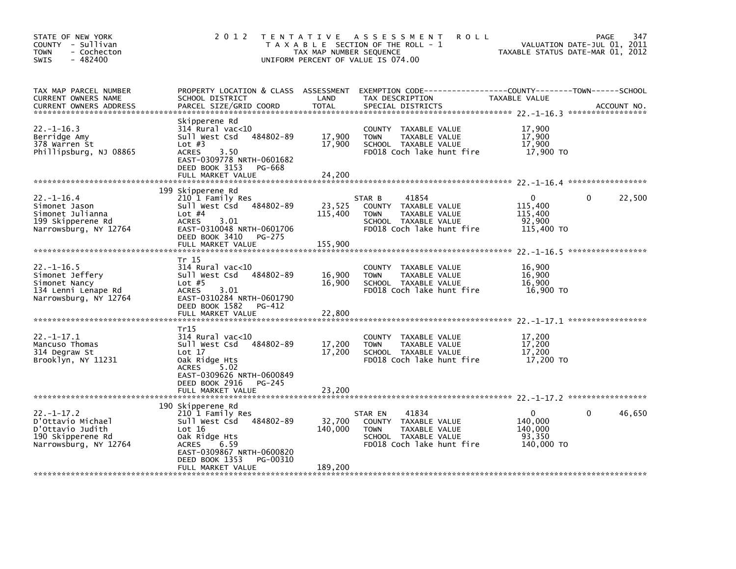STATE OF NEW YORK
COUNTY - Sullivan
TOWN - Cochecton
SWIS - 482400

# 2012 TENTATIVE ASSESSMENT ROLL

TAXABLE SECTION OF THE ROLL - 1
TAX MAP NUMBER SEQUENCE
UNIFORM PERCENT OF VALUE IS 074.00

VALUATION DATE-JUL 01, 2011
TAXABLE STATUS DATE-MAR 01, 2012

| TAX MAP PARCEL NUMBER / CURRENT OWNERS NAME / CURRENT OWNERS ADDRESS | PROPERTY LOCATION & CLASS / SCHOOL DISTRICT / PARCEL SIZE/GRID COORD | ASSESSMENT LAND | TOTAL | EXEMPTION CODE / TAX DESCRIPTION / SPECIAL DISTRICTS | COUNTY TAXABLE VALUE | TOWN | SCHOOL |
|---|---|---|---|---|---|---|---|
| **22.-1-16.3** | Skipperene Rd | | | | | | |
| 22.-1-16.3 | 314 Rural vac<10 | | | COUNTY TAXABLE VALUE | 17,900 | | |
| Berridge Amy | Sull West Csd 484802-89 | 17,900 | | TOWN TAXABLE VALUE | 17,900 | | |
| 378 Warren St | Lot #3 | | 17,900 | SCHOOL TAXABLE VALUE | 17,900 | | |
| Phillipsburg, NJ 08865 | ACRES 3.50 | | | FD018 Coch lake hunt fire | 17,900 TO | | |
| | EAST-0309778 NRTH-0601682 | | | | | | |
| | DEED BOOK 3153 PG-668 | | | | | | |
| | FULL MARKET VALUE | | 24,200 | | | | |
| **22.-1-16.4** | 199 Skipperene Rd | | | | | | |
| 22.-1-16.4 | 210 1 Family Res | | | STAR B 41854 | 0 | 0 | 22,500 |
| Simonet Jason | Sull West Csd 484802-89 | 23,525 | | COUNTY TAXABLE VALUE | 115,400 | | |
| Simonet Julianna | Lot #4 | | 115,400 | TOWN TAXABLE VALUE | 115,400 | | |
| 199 Skipperene Rd | ACRES 3.01 | | | SCHOOL TAXABLE VALUE | 92,900 | | |
| Narrowsburg, NY 12764 | EAST-0310048 NRTH-0601706 | | | FD018 Coch lake hunt fire | 115,400 TO | | |
| | DEED BOOK 3410 PG-275 | | | | | | |
| | FULL MARKET VALUE | | 155,900 | | | | |
| **22.-1-16.5** | Tr 15 | | | | | | |
| 22.-1-16.5 | 314 Rural vac<10 | | | COUNTY TAXABLE VALUE | 16,900 | | |
| Simonet Jeffery | Sull West Csd 484802-89 | 16,900 | | TOWN TAXABLE VALUE | 16,900 | | |
| Simonet Nancy | Lot #5 | | 16,900 | SCHOOL TAXABLE VALUE | 16,900 | | |
| 134 Lenni Lenape Rd | ACRES 3.01 | | | FD018 Coch lake hunt fire | 16,900 TO | | |
| Narrowsburg, NY 12764 | EAST-0310284 NRTH-0601790 | | | | | | |
| | DEED BOOK 1582 PG-412 | | | | | | |
| | FULL MARKET VALUE | | 22,800 | | | | |
| **22.-1-17.1** | Tr15 | | | | | | |
| 22.-1-17.1 | 314 Rural vac<10 | | | COUNTY TAXABLE VALUE | 17,200 | | |
| Mancuso Thomas | Sull West Csd 484802-89 | 17,200 | | TOWN TAXABLE VALUE | 17,200 | | |
| 314 Degraw St | Lot 17 | | 17,200 | SCHOOL TAXABLE VALUE | 17,200 | | |
| Brooklyn, NY 11231 | Oak Ridge Hts | | | FD018 Coch lake hunt fire | 17,200 TO | | |
| | ACRES 5.02 | | | | | | |
| | EAST-0309626 NRTH-0600849 | | | | | | |
| | DEED BOOK 2916 PG-245 | | | | | | |
| | FULL MARKET VALUE | | 23,200 | | | | |
| **22.-1-17.2** | 190 Skipperene Rd | | | | | | |
| 22.-1-17.2 | 210 1 Family Res | | | STAR EN 41834 | 0 | 0 | 46,650 |
| D'Ottavio Michael | Sull West Csd 484802-89 | 32,700 | | COUNTY TAXABLE VALUE | 140,000 | | |
| D'Ottavio Judith | Lot 16 | | 140,000 | TOWN TAXABLE VALUE | 140,000 | | |
| 190 Skipperene Rd | Oak Ridge Hts | | | SCHOOL TAXABLE VALUE | 93,350 | | |
| Narrowsburg, NY 12764 | ACRES 6.59 | | | FD018 Coch lake hunt fire | 140,000 TO | | |
| | EAST-0309867 NRTH-0600820 | | | | | | |
| | DEED BOOK 1353 PG-00310 | | | | | | |
| | FULL MARKET VALUE | | 189,200 | | | | |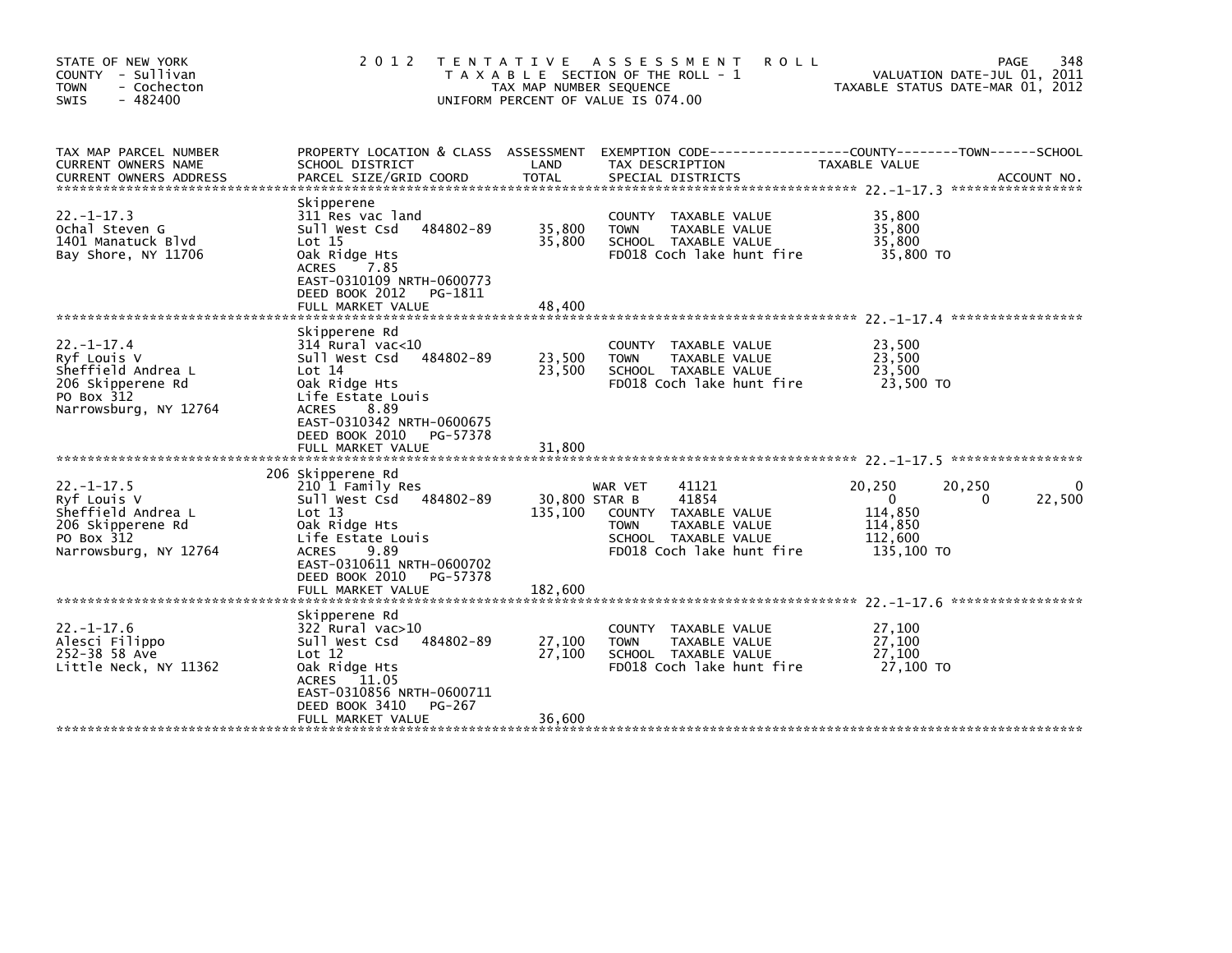STATE OF NEW YORK
COUNTY - Sullivan
TOWN - Cochecton
SWIS - 482400

2012 TENTATIVE ASSESSMENT ROLL
TAXABLE SECTION OF THE ROLL - 1
TAX MAP NUMBER SEQUENCE
UNIFORM PERCENT OF VALUE IS 074.00

VALUATION DATE-JUL 01, 2011
TAXABLE STATUS DATE-MAR 01, 2012

| TAX MAP PARCEL NUMBER / CURRENT OWNERS NAME / CURRENT OWNERS ADDRESS | PROPERTY LOCATION & CLASS / SCHOOL DISTRICT / PARCEL SIZE/GRID COORD | ASSESSMENT LAND / TOTAL | EXEMPTION CODE / TAX DESCRIPTION / SPECIAL DISTRICTS | COUNTY TAXABLE VALUE | TOWN | SCHOOL |
|---|---|---|---|---|---|---|
| **22.-1-17.3** | Skipperene | | | | | |
| Ochal Steven G | 311 Res vac land | | COUNTY TAXABLE VALUE | 35,800 | | |
| 1401 Manatuck Blvd | Sull West Csd 484802-89 | 35,800 | TOWN TAXABLE VALUE | 35,800 | | |
| Bay Shore, NY 11706 | Lot 15 | 35,800 | SCHOOL TAXABLE VALUE | 35,800 | | |
| | Oak Ridge Hts | | FD018 Coch lake hunt fire | 35,800 TO | | |
| | ACRES 7.85 | | | | | |
| | EAST-0310109 NRTH-0600773 | | | | | |
| | DEED BOOK 2012 PG-1811 | | | | | |
| | FULL MARKET VALUE | 48,400 | | | | |
| **22.-1-17.4** | Skipperene Rd | | | | | |
| Ryf Louis V | 314 Rural vac<10 | | COUNTY TAXABLE VALUE | 23,500 | | |
| Sheffield Andrea L | Sull West Csd 484802-89 | 23,500 | TOWN TAXABLE VALUE | 23,500 | | |
| 206 Skipperene Rd | Lot 14 | 23,500 | SCHOOL TAXABLE VALUE | 23,500 | | |
| PO Box 312 | Oak Ridge Hts | | FD018 Coch lake hunt fire | 23,500 TO | | |
| Narrowsburg, NY 12764 | Life Estate Louis | | | | | |
| | ACRES 8.89 | | | | | |
| | EAST-0310342 NRTH-0600675 | | | | | |
| | DEED BOOK 2010 PG-57378 | | | | | |
| | FULL MARKET VALUE | 31,800 | | | | |
| **22.-1-17.5** | 206 Skipperene Rd | | | | | |
| Ryf Louis V | 210 1 Family Res | | WAR VET 41121 | 20,250 | 20,250 | 0 |
| Sheffield Andrea L | Sull West Csd 484802-89 | 30,800 | STAR B 41854 | 0 | 0 | 22,500 |
| 206 Skipperene Rd | Lot 13 | 135,100 | COUNTY TAXABLE VALUE | 114,850 | | |
| PO Box 312 | Oak Ridge Hts | | TOWN TAXABLE VALUE | 114,850 | | |
| Narrowsburg, NY 12764 | Life Estate Louis | | SCHOOL TAXABLE VALUE | 112,600 | | |
| | ACRES 9.89 | | FD018 Coch lake hunt fire | 135,100 TO | | |
| | EAST-0310611 NRTH-0600702 | | | | | |
| | DEED BOOK 2010 PG-57378 | | | | | |
| | FULL MARKET VALUE | 182,600 | | | | |
| **22.-1-17.6** | Skipperene Rd | | | | | |
| Alesci Filippo | 322 Rural vac>10 | | COUNTY TAXABLE VALUE | 27,100 | | |
| 252-38 58 Ave | Sull West Csd 484802-89 | 27,100 | TOWN TAXABLE VALUE | 27,100 | | |
| Little Neck, NY 11362 | Lot 12 | 27,100 | SCHOOL TAXABLE VALUE | 27,100 | | |
| | Oak Ridge Hts | | FD018 Coch lake hunt fire | 27,100 TO | | |
| | ACRES 11.05 | | | | | |
| | EAST-0310856 NRTH-0600711 | | | | | |
| | DEED BOOK 3410 PG-267 | | | | | |
| | FULL MARKET VALUE | 36,600 | | | | |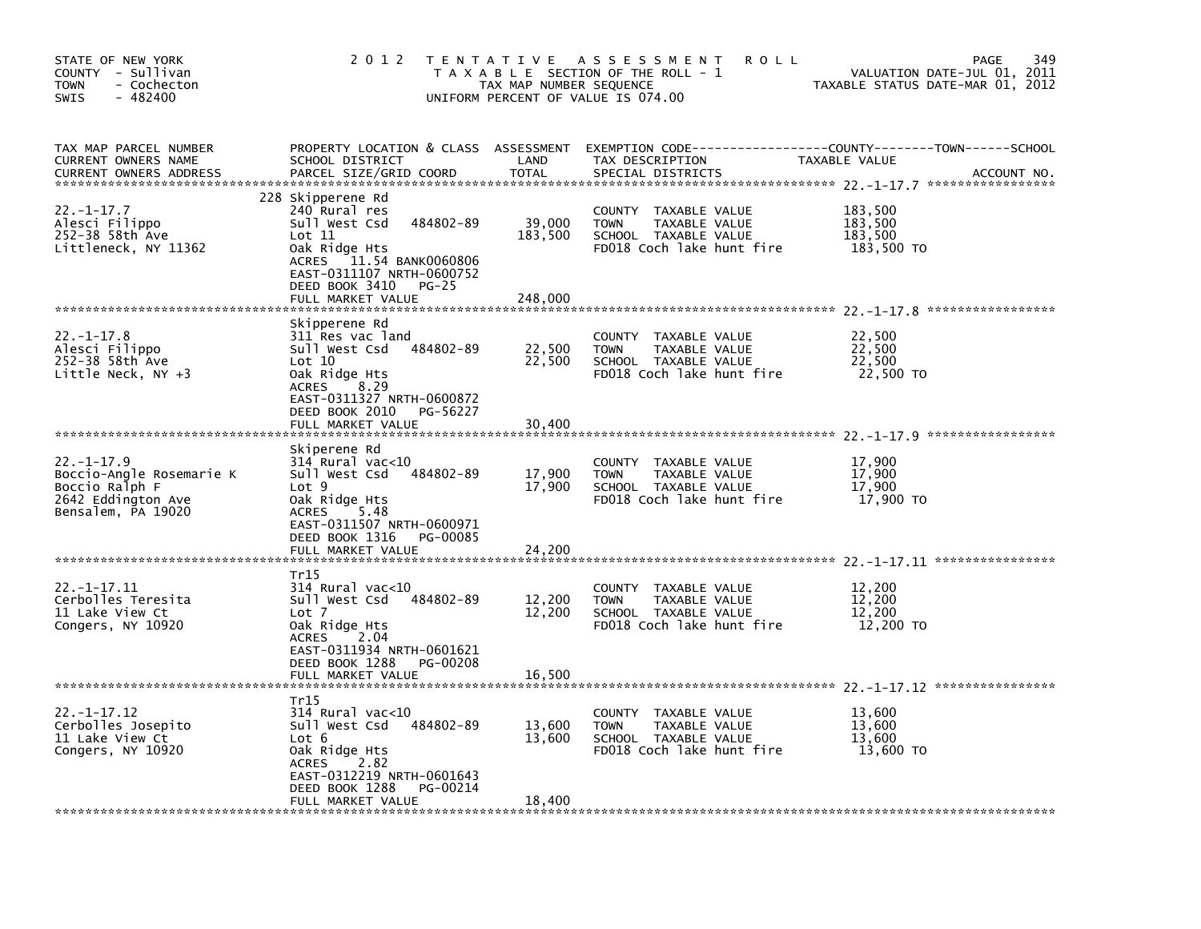STATE OF NEW YORK
COUNTY - Sullivan
TOWN - Cochecton
SWIS - 482400

2012 TENTATIVE ASSESSMENT ROLL
TAXABLE SECTION OF THE ROLL - 1
TAX MAP NUMBER SEQUENCE
UNIFORM PERCENT OF VALUE IS 074.00

VALUATION DATE-JUL 01, 2011
TAXABLE STATUS DATE-MAR 01, 2012

| TAX MAP PARCEL NUMBER / CURRENT OWNERS NAME / CURRENT OWNERS ADDRESS | PROPERTY LOCATION & CLASS / SCHOOL DISTRICT / PARCEL SIZE/GRID COORD | ASSESSMENT LAND / TOTAL | EXEMPTION CODE / TAX DESCRIPTION / SPECIAL DISTRICTS | TAXABLE VALUE | ACCOUNT NO. |
|---|---|---|---|---|---|
| 22.-1-17.7 | 228 Skipperene Rd | | | | |
| 22.-1-17.7 | 240 Rural res | | COUNTY TAXABLE VALUE | 183,500 | |
| Alesci Filippo | Sull West Csd 484802-89 | 39,000 | TOWN TAXABLE VALUE | 183,500 | |
| 252-38 58th Ave | Lot 11 | 183,500 | SCHOOL TAXABLE VALUE | 183,500 | |
| Littleneck, NY 11362 | Oak Ridge Hts | | FD018 Coch lake hunt fire | 183,500 TO | |
| | ACRES 11.54 BANK0060806 | | | | |
| | EAST-0311107 NRTH-0600752 | | | | |
| | DEED BOOK 3410 PG-25 | | | | |
| | FULL MARKET VALUE | 248,000 | | | |
| 22.-1-17.8 | Skipperene Rd | | | | |
| 22.-1-17.8 | 311 Res vac land | | COUNTY TAXABLE VALUE | 22,500 | |
| Alesci Filippo | Sull West Csd 484802-89 | 22,500 | TOWN TAXABLE VALUE | 22,500 | |
| 252-38 58th Ave | Lot 10 | 22,500 | SCHOOL TAXABLE VALUE | 22,500 | |
| Little Neck, NY +3 | Oak Ridge Hts | | FD018 Coch lake hunt fire | 22,500 TO | |
| | ACRES 8.29 | | | | |
| | EAST-0311327 NRTH-0600872 | | | | |
| | DEED BOOK 2010 PG-56227 | | | | |
| | FULL MARKET VALUE | 30,400 | | | |
| 22.-1-17.9 | Skiperene Rd | | | | |
| 22.-1-17.9 | 314 Rural vac<10 | | COUNTY TAXABLE VALUE | 17,900 | |
| Boccio-Angle Rosemarie K | Sull West Csd 484802-89 | 17,900 | TOWN TAXABLE VALUE | 17,900 | |
| Boccio Ralph F | Lot 9 | 17,900 | SCHOOL TAXABLE VALUE | 17,900 | |
| 2642 Eddington Ave | Oak Ridge Hts | | FD018 Coch lake hunt fire | 17,900 TO | |
| Bensalem, PA 19020 | ACRES 5.48 | | | | |
| | EAST-0311507 NRTH-0600971 | | | | |
| | DEED BOOK 1316 PG-00085 | | | | |
| | FULL MARKET VALUE | 24,200 | | | |
| 22.-1-17.11 | Tr15 | | | | |
| 22.-1-17.11 | 314 Rural vac<10 | | COUNTY TAXABLE VALUE | 12,200 | |
| Cerbolles Teresita | Sull West Csd 484802-89 | 12,200 | TOWN TAXABLE VALUE | 12,200 | |
| 11 Lake View Ct | Lot 7 | 12,200 | SCHOOL TAXABLE VALUE | 12,200 | |
| Congers, NY 10920 | Oak Ridge Hts | | FD018 Coch lake hunt fire | 12,200 TO | |
| | ACRES 2.04 | | | | |
| | EAST-0311934 NRTH-0601621 | | | | |
| | DEED BOOK 1288 PG-00208 | | | | |
| | FULL MARKET VALUE | 16,500 | | | |
| 22.-1-17.12 | Tr15 | | | | |
| 22.-1-17.12 | 314 Rural vac<10 | | COUNTY TAXABLE VALUE | 13,600 | |
| Cerbolles Josepito | Sull West Csd 484802-89 | 13,600 | TOWN TAXABLE VALUE | 13,600 | |
| 11 Lake View Ct | Lot 6 | 13,600 | SCHOOL TAXABLE VALUE | 13,600 | |
| Congers, NY 10920 | Oak Ridge Hts | | FD018 Coch lake hunt fire | 13,600 TO | |
| | ACRES 2.82 | | | | |
| | EAST-0312219 NRTH-0601643 | | | | |
| | DEED BOOK 1288 PG-00214 | | | | |
| | FULL MARKET VALUE | 18,400 | | | |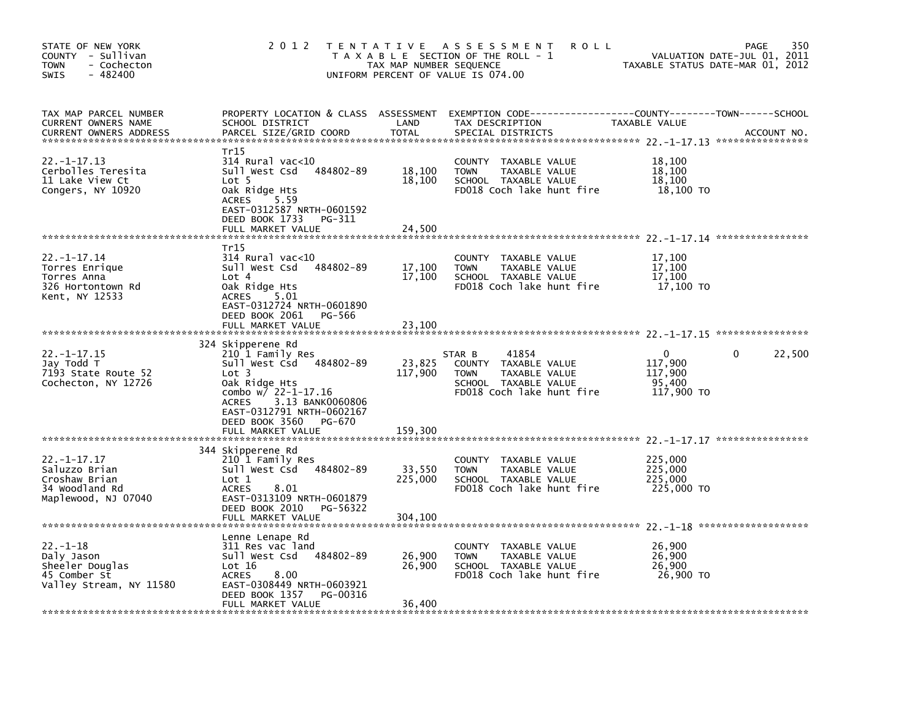STATE OF NEW YORK
COUNTY - Sullivan
TOWN - Cochecton
SWIS - 482400

2012 TENTATIVE ASSESSMENT ROLL
TAXABLE SECTION OF THE ROLL - 1
TAX MAP NUMBER SEQUENCE
UNIFORM PERCENT OF VALUE IS 074.00

VALUATION DATE-JUL 01, 2011
TAXABLE STATUS DATE-MAR 01, 2012

| TAX MAP PARCEL NUMBER / CURRENT OWNERS NAME / CURRENT OWNERS ADDRESS | PROPERTY LOCATION & CLASS / SCHOOL DISTRICT / PARCEL SIZE/GRID COORD | ASSESSMENT LAND / TOTAL | EXEMPTION CODE / TAX DESCRIPTION / SPECIAL DISTRICTS | COUNTY | TOWN | SCHOOL | ACCOUNT NO. |
|---|---|---|---|---|---|---|---|
| **22.-1-17.13** | Tr15 | | | | | | |
| | 314 Rural vac<10 | | COUNTY TAXABLE VALUE | 18,100 | | | |
| Cerbolles Teresita | Sull West Csd 484802-89 | 18,100 | TOWN TAXABLE VALUE | 18,100 | | | |
| 11 Lake View Ct | Lot 5 | 18,100 | SCHOOL TAXABLE VALUE | 18,100 | | | |
| Congers, NY 10920 | Oak Ridge Hts | | FD018 Coch lake hunt fire | 18,100 TO | | | |
| | ACRES 5.59 | | | | | | |
| | EAST-0312587 NRTH-0601592 | | | | | | |
| | DEED BOOK 1733 PG-311 | | | | | | |
| | FULL MARKET VALUE | 24,500 | | | | | |
| **22.-1-17.14** | Tr15 | | | | | | |
| | 314 Rural vac<10 | | COUNTY TAXABLE VALUE | 17,100 | | | |
| Torres Enrique | Sull West Csd 484802-89 | 17,100 | TOWN TAXABLE VALUE | 17,100 | | | |
| Torres Anna | Lot 4 | 17,100 | SCHOOL TAXABLE VALUE | 17,100 | | | |
| 326 Hortontown Rd | Oak Ridge Hts | | FD018 Coch lake hunt fire | 17,100 TO | | | |
| Kent, NY 12533 | ACRES 5.01 | | | | | | |
| | EAST-0312724 NRTH-0601890 | | | | | | |
| | DEED BOOK 2061 PG-566 | | | | | | |
| | FULL MARKET VALUE | 23,100 | | | | | |
| **22.-1-17.15** | 324 Skipperene Rd | | | | | | |
| | 210 1 Family Res | | STAR B 41854 | 0 | 0 | 22,500 | |
| Jay Todd T | Sull West Csd 484802-89 | 23,825 | COUNTY TAXABLE VALUE | 117,900 | | | |
| 7193 State Route 52 | Lot 3 | 117,900 | TOWN TAXABLE VALUE | 117,900 | | | |
| Cochecton, NY 12726 | Oak Ridge Hts | | SCHOOL TAXABLE VALUE | 95,400 | | | |
| | combo w/ 22-1-17.16 | | FD018 Coch lake hunt fire | 117,900 TO | | | |
| | ACRES 3.13 BANK0060806 | | | | | | |
| | EAST-0312791 NRTH-0602167 | | | | | | |
| | DEED BOOK 3560 PG-670 | | | | | | |
| | FULL MARKET VALUE | 159,300 | | | | | |
| **22.-1-17.17** | 344 Skipperene Rd | | | | | | |
| | 210 1 Family Res | | COUNTY TAXABLE VALUE | 225,000 | | | |
| Saluzzo Brian | Sull West Csd 484802-89 | 33,550 | TOWN TAXABLE VALUE | 225,000 | | | |
| Croshaw Brian | Lot 1 | 225,000 | SCHOOL TAXABLE VALUE | 225,000 | | | |
| 34 Woodland Rd | ACRES 8.01 | | FD018 Coch lake hunt fire | 225,000 TO | | | |
| Maplewood, NJ 07040 | EAST-0313109 NRTH-0601879 | | | | | | |
| | DEED BOOK 2010 PG-56322 | | | | | | |
| | FULL MARKET VALUE | 304,100 | | | | | |
| **22.-1-18** | Lenne Lenape Rd | | | | | | |
| | 311 Res vac land | | COUNTY TAXABLE VALUE | 26,900 | | | |
| Daly Jason | Sull West Csd 484802-89 | 26,900 | TOWN TAXABLE VALUE | 26,900 | | | |
| Sheeler Douglas | Lot 16 | 26,900 | SCHOOL TAXABLE VALUE | 26,900 | | | |
| 45 Comber St | ACRES 8.00 | | FD018 Coch lake hunt fire | 26,900 TO | | | |
| Valley Stream, NY 11580 | EAST-0308449 NRTH-0603921 | | | | | | |
| | DEED BOOK 1357 PG-00316 | | | | | | |
| | FULL MARKET VALUE | 36,400 | | | | | |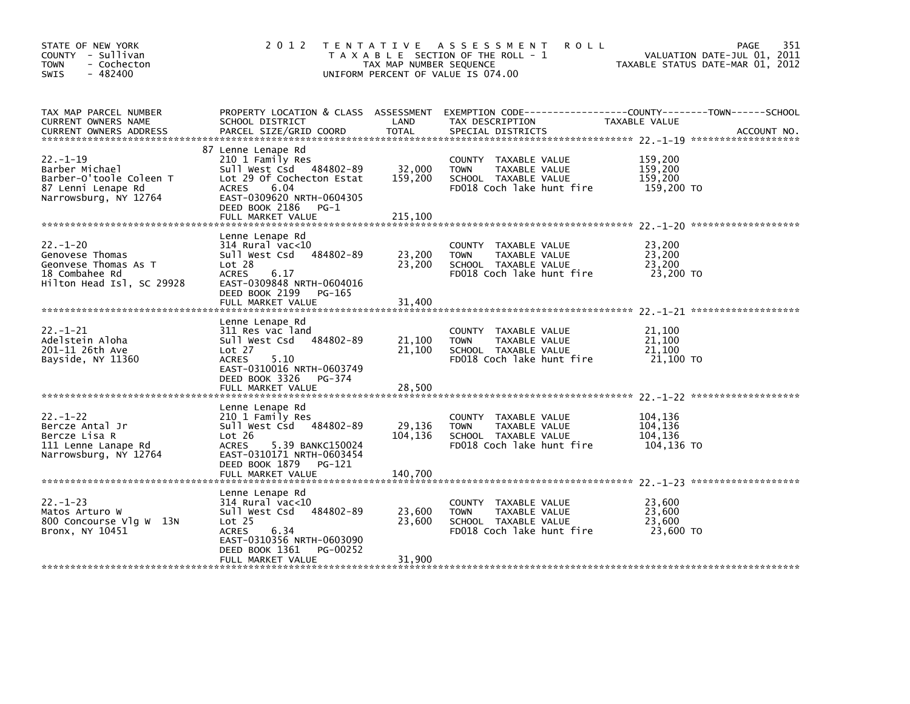STATE OF NEW YORK
COUNTY - Sullivan
TOWN - Cochecton
SWIS - 482400

2012 TENTATIVE ASSESSMENT ROLL
TAXABLE SECTION OF THE ROLL - 1
TAX MAP NUMBER SEQUENCE
UNIFORM PERCENT OF VALUE IS 074.00

VALUATION DATE-JUL 01, 2011
TAXABLE STATUS DATE-MAR 01, 2012

| TAX MAP PARCEL NUMBER / CURRENT OWNERS NAME / CURRENT OWNERS ADDRESS | PROPERTY LOCATION & CLASS / SCHOOL DISTRICT / PARCEL SIZE/GRID COORD | ASSESSMENT LAND | TOTAL | EXEMPTION CODE / TAX DESCRIPTION / SPECIAL DISTRICTS | TAXABLE VALUE (COUNTY--TOWN--SCHOOL) | ACCOUNT NO. |
|---|---|---|---|---|---|---|
| **22.-1-19** | 87 Lenne Lenape Rd | | | | | |
| 22.-1-19 | 210 1 Family Res | | | COUNTY TAXABLE VALUE | 159,200 | |
| Barber Michael | Sull West Csd 484802-89 | 32,000 | | TOWN TAXABLE VALUE | 159,200 | |
| Barber-O'toole Coleen T | Lot 29 Of Cochecton Estat | | 159,200 | SCHOOL TAXABLE VALUE | 159,200 | |
| 87 Lenni Lenape Rd | ACRES 6.04 | | | FD018 Coch lake hunt fire | 159,200 TO | |
| Narrowsburg, NY 12764 | EAST-0309620 NRTH-0604305 | | | | | |
| | DEED BOOK 2186 PG-1 | | | | | |
| | FULL MARKET VALUE | | 215,100 | | | |
| **22.-1-20** | Lenne Lenape Rd | | | | | |
| 22.-1-20 | 314 Rural vac<10 | | | COUNTY TAXABLE VALUE | 23,200 | |
| Genovese Thomas | Sull West Csd 484802-89 | 23,200 | | TOWN TAXABLE VALUE | 23,200 | |
| Geonvese Thomas As T | Lot 28 | | 23,200 | SCHOOL TAXABLE VALUE | 23,200 | |
| 18 Combahee Rd | ACRES 6.17 | | | FD018 Coch lake hunt fire | 23,200 TO | |
| Hilton Head Isl, SC 29928 | EAST-0309848 NRTH-0604016 | | | | | |
| | DEED BOOK 2199 PG-165 | | | | | |
| | FULL MARKET VALUE | | 31,400 | | | |
| **22.-1-21** | Lenne Lenape Rd | | | | | |
| 22.-1-21 | 311 Res vac land | | | COUNTY TAXABLE VALUE | 21,100 | |
| Adelstein Aloha | Sull West Csd 484802-89 | 21,100 | | TOWN TAXABLE VALUE | 21,100 | |
| 201-11 26th Ave | Lot 27 | | 21,100 | SCHOOL TAXABLE VALUE | 21,100 | |
| Bayside, NY 11360 | ACRES 5.10 | | | FD018 Coch lake hunt fire | 21,100 TO | |
| | EAST-0310016 NRTH-0603749 | | | | | |
| | DEED BOOK 3326 PG-374 | | | | | |
| | FULL MARKET VALUE | | 28,500 | | | |
| **22.-1-22** | Lenne Lenape Rd | | | | | |
| 22.-1-22 | 210 1 Family Res | | | COUNTY TAXABLE VALUE | 104,136 | |
| Bercze Antal Jr | Sull West Csd 484802-89 | 29,136 | | TOWN TAXABLE VALUE | 104,136 | |
| Bercze Lisa R | Lot 26 | | 104,136 | SCHOOL TAXABLE VALUE | 104,136 | |
| 111 Lenne Lanape Rd | ACRES 5.39 BANKC150024 | | | FD018 Coch lake hunt fire | 104,136 TO | |
| Narrowsburg, NY 12764 | EAST-0310171 NRTH-0603454 | | | | | |
| | DEED BOOK 1879 PG-121 | | | | | |
| | FULL MARKET VALUE | | 140,700 | | | |
| **22.-1-23** | Lenne Lenape Rd | | | | | |
| 22.-1-23 | 314 Rural vac<10 | | | COUNTY TAXABLE VALUE | 23,600 | |
| Matos Arturo W | Sull West Csd 484802-89 | 23,600 | | TOWN TAXABLE VALUE | 23,600 | |
| 800 Concourse Vlg W 13N | Lot 25 | | 23,600 | SCHOOL TAXABLE VALUE | 23,600 | |
| Bronx, NY 10451 | ACRES 6.34 | | | FD018 Coch lake hunt fire | 23,600 TO | |
| | EAST-0310356 NRTH-0603090 | | | | | |
| | DEED BOOK 1361 PG-00252 | | | | | |
| | FULL MARKET VALUE | | 31,900 | | | |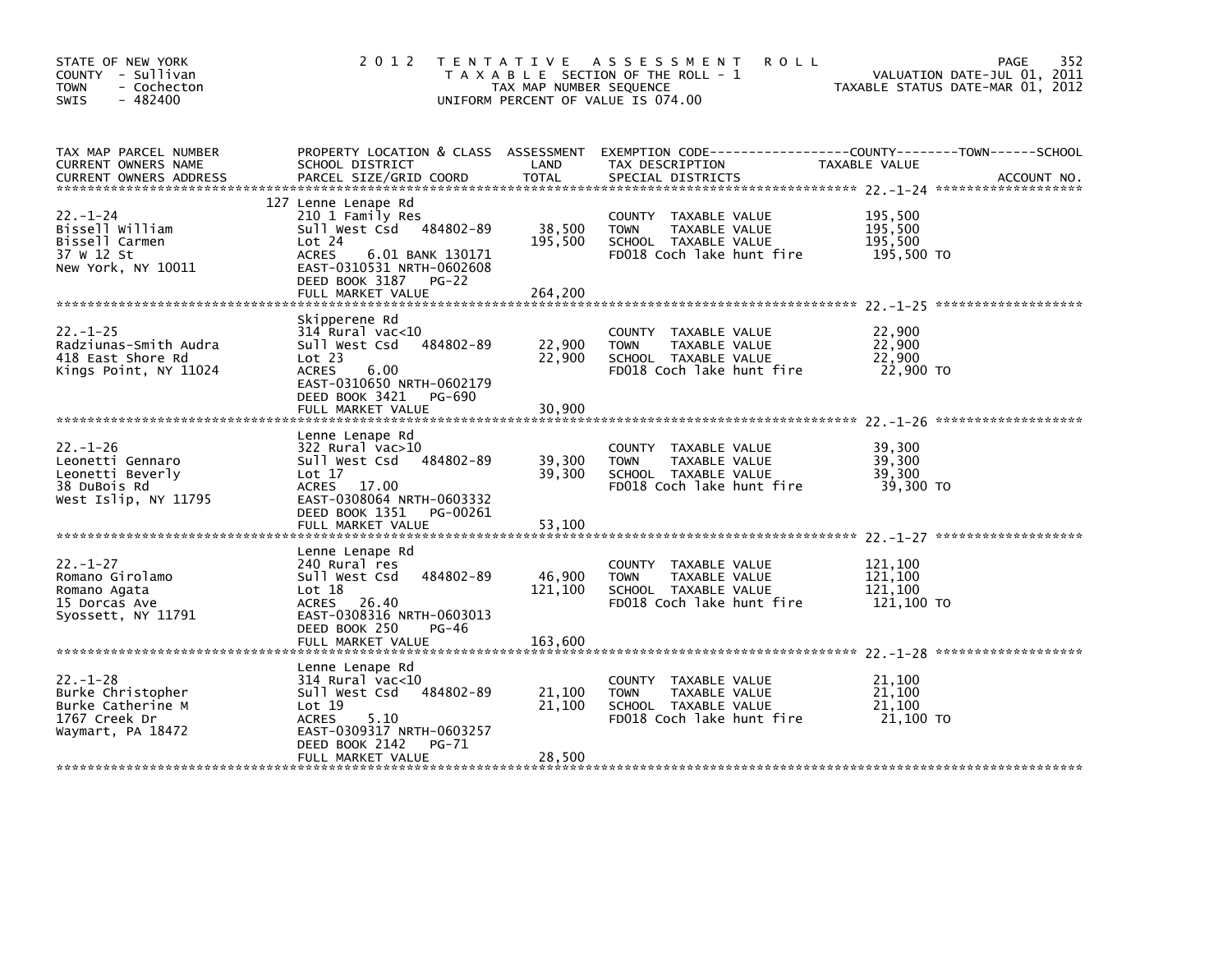STATE OF NEW YORK
COUNTY - Sullivan
TOWN - Cochecton
SWIS - 482400

# 2012 TENTATIVE ASSESSMENT ROLL

TAXABLE SECTION OF THE ROLL - 1
TAX MAP NUMBER SEQUENCE
UNIFORM PERCENT OF VALUE IS 074.00

VALUATION DATE-JUL 01, 2011
TAXABLE STATUS DATE-MAR 01, 2012

| TAX MAP PARCEL NUMBER / CURRENT OWNERS NAME / CURRENT OWNERS ADDRESS | PROPERTY LOCATION & CLASS / SCHOOL DISTRICT / PARCEL SIZE/GRID COORD | ASSESSMENT LAND / TOTAL | EXEMPTION CODE / TAX DESCRIPTION / SPECIAL DISTRICTS | TAXABLE VALUE (COUNTY--TOWN--SCHOOL) | ACCOUNT NO. |
|---|---|---|---|---|---|
| 22.-1-24 | 127 Lenne Lenape Rd | | | | |
| | 210 1 Family Res | | COUNTY TAXABLE VALUE | 195,500 | |
| Bissell William | Sull West Csd 484802-89 | 38,500 | TOWN TAXABLE VALUE | 195,500 | |
| Bissell Carmen | Lot 24 | 195,500 | SCHOOL TAXABLE VALUE | 195,500 | |
| 37 W 12 St | ACRES 6.01 BANK 130171 | | FD018 Coch lake hunt fire | 195,500 TO | |
| New York, NY 10011 | EAST-0310531 NRTH-0602608 | | | | |
| | DEED BOOK 3187 PG-22 | | | | |
| | FULL MARKET VALUE | 264,200 | | | |
| 22.-1-25 | Skipperene Rd | | | | |
| | 314 Rural vac<10 | | COUNTY TAXABLE VALUE | 22,900 | |
| Radziunas-Smith Audra | Sull West Csd 484802-89 | 22,900 | TOWN TAXABLE VALUE | 22,900 | |
| 418 East Shore Rd | Lot 23 | 22,900 | SCHOOL TAXABLE VALUE | 22,900 | |
| Kings Point, NY 11024 | ACRES 6.00 | | FD018 Coch lake hunt fire | 22,900 TO | |
| | EAST-0310650 NRTH-0602179 | | | | |
| | DEED BOOK 3421 PG-690 | | | | |
| | FULL MARKET VALUE | 30,900 | | | |
| 22.-1-26 | Lenne Lenape Rd | | | | |
| | 322 Rural vac>10 | | COUNTY TAXABLE VALUE | 39,300 | |
| Leonetti Gennaro | Sull West Csd 484802-89 | 39,300 | TOWN TAXABLE VALUE | 39,300 | |
| Leonetti Beverly | Lot 17 | 39,300 | SCHOOL TAXABLE VALUE | 39,300 | |
| 38 DuBois Rd | ACRES 17.00 | | FD018 Coch lake hunt fire | 39,300 TO | |
| West Islip, NY 11795 | EAST-0308064 NRTH-0603332 | | | | |
| | DEED BOOK 1351 PG-00261 | | | | |
| | FULL MARKET VALUE | 53,100 | | | |
| 22.-1-27 | Lenne Lenape Rd | | | | |
| | 240 Rural res | | COUNTY TAXABLE VALUE | 121,100 | |
| Romano Girolamo | Sull West Csd 484802-89 | 46,900 | TOWN TAXABLE VALUE | 121,100 | |
| Romano Agata | Lot 18 | 121,100 | SCHOOL TAXABLE VALUE | 121,100 | |
| 15 Dorcas Ave | ACRES 26.40 | | FD018 Coch lake hunt fire | 121,100 TO | |
| Syossett, NY 11791 | EAST-0308316 NRTH-0603013 | | | | |
| | DEED BOOK 250 PG-46 | | | | |
| | FULL MARKET VALUE | 163,600 | | | |
| 22.-1-28 | Lenne Lenape Rd | | | | |
| | 314 Rural vac<10 | | COUNTY TAXABLE VALUE | 21,100 | |
| Burke Christopher | Sull West Csd 484802-89 | 21,100 | TOWN TAXABLE VALUE | 21,100 | |
| Burke Catherine M | Lot 19 | 21,100 | SCHOOL TAXABLE VALUE | 21,100 | |
| 1767 Creek Dr | ACRES 5.10 | | FD018 Coch lake hunt fire | 21,100 TO | |
| Waymart, PA 18472 | EAST-0309317 NRTH-0603257 | | | | |
| | DEED BOOK 2142 PG-71 | | | | |
| | FULL MARKET VALUE | 28,500 | | | |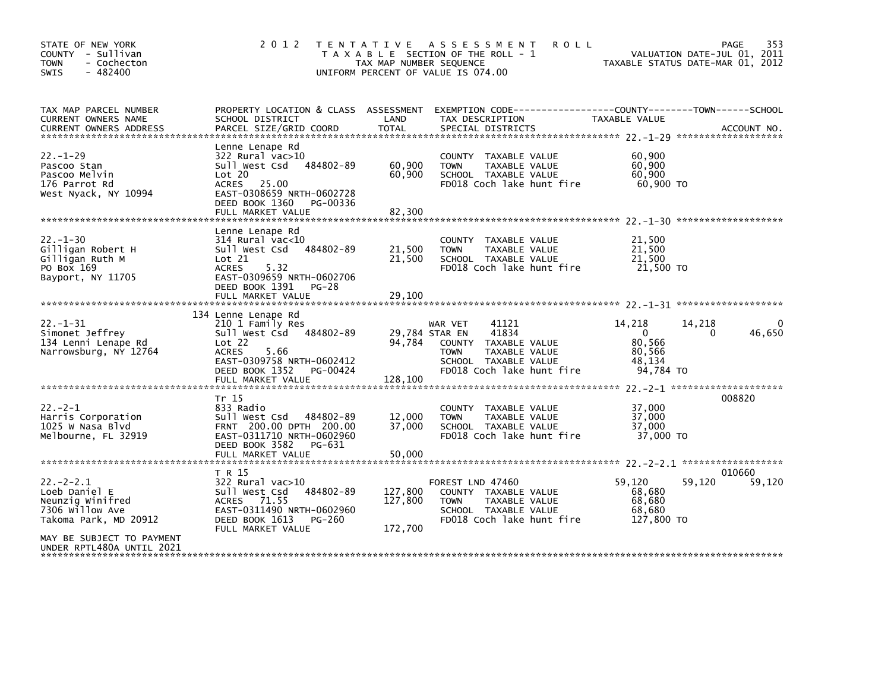STATE OF NEW YORK
COUNTY - Sullivan
TOWN - Cochecton
SWIS - 482400

# 2012 TENTATIVE ASSESSMENT ROLL

TAXABLE SECTION OF THE ROLL - 1
TAX MAP NUMBER SEQUENCE
UNIFORM PERCENT OF VALUE IS 074.00

VALUATION DATE-JUL 01, 2011
TAXABLE STATUS DATE-MAR 01, 2012

| TAX MAP PARCEL NUMBER / CURRENT OWNERS NAME / CURRENT OWNERS ADDRESS | PROPERTY LOCATION & CLASS / SCHOOL DISTRICT / PARCEL SIZE/GRID COORD | ASSESSMENT LAND | TOTAL | EXEMPTION CODE / TAX DESCRIPTION / SPECIAL DISTRICTS | COUNTY TAXABLE VALUE | TOWN | SCHOOL | ACCOUNT NO. |
|---|---|---|---|---|---|---|---|---|
| **22.-1-29** | Lenne Lenape Rd | | | | | | | |
| 22.-1-29 | 322 Rural vac>10 | | | COUNTY TAXABLE VALUE | 60,900 | | | |
| Pascoo Stan | Sull West Csd 484802-89 | 60,900 | | TOWN TAXABLE VALUE | 60,900 | | | |
| Pascoo Melvin | Lot 20 | | 60,900 | SCHOOL TAXABLE VALUE | 60,900 | | | |
| 176 Parrot Rd | ACRES 25.00 | | | FD018 Coch lake hunt fire | 60,900 TO | | | |
| West Nyack, NY 10994 | EAST-0308659 NRTH-0602728 | | | | | | | |
| | DEED BOOK 1360 PG-00336 | | | | | | | |
| | FULL MARKET VALUE | | 82,300 | | | | | |
| **22.-1-30** | Lenne Lenape Rd | | | | | | | |
| 22.-1-30 | 314 Rural vac<10 | | | COUNTY TAXABLE VALUE | 21,500 | | | |
| Gilligan Robert H | Sull West Csd 484802-89 | 21,500 | | TOWN TAXABLE VALUE | 21,500 | | | |
| Gilligan Ruth M | Lot 21 | | 21,500 | SCHOOL TAXABLE VALUE | 21,500 | | | |
| PO Box 169 | ACRES 5.32 | | | FD018 Coch lake hunt fire | 21,500 TO | | | |
| Bayport, NY 11705 | EAST-0309659 NRTH-0602706 | | | | | | | |
| | DEED BOOK 1391 PG-28 | | | | | | | |
| | FULL MARKET VALUE | | 29,100 | | | | | |
| **22.-1-31** | 134 Lenne Lenape Rd | | | | | | | |
| 22.-1-31 | 210 1 Family Res | | | WAR VET 41121 | 14,218 | 14,218 | 0 | |
| Simonet Jeffrey | Sull West Csd 484802-89 | 29,784 | | STAR EN 41834 | 0 | 0 | 46,650 | |
| 134 Lenni Lenape Rd | Lot 22 | | 94,784 | COUNTY TAXABLE VALUE | 80,566 | | | |
| Narrowsburg, NY 12764 | ACRES 5.66 | | | TOWN TAXABLE VALUE | 80,566 | | | |
| | EAST-0309758 NRTH-0602412 | | | SCHOOL TAXABLE VALUE | 48,134 | | | |
| | DEED BOOK 1352 PG-00424 | | | FD018 Coch lake hunt fire | 94,784 TO | | | |
| | FULL MARKET VALUE | | 128,100 | | | | | |
| **22.-2-1** | Tr 15 | | | | | | | 008820 |
| 22.-2-1 | 833 Radio | | | COUNTY TAXABLE VALUE | 37,000 | | | |
| Harris Corporation | Sull West Csd 484802-89 | 12,000 | | TOWN TAXABLE VALUE | 37,000 | | | |
| 1025 W Nasa Blvd | FRNT 200.00 DPTH 200.00 | | 37,000 | SCHOOL TAXABLE VALUE | 37,000 | | | |
| Melbourne, FL 32919 | EAST-0311710 NRTH-0602960 | | | FD018 Coch lake hunt fire | 37,000 TO | | | |
| | DEED BOOK 3582 PG-631 | | | | | | | |
| | FULL MARKET VALUE | | 50,000 | | | | | |
| **22.-2-2.1** | T R 15 | | | | | | | 010660 |
| 22.-2-2.1 | 322 Rural vac>10 | | | FOREST LND 47460 | 59,120 | 59,120 | 59,120 | |
| Loeb Daniel E | Sull West Csd 484802-89 | 127,800 | | COUNTY TAXABLE VALUE | 68,680 | | | |
| Neunzig Winifred | ACRES 71.55 | | 127,800 | TOWN TAXABLE VALUE | 68,680 | | | |
| 7306 Willow Ave | EAST-0311490 NRTH-0602960 | | | SCHOOL TAXABLE VALUE | 68,680 | | | |
| Takoma Park, MD 20912 | DEED BOOK 1613 PG-260 | | | FD018 Coch lake hunt fire | 127,800 TO | | | |
| | FULL MARKET VALUE | | 172,700 | | | | | |
| MAY BE SUBJECT TO PAYMENT UNDER RPTL480A UNTIL 2021 | | | | | | | | |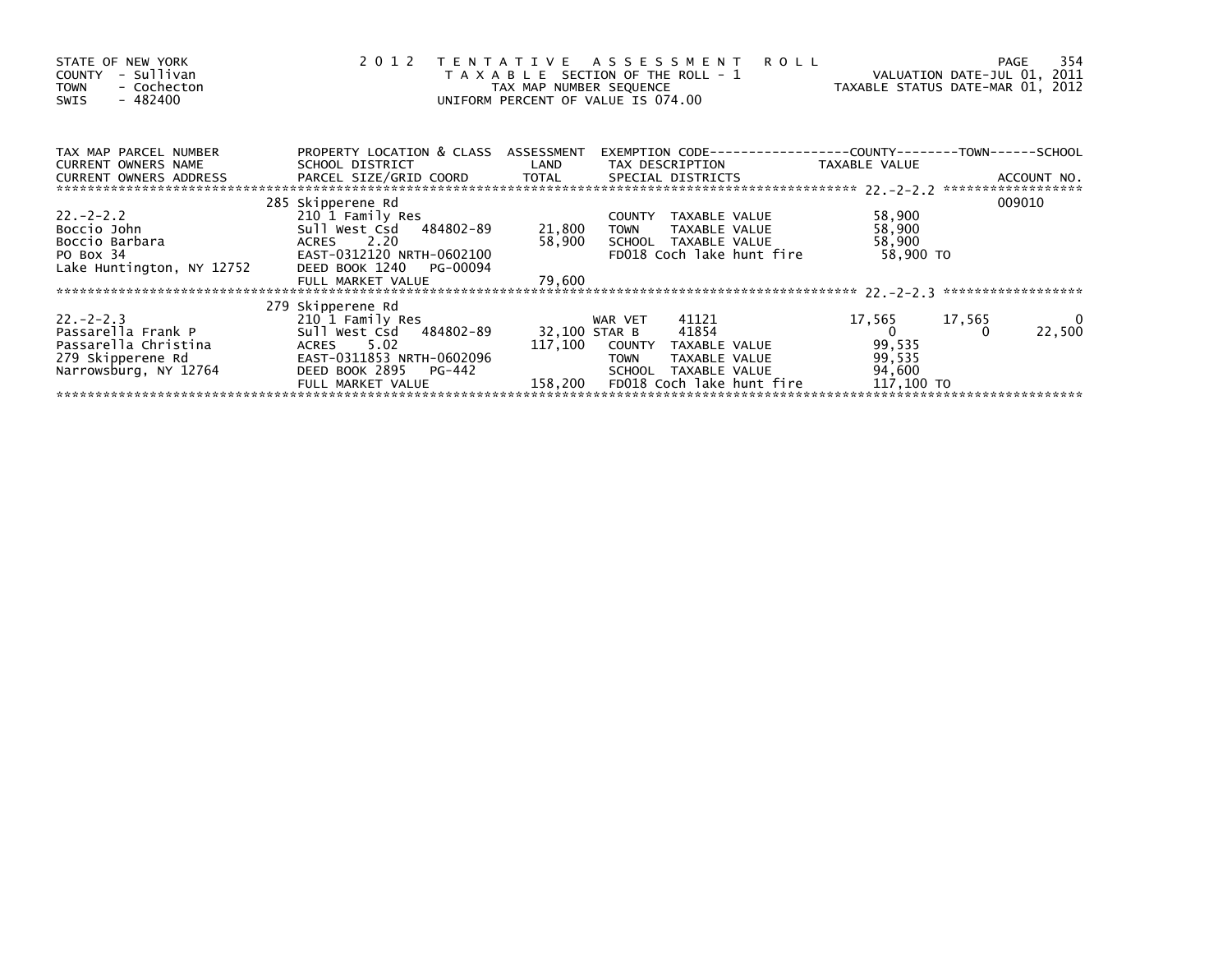STATE OF NEW YORK
COUNTY - Sullivan
TOWN - Cochecton
SWIS - 482400

# 2012 TENTATIVE ASSESSMENT ROLL

TAXABLE SECTION OF THE ROLL - 1
TAX MAP NUMBER SEQUENCE
UNIFORM PERCENT OF VALUE IS 074.00

VALUATION DATE-JUL 01, 2011
TAXABLE STATUS DATE-MAR 01, 2012

| TAX MAP PARCEL NUMBER / CURRENT OWNERS NAME / CURRENT OWNERS ADDRESS | PROPERTY LOCATION & CLASS / SCHOOL DISTRICT / PARCEL SIZE/GRID COORD | ASSESSMENT LAND / TOTAL | EXEMPTION CODE / TAX DESCRIPTION / SPECIAL DISTRICTS | COUNTY TAXABLE VALUE | TOWN | SCHOOL / ACCOUNT NO. |
|---|---|---|---|---|---|---|
| 22.-2-2.2 | 285 Skipperene Rd | | | | | 009010 |
| 22.-2-2.2 | 210 1 Family Res | | COUNTY TAXABLE VALUE | 58,900 | | |
| Boccio John | Sull West Csd 484802-89 | 21,800 | TOWN TAXABLE VALUE | 58,900 | | |
| Boccio Barbara | ACRES 2.20 | 58,900 | SCHOOL TAXABLE VALUE | 58,900 | | |
| PO Box 34 | EAST-0312120 NRTH-0602100 | | FD018 Coch lake hunt fire | 58,900 TO | | |
| Lake Huntington, NY 12752 | DEED BOOK 1240 PG-00094 | | | | | |
| | FULL MARKET VALUE | 79,600 | | | | |
| 22.-2-2.3 | 279 Skipperene Rd | | | | | |
| 22.-2-2.3 | 210 1 Family Res | | WAR VET 41121 | 17,565 | 17,565 | 0 |
| Passarella Frank P | Sull West Csd 484802-89 | 32,100 | STAR B 41854 | 0 | 0 | 22,500 |
| Passarella Christina | ACRES 5.02 | 117,100 | COUNTY TAXABLE VALUE | 99,535 | | |
| 279 Skipperene Rd | EAST-0311853 NRTH-0602096 | | TOWN TAXABLE VALUE | 99,535 | | |
| Narrowsburg, NY 12764 | DEED BOOK 2895 PG-442 | | SCHOOL TAXABLE VALUE | 94,600 | | |
| | FULL MARKET VALUE | 158,200 | FD018 Coch lake hunt fire | 117,100 TO | | |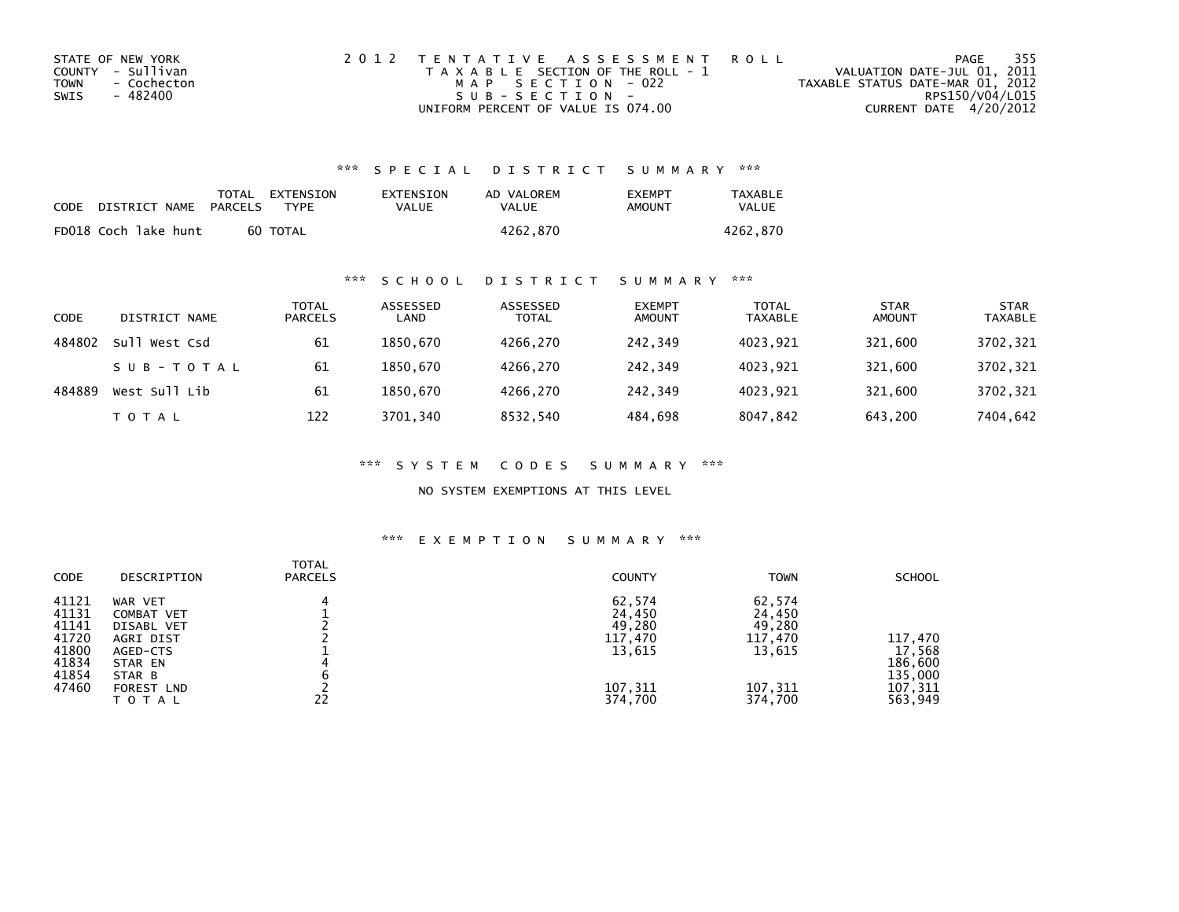STATE OF NEW YORK
COUNTY - Sullivan
TOWN - Cochecton
SWIS - 482400

2 0 1 2 T E N T A T I V E A S S E S S M E N T R O L L
T A X A B L E SECTION OF THE ROLL - 1
M A P S E C T I O N - 022
S U B - S E C T I O N -
UNIFORM PERCENT OF VALUE IS 074.00

VALUATION DATE-JUL 01, 2011
TAXABLE STATUS DATE-MAR 01, 2012
RPS150/V04/L015
CURRENT DATE 4/20/2012

## *** S P E C I A L D I S T R I C T S U M M A R Y ***

| CODE | DISTRICT NAME | TOTAL PARCELS | EXTENSION TYPE | EXTENSION VALUE | AD VALOREM VALUE | EXEMPT AMOUNT | TAXABLE VALUE |
|---|---|---|---|---|---|---|---|
| FD018 | Coch lake hunt | 60 | TOTAL | | 4262,870 | | 4262,870 |

## *** S C H O O L D I S T R I C T S U M M A R Y ***

| CODE | DISTRICT NAME | TOTAL PARCELS | ASSESSED LAND | ASSESSED TOTAL | EXEMPT AMOUNT | TOTAL TAXABLE | STAR AMOUNT | STAR TAXABLE |
|---|---|---|---|---|---|---|---|---|
| 484802 | Sull West Csd | 61 | 1850,670 | 4266,270 | 242,349 | 4023,921 | 321,600 | 3702,321 |
| | S U B - T O T A L | 61 | 1850,670 | 4266,270 | 242,349 | 4023,921 | 321,600 | 3702,321 |
| 484889 | West Sull Lib | 61 | 1850,670 | 4266,270 | 242,349 | 4023,921 | 321,600 | 3702,321 |
| | T O T A L | 122 | 3701,340 | 8532,540 | 484,698 | 8047,842 | 643,200 | 7404,642 |

## *** S Y S T E M C O D E S S U M M A R Y ***

NO SYSTEM EXEMPTIONS AT THIS LEVEL

## *** E X E M P T I O N S U M M A R Y ***

| CODE | DESCRIPTION | TOTAL PARCELS | COUNTY | TOWN | SCHOOL |
|---|---|---|---|---|---|
| 41121 | WAR VET | 4 | 62,574 | 62,574 | |
| 41131 | COMBAT VET | 1 | 24,450 | 24,450 | |
| 41141 | DISABL VET | 2 | 49,280 | 49,280 | |
| 41720 | AGRI DIST | 2 | 117,470 | 117,470 | 117,470 |
| 41800 | AGED-CTS | 1 | 13,615 | 13,615 | 17,568 |
| 41834 | STAR EN | 4 | | | 186,600 |
| 41854 | STAR B | 6 | | | 135,000 |
| 47460 | FOREST LND | 2 | 107,311 | 107,311 | 107,311 |
| | T O T A L | 22 | 374,700 | 374,700 | 563,949 |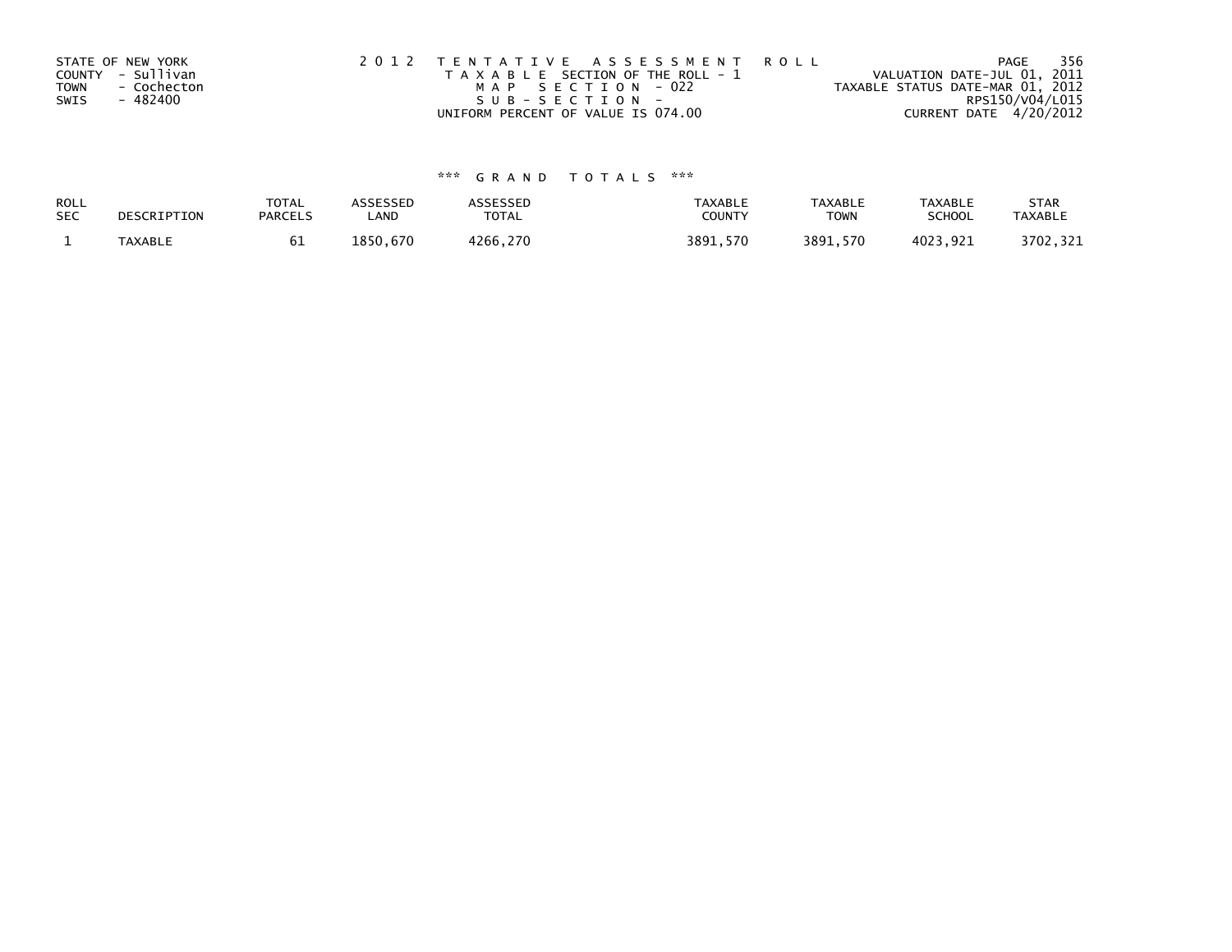STATE OF NEW YORK
COUNTY - Sullivan
TOWN - Cochecton
SWIS - 482400

2 0 1 2 T E N T A T I V E A S S E S S M E N T R O L L
T A X A B L E SECTION OF THE ROLL - 1
M A P S E C T I O N - 022
S U B - S E C T I O N -
UNIFORM PERCENT OF VALUE IS 074.00

VALUATION DATE-JUL 01, 2011
TAXABLE STATUS DATE-MAR 01, 2012
RPS150/V04/L015
CURRENT DATE 4/20/2012

*** G R A N D T O T A L S ***

| ROLL SEC | DESCRIPTION | TOTAL PARCELS | ASSESSED LAND | ASSESSED TOTAL | TAXABLE COUNTY | TAXABLE TOWN | TAXABLE SCHOOL | STAR TAXABLE |
|---|---|---|---|---|---|---|---|---|
| 1 | TAXABLE | 61 | 1850,670 | 4266,270 | 3891,570 | 3891,570 | 4023,921 | 3702,321 |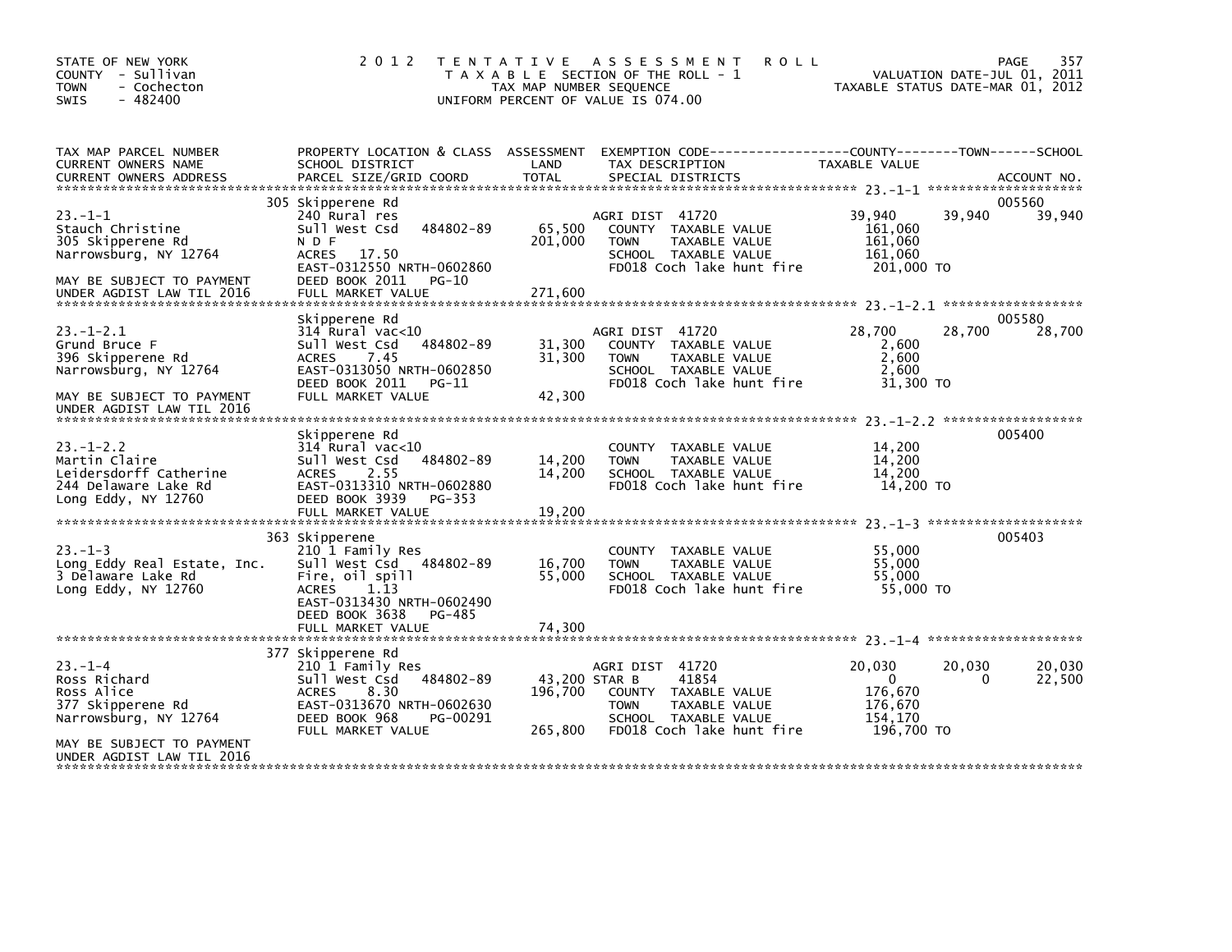STATE OF NEW YORK
COUNTY - Sullivan
TOWN - Cochecton
SWIS - 482400

# 2012 TENTATIVE ASSESSMENT ROLL

TAXABLE SECTION OF THE ROLL - 1
TAX MAP NUMBER SEQUENCE
UNIFORM PERCENT OF VALUE IS 074.00

VALUATION DATE-JUL 01, 2011
TAXABLE STATUS DATE-MAR 01, 2012

| TAX MAP PARCEL NUMBER / CURRENT OWNERS NAME / CURRENT OWNERS ADDRESS | PROPERTY LOCATION & CLASS / SCHOOL DISTRICT / PARCEL SIZE/GRID COORD | ASSESSMENT LAND / TOTAL | EXEMPTION CODE / TAX DESCRIPTION / SPECIAL DISTRICTS | COUNTY TAXABLE VALUE | TOWN | SCHOOL | ACCOUNT NO. |
|---|---|---|---|---|---|---|---|
| 23.-1-1 | 305 Skipperene Rd | | | | | | 005560 |
| Stauch Christine | 240 Rural res | | AGRI DIST 41720 | 39,940 | 39,940 | 39,940 | |
| 305 Skipperene Rd | Sull West Csd 484802-89 | 65,500 | COUNTY TAXABLE VALUE | 161,060 | | | |
| Narrowsburg, NY 12764 | N D F | 201,000 | TOWN TAXABLE VALUE | 161,060 | | | |
| | ACRES 17.50 | | SCHOOL TAXABLE VALUE | 161,060 | | | |
| | EAST-0312550 NRTH-0602860 | | FD018 Coch lake hunt fire | 201,000 TO | | | |
| MAY BE SUBJECT TO PAYMENT | DEED BOOK 2011 PG-10 | | | | | | |
| UNDER AGDIST LAW TIL 2016 | FULL MARKET VALUE | 271,600 | | | | | |
| 23.-1-2.1 | Skipperene Rd | | | | | | 005580 |
| Grund Bruce F | 314 Rural vac<10 | | AGRI DIST 41720 | 28,700 | 28,700 | 28,700 | |
| 396 Skipperene Rd | Sull West Csd 484802-89 | 31,300 | COUNTY TAXABLE VALUE | 2,600 | | | |
| Narrowsburg, NY 12764 | ACRES 7.45 | 31,300 | TOWN TAXABLE VALUE | 2,600 | | | |
| | EAST-0313050 NRTH-0602850 | | SCHOOL TAXABLE VALUE | 2,600 | | | |
| | DEED BOOK 2011 PG-11 | | FD018 Coch lake hunt fire | 31,300 TO | | | |
| MAY BE SUBJECT TO PAYMENT | FULL MARKET VALUE | 42,300 | | | | | |
| UNDER AGDIST LAW TIL 2016 | | | | | | | |
| 23.-1-2.2 | Skipperene Rd | | | | | | 005400 |
| Martin Claire | 314 Rural vac<10 | | COUNTY TAXABLE VALUE | 14,200 | | | |
| Leidersdorff Catherine | Sull West Csd 484802-89 | 14,200 | TOWN TAXABLE VALUE | 14,200 | | | |
| 244 Delaware Lake Rd | ACRES 2.55 | 14,200 | SCHOOL TAXABLE VALUE | 14,200 | | | |
| Long Eddy, NY 12760 | EAST-0313310 NRTH-0602880 | | FD018 Coch lake hunt fire | 14,200 TO | | | |
| | DEED BOOK 3939 PG-353 | | | | | | |
| | FULL MARKET VALUE | 19,200 | | | | | |
| 23.-1-3 | 363 Skipperene | | | | | | 005403 |
| Long Eddy Real Estate, Inc. | 210 1 Family Res | | COUNTY TAXABLE VALUE | 55,000 | | | |
| 3 Delaware Lake Rd | Sull West Csd 484802-89 | 16,700 | TOWN TAXABLE VALUE | 55,000 | | | |
| Long Eddy, NY 12760 | Fire, oil spill | 55,000 | SCHOOL TAXABLE VALUE | 55,000 | | | |
| | ACRES 1.13 | | FD018 Coch lake hunt fire | 55,000 TO | | | |
| | EAST-0313430 NRTH-0602490 | | | | | | |
| | DEED BOOK 3638 PG-485 | | | | | | |
| | FULL MARKET VALUE | 74,300 | | | | | |
| 23.-1-4 | 377 Skipperene Rd | | | | | | |
| Ross Richard | 210 1 Family Res | | AGRI DIST 41720 | 20,030 | 20,030 | 20,030 | |
| Ross Alice | Sull West Csd 484802-89 | 43,200 | STAR B 41854 | 0 | 0 | 22,500 | |
| 377 Skipperene Rd | ACRES 8.30 | 196,700 | COUNTY TAXABLE VALUE | 176,670 | | | |
| Narrowsburg, NY 12764 | EAST-0313670 NRTH-0602630 | | TOWN TAXABLE VALUE | 176,670 | | | |
| | DEED BOOK 968 PG-00291 | | SCHOOL TAXABLE VALUE | 154,170 | | | |
| | FULL MARKET VALUE | 265,800 | FD018 Coch lake hunt fire | 196,700 TO | | | |
| MAY BE SUBJECT TO PAYMENT | | | | | | | |
| UNDER AGDIST LAW TIL 2016 | | | | | | | |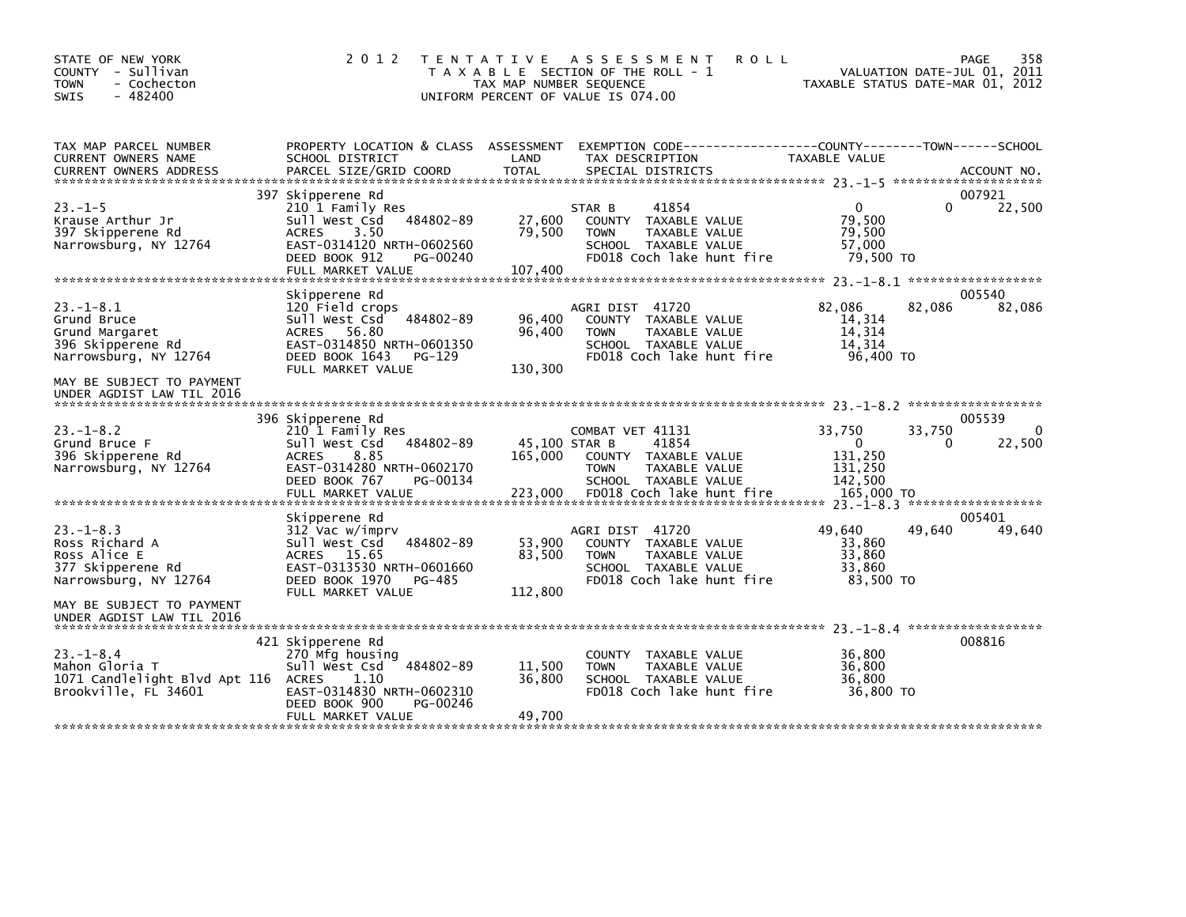STATE OF NEW YORK
COUNTY - Sullivan
TOWN - Cochecton
SWIS - 482400

# 2012 TENTATIVE ASSESSMENT ROLL

TAXABLE SECTION OF THE ROLL - 1
TAX MAP NUMBER SEQUENCE
UNIFORM PERCENT OF VALUE IS 074.00

VALUATION DATE-JUL 01, 2011
TAXABLE STATUS DATE-MAR 01, 2012

| TAX MAP PARCEL NUMBER / CURRENT OWNERS NAME / CURRENT OWNERS ADDRESS | PROPERTY LOCATION & CLASS / SCHOOL DISTRICT / PARCEL SIZE/GRID COORD | ASSESSMENT LAND / TOTAL | EXEMPTION CODE / TAX DESCRIPTION / SPECIAL DISTRICTS | COUNTY | TOWN | SCHOOL | ACCOUNT NO. |
|---|---|---|---|---|---|---|---|
| 23.-1-5 | 397 Skipperene Rd | | | | | | 007921 |
| Krause Arthur Jr | 210 1 Family Res | | STAR B 41854 | 0 | 0 | 22,500 | |
| 397 Skipperene Rd | Sull West Csd 484802-89 | 27,600 | COUNTY TAXABLE VALUE | 79,500 | | | |
| Narrowsburg, NY 12764 | ACRES 3.50 | 79,500 | TOWN TAXABLE VALUE | | 79,500 | | |
| | EAST-0314120 NRTH-0602560 | | SCHOOL TAXABLE VALUE | | | 57,000 | |
| | DEED BOOK 912 PG-00240 | | FD018 Coch lake hunt fire | 79,500 TO | | | |
| | FULL MARKET VALUE | 107,400 | | | | | |
| 23.-1-8.1 | Skipperene Rd | | | | | | 005540 |
| Grund Bruce | 120 Field crops | | AGRI DIST 41720 | 82,086 | 82,086 | 82,086 | |
| Grund Margaret | Sull West Csd 484802-89 | 96,400 | COUNTY TAXABLE VALUE | 14,314 | | | |
| 396 Skipperene Rd | ACRES 56.80 | 96,400 | TOWN TAXABLE VALUE | | 14,314 | | |
| Narrowsburg, NY 12764 | EAST-0314850 NRTH-0601350 | | SCHOOL TAXABLE VALUE | | | 14,314 | |
| | DEED BOOK 1643 PG-129 | | FD018 Coch lake hunt fire | 96,400 TO | | | |
| | FULL MARKET VALUE | 130,300 | | | | | |
| MAY BE SUBJECT TO PAYMENT UNDER AGDIST LAW TIL 2016 | | | | | | | |
| 23.-1-8.2 | 396 Skipperene Rd | | | | | | 005539 |
| Grund Bruce F | 210 1 Family Res | | COMBAT VET 41131 | 33,750 | 33,750 | 0 | |
| 396 Skipperene Rd | Sull West Csd 484802-89 | 45,100 | STAR B 41854 | 0 | 0 | 22,500 | |
| Narrowsburg, NY 12764 | ACRES 8.85 | 165,000 | COUNTY TAXABLE VALUE | 131,250 | | | |
| | EAST-0314280 NRTH-0602170 | | TOWN TAXABLE VALUE | | 131,250 | | |
| | DEED BOOK 767 PG-00134 | | SCHOOL TAXABLE VALUE | | | 142,500 | |
| | FULL MARKET VALUE | 223,000 | FD018 Coch lake hunt fire | 165,000 TO | | | |
| 23.-1-8.3 | Skipperene Rd | | | | | | 005401 |
| Ross Richard A | 312 Vac w/imprv | | AGRI DIST 41720 | 49,640 | 49,640 | 49,640 | |
| Ross Alice E | Sull West Csd 484802-89 | 53,900 | COUNTY TAXABLE VALUE | 33,860 | | | |
| 377 Skipperene Rd | ACRES 15.65 | 83,500 | TOWN TAXABLE VALUE | | 33,860 | | |
| Narrowsburg, NY 12764 | EAST-0313530 NRTH-0601660 | | SCHOOL TAXABLE VALUE | | | 33,860 | |
| | DEED BOOK 1970 PG-485 | | FD018 Coch lake hunt fire | 83,500 TO | | | |
| | FULL MARKET VALUE | 112,800 | | | | | |
| MAY BE SUBJECT TO PAYMENT UNDER AGDIST LAW TIL 2016 | | | | | | | |
| 23.-1-8.4 | 421 Skipperene Rd | | | | | | 008816 |
| Mahon Gloria T | 270 Mfg housing | | COUNTY TAXABLE VALUE | 36,800 | | | |
| 1071 Candlelight Blvd Apt 116 | Sull West Csd 484802-89 | 11,500 | TOWN TAXABLE VALUE | | 36,800 | | |
| Brookville, FL 34601 | ACRES 1.10 | 36,800 | SCHOOL TAXABLE VALUE | | | 36,800 | |
| | EAST-0314830 NRTH-0602310 | | FD018 Coch lake hunt fire | 36,800 TO | | | |
| | DEED BOOK 900 PG-00246 | | | | | | |
| | FULL MARKET VALUE | 49,700 | | | | | |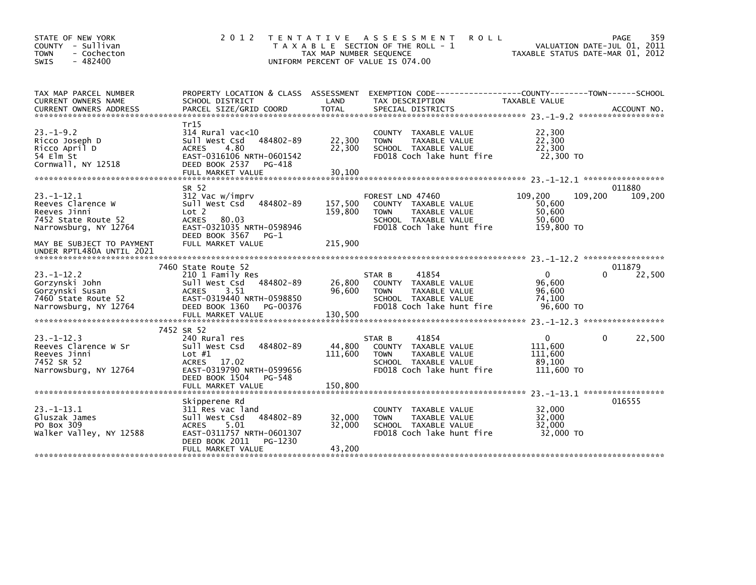STATE OF NEW YORK
COUNTY - Sullivan
TOWN - Cochecton
SWIS - 482400

# 2012 TENTATIVE ASSESSMENT ROLL

TAXABLE SECTION OF THE ROLL - 1
TAX MAP NUMBER SEQUENCE
UNIFORM PERCENT OF VALUE IS 074.00

VALUATION DATE-JUL 01, 2011
TAXABLE STATUS DATE-MAR 01, 2012

| TAX MAP PARCEL NUMBER / CURRENT OWNERS NAME / CURRENT OWNERS ADDRESS | PROPERTY LOCATION & CLASS / SCHOOL DISTRICT / PARCEL SIZE/GRID COORD | ASSESSMENT LAND / TOTAL | EXEMPTION CODE / TAX DESCRIPTION / SPECIAL DISTRICTS | COUNTY TAXABLE VALUE | TOWN | SCHOOL | ACCOUNT NO. |
|---|---|---|---|---|---|---|---|
| 23.-1-9.2 | Tr15 | | | | | | |
| | 314 Rural vac<10 | | COUNTY TAXABLE VALUE | 22,300 | | | |
| Ricco Joseph D | Sull West Csd 484802-89 | 22,300 | TOWN TAXABLE VALUE | 22,300 | | | |
| Ricco April D | ACRES 4.80 | 22,300 | SCHOOL TAXABLE VALUE | 22,300 | | | |
| 54 Elm St | EAST-0316106 NRTH-0601542 | | FD018 Coch lake hunt fire | 22,300 TO | | | |
| Cornwall, NY 12518 | DEED BOOK 2537 PG-418 | | | | | | |
| | FULL MARKET VALUE | 30,100 | | | | | |
| 23.-1-12.1 | SR 52 | | | | | | 011880 |
| | 312 Vac w/imprv | | FOREST LND 47460 | 109,200 | 109,200 | 109,200 | |
| Reeves Clarence W | Sull West Csd 484802-89 | 157,500 | COUNTY TAXABLE VALUE | 50,600 | | | |
| Reeves Jinni | Lot 2 | 159,800 | TOWN TAXABLE VALUE | 50,600 | | | |
| 7452 State Route 52 | ACRES 80.03 | | SCHOOL TAXABLE VALUE | 50,600 | | | |
| Narrowsburg, NY 12764 | EAST-0321035 NRTH-0598946 | | FD018 Coch lake hunt fire | 159,800 TO | | | |
| | DEED BOOK 3567 PG-1 | | | | | | |
| MAY BE SUBJECT TO PAYMENT UNDER RPTL480A UNTIL 2021 | FULL MARKET VALUE | 215,900 | | | | | |
| 23.-1-12.2 | 7460 State Route 52 | | | | | | 011879 |
| | 210 1 Family Res | | STAR B 41854 | 0 | 0 | 22,500 | |
| Gorzynski John | Sull West Csd 484802-89 | 26,800 | COUNTY TAXABLE VALUE | 96,600 | | | |
| Gorzynski Susan | ACRES 3.51 | 96,600 | TOWN TAXABLE VALUE | 96,600 | | | |
| 7460 State Route 52 | EAST-0319440 NRTH-0598850 | | SCHOOL TAXABLE VALUE | 74,100 | | | |
| Narrowsburg, NY 12764 | DEED BOOK 1360 PG-00376 | | FD018 Coch lake hunt fire | 96,600 TO | | | |
| | FULL MARKET VALUE | 130,500 | | | | | |
| 23.-1-12.3 | 7452 SR 52 | | | | | | |
| | 240 Rural res | | STAR B 41854 | 0 | 0 | 22,500 | |
| Reeves Clarence W Sr | Sull West Csd 484802-89 | 44,800 | COUNTY TAXABLE VALUE | 111,600 | | | |
| Reeves Jinni | Lot #1 | 111,600 | TOWN TAXABLE VALUE | 111,600 | | | |
| 7452 SR 52 | ACRES 17.02 | | SCHOOL TAXABLE VALUE | 89,100 | | | |
| Narrowsburg, NY 12764 | EAST-0319790 NRTH-0599656 | | FD018 Coch lake hunt fire | 111,600 TO | | | |
| | DEED BOOK 1504 PG-548 | | | | | | |
| | FULL MARKET VALUE | 150,800 | | | | | |
| 23.-1-13.1 | Skipperene Rd | | | | | | 016555 |
| | 311 Res vac land | | COUNTY TAXABLE VALUE | 32,000 | | | |
| Gluszak James | Sull West Csd 484802-89 | 32,000 | TOWN TAXABLE VALUE | 32,000 | | | |
| PO Box 309 | ACRES 5.01 | 32,000 | SCHOOL TAXABLE VALUE | 32,000 | | | |
| Walker Valley, NY 12588 | EAST-0311757 NRTH-0601307 | | FD018 Coch lake hunt fire | 32,000 TO | | | |
| | DEED BOOK 2011 PG-1230 | | | | | | |
| | FULL MARKET VALUE | 43,200 | | | | | |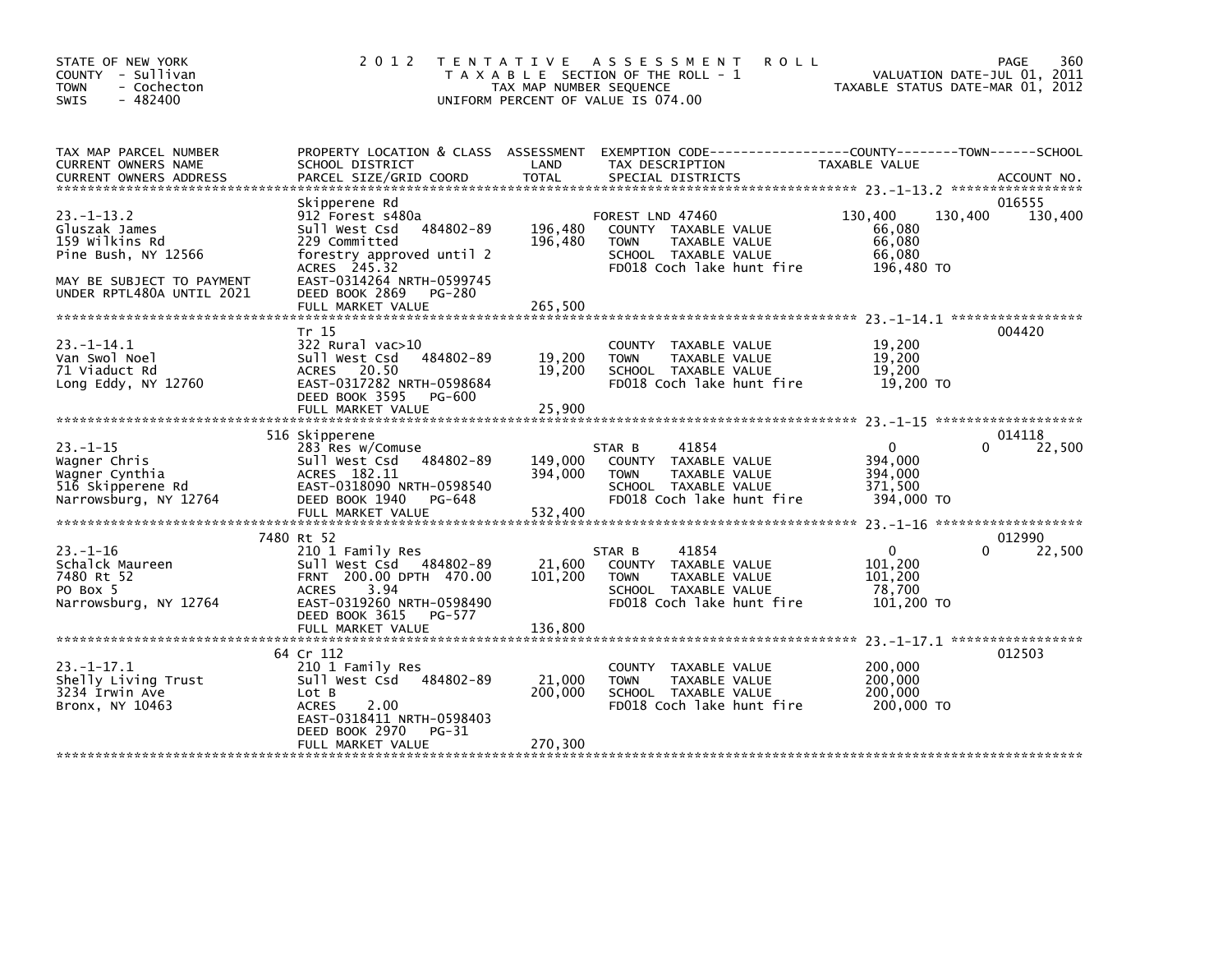STATE OF NEW YORK
COUNTY - Sullivan
TOWN - Cochecton
SWIS - 482400

# 2012 TENTATIVE ASSESSMENT ROLL

TAXABLE SECTION OF THE ROLL - 1
TAX MAP NUMBER SEQUENCE
UNIFORM PERCENT OF VALUE IS 074.00

VALUATION DATE-JUL 01, 2011
TAXABLE STATUS DATE-MAR 01, 2012

| TAX MAP PARCEL NUMBER / CURRENT OWNERS NAME / CURRENT OWNERS ADDRESS | PROPERTY LOCATION & CLASS / SCHOOL DISTRICT / PARCEL SIZE/GRID COORD | ASSESSMENT LAND / TOTAL | EXEMPTION CODE / TAX DESCRIPTION / SPECIAL DISTRICTS | COUNTY TAXABLE VALUE | TOWN | SCHOOL | ACCOUNT NO. |
|---|---|---|---|---|---|---|---|
| 23.-1-13.2 | Skipperene Rd | | | | | | 016555 |
| 23.-1-13.2 | 912 Forest s480a | | FOREST LND 47460 | 130,400 | 130,400 | 130,400 | |
| Gluszak James | Sull West Csd 484802-89 | 196,480 | COUNTY TAXABLE VALUE | 66,080 | | | |
| 159 Wilkins Rd | 229 Committed | 196,480 | TOWN TAXABLE VALUE | 66,080 | | | |
| Pine Bush, NY 12566 | forestry approved until 2 | | SCHOOL TAXABLE VALUE | 66,080 | | | |
| | ACRES 245.32 | | FD018 Coch lake hunt fire | 196,480 TO | | | |
| MAY BE SUBJECT TO PAYMENT | EAST-0314264 NRTH-0599745 | | | | | | |
| UNDER RPTL480A UNTIL 2021 | DEED BOOK 2869 PG-280 | | | | | | |
| | FULL MARKET VALUE | 265,500 | | | | | |
| 23.-1-14.1 | Tr 15 | | | | | | 004420 |
| 23.-1-14.1 | 322 Rural vac>10 | | COUNTY TAXABLE VALUE | 19,200 | | | |
| Van Swol Noel | Sull West Csd 484802-89 | 19,200 | TOWN TAXABLE VALUE | 19,200 | | | |
| 71 Viaduct Rd | ACRES 20.50 | 19,200 | SCHOOL TAXABLE VALUE | 19,200 | | | |
| Long Eddy, NY 12760 | EAST-0317282 NRTH-0598684 | | FD018 Coch lake hunt fire | 19,200 TO | | | |
| | DEED BOOK 3595 PG-600 | | | | | | |
| | FULL MARKET VALUE | 25,900 | | | | | |
| 23.-1-15 | 516 Skipperene | | | | | | 014118 |
| 23.-1-15 | 283 Res w/Comuse | | STAR B 41854 | 0 | 0 | 22,500 | |
| Wagner Chris | Sull West Csd 484802-89 | 149,000 | COUNTY TAXABLE VALUE | 394,000 | | | |
| Wagner Cynthia | ACRES 182.11 | 394,000 | TOWN TAXABLE VALUE | 394,000 | | | |
| 516 Skipperene Rd | EAST-0318090 NRTH-0598540 | | SCHOOL TAXABLE VALUE | 371,500 | | | |
| Narrowsburg, NY 12764 | DEED BOOK 1940 PG-648 | | FD018 Coch lake hunt fire | 394,000 TO | | | |
| | FULL MARKET VALUE | 532,400 | | | | | |
| 23.-1-16 | 7480 Rt 52 | | | | | | 012990 |
| 23.-1-16 | 210 1 Family Res | | STAR B 41854 | 0 | 0 | 22,500 | |
| Schalck Maureen | Sull West Csd 484802-89 | 21,600 | COUNTY TAXABLE VALUE | 101,200 | | | |
| 7480 Rt 52 | FRNT 200.00 DPTH 470.00 | 101,200 | TOWN TAXABLE VALUE | 101,200 | | | |
| PO Box 5 | ACRES 3.94 | | SCHOOL TAXABLE VALUE | 78,700 | | | |
| Narrowsburg, NY 12764 | EAST-0319260 NRTH-0598490 | | FD018 Coch lake hunt fire | 101,200 TO | | | |
| | DEED BOOK 3615 PG-577 | | | | | | |
| | FULL MARKET VALUE | 136,800 | | | | | |
| 23.-1-17.1 | 64 Cr 112 | | | | | | 012503 |
| 23.-1-17.1 | 210 1 Family Res | | COUNTY TAXABLE VALUE | 200,000 | | | |
| Shelly Living Trust | Sull West Csd 484802-89 | 21,000 | TOWN TAXABLE VALUE | 200,000 | | | |
| 3234 Irwin Ave | Lot B | 200,000 | SCHOOL TAXABLE VALUE | 200,000 | | | |
| Bronx, NY 10463 | ACRES 2.00 | | FD018 Coch lake hunt fire | 200,000 TO | | | |
| | EAST-0318411 NRTH-0598403 | | | | | | |
| | DEED BOOK 2970 PG-31 | | | | | | |
| | FULL MARKET VALUE | 270,300 | | | | | |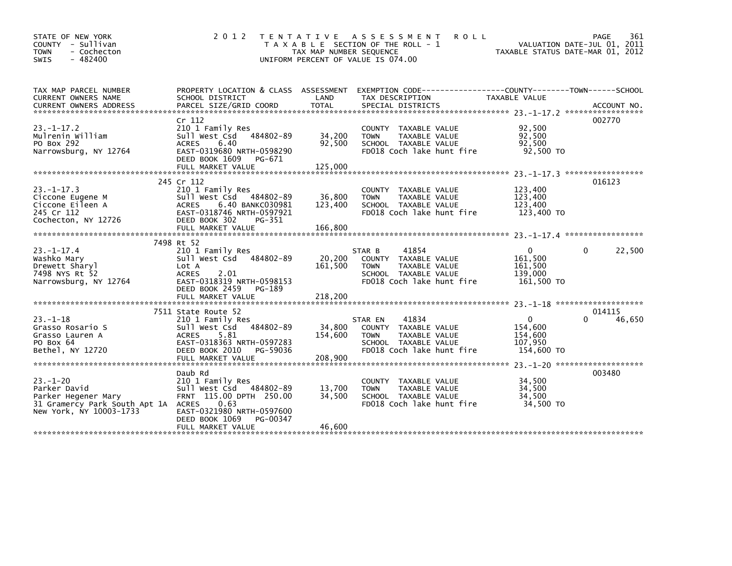STATE OF NEW YORK
COUNTY - Sullivan
TOWN - Cochecton
SWIS - 482400

# 2012 TENTATIVE ASSESSMENT ROLL

TAXABLE SECTION OF THE ROLL - 1
TAX MAP NUMBER SEQUENCE
UNIFORM PERCENT OF VALUE IS 074.00

VALUATION DATE-JUL 01, 2011
TAXABLE STATUS DATE-MAR 01, 2012

| TAX MAP PARCEL NUMBER / CURRENT OWNERS NAME / CURRENT OWNERS ADDRESS | PROPERTY LOCATION & CLASS / SCHOOL DISTRICT / PARCEL SIZE/GRID COORD | ASSESSMENT LAND / TOTAL | EXEMPTION CODE / TAX DESCRIPTION / SPECIAL DISTRICTS | COUNTY / TOWN / SCHOOL TAXABLE VALUE | ACCOUNT NO. |
|---|---|---|---|---|---|
| 23.-1-17.2 | Cr 112 | | | | 002770 |
| Mulrenin William | 210 1 Family Res | | COUNTY TAXABLE VALUE | 92,500 | |
| PO Box 292 | Sull West Csd 484802-89 | 34,200 | TOWN TAXABLE VALUE | 92,500 | |
| Narrowsburg, NY 12764 | ACRES 6.40 | 92,500 | SCHOOL TAXABLE VALUE | 92,500 | |
| | EAST-0319680 NRTH-0598290 | | FD018 Coch lake hunt fire | 92,500 TO | |
| | DEED BOOK 1609 PG-671 | | | | |
| | FULL MARKET VALUE | 125,000 | | | |
| 23.-1-17.3 | 245 Cr 112 | | | | 016123 |
| Ciccone Eugene M | 210 1 Family Res | | COUNTY TAXABLE VALUE | 123,400 | |
| Ciccone Eileen A | Sull West Csd 484802-89 | 36,800 | TOWN TAXABLE VALUE | 123,400 | |
| 245 Cr 112 | ACRES 6.40 BANKC030981 | 123,400 | SCHOOL TAXABLE VALUE | 123,400 | |
| Cochecton, NY 12726 | EAST-0318746 NRTH-0597921 | | FD018 Coch lake hunt fire | 123,400 TO | |
| | DEED BOOK 302 PG-351 | | | | |
| | FULL MARKET VALUE | 166,800 | | | |
| 23.-1-17.4 | 7498 Rt 52 | | | | |
| Washko Mary | 210 1 Family Res | | STAR B 41854 | 0 / 0 / 22,500 | |
| Drewett Sharyl | Sull West Csd 484802-89 | 20,200 | COUNTY TAXABLE VALUE | 161,500 | |
| 7498 NYS Rt 52 | Lot A | 161,500 | TOWN TAXABLE VALUE | 161,500 | |
| Narrowsburg, NY 12764 | ACRES 2.01 | | SCHOOL TAXABLE VALUE | 139,000 | |
| | EAST-0318319 NRTH-0598153 | | FD018 Coch lake hunt fire | 161,500 TO | |
| | DEED BOOK 2459 PG-189 | | | | |
| | FULL MARKET VALUE | 218,200 | | | |
| 23.-1-18 | 7511 State Route 52 | | | | 014115 |
| Grasso Rosario S | 210 1 Family Res | | STAR EN 41834 | 0 / 0 / 46,650 | |
| Grasso Lauren A | Sull West Csd 484802-89 | 34,800 | COUNTY TAXABLE VALUE | 154,600 | |
| PO Box 64 | ACRES 5.81 | 154,600 | TOWN TAXABLE VALUE | 154,600 | |
| Bethel, NY 12720 | EAST-0318363 NRTH-0597283 | | SCHOOL TAXABLE VALUE | 107,950 | |
| | DEED BOOK 2010 PG-59036 | | FD018 Coch lake hunt fire | 154,600 TO | |
| | FULL MARKET VALUE | 208,900 | | | |
| 23.-1-20 | Daub Rd | | | | 003480 |
| Parker David | 210 1 Family Res | | COUNTY TAXABLE VALUE | 34,500 | |
| Parker Hegener Mary | Sull West Csd 484802-89 | 13,700 | TOWN TAXABLE VALUE | 34,500 | |
| 31 Gramercy Park South Apt 1A | FRNT 115.00 DPTH 250.00 | 34,500 | SCHOOL TAXABLE VALUE | 34,500 | |
| New York, NY 10003-1733 | ACRES 0.63 | | FD018 Coch lake hunt fire | 34,500 TO | |
| | EAST-0321980 NRTH-0597600 | | | | |
| | DEED BOOK 1069 PG-00347 | | | | |
| | FULL MARKET VALUE | 46,600 | | | |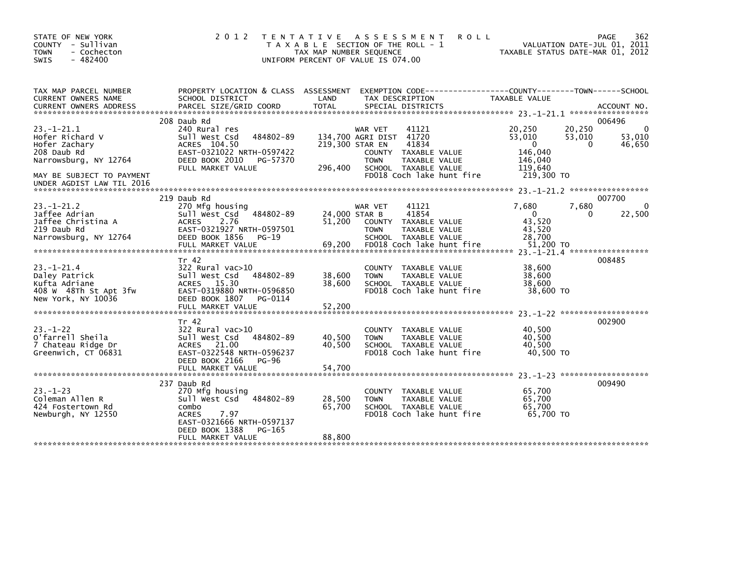STATE OF NEW YORK
COUNTY - Sullivan
TOWN - Cochecton
SWIS - 482400

2012 TENTATIVE ASSESSMENT ROLL
TAXABLE SECTION OF THE ROLL - 1
TAX MAP NUMBER SEQUENCE
UNIFORM PERCENT OF VALUE IS 074.00

VALUATION DATE-JUL 01, 2011
TAXABLE STATUS DATE-MAR 01, 2012

| TAX MAP PARCEL NUMBER / CURRENT OWNERS NAME / CURRENT OWNERS ADDRESS | PROPERTY LOCATION & CLASS / SCHOOL DISTRICT / PARCEL SIZE/GRID COORD | ASSESSMENT LAND / TOTAL | EXEMPTION CODE / TAX DESCRIPTION / SPECIAL DISTRICTS | COUNTY TAXABLE VALUE | TOWN | SCHOOL | ACCOUNT NO. |
|---|---|---|---|---|---|---|---|
| 23.-1-21.1 | 208 Daub Rd | | | | | | 006496 |
| | 240 Rural res | | WAR VET 41121 | 20,250 | 20,250 | 0 | |
| Hofer Richard V | Sull West Csd 484802-89 | 134,700 | AGRI DIST 41720 | 53,010 | 53,010 | 53,010 | |
| Hofer Zachary | ACRES 104.50 | 219,300 | STAR EN 41834 | 0 | 0 | 46,650 | |
| 208 Daub Rd | EAST-0321022 NRTH-0597422 | | COUNTY TAXABLE VALUE | 146,040 | | | |
| Narrowsburg, NY 12764 | DEED BOOK 2010 PG-57370 | | TOWN TAXABLE VALUE | 146,040 | | | |
| | FULL MARKET VALUE | 296,400 | SCHOOL TAXABLE VALUE | 119,640 | | | |
| MAY BE SUBJECT TO PAYMENT UNDER AGDIST LAW TIL 2016 | | | FD018 Coch lake hunt fire | 219,300 TO | | | |
| 23.-1-21.2 | 219 Daub Rd | | | | | | 007700 |
| | 270 Mfg housing | | WAR VET 41121 | 7,680 | 7,680 | 0 | |
| Jaffee Adrian | Sull West Csd 484802-89 | 24,000 | STAR B 41854 | 0 | 0 | 22,500 | |
| Jaffee Christina A | ACRES 2.76 | 51,200 | COUNTY TAXABLE VALUE | 43,520 | | | |
| 219 Daub Rd | EAST-0321927 NRTH-0597501 | | TOWN TAXABLE VALUE | 43,520 | | | |
| Narrowsburg, NY 12764 | DEED BOOK 1856 PG-19 | | SCHOOL TAXABLE VALUE | 28,700 | | | |
| | FULL MARKET VALUE | 69,200 | FD018 Coch lake hunt fire | 51,200 TO | | | |
| 23.-1-21.4 | Tr 42 | | | | | | 008485 |
| | 322 Rural vac>10 | | COUNTY TAXABLE VALUE | 38,600 | | | |
| Daley Patrick | Sull West Csd 484802-89 | 38,600 | TOWN TAXABLE VALUE | 38,600 | | | |
| Kufta Adriane | ACRES 15.30 | 38,600 | SCHOOL TAXABLE VALUE | 38,600 | | | |
| 408 W 48Th St Apt 3fw | EAST-0319880 NRTH-0596850 | | FD018 Coch lake hunt fire | 38,600 TO | | | |
| New York, NY 10036 | DEED BOOK 1807 PG-0114 | | | | | | |
| | FULL MARKET VALUE | 52,200 | | | | | |
| 23.-1-22 | Tr 42 | | | | | | 002900 |
| | 322 Rural vac>10 | | COUNTY TAXABLE VALUE | 40,500 | | | |
| O'farrell Sheila | Sull West Csd 484802-89 | 40,500 | TOWN TAXABLE VALUE | 40,500 | | | |
| 7 Chateau Ridge Dr | ACRES 21.00 | 40,500 | SCHOOL TAXABLE VALUE | 40,500 | | | |
| Greenwich, CT 06831 | EAST-0322548 NRTH-0596237 | | FD018 Coch lake hunt fire | 40,500 TO | | | |
| | DEED BOOK 2166 PG-96 | | | | | | |
| | FULL MARKET VALUE | 54,700 | | | | | |
| 23.-1-23 | 237 Daub Rd | | | | | | 009490 |
| | 270 Mfg housing | | COUNTY TAXABLE VALUE | 65,700 | | | |
| Coleman Allen R | Sull West Csd 484802-89 | 28,500 | TOWN TAXABLE VALUE | 65,700 | | | |
| 424 Fostertown Rd | combo | 65,700 | SCHOOL TAXABLE VALUE | 65,700 | | | |
| Newburgh, NY 12550 | ACRES 7.97 | | FD018 Coch lake hunt fire | 65,700 TO | | | |
| | EAST-0321666 NRTH-0597137 | | | | | | |
| | DEED BOOK 1388 PG-165 | | | | | | |
| | FULL MARKET VALUE | 88,800 | | | | | |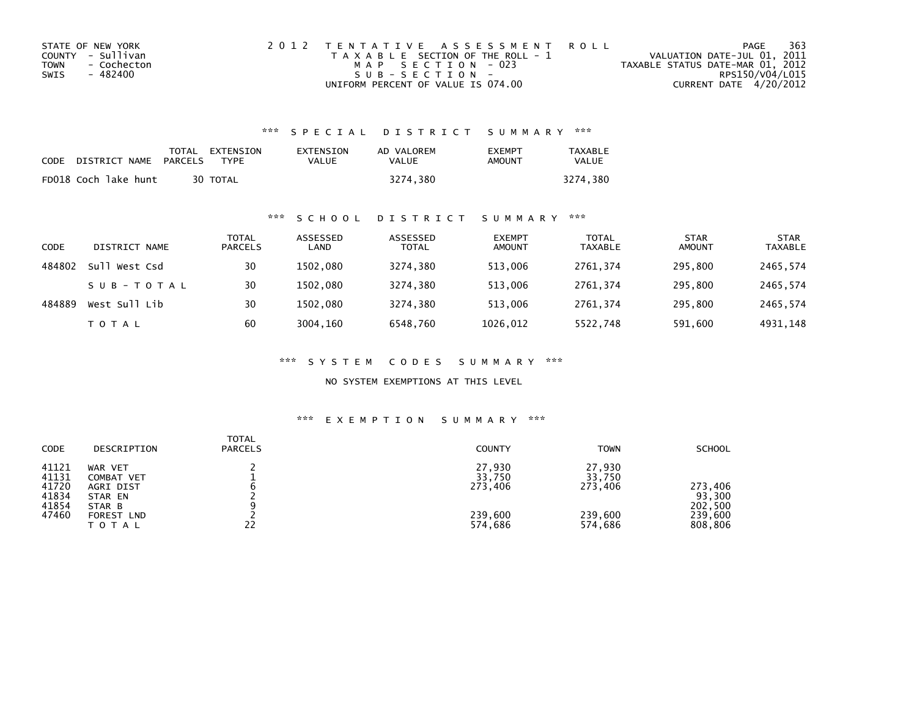STATE OF NEW YORK
COUNTY - Sullivan
TOWN - Cochecton
SWIS - 482400

2012 TENTATIVE ASSESSMENT ROLL
TAXABLE SECTION OF THE ROLL - 1
MAP SECTION - 023
SUB-SECTION -
UNIFORM PERCENT OF VALUE IS 074.00

VALUATION DATE-JUL 01, 2011
TAXABLE STATUS DATE-MAR 01, 2012
RPS150/V04/L015
CURRENT DATE 4/20/2012

### *** SPECIAL DISTRICT SUMMARY ***

| CODE | DISTRICT NAME | TOTAL PARCELS | EXTENSION TYPE | EXTENSION VALUE | AD VALOREM VALUE | EXEMPT AMOUNT | TAXABLE VALUE |
|---|---|---|---|---|---|---|---|
| FD018 | Coch lake hunt | 30 | TOTAL | | 3274,380 | | 3274,380 |

### *** SCHOOL DISTRICT SUMMARY ***

| CODE | DISTRICT NAME | TOTAL PARCELS | ASSESSED LAND | ASSESSED TOTAL | EXEMPT AMOUNT | TOTAL TAXABLE | STAR AMOUNT | STAR TAXABLE |
|---|---|---|---|---|---|---|---|---|
| 484802 | Sull West Csd | 30 | 1502,080 | 3274,380 | 513,006 | 2761,374 | 295,800 | 2465,574 |
| | SUB-TOTAL | 30 | 1502,080 | 3274,380 | 513,006 | 2761,374 | 295,800 | 2465,574 |
| 484889 | West Sull Lib | 30 | 1502,080 | 3274,380 | 513,006 | 2761,374 | 295,800 | 2465,574 |
| | TOTAL | 60 | 3004,160 | 6548,760 | 1026,012 | 5522,748 | 591,600 | 4931,148 |

### *** SYSTEM CODES SUMMARY ***

NO SYSTEM EXEMPTIONS AT THIS LEVEL

### *** EXEMPTION SUMMARY ***

| CODE | DESCRIPTION | TOTAL PARCELS | COUNTY | TOWN | SCHOOL |
|---|---|---|---|---|---|
| 41121 | WAR VET | 2 | 27,930 | 27,930 | |
| 41131 | COMBAT VET | 1 | 33,750 | 33,750 | |
| 41720 | AGRI DIST | 6 | 273,406 | 273,406 | 273,406 |
| 41834 | STAR EN | 2 | | | 93,300 |
| 41854 | STAR B | 9 | | | 202,500 |
| 47460 | FOREST LND | 2 | 239,600 | 239,600 | 239,600 |
| | TOTAL | 22 | 574,686 | 574,686 | 808,806 |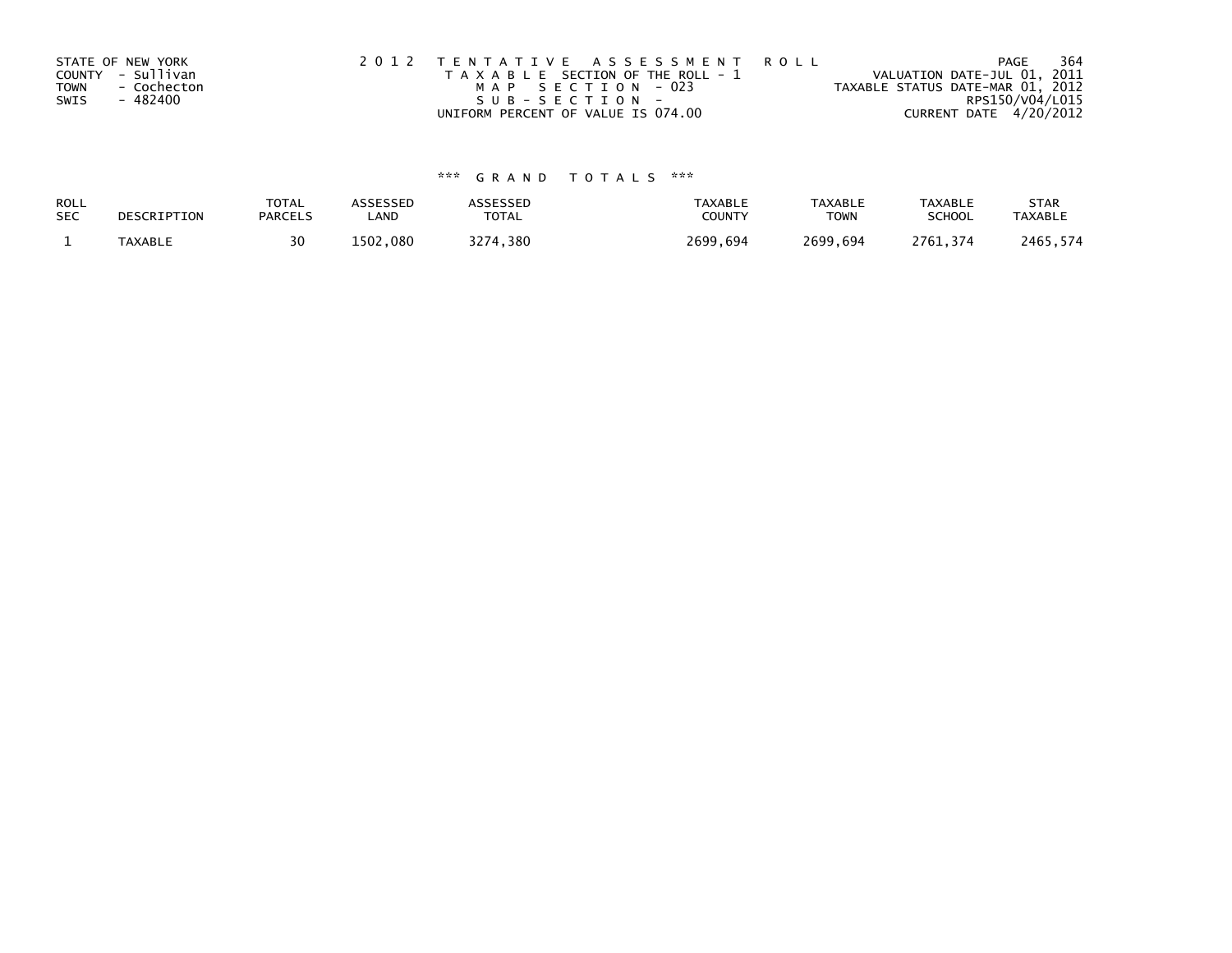STATE OF NEW YORK
COUNTY - Sullivan
TOWN - Cochecton
SWIS - 482400

2 0 1 2 T E N T A T I V E A S S E S S M E N T R O L L
T A X A B L E SECTION OF THE ROLL - 1
M A P S E C T I O N - 023
S U B - S E C T I O N -
UNIFORM PERCENT OF VALUE IS 074.00

VALUATION DATE-JUL 01, 2011
TAXABLE STATUS DATE-MAR 01, 2012
RPS150/V04/L015
CURRENT DATE 4/20/2012

### *** G R A N D T O T A L S ***

| ROLL SEC | DESCRIPTION | TOTAL PARCELS | ASSESSED LAND | ASSESSED TOTAL | TAXABLE COUNTY | TAXABLE TOWN | TAXABLE SCHOOL | STAR TAXABLE |
|---|---|---|---|---|---|---|---|---|
| 1 | TAXABLE | 30 | 1502,080 | 3274,380 | 2699,694 | 2699,694 | 2761,374 | 2465,574 |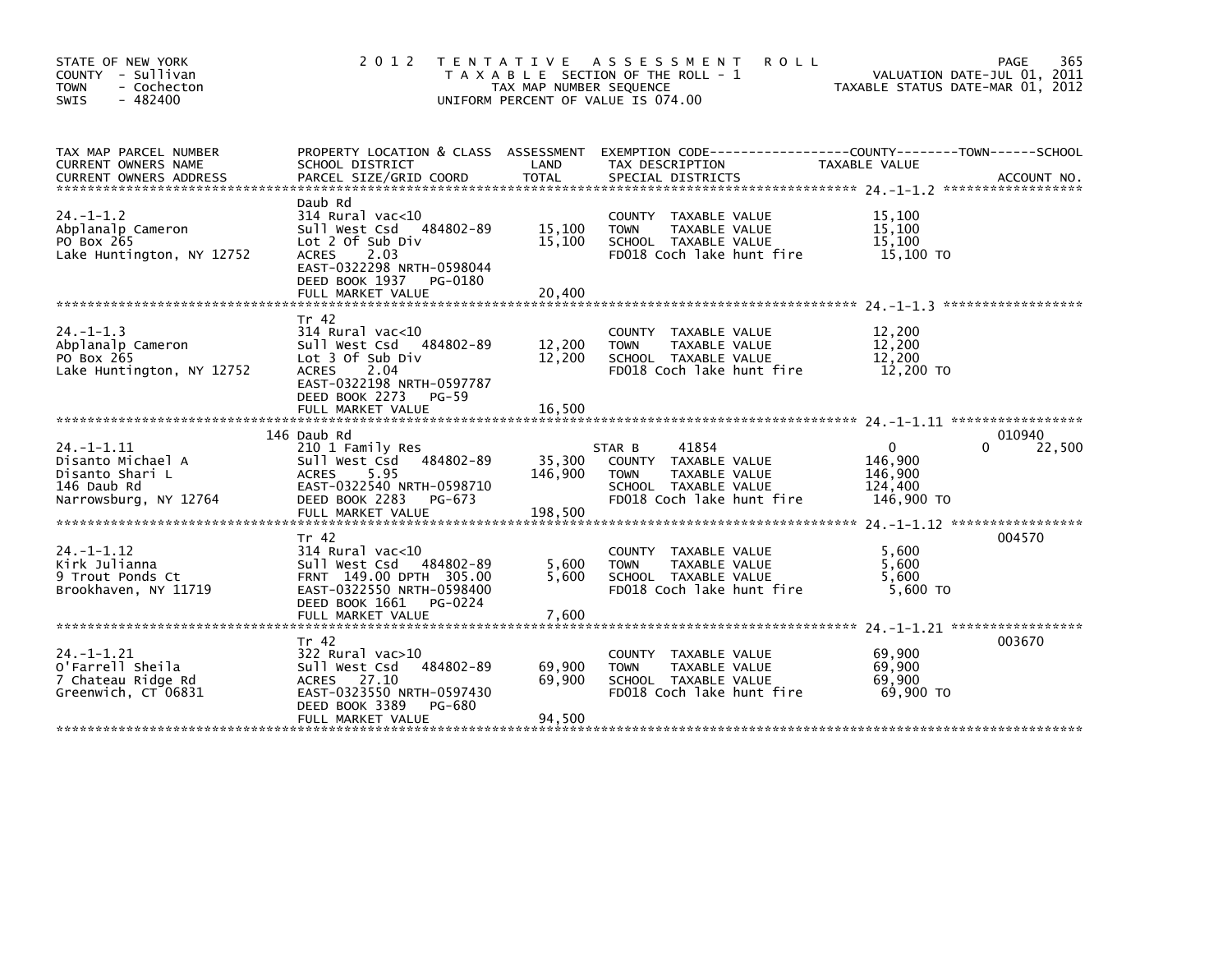STATE OF NEW YORK
COUNTY - Sullivan
TOWN - Cochecton
SWIS - 482400

# 2012 TENTATIVE ASSESSMENT ROLL
TAXABLE SECTION OF THE ROLL - 1
TAX MAP NUMBER SEQUENCE
UNIFORM PERCENT OF VALUE IS 074.00

VALUATION DATE-JUL 01, 2011
TAXABLE STATUS DATE-MAR 01, 2012

| TAX MAP PARCEL NUMBER / CURRENT OWNERS NAME / CURRENT OWNERS ADDRESS | PROPERTY LOCATION & CLASS / SCHOOL DISTRICT / PARCEL SIZE/GRID COORD | ASSESSMENT LAND | TOTAL | EXEMPTION CODE / TAX DESCRIPTION / SPECIAL DISTRICTS | COUNTY / TOWN / SCHOOL TAXABLE VALUE | ACCOUNT NO. |
|---|---|---|---|---|---|---|
| **24.-1-1.2** | Daub Rd | | | | | |
| 24.-1-1.2 | 314 Rural vac<10 | | | COUNTY TAXABLE VALUE | 15,100 | |
| Abplanalp Cameron | Sull West Csd 484802-89 | 15,100 | | TOWN TAXABLE VALUE | 15,100 | |
| PO Box 265 | Lot 2 Of Sub Div | | 15,100 | SCHOOL TAXABLE VALUE | 15,100 | |
| Lake Huntington, NY 12752 | ACRES 2.03 | | | FD018 Coch lake hunt fire | 15,100 TO | |
| | EAST-0322298 NRTH-0598044 | | | | | |
| | DEED BOOK 1937 PG-0180 | | | | | |
| | FULL MARKET VALUE | | 20,400 | | | |
| **24.-1-1.3** | Tr 42 | | | | | |
| 24.-1-1.3 | 314 Rural vac<10 | | | COUNTY TAXABLE VALUE | 12,200 | |
| Abplanalp Cameron | Sull West Csd 484802-89 | 12,200 | | TOWN TAXABLE VALUE | 12,200 | |
| PO Box 265 | Lot 3 Of Sub Div | | 12,200 | SCHOOL TAXABLE VALUE | 12,200 | |
| Lake Huntington, NY 12752 | ACRES 2.04 | | | FD018 Coch lake hunt fire | 12,200 TO | |
| | EAST-0322198 NRTH-0597787 | | | | | |
| | DEED BOOK 2273 PG-59 | | | | | |
| | FULL MARKET VALUE | | 16,500 | | | |
| **24.-1-1.11** | 146 Daub Rd | | | | | 010940 |
| 24.-1-1.11 | 210 1 Family Res | | | STAR B 41854 | 0 0 22,500 | |
| Disanto Michael A | Sull West Csd 484802-89 | 35,300 | | COUNTY TAXABLE VALUE | 146,900 | |
| Disanto Shari L | ACRES 5.95 | | 146,900 | TOWN TAXABLE VALUE | 146,900 | |
| 146 Daub Rd | EAST-0322540 NRTH-0598710 | | | SCHOOL TAXABLE VALUE | 124,400 | |
| Narrowsburg, NY 12764 | DEED BOOK 2283 PG-673 | | | FD018 Coch lake hunt fire | 146,900 TO | |
| | FULL MARKET VALUE | | 198,500 | | | |
| **24.-1-1.12** | Tr 42 | | | | | 004570 |
| 24.-1-1.12 | 314 Rural vac<10 | | | COUNTY TAXABLE VALUE | 5,600 | |
| Kirk Julianna | Sull West Csd 484802-89 | 5,600 | | TOWN TAXABLE VALUE | 5,600 | |
| 9 Trout Ponds Ct | FRNT 149.00 DPTH 305.00 | | 5,600 | SCHOOL TAXABLE VALUE | 5,600 | |
| Brookhaven, NY 11719 | EAST-0322550 NRTH-0598400 | | | FD018 Coch lake hunt fire | 5,600 TO | |
| | DEED BOOK 1661 PG-0224 | | | | | |
| | FULL MARKET VALUE | | 7,600 | | | |
| **24.-1-1.21** | Tr 42 | | | | | 003670 |
| 24.-1-1.21 | 322 Rural vac>10 | | | COUNTY TAXABLE VALUE | 69,900 | |
| O'Farrell Sheila | Sull West Csd 484802-89 | 69,900 | | TOWN TAXABLE VALUE | 69,900 | |
| 7 Chateau Ridge Rd | ACRES 27.10 | | 69,900 | SCHOOL TAXABLE VALUE | 69,900 | |
| Greenwich, CT 06831 | EAST-0323550 NRTH-0597430 | | | FD018 Coch lake hunt fire | 69,900 TO | |
| | DEED BOOK 3389 PG-680 | | | | | |
| | FULL MARKET VALUE | | 94,500 | | | |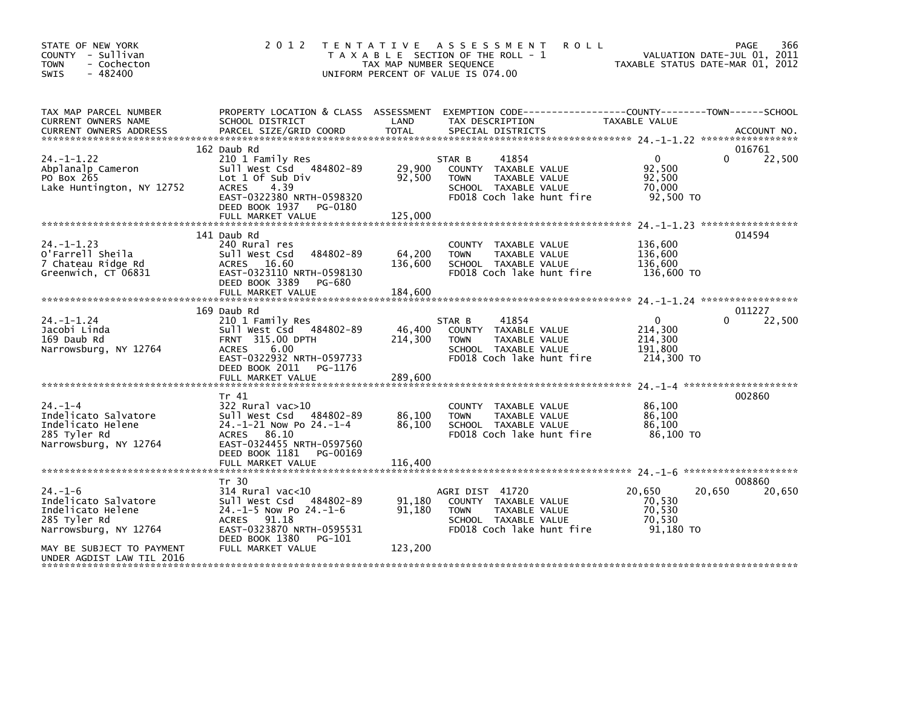STATE OF NEW YORK
COUNTY - Sullivan
TOWN - Cochecton
SWIS - 482400

# 2012 TENTATIVE ASSESSMENT ROLL

TAXABLE SECTION OF THE ROLL - 1
TAX MAP NUMBER SEQUENCE
UNIFORM PERCENT OF VALUE IS 074.00

VALUATION DATE-JUL 01, 2011
TAXABLE STATUS DATE-MAR 01, 2012

| TAX MAP PARCEL NUMBER / CURRENT OWNERS NAME / CURRENT OWNERS ADDRESS | PROPERTY LOCATION & CLASS / SCHOOL DISTRICT / PARCEL SIZE/GRID COORD | ASSESSMENT LAND | TOTAL | EXEMPTION CODE / TAX DESCRIPTION / SPECIAL DISTRICTS | COUNTY TAXABLE VALUE | TOWN | SCHOOL | ACCOUNT NO. |
|---|---|---|---|---|---|---|---|---|
| 24.-1-1.22 | 162 Daub Rd | | | | | | | 016761 |
| Abplanalp Cameron | 210 1 Family Res | | | STAR B 41854 | 0 | 0 | 22,500 | |
| PO Box 265 | Sull West Csd 484802-89 | 29,900 | | COUNTY TAXABLE VALUE | 92,500 | | | |
| Lake Huntington, NY 12752 | Lot 1 Of Sub Div | | 92,500 | TOWN TAXABLE VALUE | 92,500 | | | |
| | ACRES 4.39 | | | SCHOOL TAXABLE VALUE | 70,000 | | | |
| | EAST-0322380 NRTH-0598320 | | | FD018 Coch lake hunt fire | 92,500 TO | | | |
| | DEED BOOK 1937 PG-0180 | | | | | | | |
| | FULL MARKET VALUE | | 125,000 | | | | | |
| 24.-1-1.23 | 141 Daub Rd | | | | | | | 014594 |
| O'Farrell Sheila | 240 Rural res | | | COUNTY TAXABLE VALUE | 136,600 | | | |
| 7 Chateau Ridge Rd | Sull West Csd 484802-89 | 64,200 | | TOWN TAXABLE VALUE | 136,600 | | | |
| Greenwich, CT 06831 | ACRES 16.60 | | 136,600 | SCHOOL TAXABLE VALUE | 136,600 | | | |
| | EAST-0323110 NRTH-0598130 | | | FD018 Coch lake hunt fire | 136,600 TO | | | |
| | DEED BOOK 3389 PG-680 | | | | | | | |
| | FULL MARKET VALUE | | 184,600 | | | | | |
| 24.-1-1.24 | 169 Daub Rd | | | | | | | 011227 |
| Jacobi Linda | 210 1 Family Res | | | STAR B 41854 | 0 | 0 | 22,500 | |
| 169 Daub Rd | Sull West Csd 484802-89 | 46,400 | | COUNTY TAXABLE VALUE | 214,300 | | | |
| Narrowsburg, NY 12764 | FRNT 315.00 DPTH | | 214,300 | TOWN TAXABLE VALUE | 214,300 | | | |
| | ACRES 6.00 | | | SCHOOL TAXABLE VALUE | 191,800 | | | |
| | EAST-0322932 NRTH-0597733 | | | FD018 Coch lake hunt fire | 214,300 TO | | | |
| | DEED BOOK 2011 PG-1176 | | | | | | | |
| | FULL MARKET VALUE | | 289,600 | | | | | |
| 24.-1-4 | Tr 41 | | | | | | | 002860 |
| Indelicato Salvatore | 322 Rural vac>10 | | | COUNTY TAXABLE VALUE | 86,100 | | | |
| Indelicato Helene | Sull West Csd 484802-89 | 86,100 | | TOWN TAXABLE VALUE | 86,100 | | | |
| 285 Tyler Rd | 24.-1-21 Now Po 24.-1-4 | | 86,100 | SCHOOL TAXABLE VALUE | 86,100 | | | |
| Narrowsburg, NY 12764 | ACRES 86.10 | | | FD018 Coch lake hunt fire | 86,100 TO | | | |
| | EAST-0324455 NRTH-0597560 | | | | | | | |
| | DEED BOOK 1181 PG-00169 | | | | | | | |
| | FULL MARKET VALUE | | 116,400 | | | | | |
| 24.-1-6 | Tr 30 | | | | | | | 008860 |
| Indelicato Salvatore | 314 Rural vac<10 | | | AGRI DIST 41720 | 20,650 | 20,650 | 20,650 | |
| Indelicato Helene | Sull West Csd 484802-89 | 91,180 | | COUNTY TAXABLE VALUE | 70,530 | | | |
| 285 Tyler Rd | 24.-1-5 Now Po 24.-1-6 | | 91,180 | TOWN TAXABLE VALUE | 70,530 | | | |
| Narrowsburg, NY 12764 | ACRES 91.18 | | | SCHOOL TAXABLE VALUE | 70,530 | | | |
| | EAST-0323870 NRTH-0595531 | | | FD018 Coch lake hunt fire | 91,180 TO | | | |
| | DEED BOOK 1380 PG-101 | | | | | | | |
| MAY BE SUBJECT TO PAYMENT UNDER AGDIST LAW TIL 2016 | FULL MARKET VALUE | | 123,200 | | | | | |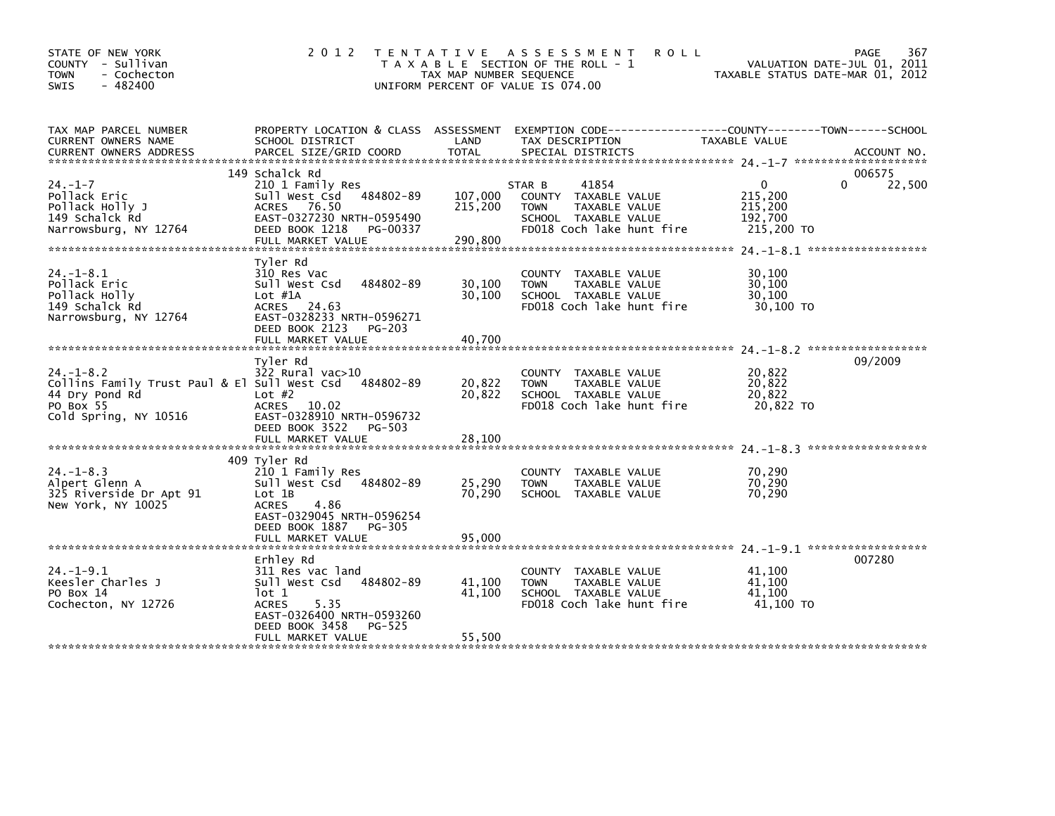STATE OF NEW YORK
COUNTY - Sullivan
TOWN - Cochecton
SWIS - 482400

# 2012 TENTATIVE ASSESSMENT ROLL

TAXABLE SECTION OF THE ROLL - 1
TAX MAP NUMBER SEQUENCE
UNIFORM PERCENT OF VALUE IS 074.00

VALUATION DATE-JUL 01, 2011
TAXABLE STATUS DATE-MAR 01, 2012

| TAX MAP PARCEL NUMBER / CURRENT OWNERS NAME / CURRENT OWNERS ADDRESS | PROPERTY LOCATION & CLASS / SCHOOL DISTRICT / PARCEL SIZE/GRID COORD | ASSESSMENT LAND | TOTAL | EXEMPTION CODE / TAX DESCRIPTION / SPECIAL DISTRICTS | COUNTY TAXABLE VALUE | TOWN | SCHOOL | ACCOUNT NO. |
|---|---|---|---|---|---|---|---|---|
| 24.-1-7 | 149 Schalck Rd | | | | | | | 006575 |
| Pollack Eric | 210 1 Family Res | | | STAR B 41854 | 0 | 0 | 22,500 | |
| Pollack Holly J | Sull West Csd 484802-89 | 107,000 | | COUNTY TAXABLE VALUE | 215,200 | | | |
| 149 Schalck Rd | ACRES 76.50 | | 215,200 | TOWN TAXABLE VALUE | 215,200 | | | |
| Narrowsburg, NY 12764 | EAST-0327230 NRTH-0595490 | | | SCHOOL TAXABLE VALUE | 192,700 | | | |
| | DEED BOOK 1218 PG-00337 | | | FD018 Coch lake hunt fire | 215,200 TO | | | |
| | FULL MARKET VALUE | | 290,800 | | | | | |
| 24.-1-8.1 | Tyler Rd | | | | | | | |
| Pollack Eric | 310 Res Vac | | | COUNTY TAXABLE VALUE | 30,100 | | | |
| Pollack Holly | Sull West Csd 484802-89 | 30,100 | | TOWN TAXABLE VALUE | 30,100 | | | |
| 149 Schalck Rd | Lot #1A | | 30,100 | SCHOOL TAXABLE VALUE | 30,100 | | | |
| Narrowsburg, NY 12764 | ACRES 24.63 | | | FD018 Coch lake hunt fire | 30,100 TO | | | |
| | EAST-0328233 NRTH-0596271 | | | | | | | |
| | DEED BOOK 2123 PG-203 | | | | | | | |
| | FULL MARKET VALUE | | 40,700 | | | | | |
| 24.-1-8.2 | Tyler Rd | | | | | | | 09/2009 |
| Collins Family Trust Paul & El | 322 Rural vac>10 | | | COUNTY TAXABLE VALUE | 20,822 | | | |
| 44 Dry Pond Rd | Sull West Csd 484802-89 | 20,822 | | TOWN TAXABLE VALUE | 20,822 | | | |
| PO Box 55 | Lot #2 | | 20,822 | SCHOOL TAXABLE VALUE | 20,822 | | | |
| Cold Spring, NY 10516 | ACRES 10.02 | | | FD018 Coch lake hunt fire | 20,822 TO | | | |
| | EAST-0328910 NRTH-0596732 | | | | | | | |
| | DEED BOOK 3522 PG-503 | | | | | | | |
| | FULL MARKET VALUE | | 28,100 | | | | | |
| 24.-1-8.3 | 409 Tyler Rd | | | | | | | |
| Alpert Glenn A | 210 1 Family Res | | | COUNTY TAXABLE VALUE | 70,290 | | | |
| 325 Riverside Dr Apt 91 | Sull West Csd 484802-89 | 25,290 | | TOWN TAXABLE VALUE | 70,290 | | | |
| New York, NY 10025 | Lot 1B | | 70,290 | SCHOOL TAXABLE VALUE | 70,290 | | | |
| | ACRES 4.86 | | | | | | | |
| | EAST-0329045 NRTH-0596254 | | | | | | | |
| | DEED BOOK 1887 PG-305 | | | | | | | |
| | FULL MARKET VALUE | | 95,000 | | | | | |
| 24.-1-9.1 | Erhley Rd | | | | | | | 007280 |
| Keesler Charles J | 311 Res vac land | | | COUNTY TAXABLE VALUE | 41,100 | | | |
| PO Box 14 | Sull West Csd 484802-89 | 41,100 | | TOWN TAXABLE VALUE | 41,100 | | | |
| Cochecton, NY 12726 | lot 1 | | 41,100 | SCHOOL TAXABLE VALUE | 41,100 | | | |
| | ACRES 5.35 | | | FD018 Coch lake hunt fire | 41,100 TO | | | |
| | EAST-0326400 NRTH-0593260 | | | | | | | |
| | DEED BOOK 3458 PG-525 | | | | | | | |
| | FULL MARKET VALUE | | 55,500 | | | | | |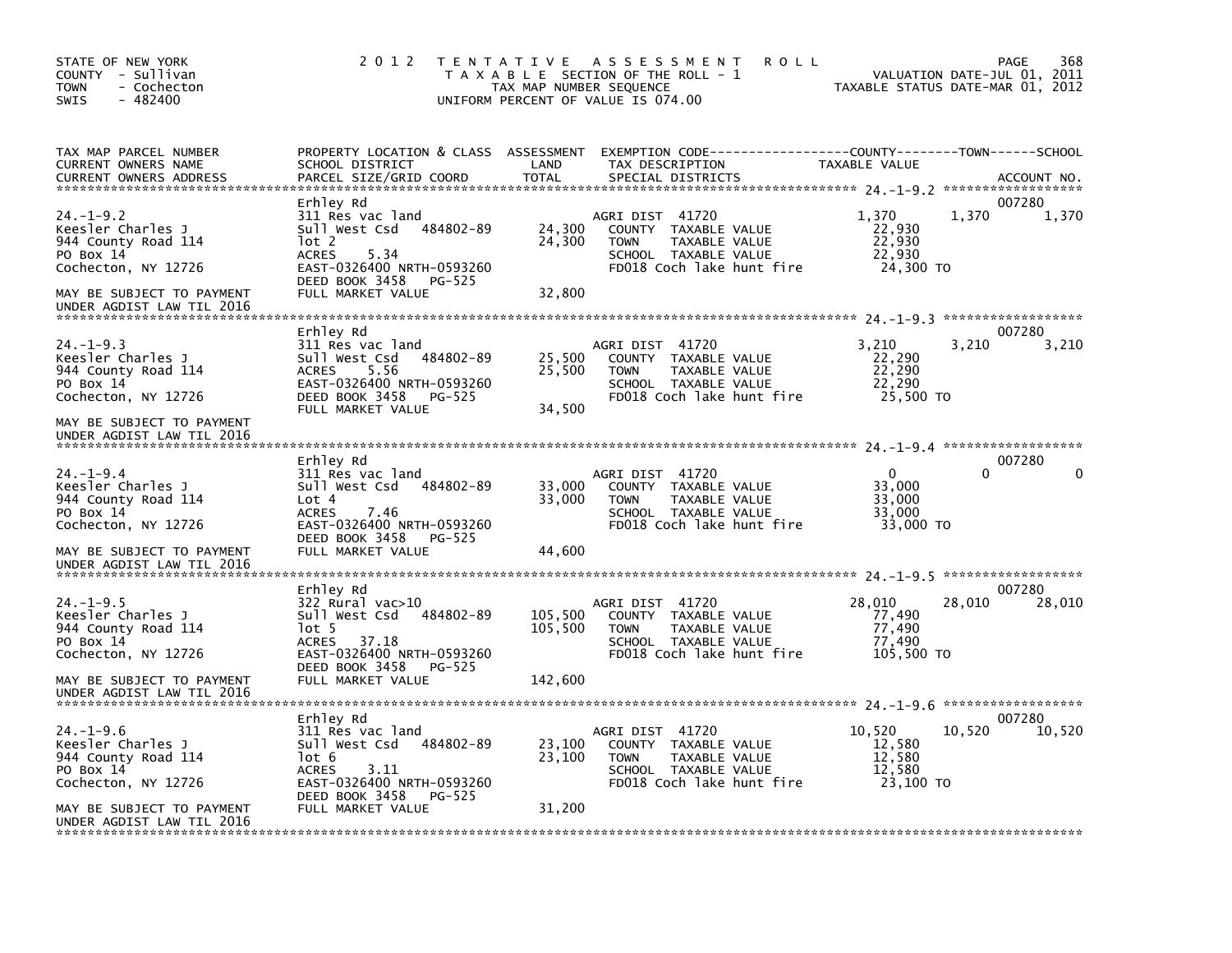STATE OF NEW YORK
COUNTY - Sullivan
TOWN - Cochecton
SWIS - 482400

# 2012 TENTATIVE ASSESSMENT ROLL

TAXABLE SECTION OF THE ROLL - 1
TAX MAP NUMBER SEQUENCE
UNIFORM PERCENT OF VALUE IS 074.00

VALUATION DATE-JUL 01, 2011
TAXABLE STATUS DATE-MAR 01, 2012

| TAX MAP PARCEL NUMBER / CURRENT OWNERS NAME / CURRENT OWNERS ADDRESS | PROPERTY LOCATION & CLASS / SCHOOL DISTRICT / PARCEL SIZE/GRID COORD | ASSESSMENT LAND | TOTAL | EXEMPTION CODE / TAX DESCRIPTION / SPECIAL DISTRICTS | COUNTY TAXABLE VALUE | TOWN | SCHOOL | ACCOUNT NO. |
|---|---|---|---|---|---|---|---|---|
| 24.-1-9.2 | Erhley Rd | | | | | | | 007280 |
| Keesler Charles J | 311 Res vac land | | | AGRI DIST 41720 | 1,370 | 1,370 | 1,370 | |
| 944 County Road 114 | Sull West Csd 484802-89 | 24,300 | | COUNTY TAXABLE VALUE | 22,930 | | | |
| PO Box 14 | lot 2 | | 24,300 | TOWN TAXABLE VALUE | 22,930 | | | |
| Cochecton, NY 12726 | ACRES 5.34 | | | SCHOOL TAXABLE VALUE | 22,930 | | | |
| | EAST-0326400 NRTH-0593260 | | | FD018 Coch lake hunt fire | 24,300 TO | | | |
| MAY BE SUBJECT TO PAYMENT | DEED BOOK 3458 PG-525 | | | | | | | |
| UNDER AGDIST LAW TIL 2016 | FULL MARKET VALUE | | 32,800 | | | | | |
| 24.-1-9.3 | Erhley Rd | | | | | | | 007280 |
| Keesler Charles J | 311 Res vac land | | | AGRI DIST 41720 | 3,210 | 3,210 | 3,210 | |
| 944 County Road 114 | Sull West Csd 484802-89 | 25,500 | | COUNTY TAXABLE VALUE | 22,290 | | | |
| PO Box 14 | ACRES 5.56 | | 25,500 | TOWN TAXABLE VALUE | 22,290 | | | |
| Cochecton, NY 12726 | EAST-0326400 NRTH-0593260 | | | SCHOOL TAXABLE VALUE | 22,290 | | | |
| | DEED BOOK 3458 PG-525 | | | FD018 Coch lake hunt fire | 25,500 TO | | | |
| MAY BE SUBJECT TO PAYMENT | FULL MARKET VALUE | | 34,500 | | | | | |
| UNDER AGDIST LAW TIL 2016 | | | | | | | | |
| 24.-1-9.4 | Erhley Rd | | | | | | | 007280 |
| Keesler Charles J | 311 Res vac land | | | AGRI DIST 41720 | 0 | 0 | 0 | |
| 944 County Road 114 | Sull West Csd 484802-89 | 33,000 | | COUNTY TAXABLE VALUE | 33,000 | | | |
| PO Box 14 | Lot 4 | | 33,000 | TOWN TAXABLE VALUE | 33,000 | | | |
| Cochecton, NY 12726 | ACRES 7.46 | | | SCHOOL TAXABLE VALUE | 33,000 | | | |
| | EAST-0326400 NRTH-0593260 | | | FD018 Coch lake hunt fire | 33,000 TO | | | |
| MAY BE SUBJECT TO PAYMENT | DEED BOOK 3458 PG-525 | | | | | | | |
| UNDER AGDIST LAW TIL 2016 | FULL MARKET VALUE | | 44,600 | | | | | |
| 24.-1-9.5 | Erhley Rd | | | | | | | 007280 |
| Keesler Charles J | 322 Rural vac>10 | | | AGRI DIST 41720 | 28,010 | 28,010 | 28,010 | |
| 944 County Road 114 | Sull West Csd 484802-89 | 105,500 | | COUNTY TAXABLE VALUE | 77,490 | | | |
| PO Box 14 | lot 5 | | 105,500 | TOWN TAXABLE VALUE | 77,490 | | | |
| Cochecton, NY 12726 | ACRES 37.18 | | | SCHOOL TAXABLE VALUE | 77,490 | | | |
| | EAST-0326400 NRTH-0593260 | | | FD018 Coch lake hunt fire | 105,500 TO | | | |
| MAY BE SUBJECT TO PAYMENT | DEED BOOK 3458 PG-525 | | | | | | | |
| UNDER AGDIST LAW TIL 2016 | FULL MARKET VALUE | | 142,600 | | | | | |
| 24.-1-9.6 | Erhley Rd | | | | | | | 007280 |
| Keesler Charles J | 311 Res vac land | | | AGRI DIST 41720 | 10,520 | 10,520 | 10,520 | |
| 944 County Road 114 | Sull West Csd 484802-89 | 23,100 | | COUNTY TAXABLE VALUE | 12,580 | | | |
| PO Box 14 | lot 6 | | 23,100 | TOWN TAXABLE VALUE | 12,580 | | | |
| Cochecton, NY 12726 | ACRES 3.11 | | | SCHOOL TAXABLE VALUE | 12,580 | | | |
| | EAST-0326400 NRTH-0593260 | | | FD018 Coch lake hunt fire | 23,100 TO | | | |
| MAY BE SUBJECT TO PAYMENT | DEED BOOK 3458 PG-525 | | | | | | | |
| UNDER AGDIST LAW TIL 2016 | FULL MARKET VALUE | | 31,200 | | | | | |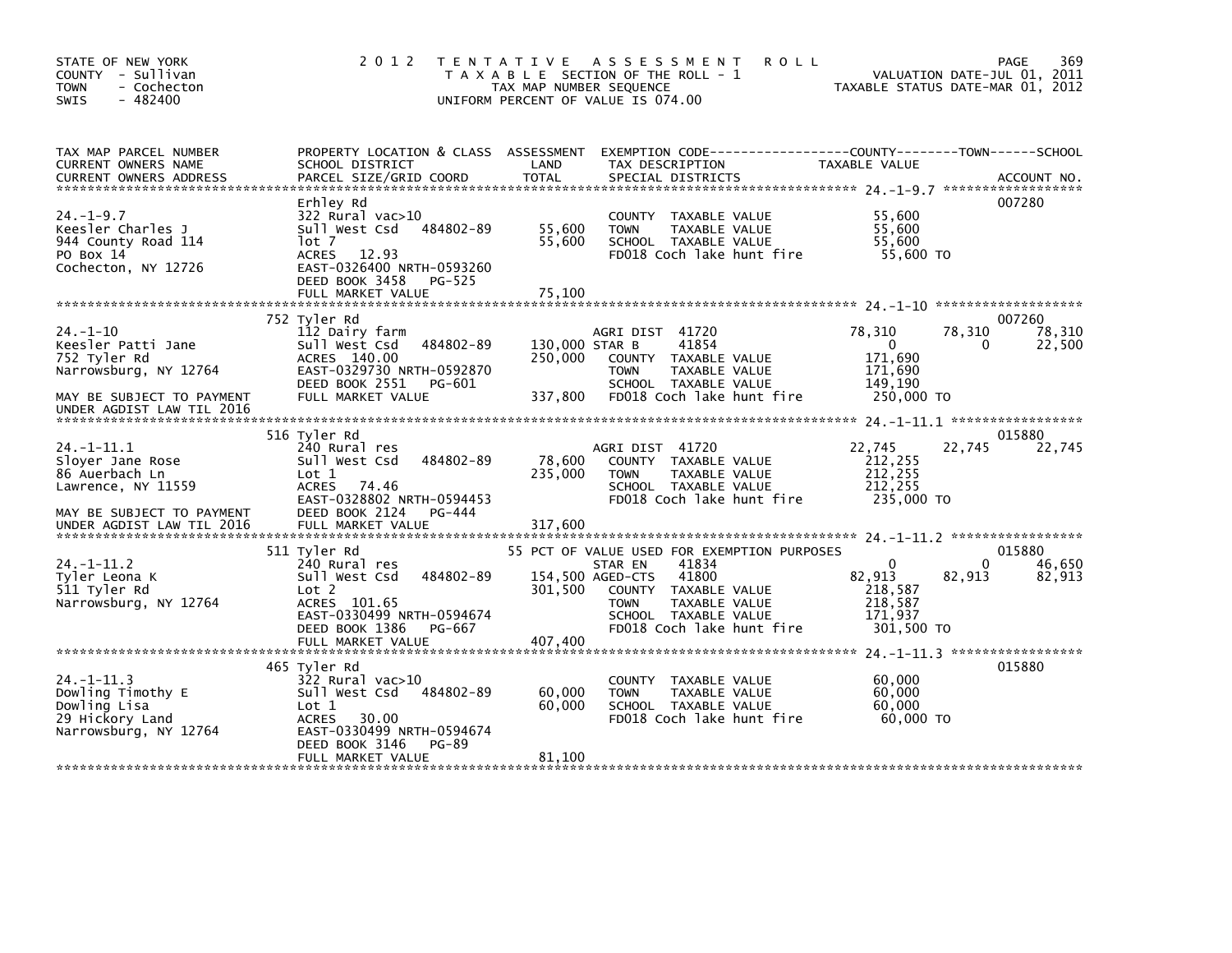STATE OF NEW YORK
COUNTY - Sullivan
TOWN - Cochecton
SWIS - 482400

2012 TENTATIVE ASSESSMENT ROLL
TAXABLE SECTION OF THE ROLL - 1
TAX MAP NUMBER SEQUENCE
UNIFORM PERCENT OF VALUE IS 074.00

VALUATION DATE-JUL 01, 2011
TAXABLE STATUS DATE-MAR 01, 2012

| TAX MAP PARCEL NUMBER / CURRENT OWNERS NAME / CURRENT OWNERS ADDRESS | PROPERTY LOCATION & CLASS / SCHOOL DISTRICT / PARCEL SIZE/GRID COORD | ASSESSMENT LAND / TOTAL | EXEMPTION CODE / TAX DESCRIPTION / SPECIAL DISTRICTS | COUNTY TAXABLE VALUE | TOWN | SCHOOL / ACCOUNT NO. |
|---|---|---|---|---|---|---|
| **24.-1-9.7** | Erhley Rd | | | | | 007280 |
| 24.-1-9.7 | 322 Rural vac>10 | | COUNTY TAXABLE VALUE | 55,600 | | |
| Keesler Charles J | Sull West Csd 484802-89 | 55,600 | TOWN TAXABLE VALUE | 55,600 | | |
| 944 County Road 114 | lot 7 | 55,600 | SCHOOL TAXABLE VALUE | 55,600 | | |
| PO Box 14 | ACRES 12.93 | | FD018 Coch lake hunt fire | 55,600 TO | | |
| Cochecton, NY 12726 | EAST-0326400 NRTH-0593260 | | | | | |
| | DEED BOOK 3458 PG-525 | | | | | |
| | FULL MARKET VALUE | 75,100 | | | | |
| **24.-1-10** | 752 Tyler Rd | | | | | 007260 |
| 24.-1-10 | 112 Dairy farm | | AGRI DIST 41720 | 78,310 | 78,310 | 78,310 |
| Keesler Patti Jane | Sull West Csd 484802-89 | 130,000 | STAR B 41854 | 0 | 0 | 22,500 |
| 752 Tyler Rd | ACRES 140.00 | 250,000 | COUNTY TAXABLE VALUE | 171,690 | | |
| Narrowsburg, NY 12764 | EAST-0329730 NRTH-0592870 | | TOWN TAXABLE VALUE | 171,690 | | |
| | DEED BOOK 2551 PG-601 | | SCHOOL TAXABLE VALUE | 149,190 | | |
| MAY BE SUBJECT TO PAYMENT UNDER AGDIST LAW TIL 2016 | FULL MARKET VALUE | 337,800 | FD018 Coch lake hunt fire | 250,000 TO | | |
| **24.-1-11.1** | 516 Tyler Rd | | | | | 015880 |
| 24.-1-11.1 | 240 Rural res | | AGRI DIST 41720 | 22,745 | 22,745 | 22,745 |
| Sloyer Jane Rose | Sull West Csd 484802-89 | 78,600 | COUNTY TAXABLE VALUE | 212,255 | | |
| 86 Auerbach Ln | Lot 1 | 235,000 | TOWN TAXABLE VALUE | 212,255 | | |
| Lawrence, NY 11559 | ACRES 74.46 | | SCHOOL TAXABLE VALUE | 212,255 | | |
| | EAST-0328802 NRTH-0594453 | | FD018 Coch lake hunt fire | 235,000 TO | | |
| MAY BE SUBJECT TO PAYMENT | DEED BOOK 2124 PG-444 | | | | | |
| UNDER AGDIST LAW TIL 2016 | FULL MARKET VALUE | 317,600 | | | | |
| **24.-1-11.2** | 511 Tyler Rd | | 55 PCT OF VALUE USED FOR EXEMPTION PURPOSES | | | 015880 |
| 24.-1-11.2 | 240 Rural res | | STAR EN 41834 | 0 | 0 | 46,650 |
| Tyler Leona K | Sull West Csd 484802-89 | 154,500 | AGED-CTS 41800 | 82,913 | 82,913 | 82,913 |
| 511 Tyler Rd | Lot 2 | 301,500 | COUNTY TAXABLE VALUE | 218,587 | | |
| Narrowsburg, NY 12764 | ACRES 101.65 | | TOWN TAXABLE VALUE | 218,587 | | |
| | EAST-0330499 NRTH-0594674 | | SCHOOL TAXABLE VALUE | 171,937 | | |
| | DEED BOOK 1386 PG-667 | | FD018 Coch lake hunt fire | 301,500 TO | | |
| | FULL MARKET VALUE | 407,400 | | | | |
| **24.-1-11.3** | 465 Tyler Rd | | | | | 015880 |
| 24.-1-11.3 | 322 Rural vac>10 | | COUNTY TAXABLE VALUE | 60,000 | | |
| Dowling Timothy E | Sull West Csd 484802-89 | 60,000 | TOWN TAXABLE VALUE | 60,000 | | |
| Dowling Lisa | Lot 1 | 60,000 | SCHOOL TAXABLE VALUE | 60,000 | | |
| 29 Hickory Land | ACRES 30.00 | | FD018 Coch lake hunt fire | 60,000 TO | | |
| Narrowsburg, NY 12764 | EAST-0330499 NRTH-0594674 | | | | | |
| | DEED BOOK 3146 PG-89 | | | | | |
| | FULL MARKET VALUE | 81,100 | | | | |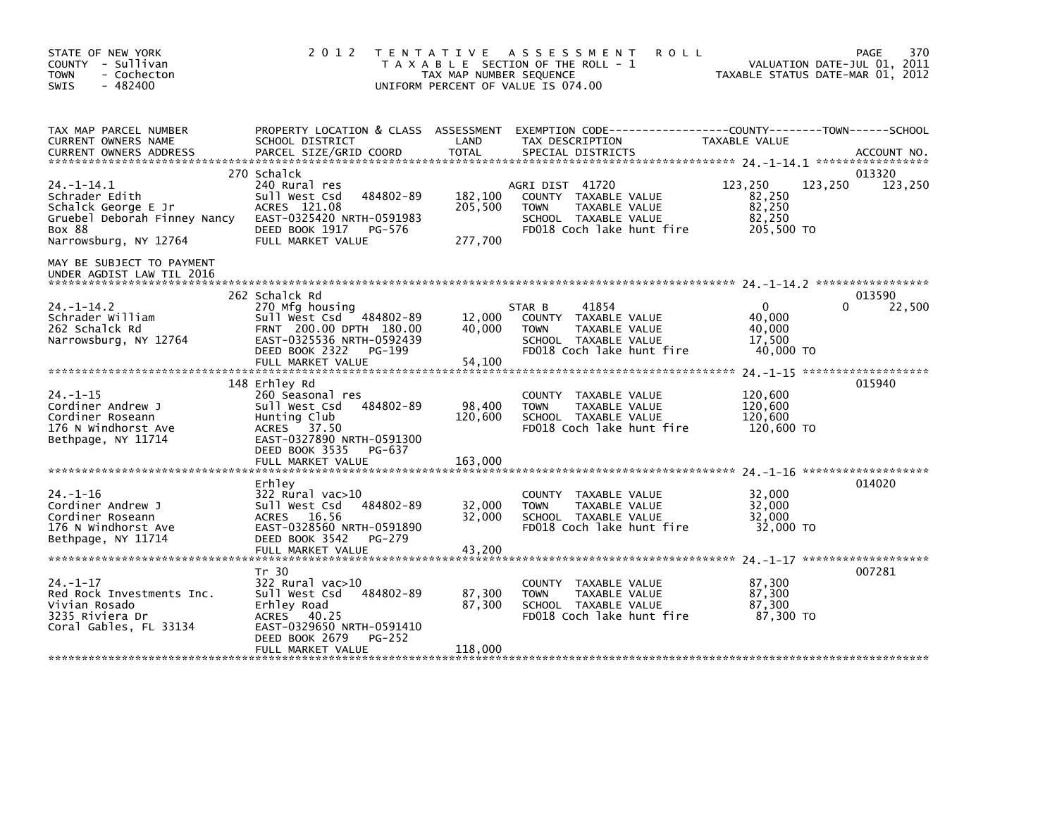STATE OF NEW YORK
COUNTY - Sullivan
TOWN - Cochecton
SWIS - 482400

2012 TENTATIVE ASSESSMENT ROLL
TAXABLE SECTION OF THE ROLL - 1
TAX MAP NUMBER SEQUENCE
UNIFORM PERCENT OF VALUE IS 074.00

VALUATION DATE-JUL 01, 2011
TAXABLE STATUS DATE-MAR 01, 2012

| TAX MAP PARCEL NUMBER / CURRENT OWNERS NAME / CURRENT OWNERS ADDRESS | PROPERTY LOCATION & CLASS / SCHOOL DISTRICT / PARCEL SIZE/GRID COORD | ASSESSMENT LAND / TOTAL | EXEMPTION CODE / TAX DESCRIPTION / SPECIAL DISTRICTS | COUNTY TAXABLE VALUE | TOWN | SCHOOL / ACCOUNT NO. |
|---|---|---|---|---|---|---|
| 24.-1-14.1 | 270 Schalck | | | | | 013320 |
| 24.-1-14.1 | 240 Rural res | | AGRI DIST 41720 | 123,250 | 123,250 | 123,250 |
| Schrader Edith | Sull West Csd 484802-89 | 182,100 | COUNTY TAXABLE VALUE | 82,250 | | |
| Schalck George E Jr | ACRES 121.08 | 205,500 | TOWN TAXABLE VALUE | 82,250 | | |
| Gruebel Deborah Finney Nancy | EAST-0325420 NRTH-0591983 | | SCHOOL TAXABLE VALUE | 82,250 | | |
| Box 88 | DEED BOOK 1917 PG-576 | | FD018 Coch lake hunt fire | 205,500 TO | | |
| Narrowsburg, NY 12764 | FULL MARKET VALUE | 277,700 | | | | |
| MAY BE SUBJECT TO PAYMENT UNDER AGDIST LAW TIL 2016 | | | | | | |
| 24.-1-14.2 | 262 Schalck Rd | | | | | 013590 |
| 24.-1-14.2 | 270 Mfg housing | | STAR B 41854 | 0 | 0 | 22,500 |
| Schrader William | Sull West Csd 484802-89 | 12,000 | COUNTY TAXABLE VALUE | 40,000 | | |
| 262 Schalck Rd | FRNT 200.00 DPTH 180.00 | 40,000 | TOWN TAXABLE VALUE | 40,000 | | |
| Narrowsburg, NY 12764 | EAST-0325536 NRTH-0592439 | | SCHOOL TAXABLE VALUE | 17,500 | | |
| | DEED BOOK 2322 PG-199 | | FD018 Coch lake hunt fire | 40,000 TO | | |
| | FULL MARKET VALUE | 54,100 | | | | |
| 24.-1-15 | 148 Erhley Rd | | | | | 015940 |
| 24.-1-15 | 260 Seasonal res | | COUNTY TAXABLE VALUE | 120,600 | | |
| Cordiner Andrew J | Sull West Csd 484802-89 | 98,400 | TOWN TAXABLE VALUE | 120,600 | | |
| Cordiner Roseann | Hunting Club | 120,600 | SCHOOL TAXABLE VALUE | 120,600 | | |
| 176 N Windhorst Ave | ACRES 37.50 | | FD018 Coch lake hunt fire | 120,600 TO | | |
| Bethpage, NY 11714 | EAST-0327890 NRTH-0591300 | | | | | |
| | DEED BOOK 3535 PG-637 | | | | | |
| | FULL MARKET VALUE | 163,000 | | | | |
| 24.-1-16 | Erhley | | | | | 014020 |
| 24.-1-16 | 322 Rural vac>10 | | COUNTY TAXABLE VALUE | 32,000 | | |
| Cordiner Andrew J | Sull West Csd 484802-89 | 32,000 | TOWN TAXABLE VALUE | 32,000 | | |
| Cordiner Roseann | ACRES 16.56 | 32,000 | SCHOOL TAXABLE VALUE | 32,000 | | |
| 176 N Windhorst Ave | EAST-0328560 NRTH-0591890 | | FD018 Coch lake hunt fire | 32,000 TO | | |
| Bethpage, NY 11714 | DEED BOOK 3542 PG-279 | | | | | |
| | FULL MARKET VALUE | 43,200 | | | | |
| 24.-1-17 | Tr 30 | | | | | 007281 |
| 24.-1-17 | 322 Rural vac>10 | | COUNTY TAXABLE VALUE | 87,300 | | |
| Red Rock Investments Inc. | Sull West Csd 484802-89 | 87,300 | TOWN TAXABLE VALUE | 87,300 | | |
| Vivian Rosado | Erhley Road | 87,300 | SCHOOL TAXABLE VALUE | 87,300 | | |
| 3235 Riviera Dr | ACRES 40.25 | | FD018 Coch lake hunt fire | 87,300 TO | | |
| Coral Gables, FL 33134 | EAST-0329650 NRTH-0591410 | | | | | |
| | DEED BOOK 2679 PG-252 | | | | | |
| | FULL MARKET VALUE | 118,000 | | | | |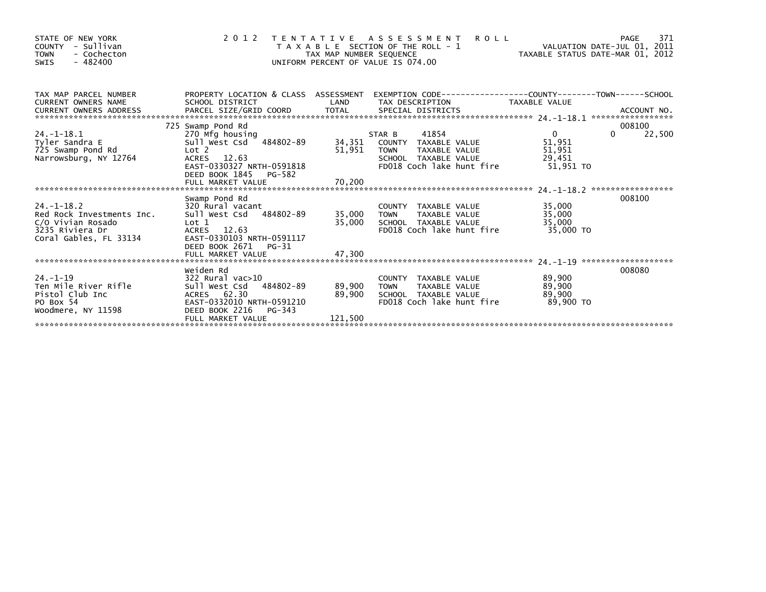STATE OF NEW YORK
COUNTY - Sullivan
TOWN - Cochecton
SWIS - 482400

# 2012 TENTATIVE ASSESSMENT ROLL

TAXABLE SECTION OF THE ROLL - 1
TAX MAP NUMBER SEQUENCE
UNIFORM PERCENT OF VALUE IS 074.00

VALUATION DATE-JUL 01, 2011
TAXABLE STATUS DATE-MAR 01, 2012

| TAX MAP PARCEL NUMBER / CURRENT OWNERS NAME / CURRENT OWNERS ADDRESS | PROPERTY LOCATION & CLASS / SCHOOL DISTRICT / PARCEL SIZE/GRID COORD | ASSESSMENT LAND | TOTAL | EXEMPTION CODE / TAX DESCRIPTION / SPECIAL DISTRICTS | COUNTY TAXABLE VALUE | TOWN | SCHOOL | ACCOUNT NO. |
|---|---|---|---|---|---|---|---|---|
| 24.-1-18.1 | 725 Swamp Pond Rd | | | | | | | 008100 |
| Tyler Sandra E | 270 Mfg housing | | | STAR B 41854 | 0 | 0 | 22,500 | |
| 725 Swamp Pond Rd | Sull West Csd 484802-89 | 34,351 | | COUNTY TAXABLE VALUE | 51,951 | | | |
| Narrowsburg, NY 12764 | Lot 2 | | 51,951 | TOWN TAXABLE VALUE | 51,951 | | | |
| | ACRES 12.63 | | | SCHOOL TAXABLE VALUE | 29,451 | | | |
| | EAST-0330327 NRTH-0591818 | | | FD018 Coch lake hunt fire | 51,951 TO | | | |
| | DEED BOOK 1845 PG-582 | | | | | | | |
| | FULL MARKET VALUE | | 70,200 | | | | | |
| 24.-1-18.2 | Swamp Pond Rd | | | | | | | 008100 |
| Red Rock Investments Inc. | 320 Rural vacant | | | COUNTY TAXABLE VALUE | 35,000 | | | |
| C/O Vivian Rosado | Sull West Csd 484802-89 | 35,000 | | TOWN TAXABLE VALUE | 35,000 | | | |
| 3235 Riviera Dr | Lot 1 | | 35,000 | SCHOOL TAXABLE VALUE | 35,000 | | | |
| Coral Gables, FL 33134 | ACRES 12.63 | | | FD018 Coch lake hunt fire | 35,000 TO | | | |
| | EAST-0330103 NRTH-0591117 | | | | | | | |
| | DEED BOOK 2671 PG-31 | | | | | | | |
| | FULL MARKET VALUE | | 47,300 | | | | | |
| 24.-1-19 | Weiden Rd | | | | | | | 008080 |
| Ten Mile River Rifle | 322 Rural vac>10 | | | COUNTY TAXABLE VALUE | 89,900 | | | |
| Pistol Club Inc | Sull West Csd 484802-89 | 89,900 | | TOWN TAXABLE VALUE | 89,900 | | | |
| PO Box 54 | ACRES 62.30 | | 89,900 | SCHOOL TAXABLE VALUE | 89,900 | | | |
| Woodmere, NY 11598 | EAST-0332010 NRTH-0591210 | | | FD018 Coch lake hunt fire | 89,900 TO | | | |
| | DEED BOOK 2216 PG-343 | | | | | | | |
| | FULL MARKET VALUE | | 121,500 | | | | | |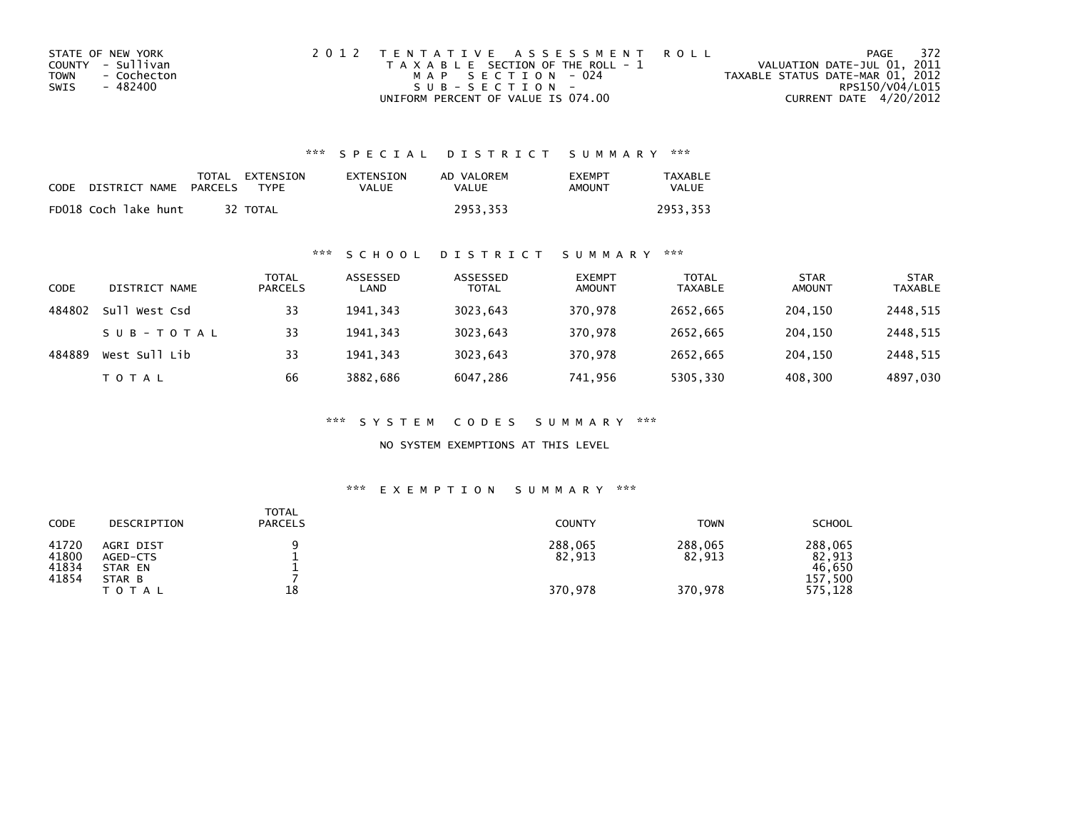STATE OF NEW YORK
COUNTY - Sullivan
TOWN - Cochecton
SWIS - 482400

2012 TENTATIVE ASSESSMENT ROLL
TAXABLE SECTION OF THE ROLL - 1
MAP SECTION - 024
SUB-SECTION -
UNIFORM PERCENT OF VALUE IS 074.00

VALUATION DATE-JUL 01, 2011
TAXABLE STATUS DATE-MAR 01, 2012
RPS150/V04/L015
CURRENT DATE 4/20/2012

## *** SPECIAL DISTRICT SUMMARY ***

| CODE | DISTRICT NAME | TOTAL PARCELS | EXTENSION TYPE | EXTENSION VALUE | AD VALOREM VALUE | EXEMPT AMOUNT | TAXABLE VALUE |
|---|---|---|---|---|---|---|---|
| FD018 | Coch lake hunt | 32 | TOTAL | | 2953,353 | | 2953,353 |

## *** SCHOOL DISTRICT SUMMARY ***

| CODE | DISTRICT NAME | TOTAL PARCELS | ASSESSED LAND | ASSESSED TOTAL | EXEMPT AMOUNT | TOTAL TAXABLE | STAR AMOUNT | STAR TAXABLE |
|---|---|---|---|---|---|---|---|---|
| 484802 | Sull West Csd | 33 | 1941,343 | 3023,643 | 370,978 | 2652,665 | 204,150 | 2448,515 |
| | SUB-TOTAL | 33 | 1941,343 | 3023,643 | 370,978 | 2652,665 | 204,150 | 2448,515 |
| 484889 | West Sull Lib | 33 | 1941,343 | 3023,643 | 370,978 | 2652,665 | 204,150 | 2448,515 |
| | TOTAL | 66 | 3882,686 | 6047,286 | 741,956 | 5305,330 | 408,300 | 4897,030 |

## *** SYSTEM CODES SUMMARY ***

NO SYSTEM EXEMPTIONS AT THIS LEVEL

## *** EXEMPTION SUMMARY ***

| CODE | DESCRIPTION | TOTAL PARCELS | COUNTY | TOWN | SCHOOL |
|---|---|---|---|---|---|
| 41720 | AGRI DIST | 9 | 288,065 | 288,065 | 288,065 |
| 41800 | AGED-CTS | 1 | 82,913 | 82,913 | 82,913 |
| 41834 | STAR EN | 1 | | | 46,650 |
| 41854 | STAR B | 7 | | | 157,500 |
| | TOTAL | 18 | 370,978 | 370,978 | 575,128 |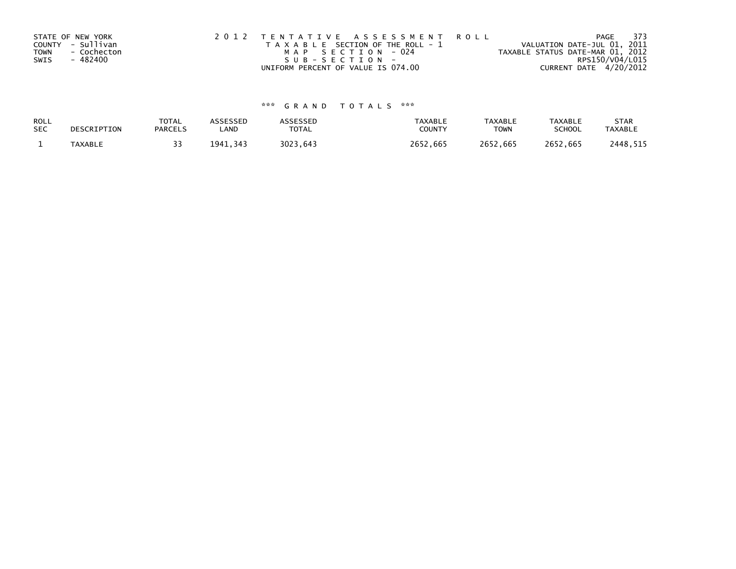STATE OF NEW YORK
COUNTY - Sullivan
TOWN - Cochecton
SWIS - 482400

2 0 1 2 T E N T A T I V E A S S E S S M E N T R O L L
T A X A B L E SECTION OF THE ROLL - 1
M A P S E C T I O N - 024
S U B - S E C T I O N -
UNIFORM PERCENT OF VALUE IS 074.00

VALUATION DATE-JUL 01, 2011
TAXABLE STATUS DATE-MAR 01, 2012
RPS150/V04/L015
CURRENT DATE 4/20/2012

\*\*\* G R A N D T O T A L S \*\*\*

| ROLL SEC | DESCRIPTION | TOTAL PARCELS | ASSESSED LAND | ASSESSED TOTAL | TAXABLE COUNTY | TAXABLE TOWN | TAXABLE SCHOOL | STAR TAXABLE |
|---|---|---|---|---|---|---|---|---|
| 1 | TAXABLE | 33 | 1941,343 | 3023,643 | 2652,665 | 2652,665 | 2652,665 | 2448,515 |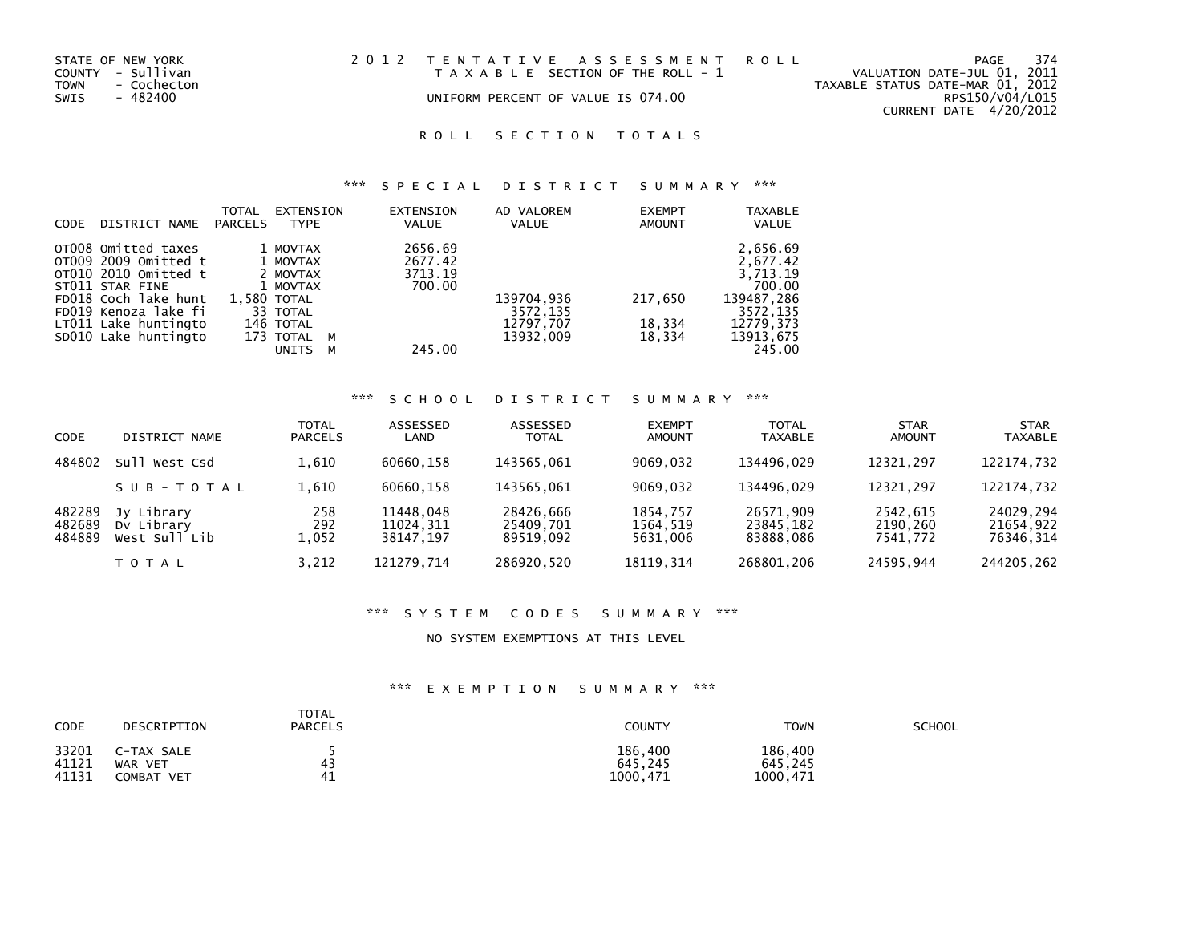STATE OF NEW YORK
COUNTY - Sullivan
TOWN - Cochecton
SWIS - 482400

2 0 1 2 TENTATIVE ASSESSMENT ROLL
TAXABLE SECTION OF THE ROLL - 1
UNIFORM PERCENT OF VALUE IS 074.00

VALUATION DATE-JUL 01, 2011
TAXABLE STATUS DATE-MAR 01, 2012
RPS150/V04/L015
CURRENT DATE 4/20/2012

## ROLL SECTION TOTALS

### *** SPECIAL DISTRICT SUMMARY ***

| CODE | DISTRICT NAME | TOTAL PARCELS | EXTENSION TYPE | EXTENSION VALUE | AD VALOREM VALUE | EXEMPT AMOUNT | TAXABLE VALUE |
|---|---|---|---|---|---|---|---|
| OT008 | Omitted taxes | 1 | MOVTAX | 2656.69 | | | 2,656.69 |
| OT009 | 2009 Omitted t | 1 | MOVTAX | 2677.42 | | | 2,677.42 |
| OT010 | 2010 Omitted t | 2 | MOVTAX | 3713.19 | | | 3,713.19 |
| ST011 | STAR FINE | 1 | MOVTAX | 700.00 | | | 700.00 |
| FD018 | Coch lake hunt | 1,580 | TOTAL | | 139704,936 | 217,650 | 139487,286 |
| FD019 | Kenoza lake fi | 33 | TOTAL | | 3572,135 | | 3572,135 |
| LT011 | Lake huntingto | 146 | TOTAL | | 12797,707 | 18,334 | 12779,373 |
| SD010 | Lake huntingto | 173 | TOTAL M | | 13932,009 | 18,334 | 13913,675 |
| | | | UNITS M | 245.00 | | | 245.00 |

### *** SCHOOL DISTRICT SUMMARY ***

| CODE | DISTRICT NAME | TOTAL PARCELS | ASSESSED LAND | ASSESSED TOTAL | EXEMPT AMOUNT | TOTAL TAXABLE | STAR AMOUNT | STAR TAXABLE |
|---|---|---|---|---|---|---|---|---|
| 484802 | Sull West Csd | 1,610 | 60660,158 | 143565,061 | 9069,032 | 134496,029 | 12321,297 | 122174,732 |
| | S U B - T O T A L | 1,610 | 60660,158 | 143565,061 | 9069,032 | 134496,029 | 12321,297 | 122174,732 |
| 482289 | Jy Library | 258 | 11448,048 | 28426,666 | 1854,757 | 26571,909 | 2542,615 | 24029,294 |
| 482689 | Dv Library | 292 | 11024,311 | 25409,701 | 1564,519 | 23845,182 | 2190,260 | 21654,922 |
| 484889 | West Sull Lib | 1,052 | 38147,197 | 89519,092 | 5631,006 | 83888,086 | 7541,772 | 76346,314 |
| | T O T A L | 3,212 | 121279,714 | 286920,520 | 18119,314 | 268801,206 | 24595,944 | 244205,262 |

### *** SYSTEM CODES SUMMARY ***

NO SYSTEM EXEMPTIONS AT THIS LEVEL

### *** EXEMPTION SUMMARY ***

| CODE | DESCRIPTION | TOTAL PARCELS | COUNTY | TOWN | SCHOOL |
|---|---|---|---|---|---|
| 33201 | C-TAX SALE | 5 | 186,400 | 186,400 | |
| 41121 | WAR VET | 43 | 645,245 | 645,245 | |
| 41131 | COMBAT VET | 41 | 1000,471 | 1000,471 | |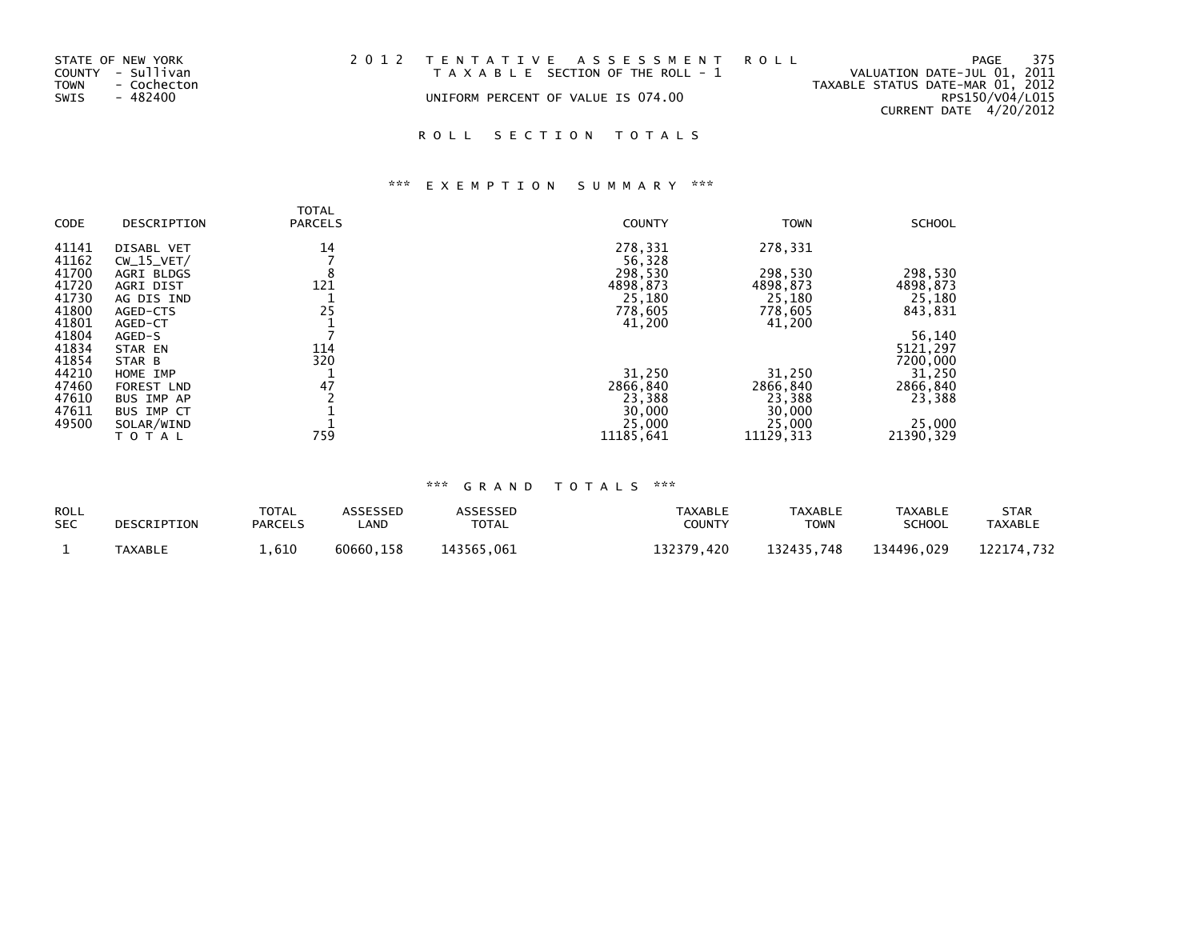STATE OF NEW YORK
COUNTY - Sullivan
TOWN - Cochecton
SWIS - 482400

2012 TENTATIVE ASSESSMENT ROLL
TAXABLE SECTION OF THE ROLL - 1
UNIFORM PERCENT OF VALUE IS 074.00

VALUATION DATE-JUL 01, 2011
TAXABLE STATUS DATE-MAR 01, 2012
RPS150/V04/L015
CURRENT DATE 4/20/2012

## ROLL SECTION TOTALS

### *** EXEMPTION SUMMARY ***

| CODE | DESCRIPTION | TOTAL PARCELS | COUNTY | TOWN | SCHOOL |
|---|---|---|---|---|---|
| 41141 | DISABL VET | 14 | 278,331 | 278,331 | |
| 41162 | CW_15_VET/ | 7 | 56,328 | | |
| 41700 | AGRI BLDGS | 8 | 298,530 | 298,530 | 298,530 |
| 41720 | AGRI DIST | 121 | 4898,873 | 4898,873 | 4898,873 |
| 41730 | AG DIS IND | 1 | 25,180 | 25,180 | 25,180 |
| 41800 | AGED-CTS | 25 | 778,605 | 778,605 | 843,831 |
| 41801 | AGED-CT | 1 | 41,200 | 41,200 | |
| 41804 | AGED-S | 7 | | | 56,140 |
| 41834 | STAR EN | 114 | | | 5121,297 |
| 41854 | STAR B | 320 | | | 7200,000 |
| 44210 | HOME IMP | 1 | 31,250 | 31,250 | 31,250 |
| 47460 | FOREST LND | 47 | 2866,840 | 2866,840 | 2866,840 |
| 47610 | BUS IMP AP | 2 | 23,388 | 23,388 | 23,388 |
| 47611 | BUS IMP CT | 1 | 30,000 | 30,000 | |
| 49500 | SOLAR/WIND | 1 | 25,000 | 25,000 | 25,000 |
| | TOTAL | 759 | 11185,641 | 11129,313 | 21390,329 |

### *** GRAND TOTALS ***

| ROLL SEC | DESCRIPTION | TOTAL PARCELS | ASSESSED LAND | ASSESSED TOTAL | TAXABLE COUNTY | TAXABLE TOWN | TAXABLE SCHOOL | STAR TAXABLE |
|---|---|---|---|---|---|---|---|---|
| 1 | TAXABLE | 1,610 | 60660,158 | 143565,061 | 132379,420 | 132435,748 | 134496,029 | 122174,732 |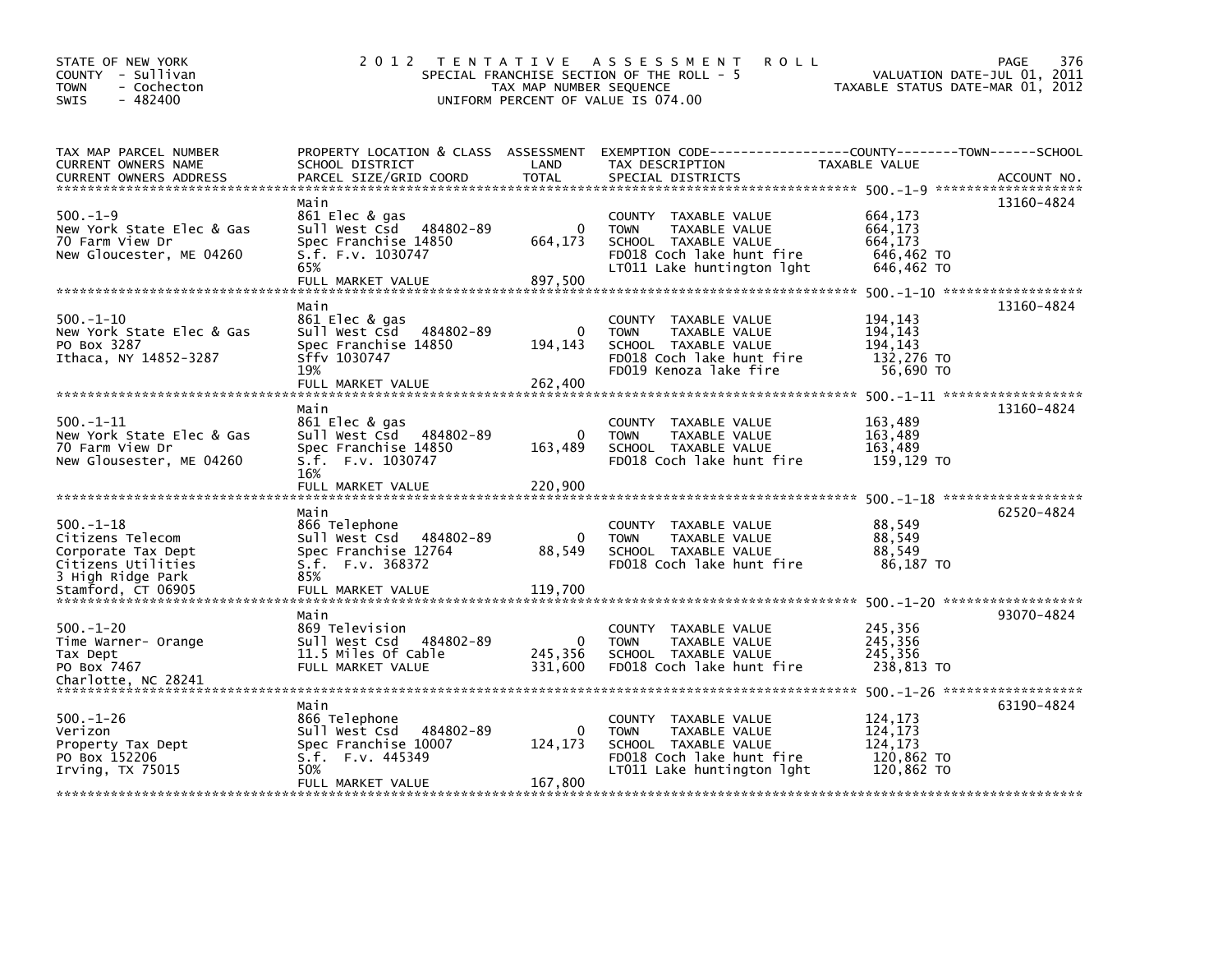STATE OF NEW YORK
COUNTY - Sullivan
TOWN - Cochecton
SWIS - 482400

# 2012 TENTATIVE ASSESSMENT ROLL

SPECIAL FRANCHISE SECTION OF THE ROLL - 5
TAX MAP NUMBER SEQUENCE
UNIFORM PERCENT OF VALUE IS 074.00

VALUATION DATE-JUL 01, 2011
TAXABLE STATUS DATE-MAR 01, 2012

| TAX MAP PARCEL NUMBER / CURRENT OWNERS NAME / CURRENT OWNERS ADDRESS | PROPERTY LOCATION & CLASS / SCHOOL DISTRICT / PARCEL SIZE/GRID COORD | ASSESSMENT LAND / TOTAL | EXEMPTION CODE / TAX DESCRIPTION / SPECIAL DISTRICTS | TAXABLE VALUE | ACCOUNT NO. |
|---|---|---|---|---|---|
| 500.-1-9 | Main | | | | 13160-4824 |
| | 861 Elec & gas | | COUNTY TAXABLE VALUE | 664,173 | |
| New York State Elec & Gas | Sull West Csd 484802-89 | 0 | TOWN TAXABLE VALUE | 664,173 | |
| 70 Farm View Dr | Spec Franchise 14850 | 664,173 | SCHOOL TAXABLE VALUE | 664,173 | |
| New Gloucester, ME 04260 | S.f. F.v. 1030747 | | FD018 Coch lake hunt fire | 646,462 TO | |
| | 65% | | LT011 Lake huntington lght | 646,462 TO | |
| | FULL MARKET VALUE | 897,500 | | | |
| 500.-1-10 | Main | | | | 13160-4824 |
| | 861 Elec & gas | | COUNTY TAXABLE VALUE | 194,143 | |
| New York State Elec & Gas | Sull West Csd 484802-89 | 0 | TOWN TAXABLE VALUE | 194,143 | |
| PO Box 3287 | Spec Franchise 14850 | 194,143 | SCHOOL TAXABLE VALUE | 194,143 | |
| Ithaca, NY 14852-3287 | Sffv 1030747 | | FD018 Coch lake hunt fire | 132,276 TO | |
| | 19% | | FD019 Kenoza lake fire | 56,690 TO | |
| | FULL MARKET VALUE | 262,400 | | | |
| 500.-1-11 | Main | | | | 13160-4824 |
| | 861 Elec & gas | | COUNTY TAXABLE VALUE | 163,489 | |
| New York State Elec & Gas | Sull West Csd 484802-89 | 0 | TOWN TAXABLE VALUE | 163,489 | |
| 70 Farm View Dr | Spec Franchise 14850 | 163,489 | SCHOOL TAXABLE VALUE | 163,489 | |
| New Glousester, ME 04260 | S.f. F.v. 1030747 | | FD018 Coch lake hunt fire | 159,129 TO | |
| | 16% | | | | |
| | FULL MARKET VALUE | 220,900 | | | |
| 500.-1-18 | Main | | | | 62520-4824 |
| | 866 Telephone | | COUNTY TAXABLE VALUE | 88,549 | |
| Citizens Telecom | Sull West Csd 484802-89 | 0 | TOWN TAXABLE VALUE | 88,549 | |
| Corporate Tax Dept | Spec Franchise 12764 | 88,549 | SCHOOL TAXABLE VALUE | 88,549 | |
| Citizens Utilities | S.f. F.v. 368372 | | FD018 Coch lake hunt fire | 86,187 TO | |
| 3 High Ridge Park | 85% | | | | |
| Stamford, CT 06905 | FULL MARKET VALUE | 119,700 | | | |
| 500.-1-20 | Main | | | | 93070-4824 |
| | 869 Television | | COUNTY TAXABLE VALUE | 245,356 | |
| Time Warner- Orange | Sull West Csd 484802-89 | 0 | TOWN TAXABLE VALUE | 245,356 | |
| Tax Dept | 11.5 Miles Of Cable | 245,356 | SCHOOL TAXABLE VALUE | 245,356 | |
| PO Box 7467 | FULL MARKET VALUE | 331,600 | FD018 Coch lake hunt fire | 238,813 TO | |
| Charlotte, NC 28241 | | | | | |
| 500.-1-26 | Main | | | | 63190-4824 |
| | 866 Telephone | | COUNTY TAXABLE VALUE | 124,173 | |
| Verizon | Sull West Csd 484802-89 | 0 | TOWN TAXABLE VALUE | 124,173 | |
| Property Tax Dept | Spec Franchise 10007 | 124,173 | SCHOOL TAXABLE VALUE | 124,173 | |
| PO Box 152206 | S.f. F.v. 445349 | | FD018 Coch lake hunt fire | 120,862 TO | |
| Irving, TX 75015 | 50% | | LT011 Lake huntington lght | 120,862 TO | |
| | FULL MARKET VALUE | 167,800 | | | |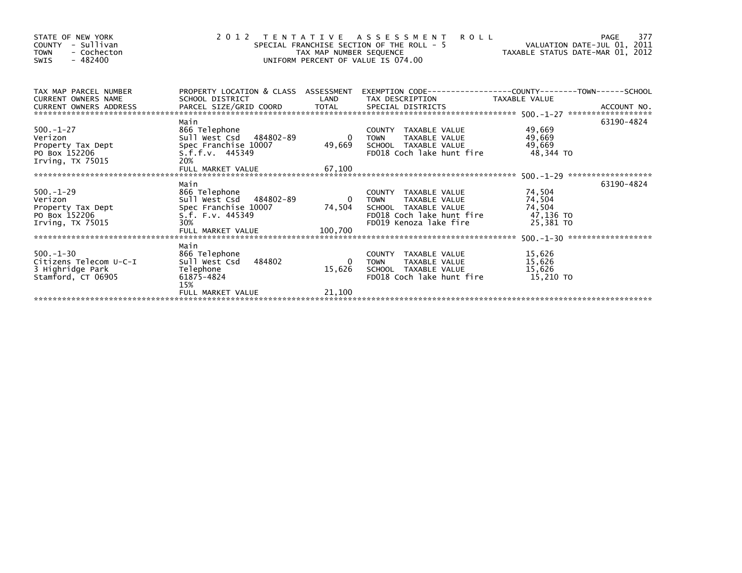STATE OF NEW YORK
COUNTY - Sullivan
TOWN - Cochecton
SWIS - 482400

# 2012 TENTATIVE ASSESSMENT ROLL

SPECIAL FRANCHISE SECTION OF THE ROLL - 5
TAX MAP NUMBER SEQUENCE
UNIFORM PERCENT OF VALUE IS 074.00

VALUATION DATE-JUL 01, 2011
TAXABLE STATUS DATE-MAR 01, 2012

| TAX MAP PARCEL NUMBER / CURRENT OWNERS NAME / CURRENT OWNERS ADDRESS | PROPERTY LOCATION & CLASS / SCHOOL DISTRICT / PARCEL SIZE/GRID COORD | ASSESSMENT LAND / TOTAL | EXEMPTION CODE / TAX DESCRIPTION / SPECIAL DISTRICTS | COUNTY / TOWN / SCHOOL TAXABLE VALUE | ACCOUNT NO. |
|---|---|---|---|---|---|
| 500.-1-27 | Main | | | | 63190-4824 |
| | 866 Telephone | | COUNTY TAXABLE VALUE | 49,669 | |
| Verizon | Sull West Csd 484802-89 | 0 | TOWN TAXABLE VALUE | 49,669 | |
| Property Tax Dept | Spec Franchise 10007 | 49,669 | SCHOOL TAXABLE VALUE | 49,669 | |
| PO Box 152206 | S.f.f.v. 445349 | | FD018 Coch lake hunt fire | 48,344 TO | |
| Irving, TX 75015 | 20% | | | | |
| | FULL MARKET VALUE | 67,100 | | | |
| 500.-1-29 | Main | | | | 63190-4824 |
| | 866 Telephone | | COUNTY TAXABLE VALUE | 74,504 | |
| Verizon | Sull West Csd 484802-89 | 0 | TOWN TAXABLE VALUE | 74,504 | |
| Property Tax Dept | Spec Franchise 10007 | 74,504 | SCHOOL TAXABLE VALUE | 74,504 | |
| PO Box 152206 | S.f. F.v. 445349 | | FD018 Coch lake hunt fire | 47,136 TO | |
| Irving, TX 75015 | 30% | | FD019 Kenoza lake fire | 25,381 TO | |
| | FULL MARKET VALUE | 100,700 | | | |
| 500.-1-30 | Main | | | | |
| | 866 Telephone | | COUNTY TAXABLE VALUE | 15,626 | |
| Citizens Telecom U-C-I | Sull West Csd 484802 | 0 | TOWN TAXABLE VALUE | 15,626 | |
| 3 Highridge Park | Telephone | 15,626 | SCHOOL TAXABLE VALUE | 15,626 | |
| Stamford, CT 06905 | 61875-4824 | | FD018 Coch lake hunt fire | 15,210 TO | |
| | 15% | | | | |
| | FULL MARKET VALUE | 21,100 | | | |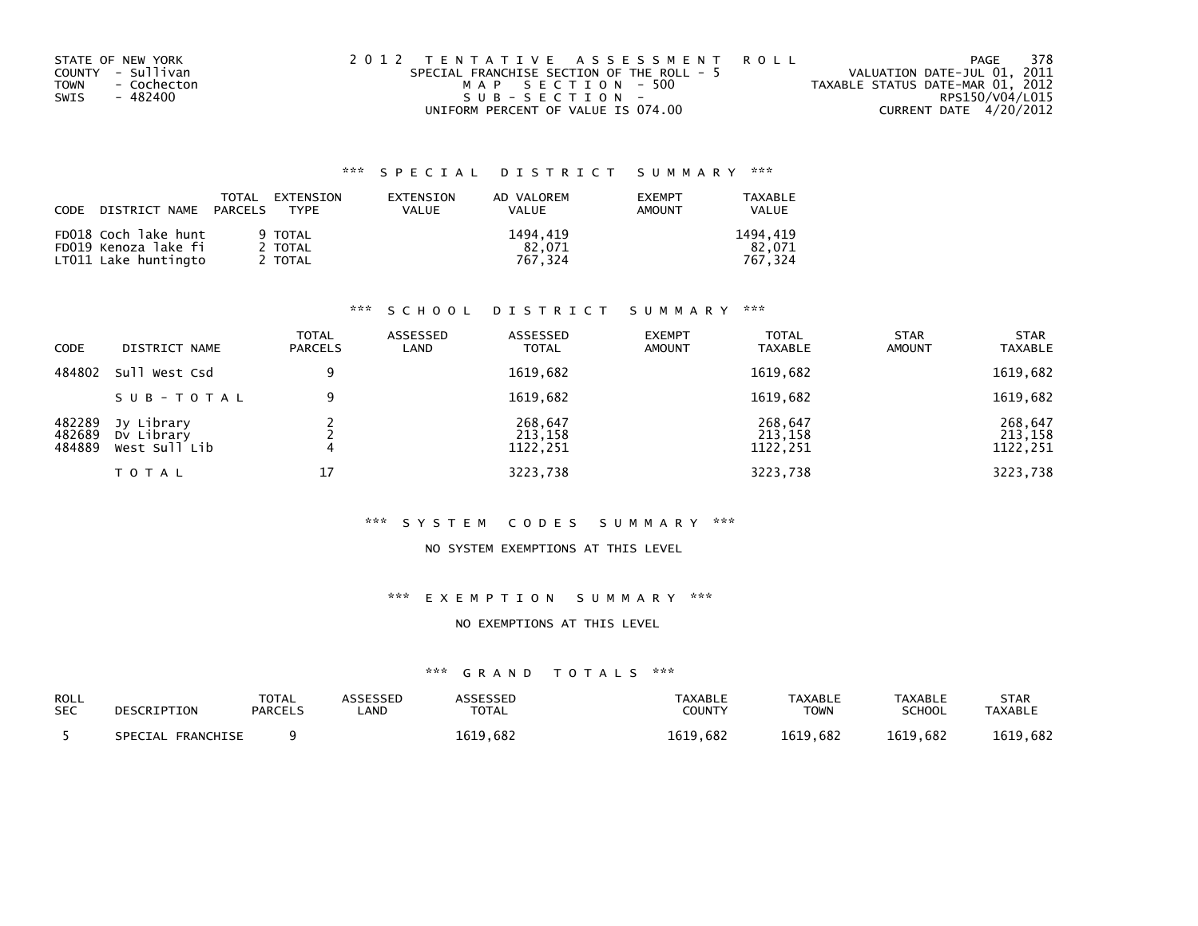STATE OF NEW YORK
COUNTY - Sullivan
TOWN - Cochecton
SWIS - 482400

2012 TENTATIVE ASSESSMENT ROLL
SPECIAL FRANCHISE SECTION OF THE ROLL - 5
MAP SECTION - 500
SUB-SECTION -
UNIFORM PERCENT OF VALUE IS 074.00

VALUATION DATE-JUL 01, 2011
TAXABLE STATUS DATE-MAR 01, 2012
RPS150/V04/L015
CURRENT DATE 4/20/2012

## *** SPECIAL DISTRICT SUMMARY ***

| CODE | DISTRICT NAME | TOTAL PARCELS | EXTENSION TYPE | EXTENSION VALUE | AD VALOREM VALUE | EXEMPT AMOUNT | TAXABLE VALUE |
|---|---|---|---|---|---|---|---|
| FD018 | Coch lake hunt | 9 | TOTAL | | 1494,419 | | 1494,419 |
| FD019 | Kenoza lake fi | 2 | TOTAL | | 82,071 | | 82,071 |
| LT011 | Lake huntingto | 2 | TOTAL | | 767,324 | | 767,324 |

## *** SCHOOL DISTRICT SUMMARY ***

| CODE | DISTRICT NAME | TOTAL PARCELS | ASSESSED LAND | ASSESSED TOTAL | EXEMPT AMOUNT | TOTAL TAXABLE | STAR AMOUNT | STAR TAXABLE |
|---|---|---|---|---|---|---|---|---|
| 484802 | Sull West Csd | 9 | | 1619,682 | | 1619,682 | | 1619,682 |
| | SUB-TOTAL | 9 | | 1619,682 | | 1619,682 | | 1619,682 |
| 482289 | Jy Library | 2 | | 268,647 | | 268,647 | | 268,647 |
| 482689 | Dv Library | 2 | | 213,158 | | 213,158 | | 213,158 |
| 484889 | West Sull Lib | 4 | | 1122,251 | | 1122,251 | | 1122,251 |
| | TOTAL | 17 | | 3223,738 | | 3223,738 | | 3223,738 |

## *** SYSTEM CODES SUMMARY ***

NO SYSTEM EXEMPTIONS AT THIS LEVEL

## *** EXEMPTION SUMMARY ***

NO EXEMPTIONS AT THIS LEVEL

## *** GRAND TOTALS ***

| ROLL SEC | DESCRIPTION | TOTAL PARCELS | ASSESSED LAND | ASSESSED TOTAL | TAXABLE COUNTY | TAXABLE TOWN | TAXABLE SCHOOL | STAR TAXABLE |
|---|---|---|---|---|---|---|---|---|
| 5 | SPECIAL FRANCHISE | 9 | | 1619,682 | 1619,682 | 1619,682 | 1619,682 | 1619,682 |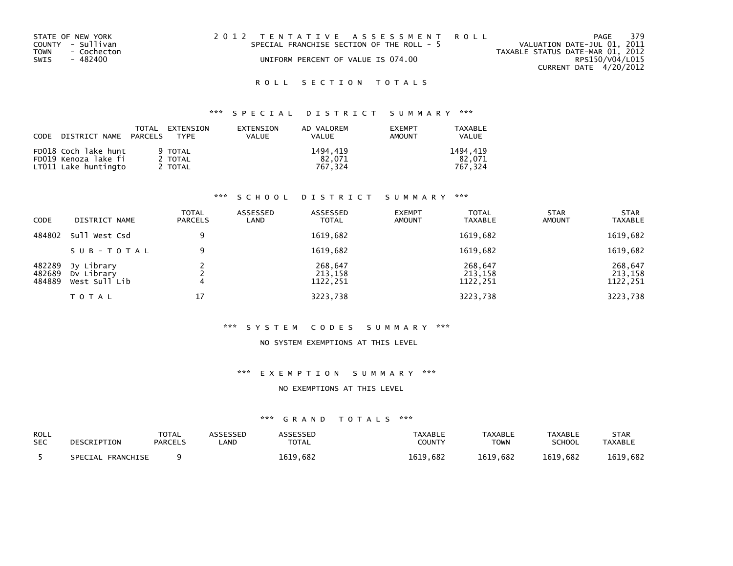STATE OF NEW YORK
COUNTY - Sullivan
TOWN - Cochecton
SWIS - 482400

2012 TENTATIVE ASSESSMENT ROLL
SPECIAL FRANCHISE SECTION OF THE ROLL - 5
UNIFORM PERCENT OF VALUE IS 074.00

VALUATION DATE-JUL 01, 2011
TAXABLE STATUS DATE-MAR 01, 2012
RPS150/V04/L015
CURRENT DATE 4/20/2012

## ROLL SECTION TOTALS

### *** SPECIAL DISTRICT SUMMARY ***

| CODE | DISTRICT NAME | TOTAL PARCELS | EXTENSION TYPE | EXTENSION VALUE | AD VALOREM VALUE | EXEMPT AMOUNT | TAXABLE VALUE |
|---|---|---|---|---|---|---|---|
| FD018 | Coch lake hunt | 9 | TOTAL | | 1494,419 | | 1494,419 |
| FD019 | Kenoza lake fi | 2 | TOTAL | | 82,071 | | 82,071 |
| LT011 | Lake huntingto | 2 | TOTAL | | 767,324 | | 767,324 |

### *** SCHOOL DISTRICT SUMMARY ***

| CODE | DISTRICT NAME | TOTAL PARCELS | ASSESSED LAND | ASSESSED TOTAL | EXEMPT AMOUNT | TOTAL TAXABLE | STAR AMOUNT | STAR TAXABLE |
|---|---|---|---|---|---|---|---|---|
| 484802 | Sull West Csd | 9 | | 1619,682 | | 1619,682 | | 1619,682 |
| | SUB-TOTAL | 9 | | 1619,682 | | 1619,682 | | 1619,682 |
| 482289 | Jy Library | 2 | | 268,647 | | 268,647 | | 268,647 |
| 482689 | Dv Library | 2 | | 213,158 | | 213,158 | | 213,158 |
| 484889 | West Sull Lib | 4 | | 1122,251 | | 1122,251 | | 1122,251 |
| | TOTAL | 17 | | 3223,738 | | 3223,738 | | 3223,738 |

### *** SYSTEM CODES SUMMARY ***

NO SYSTEM EXEMPTIONS AT THIS LEVEL

### *** EXEMPTION SUMMARY ***

NO EXEMPTIONS AT THIS LEVEL

### *** GRAND TOTALS ***

| ROLL SEC | DESCRIPTION | TOTAL PARCELS | ASSESSED LAND | ASSESSED TOTAL | TAXABLE COUNTY | TAXABLE TOWN | TAXABLE SCHOOL | STAR TAXABLE |
|---|---|---|---|---|---|---|---|---|
| 5 | SPECIAL FRANCHISE | 9 | | 1619,682 | 1619,682 | 1619,682 | 1619,682 | 1619,682 |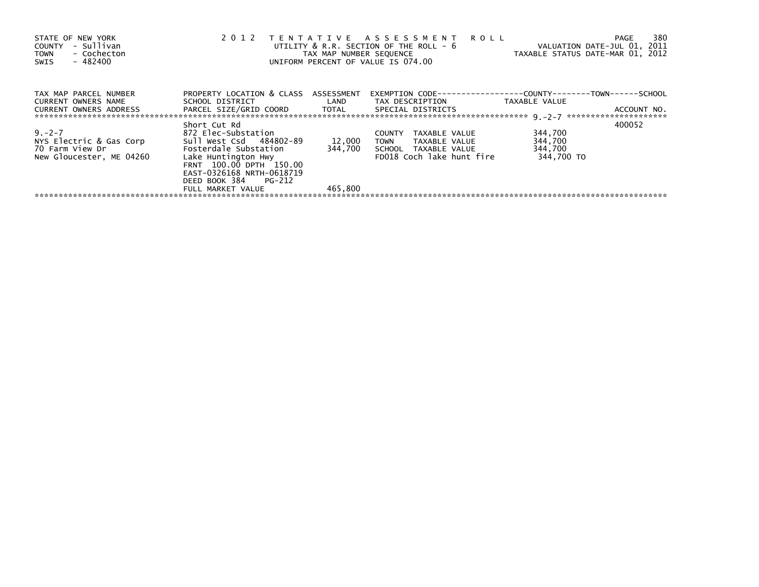STATE OF NEW YORK
COUNTY - Sullivan
TOWN - Cochecton
SWIS - 482400

2 0 1 2 TENTATIVE ASSESSMENT ROLL
UTILITY & R.R. SECTION OF THE ROLL - 6
TAX MAP NUMBER SEQUENCE
UNIFORM PERCENT OF VALUE IS 074.00

VALUATION DATE-JUL 01, 2011
TAXABLE STATUS DATE-MAR 01, 2012

| TAX MAP PARCEL NUMBER / CURRENT OWNERS NAME / CURRENT OWNERS ADDRESS | PROPERTY LOCATION & CLASS / SCHOOL DISTRICT / PARCEL SIZE/GRID COORD | ASSESSMENT LAND / TOTAL | EXEMPTION CODE / TAX DESCRIPTION / SPECIAL DISTRICTS | COUNTY--------TOWN------SCHOOL TAXABLE VALUE | ACCOUNT NO. |
|---|---|---|---|---|---|
| 9.-2-7 | Short Cut Rd | | | | 400052 |
| | 872 Elec-Substation | | | | |
| NYS Electric & Gas Corp | Sull West Csd 484802-89 | 12,000 | COUNTY TAXABLE VALUE | 344,700 | |
| 70 Farm View Dr | Fosterdale Substation | 344,700 | TOWN TAXABLE VALUE | 344,700 | |
| New Gloucester, ME 04260 | Lake Huntington Hwy | | SCHOOL TAXABLE VALUE | 344,700 | |
| | FRNT 100.00 DPTH 150.00 | | FD018 Coch lake hunt fire | 344,700 TO | |
| | EAST-0326168 NRTH-0618719 | | | | |
| | DEED BOOK 384 PG-212 | | | | |
| | FULL MARKET VALUE | 465,800 | | | |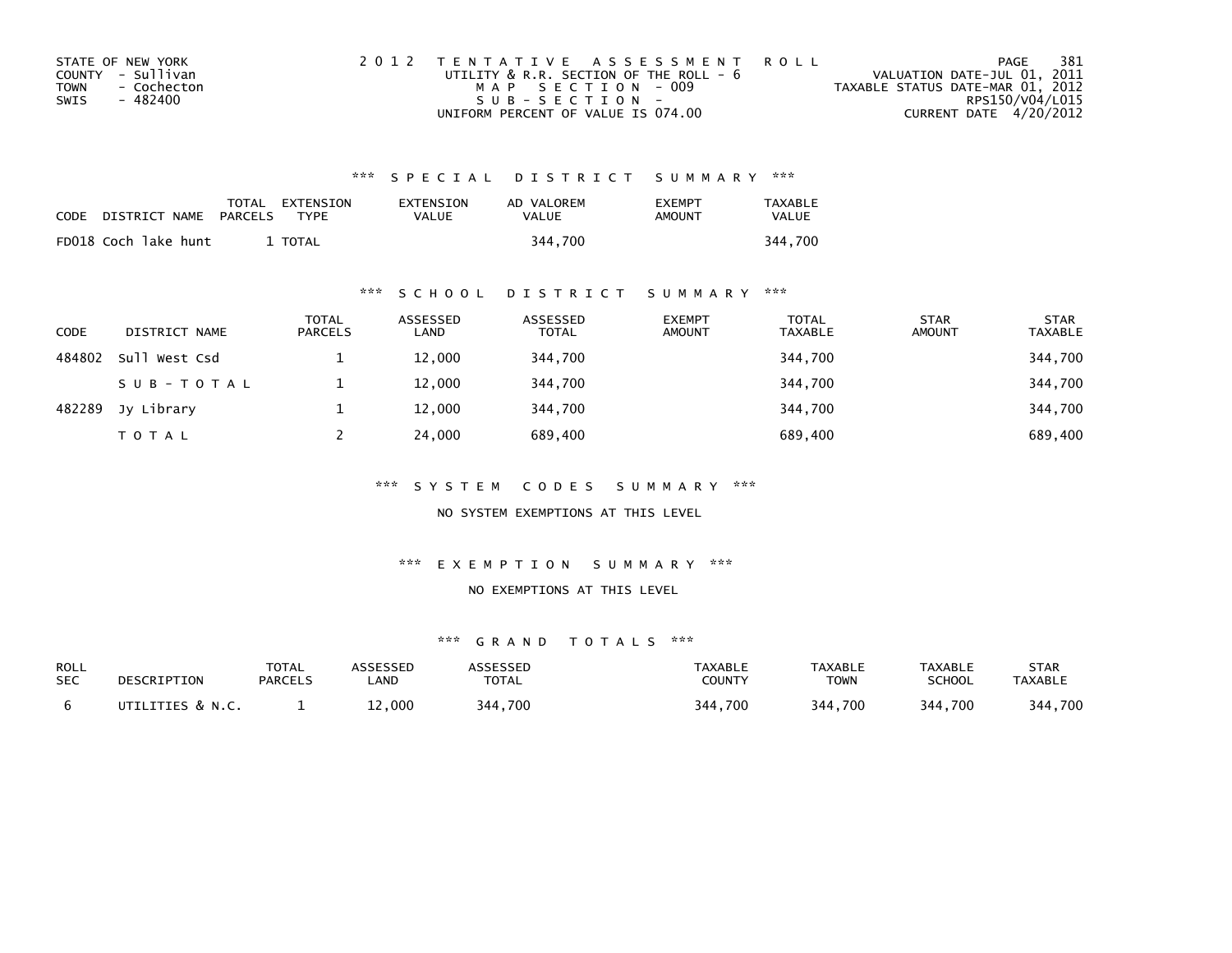STATE OF NEW YORK
COUNTY - Sullivan
TOWN - Cochecton
SWIS - 482400

2012 TENTATIVE ASSESSMENT ROLL
UTILITY & R.R. SECTION OF THE ROLL - 6
MAP SECTION - 009
SUB-SECTION -
UNIFORM PERCENT OF VALUE IS 074.00

VALUATION DATE-JUL 01, 2011
TAXABLE STATUS DATE-MAR 01, 2012
RPS150/V04/L015
CURRENT DATE 4/20/2012

### *** SPECIAL DISTRICT SUMMARY ***

| CODE | DISTRICT NAME | TOTAL PARCELS | EXTENSION TYPE | EXTENSION VALUE | AD VALOREM VALUE | EXEMPT AMOUNT | TAXABLE VALUE |
|---|---|---|---|---|---|---|---|
| FD018 | Coch lake hunt | 1 | TOTAL | | 344,700 | | 344,700 |

### *** SCHOOL DISTRICT SUMMARY ***

| CODE | DISTRICT NAME | TOTAL PARCELS | ASSESSED LAND | ASSESSED TOTAL | EXEMPT AMOUNT | TOTAL TAXABLE | STAR AMOUNT | STAR TAXABLE |
|---|---|---|---|---|---|---|---|---|
| 484802 | Sull West Csd | 1 | 12,000 | 344,700 | | 344,700 | | 344,700 |
| | SUB-TOTAL | 1 | 12,000 | 344,700 | | 344,700 | | 344,700 |
| 482289 | Jy Library | 1 | 12,000 | 344,700 | | 344,700 | | 344,700 |
| | TOTAL | 2 | 24,000 | 689,400 | | 689,400 | | 689,400 |

### *** SYSTEM CODES SUMMARY ***

NO SYSTEM EXEMPTIONS AT THIS LEVEL

### *** EXEMPTION SUMMARY ***

NO EXEMPTIONS AT THIS LEVEL

### *** GRAND TOTALS ***

| ROLL SEC | DESCRIPTION | TOTAL PARCELS | ASSESSED LAND | ASSESSED TOTAL | TAXABLE COUNTY | TAXABLE TOWN | TAXABLE SCHOOL | STAR TAXABLE |
|---|---|---|---|---|---|---|---|---|
| 6 | UTILITIES & N.C. | 1 | 12,000 | 344,700 | 344,700 | 344,700 | 344,700 | 344,700 |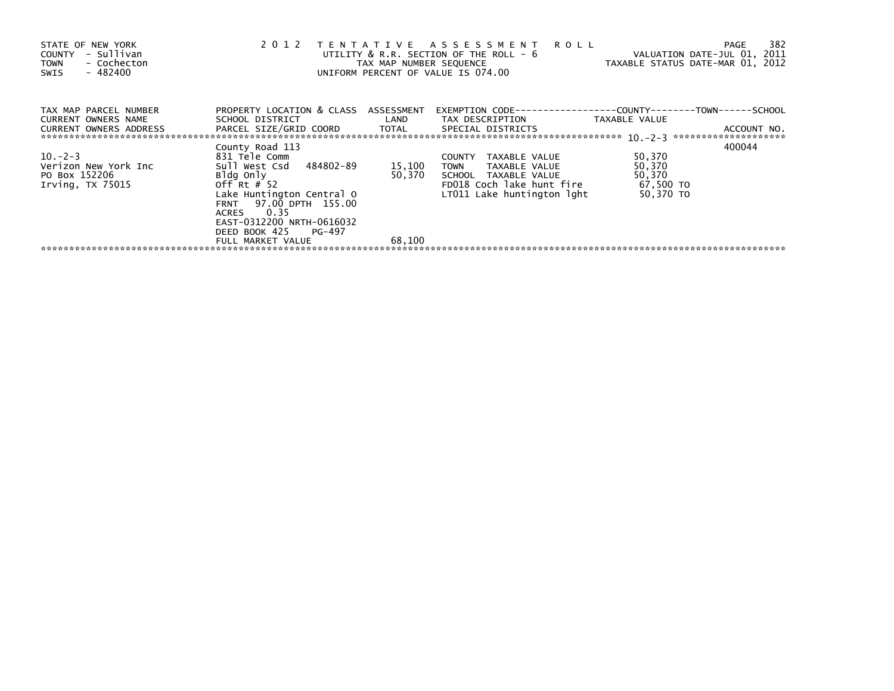STATE OF NEW YORK
COUNTY - Sullivan
TOWN - Cochecton
SWIS - 482400

2012 TENTATIVE ASSESSMENT ROLL
UTILITY & R.R. SECTION OF THE ROLL - 6
TAX MAP NUMBER SEQUENCE
UNIFORM PERCENT OF VALUE IS 074.00

VALUATION DATE-JUL 01, 2011
TAXABLE STATUS DATE-MAR 01, 2012

| TAX MAP PARCEL NUMBER / CURRENT OWNERS NAME / CURRENT OWNERS ADDRESS | PROPERTY LOCATION & CLASS / SCHOOL DISTRICT / PARCEL SIZE/GRID COORD | ASSESSMENT LAND | TOTAL | EXEMPTION CODE / TAX DESCRIPTION / SPECIAL DISTRICTS | COUNTY--------TOWN------SCHOOL TAXABLE VALUE | ACCOUNT NO. |
|---|---|---|---|---|---|---|
| 10.-2-3 | County Road 113 | | | | | 400044 |
| | 831 Tele Comm | | | COUNTY TAXABLE VALUE | 50,370 | |
| Verizon New York Inc | Sull West Csd 484802-89 | 15,100 | | TOWN TAXABLE VALUE | 50,370 | |
| PO Box 152206 | Bldg Only | | 50,370 | SCHOOL TAXABLE VALUE | 50,370 | |
| Irving, TX 75015 | Off Rt # 52 | | | FD018 Coch lake hunt fire | 67,500 TO | |
| | Lake Huntington Central O | | | LT011 Lake huntington lght | 50,370 TO | |
| | FRNT 97.00 DPTH 155.00 | | | | | |
| | ACRES 0.35 | | | | | |
| | EAST-0312200 NRTH-0616032 | | | | | |
| | DEED BOOK 425 PG-497 | | | | | |
| | FULL MARKET VALUE | | 68,100 | | | |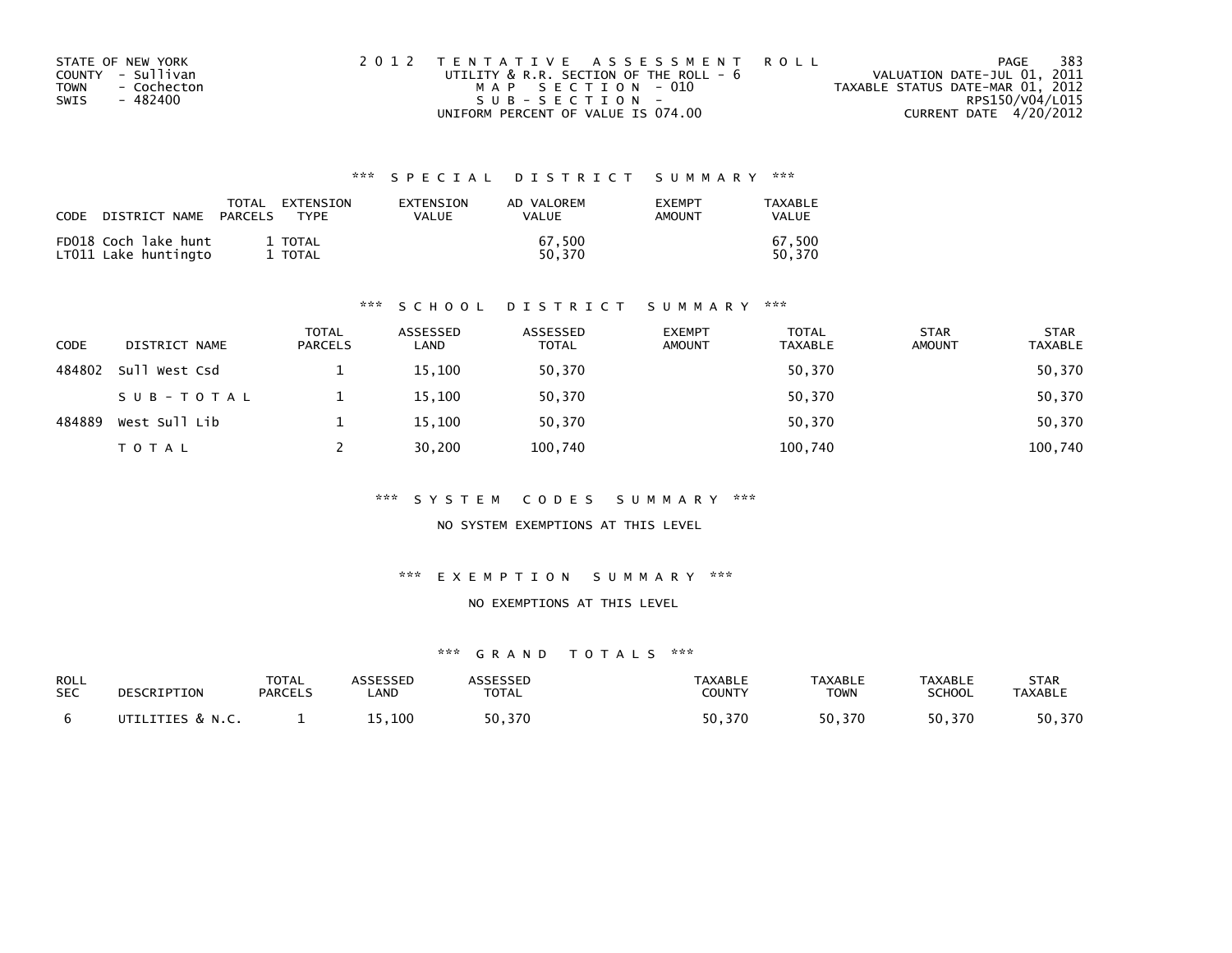STATE OF NEW YORK
COUNTY - Sullivan
TOWN - Cochecton
SWIS - 482400

2012 TENTATIVE ASSESSMENT ROLL
UTILITY & R.R. SECTION OF THE ROLL - 6
MAP SECTION - 010
SUB-SECTION -
UNIFORM PERCENT OF VALUE IS 074.00

VALUATION DATE-JUL 01, 2011
TAXABLE STATUS DATE-MAR 01, 2012
RPS150/V04/L015
CURRENT DATE 4/20/2012

## *** SPECIAL DISTRICT SUMMARY ***

| CODE | DISTRICT NAME | TOTAL PARCELS | EXTENSION TYPE | EXTENSION VALUE | AD VALOREM VALUE | EXEMPT AMOUNT | TAXABLE VALUE |
|---|---|---|---|---|---|---|---|
| FD018 | Coch lake hunt | 1 | TOTAL | | 67,500 | | 67,500 |
| LT011 | Lake huntingto | 1 | TOTAL | | 50,370 | | 50,370 |

## *** SCHOOL DISTRICT SUMMARY ***

| CODE | DISTRICT NAME | TOTAL PARCELS | ASSESSED LAND | ASSESSED TOTAL | EXEMPT AMOUNT | TOTAL TAXABLE | STAR AMOUNT | STAR TAXABLE |
|---|---|---|---|---|---|---|---|---|
| 484802 | Sull West Csd | 1 | 15,100 | 50,370 | | 50,370 | | 50,370 |
| | SUB-TOTAL | 1 | 15,100 | 50,370 | | 50,370 | | 50,370 |
| 484889 | West Sull Lib | 1 | 15,100 | 50,370 | | 50,370 | | 50,370 |
| | TOTAL | 2 | 30,200 | 100,740 | | 100,740 | | 100,740 |

## *** SYSTEM CODES SUMMARY ***

NO SYSTEM EXEMPTIONS AT THIS LEVEL

## *** EXEMPTION SUMMARY ***

NO EXEMPTIONS AT THIS LEVEL

## *** GRAND TOTALS ***

| ROLL SEC | DESCRIPTION | TOTAL PARCELS | ASSESSED LAND | ASSESSED TOTAL | TAXABLE COUNTY | TAXABLE TOWN | TAXABLE SCHOOL | STAR TAXABLE |
|---|---|---|---|---|---|---|---|---|
| 6 | UTILITIES & N.C. | 1 | 15,100 | 50,370 | 50,370 | 50,370 | 50,370 | 50,370 |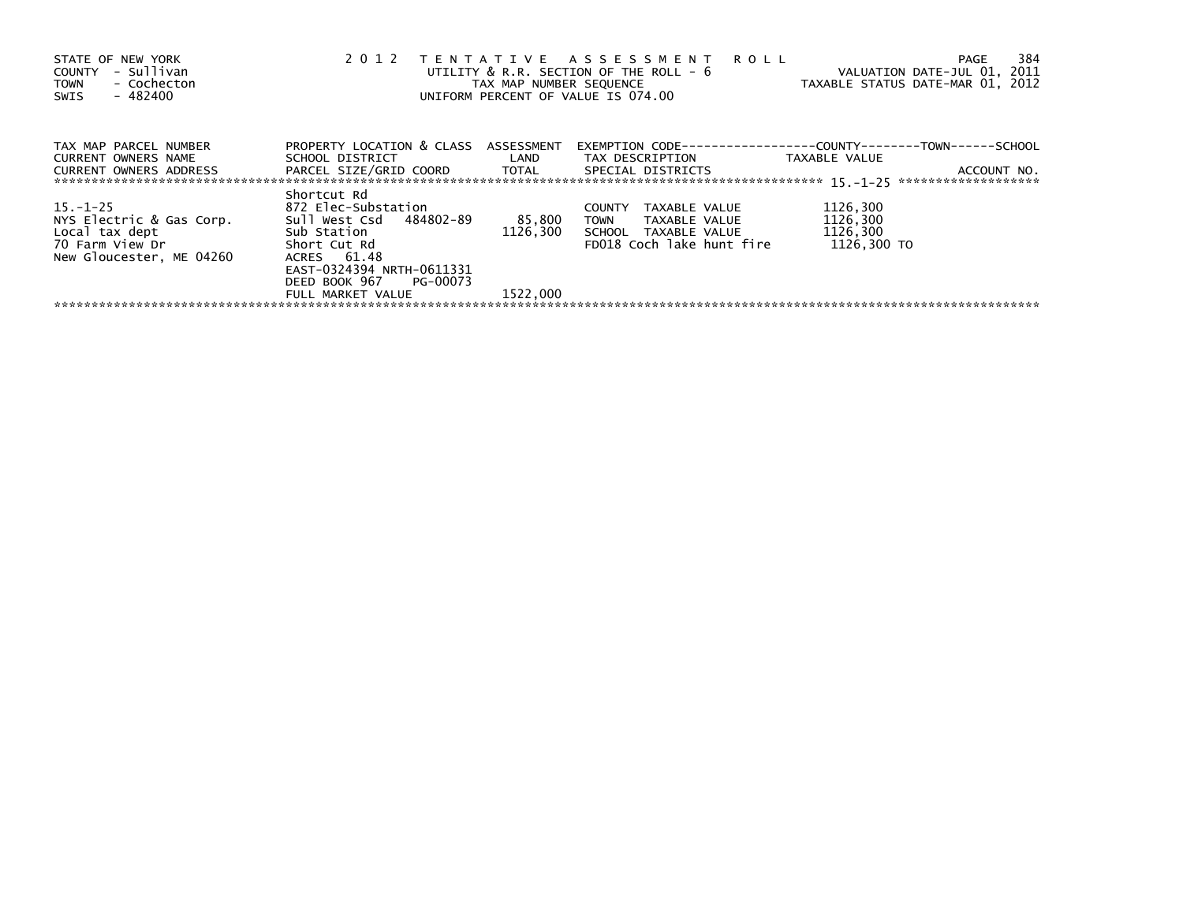STATE OF NEW YORK
COUNTY - Sullivan
TOWN - Cochecton
SWIS - 482400

2 0 1 2 T E N T A T I V E A S S E S S M E N T R O L L
UTILITY & R.R. SECTION OF THE ROLL - 6
TAX MAP NUMBER SEQUENCE
UNIFORM PERCENT OF VALUE IS 074.00

VALUATION DATE-JUL 01, 2011
TAXABLE STATUS DATE-MAR 01, 2012

| TAX MAP PARCEL NUMBER<br>CURRENT OWNERS NAME<br>CURRENT OWNERS ADDRESS | PROPERTY LOCATION & CLASS<br>SCHOOL DISTRICT<br>PARCEL SIZE/GRID COORD | ASSESSMENT<br>LAND<br>TOTAL | EXEMPTION CODE------------------COUNTY--------TOWN------SCHOOL<br>TAX DESCRIPTION<br>SPECIAL DISTRICTS | TAXABLE VALUE<br><br>ACCOUNT NO. |
|---|---|---|---|---|
| 15.-1-25 | Shortcut Rd | | | |
| 15.-1-25 | 872 Elec-Substation | | COUNTY TAXABLE VALUE | 1126,300 |
| NYS Electric & Gas Corp. | Sull West Csd 484802-89 | 85,800 | TOWN TAXABLE VALUE | 1126,300 |
| Local tax dept | Sub Station | 1126,300 | SCHOOL TAXABLE VALUE | 1126,300 |
| 70 Farm View Dr | Short Cut Rd | | FD018 Coch lake hunt fire | 1126,300 TO |
| New Gloucester, ME 04260 | ACRES 61.48 | | | |
| | EAST-0324394 NRTH-0611331 | | | |
| | DEED BOOK 967 PG-00073 | | | |
| | FULL MARKET VALUE | 1522,000 | | |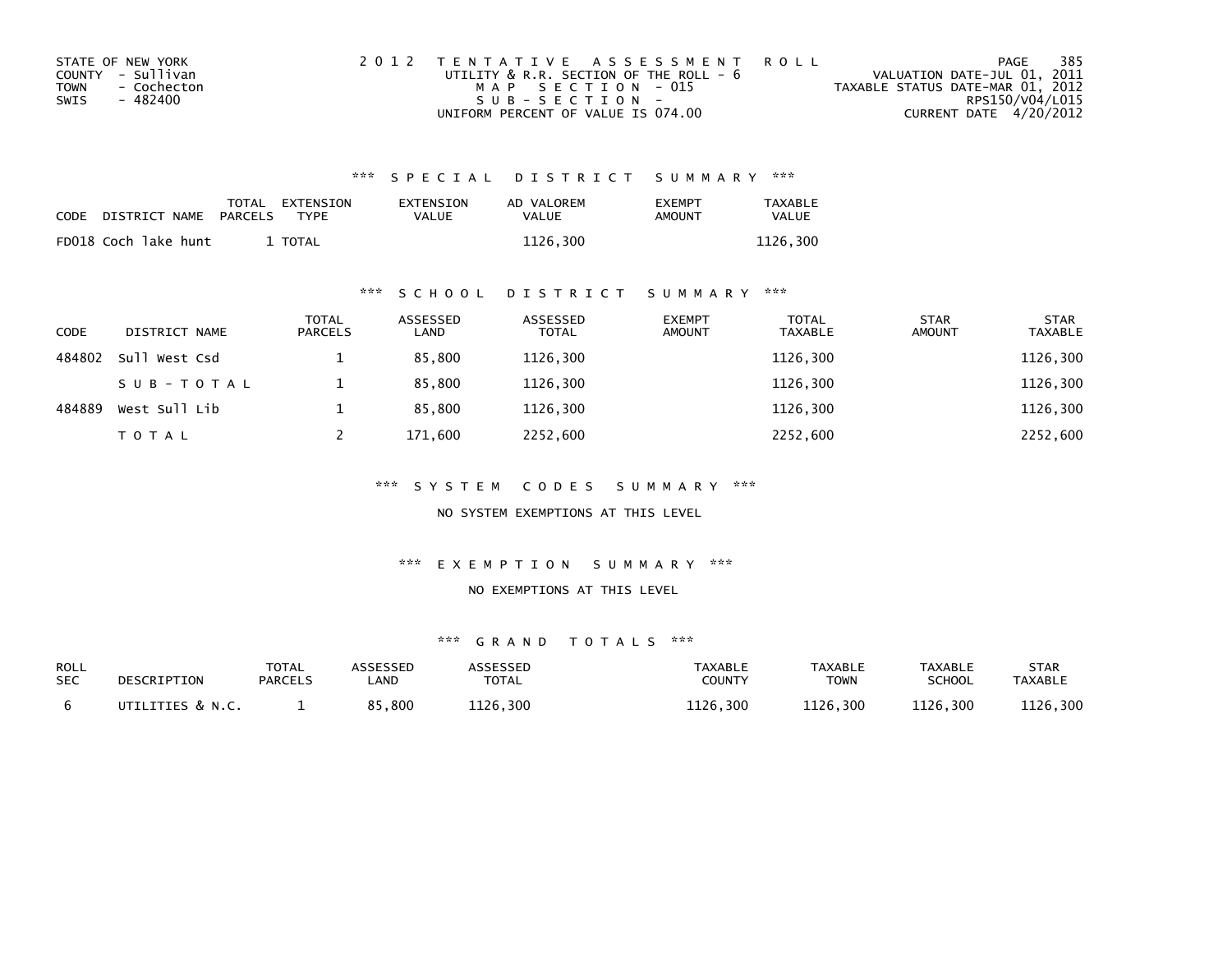STATE OF NEW YORK
COUNTY - Sullivan
TOWN - Cochecton
SWIS - 482400

2012 TENTATIVE ASSESSMENT ROLL
UTILITY & R.R. SECTION OF THE ROLL - 6
MAP SECTION - 015
SUB-SECTION -
UNIFORM PERCENT OF VALUE IS 074.00

VALUATION DATE-JUL 01, 2011
TAXABLE STATUS DATE-MAR 01, 2012
RPS150/V04/L015
CURRENT DATE 4/20/2012

### *** SPECIAL DISTRICT SUMMARY ***

| CODE | DISTRICT NAME | TOTAL PARCELS | EXTENSION TYPE | EXTENSION VALUE | AD VALOREM VALUE | EXEMPT AMOUNT | TAXABLE VALUE |
|---|---|---|---|---|---|---|---|
| FD018 | Coch lake hunt | 1 | TOTAL | | 1126,300 | | 1126,300 |

### *** SCHOOL DISTRICT SUMMARY ***

| CODE | DISTRICT NAME | TOTAL PARCELS | ASSESSED LAND | ASSESSED TOTAL | EXEMPT AMOUNT | TOTAL TAXABLE | STAR AMOUNT | STAR TAXABLE |
|---|---|---|---|---|---|---|---|---|
| 484802 | Sull West Csd | 1 | 85,800 | 1126,300 | | 1126,300 | | 1126,300 |
| | SUB-TOTAL | 1 | 85,800 | 1126,300 | | 1126,300 | | 1126,300 |
| 484889 | West Sull Lib | 1 | 85,800 | 1126,300 | | 1126,300 | | 1126,300 |
| | TOTAL | 2 | 171,600 | 2252,600 | | 2252,600 | | 2252,600 |

### *** SYSTEM CODES SUMMARY ***

NO SYSTEM EXEMPTIONS AT THIS LEVEL

### *** EXEMPTION SUMMARY ***

NO EXEMPTIONS AT THIS LEVEL

### *** GRAND TOTALS ***

| ROLL SEC | DESCRIPTION | TOTAL PARCELS | ASSESSED LAND | ASSESSED TOTAL | TAXABLE COUNTY | TAXABLE TOWN | TAXABLE SCHOOL | STAR TAXABLE |
|---|---|---|---|---|---|---|---|---|
| 6 | UTILITIES & N.C. | 1 | 85,800 | 1126,300 | 1126,300 | 1126,300 | 1126,300 | 1126,300 |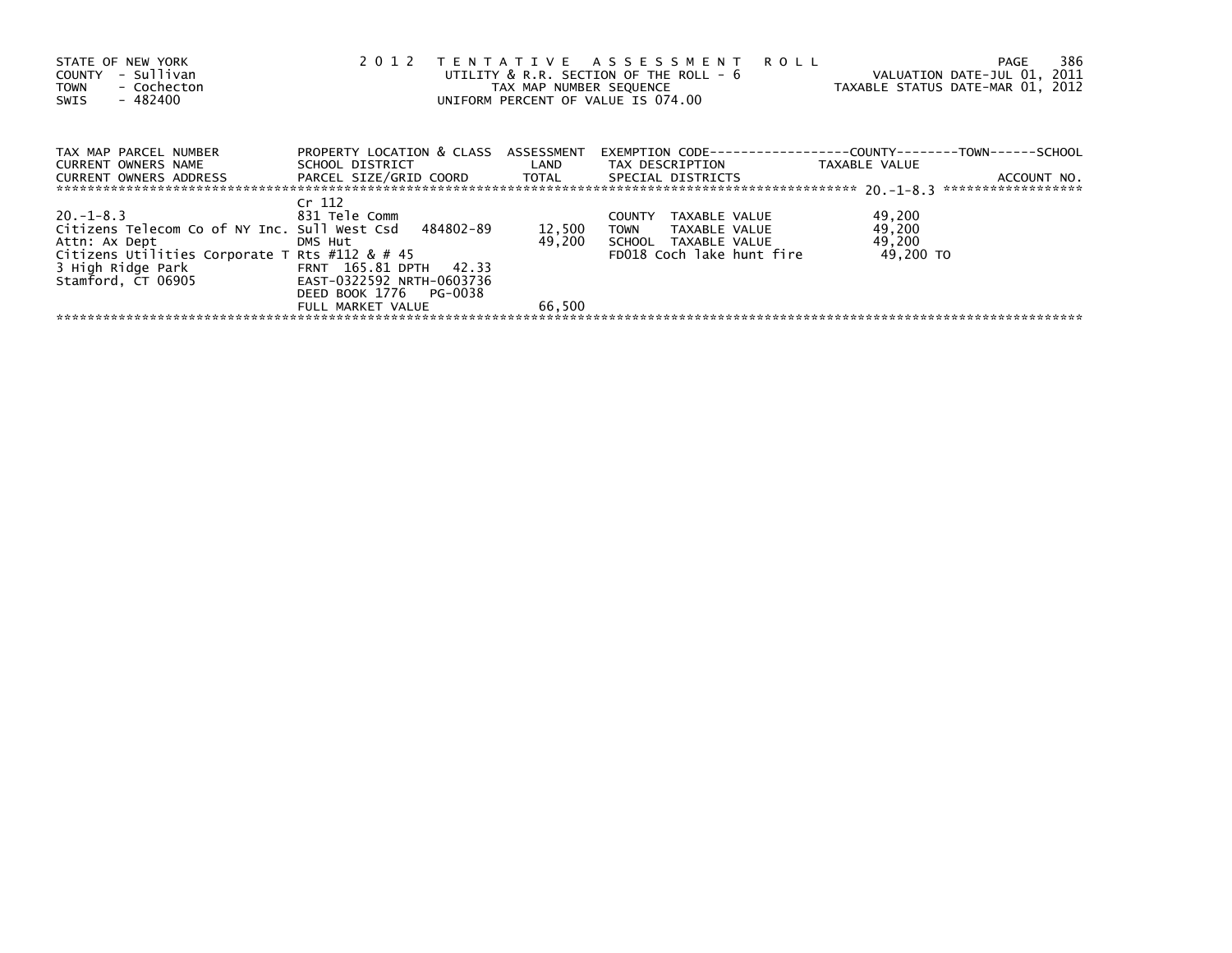STATE OF NEW YORK
COUNTY - Sullivan
TOWN - Cochecton
SWIS - 482400

**2012 TENTATIVE ASSESSMENT ROLL**
UTILITY & R.R. SECTION OF THE ROLL - 6
TAX MAP NUMBER SEQUENCE
UNIFORM PERCENT OF VALUE IS 074.00

VALUATION DATE-JUL 01, 2011
TAXABLE STATUS DATE-MAR 01, 2012

| TAX MAP PARCEL NUMBER / CURRENT OWNERS NAME / CURRENT OWNERS ADDRESS | PROPERTY LOCATION & CLASS / SCHOOL DISTRICT / PARCEL SIZE/GRID COORD | ASSESSMENT LAND / TOTAL | EXEMPTION CODE / TAX DESCRIPTION / SPECIAL DISTRICTS | TAXABLE VALUE (COUNTY / TOWN / SCHOOL) | ACCOUNT NO. |
|---|---|---|---|---|---|
| ******** 20.-1-8.3 ******** | | | | | |
| | Cr 112 | | | | |
| 20.-1-8.3 | 831 Tele Comm | | COUNTY TAXABLE VALUE | 49,200 | |
| Citizens Telecom Co of NY Inc. | Sull West Csd 484802-89 | 12,500 | TOWN TAXABLE VALUE | 49,200 | |
| Attn: Ax Dept | DMS Hut | 49,200 | SCHOOL TAXABLE VALUE | 49,200 | |
| Citizens Utilities Corporate T | Rts #112 & # 45 | | FD018 Coch lake hunt fire | 49,200 TO | |
| 3 High Ridge Park | FRNT 165.81 DPTH 42.33 | | | | |
| Stamford, CT 06905 | EAST-0322592 NRTH-0603736 | | | | |
| | DEED BOOK 1776 PG-0038 | | | | |
| | FULL MARKET VALUE | 66,500 | | | |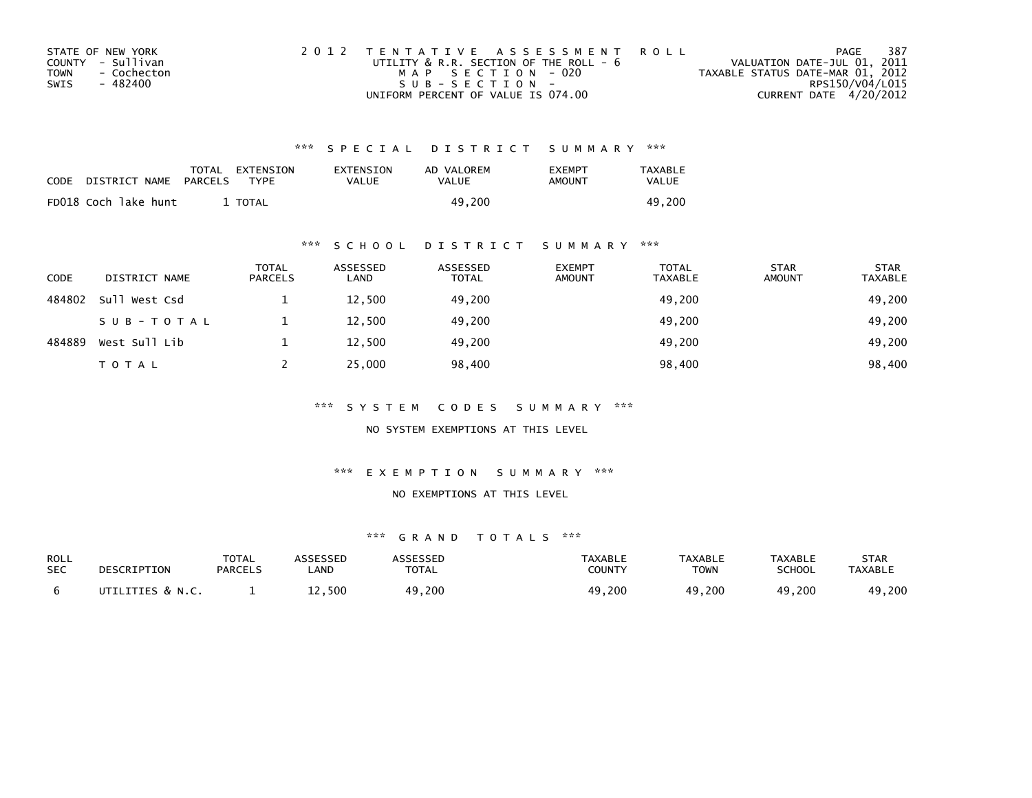STATE OF NEW YORK
COUNTY - Sullivan
TOWN - Cochecton
SWIS - 482400

2012 TENTATIVE ASSESSMENT ROLL
UTILITY & R.R. SECTION OF THE ROLL - 6
MAP SECTION - 020
SUB-SECTION -
UNIFORM PERCENT OF VALUE IS 074.00

VALUATION DATE-JUL 01, 2011
TAXABLE STATUS DATE-MAR 01, 2012
RPS150/V04/L015
CURRENT DATE 4/20/2012

### *** SPECIAL DISTRICT SUMMARY ***

| CODE | DISTRICT NAME | TOTAL PARCELS | EXTENSION TYPE | EXTENSION VALUE | AD VALOREM VALUE | EXEMPT AMOUNT | TAXABLE VALUE |
|---|---|---|---|---|---|---|---|
| FD018 | Coch lake hunt | 1 | TOTAL | | 49,200 | | 49,200 |

### *** SCHOOL DISTRICT SUMMARY ***

| CODE | DISTRICT NAME | TOTAL PARCELS | ASSESSED LAND | ASSESSED TOTAL | EXEMPT AMOUNT | TOTAL TAXABLE | STAR AMOUNT | STAR TAXABLE |
|---|---|---|---|---|---|---|---|---|
| 484802 | Sull West Csd | 1 | 12,500 | 49,200 | | 49,200 | | 49,200 |
| | SUB-TOTAL | 1 | 12,500 | 49,200 | | 49,200 | | 49,200 |
| 484889 | West Sull Lib | 1 | 12,500 | 49,200 | | 49,200 | | 49,200 |
| | TOTAL | 2 | 25,000 | 98,400 | | 98,400 | | 98,400 |

### *** SYSTEM CODES SUMMARY ***

NO SYSTEM EXEMPTIONS AT THIS LEVEL

### *** EXEMPTION SUMMARY ***

NO EXEMPTIONS AT THIS LEVEL

### *** GRAND TOTALS ***

| ROLL SEC | DESCRIPTION | TOTAL PARCELS | ASSESSED LAND | ASSESSED TOTAL | TAXABLE COUNTY | TAXABLE TOWN | TAXABLE SCHOOL | STAR TAXABLE |
|---|---|---|---|---|---|---|---|---|
| 6 | UTILITIES & N.C. | 1 | 12,500 | 49,200 | 49,200 | 49,200 | 49,200 | 49,200 |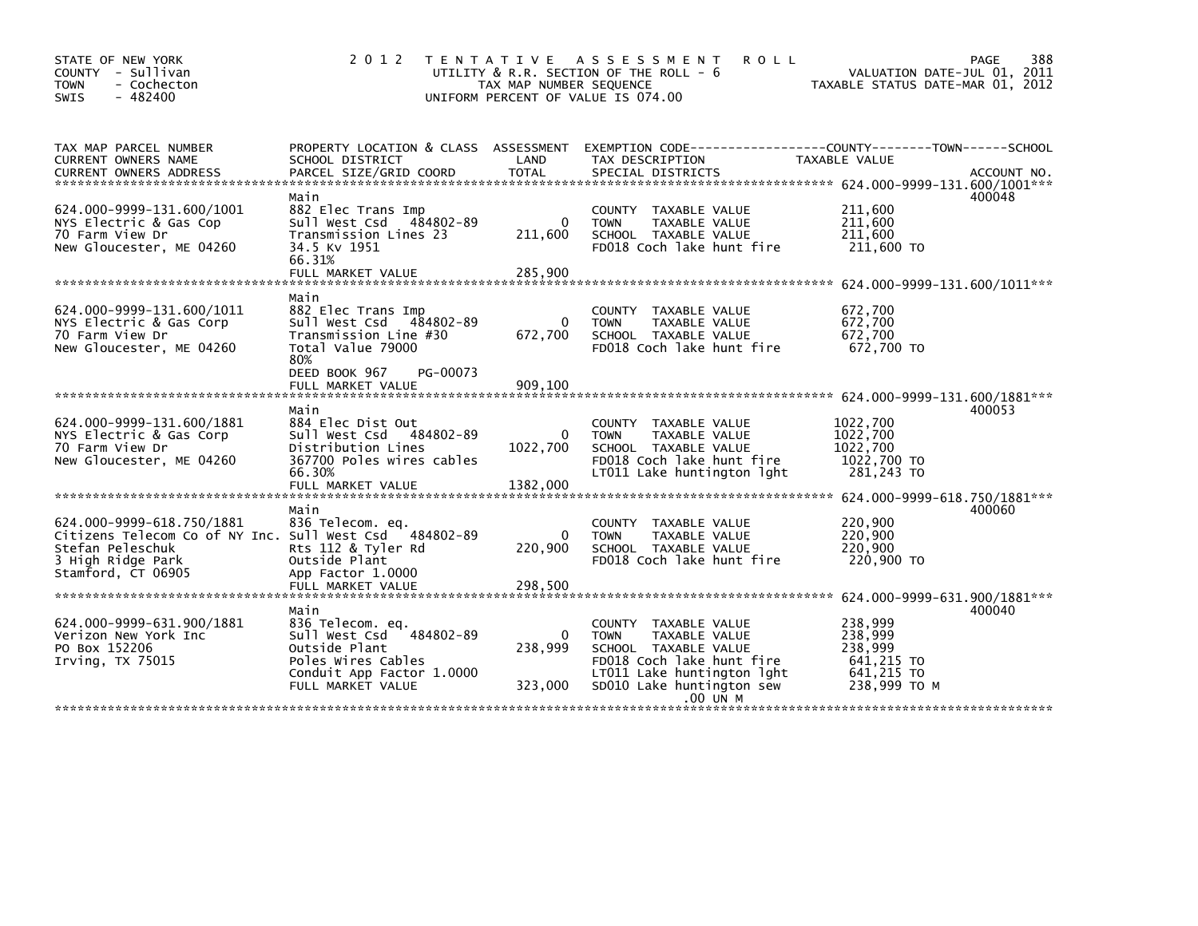STATE OF NEW YORK
COUNTY - Sullivan
TOWN - Cochecton
SWIS - 482400

# 2012 TENTATIVE ASSESSMENT ROLL

UTILITY & R.R. SECTION OF THE ROLL - 6
TAX MAP NUMBER SEQUENCE
UNIFORM PERCENT OF VALUE IS 074.00

VALUATION DATE-JUL 01, 2011
TAXABLE STATUS DATE-MAR 01, 2012

| TAX MAP PARCEL NUMBER / CURRENT OWNERS NAME / CURRENT OWNERS ADDRESS | PROPERTY LOCATION & CLASS / SCHOOL DISTRICT / PARCEL SIZE/GRID COORD | ASSESSMENT LAND / TOTAL | EXEMPTION CODE / TAX DESCRIPTION / SPECIAL DISTRICTS | TAXABLE VALUE (COUNTY / TOWN / SCHOOL) | ACCOUNT NO. |
|---|---|---|---|---|---|
| **624.000-9999-131.600/1001** | Main | | | | 400048 |
| 624.000-9999-131.600/1001 | 882 Elec Trans Imp | | COUNTY TAXABLE VALUE | 211,600 | |
| NYS Electric & Gas Cop | Sull West Csd 484802-89 | 0 | TOWN TAXABLE VALUE | 211,600 | |
| 70 Farm View Dr | Transmission Lines 23 | 211,600 | SCHOOL TAXABLE VALUE | 211,600 | |
| New Gloucester, ME 04260 | 34.5 Kv 1951 | | FD018 Coch lake hunt fire | 211,600 TO | |
| | 66.31% | | | | |
| | FULL MARKET VALUE | 285,900 | | | |
| **624.000-9999-131.600/1011** | Main | | | | |
| 624.000-9999-131.600/1011 | 882 Elec Trans Imp | | COUNTY TAXABLE VALUE | 672,700 | |
| NYS Electric & Gas Corp | Sull West Csd 484802-89 | 0 | TOWN TAXABLE VALUE | 672,700 | |
| 70 Farm View Dr | Transmission Line #30 | 672,700 | SCHOOL TAXABLE VALUE | 672,700 | |
| New Gloucester, ME 04260 | Total Value 79000 | | FD018 Coch lake hunt fire | 672,700 TO | |
| | 80% | | | | |
| | DEED BOOK 967 PG-00073 | | | | |
| | FULL MARKET VALUE | 909,100 | | | |
| **624.000-9999-131.600/1881** | Main | | | | 400053 |
| 624.000-9999-131.600/1881 | 884 Elec Dist Out | | COUNTY TAXABLE VALUE | 1022,700 | |
| NYS Electric & Gas Corp | Sull West Csd 484802-89 | 0 | TOWN TAXABLE VALUE | 1022,700 | |
| 70 Farm View Dr | Distribution Lines | 1022,700 | SCHOOL TAXABLE VALUE | 1022,700 | |
| New Gloucester, ME 04260 | 367700 Poles wires cables | | FD018 Coch lake hunt fire | 1022,700 TO | |
| | 66.30% | | LT011 Lake huntington lght | 281,243 TO | |
| | FULL MARKET VALUE | 1382,000 | | | |
| **624.000-9999-618.750/1881** | Main | | | | 400060 |
| 624.000-9999-618.750/1881 | 836 Telecom. eq. | | COUNTY TAXABLE VALUE | 220,900 | |
| Citizens Telecom Co of NY Inc. | Sull West Csd 484802-89 | 0 | TOWN TAXABLE VALUE | 220,900 | |
| Stefan Peleschuk | Rts 112 & Tyler Rd | 220,900 | SCHOOL TAXABLE VALUE | 220,900 | |
| 3 High Ridge Park | Outside Plant | | FD018 Coch lake hunt fire | 220,900 TO | |
| Stamford, CT 06905 | App Factor 1.0000 | | | | |
| | FULL MARKET VALUE | 298,500 | | | |
| **624.000-9999-631.900/1881** | Main | | | | 400040 |
| 624.000-9999-631.900/1881 | 836 Telecom. eq. | | COUNTY TAXABLE VALUE | 238,999 | |
| Verizon New York Inc | Sull West Csd 484802-89 | 0 | TOWN TAXABLE VALUE | 238,999 | |
| PO Box 152206 | Outside Plant | 238,999 | SCHOOL TAXABLE VALUE | 238,999 | |
| Irving, TX 75015 | Poles Wires Cables | | FD018 Coch lake hunt fire | 641,215 TO | |
| | Conduit App Factor 1.0000 | | LT011 Lake huntington lght | 641,215 TO | |
| | FULL MARKET VALUE | 323,000 | SD010 Lake huntington sew | 238,999 TO M | |
| | | | .00 UN M | | |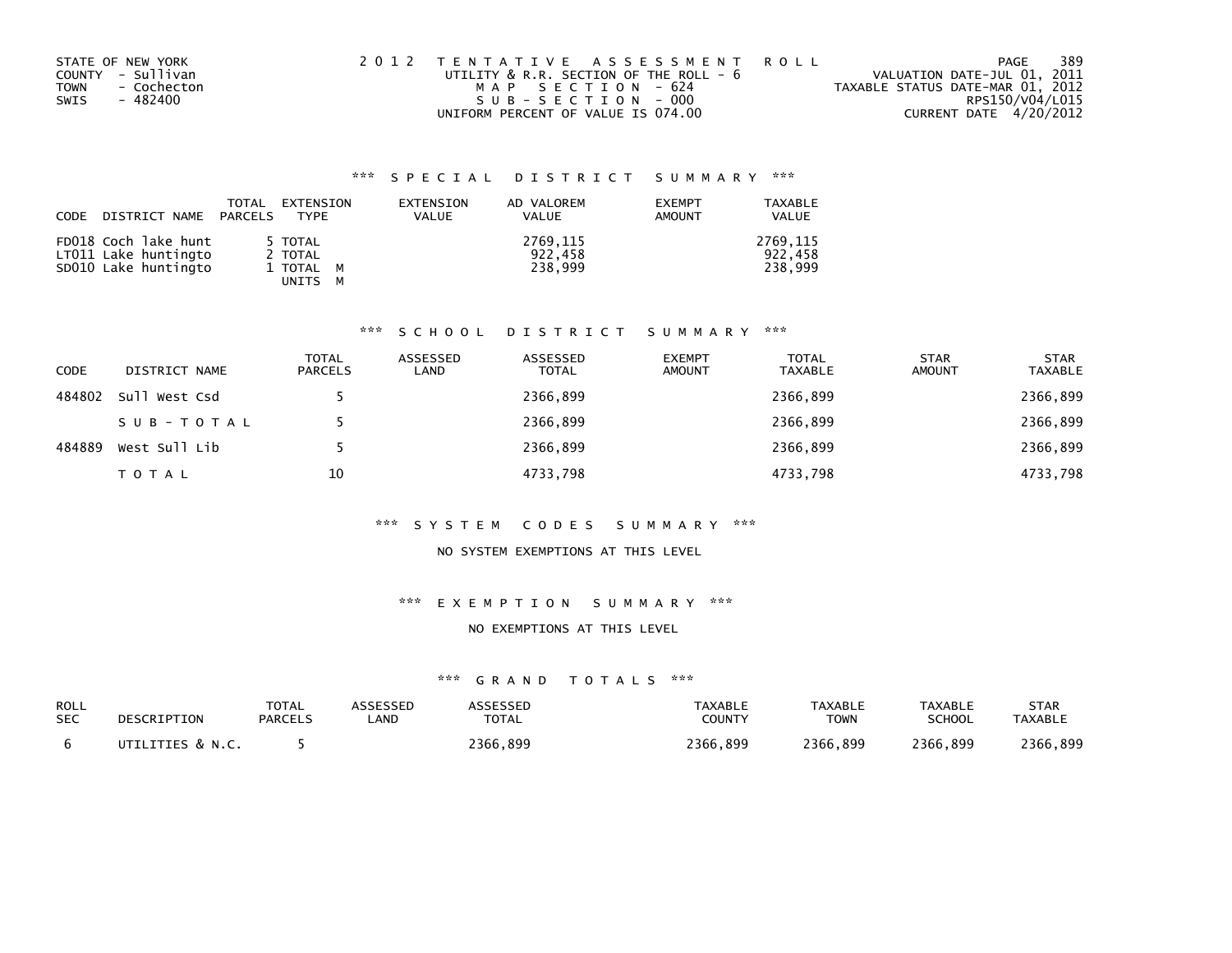STATE OF NEW YORK
COUNTY - Sullivan
TOWN - Cochecton
SWIS - 482400

2 0 1 2 T E N T A T I V E A S S E S S M E N T R O L L
UTILITY & R.R. SECTION OF THE ROLL - 6
M A P S E C T I O N - 624
S U B - S E C T I O N - 000
UNIFORM PERCENT OF VALUE IS 074.00

PAGE 389
VALUATION DATE-JUL 01, 2011
TAXABLE STATUS DATE-MAR 01, 2012
RPS150/V04/L015
CURRENT DATE 4/20/2012

### *** S P E C I A L D I S T R I C T S U M M A R Y ***

| CODE DISTRICT NAME | TOTAL PARCELS | EXTENSION TYPE | EXTENSION VALUE | AD VALOREM VALUE | EXEMPT AMOUNT | TAXABLE VALUE |
|---|---|---|---|---|---|---|
| FD018 Coch lake hunt | 5 | TOTAL | | 2769,115 | | 2769,115 |
| LT011 Lake huntingto | 2 | TOTAL | | 922,458 | | 922,458 |
| SD010 Lake huntingto | 1 | TOTAL M | | 238,999 | | 238,999 |
| | | UNITS M | | | | |

### *** S C H O O L D I S T R I C T S U M M A R Y ***

| CODE | DISTRICT NAME | TOTAL PARCELS | ASSESSED LAND | ASSESSED TOTAL | EXEMPT AMOUNT | TOTAL TAXABLE | STAR AMOUNT | STAR TAXABLE |
|---|---|---|---|---|---|---|---|---|
| 484802 | Sull West Csd | 5 | | 2366,899 | | 2366,899 | | 2366,899 |
| | S U B - T O T A L | 5 | | 2366,899 | | 2366,899 | | 2366,899 |
| 484889 | West Sull Lib | 5 | | 2366,899 | | 2366,899 | | 2366,899 |
| | T O T A L | 10 | | 4733,798 | | 4733,798 | | 4733,798 |

### *** S Y S T E M C O D E S S U M M A R Y ***

NO SYSTEM EXEMPTIONS AT THIS LEVEL

### *** E X E M P T I O N S U M M A R Y ***

NO EXEMPTIONS AT THIS LEVEL

### *** G R A N D T O T A L S ***

| ROLL SEC | DESCRIPTION | TOTAL PARCELS | ASSESSED LAND | ASSESSED TOTAL | TAXABLE COUNTY | TAXABLE TOWN | TAXABLE SCHOOL | STAR TAXABLE |
|---|---|---|---|---|---|---|---|---|
| 6 | UTILITIES & N.C. | 5 | | 2366,899 | 2366,899 | 2366,899 | 2366,899 | 2366,899 |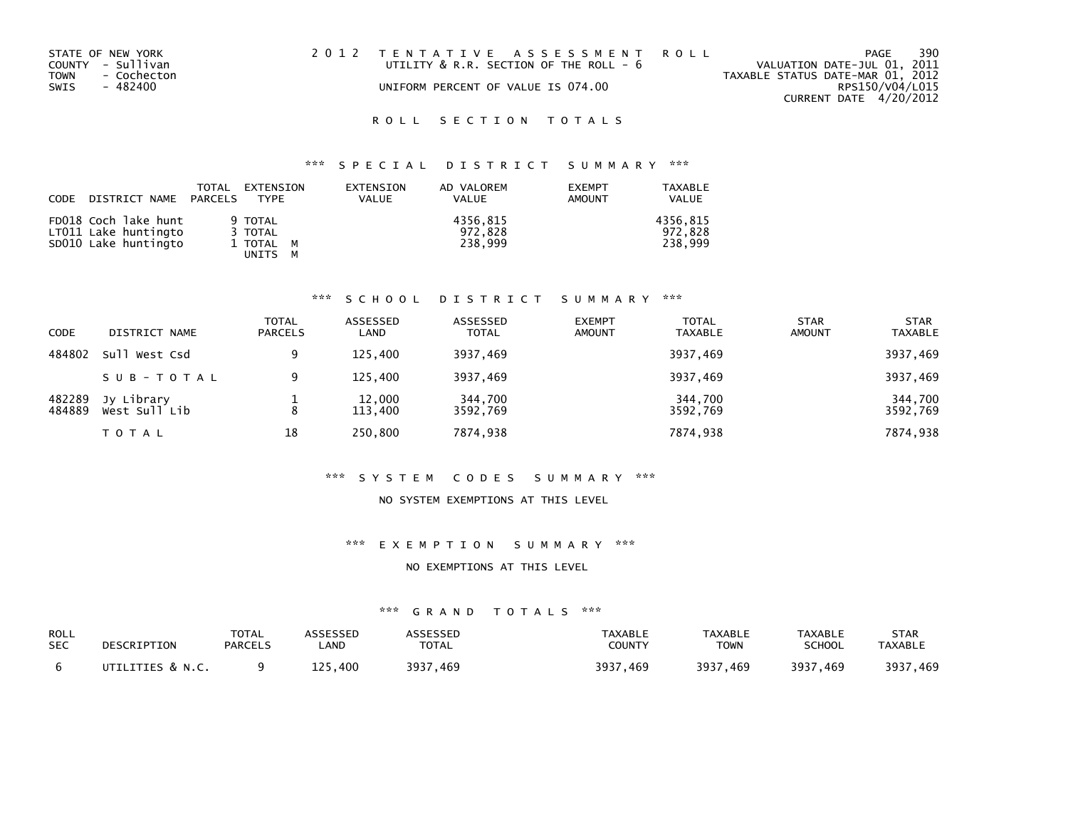STATE OF NEW YORK
COUNTY - Sullivan
TOWN - Cochecton
SWIS - 482400

2012 TENTATIVE ASSESSMENT ROLL
UTILITY & R.R. SECTION OF THE ROLL - 6
UNIFORM PERCENT OF VALUE IS 074.00

VALUATION DATE-JUL 01, 2011
TAXABLE STATUS DATE-MAR 01, 2012
RPS150/V04/L015
CURRENT DATE 4/20/2012

## ROLL SECTION TOTALS

### *** SPECIAL DISTRICT SUMMARY ***

| CODE DISTRICT NAME | TOTAL PARCELS | EXTENSION TYPE | EXTENSION VALUE | AD VALOREM VALUE | EXEMPT AMOUNT | TAXABLE VALUE |
|---|---|---|---|---|---|---|
| FD018 Coch lake hunt | 9 | TOTAL | | 4356,815 | | 4356,815 |
| LT011 Lake huntingto | 3 | TOTAL | | 972,828 | | 972,828 |
| SD010 Lake huntingto | 1 | TOTAL M<br>UNITS M | | 238,999 | | 238,999 |

### *** SCHOOL DISTRICT SUMMARY ***

| CODE | DISTRICT NAME | TOTAL PARCELS | ASSESSED LAND | ASSESSED TOTAL | EXEMPT AMOUNT | TOTAL TAXABLE | STAR AMOUNT | STAR TAXABLE |
|---|---|---|---|---|---|---|---|---|
| 484802 | Sull West Csd | 9 | 125,400 | 3937,469 | | 3937,469 | | 3937,469 |
| | SUB-TOTAL | 9 | 125,400 | 3937,469 | | 3937,469 | | 3937,469 |
| 482289 | Jy Library | 1 | 12,000 | 344,700 | | 344,700 | | 344,700 |
| 484889 | West Sull Lib | 8 | 113,400 | 3592,769 | | 3592,769 | | 3592,769 |
| | TOTAL | 18 | 250,800 | 7874,938 | | 7874,938 | | 7874,938 |

### *** SYSTEM CODES SUMMARY ***

NO SYSTEM EXEMPTIONS AT THIS LEVEL

### *** EXEMPTION SUMMARY ***

NO EXEMPTIONS AT THIS LEVEL

### *** GRAND TOTALS ***

| ROLL SEC | DESCRIPTION | TOTAL PARCELS | ASSESSED LAND | ASSESSED TOTAL | TAXABLE COUNTY | TAXABLE TOWN | TAXABLE SCHOOL | STAR TAXABLE |
|---|---|---|---|---|---|---|---|---|
| 6 | UTILITIES & N.C. | 9 | 125,400 | 3937,469 | 3937,469 | 3937,469 | 3937,469 | 3937,469 |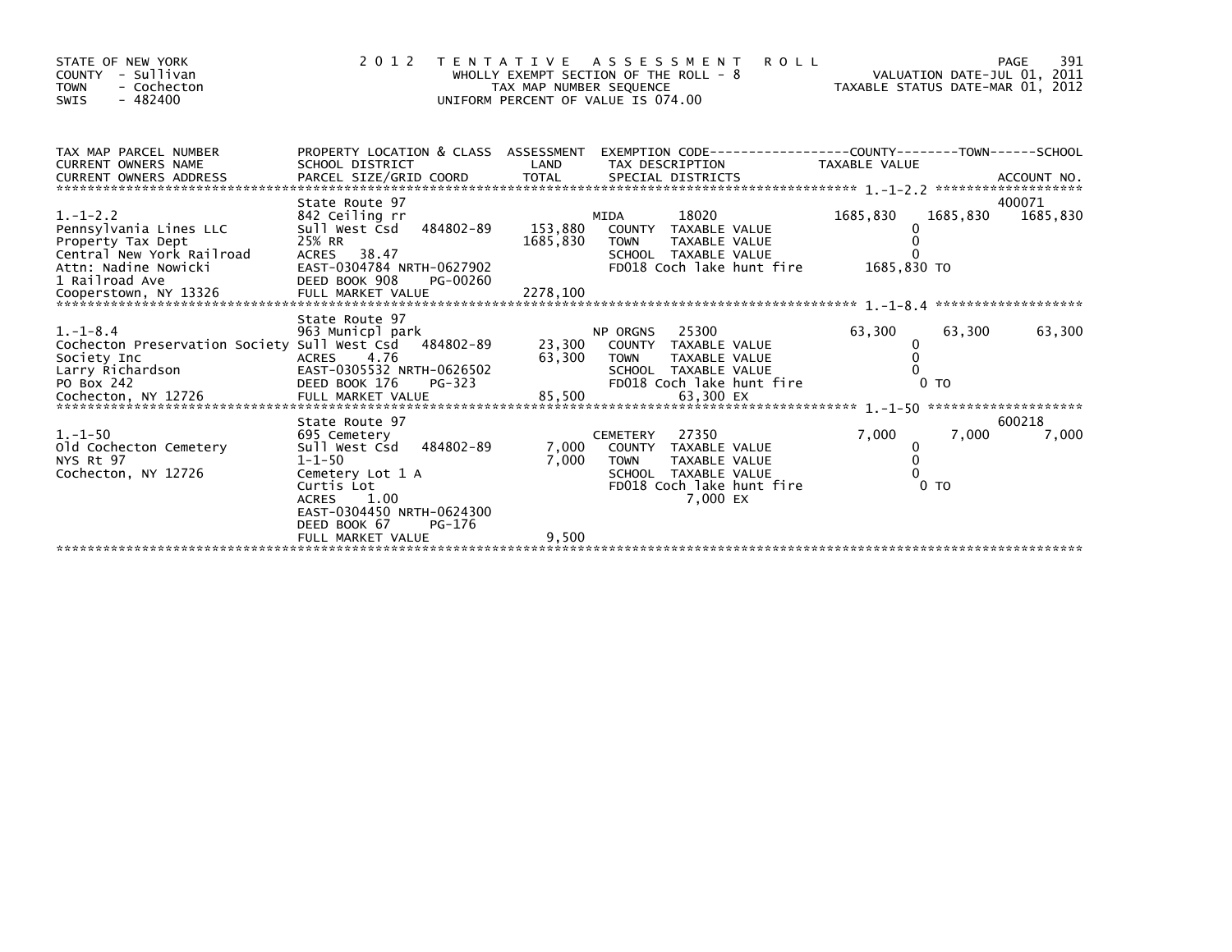STATE OF NEW YORK
COUNTY - Sullivan
TOWN - Cochecton
SWIS - 482400

# 2012 TENTATIVE ASSESSMENT ROLL

WHOLLY EXEMPT SECTION OF THE ROLL - 8
TAX MAP NUMBER SEQUENCE
UNIFORM PERCENT OF VALUE IS 074.00

VALUATION DATE-JUL 01, 2011
TAXABLE STATUS DATE-MAR 01, 2012

| TAX MAP PARCEL NUMBER / CURRENT OWNERS NAME / CURRENT OWNERS ADDRESS | PROPERTY LOCATION & CLASS / SCHOOL DISTRICT / PARCEL SIZE/GRID COORD | ASSESSMENT LAND | TOTAL | EXEMPTION CODE / TAX DESCRIPTION / SPECIAL DISTRICTS | COUNTY | TOWN | SCHOOL | ACCOUNT NO. |
|---|---|---|---|---|---|---|---|---|
| 1.-1-2.2 | State Route 97 | | | | | | | 400071 |
| | 842 Ceiling rr | | | MIDA 18020 | 1685,830 | 1685,830 | 1685,830 | |
| Pennsylvania Lines LLC | Sull West Csd 484802-89 | 153,880 | | COUNTY TAXABLE VALUE | 0 | | | |
| Property Tax Dept | 25% RR | | 1685,830 | TOWN TAXABLE VALUE | | 0 | | |
| Central New York Railroad | ACRES 38.47 | | | SCHOOL TAXABLE VALUE | | | 0 | |
| Attn: Nadine Nowicki | EAST-0304784 NRTH-0627902 | | | FD018 Coch lake hunt fire | 1685,830 TO | | | |
| 1 Railroad Ave | DEED BOOK 908 PG-00260 | | | | | | | |
| Cooperstown, NY 13326 | FULL MARKET VALUE | | 2278,100 | | | | | |
| 1.-1-8.4 | State Route 97 | | | | | | | |
| | 963 Municpl park | | | NP ORGNS 25300 | 63,300 | 63,300 | 63,300 | |
| Cochecton Preservation Society | Sull West Csd 484802-89 | 23,300 | | COUNTY TAXABLE VALUE | 0 | | | |
| Society Inc | ACRES 4.76 | | 63,300 | TOWN TAXABLE VALUE | | 0 | | |
| Larry Richardson | EAST-0305532 NRTH-0626502 | | | SCHOOL TAXABLE VALUE | | | 0 | |
| PO Box 242 | DEED BOOK 176 PG-323 | | | FD018 Coch lake hunt fire | 0 TO | | | |
| Cochecton, NY 12726 | FULL MARKET VALUE | | 85,500 | 63,300 EX | | | | |
| 1.-1-50 | State Route 97 | | | | | | | 600218 |
| | 695 Cemetery | | | CEMETERY 27350 | 7,000 | 7,000 | 7,000 | |
| Old Cochecton Cemetery | Sull West Csd 484802-89 | 7,000 | | COUNTY TAXABLE VALUE | 0 | | | |
| NYS Rt 97 | 1-1-50 | | 7,000 | TOWN TAXABLE VALUE | | 0 | | |
| Cochecton, NY 12726 | Cemetery Lot 1 A | | | SCHOOL TAXABLE VALUE | | | 0 | |
| | Curtis Lot | | | FD018 Coch lake hunt fire | 0 TO | | | |
| | ACRES 1.00 | | | 7,000 EX | | | | |
| | EAST-0304450 NRTH-0624300 | | | | | | | |
| | DEED BOOK 67 PG-176 | | | | | | | |
| | FULL MARKET VALUE | | 9,500 | | | | | |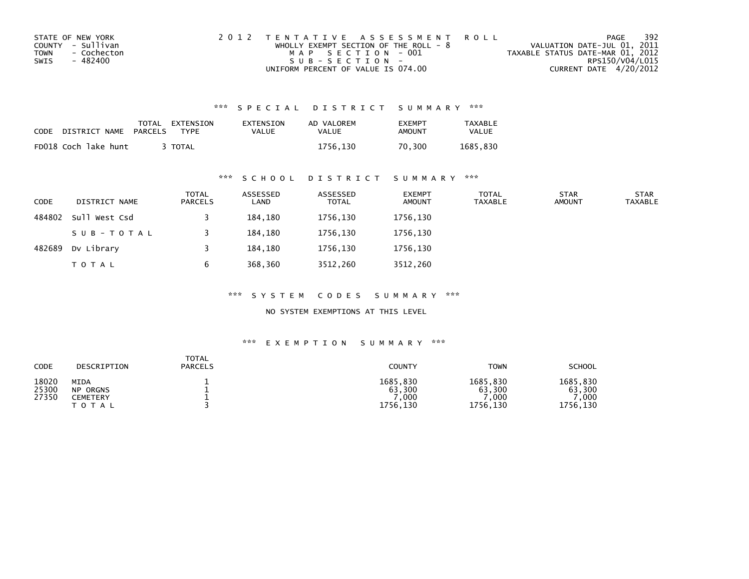STATE OF NEW YORK
COUNTY - Sullivan
TOWN - Cochecton
SWIS - 482400

2012 TENTATIVE ASSESSMENT ROLL
WHOLLY EXEMPT SECTION OF THE ROLL - 8
MAP SECTION - 001
SUB-SECTION -
UNIFORM PERCENT OF VALUE IS 074.00

VALUATION DATE-JUL 01, 2011
TAXABLE STATUS DATE-MAR 01, 2012
RPS150/V04/L015
CURRENT DATE 4/20/2012

## *** SPECIAL DISTRICT SUMMARY ***

| CODE | DISTRICT NAME | TOTAL PARCELS | EXTENSION TYPE | EXTENSION VALUE | AD VALOREM VALUE | EXEMPT AMOUNT | TAXABLE VALUE |
|---|---|---|---|---|---|---|---|
| FD018 | Coch lake hunt | 3 | TOTAL | | 1756,130 | 70,300 | 1685,830 |

## *** SCHOOL DISTRICT SUMMARY ***

| CODE | DISTRICT NAME | TOTAL PARCELS | ASSESSED LAND | ASSESSED TOTAL | EXEMPT AMOUNT | TOTAL TAXABLE | STAR AMOUNT | STAR TAXABLE |
|---|---|---|---|---|---|---|---|---|
| 484802 | Sull West Csd | 3 | 184,180 | 1756,130 | 1756,130 | | | |
| | SUB-TOTAL | 3 | 184,180 | 1756,130 | 1756,130 | | | |
| 482689 | Dv Library | 3 | 184,180 | 1756,130 | 1756,130 | | | |
| | TOTAL | 6 | 368,360 | 3512,260 | 3512,260 | | | |

## *** SYSTEM CODES SUMMARY ***

NO SYSTEM EXEMPTIONS AT THIS LEVEL

## *** EXEMPTION SUMMARY ***

| CODE | DESCRIPTION | TOTAL PARCELS | COUNTY | TOWN | SCHOOL |
|---|---|---|---|---|---|
| 18020 | MIDA | 1 | 1685,830 | 1685,830 | 1685,830 |
| 25300 | NP ORGNS | 1 | 63,300 | 63,300 | 63,300 |
| 27350 | CEMETERY | 1 | 7,000 | 7,000 | 7,000 |
| | TOTAL | 3 | 1756,130 | 1756,130 | 1756,130 |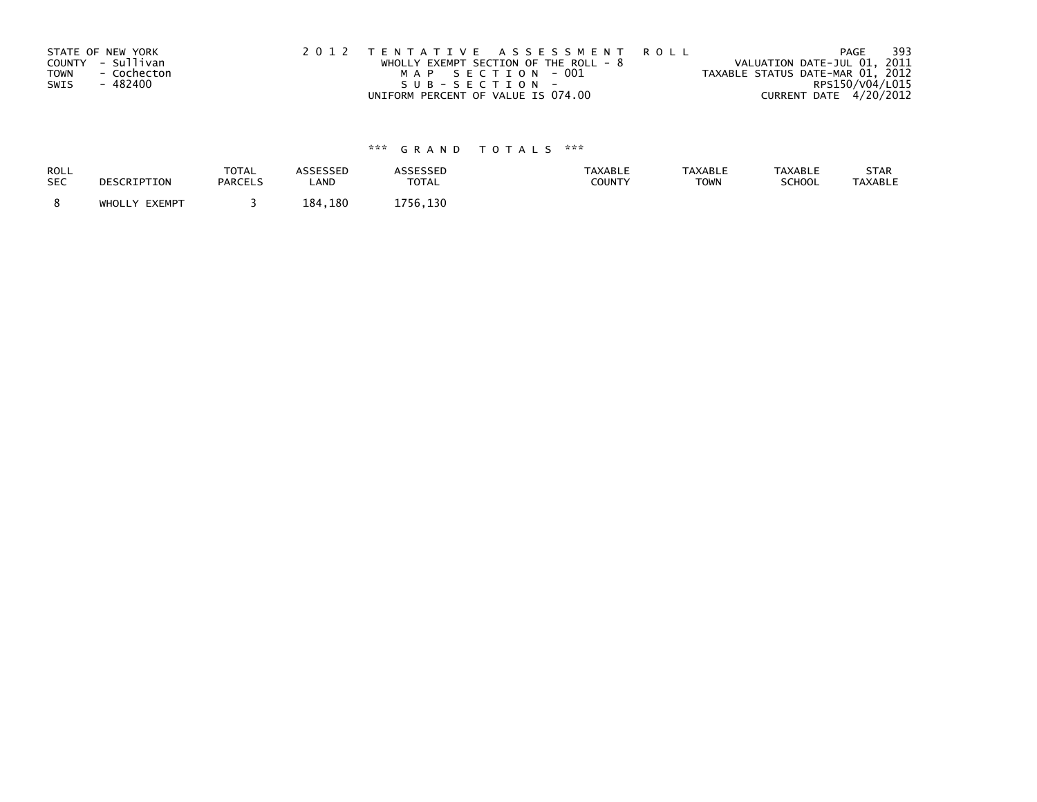STATE OF NEW YORK
COUNTY - Sullivan
TOWN - Cochecton
SWIS - 482400

2 0 1 2 T E N T A T I V E A S S E S S M E N T R O L L
WHOLLY EXEMPT SECTION OF THE ROLL - 8
M A P S E C T I O N - 001
S U B - S E C T I O N -
UNIFORM PERCENT OF VALUE IS 074.00

PAGE 393
VALUATION DATE-JUL 01, 2011
TAXABLE STATUS DATE-MAR 01, 2012
RPS150/V04/L015
CURRENT DATE 4/20/2012

### *** G R A N D T O T A L S ***

| ROLL SEC | DESCRIPTION | TOTAL PARCELS | ASSESSED LAND | ASSESSED TOTAL | TAXABLE COUNTY | TAXABLE TOWN | TAXABLE SCHOOL | STAR TAXABLE |
|---|---|---|---|---|---|---|---|---|
| 8 | WHOLLY EXEMPT | 3 | 184,180 | 1756,130 | | | | |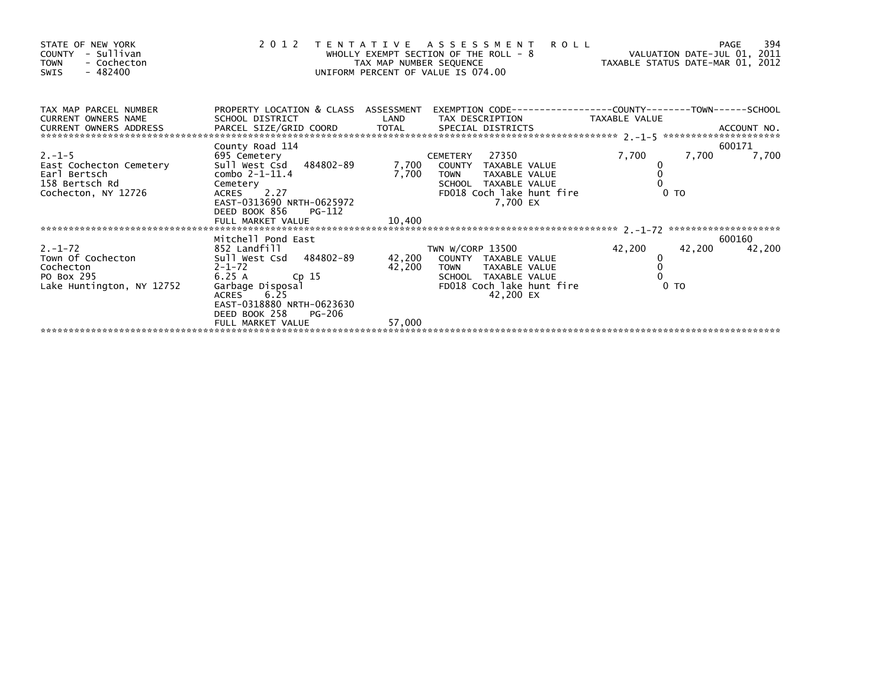STATE OF NEW YORK
COUNTY - Sullivan
TOWN - Cochecton
SWIS - 482400

2 0 1 2 T E N T A T I V E A S S E S S M E N T R O L L
WHOLLY EXEMPT SECTION OF THE ROLL - 8
TAX MAP NUMBER SEQUENCE
UNIFORM PERCENT OF VALUE IS 074.00

VALUATION DATE-JUL 01, 2011
TAXABLE STATUS DATE-MAR 01, 2012

| TAX MAP PARCEL NUMBER / CURRENT OWNERS NAME / CURRENT OWNERS ADDRESS | PROPERTY LOCATION & CLASS / SCHOOL DISTRICT / PARCEL SIZE/GRID COORD | ASSESSMENT LAND / TOTAL | EXEMPTION CODE / TAX DESCRIPTION / SPECIAL DISTRICTS | COUNTY TAXABLE VALUE | TOWN | SCHOOL / ACCOUNT NO. |
|---|---|---|---|---|---|---|
| | County Road 114 | | | | | 600171 |
| 2.-1-5 | 695 Cemetery | | CEMETERY 27350 | 7,700 | 7,700 | 7,700 |
| East Cochecton Cemetery | Sull West Csd 484802-89 | 7,700 | COUNTY TAXABLE VALUE | 0 | | |
| Earl Bertsch | combo 2-1-11.4 | 7,700 | TOWN TAXABLE VALUE | 0 | | |
| 158 Bertsch Rd | Cemetery | | SCHOOL TAXABLE VALUE | 0 | | |
| Cochecton, NY 12726 | ACRES 2.27 | | FD018 Coch lake hunt fire | 0 TO | | |
| | EAST-0313690 NRTH-0625972 | | 7,700 EX | | | |
| | DEED BOOK 856 PG-112 | | | | | |
| | FULL MARKET VALUE | 10,400 | | | | |
| | Mitchell Pond East | | | | | 600160 |
| 2.-1-72 | 852 Landfill | | TWN W/CORP 13500 | 42,200 | 42,200 | 42,200 |
| Town Of Cochecton | Sull West Csd 484802-89 | 42,200 | COUNTY TAXABLE VALUE | 0 | | |
| Cochecton | 2-1-72 | 42,200 | TOWN TAXABLE VALUE | 0 | | |
| PO Box 295 | 6.25 A Cp 15 | | SCHOOL TAXABLE VALUE | 0 | | |
| Lake Huntington, NY 12752 | Garbage Disposal | | FD018 Coch lake hunt fire | 0 TO | | |
| | ACRES 6.25 | | 42,200 EX | | | |
| | EAST-0318880 NRTH-0623630 | | | | | |
| | DEED BOOK 258 PG-206 | | | | | |
| | FULL MARKET VALUE | 57,000 | | | | |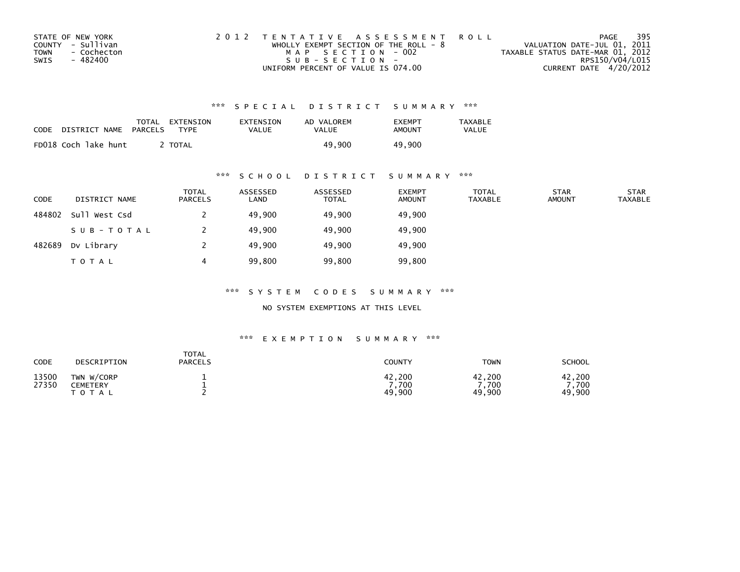STATE OF NEW YORK
COUNTY - Sullivan
TOWN - Cochecton
SWIS - 482400

2 0 1 2 T E N T A T I V E A S S E S S M E N T R O L L
WHOLLY EXEMPT SECTION OF THE ROLL - 8
M A P S E C T I O N - 002
S U B - S E C T I O N -
UNIFORM PERCENT OF VALUE IS 074.00

VALUATION DATE-JUL 01, 2011
TAXABLE STATUS DATE-MAR 01, 2012
RPS150/V04/L015
CURRENT DATE 4/20/2012

## *** S P E C I A L D I S T R I C T S U M M A R Y ***

| CODE DISTRICT NAME | TOTAL PARCELS | EXTENSION TYPE | EXTENSION VALUE | AD VALOREM VALUE | EXEMPT AMOUNT | TAXABLE VALUE |
|---|---|---|---|---|---|---|
| FD018 Coch lake hunt | 2 | TOTAL | | 49,900 | 49,900 | |

## *** S C H O O L D I S T R I C T S U M M A R Y ***

| CODE | DISTRICT NAME | TOTAL PARCELS | ASSESSED LAND | ASSESSED TOTAL | EXEMPT AMOUNT | TOTAL TAXABLE | STAR AMOUNT | STAR TAXABLE |
|---|---|---|---|---|---|---|---|---|
| 484802 | Sull West Csd | 2 | 49,900 | 49,900 | 49,900 | | | |
| | S U B - T O T A L | 2 | 49,900 | 49,900 | 49,900 | | | |
| 482689 | Dv Library | 2 | 49,900 | 49,900 | 49,900 | | | |
| | T O T A L | 4 | 99,800 | 99,800 | 99,800 | | | |

## *** S Y S T E M C O D E S S U M M A R Y ***

NO SYSTEM EXEMPTIONS AT THIS LEVEL

## *** E X E M P T I O N S U M M A R Y ***

| CODE | DESCRIPTION | TOTAL PARCELS | COUNTY | TOWN | SCHOOL |
|---|---|---|---|---|---|
| 13500 | TWN W/CORP | 1 | 42,200 | 42,200 | 42,200 |
| 27350 | CEMETERY | 1 | 7,700 | 7,700 | 7,700 |
| | T O T A L | 2 | 49,900 | 49,900 | 49,900 |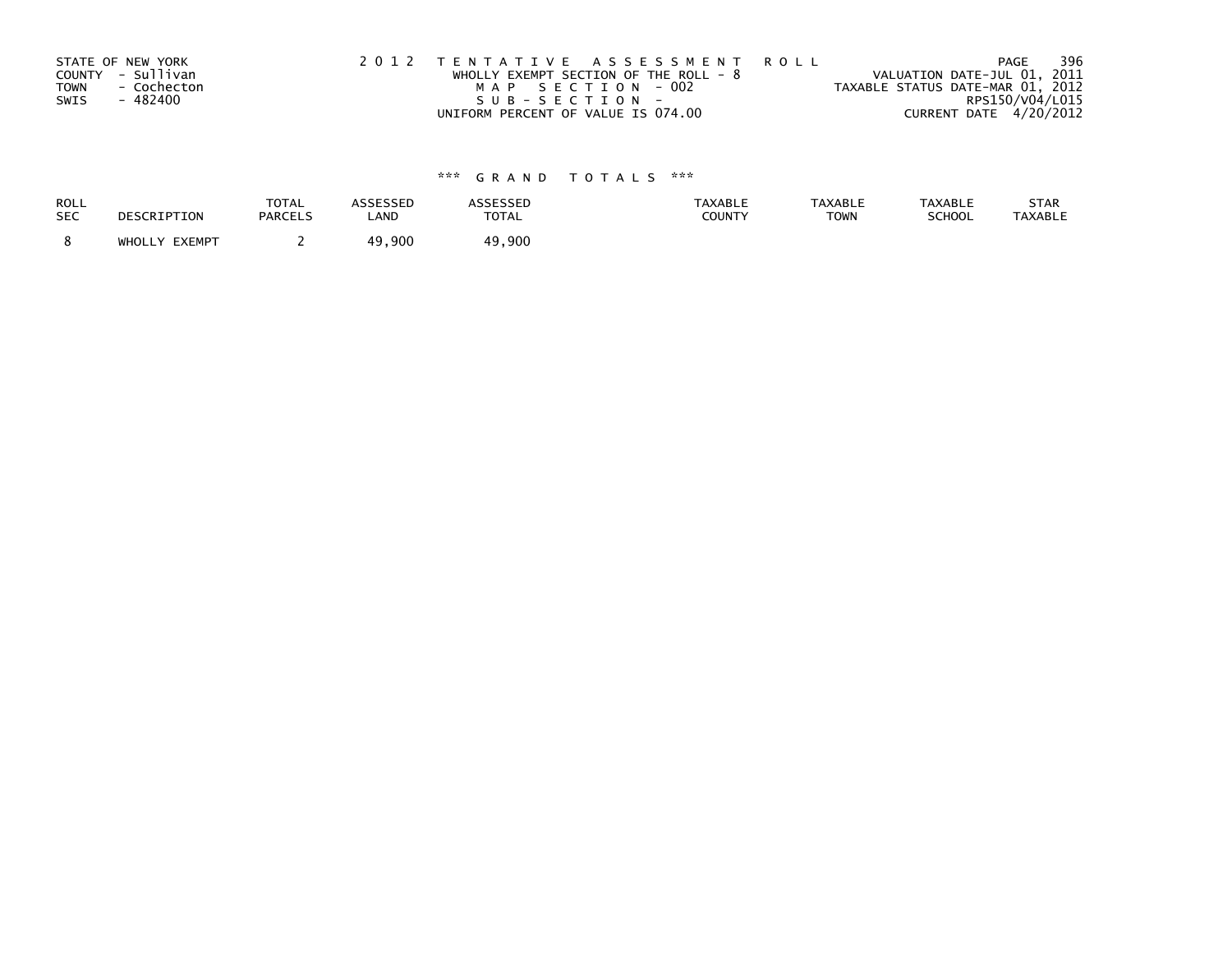STATE OF NEW YORK
COUNTY - Sullivan
TOWN - Cochecton
SWIS - 482400

2 0 1 2 T E N T A T I V E A S S E S S M E N T R O L L
WHOLLY EXEMPT SECTION OF THE ROLL - 8
M A P S E C T I O N - 002
S U B - S E C T I O N -
UNIFORM PERCENT OF VALUE IS 074.00

PAGE 396
VALUATION DATE-JUL 01, 2011
TAXABLE STATUS DATE-MAR 01, 2012
RPS150/V04/L015
CURRENT DATE 4/20/2012

*** G R A N D T O T A L S ***

| ROLL SEC | DESCRIPTION | TOTAL PARCELS | ASSESSED LAND | ASSESSED TOTAL | TAXABLE COUNTY | TAXABLE TOWN | TAXABLE SCHOOL | STAR TAXABLE |
|---|---|---|---|---|---|---|---|---|
| 8 | WHOLLY EXEMPT | 2 | 49,900 | 49,900 | | | | |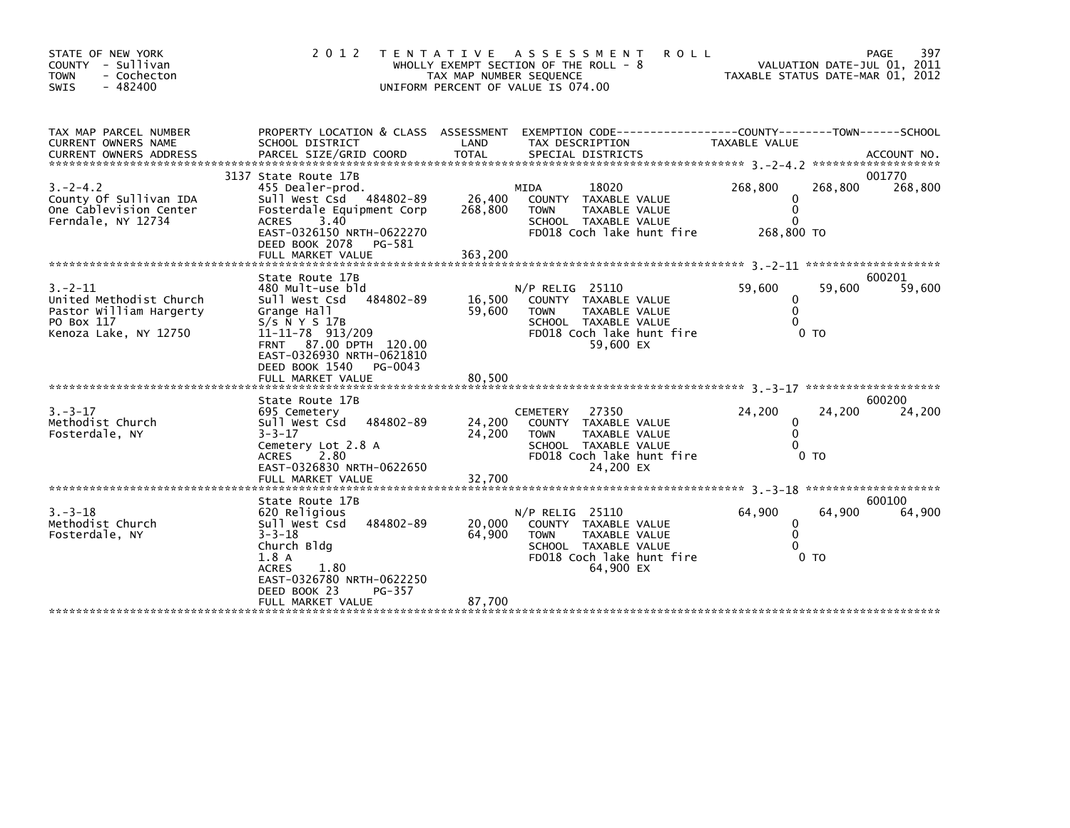STATE OF NEW YORK
COUNTY - Sullivan
TOWN - Cochecton
SWIS - 482400

# 2012 TENTATIVE ASSESSMENT ROLL

WHOLLY EXEMPT SECTION OF THE ROLL - 8
TAX MAP NUMBER SEQUENCE
UNIFORM PERCENT OF VALUE IS 074.00

VALUATION DATE-JUL 01, 2011
TAXABLE STATUS DATE-MAR 01, 2012

| TAX MAP PARCEL NUMBER / CURRENT OWNERS NAME / CURRENT OWNERS ADDRESS | PROPERTY LOCATION & CLASS / SCHOOL DISTRICT / PARCEL SIZE/GRID COORD | ASSESSMENT LAND / TOTAL | EXEMPTION CODE / TAX DESCRIPTION / SPECIAL DISTRICTS | COUNTY TAXABLE VALUE | TOWN | SCHOOL | ACCOUNT NO. |
|---|---|---|---|---|---|---|---|
| 3.-2-4.2 | 3137 State Route 17B | | | | | | 001770 |
| County Of Sullivan IDA | 455 Dealer-prod. | | MIDA 18020 | 268,800 | 268,800 | 268,800 | |
| One Cablevision Center | Sull West Csd 484802-89 | 26,400 | COUNTY TAXABLE VALUE | 0 | | | |
| Ferndale, NY 12734 | Fosterdale Equipment Corp | 268,800 | TOWN TAXABLE VALUE | 0 | | | |
| | ACRES 3.40 | | SCHOOL TAXABLE VALUE | 0 | | | |
| | EAST-0326150 NRTH-0622270 | | FD018 Coch lake hunt fire | 268,800 TO | | | |
| | DEED BOOK 2078 PG-581 | | | | | | |
| | FULL MARKET VALUE | 363,200 | | | | | |
| 3.-2-11 | State Route 17B | | | | | | 600201 |
| United Methodist Church | 480 Mult-use bld | | N/P RELIG 25110 | 59,600 | 59,600 | 59,600 | |
| Pastor William Hargerty | Sull West Csd 484802-89 | 16,500 | COUNTY TAXABLE VALUE | 0 | | | |
| PO Box 117 | Grange Hall | 59,600 | TOWN TAXABLE VALUE | 0 | | | |
| Kenoza Lake, NY 12750 | S/s N Y S 17B | | SCHOOL TAXABLE VALUE | 0 | | | |
| | 11-11-78 913/209 | | FD018 Coch lake hunt fire | 0 TO | | | |
| | FRNT 87.00 DPTH 120.00 | | 59,600 EX | | | | |
| | EAST-0326930 NRTH-0621810 | | | | | | |
| | DEED BOOK 1540 PG-0043 | | | | | | |
| | FULL MARKET VALUE | 80,500 | | | | | |
| 3.-3-17 | State Route 17B | | | | | | 600200 |
| Methodist Church | 695 Cemetery | | CEMETERY 27350 | 24,200 | 24,200 | 24,200 | |
| Fosterdale, NY | Sull West Csd 484802-89 | 24,200 | COUNTY TAXABLE VALUE | 0 | | | |
| | 3-3-17 | 24,200 | TOWN TAXABLE VALUE | 0 | | | |
| | Cemetery Lot 2.8 A | | SCHOOL TAXABLE VALUE | 0 | | | |
| | ACRES 2.80 | | FD018 Coch lake hunt fire | 0 TO | | | |
| | EAST-0326830 NRTH-0622650 | | 24,200 EX | | | | |
| | FULL MARKET VALUE | 32,700 | | | | | |
| 3.-3-18 | State Route 17B | | | | | | 600100 |
| Methodist Church | 620 Religious | | N/P RELIG 25110 | 64,900 | 64,900 | 64,900 | |
| Fosterdale, NY | Sull West Csd 484802-89 | 20,000 | COUNTY TAXABLE VALUE | 0 | | | |
| | 3-3-18 | 64,900 | TOWN TAXABLE VALUE | 0 | | | |
| | Church Bldg | | SCHOOL TAXABLE VALUE | 0 | | | |
| | 1.8 A | | FD018 Coch lake hunt fire | 0 TO | | | |
| | ACRES 1.80 | | 64,900 EX | | | | |
| | EAST-0326780 NRTH-0622250 | | | | | | |
| | DEED BOOK 23 PG-357 | | | | | | |
| | FULL MARKET VALUE | 87,700 | | | | | |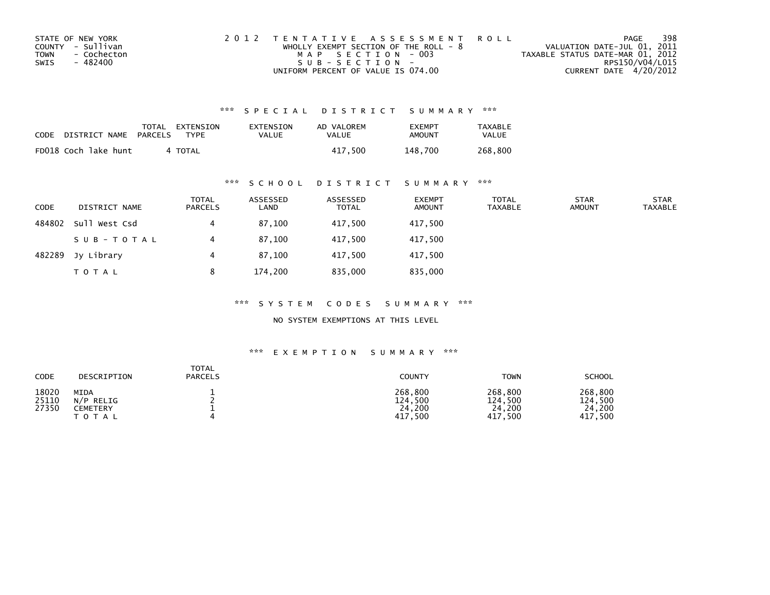STATE OF NEW YORK
COUNTY - Sullivan
TOWN - Cochecton
SWIS - 482400

2 0 1 2 TENTATIVE ASSESSMENT ROLL
WHOLLY EXEMPT SECTION OF THE ROLL - 8
MAP SECTION - 003
SUB-SECTION -
UNIFORM PERCENT OF VALUE IS 074.00

VALUATION DATE-JUL 01, 2011
TAXABLE STATUS DATE-MAR 01, 2012
RPS150/V04/L015
CURRENT DATE 4/20/2012

### *** SPECIAL DISTRICT SUMMARY ***

| CODE | DISTRICT NAME | TOTAL PARCELS | EXTENSION TYPE | EXTENSION VALUE | AD VALOREM VALUE | EXEMPT AMOUNT | TAXABLE VALUE |
|---|---|---|---|---|---|---|---|
| FD018 | Coch lake hunt | 4 | TOTAL | | 417,500 | 148,700 | 268,800 |

### *** SCHOOL DISTRICT SUMMARY ***

| CODE | DISTRICT NAME | TOTAL PARCELS | ASSESSED LAND | ASSESSED TOTAL | EXEMPT AMOUNT | TOTAL TAXABLE | STAR AMOUNT | STAR TAXABLE |
|---|---|---|---|---|---|---|---|---|
| 484802 | Sull West Csd | 4 | 87,100 | 417,500 | 417,500 | | | |
| | SUB-TOTAL | 4 | 87,100 | 417,500 | 417,500 | | | |
| 482289 | Jy Library | 4 | 87,100 | 417,500 | 417,500 | | | |
| | TOTAL | 8 | 174,200 | 835,000 | 835,000 | | | |

### *** SYSTEM CODES SUMMARY ***

NO SYSTEM EXEMPTIONS AT THIS LEVEL

### *** EXEMPTION SUMMARY ***

| CODE | DESCRIPTION | TOTAL PARCELS | COUNTY | TOWN | SCHOOL |
|---|---|---|---|---|---|
| 18020 | MIDA | 1 | 268,800 | 268,800 | 268,800 |
| 25110 | N/P RELIG | 2 | 124,500 | 124,500 | 124,500 |
| 27350 | CEMETERY | 1 | 24,200 | 24,200 | 24,200 |
| | TOTAL | 4 | 417,500 | 417,500 | 417,500 |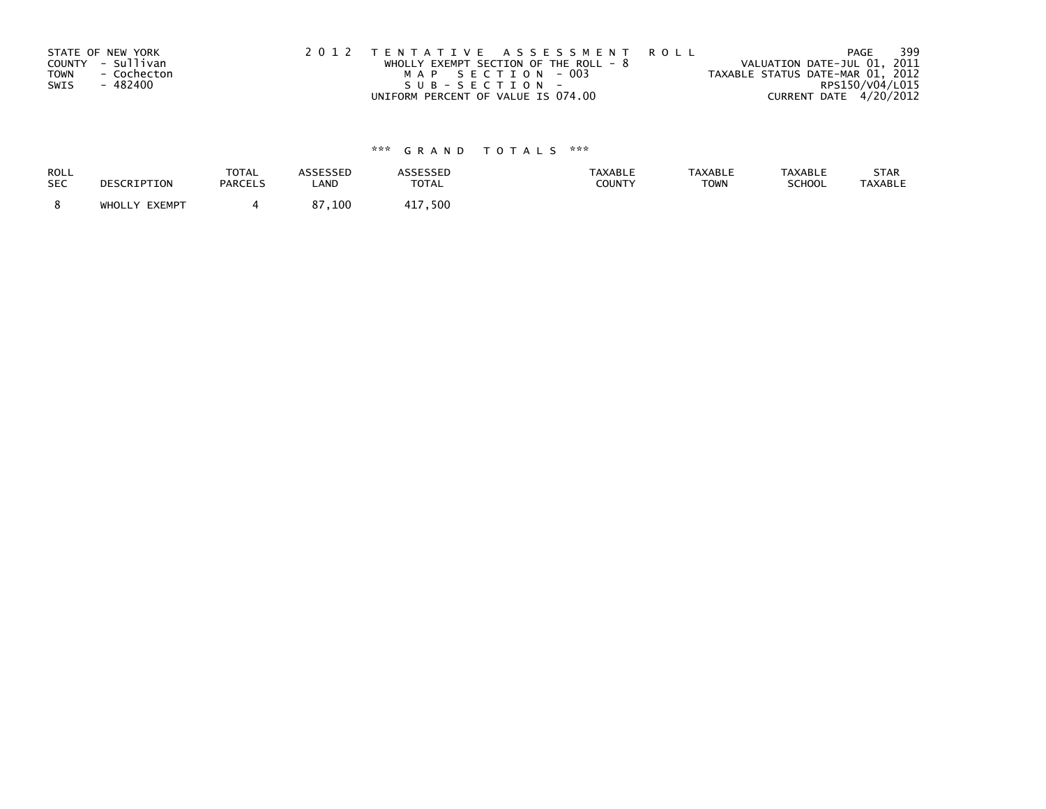STATE OF NEW YORK
COUNTY - Sullivan
TOWN - Cochecton
SWIS - 482400

2 0 1 2 T E N T A T I V E A S S E S S M E N T R O L L
WHOLLY EXEMPT SECTION OF THE ROLL - 8
M A P S E C T I O N - 003
S U B - S E C T I O N -
UNIFORM PERCENT OF VALUE IS 074.00

VALUATION DATE-JUL 01, 2011
TAXABLE STATUS DATE-MAR 01, 2012
RPS150/V04/L015
CURRENT DATE 4/20/2012

\*\*\* G R A N D T O T A L S \*\*\*

| ROLL SEC | DESCRIPTION | TOTAL PARCELS | ASSESSED LAND | ASSESSED TOTAL | TAXABLE COUNTY | TAXABLE TOWN | TAXABLE SCHOOL | STAR TAXABLE |
|---|---|---|---|---|---|---|---|---|
| 8 | WHOLLY EXEMPT | 4 | 87,100 | 417,500 | | | | |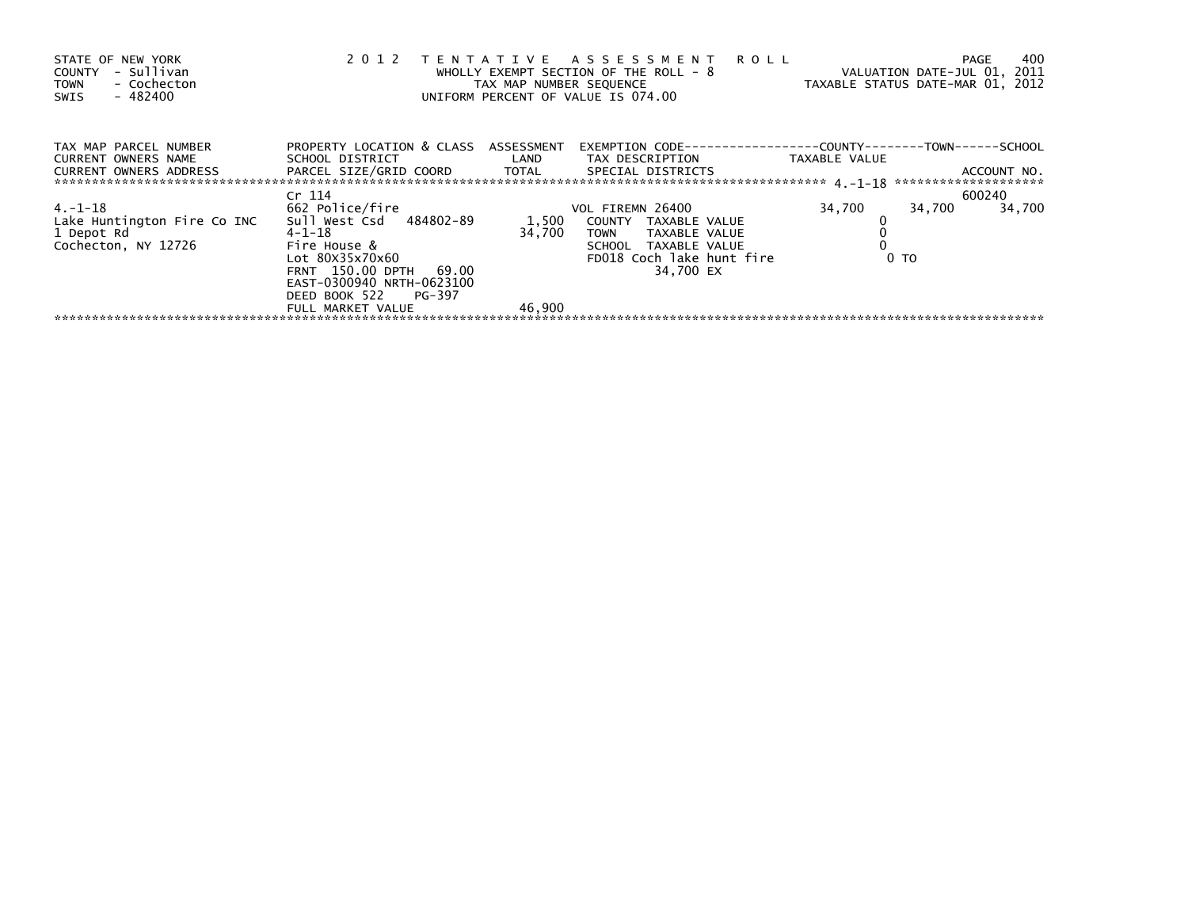STATE OF NEW YORK
COUNTY - Sullivan
TOWN - Cochecton
SWIS - 482400

2 0 1 2 TENTATIVE ASSESSMENT ROLL
WHOLLY EXEMPT SECTION OF THE ROLL - 8
TAX MAP NUMBER SEQUENCE
UNIFORM PERCENT OF VALUE IS 074.00

VALUATION DATE-JUL 01, 2011
TAXABLE STATUS DATE-MAR 01, 2012

| TAX MAP PARCEL NUMBER<br>CURRENT OWNERS NAME<br>CURRENT OWNERS ADDRESS | PROPERTY LOCATION & CLASS<br>SCHOOL DISTRICT<br>PARCEL SIZE/GRID COORD | ASSESSMENT<br>LAND<br>TOTAL | EXEMPTION CODE<br>TAX DESCRIPTION<br>SPECIAL DISTRICTS | COUNTY<br>TAXABLE VALUE | TOWN | SCHOOL<br><br>ACCOUNT NO. |
|---|---|---|---|---|---|---|
| 4.-1-18 | Cr 114 | | | | | 600240 |
| 4.-1-18 | 662 Police/fire | | VOL FIREMN 26400 | 34,700 | 34,700 | 34,700 |
| Lake Huntington Fire Co INC | Sull West Csd 484802-89 | 1,500 | COUNTY TAXABLE VALUE | 0 | | |
| 1 Depot Rd | 4-1-18 | 34,700 | TOWN TAXABLE VALUE | 0 | | |
| Cochecton, NY 12726 | Fire House & | | SCHOOL TAXABLE VALUE | 0 | | |
| | Lot 80X35x70x60 | | FD018 Coch lake hunt fire | 0 TO | | |
| | FRNT 150.00 DPTH 69.00 | | 34,700 EX | | | |
| | EAST-0300940 NRTH-0623100 | | | | | |
| | DEED BOOK 522 PG-397 | | | | | |
| | FULL MARKET VALUE | 46,900 | | | | |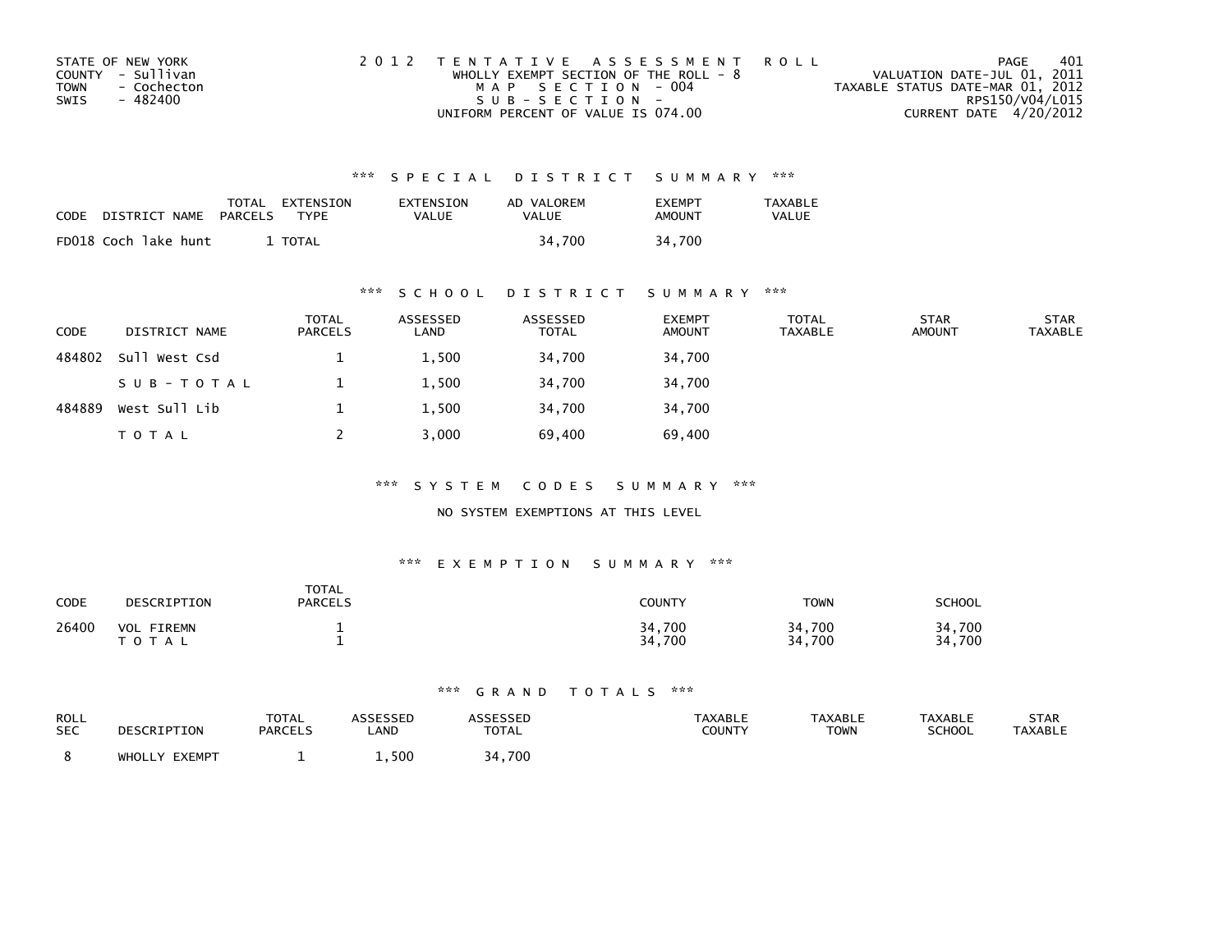STATE OF NEW YORK
COUNTY - Sullivan
TOWN - Cochecton
SWIS - 482400

2012 TENTATIVE ASSESSMENT ROLL
WHOLLY EXEMPT SECTION OF THE ROLL - 8
MAP SECTION - 004
SUB-SECTION -
UNIFORM PERCENT OF VALUE IS 074.00

VALUATION DATE-JUL 01, 2011
TAXABLE STATUS DATE-MAR 01, 2012
RPS150/V04/L015
CURRENT DATE 4/20/2012

### *** SPECIAL DISTRICT SUMMARY ***

| CODE | DISTRICT NAME | TOTAL PARCELS | EXTENSION TYPE | EXTENSION VALUE | AD VALOREM VALUE | EXEMPT AMOUNT | TAXABLE VALUE |
|---|---|---|---|---|---|---|---|
| FD018 | Coch lake hunt | 1 | TOTAL | | 34,700 | 34,700 | |

### *** SCHOOL DISTRICT SUMMARY ***

| CODE | DISTRICT NAME | TOTAL PARCELS | ASSESSED LAND | ASSESSED TOTAL | EXEMPT AMOUNT | TOTAL TAXABLE | STAR AMOUNT | STAR TAXABLE |
|---|---|---|---|---|---|---|---|---|
| 484802 | Sull West Csd | 1 | 1,500 | 34,700 | 34,700 | | | |
| | SUB-TOTAL | 1 | 1,500 | 34,700 | 34,700 | | | |
| 484889 | West Sull Lib | 1 | 1,500 | 34,700 | 34,700 | | | |
| | TOTAL | 2 | 3,000 | 69,400 | 69,400 | | | |

### *** SYSTEM CODES SUMMARY ***

NO SYSTEM EXEMPTIONS AT THIS LEVEL

### *** EXEMPTION SUMMARY ***

| CODE | DESCRIPTION | TOTAL PARCELS | COUNTY | TOWN | SCHOOL |
|---|---|---|---|---|---|
| 26400 | VOL FIREMN | 1 | 34,700 | 34,700 | 34,700 |
| | TOTAL | 1 | 34,700 | 34,700 | 34,700 |

### *** GRAND TOTALS ***

| ROLL SEC | DESCRIPTION | TOTAL PARCELS | ASSESSED LAND | ASSESSED TOTAL | TAXABLE COUNTY | TAXABLE TOWN | TAXABLE SCHOOL | STAR TAXABLE |
|---|---|---|---|---|---|---|---|---|
| 8 | WHOLLY EXEMPT | 1 | 1,500 | 34,700 | | | | |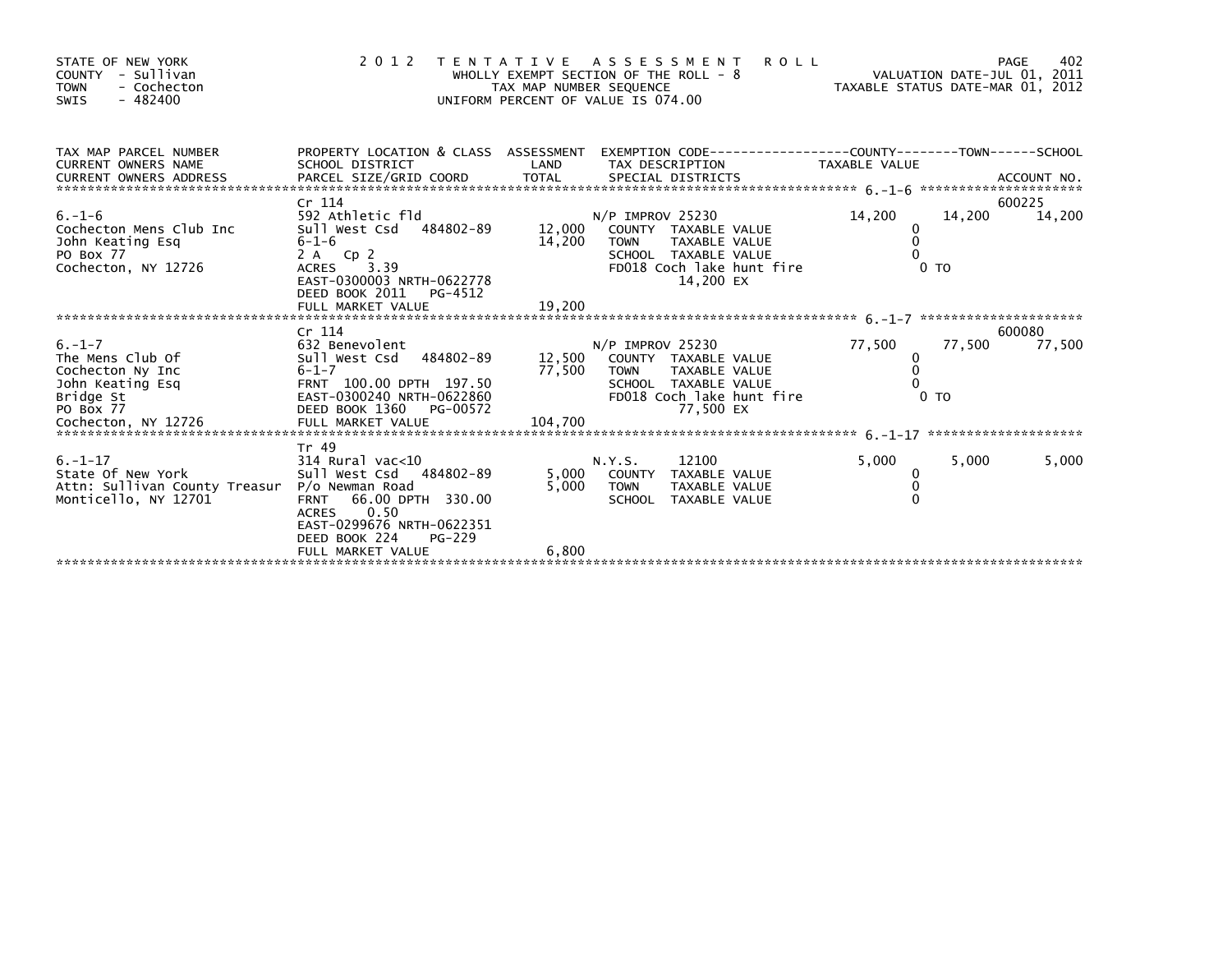STATE OF NEW YORK
COUNTY - Sullivan
TOWN - Cochecton
SWIS - 482400

# 2012 TENTATIVE ASSESSMENT ROLL

WHOLLY EXEMPT SECTION OF THE ROLL - 8
TAX MAP NUMBER SEQUENCE
UNIFORM PERCENT OF VALUE IS 074.00

VALUATION DATE-JUL 01, 2011
TAXABLE STATUS DATE-MAR 01, 2012

| TAX MAP PARCEL NUMBER / CURRENT OWNERS NAME / CURRENT OWNERS ADDRESS | PROPERTY LOCATION & CLASS / SCHOOL DISTRICT / PARCEL SIZE/GRID COORD | ASSESSMENT LAND / TOTAL | EXEMPTION CODE / TAX DESCRIPTION / SPECIAL DISTRICTS | COUNTY TAXABLE VALUE | TOWN | SCHOOL / ACCOUNT NO. |
|---|---|---|---|---|---|---|
| 6.-1-6 | Cr 114 | | | | | 600225 |
| Cochecton Mens Club Inc | 592 Athletic fld | | N/P IMPROV 25230 | 14,200 | 14,200 | 14,200 |
| John Keating Esq | Sull West Csd 484802-89 | 12,000 | COUNTY TAXABLE VALUE | 0 | | |
| PO Box 77 | 6-1-6 | 14,200 | TOWN TAXABLE VALUE | 0 | | |
| Cochecton, NY 12726 | 2 A Cp 2 | | SCHOOL TAXABLE VALUE | 0 | | |
| | ACRES 3.39 | | FD018 Coch lake hunt fire | 0 TO | | |
| | EAST-0300003 NRTH-0622778 | | 14,200 EX | | | |
| | DEED BOOK 2011 PG-4512 | | | | | |
| | FULL MARKET VALUE | 19,200 | | | | |
| 6.-1-7 | Cr 114 | | | | | 600080 |
| The Mens Club Of | 632 Benevolent | | N/P IMPROV 25230 | 77,500 | 77,500 | 77,500 |
| Cochecton Ny Inc | Sull West Csd 484802-89 | 12,500 | COUNTY TAXABLE VALUE | 0 | | |
| John Keating Esq | 6-1-7 | 77,500 | TOWN TAXABLE VALUE | 0 | | |
| Bridge St | FRNT 100.00 DPTH 197.50 | | SCHOOL TAXABLE VALUE | 0 | | |
| PO Box 77 | EAST-0300240 NRTH-0622860 | | FD018 Coch lake hunt fire | 0 TO | | |
| Cochecton, NY 12726 | DEED BOOK 1360 PG-00572 | | 77,500 EX | | | |
| | FULL MARKET VALUE | 104,700 | | | | |
| 6.-1-17 | Tr 49 | | | | | |
| State Of New York | 314 Rural vac<10 | | N.Y.S. 12100 | 5,000 | 5,000 | 5,000 |
| Attn: Sullivan County Treasur | Sull West Csd 484802-89 | 5,000 | COUNTY TAXABLE VALUE | 0 | | |
| Monticello, NY 12701 | P/o Newman Road | 5,000 | TOWN TAXABLE VALUE | 0 | | |
| | FRNT 66.00 DPTH 330.00 | | SCHOOL TAXABLE VALUE | 0 | | |
| | ACRES 0.50 | | | | | |
| | EAST-0299676 NRTH-0622351 | | | | | |
| | DEED BOOK 224 PG-229 | | | | | |
| | FULL MARKET VALUE | 6,800 | | | | |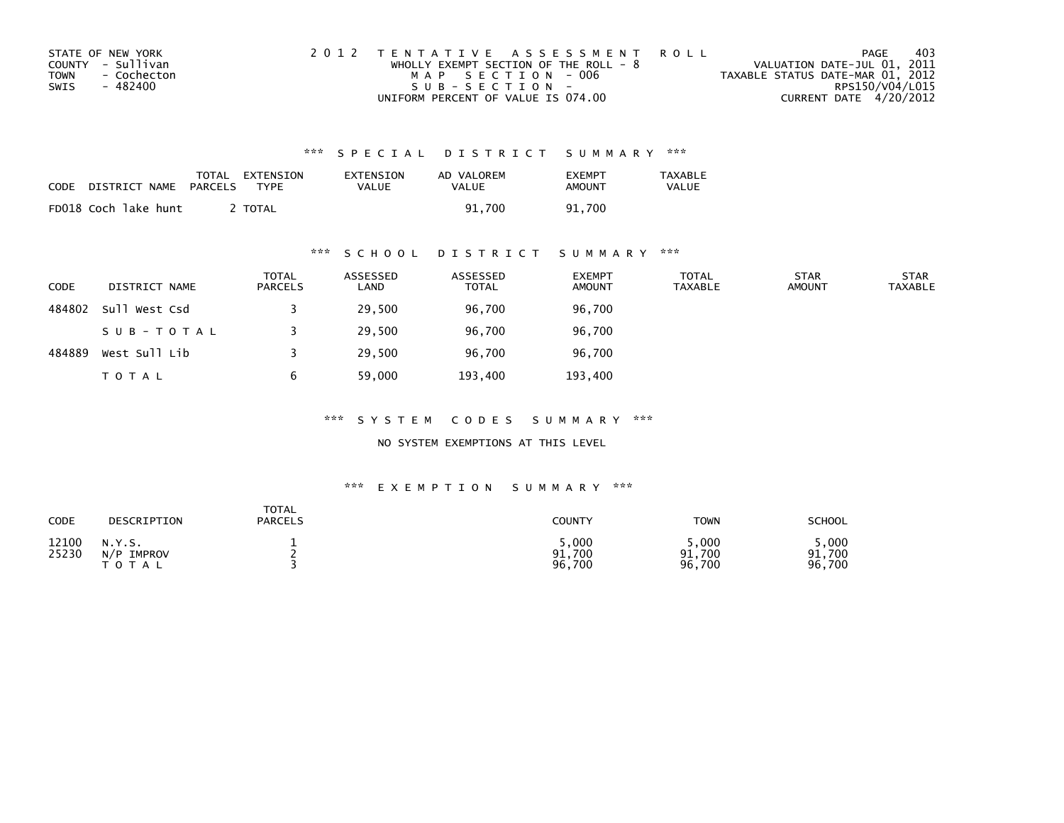STATE OF NEW YORK
COUNTY - Sullivan
TOWN - Cochecton
SWIS - 482400

2 0 1 2 TENTATIVE ASSESSMENT ROLL
WHOLLY EXEMPT SECTION OF THE ROLL - 8
MAP SECTION - 006
SUB-SECTION -
UNIFORM PERCENT OF VALUE IS 074.00

VALUATION DATE-JUL 01, 2011
TAXABLE STATUS DATE-MAR 01, 2012
RPS150/V04/L015
CURRENT DATE 4/20/2012

### *** SPECIAL DISTRICT SUMMARY ***

| CODE | DISTRICT NAME | TOTAL PARCELS | EXTENSION TYPE | EXTENSION VALUE | AD VALOREM VALUE | EXEMPT AMOUNT | TAXABLE VALUE |
|---|---|---|---|---|---|---|---|
| FD018 | Coch lake hunt | 2 | TOTAL | | 91,700 | 91,700 | |

### *** SCHOOL DISTRICT SUMMARY ***

| CODE | DISTRICT NAME | TOTAL PARCELS | ASSESSED LAND | ASSESSED TOTAL | EXEMPT AMOUNT | TOTAL TAXABLE | STAR AMOUNT | STAR TAXABLE |
|---|---|---|---|---|---|---|---|---|
| 484802 | Sull West Csd | 3 | 29,500 | 96,700 | 96,700 | | | |
| | SUB-TOTAL | 3 | 29,500 | 96,700 | 96,700 | | | |
| 484889 | West Sull Lib | 3 | 29,500 | 96,700 | 96,700 | | | |
| | TOTAL | 6 | 59,000 | 193,400 | 193,400 | | | |

### *** SYSTEM CODES SUMMARY ***

NO SYSTEM EXEMPTIONS AT THIS LEVEL

### *** EXEMPTION SUMMARY ***

| CODE | DESCRIPTION | TOTAL PARCELS | COUNTY | TOWN | SCHOOL |
|---|---|---|---|---|---|
| 12100 | N.Y.S. | 1 | 5,000 | 5,000 | 5,000 |
| 25230 | N/P IMPROV | 2 | 91,700 | 91,700 | 91,700 |
| | TOTAL | 3 | 96,700 | 96,700 | 96,700 |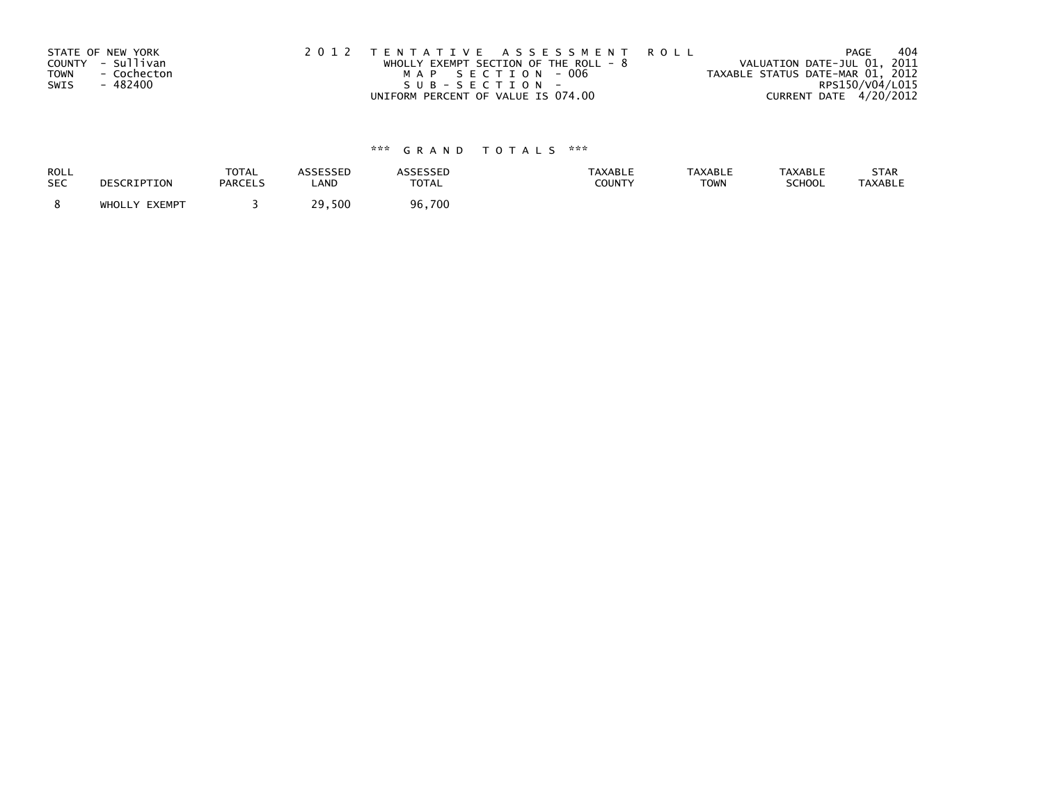STATE OF NEW YORK
COUNTY - Sullivan
TOWN - Cochecton
SWIS - 482400

2 0 1 2 T E N T A T I V E A S S E S S M E N T R O L L
WHOLLY EXEMPT SECTION OF THE ROLL - 8
M A P S E C T I O N - 006
S U B - S E C T I O N -
UNIFORM PERCENT OF VALUE IS 074.00

VALUATION DATE-JUL 01, 2011
TAXABLE STATUS DATE-MAR 01, 2012
RPS150/V04/L015
CURRENT DATE 4/20/2012

### *** G R A N D T O T A L S ***

| ROLL SEC | DESCRIPTION | TOTAL PARCELS | ASSESSED LAND | ASSESSED TOTAL | TAXABLE COUNTY | TAXABLE TOWN | TAXABLE SCHOOL | STAR TAXABLE |
|---|---|---|---|---|---|---|---|---|
| 8 | WHOLLY EXEMPT | 3 | 29,500 | 96,700 | | | | |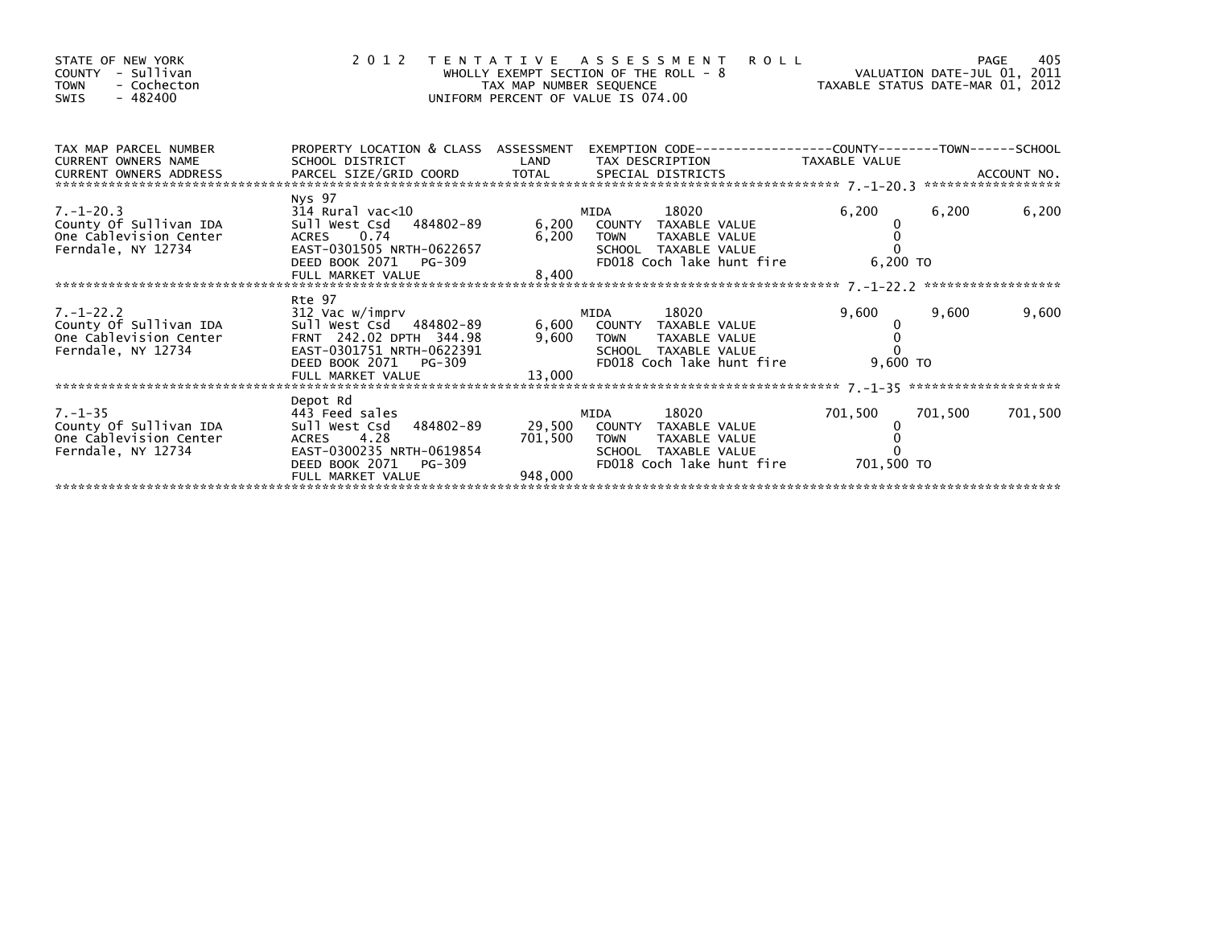STATE OF NEW YORK
COUNTY - Sullivan
TOWN - Cochecton
SWIS - 482400

# 2012 TENTATIVE ASSESSMENT ROLL

WHOLLY EXEMPT SECTION OF THE ROLL - 8
TAX MAP NUMBER SEQUENCE
UNIFORM PERCENT OF VALUE IS 074.00

VALUATION DATE-JUL 01, 2011
TAXABLE STATUS DATE-MAR 01, 2012

| TAX MAP PARCEL NUMBER / CURRENT OWNERS NAME / CURRENT OWNERS ADDRESS | PROPERTY LOCATION & CLASS / SCHOOL DISTRICT / PARCEL SIZE/GRID COORD | ASSESSMENT LAND / TOTAL | EXEMPTION CODE / TAX DESCRIPTION / SPECIAL DISTRICTS | COUNTY TAXABLE VALUE | TOWN | SCHOOL |
|---|---|---|---|---|---|---|
| 7.-1-20.3 | Nys 97 | | | | | |
| | 314 Rural vac<10 | | MIDA 18020 | 6,200 | 6,200 | 6,200 |
| County Of Sullivan IDA | Sull West Csd 484802-89 | 6,200 | COUNTY TAXABLE VALUE | 0 | | |
| One Cablevision Center | ACRES 0.74 | 6,200 | TOWN TAXABLE VALUE | 0 | | |
| Ferndale, NY 12734 | EAST-0301505 NRTH-0622657 | | SCHOOL TAXABLE VALUE | 0 | | |
| | DEED BOOK 2071 PG-309 | | FD018 Coch lake hunt fire | 6,200 TO | | |
| | FULL MARKET VALUE | 8,400 | | | | |
| 7.-1-22.2 | Rte 97 | | | | | |
| | 312 Vac w/imprv | | MIDA 18020 | 9,600 | 9,600 | 9,600 |
| County Of Sullivan IDA | Sull West Csd 484802-89 | 6,600 | COUNTY TAXABLE VALUE | 0 | | |
| One Cablevision Center | FRNT 242.02 DPTH 344.98 | 9,600 | TOWN TAXABLE VALUE | 0 | | |
| Ferndale, NY 12734 | EAST-0301751 NRTH-0622391 | | SCHOOL TAXABLE VALUE | 0 | | |
| | DEED BOOK 2071 PG-309 | | FD018 Coch lake hunt fire | 9,600 TO | | |
| | FULL MARKET VALUE | 13,000 | | | | |
| 7.-1-35 | Depot Rd | | | | | |
| | 443 Feed sales | | MIDA 18020 | 701,500 | 701,500 | 701,500 |
| County Of Sullivan IDA | Sull West Csd 484802-89 | 29,500 | COUNTY TAXABLE VALUE | 0 | | |
| One Cablevision Center | ACRES 4.28 | 701,500 | TOWN TAXABLE VALUE | 0 | | |
| Ferndale, NY 12734 | EAST-0300235 NRTH-0619854 | | SCHOOL TAXABLE VALUE | 0 | | |
| | DEED BOOK 2071 PG-309 | | FD018 Coch lake hunt fire | 701,500 TO | | |
| | FULL MARKET VALUE | 948,000 | | | | |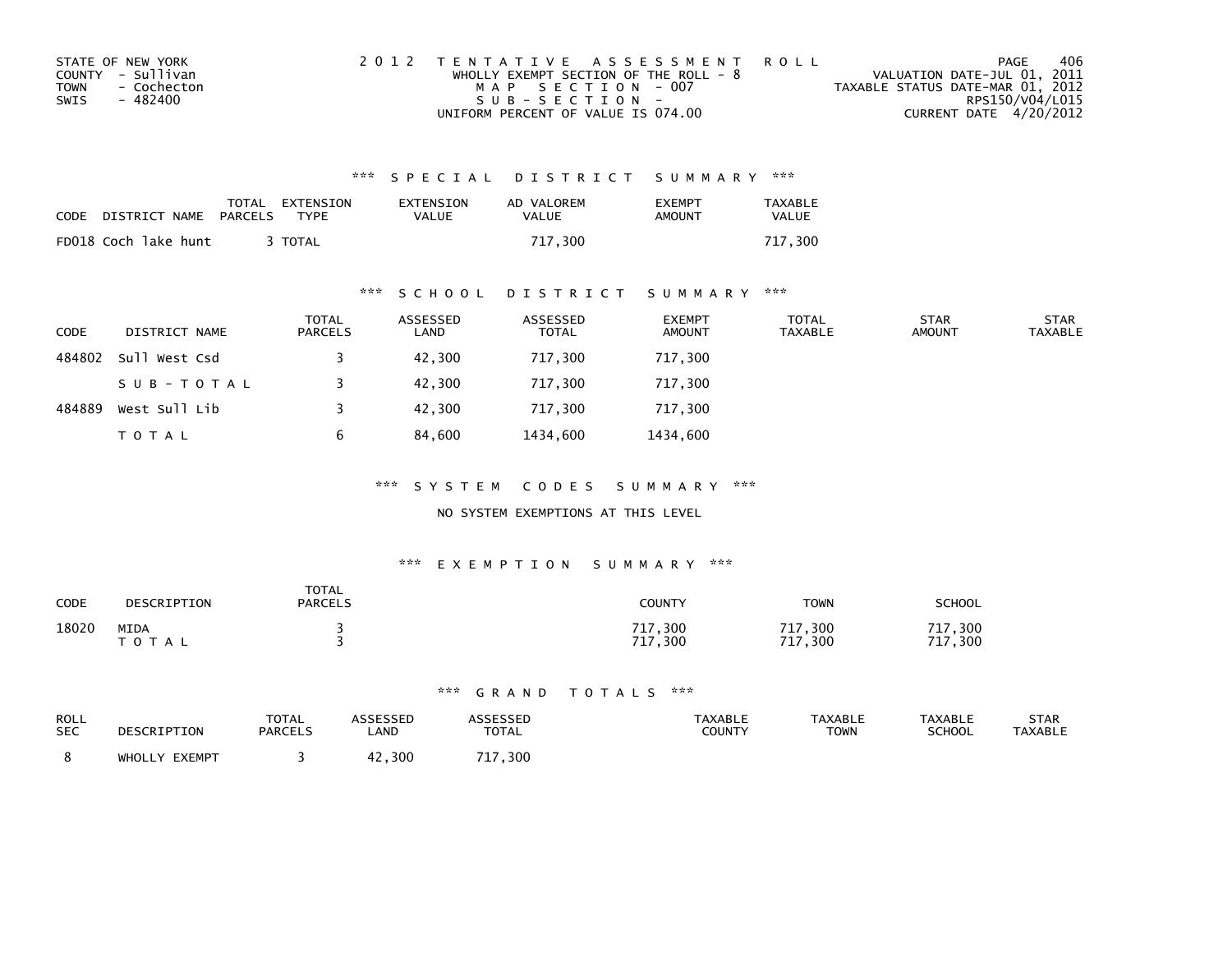STATE OF NEW YORK
COUNTY - Sullivan
TOWN - Cochecton
SWIS - 482400

2012 TENTATIVE ASSESSMENT ROLL
WHOLLY EXEMPT SECTION OF THE ROLL - 8
MAP SECTION - 007
SUB-SECTION -
UNIFORM PERCENT OF VALUE IS 074.00

VALUATION DATE-JUL 01, 2011
TAXABLE STATUS DATE-MAR 01, 2012
RPS150/V04/L015
CURRENT DATE 4/20/2012

### *** SPECIAL DISTRICT SUMMARY ***

| CODE | DISTRICT NAME | TOTAL PARCELS | EXTENSION TYPE | EXTENSION VALUE | AD VALOREM VALUE | EXEMPT AMOUNT | TAXABLE VALUE |
|---|---|---|---|---|---|---|---|
| FD018 | Coch lake hunt | 3 | TOTAL | | 717,300 | | 717,300 |

### *** SCHOOL DISTRICT SUMMARY ***

| CODE | DISTRICT NAME | TOTAL PARCELS | ASSESSED LAND | ASSESSED TOTAL | EXEMPT AMOUNT | TOTAL TAXABLE | STAR AMOUNT | STAR TAXABLE |
|---|---|---|---|---|---|---|---|---|
| 484802 | Sull West Csd | 3 | 42,300 | 717,300 | 717,300 | | | |
| | SUB-TOTAL | 3 | 42,300 | 717,300 | 717,300 | | | |
| 484889 | West Sull Lib | 3 | 42,300 | 717,300 | 717,300 | | | |
| | TOTAL | 6 | 84,600 | 1434,600 | 1434,600 | | | |

### *** SYSTEM CODES SUMMARY ***

NO SYSTEM EXEMPTIONS AT THIS LEVEL

### *** EXEMPTION SUMMARY ***

| CODE | DESCRIPTION | TOTAL PARCELS | COUNTY | TOWN | SCHOOL |
|---|---|---|---|---|---|
| 18020 | MIDA | 3 | 717,300 | 717,300 | 717,300 |
| | TOTAL | 3 | 717,300 | 717,300 | 717,300 |

### *** GRAND TOTALS ***

| ROLL SEC | DESCRIPTION | TOTAL PARCELS | ASSESSED LAND | ASSESSED TOTAL | TAXABLE COUNTY | TAXABLE TOWN | TAXABLE SCHOOL | STAR TAXABLE |
|---|---|---|---|---|---|---|---|---|
| 8 | WHOLLY EXEMPT | 3 | 42,300 | 717,300 | | | | |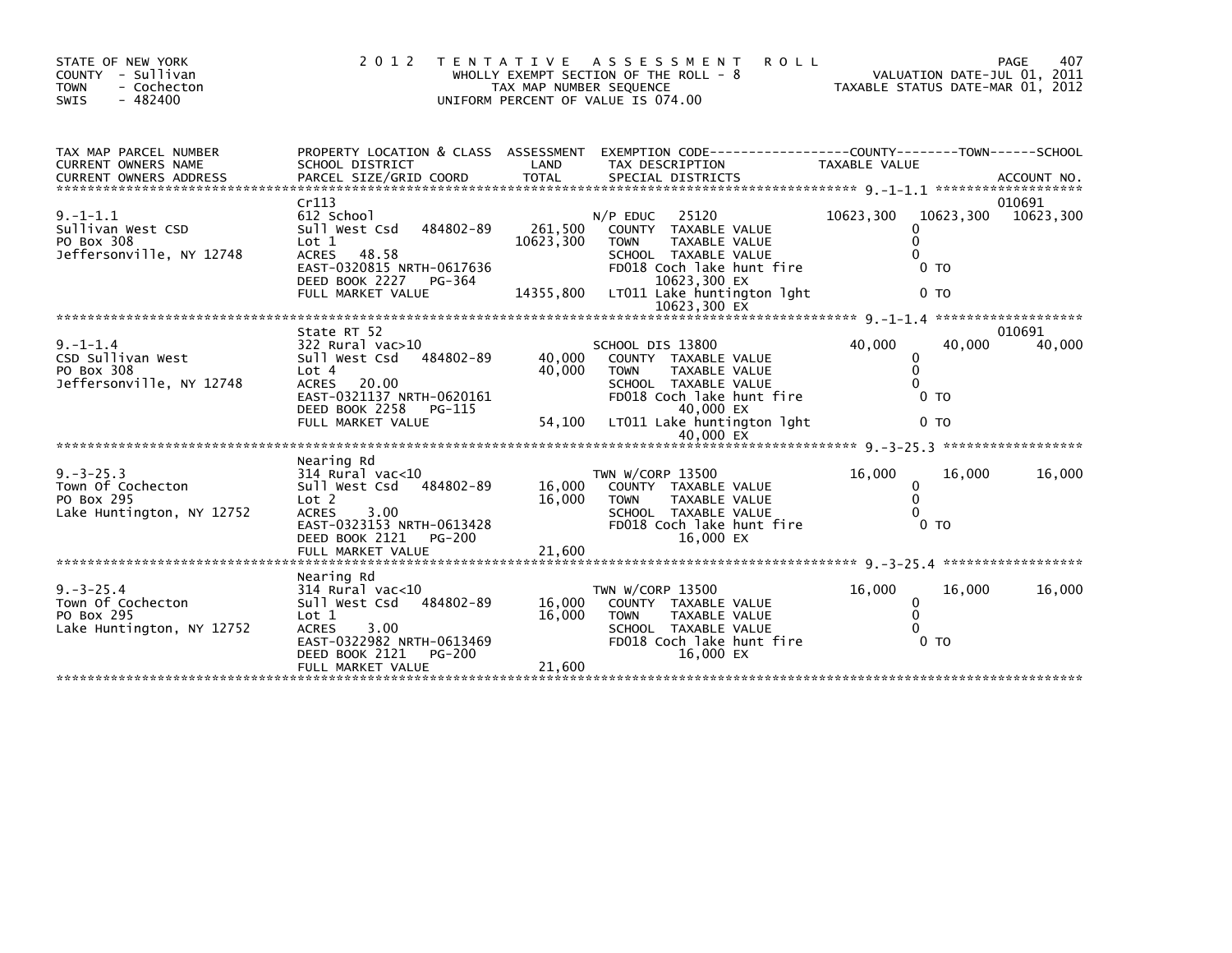STATE OF NEW YORK
COUNTY - Sullivan
TOWN - Cochecton
SWIS - 482400

2 0 1 2 TENTATIVE ASSESSMENT ROLL
WHOLLY EXEMPT SECTION OF THE ROLL - 8
TAX MAP NUMBER SEQUENCE
UNIFORM PERCENT OF VALUE IS 074.00

VALUATION DATE-JUL 01, 2011
TAXABLE STATUS DATE-MAR 01, 2012

| TAX MAP PARCEL NUMBER / CURRENT OWNERS NAME / CURRENT OWNERS ADDRESS | PROPERTY LOCATION & CLASS / SCHOOL DISTRICT / PARCEL SIZE/GRID COORD | ASSESSMENT LAND / TOTAL | EXEMPTION CODE / TAX DESCRIPTION / SPECIAL DISTRICTS | COUNTY TAXABLE VALUE | TOWN | SCHOOL | ACCOUNT NO. |
|---|---|---|---|---|---|---|---|
| **9.-1-1.1** | Cr113 | | | | | | 010691 |
| 9.-1-1.1 | 612 School | | N/P EDUC 25120 | 10623,300 | 10623,300 | 10623,300 | |
| Sullivan West CSD | Sull West Csd 484802-89 | 261,500 | COUNTY TAXABLE VALUE | 0 | | | |
| PO Box 308 | Lot 1 | 10623,300 | TOWN TAXABLE VALUE | 0 | | | |
| Jeffersonville, NY 12748 | ACRES 48.58 | | SCHOOL TAXABLE VALUE | 0 | | | |
| | EAST-0320815 NRTH-0617636 | | FD018 Coch lake hunt fire 10623,300 EX | 0 TO | | | |
| | DEED BOOK 2227 PG-364 | | | | | | |
| | FULL MARKET VALUE | 14355,800 | LT011 Lake huntington lght 10623,300 EX | 0 TO | | | |
| **9.-1-1.4** | State RT 52 | | | | | | 010691 |
| 9.-1-1.4 | 322 Rural vac>10 | | SCHOOL DIS 13800 | 40,000 | 40,000 | 40,000 | |
| CSD Sullivan West | Sull West Csd 484802-89 | 40,000 | COUNTY TAXABLE VALUE | 0 | | | |
| PO Box 308 | Lot 4 | 40,000 | TOWN TAXABLE VALUE | 0 | | | |
| Jeffersonville, NY 12748 | ACRES 20.00 | | SCHOOL TAXABLE VALUE | 0 | | | |
| | EAST-0321137 NRTH-0620161 | | FD018 Coch lake hunt fire 40,000 EX | 0 TO | | | |
| | DEED BOOK 2258 PG-115 | | | | | | |
| | FULL MARKET VALUE | 54,100 | LT011 Lake huntington lght 40,000 EX | 0 TO | | | |
| **9.-3-25.3** | Nearing Rd | | | | | | |
| 9.-3-25.3 | 314 Rural vac<10 | | TWN W/CORP 13500 | 16,000 | 16,000 | 16,000 | |
| Town Of Cochecton | Sull West Csd 484802-89 | 16,000 | COUNTY TAXABLE VALUE | 0 | | | |
| PO Box 295 | Lot 2 | 16,000 | TOWN TAXABLE VALUE | 0 | | | |
| Lake Huntington, NY 12752 | ACRES 3.00 | | SCHOOL TAXABLE VALUE | 0 | | | |
| | EAST-0323153 NRTH-0613428 | | FD018 Coch lake hunt fire 16,000 EX | 0 TO | | | |
| | DEED BOOK 2121 PG-200 | | | | | | |
| | FULL MARKET VALUE | 21,600 | | | | | |
| **9.-3-25.4** | Nearing Rd | | | | | | |
| 9.-3-25.4 | 314 Rural vac<10 | | TWN W/CORP 13500 | 16,000 | 16,000 | 16,000 | |
| Town Of Cochecton | Sull West Csd 484802-89 | 16,000 | COUNTY TAXABLE VALUE | 0 | | | |
| PO Box 295 | Lot 1 | 16,000 | TOWN TAXABLE VALUE | 0 | | | |
| Lake Huntington, NY 12752 | ACRES 3.00 | | SCHOOL TAXABLE VALUE | 0 | | | |
| | EAST-0322982 NRTH-0613469 | | FD018 Coch lake hunt fire 16,000 EX | 0 TO | | | |
| | DEED BOOK 2121 PG-200 | | | | | | |
| | FULL MARKET VALUE | 21,600 | | | | | |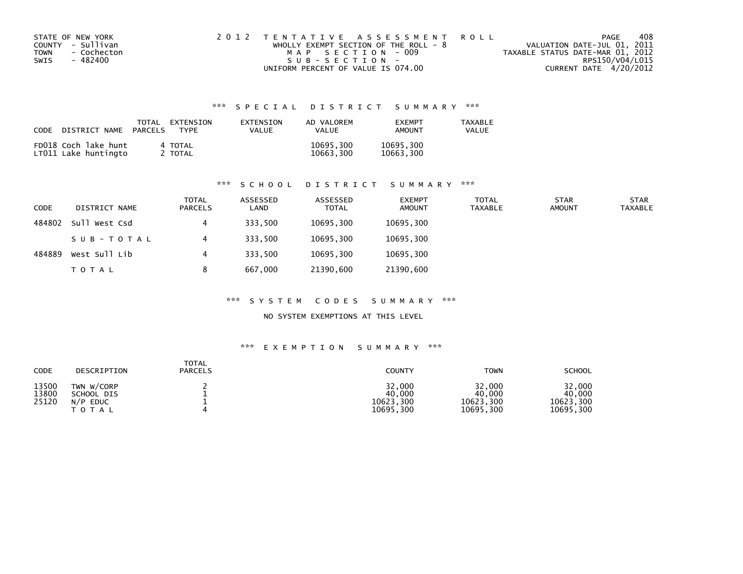STATE OF NEW YORK
COUNTY - Sullivan
TOWN - Cochecton
SWIS - 482400

2 0 1 2 T E N T A T I V E A S S E S S M E N T R O L L
WHOLLY EXEMPT SECTION OF THE ROLL - 8
M A P S E C T I O N - 009
S U B - S E C T I O N -
UNIFORM PERCENT OF VALUE IS 074.00

VALUATION DATE-JUL 01, 2011
TAXABLE STATUS DATE-MAR 01, 2012
RPS150/V04/L015
CURRENT DATE 4/20/2012

## *** S P E C I A L D I S T R I C T S U M M A R Y ***

| CODE | DISTRICT NAME | TOTAL PARCELS | EXTENSION TYPE | EXTENSION VALUE | AD VALOREM VALUE | EXEMPT AMOUNT | TAXABLE VALUE |
|---|---|---|---|---|---|---|---|
| FD018 | Coch lake hunt | 4 | TOTAL | | 10695,300 | 10695,300 | |
| LT011 | Lake huntingto | 2 | TOTAL | | 10663,300 | 10663,300 | |

## *** S C H O O L D I S T R I C T S U M M A R Y ***

| CODE | DISTRICT NAME | TOTAL PARCELS | ASSESSED LAND | ASSESSED TOTAL | EXEMPT AMOUNT | TOTAL TAXABLE | STAR AMOUNT | STAR TAXABLE |
|---|---|---|---|---|---|---|---|---|
| 484802 | Sull West Csd | 4 | 333,500 | 10695,300 | 10695,300 | | | |
| | S U B - T O T A L | 4 | 333,500 | 10695,300 | 10695,300 | | | |
| 484889 | West Sull Lib | 4 | 333,500 | 10695,300 | 10695,300 | | | |
| | T O T A L | 8 | 667,000 | 21390,600 | 21390,600 | | | |

## *** S Y S T E M C O D E S S U M M A R Y ***

NO SYSTEM EXEMPTIONS AT THIS LEVEL

## *** E X E M P T I O N S U M M A R Y ***

| CODE | DESCRIPTION | TOTAL PARCELS | COUNTY | TOWN | SCHOOL |
|---|---|---|---|---|---|
| 13500 | TWN W/CORP | 2 | 32,000 | 32,000 | 32,000 |
| 13800 | SCHOOL DIS | 1 | 40,000 | 40,000 | 40,000 |
| 25120 | N/P EDUC | 1 | 10623,300 | 10623,300 | 10623,300 |
| | T O T A L | 4 | 10695,300 | 10695,300 | 10695,300 |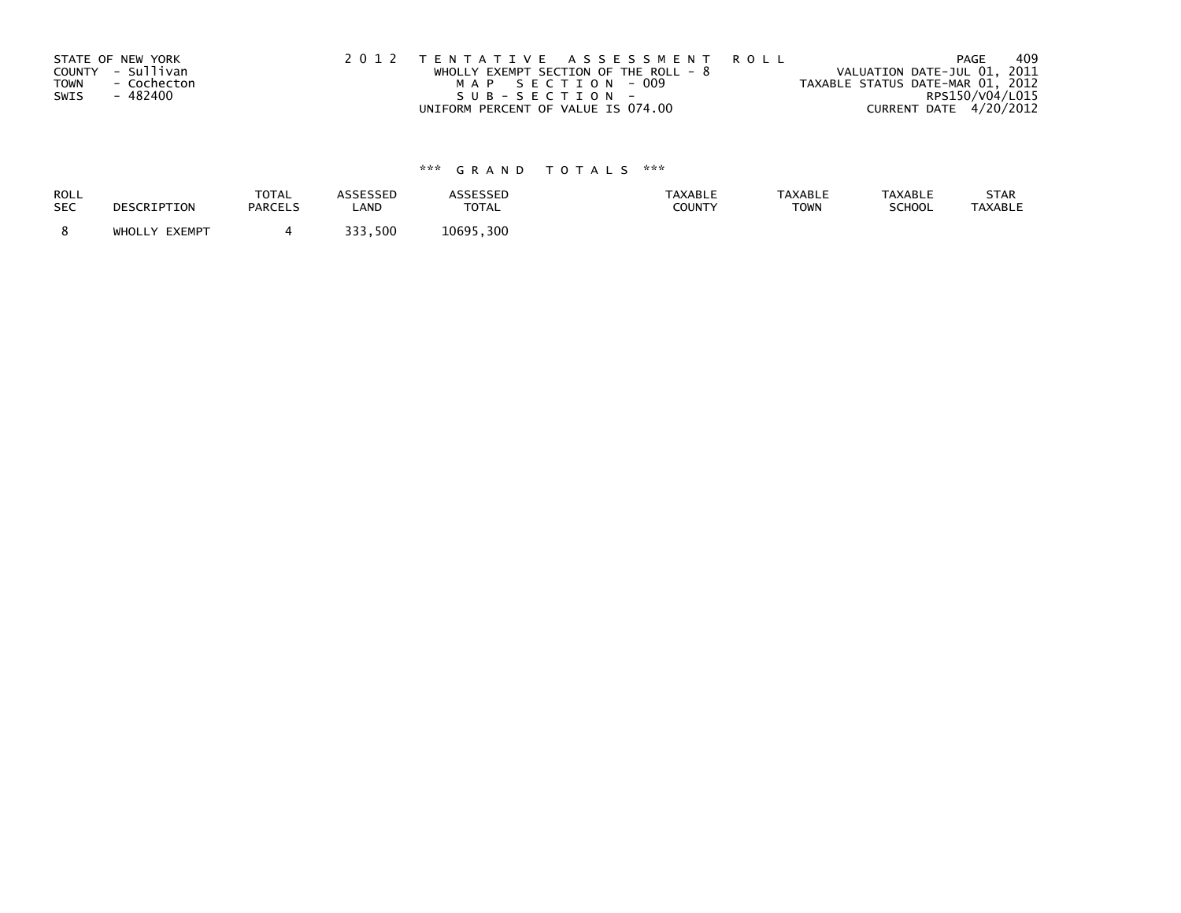STATE OF NEW YORK
COUNTY - Sullivan
TOWN - Cochecton
SWIS - 482400

2 0 1 2 T E N T A T I V E A S S E S S M E N T R O L L
WHOLLY EXEMPT SECTION OF THE ROLL - 8
M A P S E C T I O N - 009
S U B - S E C T I O N -
UNIFORM PERCENT OF VALUE IS 074.00

VALUATION DATE-JUL 01, 2011
TAXABLE STATUS DATE-MAR 01, 2012
RPS150/V04/L015
CURRENT DATE 4/20/2012

\*\*\* G R A N D T O T A L S \*\*\*

| ROLL SEC | DESCRIPTION | TOTAL PARCELS | ASSESSED LAND | ASSESSED TOTAL | TAXABLE COUNTY | TAXABLE TOWN | TAXABLE SCHOOL | STAR TAXABLE |
|---|---|---|---|---|---|---|---|---|
| 8 | WHOLLY EXEMPT | 4 | 333,500 | 10695,300 | | | | |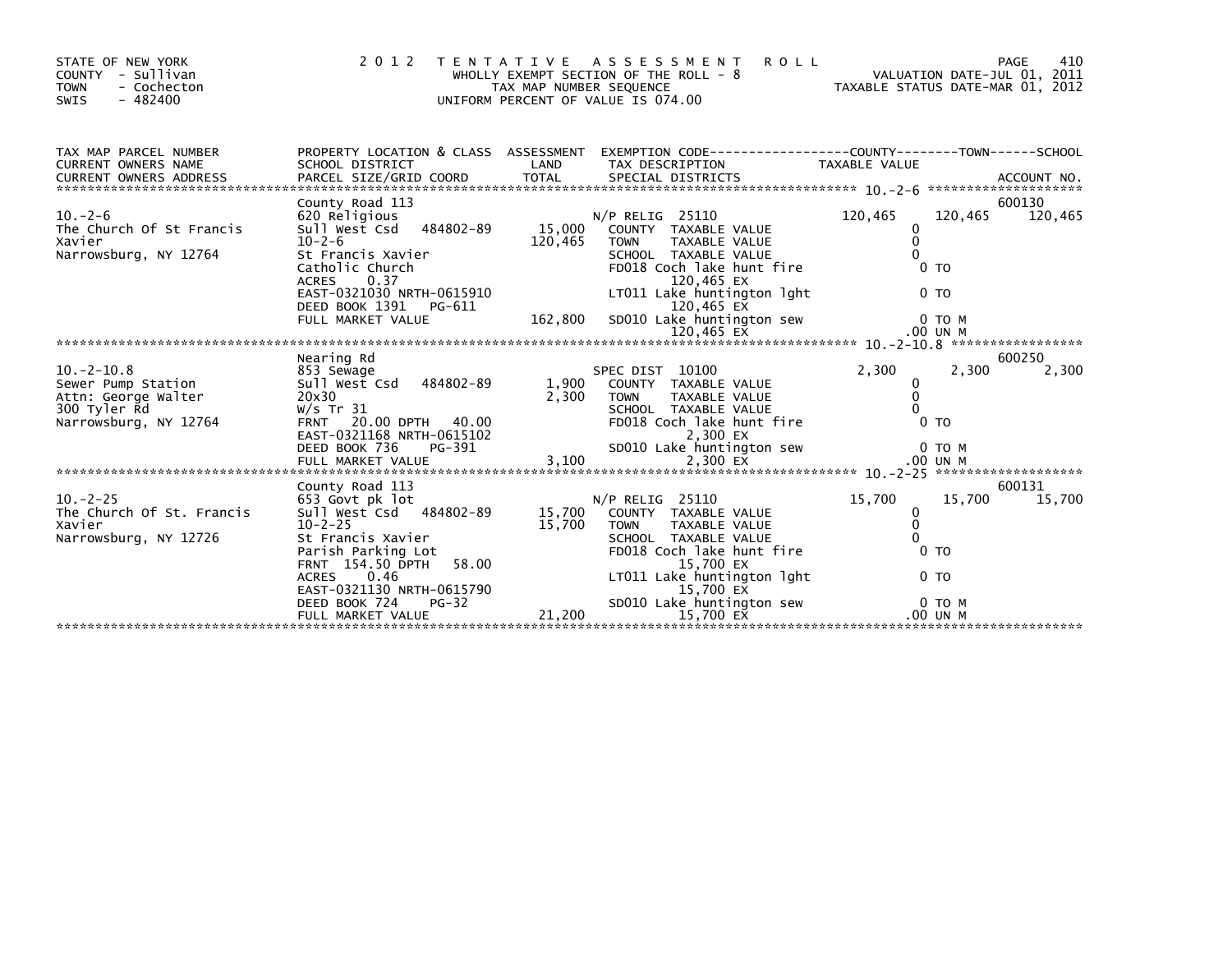STATE OF NEW YORK
COUNTY - Sullivan
TOWN - Cochecton
SWIS - 482400

2012 TENTATIVE ASSESSMENT ROLL
WHOLLY EXEMPT SECTION OF THE ROLL - 8
TAX MAP NUMBER SEQUENCE
UNIFORM PERCENT OF VALUE IS 074.00

VALUATION DATE-JUL 01, 2011
TAXABLE STATUS DATE-MAR 01, 2012

| TAX MAP PARCEL NUMBER / CURRENT OWNERS NAME / CURRENT OWNERS ADDRESS | PROPERTY LOCATION & CLASS / SCHOOL DISTRICT / PARCEL SIZE/GRID COORD | ASSESSMENT LAND / TOTAL | EXEMPTION CODE / TAX DESCRIPTION / SPECIAL DISTRICTS | COUNTY TAXABLE VALUE | TOWN | SCHOOL / ACCOUNT NO. |
|---|---|---|---|---|---|---|
| 10.-2-6 | County Road 113 | | | | | 600130 |
| | 620 Religious | | N/P RELIG 25110 | 120,465 | 120,465 | 120,465 |
| The Church Of St Francis | Sull West Csd 484802-89 | 15,000 | COUNTY TAXABLE VALUE | 0 | | |
| Xavier | 10-2-6 | 120,465 | TOWN TAXABLE VALUE | 0 | | |
| Narrowsburg, NY 12764 | St Francis Xavier | | SCHOOL TAXABLE VALUE | 0 | | |
| | Catholic Church | | FD018 Coch lake hunt fire | 0 TO | | |
| | ACRES 0.37 | | 120,465 EX | | | |
| | EAST-0321030 NRTH-0615910 | | LT011 Lake huntington lght | 0 TO | | |
| | DEED BOOK 1391 PG-611 | | 120,465 EX | | | |
| | FULL MARKET VALUE | 162,800 | SD010 Lake huntington sew | 0 TO M | | |
| | | | 120,465 EX | .00 UN M | | |
| 10.-2-10.8 | Nearing Rd | | | | | 600250 |
| | 853 Sewage | | SPEC DIST 10100 | 2,300 | 2,300 | 2,300 |
| Sewer Pump Station | Sull West Csd 484802-89 | 1,900 | COUNTY TAXABLE VALUE | 0 | | |
| Attn: George Walter | 20x30 | 2,300 | TOWN TAXABLE VALUE | 0 | | |
| 300 Tyler Rd | W/s Tr 31 | | SCHOOL TAXABLE VALUE | 0 | | |
| Narrowsburg, NY 12764 | FRNT 20.00 DPTH 40.00 | | FD018 Coch lake hunt fire | 0 TO | | |
| | EAST-0321168 NRTH-0615102 | | 2,300 EX | | | |
| | DEED BOOK 736 PG-391 | | SD010 Lake huntington sew | 0 TO M | | |
| | FULL MARKET VALUE | 3,100 | 2,300 EX | .00 UN M | | |
| 10.-2-25 | County Road 113 | | | | | 600131 |
| | 653 Govt pk lot | | N/P RELIG 25110 | 15,700 | 15,700 | 15,700 |
| The Church Of St. Francis | Sull West Csd 484802-89 | 15,700 | COUNTY TAXABLE VALUE | 0 | | |
| Xavier | 10-2-25 | 15,700 | TOWN TAXABLE VALUE | 0 | | |
| Narrowsburg, NY 12726 | St Francis Xavier | | SCHOOL TAXABLE VALUE | 0 | | |
| | Parish Parking Lot | | FD018 Coch lake hunt fire | 0 TO | | |
| | FRNT 154.50 DPTH 58.00 | | 15,700 EX | | | |
| | ACRES 0.46 | | LT011 Lake huntington lght | 0 TO | | |
| | EAST-0321130 NRTH-0615790 | | 15,700 EX | | | |
| | DEED BOOK 724 PG-32 | | SD010 Lake huntington sew | 0 TO M | | |
| | FULL MARKET VALUE | 21,200 | 15,700 EX | .00 UN M | | |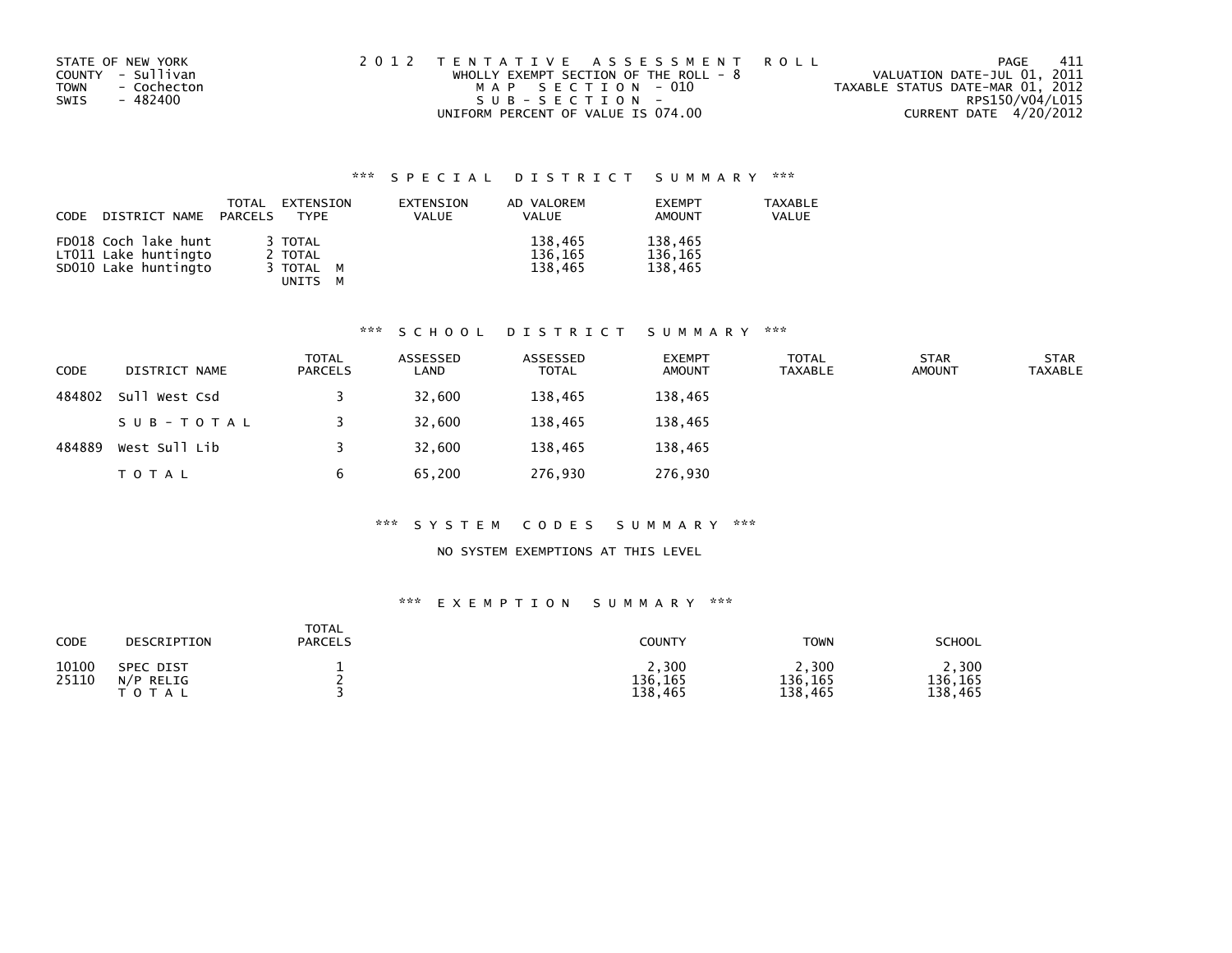STATE OF NEW YORK
COUNTY - Sullivan
TOWN - Cochecton
SWIS - 482400

2012 TENTATIVE ASSESSMENT ROLL
WHOLLY EXEMPT SECTION OF THE ROLL - 8
MAP SECTION - 010
SUB-SECTION -
UNIFORM PERCENT OF VALUE IS 074.00

VALUATION DATE-JUL 01, 2011
TAXABLE STATUS DATE-MAR 01, 2012
RPS150/V04/L015
CURRENT DATE 4/20/2012

## *** SPECIAL DISTRICT SUMMARY ***

| CODE | DISTRICT NAME | TOTAL PARCELS | EXTENSION TYPE | EXTENSION VALUE | AD VALOREM VALUE | EXEMPT AMOUNT | TAXABLE VALUE |
|---|---|---|---|---|---|---|---|
| FD018 | Coch lake hunt | 3 | TOTAL | | 138,465 | 138,465 | |
| LT011 | Lake huntingto | 2 | TOTAL | | 136,165 | 136,165 | |
| SD010 | Lake huntingto | 3 | TOTAL M | | 138,465 | 138,465 | |
| | | | UNITS M | | | | |

## *** SCHOOL DISTRICT SUMMARY ***

| CODE | DISTRICT NAME | TOTAL PARCELS | ASSESSED LAND | ASSESSED TOTAL | EXEMPT AMOUNT | TOTAL TAXABLE | STAR AMOUNT | STAR TAXABLE |
|---|---|---|---|---|---|---|---|---|
| 484802 | Sull West Csd | 3 | 32,600 | 138,465 | 138,465 | | | |
| | SUB-TOTAL | 3 | 32,600 | 138,465 | 138,465 | | | |
| 484889 | West Sull Lib | 3 | 32,600 | 138,465 | 138,465 | | | |
| | TOTAL | 6 | 65,200 | 276,930 | 276,930 | | | |

## *** SYSTEM CODES SUMMARY ***

NO SYSTEM EXEMPTIONS AT THIS LEVEL

## *** EXEMPTION SUMMARY ***

| CODE | DESCRIPTION | TOTAL PARCELS | COUNTY | TOWN | SCHOOL |
|---|---|---|---|---|---|
| 10100 | SPEC DIST | 1 | 2,300 | 2,300 | 2,300 |
| 25110 | N/P RELIG | 2 | 136,165 | 136,165 | 136,165 |
| | TOTAL | 3 | 138,465 | 138,465 | 138,465 |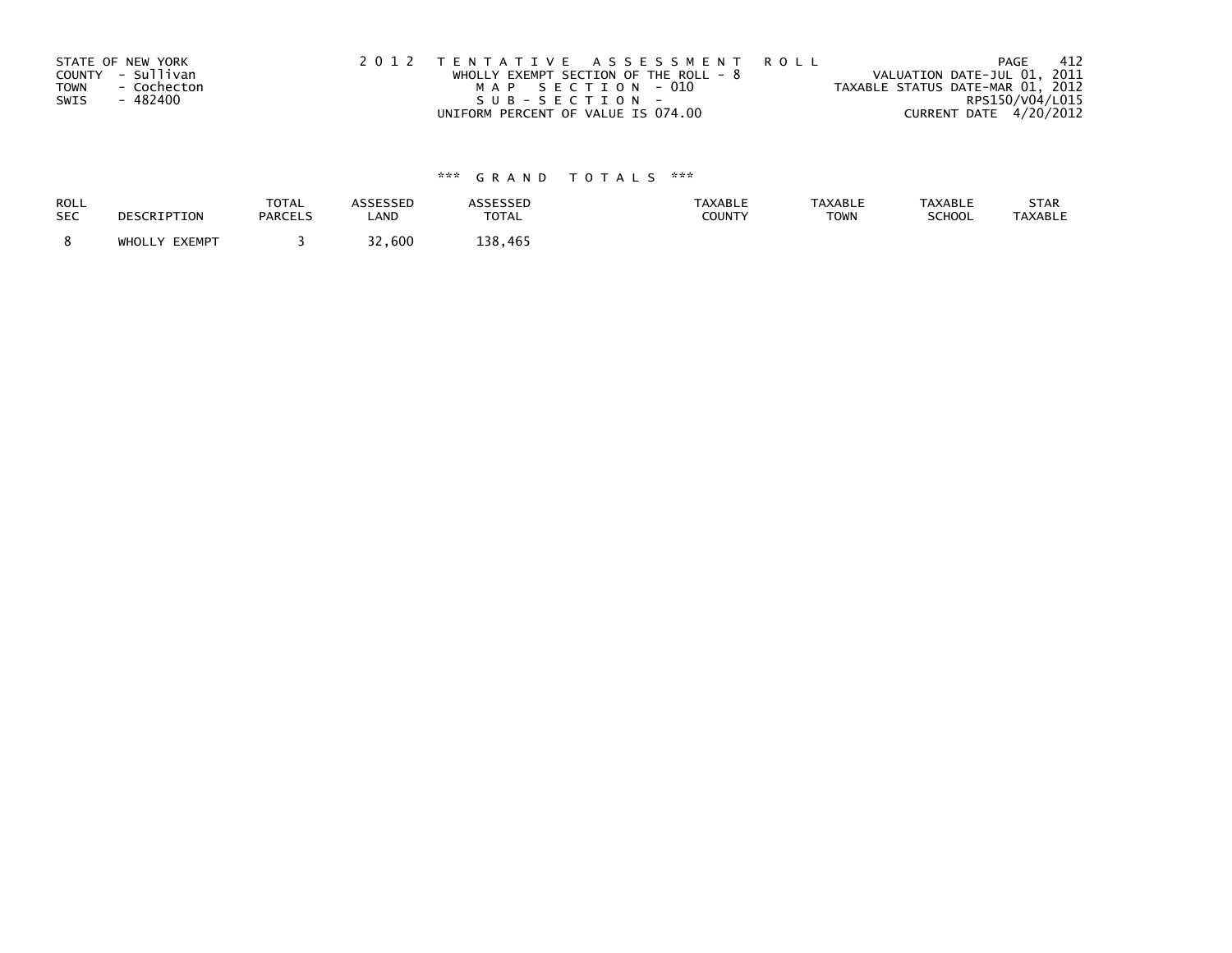STATE OF NEW YORK
COUNTY - Sullivan
TOWN - Cochecton
SWIS - 482400

2012 TENTATIVE ASSESSMENT ROLL
WHOLLY EXEMPT SECTION OF THE ROLL - 8
MAP SECTION - 010
SUB-SECTION -
UNIFORM PERCENT OF VALUE IS 074.00

VALUATION DATE-JUL 01, 2011
TAXABLE STATUS DATE-MAR 01, 2012
RPS150/V04/L015
CURRENT DATE 4/20/2012

### *** GRAND TOTALS ***

| ROLL SEC | DESCRIPTION | TOTAL PARCELS | ASSESSED LAND | ASSESSED TOTAL | TAXABLE COUNTY | TAXABLE TOWN | TAXABLE SCHOOL | STAR TAXABLE |
|---|---|---|---|---|---|---|---|---|
| 8 | WHOLLY EXEMPT | 3 | 32,600 | 138,465 | | | | |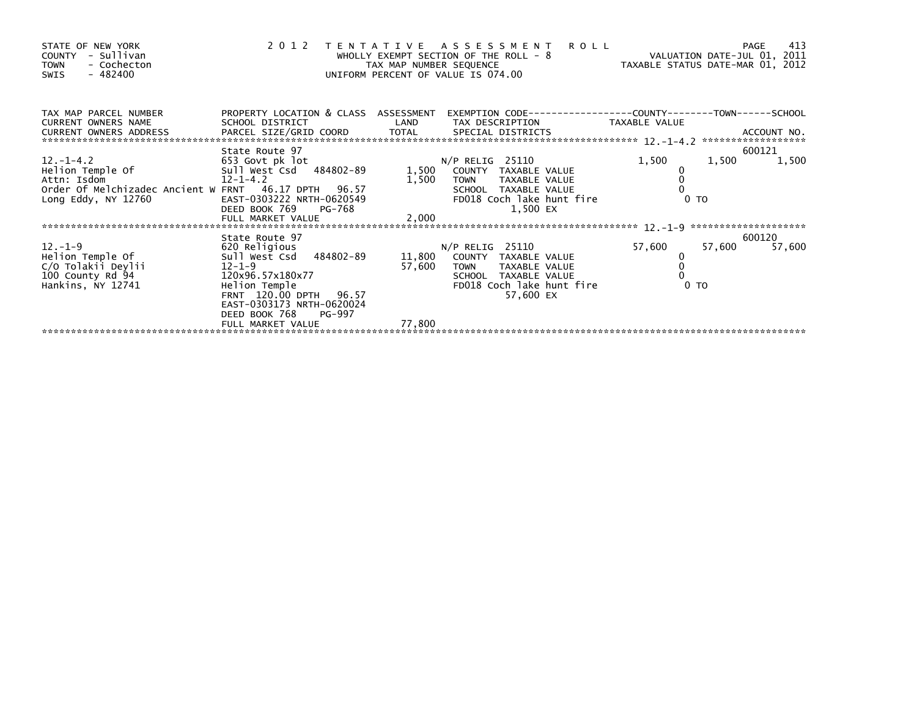STATE OF NEW YORK
COUNTY - Sullivan
TOWN - Cochecton
SWIS - 482400

2 0 1 2 T E N T A T I V E A S S E S S M E N T R O L L
WHOLLY EXEMPT SECTION OF THE ROLL - 8
TAX MAP NUMBER SEQUENCE
UNIFORM PERCENT OF VALUE IS 074.00

VALUATION DATE-JUL 01, 2011
TAXABLE STATUS DATE-MAR 01, 2012

| TAX MAP PARCEL NUMBER / CURRENT OWNERS NAME / CURRENT OWNERS ADDRESS | PROPERTY LOCATION & CLASS / SCHOOL DISTRICT / PARCEL SIZE/GRID COORD | ASSESSMENT LAND / TOTAL | EXEMPTION CODE / TAX DESCRIPTION / SPECIAL DISTRICTS | COUNTY TAXABLE VALUE | TOWN | SCHOOL / ACCOUNT NO. |
|---|---|---|---|---|---|---|
| 12.-1-4.2 | State Route 97 | | | | | 600121 |
| 12.-1-4.2 | 653 Govt pk lot | | N/P RELIG 25110 | 1,500 | 1,500 | 1,500 |
| Helion Temple Of | Sull West Csd 484802-89 | 1,500 | COUNTY TAXABLE VALUE | 0 | | |
| Attn: Isdom | 12-1-4.2 | 1,500 | TOWN TAXABLE VALUE | 0 | | |
| Order Of Melchizadec Ancient W | FRNT 46.17 DPTH 96.57 | | SCHOOL TAXABLE VALUE | 0 | | |
| Long Eddy, NY 12760 | EAST-0303222 NRTH-0620549 | | FD018 Coch lake hunt fire | 0 TO | | |
| | DEED BOOK 769 PG-768 | | 1,500 EX | | | |
| | FULL MARKET VALUE | 2,000 | | | | |
| 12.-1-9 | State Route 97 | | | | | 600120 |
| 12.-1-9 | 620 Religious | | N/P RELIG 25110 | 57,600 | 57,600 | 57,600 |
| Helion Temple Of | Sull West Csd 484802-89 | 11,800 | COUNTY TAXABLE VALUE | 0 | | |
| C/O Tolakii Deylii | 12-1-9 | 57,600 | TOWN TAXABLE VALUE | 0 | | |
| 100 County Rd 94 | 120x96.57x180x77 | | SCHOOL TAXABLE VALUE | 0 | | |
| Hankins, NY 12741 | Helion Temple | | FD018 Coch lake hunt fire | 0 TO | | |
| | FRNT 120.00 DPTH 96.57 | | 57,600 EX | | | |
| | EAST-0303173 NRTH-0620024 | | | | | |
| | DEED BOOK 768 PG-997 | | | | | |
| | FULL MARKET VALUE | 77,800 | | | | |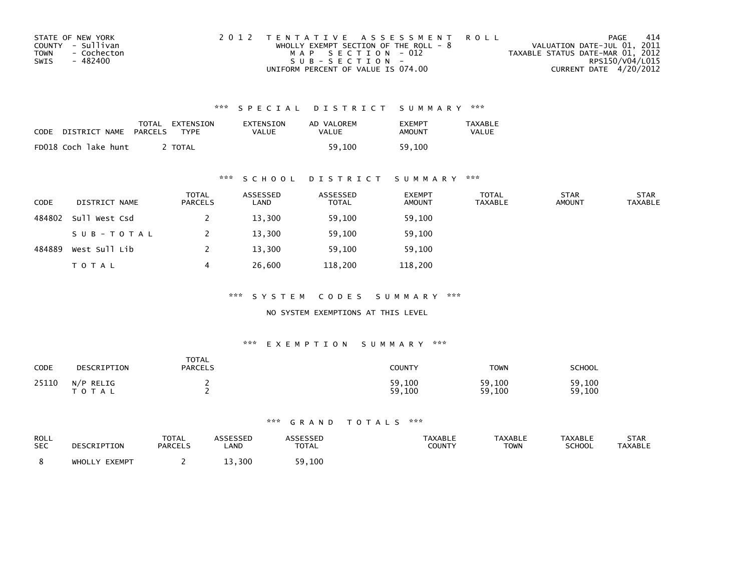STATE OF NEW YORK
COUNTY - Sullivan
TOWN - Cochecton
SWIS - 482400

2012 TENTATIVE ASSESSMENT ROLL
WHOLLY EXEMPT SECTION OF THE ROLL - 8
MAP SECTION - 012
SUB-SECTION -
UNIFORM PERCENT OF VALUE IS 074.00

VALUATION DATE-JUL 01, 2011
TAXABLE STATUS DATE-MAR 01, 2012
RPS150/V04/L015
CURRENT DATE 4/20/2012

### *** SPECIAL DISTRICT SUMMARY ***

| CODE | DISTRICT NAME | TOTAL PARCELS | EXTENSION TYPE | EXTENSION VALUE | AD VALOREM VALUE | EXEMPT AMOUNT | TAXABLE VALUE |
|---|---|---|---|---|---|---|---|
| FD018 | Coch lake hunt | 2 | TOTAL | | 59,100 | 59,100 | |

### *** SCHOOL DISTRICT SUMMARY ***

| CODE | DISTRICT NAME | TOTAL PARCELS | ASSESSED LAND | ASSESSED TOTAL | EXEMPT AMOUNT | TOTAL TAXABLE | STAR AMOUNT | STAR TAXABLE |
|---|---|---|---|---|---|---|---|---|
| 484802 | Sull West Csd | 2 | 13,300 | 59,100 | 59,100 | | | |
| | SUB-TOTAL | 2 | 13,300 | 59,100 | 59,100 | | | |
| 484889 | West Sull Lib | 2 | 13,300 | 59,100 | 59,100 | | | |
| | TOTAL | 4 | 26,600 | 118,200 | 118,200 | | | |

### *** SYSTEM CODES SUMMARY ***

NO SYSTEM EXEMPTIONS AT THIS LEVEL

### *** EXEMPTION SUMMARY ***

| CODE | DESCRIPTION | TOTAL PARCELS | COUNTY | TOWN | SCHOOL |
|---|---|---|---|---|---|
| 25110 | N/P RELIG | 2 | 59,100 | 59,100 | 59,100 |
| | TOTAL | 2 | 59,100 | 59,100 | 59,100 |

### *** GRAND TOTALS ***

| ROLL SEC | DESCRIPTION | TOTAL PARCELS | ASSESSED LAND | ASSESSED TOTAL | TAXABLE COUNTY | TAXABLE TOWN | TAXABLE SCHOOL | STAR TAXABLE |
|---|---|---|---|---|---|---|---|---|
| 8 | WHOLLY EXEMPT | 2 | 13,300 | 59,100 | | | | |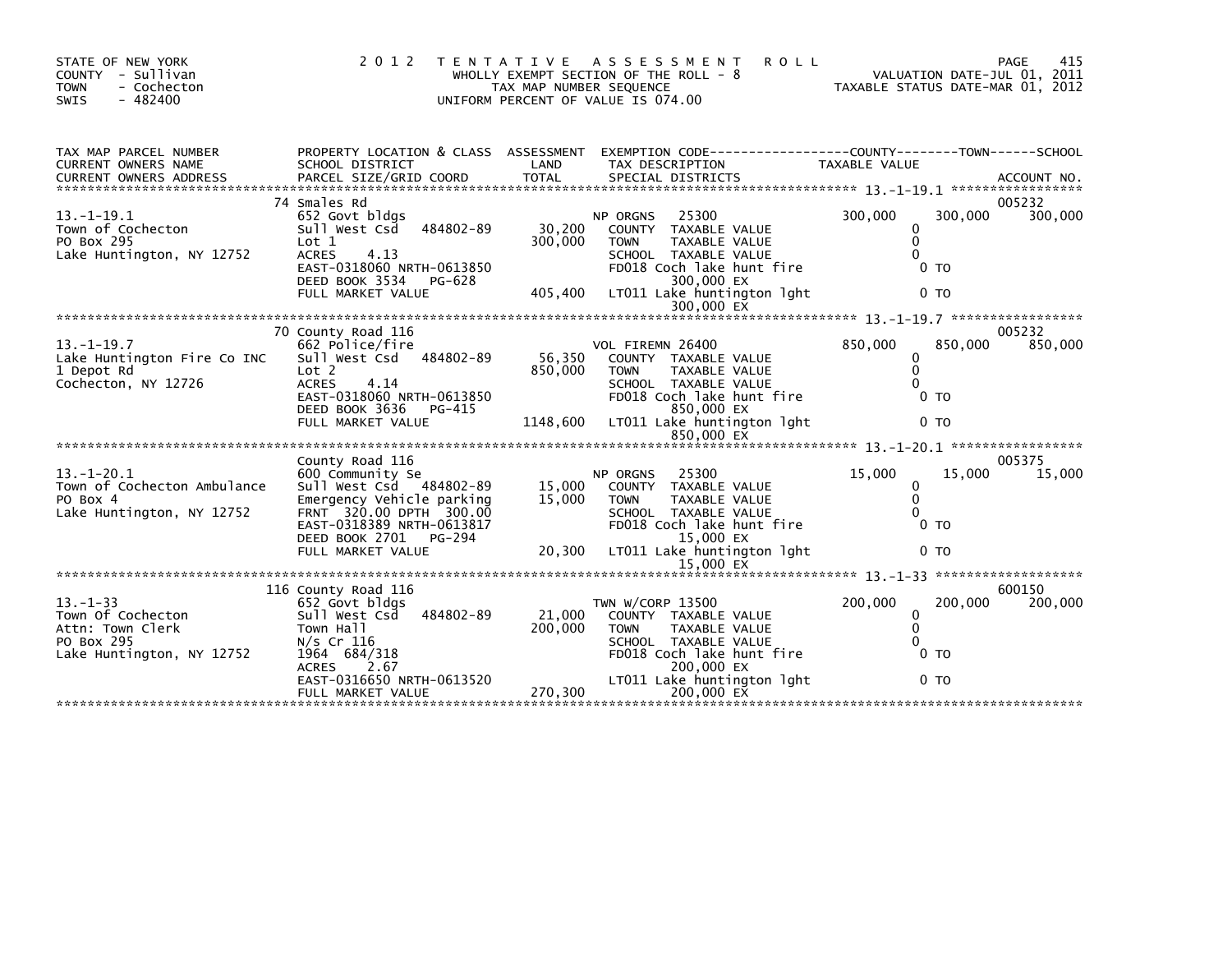STATE OF NEW YORK
COUNTY - Sullivan
TOWN - Cochecton
SWIS - 482400

2 0 1 2 T E N T A T I V E A S S E S S M E N T R O L L
WHOLLY EXEMPT SECTION OF THE ROLL - 8
TAX MAP NUMBER SEQUENCE
UNIFORM PERCENT OF VALUE IS 074.00

VALUATION DATE-JUL 01, 2011
TAXABLE STATUS DATE-MAR 01, 2012

| TAX MAP PARCEL NUMBER / CURRENT OWNERS NAME / CURRENT OWNERS ADDRESS | PROPERTY LOCATION & CLASS / SCHOOL DISTRICT / PARCEL SIZE/GRID COORD | ASSESSMENT LAND | TOTAL | EXEMPTION CODE / TAX DESCRIPTION / SPECIAL DISTRICTS | COUNTY TAXABLE VALUE | TOWN | SCHOOL | ACCOUNT NO. |
|---|---|---|---|---|---|---|---|---|
| 13.-1-19.1 | 74 Smales Rd | | | | | | | 005232 |
| Town of Cochecton | 652 Govt bldgs | | | NP ORGNS 25300 | 300,000 | 300,000 | 300,000 | |
| PO Box 295 | Sull West Csd 484802-89 | 30,200 | | COUNTY TAXABLE VALUE | 0 | | | |
| Lake Huntington, NY 12752 | Lot 1 | | 300,000 | TOWN TAXABLE VALUE | 0 | | | |
| | ACRES 4.13 | | | SCHOOL TAXABLE VALUE | 0 | | | |
| | EAST-0318060 NRTH-0613850 | | | FD018 Coch lake hunt fire | 0 TO | | | |
| | DEED BOOK 3534 PG-628 | | | 300,000 EX | | | | |
| | FULL MARKET VALUE | | 405,400 | LT011 Lake huntington lght | 0 TO | | | |
| | | | | 300,000 EX | | | | |
| 13.-1-19.7 | 70 County Road 116 | | | | | | | 005232 |
| Lake Huntington Fire Co INC | 662 Police/fire | | | VOL FIREMN 26400 | 850,000 | 850,000 | 850,000 | |
| 1 Depot Rd | Sull West Csd 484802-89 | 56,350 | | COUNTY TAXABLE VALUE | 0 | | | |
| Cochecton, NY 12726 | Lot 2 | | 850,000 | TOWN TAXABLE VALUE | 0 | | | |
| | ACRES 4.14 | | | SCHOOL TAXABLE VALUE | 0 | | | |
| | EAST-0318060 NRTH-0613850 | | | FD018 Coch lake hunt fire | 0 TO | | | |
| | DEED BOOK 3636 PG-415 | | | 850,000 EX | | | | |
| | FULL MARKET VALUE | | 1148,600 | LT011 Lake huntington lght | 0 TO | | | |
| | | | | 850,000 EX | | | | |
| 13.-1-20.1 | County Road 116 | | | | | | | 005375 |
| Town of Cochecton Ambulance | 600 Community Se | | | NP ORGNS 25300 | 15,000 | 15,000 | 15,000 | |
| PO Box 4 | Sull West Csd 484802-89 | 15,000 | | COUNTY TAXABLE VALUE | 0 | | | |
| Lake Huntington, NY 12752 | Emergency Vehicle parking | | 15,000 | TOWN TAXABLE VALUE | 0 | | | |
| | FRNT 320.00 DPTH 300.00 | | | SCHOOL TAXABLE VALUE | 0 | | | |
| | EAST-0318389 NRTH-0613817 | | | FD018 Coch lake hunt fire | 0 TO | | | |
| | DEED BOOK 2701 PG-294 | | | 15,000 EX | | | | |
| | FULL MARKET VALUE | | 20,300 | LT011 Lake huntington lght | 0 TO | | | |
| | | | | 15,000 EX | | | | |
| 13.-1-33 | 116 County Road 116 | | | | | | | 600150 |
| Town Of Cochecton | 652 Govt bldgs | | | TWN W/CORP 13500 | 200,000 | 200,000 | 200,000 | |
| Attn: Town Clerk | Sull West Csd 484802-89 | 21,000 | | COUNTY TAXABLE VALUE | 0 | | | |
| PO Box 295 | Town Hall | | 200,000 | TOWN TAXABLE VALUE | 0 | | | |
| Lake Huntington, NY 12752 | N/s Cr 116 | | | SCHOOL TAXABLE VALUE | 0 | | | |
| | 1964 684/318 | | | FD018 Coch lake hunt fire | 0 TO | | | |
| | ACRES 2.67 | | | 200,000 EX | | | | |
| | EAST-0316650 NRTH-0613520 | | | LT011 Lake huntington lght | 0 TO | | | |
| | FULL MARKET VALUE | | 270,300 | 200,000 EX | | | | |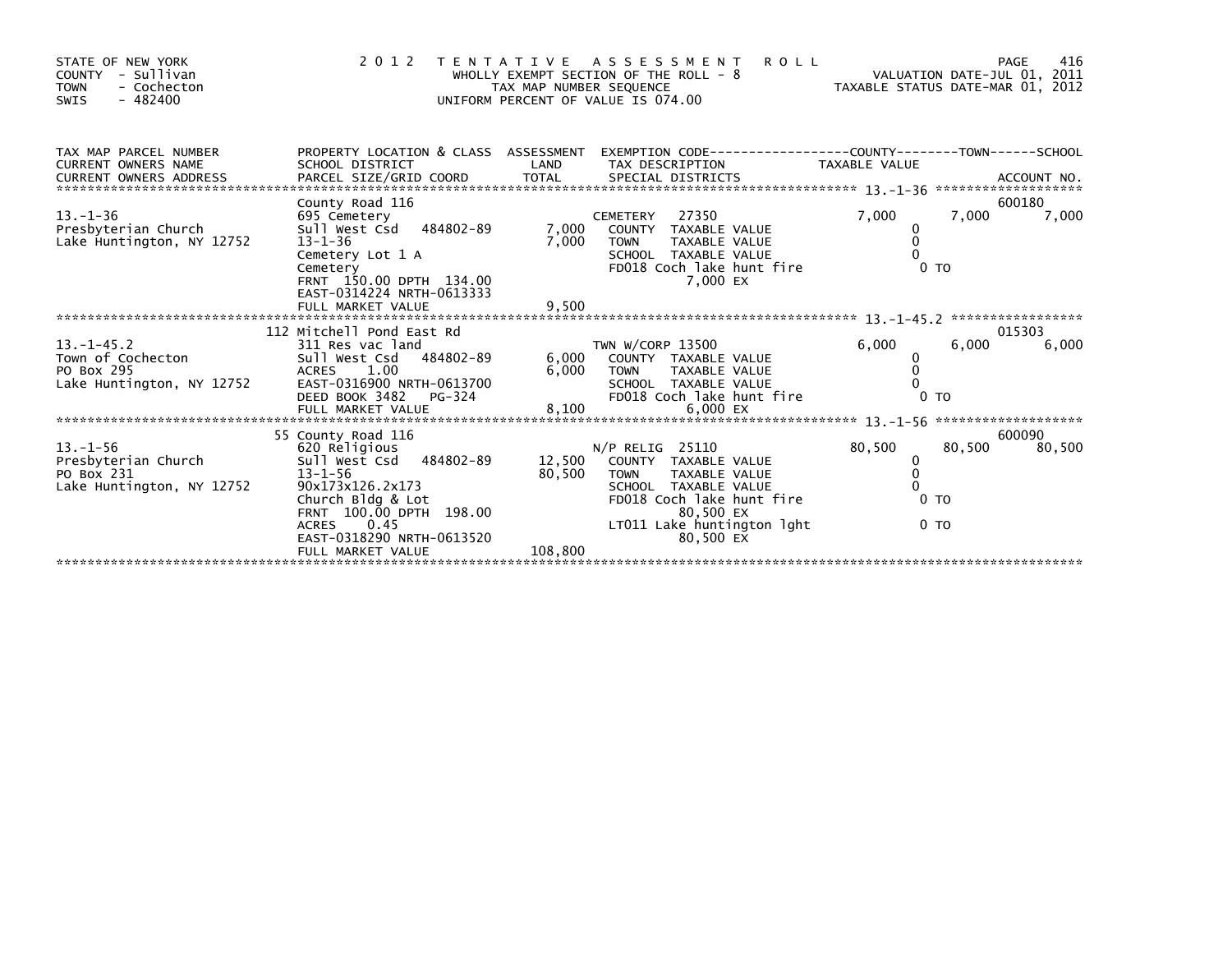STATE OF NEW YORK
COUNTY - Sullivan
TOWN - Cochecton
SWIS - 482400

2 0 1 2 T E N T A T I V E A S S E S S M E N T R O L L
WHOLLY EXEMPT SECTION OF THE ROLL - 8
TAX MAP NUMBER SEQUENCE
UNIFORM PERCENT OF VALUE IS 074.00

VALUATION DATE-JUL 01, 2011
TAXABLE STATUS DATE-MAR 01, 2012

| TAX MAP PARCEL NUMBER / CURRENT OWNERS NAME / CURRENT OWNERS ADDRESS | PROPERTY LOCATION & CLASS / SCHOOL DISTRICT / PARCEL SIZE/GRID COORD | ASSESSMENT LAND / TOTAL | EXEMPTION CODE / TAX DESCRIPTION / SPECIAL DISTRICTS | COUNTY TAXABLE VALUE | TOWN | SCHOOL / ACCOUNT NO. |
|---|---|---|---|---|---|---|
| 13.-1-36 | County Road 116 | | | | | 600180 |
| | 695 Cemetery | | CEMETERY 27350 | 7,000 | 7,000 | 7,000 |
| Presbyterian Church | Sull West Csd 484802-89 | 7,000 | COUNTY TAXABLE VALUE | 0 | | |
| Lake Huntington, NY 12752 | 13-1-36 | 7,000 | TOWN TAXABLE VALUE | 0 | | |
| | Cemetery Lot 1 A | | SCHOOL TAXABLE VALUE | 0 | | |
| | Cemetery | | FD018 Coch lake hunt fire | 0 TO | | |
| | FRNT 150.00 DPTH 134.00 | | 7,000 EX | | | |
| | EAST-0314224 NRTH-0613333 | | | | | |
| | FULL MARKET VALUE | 9,500 | | | | |
| 13.-1-45.2 | 112 Mitchell Pond East Rd | | | | | 015303 |
| | 311 Res vac land | | TWN W/CORP 13500 | 6,000 | 6,000 | 6,000 |
| Town of Cochecton | Sull West Csd 484802-89 | 6,000 | COUNTY TAXABLE VALUE | 0 | | |
| PO Box 295 | ACRES 1.00 | 6,000 | TOWN TAXABLE VALUE | 0 | | |
| Lake Huntington, NY 12752 | EAST-0316900 NRTH-0613700 | | SCHOOL TAXABLE VALUE | 0 | | |
| | DEED BOOK 3482 PG-324 | | FD018 Coch lake hunt fire | 0 TO | | |
| | FULL MARKET VALUE | 8,100 | 6,000 EX | | | |
| 13.-1-56 | 55 County Road 116 | | | | | 600090 |
| | 620 Religious | | N/P RELIG 25110 | 80,500 | 80,500 | 80,500 |
| Presbyterian Church | Sull West Csd 484802-89 | 12,500 | COUNTY TAXABLE VALUE | 0 | | |
| PO Box 231 | 13-1-56 | 80,500 | TOWN TAXABLE VALUE | 0 | | |
| Lake Huntington, NY 12752 | 90x173x126.2x173 | | SCHOOL TAXABLE VALUE | 0 | | |
| | Church Bldg & Lot | | FD018 Coch lake hunt fire | 0 TO | | |
| | FRNT 100.00 DPTH 198.00 | | 80,500 EX | | | |
| | ACRES 0.45 | | LT011 Lake huntington lght | 0 TO | | |
| | EAST-0318290 NRTH-0613520 | | 80,500 EX | | | |
| | FULL MARKET VALUE | 108,800 | | | | |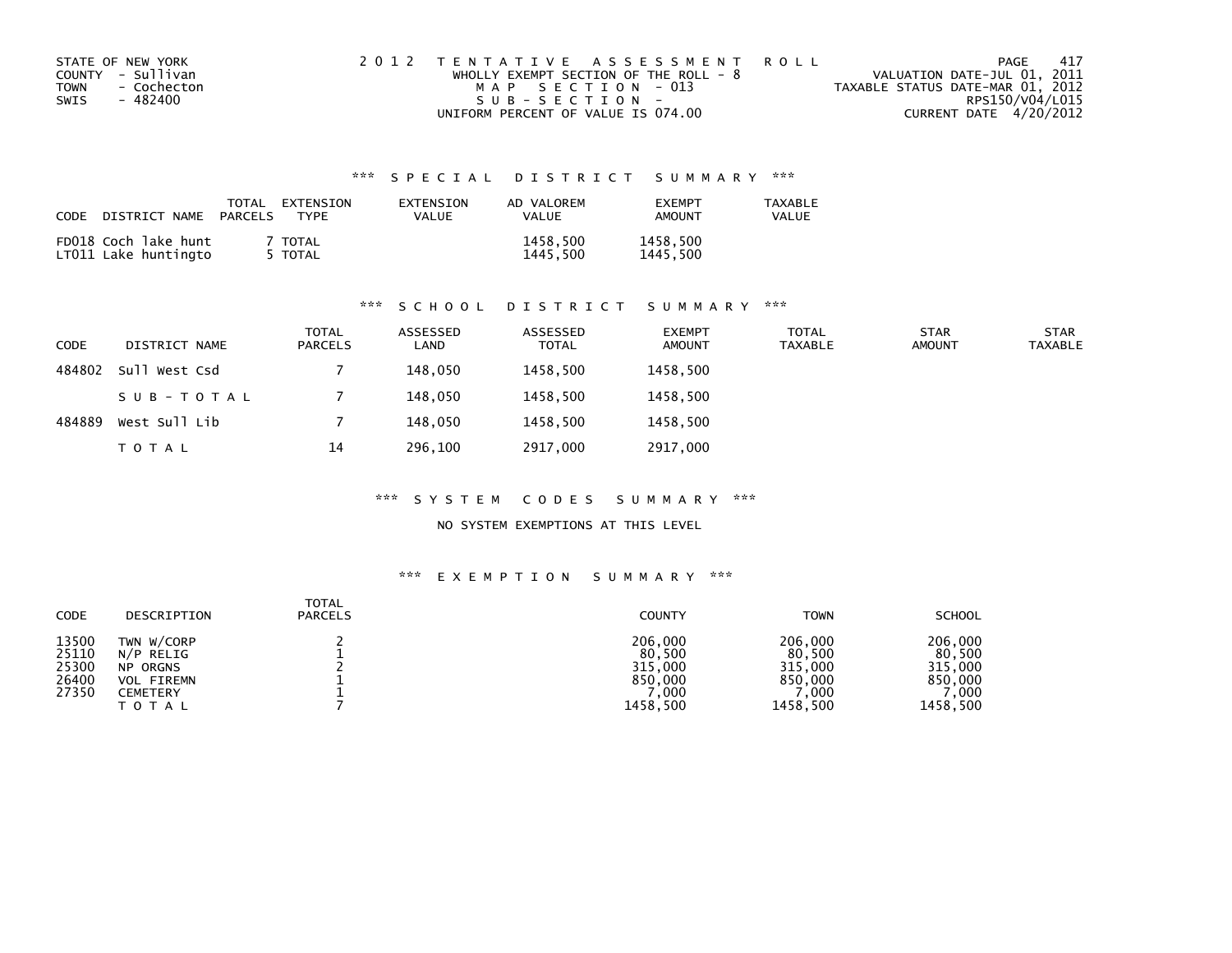STATE OF NEW YORK
COUNTY - Sullivan
TOWN - Cochecton
SWIS - 482400

2 0 1 2 T E N T A T I V E A S S E S S M E N T R O L L
WHOLLY EXEMPT SECTION OF THE ROLL - 8
M A P S E C T I O N - 013
S U B - S E C T I O N -
UNIFORM PERCENT OF VALUE IS 074.00

VALUATION DATE-JUL 01, 2011
TAXABLE STATUS DATE-MAR 01, 2012
RPS150/V04/L015
CURRENT DATE 4/20/2012

### *** S P E C I A L D I S T R I C T S U M M A R Y ***

| CODE | DISTRICT NAME | TOTAL PARCELS | EXTENSION TYPE | EXTENSION VALUE | AD VALOREM VALUE | EXEMPT AMOUNT | TAXABLE VALUE |
|---|---|---|---|---|---|---|---|
| FD018 | Coch lake hunt | 7 | TOTAL | | 1458,500 | 1458,500 | |
| LT011 | Lake huntingto | 5 | TOTAL | | 1445,500 | 1445,500 | |

### *** S C H O O L D I S T R I C T S U M M A R Y ***

| CODE | DISTRICT NAME | TOTAL PARCELS | ASSESSED LAND | ASSESSED TOTAL | EXEMPT AMOUNT | TOTAL TAXABLE | STAR AMOUNT | STAR TAXABLE |
|---|---|---|---|---|---|---|---|---|
| 484802 | Sull West Csd | 7 | 148,050 | 1458,500 | 1458,500 | | | |
| | S U B - T O T A L | 7 | 148,050 | 1458,500 | 1458,500 | | | |
| 484889 | West Sull Lib | 7 | 148,050 | 1458,500 | 1458,500 | | | |
| | T O T A L | 14 | 296,100 | 2917,000 | 2917,000 | | | |

### *** S Y S T E M C O D E S S U M M A R Y ***

NO SYSTEM EXEMPTIONS AT THIS LEVEL

### *** E X E M P T I O N S U M M A R Y ***

| CODE | DESCRIPTION | TOTAL PARCELS | COUNTY | TOWN | SCHOOL |
|---|---|---|---|---|---|
| 13500 | TWN W/CORP | 2 | 206,000 | 206,000 | 206,000 |
| 25110 | N/P RELIG | 1 | 80,500 | 80,500 | 80,500 |
| 25300 | NP ORGNS | 2 | 315,000 | 315,000 | 315,000 |
| 26400 | VOL FIREMN | 1 | 850,000 | 850,000 | 850,000 |
| 27350 | CEMETERY | 1 | 7,000 | 7,000 | 7,000 |
| | T O T A L | 7 | 1458,500 | 1458,500 | 1458,500 |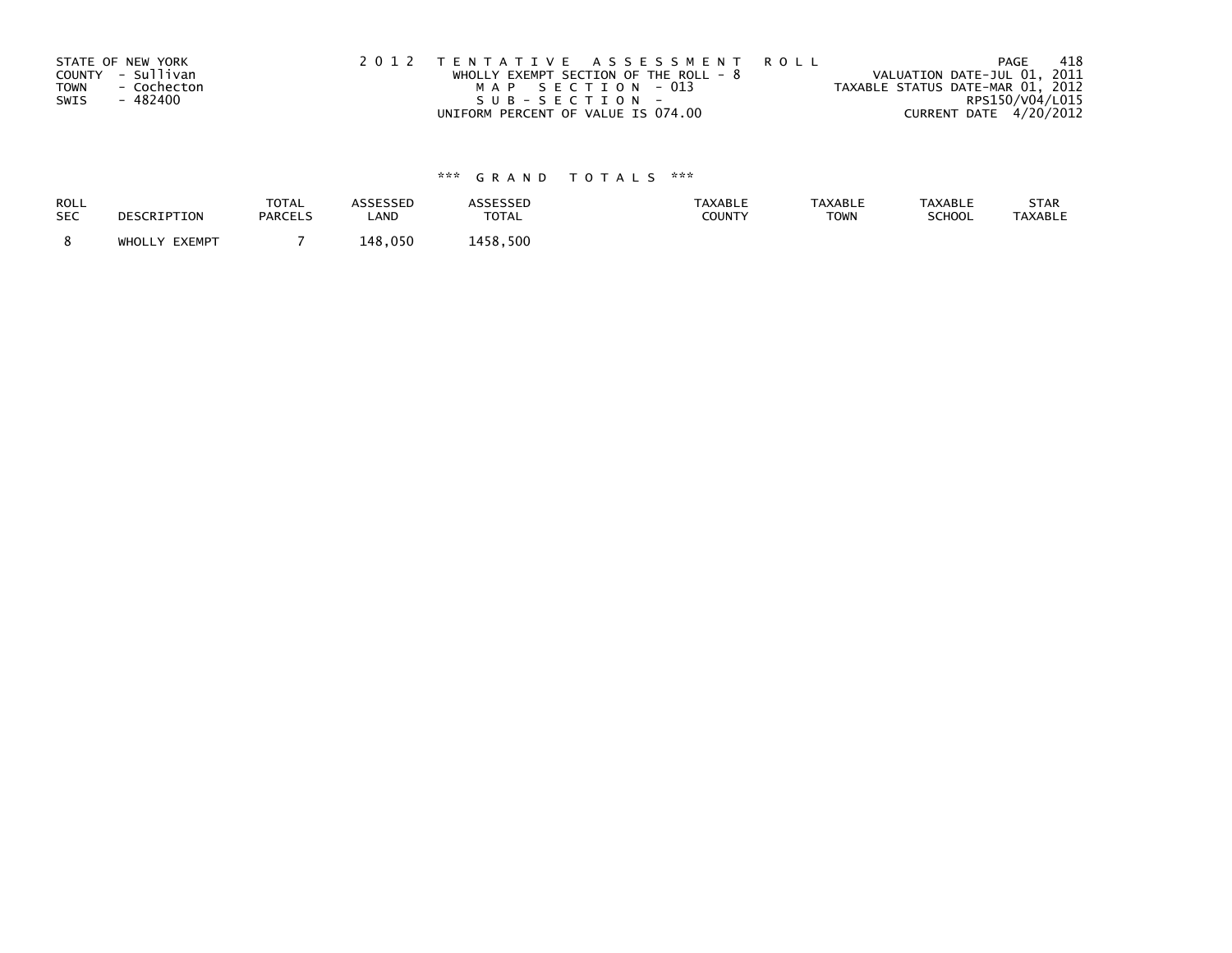STATE OF NEW YORK
COUNTY - Sullivan
TOWN - Cochecton
SWIS - 482400

2 0 1 2 T E N T A T I V E A S S E S S M E N T R O L L
WHOLLY EXEMPT SECTION OF THE ROLL - 8
M A P S E C T I O N - 013
S U B - S E C T I O N -
UNIFORM PERCENT OF VALUE IS 074.00

VALUATION DATE-JUL 01, 2011
TAXABLE STATUS DATE-MAR 01, 2012
RPS150/V04/L015
CURRENT DATE 4/20/2012

### *** G R A N D T O T A L S ***

| ROLL SEC | DESCRIPTION | TOTAL PARCELS | ASSESSED LAND | ASSESSED TOTAL | TAXABLE COUNTY | TAXABLE TOWN | TAXABLE SCHOOL | STAR TAXABLE |
|---|---|---|---|---|---|---|---|---|
| 8 | WHOLLY EXEMPT | 7 | 148,050 | 1458,500 | | | | |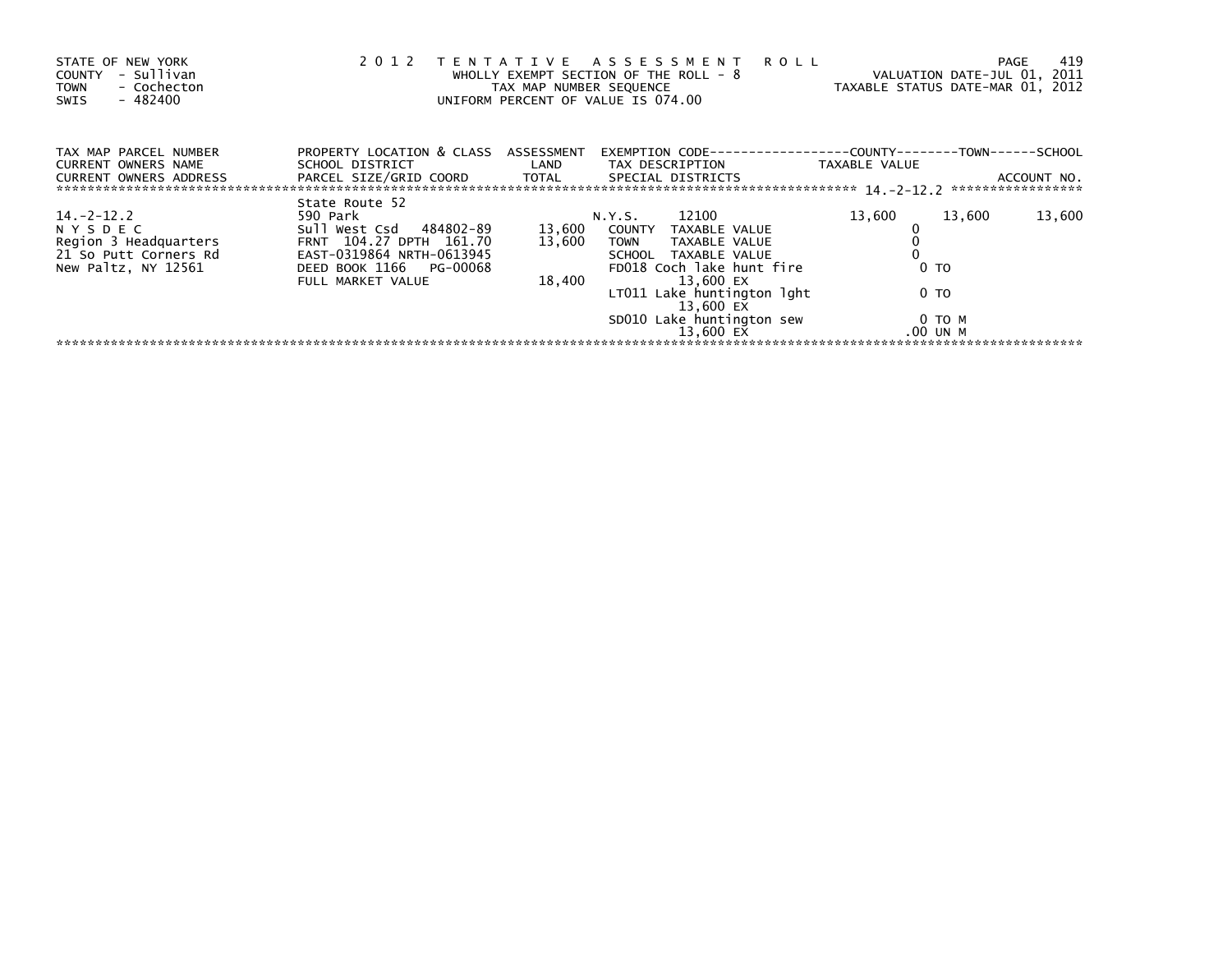STATE OF NEW YORK
COUNTY - Sullivan
TOWN - Cochecton
SWIS - 482400

2 0 1 2 T E N T A T I V E A S S E S S M E N T R O L L
WHOLLY EXEMPT SECTION OF THE ROLL - 8
TAX MAP NUMBER SEQUENCE
UNIFORM PERCENT OF VALUE IS 074.00

VALUATION DATE-JUL 01, 2011
TAXABLE STATUS DATE-MAR 01, 2012

| TAX MAP PARCEL NUMBER / CURRENT OWNERS NAME / CURRENT OWNERS ADDRESS | PROPERTY LOCATION & CLASS / SCHOOL DISTRICT / PARCEL SIZE/GRID COORD | ASSESSMENT LAND / TOTAL | EXEMPTION CODE / TAX DESCRIPTION / SPECIAL DISTRICTS | COUNTY TAXABLE VALUE | TOWN | SCHOOL ACCOUNT NO. |
|---|---|---|---|---|---|---|
| 14.-2-12.2 | State Route 52 | | | | | |
| 14.-2-12.2 | 590 Park | | N.Y.S. 12100 | 13,600 | 13,600 | 13,600 |
| N Y S D E C | Sull West Csd 484802-89 | 13,600 | COUNTY TAXABLE VALUE | 0 | | |
| Region 3 Headquarters | FRNT 104.27 DPTH 161.70 | 13,600 | TOWN TAXABLE VALUE | 0 | | |
| 21 So Putt Corners Rd | EAST-0319864 NRTH-0613945 | | SCHOOL TAXABLE VALUE | 0 | | |
| New Paltz, NY 12561 | DEED BOOK 1166 PG-00068 | | FD018 Coch lake hunt fire | 0 TO | | |
| | FULL MARKET VALUE | 18,400 | 13,600 EX | | | |
| | | | LT011 Lake huntington lght | 0 TO | | |
| | | | 13,600 EX | | | |
| | | | SD010 Lake huntington sew | 0 TO M | | |
| | | | 13,600 EX | .00 UN M | | |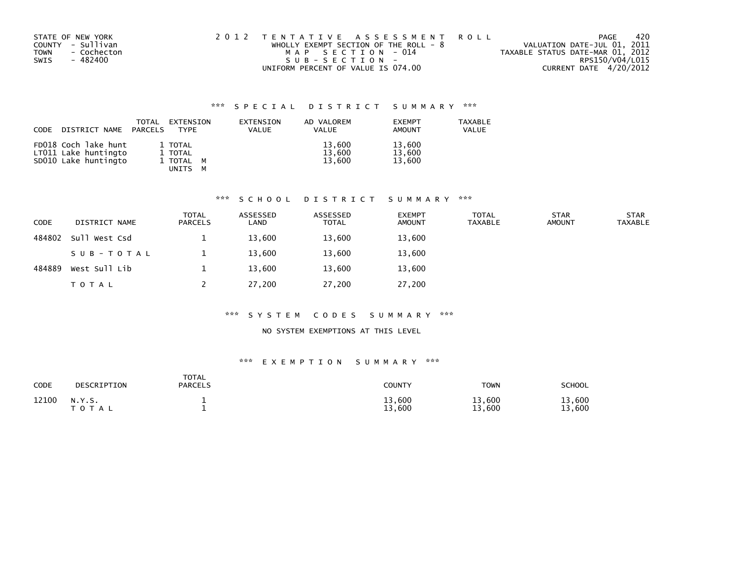STATE OF NEW YORK
COUNTY - Sullivan
TOWN - Cochecton
SWIS - 482400

2 0 1 2 TENTATIVE ASSESSMENT ROLL
WHOLLY EXEMPT SECTION OF THE ROLL - 8
MAP SECTION - 014
SUB-SECTION -
UNIFORM PERCENT OF VALUE IS 074.00

VALUATION DATE-JUL 01, 2011
TAXABLE STATUS DATE-MAR 01, 2012
RPS150/V04/L015
CURRENT DATE 4/20/2012

## *** SPECIAL DISTRICT SUMMARY ***

| CODE | DISTRICT NAME | TOTAL PARCELS | EXTENSION TYPE | EXTENSION VALUE | AD VALOREM VALUE | EXEMPT AMOUNT | TAXABLE VALUE |
|---|---|---|---|---|---|---|---|
| FD018 | Coch lake hunt | 1 | TOTAL | | 13,600 | 13,600 | |
| LT011 | Lake huntingto | 1 | TOTAL | | 13,600 | 13,600 | |
| SD010 | Lake huntingto | 1 | TOTAL M | | 13,600 | 13,600 | |
| | | | UNITS M | | | | |

## *** SCHOOL DISTRICT SUMMARY ***

| CODE | DISTRICT NAME | TOTAL PARCELS | ASSESSED LAND | ASSESSED TOTAL | EXEMPT AMOUNT | TOTAL TAXABLE | STAR AMOUNT | STAR TAXABLE |
|---|---|---|---|---|---|---|---|---|
| 484802 | Sull West Csd | 1 | 13,600 | 13,600 | 13,600 | | | |
| | S U B - T O T A L | 1 | 13,600 | 13,600 | 13,600 | | | |
| 484889 | West Sull Lib | 1 | 13,600 | 13,600 | 13,600 | | | |
| | T O T A L | 2 | 27,200 | 27,200 | 27,200 | | | |

## *** SYSTEM CODES SUMMARY ***

NO SYSTEM EXEMPTIONS AT THIS LEVEL

## *** EXEMPTION SUMMARY ***

| CODE | DESCRIPTION | TOTAL PARCELS | COUNTY | TOWN | SCHOOL |
|---|---|---|---|---|---|
| 12100 | N.Y.S. | 1 | 13,600 | 13,600 | 13,600 |
| | T O T A L | 1 | 13,600 | 13,600 | 13,600 |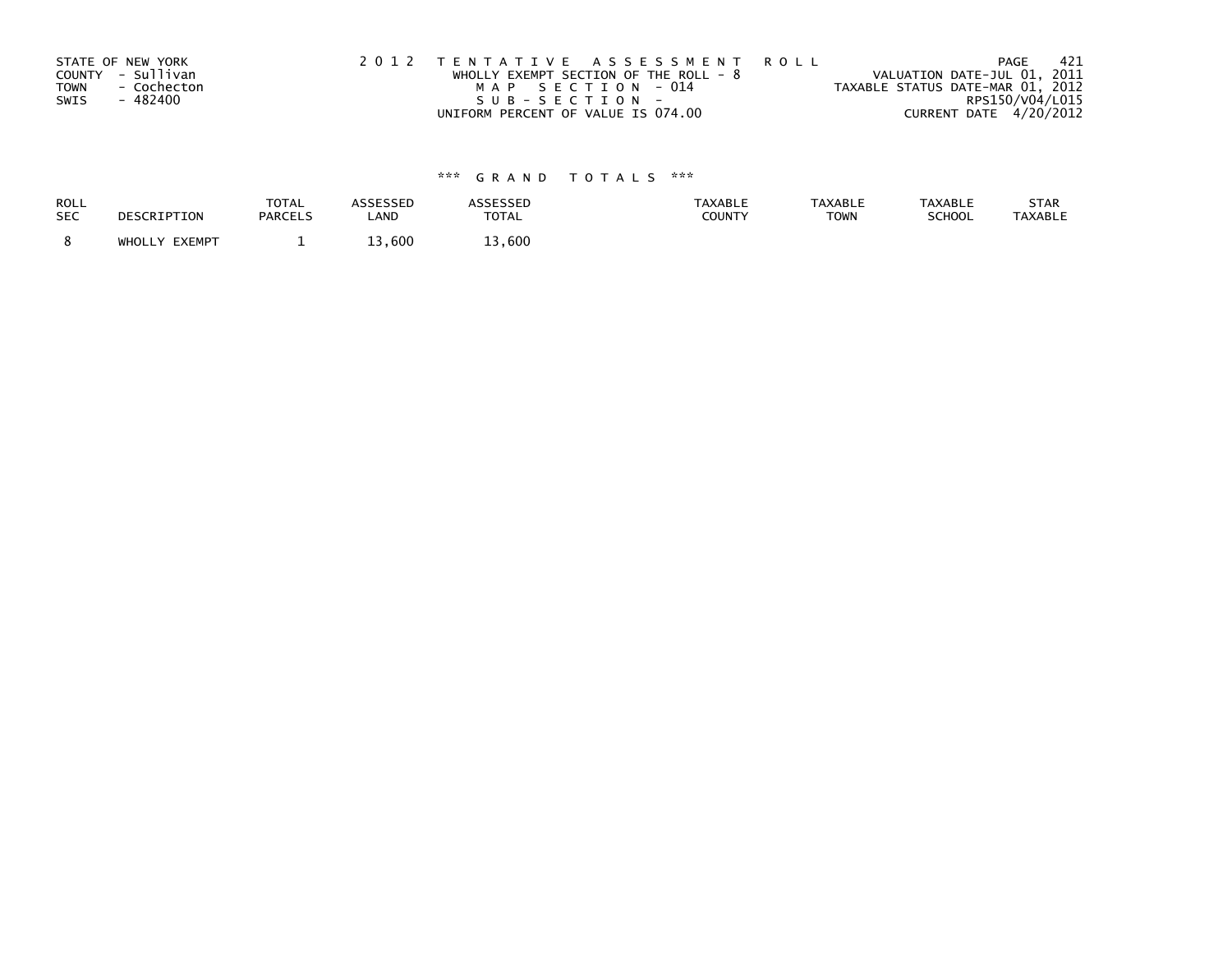STATE OF NEW YORK
COUNTY - Sullivan
TOWN - Cochecton
SWIS - 482400

2 0 1 2 T E N T A T I V E A S S E S S M E N T R O L L
WHOLLY EXEMPT SECTION OF THE ROLL - 8
M A P S E C T I O N - 014
S U B - S E C T I O N -
UNIFORM PERCENT OF VALUE IS 074.00

VALUATION DATE-JUL 01, 2011
TAXABLE STATUS DATE-MAR 01, 2012
RPS150/V04/L015
CURRENT DATE 4/20/2012

*** G R A N D T O T A L S ***

| ROLL SEC | DESCRIPTION | TOTAL PARCELS | ASSESSED LAND | ASSESSED TOTAL | TAXABLE COUNTY | TAXABLE TOWN | TAXABLE SCHOOL | STAR TAXABLE |
|---|---|---|---|---|---|---|---|---|
| 8 | WHOLLY EXEMPT | 1 | 13,600 | 13,600 | | | | |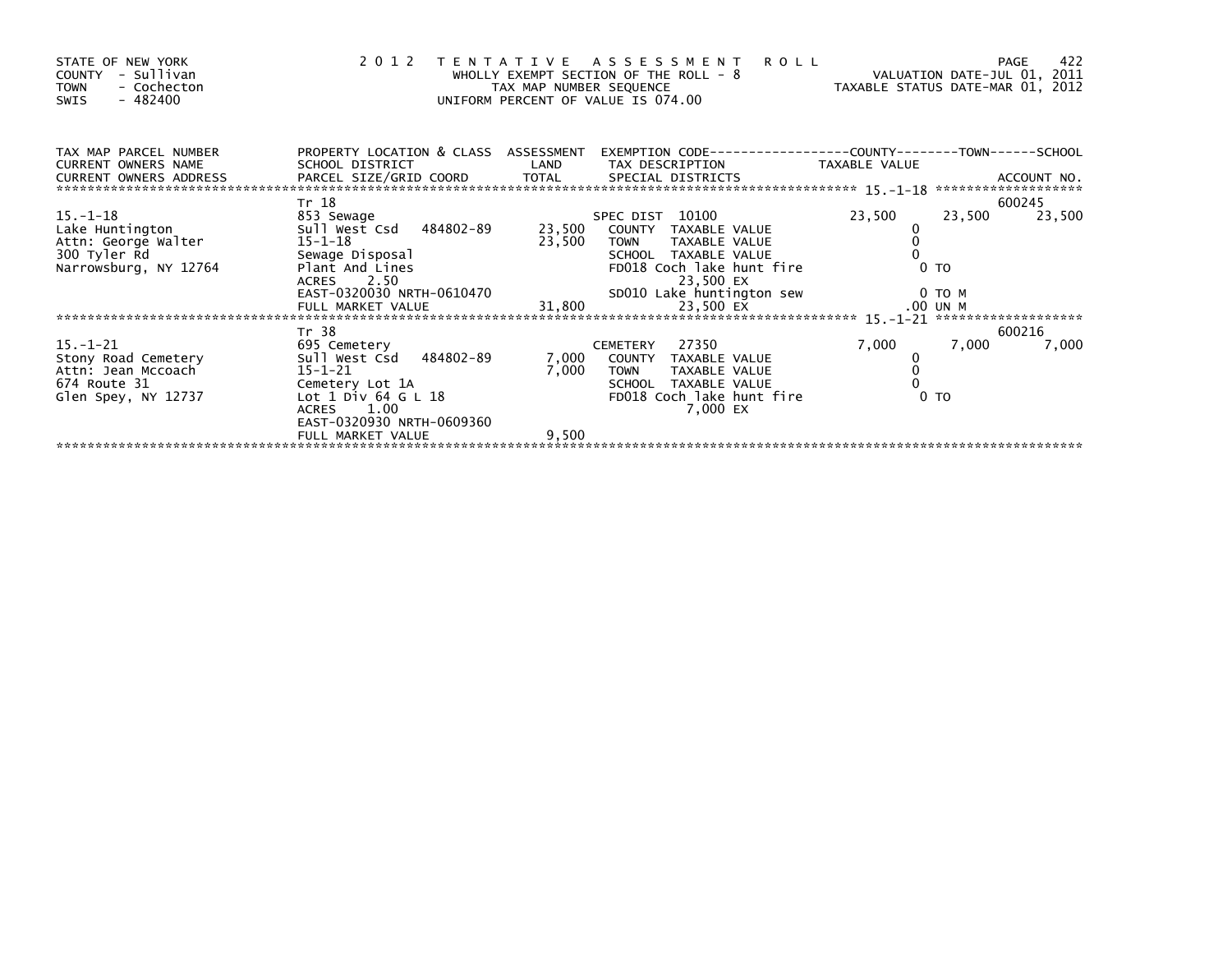STATE OF NEW YORK
COUNTY - Sullivan
TOWN - Cochecton
SWIS - 482400

2 0 1 2 T E N T A T I V E A S S E S S M E N T R O L L
WHOLLY EXEMPT SECTION OF THE ROLL - 8
TAX MAP NUMBER SEQUENCE
UNIFORM PERCENT OF VALUE IS 074.00

VALUATION DATE-JUL 01, 2011
TAXABLE STATUS DATE-MAR 01, 2012

| TAX MAP PARCEL NUMBER / CURRENT OWNERS NAME / CURRENT OWNERS ADDRESS | PROPERTY LOCATION & CLASS / SCHOOL DISTRICT / PARCEL SIZE/GRID COORD | ASSESSMENT LAND / TOTAL | EXEMPTION CODE / TAX DESCRIPTION / SPECIAL DISTRICTS | COUNTY TAXABLE VALUE | TOWN | SCHOOL / ACCOUNT NO. |
|---|---|---|---|---|---|---|
| 15.-1-18 | Tr 18 | | | | | 600245 |
| Lake Huntington | 853 Sewage | | SPEC DIST 10100 | 23,500 | 23,500 | 23,500 |
| Attn: George Walter | Sull West Csd 484802-89 | 23,500 | COUNTY TAXABLE VALUE | 0 | | |
| 300 Tyler Rd | 15-1-18 | 23,500 | TOWN TAXABLE VALUE | 0 | | |
| Narrowsburg, NY 12764 | Sewage Disposal | | SCHOOL TAXABLE VALUE | 0 | | |
| | Plant And Lines | | FD018 Coch lake hunt fire | 0 TO | | |
| | ACRES 2.50 | | 23,500 EX | | | |
| | EAST-0320030 NRTH-0610470 | | SD010 Lake huntington sew | 0 TO M | | |
| | FULL MARKET VALUE | 31,800 | 23,500 EX | .00 UN M | | |
| 15.-1-21 | Tr 38 | | | | | 600216 |
| Stony Road Cemetery | 695 Cemetery | | CEMETERY 27350 | 7,000 | 7,000 | 7,000 |
| Attn: Jean Mccoach | Sull West Csd 484802-89 | 7,000 | COUNTY TAXABLE VALUE | 0 | | |
| 674 Route 31 | 15-1-21 | 7,000 | TOWN TAXABLE VALUE | 0 | | |
| Glen Spey, NY 12737 | Cemetery Lot 1A | | SCHOOL TAXABLE VALUE | 0 | | |
| | Lot 1 Div 64 G L 18 | | FD018 Coch lake hunt fire | 0 TO | | |
| | ACRES 1.00 | | 7,000 EX | | | |
| | EAST-0320930 NRTH-0609360 | | | | | |
| | FULL MARKET VALUE | 9,500 | | | | |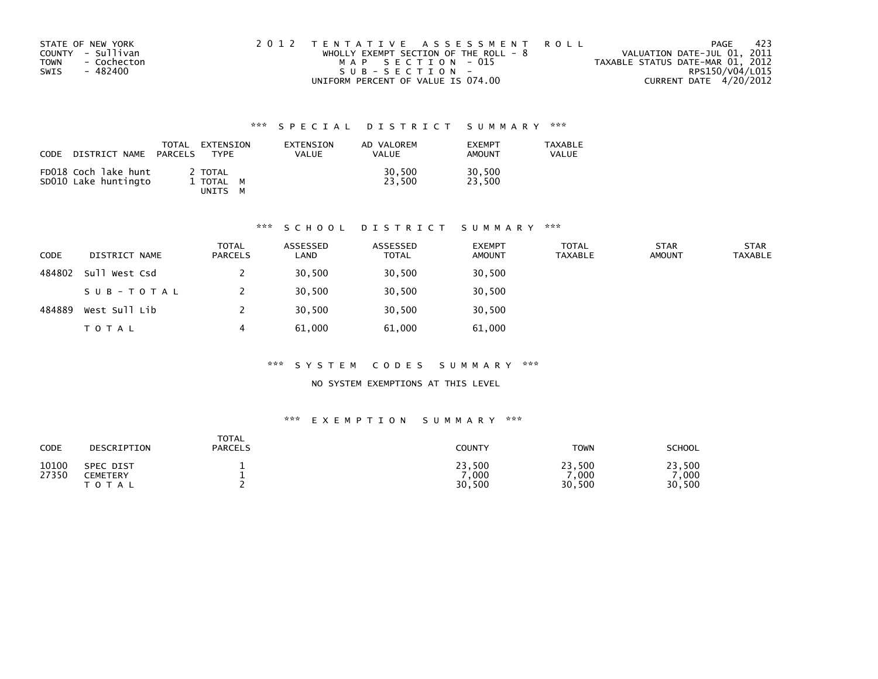STATE OF NEW YORK
COUNTY - Sullivan
TOWN - Cochecton
SWIS - 482400

2012 TENTATIVE ASSESSMENT ROLL
WHOLLY EXEMPT SECTION OF THE ROLL - 8
MAP SECTION - 015
SUB-SECTION -
UNIFORM PERCENT OF VALUE IS 074.00

VALUATION DATE-JUL 01, 2011
TAXABLE STATUS DATE-MAR 01, 2012
RPS150/V04/L015
CURRENT DATE 4/20/2012

### *** SPECIAL DISTRICT SUMMARY ***

| CODE | DISTRICT NAME | TOTAL PARCELS | EXTENSION TYPE | EXTENSION VALUE | AD VALOREM VALUE | EXEMPT AMOUNT | TAXABLE VALUE |
|---|---|---|---|---|---|---|---|
| FD018 | Coch lake hunt | 2 | TOTAL | | 30,500 | 30,500 | |
| SD010 | Lake huntingto | 1 | TOTAL M | | 23,500 | 23,500 | |
| | | | UNITS M | | | | |

### *** SCHOOL DISTRICT SUMMARY ***

| CODE | DISTRICT NAME | TOTAL PARCELS | ASSESSED LAND | ASSESSED TOTAL | EXEMPT AMOUNT | TOTAL TAXABLE | STAR AMOUNT | STAR TAXABLE |
|---|---|---|---|---|---|---|---|---|
| 484802 | Sull West Csd | 2 | 30,500 | 30,500 | 30,500 | | | |
| | SUB-TOTAL | 2 | 30,500 | 30,500 | 30,500 | | | |
| 484889 | West Sull Lib | 2 | 30,500 | 30,500 | 30,500 | | | |
| | TOTAL | 4 | 61,000 | 61,000 | 61,000 | | | |

### *** SYSTEM CODES SUMMARY ***

NO SYSTEM EXEMPTIONS AT THIS LEVEL

### *** EXEMPTION SUMMARY ***

| CODE | DESCRIPTION | TOTAL PARCELS | COUNTY | TOWN | SCHOOL |
|---|---|---|---|---|---|
| 10100 | SPEC DIST | 1 | 23,500 | 23,500 | 23,500 |
| 27350 | CEMETERY | 1 | 7,000 | 7,000 | 7,000 |
| | TOTAL | 2 | 30,500 | 30,500 | 30,500 |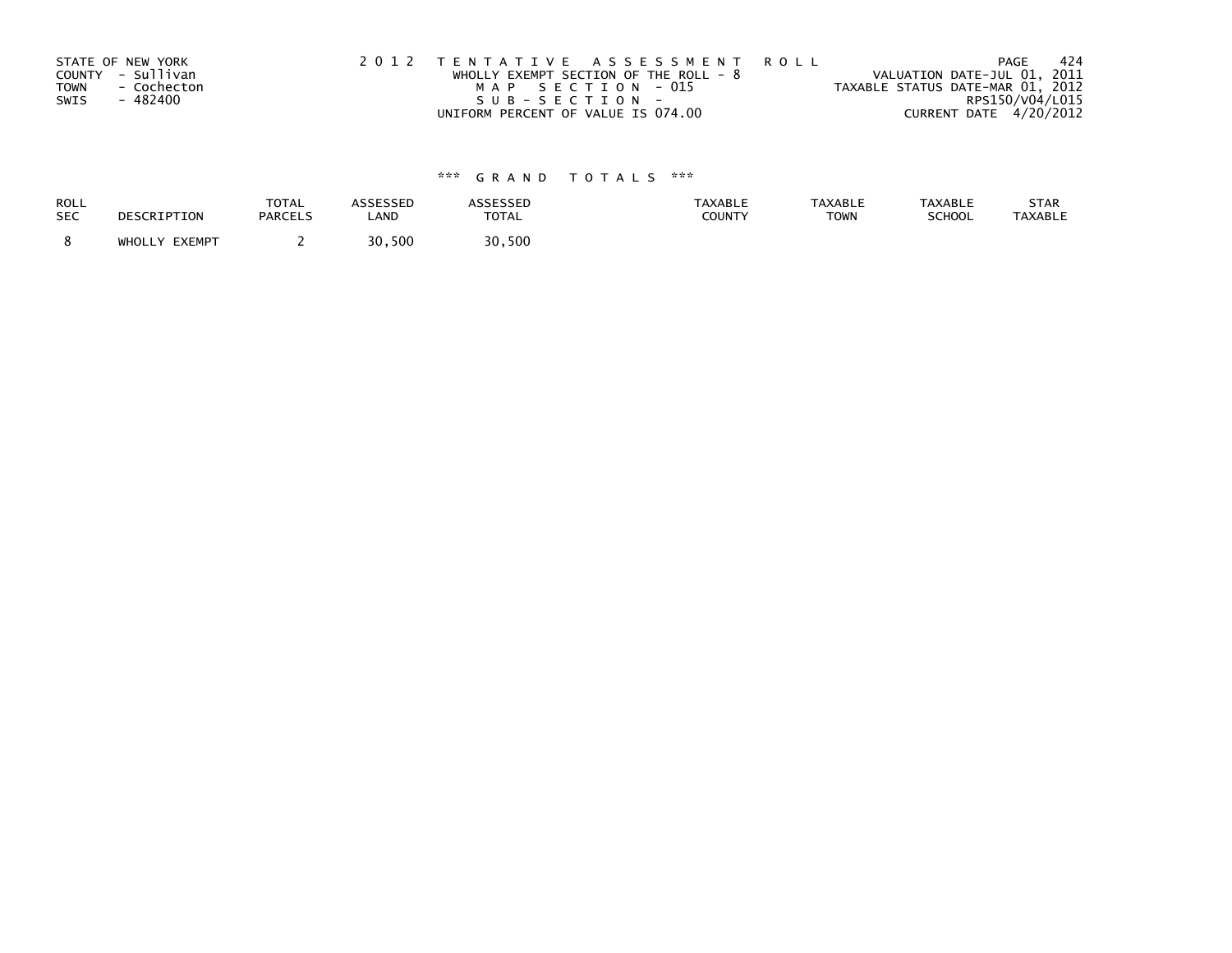STATE OF NEW YORK
COUNTY - Sullivan
TOWN - Cochecton
SWIS - 482400

2 0 1 2 T E N T A T I V E A S S E S S M E N T R O L L
WHOLLY EXEMPT SECTION OF THE ROLL - 8
M A P S E C T I O N - 015
S U B - S E C T I O N -
UNIFORM PERCENT OF VALUE IS 074.00

VALUATION DATE-JUL 01, 2011
TAXABLE STATUS DATE-MAR 01, 2012
RPS150/V04/L015
CURRENT DATE 4/20/2012

\*\*\* G R A N D T O T A L S \*\*\*

| ROLL SEC | DESCRIPTION | TOTAL PARCELS | ASSESSED LAND | ASSESSED TOTAL | TAXABLE COUNTY | TAXABLE TOWN | TAXABLE SCHOOL | STAR TAXABLE |
|---|---|---|---|---|---|---|---|---|
| 8 | WHOLLY EXEMPT | 2 | 30,500 | 30,500 | | | | |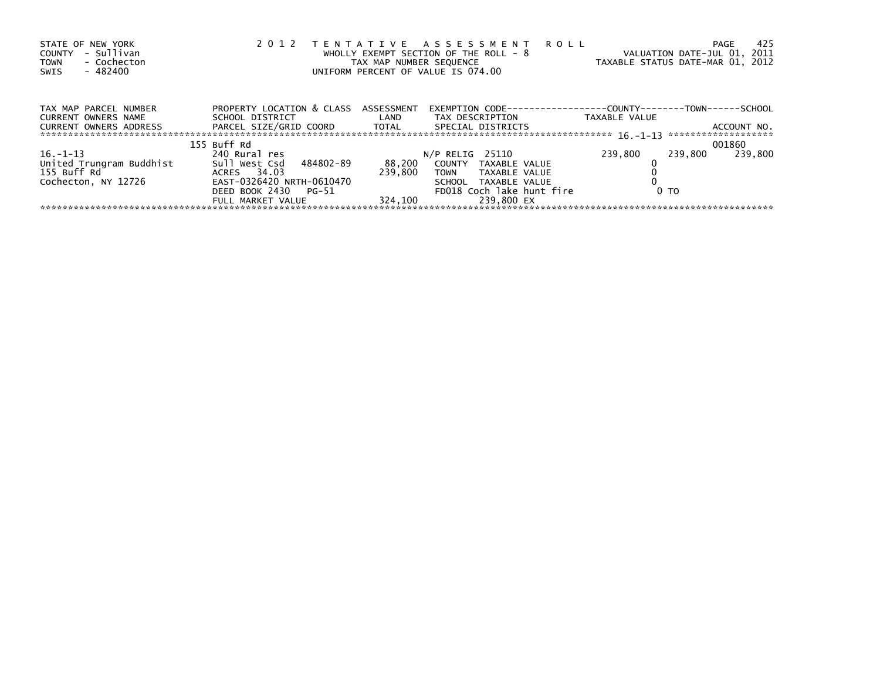STATE OF NEW YORK
COUNTY - Sullivan
TOWN - Cochecton
SWIS - 482400

2 0 1 2 T E N T A T I V E A S S E S S M E N T R O L L
WHOLLY EXEMPT SECTION OF THE ROLL - 8
TAX MAP NUMBER SEQUENCE
UNIFORM PERCENT OF VALUE IS 074.00

VALUATION DATE-JUL 01, 2011
TAXABLE STATUS DATE-MAR 01, 2012

| TAX MAP PARCEL NUMBER / CURRENT OWNERS NAME / CURRENT OWNERS ADDRESS | PROPERTY LOCATION & CLASS / SCHOOL DISTRICT / PARCEL SIZE/GRID COORD | ASSESSMENT LAND / TOTAL | EXEMPTION CODE / TAX DESCRIPTION / SPECIAL DISTRICTS | COUNTY TAXABLE VALUE | TOWN | SCHOOL / ACCOUNT NO. |
|---|---|---|---|---|---|---|
| | 155 Buff Rd | | | | | 001860 |
| 16.-1-13 | 240 Rural res | | N/P RELIG 25110 | 239,800 | 239,800 | 239,800 |
| United Trungram Buddhist | Sull West Csd 484802-89 | 88,200 | COUNTY TAXABLE VALUE | 0 | | |
| 155 Buff Rd | ACRES 34.03 | 239,800 | TOWN TAXABLE VALUE | 0 | | |
| Cochecton, NY 12726 | EAST-0326420 NRTH-0610470 | | SCHOOL TAXABLE VALUE | 0 | | |
| | DEED BOOK 2430 PG-51 | | FD018 Coch lake hunt fire | 0 TO | | |
| | FULL MARKET VALUE | 324,100 | 239,800 EX | | | |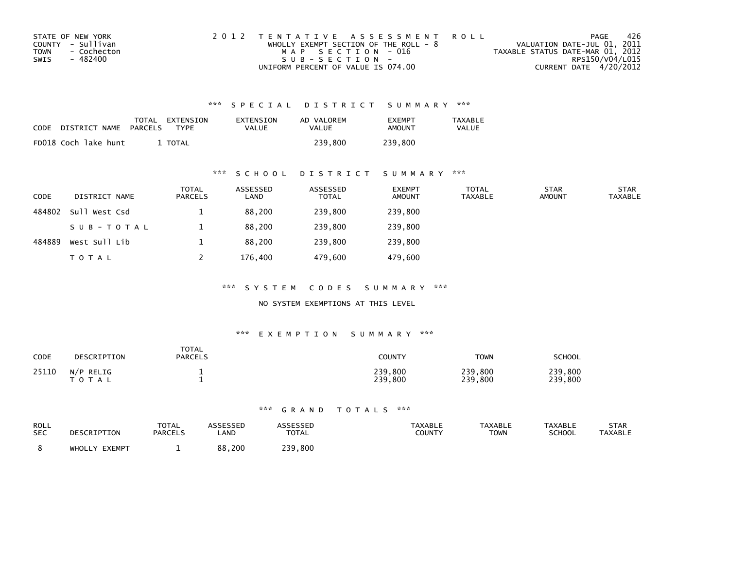STATE OF NEW YORK
COUNTY - Sullivan
TOWN - Cochecton
SWIS - 482400

2012 TENTATIVE ASSESSMENT ROLL
WHOLLY EXEMPT SECTION OF THE ROLL - 8
MAP SECTION - 016
SUB-SECTION -
UNIFORM PERCENT OF VALUE IS 074.00

VALUATION DATE-JUL 01, 2011
TAXABLE STATUS DATE-MAR 01, 2012
RPS150/V04/L015
CURRENT DATE 4/20/2012

## *** SPECIAL DISTRICT SUMMARY ***

| CODE | DISTRICT NAME | TOTAL PARCELS | EXTENSION TYPE | EXTENSION VALUE | AD VALOREM VALUE | EXEMPT AMOUNT | TAXABLE VALUE |
|---|---|---|---|---|---|---|---|
| FD018 | Coch lake hunt | 1 | TOTAL | | 239,800 | 239,800 | |

## *** SCHOOL DISTRICT SUMMARY ***

| CODE | DISTRICT NAME | TOTAL PARCELS | ASSESSED LAND | ASSESSED TOTAL | EXEMPT AMOUNT | TOTAL TAXABLE | STAR AMOUNT | STAR TAXABLE |
|---|---|---|---|---|---|---|---|---|
| 484802 | Sull West Csd | 1 | 88,200 | 239,800 | 239,800 | | | |
| | SUB-TOTAL | 1 | 88,200 | 239,800 | 239,800 | | | |
| 484889 | West Sull Lib | 1 | 88,200 | 239,800 | 239,800 | | | |
| | TOTAL | 2 | 176,400 | 479,600 | 479,600 | | | |

## *** SYSTEM CODES SUMMARY ***

NO SYSTEM EXEMPTIONS AT THIS LEVEL

## *** EXEMPTION SUMMARY ***

| CODE | DESCRIPTION | TOTAL PARCELS | COUNTY | TOWN | SCHOOL |
|---|---|---|---|---|---|
| 25110 | N/P RELIG | 1 | 239,800 | 239,800 | 239,800 |
| | TOTAL | 1 | 239,800 | 239,800 | 239,800 |

## *** GRAND TOTALS ***

| ROLL SEC | DESCRIPTION | TOTAL PARCELS | ASSESSED LAND | ASSESSED TOTAL | TAXABLE COUNTY | TAXABLE TOWN | TAXABLE SCHOOL | STAR TAXABLE |
|---|---|---|---|---|---|---|---|---|
| 8 | WHOLLY EXEMPT | 1 | 88,200 | 239,800 | | | | |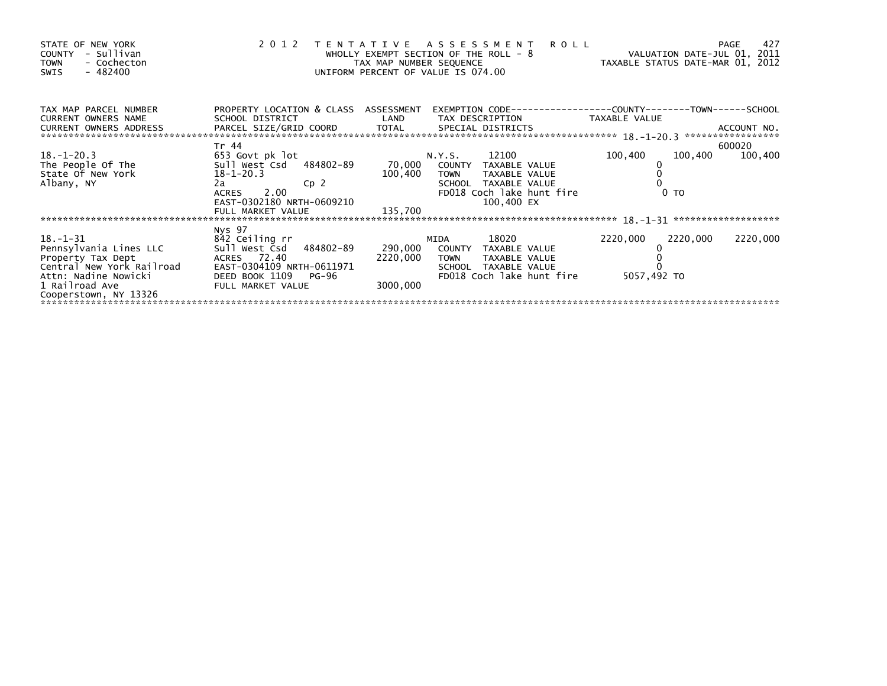STATE OF NEW YORK
COUNTY - Sullivan
TOWN - Cochecton
SWIS - 482400

# 2012 TENTATIVE ASSESSMENT ROLL

WHOLLY EXEMPT SECTION OF THE ROLL - 8
TAX MAP NUMBER SEQUENCE
UNIFORM PERCENT OF VALUE IS 074.00

VALUATION DATE-JUL 01, 2011
TAXABLE STATUS DATE-MAR 01, 2012

| TAX MAP PARCEL NUMBER / CURRENT OWNERS NAME / CURRENT OWNERS ADDRESS | PROPERTY LOCATION & CLASS / SCHOOL DISTRICT / PARCEL SIZE/GRID COORD | ASSESSMENT LAND / TOTAL | EXEMPTION CODE / TAX DESCRIPTION / SPECIAL DISTRICTS | COUNTY TAXABLE VALUE | TOWN | SCHOOL / ACCOUNT NO. |
|---|---|---|---|---|---|---|
| 18.-1-20.3 | Tr 44 | | | | | 600020 |
| The People Of The | 653 Govt pk lot | | N.Y.S. 12100 | 100,400 | 100,400 | 100,400 |
| State Of New York | Sull West Csd 484802-89 | 70,000 | COUNTY TAXABLE VALUE | 0 | | |
| Albany, NY | 18-1-20.3 | 100,400 | TOWN TAXABLE VALUE | 0 | | |
| | 2a Cp 2 | | SCHOOL TAXABLE VALUE | 0 | | |
| | ACRES 2.00 | | FD018 Coch lake hunt fire | 0 TO | | |
| | EAST-0302180 NRTH-0609210 | | 100,400 EX | | | |
| | FULL MARKET VALUE | 135,700 | | | | |
| 18.-1-31 | Nys 97 | | | | | |
| Pennsylvania Lines LLC | 842 Ceiling rr | | MIDA 18020 | 2220,000 | 2220,000 | 2220,000 |
| Property Tax Dept | Sull West Csd 484802-89 | 290,000 | COUNTY TAXABLE VALUE | 0 | | |
| Central New York Railroad | ACRES 72.40 | 2220,000 | TOWN TAXABLE VALUE | 0 | | |
| Attn: Nadine Nowicki | EAST-0304109 NRTH-0611971 | | SCHOOL TAXABLE VALUE | 0 | | |
| 1 Railroad Ave | DEED BOOK 1109 PG-96 | | FD018 Coch lake hunt fire | 5057,492 TO | | |
| Cooperstown, NY 13326 | FULL MARKET VALUE | 3000,000 | | | | |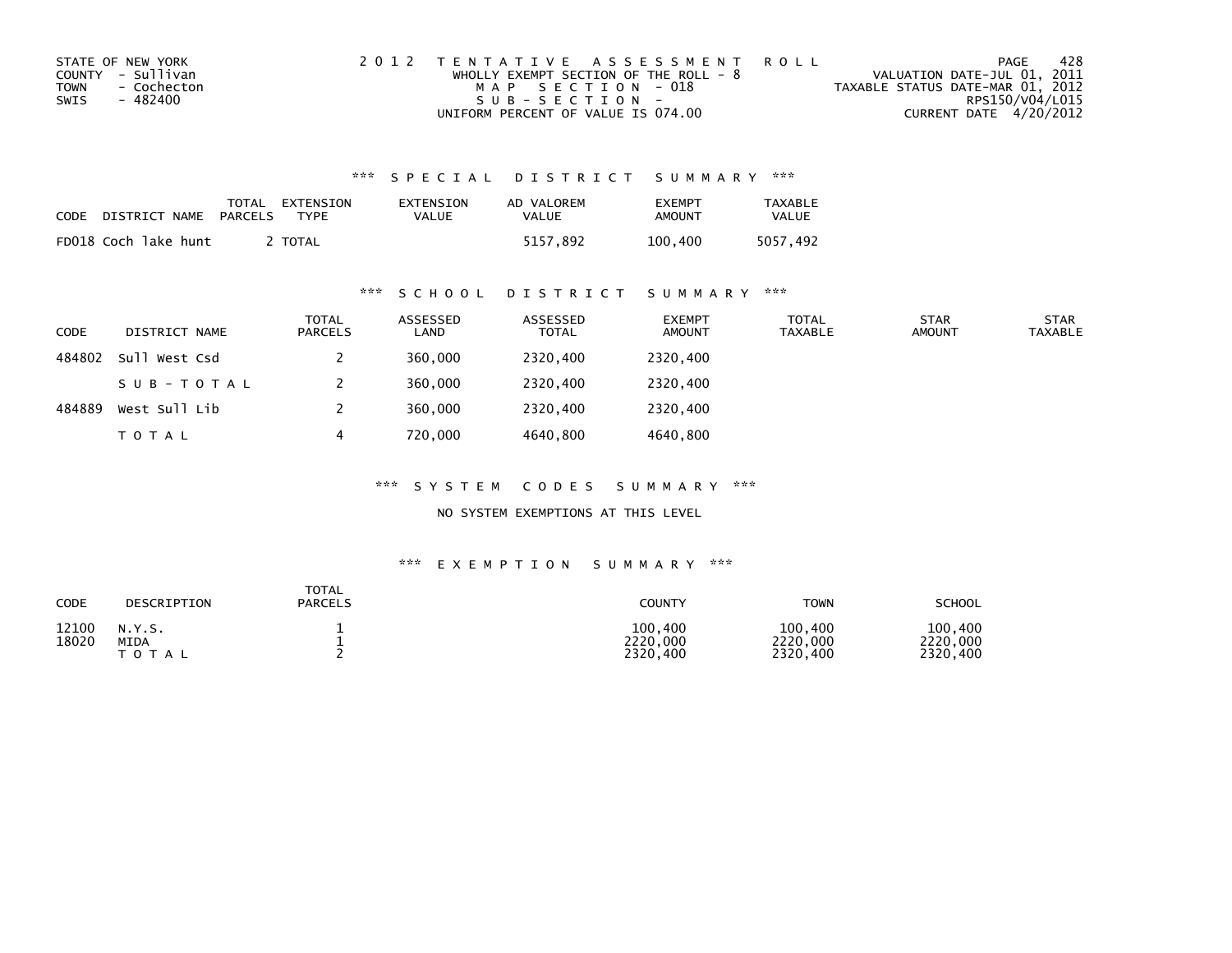STATE OF NEW YORK
COUNTY - Sullivan
TOWN - Cochecton
SWIS - 482400

2 0 1 2 T E N T A T I V E A S S E S S M E N T R O L L
WHOLLY EXEMPT SECTION OF THE ROLL - 8
M A P S E C T I O N - 018
S U B - S E C T I O N -
UNIFORM PERCENT OF VALUE IS 074.00

VALUATION DATE-JUL 01, 2011
TAXABLE STATUS DATE-MAR 01, 2012
RPS150/V04/L015
CURRENT DATE 4/20/2012

### *** S P E C I A L D I S T R I C T S U M M A R Y ***

| CODE | DISTRICT NAME | TOTAL PARCELS | EXTENSION TYPE | EXTENSION VALUE | AD VALOREM VALUE | EXEMPT AMOUNT | TAXABLE VALUE |
|---|---|---|---|---|---|---|---|
| FD018 | Coch lake hunt | 2 | TOTAL | | 5157,892 | 100,400 | 5057,492 |

### *** S C H O O L D I S T R I C T S U M M A R Y ***

| CODE | DISTRICT NAME | TOTAL PARCELS | ASSESSED LAND | ASSESSED TOTAL | EXEMPT AMOUNT | TOTAL TAXABLE | STAR AMOUNT | STAR TAXABLE |
|---|---|---|---|---|---|---|---|---|
| 484802 | Sull West Csd | 2 | 360,000 | 2320,400 | 2320,400 | | | |
| | S U B - T O T A L | 2 | 360,000 | 2320,400 | 2320,400 | | | |
| 484889 | West Sull Lib | 2 | 360,000 | 2320,400 | 2320,400 | | | |
| | T O T A L | 4 | 720,000 | 4640,800 | 4640,800 | | | |

### *** S Y S T E M C O D E S S U M M A R Y ***

NO SYSTEM EXEMPTIONS AT THIS LEVEL

### *** E X E M P T I O N S U M M A R Y ***

| CODE | DESCRIPTION | TOTAL PARCELS | COUNTY | TOWN | SCHOOL |
|---|---|---|---|---|---|
| 12100 | N.Y.S. | 1 | 100,400 | 100,400 | 100,400 |
| 18020 | MIDA | 1 | 2220,000 | 2220,000 | 2220,000 |
| | T O T A L | 2 | 2320,400 | 2320,400 | 2320,400 |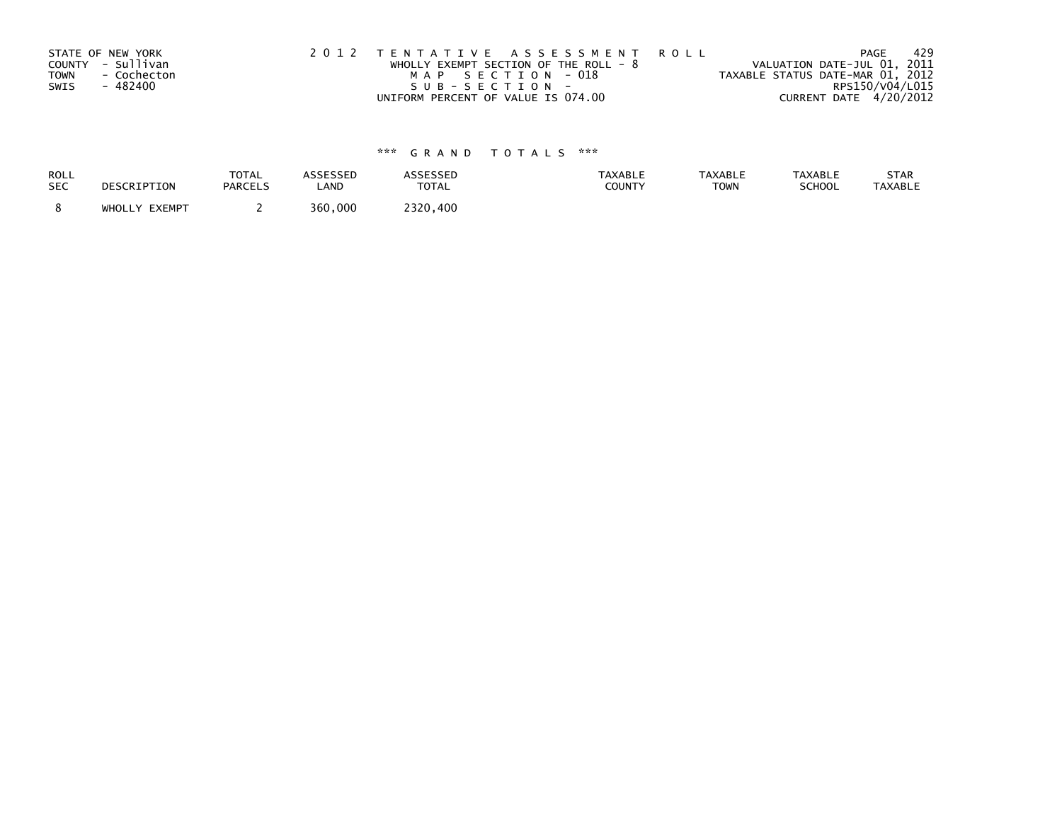STATE OF NEW YORK
COUNTY - Sullivan
TOWN - Cochecton
SWIS - 482400

2 0 1 2 T E N T A T I V E A S S E S S M E N T R O L L
WHOLLY EXEMPT SECTION OF THE ROLL - 8
M A P S E C T I O N - 018
S U B - S E C T I O N -
UNIFORM PERCENT OF VALUE IS 074.00

VALUATION DATE-JUL 01, 2011
TAXABLE STATUS DATE-MAR 01, 2012
RPS150/V04/L015
CURRENT DATE 4/20/2012

### *** G R A N D T O T A L S ***

| ROLL SEC | DESCRIPTION | TOTAL PARCELS | ASSESSED LAND | ASSESSED TOTAL | TAXABLE COUNTY | TAXABLE TOWN | TAXABLE SCHOOL | STAR TAXABLE |
|---|---|---|---|---|---|---|---|---|
| 8 | WHOLLY EXEMPT | 2 | 360,000 | 2320,400 | | | | |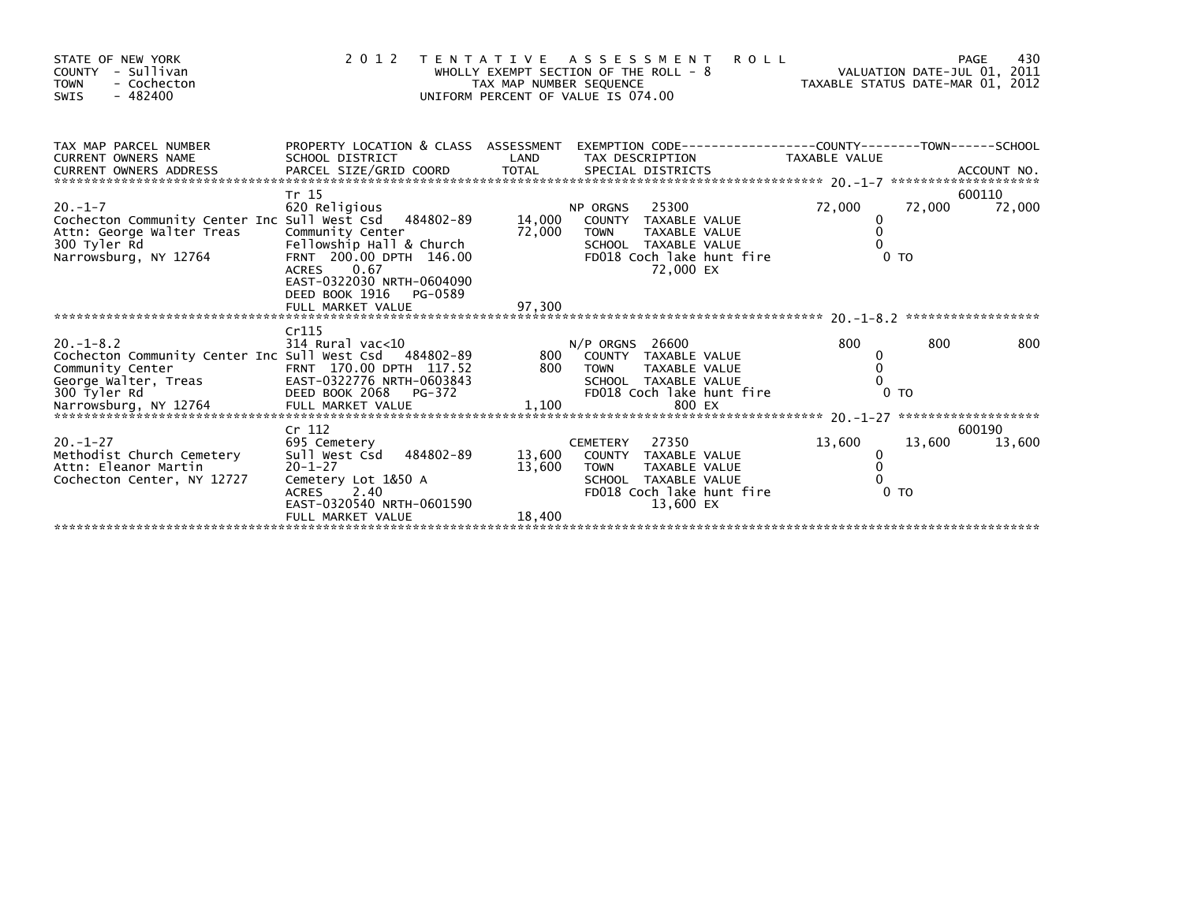STATE OF NEW YORK
COUNTY - Sullivan
TOWN - Cochecton
SWIS - 482400

2 0 1 2 TENTATIVE ASSESSMENT ROLL
WHOLLY EXEMPT SECTION OF THE ROLL - 8
TAX MAP NUMBER SEQUENCE
UNIFORM PERCENT OF VALUE IS 074.00

VALUATION DATE-JUL 01, 2011
TAXABLE STATUS DATE-MAR 01, 2012

| TAX MAP PARCEL NUMBER / CURRENT OWNERS NAME / CURRENT OWNERS ADDRESS | PROPERTY LOCATION & CLASS / SCHOOL DISTRICT / PARCEL SIZE/GRID COORD | ASSESSMENT LAND / TOTAL | EXEMPTION CODE / TAX DESCRIPTION / SPECIAL DISTRICTS | COUNTY TAXABLE VALUE | TOWN | SCHOOL / ACCOUNT NO. |
|---|---|---|---|---|---|---|
| **20.-1-7** | Tr 15 | | | | | 600110 |
| | 620 Religious | | NP ORGNS 25300 | 72,000 | 72,000 | 72,000 |
| Cochecton Community Center Inc | Sull West Csd 484802-89 | 14,000 | COUNTY TAXABLE VALUE | 0 | | |
| Attn: George Walter Treas | Community Center | 72,000 | TOWN TAXABLE VALUE | 0 | | |
| 300 Tyler Rd | Fellowship Hall & Church | | SCHOOL TAXABLE VALUE | 0 | | |
| Narrowsburg, NY 12764 | FRNT 200.00 DPTH 146.00 | | FD018 Coch lake hunt fire | 0 TO | | |
| | ACRES 0.67 | | 72,000 EX | | | |
| | EAST-0322030 NRTH-0604090 | | | | | |
| | DEED BOOK 1916 PG-0589 | | | | | |
| | FULL MARKET VALUE | 97,300 | | | | |
| **20.-1-8.2** | Cr115 | | | | | |
| | 314 Rural vac<10 | | N/P ORGNS 26600 | 800 | 800 | 800 |
| Cochecton Community Center Inc | Sull West Csd 484802-89 | 800 | COUNTY TAXABLE VALUE | 0 | | |
| Community Center | FRNT 170.00 DPTH 117.52 | 800 | TOWN TAXABLE VALUE | 0 | | |
| George Walter, Treas | EAST-0322776 NRTH-0603843 | | SCHOOL TAXABLE VALUE | 0 | | |
| 300 Tyler Rd | DEED BOOK 2068 PG-372 | | FD018 Coch lake hunt fire | 0 TO | | |
| Narrowsburg, NY 12764 | FULL MARKET VALUE | 1,100 | 800 EX | | | |
| **20.-1-27** | Cr 112 | | | | | 600190 |
| | 695 Cemetery | | CEMETERY 27350 | 13,600 | 13,600 | 13,600 |
| Methodist Church Cemetery | Sull West Csd 484802-89 | 13,600 | COUNTY TAXABLE VALUE | 0 | | |
| Attn: Eleanor Martin | 20-1-27 | 13,600 | TOWN TAXABLE VALUE | 0 | | |
| Cochecton Center, NY 12727 | Cemetery Lot 1&50 A | | SCHOOL TAXABLE VALUE | 0 | | |
| | ACRES 2.40 | | FD018 Coch lake hunt fire | 0 TO | | |
| | EAST-0320540 NRTH-0601590 | | 13,600 EX | | | |
| | FULL MARKET VALUE | 18,400 | | | | |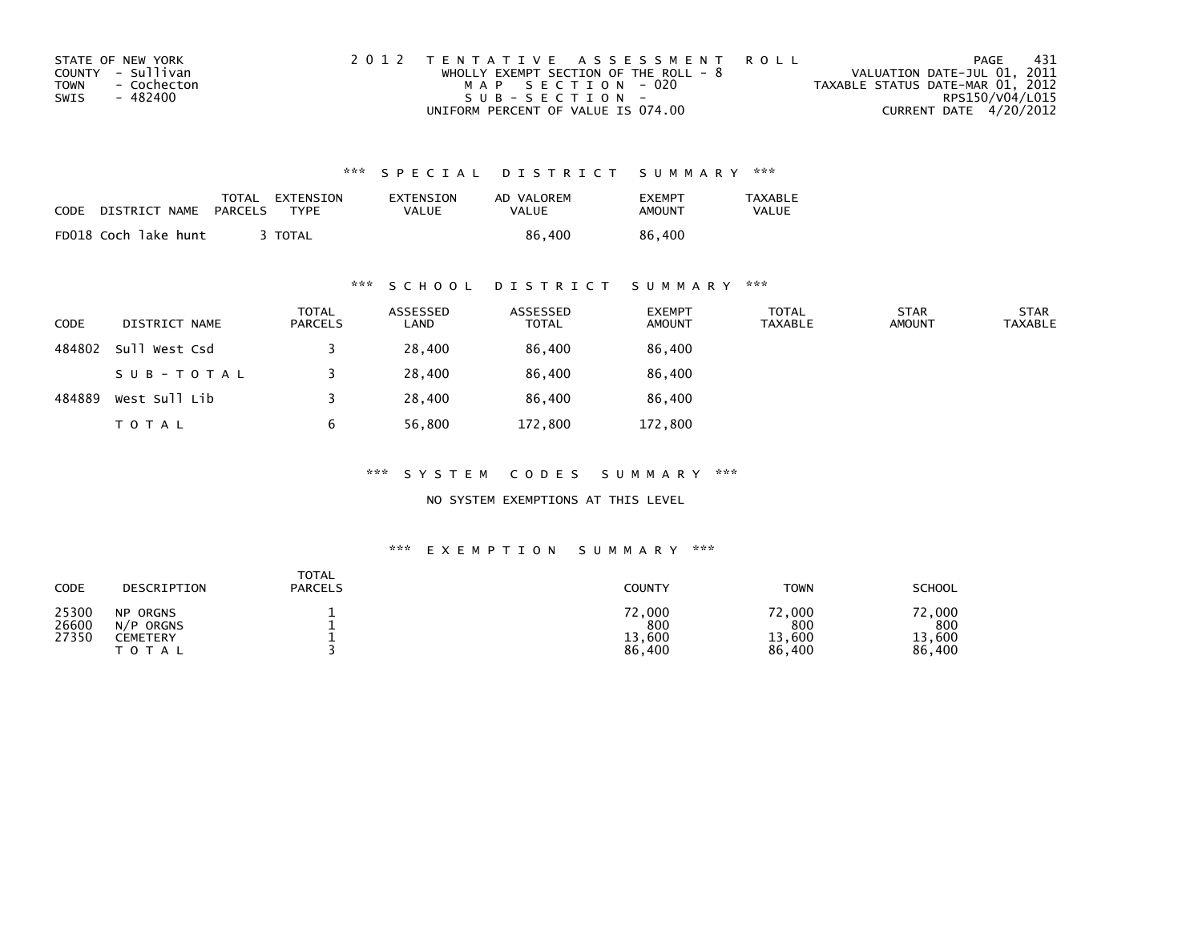STATE OF NEW YORK
COUNTY - Sullivan
TOWN - Cochecton
SWIS - 482400

2 0 1 2 T E N T A T I V E A S S E S S M E N T R O L L
WHOLLY EXEMPT SECTION OF THE ROLL - 8
M A P S E C T I O N - 020
S U B - S E C T I O N -
UNIFORM PERCENT OF VALUE IS 074.00

VALUATION DATE-JUL 01, 2011
TAXABLE STATUS DATE-MAR 01, 2012
RPS150/V04/L015
CURRENT DATE 4/20/2012

### *** S P E C I A L D I S T R I C T S U M M A R Y ***

| CODE | DISTRICT NAME | TOTAL PARCELS | EXTENSION TYPE | EXTENSION VALUE | AD VALOREM VALUE | EXEMPT AMOUNT | TAXABLE VALUE |
|---|---|---|---|---|---|---|---|
| FD018 | Coch lake hunt | 3 | TOTAL | | 86,400 | 86,400 | |

### *** S C H O O L D I S T R I C T S U M M A R Y ***

| CODE | DISTRICT NAME | TOTAL PARCELS | ASSESSED LAND | ASSESSED TOTAL | EXEMPT AMOUNT | TOTAL TAXABLE | STAR AMOUNT | STAR TAXABLE |
|---|---|---|---|---|---|---|---|---|
| 484802 | Sull West Csd | 3 | 28,400 | 86,400 | 86,400 | | | |
| | S U B - T O T A L | 3 | 28,400 | 86,400 | 86,400 | | | |
| 484889 | West Sull Lib | 3 | 28,400 | 86,400 | 86,400 | | | |
| | T O T A L | 6 | 56,800 | 172,800 | 172,800 | | | |

### *** S Y S T E M C O D E S S U M M A R Y ***

NO SYSTEM EXEMPTIONS AT THIS LEVEL

### *** E X E M P T I O N S U M M A R Y ***

| CODE | DESCRIPTION | TOTAL PARCELS | COUNTY | TOWN | SCHOOL |
|---|---|---|---|---|---|
| 25300 | NP ORGNS | 1 | 72,000 | 72,000 | 72,000 |
| 26600 | N/P ORGNS | 1 | 800 | 800 | 800 |
| 27350 | CEMETERY | 1 | 13,600 | 13,600 | 13,600 |
| | T O T A L | 3 | 86,400 | 86,400 | 86,400 |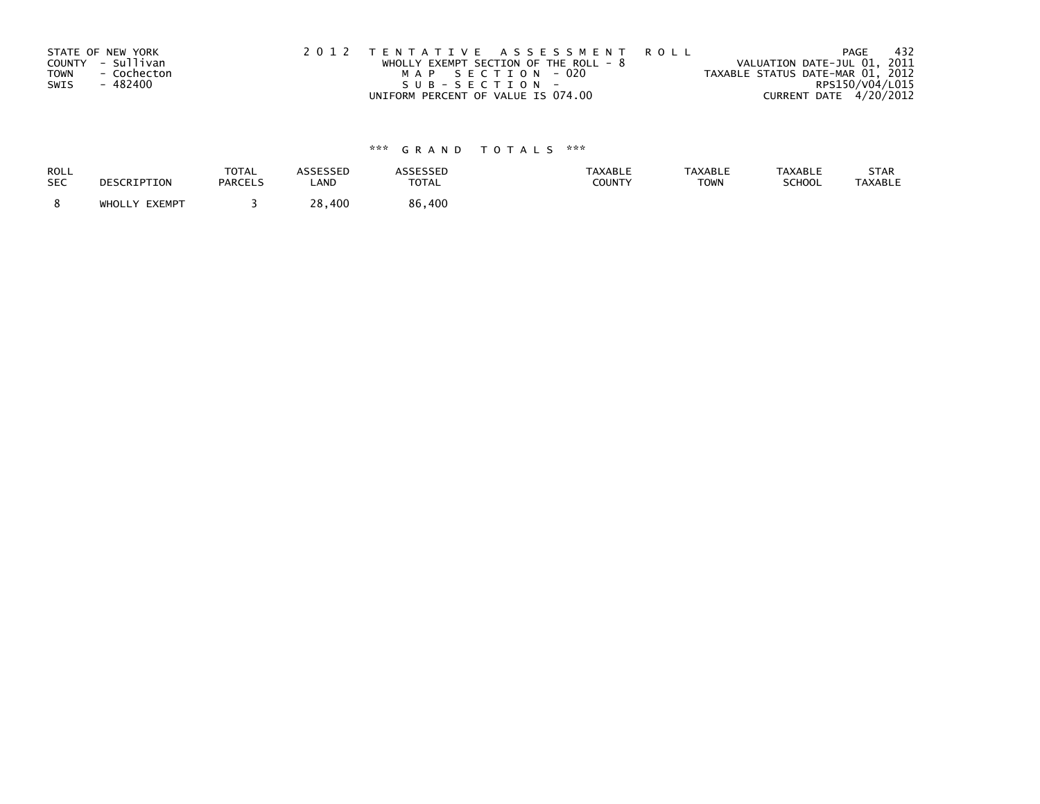STATE OF NEW YORK
COUNTY - Sullivan
TOWN - Cochecton
SWIS - 482400

2 0 1 2 T E N T A T I V E A S S E S S M E N T R O L L
WHOLLY EXEMPT SECTION OF THE ROLL - 8
M A P S E C T I O N - 020
S U B - S E C T I O N -
UNIFORM PERCENT OF VALUE IS 074.00

VALUATION DATE-JUL 01, 2011
TAXABLE STATUS DATE-MAR 01, 2012
RPS150/V04/L015
CURRENT DATE 4/20/2012

*** G R A N D T O T A L S ***

| ROLL SEC | DESCRIPTION | TOTAL PARCELS | ASSESSED LAND | ASSESSED TOTAL | TAXABLE COUNTY | TAXABLE TOWN | TAXABLE SCHOOL | STAR TAXABLE |
|---|---|---|---|---|---|---|---|---|
| 8 | WHOLLY EXEMPT | 3 | 28,400 | 86,400 | | | | |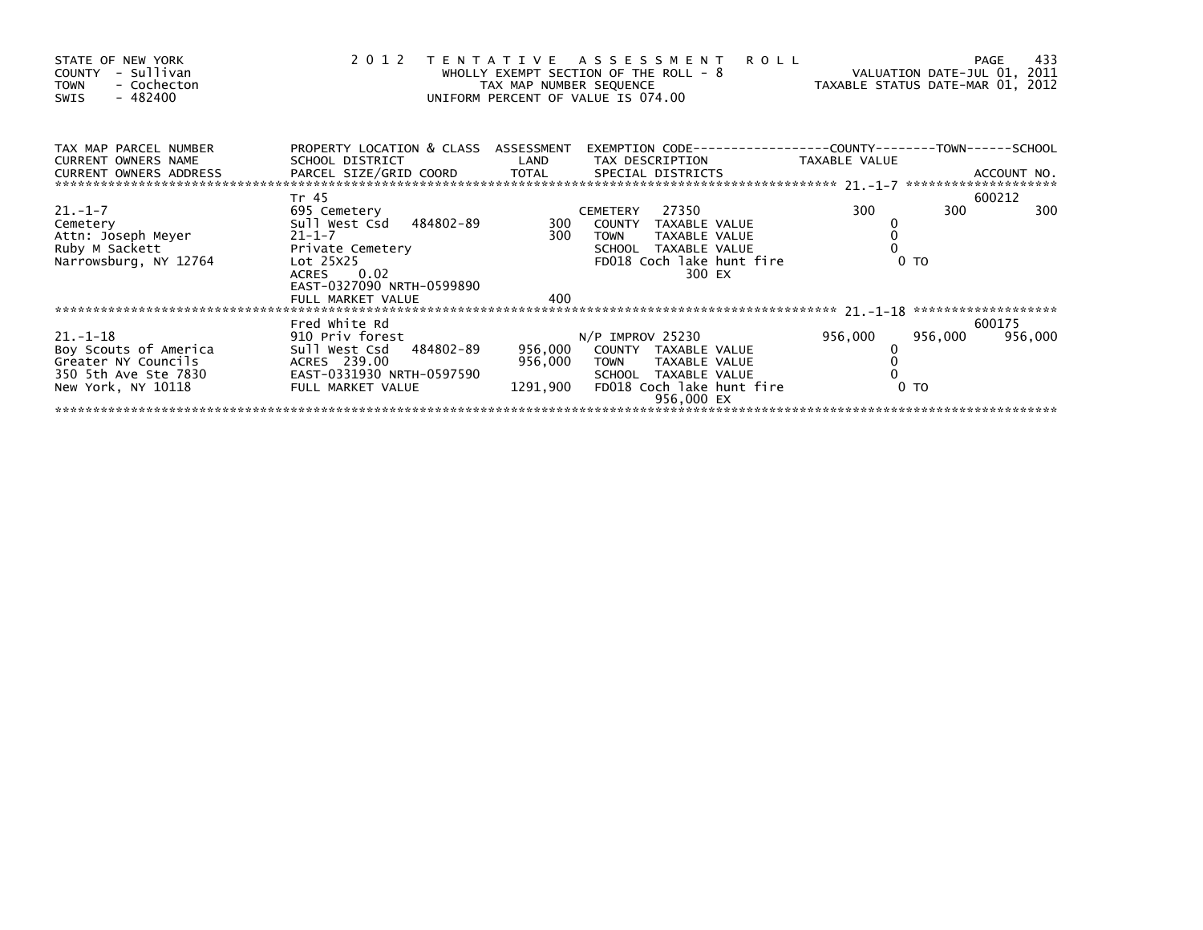STATE OF NEW YORK
COUNTY - Sullivan
TOWN - Cochecton
SWIS - 482400

2 0 1 2 T E N T A T I V E A S S E S S M E N T R O L L
WHOLLY EXEMPT SECTION OF THE ROLL - 8
TAX MAP NUMBER SEQUENCE
UNIFORM PERCENT OF VALUE IS 074.00

VALUATION DATE-JUL 01, 2011
TAXABLE STATUS DATE-MAR 01, 2012

| TAX MAP PARCEL NUMBER / CURRENT OWNERS NAME / CURRENT OWNERS ADDRESS | PROPERTY LOCATION & CLASS / SCHOOL DISTRICT / PARCEL SIZE/GRID COORD | ASSESSMENT LAND / TOTAL | EXEMPTION CODE / TAX DESCRIPTION / SPECIAL DISTRICTS | COUNTY TAXABLE VALUE | TOWN | SCHOOL / ACCOUNT NO. |
|---|---|---|---|---|---|---|
| 21.-1-7 | Tr 45 | | | | | 600212 |
| Cemetery | 695 Cemetery | | CEMETERY 27350 | 300 | 300 | 300 |
| Attn: Joseph Meyer | Sull West Csd 484802-89 | 300 | COUNTY TAXABLE VALUE | 0 | | |
| Ruby M Sackett | 21-1-7 | 300 | TOWN TAXABLE VALUE | 0 | | |
| Narrowsburg, NY 12764 | Private Cemetery | | SCHOOL TAXABLE VALUE | 0 | | |
| | Lot 25X25 | | FD018 Coch lake hunt fire | 0 TO | | |
| | ACRES 0.02 | | 300 EX | | | |
| | EAST-0327090 NRTH-0599890 | | | | | |
| | FULL MARKET VALUE | 400 | | | | |
| 21.-1-18 | Fred White Rd | | | | | 600175 |
| Boy Scouts of America | 910 Priv forest | | N/P IMPROV 25230 | 956,000 | 956,000 | 956,000 |
| Greater NY Councils | Sull West Csd 484802-89 | 956,000 | COUNTY TAXABLE VALUE | 0 | | |
| 350 5th Ave Ste 7830 | ACRES 239.00 | 956,000 | TOWN TAXABLE VALUE | 0 | | |
| New York, NY 10118 | EAST-0331930 NRTH-0597590 | | SCHOOL TAXABLE VALUE | 0 | | |
| | FULL MARKET VALUE | 1291,900 | FD018 Coch lake hunt fire | 0 TO | | |
| | | | 956,000 EX | | | |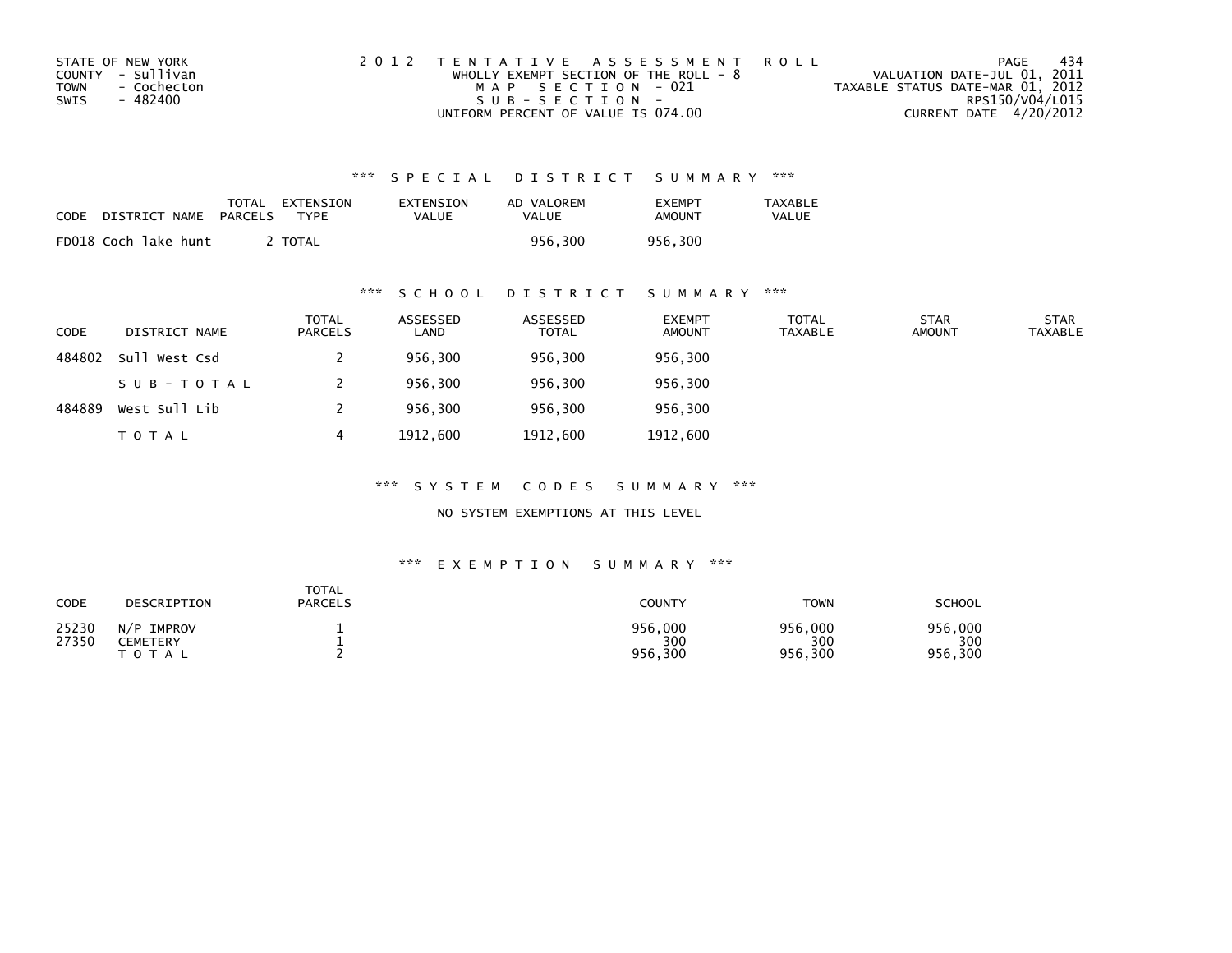STATE OF NEW YORK
COUNTY - Sullivan
TOWN - Cochecton
SWIS - 482400

2 0 1 2 T E N T A T I V E A S S E S S M E N T R O L L
WHOLLY EXEMPT SECTION OF THE ROLL - 8
M A P S E C T I O N - 021
S U B - S E C T I O N -
UNIFORM PERCENT OF VALUE IS 074.00

VALUATION DATE-JUL 01, 2011
TAXABLE STATUS DATE-MAR 01, 2012
RPS150/V04/L015
CURRENT DATE 4/20/2012

### *** S P E C I A L D I S T R I C T S U M M A R Y ***

| CODE | DISTRICT NAME | TOTAL PARCELS | EXTENSION TYPE | EXTENSION VALUE | AD VALOREM VALUE | EXEMPT AMOUNT | TAXABLE VALUE |
|---|---|---|---|---|---|---|---|
| FD018 | Coch lake hunt | 2 | TOTAL | | 956,300 | 956,300 | |

### *** S C H O O L D I S T R I C T S U M M A R Y ***

| CODE | DISTRICT NAME | TOTAL PARCELS | ASSESSED LAND | ASSESSED TOTAL | EXEMPT AMOUNT | TOTAL TAXABLE | STAR AMOUNT | STAR TAXABLE |
|---|---|---|---|---|---|---|---|---|
| 484802 | Sull West Csd | 2 | 956,300 | 956,300 | 956,300 | | | |
| | S U B - T O T A L | 2 | 956,300 | 956,300 | 956,300 | | | |
| 484889 | West Sull Lib | 2 | 956,300 | 956,300 | 956,300 | | | |
| | T O T A L | 4 | 1912,600 | 1912,600 | 1912,600 | | | |

### *** S Y S T E M C O D E S S U M M A R Y ***

NO SYSTEM EXEMPTIONS AT THIS LEVEL

### *** E X E M P T I O N S U M M A R Y ***

| CODE | DESCRIPTION | TOTAL PARCELS | COUNTY | TOWN | SCHOOL |
|---|---|---|---|---|---|
| 25230 | N/P IMPROV | 1 | 956,000 | 956,000 | 956,000 |
| 27350 | CEMETERY | 1 | 300 | 300 | 300 |
| | T O T A L | 2 | 956,300 | 956,300 | 956,300 |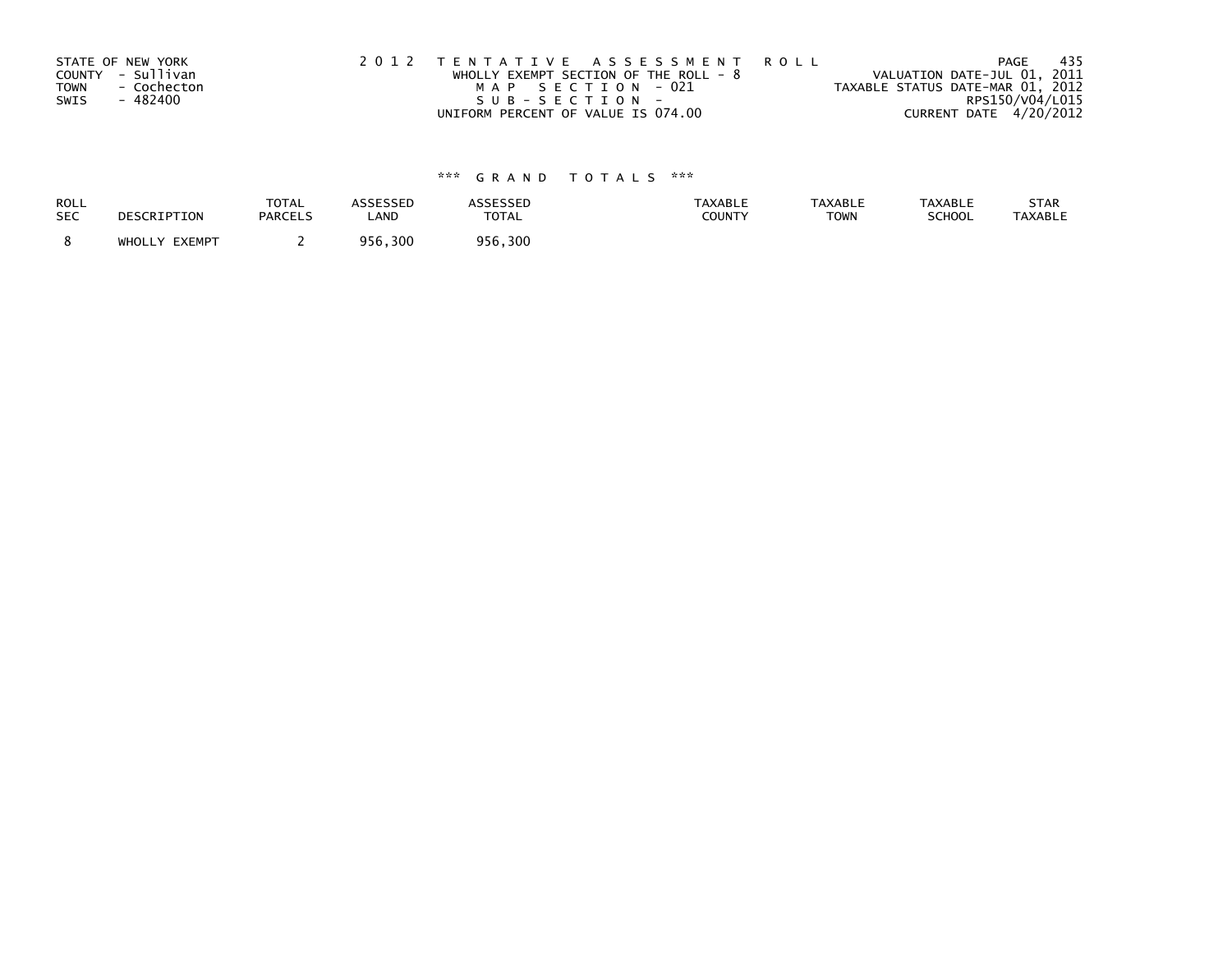STATE OF NEW YORK
COUNTY - Sullivan
TOWN - Cochecton
SWIS - 482400

2 0 1 2 TENTATIVE ASSESSMENT ROLL
WHOLLY EXEMPT SECTION OF THE ROLL - 8
MAP SECTION - 021
SUB-SECTION -
UNIFORM PERCENT OF VALUE IS 074.00

VALUATION DATE-JUL 01, 2011
TAXABLE STATUS DATE-MAR 01, 2012
RPS150/V04/L015
CURRENT DATE 4/20/2012

### *** GRAND TOTALS ***

| ROLL SEC | DESCRIPTION | TOTAL PARCELS | ASSESSED LAND | ASSESSED TOTAL | TAXABLE COUNTY | TAXABLE TOWN | TAXABLE SCHOOL | STAR TAXABLE |
|---|---|---|---|---|---|---|---|---|
| 8 | WHOLLY EXEMPT | 2 | 956,300 | 956,300 | | | | |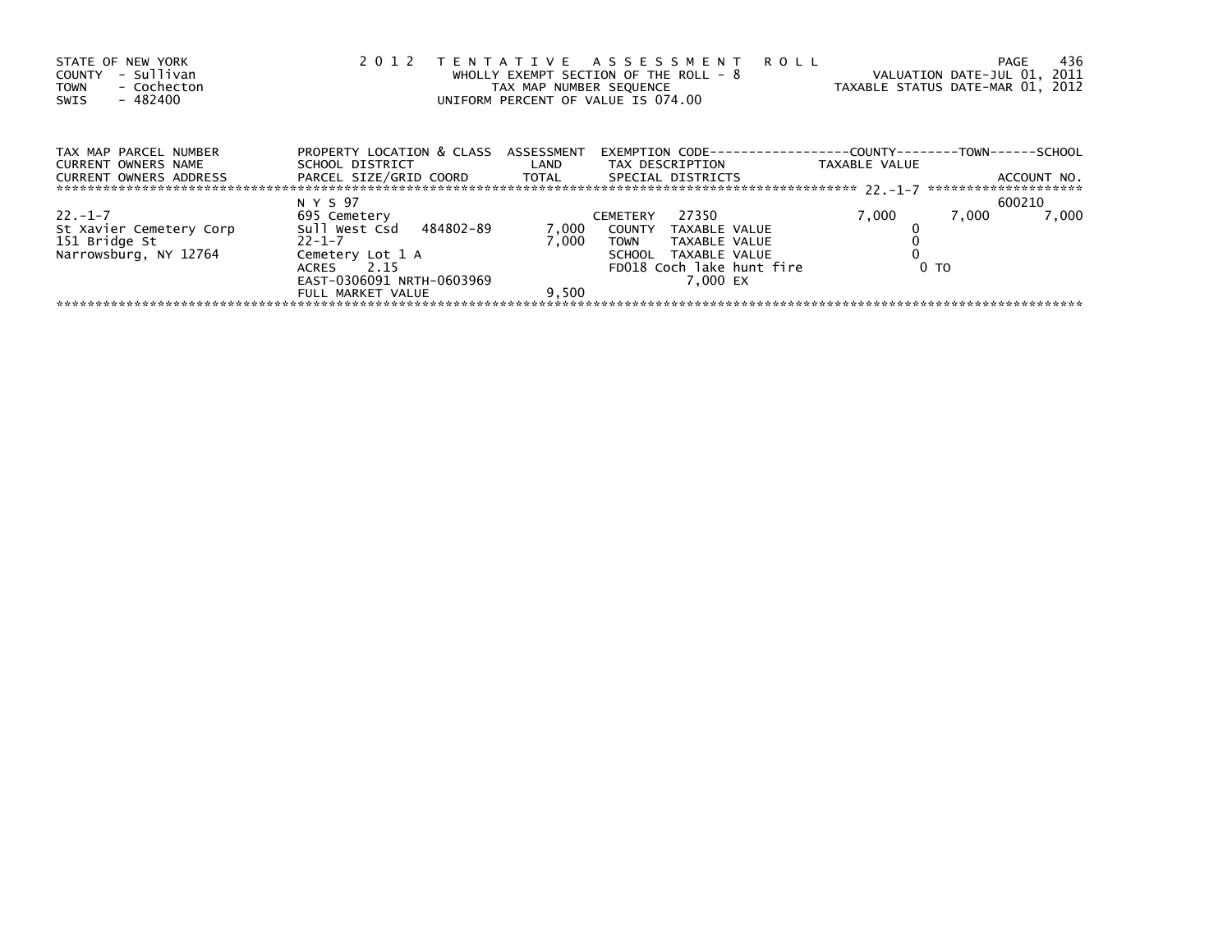STATE OF NEW YORK
COUNTY - Sullivan
TOWN - Cochecton
SWIS - 482400

2 0 1 2 T E N T A T I V E A S S E S S M E N T R O L L
WHOLLY EXEMPT SECTION OF THE ROLL - 8
TAX MAP NUMBER SEQUENCE
UNIFORM PERCENT OF VALUE IS 074.00

VALUATION DATE-JUL 01, 2011
TAXABLE STATUS DATE-MAR 01, 2012

| TAX MAP PARCEL NUMBER<br>CURRENT OWNERS NAME<br>CURRENT OWNERS ADDRESS | PROPERTY LOCATION & CLASS<br>SCHOOL DISTRICT<br>PARCEL SIZE/GRID COORD | ASSESSMENT<br>LAND<br>TOTAL | EXEMPTION CODE<br>TAX DESCRIPTION<br>SPECIAL DISTRICTS | COUNTY<br>TAXABLE VALUE | TOWN | SCHOOL<br>ACCOUNT NO. |
|---|---|---|---|---|---|---|
| | N Y S 97 | | | | | 600210 |
| 22.-1-7 | 695 Cemetery | | CEMETERY 27350 | 7,000 | 7,000 | 7,000 |
| St Xavier Cemetery Corp | Sull West Csd 484802-89 | 7,000 | COUNTY TAXABLE VALUE | 0 | | |
| 151 Bridge St | 22-1-7 | 7,000 | TOWN TAXABLE VALUE | 0 | | |
| Narrowsburg, NY 12764 | Cemetery Lot 1 A | | SCHOOL TAXABLE VALUE | 0 | | |
| | ACRES 2.15 | | FD018 Coch lake hunt fire | 0 TO | | |
| | EAST-0306091 NRTH-0603969 | | 7,000 EX | | | |
| | FULL MARKET VALUE | 9,500 | | | | |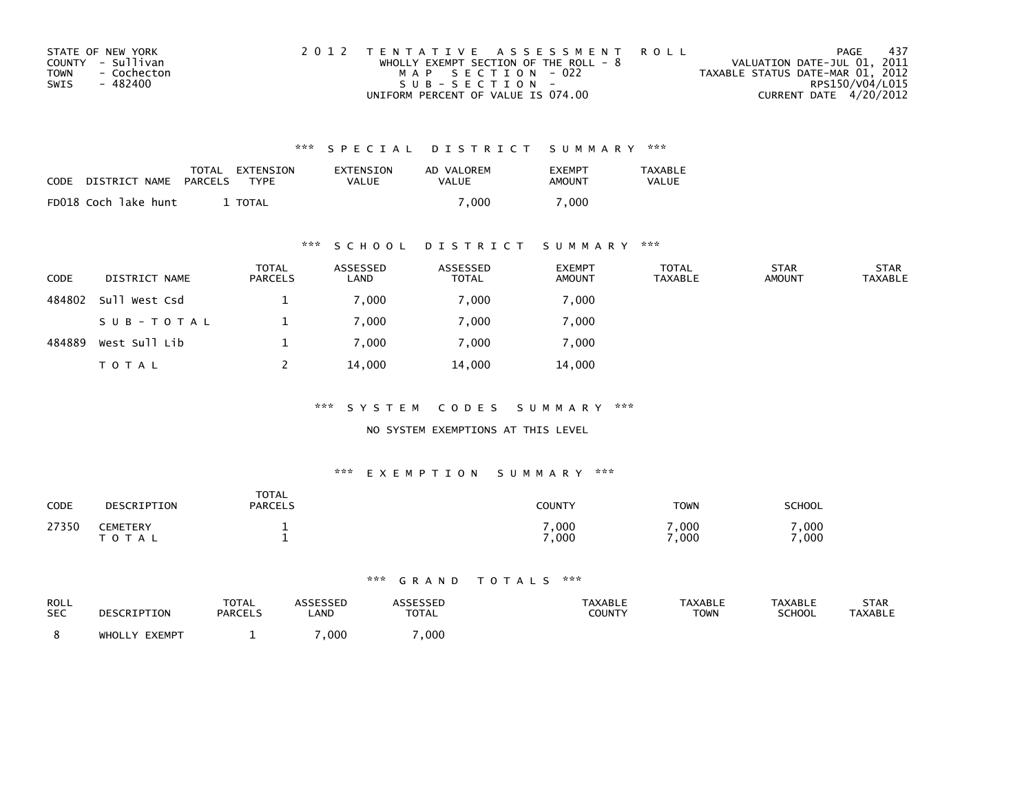STATE OF NEW YORK
COUNTY - Sullivan
TOWN - Cochecton
SWIS - 482400

2012 TENTATIVE ASSESSMENT ROLL
WHOLLY EXEMPT SECTION OF THE ROLL - 8
MAP SECTION - 022
SUB-SECTION -
UNIFORM PERCENT OF VALUE IS 074.00

VALUATION DATE-JUL 01, 2011
TAXABLE STATUS DATE-MAR 01, 2012
RPS150/V04/L015
CURRENT DATE 4/20/2012

### *** SPECIAL DISTRICT SUMMARY ***

| CODE | DISTRICT NAME | TOTAL PARCELS | EXTENSION TYPE | EXTENSION VALUE | AD VALOREM VALUE | EXEMPT AMOUNT | TAXABLE VALUE |
|---|---|---|---|---|---|---|---|
| FD018 | Coch lake hunt | 1 | TOTAL | | 7,000 | 7,000 | |

### *** SCHOOL DISTRICT SUMMARY ***

| CODE | DISTRICT NAME | TOTAL PARCELS | ASSESSED LAND | ASSESSED TOTAL | EXEMPT AMOUNT | TOTAL TAXABLE | STAR AMOUNT | STAR TAXABLE |
|---|---|---|---|---|---|---|---|---|
| 484802 | Sull West Csd | 1 | 7,000 | 7,000 | 7,000 | | | |
| | SUB-TOTAL | 1 | 7,000 | 7,000 | 7,000 | | | |
| 484889 | West Sull Lib | 1 | 7,000 | 7,000 | 7,000 | | | |
| | TOTAL | 2 | 14,000 | 14,000 | 14,000 | | | |

### *** SYSTEM CODES SUMMARY ***

NO SYSTEM EXEMPTIONS AT THIS LEVEL

### *** EXEMPTION SUMMARY ***

| CODE | DESCRIPTION | TOTAL PARCELS | COUNTY | TOWN | SCHOOL |
|---|---|---|---|---|---|
| 27350 | CEMETERY | 1 | 7,000 | 7,000 | 7,000 |
| | TOTAL | 1 | 7,000 | 7,000 | 7,000 |

### *** GRAND TOTALS ***

| ROLL SEC | DESCRIPTION | TOTAL PARCELS | ASSESSED LAND | ASSESSED TOTAL | TAXABLE COUNTY | TAXABLE TOWN | TAXABLE SCHOOL | STAR TAXABLE |
|---|---|---|---|---|---|---|---|---|
| 8 | WHOLLY EXEMPT | 1 | 7,000 | 7,000 | | | | |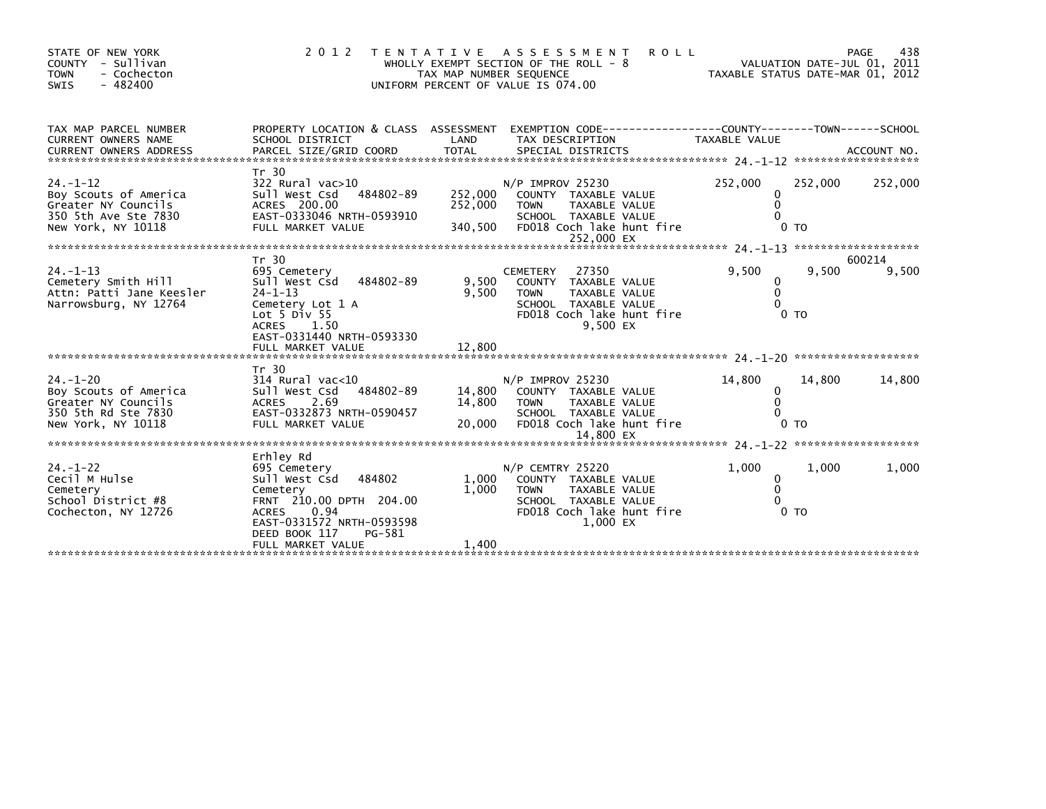STATE OF NEW YORK
COUNTY - Sullivan
TOWN - Cochecton
SWIS - 482400

2012 TENTATIVE ASSESSMENT ROLL
WHOLLY EXEMPT SECTION OF THE ROLL - 8
TAX MAP NUMBER SEQUENCE
UNIFORM PERCENT OF VALUE IS 074.00

VALUATION DATE-JUL 01, 2011
TAXABLE STATUS DATE-MAR 01, 2012

| TAX MAP PARCEL NUMBER / CURRENT OWNERS NAME / CURRENT OWNERS ADDRESS | PROPERTY LOCATION & CLASS / SCHOOL DISTRICT / PARCEL SIZE/GRID COORD | ASSESSMENT LAND | TOTAL | EXEMPTION CODE / TAX DESCRIPTION / SPECIAL DISTRICTS | COUNTY TAXABLE VALUE | TOWN | SCHOOL | ACCOUNT NO. |
|---|---|---|---|---|---|---|---|---|
| **24.-1-12** | Tr 30 | | | | | | | |
| 24.-1-12 | 322 Rural vac>10 | | | N/P IMPROV 25230 | 252,000 | 252,000 | 252,000 | |
| Boy Scouts of America | Sull West Csd 484802-89 | 252,000 | | COUNTY TAXABLE VALUE | 0 | | | |
| Greater NY Councils | ACRES 200.00 | | 252,000 | TOWN TAXABLE VALUE | 0 | | | |
| 350 5th Ave Ste 7830 | EAST-0333046 NRTH-0593910 | | | SCHOOL TAXABLE VALUE | 0 | | | |
| New York, NY 10118 | FULL MARKET VALUE | | 340,500 | FD018 Coch lake hunt fire | 0 TO | | | |
| | | | | 252,000 EX | | | | |
| **24.-1-13** | Tr 30 | | | | | | | 600214 |
| 24.-1-13 | 695 Cemetery | | | CEMETERY 27350 | 9,500 | 9,500 | 9,500 | |
| Cemetery Smith Hill | Sull West Csd 484802-89 | 9,500 | | COUNTY TAXABLE VALUE | 0 | | | |
| Attn: Patti Jane Keesler | 24-1-13 | | 9,500 | TOWN TAXABLE VALUE | 0 | | | |
| Narrowsburg, NY 12764 | Cemetery Lot 1 A | | | SCHOOL TAXABLE VALUE | 0 | | | |
| | Lot 5 Div 55 | | | FD018 Coch lake hunt fire | 0 TO | | | |
| | ACRES 1.50 | | | 9,500 EX | | | | |
| | EAST-0331440 NRTH-0593330 | | | | | | | |
| | FULL MARKET VALUE | | 12,800 | | | | | |
| **24.-1-20** | Tr 30 | | | | | | | |
| 24.-1-20 | 314 Rural vac<10 | | | N/P IMPROV 25230 | 14,800 | 14,800 | 14,800 | |
| Boy Scouts of America | Sull West Csd 484802-89 | 14,800 | | COUNTY TAXABLE VALUE | 0 | | | |
| Greater NY Councils | ACRES 2.69 | | 14,800 | TOWN TAXABLE VALUE | 0 | | | |
| 350 5th Rd Ste 7830 | EAST-0332873 NRTH-0590457 | | | SCHOOL TAXABLE VALUE | 0 | | | |
| New York, NY 10118 | FULL MARKET VALUE | | 20,000 | FD018 Coch lake hunt fire | 0 TO | | | |
| | | | | 14,800 EX | | | | |
| **24.-1-22** | Erhley Rd | | | | | | | |
| 24.-1-22 | 695 Cemetery | | | N/P CEMTRY 25220 | 1,000 | 1,000 | 1,000 | |
| Cecil M Hulse | Sull West Csd 484802 | 1,000 | | COUNTY TAXABLE VALUE | 0 | | | |
| Cemetery | Cemetery | | 1,000 | TOWN TAXABLE VALUE | 0 | | | |
| School District #8 | FRNT 210.00 DPTH 204.00 | | | SCHOOL TAXABLE VALUE | 0 | | | |
| Cochecton, NY 12726 | ACRES 0.94 | | | FD018 Coch lake hunt fire | 0 TO | | | |
| | EAST-0331572 NRTH-0593598 | | | 1,000 EX | | | | |
| | DEED BOOK 117 PG-581 | | | | | | | |
| | FULL MARKET VALUE | | 1,400 | | | | | |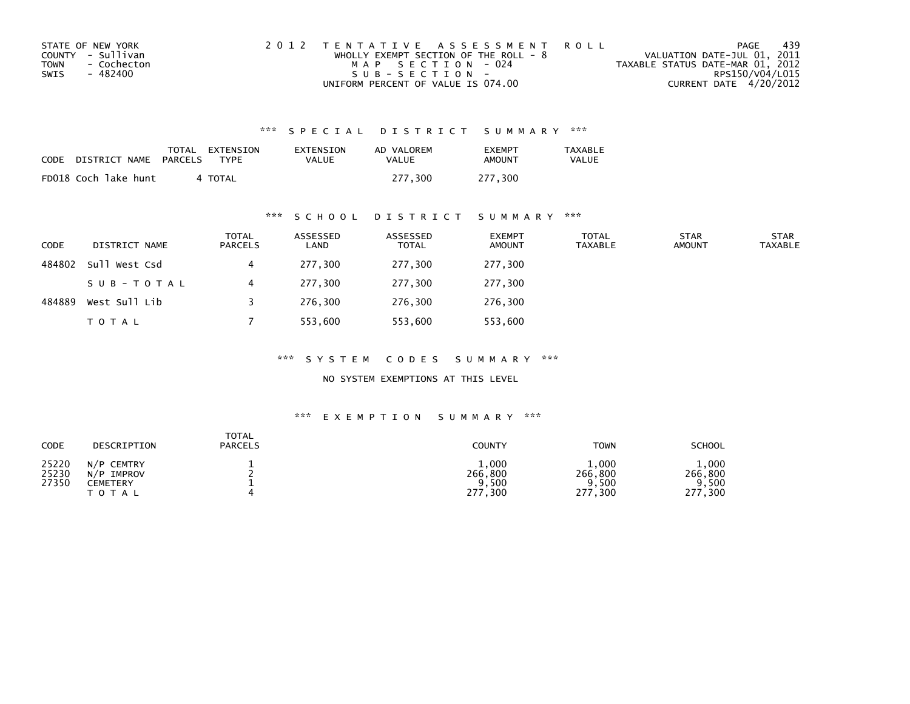STATE OF NEW YORK
COUNTY - Sullivan
TOWN - Cochecton
SWIS - 482400

2 0 1 2 T E N T A T I V E A S S E S S M E N T R O L L
WHOLLY EXEMPT SECTION OF THE ROLL - 8
M A P S E C T I O N - 024
S U B - S E C T I O N -
UNIFORM PERCENT OF VALUE IS 074.00

PAGE 439
VALUATION DATE-JUL 01, 2011
TAXABLE STATUS DATE-MAR 01, 2012
RPS150/V04/L015
CURRENT DATE 4/20/2012

### *** S P E C I A L D I S T R I C T S U M M A R Y ***

| CODE | DISTRICT NAME | TOTAL PARCELS | EXTENSION TYPE | EXTENSION VALUE | AD VALOREM VALUE | EXEMPT AMOUNT | TAXABLE VALUE |
|---|---|---|---|---|---|---|---|
| FD018 | Coch lake hunt | 4 | TOTAL | | 277,300 | 277,300 | |

### *** S C H O O L D I S T R I C T S U M M A R Y ***

| CODE | DISTRICT NAME | TOTAL PARCELS | ASSESSED LAND | ASSESSED TOTAL | EXEMPT AMOUNT | TOTAL TAXABLE | STAR AMOUNT | STAR TAXABLE |
|---|---|---|---|---|---|---|---|---|
| 484802 | Sull West Csd | 4 | 277,300 | 277,300 | 277,300 | | | |
| | S U B - T O T A L | 4 | 277,300 | 277,300 | 277,300 | | | |
| 484889 | West Sull Lib | 3 | 276,300 | 276,300 | 276,300 | | | |
| | T O T A L | 7 | 553,600 | 553,600 | 553,600 | | | |

### *** S Y S T E M C O D E S S U M M A R Y ***

NO SYSTEM EXEMPTIONS AT THIS LEVEL

### *** E X E M P T I O N S U M M A R Y ***

| CODE | DESCRIPTION | TOTAL PARCELS | COUNTY | TOWN | SCHOOL |
|---|---|---|---|---|---|
| 25220 | N/P CEMTRY | 1 | 1,000 | 1,000 | 1,000 |
| 25230 | N/P IMPROV | 2 | 266,800 | 266,800 | 266,800 |
| 27350 | CEMETERY | 1 | 9,500 | 9,500 | 9,500 |
| | T O T A L | 4 | 277,300 | 277,300 | 277,300 |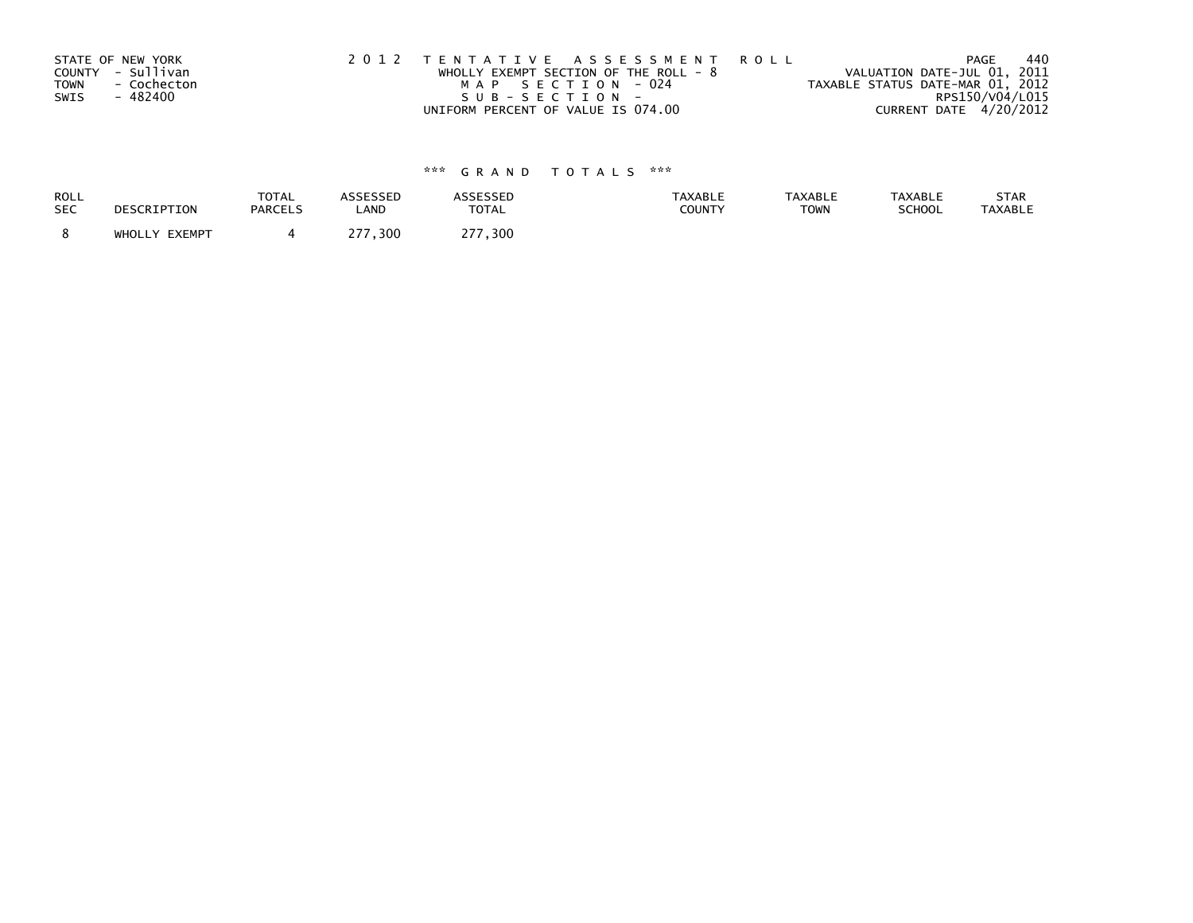STATE OF NEW YORK
COUNTY - Sullivan
TOWN - Cochecton
SWIS - 482400

2 0 1 2 T E N T A T I V E A S S E S S M E N T R O L L
WHOLLY EXEMPT SECTION OF THE ROLL - 8
M A P S E C T I O N - 024
S U B - S E C T I O N -
UNIFORM PERCENT OF VALUE IS 074.00

VALUATION DATE-JUL 01, 2011
TAXABLE STATUS DATE-MAR 01, 2012
RPS150/V04/L015
CURRENT DATE 4/20/2012

### *** G R A N D T O T A L S ***

| ROLL SEC | DESCRIPTION | TOTAL PARCELS | ASSESSED LAND | ASSESSED TOTAL | TAXABLE COUNTY | TAXABLE TOWN | TAXABLE SCHOOL | STAR TAXABLE |
|---|---|---|---|---|---|---|---|---|
| 8 | WHOLLY EXEMPT | 4 | 277,300 | 277,300 | | | | |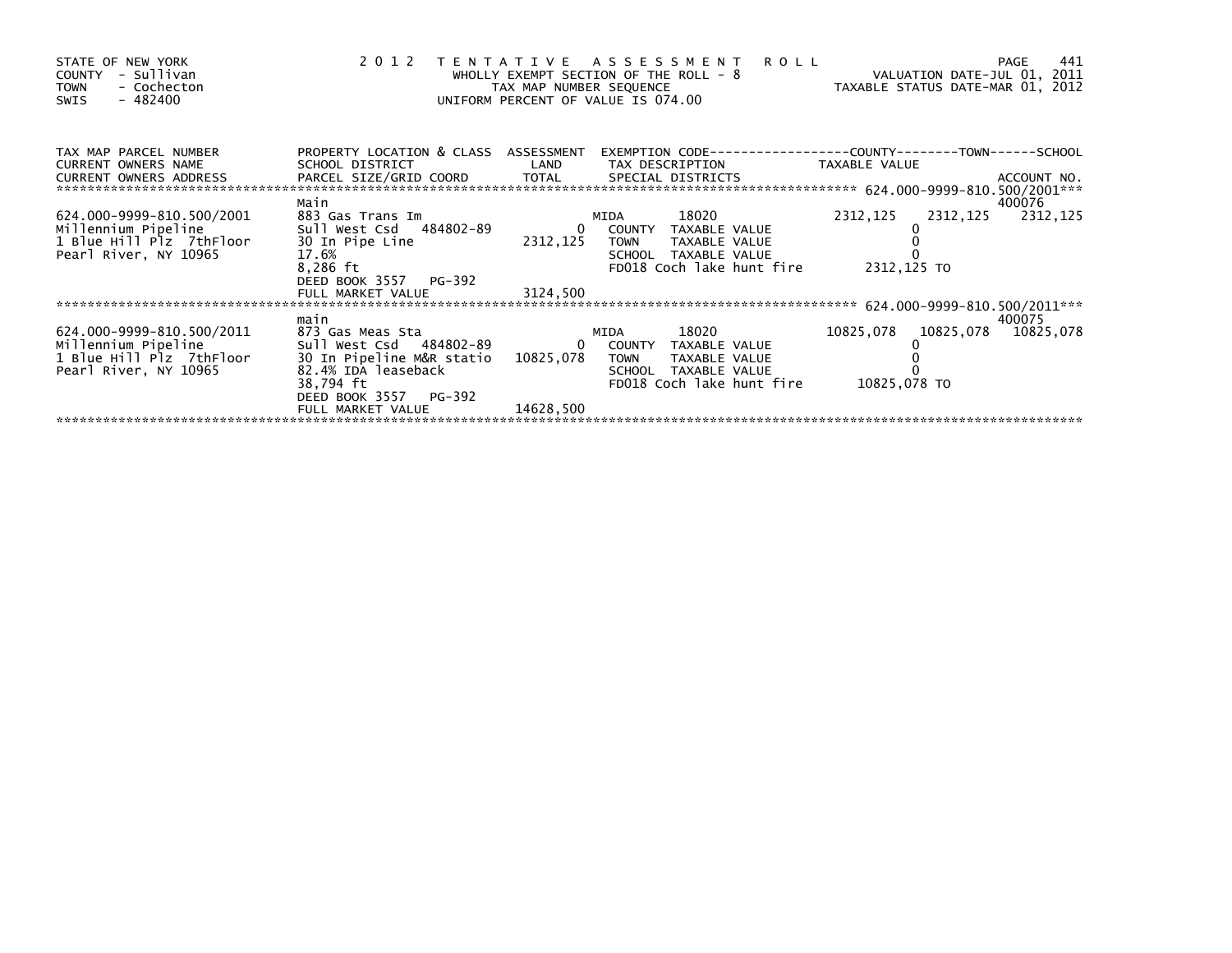STATE OF NEW YORK
COUNTY - Sullivan
TOWN - Cochecton
SWIS - 482400

2 0 1 2 T E N T A T I V E A S S E S S M E N T R O L L
WHOLLY EXEMPT SECTION OF THE ROLL - 8
TAX MAP NUMBER SEQUENCE
UNIFORM PERCENT OF VALUE IS 074.00

VALUATION DATE-JUL 01, 2011
TAXABLE STATUS DATE-MAR 01, 2012

| TAX MAP PARCEL NUMBER / CURRENT OWNERS NAME / CURRENT OWNERS ADDRESS | PROPERTY LOCATION & CLASS / SCHOOL DISTRICT / PARCEL SIZE/GRID COORD | ASSESSMENT LAND / TOTAL | EXEMPTION CODE / TAX DESCRIPTION / SPECIAL DISTRICTS | COUNTY TAXABLE VALUE | TOWN | SCHOOL / ACCOUNT NO. |
|---|---|---|---|---|---|---|
| 624.000-9999-810.500/2001 | Main | | | | | 400076 |
| 624.000-9999-810.500/2001 | 883 Gas Trans Im | | MIDA 18020 | 2312,125 | 2312,125 | 2312,125 |
| Millennium Pipeline | Sull West Csd 484802-89 | 0 | COUNTY TAXABLE VALUE | 0 | | |
| 1 Blue Hill Plz 7thFloor | 30 In Pipe Line | 2312,125 | TOWN TAXABLE VALUE | 0 | | |
| Pearl River, NY 10965 | 17.6% | | SCHOOL TAXABLE VALUE | 0 | | |
| | 8,286 ft | | FD018 Coch lake hunt fire | 2312,125 TO | | |
| | DEED BOOK 3557 PG-392 | | | | | |
| | FULL MARKET VALUE | 3124,500 | | | | |
| 624.000-9999-810.500/2011 | main | | | | | 400075 |
| 624.000-9999-810.500/2011 | 873 Gas Meas Sta | | MIDA 18020 | 10825,078 | 10825,078 | 10825,078 |
| Millennium Pipeline | Sull West Csd 484802-89 | 0 | COUNTY TAXABLE VALUE | 0 | | |
| 1 Blue Hill Plz 7thFloor | 30 In Pipeline M&R statio | 10825,078 | TOWN TAXABLE VALUE | 0 | | |
| Pearl River, NY 10965 | 82.4% IDA leaseback | | SCHOOL TAXABLE VALUE | 0 | | |
| | 38,794 ft | | FD018 Coch lake hunt fire | 10825,078 TO | | |
| | DEED BOOK 3557 PG-392 | | | | | |
| | FULL MARKET VALUE | 14628,500 | | | | |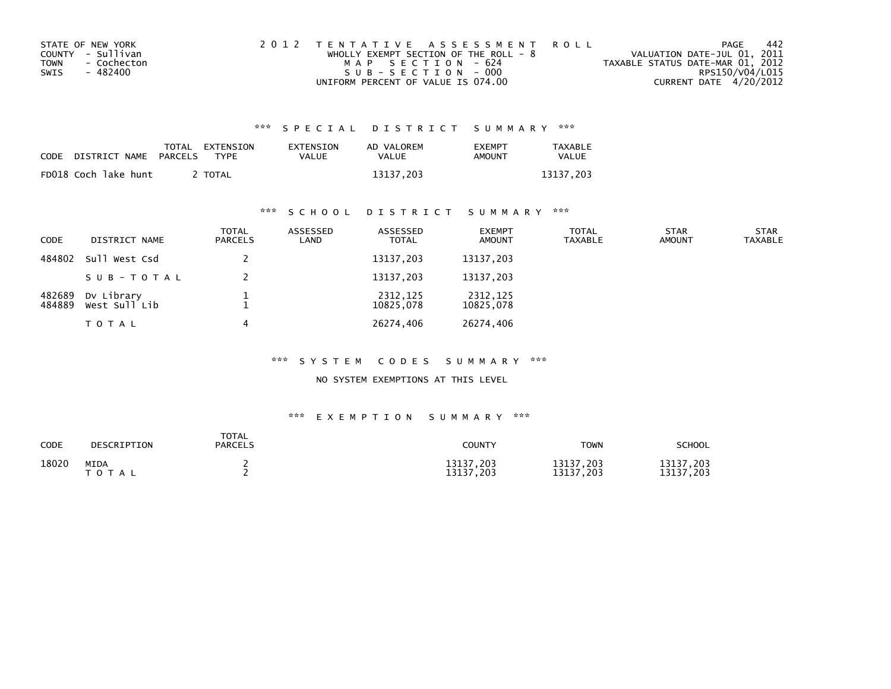STATE OF NEW YORK
COUNTY - Sullivan
TOWN - Cochecton
SWIS - 482400

2 0 1 2 T E N T A T I V E A S S E S S M E N T R O L L
WHOLLY EXEMPT SECTION OF THE ROLL - 8
M A P S E C T I O N - 624
S U B - S E C T I O N - 000
UNIFORM PERCENT OF VALUE IS 074.00

VALUATION DATE-JUL 01, 2011
TAXABLE STATUS DATE-MAR 01, 2012
RPS150/V04/L015
CURRENT DATE 4/20/2012

### *** S P E C I A L D I S T R I C T S U M M A R Y ***

| CODE | DISTRICT NAME | TOTAL PARCELS | EXTENSION TYPE | EXTENSION VALUE | AD VALOREM VALUE | EXEMPT AMOUNT | TAXABLE VALUE |
|---|---|---|---|---|---|---|---|
| FD018 | Coch lake hunt | 2 | TOTAL | | 13137,203 | | 13137,203 |

### *** S C H O O L D I S T R I C T S U M M A R Y ***

| CODE | DISTRICT NAME | TOTAL PARCELS | ASSESSED LAND | ASSESSED TOTAL | EXEMPT AMOUNT | TOTAL TAXABLE | STAR AMOUNT | STAR TAXABLE |
|---|---|---|---|---|---|---|---|---|
| 484802 | Sull West Csd | 2 | | 13137,203 | 13137,203 | | | |
| | S U B - T O T A L | 2 | | 13137,203 | 13137,203 | | | |
| 482689 | Dv Library | 1 | | 2312,125 | 2312,125 | | | |
| 484889 | West Sull Lib | 1 | | 10825,078 | 10825,078 | | | |
| | T O T A L | 4 | | 26274,406 | 26274,406 | | | |

### *** S Y S T E M C O D E S S U M M A R Y ***

NO SYSTEM EXEMPTIONS AT THIS LEVEL

### *** E X E M P T I O N S U M M A R Y ***

| CODE | DESCRIPTION | TOTAL PARCELS | COUNTY | TOWN | SCHOOL |
|---|---|---|---|---|---|
| 18020 | MIDA | 2 | 13137,203 | 13137,203 | 13137,203 |
| | T O T A L | 2 | 13137,203 | 13137,203 | 13137,203 |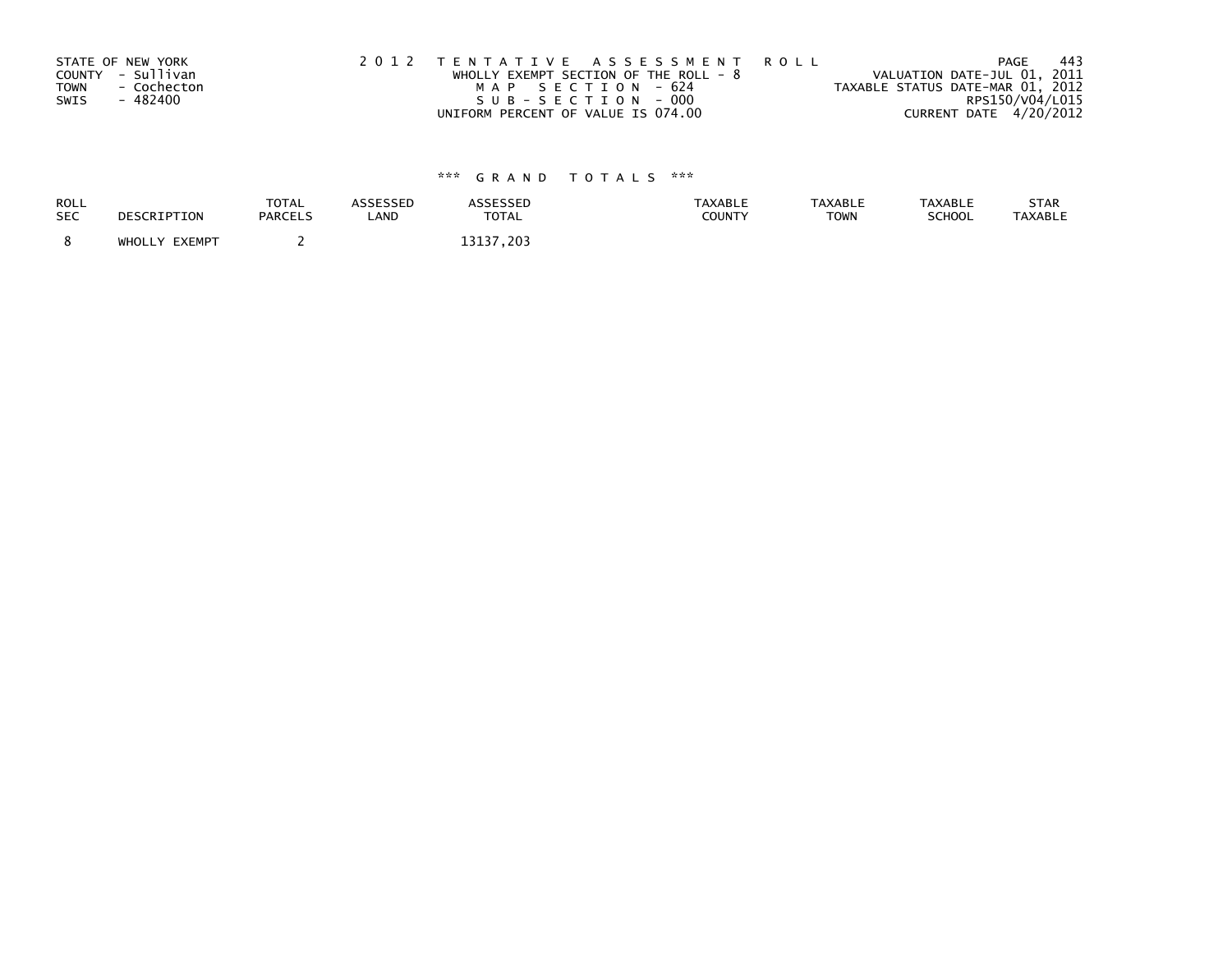STATE OF NEW YORK
COUNTY - Sullivan
TOWN - Cochecton
SWIS - 482400

2 0 1 2 T E N T A T I V E A S S E S S M E N T R O L L
WHOLLY EXEMPT SECTION OF THE ROLL - 8
M A P S E C T I O N - 624
S U B - S E C T I O N - 000
UNIFORM PERCENT OF VALUE IS 074.00

VALUATION DATE-JUL 01, 2011
TAXABLE STATUS DATE-MAR 01, 2012
RPS150/V04/L015
CURRENT DATE 4/20/2012

\*\*\* G R A N D T O T A L S \*\*\*

| ROLL SEC | DESCRIPTION | TOTAL PARCELS | ASSESSED LAND | ASSESSED TOTAL | TAXABLE COUNTY | TAXABLE TOWN | TAXABLE SCHOOL | STAR TAXABLE |
|---|---|---|---|---|---|---|---|---|
| 8 | WHOLLY EXEMPT | 2 | | 13137,203 | | | | |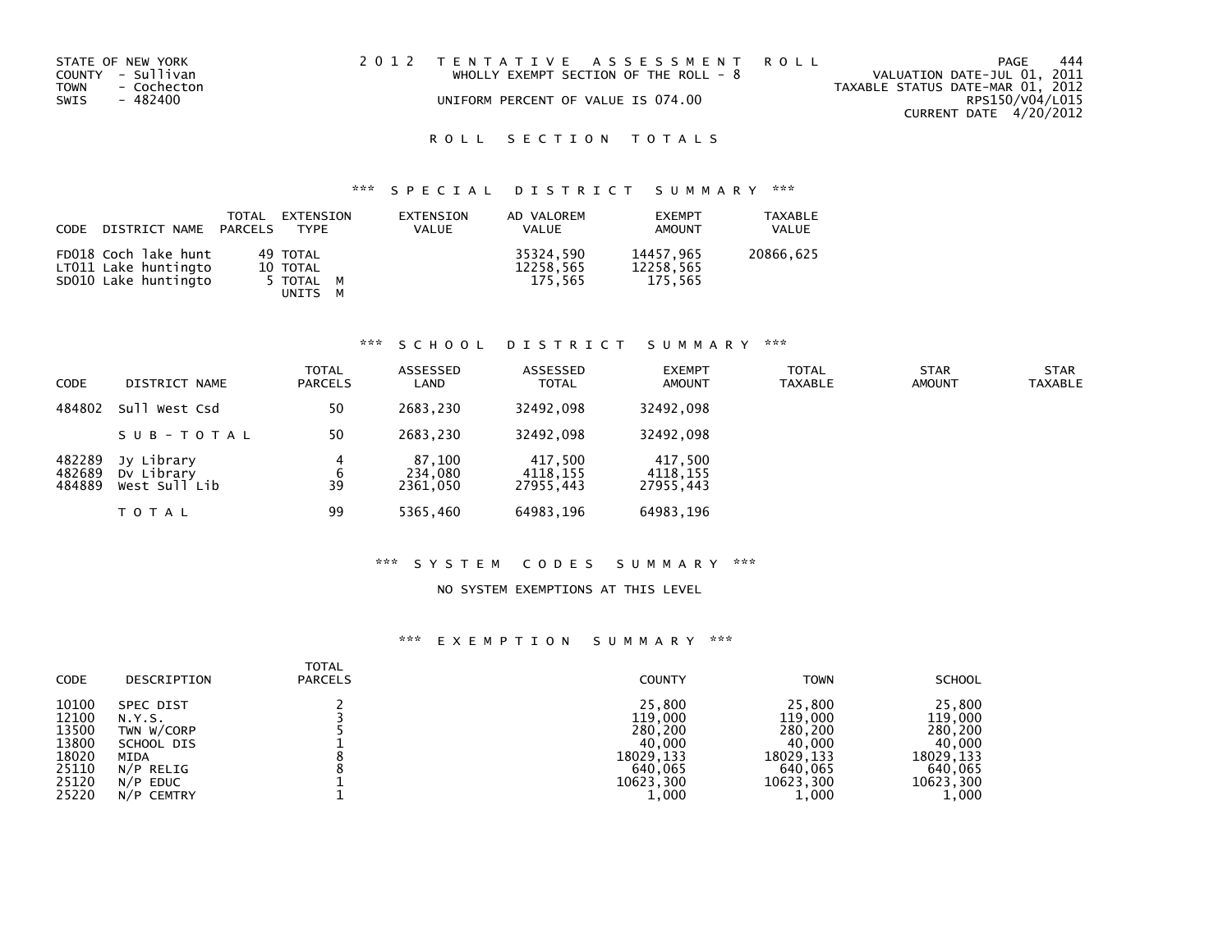STATE OF NEW YORK
COUNTY - Sullivan
TOWN - Cochecton
SWIS - 482400

2 0 1 2 T E N T A T I V E A S S E S S M E N T R O L L
WHOLLY EXEMPT SECTION OF THE ROLL - 8
UNIFORM PERCENT OF VALUE IS 074.00

VALUATION DATE-JUL 01, 2011
TAXABLE STATUS DATE-MAR 01, 2012
RPS150/V04/L015
CURRENT DATE 4/20/2012

# R O L L S E C T I O N T O T A L S

## *** S P E C I A L D I S T R I C T S U M M A R Y ***

| CODE | DISTRICT NAME | TOTAL PARCELS | EXTENSION TYPE | EXTENSION VALUE | AD VALOREM VALUE | EXEMPT AMOUNT | TAXABLE VALUE |
|---|---|---|---|---|---|---|---|
| FD018 | Coch lake hunt | 49 | TOTAL | | 35324,590 | 14457,965 | 20866,625 |
| LT011 | Lake huntingto | 10 | TOTAL | | 12258,565 | 12258,565 | |
| SD010 | Lake huntingto | 5 | TOTAL M<br>UNITS M | | 175,565 | 175,565 | |

## *** S C H O O L D I S T R I C T S U M M A R Y ***

| CODE | DISTRICT NAME | TOTAL PARCELS | ASSESSED LAND | ASSESSED TOTAL | EXEMPT AMOUNT | TOTAL TAXABLE | STAR AMOUNT | STAR TAXABLE |
|---|---|---|---|---|---|---|---|---|
| 484802 | Sull West Csd | 50 | 2683,230 | 32492,098 | 32492,098 | | | |
| | S U B - T O T A L | 50 | 2683,230 | 32492,098 | 32492,098 | | | |
| 482289 | Jy Library | 4 | 87,100 | 417,500 | 417,500 | | | |
| 482689 | Dv Library | 6 | 234,080 | 4118,155 | 4118,155 | | | |
| 484889 | West Sull Lib | 39 | 2361,050 | 27955,443 | 27955,443 | | | |
| | T O T A L | 99 | 5365,460 | 64983,196 | 64983,196 | | | |

## *** S Y S T E M C O D E S S U M M A R Y ***

NO SYSTEM EXEMPTIONS AT THIS LEVEL

## *** E X E M P T I O N S U M M A R Y ***

| CODE | DESCRIPTION | TOTAL PARCELS | COUNTY | TOWN | SCHOOL |
|---|---|---|---|---|---|
| 10100 | SPEC DIST | 2 | 25,800 | 25,800 | 25,800 |
| 12100 | N.Y.S. | 3 | 119,000 | 119,000 | 119,000 |
| 13500 | TWN W/CORP | 5 | 280,200 | 280,200 | 280,200 |
| 13800 | SCHOOL DIS | 1 | 40,000 | 40,000 | 40,000 |
| 18020 | MIDA | 8 | 18029,133 | 18029,133 | 18029,133 |
| 25110 | N/P RELIG | 8 | 640,065 | 640,065 | 640,065 |
| 25120 | N/P EDUC | 1 | 10623,300 | 10623,300 | 10623,300 |
| 25220 | N/P CEMTRY | 1 | 1,000 | 1,000 | 1,000 |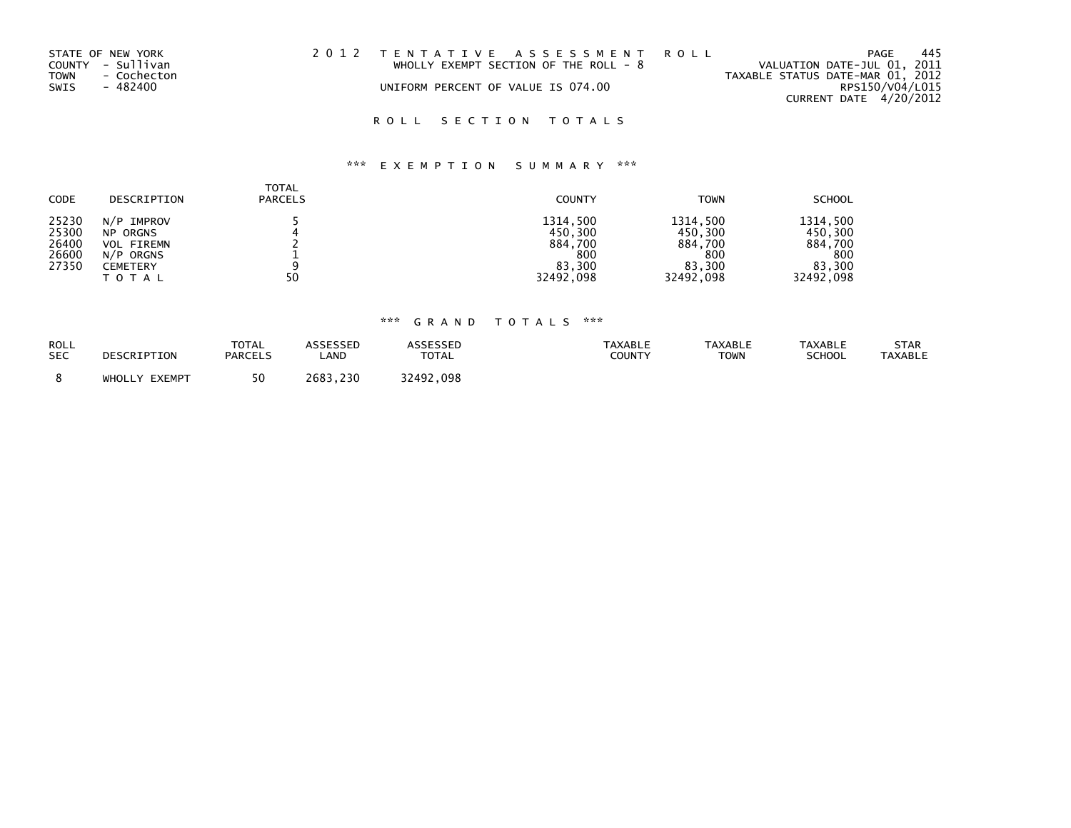STATE OF NEW YORK
COUNTY - Sullivan
TOWN - Cochecton
SWIS - 482400

2 0 1 2 T E N T A T I V E A S S E S S M E N T R O L L
WHOLLY EXEMPT SECTION OF THE ROLL - 8
UNIFORM PERCENT OF VALUE IS 074.00

VALUATION DATE-JUL 01, 2011
TAXABLE STATUS DATE-MAR 01, 2012
RPS150/V04/L015
CURRENT DATE 4/20/2012

R O L L S E C T I O N T O T A L S

*** E X E M P T I O N S U M M A R Y ***

| CODE | DESCRIPTION | TOTAL PARCELS | COUNTY | TOWN | SCHOOL |
|---|---|---|---|---|---|
| 25230 | N/P IMPROV | 5 | 1314,500 | 1314,500 | 1314,500 |
| 25300 | NP ORGNS | 4 | 450,300 | 450,300 | 450,300 |
| 26400 | VOL FIREMN | 2 | 884,700 | 884,700 | 884,700 |
| 26600 | N/P ORGNS | 1 | 800 | 800 | 800 |
| 27350 | CEMETERY | 9 | 83,300 | 83,300 | 83,300 |
| | T O T A L | 50 | 32492,098 | 32492,098 | 32492,098 |

*** G R A N D T O T A L S ***

| ROLL SEC | DESCRIPTION | TOTAL PARCELS | ASSESSED LAND | ASSESSED TOTAL | TAXABLE COUNTY | TAXABLE TOWN | TAXABLE SCHOOL | STAR TAXABLE |
|---|---|---|---|---|---|---|---|---|
| 8 | WHOLLY EXEMPT | 50 | 2683,230 | 32492,098 | | | | |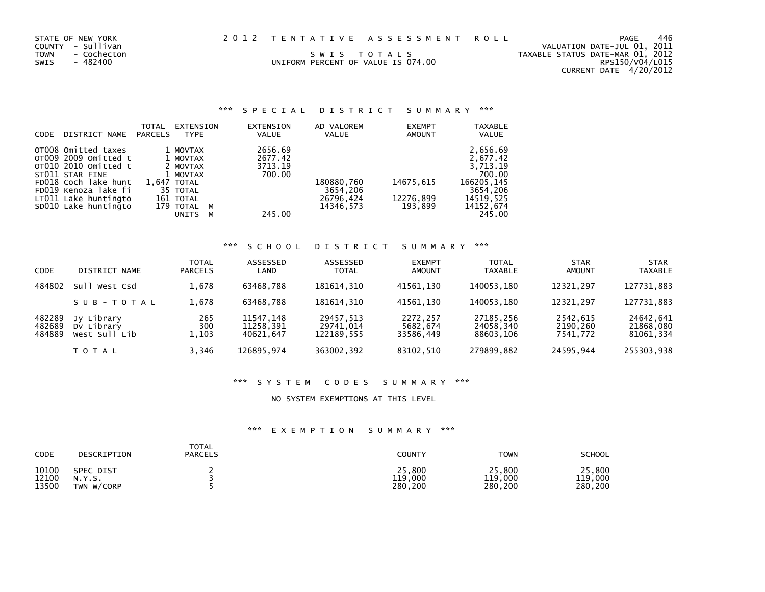STATE OF NEW YORK
COUNTY - Sullivan
TOWN - Cochecton
SWIS - 482400

2 0 1 2 T E N T A T I V E A S S E S S M E N T R O L L

S W I S T O T A L S
UNIFORM PERCENT OF VALUE IS 074.00

VALUATION DATE-JUL 01, 2011
TAXABLE STATUS DATE-MAR 01, 2012
RPS150/V04/L015
CURRENT DATE 4/20/2012

### *** S P E C I A L D I S T R I C T S U M M A R Y ***

| CODE | DISTRICT NAME | TOTAL PARCELS | EXTENSION TYPE | EXTENSION VALUE | AD VALOREM VALUE | EXEMPT AMOUNT | TAXABLE VALUE |
|---|---|---|---|---|---|---|---|
| OT008 | Omitted taxes | 1 | MOVTAX | 2656.69 | | | 2,656.69 |
| OT009 | 2009 Omitted t | 1 | MOVTAX | 2677.42 | | | 2,677.42 |
| OT010 | 2010 Omitted t | 2 | MOVTAX | 3713.19 | | | 3,713.19 |
| ST011 | STAR FINE | 1 | MOVTAX | 700.00 | | | 700.00 |
| FD018 | Coch lake hunt | 1,647 | TOTAL | | 180880,760 | 14675,615 | 166205,145 |
| FD019 | Kenoza lake fi | 35 | TOTAL | | 3654,206 | | 3654,206 |
| LT011 | Lake huntingto | 161 | TOTAL | | 26796,424 | 12276,899 | 14519,525 |
| SD010 | Lake huntingto | 179 | TOTAL M | | 14346,573 | 193,899 | 14152,674 |
| | | | UNITS M | 245.00 | | | 245.00 |

### *** S C H O O L D I S T R I C T S U M M A R Y ***

| CODE | DISTRICT NAME | TOTAL PARCELS | ASSESSED LAND | ASSESSED TOTAL | EXEMPT AMOUNT | TOTAL TAXABLE | STAR AMOUNT | STAR TAXABLE |
|---|---|---|---|---|---|---|---|---|
| 484802 | Sull West Csd | 1,678 | 63468,788 | 181614,310 | 41561,130 | 140053,180 | 12321,297 | 127731,883 |
| | S U B - T O T A L | 1,678 | 63468,788 | 181614,310 | 41561,130 | 140053,180 | 12321,297 | 127731,883 |
| 482289 | Jy Library | 265 | 11547,148 | 29457,513 | 2272,257 | 27185,256 | 2542,615 | 24642,641 |
| 482689 | Dv Library | 300 | 11258,391 | 29741,014 | 5682,674 | 24058,340 | 2190,260 | 21868,080 |
| 484889 | West Sull Lib | 1,103 | 40621,647 | 122189,555 | 33586,449 | 88603,106 | 7541,772 | 81061,334 |
| | T O T A L | 3,346 | 126895,974 | 363002,392 | 83102,510 | 279899,882 | 24595,944 | 255303,938 |

### *** S Y S T E M C O D E S S U M M A R Y ***

NO SYSTEM EXEMPTIONS AT THIS LEVEL

### *** E X E M P T I O N S U M M A R Y ***

| CODE | DESCRIPTION | TOTAL PARCELS | COUNTY | TOWN | SCHOOL |
|---|---|---|---|---|---|
| 10100 | SPEC DIST | 2 | 25,800 | 25,800 | 25,800 |
| 12100 | N.Y.S. | 3 | 119,000 | 119,000 | 119,000 |
| 13500 | TWN W/CORP | 5 | 280,200 | 280,200 | 280,200 |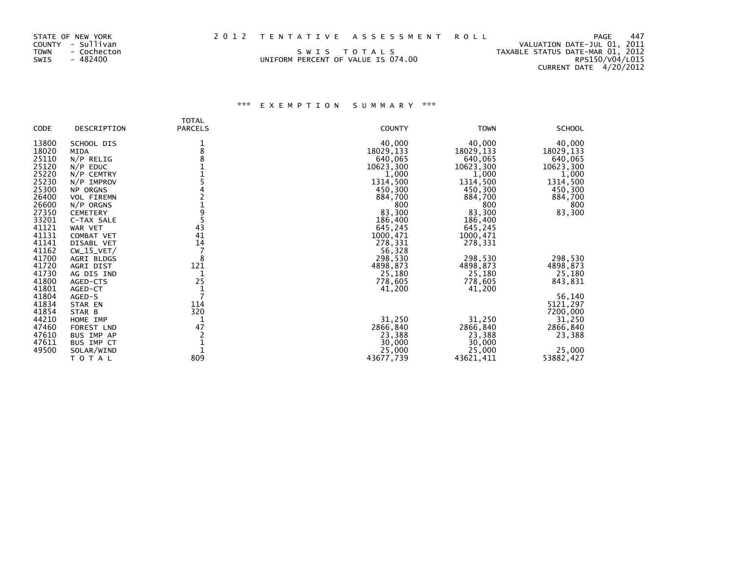STATE OF NEW YORK
COUNTY - Sullivan
TOWN - Cochecton
SWIS - 482400

2 0 1 2 T E N T A T I V E A S S E S S M E N T R O L L

S W I S T O T A L S
UNIFORM PERCENT OF VALUE IS 074.00

VALUATION DATE-JUL 01, 2011
TAXABLE STATUS DATE-MAR 01, 2012
RPS150/V04/L015
CURRENT DATE 4/20/2012

### *** E X E M P T I O N S U M M A R Y ***

| CODE | DESCRIPTION | TOTAL PARCELS | COUNTY | TOWN | SCHOOL |
|---|---|---|---|---|---|
| 13800 | SCHOOL DIS | 1 | 40,000 | 40,000 | 40,000 |
| 18020 | MIDA | 8 | 18029,133 | 18029,133 | 18029,133 |
| 25110 | N/P RELIG | 8 | 640,065 | 640,065 | 640,065 |
| 25120 | N/P EDUC | 1 | 10623,300 | 10623,300 | 10623,300 |
| 25220 | N/P CEMTRY | 1 | 1,000 | 1,000 | 1,000 |
| 25230 | N/P IMPROV | 5 | 1314,500 | 1314,500 | 1314,500 |
| 25300 | NP ORGNS | 4 | 450,300 | 450,300 | 450,300 |
| 26400 | VOL FIREMN | 2 | 884,700 | 884,700 | 884,700 |
| 26600 | N/P ORGNS | 1 | 800 | 800 | 800 |
| 27350 | CEMETERY | 9 | 83,300 | 83,300 | 83,300 |
| 33201 | C-TAX SALE | 5 | 186,400 | 186,400 | |
| 41121 | WAR VET | 43 | 645,245 | 645,245 | |
| 41131 | COMBAT VET | 41 | 1000,471 | 1000,471 | |
| 41141 | DISABL VET | 14 | 278,331 | 278,331 | |
| 41162 | CW_15_VET/ | 7 | 56,328 | | |
| 41700 | AGRI BLDGS | 8 | 298,530 | 298,530 | 298,530 |
| 41720 | AGRI DIST | 121 | 4898,873 | 4898,873 | 4898,873 |
| 41730 | AG DIS IND | 1 | 25,180 | 25,180 | 25,180 |
| 41800 | AGED-CTS | 25 | 778,605 | 778,605 | 843,831 |
| 41801 | AGED-CT | 1 | 41,200 | 41,200 | |
| 41804 | AGED-S | 7 | | | 56,140 |
| 41834 | STAR EN | 114 | | | 5121,297 |
| 41854 | STAR B | 320 | | | 7200,000 |
| 44210 | HOME IMP | 1 | 31,250 | 31,250 | 31,250 |
| 47460 | FOREST LND | 47 | 2866,840 | 2866,840 | 2866,840 |
| 47610 | BUS IMP AP | 2 | 23,388 | 23,388 | 23,388 |
| 47611 | BUS IMP CT | 1 | 30,000 | 30,000 | |
| 49500 | SOLAR/WIND | 1 | 25,000 | 25,000 | 25,000 |
| | T O T A L | 809 | 43677,739 | 43621,411 | 53882,427 |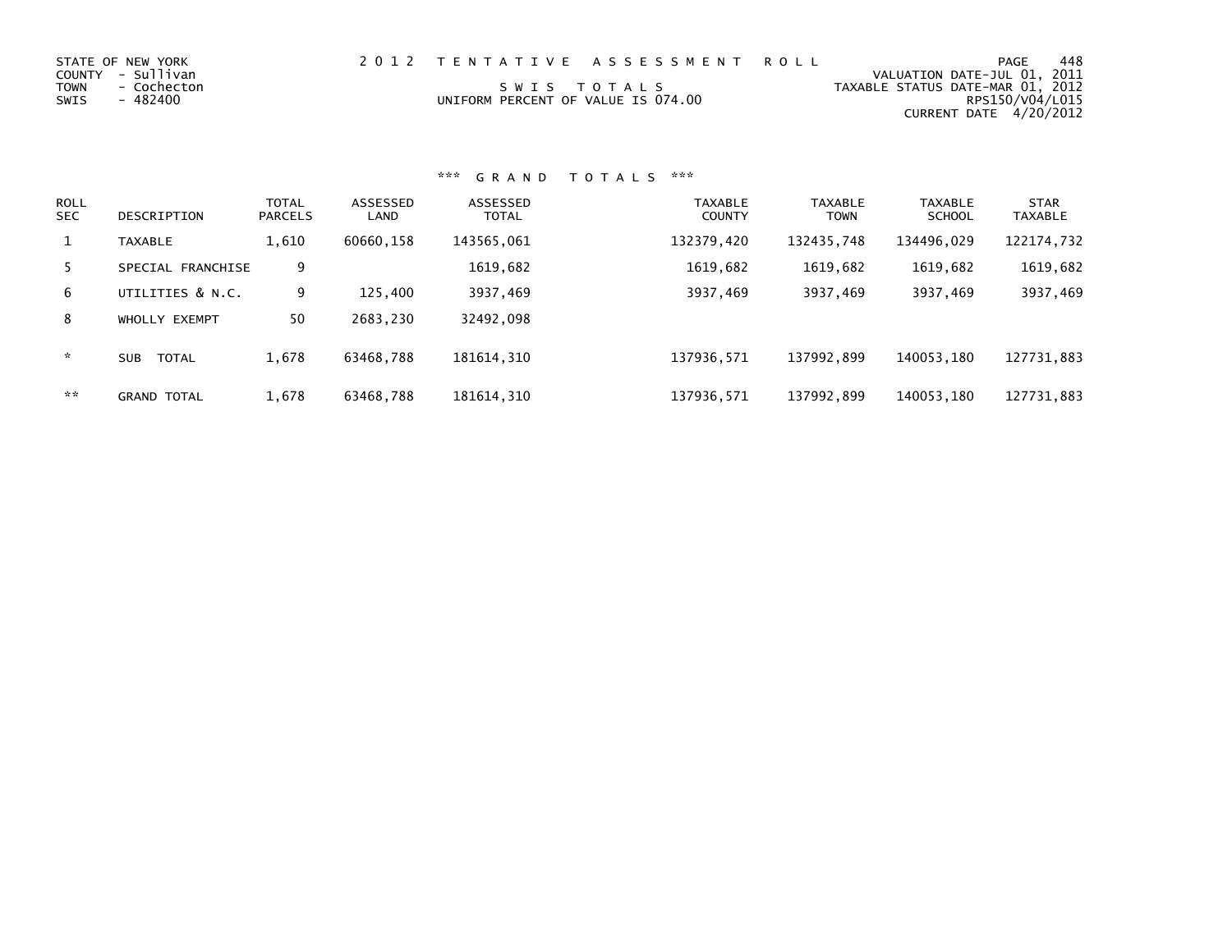STATE OF NEW YORK
COUNTY - Sullivan
TOWN - Cochecton
SWIS - 482400

# 2012 TENTATIVE ASSESSMENT ROLL

SWIS TOTALS
UNIFORM PERCENT OF VALUE IS 074.00

VALUATION DATE-JUL 01, 2011
TAXABLE STATUS DATE-MAR 01, 2012
RPS150/V04/L015
CURRENT DATE 4/20/2012

## *** GRAND TOTALS ***

| ROLL SEC | DESCRIPTION | TOTAL PARCELS | ASSESSED LAND | ASSESSED TOTAL | TAXABLE COUNTY | TAXABLE TOWN | TAXABLE SCHOOL | STAR TAXABLE |
|---|---|---|---|---|---|---|---|---|
| 1 | TAXABLE | 1,610 | 60660,158 | 143565,061 | 132379,420 | 132435,748 | 134496,029 | 122174,732 |
| 5 | SPECIAL FRANCHISE | 9 | | 1619,682 | 1619,682 | 1619,682 | 1619,682 | 1619,682 |
| 6 | UTILITIES & N.C. | 9 | 125,400 | 3937,469 | 3937,469 | 3937,469 | 3937,469 | 3937,469 |
| 8 | WHOLLY EXEMPT | 50 | 2683,230 | 32492,098 | | | | |
| * | SUB TOTAL | 1,678 | 63468,788 | 181614,310 | 137936,571 | 137992,899 | 140053,180 | 127731,883 |
| ** | GRAND TOTAL | 1,678 | 63468,788 | 181614,310 | 137936,571 | 137992,899 | 140053,180 | 127731,883 |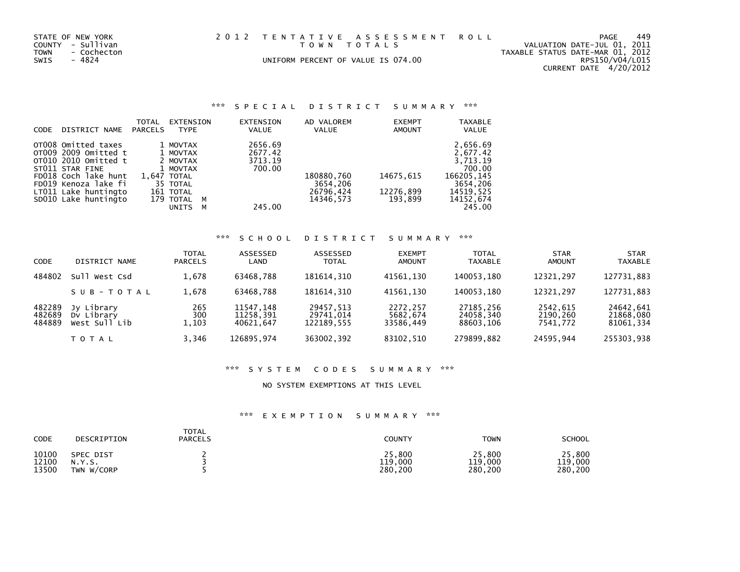STATE OF NEW YORK
COUNTY - Sullivan
TOWN - Cochecton
SWIS - 4824

2 0 1 2 T E N T A T I V E A S S E S S M E N T R O L L
T O W N T O T A L S
UNIFORM PERCENT OF VALUE IS 074.00

VALUATION DATE-JUL 01, 2011
TAXABLE STATUS DATE-MAR 01, 2012
RPS150/V04/L015
CURRENT DATE 4/20/2012

## *** S P E C I A L D I S T R I C T S U M M A R Y ***

| CODE | DISTRICT NAME | TOTAL PARCELS | EXTENSION TYPE | EXTENSION VALUE | AD VALOREM VALUE | EXEMPT AMOUNT | TAXABLE VALUE |
|---|---|---|---|---|---|---|---|
| OT008 | Omitted taxes | 1 | MOVTAX | 2656.69 | | | 2,656.69 |
| OT009 | 2009 Omitted t | 1 | MOVTAX | 2677.42 | | | 2,677.42 |
| OT010 | 2010 Omitted t | 2 | MOVTAX | 3713.19 | | | 3,713.19 |
| ST011 | STAR FINE | 1 | MOVTAX | 700.00 | | | 700.00 |
| FD018 | Coch lake hunt | 1,647 | TOTAL | | 180880,760 | 14675,615 | 166205,145 |
| FD019 | Kenoza lake fi | 35 | TOTAL | | 3654,206 | | 3654,206 |
| LT011 | Lake huntingto | 161 | TOTAL | | 26796,424 | 12276,899 | 14519,525 |
| SD010 | Lake huntingto | 179 | TOTAL M | | 14346,573 | 193,899 | 14152,674 |
| | | | UNITS M | 245.00 | | | 245.00 |

## *** S C H O O L D I S T R I C T S U M M A R Y ***

| CODE | DISTRICT NAME | TOTAL PARCELS | ASSESSED LAND | ASSESSED TOTAL | EXEMPT AMOUNT | TOTAL TAXABLE | STAR AMOUNT | STAR TAXABLE |
|---|---|---|---|---|---|---|---|---|
| 484802 | Sull West Csd | 1,678 | 63468,788 | 181614,310 | 41561,130 | 140053,180 | 12321,297 | 127731,883 |
| | S U B - T O T A L | 1,678 | 63468,788 | 181614,310 | 41561,130 | 140053,180 | 12321,297 | 127731,883 |
| 482289 | Jy Library | 265 | 11547,148 | 29457,513 | 2272,257 | 27185,256 | 2542,615 | 24642,641 |
| 482689 | Dv Library | 300 | 11258,391 | 29741,014 | 5682,674 | 24058,340 | 2190,260 | 21868,080 |
| 484889 | West Sull Lib | 1,103 | 40621,647 | 122189,555 | 33586,449 | 88603,106 | 7541,772 | 81061,334 |
| | T O T A L | 3,346 | 126895,974 | 363002,392 | 83102,510 | 279899,882 | 24595,944 | 255303,938 |

## *** S Y S T E M C O D E S S U M M A R Y ***

NO SYSTEM EXEMPTIONS AT THIS LEVEL

## *** E X E M P T I O N S U M M A R Y ***

| CODE | DESCRIPTION | TOTAL PARCELS | COUNTY | TOWN | SCHOOL |
|---|---|---|---|---|---|
| 10100 | SPEC DIST | 2 | 25,800 | 25,800 | 25,800 |
| 12100 | N.Y.S. | 3 | 119,000 | 119,000 | 119,000 |
| 13500 | TWN W/CORP | 5 | 280,200 | 280,200 | 280,200 |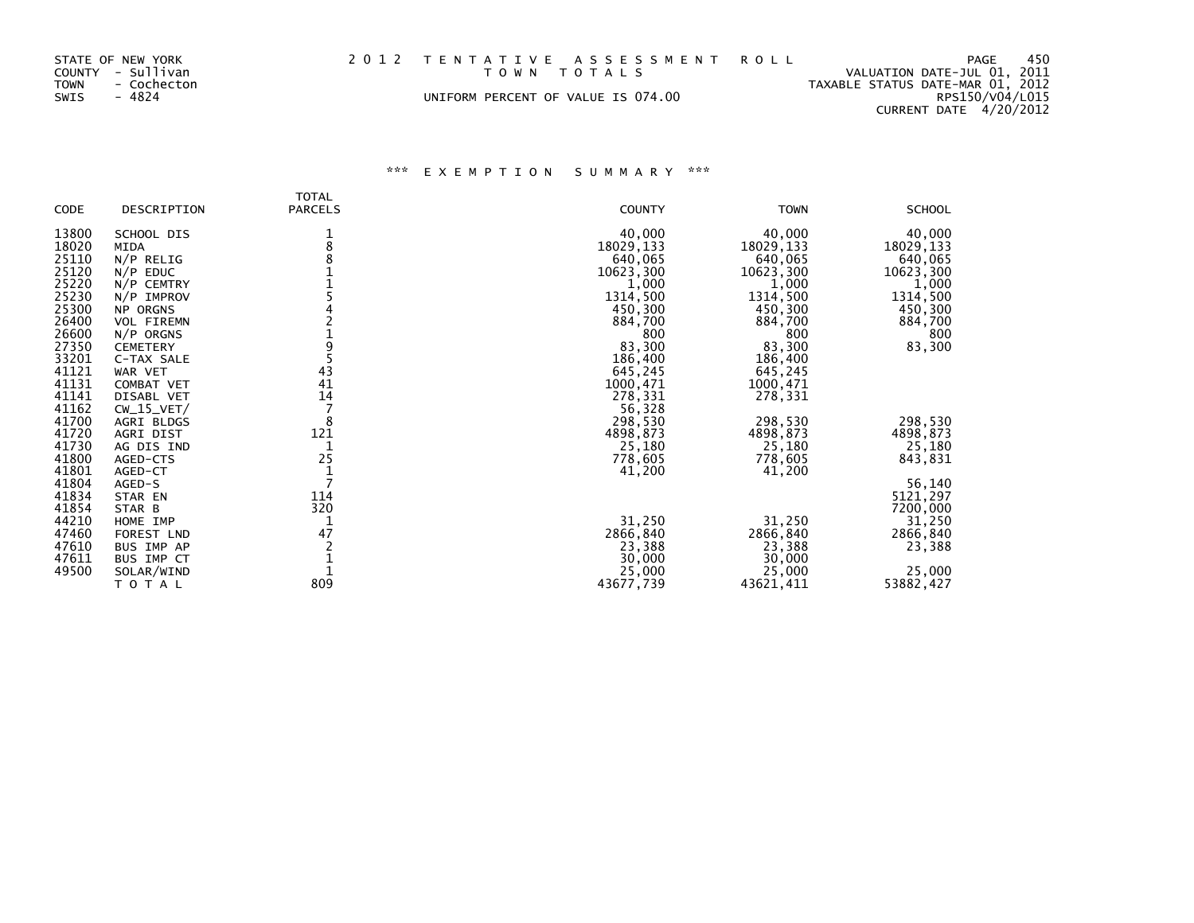STATE OF NEW YORK
COUNTY - Sullivan
TOWN - Cochecton
SWIS - 4824

2 0 1 2 T E N T A T I V E A S S E S S M E N T R O L L
T O W N T O T A L S
UNIFORM PERCENT OF VALUE IS 074.00

VALUATION DATE-JUL 01, 2011
TAXABLE STATUS DATE-MAR 01, 2012
RPS150/V04/L015
CURRENT DATE 4/20/2012

### *** E X E M P T I O N S U M M A R Y ***

| CODE | DESCRIPTION | TOTAL PARCELS | COUNTY | TOWN | SCHOOL |
|---|---|---|---|---|---|
| 13800 | SCHOOL DIS | 1 | 40,000 | 40,000 | 40,000 |
| 18020 | MIDA | 8 | 18029,133 | 18029,133 | 18029,133 |
| 25110 | N/P RELIG | 8 | 640,065 | 640,065 | 640,065 |
| 25120 | N/P EDUC | 1 | 10623,300 | 10623,300 | 10623,300 |
| 25220 | N/P CEMTRY | 1 | 1,000 | 1,000 | 1,000 |
| 25230 | N/P IMPROV | 5 | 1314,500 | 1314,500 | 1314,500 |
| 25300 | NP ORGNS | 4 | 450,300 | 450,300 | 450,300 |
| 26400 | VOL FIREMN | 2 | 884,700 | 884,700 | 884,700 |
| 26600 | N/P ORGNS | 1 | 800 | 800 | 800 |
| 27350 | CEMETERY | 9 | 83,300 | 83,300 | 83,300 |
| 33201 | C-TAX SALE | 5 | 186,400 | 186,400 | |
| 41121 | WAR VET | 43 | 645,245 | 645,245 | |
| 41131 | COMBAT VET | 41 | 1000,471 | 1000,471 | |
| 41141 | DISABL VET | 14 | 278,331 | 278,331 | |
| 41162 | CW_15_VET/ | 7 | 56,328 | | |
| 41700 | AGRI BLDGS | 8 | 298,530 | 298,530 | 298,530 |
| 41720 | AGRI DIST | 121 | 4898,873 | 4898,873 | 4898,873 |
| 41730 | AG DIS IND | 1 | 25,180 | 25,180 | 25,180 |
| 41800 | AGED-CTS | 25 | 778,605 | 778,605 | 843,831 |
| 41801 | AGED-CT | 1 | 41,200 | 41,200 | |
| 41804 | AGED-S | 7 | | | 56,140 |
| 41834 | STAR EN | 114 | | | 5121,297 |
| 41854 | STAR B | 320 | | | 7200,000 |
| 44210 | HOME IMP | 1 | 31,250 | 31,250 | 31,250 |
| 47460 | FOREST LND | 47 | 2866,840 | 2866,840 | 2866,840 |
| 47610 | BUS IMP AP | 2 | 23,388 | 23,388 | 23,388 |
| 47611 | BUS IMP CT | 1 | 30,000 | 30,000 | |
| 49500 | SOLAR/WIND | 1 | 25,000 | 25,000 | 25,000 |
| | T O T A L | 809 | 43677,739 | 43621,411 | 53882,427 |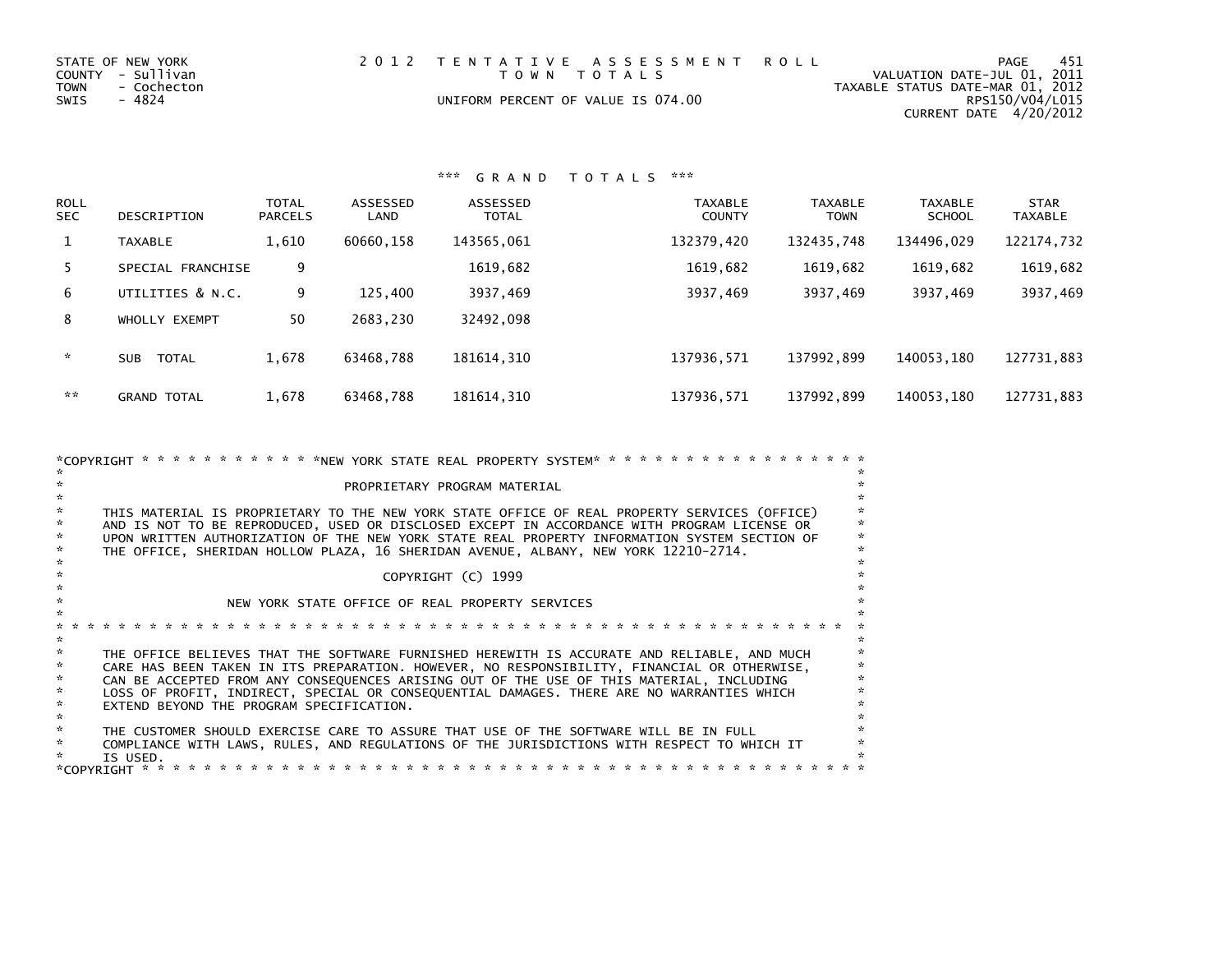STATE OF NEW YORK
COUNTY - Sullivan
TOWN - Cochecton
SWIS - 4824

2 0 1 2 T E N T A T I V E A S S E S S M E N T R O L L
T O W N T O T A L S
UNIFORM PERCENT OF VALUE IS 074.00

VALUATION DATE-JUL 01, 2011
TAXABLE STATUS DATE-MAR 01, 2012
RPS150/V04/L015
CURRENT DATE 4/20/2012

*** G R A N D T O T A L S ***

| ROLL SEC | DESCRIPTION | TOTAL PARCELS | ASSESSED LAND | ASSESSED TOTAL | TAXABLE COUNTY | TAXABLE TOWN | TAXABLE SCHOOL | STAR TAXABLE |
|---|---|---|---|---|---|---|---|---|
| 1 | TAXABLE | 1,610 | 60660,158 | 143565,061 | 132379,420 | 132435,748 | 134496,029 | 122174,732 |
| 5 | SPECIAL FRANCHISE | 9 | | 1619,682 | 1619,682 | 1619,682 | 1619,682 | 1619,682 |
| 6 | UTILITIES & N.C. | 9 | 125,400 | 3937,469 | 3937,469 | 3937,469 | 3937,469 | 3937,469 |
| 8 | WHOLLY EXEMPT | 50 | 2683,230 | 32492,098 | | | | |
| * | SUB TOTAL | 1,678 | 63468,788 | 181614,310 | 137936,571 | 137992,899 | 140053,180 | 127731,883 |
| ** | GRAND TOTAL | 1,678 | 63468,788 | 181614,310 | 137936,571 | 137992,899 | 140053,180 | 127731,883 |

*COPYRIGHT * * * * * * * * * * * *NEW YORK STATE REAL PROPERTY SYSTEM* * * * * * * * * * * * * * * * * *

PROPRIETARY PROGRAM MATERIAL

THIS MATERIAL IS PROPRIETARY TO THE NEW YORK STATE OFFICE OF REAL PROPERTY SERVICES (OFFICE) AND IS NOT TO BE REPRODUCED, USED OR DISCLOSED EXCEPT IN ACCORDANCE WITH PROGRAM LICENSE OR UPON WRITTEN AUTHORIZATION OF THE NEW YORK STATE REAL PROPERTY INFORMATION SYSTEM SECTION OF THE OFFICE, SHERIDAN HOLLOW PLAZA, 16 SHERIDAN AVENUE, ALBANY, NEW YORK 12210-2714.

COPYRIGHT (C) 1999

NEW YORK STATE OFFICE OF REAL PROPERTY SERVICES

THE OFFICE BELIEVES THAT THE SOFTWARE FURNISHED HEREWITH IS ACCURATE AND RELIABLE, AND MUCH CARE HAS BEEN TAKEN IN ITS PREPARATION. HOWEVER, NO RESPONSIBILITY, FINANCIAL OR OTHERWISE, CAN BE ACCEPTED FROM ANY CONSEQUENCES ARISING OUT OF THE USE OF THIS MATERIAL, INCLUDING LOSS OF PROFIT, INDIRECT, SPECIAL OR CONSEQUENTIAL DAMAGES. THERE ARE NO WARRANTIES WHICH EXTEND BEYOND THE PROGRAM SPECIFICATION.

THE CUSTOMER SHOULD EXERCISE CARE TO ASSURE THAT USE OF THE SOFTWARE WILL BE IN FULL COMPLIANCE WITH LAWS, RULES, AND REGULATIONS OF THE JURISDICTIONS WITH RESPECT TO WHICH IT IS USED.

*COPYRIGHT * * * * * * * * * * * * * * * * * * * * * * * * * * * * * * * * * * * * * * * * * * * * * *